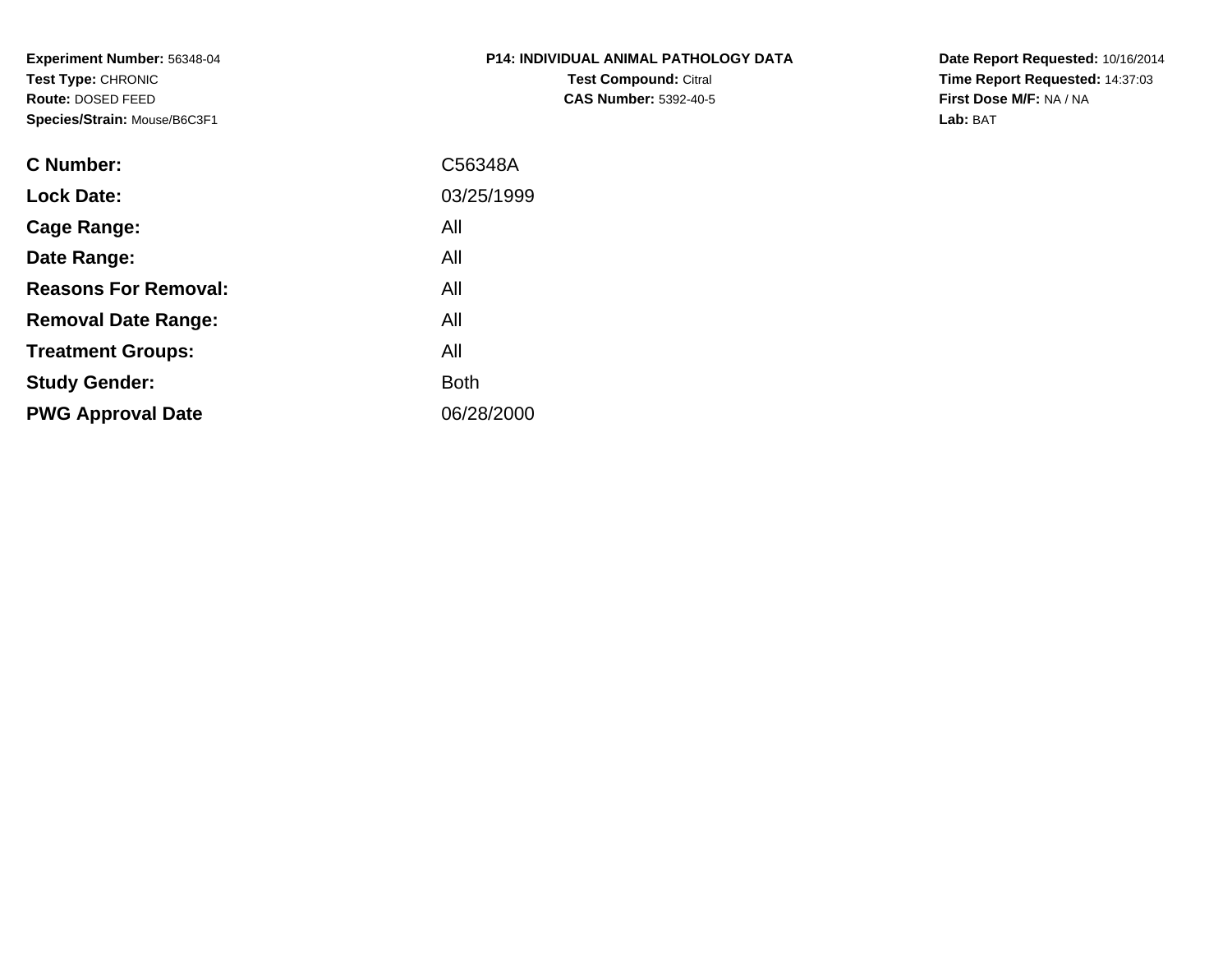**Experiment Number:** 56348-04
**Test Type:** CHRONIC
**Route:** DOSED FEED
**Species/Strain:** Mouse/B6C3F1

**P14: INDIVIDUAL ANIMAL PATHOLOGY DATA**
**Test Compound:** Citral
**CAS Number:** 5392-40-5

**Date Report Requested:** 10/16/2014
**Time Report Requested:** 14:37:03
**First Dose M/F:** NA / NA
**Lab:** BAT

| | |
|---|---|
| **C Number:** | C56348A |
| **Lock Date:** | 03/25/1999 |
| **Cage Range:** | All |
| **Date Range:** | All |
| **Reasons For Removal:** | All |
| **Removal Date Range:** | All |
| **Treatment Groups:** | All |
| **Study Gender:** | Both |
| **PWG Approval Date** | 06/28/2000 |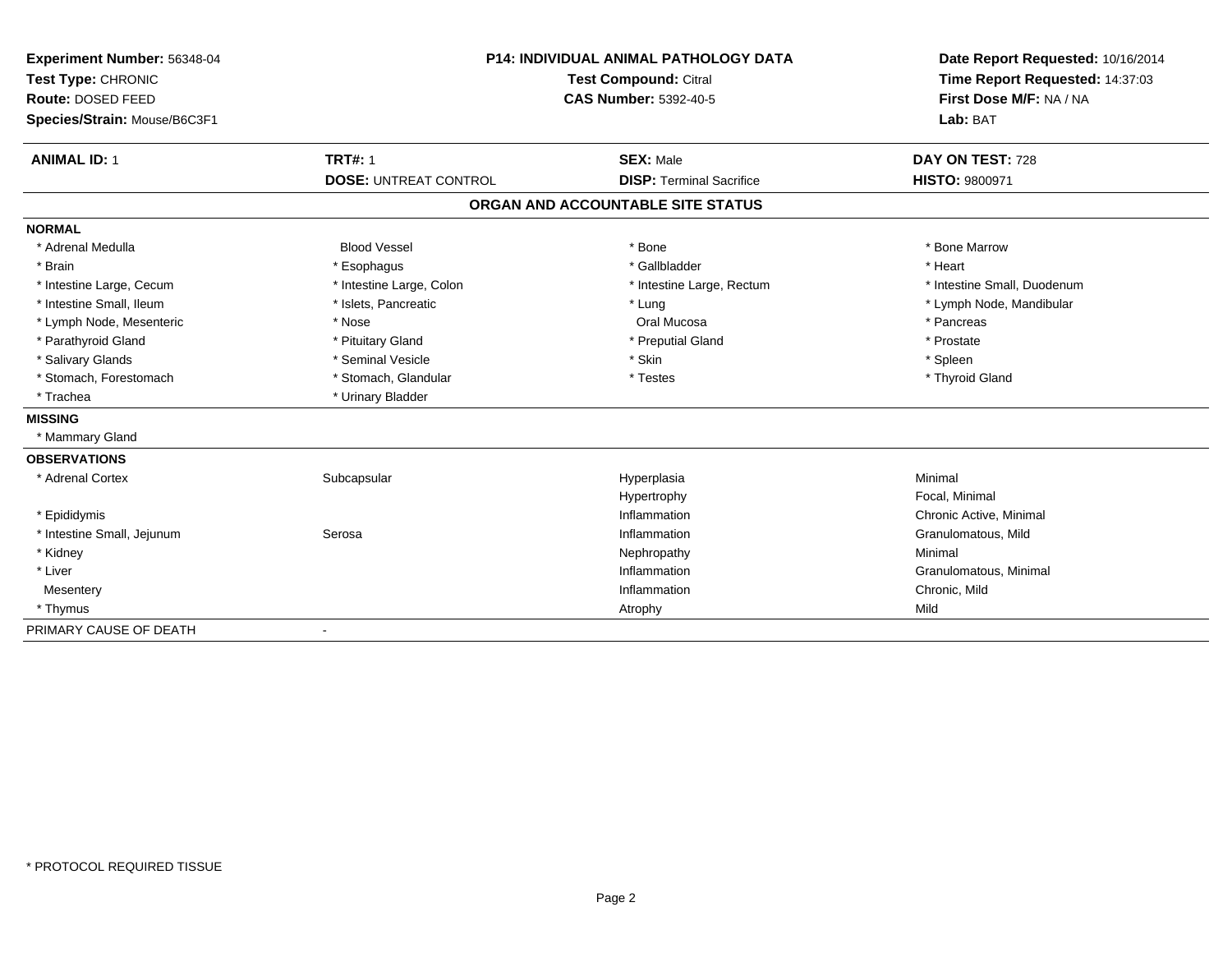**Experiment Number:** 56348-04
**Test Type:** CHRONIC
**Route:** DOSED FEED
**Species/Strain:** Mouse/B6C3F1

**P14: INDIVIDUAL ANIMAL PATHOLOGY DATA**
**Test Compound:** Citral
**CAS Number:** 5392-40-5

**Date Report Requested:** 10/16/2014
**Time Report Requested:** 14:37:03
**First Dose M/F:** NA / NA
**Lab:** BAT

| **ANIMAL ID:** 1 | **TRT#:** 1 | **SEX:** Male | **DAY ON TEST:** 728 |
|---|---|---|---|
| | **DOSE:** UNTREAT CONTROL | **DISP:** Terminal Sacrifice | **HISTO:** 9800971 |

## ORGAN AND ACCOUNTABLE SITE STATUS

**NORMAL**

| | | | |
|---|---|---|---|
| * Adrenal Medulla | Blood Vessel | * Bone | * Bone Marrow |
| * Brain | * Esophagus | * Gallbladder | * Heart |
| * Intestine Large, Cecum | * Intestine Large, Colon | * Intestine Large, Rectum | * Intestine Small, Duodenum |
| * Intestine Small, Ileum | * Islets, Pancreatic | * Lung | * Lymph Node, Mandibular |
| * Lymph Node, Mesenteric | * Nose | Oral Mucosa | * Pancreas |
| * Parathyroid Gland | * Pituitary Gland | * Preputial Gland | * Prostate |
| * Salivary Glands | * Seminal Vesicle | * Skin | * Spleen |
| * Stomach, Forestomach | * Stomach, Glandular | * Testes | * Thyroid Gland |
| * Trachea | * Urinary Bladder | | |

**MISSING**

* Mammary Gland

**OBSERVATIONS**

| | | | |
|---|---|---|---|
| * Adrenal Cortex | Subcapsular | Hyperplasia | Minimal |
| | | Hypertrophy | Focal, Minimal |
| * Epididymis | | Inflammation | Chronic Active, Minimal |
| * Intestine Small, Jejunum | Serosa | Inflammation | Granulomatous, Mild |
| * Kidney | | Nephropathy | Minimal |
| * Liver | | Inflammation | Granulomatous, Minimal |
| Mesentery | | Inflammation | Chronic, Mild |
| * Thymus | | Atrophy | Mild |

PRIMARY CAUSE OF DEATH -

* PROTOCOL REQUIRED TISSUE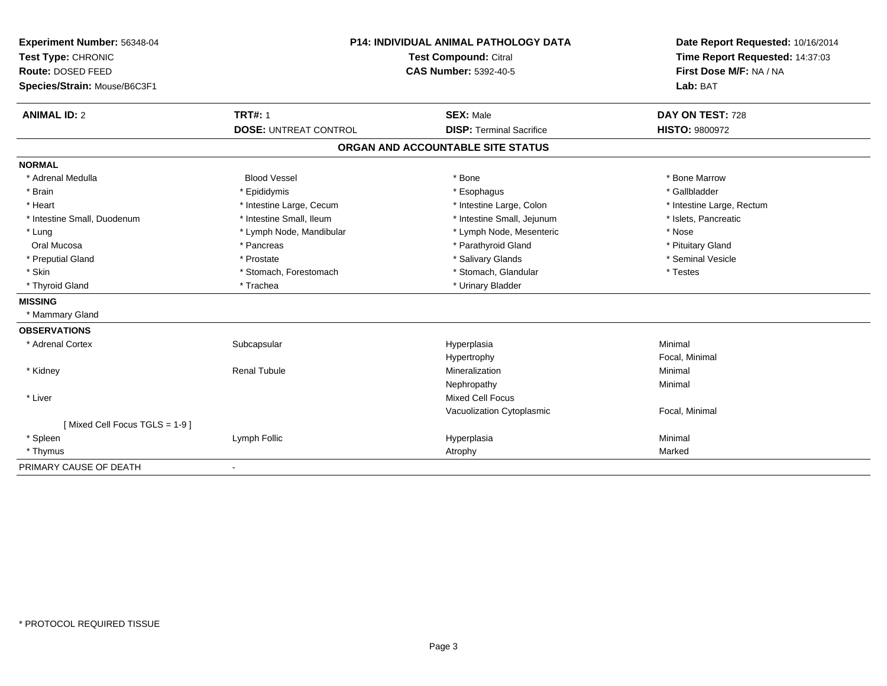**Experiment Number:** 56348-04
**Test Type:** CHRONIC
**Route:** DOSED FEED
**Species/Strain:** Mouse/B6C3F1

**P14: INDIVIDUAL ANIMAL PATHOLOGY DATA**
**Test Compound:** Citral
**CAS Number:** 5392-40-5

**Date Report Requested:** 10/16/2014
**Time Report Requested:** 14:37:03
**First Dose M/F:** NA / NA
**Lab:** BAT

| **ANIMAL ID:** 2 | **TRT#:** 1 | **SEX:** Male | **DAY ON TEST:** 728 |
|---|---|---|---|
| | **DOSE:** UNTREAT CONTROL | **DISP:** Terminal Sacrifice | **HISTO:** 9800972 |

## ORGAN AND ACCOUNTABLE SITE STATUS

**NORMAL**

| | | | |
|---|---|---|---|
| * Adrenal Medulla | Blood Vessel | * Bone | * Bone Marrow |
| * Brain | * Epididymis | * Esophagus | * Gallbladder |
| * Heart | * Intestine Large, Cecum | * Intestine Large, Colon | * Intestine Large, Rectum |
| * Intestine Small, Duodenum | * Intestine Small, Ileum | * Intestine Small, Jejunum | * Islets, Pancreatic |
| * Lung | * Lymph Node, Mandibular | * Lymph Node, Mesenteric | * Nose |
| Oral Mucosa | * Pancreas | * Parathyroid Gland | * Pituitary Gland |
| * Preputial Gland | * Prostate | * Salivary Glands | * Seminal Vesicle |
| * Skin | * Stomach, Forestomach | * Stomach, Glandular | * Testes |
| * Thyroid Gland | * Trachea | * Urinary Bladder | |

**MISSING**

* Mammary Gland

**OBSERVATIONS**

| | | | |
|---|---|---|---|
| * Adrenal Cortex | Subcapsular | Hyperplasia | Minimal |
| | | Hypertrophy | Focal, Minimal |
| * Kidney | Renal Tubule | Mineralization | Minimal |
| | | Nephropathy | Minimal |
| * Liver | | Mixed Cell Focus | |
| | | Vacuolization Cytoplasmic | Focal, Minimal |
| [ Mixed Cell Focus TGLS = 1-9 ] | | | |
| * Spleen | Lymph Follic | Hyperplasia | Minimal |
| * Thymus | | Atrophy | Marked |

PRIMARY CAUSE OF DEATH -

* PROTOCOL REQUIRED TISSUE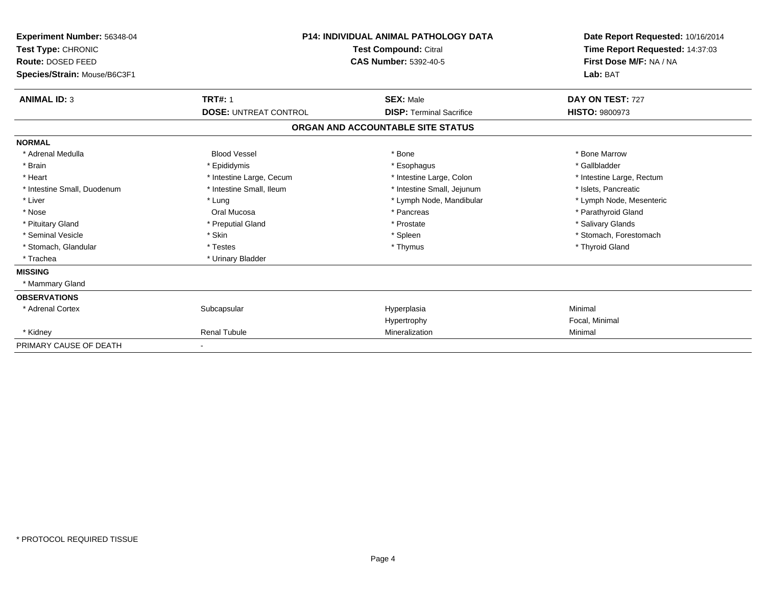**Experiment Number:** 56348-04
**Test Type:** CHRONIC
**Route:** DOSED FEED
**Species/Strain:** Mouse/B6C3F1

**P14: INDIVIDUAL ANIMAL PATHOLOGY DATA**
**Test Compound:** Citral
**CAS Number:** 5392-40-5

**Date Report Requested:** 10/16/2014
**Time Report Requested:** 14:37:03
**First Dose M/F:** NA / NA
**Lab:** BAT

| **ANIMAL ID:** 3 | **TRT#:** 1 | **SEX:** Male | **DAY ON TEST:** 727 |
|---|---|---|---|
| | **DOSE:** UNTREAT CONTROL | **DISP:** Terminal Sacrifice | **HISTO:** 9800973 |

**ORGAN AND ACCOUNTABLE SITE STATUS**

| | | | |
|---|---|---|---|
| **NORMAL** | | | |
| * Adrenal Medulla | Blood Vessel | * Bone | * Bone Marrow |
| * Brain | * Epididymis | * Esophagus | * Gallbladder |
| * Heart | * Intestine Large, Cecum | * Intestine Large, Colon | * Intestine Large, Rectum |
| * Intestine Small, Duodenum | * Intestine Small, Ileum | * Intestine Small, Jejunum | * Islets, Pancreatic |
| * Liver | * Lung | * Lymph Node, Mandibular | * Lymph Node, Mesenteric |
| * Nose | Oral Mucosa | * Pancreas | * Parathyroid Gland |
| * Pituitary Gland | * Preputial Gland | * Prostate | * Salivary Glands |
| * Seminal Vesicle | * Skin | * Spleen | * Stomach, Forestomach |
| * Stomach, Glandular | * Testes | * Thymus | * Thyroid Gland |
| * Trachea | * Urinary Bladder | | |
| **MISSING** | | | |
| * Mammary Gland | | | |
| **OBSERVATIONS** | | | |
| * Adrenal Cortex | Subcapsular | Hyperplasia | Minimal |
| | | Hypertrophy | Focal, Minimal |
| * Kidney | Renal Tubule | Mineralization | Minimal |
| PRIMARY CAUSE OF DEATH | - | | |

* PROTOCOL REQUIRED TISSUE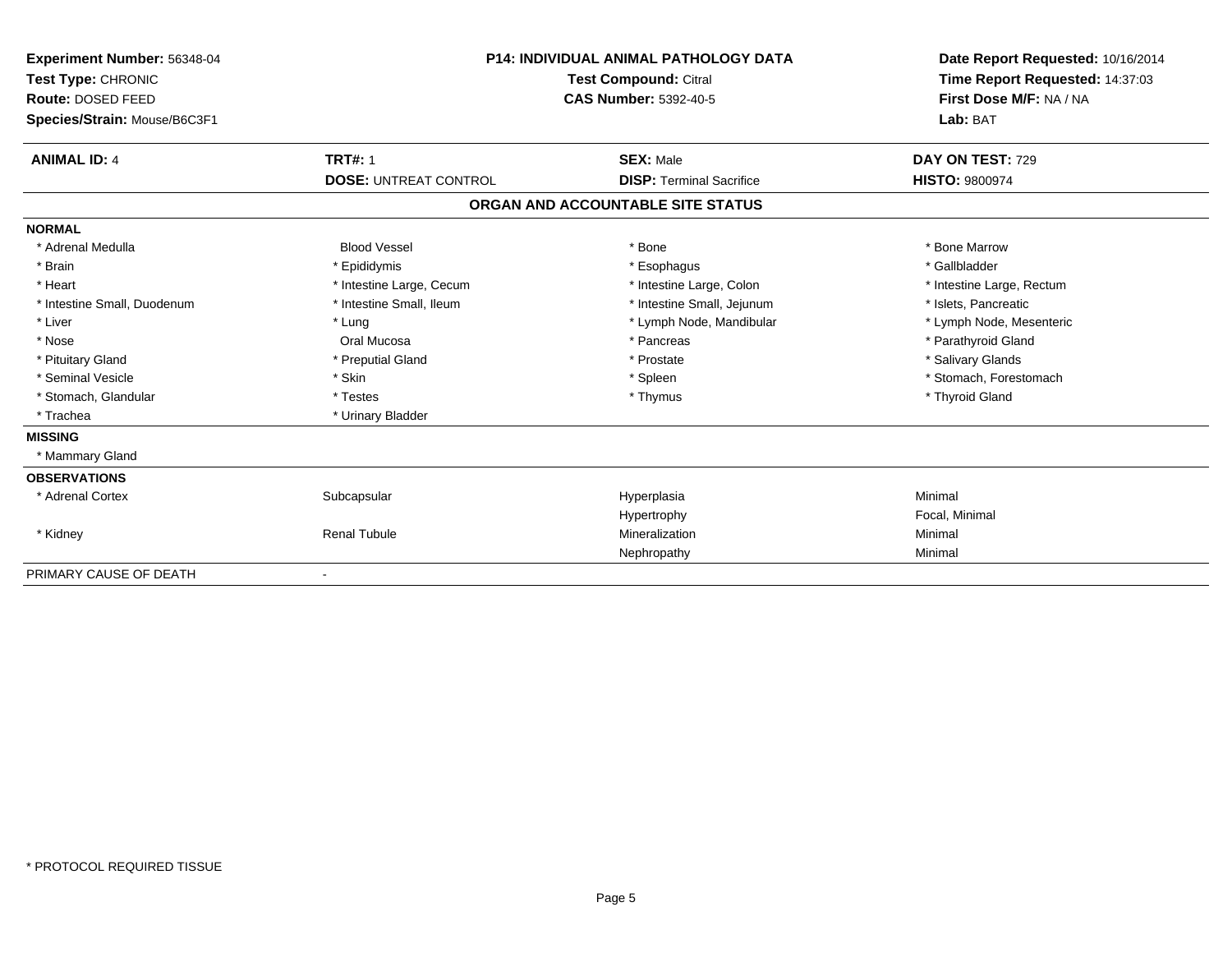**Experiment Number:** 56348-04
**Test Type:** CHRONIC
**Route:** DOSED FEED
**Species/Strain:** Mouse/B6C3F1

**P14: INDIVIDUAL ANIMAL PATHOLOGY DATA**
**Test Compound:** Citral
**CAS Number:** 5392-40-5

**Date Report Requested:** 10/16/2014
**Time Report Requested:** 14:37:03
**First Dose M/F:** NA / NA
**Lab:** BAT

| **ANIMAL ID:** 4 | **TRT#:** 1 | **SEX:** Male | **DAY ON TEST:** 729 |
|---|---|---|---|
| | **DOSE:** UNTREAT CONTROL | **DISP:** Terminal Sacrifice | **HISTO:** 9800974 |

## ORGAN AND ACCOUNTABLE SITE STATUS

| | | | |
|---|---|---|---|
| **NORMAL** | | | |
| * Adrenal Medulla | Blood Vessel | * Bone | * Bone Marrow |
| * Brain | * Epididymis | * Esophagus | * Gallbladder |
| * Heart | * Intestine Large, Cecum | * Intestine Large, Colon | * Intestine Large, Rectum |
| * Intestine Small, Duodenum | * Intestine Small, Ileum | * Intestine Small, Jejunum | * Islets, Pancreatic |
| * Liver | * Lung | * Lymph Node, Mandibular | * Lymph Node, Mesenteric |
| * Nose | Oral Mucosa | * Pancreas | * Parathyroid Gland |
| * Pituitary Gland | * Preputial Gland | * Prostate | * Salivary Glands |
| * Seminal Vesicle | * Skin | * Spleen | * Stomach, Forestomach |
| * Stomach, Glandular | * Testes | * Thymus | * Thyroid Gland |
| * Trachea | * Urinary Bladder | | |
| **MISSING** | | | |
| * Mammary Gland | | | |
| **OBSERVATIONS** | | | |
| * Adrenal Cortex | Subcapsular | Hyperplasia | Minimal |
| | | Hypertrophy | Focal, Minimal |
| * Kidney | Renal Tubule | Mineralization | Minimal |
| | | Nephropathy | Minimal |
| PRIMARY CAUSE OF DEATH | - | | |

\* PROTOCOL REQUIRED TISSUE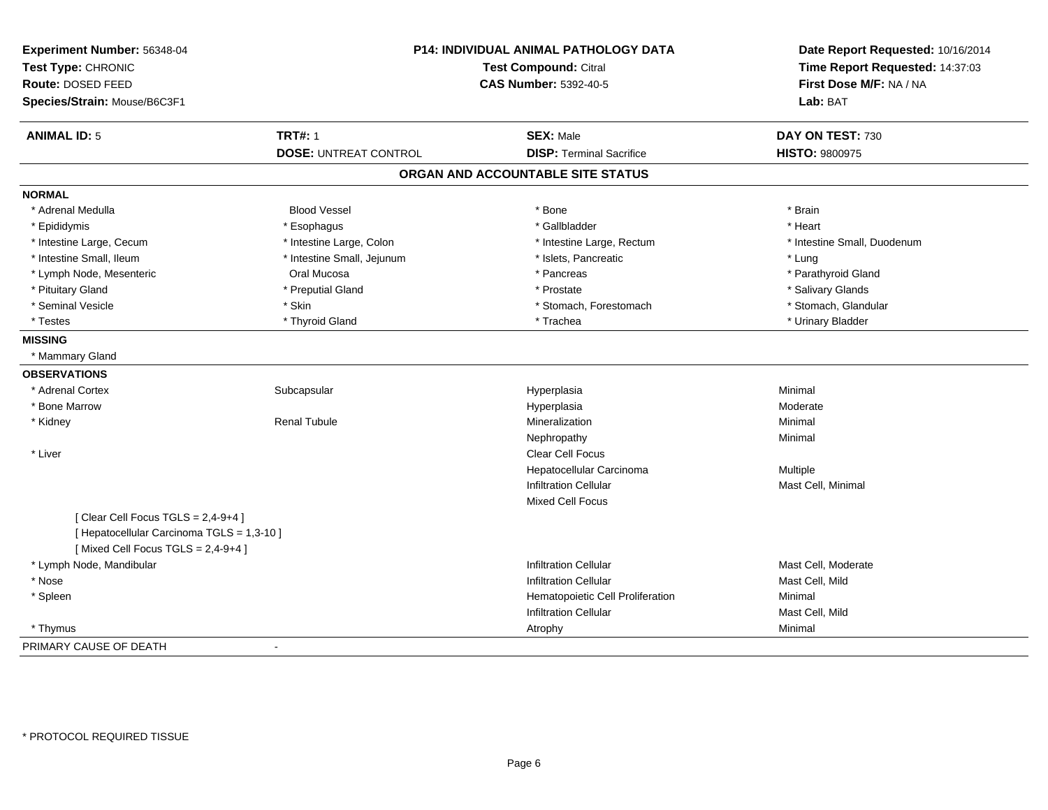**Experiment Number:** 56348-04
**Test Type:** CHRONIC
**Route:** DOSED FEED
**Species/Strain:** Mouse/B6C3F1

**P14: INDIVIDUAL ANIMAL PATHOLOGY DATA**
**Test Compound:** Citral
**CAS Number:** 5392-40-5

**Date Report Requested:** 10/16/2014
**Time Report Requested:** 14:37:03
**First Dose M/F:** NA / NA
**Lab:** BAT

| **ANIMAL ID:** 5 | **TRT#:** 1 | **SEX:** Male | **DAY ON TEST:** 730 |
|---|---|---|---|
| | **DOSE:** UNTREAT CONTROL | **DISP:** Terminal Sacrifice | **HISTO:** 9800975 |

## ORGAN AND ACCOUNTABLE SITE STATUS

**NORMAL**

| | | | |
|---|---|---|---|
| * Adrenal Medulla | Blood Vessel | * Bone | * Brain |
| * Epididymis | * Esophagus | * Gallbladder | * Heart |
| * Intestine Large, Cecum | * Intestine Large, Colon | * Intestine Large, Rectum | * Intestine Small, Duodenum |
| * Intestine Small, Ileum | * Intestine Small, Jejunum | * Islets, Pancreatic | * Lung |
| * Lymph Node, Mesenteric | Oral Mucosa | * Pancreas | * Parathyroid Gland |
| * Pituitary Gland | * Preputial Gland | * Prostate | * Salivary Glands |
| * Seminal Vesicle | * Skin | * Stomach, Forestomach | * Stomach, Glandular |
| * Testes | * Thyroid Gland | * Trachea | * Urinary Bladder |

**MISSING**

* Mammary Gland

**OBSERVATIONS**

| | | | |
|---|---|---|---|
| * Adrenal Cortex | Subcapsular | Hyperplasia | Minimal |
| * Bone Marrow | | Hyperplasia | Moderate |
| * Kidney | Renal Tubule | Mineralization | Minimal |
| | | Nephropathy | Minimal |
| * Liver | | Clear Cell Focus | |
| | | Hepatocellular Carcinoma | Multiple |
| | | Infiltration Cellular | Mast Cell, Minimal |
| | | Mixed Cell Focus | |
| [ Clear Cell Focus TGLS = 2,4-9+4 ] | | | |
| [ Hepatocellular Carcinoma TGLS = 1,3-10 ] | | | |
| [ Mixed Cell Focus TGLS = 2,4-9+4 ] | | | |
| * Lymph Node, Mandibular | | Infiltration Cellular | Mast Cell, Moderate |
| * Nose | | Infiltration Cellular | Mast Cell, Mild |
| * Spleen | | Hematopoietic Cell Proliferation | Minimal |
| | | Infiltration Cellular | Mast Cell, Mild |
| * Thymus | | Atrophy | Minimal |

PRIMARY CAUSE OF DEATH -

\* PROTOCOL REQUIRED TISSUE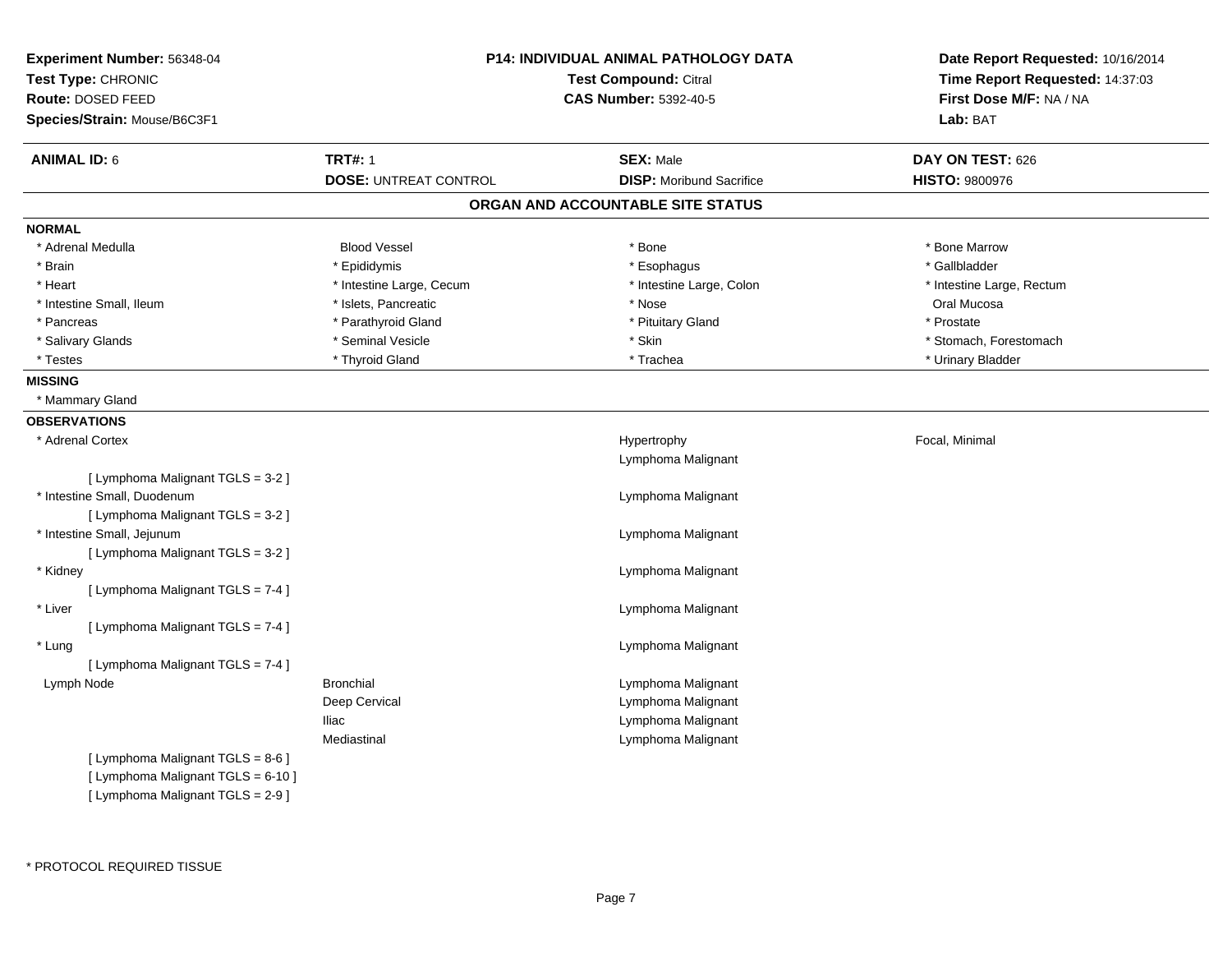**Experiment Number:** 56348-04
**Test Type:** CHRONIC
**Route:** DOSED FEED
**Species/Strain:** Mouse/B6C3F1

**P14: INDIVIDUAL ANIMAL PATHOLOGY DATA**
**Test Compound:** Citral
**CAS Number:** 5392-40-5

**Date Report Requested:** 10/16/2014
**Time Report Requested:** 14:37:03
**First Dose M/F:** NA / NA
**Lab:** BAT

| **ANIMAL ID:** 6 | **TRT#:** 1 | **SEX:** Male | **DAY ON TEST:** 626 |
|---|---|---|---|
| | **DOSE:** UNTREAT CONTROL | **DISP:** Moribund Sacrifice | **HISTO:** 9800976 |

## ORGAN AND ACCOUNTABLE SITE STATUS

**NORMAL**

| | | | |
|---|---|---|---|
| * Adrenal Medulla | Blood Vessel | * Bone | * Bone Marrow |
| * Brain | * Epididymis | * Esophagus | * Gallbladder |
| * Heart | * Intestine Large, Cecum | * Intestine Large, Colon | * Intestine Large, Rectum |
| * Intestine Small, Ileum | * Islets, Pancreatic | * Nose | Oral Mucosa |
| * Pancreas | * Parathyroid Gland | * Pituitary Gland | * Prostate |
| * Salivary Glands | * Seminal Vesicle | * Skin | * Stomach, Forestomach |
| * Testes | * Thyroid Gland | * Trachea | * Urinary Bladder |

**MISSING**

* Mammary Gland

**OBSERVATIONS**

| | | | |
|---|---|---|---|
| * Adrenal Cortex | | Hypertrophy | Focal, Minimal |
| | | Lymphoma Malignant | |
| [ Lymphoma Malignant TGLS = 3-2 ] | | | |
| * Intestine Small, Duodenum | | Lymphoma Malignant | |
| [ Lymphoma Malignant TGLS = 3-2 ] | | | |
| * Intestine Small, Jejunum | | Lymphoma Malignant | |
| [ Lymphoma Malignant TGLS = 3-2 ] | | | |
| * Kidney | | Lymphoma Malignant | |
| [ Lymphoma Malignant TGLS = 7-4 ] | | | |
| * Liver | | Lymphoma Malignant | |
| [ Lymphoma Malignant TGLS = 7-4 ] | | | |
| * Lung | | Lymphoma Malignant | |
| [ Lymphoma Malignant TGLS = 7-4 ] | | | |
| Lymph Node | Bronchial | Lymphoma Malignant | |
| | Deep Cervical | Lymphoma Malignant | |
| | Iliac | Lymphoma Malignant | |
| | Mediastinal | Lymphoma Malignant | |
| [ Lymphoma Malignant TGLS = 8-6 ] | | | |
| [ Lymphoma Malignant TGLS = 6-10 ] | | | |
| [ Lymphoma Malignant TGLS = 2-9 ] | | | |

* PROTOCOL REQUIRED TISSUE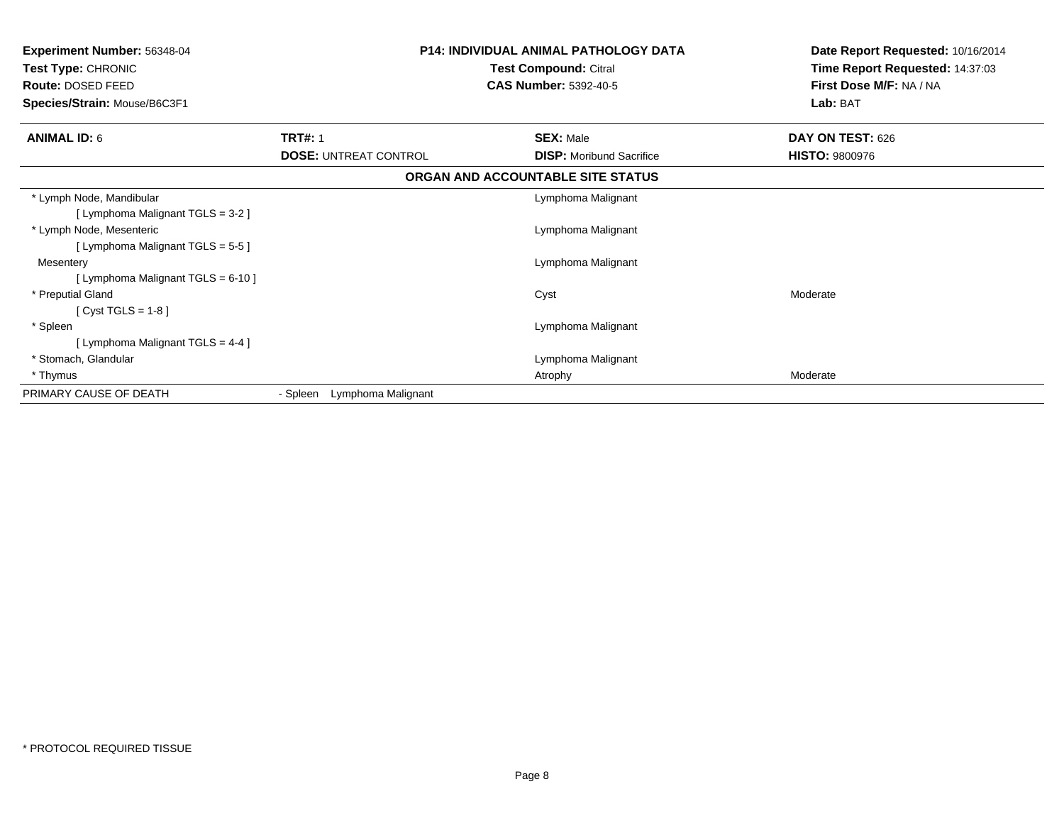**Experiment Number:** 56348-04
**Test Type:** CHRONIC
**Route:** DOSED FEED
**Species/Strain:** Mouse/B6C3F1

**P14: INDIVIDUAL ANIMAL PATHOLOGY DATA**
**Test Compound:** Citral
**CAS Number:** 5392-40-5

**Date Report Requested:** 10/16/2014
**Time Report Requested:** 14:37:03
**First Dose M/F:** NA / NA
**Lab:** BAT

| **ANIMAL ID:** 6 | **TRT#:** 1 | **SEX:** Male | **DAY ON TEST:** 626 |
|---|---|---|---|
| | **DOSE:** UNTREAT CONTROL | **DISP:** Moribund Sacrifice | **HISTO:** 9800976 |

**ORGAN AND ACCOUNTABLE SITE STATUS**

| Organ | | Status | Severity |
|---|---|---|---|
| * Lymph Node, Mandibular | | Lymphoma Malignant | |
| [ Lymphoma Malignant TGLS = 3-2 ] | | | |
| * Lymph Node, Mesenteric | | Lymphoma Malignant | |
| [ Lymphoma Malignant TGLS = 5-5 ] | | | |
| Mesentery | | Lymphoma Malignant | |
| [ Lymphoma Malignant TGLS = 6-10 ] | | | |
| * Preputial Gland | | Cyst | Moderate |
| [ Cyst TGLS = 1-8 ] | | | |
| * Spleen | | Lymphoma Malignant | |
| [ Lymphoma Malignant TGLS = 4-4 ] | | | |
| * Stomach, Glandular | | Lymphoma Malignant | |
| * Thymus | | Atrophy | Moderate |
| PRIMARY CAUSE OF DEATH | - Spleen Lymphoma Malignant | | |

* PROTOCOL REQUIRED TISSUE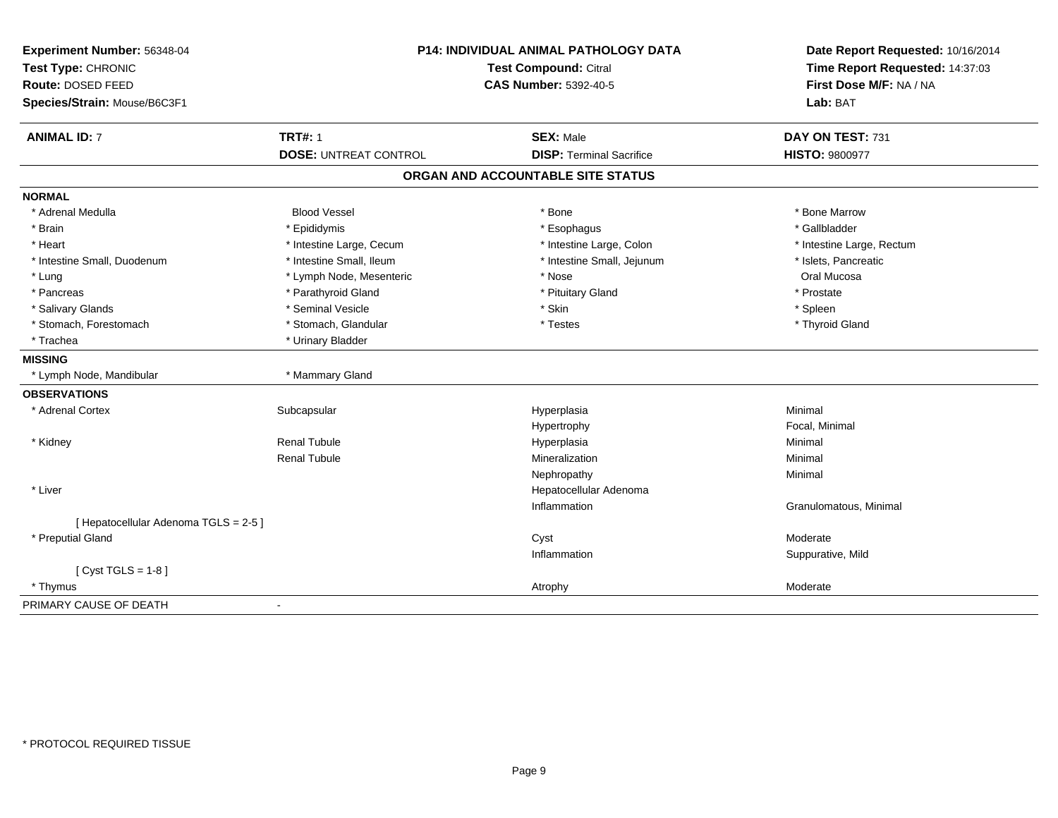**Experiment Number:** 56348-04
**Test Type:** CHRONIC
**Route:** DOSED FEED
**Species/Strain:** Mouse/B6C3F1

**P14: INDIVIDUAL ANIMAL PATHOLOGY DATA**
**Test Compound:** Citral
**CAS Number:** 5392-40-5

**Date Report Requested:** 10/16/2014
**Time Report Requested:** 14:37:03
**First Dose M/F:** NA / NA
**Lab:** BAT

| **ANIMAL ID:** 7 | **TRT#:** 1 | **SEX:** Male | **DAY ON TEST:** 731 |
|---|---|---|---|
| | **DOSE:** UNTREAT CONTROL | **DISP:** Terminal Sacrifice | **HISTO:** 9800977 |

## ORGAN AND ACCOUNTABLE SITE STATUS

| | | | |
|---|---|---|---|
| **NORMAL** | | | |
| * Adrenal Medulla | Blood Vessel | * Bone | * Bone Marrow |
| * Brain | * Epididymis | * Esophagus | * Gallbladder |
| * Heart | * Intestine Large, Cecum | * Intestine Large, Colon | * Intestine Large, Rectum |
| * Intestine Small, Duodenum | * Intestine Small, Ileum | * Intestine Small, Jejunum | * Islets, Pancreatic |
| * Lung | * Lymph Node, Mesenteric | * Nose | Oral Mucosa |
| * Pancreas | * Parathyroid Gland | * Pituitary Gland | * Prostate |
| * Salivary Glands | * Seminal Vesicle | * Skin | * Spleen |
| * Stomach, Forestomach | * Stomach, Glandular | * Testes | * Thyroid Gland |
| * Trachea | * Urinary Bladder | | |
| **MISSING** | | | |
| * Lymph Node, Mandibular | * Mammary Gland | | |
| **OBSERVATIONS** | | | |
| * Adrenal Cortex | Subcapsular | Hyperplasia | Minimal |
| | | Hypertrophy | Focal, Minimal |
| * Kidney | Renal Tubule | Hyperplasia | Minimal |
| | Renal Tubule | Mineralization | Minimal |
| | | Nephropathy | Minimal |
| * Liver | | Hepatocellular Adenoma | |
| | | Inflammation | Granulomatous, Minimal |
| [ Hepatocellular Adenoma TGLS = 2-5 ] | | | |
| * Preputial Gland | | Cyst | Moderate |
| | | Inflammation | Suppurative, Mild |
| [ Cyst TGLS = 1-8 ] | | | |
| * Thymus | | Atrophy | Moderate |
| PRIMARY CAUSE OF DEATH | - | | |

* PROTOCOL REQUIRED TISSUE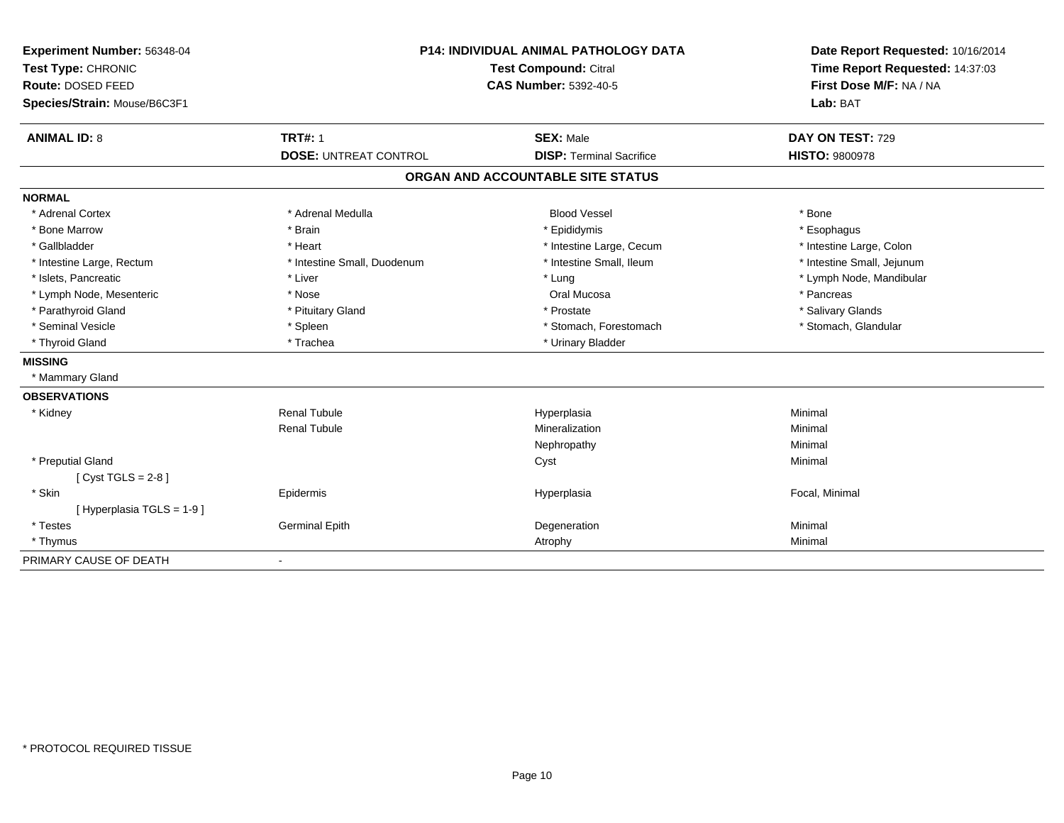**Experiment Number:** 56348-04
**Test Type:** CHRONIC
**Route:** DOSED FEED
**Species/Strain:** Mouse/B6C3F1

**P14: INDIVIDUAL ANIMAL PATHOLOGY DATA**
**Test Compound:** Citral
**CAS Number:** 5392-40-5

**Date Report Requested:** 10/16/2014
**Time Report Requested:** 14:37:03
**First Dose M/F:** NA / NA
**Lab:** BAT

| **ANIMAL ID:** 8 | **TRT#:** 1 | **SEX:** Male | **DAY ON TEST:** 729 |
|---|---|---|---|
| | **DOSE:** UNTREAT CONTROL | **DISP:** Terminal Sacrifice | **HISTO:** 9800978 |

## ORGAN AND ACCOUNTABLE SITE STATUS

**NORMAL**

| | | | |
|---|---|---|---|
| * Adrenal Cortex | * Adrenal Medulla | Blood Vessel | * Bone |
| * Bone Marrow | * Brain | * Epididymis | * Esophagus |
| * Gallbladder | * Heart | * Intestine Large, Cecum | * Intestine Large, Colon |
| * Intestine Large, Rectum | * Intestine Small, Duodenum | * Intestine Small, Ileum | * Intestine Small, Jejunum |
| * Islets, Pancreatic | * Liver | * Lung | * Lymph Node, Mandibular |
| * Lymph Node, Mesenteric | * Nose | Oral Mucosa | * Pancreas |
| * Parathyroid Gland | * Pituitary Gland | * Prostate | * Salivary Glands |
| * Seminal Vesicle | * Spleen | * Stomach, Forestomach | * Stomach, Glandular |
| * Thyroid Gland | * Trachea | * Urinary Bladder | |

**MISSING**

* Mammary Gland

**OBSERVATIONS**

| | | | |
|---|---|---|---|
| * Kidney | Renal Tubule | Hyperplasia | Minimal |
| | Renal Tubule | Mineralization | Minimal |
| | | Nephropathy | Minimal |
| * Preputial Gland | | Cyst | Minimal |
| [ Cyst TGLS = 2-8 ] | | | |
| * Skin | Epidermis | Hyperplasia | Focal, Minimal |
| [ Hyperplasia TGLS = 1-9 ] | | | |
| * Testes | Germinal Epith | Degeneration | Minimal |
| * Thymus | | Atrophy | Minimal |

PRIMARY CAUSE OF DEATH -

* PROTOCOL REQUIRED TISSUE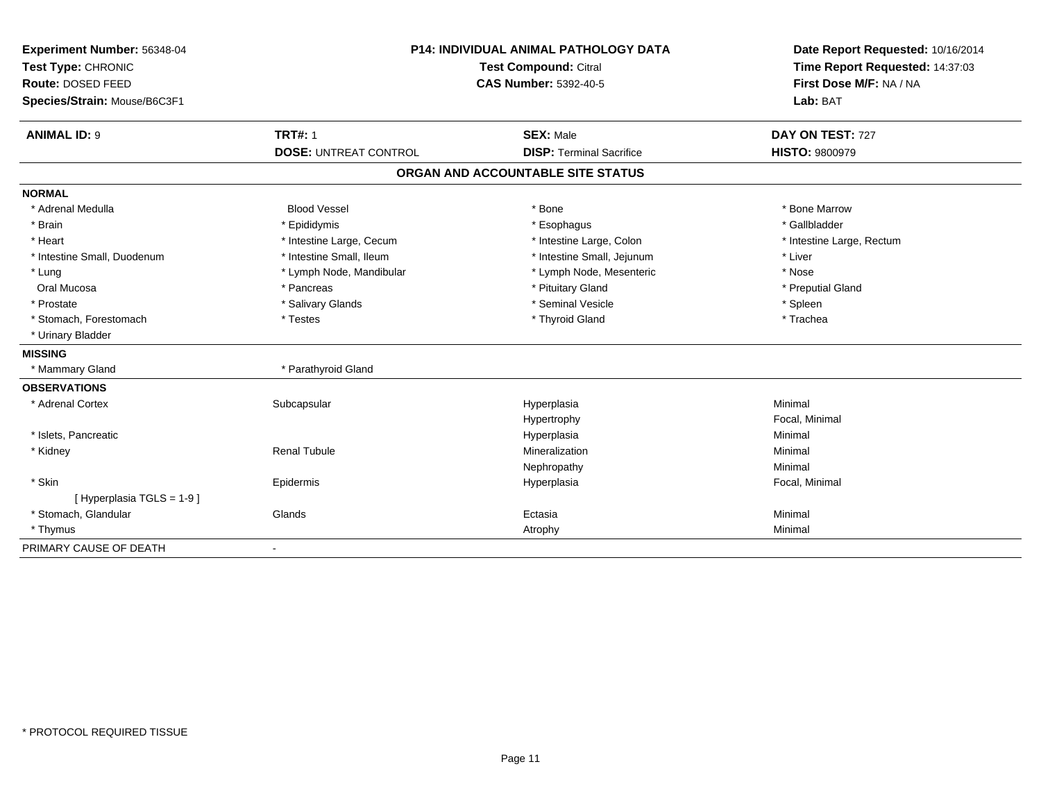**Experiment Number:** 56348-04
**Test Type:** CHRONIC
**Route:** DOSED FEED
**Species/Strain:** Mouse/B6C3F1

**P14: INDIVIDUAL ANIMAL PATHOLOGY DATA**
**Test Compound:** Citral
**CAS Number:** 5392-40-5

**Date Report Requested:** 10/16/2014
**Time Report Requested:** 14:37:03
**First Dose M/F:** NA / NA
**Lab:** BAT

| **ANIMAL ID:** 9 | **TRT#:** 1 | **SEX:** Male | **DAY ON TEST:** 727 |
|---|---|---|---|
| | **DOSE:** UNTREAT CONTROL | **DISP:** Terminal Sacrifice | **HISTO:** 9800979 |

## ORGAN AND ACCOUNTABLE SITE STATUS

**NORMAL**

| | | | |
|---|---|---|---|
| * Adrenal Medulla | Blood Vessel | * Bone | * Bone Marrow |
| * Brain | * Epididymis | * Esophagus | * Gallbladder |
| * Heart | * Intestine Large, Cecum | * Intestine Large, Colon | * Intestine Large, Rectum |
| * Intestine Small, Duodenum | * Intestine Small, Ileum | * Intestine Small, Jejunum | * Liver |
| * Lung | * Lymph Node, Mandibular | * Lymph Node, Mesenteric | * Nose |
| Oral Mucosa | * Pancreas | * Pituitary Gland | * Preputial Gland |
| * Prostate | * Salivary Glands | * Seminal Vesicle | * Spleen |
| * Stomach, Forestomach | * Testes | * Thyroid Gland | * Trachea |
| * Urinary Bladder | | | |

**MISSING**

| | |
|---|---|
| * Mammary Gland | * Parathyroid Gland |

**OBSERVATIONS**

| | | | |
|---|---|---|---|
| * Adrenal Cortex | Subcapsular | Hyperplasia | Minimal |
| | | Hypertrophy | Focal, Minimal |
| * Islets, Pancreatic | | Hyperplasia | Minimal |
| * Kidney | Renal Tubule | Mineralization | Minimal |
| | | Nephropathy | Minimal |
| * Skin | Epidermis | Hyperplasia | Focal, Minimal |
| [ Hyperplasia TGLS = 1-9 ] | | | |
| * Stomach, Glandular | Glands | Ectasia | Minimal |
| * Thymus | | Atrophy | Minimal |

PRIMARY CAUSE OF DEATH -

* PROTOCOL REQUIRED TISSUE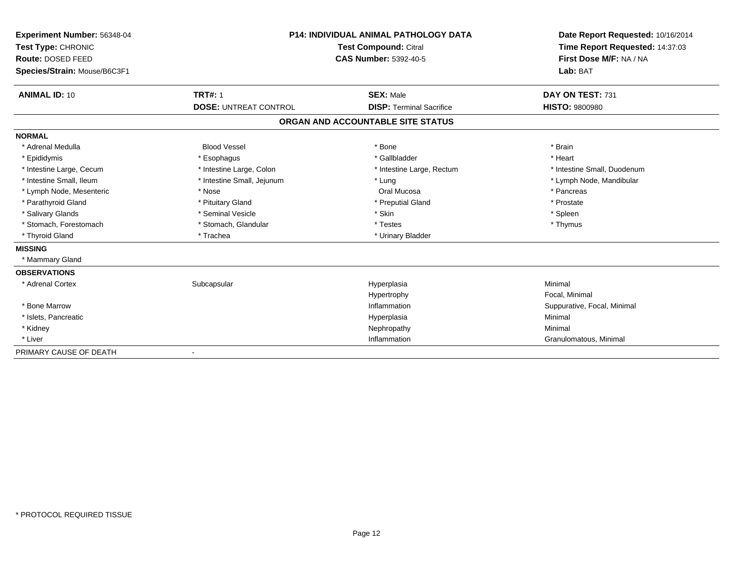**Experiment Number:** 56348-04
**Test Type:** CHRONIC
**Route:** DOSED FEED
**Species/Strain:** Mouse/B6C3F1

**P14: INDIVIDUAL ANIMAL PATHOLOGY DATA**
**Test Compound:** Citral
**CAS Number:** 5392-40-5

**Date Report Requested:** 10/16/2014
**Time Report Requested:** 14:37:03
**First Dose M/F:** NA / NA
**Lab:** BAT

| **ANIMAL ID:** 10 | **TRT#:** 1 | **SEX:** Male | **DAY ON TEST:** 731 |
|---|---|---|---|
| | **DOSE:** UNTREAT CONTROL | **DISP:** Terminal Sacrifice | **HISTO:** 9800980 |

## ORGAN AND ACCOUNTABLE SITE STATUS

**NORMAL**

| | | | |
|---|---|---|---|
| * Adrenal Medulla | Blood Vessel | * Bone | * Brain |
| * Epididymis | * Esophagus | * Gallbladder | * Heart |
| * Intestine Large, Cecum | * Intestine Large, Colon | * Intestine Large, Rectum | * Intestine Small, Duodenum |
| * Intestine Small, Ileum | * Intestine Small, Jejunum | * Lung | * Lymph Node, Mandibular |
| * Lymph Node, Mesenteric | * Nose | Oral Mucosa | * Pancreas |
| * Parathyroid Gland | * Pituitary Gland | * Preputial Gland | * Prostate |
| * Salivary Glands | * Seminal Vesicle | * Skin | * Spleen |
| * Stomach, Forestomach | * Stomach, Glandular | * Testes | * Thymus |
| * Thyroid Gland | * Trachea | * Urinary Bladder | |

**MISSING**

* Mammary Gland

**OBSERVATIONS**

| | | | |
|---|---|---|---|
| * Adrenal Cortex | Subcapsular | Hyperplasia | Minimal |
| | | Hypertrophy | Focal, Minimal |
| * Bone Marrow | | Inflammation | Suppurative, Focal, Minimal |
| * Islets, Pancreatic | | Hyperplasia | Minimal |
| * Kidney | | Nephropathy | Minimal |
| * Liver | | Inflammation | Granulomatous, Minimal |

PRIMARY CAUSE OF DEATH -

* PROTOCOL REQUIRED TISSUE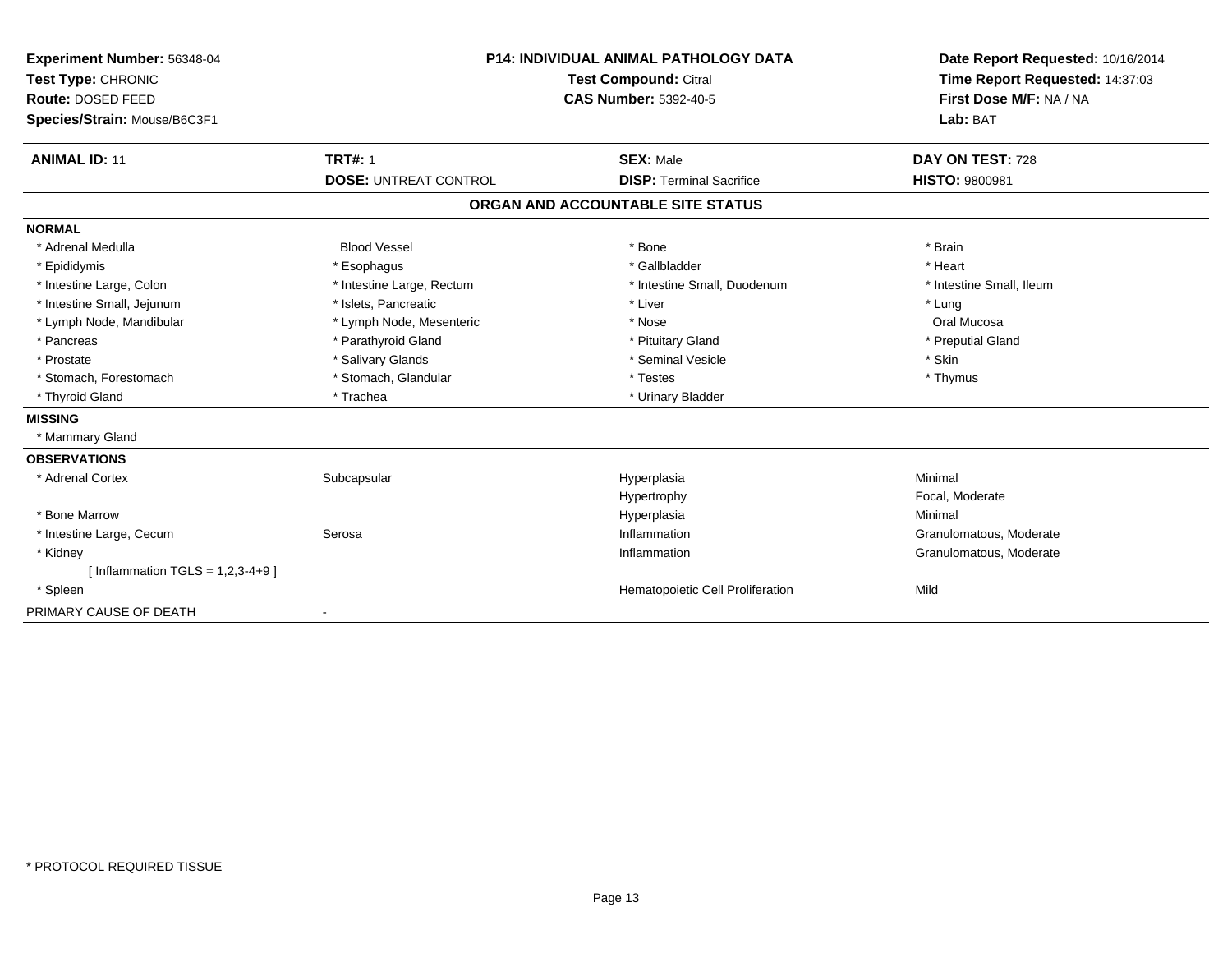**Experiment Number:** 56348-04
**Test Type:** CHRONIC
**Route:** DOSED FEED
**Species/Strain:** Mouse/B6C3F1

**P14: INDIVIDUAL ANIMAL PATHOLOGY DATA**
**Test Compound:** Citral
**CAS Number:** 5392-40-5

**Date Report Requested:** 10/16/2014
**Time Report Requested:** 14:37:03
**First Dose M/F:** NA / NA
**Lab:** BAT

| **ANIMAL ID:** 11 | **TRT#:** 1 | **SEX:** Male | **DAY ON TEST:** 728 |
|---|---|---|---|
| | **DOSE:** UNTREAT CONTROL | **DISP:** Terminal Sacrifice | **HISTO:** 9800981 |

## ORGAN AND ACCOUNTABLE SITE STATUS

**NORMAL**

| | | | |
|---|---|---|---|
| * Adrenal Medulla | Blood Vessel | * Bone | * Brain |
| * Epididymis | * Esophagus | * Gallbladder | * Heart |
| * Intestine Large, Colon | * Intestine Large, Rectum | * Intestine Small, Duodenum | * Intestine Small, Ileum |
| * Intestine Small, Jejunum | * Islets, Pancreatic | * Liver | * Lung |
| * Lymph Node, Mandibular | * Lymph Node, Mesenteric | * Nose | Oral Mucosa |
| * Pancreas | * Parathyroid Gland | * Pituitary Gland | * Preputial Gland |
| * Prostate | * Salivary Glands | * Seminal Vesicle | * Skin |
| * Stomach, Forestomach | * Stomach, Glandular | * Testes | * Thymus |
| * Thyroid Gland | * Trachea | * Urinary Bladder | |

**MISSING**

* Mammary Gland

**OBSERVATIONS**

| | | | |
|---|---|---|---|
| * Adrenal Cortex | Subcapsular | Hyperplasia | Minimal |
| | | Hypertrophy | Focal, Moderate |
| * Bone Marrow | | Hyperplasia | Minimal |
| * Intestine Large, Cecum | Serosa | Inflammation | Granulomatous, Moderate |
| * Kidney | | Inflammation | Granulomatous, Moderate |
| [ Inflammation TGLS = 1,2,3-4+9 ] | | | |
| * Spleen | | Hematopoietic Cell Proliferation | Mild |

PRIMARY CAUSE OF DEATH -

* PROTOCOL REQUIRED TISSUE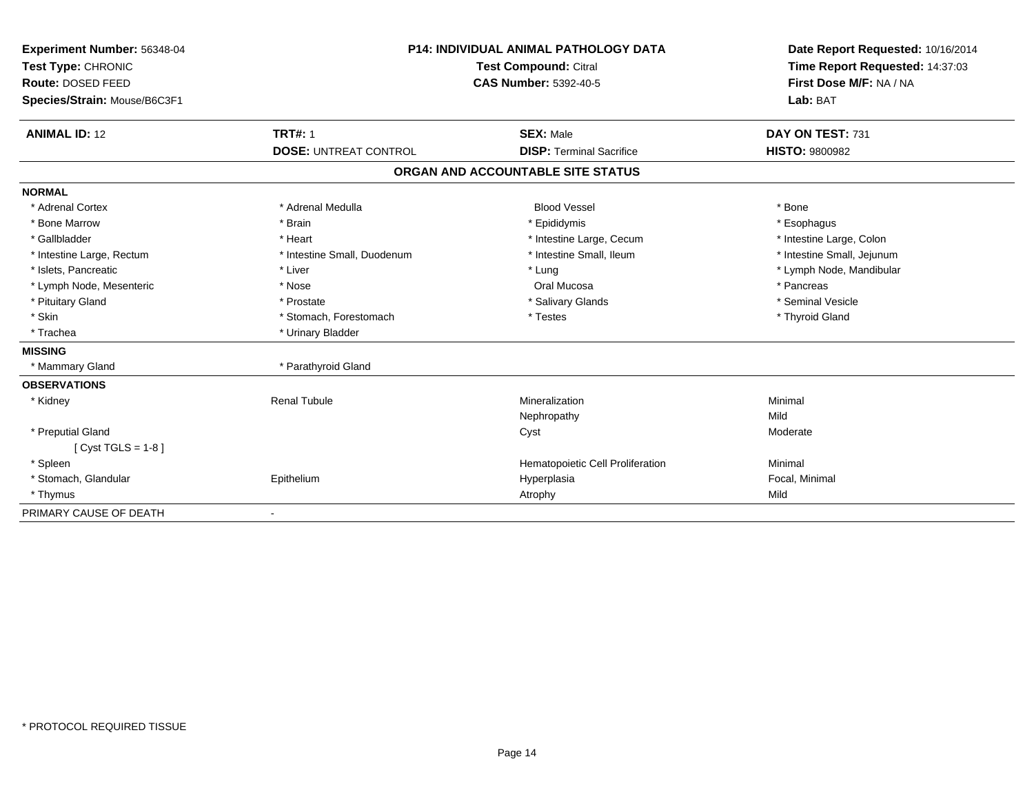**Experiment Number:** 56348-04
**Test Type:** CHRONIC
**Route:** DOSED FEED
**Species/Strain:** Mouse/B6C3F1

**P14: INDIVIDUAL ANIMAL PATHOLOGY DATA**
**Test Compound:** Citral
**CAS Number:** 5392-40-5

**Date Report Requested:** 10/16/2014
**Time Report Requested:** 14:37:03
**First Dose M/F:** NA / NA
**Lab:** BAT

| **ANIMAL ID:** 12 | **TRT#:** 1 | **SEX:** Male | **DAY ON TEST:** 731 |
|---|---|---|---|
| | **DOSE:** UNTREAT CONTROL | **DISP:** Terminal Sacrifice | **HISTO:** 9800982 |

## ORGAN AND ACCOUNTABLE SITE STATUS

| | | | |
|---|---|---|---|
| **NORMAL** | | | |
| * Adrenal Cortex | * Adrenal Medulla | Blood Vessel | * Bone |
| * Bone Marrow | * Brain | * Epididymis | * Esophagus |
| * Gallbladder | * Heart | * Intestine Large, Cecum | * Intestine Large, Colon |
| * Intestine Large, Rectum | * Intestine Small, Duodenum | * Intestine Small, Ileum | * Intestine Small, Jejunum |
| * Islets, Pancreatic | * Liver | * Lung | * Lymph Node, Mandibular |
| * Lymph Node, Mesenteric | * Nose | Oral Mucosa | * Pancreas |
| * Pituitary Gland | * Prostate | * Salivary Glands | * Seminal Vesicle |
| * Skin | * Stomach, Forestomach | * Testes | * Thyroid Gland |
| * Trachea | * Urinary Bladder | | |
| **MISSING** | | | |
| * Mammary Gland | * Parathyroid Gland | | |
| **OBSERVATIONS** | | | |
| * Kidney | Renal Tubule | Mineralization | Minimal |
| | | Nephropathy | Mild |
| * Preputial Gland | | Cyst | Moderate |
| [ Cyst TGLS = 1-8 ] | | | |
| * Spleen | | Hematopoietic Cell Proliferation | Minimal |
| * Stomach, Glandular | Epithelium | Hyperplasia | Focal, Minimal |
| * Thymus | | Atrophy | Mild |
| PRIMARY CAUSE OF DEATH | - | | |

* PROTOCOL REQUIRED TISSUE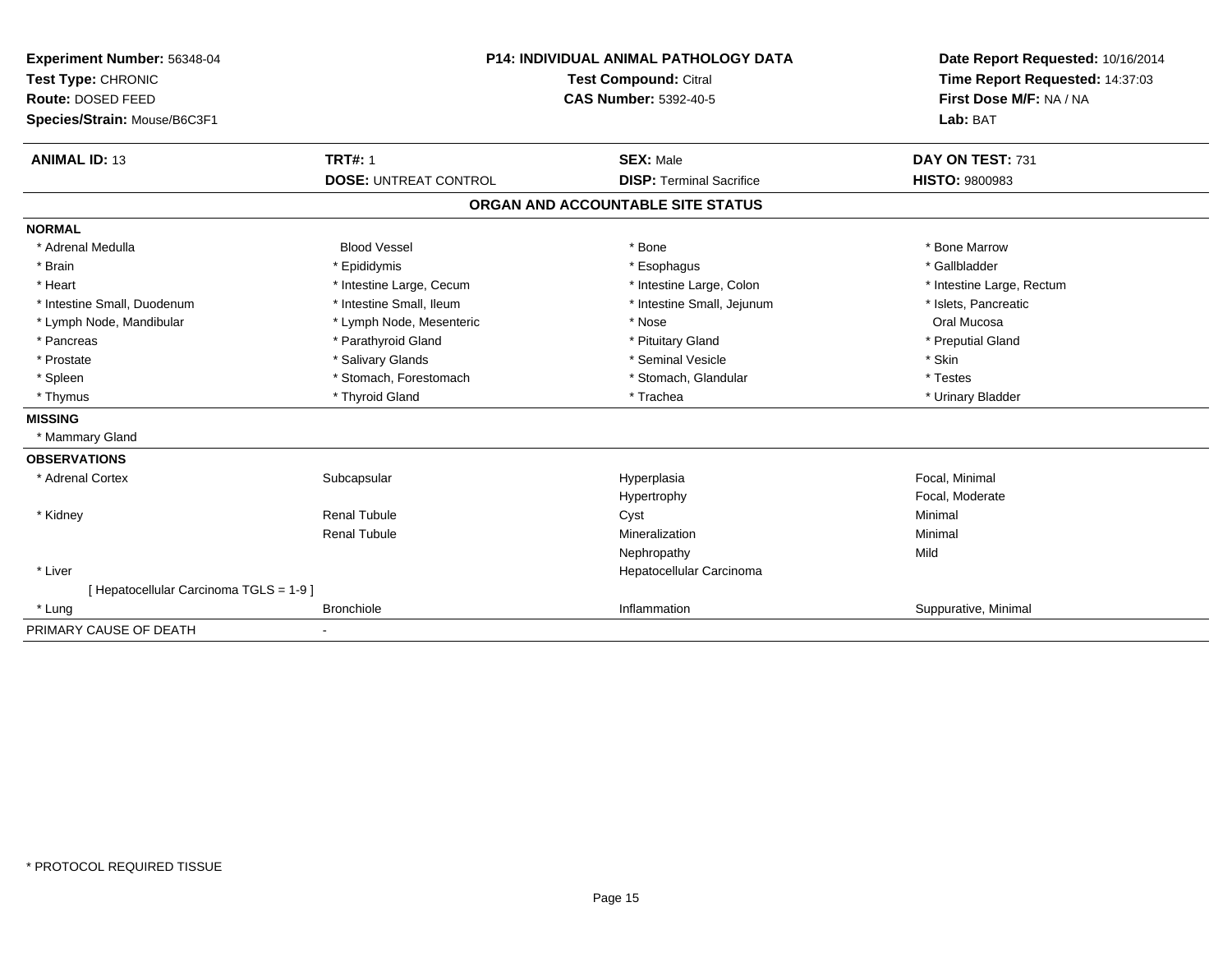**Experiment Number:** 56348-04
**Test Type:** CHRONIC
**Route:** DOSED FEED
**Species/Strain:** Mouse/B6C3F1

**P14: INDIVIDUAL ANIMAL PATHOLOGY DATA**
**Test Compound:** Citral
**CAS Number:** 5392-40-5

**Date Report Requested:** 10/16/2014
**Time Report Requested:** 14:37:03
**First Dose M/F:** NA / NA
**Lab:** BAT

| **ANIMAL ID:** 13 | **TRT#:** 1 | **SEX:** Male | **DAY ON TEST:** 731 |
|---|---|---|---|
| | **DOSE:** UNTREAT CONTROL | **DISP:** Terminal Sacrifice | **HISTO:** 9800983 |

## ORGAN AND ACCOUNTABLE SITE STATUS

**NORMAL**

| | | | |
|---|---|---|---|
| * Adrenal Medulla | Blood Vessel | * Bone | * Bone Marrow |
| * Brain | * Epididymis | * Esophagus | * Gallbladder |
| * Heart | * Intestine Large, Cecum | * Intestine Large, Colon | * Intestine Large, Rectum |
| * Intestine Small, Duodenum | * Intestine Small, Ileum | * Intestine Small, Jejunum | * Islets, Pancreatic |
| * Lymph Node, Mandibular | * Lymph Node, Mesenteric | * Nose | Oral Mucosa |
| * Pancreas | * Parathyroid Gland | * Pituitary Gland | * Preputial Gland |
| * Prostate | * Salivary Glands | * Seminal Vesicle | * Skin |
| * Spleen | * Stomach, Forestomach | * Stomach, Glandular | * Testes |
| * Thymus | * Thyroid Gland | * Trachea | * Urinary Bladder |

**MISSING**

* Mammary Gland

**OBSERVATIONS**

| | | | |
|---|---|---|---|
| * Adrenal Cortex | Subcapsular | Hyperplasia | Focal, Minimal |
| | | Hypertrophy | Focal, Moderate |
| * Kidney | Renal Tubule | Cyst | Minimal |
| | Renal Tubule | Mineralization | Minimal |
| | | Nephropathy | Mild |
| * Liver | | Hepatocellular Carcinoma | |
| [ Hepatocellular Carcinoma TGLS = 1-9 ] | | | |
| * Lung | Bronchiole | Inflammation | Suppurative, Minimal |

PRIMARY CAUSE OF DEATH -

* PROTOCOL REQUIRED TISSUE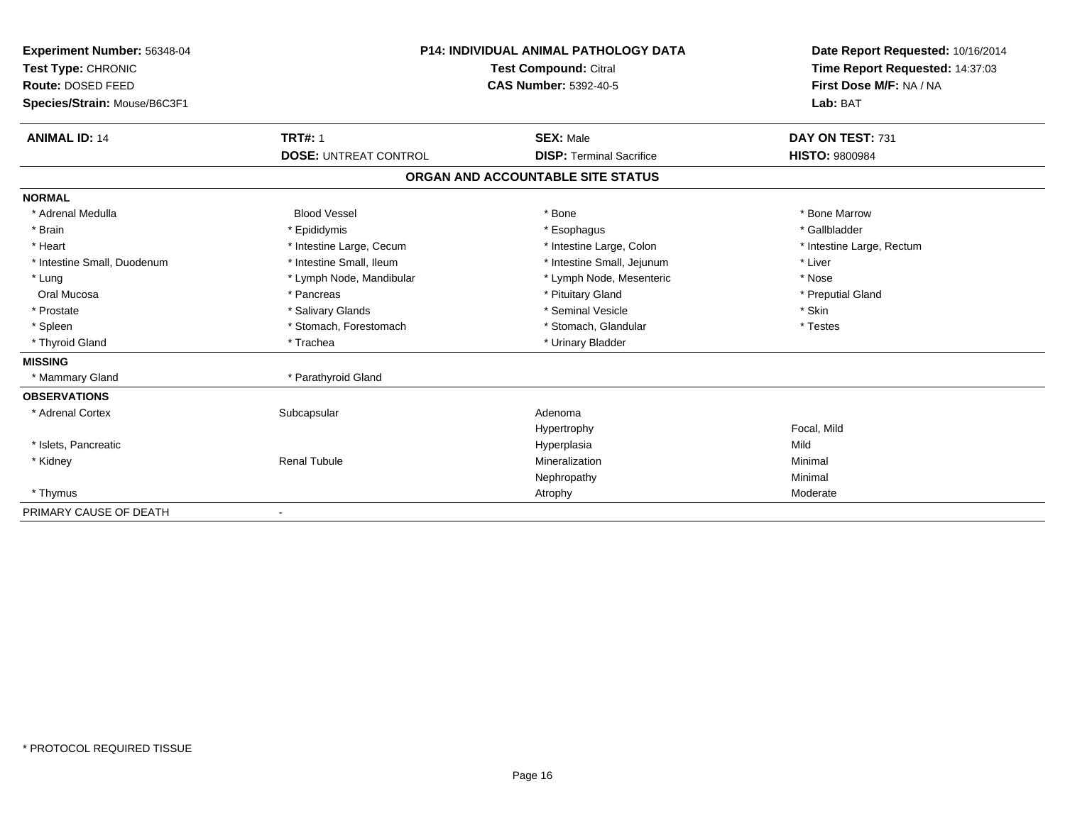**Experiment Number:** 56348-04
**Test Type:** CHRONIC
**Route:** DOSED FEED
**Species/Strain:** Mouse/B6C3F1

**P14: INDIVIDUAL ANIMAL PATHOLOGY DATA**
**Test Compound:** Citral
**CAS Number:** 5392-40-5

**Date Report Requested:** 10/16/2014
**Time Report Requested:** 14:37:03
**First Dose M/F:** NA / NA
**Lab:** BAT

| **ANIMAL ID:** 14 | **TRT#:** 1 | **SEX:** Male | **DAY ON TEST:** 731 |
|---|---|---|---|
| | **DOSE:** UNTREAT CONTROL | **DISP:** Terminal Sacrifice | **HISTO:** 9800984 |

## ORGAN AND ACCOUNTABLE SITE STATUS

| | | | |
|---|---|---|---|
| **NORMAL** | | | |
| * Adrenal Medulla | Blood Vessel | * Bone | * Bone Marrow |
| * Brain | * Epididymis | * Esophagus | * Gallbladder |
| * Heart | * Intestine Large, Cecum | * Intestine Large, Colon | * Intestine Large, Rectum |
| * Intestine Small, Duodenum | * Intestine Small, Ileum | * Intestine Small, Jejunum | * Liver |
| * Lung | * Lymph Node, Mandibular | * Lymph Node, Mesenteric | * Nose |
| Oral Mucosa | * Pancreas | * Pituitary Gland | * Preputial Gland |
| * Prostate | * Salivary Glands | * Seminal Vesicle | * Skin |
| * Spleen | * Stomach, Forestomach | * Stomach, Glandular | * Testes |
| * Thyroid Gland | * Trachea | * Urinary Bladder | |
| **MISSING** | | | |
| * Mammary Gland | * Parathyroid Gland | | |
| **OBSERVATIONS** | | | |
| * Adrenal Cortex | Subcapsular | Adenoma | |
| | | Hypertrophy | Focal, Mild |
| * Islets, Pancreatic | | Hyperplasia | Mild |
| * Kidney | Renal Tubule | Mineralization | Minimal |
| | | Nephropathy | Minimal |
| * Thymus | | Atrophy | Moderate |
| PRIMARY CAUSE OF DEATH | - | | |

* PROTOCOL REQUIRED TISSUE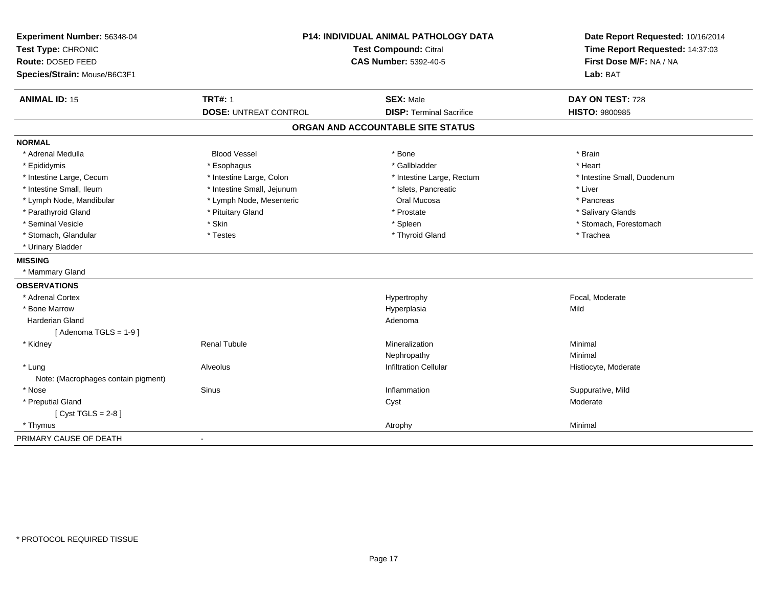**Experiment Number:** 56348-04
**Test Type:** CHRONIC
**Route:** DOSED FEED
**Species/Strain:** Mouse/B6C3F1

**P14: INDIVIDUAL ANIMAL PATHOLOGY DATA**
**Test Compound:** Citral
**CAS Number:** 5392-40-5

**Date Report Requested:** 10/16/2014
**Time Report Requested:** 14:37:03
**First Dose M/F:** NA / NA
**Lab:** BAT

| **ANIMAL ID:** 15 | **TRT#:** 1 | **SEX:** Male | **DAY ON TEST:** 728 |
|---|---|---|---|
| | **DOSE:** UNTREAT CONTROL | **DISP:** Terminal Sacrifice | **HISTO:** 9800985 |

## ORGAN AND ACCOUNTABLE SITE STATUS

**NORMAL**

| | | | |
|---|---|---|---|
| * Adrenal Medulla | Blood Vessel | * Bone | * Brain |
| * Epididymis | * Esophagus | * Gallbladder | * Heart |
| * Intestine Large, Cecum | * Intestine Large, Colon | * Intestine Large, Rectum | * Intestine Small, Duodenum |
| * Intestine Small, Ileum | * Intestine Small, Jejunum | * Islets, Pancreatic | * Liver |
| * Lymph Node, Mandibular | * Lymph Node, Mesenteric | Oral Mucosa | * Pancreas |
| * Parathyroid Gland | * Pituitary Gland | * Prostate | * Salivary Glands |
| * Seminal Vesicle | * Skin | * Spleen | * Stomach, Forestomach |
| * Stomach, Glandular | * Testes | * Thyroid Gland | * Trachea |
| * Urinary Bladder | | | |

**MISSING**

* Mammary Gland

**OBSERVATIONS**

| | | | |
|---|---|---|---|
| * Adrenal Cortex | | Hypertrophy | Focal, Moderate |
| * Bone Marrow | | Hyperplasia | Mild |
| Harderian Gland | | Adenoma | |
| [ Adenoma TGLS = 1-9 ] | | | |
| * Kidney | Renal Tubule | Mineralization | Minimal |
| | | Nephropathy | Minimal |
| * Lung | Alveolus | Infiltration Cellular | Histiocyte, Moderate |
| Note: (Macrophages contain pigment) | | | |
| * Nose | Sinus | Inflammation | Suppurative, Mild |
| * Preputial Gland | | Cyst | Moderate |
| [ Cyst TGLS = 2-8 ] | | | |
| * Thymus | | Atrophy | Minimal |

PRIMARY CAUSE OF DEATH -

* PROTOCOL REQUIRED TISSUE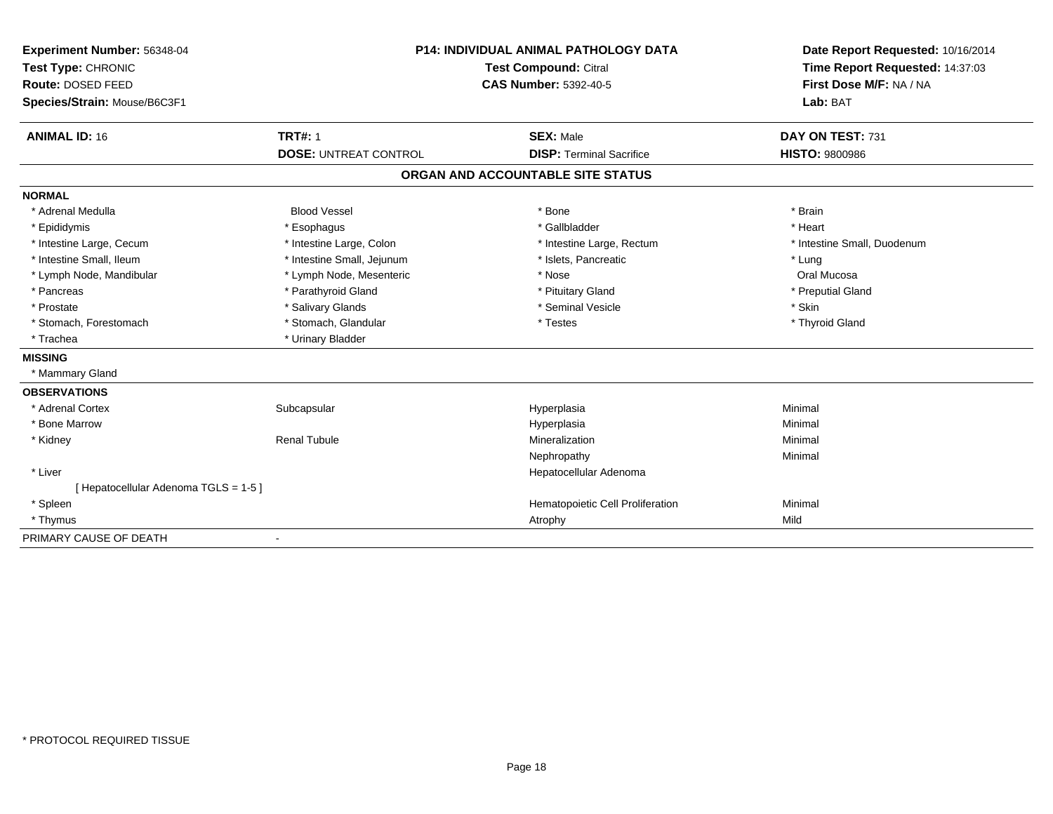**Experiment Number:** 56348-04
**Test Type:** CHRONIC
**Route:** DOSED FEED
**Species/Strain:** Mouse/B6C3F1

**P14: INDIVIDUAL ANIMAL PATHOLOGY DATA**
**Test Compound:** Citral
**CAS Number:** 5392-40-5

**Date Report Requested:** 10/16/2014
**Time Report Requested:** 14:37:03
**First Dose M/F:** NA / NA
**Lab:** BAT

| **ANIMAL ID:** 16 | **TRT#:** 1 | **SEX:** Male | **DAY ON TEST:** 731 |
|---|---|---|---|
| | **DOSE:** UNTREAT CONTROL | **DISP:** Terminal Sacrifice | **HISTO:** 9800986 |

## ORGAN AND ACCOUNTABLE SITE STATUS

**NORMAL**

| | | | |
|---|---|---|---|
| * Adrenal Medulla | Blood Vessel | * Bone | * Brain |
| * Epididymis | * Esophagus | * Gallbladder | * Heart |
| * Intestine Large, Cecum | * Intestine Large, Colon | * Intestine Large, Rectum | * Intestine Small, Duodenum |
| * Intestine Small, Ileum | * Intestine Small, Jejunum | * Islets, Pancreatic | * Lung |
| * Lymph Node, Mandibular | * Lymph Node, Mesenteric | * Nose | Oral Mucosa |
| * Pancreas | * Parathyroid Gland | * Pituitary Gland | * Preputial Gland |
| * Prostate | * Salivary Glands | * Seminal Vesicle | * Skin |
| * Stomach, Forestomach | * Stomach, Glandular | * Testes | * Thyroid Gland |
| * Trachea | * Urinary Bladder | | |

**MISSING**

* Mammary Gland

**OBSERVATIONS**

| | | | |
|---|---|---|---|
| * Adrenal Cortex | Subcapsular | Hyperplasia | Minimal |
| * Bone Marrow | | Hyperplasia | Minimal |
| * Kidney | Renal Tubule | Mineralization | Minimal |
| | | Nephropathy | Minimal |
| * Liver | | Hepatocellular Adenoma | |
| [ Hepatocellular Adenoma TGLS = 1-5 ] | | | |
| * Spleen | | Hematopoietic Cell Proliferation | Minimal |
| * Thymus | | Atrophy | Mild |

PRIMARY CAUSE OF DEATH -

* PROTOCOL REQUIRED TISSUE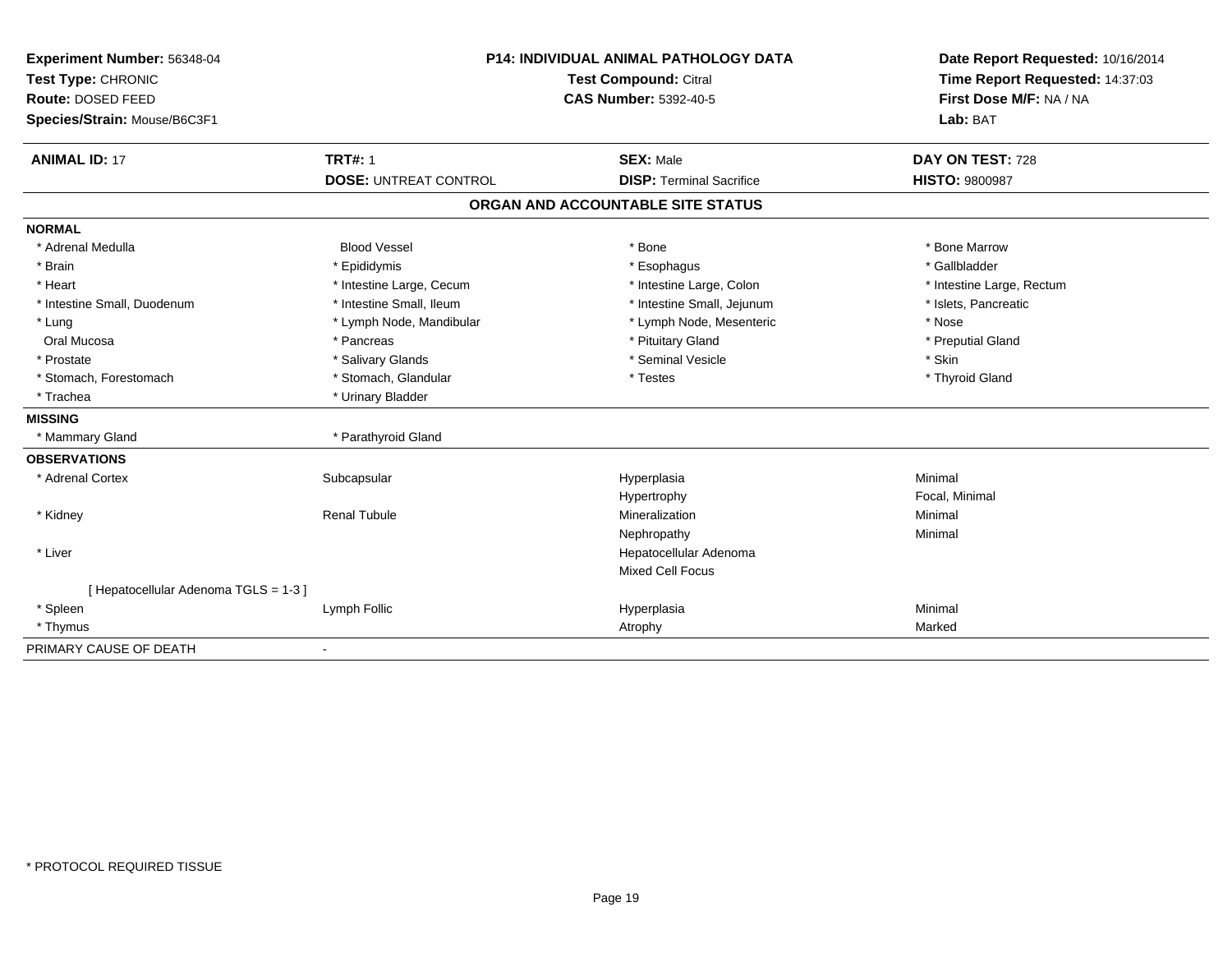**Experiment Number:** 56348-04
**Test Type:** CHRONIC
**Route:** DOSED FEED
**Species/Strain:** Mouse/B6C3F1

**P14: INDIVIDUAL ANIMAL PATHOLOGY DATA**
**Test Compound:** Citral
**CAS Number:** 5392-40-5

**Date Report Requested:** 10/16/2014
**Time Report Requested:** 14:37:03
**First Dose M/F:** NA / NA
**Lab:** BAT

| **ANIMAL ID:** 17 | **TRT#:** 1 | **SEX:** Male | **DAY ON TEST:** 728 |
|---|---|---|---|
| | **DOSE:** UNTREAT CONTROL | **DISP:** Terminal Sacrifice | **HISTO:** 9800987 |

## ORGAN AND ACCOUNTABLE SITE STATUS

| | | | |
|---|---|---|---|
| **NORMAL** | | | |
| * Adrenal Medulla | Blood Vessel | * Bone | * Bone Marrow |
| * Brain | * Epididymis | * Esophagus | * Gallbladder |
| * Heart | * Intestine Large, Cecum | * Intestine Large, Colon | * Intestine Large, Rectum |
| * Intestine Small, Duodenum | * Intestine Small, Ileum | * Intestine Small, Jejunum | * Islets, Pancreatic |
| * Lung | * Lymph Node, Mandibular | * Lymph Node, Mesenteric | * Nose |
| Oral Mucosa | * Pancreas | * Pituitary Gland | * Preputial Gland |
| * Prostate | * Salivary Glands | * Seminal Vesicle | * Skin |
| * Stomach, Forestomach | * Stomach, Glandular | * Testes | * Thyroid Gland |
| * Trachea | * Urinary Bladder | | |
| **MISSING** | | | |
| * Mammary Gland | * Parathyroid Gland | | |
| **OBSERVATIONS** | | | |
| * Adrenal Cortex | Subcapsular | Hyperplasia | Minimal |
| | | Hypertrophy | Focal, Minimal |
| * Kidney | Renal Tubule | Mineralization | Minimal |
| | | Nephropathy | Minimal |
| * Liver | | Hepatocellular Adenoma | |
| | | Mixed Cell Focus | |
| [ Hepatocellular Adenoma TGLS = 1-3 ] | | | |
| * Spleen | Lymph Follic | Hyperplasia | Minimal |
| * Thymus | | Atrophy | Marked |
| PRIMARY CAUSE OF DEATH | - | | |

* PROTOCOL REQUIRED TISSUE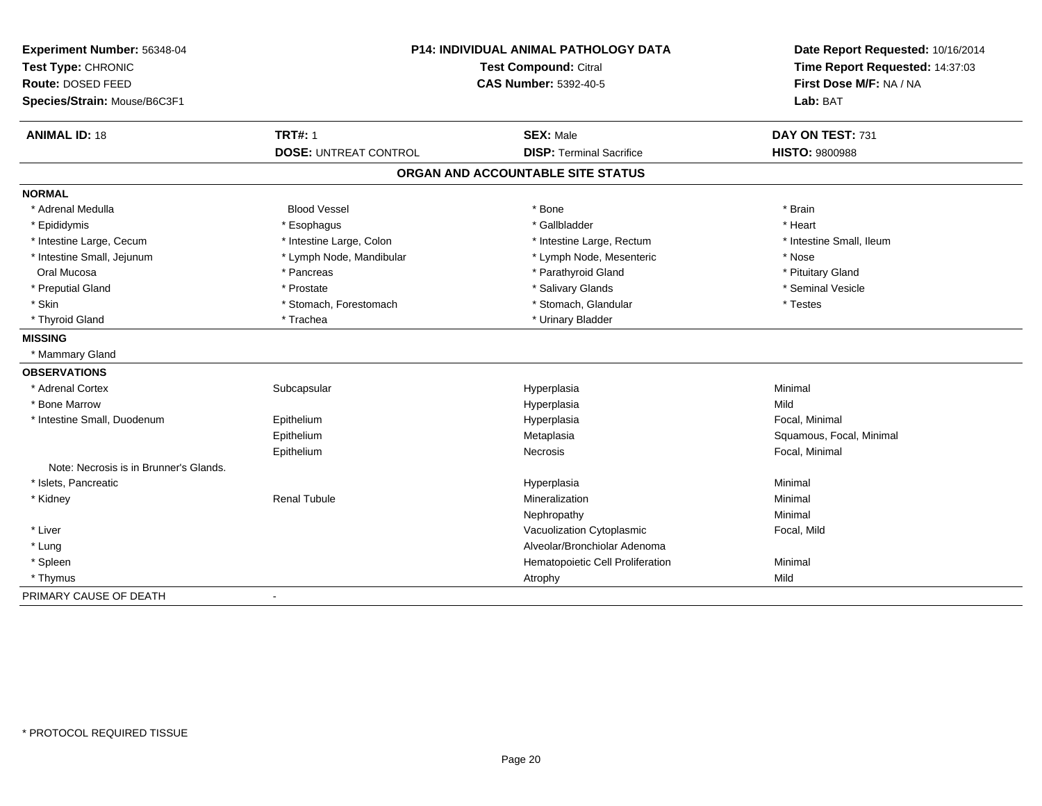**Experiment Number:** 56348-04
**Test Type:** CHRONIC
**Route:** DOSED FEED
**Species/Strain:** Mouse/B6C3F1

**P14: INDIVIDUAL ANIMAL PATHOLOGY DATA**
**Test Compound:** Citral
**CAS Number:** 5392-40-5

**Date Report Requested:** 10/16/2014
**Time Report Requested:** 14:37:03
**First Dose M/F:** NA / NA
**Lab:** BAT

| **ANIMAL ID:** 18 | **TRT#:** 1 | **SEX:** Male | **DAY ON TEST:** 731 |
|---|---|---|---|
| | **DOSE:** UNTREAT CONTROL | **DISP:** Terminal Sacrifice | **HISTO:** 9800988 |

## ORGAN AND ACCOUNTABLE SITE STATUS

**NORMAL**

| | | | |
|---|---|---|---|
| * Adrenal Medulla | Blood Vessel | * Bone | * Brain |
| * Epididymis | * Esophagus | * Gallbladder | * Heart |
| * Intestine Large, Cecum | * Intestine Large, Colon | * Intestine Large, Rectum | * Intestine Small, Ileum |
| * Intestine Small, Jejunum | * Lymph Node, Mandibular | * Lymph Node, Mesenteric | * Nose |
| Oral Mucosa | * Pancreas | * Parathyroid Gland | * Pituitary Gland |
| * Preputial Gland | * Prostate | * Salivary Glands | * Seminal Vesicle |
| * Skin | * Stomach, Forestomach | * Stomach, Glandular | * Testes |
| * Thyroid Gland | * Trachea | * Urinary Bladder | |

**MISSING**

* Mammary Gland

**OBSERVATIONS**

| | | | |
|---|---|---|---|
| * Adrenal Cortex | Subcapsular | Hyperplasia | Minimal |
| * Bone Marrow | | Hyperplasia | Mild |
| * Intestine Small, Duodenum | Epithelium | Hyperplasia | Focal, Minimal |
| | Epithelium | Metaplasia | Squamous, Focal, Minimal |
| | Epithelium | Necrosis | Focal, Minimal |
| Note: Necrosis is in Brunner's Glands. | | | |
| * Islets, Pancreatic | | Hyperplasia | Minimal |
| * Kidney | Renal Tubule | Mineralization | Minimal |
| | | Nephropathy | Minimal |
| * Liver | | Vacuolization Cytoplasmic | Focal, Mild |
| * Lung | | Alveolar/Bronchiolar Adenoma | |
| * Spleen | | Hematopoietic Cell Proliferation | Minimal |
| * Thymus | | Atrophy | Mild |

PRIMARY CAUSE OF DEATH -

* PROTOCOL REQUIRED TISSUE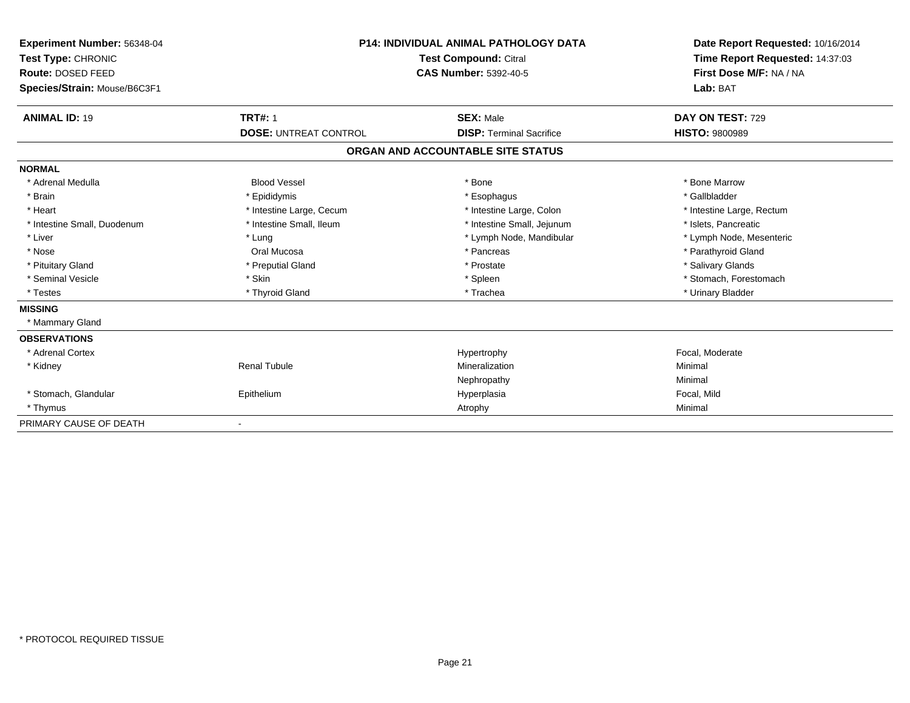**Experiment Number:** 56348-04
**Test Type:** CHRONIC
**Route:** DOSED FEED
**Species/Strain:** Mouse/B6C3F1

**P14: INDIVIDUAL ANIMAL PATHOLOGY DATA**
**Test Compound:** Citral
**CAS Number:** 5392-40-5

**Date Report Requested:** 10/16/2014
**Time Report Requested:** 14:37:03
**First Dose M/F:** NA / NA
**Lab:** BAT

| **ANIMAL ID:** 19 | **TRT#:** 1 | **SEX:** Male | **DAY ON TEST:** 729 |
|---|---|---|---|
| | **DOSE:** UNTREAT CONTROL | **DISP:** Terminal Sacrifice | **HISTO:** 9800989 |

## ORGAN AND ACCOUNTABLE SITE STATUS

| | | | |
|---|---|---|---|
| **NORMAL** | | | |
| * Adrenal Medulla | Blood Vessel | * Bone | * Bone Marrow |
| * Brain | * Epididymis | * Esophagus | * Gallbladder |
| * Heart | * Intestine Large, Cecum | * Intestine Large, Colon | * Intestine Large, Rectum |
| * Intestine Small, Duodenum | * Intestine Small, Ileum | * Intestine Small, Jejunum | * Islets, Pancreatic |
| * Liver | * Lung | * Lymph Node, Mandibular | * Lymph Node, Mesenteric |
| * Nose | Oral Mucosa | * Pancreas | * Parathyroid Gland |
| * Pituitary Gland | * Preputial Gland | * Prostate | * Salivary Glands |
| * Seminal Vesicle | * Skin | * Spleen | * Stomach, Forestomach |
| * Testes | * Thyroid Gland | * Trachea | * Urinary Bladder |
| **MISSING** | | | |
| * Mammary Gland | | | |
| **OBSERVATIONS** | | | |
| * Adrenal Cortex | | Hypertrophy | Focal, Moderate |
| * Kidney | Renal Tubule | Mineralization | Minimal |
| | | Nephropathy | Minimal |
| * Stomach, Glandular | Epithelium | Hyperplasia | Focal, Mild |
| * Thymus | | Atrophy | Minimal |
| PRIMARY CAUSE OF DEATH | - | | |

* PROTOCOL REQUIRED TISSUE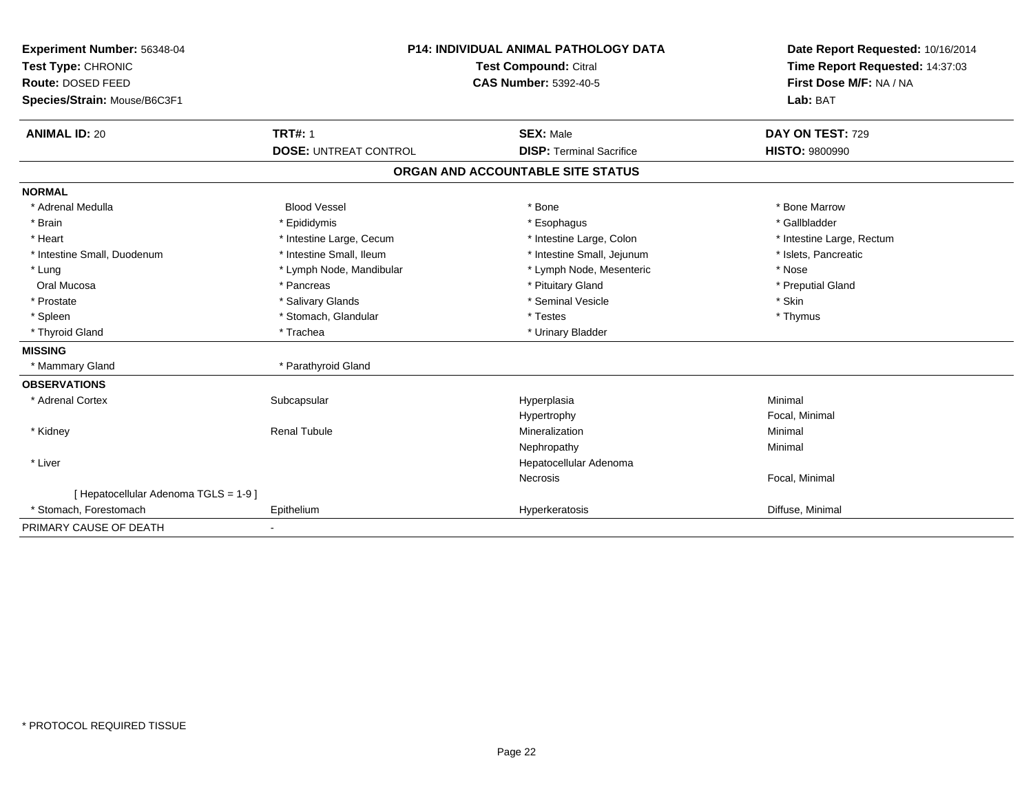**Experiment Number:** 56348-04
**Test Type:** CHRONIC
**Route:** DOSED FEED
**Species/Strain:** Mouse/B6C3F1

**P14: INDIVIDUAL ANIMAL PATHOLOGY DATA**
**Test Compound:** Citral
**CAS Number:** 5392-40-5

**Date Report Requested:** 10/16/2014
**Time Report Requested:** 14:37:03
**First Dose M/F:** NA / NA
**Lab:** BAT

| **ANIMAL ID:** 20 | **TRT#:** 1 | **SEX:** Male | **DAY ON TEST:** 729 |
|---|---|---|---|
| | **DOSE:** UNTREAT CONTROL | **DISP:** Terminal Sacrifice | **HISTO:** 9800990 |

## ORGAN AND ACCOUNTABLE SITE STATUS

| | | | |
|---|---|---|---|
| **NORMAL** | | | |
| * Adrenal Medulla | Blood Vessel | * Bone | * Bone Marrow |
| * Brain | * Epididymis | * Esophagus | * Gallbladder |
| * Heart | * Intestine Large, Cecum | * Intestine Large, Colon | * Intestine Large, Rectum |
| * Intestine Small, Duodenum | * Intestine Small, Ileum | * Intestine Small, Jejunum | * Islets, Pancreatic |
| * Lung | * Lymph Node, Mandibular | * Lymph Node, Mesenteric | * Nose |
| Oral Mucosa | * Pancreas | * Pituitary Gland | * Preputial Gland |
| * Prostate | * Salivary Glands | * Seminal Vesicle | * Skin |
| * Spleen | * Stomach, Glandular | * Testes | * Thymus |
| * Thyroid Gland | * Trachea | * Urinary Bladder | |
| **MISSING** | | | |
| * Mammary Gland | * Parathyroid Gland | | |
| **OBSERVATIONS** | | | |
| * Adrenal Cortex | Subcapsular | Hyperplasia | Minimal |
| | | Hypertrophy | Focal, Minimal |
| * Kidney | Renal Tubule | Mineralization | Minimal |
| | | Nephropathy | Minimal |
| * Liver | | Hepatocellular Adenoma | |
| | | Necrosis | Focal, Minimal |
| [ Hepatocellular Adenoma TGLS = 1-9 ] | | | |
| * Stomach, Forestomach | Epithelium | Hyperkeratosis | Diffuse, Minimal |
| PRIMARY CAUSE OF DEATH | - | | |

* PROTOCOL REQUIRED TISSUE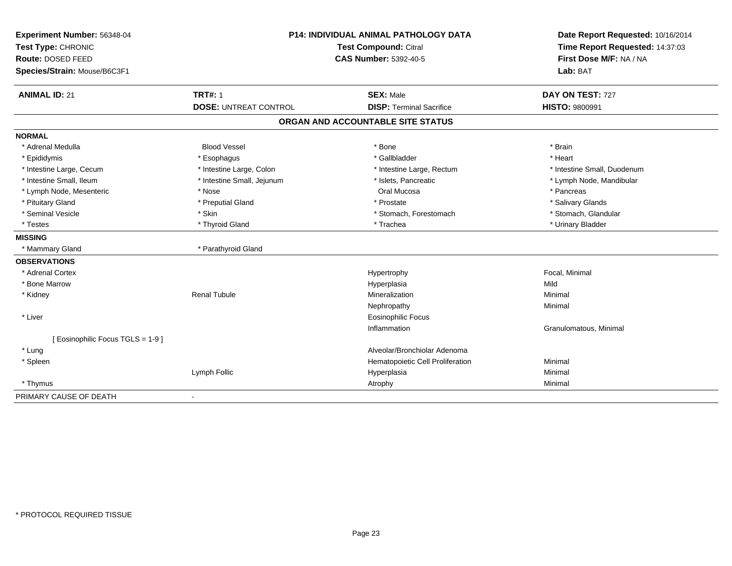**Experiment Number:** 56348-04
**Test Type:** CHRONIC
**Route:** DOSED FEED
**Species/Strain:** Mouse/B6C3F1

**P14: INDIVIDUAL ANIMAL PATHOLOGY DATA**
**Test Compound:** Citral
**CAS Number:** 5392-40-5

**Date Report Requested:** 10/16/2014
**Time Report Requested:** 14:37:03
**First Dose M/F:** NA / NA
**Lab:** BAT

| **ANIMAL ID:** 21 | **TRT#:** 1 | **SEX:** Male | **DAY ON TEST:** 727 |
|---|---|---|---|
| | **DOSE:** UNTREAT CONTROL | **DISP:** Terminal Sacrifice | **HISTO:** 9800991 |

## ORGAN AND ACCOUNTABLE SITE STATUS

| | | | |
|---|---|---|---|
| **NORMAL** | | | |
| * Adrenal Medulla | Blood Vessel | * Bone | * Brain |
| * Epididymis | * Esophagus | * Gallbladder | * Heart |
| * Intestine Large, Cecum | * Intestine Large, Colon | * Intestine Large, Rectum | * Intestine Small, Duodenum |
| * Intestine Small, Ileum | * Intestine Small, Jejunum | * Islets, Pancreatic | * Lymph Node, Mandibular |
| * Lymph Node, Mesenteric | * Nose | Oral Mucosa | * Pancreas |
| * Pituitary Gland | * Preputial Gland | * Prostate | * Salivary Glands |
| * Seminal Vesicle | * Skin | * Stomach, Forestomach | * Stomach, Glandular |
| * Testes | * Thyroid Gland | * Trachea | * Urinary Bladder |
| **MISSING** | | | |
| * Mammary Gland | * Parathyroid Gland | | |
| **OBSERVATIONS** | | | |
| * Adrenal Cortex | | Hypertrophy | Focal, Minimal |
| * Bone Marrow | | Hyperplasia | Mild |
| * Kidney | Renal Tubule | Mineralization | Minimal |
| | | Nephropathy | Minimal |
| * Liver | | Eosinophilic Focus | |
| | | Inflammation | Granulomatous, Minimal |
| [ Eosinophilic Focus TGLS = 1-9 ] | | | |
| * Lung | | Alveolar/Bronchiolar Adenoma | |
| * Spleen | | Hematopoietic Cell Proliferation | Minimal |
| | Lymph Follic | Hyperplasia | Minimal |
| * Thymus | | Atrophy | Minimal |
| PRIMARY CAUSE OF DEATH | - | | |

* PROTOCOL REQUIRED TISSUE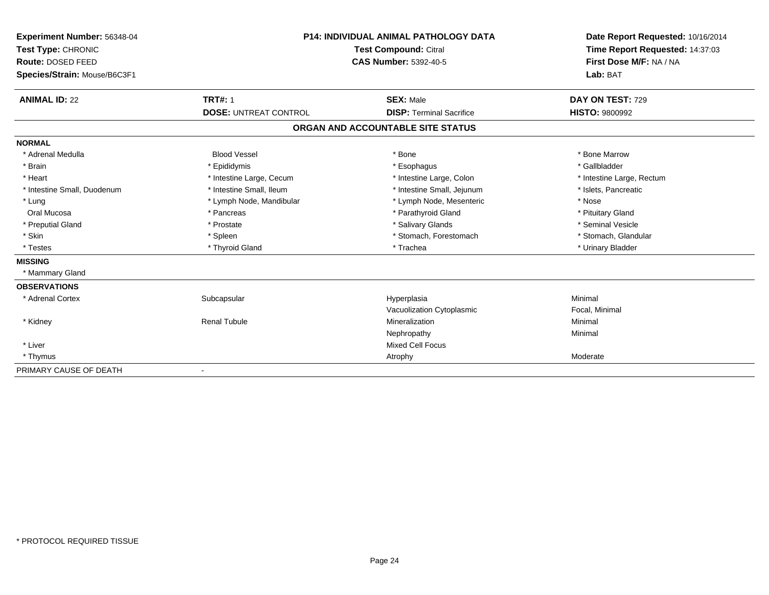**Experiment Number:** 56348-04
**Test Type:** CHRONIC
**Route:** DOSED FEED
**Species/Strain:** Mouse/B6C3F1

**P14: INDIVIDUAL ANIMAL PATHOLOGY DATA**
**Test Compound:** Citral
**CAS Number:** 5392-40-5

**Date Report Requested:** 10/16/2014
**Time Report Requested:** 14:37:03
**First Dose M/F:** NA / NA
**Lab:** BAT

| **ANIMAL ID:** 22 | **TRT#:** 1 | **SEX:** Male | **DAY ON TEST:** 729 |
|---|---|---|---|
| | **DOSE:** UNTREAT CONTROL | **DISP:** Terminal Sacrifice | **HISTO:** 9800992 |

## ORGAN AND ACCOUNTABLE SITE STATUS

| | | | |
|---|---|---|---|
| **NORMAL** | | | |
| * Adrenal Medulla | Blood Vessel | * Bone | * Bone Marrow |
| * Brain | * Epididymis | * Esophagus | * Gallbladder |
| * Heart | * Intestine Large, Cecum | * Intestine Large, Colon | * Intestine Large, Rectum |
| * Intestine Small, Duodenum | * Intestine Small, Ileum | * Intestine Small, Jejunum | * Islets, Pancreatic |
| * Lung | * Lymph Node, Mandibular | * Lymph Node, Mesenteric | * Nose |
| Oral Mucosa | * Pancreas | * Parathyroid Gland | * Pituitary Gland |
| * Preputial Gland | * Prostate | * Salivary Glands | * Seminal Vesicle |
| * Skin | * Spleen | * Stomach, Forestomach | * Stomach, Glandular |
| * Testes | * Thyroid Gland | * Trachea | * Urinary Bladder |
| **MISSING** | | | |
| * Mammary Gland | | | |
| **OBSERVATIONS** | | | |
| * Adrenal Cortex | Subcapsular | Hyperplasia | Minimal |
| | | Vacuolization Cytoplasmic | Focal, Minimal |
| * Kidney | Renal Tubule | Mineralization | Minimal |
| | | Nephropathy | Minimal |
| * Liver | | Mixed Cell Focus | |
| * Thymus | | Atrophy | Moderate |
| PRIMARY CAUSE OF DEATH | - | | |

\* PROTOCOL REQUIRED TISSUE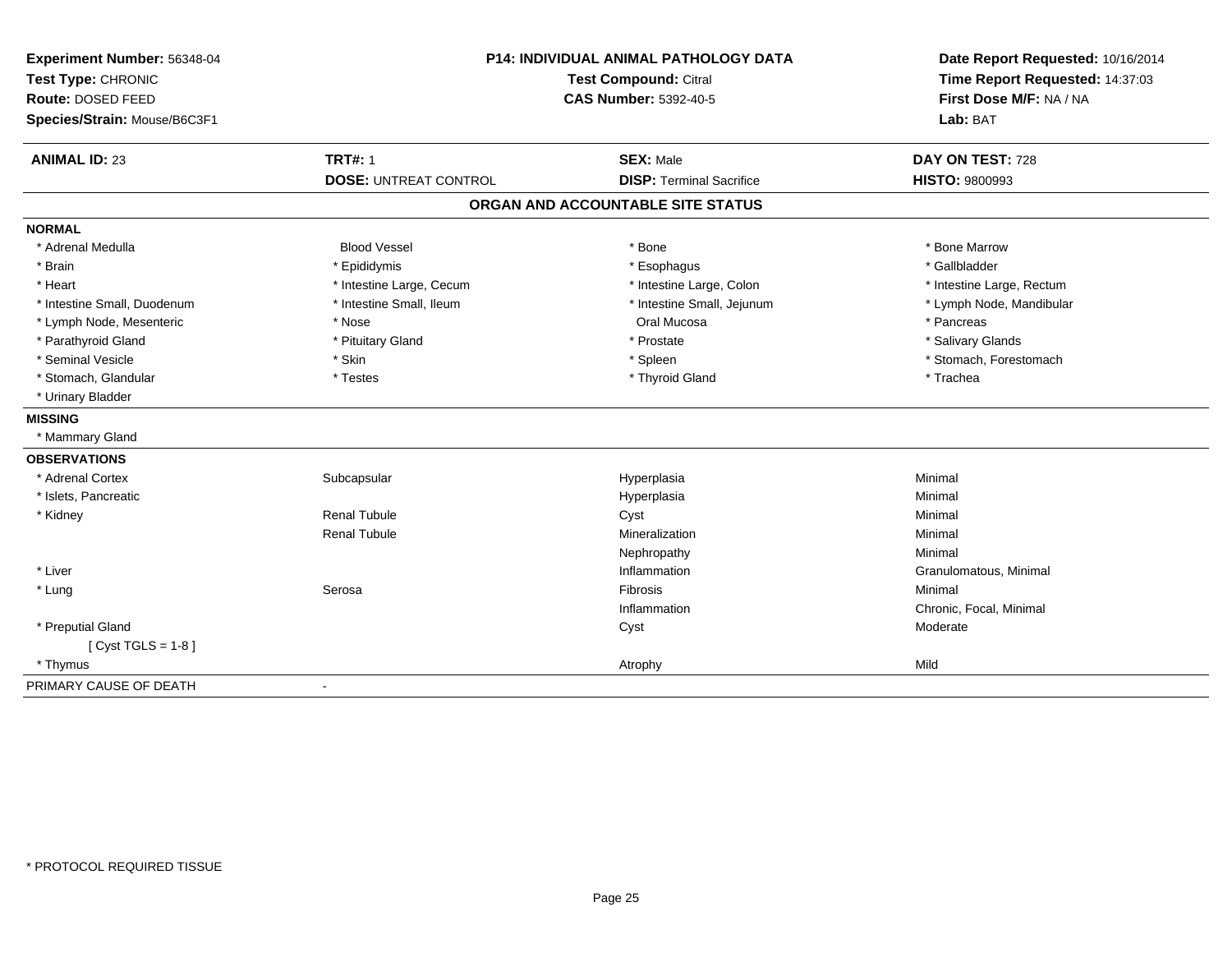**Experiment Number:** 56348-04
**Test Type:** CHRONIC
**Route:** DOSED FEED
**Species/Strain:** Mouse/B6C3F1

**P14: INDIVIDUAL ANIMAL PATHOLOGY DATA**
**Test Compound:** Citral
**CAS Number:** 5392-40-5

**Date Report Requested:** 10/16/2014
**Time Report Requested:** 14:37:03
**First Dose M/F:** NA / NA
**Lab:** BAT

| **ANIMAL ID:** 23 | **TRT#:** 1 | **SEX:** Male | **DAY ON TEST:** 728 |
|---|---|---|---|
| | **DOSE:** UNTREAT CONTROL | **DISP:** Terminal Sacrifice | **HISTO:** 9800993 |

## ORGAN AND ACCOUNTABLE SITE STATUS

**NORMAL**

| | | | |
|---|---|---|---|
| * Adrenal Medulla | Blood Vessel | * Bone | * Bone Marrow |
| * Brain | * Epididymis | * Esophagus | * Gallbladder |
| * Heart | * Intestine Large, Cecum | * Intestine Large, Colon | * Intestine Large, Rectum |
| * Intestine Small, Duodenum | * Intestine Small, Ileum | * Intestine Small, Jejunum | * Lymph Node, Mandibular |
| * Lymph Node, Mesenteric | * Nose | Oral Mucosa | * Pancreas |
| * Parathyroid Gland | * Pituitary Gland | * Prostate | * Salivary Glands |
| * Seminal Vesicle | * Skin | * Spleen | * Stomach, Forestomach |
| * Stomach, Glandular | * Testes | * Thyroid Gland | * Trachea |
| * Urinary Bladder | | | |

**MISSING**

* Mammary Gland

**OBSERVATIONS**

| | | | |
|---|---|---|---|
| * Adrenal Cortex | Subcapsular | Hyperplasia | Minimal |
| * Islets, Pancreatic | | Hyperplasia | Minimal |
| * Kidney | Renal Tubule | Cyst | Minimal |
| | Renal Tubule | Mineralization | Minimal |
| | | Nephropathy | Minimal |
| * Liver | | Inflammation | Granulomatous, Minimal |
| * Lung | Serosa | Fibrosis | Minimal |
| | | Inflammation | Chronic, Focal, Minimal |
| * Preputial Gland | | Cyst | Moderate |
| [ Cyst TGLS = 1-8 ] | | | |
| * Thymus | | Atrophy | Mild |

PRIMARY CAUSE OF DEATH -

* PROTOCOL REQUIRED TISSUE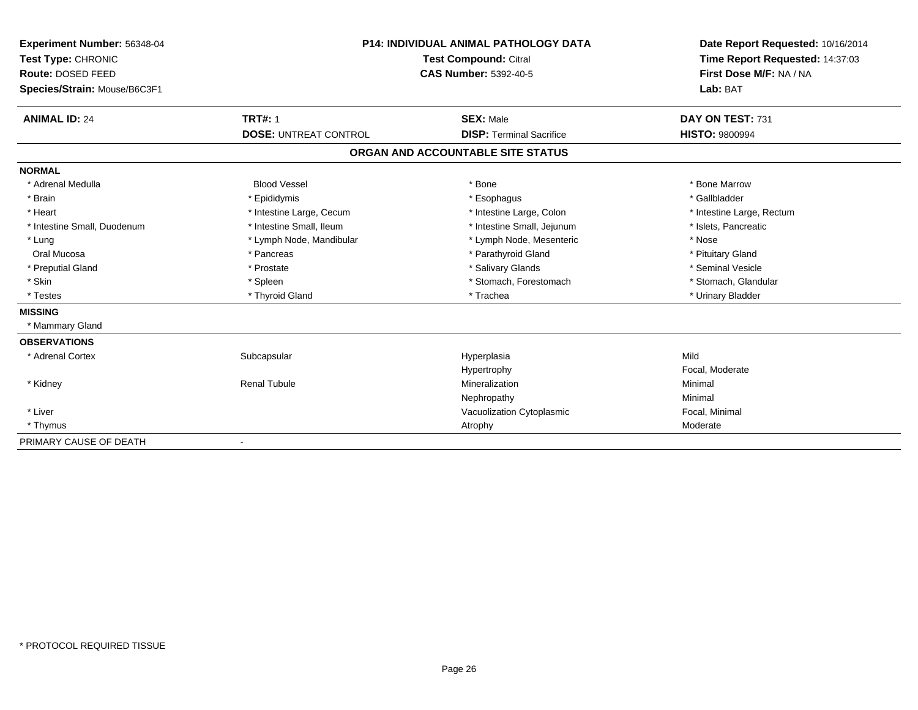**Experiment Number:** 56348-04
**Test Type:** CHRONIC
**Route:** DOSED FEED
**Species/Strain:** Mouse/B6C3F1

**P14: INDIVIDUAL ANIMAL PATHOLOGY DATA**
**Test Compound:** Citral
**CAS Number:** 5392-40-5

**Date Report Requested:** 10/16/2014
**Time Report Requested:** 14:37:03
**First Dose M/F:** NA / NA
**Lab:** BAT

| **ANIMAL ID:** 24 | **TRT#:** 1 | **SEX:** Male | **DAY ON TEST:** 731 |
|---|---|---|---|
| | **DOSE:** UNTREAT CONTROL | **DISP:** Terminal Sacrifice | **HISTO:** 9800994 |

## ORGAN AND ACCOUNTABLE SITE STATUS

| | | | |
|---|---|---|---|
| **NORMAL** | | | |
| * Adrenal Medulla | Blood Vessel | * Bone | * Bone Marrow |
| * Brain | * Epididymis | * Esophagus | * Gallbladder |
| * Heart | * Intestine Large, Cecum | * Intestine Large, Colon | * Intestine Large, Rectum |
| * Intestine Small, Duodenum | * Intestine Small, Ileum | * Intestine Small, Jejunum | * Islets, Pancreatic |
| * Lung | * Lymph Node, Mandibular | * Lymph Node, Mesenteric | * Nose |
| Oral Mucosa | * Pancreas | * Parathyroid Gland | * Pituitary Gland |
| * Preputial Gland | * Prostate | * Salivary Glands | * Seminal Vesicle |
| * Skin | * Spleen | * Stomach, Forestomach | * Stomach, Glandular |
| * Testes | * Thyroid Gland | * Trachea | * Urinary Bladder |
| **MISSING** | | | |
| * Mammary Gland | | | |
| **OBSERVATIONS** | | | |
| * Adrenal Cortex | Subcapsular | Hyperplasia | Mild |
| | | Hypertrophy | Focal, Moderate |
| * Kidney | Renal Tubule | Mineralization | Minimal |
| | | Nephropathy | Minimal |
| * Liver | | Vacuolization Cytoplasmic | Focal, Minimal |
| * Thymus | | Atrophy | Moderate |
| PRIMARY CAUSE OF DEATH | - | | |

\* PROTOCOL REQUIRED TISSUE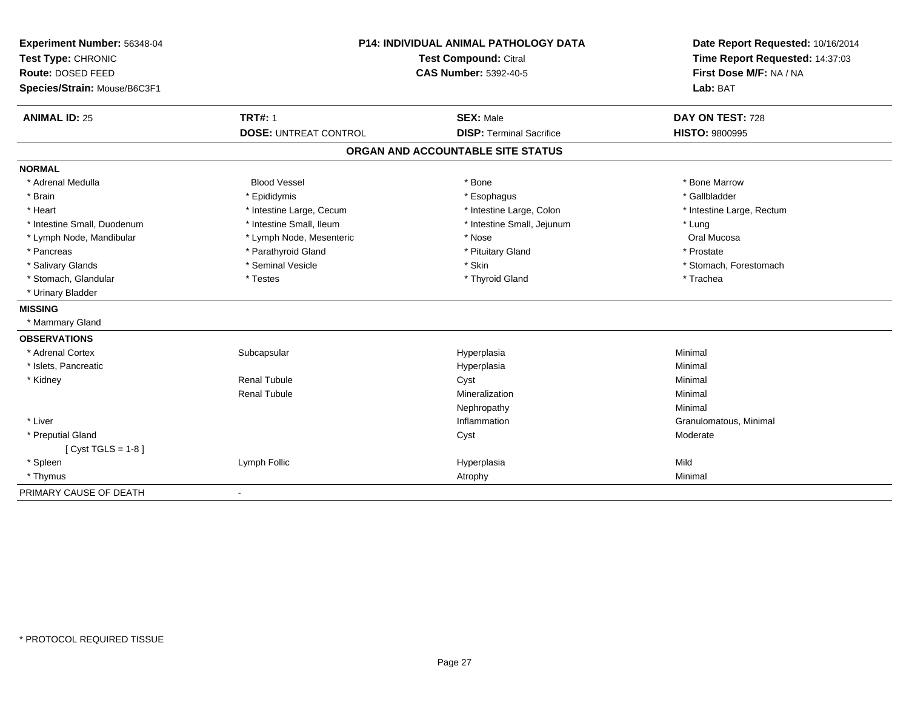**Experiment Number:** 56348-04
**Test Type:** CHRONIC
**Route:** DOSED FEED
**Species/Strain:** Mouse/B6C3F1

**P14: INDIVIDUAL ANIMAL PATHOLOGY DATA**
**Test Compound:** Citral
**CAS Number:** 5392-40-5

**Date Report Requested:** 10/16/2014
**Time Report Requested:** 14:37:03
**First Dose M/F:** NA / NA
**Lab:** BAT

| **ANIMAL ID:** 25 | **TRT#:** 1 | **SEX:** Male | **DAY ON TEST:** 728 |
|---|---|---|---|
| | **DOSE:** UNTREAT CONTROL | **DISP:** Terminal Sacrifice | **HISTO:** 9800995 |

## ORGAN AND ACCOUNTABLE SITE STATUS

**NORMAL**

| | | | |
|---|---|---|---|
| * Adrenal Medulla | Blood Vessel | * Bone | * Bone Marrow |
| * Brain | * Epididymis | * Esophagus | * Gallbladder |
| * Heart | * Intestine Large, Cecum | * Intestine Large, Colon | * Intestine Large, Rectum |
| * Intestine Small, Duodenum | * Intestine Small, Ileum | * Intestine Small, Jejunum | * Lung |
| * Lymph Node, Mandibular | * Lymph Node, Mesenteric | * Nose | Oral Mucosa |
| * Pancreas | * Parathyroid Gland | * Pituitary Gland | * Prostate |
| * Salivary Glands | * Seminal Vesicle | * Skin | * Stomach, Forestomach |
| * Stomach, Glandular | * Testes | * Thyroid Gland | * Trachea |
| * Urinary Bladder | | | |

**MISSING**

* Mammary Gland

**OBSERVATIONS**

| | | | |
|---|---|---|---|
| * Adrenal Cortex | Subcapsular | Hyperplasia | Minimal |
| * Islets, Pancreatic | | Hyperplasia | Minimal |
| * Kidney | Renal Tubule | Cyst | Minimal |
| | Renal Tubule | Mineralization | Minimal |
| | | Nephropathy | Minimal |
| * Liver | | Inflammation | Granulomatous, Minimal |
| * Preputial Gland | | Cyst | Moderate |
| [ Cyst TGLS = 1-8 ] | | | |
| * Spleen | Lymph Follic | Hyperplasia | Mild |
| * Thymus | | Atrophy | Minimal |

PRIMARY CAUSE OF DEATH -

* PROTOCOL REQUIRED TISSUE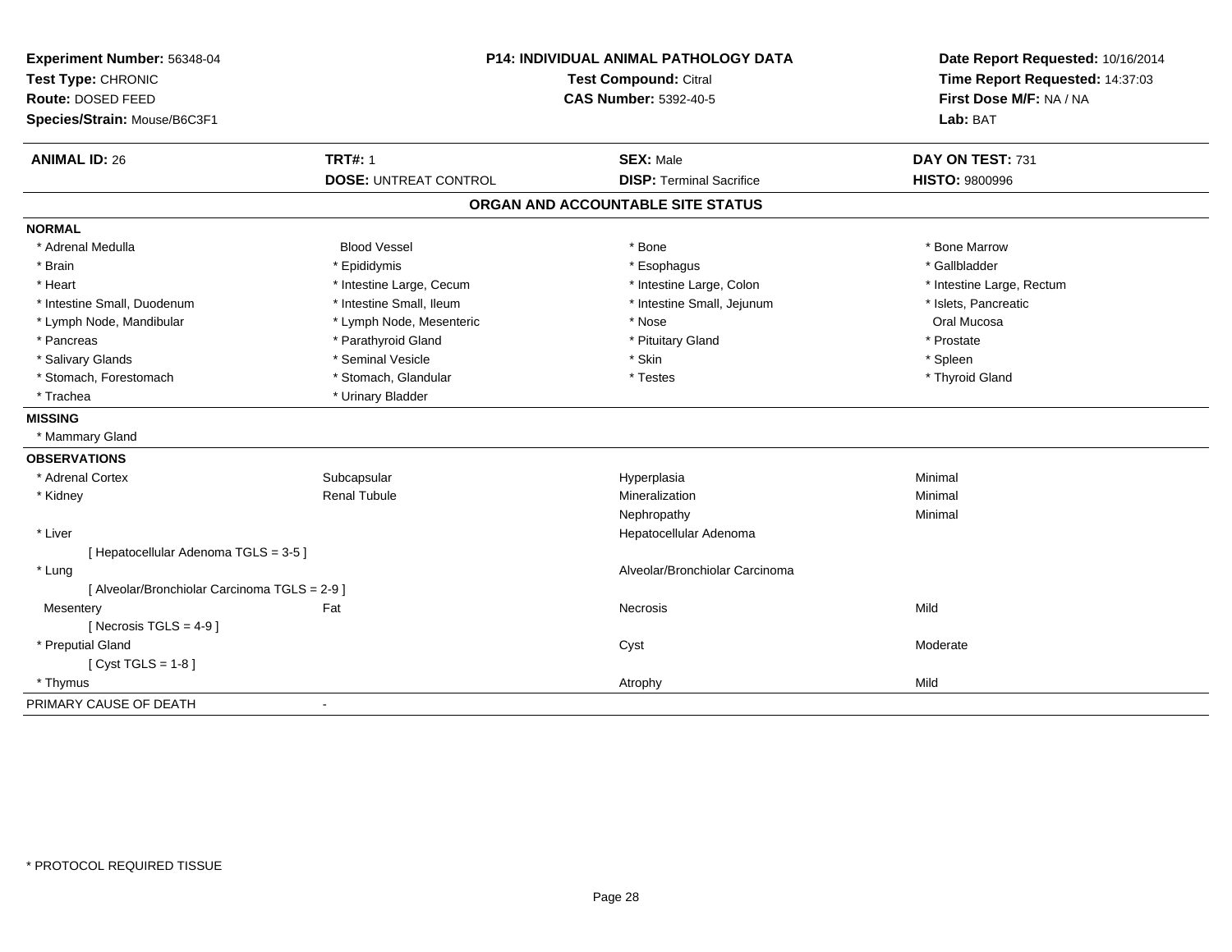**Experiment Number:** 56348-04
**Test Type:** CHRONIC
**Route:** DOSED FEED
**Species/Strain:** Mouse/B6C3F1

**P14: INDIVIDUAL ANIMAL PATHOLOGY DATA**
**Test Compound:** Citral
**CAS Number:** 5392-40-5

**Date Report Requested:** 10/16/2014
**Time Report Requested:** 14:37:03
**First Dose M/F:** NA / NA
**Lab:** BAT

| **ANIMAL ID:** 26 | **TRT#:** 1 | **SEX:** Male | **DAY ON TEST:** 731 |
|---|---|---|---|
| | **DOSE:** UNTREAT CONTROL | **DISP:** Terminal Sacrifice | **HISTO:** 9800996 |

## ORGAN AND ACCOUNTABLE SITE STATUS

**NORMAL**

| | | | |
|---|---|---|---|
| * Adrenal Medulla | Blood Vessel | * Bone | * Bone Marrow |
| * Brain | * Epididymis | * Esophagus | * Gallbladder |
| * Heart | * Intestine Large, Cecum | * Intestine Large, Colon | * Intestine Large, Rectum |
| * Intestine Small, Duodenum | * Intestine Small, Ileum | * Intestine Small, Jejunum | * Islets, Pancreatic |
| * Lymph Node, Mandibular | * Lymph Node, Mesenteric | * Nose | Oral Mucosa |
| * Pancreas | * Parathyroid Gland | * Pituitary Gland | * Prostate |
| * Salivary Glands | * Seminal Vesicle | * Skin | * Spleen |
| * Stomach, Forestomach | * Stomach, Glandular | * Testes | * Thyroid Gland |
| * Trachea | * Urinary Bladder | | |

**MISSING**

* Mammary Gland

**OBSERVATIONS**

| | | | |
|---|---|---|---|
| * Adrenal Cortex | Subcapsular | Hyperplasia | Minimal |
| * Kidney | Renal Tubule | Mineralization | Minimal |
| | | Nephropathy | Minimal |
| * Liver | | Hepatocellular Adenoma | |
| [ Hepatocellular Adenoma TGLS = 3-5 ] | | | |
| * Lung | | Alveolar/Bronchiolar Carcinoma | |
| [ Alveolar/Bronchiolar Carcinoma TGLS = 2-9 ] | | | |
| Mesentery | Fat | Necrosis | Mild |
| [ Necrosis TGLS = 4-9 ] | | | |
| * Preputial Gland | | Cyst | Moderate |
| [ Cyst TGLS = 1-8 ] | | | |
| * Thymus | | Atrophy | Mild |

PRIMARY CAUSE OF DEATH -

* PROTOCOL REQUIRED TISSUE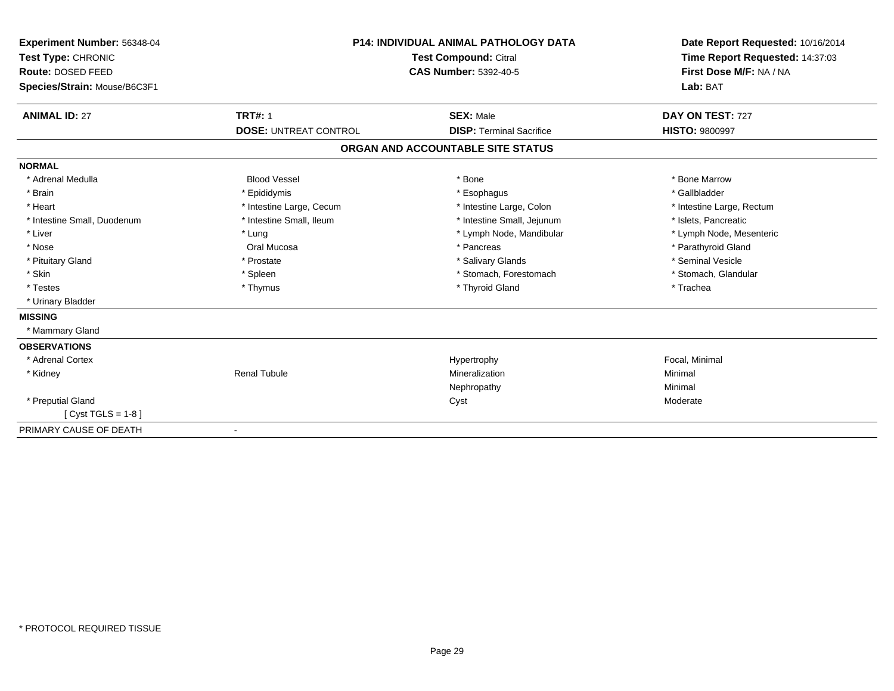**Experiment Number:** 56348-04
**Test Type:** CHRONIC
**Route:** DOSED FEED
**Species/Strain:** Mouse/B6C3F1

**P14: INDIVIDUAL ANIMAL PATHOLOGY DATA**
**Test Compound:** Citral
**CAS Number:** 5392-40-5

**Date Report Requested:** 10/16/2014
**Time Report Requested:** 14:37:03
**First Dose M/F:** NA / NA
**Lab:** BAT

| **ANIMAL ID:** 27 | **TRT#:** 1 | **SEX:** Male | **DAY ON TEST:** 727 |
|---|---|---|---|
| | **DOSE:** UNTREAT CONTROL | **DISP:** Terminal Sacrifice | **HISTO:** 9800997 |

## ORGAN AND ACCOUNTABLE SITE STATUS

**NORMAL**

| | | | |
|---|---|---|---|
| * Adrenal Medulla | Blood Vessel | * Bone | * Bone Marrow |
| * Brain | * Epididymis | * Esophagus | * Gallbladder |
| * Heart | * Intestine Large, Cecum | * Intestine Large, Colon | * Intestine Large, Rectum |
| * Intestine Small, Duodenum | * Intestine Small, Ileum | * Intestine Small, Jejunum | * Islets, Pancreatic |
| * Liver | * Lung | * Lymph Node, Mandibular | * Lymph Node, Mesenteric |
| * Nose | Oral Mucosa | * Pancreas | * Parathyroid Gland |
| * Pituitary Gland | * Prostate | * Salivary Glands | * Seminal Vesicle |
| * Skin | * Spleen | * Stomach, Forestomach | * Stomach, Glandular |
| * Testes | * Thymus | * Thyroid Gland | * Trachea |
| * Urinary Bladder | | | |

**MISSING**

* Mammary Gland

**OBSERVATIONS**

| | | | |
|---|---|---|---|
| * Adrenal Cortex | | Hypertrophy | Focal, Minimal |
| * Kidney | Renal Tubule | Mineralization | Minimal |
| | | Nephropathy | Minimal |
| * Preputial Gland | | Cyst | Moderate |
| [ Cyst TGLS = 1-8 ] | | | |

PRIMARY CAUSE OF DEATH -

* PROTOCOL REQUIRED TISSUE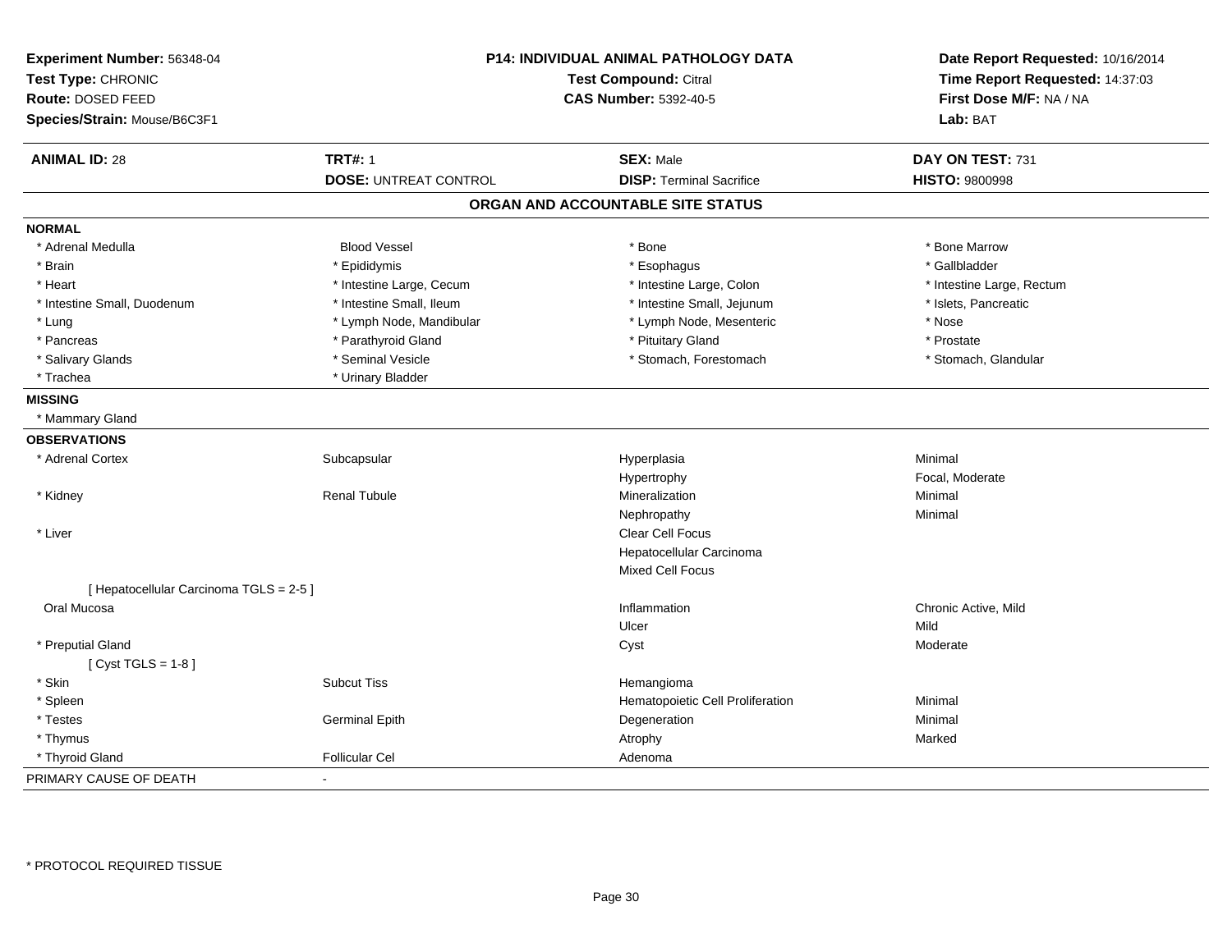**Experiment Number:** 56348-04
**Test Type:** CHRONIC
**Route:** DOSED FEED
**Species/Strain:** Mouse/B6C3F1

**P14: INDIVIDUAL ANIMAL PATHOLOGY DATA**
**Test Compound:** Citral
**CAS Number:** 5392-40-5

**Date Report Requested:** 10/16/2014
**Time Report Requested:** 14:37:03
**First Dose M/F:** NA / NA
**Lab:** BAT

| **ANIMAL ID:** 28 | **TRT#:** 1 | **SEX:** Male | **DAY ON TEST:** 731 |
|---|---|---|---|
| | **DOSE:** UNTREAT CONTROL | **DISP:** Terminal Sacrifice | **HISTO:** 9800998 |

## ORGAN AND ACCOUNTABLE SITE STATUS

| | | | |
|---|---|---|---|
| **NORMAL** | | | |
| * Adrenal Medulla | Blood Vessel | * Bone | * Bone Marrow |
| * Brain | * Epididymis | * Esophagus | * Gallbladder |
| * Heart | * Intestine Large, Cecum | * Intestine Large, Colon | * Intestine Large, Rectum |
| * Intestine Small, Duodenum | * Intestine Small, Ileum | * Intestine Small, Jejunum | * Islets, Pancreatic |
| * Lung | * Lymph Node, Mandibular | * Lymph Node, Mesenteric | * Nose |
| * Pancreas | * Parathyroid Gland | * Pituitary Gland | * Prostate |
| * Salivary Glands | * Seminal Vesicle | * Stomach, Forestomach | * Stomach, Glandular |
| * Trachea | * Urinary Bladder | | |
| **MISSING** | | | |
| * Mammary Gland | | | |
| **OBSERVATIONS** | | | |
| * Adrenal Cortex | Subcapsular | Hyperplasia | Minimal |
| | | Hypertrophy | Focal, Moderate |
| * Kidney | Renal Tubule | Mineralization | Minimal |
| | | Nephropathy | Minimal |
| * Liver | | Clear Cell Focus | |
| | | Hepatocellular Carcinoma | |
| | | Mixed Cell Focus | |
| [ Hepatocellular Carcinoma TGLS = 2-5 ] | | | |
| Oral Mucosa | | Inflammation | Chronic Active, Mild |
| | | Ulcer | Mild |
| * Preputial Gland | | Cyst | Moderate |
| [ Cyst TGLS = 1-8 ] | | | |
| * Skin | Subcut Tiss | Hemangioma | |
| * Spleen | | Hematopoietic Cell Proliferation | Minimal |
| * Testes | Germinal Epith | Degeneration | Minimal |
| * Thymus | | Atrophy | Marked |
| * Thyroid Gland | Follicular Cel | Adenoma | |
| PRIMARY CAUSE OF DEATH | - | | |

* PROTOCOL REQUIRED TISSUE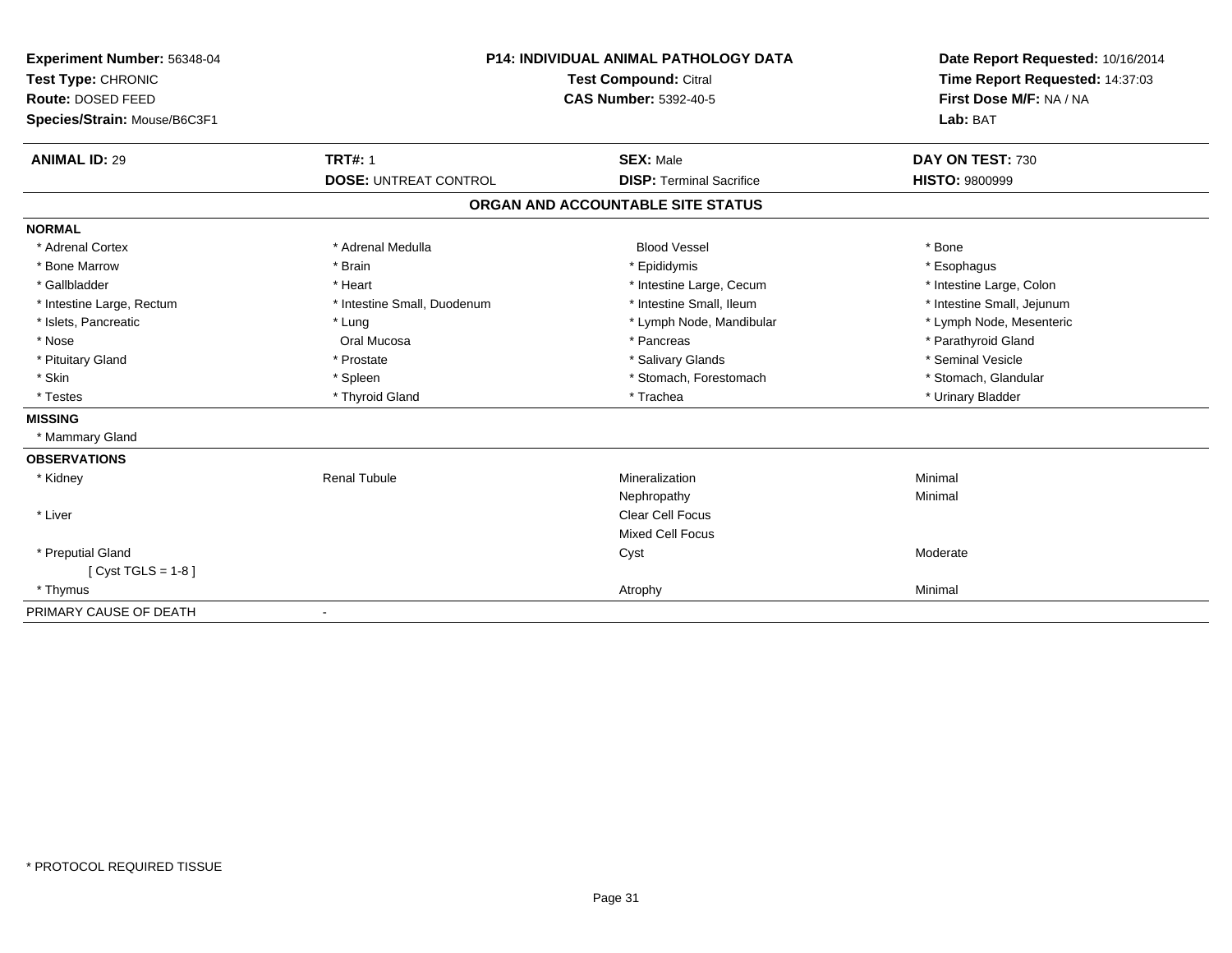**Experiment Number:** 56348-04
**Test Type:** CHRONIC
**Route:** DOSED FEED
**Species/Strain:** Mouse/B6C3F1

**P14: INDIVIDUAL ANIMAL PATHOLOGY DATA**
**Test Compound:** Citral
**CAS Number:** 5392-40-5

**Date Report Requested:** 10/16/2014
**Time Report Requested:** 14:37:03
**First Dose M/F:** NA / NA
**Lab:** BAT

| **ANIMAL ID:** 29 | **TRT#:** 1 | **SEX:** Male | **DAY ON TEST:** 730 |
|---|---|---|---|
| | **DOSE:** UNTREAT CONTROL | **DISP:** Terminal Sacrifice | **HISTO:** 9800999 |

## ORGAN AND ACCOUNTABLE SITE STATUS

**NORMAL**

| | | | |
|---|---|---|---|
| * Adrenal Cortex | * Adrenal Medulla | Blood Vessel | * Bone |
| * Bone Marrow | * Brain | * Epididymis | * Esophagus |
| * Gallbladder | * Heart | * Intestine Large, Cecum | * Intestine Large, Colon |
| * Intestine Large, Rectum | * Intestine Small, Duodenum | * Intestine Small, Ileum | * Intestine Small, Jejunum |
| * Islets, Pancreatic | * Lung | * Lymph Node, Mandibular | * Lymph Node, Mesenteric |
| * Nose | Oral Mucosa | * Pancreas | * Parathyroid Gland |
| * Pituitary Gland | * Prostate | * Salivary Glands | * Seminal Vesicle |
| * Skin | * Spleen | * Stomach, Forestomach | * Stomach, Glandular |
| * Testes | * Thyroid Gland | * Trachea | * Urinary Bladder |

**MISSING**

* Mammary Gland

**OBSERVATIONS**

| | | | |
|---|---|---|---|
| * Kidney | Renal Tubule | Mineralization | Minimal |
| | | Nephropathy | Minimal |
| * Liver | | Clear Cell Focus | |
| | | Mixed Cell Focus | |
| * Preputial Gland | | Cyst | Moderate |
| [ Cyst TGLS = 1-8 ] | | | |
| * Thymus | | Atrophy | Minimal |

PRIMARY CAUSE OF DEATH -

* PROTOCOL REQUIRED TISSUE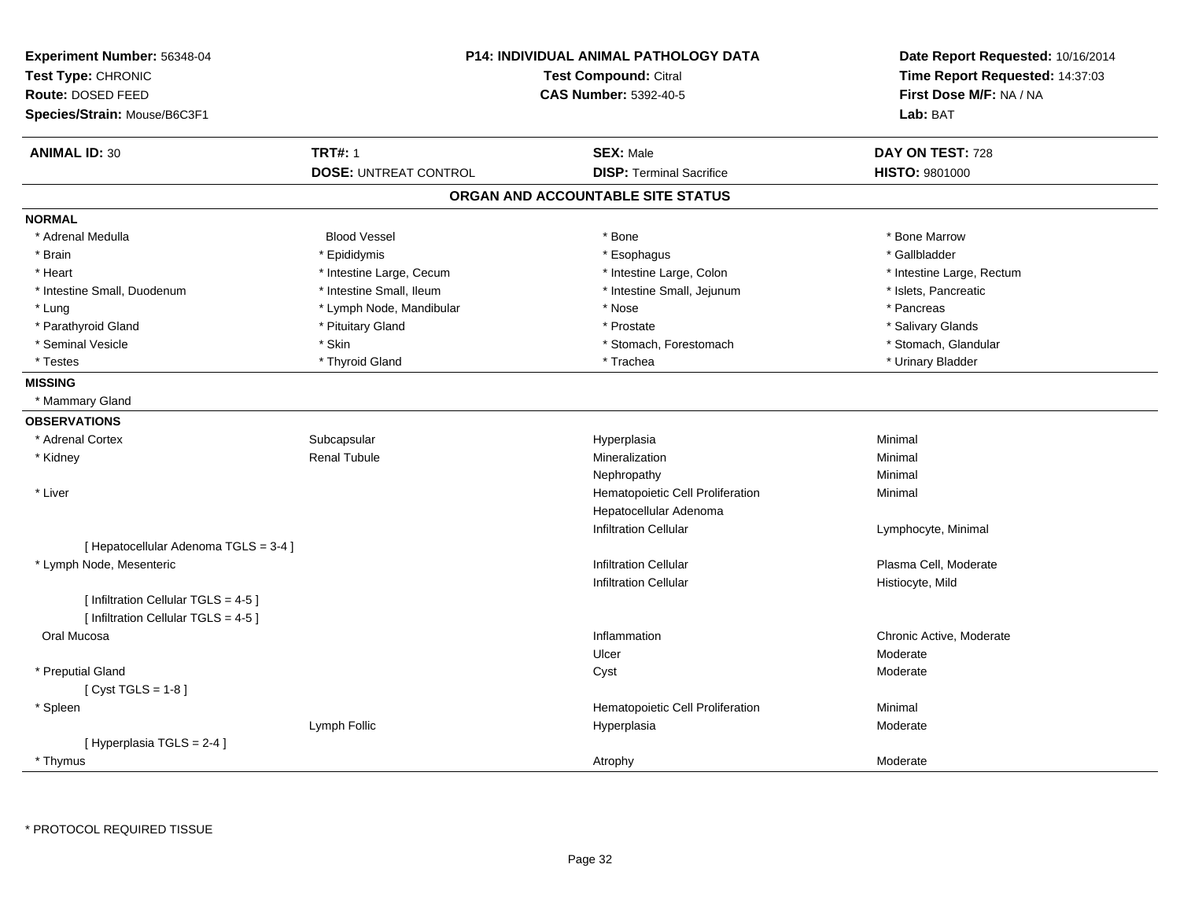**Experiment Number:** 56348-04
**Test Type:** CHRONIC
**Route:** DOSED FEED
**Species/Strain:** Mouse/B6C3F1

**P14: INDIVIDUAL ANIMAL PATHOLOGY DATA**
**Test Compound:** Citral
**CAS Number:** 5392-40-5

**Date Report Requested:** 10/16/2014
**Time Report Requested:** 14:37:03
**First Dose M/F:** NA / NA
**Lab:** BAT

| **ANIMAL ID:** 30 | **TRT#:** 1 | **SEX:** Male | **DAY ON TEST:** 728 |
|---|---|---|---|
| | **DOSE:** UNTREAT CONTROL | **DISP:** Terminal Sacrifice | **HISTO:** 9801000 |

## ORGAN AND ACCOUNTABLE SITE STATUS

**NORMAL**

| | | | |
|---|---|---|---|
| * Adrenal Medulla | Blood Vessel | * Bone | * Bone Marrow |
| * Brain | * Epididymis | * Esophagus | * Gallbladder |
| * Heart | * Intestine Large, Cecum | * Intestine Large, Colon | * Intestine Large, Rectum |
| * Intestine Small, Duodenum | * Intestine Small, Ileum | * Intestine Small, Jejunum | * Islets, Pancreatic |
| * Lung | * Lymph Node, Mandibular | * Nose | * Pancreas |
| * Parathyroid Gland | * Pituitary Gland | * Prostate | * Salivary Glands |
| * Seminal Vesicle | * Skin | * Stomach, Forestomach | * Stomach, Glandular |
| * Testes | * Thyroid Gland | * Trachea | * Urinary Bladder |

**MISSING**

* Mammary Gland

**OBSERVATIONS**

| | | | |
|---|---|---|---|
| * Adrenal Cortex | Subcapsular | Hyperplasia | Minimal |
| * Kidney | Renal Tubule | Mineralization | Minimal |
| | | Nephropathy | Minimal |
| * Liver | | Hematopoietic Cell Proliferation | Minimal |
| | | Hepatocellular Adenoma | |
| | | Infiltration Cellular | Lymphocyte, Minimal |
| [ Hepatocellular Adenoma TGLS = 3-4 ] | | | |
| * Lymph Node, Mesenteric | | Infiltration Cellular | Plasma Cell, Moderate |
| | | Infiltration Cellular | Histiocyte, Mild |
| [ Infiltration Cellular TGLS = 4-5 ] | | | |
| [ Infiltration Cellular TGLS = 4-5 ] | | | |
| Oral Mucosa | | Inflammation | Chronic Active, Moderate |
| | | Ulcer | Moderate |
| * Preputial Gland | | Cyst | Moderate |
| [ Cyst TGLS = 1-8 ] | | | |
| * Spleen | | Hematopoietic Cell Proliferation | Minimal |
| | Lymph Follic | Hyperplasia | Moderate |
| [ Hyperplasia TGLS = 2-4 ] | | | |
| * Thymus | | Atrophy | Moderate |

* PROTOCOL REQUIRED TISSUE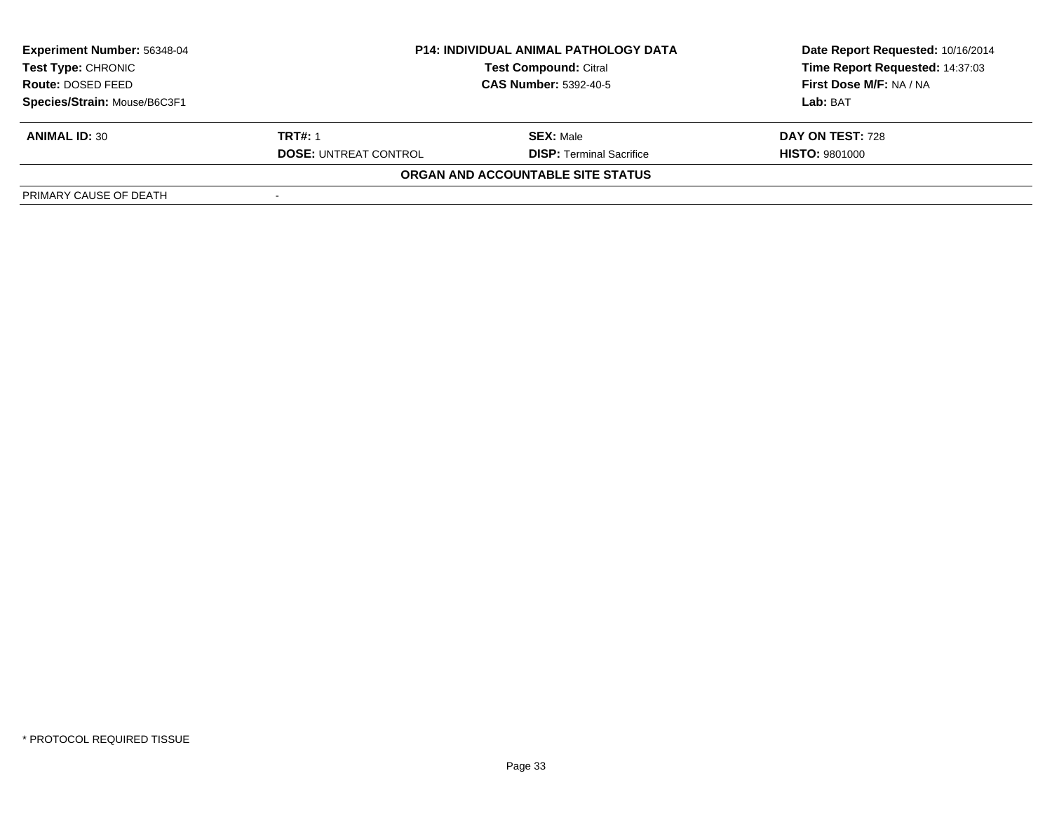| **Experiment Number:** 56348-04 | **P14: INDIVIDUAL ANIMAL PATHOLOGY DATA** | **Date Report Requested:** 10/16/2014 |
|---|---|---|
| **Test Type:** CHRONIC | **Test Compound:** Citral | **Time Report Requested:** 14:37:03 |
| **Route:** DOSED FEED | **CAS Number:** 5392-40-5 | **First Dose M/F:** NA / NA |
| **Species/Strain:** Mouse/B6C3F1 | | **Lab:** BAT |

| **ANIMAL ID:** 30 | **TRT#:** 1 | **SEX:** Male | **DAY ON TEST:** 728 |
|---|---|---|---|
| | **DOSE:** UNTREAT CONTROL | **DISP:** Terminal Sacrifice | **HISTO:** 9801000 |

**ORGAN AND ACCOUNTABLE SITE STATUS**

| PRIMARY CAUSE OF DEATH | - |
|---|---|

* PROTOCOL REQUIRED TISSUE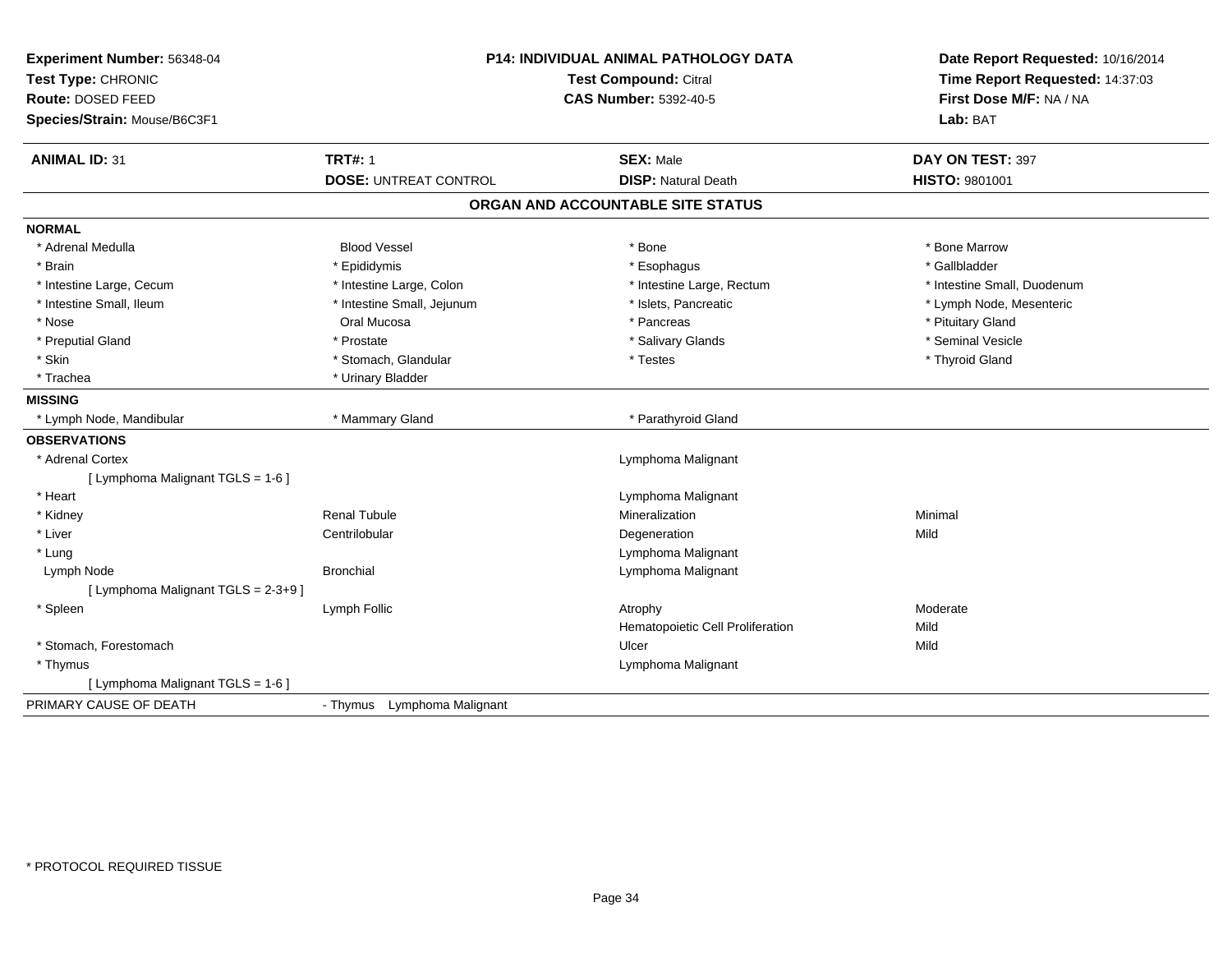**Experiment Number:** 56348-04
**Test Type:** CHRONIC
**Route:** DOSED FEED
**Species/Strain:** Mouse/B6C3F1

**P14: INDIVIDUAL ANIMAL PATHOLOGY DATA**
**Test Compound:** Citral
**CAS Number:** 5392-40-5

**Date Report Requested:** 10/16/2014
**Time Report Requested:** 14:37:03
**First Dose M/F:** NA / NA
**Lab:** BAT

| **ANIMAL ID:** 31 | **TRT#:** 1 | **SEX:** Male | **DAY ON TEST:** 397 |
|---|---|---|---|
| | **DOSE:** UNTREAT CONTROL | **DISP:** Natural Death | **HISTO:** 9801001 |

## ORGAN AND ACCOUNTABLE SITE STATUS

**NORMAL**

| | | | |
|---|---|---|---|
| * Adrenal Medulla | Blood Vessel | * Bone | * Bone Marrow |
| * Brain | * Epididymis | * Esophagus | * Gallbladder |
| * Intestine Large, Cecum | * Intestine Large, Colon | * Intestine Large, Rectum | * Intestine Small, Duodenum |
| * Intestine Small, Ileum | * Intestine Small, Jejunum | * Islets, Pancreatic | * Lymph Node, Mesenteric |
| * Nose | Oral Mucosa | * Pancreas | * Pituitary Gland |
| * Preputial Gland | * Prostate | * Salivary Glands | * Seminal Vesicle |
| * Skin | * Stomach, Glandular | * Testes | * Thyroid Gland |
| * Trachea | * Urinary Bladder | | |

**MISSING**

| | | |
|---|---|---|
| * Lymph Node, Mandibular | * Mammary Gland | * Parathyroid Gland |

**OBSERVATIONS**

| | | | |
|---|---|---|---|
| * Adrenal Cortex | | Lymphoma Malignant | |
| [ Lymphoma Malignant TGLS = 1-6 ] | | | |
| * Heart | | Lymphoma Malignant | |
| * Kidney | Renal Tubule | Mineralization | Minimal |
| * Liver | Centrilobular | Degeneration | Mild |
| * Lung | | Lymphoma Malignant | |
| Lymph Node | Bronchial | Lymphoma Malignant | |
| [ Lymphoma Malignant TGLS = 2-3+9 ] | | | |
| * Spleen | Lymph Follic | Atrophy | Moderate |
| | | Hematopoietic Cell Proliferation | Mild |
| * Stomach, Forestomach | | Ulcer | Mild |
| * Thymus | | Lymphoma Malignant | |
| [ Lymphoma Malignant TGLS = 1-6 ] | | | |

PRIMARY CAUSE OF DEATH - Thymus Lymphoma Malignant

* PROTOCOL REQUIRED TISSUE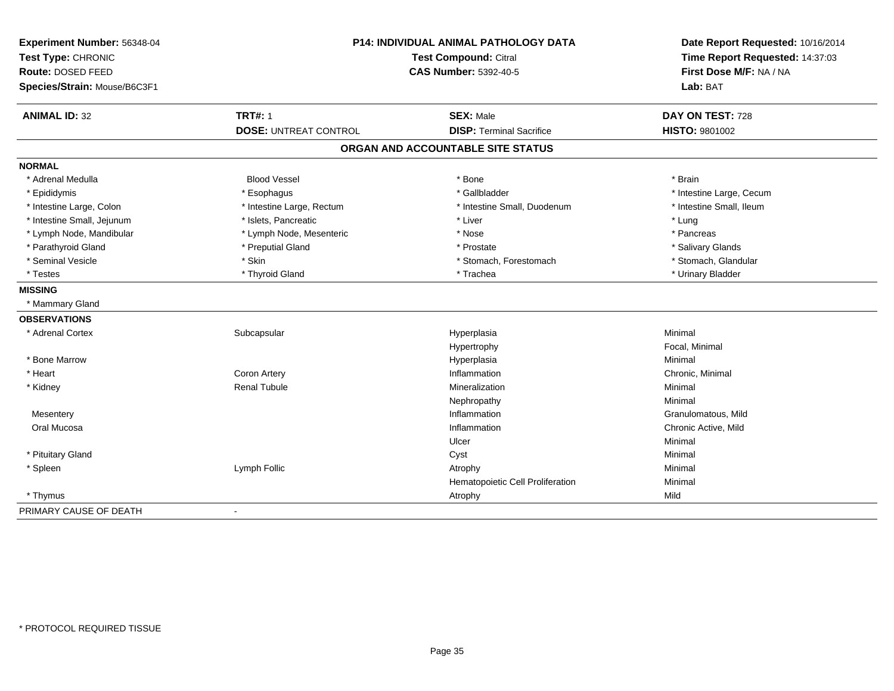**Experiment Number:** 56348-04
**Test Type:** CHRONIC
**Route:** DOSED FEED
**Species/Strain:** Mouse/B6C3F1

**P14: INDIVIDUAL ANIMAL PATHOLOGY DATA**
**Test Compound:** Citral
**CAS Number:** 5392-40-5

**Date Report Requested:** 10/16/2014
**Time Report Requested:** 14:37:03
**First Dose M/F:** NA / NA
**Lab:** BAT

| **ANIMAL ID:** 32 | **TRT#:** 1 | **SEX:** Male | **DAY ON TEST:** 728 |
|---|---|---|---|
| | **DOSE:** UNTREAT CONTROL | **DISP:** Terminal Sacrifice | **HISTO:** 9801002 |

## ORGAN AND ACCOUNTABLE SITE STATUS

**NORMAL**

| | | | |
|---|---|---|---|
| * Adrenal Medulla | Blood Vessel | * Bone | * Brain |
| * Epididymis | * Esophagus | * Gallbladder | * Intestine Large, Cecum |
| * Intestine Large, Colon | * Intestine Large, Rectum | * Intestine Small, Duodenum | * Intestine Small, Ileum |
| * Intestine Small, Jejunum | * Islets, Pancreatic | * Liver | * Lung |
| * Lymph Node, Mandibular | * Lymph Node, Mesenteric | * Nose | * Pancreas |
| * Parathyroid Gland | * Preputial Gland | * Prostate | * Salivary Glands |
| * Seminal Vesicle | * Skin | * Stomach, Forestomach | * Stomach, Glandular |
| * Testes | * Thyroid Gland | * Trachea | * Urinary Bladder |

**MISSING**

* Mammary Gland

**OBSERVATIONS**

| | | | |
|---|---|---|---|
| * Adrenal Cortex | Subcapsular | Hyperplasia | Minimal |
| | | Hypertrophy | Focal, Minimal |
| * Bone Marrow | | Hyperplasia | Minimal |
| * Heart | Coron Artery | Inflammation | Chronic, Minimal |
| * Kidney | Renal Tubule | Mineralization | Minimal |
| | | Nephropathy | Minimal |
| Mesentery | | Inflammation | Granulomatous, Mild |
| Oral Mucosa | | Inflammation | Chronic Active, Mild |
| | | Ulcer | Minimal |
| * Pituitary Gland | | Cyst | Minimal |
| * Spleen | Lymph Follic | Atrophy | Minimal |
| | | Hematopoietic Cell Proliferation | Minimal |
| * Thymus | | Atrophy | Mild |

PRIMARY CAUSE OF DEATH -

* PROTOCOL REQUIRED TISSUE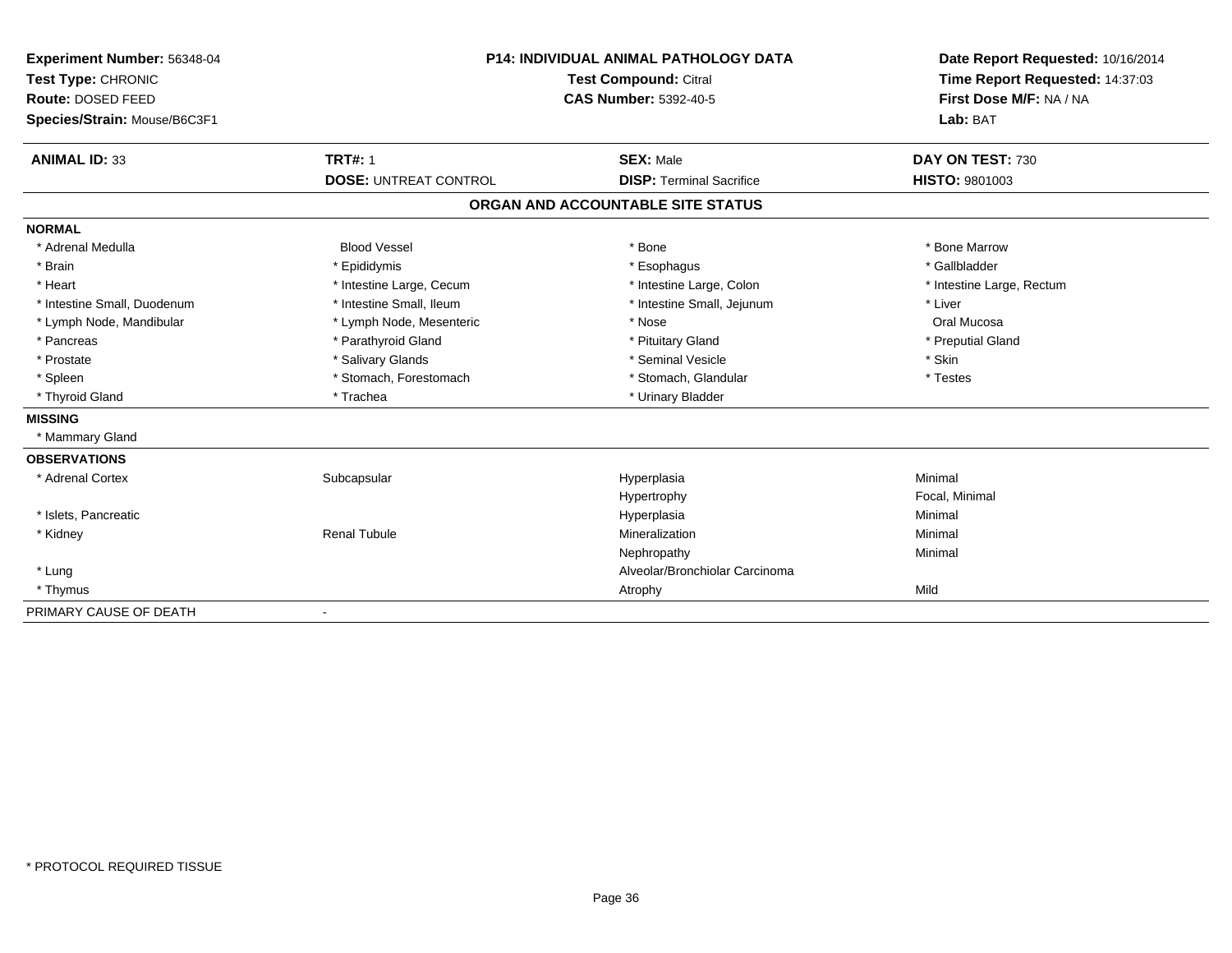**Experiment Number:** 56348-04
**Test Type:** CHRONIC
**Route:** DOSED FEED
**Species/Strain:** Mouse/B6C3F1

**P14: INDIVIDUAL ANIMAL PATHOLOGY DATA**
**Test Compound:** Citral
**CAS Number:** 5392-40-5

**Date Report Requested:** 10/16/2014
**Time Report Requested:** 14:37:03
**First Dose M/F:** NA / NA
**Lab:** BAT

| **ANIMAL ID:** 33 | **TRT#:** 1 | **SEX:** Male | **DAY ON TEST:** 730 |
|---|---|---|---|
| | **DOSE:** UNTREAT CONTROL | **DISP:** Terminal Sacrifice | **HISTO:** 9801003 |

## ORGAN AND ACCOUNTABLE SITE STATUS

**NORMAL**

| | | | |
|---|---|---|---|
| * Adrenal Medulla | Blood Vessel | * Bone | * Bone Marrow |
| * Brain | * Epididymis | * Esophagus | * Gallbladder |
| * Heart | * Intestine Large, Cecum | * Intestine Large, Colon | * Intestine Large, Rectum |
| * Intestine Small, Duodenum | * Intestine Small, Ileum | * Intestine Small, Jejunum | * Liver |
| * Lymph Node, Mandibular | * Lymph Node, Mesenteric | * Nose | Oral Mucosa |
| * Pancreas | * Parathyroid Gland | * Pituitary Gland | * Preputial Gland |
| * Prostate | * Salivary Glands | * Seminal Vesicle | * Skin |
| * Spleen | * Stomach, Forestomach | * Stomach, Glandular | * Testes |
| * Thyroid Gland | * Trachea | * Urinary Bladder | |

**MISSING**

* Mammary Gland

**OBSERVATIONS**

| | | | |
|---|---|---|---|
| * Adrenal Cortex | Subcapsular | Hyperplasia | Minimal |
| | | Hypertrophy | Focal, Minimal |
| * Islets, Pancreatic | | Hyperplasia | Minimal |
| * Kidney | Renal Tubule | Mineralization | Minimal |
| | | Nephropathy | Minimal |
| * Lung | | Alveolar/Bronchiolar Carcinoma | |
| * Thymus | | Atrophy | Mild |

PRIMARY CAUSE OF DEATH -

* PROTOCOL REQUIRED TISSUE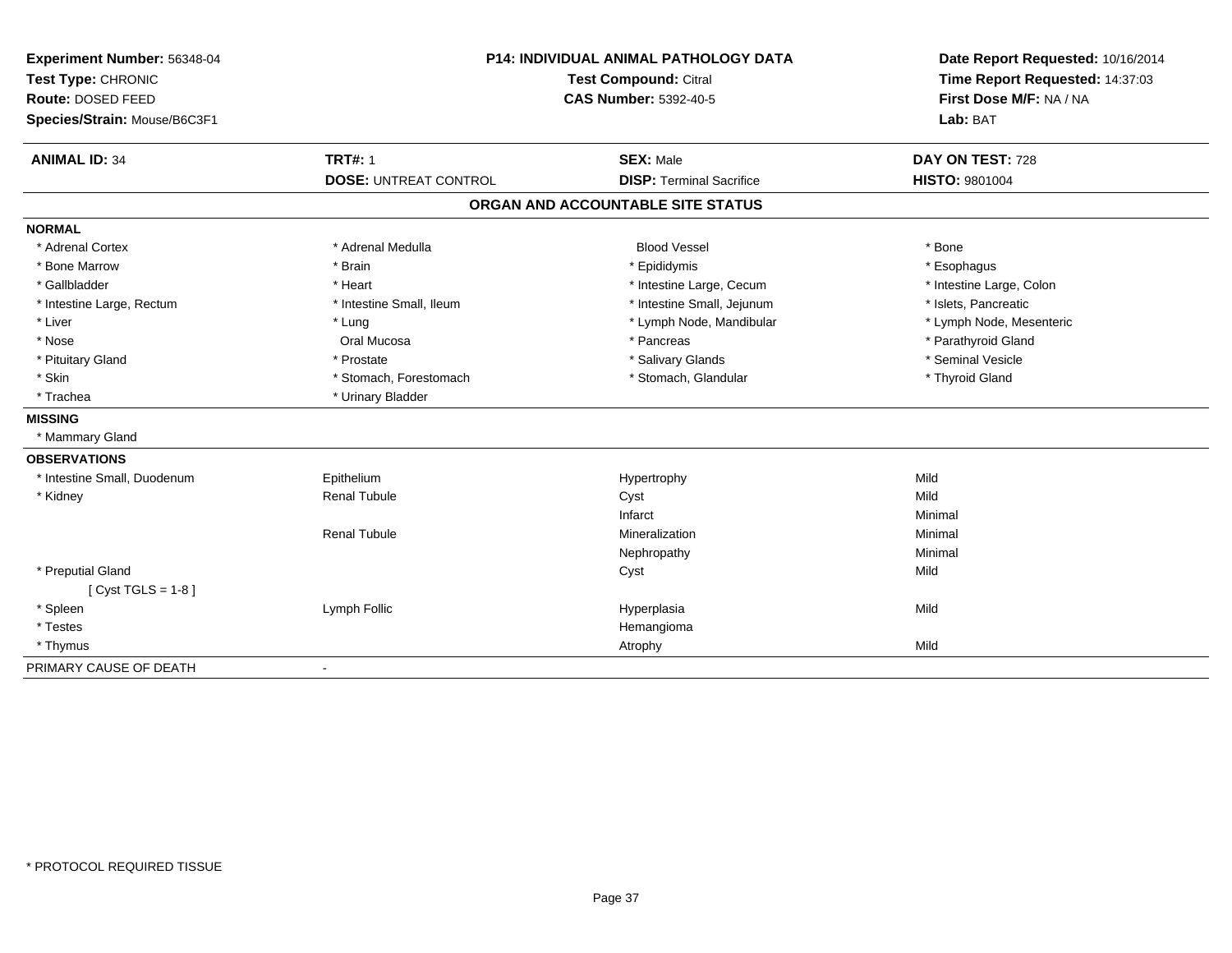**Experiment Number:** 56348-04
**Test Type:** CHRONIC
**Route:** DOSED FEED
**Species/Strain:** Mouse/B6C3F1

**P14: INDIVIDUAL ANIMAL PATHOLOGY DATA**
**Test Compound:** Citral
**CAS Number:** 5392-40-5

**Date Report Requested:** 10/16/2014
**Time Report Requested:** 14:37:03
**First Dose M/F:** NA / NA
**Lab:** BAT

| **ANIMAL ID:** 34 | **TRT#:** 1 | **SEX:** Male | **DAY ON TEST:** 728 |
|---|---|---|---|
| | **DOSE:** UNTREAT CONTROL | **DISP:** Terminal Sacrifice | **HISTO:** 9801004 |

## ORGAN AND ACCOUNTABLE SITE STATUS

**NORMAL**

| | | | |
|---|---|---|---|
| * Adrenal Cortex | * Adrenal Medulla | Blood Vessel | * Bone |
| * Bone Marrow | * Brain | * Epididymis | * Esophagus |
| * Gallbladder | * Heart | * Intestine Large, Cecum | * Intestine Large, Colon |
| * Intestine Large, Rectum | * Intestine Small, Ileum | * Intestine Small, Jejunum | * Islets, Pancreatic |
| * Liver | * Lung | * Lymph Node, Mandibular | * Lymph Node, Mesenteric |
| * Nose | Oral Mucosa | * Pancreas | * Parathyroid Gland |
| * Pituitary Gland | * Prostate | * Salivary Glands | * Seminal Vesicle |
| * Skin | * Stomach, Forestomach | * Stomach, Glandular | * Thyroid Gland |
| * Trachea | * Urinary Bladder | | |

**MISSING**

* Mammary Gland

**OBSERVATIONS**

| | | | |
|---|---|---|---|
| * Intestine Small, Duodenum | Epithelium | Hypertrophy | Mild |
| * Kidney | Renal Tubule | Cyst | Mild |
| | | Infarct | Minimal |
| | Renal Tubule | Mineralization | Minimal |
| | | Nephropathy | Minimal |
| * Preputial Gland | | Cyst | Mild |
| [ Cyst TGLS = 1-8 ] | | | |
| * Spleen | Lymph Follic | Hyperplasia | Mild |
| * Testes | | Hemangioma | |
| * Thymus | | Atrophy | Mild |

PRIMARY CAUSE OF DEATH -

* PROTOCOL REQUIRED TISSUE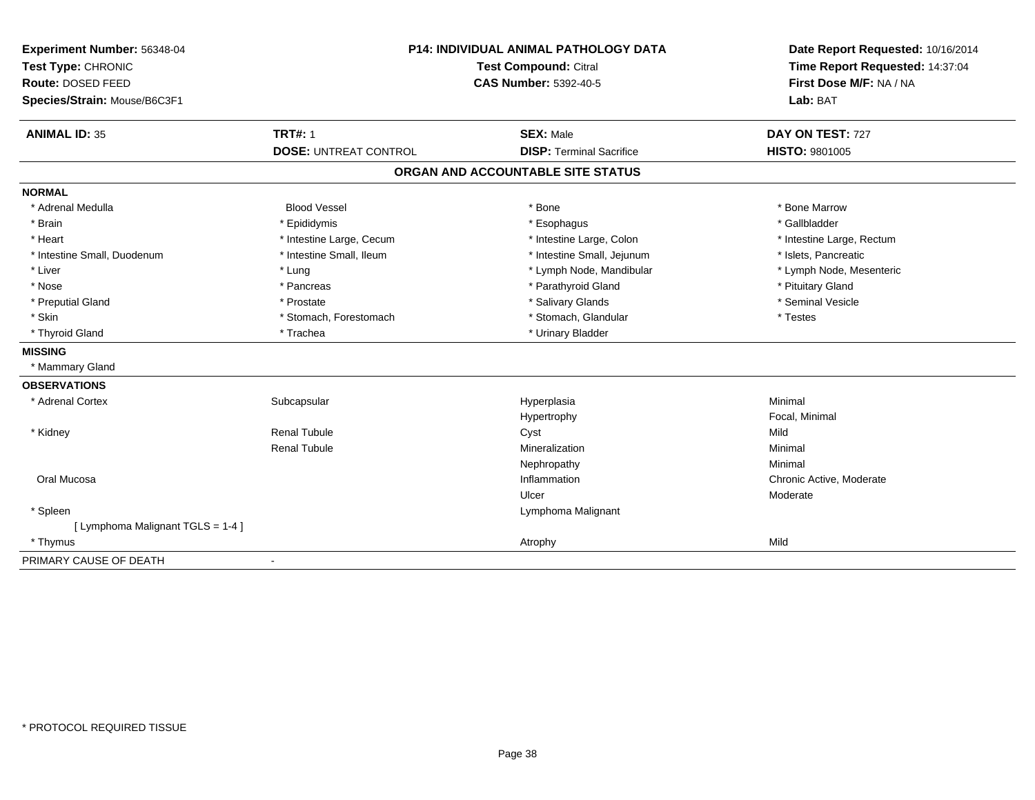**Experiment Number:** 56348-04
**Test Type:** CHRONIC
**Route:** DOSED FEED
**Species/Strain:** Mouse/B6C3F1

**P14: INDIVIDUAL ANIMAL PATHOLOGY DATA**
**Test Compound:** Citral
**CAS Number:** 5392-40-5

**Date Report Requested:** 10/16/2014
**Time Report Requested:** 14:37:04
**First Dose M/F:** NA / NA
**Lab:** BAT

| **ANIMAL ID:** 35 | **TRT#:** 1 | **SEX:** Male | **DAY ON TEST:** 727 |
|---|---|---|---|
| | **DOSE:** UNTREAT CONTROL | **DISP:** Terminal Sacrifice | **HISTO:** 9801005 |

## ORGAN AND ACCOUNTABLE SITE STATUS

**NORMAL**

| | | | |
|---|---|---|---|
| * Adrenal Medulla | Blood Vessel | * Bone | * Bone Marrow |
| * Brain | * Epididymis | * Esophagus | * Gallbladder |
| * Heart | * Intestine Large, Cecum | * Intestine Large, Colon | * Intestine Large, Rectum |
| * Intestine Small, Duodenum | * Intestine Small, Ileum | * Intestine Small, Jejunum | * Islets, Pancreatic |
| * Liver | * Lung | * Lymph Node, Mandibular | * Lymph Node, Mesenteric |
| * Nose | * Pancreas | * Parathyroid Gland | * Pituitary Gland |
| * Preputial Gland | * Prostate | * Salivary Glands | * Seminal Vesicle |
| * Skin | * Stomach, Forestomach | * Stomach, Glandular | * Testes |
| * Thyroid Gland | * Trachea | * Urinary Bladder | |

**MISSING**

* Mammary Gland

**OBSERVATIONS**

| | | | |
|---|---|---|---|
| * Adrenal Cortex | Subcapsular | Hyperplasia | Minimal |
| | | Hypertrophy | Focal, Minimal |
| * Kidney | Renal Tubule | Cyst | Mild |
| | Renal Tubule | Mineralization | Minimal |
| | | Nephropathy | Minimal |
| Oral Mucosa | | Inflammation | Chronic Active, Moderate |
| | | Ulcer | Moderate |
| * Spleen | | Lymphoma Malignant | |
| [ Lymphoma Malignant TGLS = 1-4 ] | | | |
| * Thymus | | Atrophy | Mild |

PRIMARY CAUSE OF DEATH -

* PROTOCOL REQUIRED TISSUE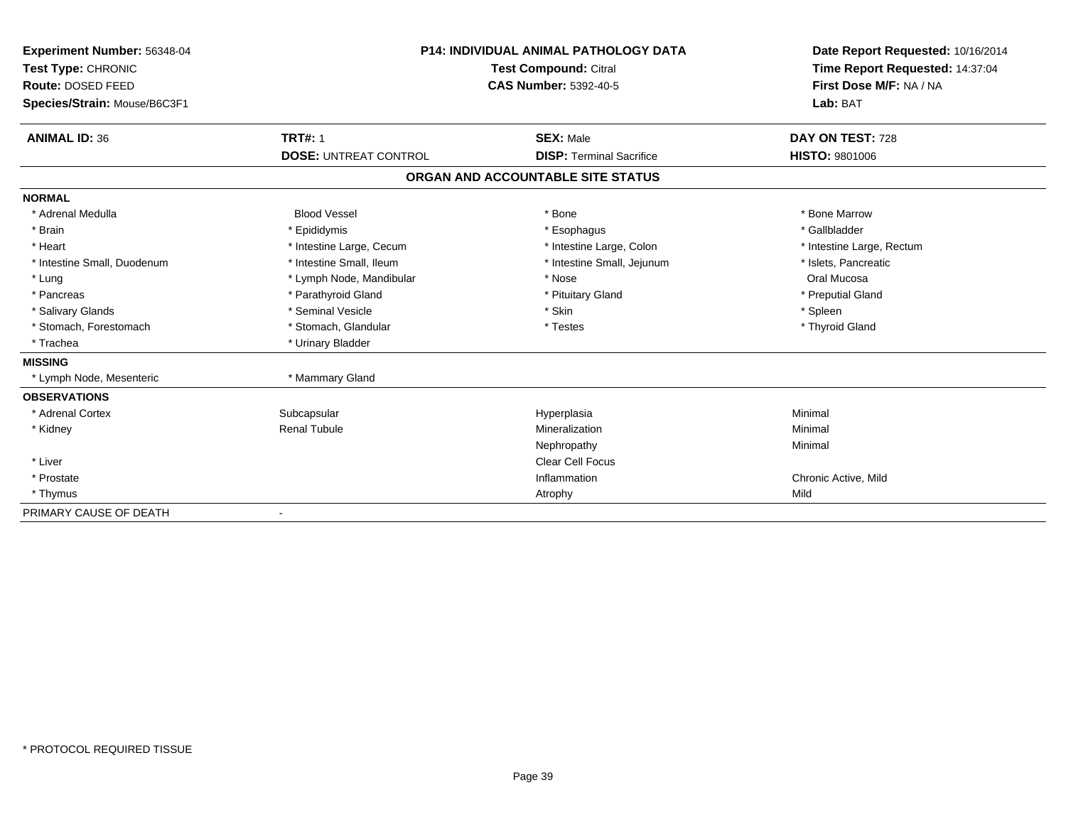**Experiment Number:** 56348-04
**Test Type:** CHRONIC
**Route:** DOSED FEED
**Species/Strain:** Mouse/B6C3F1

**P14: INDIVIDUAL ANIMAL PATHOLOGY DATA**
**Test Compound:** Citral
**CAS Number:** 5392-40-5

**Date Report Requested:** 10/16/2014
**Time Report Requested:** 14:37:04
**First Dose M/F:** NA / NA
**Lab:** BAT

| **ANIMAL ID:** 36 | **TRT#:** 1 | **SEX:** Male | **DAY ON TEST:** 728 |
|---|---|---|---|
| | **DOSE:** UNTREAT CONTROL | **DISP:** Terminal Sacrifice | **HISTO:** 9801006 |

## ORGAN AND ACCOUNTABLE SITE STATUS

| | | | |
|---|---|---|---|
| **NORMAL** | | | |
| * Adrenal Medulla | Blood Vessel | * Bone | * Bone Marrow |
| * Brain | * Epididymis | * Esophagus | * Gallbladder |
| * Heart | * Intestine Large, Cecum | * Intestine Large, Colon | * Intestine Large, Rectum |
| * Intestine Small, Duodenum | * Intestine Small, Ileum | * Intestine Small, Jejunum | * Islets, Pancreatic |
| * Lung | * Lymph Node, Mandibular | * Nose | Oral Mucosa |
| * Pancreas | * Parathyroid Gland | * Pituitary Gland | * Preputial Gland |
| * Salivary Glands | * Seminal Vesicle | * Skin | * Spleen |
| * Stomach, Forestomach | * Stomach, Glandular | * Testes | * Thyroid Gland |
| * Trachea | * Urinary Bladder | | |
| **MISSING** | | | |
| * Lymph Node, Mesenteric | * Mammary Gland | | |
| **OBSERVATIONS** | | | |
| * Adrenal Cortex | Subcapsular | Hyperplasia | Minimal |
| * Kidney | Renal Tubule | Mineralization | Minimal |
| | | Nephropathy | Minimal |
| * Liver | | Clear Cell Focus | |
| * Prostate | | Inflammation | Chronic Active, Mild |
| * Thymus | | Atrophy | Mild |
| PRIMARY CAUSE OF DEATH | - | | |

\* PROTOCOL REQUIRED TISSUE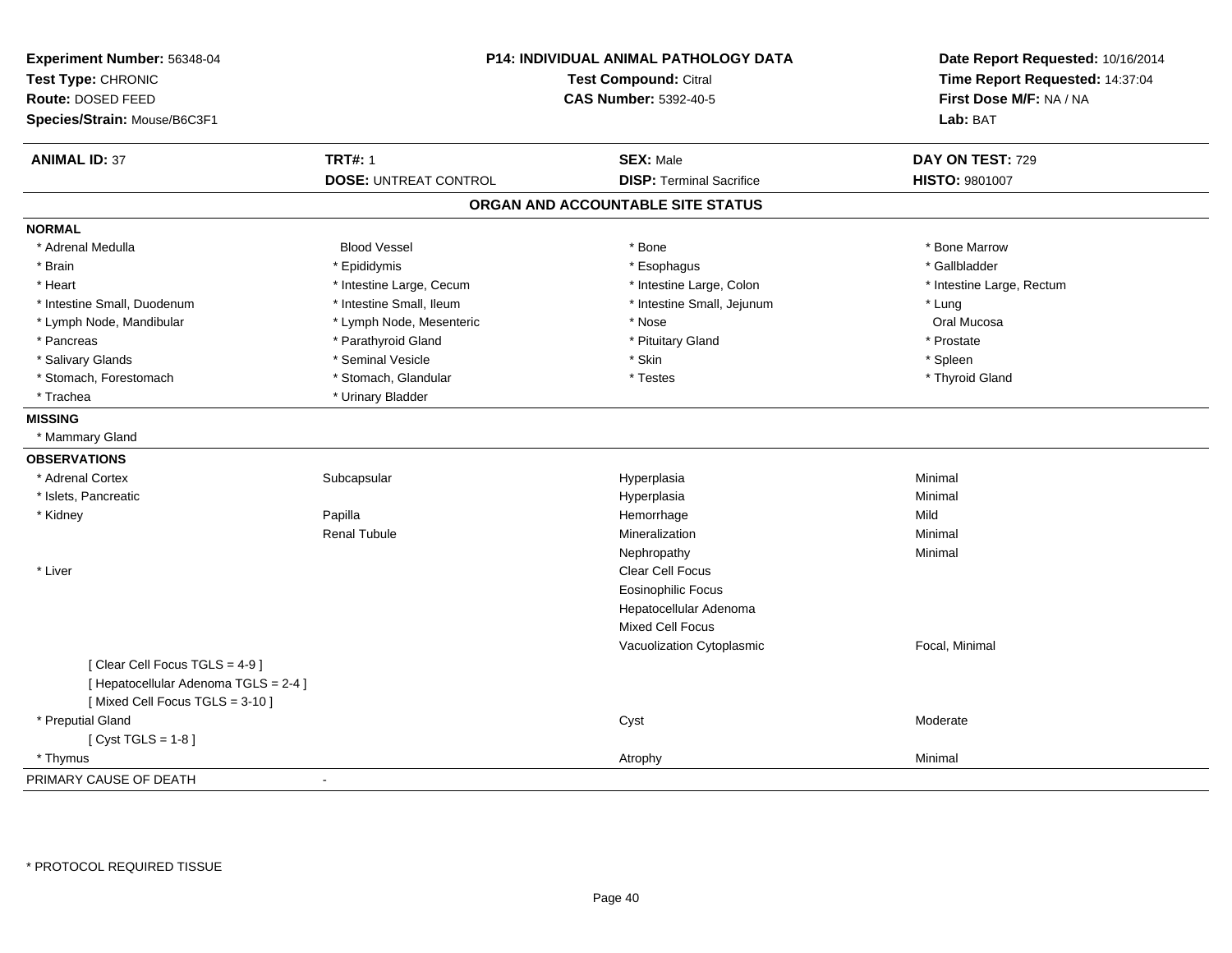**Experiment Number:** 56348-04
**Test Type:** CHRONIC
**Route:** DOSED FEED
**Species/Strain:** Mouse/B6C3F1

**P14: INDIVIDUAL ANIMAL PATHOLOGY DATA**
**Test Compound:** Citral
**CAS Number:** 5392-40-5

**Date Report Requested:** 10/16/2014
**Time Report Requested:** 14:37:04
**First Dose M/F:** NA / NA
**Lab:** BAT

| **ANIMAL ID:** 37 | **TRT#:** 1 | **SEX:** Male | **DAY ON TEST:** 729 |
|---|---|---|---|
| | **DOSE:** UNTREAT CONTROL | **DISP:** Terminal Sacrifice | **HISTO:** 9801007 |

## ORGAN AND ACCOUNTABLE SITE STATUS

**NORMAL**

| | | | |
|---|---|---|---|
| * Adrenal Medulla | Blood Vessel | * Bone | * Bone Marrow |
| * Brain | * Epididymis | * Esophagus | * Gallbladder |
| * Heart | * Intestine Large, Cecum | * Intestine Large, Colon | * Intestine Large, Rectum |
| * Intestine Small, Duodenum | * Intestine Small, Ileum | * Intestine Small, Jejunum | * Lung |
| * Lymph Node, Mandibular | * Lymph Node, Mesenteric | * Nose | Oral Mucosa |
| * Pancreas | * Parathyroid Gland | * Pituitary Gland | * Prostate |
| * Salivary Glands | * Seminal Vesicle | * Skin | * Spleen |
| * Stomach, Forestomach | * Stomach, Glandular | * Testes | * Thyroid Gland |
| * Trachea | * Urinary Bladder | | |

**MISSING**

* Mammary Gland

**OBSERVATIONS**

| | | | |
|---|---|---|---|
| * Adrenal Cortex | Subcapsular | Hyperplasia | Minimal |
| * Islets, Pancreatic | | Hyperplasia | Minimal |
| * Kidney | Papilla | Hemorrhage | Mild |
| | Renal Tubule | Mineralization | Minimal |
| | | Nephropathy | Minimal |
| * Liver | | Clear Cell Focus | |
| | | Eosinophilic Focus | |
| | | Hepatocellular Adenoma | |
| | | Mixed Cell Focus | |
| | | Vacuolization Cytoplasmic | Focal, Minimal |
| [ Clear Cell Focus TGLS = 4-9 ] | | | |
| [ Hepatocellular Adenoma TGLS = 2-4 ] | | | |
| [ Mixed Cell Focus TGLS = 3-10 ] | | | |
| * Preputial Gland | | Cyst | Moderate |
| [ Cyst TGLS = 1-8 ] | | | |
| * Thymus | | Atrophy | Minimal |

PRIMARY CAUSE OF DEATH -

* PROTOCOL REQUIRED TISSUE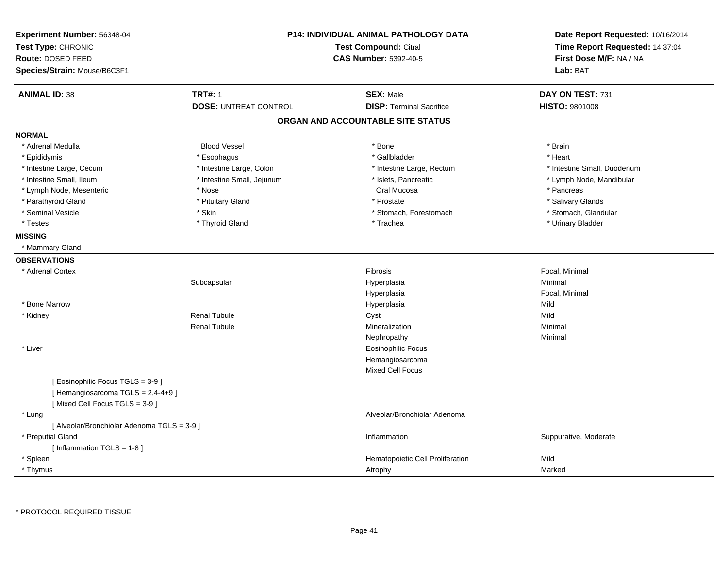**Experiment Number:** 56348-04
**Test Type:** CHRONIC
**Route:** DOSED FEED
**Species/Strain:** Mouse/B6C3F1

**P14: INDIVIDUAL ANIMAL PATHOLOGY DATA**
**Test Compound:** Citral
**CAS Number:** 5392-40-5

**Date Report Requested:** 10/16/2014
**Time Report Requested:** 14:37:04
**First Dose M/F:** NA / NA
**Lab:** BAT

| **ANIMAL ID:** 38 | **TRT#:** 1 | **SEX:** Male | **DAY ON TEST:** 731 |
|---|---|---|---|
| | **DOSE:** UNTREAT CONTROL | **DISP:** Terminal Sacrifice | **HISTO:** 9801008 |

## ORGAN AND ACCOUNTABLE SITE STATUS

**NORMAL**

| | | | |
|---|---|---|---|
| * Adrenal Medulla | Blood Vessel | * Bone | * Brain |
| * Epididymis | * Esophagus | * Gallbladder | * Heart |
| * Intestine Large, Cecum | * Intestine Large, Colon | * Intestine Large, Rectum | * Intestine Small, Duodenum |
| * Intestine Small, Ileum | * Intestine Small, Jejunum | * Islets, Pancreatic | * Lymph Node, Mandibular |
| * Lymph Node, Mesenteric | * Nose | Oral Mucosa | * Pancreas |
| * Parathyroid Gland | * Pituitary Gland | * Prostate | * Salivary Glands |
| * Seminal Vesicle | * Skin | * Stomach, Forestomach | * Stomach, Glandular |
| * Testes | * Thyroid Gland | * Trachea | * Urinary Bladder |

**MISSING**

* Mammary Gland

**OBSERVATIONS**

| | | | |
|---|---|---|---|
| * Adrenal Cortex | | Fibrosis | Focal, Minimal |
| | Subcapsular | Hyperplasia | Minimal |
| | | Hyperplasia | Focal, Minimal |
| * Bone Marrow | | Hyperplasia | Mild |
| * Kidney | Renal Tubule | Cyst | Mild |
| | Renal Tubule | Mineralization | Minimal |
| | | Nephropathy | Minimal |
| * Liver | | Eosinophilic Focus | |
| | | Hemangiosarcoma | |
| | | Mixed Cell Focus | |
| [ Eosinophilic Focus TGLS = 3-9 ] | | | |
| [ Hemangiosarcoma TGLS = 2,4-4+9 ] | | | |
| [ Mixed Cell Focus TGLS = 3-9 ] | | | |
| * Lung | | Alveolar/Bronchiolar Adenoma | |
| [ Alveolar/Bronchiolar Adenoma TGLS = 3-9 ] | | | |
| * Preputial Gland | | Inflammation | Suppurative, Moderate |
| [ Inflammation TGLS = 1-8 ] | | | |
| * Spleen | | Hematopoietic Cell Proliferation | Mild |
| * Thymus | | Atrophy | Marked |

* PROTOCOL REQUIRED TISSUE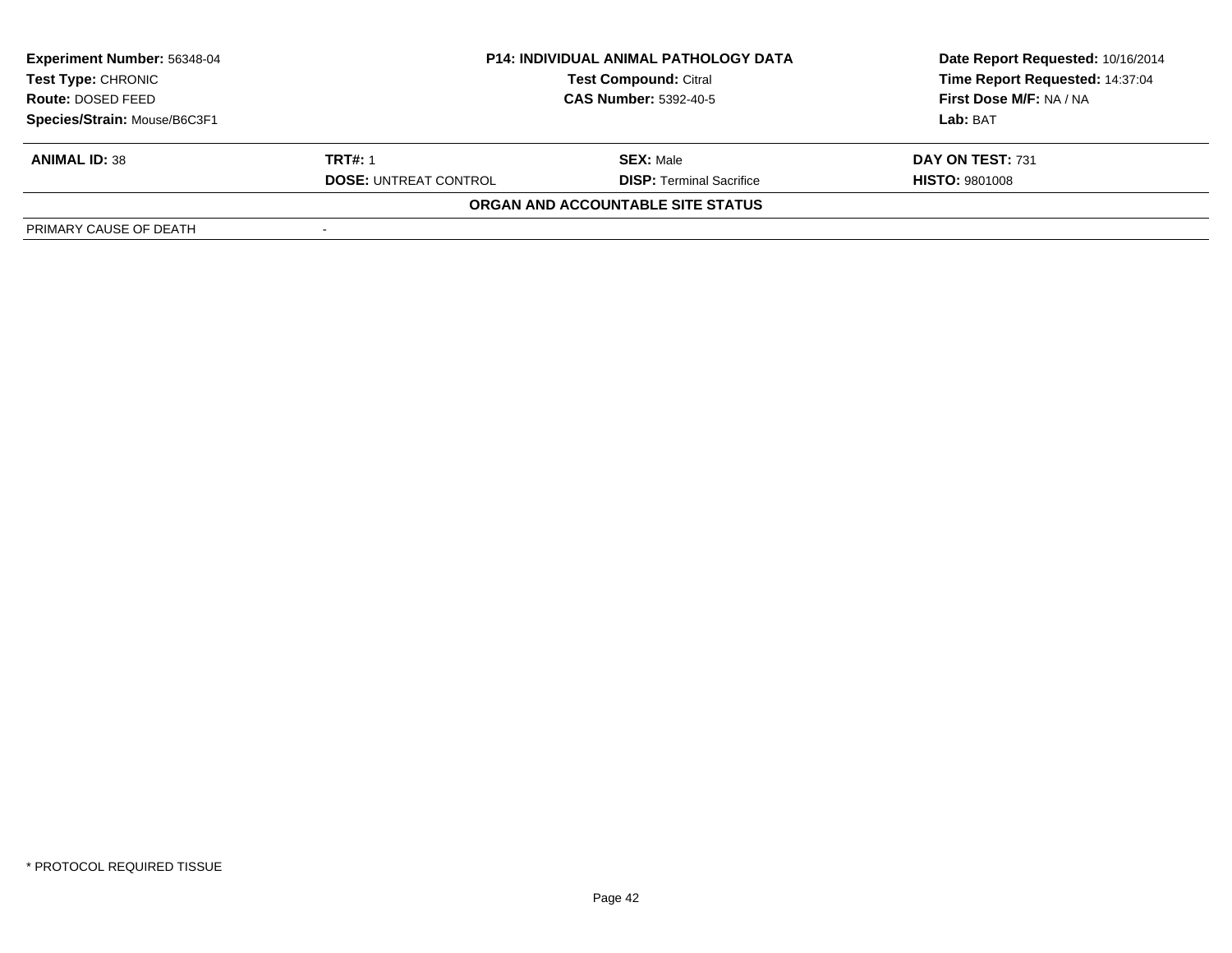| Experiment Number: 56348-04 | P14: INDIVIDUAL ANIMAL PATHOLOGY DATA | Date Report Requested: 10/16/2014 |
|---|---|---|
| Test Type: CHRONIC | Test Compound: Citral | Time Report Requested: 14:37:04 |
| Route: DOSED FEED | CAS Number: 5392-40-5 | First Dose M/F: NA / NA |
| Species/Strain: Mouse/B6C3F1 | | Lab: BAT |

| ANIMAL ID: 38 | TRT#: 1 | SEX: Male | DAY ON TEST: 731 |
|---|---|---|---|
| | DOSE: UNTREAT CONTROL | DISP: Terminal Sacrifice | HISTO: 9801008 |

**ORGAN AND ACCOUNTABLE SITE STATUS**

| PRIMARY CAUSE OF DEATH | - |
|---|---|

* PROTOCOL REQUIRED TISSUE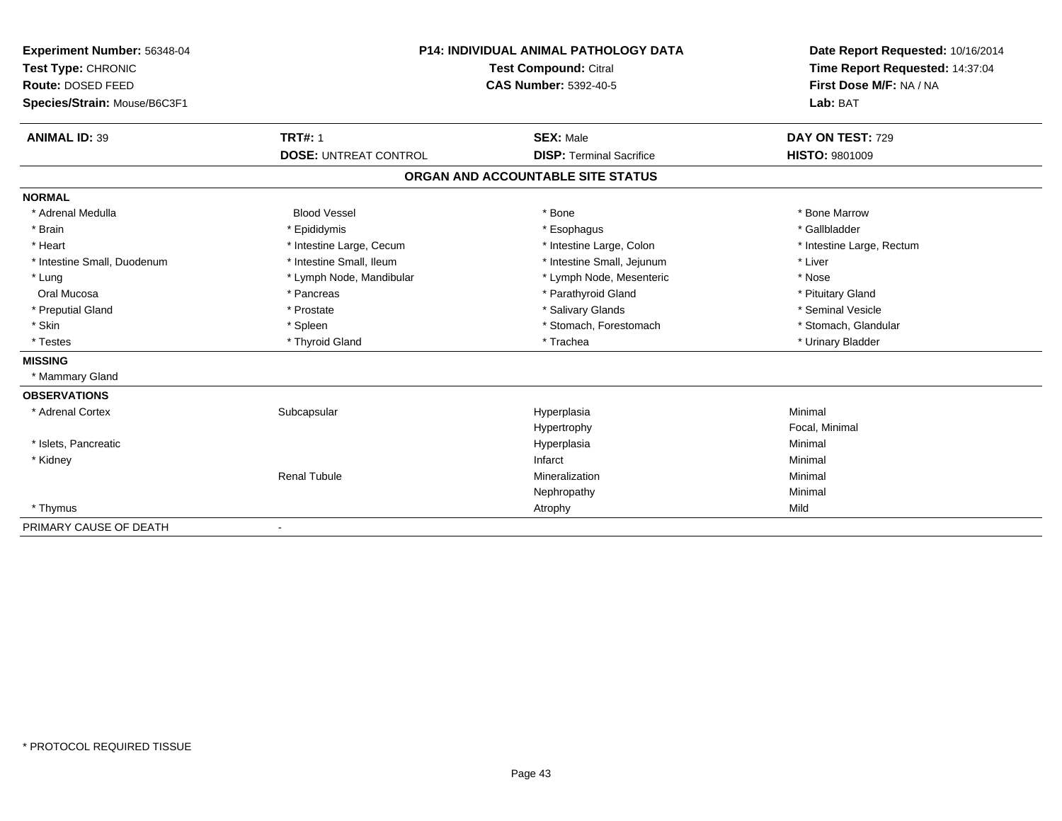**Experiment Number:** 56348-04
**Test Type:** CHRONIC
**Route:** DOSED FEED
**Species/Strain:** Mouse/B6C3F1

**P14: INDIVIDUAL ANIMAL PATHOLOGY DATA**
**Test Compound:** Citral
**CAS Number:** 5392-40-5

**Date Report Requested:** 10/16/2014
**Time Report Requested:** 14:37:04
**First Dose M/F:** NA / NA
**Lab:** BAT

| **ANIMAL ID:** 39 | **TRT#:** 1 | **SEX:** Male | **DAY ON TEST:** 729 |
|---|---|---|---|
| | **DOSE:** UNTREAT CONTROL | **DISP:** Terminal Sacrifice | **HISTO:** 9801009 |

## ORGAN AND ACCOUNTABLE SITE STATUS

**NORMAL**

| | | | |
|---|---|---|---|
| * Adrenal Medulla | Blood Vessel | * Bone | * Bone Marrow |
| * Brain | * Epididymis | * Esophagus | * Gallbladder |
| * Heart | * Intestine Large, Cecum | * Intestine Large, Colon | * Intestine Large, Rectum |
| * Intestine Small, Duodenum | * Intestine Small, Ileum | * Intestine Small, Jejunum | * Liver |
| * Lung | * Lymph Node, Mandibular | * Lymph Node, Mesenteric | * Nose |
| Oral Mucosa | * Pancreas | * Parathyroid Gland | * Pituitary Gland |
| * Preputial Gland | * Prostate | * Salivary Glands | * Seminal Vesicle |
| * Skin | * Spleen | * Stomach, Forestomach | * Stomach, Glandular |
| * Testes | * Thyroid Gland | * Trachea | * Urinary Bladder |

**MISSING**

* Mammary Gland

**OBSERVATIONS**

| | | | |
|---|---|---|---|
| * Adrenal Cortex | Subcapsular | Hyperplasia | Minimal |
| | | Hypertrophy | Focal, Minimal |
| * Islets, Pancreatic | | Hyperplasia | Minimal |
| * Kidney | | Infarct | Minimal |
| | Renal Tubule | Mineralization | Minimal |
| | | Nephropathy | Minimal |
| * Thymus | | Atrophy | Mild |

PRIMARY CAUSE OF DEATH -

* PROTOCOL REQUIRED TISSUE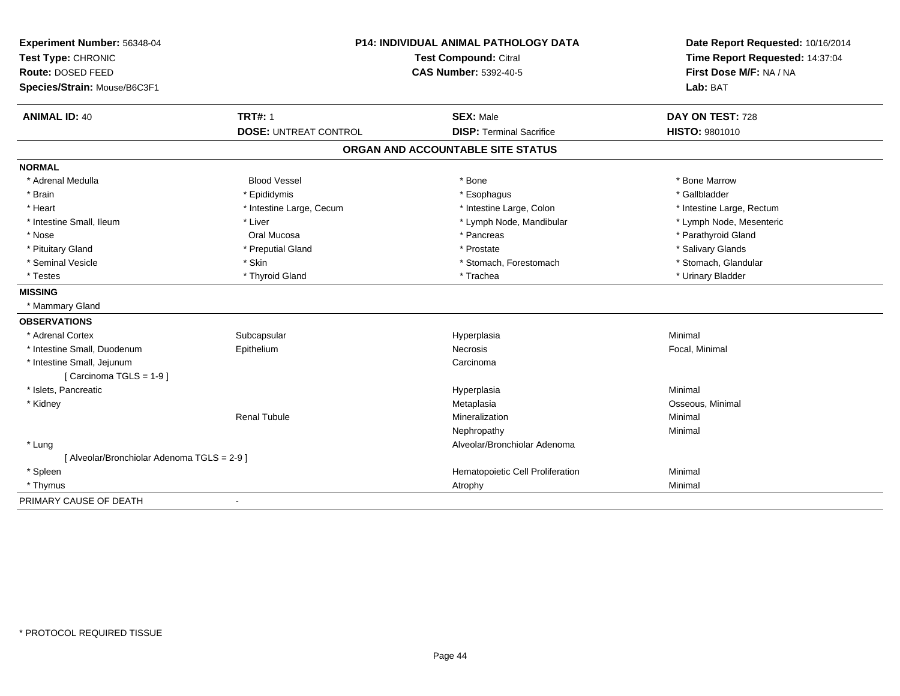**Experiment Number:** 56348-04
**Test Type:** CHRONIC
**Route:** DOSED FEED
**Species/Strain:** Mouse/B6C3F1

**P14: INDIVIDUAL ANIMAL PATHOLOGY DATA**
**Test Compound:** Citral
**CAS Number:** 5392-40-5

**Date Report Requested:** 10/16/2014
**Time Report Requested:** 14:37:04
**First Dose M/F:** NA / NA
**Lab:** BAT

| **ANIMAL ID:** 40 | **TRT#:** 1 | **SEX:** Male | **DAY ON TEST:** 728 |
|---|---|---|---|
| | **DOSE:** UNTREAT CONTROL | **DISP:** Terminal Sacrifice | **HISTO:** 9801010 |

## ORGAN AND ACCOUNTABLE SITE STATUS

**NORMAL**

| | | | |
|---|---|---|---|
| * Adrenal Medulla | Blood Vessel | * Bone | * Bone Marrow |
| * Brain | * Epididymis | * Esophagus | * Gallbladder |
| * Heart | * Intestine Large, Cecum | * Intestine Large, Colon | * Intestine Large, Rectum |
| * Intestine Small, Ileum | * Liver | * Lymph Node, Mandibular | * Lymph Node, Mesenteric |
| * Nose | Oral Mucosa | * Pancreas | * Parathyroid Gland |
| * Pituitary Gland | * Preputial Gland | * Prostate | * Salivary Glands |
| * Seminal Vesicle | * Skin | * Stomach, Forestomach | * Stomach, Glandular |
| * Testes | * Thyroid Gland | * Trachea | * Urinary Bladder |

**MISSING**

* Mammary Gland

**OBSERVATIONS**

| | | | |
|---|---|---|---|
| * Adrenal Cortex | Subcapsular | Hyperplasia | Minimal |
| * Intestine Small, Duodenum | Epithelium | Necrosis | Focal, Minimal |
| * Intestine Small, Jejunum | | Carcinoma | |
| [ Carcinoma TGLS = 1-9 ] | | | |
| * Islets, Pancreatic | | Hyperplasia | Minimal |
| * Kidney | | Metaplasia | Osseous, Minimal |
| | Renal Tubule | Mineralization | Minimal |
| | | Nephropathy | Minimal |
| * Lung | | Alveolar/Bronchiolar Adenoma | |
| [ Alveolar/Bronchiolar Adenoma TGLS = 2-9 ] | | | |
| * Spleen | | Hematopoietic Cell Proliferation | Minimal |
| * Thymus | | Atrophy | Minimal |

PRIMARY CAUSE OF DEATH -

* PROTOCOL REQUIRED TISSUE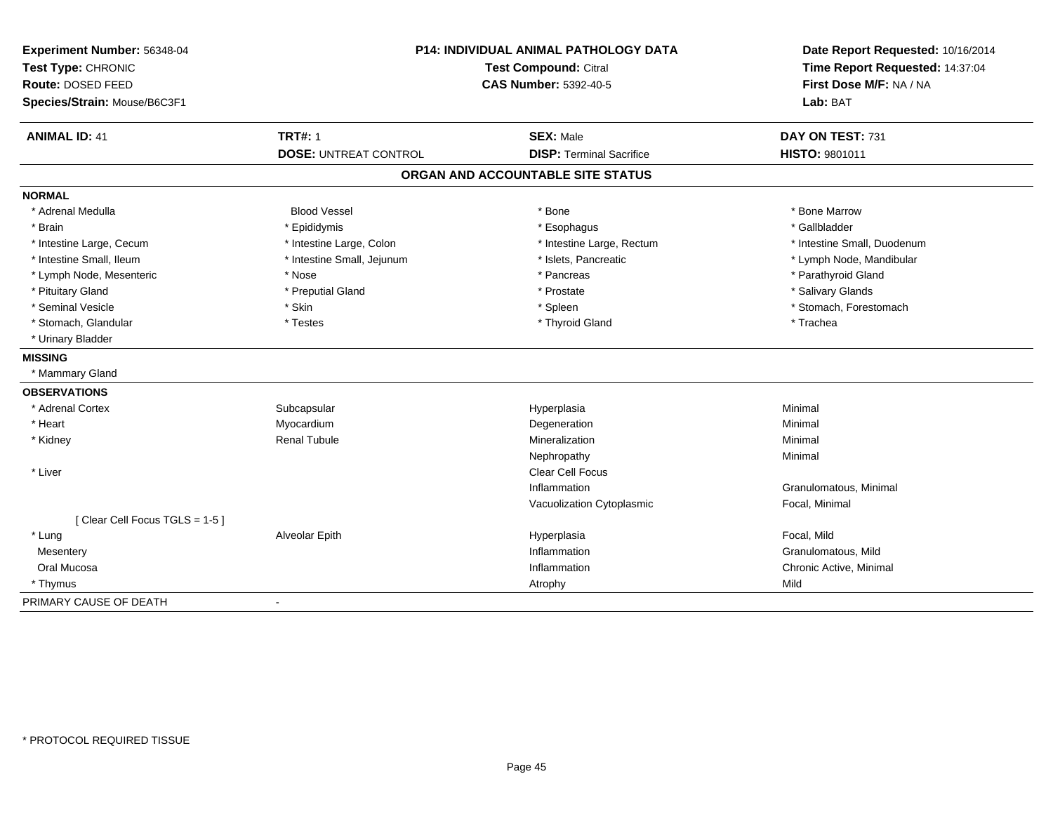**Experiment Number:** 56348-04
**Test Type:** CHRONIC
**Route:** DOSED FEED
**Species/Strain:** Mouse/B6C3F1

**P14: INDIVIDUAL ANIMAL PATHOLOGY DATA**
**Test Compound:** Citral
**CAS Number:** 5392-40-5

**Date Report Requested:** 10/16/2014
**Time Report Requested:** 14:37:04
**First Dose M/F:** NA / NA
**Lab:** BAT

| **ANIMAL ID:** 41 | **TRT#:** 1 | **SEX:** Male | **DAY ON TEST:** 731 |
|---|---|---|---|
| | **DOSE:** UNTREAT CONTROL | **DISP:** Terminal Sacrifice | **HISTO:** 9801011 |

## ORGAN AND ACCOUNTABLE SITE STATUS

**NORMAL**

| | | | |
|---|---|---|---|
| * Adrenal Medulla | Blood Vessel | * Bone | * Bone Marrow |
| * Brain | * Epididymis | * Esophagus | * Gallbladder |
| * Intestine Large, Cecum | * Intestine Large, Colon | * Intestine Large, Rectum | * Intestine Small, Duodenum |
| * Intestine Small, Ileum | * Intestine Small, Jejunum | * Islets, Pancreatic | * Lymph Node, Mandibular |
| * Lymph Node, Mesenteric | * Nose | * Pancreas | * Parathyroid Gland |
| * Pituitary Gland | * Preputial Gland | * Prostate | * Salivary Glands |
| * Seminal Vesicle | * Skin | * Spleen | * Stomach, Forestomach |
| * Stomach, Glandular | * Testes | * Thyroid Gland | * Trachea |
| * Urinary Bladder | | | |

**MISSING**

* Mammary Gland

**OBSERVATIONS**

| | | | |
|---|---|---|---|
| * Adrenal Cortex | Subcapsular | Hyperplasia | Minimal |
| * Heart | Myocardium | Degeneration | Minimal |
| * Kidney | Renal Tubule | Mineralization | Minimal |
| | | Nephropathy | Minimal |
| * Liver | | Clear Cell Focus | |
| | | Inflammation | Granulomatous, Minimal |
| | | Vacuolization Cytoplasmic | Focal, Minimal |
| [ Clear Cell Focus TGLS = 1-5 ] | | | |
| * Lung | Alveolar Epith | Hyperplasia | Focal, Mild |
| Mesentery | | Inflammation | Granulomatous, Mild |
| Oral Mucosa | | Inflammation | Chronic Active, Minimal |
| * Thymus | | Atrophy | Mild |

PRIMARY CAUSE OF DEATH -

* PROTOCOL REQUIRED TISSUE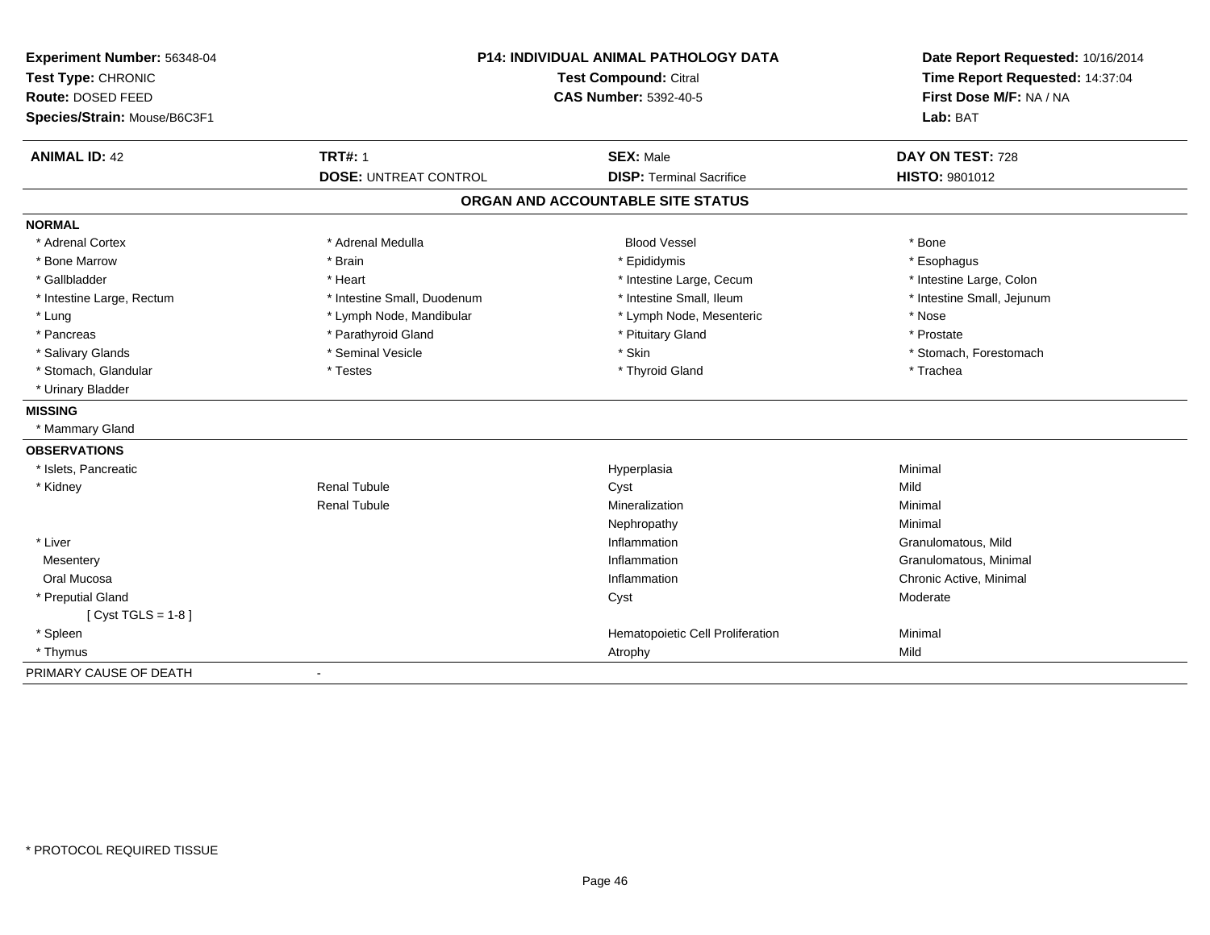**Experiment Number:** 56348-04
**Test Type:** CHRONIC
**Route:** DOSED FEED
**Species/Strain:** Mouse/B6C3F1

**P14: INDIVIDUAL ANIMAL PATHOLOGY DATA**
**Test Compound:** Citral
**CAS Number:** 5392-40-5

**Date Report Requested:** 10/16/2014
**Time Report Requested:** 14:37:04
**First Dose M/F:** NA / NA
**Lab:** BAT

| **ANIMAL ID:** 42 | **TRT#:** 1 | **SEX:** Male | **DAY ON TEST:** 728 |
|---|---|---|---|
| | **DOSE:** UNTREAT CONTROL | **DISP:** Terminal Sacrifice | **HISTO:** 9801012 |

## ORGAN AND ACCOUNTABLE SITE STATUS

**NORMAL**

| | | | |
|---|---|---|---|
| * Adrenal Cortex | * Adrenal Medulla | Blood Vessel | * Bone |
| * Bone Marrow | * Brain | * Epididymis | * Esophagus |
| * Gallbladder | * Heart | * Intestine Large, Cecum | * Intestine Large, Colon |
| * Intestine Large, Rectum | * Intestine Small, Duodenum | * Intestine Small, Ileum | * Intestine Small, Jejunum |
| * Lung | * Lymph Node, Mandibular | * Lymph Node, Mesenteric | * Nose |
| * Pancreas | * Parathyroid Gland | * Pituitary Gland | * Prostate |
| * Salivary Glands | * Seminal Vesicle | * Skin | * Stomach, Forestomach |
| * Stomach, Glandular | * Testes | * Thyroid Gland | * Trachea |
| * Urinary Bladder | | | |

**MISSING**

* Mammary Gland

**OBSERVATIONS**

| | | | |
|---|---|---|---|
| * Islets, Pancreatic | | Hyperplasia | Minimal |
| * Kidney | Renal Tubule | Cyst | Mild |
| | Renal Tubule | Mineralization | Minimal |
| | | Nephropathy | Minimal |
| * Liver | | Inflammation | Granulomatous, Mild |
| Mesentery | | Inflammation | Granulomatous, Minimal |
| Oral Mucosa | | Inflammation | Chronic Active, Minimal |
| * Preputial Gland | | Cyst | Moderate |
| [ Cyst TGLS = 1-8 ] | | | |
| * Spleen | | Hematopoietic Cell Proliferation | Minimal |
| * Thymus | | Atrophy | Mild |

PRIMARY CAUSE OF DEATH -

* PROTOCOL REQUIRED TISSUE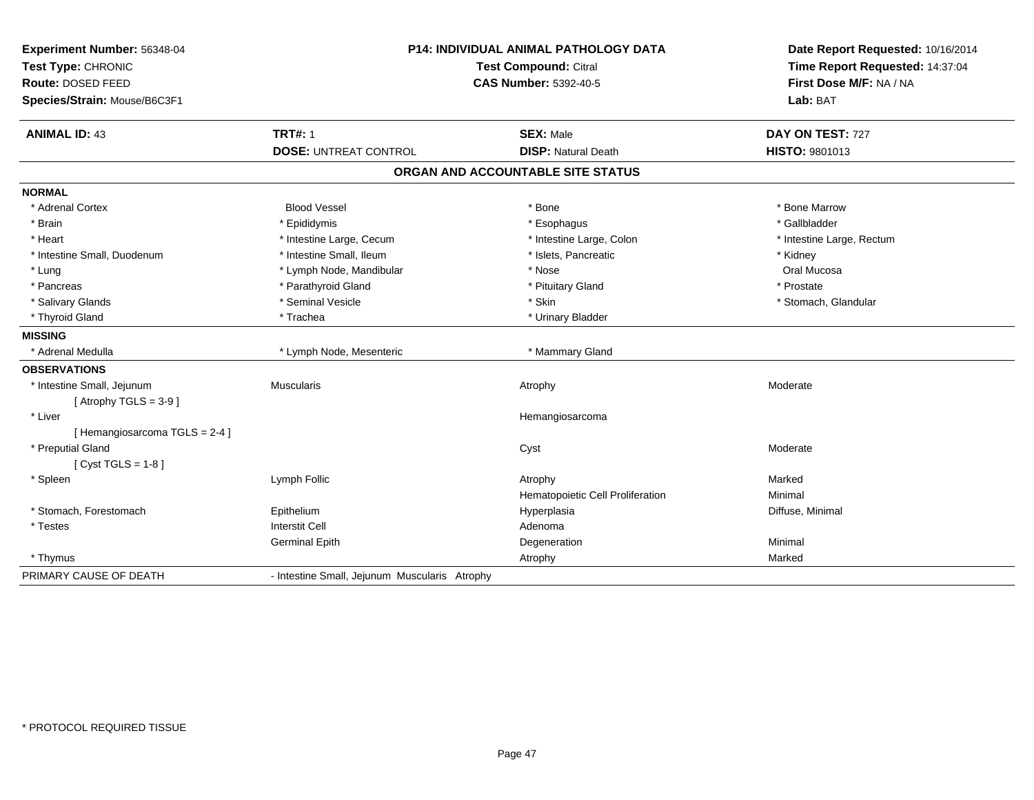**Experiment Number:** 56348-04
**Test Type:** CHRONIC
**Route:** DOSED FEED
**Species/Strain:** Mouse/B6C3F1

**P14: INDIVIDUAL ANIMAL PATHOLOGY DATA**
**Test Compound:** Citral
**CAS Number:** 5392-40-5

**Date Report Requested:** 10/16/2014
**Time Report Requested:** 14:37:04
**First Dose M/F:** NA / NA
**Lab:** BAT

| **ANIMAL ID:** 43 | **TRT#:** 1 | **SEX:** Male | **DAY ON TEST:** 727 |
|---|---|---|---|
| | **DOSE:** UNTREAT CONTROL | **DISP:** Natural Death | **HISTO:** 9801013 |

## ORGAN AND ACCOUNTABLE SITE STATUS

**NORMAL**

| | | | |
|---|---|---|---|
| * Adrenal Cortex | Blood Vessel | * Bone | * Bone Marrow |
| * Brain | * Epididymis | * Esophagus | * Gallbladder |
| * Heart | * Intestine Large, Cecum | * Intestine Large, Colon | * Intestine Large, Rectum |
| * Intestine Small, Duodenum | * Intestine Small, Ileum | * Islets, Pancreatic | * Kidney |
| * Lung | * Lymph Node, Mandibular | * Nose | Oral Mucosa |
| * Pancreas | * Parathyroid Gland | * Pituitary Gland | * Prostate |
| * Salivary Glands | * Seminal Vesicle | * Skin | * Stomach, Glandular |
| * Thyroid Gland | * Trachea | * Urinary Bladder | |

**MISSING**

| | | |
|---|---|---|
| * Adrenal Medulla | * Lymph Node, Mesenteric | * Mammary Gland |

**OBSERVATIONS**

| | | | |
|---|---|---|---|
| * Intestine Small, Jejunum | Muscularis | Atrophy | Moderate |
| [ Atrophy TGLS = 3-9 ] | | | |
| * Liver | | Hemangiosarcoma | |
| [ Hemangiosarcoma TGLS = 2-4 ] | | | |
| * Preputial Gland | | Cyst | Moderate |
| [ Cyst TGLS = 1-8 ] | | | |
| * Spleen | Lymph Follic | Atrophy | Marked |
| | | Hematopoietic Cell Proliferation | Minimal |
| * Stomach, Forestomach | Epithelium | Hyperplasia | Diffuse, Minimal |
| * Testes | Interstit Cell | Adenoma | |
| | Germinal Epith | Degeneration | Minimal |
| * Thymus | | Atrophy | Marked |

PRIMARY CAUSE OF DEATH - Intestine Small, Jejunum Muscularis Atrophy

* PROTOCOL REQUIRED TISSUE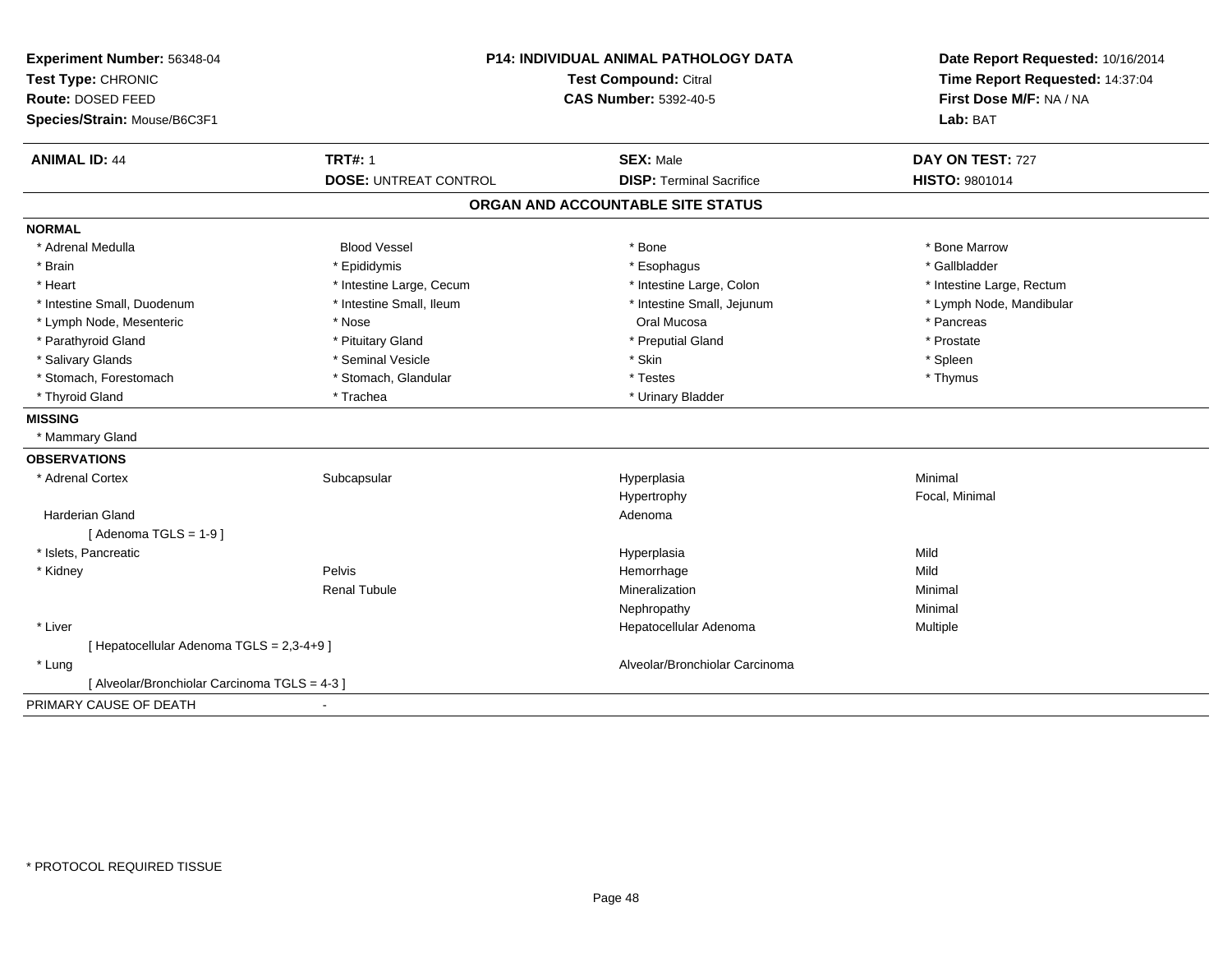**Experiment Number:** 56348-04
**Test Type:** CHRONIC
**Route:** DOSED FEED
**Species/Strain:** Mouse/B6C3F1

**P14: INDIVIDUAL ANIMAL PATHOLOGY DATA**
**Test Compound:** Citral
**CAS Number:** 5392-40-5

**Date Report Requested:** 10/16/2014
**Time Report Requested:** 14:37:04
**First Dose M/F:** NA / NA
**Lab:** BAT

| **ANIMAL ID:** 44 | **TRT#:** 1 | **SEX:** Male | **DAY ON TEST:** 727 |
|---|---|---|---|
| | **DOSE:** UNTREAT CONTROL | **DISP:** Terminal Sacrifice | **HISTO:** 9801014 |

## ORGAN AND ACCOUNTABLE SITE STATUS

**NORMAL**

| | | | |
|---|---|---|---|
| * Adrenal Medulla | Blood Vessel | * Bone | * Bone Marrow |
| * Brain | * Epididymis | * Esophagus | * Gallbladder |
| * Heart | * Intestine Large, Cecum | * Intestine Large, Colon | * Intestine Large, Rectum |
| * Intestine Small, Duodenum | * Intestine Small, Ileum | * Intestine Small, Jejunum | * Lymph Node, Mandibular |
| * Lymph Node, Mesenteric | * Nose | Oral Mucosa | * Pancreas |
| * Parathyroid Gland | * Pituitary Gland | * Preputial Gland | * Prostate |
| * Salivary Glands | * Seminal Vesicle | * Skin | * Spleen |
| * Stomach, Forestomach | * Stomach, Glandular | * Testes | * Thymus |
| * Thyroid Gland | * Trachea | * Urinary Bladder | |

**MISSING**

* Mammary Gland

**OBSERVATIONS**

| | | | |
|---|---|---|---|
| * Adrenal Cortex | Subcapsular | Hyperplasia | Minimal |
| | | Hypertrophy | Focal, Minimal |
| Harderian Gland | | Adenoma | |
| [ Adenoma TGLS = 1-9 ] | | | |
| * Islets, Pancreatic | | Hyperplasia | Mild |
| * Kidney | Pelvis | Hemorrhage | Mild |
| | Renal Tubule | Mineralization | Minimal |
| | | Nephropathy | Minimal |
| * Liver | | Hepatocellular Adenoma | Multiple |
| [ Hepatocellular Adenoma TGLS = 2,3-4+9 ] | | | |
| * Lung | | Alveolar/Bronchiolar Carcinoma | |
| [ Alveolar/Bronchiolar Carcinoma TGLS = 4-3 ] | | | |

PRIMARY CAUSE OF DEATH -

* PROTOCOL REQUIRED TISSUE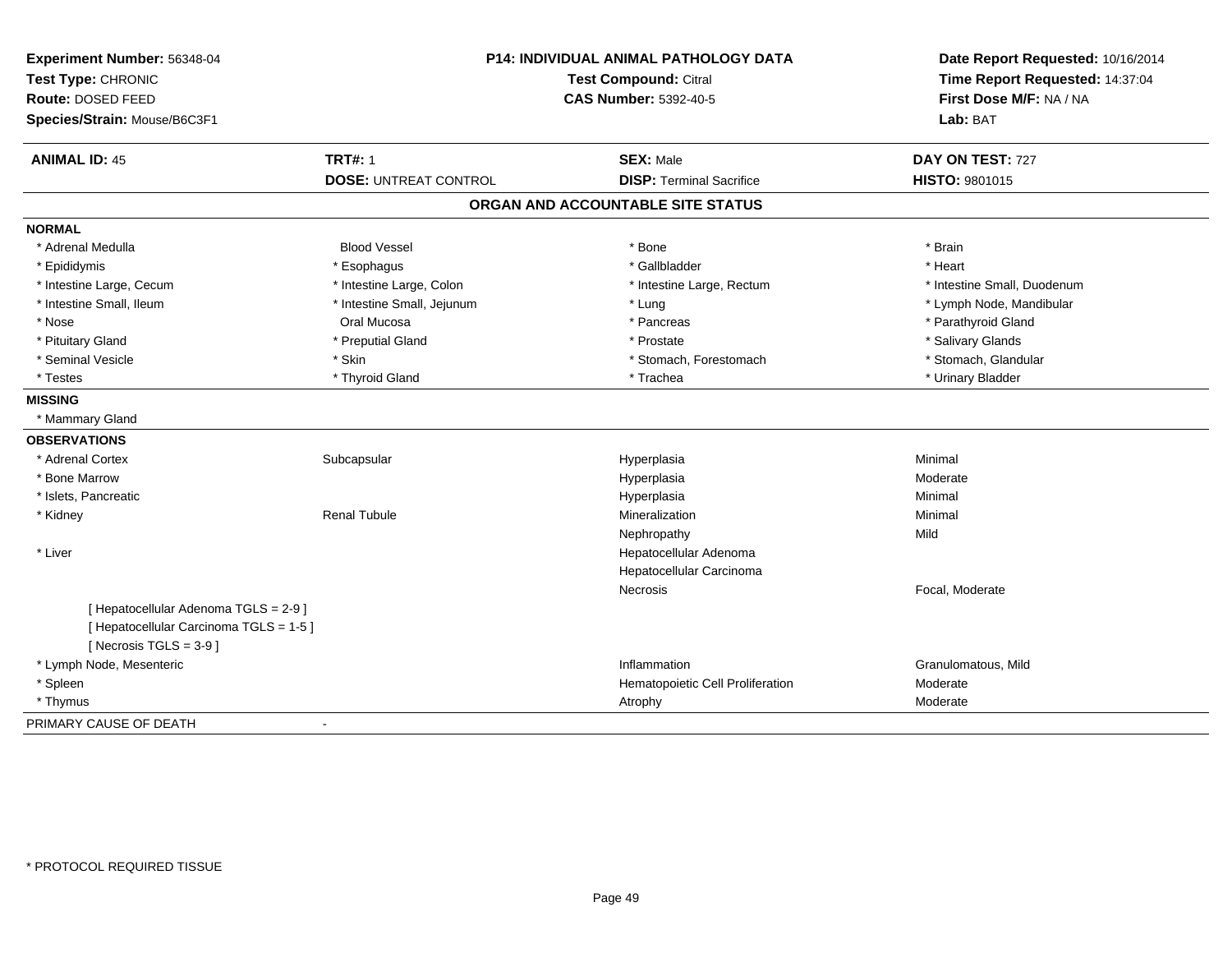**Experiment Number:** 56348-04
**Test Type:** CHRONIC
**Route:** DOSED FEED
**Species/Strain:** Mouse/B6C3F1

**P14: INDIVIDUAL ANIMAL PATHOLOGY DATA**
**Test Compound:** Citral
**CAS Number:** 5392-40-5

**Date Report Requested:** 10/16/2014
**Time Report Requested:** 14:37:04
**First Dose M/F:** NA / NA
**Lab:** BAT

| **ANIMAL ID:** 45 | **TRT#:** 1 | **SEX:** Male | **DAY ON TEST:** 727 |
|---|---|---|---|
| | **DOSE:** UNTREAT CONTROL | **DISP:** Terminal Sacrifice | **HISTO:** 9801015 |

## ORGAN AND ACCOUNTABLE SITE STATUS

**NORMAL**

| | | | |
|---|---|---|---|
| * Adrenal Medulla | Blood Vessel | * Bone | * Brain |
| * Epididymis | * Esophagus | * Gallbladder | * Heart |
| * Intestine Large, Cecum | * Intestine Large, Colon | * Intestine Large, Rectum | * Intestine Small, Duodenum |
| * Intestine Small, Ileum | * Intestine Small, Jejunum | * Lung | * Lymph Node, Mandibular |
| * Nose | Oral Mucosa | * Pancreas | * Parathyroid Gland |
| * Pituitary Gland | * Preputial Gland | * Prostate | * Salivary Glands |
| * Seminal Vesicle | * Skin | * Stomach, Forestomach | * Stomach, Glandular |
| * Testes | * Thyroid Gland | * Trachea | * Urinary Bladder |

**MISSING**

* Mammary Gland

**OBSERVATIONS**

| | | | |
|---|---|---|---|
| * Adrenal Cortex | Subcapsular | Hyperplasia | Minimal |
| * Bone Marrow | | Hyperplasia | Moderate |
| * Islets, Pancreatic | | Hyperplasia | Minimal |
| * Kidney | Renal Tubule | Mineralization | Minimal |
| | | Nephropathy | Mild |
| * Liver | | Hepatocellular Adenoma | |
| | | Hepatocellular Carcinoma | |
| | | Necrosis | Focal, Moderate |
| [ Hepatocellular Adenoma TGLS = 2-9 ] | | | |
| [ Hepatocellular Carcinoma TGLS = 1-5 ] | | | |
| [ Necrosis TGLS = 3-9 ] | | | |
| * Lymph Node, Mesenteric | | Inflammation | Granulomatous, Mild |
| * Spleen | | Hematopoietic Cell Proliferation | Moderate |
| * Thymus | | Atrophy | Moderate |

PRIMARY CAUSE OF DEATH -

* PROTOCOL REQUIRED TISSUE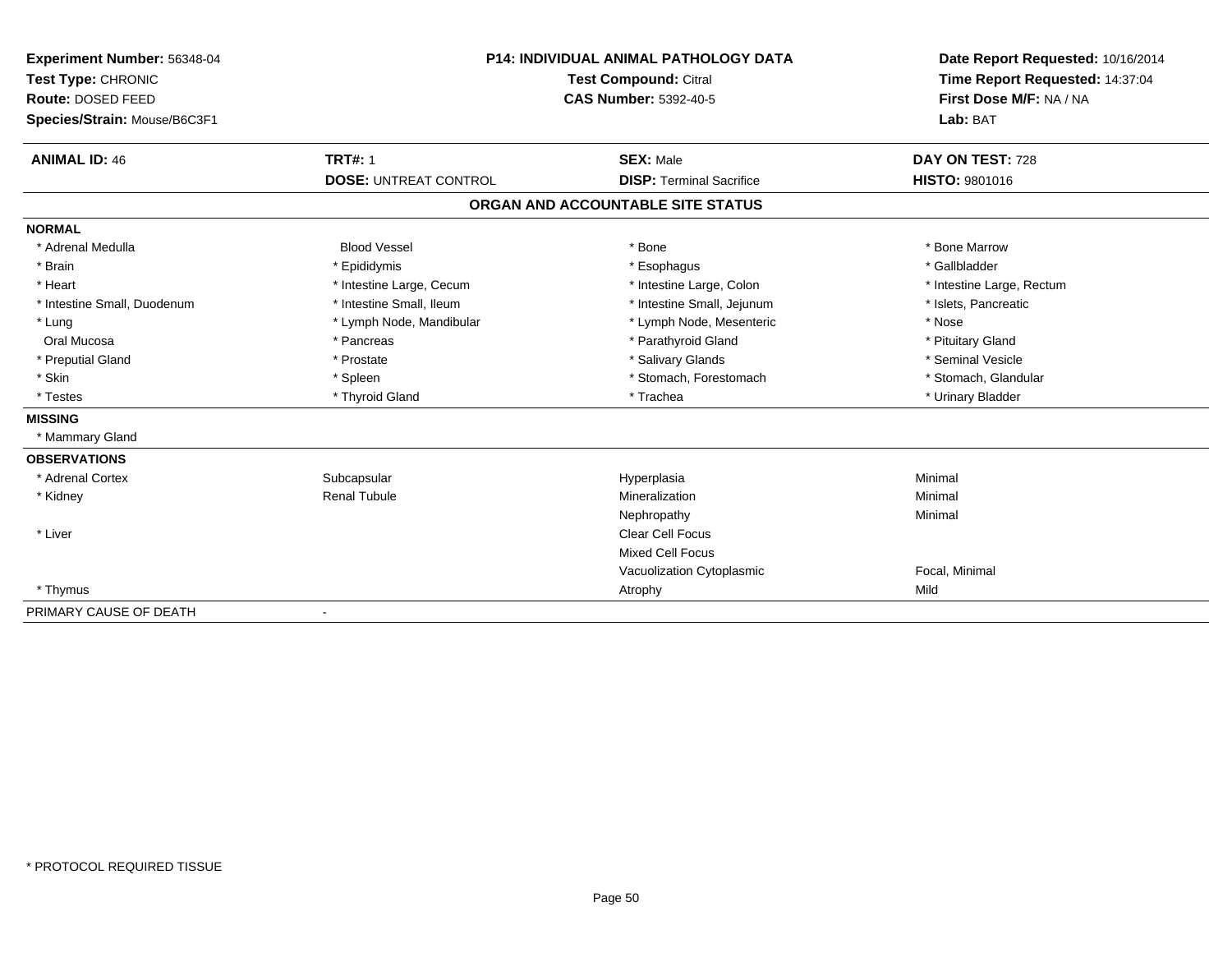**Experiment Number:** 56348-04
**Test Type:** CHRONIC
**Route:** DOSED FEED
**Species/Strain:** Mouse/B6C3F1

**P14: INDIVIDUAL ANIMAL PATHOLOGY DATA**
**Test Compound:** Citral
**CAS Number:** 5392-40-5

**Date Report Requested:** 10/16/2014
**Time Report Requested:** 14:37:04
**First Dose M/F:** NA / NA
**Lab:** BAT

| **ANIMAL ID:** 46 | **TRT#:** 1 | **SEX:** Male | **DAY ON TEST:** 728 |
|---|---|---|---|
| | **DOSE:** UNTREAT CONTROL | **DISP:** Terminal Sacrifice | **HISTO:** 9801016 |

## ORGAN AND ACCOUNTABLE SITE STATUS

| | | | |
|---|---|---|---|
| **NORMAL** | | | |
| * Adrenal Medulla | Blood Vessel | * Bone | * Bone Marrow |
| * Brain | * Epididymis | * Esophagus | * Gallbladder |
| * Heart | * Intestine Large, Cecum | * Intestine Large, Colon | * Intestine Large, Rectum |
| * Intestine Small, Duodenum | * Intestine Small, Ileum | * Intestine Small, Jejunum | * Islets, Pancreatic |
| * Lung | * Lymph Node, Mandibular | * Lymph Node, Mesenteric | * Nose |
| Oral Mucosa | * Pancreas | * Parathyroid Gland | * Pituitary Gland |
| * Preputial Gland | * Prostate | * Salivary Glands | * Seminal Vesicle |
| * Skin | * Spleen | * Stomach, Forestomach | * Stomach, Glandular |
| * Testes | * Thyroid Gland | * Trachea | * Urinary Bladder |
| **MISSING** | | | |
| * Mammary Gland | | | |
| **OBSERVATIONS** | | | |
| * Adrenal Cortex | Subcapsular | Hyperplasia | Minimal |
| * Kidney | Renal Tubule | Mineralization | Minimal |
| | | Nephropathy | Minimal |
| * Liver | | Clear Cell Focus | |
| | | Mixed Cell Focus | |
| | | Vacuolization Cytoplasmic | Focal, Minimal |
| * Thymus | | Atrophy | Mild |
| PRIMARY CAUSE OF DEATH | - | | |

\* PROTOCOL REQUIRED TISSUE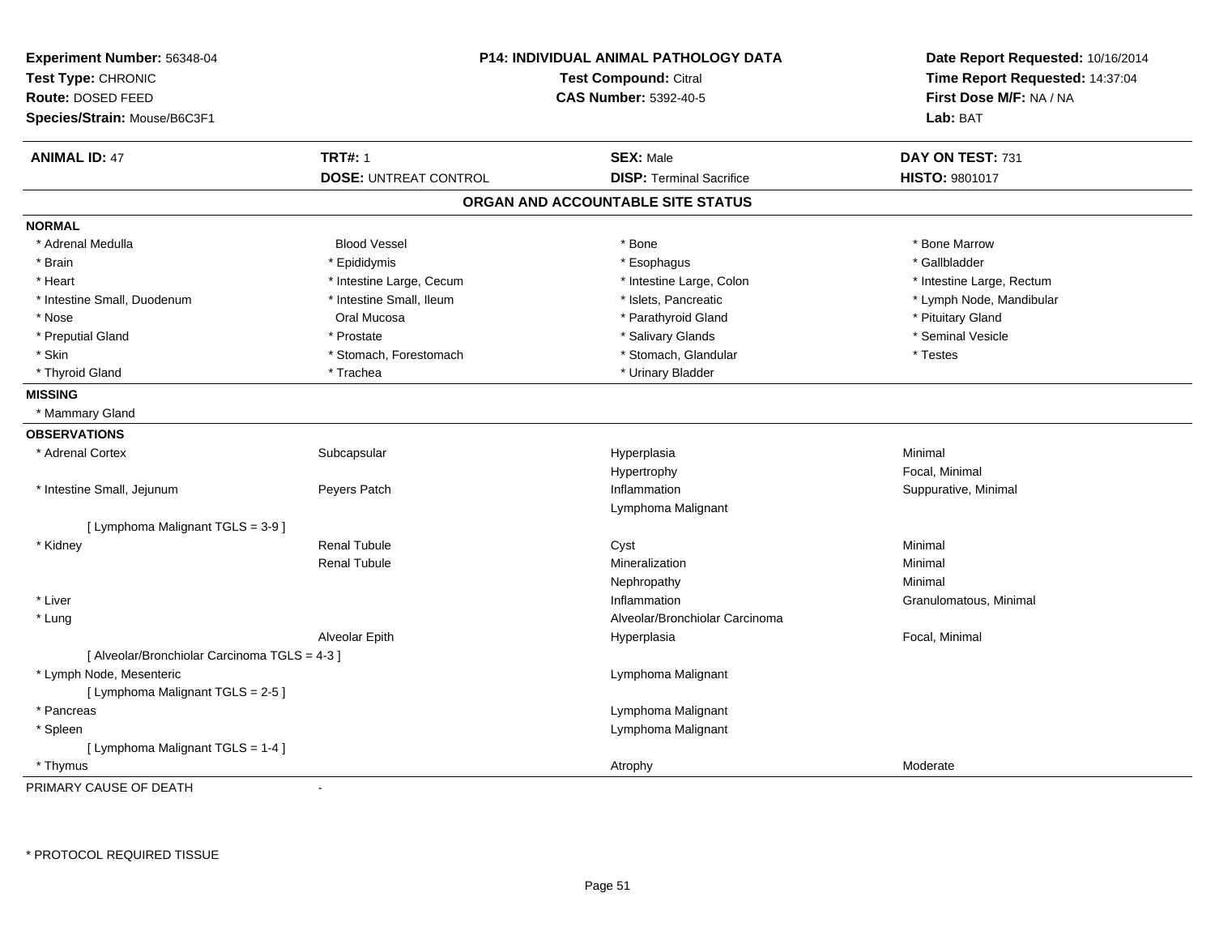**Experiment Number:** 56348-04
**Test Type:** CHRONIC
**Route:** DOSED FEED
**Species/Strain:** Mouse/B6C3F1

**P14: INDIVIDUAL ANIMAL PATHOLOGY DATA**
**Test Compound:** Citral
**CAS Number:** 5392-40-5

**Date Report Requested:** 10/16/2014
**Time Report Requested:** 14:37:04
**First Dose M/F:** NA / NA
**Lab:** BAT

| **ANIMAL ID:** 47 | **TRT#:** 1 | **SEX:** Male | **DAY ON TEST:** 731 |
|---|---|---|---|
| | **DOSE:** UNTREAT CONTROL | **DISP:** Terminal Sacrifice | **HISTO:** 9801017 |

## ORGAN AND ACCOUNTABLE SITE STATUS

**NORMAL**

| | | | |
|---|---|---|---|
| * Adrenal Medulla | Blood Vessel | * Bone | * Bone Marrow |
| * Brain | * Epididymis | * Esophagus | * Gallbladder |
| * Heart | * Intestine Large, Cecum | * Intestine Large, Colon | * Intestine Large, Rectum |
| * Intestine Small, Duodenum | * Intestine Small, Ileum | * Islets, Pancreatic | * Lymph Node, Mandibular |
| * Nose | Oral Mucosa | * Parathyroid Gland | * Pituitary Gland |
| * Preputial Gland | * Prostate | * Salivary Glands | * Seminal Vesicle |
| * Skin | * Stomach, Forestomach | * Stomach, Glandular | * Testes |
| * Thyroid Gland | * Trachea | * Urinary Bladder | |

**MISSING**

* Mammary Gland

**OBSERVATIONS**

| | | | |
|---|---|---|---|
| * Adrenal Cortex | Subcapsular | Hyperplasia | Minimal |
| | | Hypertrophy | Focal, Minimal |
| * Intestine Small, Jejunum | Peyers Patch | Inflammation | Suppurative, Minimal |
| | | Lymphoma Malignant | |
| [ Lymphoma Malignant TGLS = 3-9 ] | | | |
| * Kidney | Renal Tubule | Cyst | Minimal |
| | Renal Tubule | Mineralization | Minimal |
| | | Nephropathy | Minimal |
| * Liver | | Inflammation | Granulomatous, Minimal |
| * Lung | | Alveolar/Bronchiolar Carcinoma | |
| | Alveolar Epith | Hyperplasia | Focal, Minimal |
| [ Alveolar/Bronchiolar Carcinoma TGLS = 4-3 ] | | | |
| * Lymph Node, Mesenteric | | Lymphoma Malignant | |
| [ Lymphoma Malignant TGLS = 2-5 ] | | | |
| * Pancreas | | Lymphoma Malignant | |
| * Spleen | | Lymphoma Malignant | |
| [ Lymphoma Malignant TGLS = 1-4 ] | | | |
| * Thymus | | Atrophy | Moderate |

PRIMARY CAUSE OF DEATH -

* PROTOCOL REQUIRED TISSUE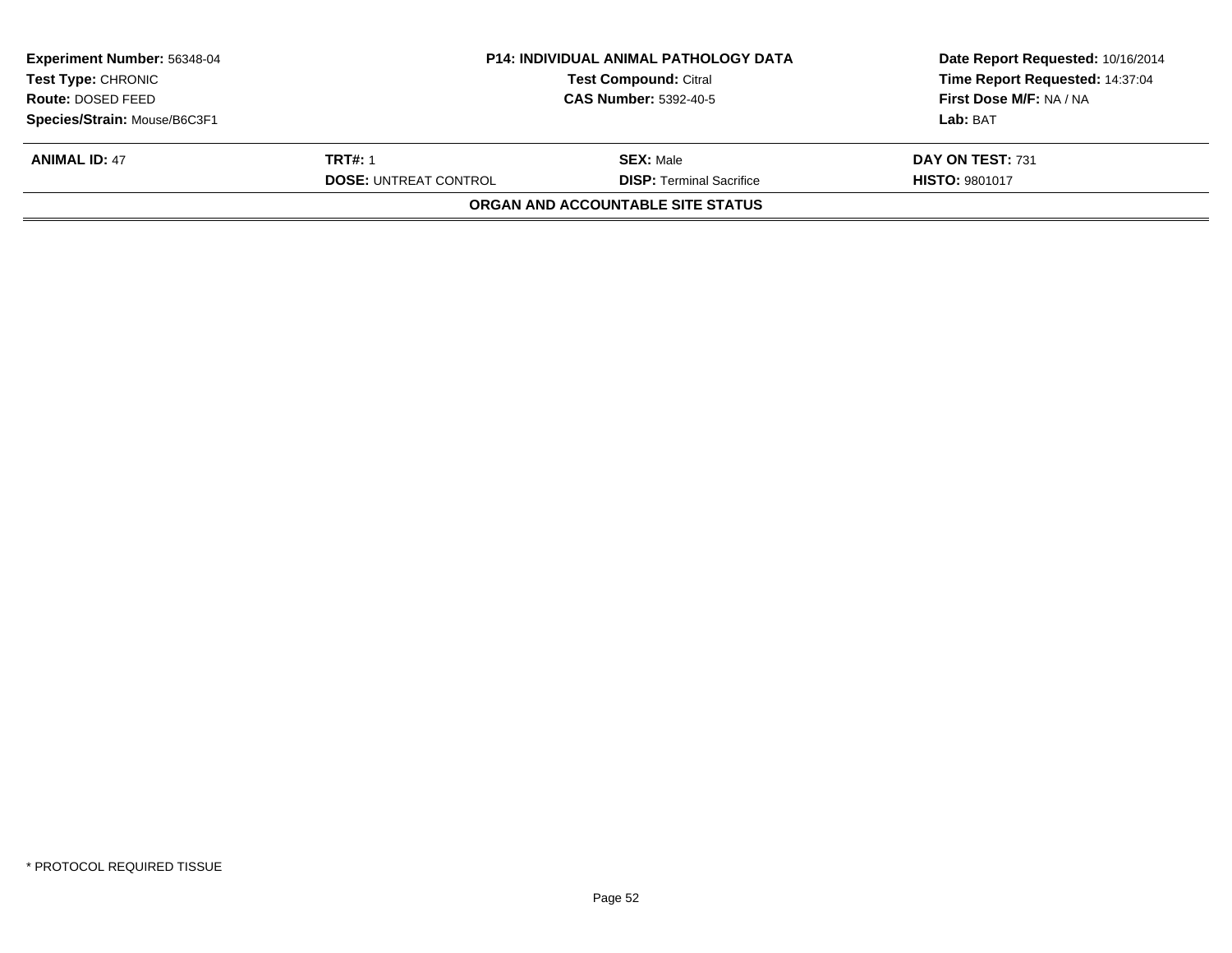| Experiment Number: 56348-04 | P14: INDIVIDUAL ANIMAL PATHOLOGY DATA | | Date Report Requested: 10/16/2014 |
|---|---|---|---|
| Test Type: CHRONIC | Test Compound: Citral | | Time Report Requested: 14:37:04 |
| Route: DOSED FEED | CAS Number: 5392-40-5 | | First Dose M/F: NA / NA |
| Species/Strain: Mouse/B6C3F1 | | | Lab: BAT |

| **ANIMAL ID:** 47 | **TRT#:** 1 | **SEX:** Male | **DAY ON TEST:** 731 |
|---|---|---|---|
| | **DOSE:** UNTREAT CONTROL | **DISP:** Terminal Sacrifice | **HISTO:** 9801017 |

**ORGAN AND ACCOUNTABLE SITE STATUS**

* PROTOCOL REQUIRED TISSUE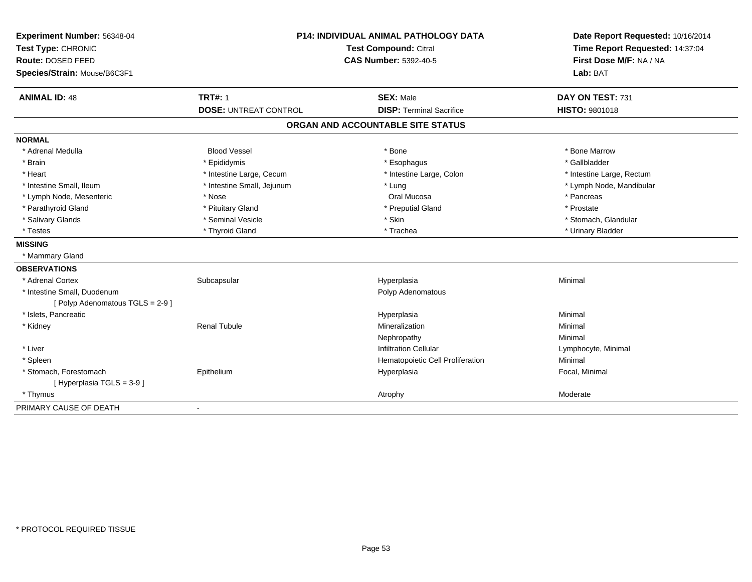**Experiment Number:** 56348-04
**Test Type:** CHRONIC
**Route:** DOSED FEED
**Species/Strain:** Mouse/B6C3F1

**P14: INDIVIDUAL ANIMAL PATHOLOGY DATA**
**Test Compound:** Citral
**CAS Number:** 5392-40-5

**Date Report Requested:** 10/16/2014
**Time Report Requested:** 14:37:04
**First Dose M/F:** NA / NA
**Lab:** BAT

| **ANIMAL ID:** 48 | **TRT#:** 1 | **SEX:** Male | **DAY ON TEST:** 731 |
|---|---|---|---|
| | **DOSE:** UNTREAT CONTROL | **DISP:** Terminal Sacrifice | **HISTO:** 9801018 |

## ORGAN AND ACCOUNTABLE SITE STATUS

**NORMAL**

| | | | |
|---|---|---|---|
| * Adrenal Medulla | Blood Vessel | * Bone | * Bone Marrow |
| * Brain | * Epididymis | * Esophagus | * Gallbladder |
| * Heart | * Intestine Large, Cecum | * Intestine Large, Colon | * Intestine Large, Rectum |
| * Intestine Small, Ileum | * Intestine Small, Jejunum | * Lung | * Lymph Node, Mandibular |
| * Lymph Node, Mesenteric | * Nose | Oral Mucosa | * Pancreas |
| * Parathyroid Gland | * Pituitary Gland | * Preputial Gland | * Prostate |
| * Salivary Glands | * Seminal Vesicle | * Skin | * Stomach, Glandular |
| * Testes | * Thyroid Gland | * Trachea | * Urinary Bladder |

**MISSING**

* Mammary Gland

**OBSERVATIONS**

| | | | |
|---|---|---|---|
| * Adrenal Cortex | Subcapsular | Hyperplasia | Minimal |
| * Intestine Small, Duodenum [ Polyp Adenomatous TGLS = 2-9 ] | | Polyp Adenomatous | |
| * Islets, Pancreatic | | Hyperplasia | Minimal |
| * Kidney | Renal Tubule | Mineralization | Minimal |
| | | Nephropathy | Minimal |
| * Liver | | Infiltration Cellular | Lymphocyte, Minimal |
| * Spleen | | Hematopoietic Cell Proliferation | Minimal |
| * Stomach, Forestomach [ Hyperplasia TGLS = 3-9 ] | Epithelium | Hyperplasia | Focal, Minimal |
| * Thymus | | Atrophy | Moderate |

PRIMARY CAUSE OF DEATH -

\* PROTOCOL REQUIRED TISSUE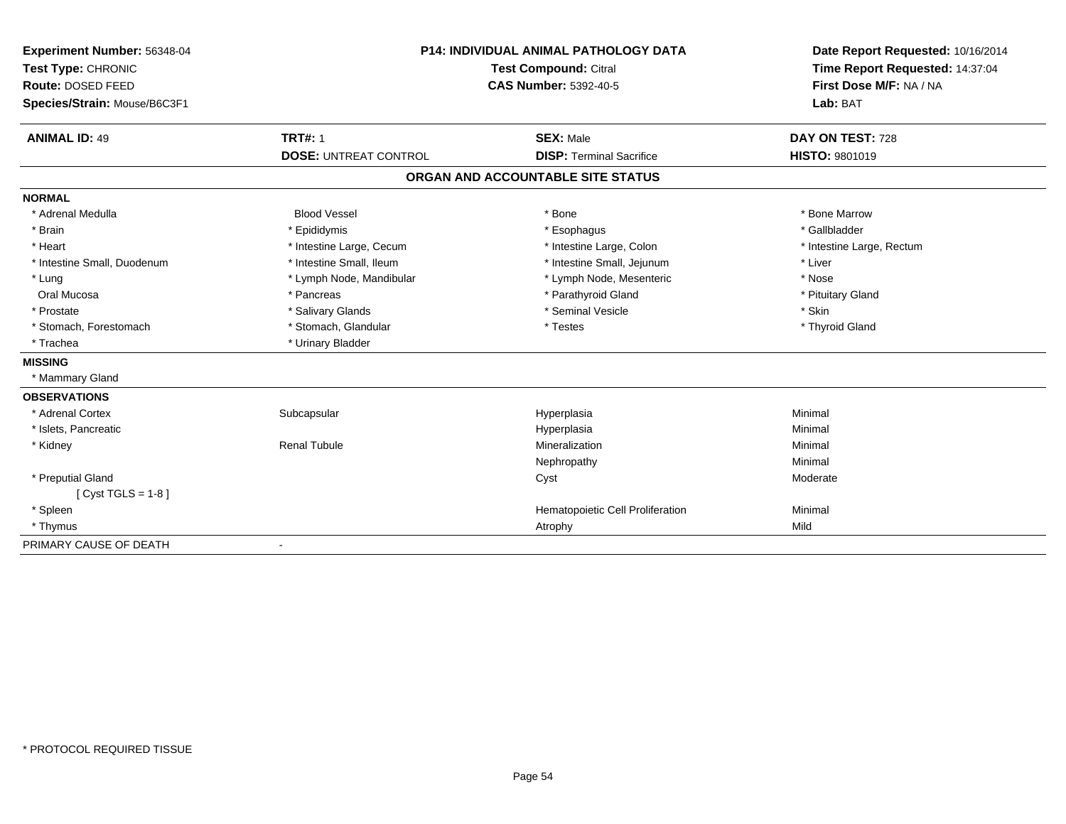**Experiment Number:** 56348-04
**Test Type:** CHRONIC
**Route:** DOSED FEED
**Species/Strain:** Mouse/B6C3F1

**P14: INDIVIDUAL ANIMAL PATHOLOGY DATA**
**Test Compound:** Citral
**CAS Number:** 5392-40-5

**Date Report Requested:** 10/16/2014
**Time Report Requested:** 14:37:04
**First Dose M/F:** NA / NA
**Lab:** BAT

| **ANIMAL ID:** 49 | **TRT#:** 1 | **SEX:** Male | **DAY ON TEST:** 728 |
|---|---|---|---|
| | **DOSE:** UNTREAT CONTROL | **DISP:** Terminal Sacrifice | **HISTO:** 9801019 |

## ORGAN AND ACCOUNTABLE SITE STATUS

**NORMAL**

| | | | |
|---|---|---|---|
| * Adrenal Medulla | Blood Vessel | * Bone | * Bone Marrow |
| * Brain | * Epididymis | * Esophagus | * Gallbladder |
| * Heart | * Intestine Large, Cecum | * Intestine Large, Colon | * Intestine Large, Rectum |
| * Intestine Small, Duodenum | * Intestine Small, Ileum | * Intestine Small, Jejunum | * Liver |
| * Lung | * Lymph Node, Mandibular | * Lymph Node, Mesenteric | * Nose |
| Oral Mucosa | * Pancreas | * Parathyroid Gland | * Pituitary Gland |
| * Prostate | * Salivary Glands | * Seminal Vesicle | * Skin |
| * Stomach, Forestomach | * Stomach, Glandular | * Testes | * Thyroid Gland |
| * Trachea | * Urinary Bladder | | |

**MISSING**

* Mammary Gland

**OBSERVATIONS**

| | | | |
|---|---|---|---|
| * Adrenal Cortex | Subcapsular | Hyperplasia | Minimal |
| * Islets, Pancreatic | | Hyperplasia | Minimal |
| * Kidney | Renal Tubule | Mineralization | Minimal |
| | | Nephropathy | Minimal |
| * Preputial Gland | | Cyst | Moderate |
| [ Cyst TGLS = 1-8 ] | | | |
| * Spleen | | Hematopoietic Cell Proliferation | Minimal |
| * Thymus | | Atrophy | Mild |

PRIMARY CAUSE OF DEATH -

\* PROTOCOL REQUIRED TISSUE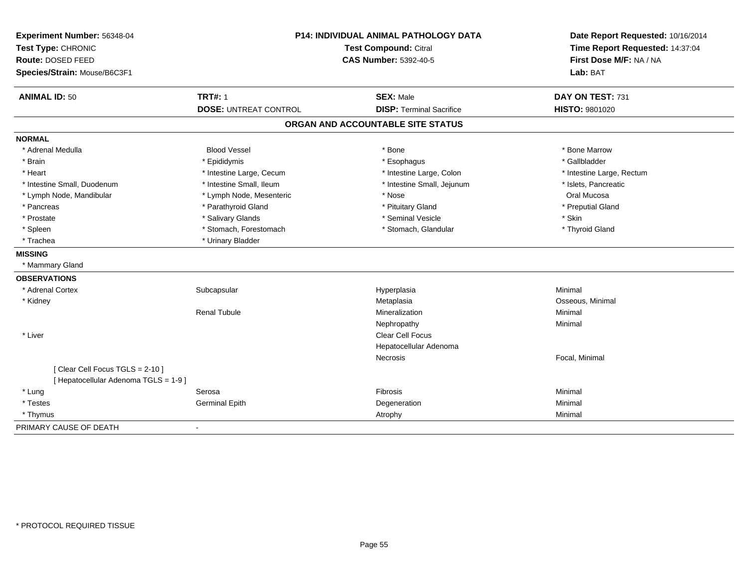**Experiment Number:** 56348-04
**Test Type:** CHRONIC
**Route:** DOSED FEED
**Species/Strain:** Mouse/B6C3F1

**P14: INDIVIDUAL ANIMAL PATHOLOGY DATA**
**Test Compound:** Citral
**CAS Number:** 5392-40-5

**Date Report Requested:** 10/16/2014
**Time Report Requested:** 14:37:04
**First Dose M/F:** NA / NA
**Lab:** BAT

| **ANIMAL ID:** 50 | **TRT#:** 1 | **SEX:** Male | **DAY ON TEST:** 731 |
|---|---|---|---|
| | **DOSE:** UNTREAT CONTROL | **DISP:** Terminal Sacrifice | **HISTO:** 9801020 |

## ORGAN AND ACCOUNTABLE SITE STATUS

**NORMAL**

| | | | |
|---|---|---|---|
| * Adrenal Medulla | Blood Vessel | * Bone | * Bone Marrow |
| * Brain | * Epididymis | * Esophagus | * Gallbladder |
| * Heart | * Intestine Large, Cecum | * Intestine Large, Colon | * Intestine Large, Rectum |
| * Intestine Small, Duodenum | * Intestine Small, Ileum | * Intestine Small, Jejunum | * Islets, Pancreatic |
| * Lymph Node, Mandibular | * Lymph Node, Mesenteric | * Nose | Oral Mucosa |
| * Pancreas | * Parathyroid Gland | * Pituitary Gland | * Preputial Gland |
| * Prostate | * Salivary Glands | * Seminal Vesicle | * Skin |
| * Spleen | * Stomach, Forestomach | * Stomach, Glandular | * Thyroid Gland |
| * Trachea | * Urinary Bladder | | |

**MISSING**

* Mammary Gland

**OBSERVATIONS**

| | | | |
|---|---|---|---|
| * Adrenal Cortex | Subcapsular | Hyperplasia | Minimal |
| * Kidney | | Metaplasia | Osseous, Minimal |
| | Renal Tubule | Mineralization | Minimal |
| | | Nephropathy | Minimal |
| * Liver | | Clear Cell Focus | |
| | | Hepatocellular Adenoma | |
| | | Necrosis | Focal, Minimal |
| [ Clear Cell Focus TGLS = 2-10 ] | | | |
| [ Hepatocellular Adenoma TGLS = 1-9 ] | | | |
| * Lung | Serosa | Fibrosis | Minimal |
| * Testes | Germinal Epith | Degeneration | Minimal |
| * Thymus | | Atrophy | Minimal |

PRIMARY CAUSE OF DEATH -

* PROTOCOL REQUIRED TISSUE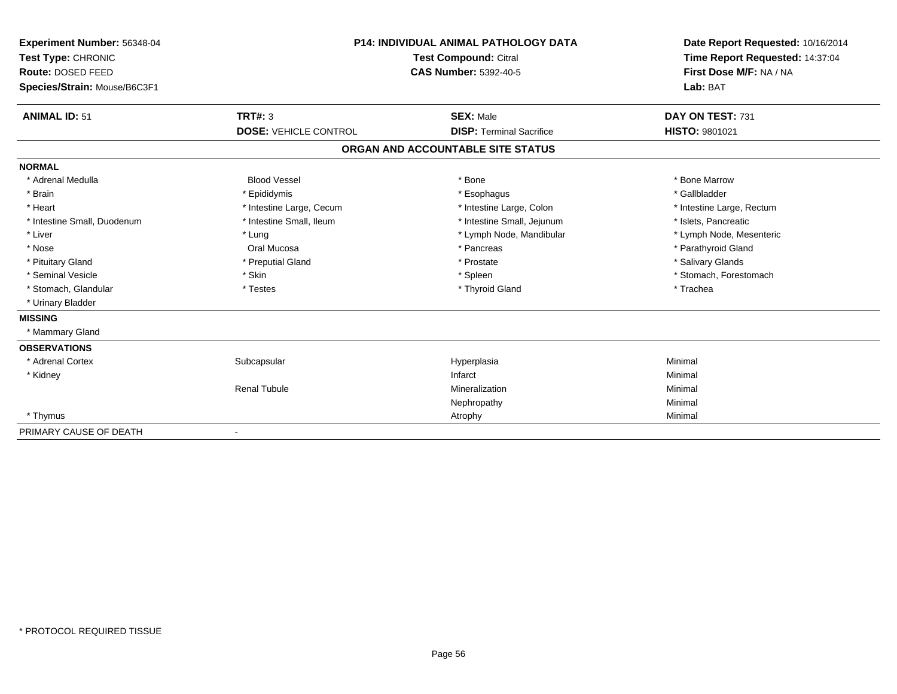**Experiment Number:** 56348-04
**Test Type:** CHRONIC
**Route:** DOSED FEED
**Species/Strain:** Mouse/B6C3F1

**P14: INDIVIDUAL ANIMAL PATHOLOGY DATA**
**Test Compound:** Citral
**CAS Number:** 5392-40-5

**Date Report Requested:** 10/16/2014
**Time Report Requested:** 14:37:04
**First Dose M/F:** NA / NA
**Lab:** BAT

| **ANIMAL ID:** 51 | **TRT#:** 3 | **SEX:** Male | **DAY ON TEST:** 731 |
|---|---|---|---|
| | **DOSE:** VEHICLE CONTROL | **DISP:** Terminal Sacrifice | **HISTO:** 9801021 |

## ORGAN AND ACCOUNTABLE SITE STATUS

**NORMAL**

| | | | |
|---|---|---|---|
| * Adrenal Medulla | Blood Vessel | * Bone | * Bone Marrow |
| * Brain | * Epididymis | * Esophagus | * Gallbladder |
| * Heart | * Intestine Large, Cecum | * Intestine Large, Colon | * Intestine Large, Rectum |
| * Intestine Small, Duodenum | * Intestine Small, Ileum | * Intestine Small, Jejunum | * Islets, Pancreatic |
| * Liver | * Lung | * Lymph Node, Mandibular | * Lymph Node, Mesenteric |
| * Nose | Oral Mucosa | * Pancreas | * Parathyroid Gland |
| * Pituitary Gland | * Preputial Gland | * Prostate | * Salivary Glands |
| * Seminal Vesicle | * Skin | * Spleen | * Stomach, Forestomach |
| * Stomach, Glandular | * Testes | * Thyroid Gland | * Trachea |
| * Urinary Bladder | | | |

**MISSING**

* Mammary Gland

**OBSERVATIONS**

| | | | |
|---|---|---|---|
| * Adrenal Cortex | Subcapsular | Hyperplasia | Minimal |
| * Kidney | | Infarct | Minimal |
| | Renal Tubule | Mineralization | Minimal |
| | | Nephropathy | Minimal |
| * Thymus | | Atrophy | Minimal |

PRIMARY CAUSE OF DEATH -

\* PROTOCOL REQUIRED TISSUE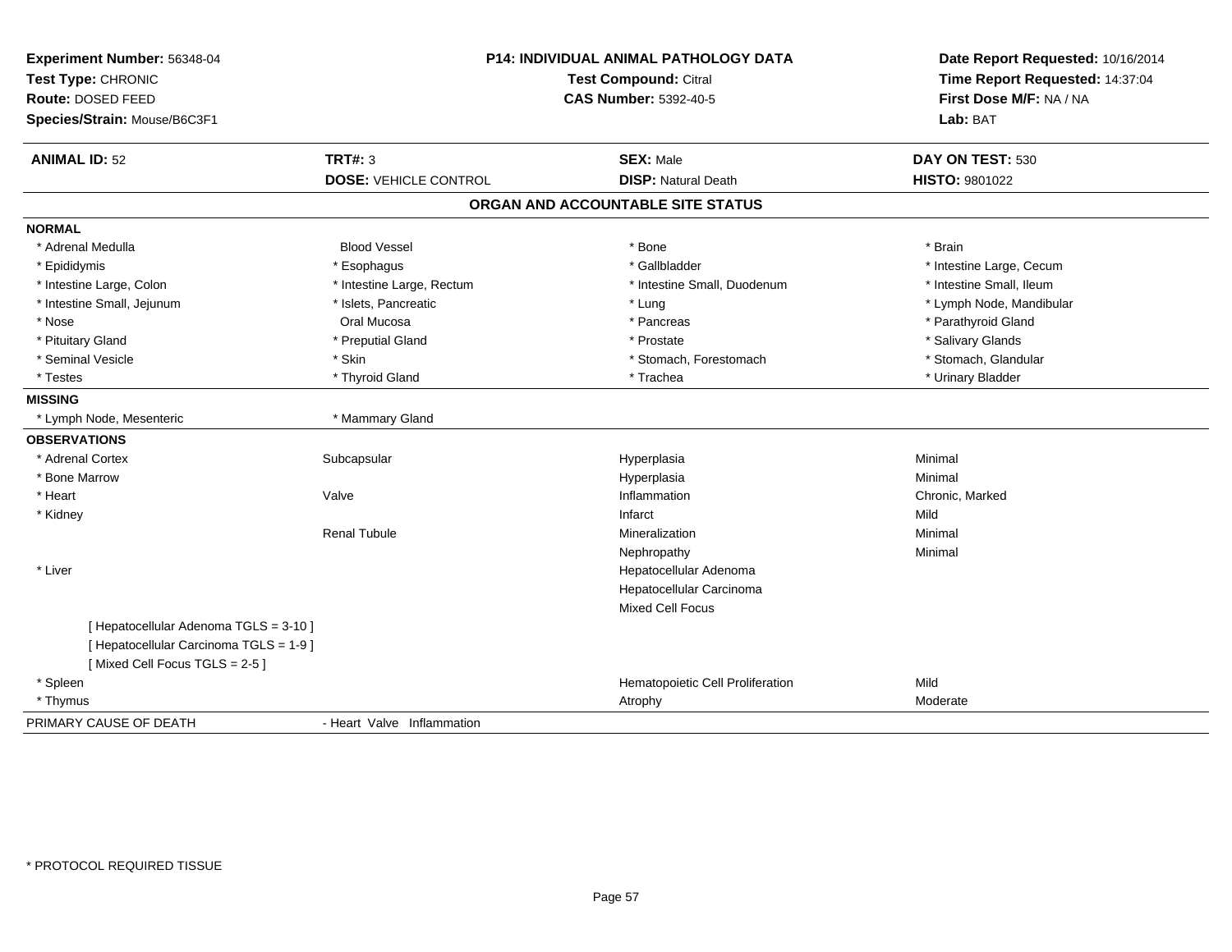**Experiment Number:** 56348-04
**Test Type:** CHRONIC
**Route:** DOSED FEED
**Species/Strain:** Mouse/B6C3F1

**P14: INDIVIDUAL ANIMAL PATHOLOGY DATA**
**Test Compound:** Citral
**CAS Number:** 5392-40-5

**Date Report Requested:** 10/16/2014
**Time Report Requested:** 14:37:04
**First Dose M/F:** NA / NA
**Lab:** BAT

| **ANIMAL ID:** 52 | **TRT#:** 3 | **SEX:** Male | **DAY ON TEST:** 530 |
|---|---|---|---|
| | **DOSE:** VEHICLE CONTROL | **DISP:** Natural Death | **HISTO:** 9801022 |

## ORGAN AND ACCOUNTABLE SITE STATUS

**NORMAL**

| | | | |
|---|---|---|---|
| * Adrenal Medulla | Blood Vessel | * Bone | * Brain |
| * Epididymis | * Esophagus | * Gallbladder | * Intestine Large, Cecum |
| * Intestine Large, Colon | * Intestine Large, Rectum | * Intestine Small, Duodenum | * Intestine Small, Ileum |
| * Intestine Small, Jejunum | * Islets, Pancreatic | * Lung | * Lymph Node, Mandibular |
| * Nose | Oral Mucosa | * Pancreas | * Parathyroid Gland |
| * Pituitary Gland | * Preputial Gland | * Prostate | * Salivary Glands |
| * Seminal Vesicle | * Skin | * Stomach, Forestomach | * Stomach, Glandular |
| * Testes | * Thyroid Gland | * Trachea | * Urinary Bladder |

**MISSING**

| | |
|---|---|
| * Lymph Node, Mesenteric | * Mammary Gland |

**OBSERVATIONS**

| | | | |
|---|---|---|---|
| * Adrenal Cortex | Subcapsular | Hyperplasia | Minimal |
| * Bone Marrow | | Hyperplasia | Minimal |
| * Heart | Valve | Inflammation | Chronic, Marked |
| * Kidney | | Infarct | Mild |
| | Renal Tubule | Mineralization | Minimal |
| | | Nephropathy | Minimal |
| * Liver | | Hepatocellular Adenoma | |
| | | Hepatocellular Carcinoma | |
| | | Mixed Cell Focus | |
| [ Hepatocellular Adenoma TGLS = 3-10 ] | | | |
| [ Hepatocellular Carcinoma TGLS = 1-9 ] | | | |
| [ Mixed Cell Focus TGLS = 2-5 ] | | | |
| * Spleen | | Hematopoietic Cell Proliferation | Mild |
| * Thymus | | Atrophy | Moderate |

PRIMARY CAUSE OF DEATH - Heart Valve Inflammation

* PROTOCOL REQUIRED TISSUE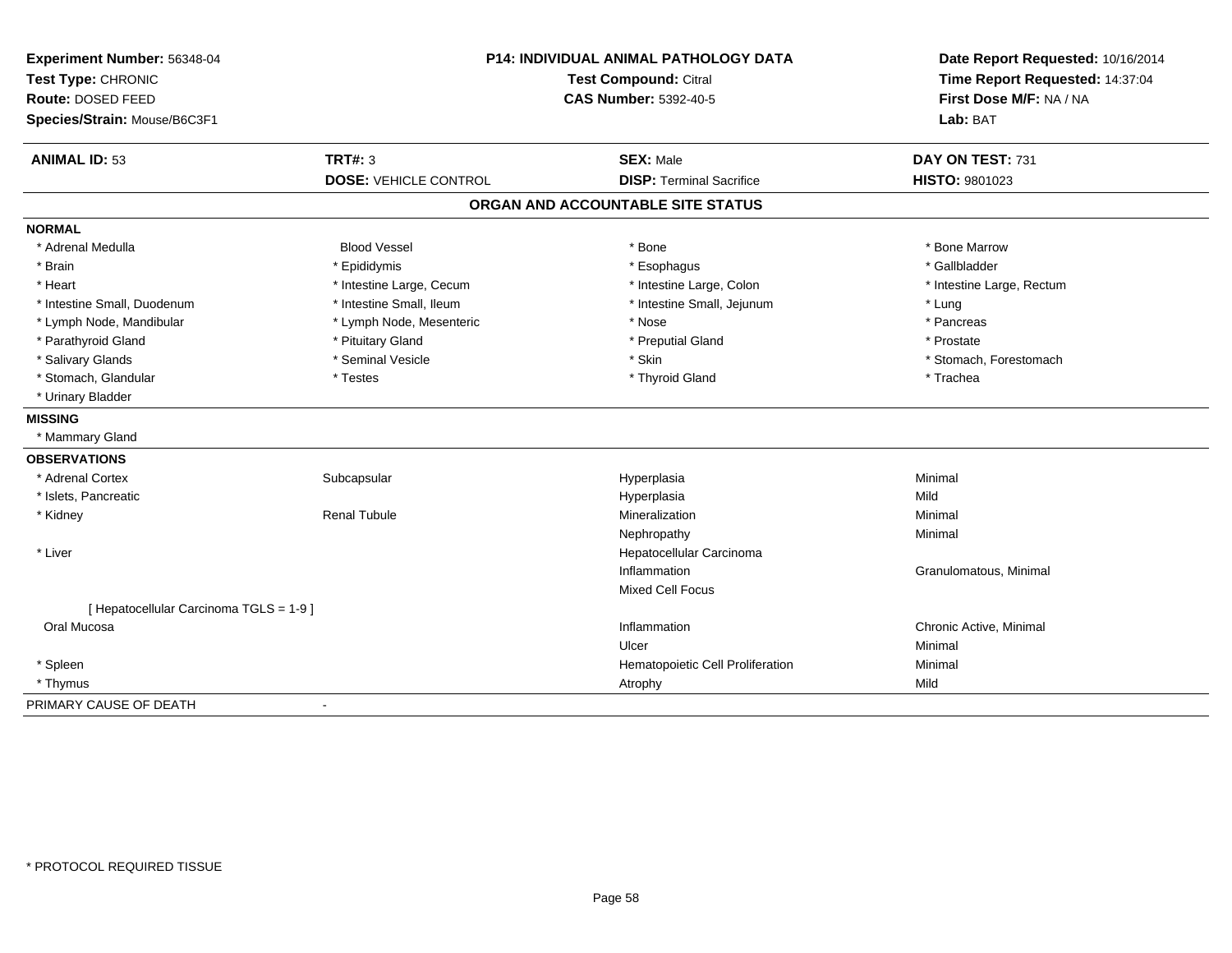**Experiment Number:** 56348-04
**Test Type:** CHRONIC
**Route:** DOSED FEED
**Species/Strain:** Mouse/B6C3F1

**P14: INDIVIDUAL ANIMAL PATHOLOGY DATA**
**Test Compound:** Citral
**CAS Number:** 5392-40-5

**Date Report Requested:** 10/16/2014
**Time Report Requested:** 14:37:04
**First Dose M/F:** NA / NA
**Lab:** BAT

| **ANIMAL ID:** 53 | **TRT#:** 3 | **SEX:** Male | **DAY ON TEST:** 731 |
|---|---|---|---|
| | **DOSE:** VEHICLE CONTROL | **DISP:** Terminal Sacrifice | **HISTO:** 9801023 |

## ORGAN AND ACCOUNTABLE SITE STATUS

**NORMAL**

| | | | |
|---|---|---|---|
| * Adrenal Medulla | Blood Vessel | * Bone | * Bone Marrow |
| * Brain | * Epididymis | * Esophagus | * Gallbladder |
| * Heart | * Intestine Large, Cecum | * Intestine Large, Colon | * Intestine Large, Rectum |
| * Intestine Small, Duodenum | * Intestine Small, Ileum | * Intestine Small, Jejunum | * Lung |
| * Lymph Node, Mandibular | * Lymph Node, Mesenteric | * Nose | * Pancreas |
| * Parathyroid Gland | * Pituitary Gland | * Preputial Gland | * Prostate |
| * Salivary Glands | * Seminal Vesicle | * Skin | * Stomach, Forestomach |
| * Stomach, Glandular | * Testes | * Thyroid Gland | * Trachea |
| * Urinary Bladder | | | |

**MISSING**

* Mammary Gland

**OBSERVATIONS**

| | | | |
|---|---|---|---|
| * Adrenal Cortex | Subcapsular | Hyperplasia | Minimal |
| * Islets, Pancreatic | | Hyperplasia | Mild |
| * Kidney | Renal Tubule | Mineralization | Minimal |
| | | Nephropathy | Minimal |
| * Liver | | Hepatocellular Carcinoma | |
| | | Inflammation | Granulomatous, Minimal |
| | | Mixed Cell Focus | |
| [ Hepatocellular Carcinoma TGLS = 1-9 ] | | | |
| Oral Mucosa | | Inflammation | Chronic Active, Minimal |
| | | Ulcer | Minimal |
| * Spleen | | Hematopoietic Cell Proliferation | Minimal |
| * Thymus | | Atrophy | Mild |

PRIMARY CAUSE OF DEATH -

* PROTOCOL REQUIRED TISSUE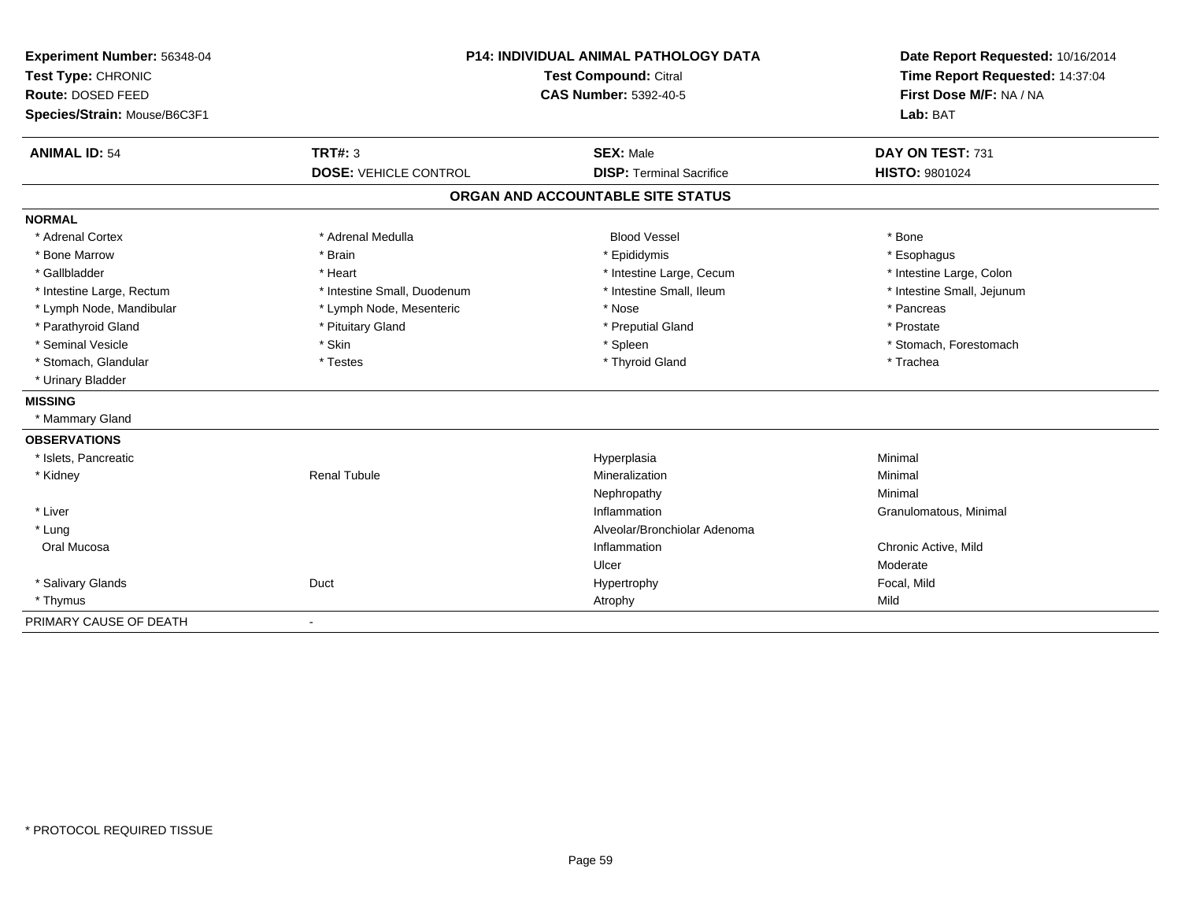**Experiment Number:** 56348-04
**Test Type:** CHRONIC
**Route:** DOSED FEED
**Species/Strain:** Mouse/B6C3F1

**P14: INDIVIDUAL ANIMAL PATHOLOGY DATA**
**Test Compound:** Citral
**CAS Number:** 5392-40-5

**Date Report Requested:** 10/16/2014
**Time Report Requested:** 14:37:04
**First Dose M/F:** NA / NA
**Lab:** BAT

| **ANIMAL ID:** 54 | **TRT#:** 3 | **SEX:** Male | **DAY ON TEST:** 731 |
|---|---|---|---|
| | **DOSE:** VEHICLE CONTROL | **DISP:** Terminal Sacrifice | **HISTO:** 9801024 |

## ORGAN AND ACCOUNTABLE SITE STATUS

| | | | |
|---|---|---|---|
| **NORMAL** | | | |
| * Adrenal Cortex | * Adrenal Medulla | Blood Vessel | * Bone |
| * Bone Marrow | * Brain | * Epididymis | * Esophagus |
| * Gallbladder | * Heart | * Intestine Large, Cecum | * Intestine Large, Colon |
| * Intestine Large, Rectum | * Intestine Small, Duodenum | * Intestine Small, Ileum | * Intestine Small, Jejunum |
| * Lymph Node, Mandibular | * Lymph Node, Mesenteric | * Nose | * Pancreas |
| * Parathyroid Gland | * Pituitary Gland | * Preputial Gland | * Prostate |
| * Seminal Vesicle | * Skin | * Spleen | * Stomach, Forestomach |
| * Stomach, Glandular | * Testes | * Thyroid Gland | * Trachea |
| * Urinary Bladder | | | |
| **MISSING** | | | |
| * Mammary Gland | | | |
| **OBSERVATIONS** | | | |
| * Islets, Pancreatic | | Hyperplasia | Minimal |
| * Kidney | Renal Tubule | Mineralization | Minimal |
| | | Nephropathy | Minimal |
| * Liver | | Inflammation | Granulomatous, Minimal |
| * Lung | | Alveolar/Bronchiolar Adenoma | |
| Oral Mucosa | | Inflammation | Chronic Active, Mild |
| | | Ulcer | Moderate |
| * Salivary Glands | Duct | Hypertrophy | Focal, Mild |
| * Thymus | | Atrophy | Mild |
| PRIMARY CAUSE OF DEATH | - | | |

* PROTOCOL REQUIRED TISSUE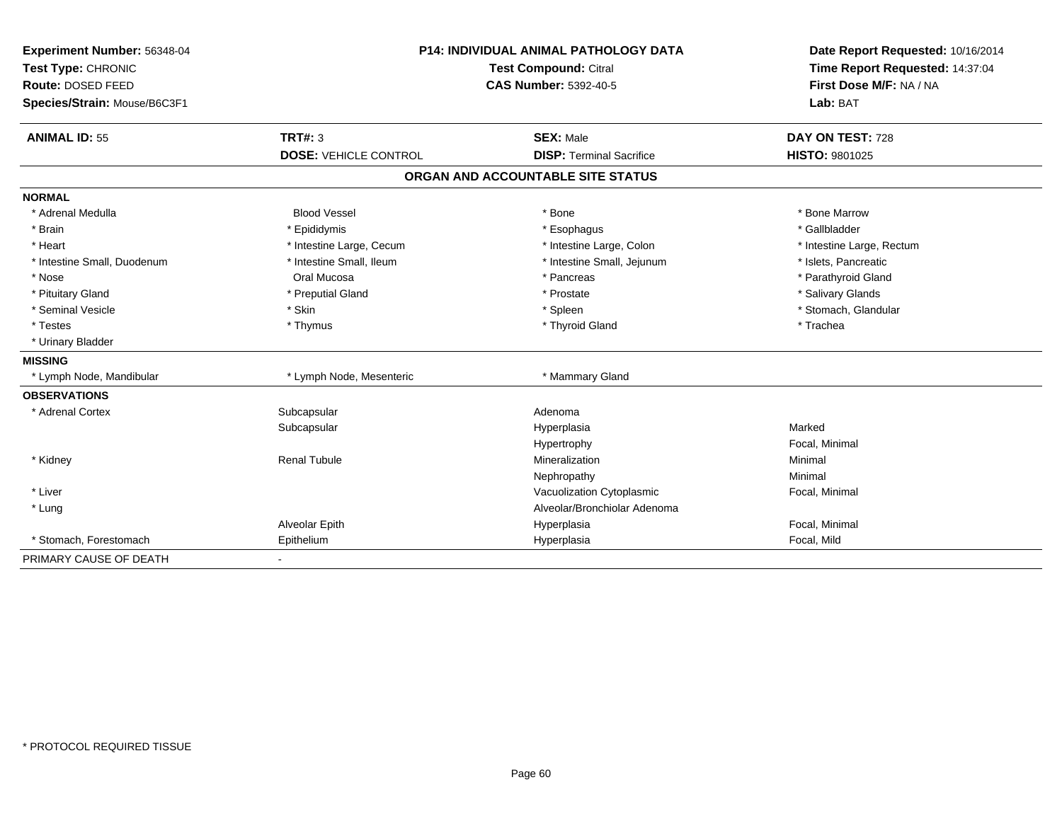**Experiment Number:** 56348-04
**Test Type:** CHRONIC
**Route:** DOSED FEED
**Species/Strain:** Mouse/B6C3F1

**P14: INDIVIDUAL ANIMAL PATHOLOGY DATA**
**Test Compound:** Citral
**CAS Number:** 5392-40-5

**Date Report Requested:** 10/16/2014
**Time Report Requested:** 14:37:04
**First Dose M/F:** NA / NA
**Lab:** BAT

| **ANIMAL ID:** 55 | **TRT#:** 3 | **SEX:** Male | **DAY ON TEST:** 728 |
|---|---|---|---|
| | **DOSE:** VEHICLE CONTROL | **DISP:** Terminal Sacrifice | **HISTO:** 9801025 |

## ORGAN AND ACCOUNTABLE SITE STATUS

**NORMAL**

| | | | |
|---|---|---|---|
| * Adrenal Medulla | Blood Vessel | * Bone | * Bone Marrow |
| * Brain | * Epididymis | * Esophagus | * Gallbladder |
| * Heart | * Intestine Large, Cecum | * Intestine Large, Colon | * Intestine Large, Rectum |
| * Intestine Small, Duodenum | * Intestine Small, Ileum | * Intestine Small, Jejunum | * Islets, Pancreatic |
| * Nose | Oral Mucosa | * Pancreas | * Parathyroid Gland |
| * Pituitary Gland | * Preputial Gland | * Prostate | * Salivary Glands |
| * Seminal Vesicle | * Skin | * Spleen | * Stomach, Glandular |
| * Testes | * Thymus | * Thyroid Gland | * Trachea |
| * Urinary Bladder | | | |

**MISSING**

| | | |
|---|---|---|
| * Lymph Node, Mandibular | * Lymph Node, Mesenteric | * Mammary Gland |

**OBSERVATIONS**

| | | | |
|---|---|---|---|
| * Adrenal Cortex | Subcapsular | Adenoma | |
| | Subcapsular | Hyperplasia | Marked |
| | | Hypertrophy | Focal, Minimal |
| * Kidney | Renal Tubule | Mineralization | Minimal |
| | | Nephropathy | Minimal |
| * Liver | | Vacuolization Cytoplasmic | Focal, Minimal |
| * Lung | | Alveolar/Bronchiolar Adenoma | |
| | Alveolar Epith | Hyperplasia | Focal, Minimal |
| * Stomach, Forestomach | Epithelium | Hyperplasia | Focal, Mild |

PRIMARY CAUSE OF DEATH -

* PROTOCOL REQUIRED TISSUE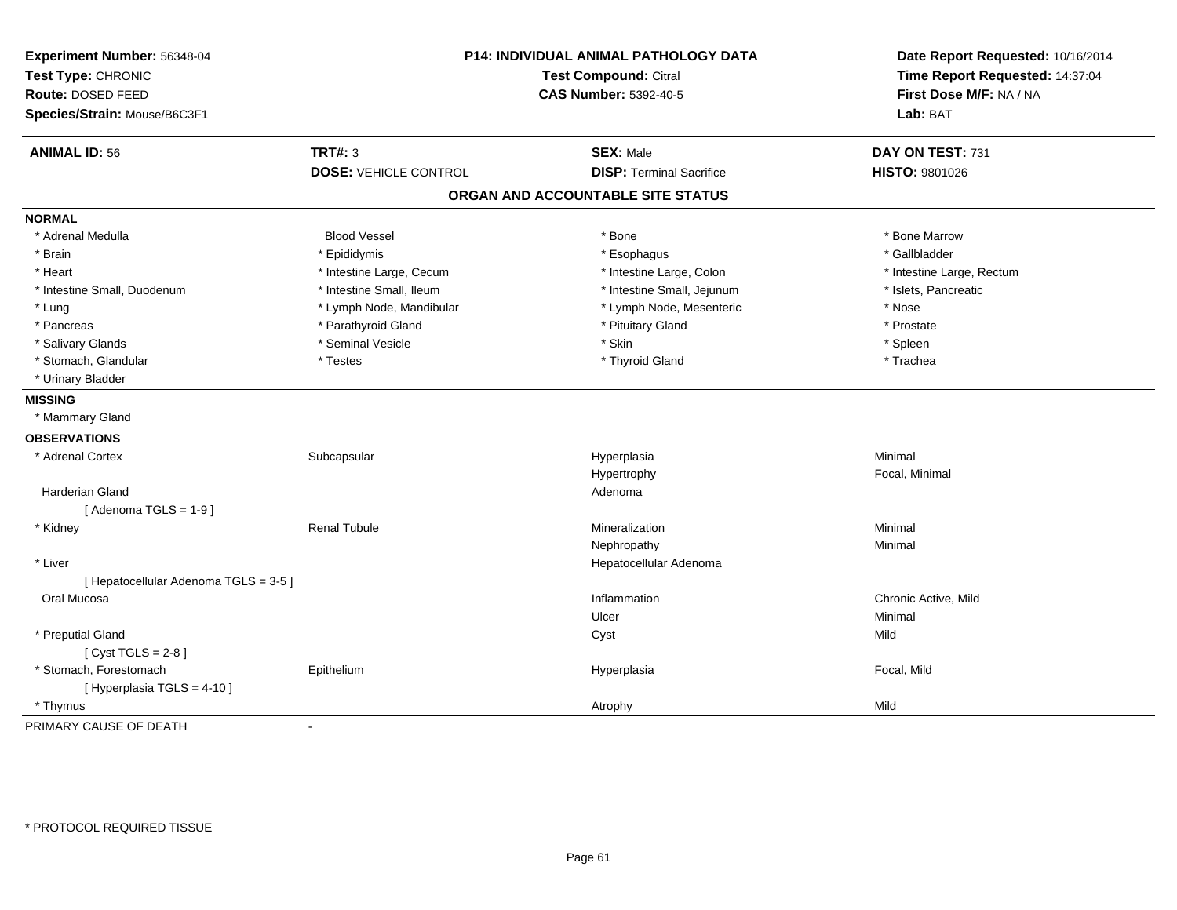**Experiment Number:** 56348-04
**Test Type:** CHRONIC
**Route:** DOSED FEED
**Species/Strain:** Mouse/B6C3F1

**P14: INDIVIDUAL ANIMAL PATHOLOGY DATA**
**Test Compound:** Citral
**CAS Number:** 5392-40-5

**Date Report Requested:** 10/16/2014
**Time Report Requested:** 14:37:04
**First Dose M/F:** NA / NA
**Lab:** BAT

| **ANIMAL ID:** 56 | **TRT#:** 3 | **SEX:** Male | **DAY ON TEST:** 731 |
|---|---|---|---|
| | **DOSE:** VEHICLE CONTROL | **DISP:** Terminal Sacrifice | **HISTO:** 9801026 |

## ORGAN AND ACCOUNTABLE SITE STATUS

**NORMAL**

| | | | |
|---|---|---|---|
| * Adrenal Medulla | Blood Vessel | * Bone | * Bone Marrow |
| * Brain | * Epididymis | * Esophagus | * Gallbladder |
| * Heart | * Intestine Large, Cecum | * Intestine Large, Colon | * Intestine Large, Rectum |
| * Intestine Small, Duodenum | * Intestine Small, Ileum | * Intestine Small, Jejunum | * Islets, Pancreatic |
| * Lung | * Lymph Node, Mandibular | * Lymph Node, Mesenteric | * Nose |
| * Pancreas | * Parathyroid Gland | * Pituitary Gland | * Prostate |
| * Salivary Glands | * Seminal Vesicle | * Skin | * Spleen |
| * Stomach, Glandular | * Testes | * Thyroid Gland | * Trachea |
| * Urinary Bladder | | | |

**MISSING**

* Mammary Gland

**OBSERVATIONS**

| | | | |
|---|---|---|---|
| * Adrenal Cortex | Subcapsular | Hyperplasia | Minimal |
| | | Hypertrophy | Focal, Minimal |
| Harderian Gland | | Adenoma | |
| [ Adenoma TGLS = 1-9 ] | | | |
| * Kidney | Renal Tubule | Mineralization | Minimal |
| | | Nephropathy | Minimal |
| * Liver | | Hepatocellular Adenoma | |
| [ Hepatocellular Adenoma TGLS = 3-5 ] | | | |
| Oral Mucosa | | Inflammation | Chronic Active, Mild |
| | | Ulcer | Minimal |
| * Preputial Gland | | Cyst | Mild |
| [ Cyst TGLS = 2-8 ] | | | |
| * Stomach, Forestomach | Epithelium | Hyperplasia | Focal, Mild |
| [ Hyperplasia TGLS = 4-10 ] | | | |
| * Thymus | | Atrophy | Mild |

PRIMARY CAUSE OF DEATH -

* PROTOCOL REQUIRED TISSUE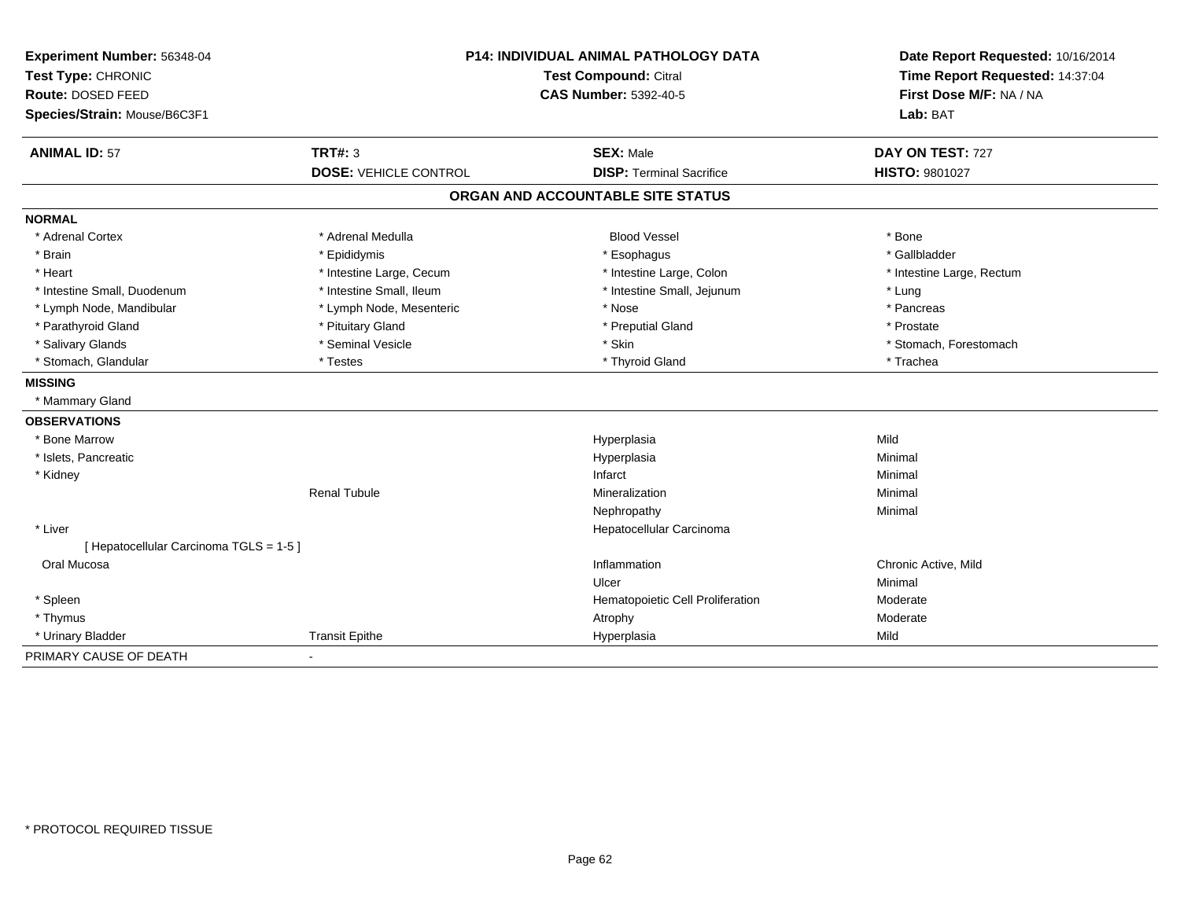**Experiment Number:** 56348-04
**Test Type:** CHRONIC
**Route:** DOSED FEED
**Species/Strain:** Mouse/B6C3F1

**P14: INDIVIDUAL ANIMAL PATHOLOGY DATA**
**Test Compound:** Citral
**CAS Number:** 5392-40-5

**Date Report Requested:** 10/16/2014
**Time Report Requested:** 14:37:04
**First Dose M/F:** NA / NA
**Lab:** BAT

| **ANIMAL ID:** 57 | **TRT#:** 3 | **SEX:** Male | **DAY ON TEST:** 727 |
|---|---|---|---|
| | **DOSE:** VEHICLE CONTROL | **DISP:** Terminal Sacrifice | **HISTO:** 9801027 |

## ORGAN AND ACCOUNTABLE SITE STATUS

**NORMAL**

| | | | |
|---|---|---|---|
| * Adrenal Cortex | * Adrenal Medulla | Blood Vessel | * Bone |
| * Brain | * Epididymis | * Esophagus | * Gallbladder |
| * Heart | * Intestine Large, Cecum | * Intestine Large, Colon | * Intestine Large, Rectum |
| * Intestine Small, Duodenum | * Intestine Small, Ileum | * Intestine Small, Jejunum | * Lung |
| * Lymph Node, Mandibular | * Lymph Node, Mesenteric | * Nose | * Pancreas |
| * Parathyroid Gland | * Pituitary Gland | * Preputial Gland | * Prostate |
| * Salivary Glands | * Seminal Vesicle | * Skin | * Stomach, Forestomach |
| * Stomach, Glandular | * Testes | * Thyroid Gland | * Trachea |

**MISSING**

* Mammary Gland

**OBSERVATIONS**

| | | | |
|---|---|---|---|
| * Bone Marrow | | Hyperplasia | Mild |
| * Islets, Pancreatic | | Hyperplasia | Minimal |
| * Kidney | | Infarct | Minimal |
| | Renal Tubule | Mineralization | Minimal |
| | | Nephropathy | Minimal |
| * Liver | | Hepatocellular Carcinoma | |
| [ Hepatocellular Carcinoma TGLS = 1-5 ] | | | |
| Oral Mucosa | | Inflammation | Chronic Active, Mild |
| | | Ulcer | Minimal |
| * Spleen | | Hematopoietic Cell Proliferation | Moderate |
| * Thymus | | Atrophy | Moderate |
| * Urinary Bladder | Transit Epithe | Hyperplasia | Mild |

PRIMARY CAUSE OF DEATH -

* PROTOCOL REQUIRED TISSUE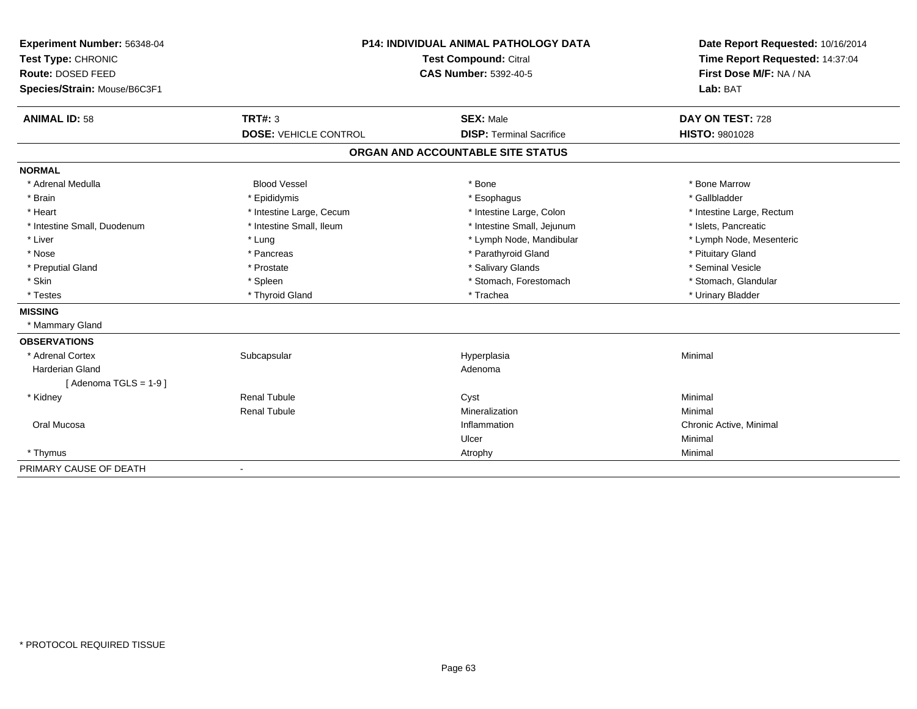**Experiment Number:** 56348-04
**Test Type:** CHRONIC
**Route:** DOSED FEED
**Species/Strain:** Mouse/B6C3F1

**P14: INDIVIDUAL ANIMAL PATHOLOGY DATA**
**Test Compound:** Citral
**CAS Number:** 5392-40-5

**Date Report Requested:** 10/16/2014
**Time Report Requested:** 14:37:04
**First Dose M/F:** NA / NA
**Lab:** BAT

| **ANIMAL ID:** 58 | **TRT#:** 3 | **SEX:** Male | **DAY ON TEST:** 728 |
|---|---|---|---|
| | **DOSE:** VEHICLE CONTROL | **DISP:** Terminal Sacrifice | **HISTO:** 9801028 |

## ORGAN AND ACCOUNTABLE SITE STATUS

**NORMAL**

| | | | |
|---|---|---|---|
| * Adrenal Medulla | Blood Vessel | * Bone | * Bone Marrow |
| * Brain | * Epididymis | * Esophagus | * Gallbladder |
| * Heart | * Intestine Large, Cecum | * Intestine Large, Colon | * Intestine Large, Rectum |
| * Intestine Small, Duodenum | * Intestine Small, Ileum | * Intestine Small, Jejunum | * Islets, Pancreatic |
| * Liver | * Lung | * Lymph Node, Mandibular | * Lymph Node, Mesenteric |
| * Nose | * Pancreas | * Parathyroid Gland | * Pituitary Gland |
| * Preputial Gland | * Prostate | * Salivary Glands | * Seminal Vesicle |
| * Skin | * Spleen | * Stomach, Forestomach | * Stomach, Glandular |
| * Testes | * Thyroid Gland | * Trachea | * Urinary Bladder |

**MISSING**

* Mammary Gland

**OBSERVATIONS**

| | | | |
|---|---|---|---|
| * Adrenal Cortex | Subcapsular | Hyperplasia | Minimal |
| Harderian Gland | | Adenoma | |
| [ Adenoma TGLS = 1-9 ] | | | |
| * Kidney | Renal Tubule | Cyst | Minimal |
| | Renal Tubule | Mineralization | Minimal |
| Oral Mucosa | | Inflammation | Chronic Active, Minimal |
| | | Ulcer | Minimal |
| * Thymus | | Atrophy | Minimal |

PRIMARY CAUSE OF DEATH -

* PROTOCOL REQUIRED TISSUE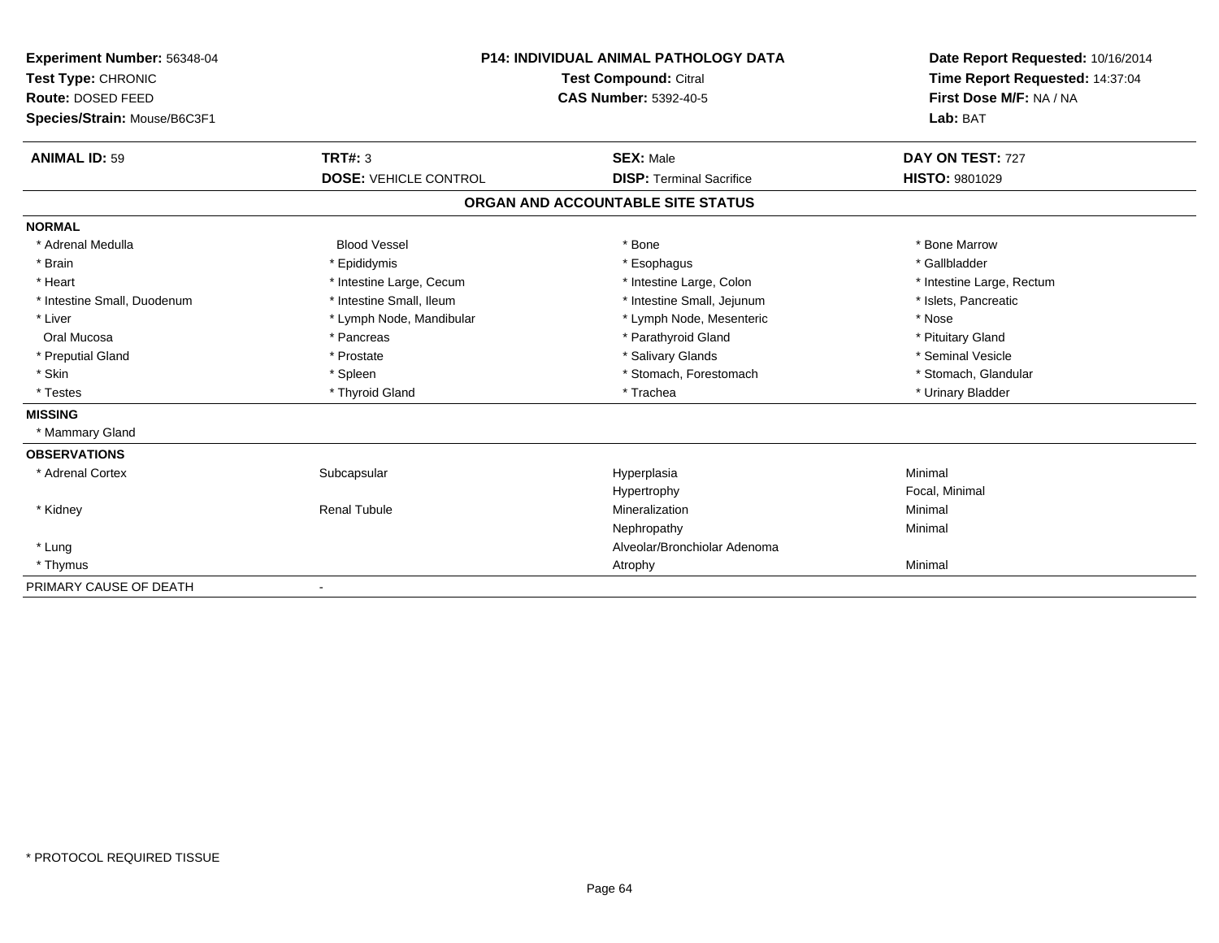**Experiment Number:** 56348-04
**Test Type:** CHRONIC
**Route:** DOSED FEED
**Species/Strain:** Mouse/B6C3F1

**P14: INDIVIDUAL ANIMAL PATHOLOGY DATA**
**Test Compound:** Citral
**CAS Number:** 5392-40-5

**Date Report Requested:** 10/16/2014
**Time Report Requested:** 14:37:04
**First Dose M/F:** NA / NA
**Lab:** BAT

| **ANIMAL ID:** 59 | **TRT#:** 3 | **SEX:** Male | **DAY ON TEST:** 727 |
|---|---|---|---|
| | **DOSE:** VEHICLE CONTROL | **DISP:** Terminal Sacrifice | **HISTO:** 9801029 |

## ORGAN AND ACCOUNTABLE SITE STATUS

**NORMAL**

| | | | |
|---|---|---|---|
| * Adrenal Medulla | Blood Vessel | * Bone | * Bone Marrow |
| * Brain | * Epididymis | * Esophagus | * Gallbladder |
| * Heart | * Intestine Large, Cecum | * Intestine Large, Colon | * Intestine Large, Rectum |
| * Intestine Small, Duodenum | * Intestine Small, Ileum | * Intestine Small, Jejunum | * Islets, Pancreatic |
| * Liver | * Lymph Node, Mandibular | * Lymph Node, Mesenteric | * Nose |
| Oral Mucosa | * Pancreas | * Parathyroid Gland | * Pituitary Gland |
| * Preputial Gland | * Prostate | * Salivary Glands | * Seminal Vesicle |
| * Skin | * Spleen | * Stomach, Forestomach | * Stomach, Glandular |
| * Testes | * Thyroid Gland | * Trachea | * Urinary Bladder |

**MISSING**

* Mammary Gland

**OBSERVATIONS**

| | | | |
|---|---|---|---|
| * Adrenal Cortex | Subcapsular | Hyperplasia | Minimal |
| | | Hypertrophy | Focal, Minimal |
| * Kidney | Renal Tubule | Mineralization | Minimal |
| | | Nephropathy | Minimal |
| * Lung | | Alveolar/Bronchiolar Adenoma | |
| * Thymus | | Atrophy | Minimal |

PRIMARY CAUSE OF DEATH -

\* PROTOCOL REQUIRED TISSUE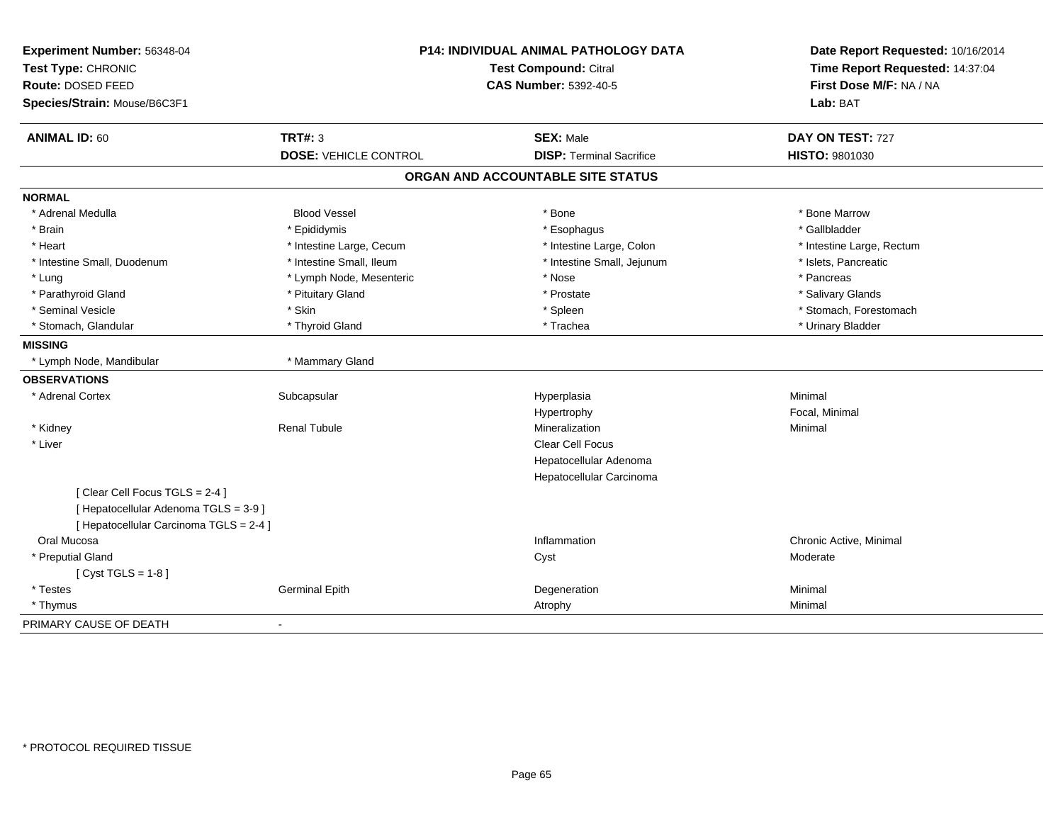**Experiment Number:** 56348-04
**Test Type:** CHRONIC
**Route:** DOSED FEED
**Species/Strain:** Mouse/B6C3F1

**P14: INDIVIDUAL ANIMAL PATHOLOGY DATA**
**Test Compound:** Citral
**CAS Number:** 5392-40-5

**Date Report Requested:** 10/16/2014
**Time Report Requested:** 14:37:04
**First Dose M/F:** NA / NA
**Lab:** BAT

| **ANIMAL ID:** 60 | **TRT#:** 3 | **SEX:** Male | **DAY ON TEST:** 727 |
|---|---|---|---|
| | **DOSE:** VEHICLE CONTROL | **DISP:** Terminal Sacrifice | **HISTO:** 9801030 |

## ORGAN AND ACCOUNTABLE SITE STATUS

| | | | |
|---|---|---|---|
| **NORMAL** | | | |
| * Adrenal Medulla | Blood Vessel | * Bone | * Bone Marrow |
| * Brain | * Epididymis | * Esophagus | * Gallbladder |
| * Heart | * Intestine Large, Cecum | * Intestine Large, Colon | * Intestine Large, Rectum |
| * Intestine Small, Duodenum | * Intestine Small, Ileum | * Intestine Small, Jejunum | * Islets, Pancreatic |
| * Lung | * Lymph Node, Mesenteric | * Nose | * Pancreas |
| * Parathyroid Gland | * Pituitary Gland | * Prostate | * Salivary Glands |
| * Seminal Vesicle | * Skin | * Spleen | * Stomach, Forestomach |
| * Stomach, Glandular | * Thyroid Gland | * Trachea | * Urinary Bladder |
| **MISSING** | | | |
| * Lymph Node, Mandibular | * Mammary Gland | | |
| **OBSERVATIONS** | | | |
| * Adrenal Cortex | Subcapsular | Hyperplasia | Minimal |
| | | Hypertrophy | Focal, Minimal |
| * Kidney | Renal Tubule | Mineralization | Minimal |
| * Liver | | Clear Cell Focus | |
| | | Hepatocellular Adenoma | |
| | | Hepatocellular Carcinoma | |
| [ Clear Cell Focus TGLS = 2-4 ] | | | |
| [ Hepatocellular Adenoma TGLS = 3-9 ] | | | |
| [ Hepatocellular Carcinoma TGLS = 2-4 ] | | | |
| Oral Mucosa | | Inflammation | Chronic Active, Minimal |
| * Preputial Gland | | Cyst | Moderate |
| [ Cyst TGLS = 1-8 ] | | | |
| * Testes | Germinal Epith | Degeneration | Minimal |
| * Thymus | | Atrophy | Minimal |
| PRIMARY CAUSE OF DEATH | - | | |

\* PROTOCOL REQUIRED TISSUE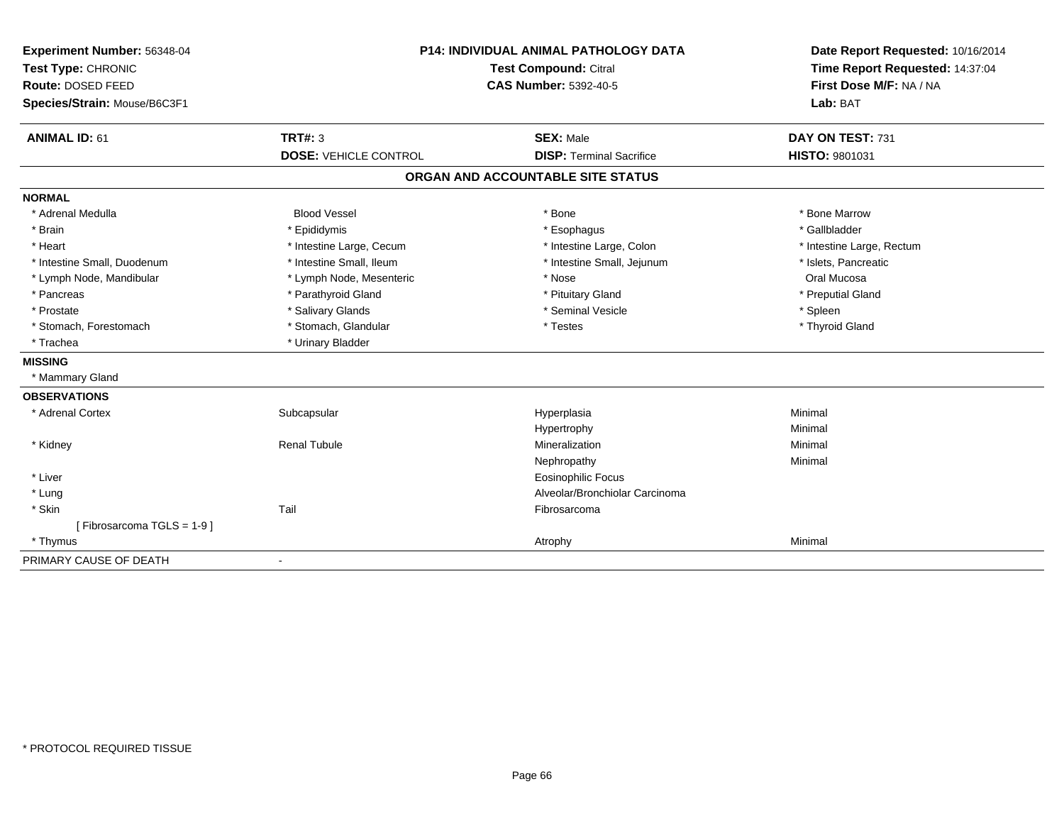**Experiment Number:** 56348-04
**Test Type:** CHRONIC
**Route:** DOSED FEED
**Species/Strain:** Mouse/B6C3F1

**P14: INDIVIDUAL ANIMAL PATHOLOGY DATA**
**Test Compound:** Citral
**CAS Number:** 5392-40-5

**Date Report Requested:** 10/16/2014
**Time Report Requested:** 14:37:04
**First Dose M/F:** NA / NA
**Lab:** BAT

| **ANIMAL ID:** 61 | **TRT#:** 3 | **SEX:** Male | **DAY ON TEST:** 731 |
|---|---|---|---|
| | **DOSE:** VEHICLE CONTROL | **DISP:** Terminal Sacrifice | **HISTO:** 9801031 |

## ORGAN AND ACCOUNTABLE SITE STATUS

**NORMAL**

| | | | |
|---|---|---|---|
| * Adrenal Medulla | Blood Vessel | * Bone | * Bone Marrow |
| * Brain | * Epididymis | * Esophagus | * Gallbladder |
| * Heart | * Intestine Large, Cecum | * Intestine Large, Colon | * Intestine Large, Rectum |
| * Intestine Small, Duodenum | * Intestine Small, Ileum | * Intestine Small, Jejunum | * Islets, Pancreatic |
| * Lymph Node, Mandibular | * Lymph Node, Mesenteric | * Nose | Oral Mucosa |
| * Pancreas | * Parathyroid Gland | * Pituitary Gland | * Preputial Gland |
| * Prostate | * Salivary Glands | * Seminal Vesicle | * Spleen |
| * Stomach, Forestomach | * Stomach, Glandular | * Testes | * Thyroid Gland |
| * Trachea | * Urinary Bladder | | |

**MISSING**

* Mammary Gland

**OBSERVATIONS**

| | | | |
|---|---|---|---|
| * Adrenal Cortex | Subcapsular | Hyperplasia | Minimal |
| | | Hypertrophy | Minimal |
| * Kidney | Renal Tubule | Mineralization | Minimal |
| | | Nephropathy | Minimal |
| * Liver | | Eosinophilic Focus | |
| * Lung | | Alveolar/Bronchiolar Carcinoma | |
| * Skin | Tail | Fibrosarcoma | |
| [ Fibrosarcoma TGLS = 1-9 ] | | | |
| * Thymus | | Atrophy | Minimal |

PRIMARY CAUSE OF DEATH -

\* PROTOCOL REQUIRED TISSUE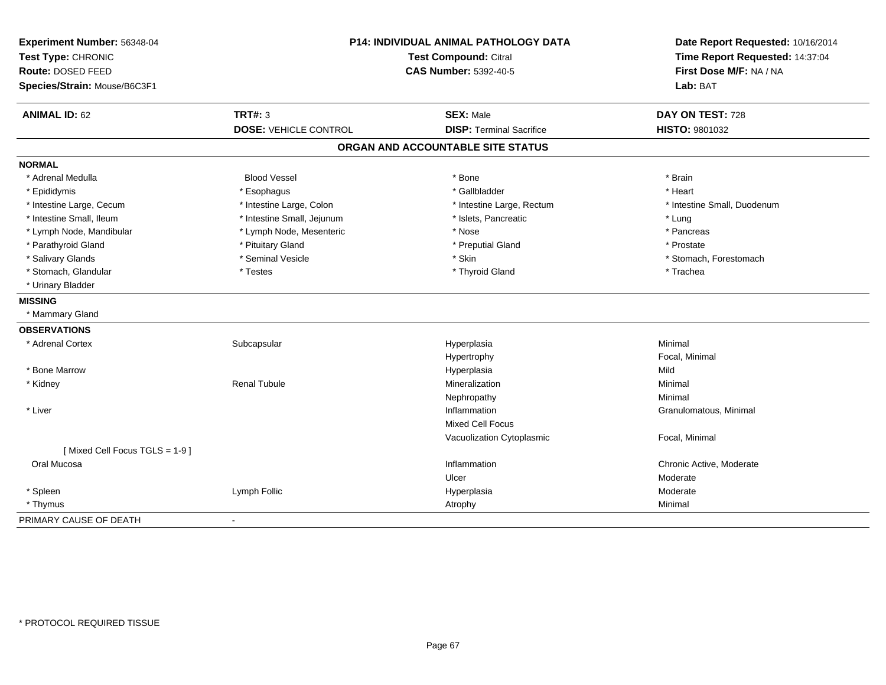**Experiment Number:** 56348-04
**Test Type:** CHRONIC
**Route:** DOSED FEED
**Species/Strain:** Mouse/B6C3F1

**P14: INDIVIDUAL ANIMAL PATHOLOGY DATA**
**Test Compound:** Citral
**CAS Number:** 5392-40-5

**Date Report Requested:** 10/16/2014
**Time Report Requested:** 14:37:04
**First Dose M/F:** NA / NA
**Lab:** BAT

| **ANIMAL ID:** 62 | **TRT#:** 3 | **SEX:** Male | **DAY ON TEST:** 728 |
|---|---|---|---|
| | **DOSE:** VEHICLE CONTROL | **DISP:** Terminal Sacrifice | **HISTO:** 9801032 |

## ORGAN AND ACCOUNTABLE SITE STATUS

**NORMAL**

| | | | |
|---|---|---|---|
| * Adrenal Medulla | Blood Vessel | * Bone | * Brain |
| * Epididymis | * Esophagus | * Gallbladder | * Heart |
| * Intestine Large, Cecum | * Intestine Large, Colon | * Intestine Large, Rectum | * Intestine Small, Duodenum |
| * Intestine Small, Ileum | * Intestine Small, Jejunum | * Islets, Pancreatic | * Lung |
| * Lymph Node, Mandibular | * Lymph Node, Mesenteric | * Nose | * Pancreas |
| * Parathyroid Gland | * Pituitary Gland | * Preputial Gland | * Prostate |
| * Salivary Glands | * Seminal Vesicle | * Skin | * Stomach, Forestomach |
| * Stomach, Glandular | * Testes | * Thyroid Gland | * Trachea |
| * Urinary Bladder | | | |

**MISSING**

* Mammary Gland

**OBSERVATIONS**

| | | | |
|---|---|---|---|
| * Adrenal Cortex | Subcapsular | Hyperplasia | Minimal |
| | | Hypertrophy | Focal, Minimal |
| * Bone Marrow | | Hyperplasia | Mild |
| * Kidney | Renal Tubule | Mineralization | Minimal |
| | | Nephropathy | Minimal |
| * Liver | | Inflammation | Granulomatous, Minimal |
| | | Mixed Cell Focus | |
| | | Vacuolization Cytoplasmic | Focal, Minimal |
| [ Mixed Cell Focus TGLS = 1-9 ] | | | |
| Oral Mucosa | | Inflammation | Chronic Active, Moderate |
| | | Ulcer | Moderate |
| * Spleen | Lymph Follic | Hyperplasia | Moderate |
| * Thymus | | Atrophy | Minimal |

PRIMARY CAUSE OF DEATH -

* PROTOCOL REQUIRED TISSUE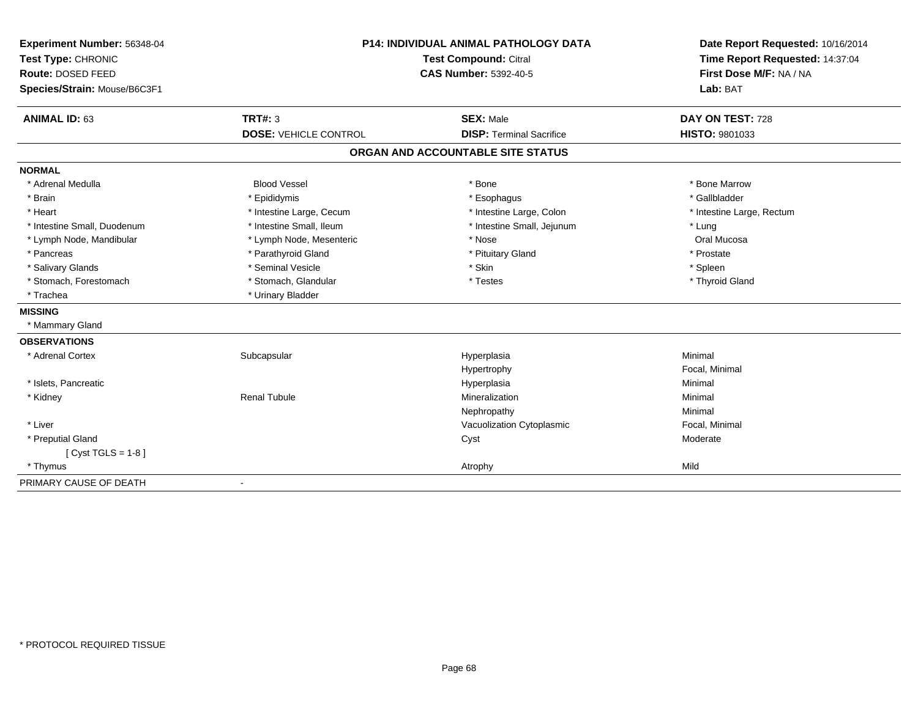**Experiment Number:** 56348-04
**Test Type:** CHRONIC
**Route:** DOSED FEED
**Species/Strain:** Mouse/B6C3F1

**P14: INDIVIDUAL ANIMAL PATHOLOGY DATA**
**Test Compound:** Citral
**CAS Number:** 5392-40-5

**Date Report Requested:** 10/16/2014
**Time Report Requested:** 14:37:04
**First Dose M/F:** NA / NA
**Lab:** BAT

| **ANIMAL ID:** 63 | **TRT#:** 3 | **SEX:** Male | **DAY ON TEST:** 728 |
|---|---|---|---|
| | **DOSE:** VEHICLE CONTROL | **DISP:** Terminal Sacrifice | **HISTO:** 9801033 |

## ORGAN AND ACCOUNTABLE SITE STATUS

**NORMAL**

| | | | |
|---|---|---|---|
| * Adrenal Medulla | Blood Vessel | * Bone | * Bone Marrow |
| * Brain | * Epididymis | * Esophagus | * Gallbladder |
| * Heart | * Intestine Large, Cecum | * Intestine Large, Colon | * Intestine Large, Rectum |
| * Intestine Small, Duodenum | * Intestine Small, Ileum | * Intestine Small, Jejunum | * Lung |
| * Lymph Node, Mandibular | * Lymph Node, Mesenteric | * Nose | Oral Mucosa |
| * Pancreas | * Parathyroid Gland | * Pituitary Gland | * Prostate |
| * Salivary Glands | * Seminal Vesicle | * Skin | * Spleen |
| * Stomach, Forestomach | * Stomach, Glandular | * Testes | * Thyroid Gland |
| * Trachea | * Urinary Bladder | | |

**MISSING**

* Mammary Gland

**OBSERVATIONS**

| | | | |
|---|---|---|---|
| * Adrenal Cortex | Subcapsular | Hyperplasia | Minimal |
| | | Hypertrophy | Focal, Minimal |
| * Islets, Pancreatic | | Hyperplasia | Minimal |
| * Kidney | Renal Tubule | Mineralization | Minimal |
| | | Nephropathy | Minimal |
| * Liver | | Vacuolization Cytoplasmic | Focal, Minimal |
| * Preputial Gland | | Cyst | Moderate |
| [ Cyst TGLS = 1-8 ] | | | |
| * Thymus | | Atrophy | Mild |

PRIMARY CAUSE OF DEATH -

* PROTOCOL REQUIRED TISSUE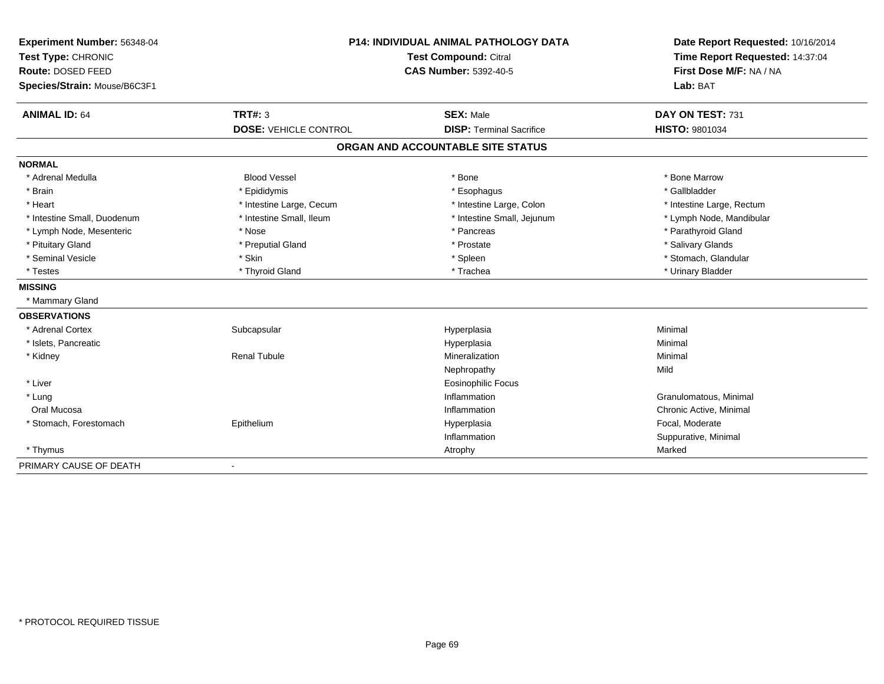**Experiment Number:** 56348-04
**Test Type:** CHRONIC
**Route:** DOSED FEED
**Species/Strain:** Mouse/B6C3F1

**P14: INDIVIDUAL ANIMAL PATHOLOGY DATA**
**Test Compound:** Citral
**CAS Number:** 5392-40-5

**Date Report Requested:** 10/16/2014
**Time Report Requested:** 14:37:04
**First Dose M/F:** NA / NA
**Lab:** BAT

| **ANIMAL ID:** 64 | **TRT#:** 3 | **SEX:** Male | **DAY ON TEST:** 731 |
|---|---|---|---|
| | **DOSE:** VEHICLE CONTROL | **DISP:** Terminal Sacrifice | **HISTO:** 9801034 |

## ORGAN AND ACCOUNTABLE SITE STATUS

| | | | |
|---|---|---|---|
| **NORMAL** | | | |
| * Adrenal Medulla | Blood Vessel | * Bone | * Bone Marrow |
| * Brain | * Epididymis | * Esophagus | * Gallbladder |
| * Heart | * Intestine Large, Cecum | * Intestine Large, Colon | * Intestine Large, Rectum |
| * Intestine Small, Duodenum | * Intestine Small, Ileum | * Intestine Small, Jejunum | * Lymph Node, Mandibular |
| * Lymph Node, Mesenteric | * Nose | * Pancreas | * Parathyroid Gland |
| * Pituitary Gland | * Preputial Gland | * Prostate | * Salivary Glands |
| * Seminal Vesicle | * Skin | * Spleen | * Stomach, Glandular |
| * Testes | * Thyroid Gland | * Trachea | * Urinary Bladder |
| **MISSING** | | | |
| * Mammary Gland | | | |
| **OBSERVATIONS** | | | |
| * Adrenal Cortex | Subcapsular | Hyperplasia | Minimal |
| * Islets, Pancreatic | | Hyperplasia | Minimal |
| * Kidney | Renal Tubule | Mineralization | Minimal |
| | | Nephropathy | Mild |
| * Liver | | Eosinophilic Focus | |
| * Lung | | Inflammation | Granulomatous, Minimal |
| Oral Mucosa | | Inflammation | Chronic Active, Minimal |
| * Stomach, Forestomach | Epithelium | Hyperplasia | Focal, Moderate |
| | | Inflammation | Suppurative, Minimal |
| * Thymus | | Atrophy | Marked |
| PRIMARY CAUSE OF DEATH | - | | |

\* PROTOCOL REQUIRED TISSUE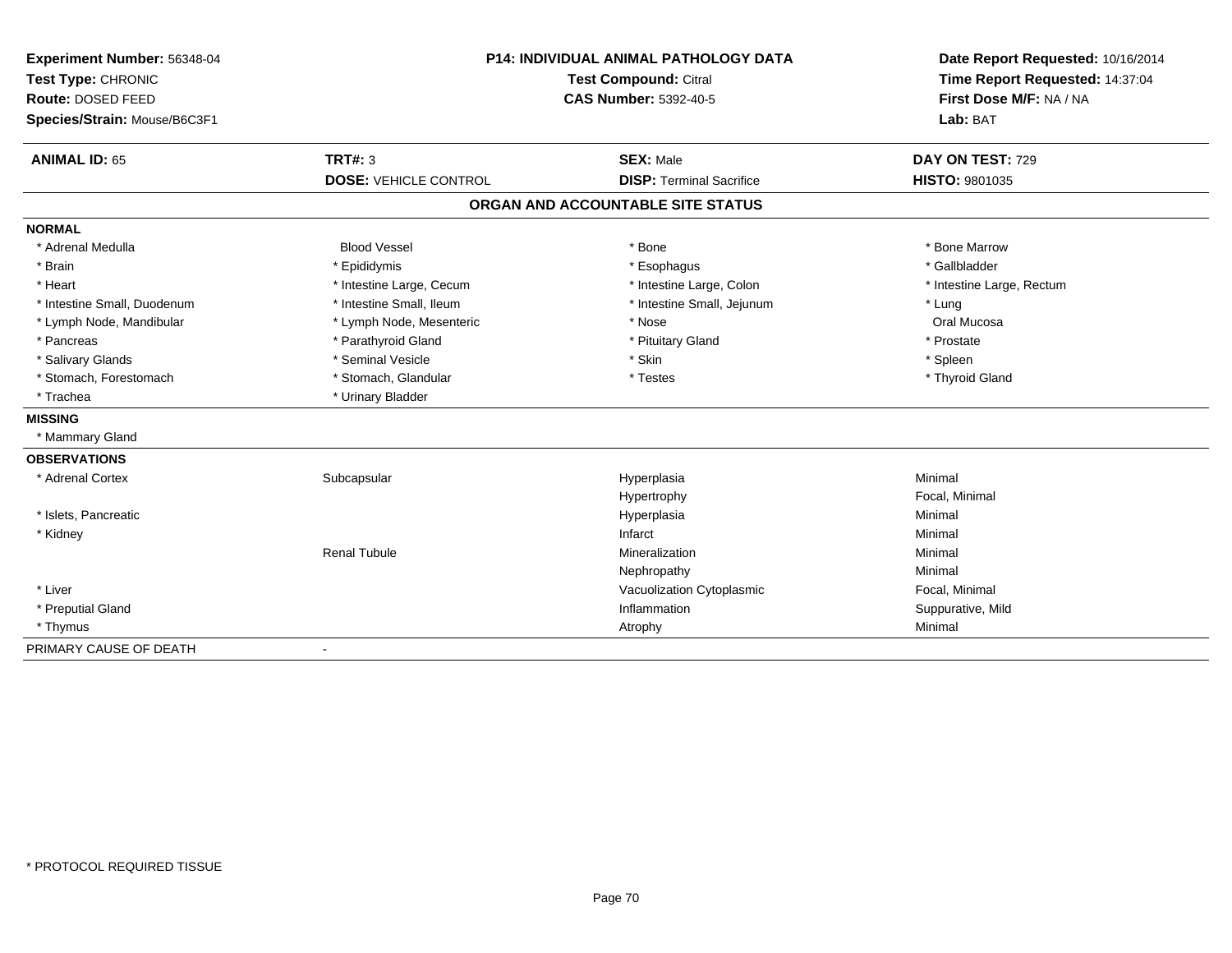**Experiment Number:** 56348-04
**Test Type:** CHRONIC
**Route:** DOSED FEED
**Species/Strain:** Mouse/B6C3F1

**P14: INDIVIDUAL ANIMAL PATHOLOGY DATA**
**Test Compound:** Citral
**CAS Number:** 5392-40-5

**Date Report Requested:** 10/16/2014
**Time Report Requested:** 14:37:04
**First Dose M/F:** NA / NA
**Lab:** BAT

| **ANIMAL ID:** 65 | **TRT#:** 3 | **SEX:** Male | **DAY ON TEST:** 729 |
|---|---|---|---|
| | **DOSE:** VEHICLE CONTROL | **DISP:** Terminal Sacrifice | **HISTO:** 9801035 |

## ORGAN AND ACCOUNTABLE SITE STATUS

**NORMAL**

| | | | |
|---|---|---|---|
| * Adrenal Medulla | Blood Vessel | * Bone | * Bone Marrow |
| * Brain | * Epididymis | * Esophagus | * Gallbladder |
| * Heart | * Intestine Large, Cecum | * Intestine Large, Colon | * Intestine Large, Rectum |
| * Intestine Small, Duodenum | * Intestine Small, Ileum | * Intestine Small, Jejunum | * Lung |
| * Lymph Node, Mandibular | * Lymph Node, Mesenteric | * Nose | Oral Mucosa |
| * Pancreas | * Parathyroid Gland | * Pituitary Gland | * Prostate |
| * Salivary Glands | * Seminal Vesicle | * Skin | * Spleen |
| * Stomach, Forestomach | * Stomach, Glandular | * Testes | * Thyroid Gland |
| * Trachea | * Urinary Bladder | | |

**MISSING**

* Mammary Gland

**OBSERVATIONS**

| | | | |
|---|---|---|---|
| * Adrenal Cortex | Subcapsular | Hyperplasia | Minimal |
| | | Hypertrophy | Focal, Minimal |
| * Islets, Pancreatic | | Hyperplasia | Minimal |
| * Kidney | | Infarct | Minimal |
| | Renal Tubule | Mineralization | Minimal |
| | | Nephropathy | Minimal |
| * Liver | | Vacuolization Cytoplasmic | Focal, Minimal |
| * Preputial Gland | | Inflammation | Suppurative, Mild |
| * Thymus | | Atrophy | Minimal |

PRIMARY CAUSE OF DEATH -

* PROTOCOL REQUIRED TISSUE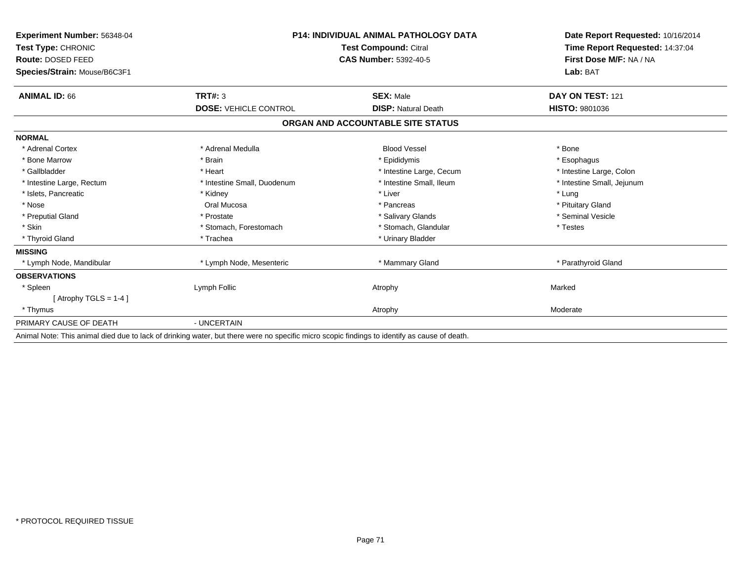**Experiment Number:** 56348-04
**Test Type:** CHRONIC
**Route:** DOSED FEED
**Species/Strain:** Mouse/B6C3F1

**P14: INDIVIDUAL ANIMAL PATHOLOGY DATA**
**Test Compound:** Citral
**CAS Number:** 5392-40-5

**Date Report Requested:** 10/16/2014
**Time Report Requested:** 14:37:04
**First Dose M/F:** NA / NA
**Lab:** BAT

| **ANIMAL ID:** 66 | **TRT#:** 3 | **SEX:** Male | **DAY ON TEST:** 121 |
|---|---|---|---|
| | **DOSE:** VEHICLE CONTROL | **DISP:** Natural Death | **HISTO:** 9801036 |

## ORGAN AND ACCOUNTABLE SITE STATUS

| | | | |
|---|---|---|---|
| **NORMAL** | | | |
| * Adrenal Cortex | * Adrenal Medulla | Blood Vessel | * Bone |
| * Bone Marrow | * Brain | * Epididymis | * Esophagus |
| * Gallbladder | * Heart | * Intestine Large, Cecum | * Intestine Large, Colon |
| * Intestine Large, Rectum | * Intestine Small, Duodenum | * Intestine Small, Ileum | * Intestine Small, Jejunum |
| * Islets, Pancreatic | * Kidney | * Liver | * Lung |
| * Nose | Oral Mucosa | * Pancreas | * Pituitary Gland |
| * Preputial Gland | * Prostate | * Salivary Glands | * Seminal Vesicle |
| * Skin | * Stomach, Forestomach | * Stomach, Glandular | * Testes |
| * Thyroid Gland | * Trachea | * Urinary Bladder | |
| **MISSING** | | | |
| * Lymph Node, Mandibular | * Lymph Node, Mesenteric | * Mammary Gland | * Parathyroid Gland |
| **OBSERVATIONS** | | | |
| * Spleen | Lymph Follic | Atrophy | Marked |
| [ Atrophy TGLS = 1-4 ] | | | |
| * Thymus | | Atrophy | Moderate |
| PRIMARY CAUSE OF DEATH | - UNCERTAIN | | |

Animal Note: This animal died due to lack of drinking water, but there were no specific micro scopic findings to identify as cause of death.

* PROTOCOL REQUIRED TISSUE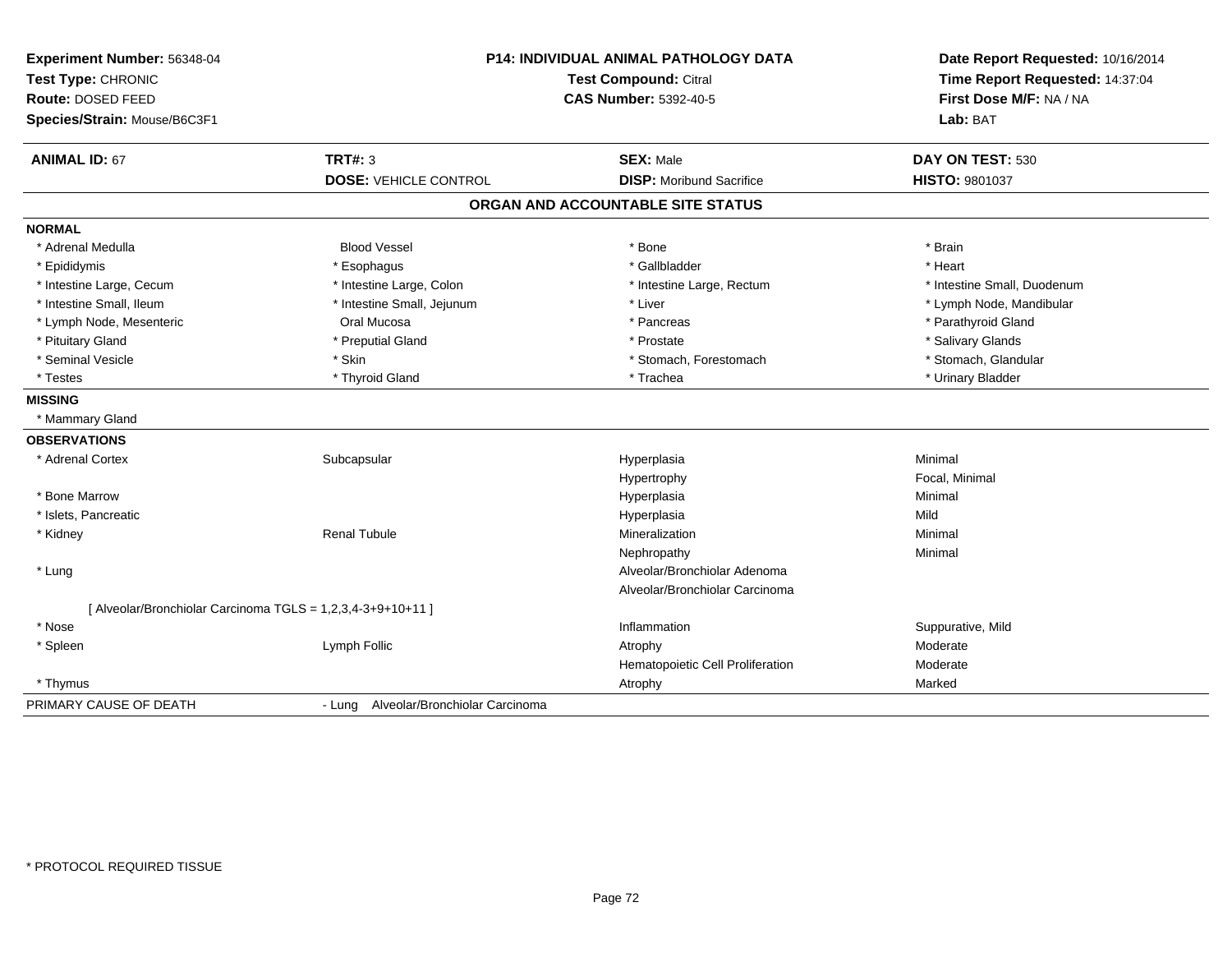**Experiment Number:** 56348-04
**Test Type:** CHRONIC
**Route:** DOSED FEED
**Species/Strain:** Mouse/B6C3F1

**P14: INDIVIDUAL ANIMAL PATHOLOGY DATA**
**Test Compound:** Citral
**CAS Number:** 5392-40-5

**Date Report Requested:** 10/16/2014
**Time Report Requested:** 14:37:04
**First Dose M/F:** NA / NA
**Lab:** BAT

| **ANIMAL ID:** 67 | **TRT#:** 3 | **SEX:** Male | **DAY ON TEST:** 530 |
|---|---|---|---|
| | **DOSE:** VEHICLE CONTROL | **DISP:** Moribund Sacrifice | **HISTO:** 9801037 |

## ORGAN AND ACCOUNTABLE SITE STATUS

**NORMAL**

| | | | |
|---|---|---|---|
| * Adrenal Medulla | Blood Vessel | * Bone | * Brain |
| * Epididymis | * Esophagus | * Gallbladder | * Heart |
| * Intestine Large, Cecum | * Intestine Large, Colon | * Intestine Large, Rectum | * Intestine Small, Duodenum |
| * Intestine Small, Ileum | * Intestine Small, Jejunum | * Liver | * Lymph Node, Mandibular |
| * Lymph Node, Mesenteric | Oral Mucosa | * Pancreas | * Parathyroid Gland |
| * Pituitary Gland | * Preputial Gland | * Prostate | * Salivary Glands |
| * Seminal Vesicle | * Skin | * Stomach, Forestomach | * Stomach, Glandular |
| * Testes | * Thyroid Gland | * Trachea | * Urinary Bladder |

**MISSING**

* Mammary Gland

**OBSERVATIONS**

| | | | |
|---|---|---|---|
| * Adrenal Cortex | Subcapsular | Hyperplasia | Minimal |
| | | Hypertrophy | Focal, Minimal |
| * Bone Marrow | | Hyperplasia | Minimal |
| * Islets, Pancreatic | | Hyperplasia | Mild |
| * Kidney | Renal Tubule | Mineralization | Minimal |
| | | Nephropathy | Minimal |
| * Lung | | Alveolar/Bronchiolar Adenoma | |
| | | Alveolar/Bronchiolar Carcinoma | |
| [ Alveolar/Bronchiolar Carcinoma TGLS = 1,2,3,4-3+9+10+11 ] | | | |
| * Nose | | Inflammation | Suppurative, Mild |
| * Spleen | Lymph Follic | Atrophy | Moderate |
| | | Hematopoietic Cell Proliferation | Moderate |
| * Thymus | | Atrophy | Marked |

PRIMARY CAUSE OF DEATH - Lung Alveolar/Bronchiolar Carcinoma

* PROTOCOL REQUIRED TISSUE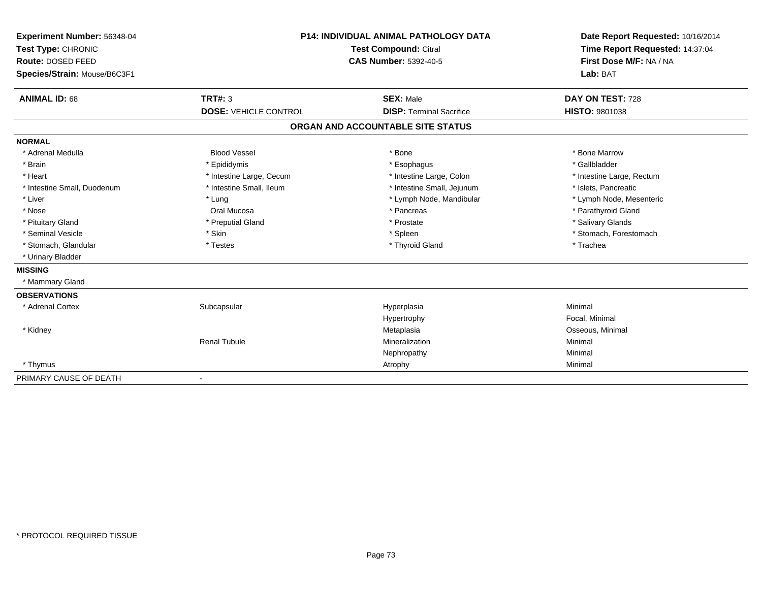**Experiment Number:** 56348-04
**Test Type:** CHRONIC
**Route:** DOSED FEED
**Species/Strain:** Mouse/B6C3F1

**P14: INDIVIDUAL ANIMAL PATHOLOGY DATA**
**Test Compound:** Citral
**CAS Number:** 5392-40-5

**Date Report Requested:** 10/16/2014
**Time Report Requested:** 14:37:04
**First Dose M/F:** NA / NA
**Lab:** BAT

| **ANIMAL ID:** 68 | **TRT#:** 3 | **SEX:** Male | **DAY ON TEST:** 728 |
|---|---|---|---|
| | **DOSE:** VEHICLE CONTROL | **DISP:** Terminal Sacrifice | **HISTO:** 9801038 |

## ORGAN AND ACCOUNTABLE SITE STATUS

**NORMAL**

| | | | |
|---|---|---|---|
| * Adrenal Medulla | Blood Vessel | * Bone | * Bone Marrow |
| * Brain | * Epididymis | * Esophagus | * Gallbladder |
| * Heart | * Intestine Large, Cecum | * Intestine Large, Colon | * Intestine Large, Rectum |
| * Intestine Small, Duodenum | * Intestine Small, Ileum | * Intestine Small, Jejunum | * Islets, Pancreatic |
| * Liver | * Lung | * Lymph Node, Mandibular | * Lymph Node, Mesenteric |
| * Nose | Oral Mucosa | * Pancreas | * Parathyroid Gland |
| * Pituitary Gland | * Preputial Gland | * Prostate | * Salivary Glands |
| * Seminal Vesicle | * Skin | * Spleen | * Stomach, Forestomach |
| * Stomach, Glandular | * Testes | * Thyroid Gland | * Trachea |
| * Urinary Bladder | | | |

**MISSING**

* Mammary Gland

**OBSERVATIONS**

| | | | |
|---|---|---|---|
| * Adrenal Cortex | Subcapsular | Hyperplasia | Minimal |
| | | Hypertrophy | Focal, Minimal |
| * Kidney | | Metaplasia | Osseous, Minimal |
| | Renal Tubule | Mineralization | Minimal |
| | | Nephropathy | Minimal |
| * Thymus | | Atrophy | Minimal |

PRIMARY CAUSE OF DEATH -

* PROTOCOL REQUIRED TISSUE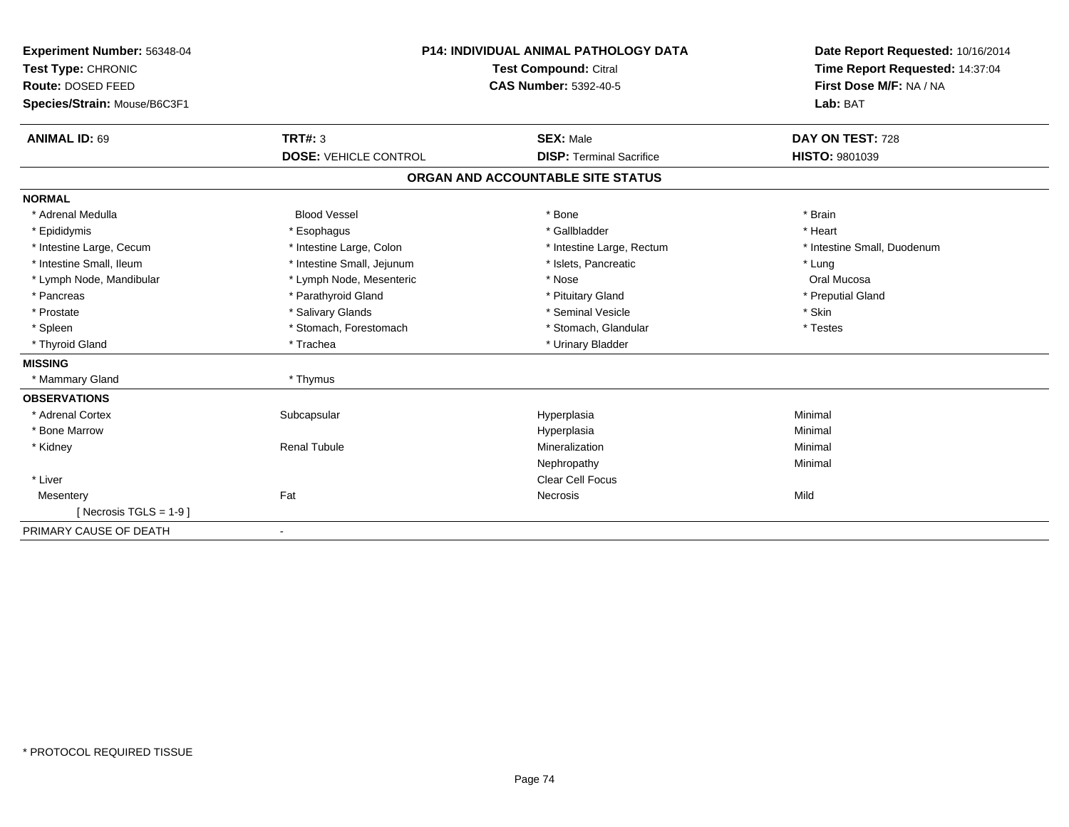**Experiment Number:** 56348-04
**Test Type:** CHRONIC
**Route:** DOSED FEED
**Species/Strain:** Mouse/B6C3F1

**P14: INDIVIDUAL ANIMAL PATHOLOGY DATA**
**Test Compound:** Citral
**CAS Number:** 5392-40-5

**Date Report Requested:** 10/16/2014
**Time Report Requested:** 14:37:04
**First Dose M/F:** NA / NA
**Lab:** BAT

| **ANIMAL ID:** 69 | **TRT#:** 3 | **SEX:** Male | **DAY ON TEST:** 728 |
|---|---|---|---|
| | **DOSE:** VEHICLE CONTROL | **DISP:** Terminal Sacrifice | **HISTO:** 9801039 |

## ORGAN AND ACCOUNTABLE SITE STATUS

**NORMAL**

| | | | |
|---|---|---|---|
| * Adrenal Medulla | Blood Vessel | * Bone | * Brain |
| * Epididymis | * Esophagus | * Gallbladder | * Heart |
| * Intestine Large, Cecum | * Intestine Large, Colon | * Intestine Large, Rectum | * Intestine Small, Duodenum |
| * Intestine Small, Ileum | * Intestine Small, Jejunum | * Islets, Pancreatic | * Lung |
| * Lymph Node, Mandibular | * Lymph Node, Mesenteric | * Nose | Oral Mucosa |
| * Pancreas | * Parathyroid Gland | * Pituitary Gland | * Preputial Gland |
| * Prostate | * Salivary Glands | * Seminal Vesicle | * Skin |
| * Spleen | * Stomach, Forestomach | * Stomach, Glandular | * Testes |
| * Thyroid Gland | * Trachea | * Urinary Bladder | |

**MISSING**

| | |
|---|---|
| * Mammary Gland | * Thymus |

**OBSERVATIONS**

| | | | |
|---|---|---|---|
| * Adrenal Cortex | Subcapsular | Hyperplasia | Minimal |
| * Bone Marrow | | Hyperplasia | Minimal |
| * Kidney | Renal Tubule | Mineralization | Minimal |
| | | Nephropathy | Minimal |
| * Liver | | Clear Cell Focus | |
| Mesentery | Fat | Necrosis | Mild |
| [ Necrosis TGLS = 1-9 ] | | | |

PRIMARY CAUSE OF DEATH -

* PROTOCOL REQUIRED TISSUE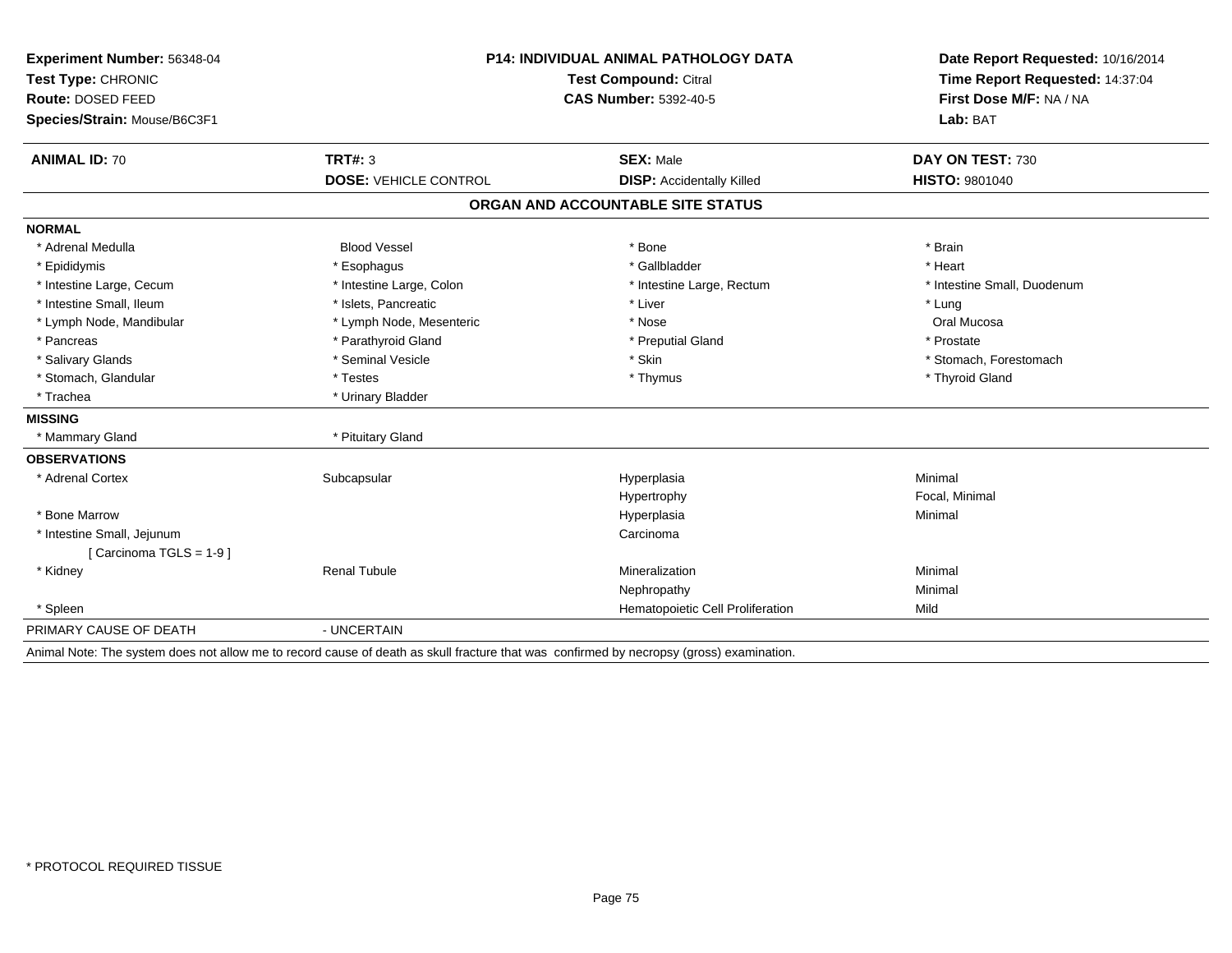**Experiment Number:** 56348-04
**Test Type:** CHRONIC
**Route:** DOSED FEED
**Species/Strain:** Mouse/B6C3F1

**P14: INDIVIDUAL ANIMAL PATHOLOGY DATA**
**Test Compound:** Citral
**CAS Number:** 5392-40-5

**Date Report Requested:** 10/16/2014
**Time Report Requested:** 14:37:04
**First Dose M/F:** NA / NA
**Lab:** BAT

| **ANIMAL ID:** 70 | **TRT#:** 3 | **SEX:** Male | **DAY ON TEST:** 730 |
|---|---|---|---|
| | **DOSE:** VEHICLE CONTROL | **DISP:** Accidentally Killed | **HISTO:** 9801040 |

## ORGAN AND ACCOUNTABLE SITE STATUS

**NORMAL**

| | | | |
|---|---|---|---|
| * Adrenal Medulla | Blood Vessel | * Bone | * Brain |
| * Epididymis | * Esophagus | * Gallbladder | * Heart |
| * Intestine Large, Cecum | * Intestine Large, Colon | * Intestine Large, Rectum | * Intestine Small, Duodenum |
| * Intestine Small, Ileum | * Islets, Pancreatic | * Liver | * Lung |
| * Lymph Node, Mandibular | * Lymph Node, Mesenteric | * Nose | Oral Mucosa |
| * Pancreas | * Parathyroid Gland | * Preputial Gland | * Prostate |
| * Salivary Glands | * Seminal Vesicle | * Skin | * Stomach, Forestomach |
| * Stomach, Glandular | * Testes | * Thymus | * Thyroid Gland |
| * Trachea | * Urinary Bladder | | |

**MISSING**

| | |
|---|---|
| * Mammary Gland | * Pituitary Gland |

**OBSERVATIONS**

| | | | |
|---|---|---|---|
| * Adrenal Cortex | Subcapsular | Hyperplasia | Minimal |
| | | Hypertrophy | Focal, Minimal |
| * Bone Marrow | | Hyperplasia | Minimal |
| * Intestine Small, Jejunum | | Carcinoma | |
| [ Carcinoma TGLS = 1-9 ] | | | |
| * Kidney | Renal Tubule | Mineralization | Minimal |
| | | Nephropathy | Minimal |
| * Spleen | | Hematopoietic Cell Proliferation | Mild |

PRIMARY CAUSE OF DEATH - UNCERTAIN

Animal Note: The system does not allow me to record cause of death as skull fracture that was confirmed by necropsy (gross) examination.

* PROTOCOL REQUIRED TISSUE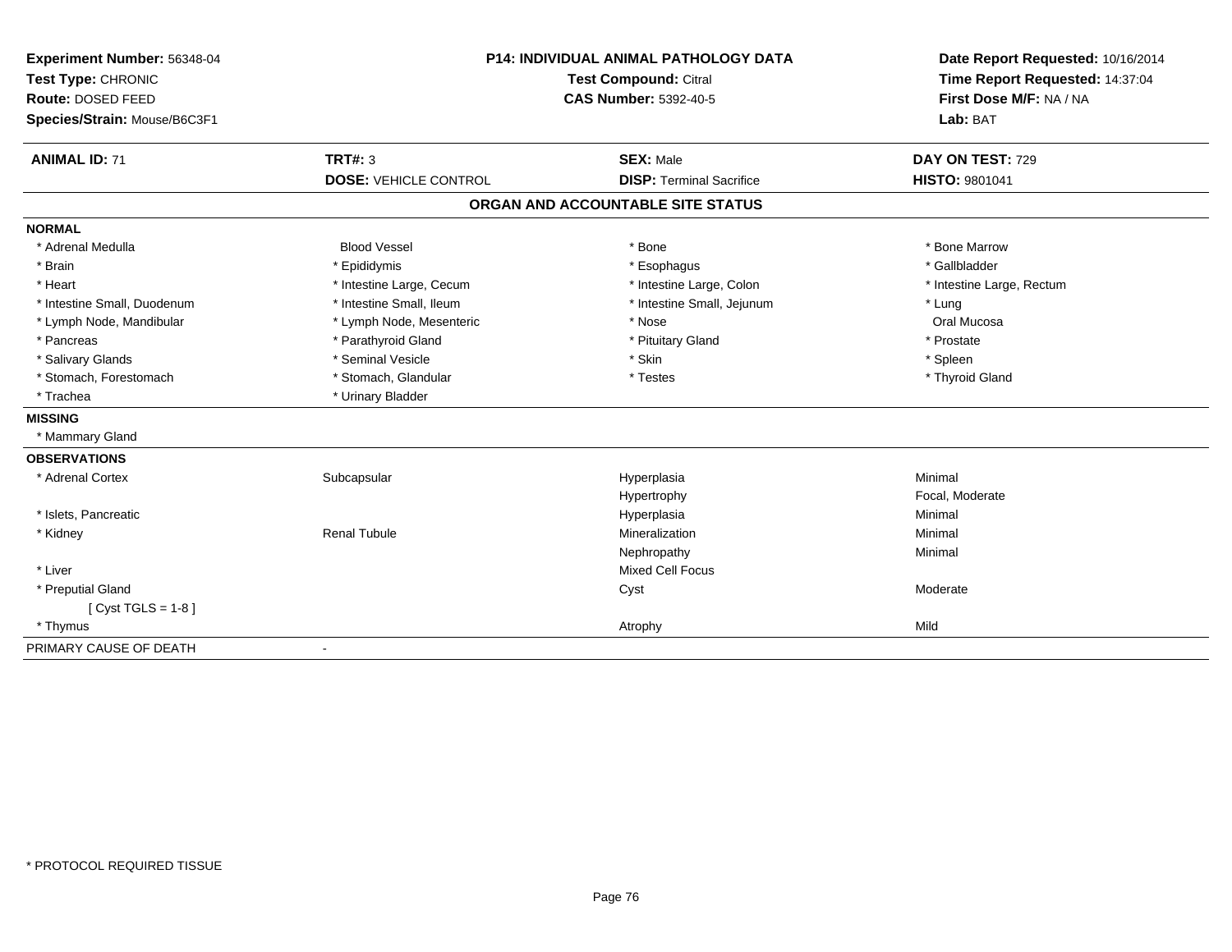**Experiment Number:** 56348-04
**Test Type:** CHRONIC
**Route:** DOSED FEED
**Species/Strain:** Mouse/B6C3F1

**P14: INDIVIDUAL ANIMAL PATHOLOGY DATA**
**Test Compound:** Citral
**CAS Number:** 5392-40-5

**Date Report Requested:** 10/16/2014
**Time Report Requested:** 14:37:04
**First Dose M/F:** NA / NA
**Lab:** BAT

| **ANIMAL ID:** 71 | **TRT#:** 3 | **SEX:** Male | **DAY ON TEST:** 729 |
|---|---|---|---|
| | **DOSE:** VEHICLE CONTROL | **DISP:** Terminal Sacrifice | **HISTO:** 9801041 |

## ORGAN AND ACCOUNTABLE SITE STATUS

**NORMAL**

| | | | |
|---|---|---|---|
| * Adrenal Medulla | Blood Vessel | * Bone | * Bone Marrow |
| * Brain | * Epididymis | * Esophagus | * Gallbladder |
| * Heart | * Intestine Large, Cecum | * Intestine Large, Colon | * Intestine Large, Rectum |
| * Intestine Small, Duodenum | * Intestine Small, Ileum | * Intestine Small, Jejunum | * Lung |
| * Lymph Node, Mandibular | * Lymph Node, Mesenteric | * Nose | Oral Mucosa |
| * Pancreas | * Parathyroid Gland | * Pituitary Gland | * Prostate |
| * Salivary Glands | * Seminal Vesicle | * Skin | * Spleen |
| * Stomach, Forestomach | * Stomach, Glandular | * Testes | * Thyroid Gland |
| * Trachea | * Urinary Bladder | | |

**MISSING**

* Mammary Gland

**OBSERVATIONS**

| | | | |
|---|---|---|---|
| * Adrenal Cortex | Subcapsular | Hyperplasia | Minimal |
| | | Hypertrophy | Focal, Moderate |
| * Islets, Pancreatic | | Hyperplasia | Minimal |
| * Kidney | Renal Tubule | Mineralization | Minimal |
| | | Nephropathy | Minimal |
| * Liver | | Mixed Cell Focus | |
| * Preputial Gland | | Cyst | Moderate |
| [ Cyst TGLS = 1-8 ] | | | |
| * Thymus | | Atrophy | Mild |

PRIMARY CAUSE OF DEATH -

* PROTOCOL REQUIRED TISSUE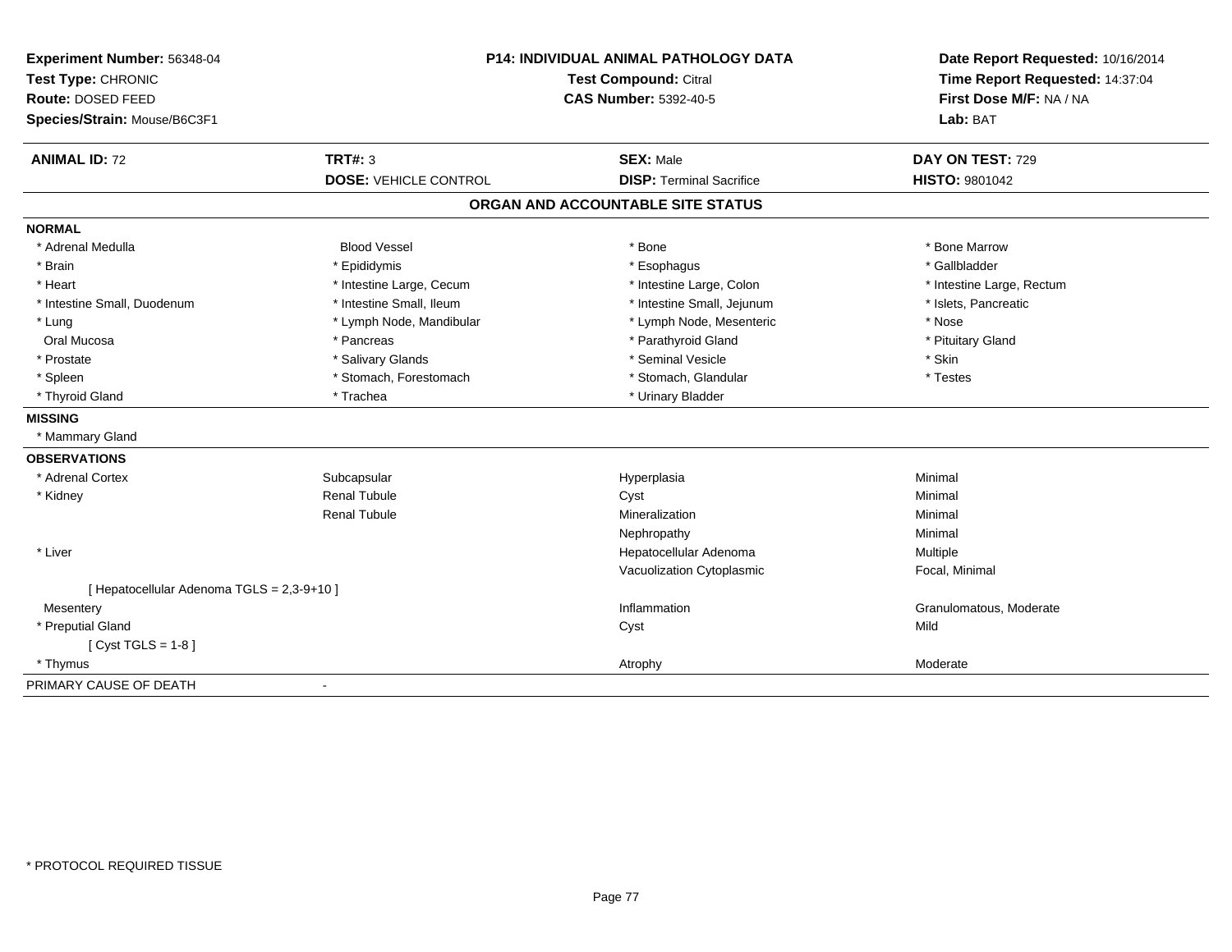**Experiment Number:** 56348-04
**Test Type:** CHRONIC
**Route:** DOSED FEED
**Species/Strain:** Mouse/B6C3F1

**P14: INDIVIDUAL ANIMAL PATHOLOGY DATA**
**Test Compound:** Citral
**CAS Number:** 5392-40-5

**Date Report Requested:** 10/16/2014
**Time Report Requested:** 14:37:04
**First Dose M/F:** NA / NA
**Lab:** BAT

| **ANIMAL ID:** 72 | **TRT#:** 3 | **SEX:** Male | **DAY ON TEST:** 729 |
|---|---|---|---|
| | **DOSE:** VEHICLE CONTROL | **DISP:** Terminal Sacrifice | **HISTO:** 9801042 |

## ORGAN AND ACCOUNTABLE SITE STATUS

**NORMAL**

| | | | |
|---|---|---|---|
| * Adrenal Medulla | Blood Vessel | * Bone | * Bone Marrow |
| * Brain | * Epididymis | * Esophagus | * Gallbladder |
| * Heart | * Intestine Large, Cecum | * Intestine Large, Colon | * Intestine Large, Rectum |
| * Intestine Small, Duodenum | * Intestine Small, Ileum | * Intestine Small, Jejunum | * Islets, Pancreatic |
| * Lung | * Lymph Node, Mandibular | * Lymph Node, Mesenteric | * Nose |
| Oral Mucosa | * Pancreas | * Parathyroid Gland | * Pituitary Gland |
| * Prostate | * Salivary Glands | * Seminal Vesicle | * Skin |
| * Spleen | * Stomach, Forestomach | * Stomach, Glandular | * Testes |
| * Thyroid Gland | * Trachea | * Urinary Bladder | |

**MISSING**

* Mammary Gland

**OBSERVATIONS**

| | | | |
|---|---|---|---|
| * Adrenal Cortex | Subcapsular | Hyperplasia | Minimal |
| * Kidney | Renal Tubule | Cyst | Minimal |
| | Renal Tubule | Mineralization | Minimal |
| | | Nephropathy | Minimal |
| * Liver | | Hepatocellular Adenoma | Multiple |
| | | Vacuolization Cytoplasmic | Focal, Minimal |
| [ Hepatocellular Adenoma TGLS = 2,3-9+10 ] | | | |
| Mesentery | | Inflammation | Granulomatous, Moderate |
| * Preputial Gland | | Cyst | Mild |
| [ Cyst TGLS = 1-8 ] | | | |
| * Thymus | | Atrophy | Moderate |

PRIMARY CAUSE OF DEATH -

* PROTOCOL REQUIRED TISSUE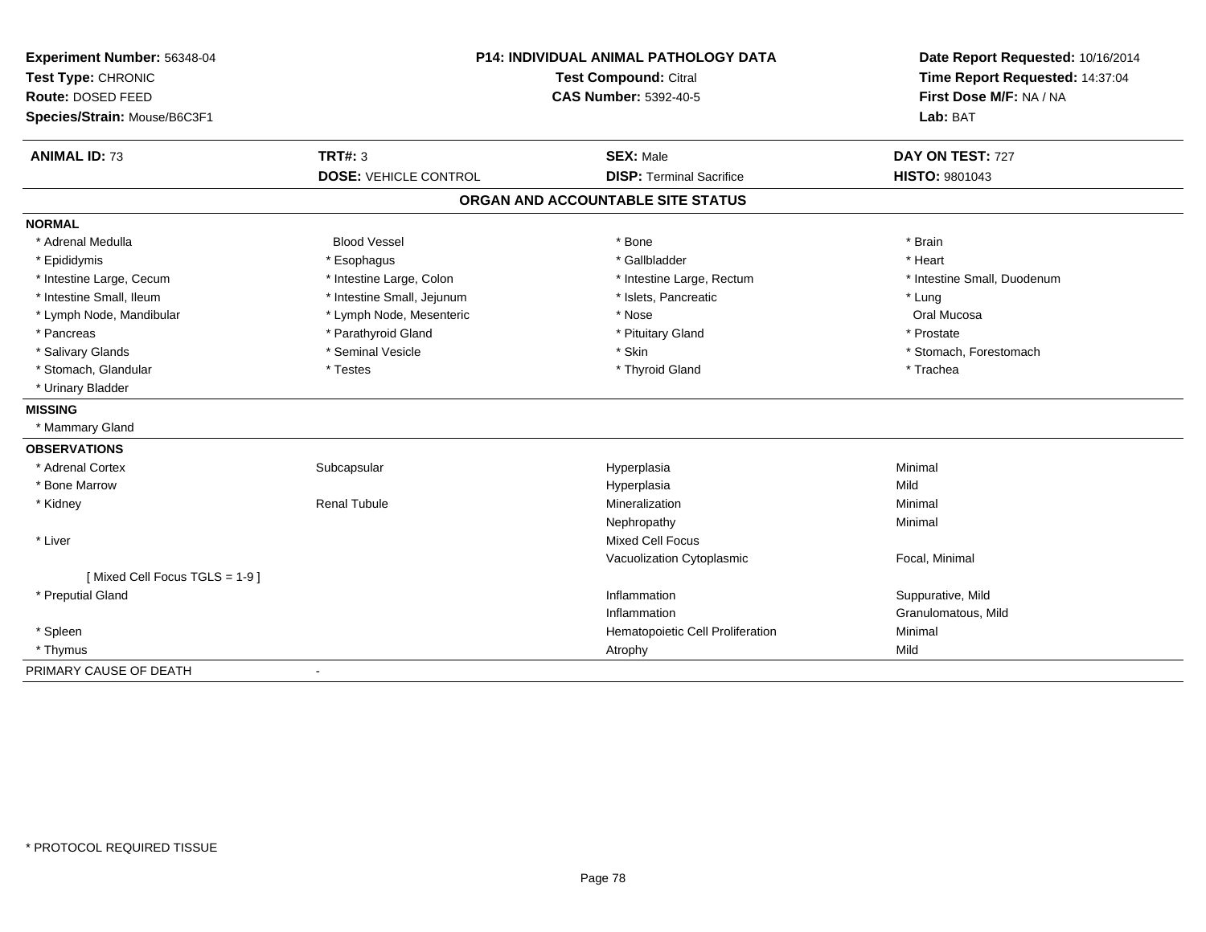**Experiment Number:** 56348-04
**Test Type:** CHRONIC
**Route:** DOSED FEED
**Species/Strain:** Mouse/B6C3F1

**P14: INDIVIDUAL ANIMAL PATHOLOGY DATA**
**Test Compound:** Citral
**CAS Number:** 5392-40-5

**Date Report Requested:** 10/16/2014
**Time Report Requested:** 14:37:04
**First Dose M/F:** NA / NA
**Lab:** BAT

| **ANIMAL ID:** 73 | **TRT#:** 3 | **SEX:** Male | **DAY ON TEST:** 727 |
|---|---|---|---|
| | **DOSE:** VEHICLE CONTROL | **DISP:** Terminal Sacrifice | **HISTO:** 9801043 |

## ORGAN AND ACCOUNTABLE SITE STATUS

**NORMAL**

| | | | |
|---|---|---|---|
| * Adrenal Medulla | Blood Vessel | * Bone | * Brain |
| * Epididymis | * Esophagus | * Gallbladder | * Heart |
| * Intestine Large, Cecum | * Intestine Large, Colon | * Intestine Large, Rectum | * Intestine Small, Duodenum |
| * Intestine Small, Ileum | * Intestine Small, Jejunum | * Islets, Pancreatic | * Lung |
| * Lymph Node, Mandibular | * Lymph Node, Mesenteric | * Nose | Oral Mucosa |
| * Pancreas | * Parathyroid Gland | * Pituitary Gland | * Prostate |
| * Salivary Glands | * Seminal Vesicle | * Skin | * Stomach, Forestomach |
| * Stomach, Glandular | * Testes | * Thyroid Gland | * Trachea |
| * Urinary Bladder | | | |

**MISSING**

* Mammary Gland

**OBSERVATIONS**

| | | | |
|---|---|---|---|
| * Adrenal Cortex | Subcapsular | Hyperplasia | Minimal |
| * Bone Marrow | | Hyperplasia | Mild |
| * Kidney | Renal Tubule | Mineralization | Minimal |
| | | Nephropathy | Minimal |
| * Liver | | Mixed Cell Focus | |
| | | Vacuolization Cytoplasmic | Focal, Minimal |
| [ Mixed Cell Focus TGLS = 1-9 ] | | | |
| * Preputial Gland | | Inflammation | Suppurative, Mild |
| | | Inflammation | Granulomatous, Mild |
| * Spleen | | Hematopoietic Cell Proliferation | Minimal |
| * Thymus | | Atrophy | Mild |

PRIMARY CAUSE OF DEATH -

* PROTOCOL REQUIRED TISSUE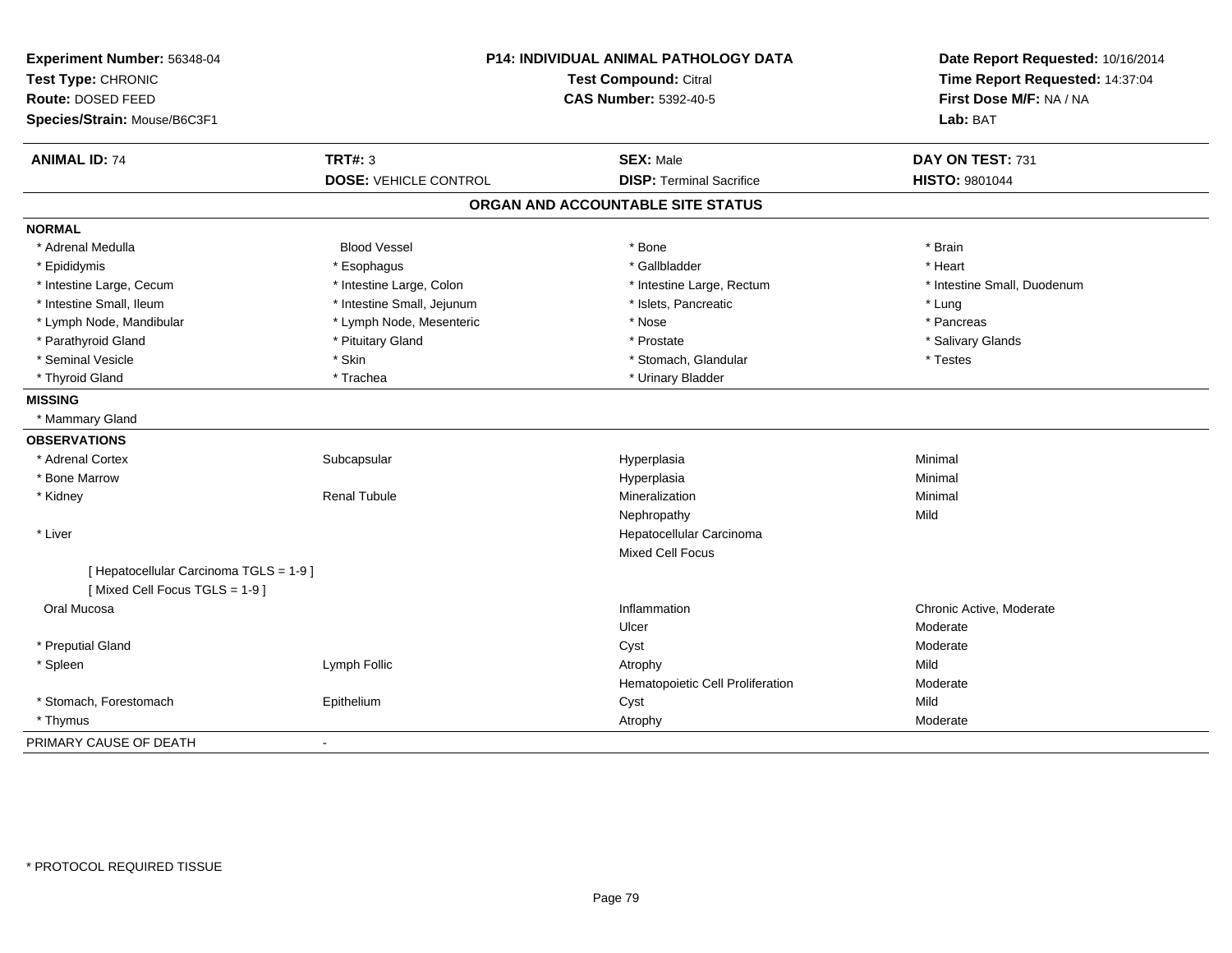**Experiment Number:** 56348-04
**Test Type:** CHRONIC
**Route:** DOSED FEED
**Species/Strain:** Mouse/B6C3F1

**P14: INDIVIDUAL ANIMAL PATHOLOGY DATA**
**Test Compound:** Citral
**CAS Number:** 5392-40-5

**Date Report Requested:** 10/16/2014
**Time Report Requested:** 14:37:04
**First Dose M/F:** NA / NA
**Lab:** BAT

| **ANIMAL ID:** 74 | **TRT#:** 3 | **SEX:** Male | **DAY ON TEST:** 731 |
|---|---|---|---|
| | **DOSE:** VEHICLE CONTROL | **DISP:** Terminal Sacrifice | **HISTO:** 9801044 |

## ORGAN AND ACCOUNTABLE SITE STATUS

**NORMAL**

| | | | |
|---|---|---|---|
| * Adrenal Medulla | Blood Vessel | * Bone | * Brain |
| * Epididymis | * Esophagus | * Gallbladder | * Heart |
| * Intestine Large, Cecum | * Intestine Large, Colon | * Intestine Large, Rectum | * Intestine Small, Duodenum |
| * Intestine Small, Ileum | * Intestine Small, Jejunum | * Islets, Pancreatic | * Lung |
| * Lymph Node, Mandibular | * Lymph Node, Mesenteric | * Nose | * Pancreas |
| * Parathyroid Gland | * Pituitary Gland | * Prostate | * Salivary Glands |
| * Seminal Vesicle | * Skin | * Stomach, Glandular | * Testes |
| * Thyroid Gland | * Trachea | * Urinary Bladder | |

**MISSING**

* Mammary Gland

**OBSERVATIONS**

| | | | |
|---|---|---|---|
| * Adrenal Cortex | Subcapsular | Hyperplasia | Minimal |
| * Bone Marrow | | Hyperplasia | Minimal |
| * Kidney | Renal Tubule | Mineralization | Minimal |
| | | Nephropathy | Mild |
| * Liver | | Hepatocellular Carcinoma | |
| | | Mixed Cell Focus | |
| [ Hepatocellular Carcinoma TGLS = 1-9 ] | | | |
| [ Mixed Cell Focus TGLS = 1-9 ] | | | |
| Oral Mucosa | | Inflammation | Chronic Active, Moderate |
| | | Ulcer | Moderate |
| * Preputial Gland | | Cyst | Moderate |
| * Spleen | Lymph Follic | Atrophy | Mild |
| | | Hematopoietic Cell Proliferation | Moderate |
| * Stomach, Forestomach | Epithelium | Cyst | Mild |
| * Thymus | | Atrophy | Moderate |

PRIMARY CAUSE OF DEATH -

* PROTOCOL REQUIRED TISSUE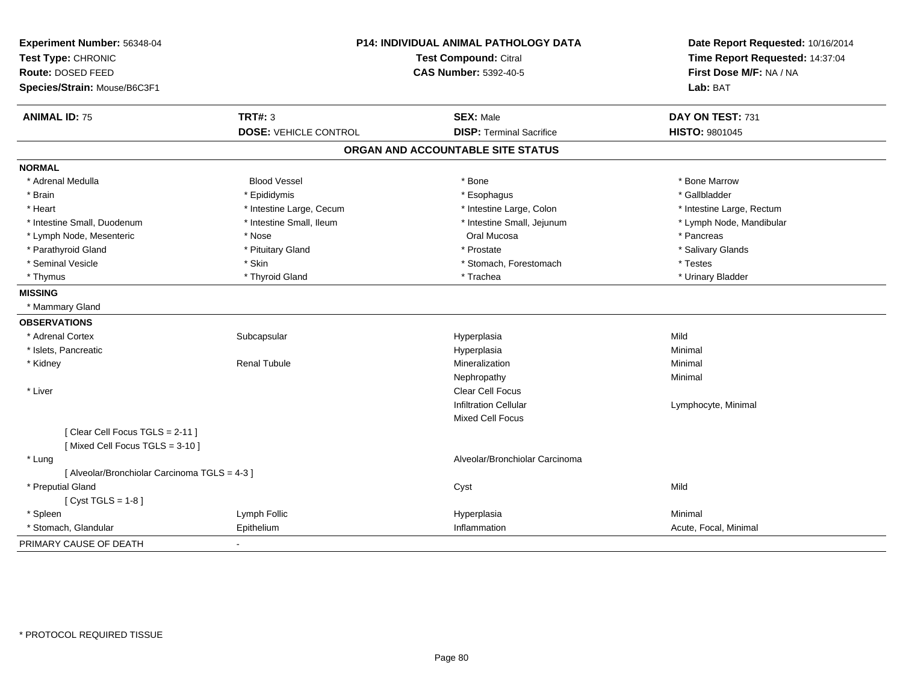**Experiment Number:** 56348-04
**Test Type:** CHRONIC
**Route:** DOSED FEED
**Species/Strain:** Mouse/B6C3F1

**P14: INDIVIDUAL ANIMAL PATHOLOGY DATA**
**Test Compound:** Citral
**CAS Number:** 5392-40-5

**Date Report Requested:** 10/16/2014
**Time Report Requested:** 14:37:04
**First Dose M/F:** NA / NA
**Lab:** BAT

| **ANIMAL ID:** 75 | **TRT#:** 3 | **SEX:** Male | **DAY ON TEST:** 731 |
|---|---|---|---|
| | **DOSE:** VEHICLE CONTROL | **DISP:** Terminal Sacrifice | **HISTO:** 9801045 |

## ORGAN AND ACCOUNTABLE SITE STATUS

**NORMAL**

| | | | |
|---|---|---|---|
| * Adrenal Medulla | Blood Vessel | * Bone | * Bone Marrow |
| * Brain | * Epididymis | * Esophagus | * Gallbladder |
| * Heart | * Intestine Large, Cecum | * Intestine Large, Colon | * Intestine Large, Rectum |
| * Intestine Small, Duodenum | * Intestine Small, Ileum | * Intestine Small, Jejunum | * Lymph Node, Mandibular |
| * Lymph Node, Mesenteric | * Nose | Oral Mucosa | * Pancreas |
| * Parathyroid Gland | * Pituitary Gland | * Prostate | * Salivary Glands |
| * Seminal Vesicle | * Skin | * Stomach, Forestomach | * Testes |
| * Thymus | * Thyroid Gland | * Trachea | * Urinary Bladder |

**MISSING**

* Mammary Gland

**OBSERVATIONS**

| | | | |
|---|---|---|---|
| * Adrenal Cortex | Subcapsular | Hyperplasia | Mild |
| * Islets, Pancreatic | | Hyperplasia | Minimal |
| * Kidney | Renal Tubule | Mineralization | Minimal |
| | | Nephropathy | Minimal |
| * Liver | | Clear Cell Focus | |
| | | Infiltration Cellular | Lymphocyte, Minimal |
| | | Mixed Cell Focus | |
| [ Clear Cell Focus TGLS = 2-11 ] | | | |
| [ Mixed Cell Focus TGLS = 3-10 ] | | | |
| * Lung | | Alveolar/Bronchiolar Carcinoma | |
| [ Alveolar/Bronchiolar Carcinoma TGLS = 4-3 ] | | | |
| * Preputial Gland | | Cyst | Mild |
| [ Cyst TGLS = 1-8 ] | | | |
| * Spleen | Lymph Follic | Hyperplasia | Minimal |
| * Stomach, Glandular | Epithelium | Inflammation | Acute, Focal, Minimal |

PRIMARY CAUSE OF DEATH -

* PROTOCOL REQUIRED TISSUE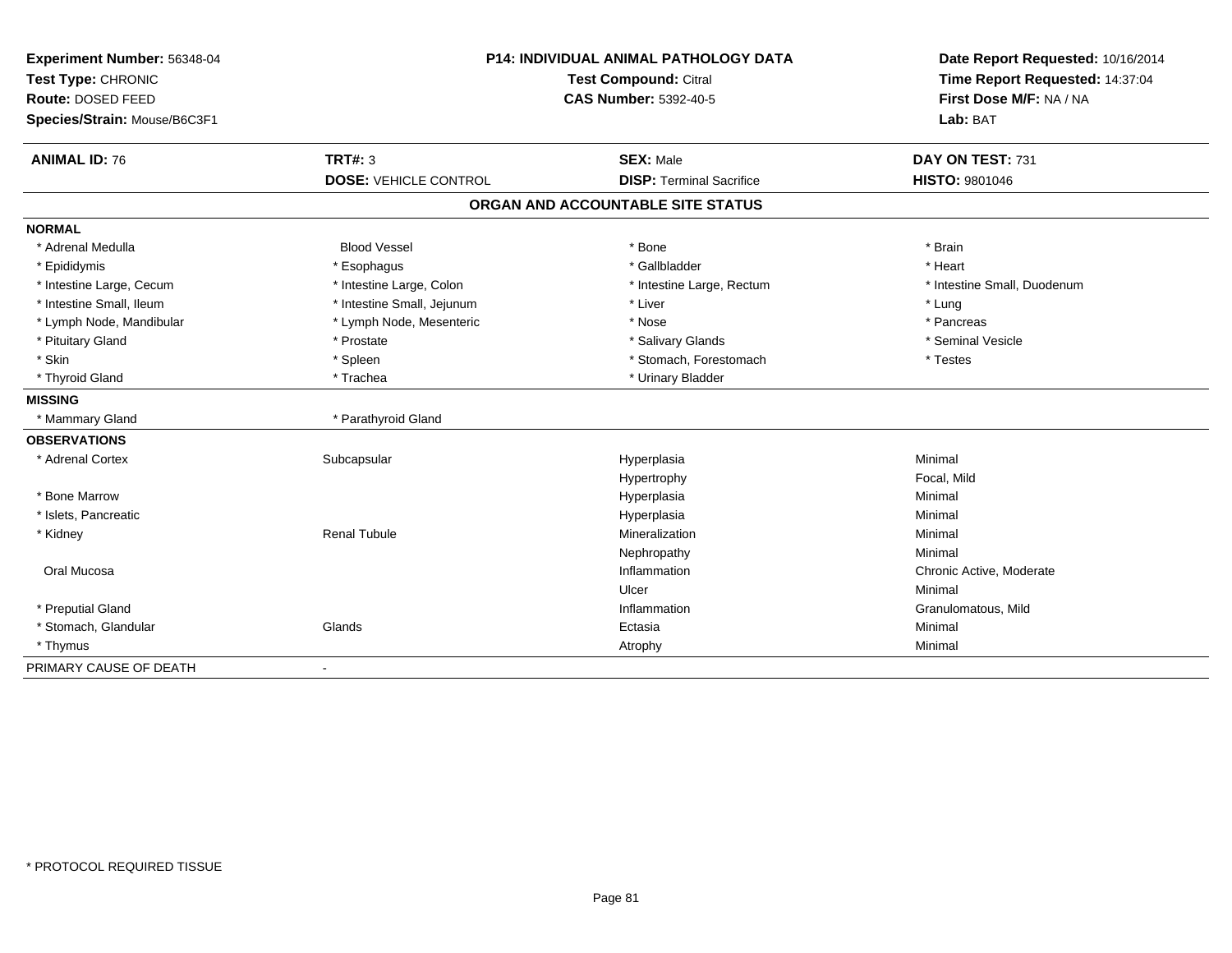**Experiment Number:** 56348-04
**Test Type:** CHRONIC
**Route:** DOSED FEED
**Species/Strain:** Mouse/B6C3F1

**P14: INDIVIDUAL ANIMAL PATHOLOGY DATA**
**Test Compound:** Citral
**CAS Number:** 5392-40-5

**Date Report Requested:** 10/16/2014
**Time Report Requested:** 14:37:04
**First Dose M/F:** NA / NA
**Lab:** BAT

| **ANIMAL ID:** 76 | **TRT#:** 3 | **SEX:** Male | **DAY ON TEST:** 731 |
|---|---|---|---|
| | **DOSE:** VEHICLE CONTROL | **DISP:** Terminal Sacrifice | **HISTO:** 9801046 |

## ORGAN AND ACCOUNTABLE SITE STATUS

| | | | |
|---|---|---|---|
| **NORMAL** | | | |
| * Adrenal Medulla | Blood Vessel | * Bone | * Brain |
| * Epididymis | * Esophagus | * Gallbladder | * Heart |
| * Intestine Large, Cecum | * Intestine Large, Colon | * Intestine Large, Rectum | * Intestine Small, Duodenum |
| * Intestine Small, Ileum | * Intestine Small, Jejunum | * Liver | * Lung |
| * Lymph Node, Mandibular | * Lymph Node, Mesenteric | * Nose | * Pancreas |
| * Pituitary Gland | * Prostate | * Salivary Glands | * Seminal Vesicle |
| * Skin | * Spleen | * Stomach, Forestomach | * Testes |
| * Thyroid Gland | * Trachea | * Urinary Bladder | |
| **MISSING** | | | |
| * Mammary Gland | * Parathyroid Gland | | |
| **OBSERVATIONS** | | | |
| * Adrenal Cortex | Subcapsular | Hyperplasia | Minimal |
| | | Hypertrophy | Focal, Mild |
| * Bone Marrow | | Hyperplasia | Minimal |
| * Islets, Pancreatic | | Hyperplasia | Minimal |
| * Kidney | Renal Tubule | Mineralization | Minimal |
| | | Nephropathy | Minimal |
| Oral Mucosa | | Inflammation | Chronic Active, Moderate |
| | | Ulcer | Minimal |
| * Preputial Gland | | Inflammation | Granulomatous, Mild |
| * Stomach, Glandular | Glands | Ectasia | Minimal |
| * Thymus | | Atrophy | Minimal |
| PRIMARY CAUSE OF DEATH | - | | |

* PROTOCOL REQUIRED TISSUE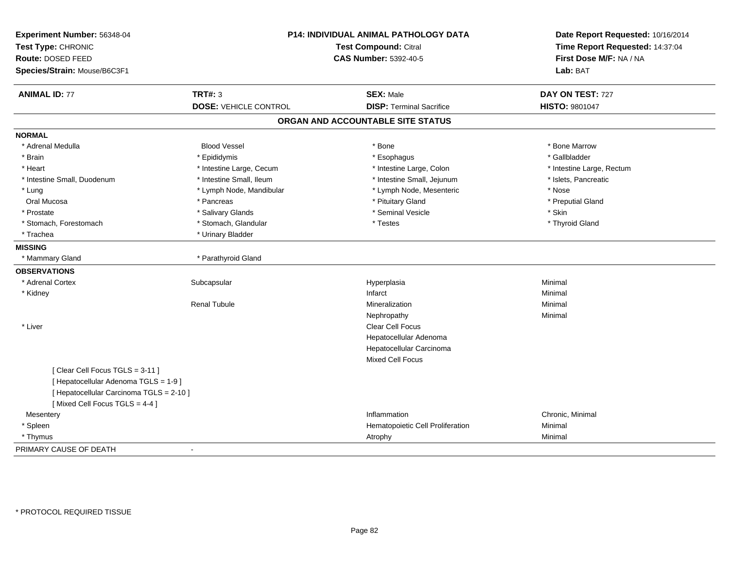**Experiment Number:** 56348-04
**Test Type:** CHRONIC
**Route:** DOSED FEED
**Species/Strain:** Mouse/B6C3F1

**P14: INDIVIDUAL ANIMAL PATHOLOGY DATA**
**Test Compound:** Citral
**CAS Number:** 5392-40-5

**Date Report Requested:** 10/16/2014
**Time Report Requested:** 14:37:04
**First Dose M/F:** NA / NA
**Lab:** BAT

| **ANIMAL ID:** 77 | **TRT#:** 3 | **SEX:** Male | **DAY ON TEST:** 727 |
|---|---|---|---|
| | **DOSE:** VEHICLE CONTROL | **DISP:** Terminal Sacrifice | **HISTO:** 9801047 |

## ORGAN AND ACCOUNTABLE SITE STATUS

**NORMAL**

| | | | |
|---|---|---|---|
| * Adrenal Medulla | Blood Vessel | * Bone | * Bone Marrow |
| * Brain | * Epididymis | * Esophagus | * Gallbladder |
| * Heart | * Intestine Large, Cecum | * Intestine Large, Colon | * Intestine Large, Rectum |
| * Intestine Small, Duodenum | * Intestine Small, Ileum | * Intestine Small, Jejunum | * Islets, Pancreatic |
| * Lung | * Lymph Node, Mandibular | * Lymph Node, Mesenteric | * Nose |
| Oral Mucosa | * Pancreas | * Pituitary Gland | * Preputial Gland |
| * Prostate | * Salivary Glands | * Seminal Vesicle | * Skin |
| * Stomach, Forestomach | * Stomach, Glandular | * Testes | * Thyroid Gland |
| * Trachea | * Urinary Bladder | | |

**MISSING**

| | |
|---|---|
| * Mammary Gland | * Parathyroid Gland |

**OBSERVATIONS**

| | | | |
|---|---|---|---|
| * Adrenal Cortex | Subcapsular | Hyperplasia | Minimal |
| * Kidney | | Infarct | Minimal |
| | Renal Tubule | Mineralization | Minimal |
| | | Nephropathy | Minimal |
| * Liver | | Clear Cell Focus | |
| | | Hepatocellular Adenoma | |
| | | Hepatocellular Carcinoma | |
| | | Mixed Cell Focus | |
| [ Clear Cell Focus TGLS = 3-11 ] | | | |
| [ Hepatocellular Adenoma TGLS = 1-9 ] | | | |
| [ Hepatocellular Carcinoma TGLS = 2-10 ] | | | |
| [ Mixed Cell Focus TGLS = 4-4 ] | | | |
| Mesentery | | Inflammation | Chronic, Minimal |
| * Spleen | | Hematopoietic Cell Proliferation | Minimal |
| * Thymus | | Atrophy | Minimal |

PRIMARY CAUSE OF DEATH -

\* PROTOCOL REQUIRED TISSUE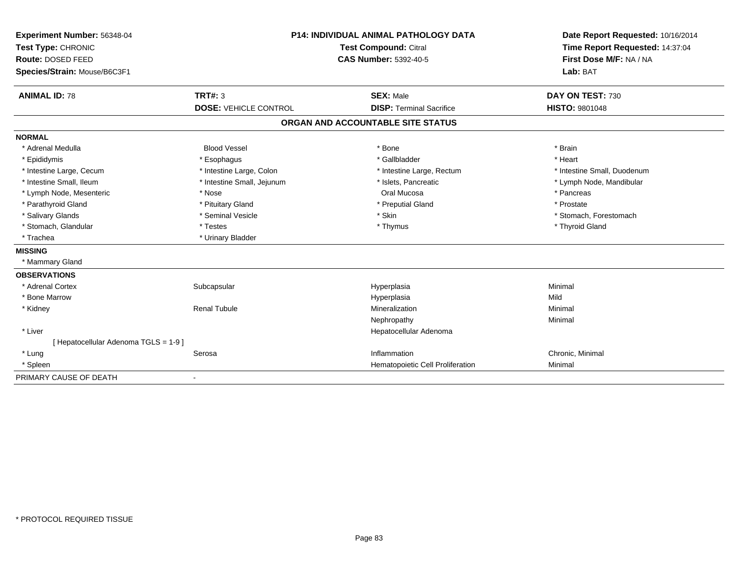**Experiment Number:** 56348-04
**Test Type:** CHRONIC
**Route:** DOSED FEED
**Species/Strain:** Mouse/B6C3F1

**P14: INDIVIDUAL ANIMAL PATHOLOGY DATA**
**Test Compound:** Citral
**CAS Number:** 5392-40-5

**Date Report Requested:** 10/16/2014
**Time Report Requested:** 14:37:04
**First Dose M/F:** NA / NA
**Lab:** BAT

| **ANIMAL ID:** 78 | **TRT#:** 3 | **SEX:** Male | **DAY ON TEST:** 730 |
|---|---|---|---|
| | **DOSE:** VEHICLE CONTROL | **DISP:** Terminal Sacrifice | **HISTO:** 9801048 |

## ORGAN AND ACCOUNTABLE SITE STATUS

**NORMAL**

| | | | |
|---|---|---|---|
| * Adrenal Medulla | Blood Vessel | * Bone | * Brain |
| * Epididymis | * Esophagus | * Gallbladder | * Heart |
| * Intestine Large, Cecum | * Intestine Large, Colon | * Intestine Large, Rectum | * Intestine Small, Duodenum |
| * Intestine Small, Ileum | * Intestine Small, Jejunum | * Islets, Pancreatic | * Lymph Node, Mandibular |
| * Lymph Node, Mesenteric | * Nose | Oral Mucosa | * Pancreas |
| * Parathyroid Gland | * Pituitary Gland | * Preputial Gland | * Prostate |
| * Salivary Glands | * Seminal Vesicle | * Skin | * Stomach, Forestomach |
| * Stomach, Glandular | * Testes | * Thymus | * Thyroid Gland |
| * Trachea | * Urinary Bladder | | |

**MISSING**

* Mammary Gland

**OBSERVATIONS**

| | | | |
|---|---|---|---|
| * Adrenal Cortex | Subcapsular | Hyperplasia | Minimal |
| * Bone Marrow | | Hyperplasia | Mild |
| * Kidney | Renal Tubule | Mineralization | Minimal |
| | | Nephropathy | Minimal |
| * Liver | | Hepatocellular Adenoma | |
| [ Hepatocellular Adenoma TGLS = 1-9 ] | | | |
| * Lung | Serosa | Inflammation | Chronic, Minimal |
| * Spleen | | Hematopoietic Cell Proliferation | Minimal |

PRIMARY CAUSE OF DEATH -

* PROTOCOL REQUIRED TISSUE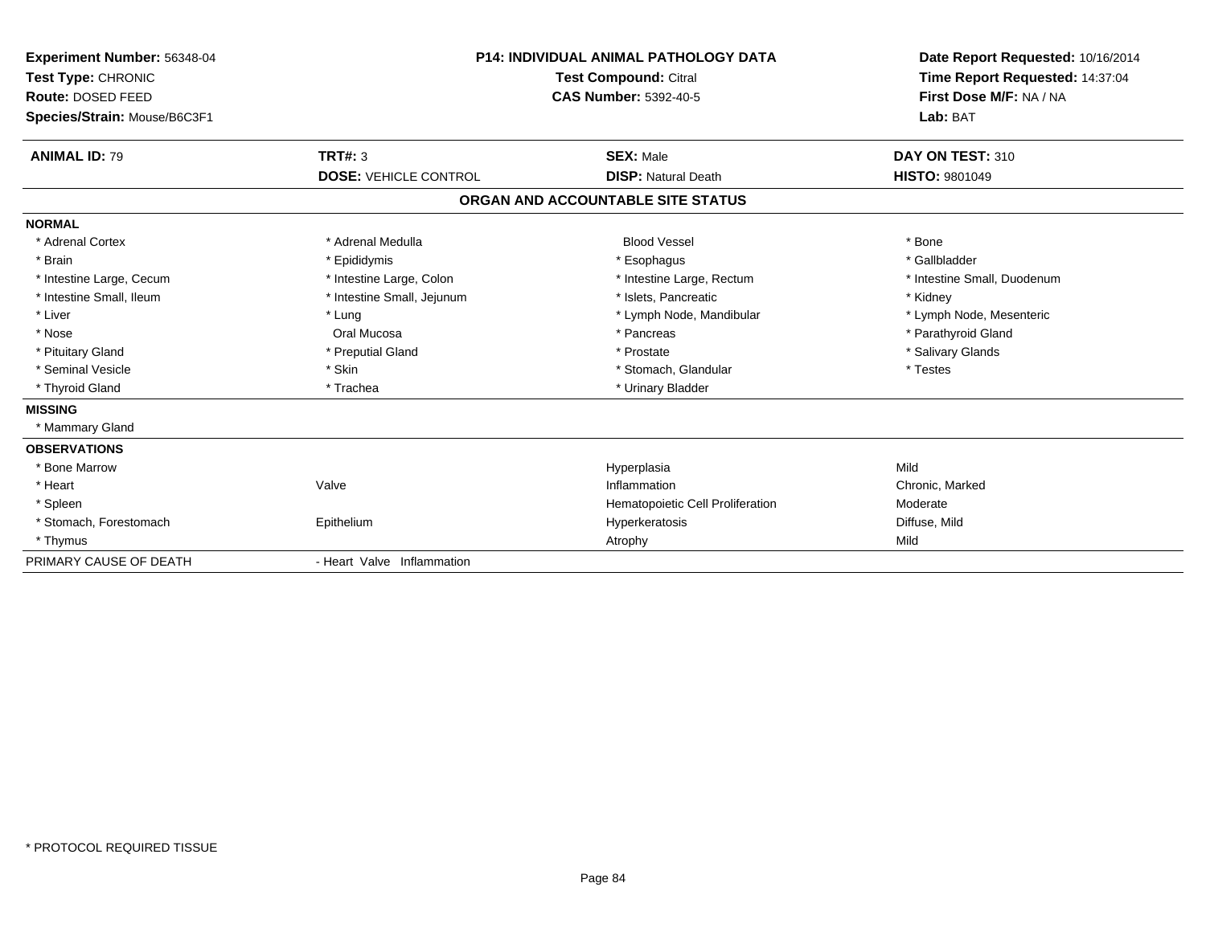**Experiment Number:** 56348-04
**Test Type:** CHRONIC
**Route:** DOSED FEED
**Species/Strain:** Mouse/B6C3F1

**P14: INDIVIDUAL ANIMAL PATHOLOGY DATA**
**Test Compound:** Citral
**CAS Number:** 5392-40-5

**Date Report Requested:** 10/16/2014
**Time Report Requested:** 14:37:04
**First Dose M/F:** NA / NA
**Lab:** BAT

| **ANIMAL ID:** 79 | **TRT#:** 3 | **SEX:** Male | **DAY ON TEST:** 310 |
|---|---|---|---|
| | **DOSE:** VEHICLE CONTROL | **DISP:** Natural Death | **HISTO:** 9801049 |

## ORGAN AND ACCOUNTABLE SITE STATUS

| | | | |
|---|---|---|---|
| **NORMAL** | | | |
| * Adrenal Cortex | * Adrenal Medulla | Blood Vessel | * Bone |
| * Brain | * Epididymis | * Esophagus | * Gallbladder |
| * Intestine Large, Cecum | * Intestine Large, Colon | * Intestine Large, Rectum | * Intestine Small, Duodenum |
| * Intestine Small, Ileum | * Intestine Small, Jejunum | * Islets, Pancreatic | * Kidney |
| * Liver | * Lung | * Lymph Node, Mandibular | * Lymph Node, Mesenteric |
| * Nose | Oral Mucosa | * Pancreas | * Parathyroid Gland |
| * Pituitary Gland | * Preputial Gland | * Prostate | * Salivary Glands |
| * Seminal Vesicle | * Skin | * Stomach, Glandular | * Testes |
| * Thyroid Gland | * Trachea | * Urinary Bladder | |
| **MISSING** | | | |
| * Mammary Gland | | | |
| **OBSERVATIONS** | | | |
| * Bone Marrow | | Hyperplasia | Mild |
| * Heart | Valve | Inflammation | Chronic, Marked |
| * Spleen | | Hematopoietic Cell Proliferation | Moderate |
| * Stomach, Forestomach | Epithelium | Hyperkeratosis | Diffuse, Mild |
| * Thymus | | Atrophy | Mild |
| PRIMARY CAUSE OF DEATH | - Heart Valve Inflammation | | |

* PROTOCOL REQUIRED TISSUE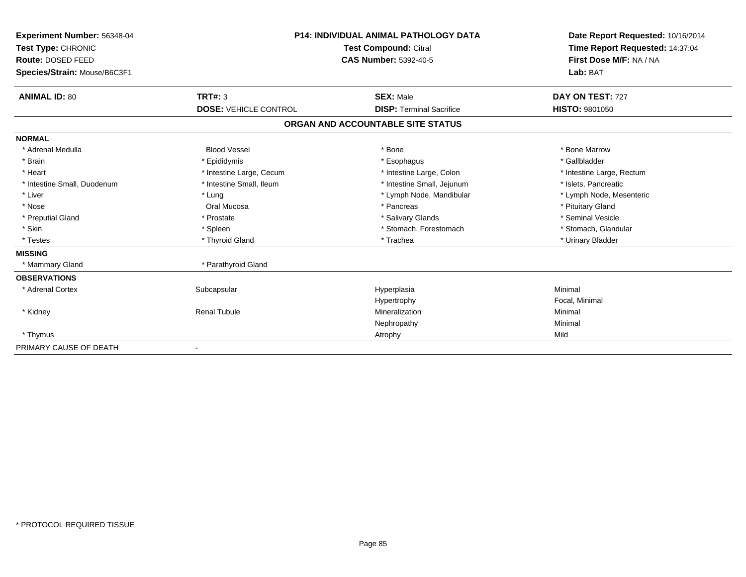**Experiment Number:** 56348-04
**Test Type:** CHRONIC
**Route:** DOSED FEED
**Species/Strain:** Mouse/B6C3F1

**P14: INDIVIDUAL ANIMAL PATHOLOGY DATA**
**Test Compound:** Citral
**CAS Number:** 5392-40-5

**Date Report Requested:** 10/16/2014
**Time Report Requested:** 14:37:04
**First Dose M/F:** NA / NA
**Lab:** BAT

| **ANIMAL ID:** 80 | **TRT#:** 3 | **SEX:** Male | **DAY ON TEST:** 727 |
|---|---|---|---|
| | **DOSE:** VEHICLE CONTROL | **DISP:** Terminal Sacrifice | **HISTO:** 9801050 |

## ORGAN AND ACCOUNTABLE SITE STATUS

| | | | |
|---|---|---|---|
| **NORMAL** | | | |
| * Adrenal Medulla | Blood Vessel | * Bone | * Bone Marrow |
| * Brain | * Epididymis | * Esophagus | * Gallbladder |
| * Heart | * Intestine Large, Cecum | * Intestine Large, Colon | * Intestine Large, Rectum |
| * Intestine Small, Duodenum | * Intestine Small, Ileum | * Intestine Small, Jejunum | * Islets, Pancreatic |
| * Liver | * Lung | * Lymph Node, Mandibular | * Lymph Node, Mesenteric |
| * Nose | Oral Mucosa | * Pancreas | * Pituitary Gland |
| * Preputial Gland | * Prostate | * Salivary Glands | * Seminal Vesicle |
| * Skin | * Spleen | * Stomach, Forestomach | * Stomach, Glandular |
| * Testes | * Thyroid Gland | * Trachea | * Urinary Bladder |
| **MISSING** | | | |
| * Mammary Gland | * Parathyroid Gland | | |
| **OBSERVATIONS** | | | |
| * Adrenal Cortex | Subcapsular | Hyperplasia | Minimal |
| | | Hypertrophy | Focal, Minimal |
| * Kidney | Renal Tubule | Mineralization | Minimal |
| | | Nephropathy | Minimal |
| * Thymus | | Atrophy | Mild |
| PRIMARY CAUSE OF DEATH | - | | |

* PROTOCOL REQUIRED TISSUE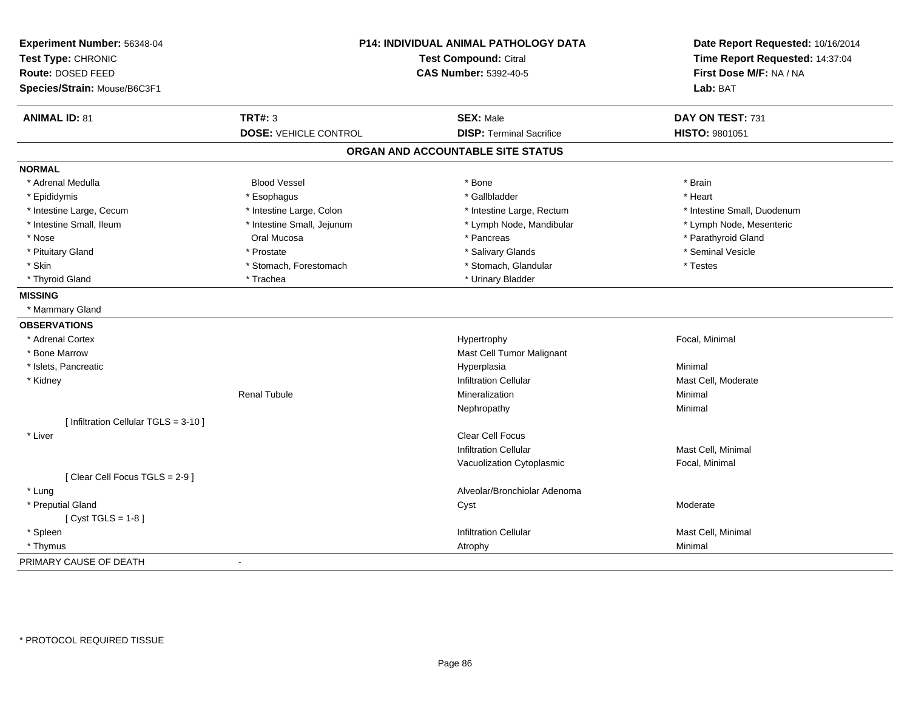**Experiment Number:** 56348-04
**Test Type:** CHRONIC
**Route:** DOSED FEED
**Species/Strain:** Mouse/B6C3F1

**P14: INDIVIDUAL ANIMAL PATHOLOGY DATA**
**Test Compound:** Citral
**CAS Number:** 5392-40-5

**Date Report Requested:** 10/16/2014
**Time Report Requested:** 14:37:04
**First Dose M/F:** NA / NA
**Lab:** BAT

| **ANIMAL ID:** 81 | **TRT#:** 3 | **SEX:** Male | **DAY ON TEST:** 731 |
|---|---|---|---|
| | **DOSE:** VEHICLE CONTROL | **DISP:** Terminal Sacrifice | **HISTO:** 9801051 |

## ORGAN AND ACCOUNTABLE SITE STATUS

**NORMAL**

| | | | |
|---|---|---|---|
| * Adrenal Medulla | Blood Vessel | * Bone | * Brain |
| * Epididymis | * Esophagus | * Gallbladder | * Heart |
| * Intestine Large, Cecum | * Intestine Large, Colon | * Intestine Large, Rectum | * Intestine Small, Duodenum |
| * Intestine Small, Ileum | * Intestine Small, Jejunum | * Lymph Node, Mandibular | * Lymph Node, Mesenteric |
| * Nose | Oral Mucosa | * Pancreas | * Parathyroid Gland |
| * Pituitary Gland | * Prostate | * Salivary Glands | * Seminal Vesicle |
| * Skin | * Stomach, Forestomach | * Stomach, Glandular | * Testes |
| * Thyroid Gland | * Trachea | * Urinary Bladder | |

**MISSING**

* Mammary Gland

**OBSERVATIONS**

| | | | |
|---|---|---|---|
| * Adrenal Cortex | | Hypertrophy | Focal, Minimal |
| * Bone Marrow | | Mast Cell Tumor Malignant | |
| * Islets, Pancreatic | | Hyperplasia | Minimal |
| * Kidney | | Infiltration Cellular | Mast Cell, Moderate |
| | Renal Tubule | Mineralization | Minimal |
| | | Nephropathy | Minimal |
| [ Infiltration Cellular TGLS = 3-10 ] | | | |
| * Liver | | Clear Cell Focus | |
| | | Infiltration Cellular | Mast Cell, Minimal |
| | | Vacuolization Cytoplasmic | Focal, Minimal |
| [ Clear Cell Focus TGLS = 2-9 ] | | | |
| * Lung | | Alveolar/Bronchiolar Adenoma | |
| * Preputial Gland | | Cyst | Moderate |
| [ Cyst TGLS = 1-8 ] | | | |
| * Spleen | | Infiltration Cellular | Mast Cell, Minimal |
| * Thymus | | Atrophy | Minimal |

PRIMARY CAUSE OF DEATH -

* PROTOCOL REQUIRED TISSUE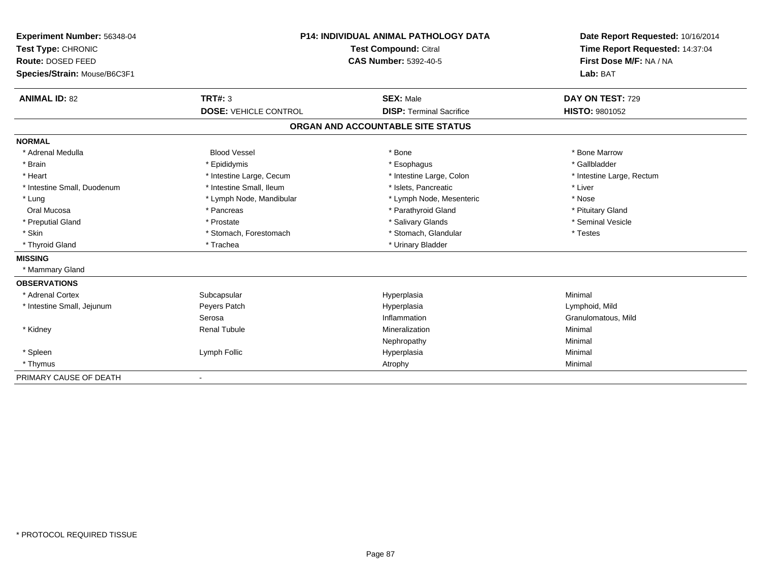**Experiment Number:** 56348-04
**Test Type:** CHRONIC
**Route:** DOSED FEED
**Species/Strain:** Mouse/B6C3F1

**P14: INDIVIDUAL ANIMAL PATHOLOGY DATA**
**Test Compound:** Citral
**CAS Number:** 5392-40-5

**Date Report Requested:** 10/16/2014
**Time Report Requested:** 14:37:04
**First Dose M/F:** NA / NA
**Lab:** BAT

| **ANIMAL ID:** 82 | **TRT#:** 3 | **SEX:** Male | **DAY ON TEST:** 729 |
|---|---|---|---|
| | **DOSE:** VEHICLE CONTROL | **DISP:** Terminal Sacrifice | **HISTO:** 9801052 |

## ORGAN AND ACCOUNTABLE SITE STATUS

**NORMAL**

| | | | |
|---|---|---|---|
| * Adrenal Medulla | Blood Vessel | * Bone | * Bone Marrow |
| * Brain | * Epididymis | * Esophagus | * Gallbladder |
| * Heart | * Intestine Large, Cecum | * Intestine Large, Colon | * Intestine Large, Rectum |
| * Intestine Small, Duodenum | * Intestine Small, Ileum | * Islets, Pancreatic | * Liver |
| * Lung | * Lymph Node, Mandibular | * Lymph Node, Mesenteric | * Nose |
| Oral Mucosa | * Pancreas | * Parathyroid Gland | * Pituitary Gland |
| * Preputial Gland | * Prostate | * Salivary Glands | * Seminal Vesicle |
| * Skin | * Stomach, Forestomach | * Stomach, Glandular | * Testes |
| * Thyroid Gland | * Trachea | * Urinary Bladder | |

**MISSING**

* Mammary Gland

**OBSERVATIONS**

| | | | |
|---|---|---|---|
| * Adrenal Cortex | Subcapsular | Hyperplasia | Minimal |
| * Intestine Small, Jejunum | Peyers Patch | Hyperplasia | Lymphoid, Mild |
| | Serosa | Inflammation | Granulomatous, Mild |
| * Kidney | Renal Tubule | Mineralization | Minimal |
| | | Nephropathy | Minimal |
| * Spleen | Lymph Follic | Hyperplasia | Minimal |
| * Thymus | | Atrophy | Minimal |

PRIMARY CAUSE OF DEATH -

* PROTOCOL REQUIRED TISSUE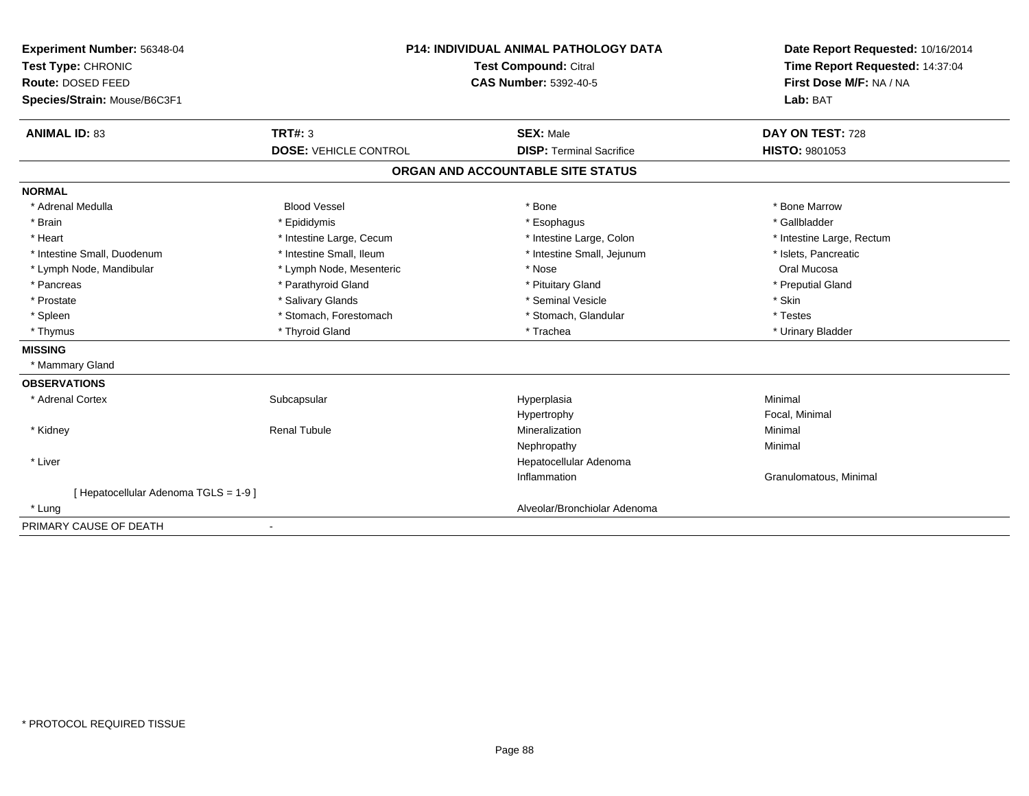**Experiment Number:** 56348-04
**Test Type:** CHRONIC
**Route:** DOSED FEED
**Species/Strain:** Mouse/B6C3F1

**P14: INDIVIDUAL ANIMAL PATHOLOGY DATA**
**Test Compound:** Citral
**CAS Number:** 5392-40-5

**Date Report Requested:** 10/16/2014
**Time Report Requested:** 14:37:04
**First Dose M/F:** NA / NA
**Lab:** BAT

| **ANIMAL ID:** 83 | **TRT#:** 3 | **SEX:** Male | **DAY ON TEST:** 728 |
|---|---|---|---|
| | **DOSE:** VEHICLE CONTROL | **DISP:** Terminal Sacrifice | **HISTO:** 9801053 |

## ORGAN AND ACCOUNTABLE SITE STATUS

**NORMAL**

| | | | |
|---|---|---|---|
| * Adrenal Medulla | Blood Vessel | * Bone | * Bone Marrow |
| * Brain | * Epididymis | * Esophagus | * Gallbladder |
| * Heart | * Intestine Large, Cecum | * Intestine Large, Colon | * Intestine Large, Rectum |
| * Intestine Small, Duodenum | * Intestine Small, Ileum | * Intestine Small, Jejunum | * Islets, Pancreatic |
| * Lymph Node, Mandibular | * Lymph Node, Mesenteric | * Nose | Oral Mucosa |
| * Pancreas | * Parathyroid Gland | * Pituitary Gland | * Preputial Gland |
| * Prostate | * Salivary Glands | * Seminal Vesicle | * Skin |
| * Spleen | * Stomach, Forestomach | * Stomach, Glandular | * Testes |
| * Thymus | * Thyroid Gland | * Trachea | * Urinary Bladder |

**MISSING**

* Mammary Gland

**OBSERVATIONS**

| | | | |
|---|---|---|---|
| * Adrenal Cortex | Subcapsular | Hyperplasia | Minimal |
| | | Hypertrophy | Focal, Minimal |
| * Kidney | Renal Tubule | Mineralization | Minimal |
| | | Nephropathy | Minimal |
| * Liver | | Hepatocellular Adenoma | |
| | | Inflammation | Granulomatous, Minimal |
| [ Hepatocellular Adenoma TGLS = 1-9 ] | | | |
| * Lung | | Alveolar/Bronchiolar Adenoma | |

PRIMARY CAUSE OF DEATH -

* PROTOCOL REQUIRED TISSUE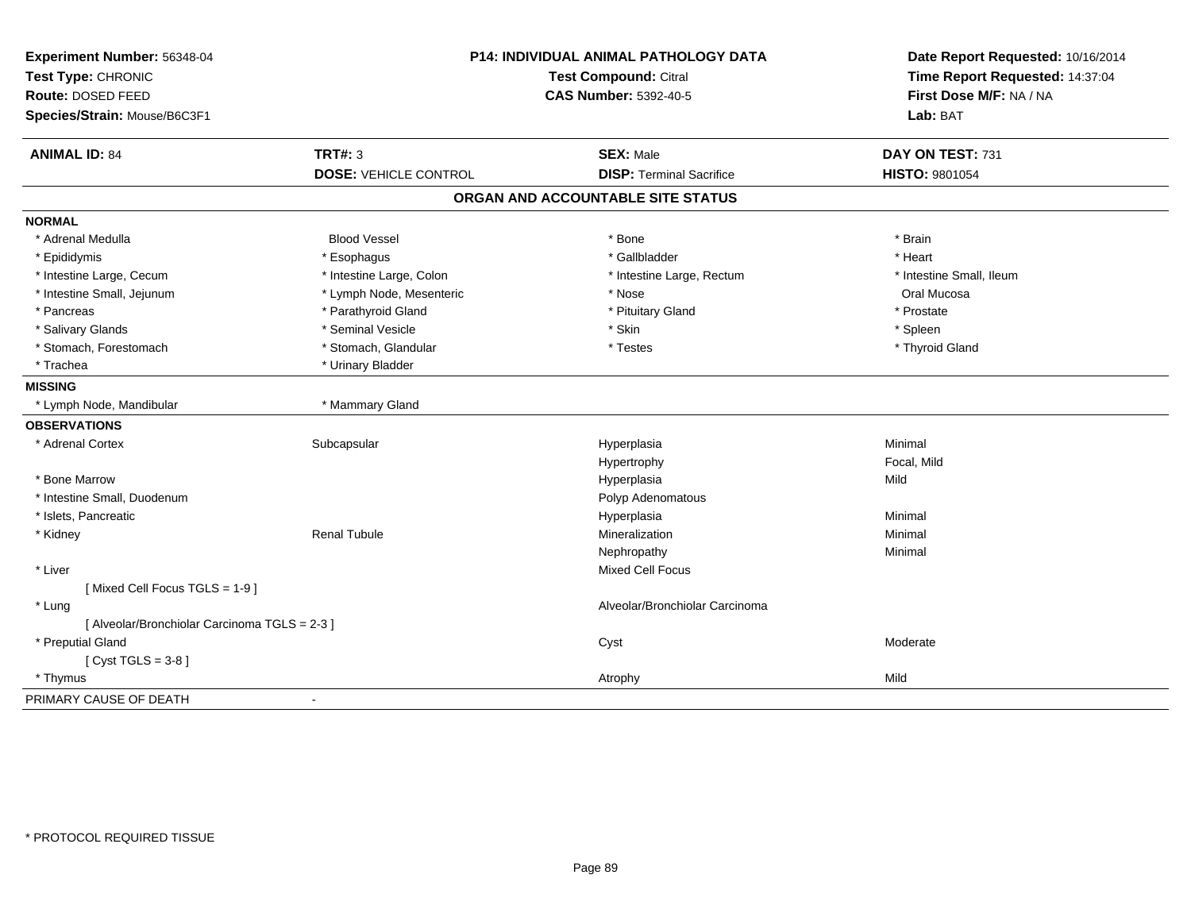**Experiment Number:** 56348-04
**Test Type:** CHRONIC
**Route:** DOSED FEED
**Species/Strain:** Mouse/B6C3F1

**P14: INDIVIDUAL ANIMAL PATHOLOGY DATA**
**Test Compound:** Citral
**CAS Number:** 5392-40-5

**Date Report Requested:** 10/16/2014
**Time Report Requested:** 14:37:04
**First Dose M/F:** NA / NA
**Lab:** BAT

| **ANIMAL ID:** 84 | **TRT#:** 3 | **SEX:** Male | **DAY ON TEST:** 731 |
|---|---|---|---|
| | **DOSE:** VEHICLE CONTROL | **DISP:** Terminal Sacrifice | **HISTO:** 9801054 |

## ORGAN AND ACCOUNTABLE SITE STATUS

**NORMAL**

| | | | |
|---|---|---|---|
| * Adrenal Medulla | Blood Vessel | * Bone | * Brain |
| * Epididymis | * Esophagus | * Gallbladder | * Heart |
| * Intestine Large, Cecum | * Intestine Large, Colon | * Intestine Large, Rectum | * Intestine Small, Ileum |
| * Intestine Small, Jejunum | * Lymph Node, Mesenteric | * Nose | Oral Mucosa |
| * Pancreas | * Parathyroid Gland | * Pituitary Gland | * Prostate |
| * Salivary Glands | * Seminal Vesicle | * Skin | * Spleen |
| * Stomach, Forestomach | * Stomach, Glandular | * Testes | * Thyroid Gland |
| * Trachea | * Urinary Bladder | | |

**MISSING**

| | |
|---|---|
| * Lymph Node, Mandibular | * Mammary Gland |

**OBSERVATIONS**

| | | | |
|---|---|---|---|
| * Adrenal Cortex | Subcapsular | Hyperplasia | Minimal |
| | | Hypertrophy | Focal, Mild |
| * Bone Marrow | | Hyperplasia | Mild |
| * Intestine Small, Duodenum | | Polyp Adenomatous | |
| * Islets, Pancreatic | | Hyperplasia | Minimal |
| * Kidney | Renal Tubule | Mineralization | Minimal |
| | | Nephropathy | Minimal |
| * Liver | | Mixed Cell Focus | |
| [ Mixed Cell Focus TGLS = 1-9 ] | | | |
| * Lung | | Alveolar/Bronchiolar Carcinoma | |
| [ Alveolar/Bronchiolar Carcinoma TGLS = 2-3 ] | | | |
| * Preputial Gland | | Cyst | Moderate |
| [ Cyst TGLS = 3-8 ] | | | |
| * Thymus | | Atrophy | Mild |

PRIMARY CAUSE OF DEATH -

* PROTOCOL REQUIRED TISSUE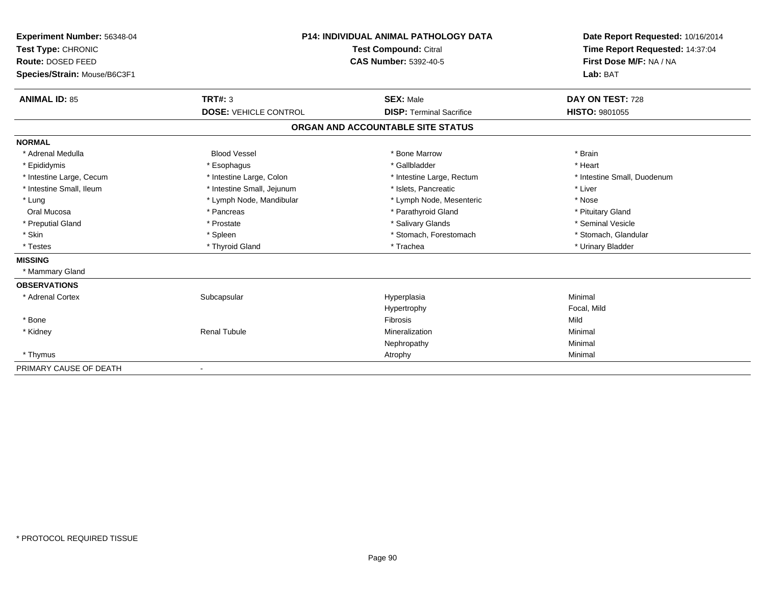**Experiment Number:** 56348-04
**Test Type:** CHRONIC
**Route:** DOSED FEED
**Species/Strain:** Mouse/B6C3F1

**P14: INDIVIDUAL ANIMAL PATHOLOGY DATA**
**Test Compound:** Citral
**CAS Number:** 5392-40-5

**Date Report Requested:** 10/16/2014
**Time Report Requested:** 14:37:04
**First Dose M/F:** NA / NA
**Lab:** BAT

| **ANIMAL ID:** 85 | **TRT#:** 3 | **SEX:** Male | **DAY ON TEST:** 728 |
|---|---|---|---|
| | **DOSE:** VEHICLE CONTROL | **DISP:** Terminal Sacrifice | **HISTO:** 9801055 |

## ORGAN AND ACCOUNTABLE SITE STATUS

**NORMAL**

| | | | |
|---|---|---|---|
| * Adrenal Medulla | Blood Vessel | * Bone Marrow | * Brain |
| * Epididymis | * Esophagus | * Gallbladder | * Heart |
| * Intestine Large, Cecum | * Intestine Large, Colon | * Intestine Large, Rectum | * Intestine Small, Duodenum |
| * Intestine Small, Ileum | * Intestine Small, Jejunum | * Islets, Pancreatic | * Liver |
| * Lung | * Lymph Node, Mandibular | * Lymph Node, Mesenteric | * Nose |
| Oral Mucosa | * Pancreas | * Parathyroid Gland | * Pituitary Gland |
| * Preputial Gland | * Prostate | * Salivary Glands | * Seminal Vesicle |
| * Skin | * Spleen | * Stomach, Forestomach | * Stomach, Glandular |
| * Testes | * Thyroid Gland | * Trachea | * Urinary Bladder |

**MISSING**

* Mammary Gland

**OBSERVATIONS**

| | | | |
|---|---|---|---|
| * Adrenal Cortex | Subcapsular | Hyperplasia | Minimal |
| | | Hypertrophy | Focal, Mild |
| * Bone | | Fibrosis | Mild |
| * Kidney | Renal Tubule | Mineralization | Minimal |
| | | Nephropathy | Minimal |
| * Thymus | | Atrophy | Minimal |

PRIMARY CAUSE OF DEATH -

* PROTOCOL REQUIRED TISSUE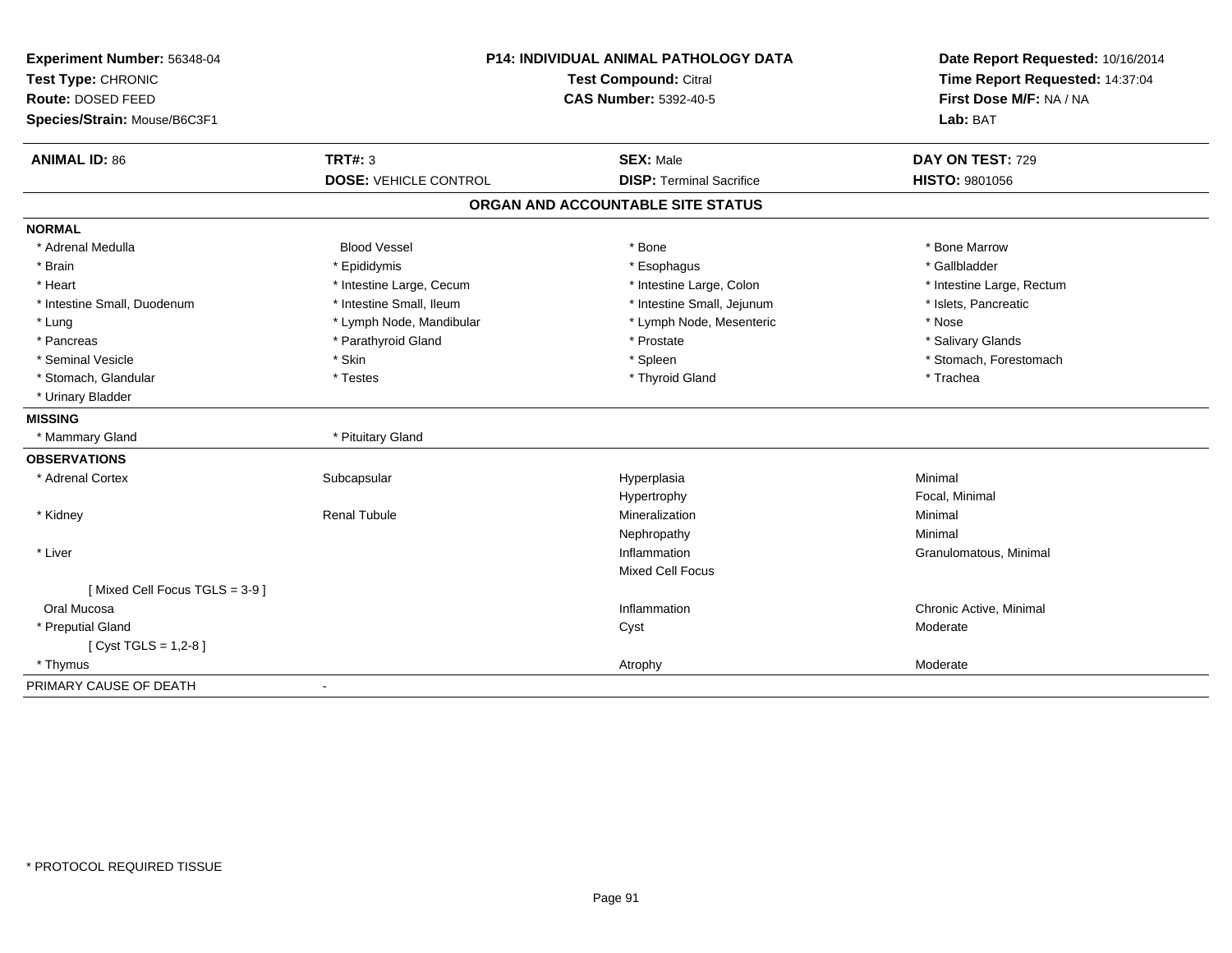**Experiment Number:** 56348-04
**Test Type:** CHRONIC
**Route:** DOSED FEED
**Species/Strain:** Mouse/B6C3F1

**P14: INDIVIDUAL ANIMAL PATHOLOGY DATA**
**Test Compound:** Citral
**CAS Number:** 5392-40-5

**Date Report Requested:** 10/16/2014
**Time Report Requested:** 14:37:04
**First Dose M/F:** NA / NA
**Lab:** BAT

| **ANIMAL ID:** 86 | **TRT#:** 3 | **SEX:** Male | **DAY ON TEST:** 729 |
|---|---|---|---|
| | **DOSE:** VEHICLE CONTROL | **DISP:** Terminal Sacrifice | **HISTO:** 9801056 |

## ORGAN AND ACCOUNTABLE SITE STATUS

**NORMAL**

| | | | |
|---|---|---|---|
| * Adrenal Medulla | Blood Vessel | * Bone | * Bone Marrow |
| * Brain | * Epididymis | * Esophagus | * Gallbladder |
| * Heart | * Intestine Large, Cecum | * Intestine Large, Colon | * Intestine Large, Rectum |
| * Intestine Small, Duodenum | * Intestine Small, Ileum | * Intestine Small, Jejunum | * Islets, Pancreatic |
| * Lung | * Lymph Node, Mandibular | * Lymph Node, Mesenteric | * Nose |
| * Pancreas | * Parathyroid Gland | * Prostate | * Salivary Glands |
| * Seminal Vesicle | * Skin | * Spleen | * Stomach, Forestomach |
| * Stomach, Glandular | * Testes | * Thyroid Gland | * Trachea |
| * Urinary Bladder | | | |

**MISSING**

| | |
|---|---|
| * Mammary Gland | * Pituitary Gland |

**OBSERVATIONS**

| | | | |
|---|---|---|---|
| * Adrenal Cortex | Subcapsular | Hyperplasia | Minimal |
| | | Hypertrophy | Focal, Minimal |
| * Kidney | Renal Tubule | Mineralization | Minimal |
| | | Nephropathy | Minimal |
| * Liver | | Inflammation | Granulomatous, Minimal |
| | | Mixed Cell Focus | |
| [ Mixed Cell Focus TGLS = 3-9 ] | | | |
| Oral Mucosa | | Inflammation | Chronic Active, Minimal |
| * Preputial Gland | | Cyst | Moderate |
| [ Cyst TGLS = 1,2-8 ] | | | |
| * Thymus | | Atrophy | Moderate |

PRIMARY CAUSE OF DEATH -

* PROTOCOL REQUIRED TISSUE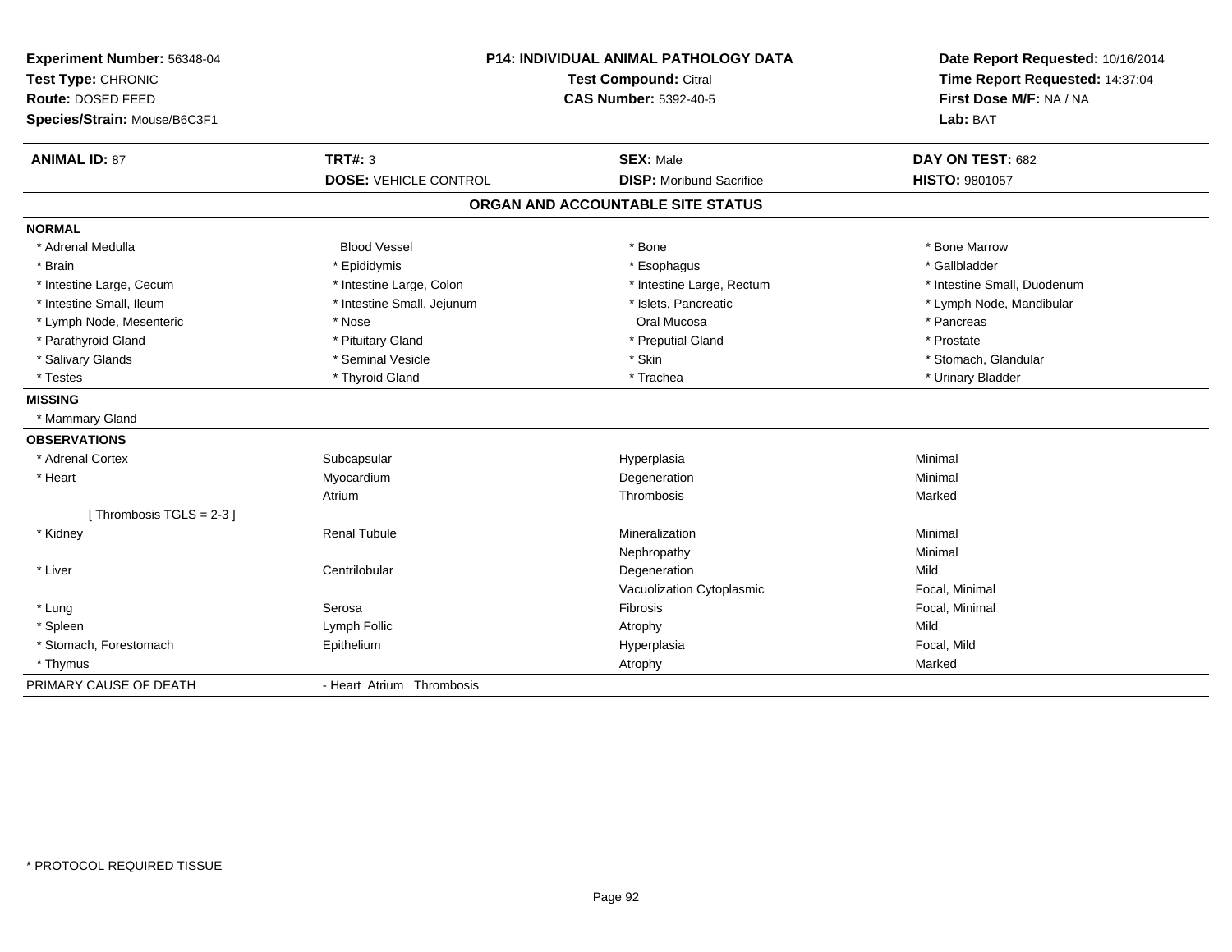**Experiment Number:** 56348-04
**Test Type:** CHRONIC
**Route:** DOSED FEED
**Species/Strain:** Mouse/B6C3F1

**P14: INDIVIDUAL ANIMAL PATHOLOGY DATA**
**Test Compound:** Citral
**CAS Number:** 5392-40-5

**Date Report Requested:** 10/16/2014
**Time Report Requested:** 14:37:04
**First Dose M/F:** NA / NA
**Lab:** BAT

| **ANIMAL ID:** 87 | **TRT#:** 3 | **SEX:** Male | **DAY ON TEST:** 682 |
|---|---|---|---|
| | **DOSE:** VEHICLE CONTROL | **DISP:** Moribund Sacrifice | **HISTO:** 9801057 |

## ORGAN AND ACCOUNTABLE SITE STATUS

**NORMAL**

| | | | |
|---|---|---|---|
| * Adrenal Medulla | Blood Vessel | * Bone | * Bone Marrow |
| * Brain | * Epididymis | * Esophagus | * Gallbladder |
| * Intestine Large, Cecum | * Intestine Large, Colon | * Intestine Large, Rectum | * Intestine Small, Duodenum |
| * Intestine Small, Ileum | * Intestine Small, Jejunum | * Islets, Pancreatic | * Lymph Node, Mandibular |
| * Lymph Node, Mesenteric | * Nose | Oral Mucosa | * Pancreas |
| * Parathyroid Gland | * Pituitary Gland | * Preputial Gland | * Prostate |
| * Salivary Glands | * Seminal Vesicle | * Skin | * Stomach, Glandular |
| * Testes | * Thyroid Gland | * Trachea | * Urinary Bladder |

**MISSING**

* Mammary Gland

**OBSERVATIONS**

| | | | |
|---|---|---|---|
| * Adrenal Cortex | Subcapsular | Hyperplasia | Minimal |
| * Heart | Myocardium | Degeneration | Minimal |
| | Atrium | Thrombosis | Marked |
| [ Thrombosis TGLS = 2-3 ] | | | |
| * Kidney | Renal Tubule | Mineralization | Minimal |
| | | Nephropathy | Minimal |
| * Liver | Centrilobular | Degeneration | Mild |
| | | Vacuolization Cytoplasmic | Focal, Minimal |
| * Lung | Serosa | Fibrosis | Focal, Minimal |
| * Spleen | Lymph Follic | Atrophy | Mild |
| * Stomach, Forestomach | Epithelium | Hyperplasia | Focal, Mild |
| * Thymus | | Atrophy | Marked |

PRIMARY CAUSE OF DEATH - Heart Atrium Thrombosis

* PROTOCOL REQUIRED TISSUE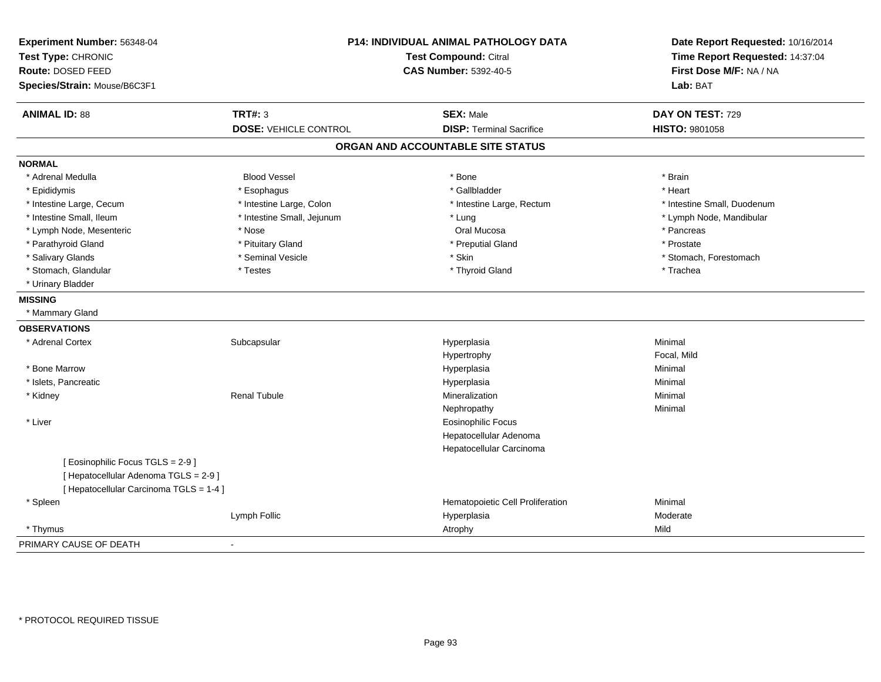**Experiment Number:** 56348-04
**Test Type:** CHRONIC
**Route:** DOSED FEED
**Species/Strain:** Mouse/B6C3F1

**P14: INDIVIDUAL ANIMAL PATHOLOGY DATA**
**Test Compound:** Citral
**CAS Number:** 5392-40-5

**Date Report Requested:** 10/16/2014
**Time Report Requested:** 14:37:04
**First Dose M/F:** NA / NA
**Lab:** BAT

| **ANIMAL ID:** 88 | **TRT#:** 3 | **SEX:** Male | **DAY ON TEST:** 729 |
|---|---|---|---|
| | **DOSE:** VEHICLE CONTROL | **DISP:** Terminal Sacrifice | **HISTO:** 9801058 |

## ORGAN AND ACCOUNTABLE SITE STATUS

**NORMAL**

| | | | |
|---|---|---|---|
| * Adrenal Medulla | Blood Vessel | * Bone | * Brain |
| * Epididymis | * Esophagus | * Gallbladder | * Heart |
| * Intestine Large, Cecum | * Intestine Large, Colon | * Intestine Large, Rectum | * Intestine Small, Duodenum |
| * Intestine Small, Ileum | * Intestine Small, Jejunum | * Lung | * Lymph Node, Mandibular |
| * Lymph Node, Mesenteric | * Nose | Oral Mucosa | * Pancreas |
| * Parathyroid Gland | * Pituitary Gland | * Preputial Gland | * Prostate |
| * Salivary Glands | * Seminal Vesicle | * Skin | * Stomach, Forestomach |
| * Stomach, Glandular | * Testes | * Thyroid Gland | * Trachea |
| * Urinary Bladder | | | |

**MISSING**

* Mammary Gland

**OBSERVATIONS**

| | | | |
|---|---|---|---|
| * Adrenal Cortex | Subcapsular | Hyperplasia | Minimal |
| | | Hypertrophy | Focal, Mild |
| * Bone Marrow | | Hyperplasia | Minimal |
| * Islets, Pancreatic | | Hyperplasia | Minimal |
| * Kidney | Renal Tubule | Mineralization | Minimal |
| | | Nephropathy | Minimal |
| * Liver | | Eosinophilic Focus | |
| | | Hepatocellular Adenoma | |
| | | Hepatocellular Carcinoma | |
| [ Eosinophilic Focus TGLS = 2-9 ] | | | |
| [ Hepatocellular Adenoma TGLS = 2-9 ] | | | |
| [ Hepatocellular Carcinoma TGLS = 1-4 ] | | | |
| * Spleen | | Hematopoietic Cell Proliferation | Minimal |
| | Lymph Follic | Hyperplasia | Moderate |
| * Thymus | | Atrophy | Mild |

PRIMARY CAUSE OF DEATH -

* PROTOCOL REQUIRED TISSUE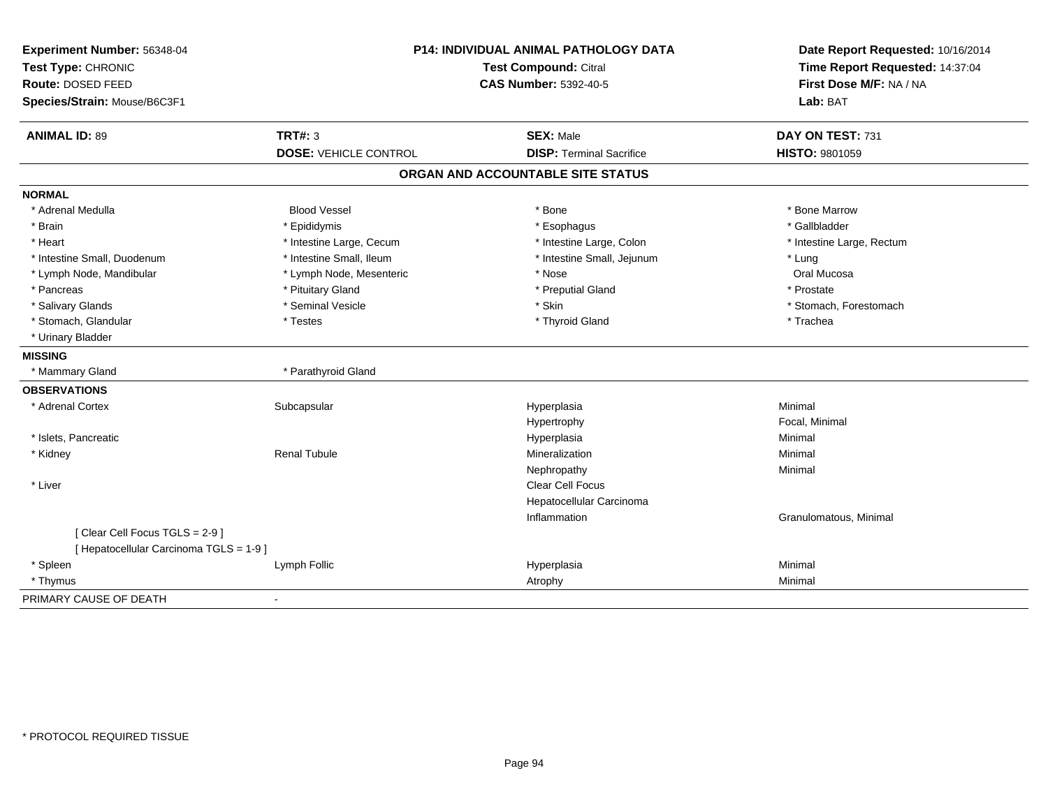**Experiment Number:** 56348-04
**Test Type:** CHRONIC
**Route:** DOSED FEED
**Species/Strain:** Mouse/B6C3F1

**P14: INDIVIDUAL ANIMAL PATHOLOGY DATA**
**Test Compound:** Citral
**CAS Number:** 5392-40-5

**Date Report Requested:** 10/16/2014
**Time Report Requested:** 14:37:04
**First Dose M/F:** NA / NA
**Lab:** BAT

| **ANIMAL ID:** 89 | **TRT#:** 3 | **SEX:** Male | **DAY ON TEST:** 731 |
|---|---|---|---|
| | **DOSE:** VEHICLE CONTROL | **DISP:** Terminal Sacrifice | **HISTO:** 9801059 |

## ORGAN AND ACCOUNTABLE SITE STATUS

**NORMAL**

| | | | |
|---|---|---|---|
| * Adrenal Medulla | Blood Vessel | * Bone | * Bone Marrow |
| * Brain | * Epididymis | * Esophagus | * Gallbladder |
| * Heart | * Intestine Large, Cecum | * Intestine Large, Colon | * Intestine Large, Rectum |
| * Intestine Small, Duodenum | * Intestine Small, Ileum | * Intestine Small, Jejunum | * Lung |
| * Lymph Node, Mandibular | * Lymph Node, Mesenteric | * Nose | Oral Mucosa |
| * Pancreas | * Pituitary Gland | * Preputial Gland | * Prostate |
| * Salivary Glands | * Seminal Vesicle | * Skin | * Stomach, Forestomach |
| * Stomach, Glandular | * Testes | * Thyroid Gland | * Trachea |
| * Urinary Bladder | | | |

**MISSING**

| | |
|---|---|
| * Mammary Gland | * Parathyroid Gland |

**OBSERVATIONS**

| | | | |
|---|---|---|---|
| * Adrenal Cortex | Subcapsular | Hyperplasia | Minimal |
| | | Hypertrophy | Focal, Minimal |
| * Islets, Pancreatic | | Hyperplasia | Minimal |
| * Kidney | Renal Tubule | Mineralization | Minimal |
| | | Nephropathy | Minimal |
| * Liver | | Clear Cell Focus | |
| | | Hepatocellular Carcinoma | |
| | | Inflammation | Granulomatous, Minimal |
| [ Clear Cell Focus TGLS = 2-9 ] | | | |
| [ Hepatocellular Carcinoma TGLS = 1-9 ] | | | |
| * Spleen | Lymph Follic | Hyperplasia | Minimal |
| * Thymus | | Atrophy | Minimal |

PRIMARY CAUSE OF DEATH -

\* PROTOCOL REQUIRED TISSUE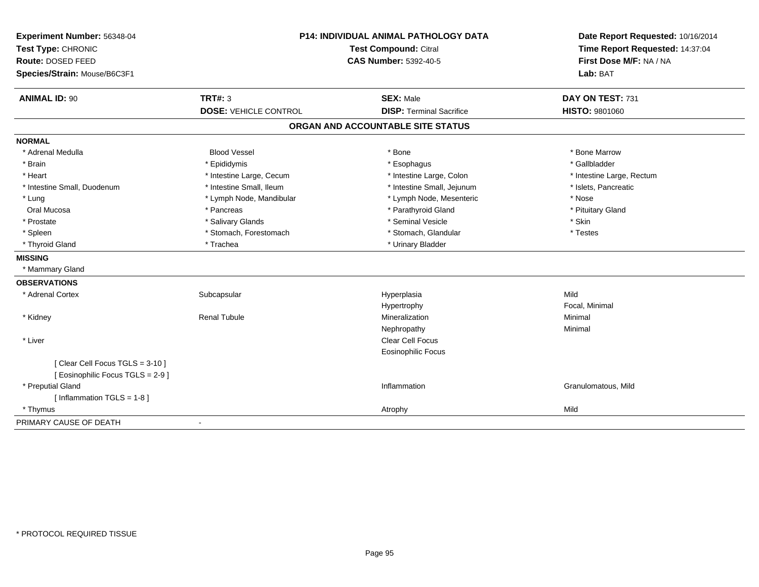**Experiment Number:** 56348-04
**Test Type:** CHRONIC
**Route:** DOSED FEED
**Species/Strain:** Mouse/B6C3F1

**P14: INDIVIDUAL ANIMAL PATHOLOGY DATA**
**Test Compound:** Citral
**CAS Number:** 5392-40-5

**Date Report Requested:** 10/16/2014
**Time Report Requested:** 14:37:04
**First Dose M/F:** NA / NA
**Lab:** BAT

| **ANIMAL ID:** 90 | **TRT#:** 3 | **SEX:** Male | **DAY ON TEST:** 731 |
|---|---|---|---|
| | **DOSE:** VEHICLE CONTROL | **DISP:** Terminal Sacrifice | **HISTO:** 9801060 |

## ORGAN AND ACCOUNTABLE SITE STATUS

**NORMAL**

| | | | |
|---|---|---|---|
| * Adrenal Medulla | Blood Vessel | * Bone | * Bone Marrow |
| * Brain | * Epididymis | * Esophagus | * Gallbladder |
| * Heart | * Intestine Large, Cecum | * Intestine Large, Colon | * Intestine Large, Rectum |
| * Intestine Small, Duodenum | * Intestine Small, Ileum | * Intestine Small, Jejunum | * Islets, Pancreatic |
| * Lung | * Lymph Node, Mandibular | * Lymph Node, Mesenteric | * Nose |
| Oral Mucosa | * Pancreas | * Parathyroid Gland | * Pituitary Gland |
| * Prostate | * Salivary Glands | * Seminal Vesicle | * Skin |
| * Spleen | * Stomach, Forestomach | * Stomach, Glandular | * Testes |
| * Thyroid Gland | * Trachea | * Urinary Bladder | |

**MISSING**

* Mammary Gland

**OBSERVATIONS**

| | | | |
|---|---|---|---|
| * Adrenal Cortex | Subcapsular | Hyperplasia | Mild |
| | | Hypertrophy | Focal, Minimal |
| * Kidney | Renal Tubule | Mineralization | Minimal |
| | | Nephropathy | Minimal |
| * Liver | | Clear Cell Focus | |
| | | Eosinophilic Focus | |
| [ Clear Cell Focus TGLS = 3-10 ] | | | |
| [ Eosinophilic Focus TGLS = 2-9 ] | | | |
| * Preputial Gland | | Inflammation | Granulomatous, Mild |
| [ Inflammation TGLS = 1-8 ] | | | |
| * Thymus | | Atrophy | Mild |

PRIMARY CAUSE OF DEATH -

\* PROTOCOL REQUIRED TISSUE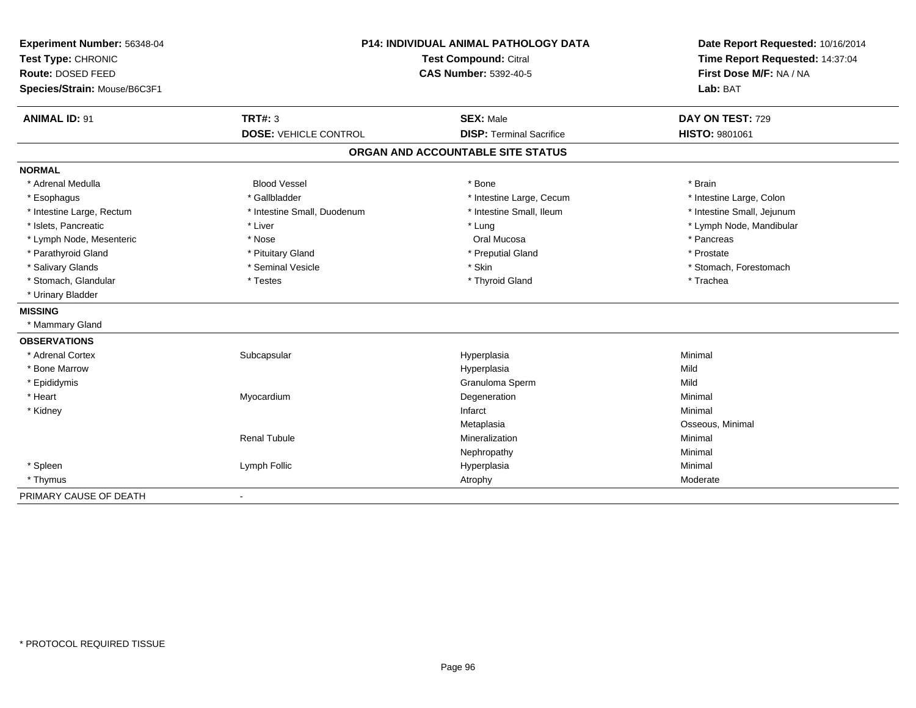**Experiment Number:** 56348-04
**Test Type:** CHRONIC
**Route:** DOSED FEED
**Species/Strain:** Mouse/B6C3F1

**P14: INDIVIDUAL ANIMAL PATHOLOGY DATA**
**Test Compound:** Citral
**CAS Number:** 5392-40-5

**Date Report Requested:** 10/16/2014
**Time Report Requested:** 14:37:04
**First Dose M/F:** NA / NA
**Lab:** BAT

| **ANIMAL ID:** 91 | **TRT#:** 3 | **SEX:** Male | **DAY ON TEST:** 729 |
|---|---|---|---|
| | **DOSE:** VEHICLE CONTROL | **DISP:** Terminal Sacrifice | **HISTO:** 9801061 |

## ORGAN AND ACCOUNTABLE SITE STATUS

**NORMAL**

| | | | |
|---|---|---|---|
| * Adrenal Medulla | Blood Vessel | * Bone | * Brain |
| * Esophagus | * Gallbladder | * Intestine Large, Cecum | * Intestine Large, Colon |
| * Intestine Large, Rectum | * Intestine Small, Duodenum | * Intestine Small, Ileum | * Intestine Small, Jejunum |
| * Islets, Pancreatic | * Liver | * Lung | * Lymph Node, Mandibular |
| * Lymph Node, Mesenteric | * Nose | Oral Mucosa | * Pancreas |
| * Parathyroid Gland | * Pituitary Gland | * Preputial Gland | * Prostate |
| * Salivary Glands | * Seminal Vesicle | * Skin | * Stomach, Forestomach |
| * Stomach, Glandular | * Testes | * Thyroid Gland | * Trachea |
| * Urinary Bladder | | | |

**MISSING**

* Mammary Gland

**OBSERVATIONS**

| | | | |
|---|---|---|---|
| * Adrenal Cortex | Subcapsular | Hyperplasia | Minimal |
| * Bone Marrow | | Hyperplasia | Mild |
| * Epididymis | | Granuloma Sperm | Mild |
| * Heart | Myocardium | Degeneration | Minimal |
| * Kidney | | Infarct | Minimal |
| | | Metaplasia | Osseous, Minimal |
| | Renal Tubule | Mineralization | Minimal |
| | | Nephropathy | Minimal |
| * Spleen | Lymph Follic | Hyperplasia | Minimal |
| * Thymus | | Atrophy | Moderate |

PRIMARY CAUSE OF DEATH -

\* PROTOCOL REQUIRED TISSUE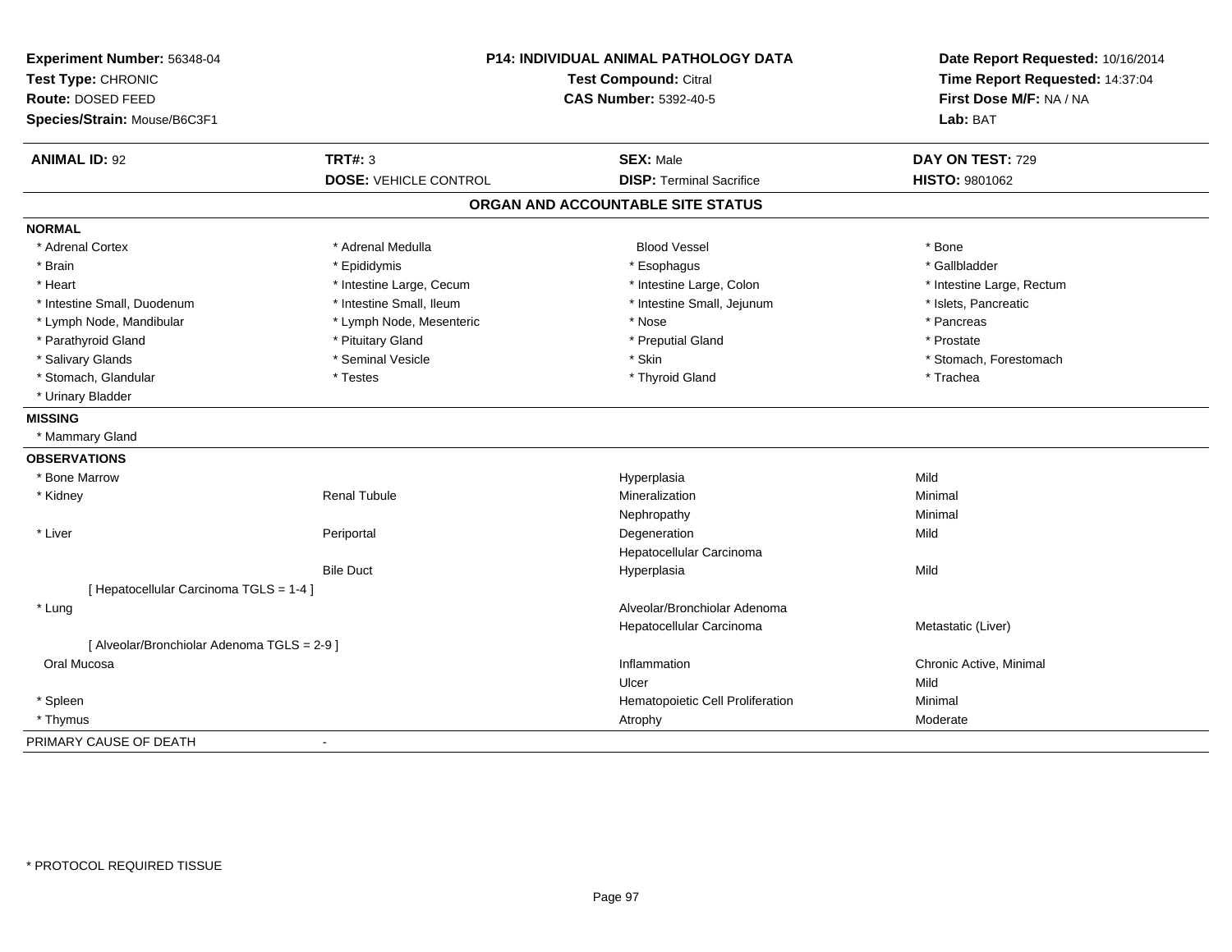**Experiment Number:** 56348-04
**Test Type:** CHRONIC
**Route:** DOSED FEED
**Species/Strain:** Mouse/B6C3F1

**P14: INDIVIDUAL ANIMAL PATHOLOGY DATA**
**Test Compound:** Citral
**CAS Number:** 5392-40-5

**Date Report Requested:** 10/16/2014
**Time Report Requested:** 14:37:04
**First Dose M/F:** NA / NA
**Lab:** BAT

| **ANIMAL ID:** 92 | **TRT#:** 3 | **SEX:** Male | **DAY ON TEST:** 729 |
|---|---|---|---|
| | **DOSE:** VEHICLE CONTROL | **DISP:** Terminal Sacrifice | **HISTO:** 9801062 |

## ORGAN AND ACCOUNTABLE SITE STATUS

**NORMAL**

| | | | |
|---|---|---|---|
| * Adrenal Cortex | * Adrenal Medulla | Blood Vessel | * Bone |
| * Brain | * Epididymis | * Esophagus | * Gallbladder |
| * Heart | * Intestine Large, Cecum | * Intestine Large, Colon | * Intestine Large, Rectum |
| * Intestine Small, Duodenum | * Intestine Small, Ileum | * Intestine Small, Jejunum | * Islets, Pancreatic |
| * Lymph Node, Mandibular | * Lymph Node, Mesenteric | * Nose | * Pancreas |
| * Parathyroid Gland | * Pituitary Gland | * Preputial Gland | * Prostate |
| * Salivary Glands | * Seminal Vesicle | * Skin | * Stomach, Forestomach |
| * Stomach, Glandular | * Testes | * Thyroid Gland | * Trachea |
| * Urinary Bladder | | | |

**MISSING**

* Mammary Gland

**OBSERVATIONS**

| | | | |
|---|---|---|---|
| * Bone Marrow | | Hyperplasia | Mild |
| * Kidney | Renal Tubule | Mineralization | Minimal |
| | | Nephropathy | Minimal |
| * Liver | Periportal | Degeneration | Mild |
| | | Hepatocellular Carcinoma | |
| | Bile Duct | Hyperplasia | Mild |
| [ Hepatocellular Carcinoma TGLS = 1-4 ] | | | |
| * Lung | | Alveolar/Bronchiolar Adenoma | |
| | | Hepatocellular Carcinoma | Metastatic (Liver) |
| [ Alveolar/Bronchiolar Adenoma TGLS = 2-9 ] | | | |
| Oral Mucosa | | Inflammation | Chronic Active, Minimal |
| | | Ulcer | Mild |
| * Spleen | | Hematopoietic Cell Proliferation | Minimal |
| * Thymus | | Atrophy | Moderate |

PRIMARY CAUSE OF DEATH -

* PROTOCOL REQUIRED TISSUE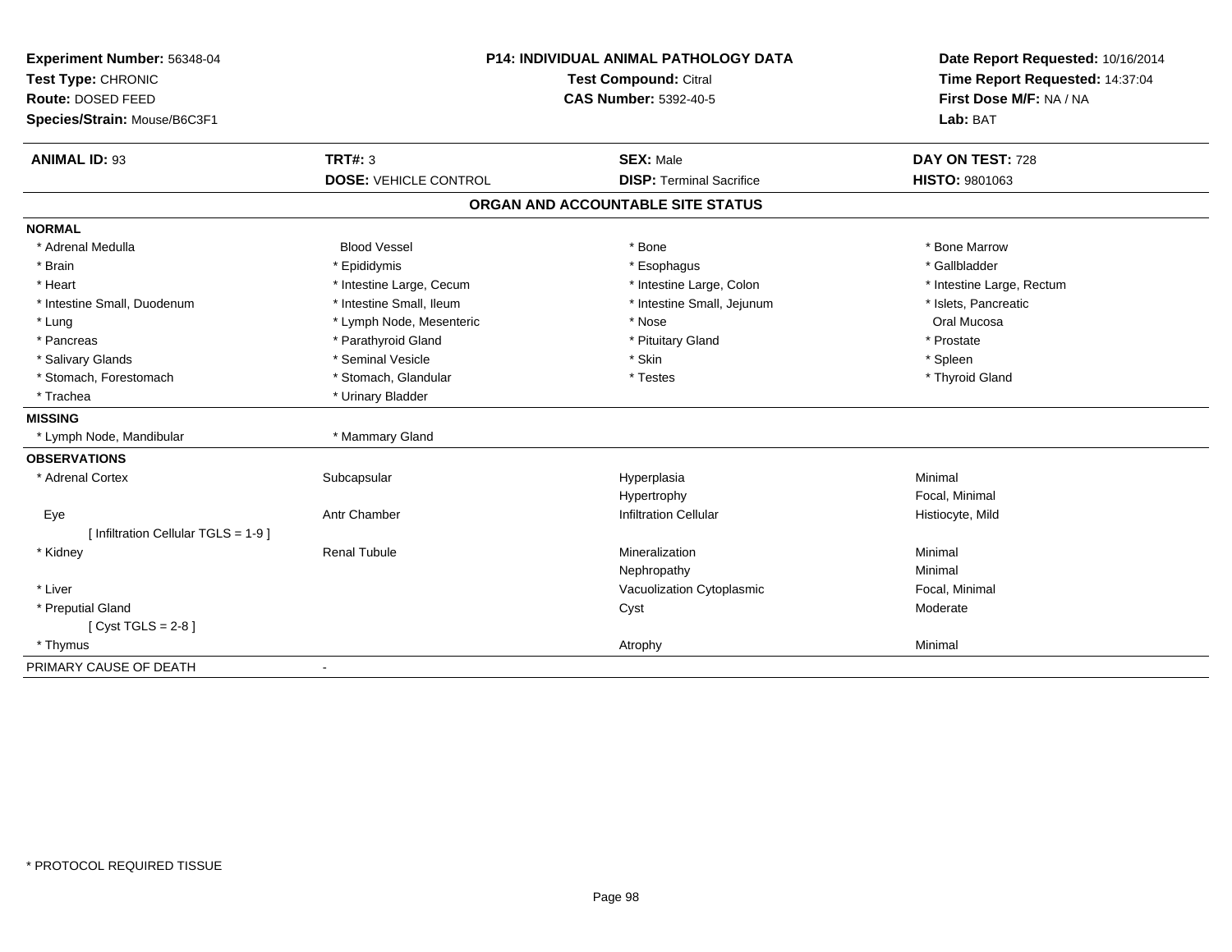**Experiment Number:** 56348-04
**Test Type:** CHRONIC
**Route:** DOSED FEED
**Species/Strain:** Mouse/B6C3F1

**P14: INDIVIDUAL ANIMAL PATHOLOGY DATA**
**Test Compound:** Citral
**CAS Number:** 5392-40-5

**Date Report Requested:** 10/16/2014
**Time Report Requested:** 14:37:04
**First Dose M/F:** NA / NA
**Lab:** BAT

| **ANIMAL ID:** 93 | **TRT#:** 3 | **SEX:** Male | **DAY ON TEST:** 728 |
|---|---|---|---|
| | **DOSE:** VEHICLE CONTROL | **DISP:** Terminal Sacrifice | **HISTO:** 9801063 |

## ORGAN AND ACCOUNTABLE SITE STATUS

| | | | |
|---|---|---|---|
| **NORMAL** | | | |
| * Adrenal Medulla | Blood Vessel | * Bone | * Bone Marrow |
| * Brain | * Epididymis | * Esophagus | * Gallbladder |
| * Heart | * Intestine Large, Cecum | * Intestine Large, Colon | * Intestine Large, Rectum |
| * Intestine Small, Duodenum | * Intestine Small, Ileum | * Intestine Small, Jejunum | * Islets, Pancreatic |
| * Lung | * Lymph Node, Mesenteric | * Nose | Oral Mucosa |
| * Pancreas | * Parathyroid Gland | * Pituitary Gland | * Prostate |
| * Salivary Glands | * Seminal Vesicle | * Skin | * Spleen |
| * Stomach, Forestomach | * Stomach, Glandular | * Testes | * Thyroid Gland |
| * Trachea | * Urinary Bladder | | |
| **MISSING** | | | |
| * Lymph Node, Mandibular | * Mammary Gland | | |
| **OBSERVATIONS** | | | |
| * Adrenal Cortex | Subcapsular | Hyperplasia | Minimal |
| | | Hypertrophy | Focal, Minimal |
| Eye | Antr Chamber | Infiltration Cellular | Histiocyte, Mild |
| [ Infiltration Cellular TGLS = 1-9 ] | | | |
| * Kidney | Renal Tubule | Mineralization | Minimal |
| | | Nephropathy | Minimal |
| * Liver | | Vacuolization Cytoplasmic | Focal, Minimal |
| * Preputial Gland | | Cyst | Moderate |
| [ Cyst TGLS = 2-8 ] | | | |
| * Thymus | | Atrophy | Minimal |
| PRIMARY CAUSE OF DEATH | - | | |

* PROTOCOL REQUIRED TISSUE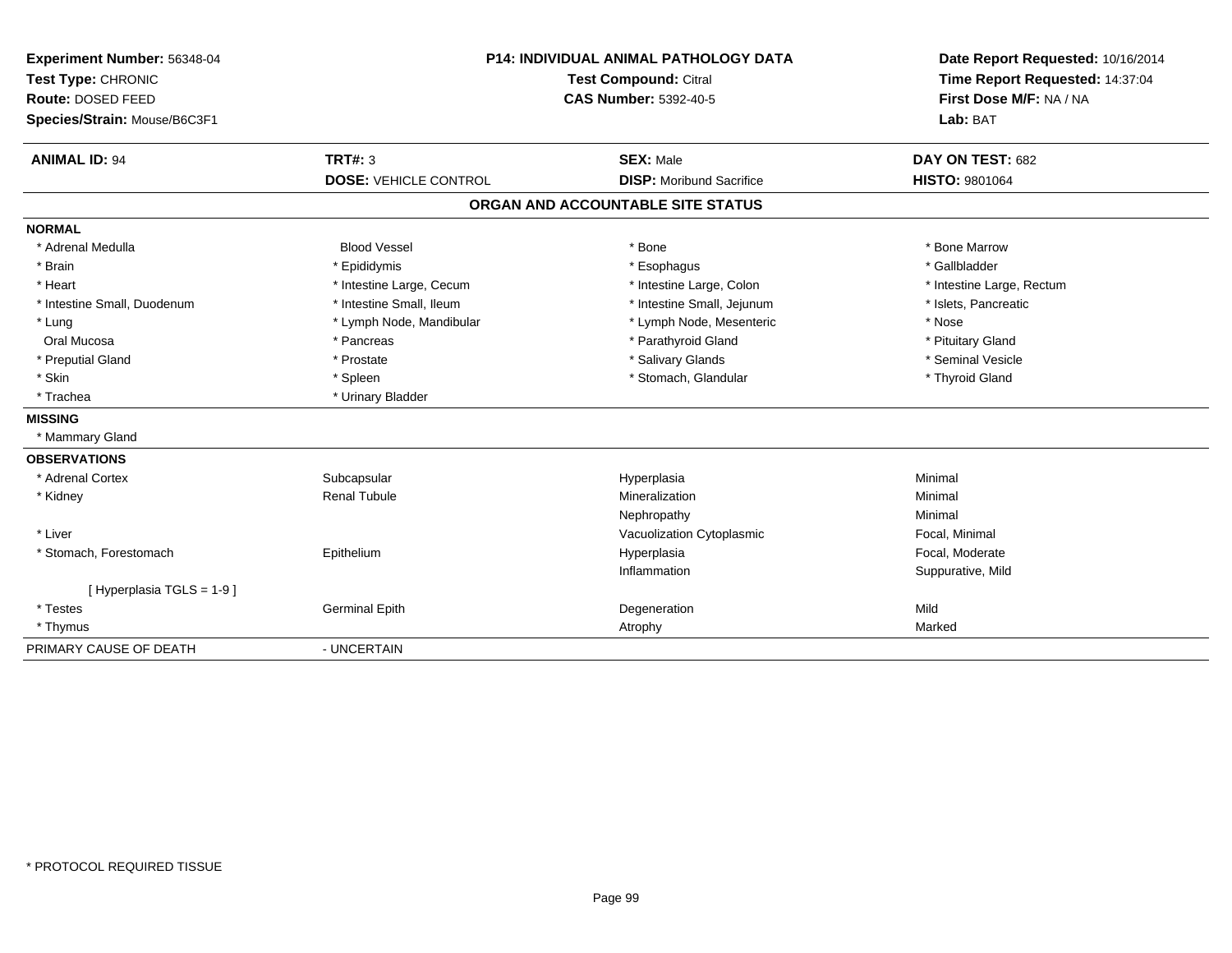**Experiment Number:** 56348-04
**Test Type:** CHRONIC
**Route:** DOSED FEED
**Species/Strain:** Mouse/B6C3F1

**P14: INDIVIDUAL ANIMAL PATHOLOGY DATA**
**Test Compound:** Citral
**CAS Number:** 5392-40-5

**Date Report Requested:** 10/16/2014
**Time Report Requested:** 14:37:04
**First Dose M/F:** NA / NA
**Lab:** BAT

| **ANIMAL ID:** 94 | **TRT#:** 3 | **SEX:** Male | **DAY ON TEST:** 682 |
|---|---|---|---|
| | **DOSE:** VEHICLE CONTROL | **DISP:** Moribund Sacrifice | **HISTO:** 9801064 |

## ORGAN AND ACCOUNTABLE SITE STATUS

**NORMAL**

| | | | |
|---|---|---|---|
| * Adrenal Medulla | Blood Vessel | * Bone | * Bone Marrow |
| * Brain | * Epididymis | * Esophagus | * Gallbladder |
| * Heart | * Intestine Large, Cecum | * Intestine Large, Colon | * Intestine Large, Rectum |
| * Intestine Small, Duodenum | * Intestine Small, Ileum | * Intestine Small, Jejunum | * Islets, Pancreatic |
| * Lung | * Lymph Node, Mandibular | * Lymph Node, Mesenteric | * Nose |
| Oral Mucosa | * Pancreas | * Parathyroid Gland | * Pituitary Gland |
| * Preputial Gland | * Prostate | * Salivary Glands | * Seminal Vesicle |
| * Skin | * Spleen | * Stomach, Glandular | * Thyroid Gland |
| * Trachea | * Urinary Bladder | | |

**MISSING**

* Mammary Gland

**OBSERVATIONS**

| | | | |
|---|---|---|---|
| * Adrenal Cortex | Subcapsular | Hyperplasia | Minimal |
| * Kidney | Renal Tubule | Mineralization | Minimal |
| | | Nephropathy | Minimal |
| * Liver | | Vacuolization Cytoplasmic | Focal, Minimal |
| * Stomach, Forestomach | Epithelium | Hyperplasia | Focal, Moderate |
| | | Inflammation | Suppurative, Mild |
| [ Hyperplasia TGLS = 1-9 ] | | | |
| * Testes | Germinal Epith | Degeneration | Mild |
| * Thymus | | Atrophy | Marked |

PRIMARY CAUSE OF DEATH - UNCERTAIN

* PROTOCOL REQUIRED TISSUE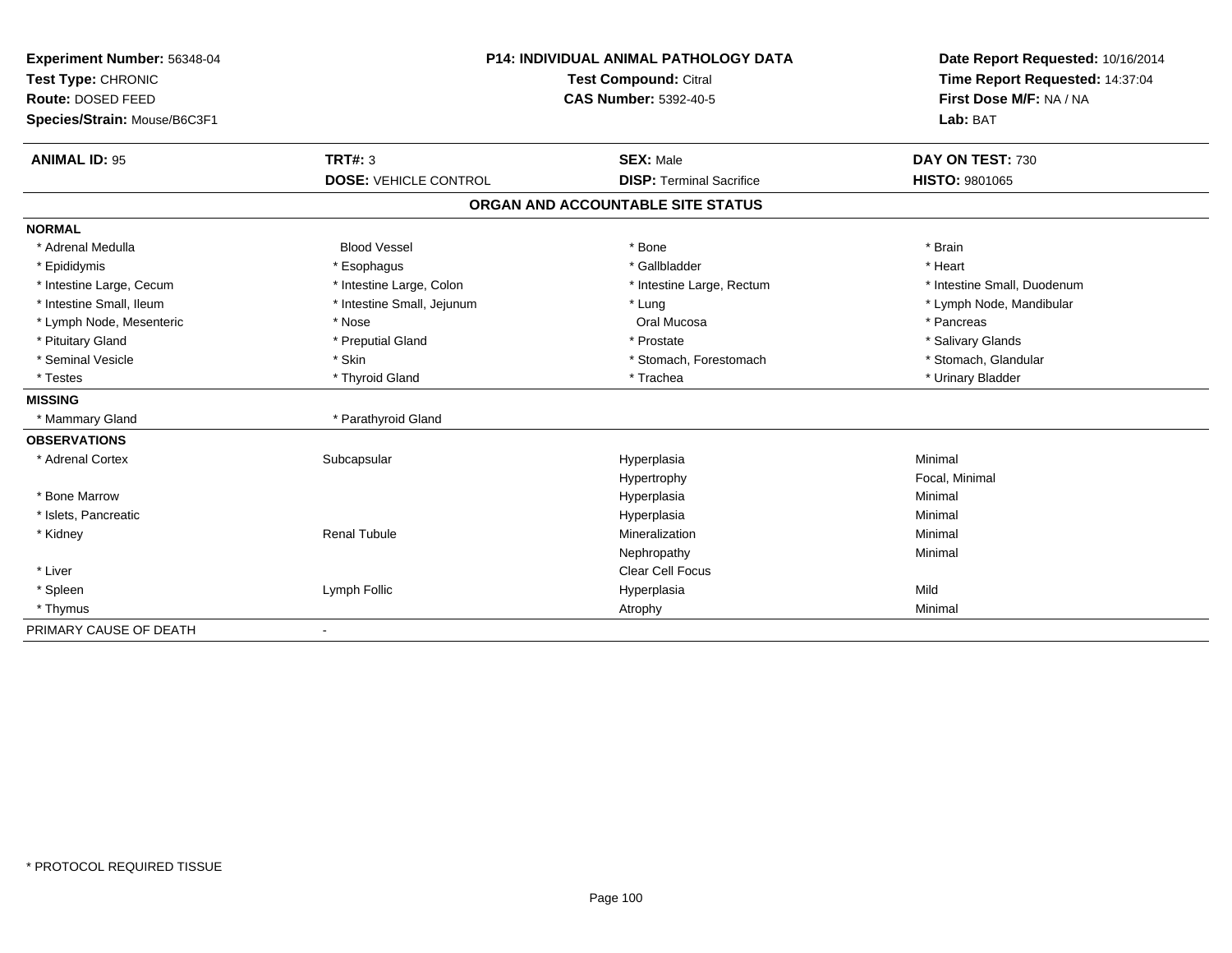**Experiment Number:** 56348-04
**Test Type:** CHRONIC
**Route:** DOSED FEED
**Species/Strain:** Mouse/B6C3F1

**P14: INDIVIDUAL ANIMAL PATHOLOGY DATA**
**Test Compound:** Citral
**CAS Number:** 5392-40-5

**Date Report Requested:** 10/16/2014
**Time Report Requested:** 14:37:04
**First Dose M/F:** NA / NA
**Lab:** BAT

| **ANIMAL ID:** 95 | **TRT#:** 3 | **SEX:** Male | **DAY ON TEST:** 730 |
|---|---|---|---|
| | **DOSE:** VEHICLE CONTROL | **DISP:** Terminal Sacrifice | **HISTO:** 9801065 |

## ORGAN AND ACCOUNTABLE SITE STATUS

| | | | |
|---|---|---|---|
| **NORMAL** | | | |
| * Adrenal Medulla | Blood Vessel | * Bone | * Brain |
| * Epididymis | * Esophagus | * Gallbladder | * Heart |
| * Intestine Large, Cecum | * Intestine Large, Colon | * Intestine Large, Rectum | * Intestine Small, Duodenum |
| * Intestine Small, Ileum | * Intestine Small, Jejunum | * Lung | * Lymph Node, Mandibular |
| * Lymph Node, Mesenteric | * Nose | Oral Mucosa | * Pancreas |
| * Pituitary Gland | * Preputial Gland | * Prostate | * Salivary Glands |
| * Seminal Vesicle | * Skin | * Stomach, Forestomach | * Stomach, Glandular |
| * Testes | * Thyroid Gland | * Trachea | * Urinary Bladder |
| **MISSING** | | | |
| * Mammary Gland | * Parathyroid Gland | | |
| **OBSERVATIONS** | | | |
| * Adrenal Cortex | Subcapsular | Hyperplasia | Minimal |
| | | Hypertrophy | Focal, Minimal |
| * Bone Marrow | | Hyperplasia | Minimal |
| * Islets, Pancreatic | | Hyperplasia | Minimal |
| * Kidney | Renal Tubule | Mineralization | Minimal |
| | | Nephropathy | Minimal |
| * Liver | | Clear Cell Focus | |
| * Spleen | Lymph Follic | Hyperplasia | Mild |
| * Thymus | | Atrophy | Minimal |
| PRIMARY CAUSE OF DEATH | - | | |

* PROTOCOL REQUIRED TISSUE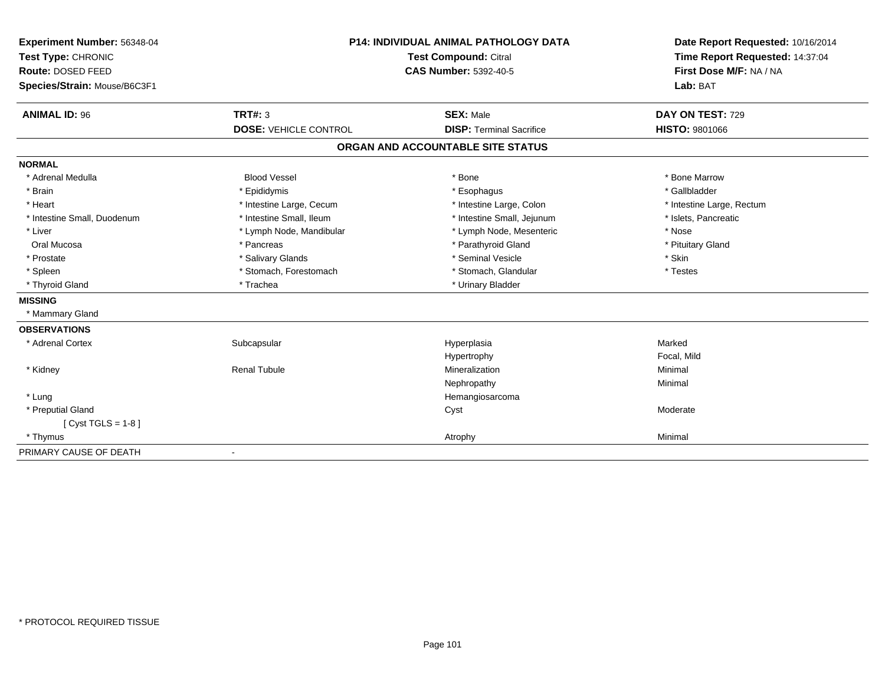**Experiment Number:** 56348-04
**Test Type:** CHRONIC
**Route:** DOSED FEED
**Species/Strain:** Mouse/B6C3F1

**P14: INDIVIDUAL ANIMAL PATHOLOGY DATA**
**Test Compound:** Citral
**CAS Number:** 5392-40-5

**Date Report Requested:** 10/16/2014
**Time Report Requested:** 14:37:04
**First Dose M/F:** NA / NA
**Lab:** BAT

| **ANIMAL ID:** 96 | **TRT#:** 3 | **SEX:** Male | **DAY ON TEST:** 729 |
|---|---|---|---|
| | **DOSE:** VEHICLE CONTROL | **DISP:** Terminal Sacrifice | **HISTO:** 9801066 |

## ORGAN AND ACCOUNTABLE SITE STATUS

**NORMAL**

| | | | |
|---|---|---|---|
| * Adrenal Medulla | Blood Vessel | * Bone | * Bone Marrow |
| * Brain | * Epididymis | * Esophagus | * Gallbladder |
| * Heart | * Intestine Large, Cecum | * Intestine Large, Colon | * Intestine Large, Rectum |
| * Intestine Small, Duodenum | * Intestine Small, Ileum | * Intestine Small, Jejunum | * Islets, Pancreatic |
| * Liver | * Lymph Node, Mandibular | * Lymph Node, Mesenteric | * Nose |
| Oral Mucosa | * Pancreas | * Parathyroid Gland | * Pituitary Gland |
| * Prostate | * Salivary Glands | * Seminal Vesicle | * Skin |
| * Spleen | * Stomach, Forestomach | * Stomach, Glandular | * Testes |
| * Thyroid Gland | * Trachea | * Urinary Bladder | |

**MISSING**

* Mammary Gland

**OBSERVATIONS**

| | | | |
|---|---|---|---|
| * Adrenal Cortex | Subcapsular | Hyperplasia | Marked |
| | | Hypertrophy | Focal, Mild |
| * Kidney | Renal Tubule | Mineralization | Minimal |
| | | Nephropathy | Minimal |
| * Lung | | Hemangiosarcoma | |
| * Preputial Gland | | Cyst | Moderate |
| [ Cyst TGLS = 1-8 ] | | | |
| * Thymus | | Atrophy | Minimal |

PRIMARY CAUSE OF DEATH -

\* PROTOCOL REQUIRED TISSUE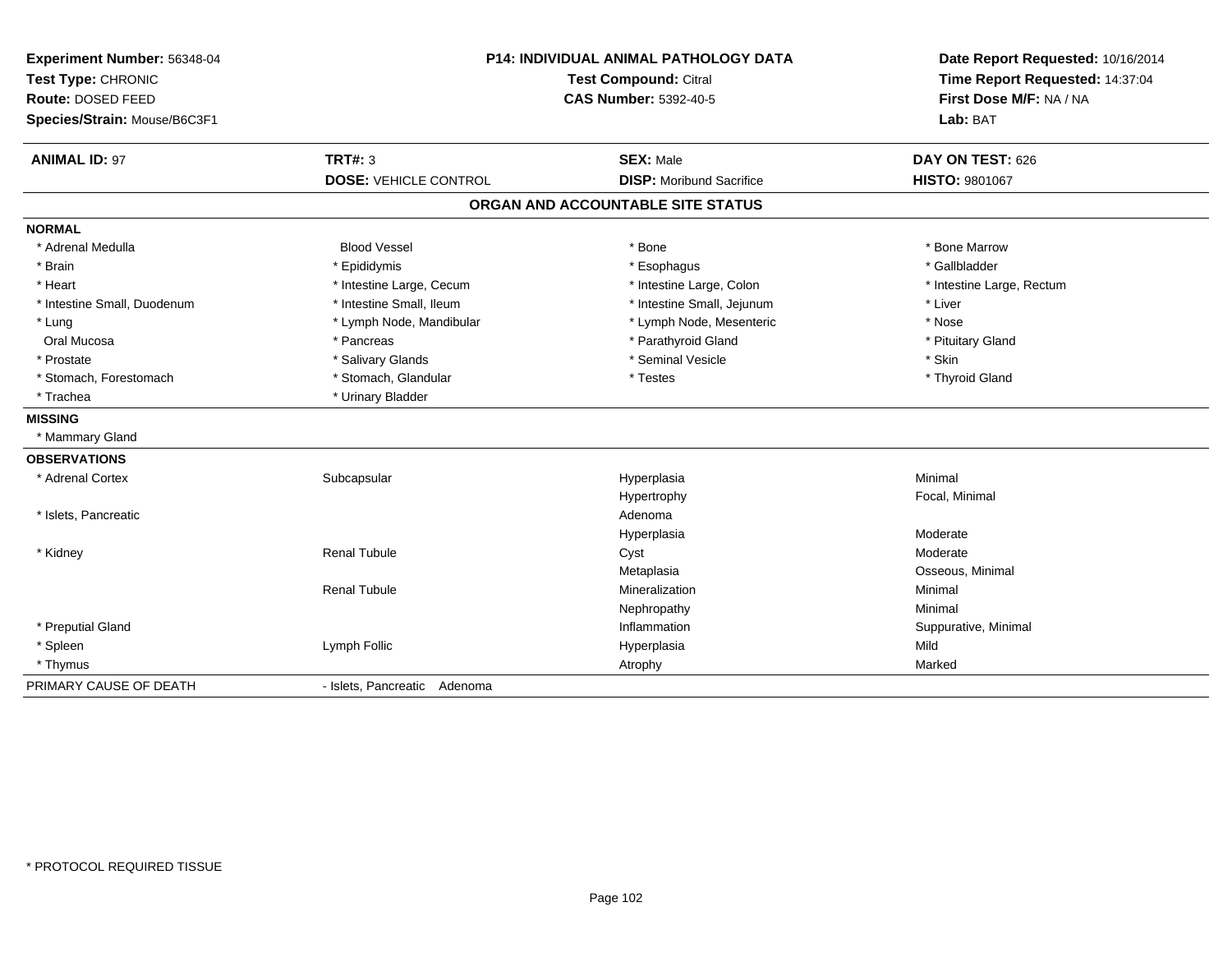**Experiment Number:** 56348-04
**Test Type:** CHRONIC
**Route:** DOSED FEED
**Species/Strain:** Mouse/B6C3F1

**P14: INDIVIDUAL ANIMAL PATHOLOGY DATA**
**Test Compound:** Citral
**CAS Number:** 5392-40-5

**Date Report Requested:** 10/16/2014
**Time Report Requested:** 14:37:04
**First Dose M/F:** NA / NA
**Lab:** BAT

| **ANIMAL ID:** 97 | **TRT#:** 3 | **SEX:** Male | **DAY ON TEST:** 626 |
|---|---|---|---|
| | **DOSE:** VEHICLE CONTROL | **DISP:** Moribund Sacrifice | **HISTO:** 9801067 |

## ORGAN AND ACCOUNTABLE SITE STATUS

**NORMAL**

| | | | |
|---|---|---|---|
| * Adrenal Medulla | Blood Vessel | * Bone | * Bone Marrow |
| * Brain | * Epididymis | * Esophagus | * Gallbladder |
| * Heart | * Intestine Large, Cecum | * Intestine Large, Colon | * Intestine Large, Rectum |
| * Intestine Small, Duodenum | * Intestine Small, Ileum | * Intestine Small, Jejunum | * Liver |
| * Lung | * Lymph Node, Mandibular | * Lymph Node, Mesenteric | * Nose |
| Oral Mucosa | * Pancreas | * Parathyroid Gland | * Pituitary Gland |
| * Prostate | * Salivary Glands | * Seminal Vesicle | * Skin |
| * Stomach, Forestomach | * Stomach, Glandular | * Testes | * Thyroid Gland |
| * Trachea | * Urinary Bladder | | |

**MISSING**

* Mammary Gland

**OBSERVATIONS**

| | | | |
|---|---|---|---|
| * Adrenal Cortex | Subcapsular | Hyperplasia | Minimal |
| | | Hypertrophy | Focal, Minimal |
| * Islets, Pancreatic | | Adenoma | |
| | | Hyperplasia | Moderate |
| * Kidney | Renal Tubule | Cyst | Moderate |
| | | Metaplasia | Osseous, Minimal |
| | Renal Tubule | Mineralization | Minimal |
| | | Nephropathy | Minimal |
| * Preputial Gland | | Inflammation | Suppurative, Minimal |
| * Spleen | Lymph Follic | Hyperplasia | Mild |
| * Thymus | | Atrophy | Marked |

PRIMARY CAUSE OF DEATH - Islets, Pancreatic Adenoma

\* PROTOCOL REQUIRED TISSUE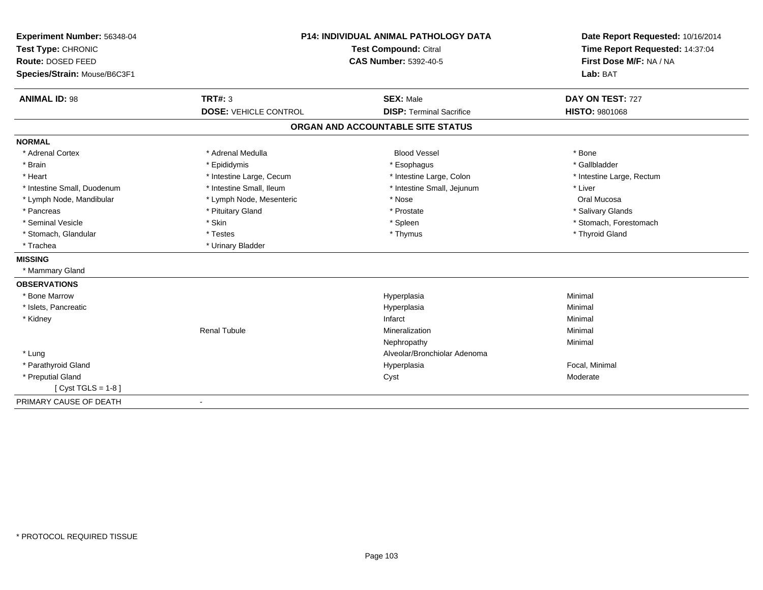**Experiment Number:** 56348-04
**Test Type:** CHRONIC
**Route:** DOSED FEED
**Species/Strain:** Mouse/B6C3F1

**P14: INDIVIDUAL ANIMAL PATHOLOGY DATA**
**Test Compound:** Citral
**CAS Number:** 5392-40-5

**Date Report Requested:** 10/16/2014
**Time Report Requested:** 14:37:04
**First Dose M/F:** NA / NA
**Lab:** BAT

| **ANIMAL ID:** 98 | **TRT#:** 3 | **SEX:** Male | **DAY ON TEST:** 727 |
|---|---|---|---|
| | **DOSE:** VEHICLE CONTROL | **DISP:** Terminal Sacrifice | **HISTO:** 9801068 |

## ORGAN AND ACCOUNTABLE SITE STATUS

**NORMAL**

| | | | |
|---|---|---|---|
| * Adrenal Cortex | * Adrenal Medulla | Blood Vessel | * Bone |
| * Brain | * Epididymis | * Esophagus | * Gallbladder |
| * Heart | * Intestine Large, Cecum | * Intestine Large, Colon | * Intestine Large, Rectum |
| * Intestine Small, Duodenum | * Intestine Small, Ileum | * Intestine Small, Jejunum | * Liver |
| * Lymph Node, Mandibular | * Lymph Node, Mesenteric | * Nose | Oral Mucosa |
| * Pancreas | * Pituitary Gland | * Prostate | * Salivary Glands |
| * Seminal Vesicle | * Skin | * Spleen | * Stomach, Forestomach |
| * Stomach, Glandular | * Testes | * Thymus | * Thyroid Gland |
| * Trachea | * Urinary Bladder | | |

**MISSING**

* Mammary Gland

**OBSERVATIONS**

| | | | |
|---|---|---|---|
| * Bone Marrow | | Hyperplasia | Minimal |
| * Islets, Pancreatic | | Hyperplasia | Minimal |
| * Kidney | | Infarct | Minimal |
| | Renal Tubule | Mineralization | Minimal |
| | | Nephropathy | Minimal |
| * Lung | | Alveolar/Bronchiolar Adenoma | |
| * Parathyroid Gland | | Hyperplasia | Focal, Minimal |
| * Preputial Gland | | Cyst | Moderate |
| [ Cyst TGLS = 1-8 ] | | | |

PRIMARY CAUSE OF DEATH -

* PROTOCOL REQUIRED TISSUE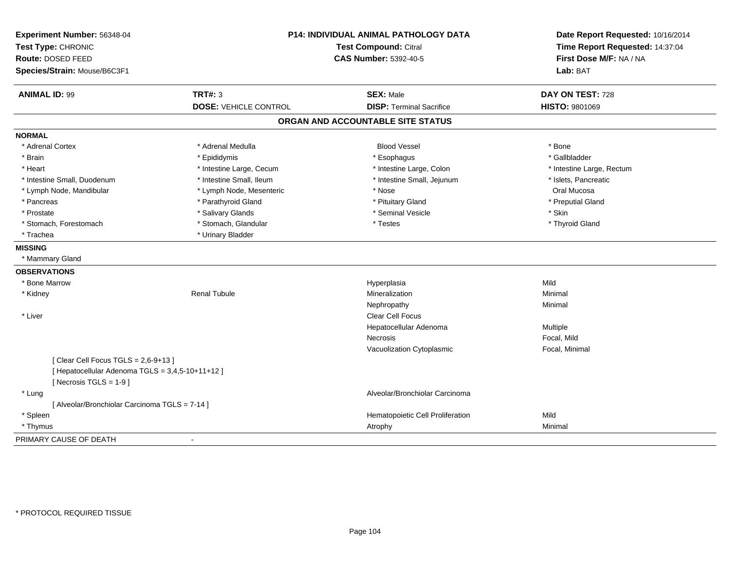**Experiment Number:** 56348-04
**Test Type:** CHRONIC
**Route:** DOSED FEED
**Species/Strain:** Mouse/B6C3F1

**P14: INDIVIDUAL ANIMAL PATHOLOGY DATA**
**Test Compound:** Citral
**CAS Number:** 5392-40-5

**Date Report Requested:** 10/16/2014
**Time Report Requested:** 14:37:04
**First Dose M/F:** NA / NA
**Lab:** BAT

| **ANIMAL ID:** 99 | **TRT#:** 3 | **SEX:** Male | **DAY ON TEST:** 728 |
|---|---|---|---|
| | **DOSE:** VEHICLE CONTROL | **DISP:** Terminal Sacrifice | **HISTO:** 9801069 |

## ORGAN AND ACCOUNTABLE SITE STATUS

**NORMAL**

| | | | |
|---|---|---|---|
| * Adrenal Cortex | * Adrenal Medulla | Blood Vessel | * Bone |
| * Brain | * Epididymis | * Esophagus | * Gallbladder |
| * Heart | * Intestine Large, Cecum | * Intestine Large, Colon | * Intestine Large, Rectum |
| * Intestine Small, Duodenum | * Intestine Small, Ileum | * Intestine Small, Jejunum | * Islets, Pancreatic |
| * Lymph Node, Mandibular | * Lymph Node, Mesenteric | * Nose | Oral Mucosa |
| * Pancreas | * Parathyroid Gland | * Pituitary Gland | * Preputial Gland |
| * Prostate | * Salivary Glands | * Seminal Vesicle | * Skin |
| * Stomach, Forestomach | * Stomach, Glandular | * Testes | * Thyroid Gland |
| * Trachea | * Urinary Bladder | | |

**MISSING**

* Mammary Gland

**OBSERVATIONS**

| | | | |
|---|---|---|---|
| * Bone Marrow | | Hyperplasia | Mild |
| * Kidney | Renal Tubule | Mineralization | Minimal |
| | | Nephropathy | Minimal |
| * Liver | | Clear Cell Focus | |
| | | Hepatocellular Adenoma | Multiple |
| | | Necrosis | Focal, Mild |
| | | Vacuolization Cytoplasmic | Focal, Minimal |
| [ Clear Cell Focus TGLS = 2,6-9+13 ] | | | |
| [ Hepatocellular Adenoma TGLS = 3,4,5-10+11+12 ] | | | |
| [ Necrosis TGLS = 1-9 ] | | | |
| * Lung | | Alveolar/Bronchiolar Carcinoma | |
| [ Alveolar/Bronchiolar Carcinoma TGLS = 7-14 ] | | | |
| * Spleen | | Hematopoietic Cell Proliferation | Mild |
| * Thymus | | Atrophy | Minimal |

PRIMARY CAUSE OF DEATH -

* PROTOCOL REQUIRED TISSUE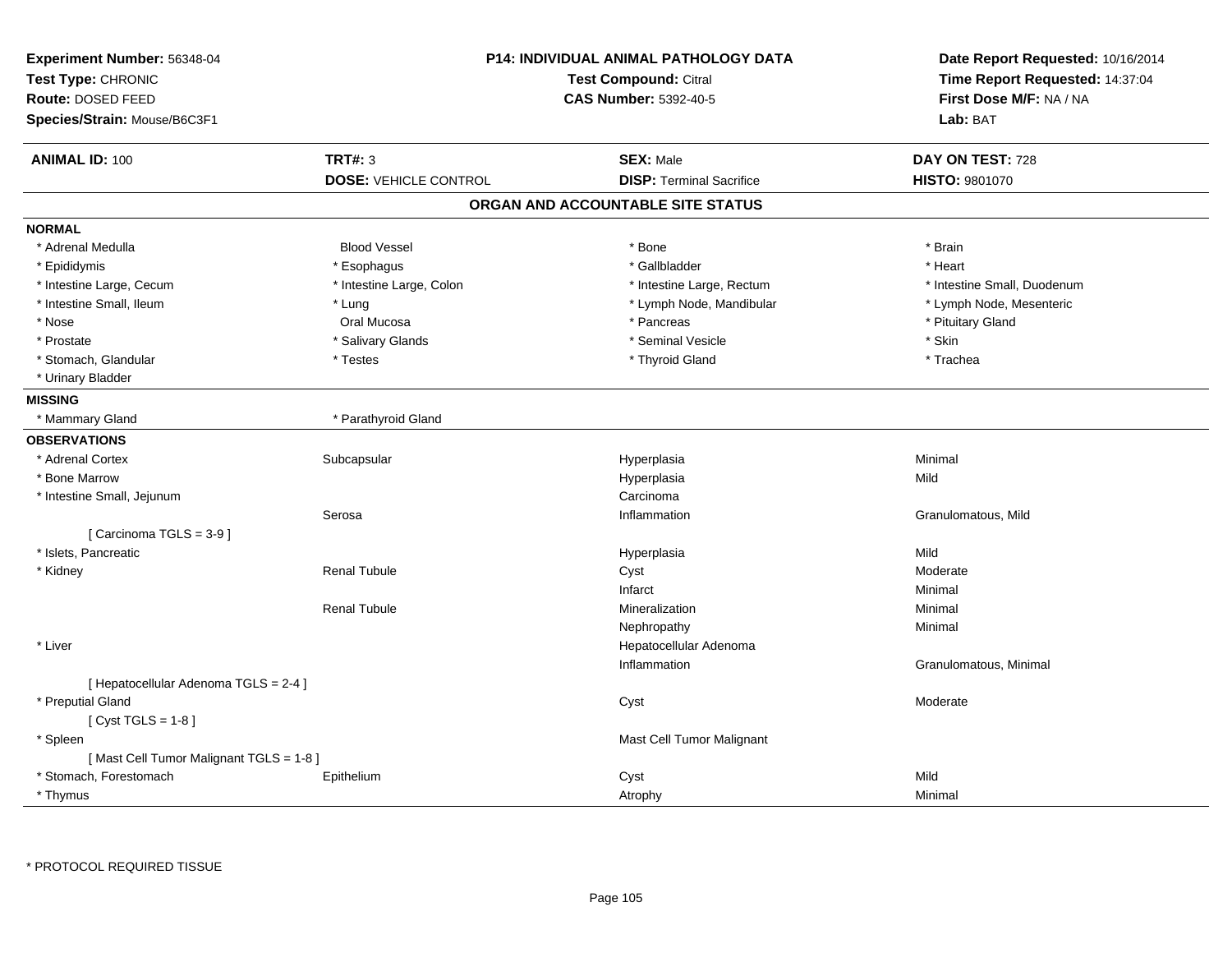**Experiment Number:** 56348-04
**Test Type:** CHRONIC
**Route:** DOSED FEED
**Species/Strain:** Mouse/B6C3F1

**P14: INDIVIDUAL ANIMAL PATHOLOGY DATA**
**Test Compound:** Citral
**CAS Number:** 5392-40-5

**Date Report Requested:** 10/16/2014
**Time Report Requested:** 14:37:04
**First Dose M/F:** NA / NA
**Lab:** BAT

| **ANIMAL ID:** 100 | **TRT#:** 3 | **SEX:** Male | **DAY ON TEST:** 728 |
|---|---|---|---|
| | **DOSE:** VEHICLE CONTROL | **DISP:** Terminal Sacrifice | **HISTO:** 9801070 |

## ORGAN AND ACCOUNTABLE SITE STATUS

**NORMAL**

| | | | |
|---|---|---|---|
| * Adrenal Medulla | Blood Vessel | * Bone | * Brain |
| * Epididymis | * Esophagus | * Gallbladder | * Heart |
| * Intestine Large, Cecum | * Intestine Large, Colon | * Intestine Large, Rectum | * Intestine Small, Duodenum |
| * Intestine Small, Ileum | * Lung | * Lymph Node, Mandibular | * Lymph Node, Mesenteric |
| * Nose | Oral Mucosa | * Pancreas | * Pituitary Gland |
| * Prostate | * Salivary Glands | * Seminal Vesicle | * Skin |
| * Stomach, Glandular | * Testes | * Thyroid Gland | * Trachea |
| * Urinary Bladder | | | |

**MISSING**

| | |
|---|---|
| * Mammary Gland | * Parathyroid Gland |

**OBSERVATIONS**

| | | | |
|---|---|---|---|
| * Adrenal Cortex | Subcapsular | Hyperplasia | Minimal |
| * Bone Marrow | | Hyperplasia | Mild |
| * Intestine Small, Jejunum | | Carcinoma | |
| | Serosa | Inflammation | Granulomatous, Mild |
| [ Carcinoma TGLS = 3-9 ] | | | |
| * Islets, Pancreatic | | Hyperplasia | Mild |
| * Kidney | Renal Tubule | Cyst | Moderate |
| | | Infarct | Minimal |
| | Renal Tubule | Mineralization | Minimal |
| | | Nephropathy | Minimal |
| * Liver | | Hepatocellular Adenoma | |
| | | Inflammation | Granulomatous, Minimal |
| [ Hepatocellular Adenoma TGLS = 2-4 ] | | | |
| * Preputial Gland | | Cyst | Moderate |
| [ Cyst TGLS = 1-8 ] | | | |
| * Spleen | | Mast Cell Tumor Malignant | |
| [ Mast Cell Tumor Malignant TGLS = 1-8 ] | | | |
| * Stomach, Forestomach | Epithelium | Cyst | Mild |
| * Thymus | | Atrophy | Minimal |

* PROTOCOL REQUIRED TISSUE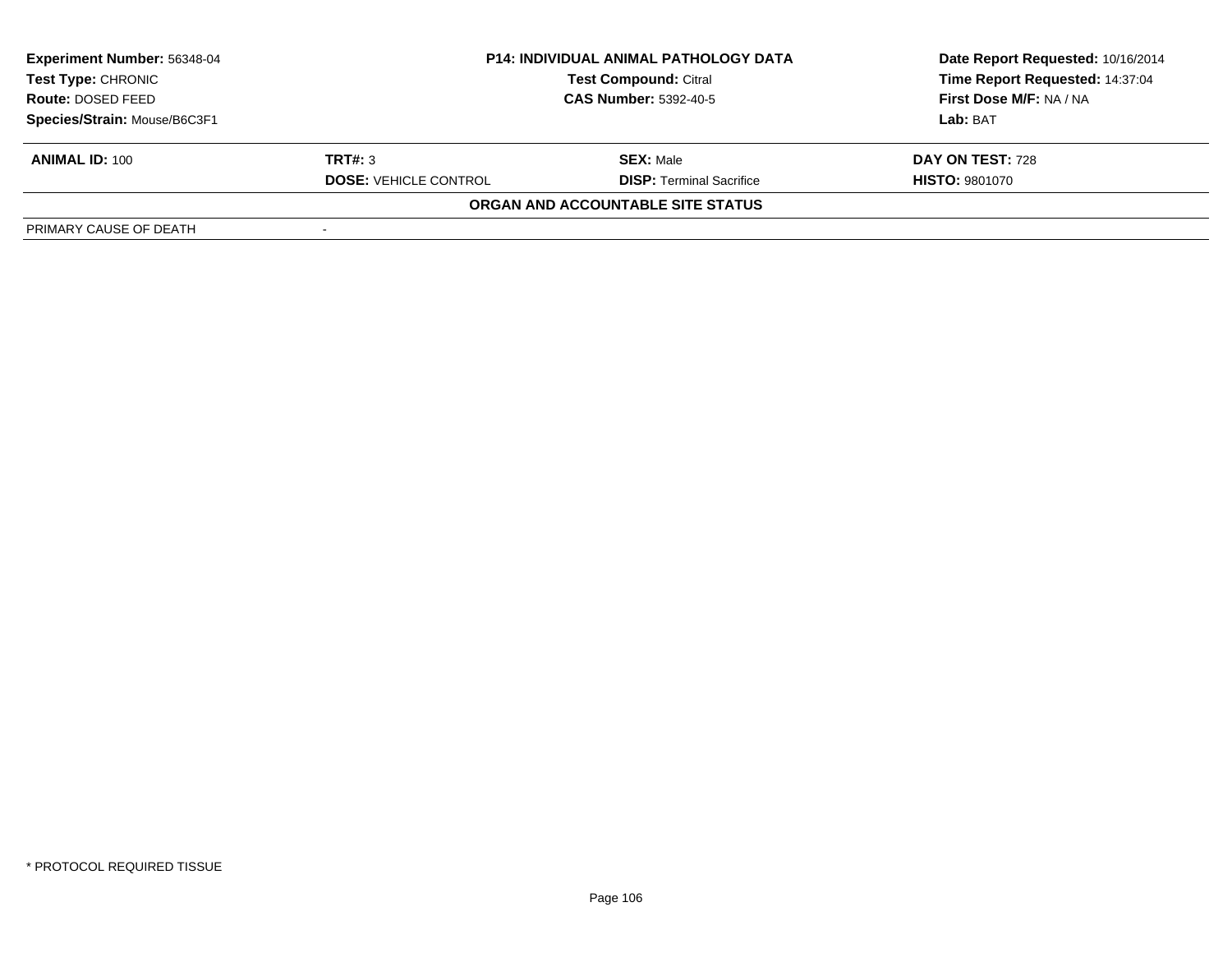| | | | |
|---|---|---|---|
| **Experiment Number:** 56348-04 | **P14: INDIVIDUAL ANIMAL PATHOLOGY DATA** | | **Date Report Requested:** 10/16/2014 |
| **Test Type:** CHRONIC | **Test Compound:** Citral | | **Time Report Requested:** 14:37:04 |
| **Route:** DOSED FEED | **CAS Number:** 5392-40-5 | | **First Dose M/F:** NA / NA |
| **Species/Strain:** Mouse/B6C3F1 | | | **Lab:** BAT |

| | | | |
|---|---|---|---|
| **ANIMAL ID:** 100 | **TRT#:** 3 | **SEX:** Male | **DAY ON TEST:** 728 |
| | **DOSE:** VEHICLE CONTROL | **DISP:** Terminal Sacrifice | **HISTO:** 9801070 |

**ORGAN AND ACCOUNTABLE SITE STATUS**

| | |
|---|---|
| PRIMARY CAUSE OF DEATH | - |

* PROTOCOL REQUIRED TISSUE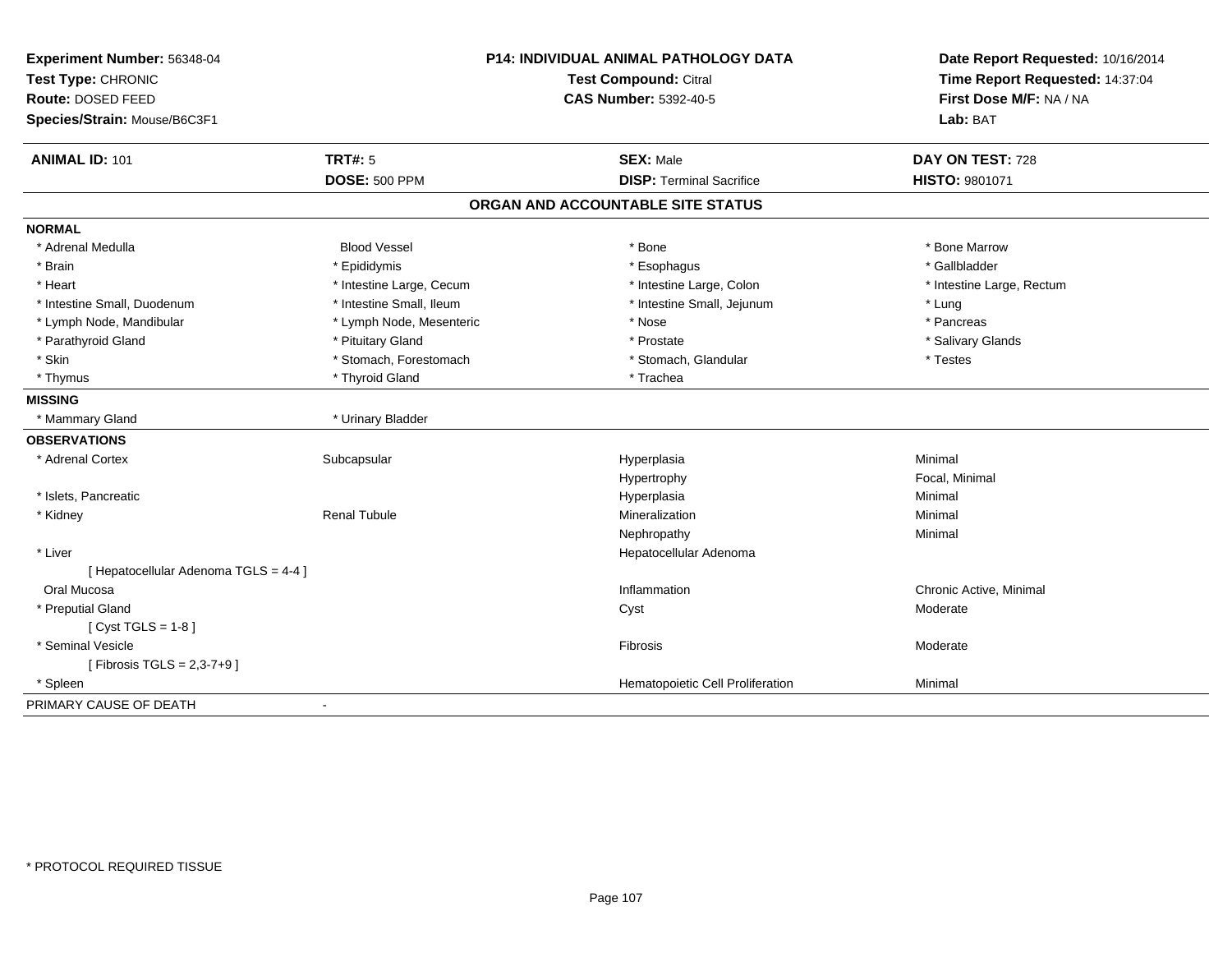**Experiment Number:** 56348-04
**Test Type:** CHRONIC
**Route:** DOSED FEED
**Species/Strain:** Mouse/B6C3F1

**P14: INDIVIDUAL ANIMAL PATHOLOGY DATA**
**Test Compound:** Citral
**CAS Number:** 5392-40-5

**Date Report Requested:** 10/16/2014
**Time Report Requested:** 14:37:04
**First Dose M/F:** NA / NA
**Lab:** BAT

| **ANIMAL ID:** 101 | **TRT#:** 5 | **SEX:** Male | **DAY ON TEST:** 728 |
|---|---|---|---|
| | **DOSE:** 500 PPM | **DISP:** Terminal Sacrifice | **HISTO:** 9801071 |

## ORGAN AND ACCOUNTABLE SITE STATUS

**NORMAL**

| | | | |
|---|---|---|---|
| * Adrenal Medulla | Blood Vessel | * Bone | * Bone Marrow |
| * Brain | * Epididymis | * Esophagus | * Gallbladder |
| * Heart | * Intestine Large, Cecum | * Intestine Large, Colon | * Intestine Large, Rectum |
| * Intestine Small, Duodenum | * Intestine Small, Ileum | * Intestine Small, Jejunum | * Lung |
| * Lymph Node, Mandibular | * Lymph Node, Mesenteric | * Nose | * Pancreas |
| * Parathyroid Gland | * Pituitary Gland | * Prostate | * Salivary Glands |
| * Skin | * Stomach, Forestomach | * Stomach, Glandular | * Testes |
| * Thymus | * Thyroid Gland | * Trachea | |

**MISSING**

| | |
|---|---|
| * Mammary Gland | * Urinary Bladder |

**OBSERVATIONS**

| | | | |
|---|---|---|---|
| * Adrenal Cortex | Subcapsular | Hyperplasia | Minimal |
| | | Hypertrophy | Focal, Minimal |
| * Islets, Pancreatic | | Hyperplasia | Minimal |
| * Kidney | Renal Tubule | Mineralization | Minimal |
| | | Nephropathy | Minimal |
| * Liver | | Hepatocellular Adenoma | |
| [ Hepatocellular Adenoma TGLS = 4-4 ] | | | |
| Oral Mucosa | | Inflammation | Chronic Active, Minimal |
| * Preputial Gland | | Cyst | Moderate |
| [ Cyst TGLS = 1-8 ] | | | |
| * Seminal Vesicle | | Fibrosis | Moderate |
| [ Fibrosis TGLS = 2,3-7+9 ] | | | |
| * Spleen | | Hematopoietic Cell Proliferation | Minimal |

PRIMARY CAUSE OF DEATH -

* PROTOCOL REQUIRED TISSUE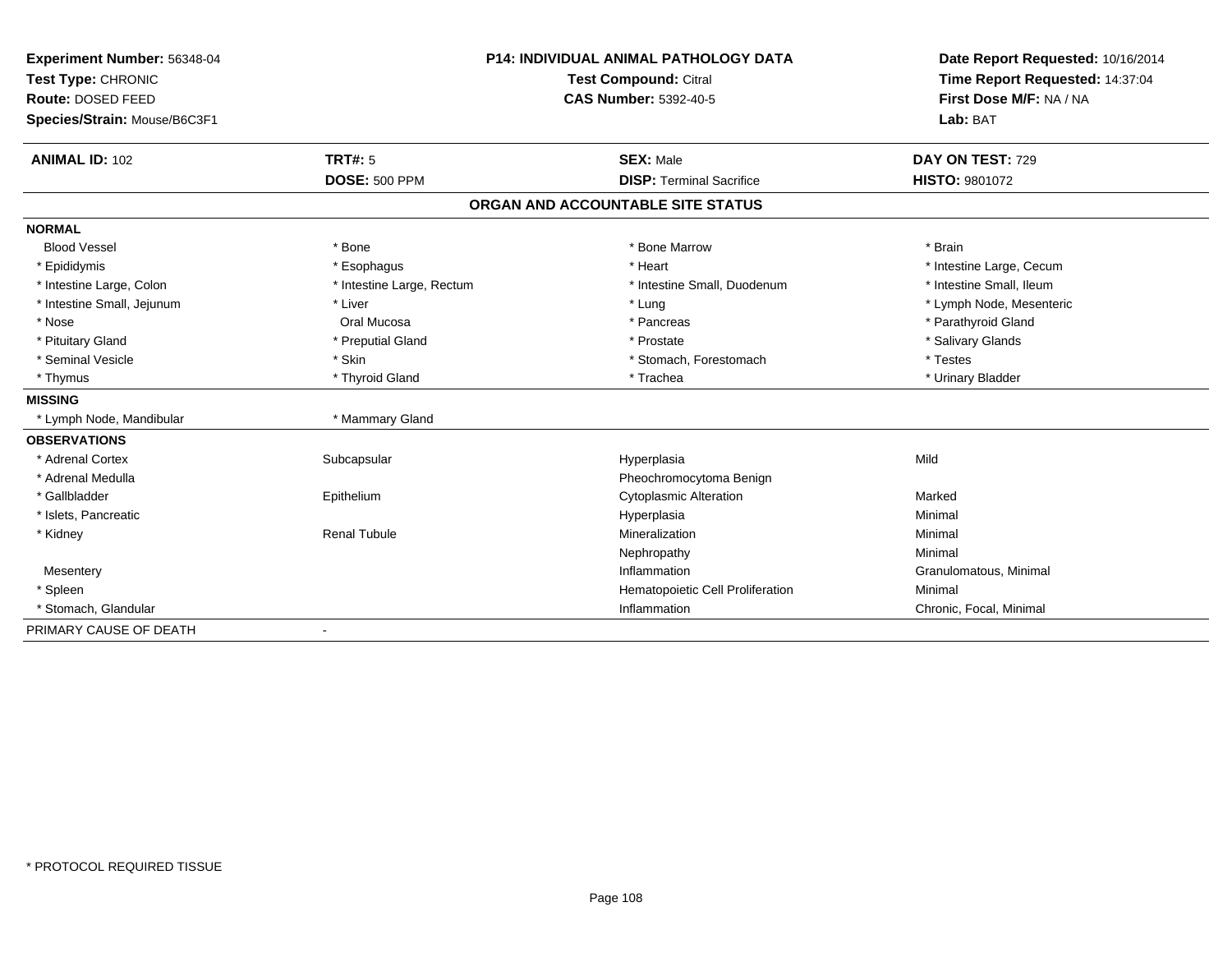**Experiment Number:** 56348-04
**Test Type:** CHRONIC
**Route:** DOSED FEED
**Species/Strain:** Mouse/B6C3F1

**P14: INDIVIDUAL ANIMAL PATHOLOGY DATA**
**Test Compound:** Citral
**CAS Number:** 5392-40-5

**Date Report Requested:** 10/16/2014
**Time Report Requested:** 14:37:04
**First Dose M/F:** NA / NA
**Lab:** BAT

| **ANIMAL ID:** 102 | **TRT#:** 5 | **SEX:** Male | **DAY ON TEST:** 729 |
|---|---|---|---|
| | **DOSE:** 500 PPM | **DISP:** Terminal Sacrifice | **HISTO:** 9801072 |

## ORGAN AND ACCOUNTABLE SITE STATUS

| | | | |
|---|---|---|---|
| **NORMAL** | | | |
| Blood Vessel | * Bone | * Bone Marrow | * Brain |
| * Epididymis | * Esophagus | * Heart | * Intestine Large, Cecum |
| * Intestine Large, Colon | * Intestine Large, Rectum | * Intestine Small, Duodenum | * Intestine Small, Ileum |
| * Intestine Small, Jejunum | * Liver | * Lung | * Lymph Node, Mesenteric |
| * Nose | Oral Mucosa | * Pancreas | * Parathyroid Gland |
| * Pituitary Gland | * Preputial Gland | * Prostate | * Salivary Glands |
| * Seminal Vesicle | * Skin | * Stomach, Forestomach | * Testes |
| * Thymus | * Thyroid Gland | * Trachea | * Urinary Bladder |
| **MISSING** | | | |
| * Lymph Node, Mandibular | * Mammary Gland | | |
| **OBSERVATIONS** | | | |
| * Adrenal Cortex | Subcapsular | Hyperplasia | Mild |
| * Adrenal Medulla | | Pheochromocytoma Benign | |
| * Gallbladder | Epithelium | Cytoplasmic Alteration | Marked |
| * Islets, Pancreatic | | Hyperplasia | Minimal |
| * Kidney | Renal Tubule | Mineralization | Minimal |
| | | Nephropathy | Minimal |
| Mesentery | | Inflammation | Granulomatous, Minimal |
| * Spleen | | Hematopoietic Cell Proliferation | Minimal |
| * Stomach, Glandular | | Inflammation | Chronic, Focal, Minimal |
| PRIMARY CAUSE OF DEATH | - | | |

* PROTOCOL REQUIRED TISSUE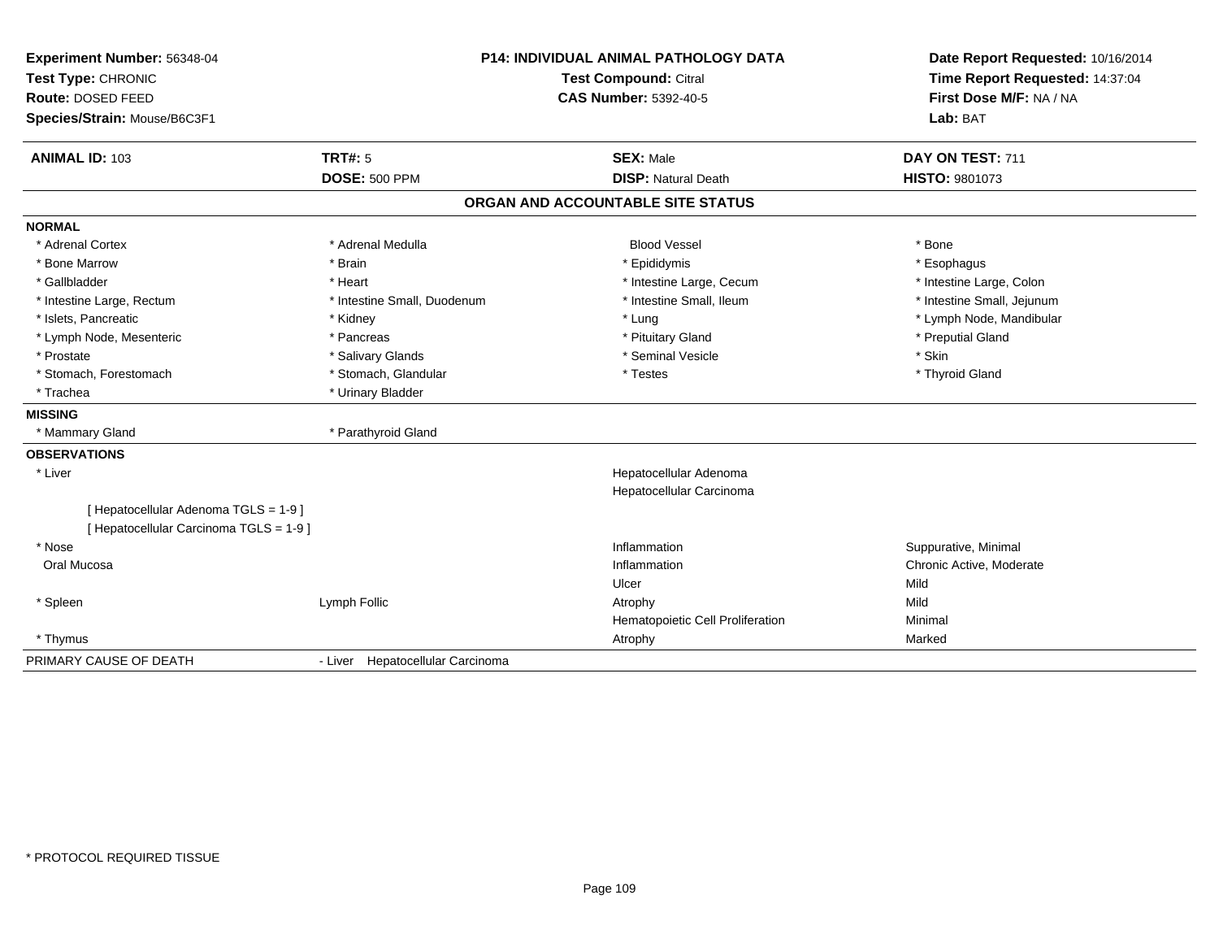**Experiment Number:** 56348-04
**Test Type:** CHRONIC
**Route:** DOSED FEED
**Species/Strain:** Mouse/B6C3F1

**P14: INDIVIDUAL ANIMAL PATHOLOGY DATA**
**Test Compound:** Citral
**CAS Number:** 5392-40-5

**Date Report Requested:** 10/16/2014
**Time Report Requested:** 14:37:04
**First Dose M/F:** NA / NA
**Lab:** BAT

| **ANIMAL ID:** 103 | **TRT#:** 5 | **SEX:** Male | **DAY ON TEST:** 711 |
|---|---|---|---|
| | **DOSE:** 500 PPM | **DISP:** Natural Death | **HISTO:** 9801073 |

## ORGAN AND ACCOUNTABLE SITE STATUS

**NORMAL**

| | | | |
|---|---|---|---|
| * Adrenal Cortex | * Adrenal Medulla | Blood Vessel | * Bone |
| * Bone Marrow | * Brain | * Epididymis | * Esophagus |
| * Gallbladder | * Heart | * Intestine Large, Cecum | * Intestine Large, Colon |
| * Intestine Large, Rectum | * Intestine Small, Duodenum | * Intestine Small, Ileum | * Intestine Small, Jejunum |
| * Islets, Pancreatic | * Kidney | * Lung | * Lymph Node, Mandibular |
| * Lymph Node, Mesenteric | * Pancreas | * Pituitary Gland | * Preputial Gland |
| * Prostate | * Salivary Glands | * Seminal Vesicle | * Skin |
| * Stomach, Forestomach | * Stomach, Glandular | * Testes | * Thyroid Gland |
| * Trachea | * Urinary Bladder | | |

**MISSING**

| | |
|---|---|
| * Mammary Gland | * Parathyroid Gland |

**OBSERVATIONS**

| | | | |
|---|---|---|---|
| * Liver | | Hepatocellular Adenoma | |
| | | Hepatocellular Carcinoma | |
| [ Hepatocellular Adenoma TGLS = 1-9 ] | | | |
| [ Hepatocellular Carcinoma TGLS = 1-9 ] | | | |
| * Nose | | Inflammation | Suppurative, Minimal |
| Oral Mucosa | | Inflammation | Chronic Active, Moderate |
| | | Ulcer | Mild |
| * Spleen | Lymph Follic | Atrophy | Mild |
| | | Hematopoietic Cell Proliferation | Minimal |
| * Thymus | | Atrophy | Marked |

PRIMARY CAUSE OF DEATH - Liver Hepatocellular Carcinoma

\* PROTOCOL REQUIRED TISSUE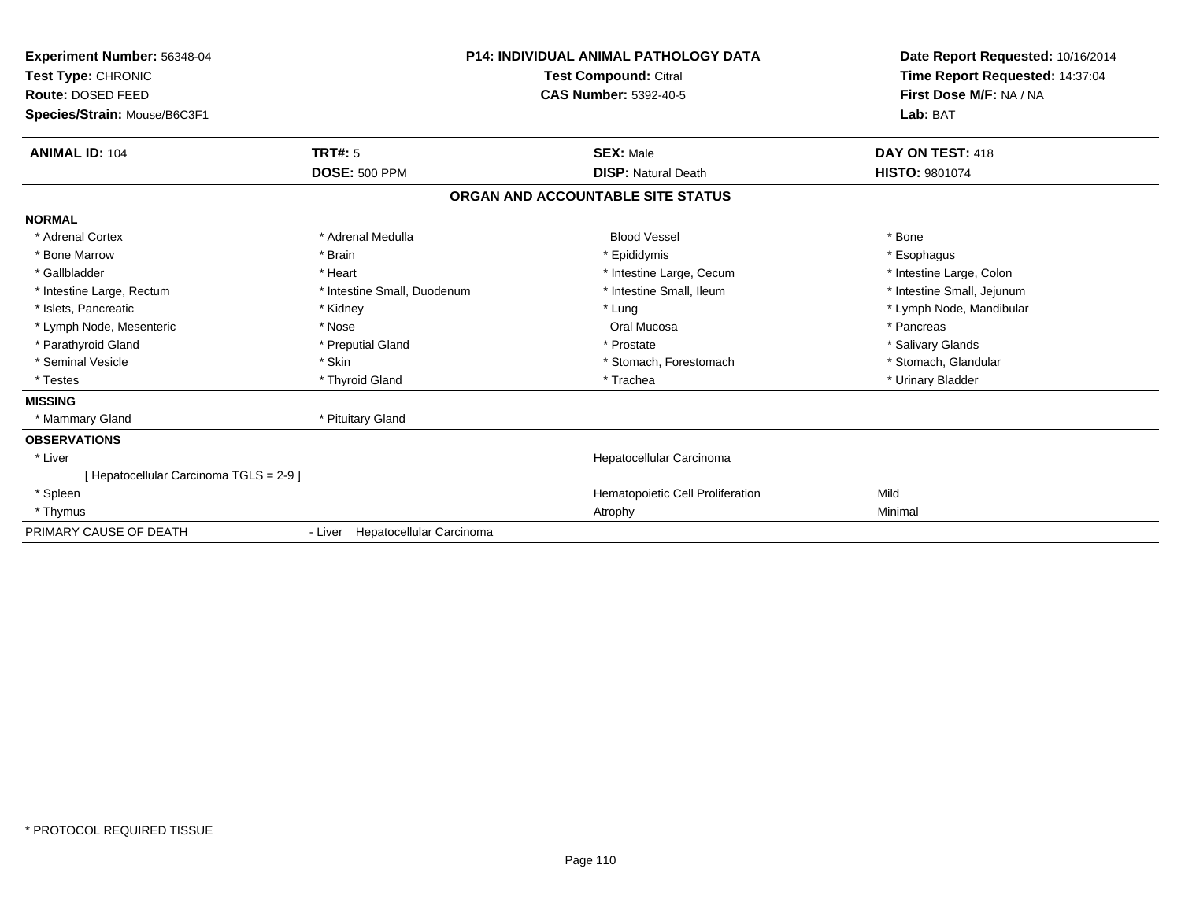**Experiment Number:** 56348-04
**Test Type:** CHRONIC
**Route:** DOSED FEED
**Species/Strain:** Mouse/B6C3F1

**P14: INDIVIDUAL ANIMAL PATHOLOGY DATA**
**Test Compound:** Citral
**CAS Number:** 5392-40-5

**Date Report Requested:** 10/16/2014
**Time Report Requested:** 14:37:04
**First Dose M/F:** NA / NA
**Lab:** BAT

| **ANIMAL ID:** 104 | **TRT#:** 5 | **SEX:** Male | **DAY ON TEST:** 418 |
|---|---|---|---|
| | **DOSE:** 500 PPM | **DISP:** Natural Death | **HISTO:** 9801074 |

## ORGAN AND ACCOUNTABLE SITE STATUS

**NORMAL**

| | | | |
|---|---|---|---|
| * Adrenal Cortex | * Adrenal Medulla | Blood Vessel | * Bone |
| * Bone Marrow | * Brain | * Epididymis | * Esophagus |
| * Gallbladder | * Heart | * Intestine Large, Cecum | * Intestine Large, Colon |
| * Intestine Large, Rectum | * Intestine Small, Duodenum | * Intestine Small, Ileum | * Intestine Small, Jejunum |
| * Islets, Pancreatic | * Kidney | * Lung | * Lymph Node, Mandibular |
| * Lymph Node, Mesenteric | * Nose | Oral Mucosa | * Pancreas |
| * Parathyroid Gland | * Preputial Gland | * Prostate | * Salivary Glands |
| * Seminal Vesicle | * Skin | * Stomach, Forestomach | * Stomach, Glandular |
| * Testes | * Thyroid Gland | * Trachea | * Urinary Bladder |

**MISSING**

| | |
|---|---|
| * Mammary Gland | * Pituitary Gland |

**OBSERVATIONS**

| | | |
|---|---|---|
| * Liver | Hepatocellular Carcinoma | |
| [ Hepatocellular Carcinoma TGLS = 2-9 ] | | |
| * Spleen | Hematopoietic Cell Proliferation | Mild |
| * Thymus | Atrophy | Minimal |

PRIMARY CAUSE OF DEATH - Liver Hepatocellular Carcinoma

* PROTOCOL REQUIRED TISSUE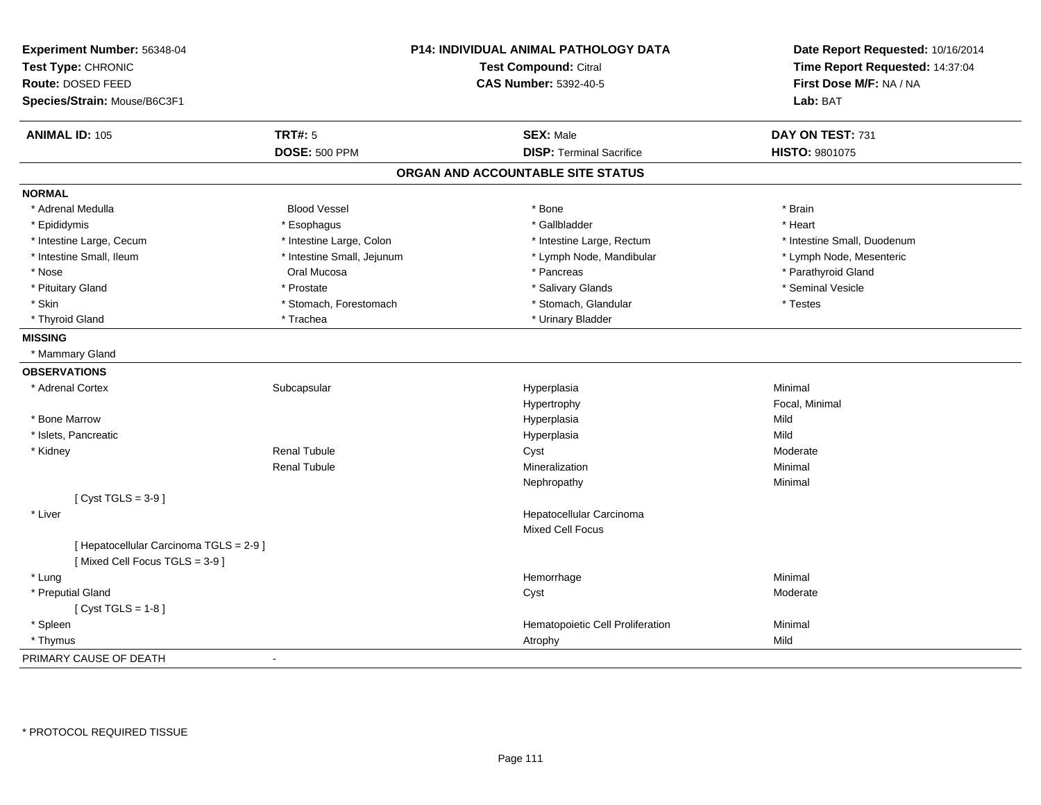**Experiment Number:** 56348-04
**Test Type:** CHRONIC
**Route:** DOSED FEED
**Species/Strain:** Mouse/B6C3F1

**P14: INDIVIDUAL ANIMAL PATHOLOGY DATA**
**Test Compound:** Citral
**CAS Number:** 5392-40-5

**Date Report Requested:** 10/16/2014
**Time Report Requested:** 14:37:04
**First Dose M/F:** NA / NA
**Lab:** BAT

| **ANIMAL ID:** 105 | **TRT#:** 5 | **SEX:** Male | **DAY ON TEST:** 731 |
|---|---|---|---|
| | **DOSE:** 500 PPM | **DISP:** Terminal Sacrifice | **HISTO:** 9801075 |

## ORGAN AND ACCOUNTABLE SITE STATUS

**NORMAL**

| | | | |
|---|---|---|---|
| * Adrenal Medulla | Blood Vessel | * Bone | * Brain |
| * Epididymis | * Esophagus | * Gallbladder | * Heart |
| * Intestine Large, Cecum | * Intestine Large, Colon | * Intestine Large, Rectum | * Intestine Small, Duodenum |
| * Intestine Small, Ileum | * Intestine Small, Jejunum | * Lymph Node, Mandibular | * Lymph Node, Mesenteric |
| * Nose | Oral Mucosa | * Pancreas | * Parathyroid Gland |
| * Pituitary Gland | * Prostate | * Salivary Glands | * Seminal Vesicle |
| * Skin | * Stomach, Forestomach | * Stomach, Glandular | * Testes |
| * Thyroid Gland | * Trachea | * Urinary Bladder | |

**MISSING**

* Mammary Gland

**OBSERVATIONS**

| | | | |
|---|---|---|---|
| * Adrenal Cortex | Subcapsular | Hyperplasia | Minimal |
| | | Hypertrophy | Focal, Minimal |
| * Bone Marrow | | Hyperplasia | Mild |
| * Islets, Pancreatic | | Hyperplasia | Mild |
| * Kidney | Renal Tubule | Cyst | Moderate |
| | Renal Tubule | Mineralization | Minimal |
| | | Nephropathy | Minimal |
| [ Cyst TGLS = 3-9 ] | | | |
| * Liver | | Hepatocellular Carcinoma | |
| | | Mixed Cell Focus | |
| [ Hepatocellular Carcinoma TGLS = 2-9 ] | | | |
| [ Mixed Cell Focus TGLS = 3-9 ] | | | |
| * Lung | | Hemorrhage | Minimal |
| * Preputial Gland | | Cyst | Moderate |
| [ Cyst TGLS = 1-8 ] | | | |
| * Spleen | | Hematopoietic Cell Proliferation | Minimal |
| * Thymus | | Atrophy | Mild |

PRIMARY CAUSE OF DEATH -

* PROTOCOL REQUIRED TISSUE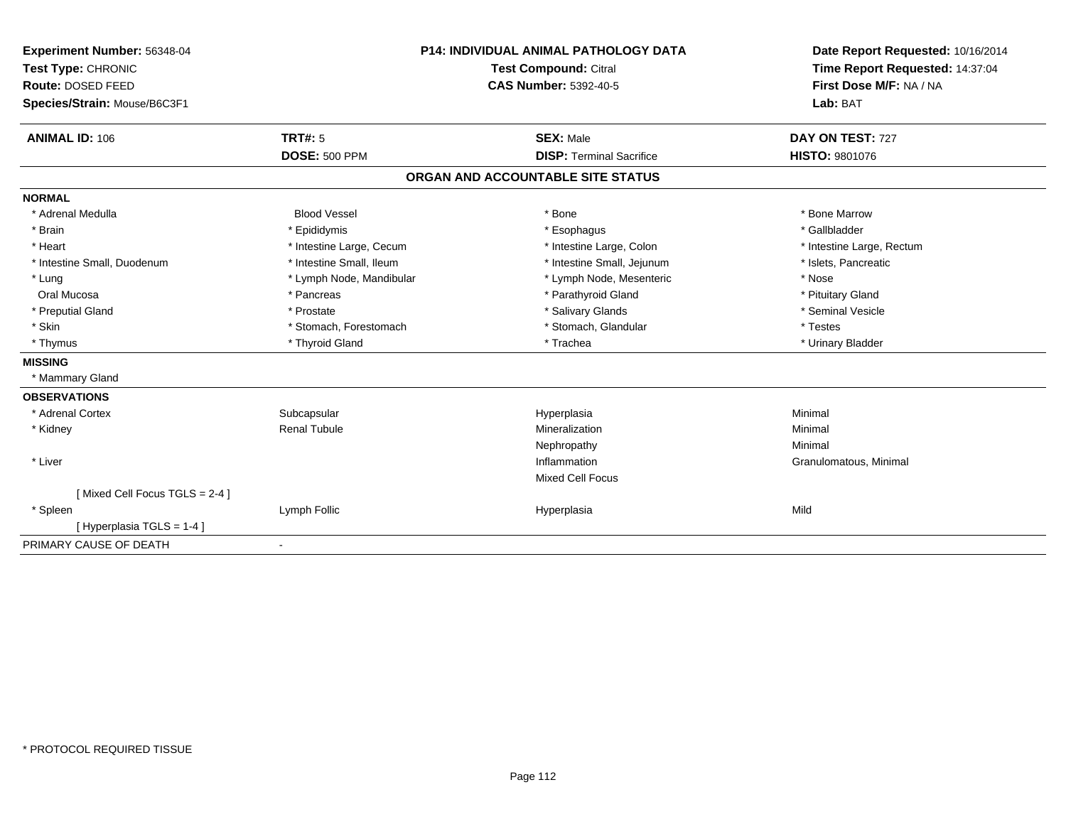**Experiment Number:** 56348-04
**Test Type:** CHRONIC
**Route:** DOSED FEED
**Species/Strain:** Mouse/B6C3F1

**P14: INDIVIDUAL ANIMAL PATHOLOGY DATA**
**Test Compound:** Citral
**CAS Number:** 5392-40-5

**Date Report Requested:** 10/16/2014
**Time Report Requested:** 14:37:04
**First Dose M/F:** NA / NA
**Lab:** BAT

| **ANIMAL ID:** 106 | **TRT#:** 5 | **SEX:** Male | **DAY ON TEST:** 727 |
|---|---|---|---|
| | **DOSE:** 500 PPM | **DISP:** Terminal Sacrifice | **HISTO:** 9801076 |

## ORGAN AND ACCOUNTABLE SITE STATUS

**NORMAL**

| | | | |
|---|---|---|---|
| * Adrenal Medulla | Blood Vessel | * Bone | * Bone Marrow |
| * Brain | * Epididymis | * Esophagus | * Gallbladder |
| * Heart | * Intestine Large, Cecum | * Intestine Large, Colon | * Intestine Large, Rectum |
| * Intestine Small, Duodenum | * Intestine Small, Ileum | * Intestine Small, Jejunum | * Islets, Pancreatic |
| * Lung | * Lymph Node, Mandibular | * Lymph Node, Mesenteric | * Nose |
| Oral Mucosa | * Pancreas | * Parathyroid Gland | * Pituitary Gland |
| * Preputial Gland | * Prostate | * Salivary Glands | * Seminal Vesicle |
| * Skin | * Stomach, Forestomach | * Stomach, Glandular | * Testes |
| * Thymus | * Thyroid Gland | * Trachea | * Urinary Bladder |

**MISSING**

* Mammary Gland

**OBSERVATIONS**

| | | | |
|---|---|---|---|
| * Adrenal Cortex | Subcapsular | Hyperplasia | Minimal |
| * Kidney | Renal Tubule | Mineralization | Minimal |
| | | Nephropathy | Minimal |
| * Liver | | Inflammation | Granulomatous, Minimal |
| | | Mixed Cell Focus | |
| [ Mixed Cell Focus TGLS = 2-4 ] | | | |
| * Spleen | Lymph Follic | Hyperplasia | Mild |
| [ Hyperplasia TGLS = 1-4 ] | | | |

PRIMARY CAUSE OF DEATH -

* PROTOCOL REQUIRED TISSUE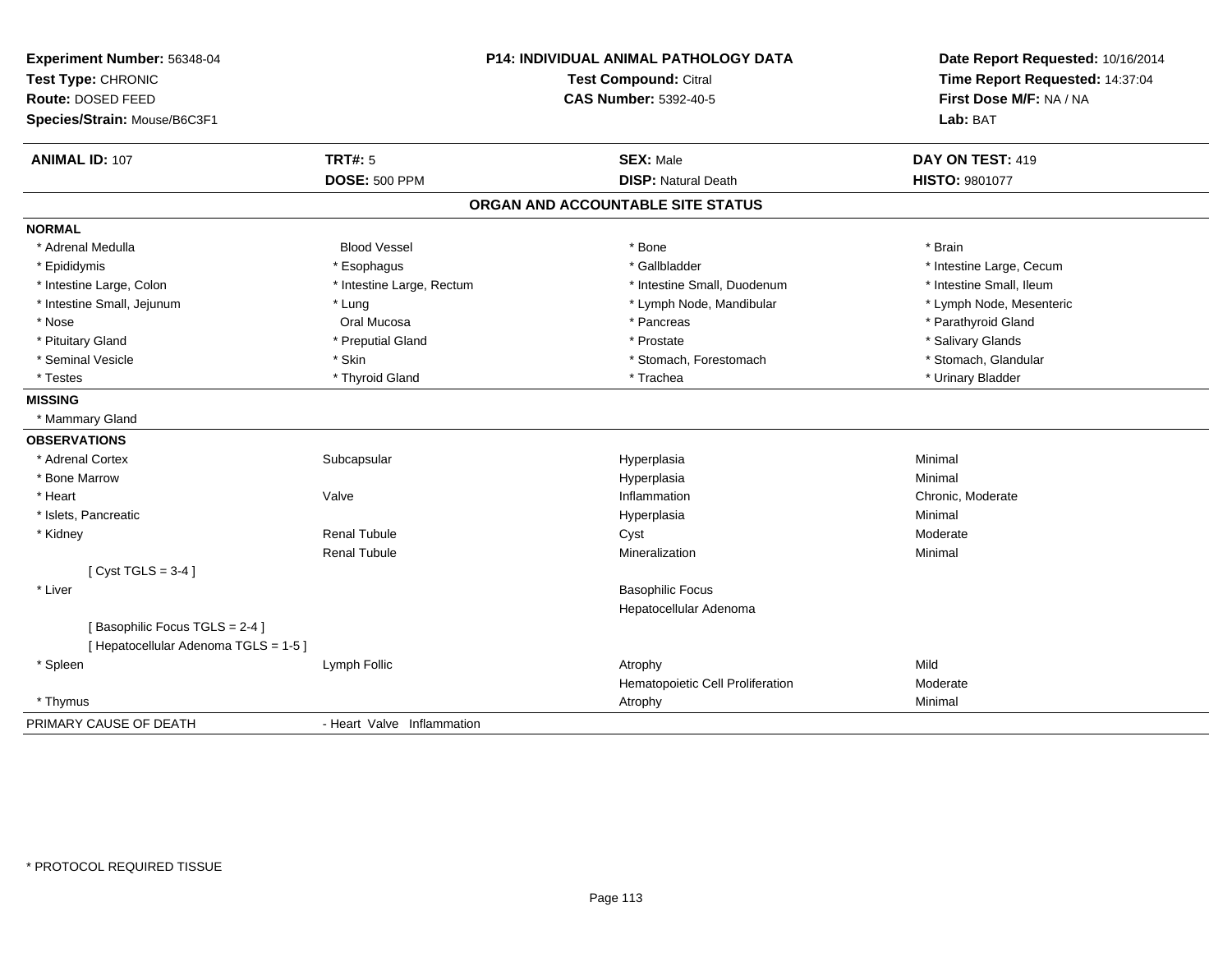**Experiment Number:** 56348-04
**Test Type:** CHRONIC
**Route:** DOSED FEED
**Species/Strain:** Mouse/B6C3F1

**P14: INDIVIDUAL ANIMAL PATHOLOGY DATA**
**Test Compound:** Citral
**CAS Number:** 5392-40-5

**Date Report Requested:** 10/16/2014
**Time Report Requested:** 14:37:04
**First Dose M/F:** NA / NA
**Lab:** BAT

| **ANIMAL ID:** 107 | **TRT#:** 5 | **SEX:** Male | **DAY ON TEST:** 419 |
|---|---|---|---|
| | **DOSE:** 500 PPM | **DISP:** Natural Death | **HISTO:** 9801077 |

## ORGAN AND ACCOUNTABLE SITE STATUS

**NORMAL**

| | | | |
|---|---|---|---|
| * Adrenal Medulla | Blood Vessel | * Bone | * Brain |
| * Epididymis | * Esophagus | * Gallbladder | * Intestine Large, Cecum |
| * Intestine Large, Colon | * Intestine Large, Rectum | * Intestine Small, Duodenum | * Intestine Small, Ileum |
| * Intestine Small, Jejunum | * Lung | * Lymph Node, Mandibular | * Lymph Node, Mesenteric |
| * Nose | Oral Mucosa | * Pancreas | * Parathyroid Gland |
| * Pituitary Gland | * Preputial Gland | * Prostate | * Salivary Glands |
| * Seminal Vesicle | * Skin | * Stomach, Forestomach | * Stomach, Glandular |
| * Testes | * Thyroid Gland | * Trachea | * Urinary Bladder |

**MISSING**

* Mammary Gland

**OBSERVATIONS**

| | | | |
|---|---|---|---|
| * Adrenal Cortex | Subcapsular | Hyperplasia | Minimal |
| * Bone Marrow | | Hyperplasia | Minimal |
| * Heart | Valve | Inflammation | Chronic, Moderate |
| * Islets, Pancreatic | | Hyperplasia | Minimal |
| * Kidney | Renal Tubule | Cyst | Moderate |
| | Renal Tubule | Mineralization | Minimal |
| [ Cyst TGLS = 3-4 ] | | | |
| * Liver | | Basophilic Focus | |
| | | Hepatocellular Adenoma | |
| [ Basophilic Focus TGLS = 2-4 ] | | | |
| [ Hepatocellular Adenoma TGLS = 1-5 ] | | | |
| * Spleen | Lymph Follic | Atrophy | Mild |
| | | Hematopoietic Cell Proliferation | Moderate |
| * Thymus | | Atrophy | Minimal |

PRIMARY CAUSE OF DEATH - Heart Valve Inflammation

\* PROTOCOL REQUIRED TISSUE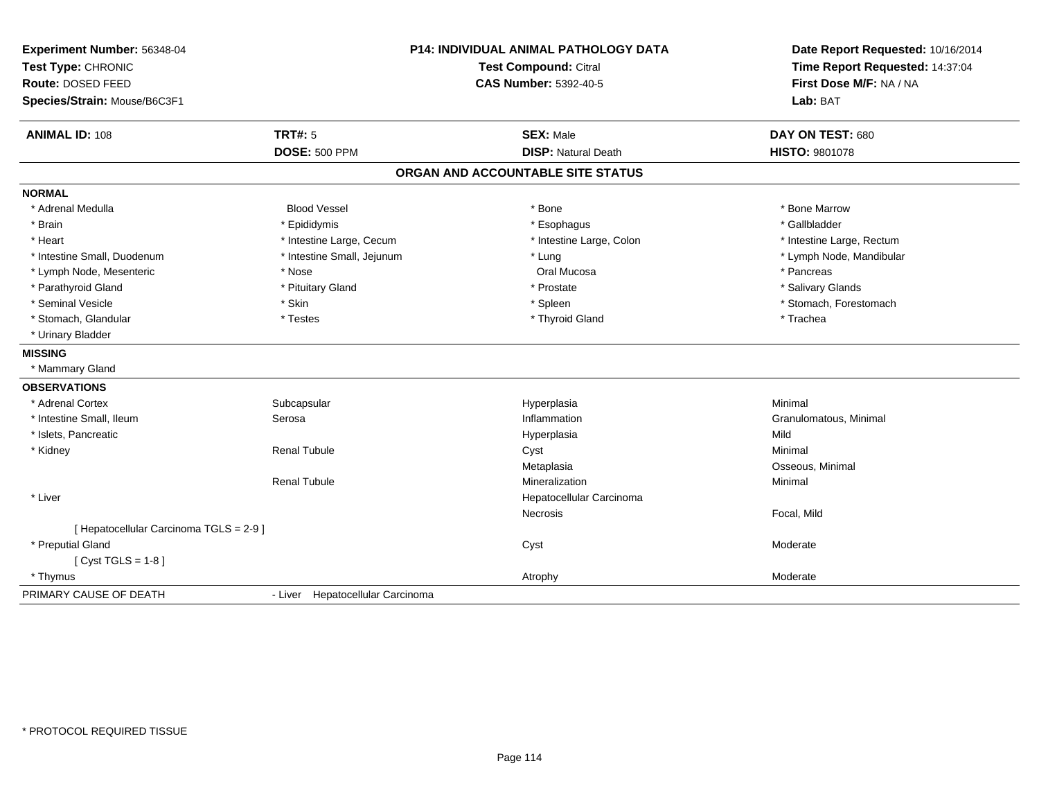**Experiment Number:** 56348-04
**Test Type:** CHRONIC
**Route:** DOSED FEED
**Species/Strain:** Mouse/B6C3F1

**P14: INDIVIDUAL ANIMAL PATHOLOGY DATA**
**Test Compound:** Citral
**CAS Number:** 5392-40-5

**Date Report Requested:** 10/16/2014
**Time Report Requested:** 14:37:04
**First Dose M/F:** NA / NA
**Lab:** BAT

| **ANIMAL ID:** 108 | **TRT#:** 5 | **SEX:** Male | **DAY ON TEST:** 680 |
|---|---|---|---|
| | **DOSE:** 500 PPM | **DISP:** Natural Death | **HISTO:** 9801078 |

## ORGAN AND ACCOUNTABLE SITE STATUS

**NORMAL**

| | | | |
|---|---|---|---|
| * Adrenal Medulla | Blood Vessel | * Bone | * Bone Marrow |
| * Brain | * Epididymis | * Esophagus | * Gallbladder |
| * Heart | * Intestine Large, Cecum | * Intestine Large, Colon | * Intestine Large, Rectum |
| * Intestine Small, Duodenum | * Intestine Small, Jejunum | * Lung | * Lymph Node, Mandibular |
| * Lymph Node, Mesenteric | * Nose | Oral Mucosa | * Pancreas |
| * Parathyroid Gland | * Pituitary Gland | * Prostate | * Salivary Glands |
| * Seminal Vesicle | * Skin | * Spleen | * Stomach, Forestomach |
| * Stomach, Glandular | * Testes | * Thyroid Gland | * Trachea |
| * Urinary Bladder | | | |

**MISSING**

* Mammary Gland

**OBSERVATIONS**

| | | | |
|---|---|---|---|
| * Adrenal Cortex | Subcapsular | Hyperplasia | Minimal |
| * Intestine Small, Ileum | Serosa | Inflammation | Granulomatous, Minimal |
| * Islets, Pancreatic | | Hyperplasia | Mild |
| * Kidney | Renal Tubule | Cyst | Minimal |
| | | Metaplasia | Osseous, Minimal |
| | Renal Tubule | Mineralization | Minimal |
| * Liver | | Hepatocellular Carcinoma | |
| | | Necrosis | Focal, Mild |
| [ Hepatocellular Carcinoma TGLS = 2-9 ] | | | |
| * Preputial Gland | | Cyst | Moderate |
| [ Cyst TGLS = 1-8 ] | | | |
| * Thymus | | Atrophy | Moderate |

| PRIMARY CAUSE OF DEATH | - Liver Hepatocellular Carcinoma |
|---|---|

\* PROTOCOL REQUIRED TISSUE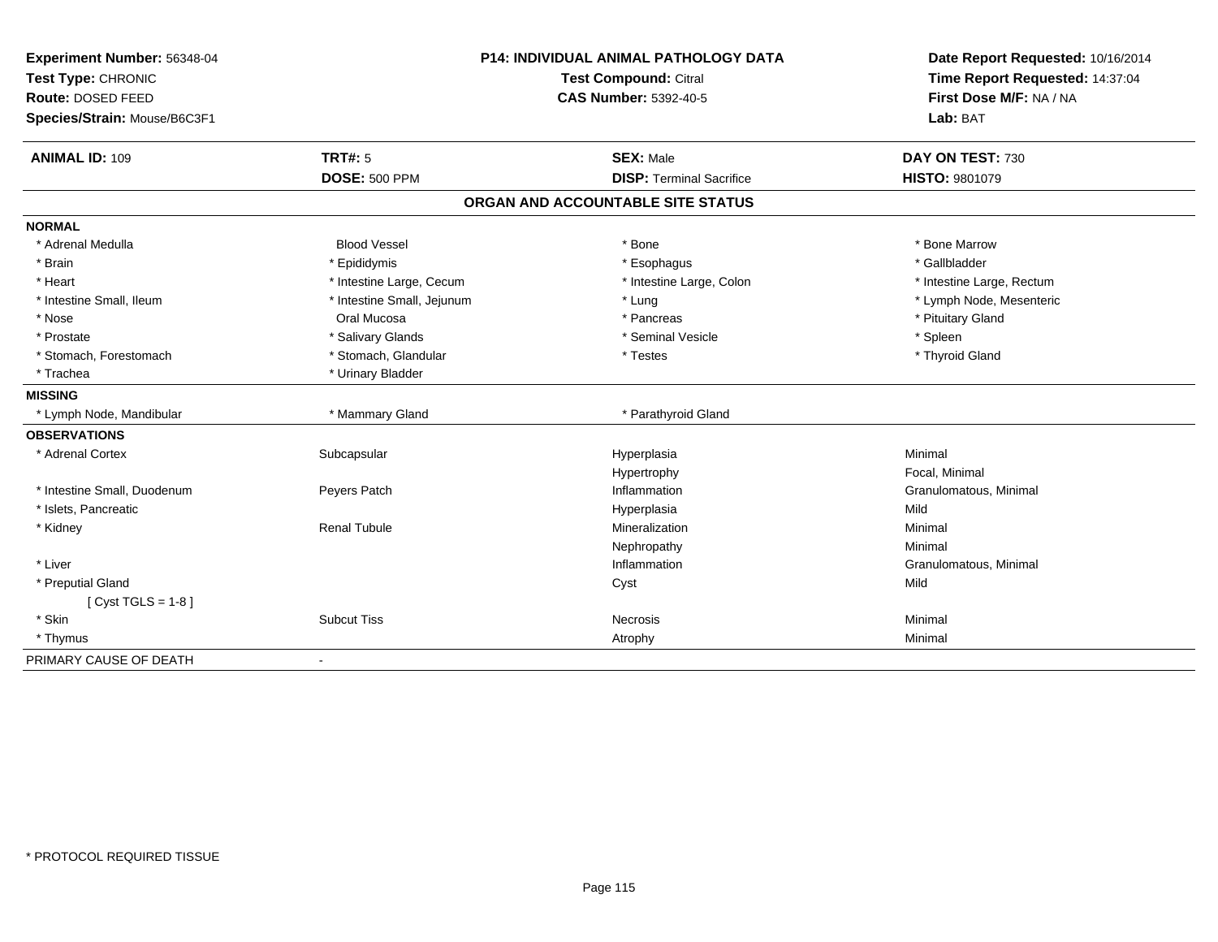**Experiment Number:** 56348-04
**Test Type:** CHRONIC
**Route:** DOSED FEED
**Species/Strain:** Mouse/B6C3F1

**P14: INDIVIDUAL ANIMAL PATHOLOGY DATA**
**Test Compound:** Citral
**CAS Number:** 5392-40-5

**Date Report Requested:** 10/16/2014
**Time Report Requested:** 14:37:04
**First Dose M/F:** NA / NA
**Lab:** BAT

| **ANIMAL ID:** 109 | **TRT#:** 5 | **SEX:** Male | **DAY ON TEST:** 730 |
|---|---|---|---|
| | **DOSE:** 500 PPM | **DISP:** Terminal Sacrifice | **HISTO:** 9801079 |

## ORGAN AND ACCOUNTABLE SITE STATUS

**NORMAL**

| | | | |
|---|---|---|---|
| * Adrenal Medulla | Blood Vessel | * Bone | * Bone Marrow |
| * Brain | * Epididymis | * Esophagus | * Gallbladder |
| * Heart | * Intestine Large, Cecum | * Intestine Large, Colon | * Intestine Large, Rectum |
| * Intestine Small, Ileum | * Intestine Small, Jejunum | * Lung | * Lymph Node, Mesenteric |
| * Nose | Oral Mucosa | * Pancreas | * Pituitary Gland |
| * Prostate | * Salivary Glands | * Seminal Vesicle | * Spleen |
| * Stomach, Forestomach | * Stomach, Glandular | * Testes | * Thyroid Gland |
| * Trachea | * Urinary Bladder | | |

**MISSING**

| | | | |
|---|---|---|---|
| * Lymph Node, Mandibular | * Mammary Gland | * Parathyroid Gland | |

**OBSERVATIONS**

| | | | |
|---|---|---|---|
| * Adrenal Cortex | Subcapsular | Hyperplasia | Minimal |
| | | Hypertrophy | Focal, Minimal |
| * Intestine Small, Duodenum | Peyers Patch | Inflammation | Granulomatous, Minimal |
| * Islets, Pancreatic | | Hyperplasia | Mild |
| * Kidney | Renal Tubule | Mineralization | Minimal |
| | | Nephropathy | Minimal |
| * Liver | | Inflammation | Granulomatous, Minimal |
| * Preputial Gland | | Cyst | Mild |
| [ Cyst TGLS = 1-8 ] | | | |
| * Skin | Subcut Tiss | Necrosis | Minimal |
| * Thymus | | Atrophy | Minimal |

PRIMARY CAUSE OF DEATH -

* PROTOCOL REQUIRED TISSUE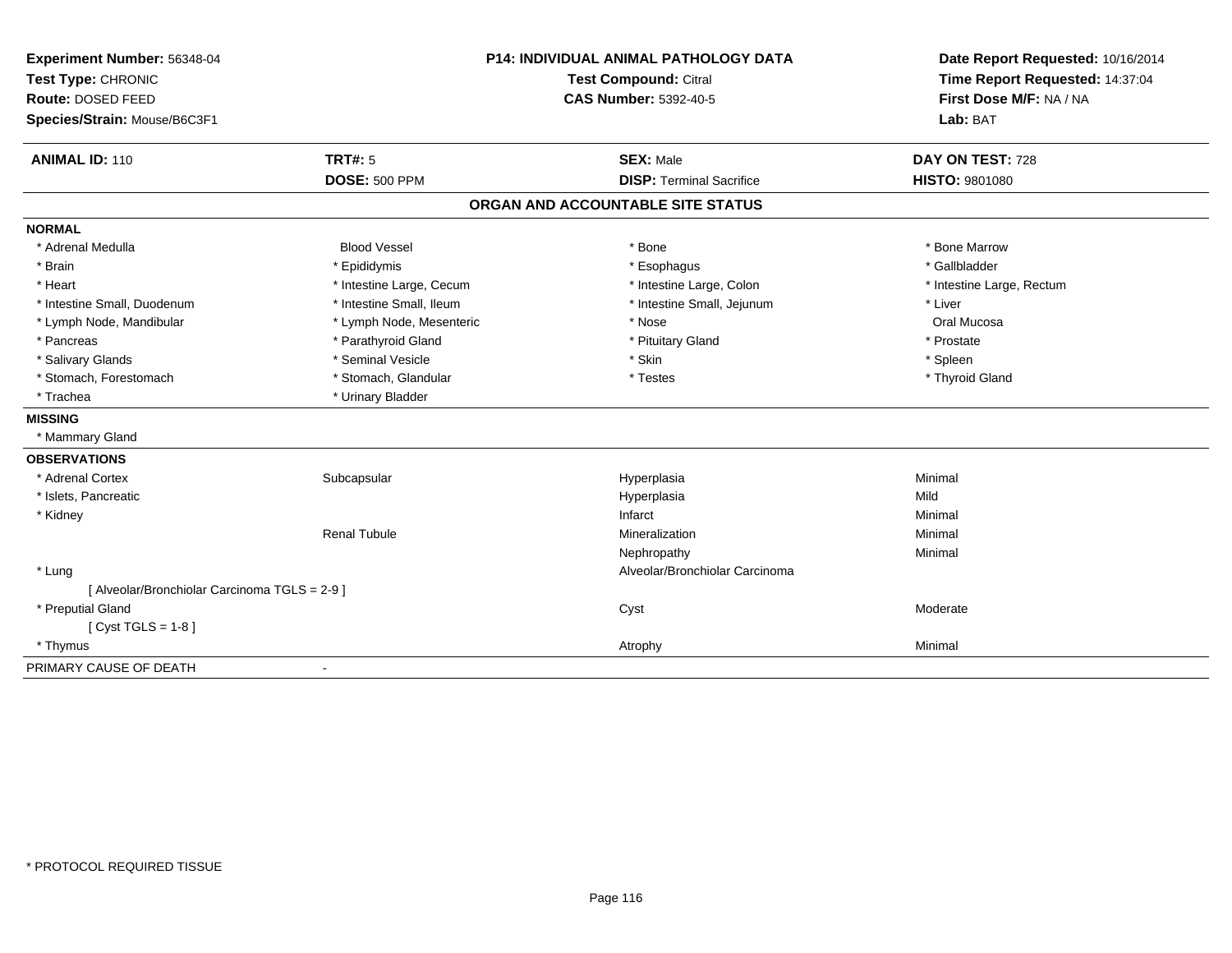**Experiment Number:** 56348-04
**Test Type:** CHRONIC
**Route:** DOSED FEED
**Species/Strain:** Mouse/B6C3F1

**P14: INDIVIDUAL ANIMAL PATHOLOGY DATA**
**Test Compound:** Citral
**CAS Number:** 5392-40-5

**Date Report Requested:** 10/16/2014
**Time Report Requested:** 14:37:04
**First Dose M/F:** NA / NA
**Lab:** BAT

| **ANIMAL ID:** 110 | **TRT#:** 5 | **SEX:** Male | **DAY ON TEST:** 728 |
|---|---|---|---|
| | **DOSE:** 500 PPM | **DISP:** Terminal Sacrifice | **HISTO:** 9801080 |

## ORGAN AND ACCOUNTABLE SITE STATUS

**NORMAL**

| | | | |
|---|---|---|---|
| * Adrenal Medulla | Blood Vessel | * Bone | * Bone Marrow |
| * Brain | * Epididymis | * Esophagus | * Gallbladder |
| * Heart | * Intestine Large, Cecum | * Intestine Large, Colon | * Intestine Large, Rectum |
| * Intestine Small, Duodenum | * Intestine Small, Ileum | * Intestine Small, Jejunum | * Liver |
| * Lymph Node, Mandibular | * Lymph Node, Mesenteric | * Nose | Oral Mucosa |
| * Pancreas | * Parathyroid Gland | * Pituitary Gland | * Prostate |
| * Salivary Glands | * Seminal Vesicle | * Skin | * Spleen |
| * Stomach, Forestomach | * Stomach, Glandular | * Testes | * Thyroid Gland |
| * Trachea | * Urinary Bladder | | |

**MISSING**

* Mammary Gland

**OBSERVATIONS**

| | | | |
|---|---|---|---|
| * Adrenal Cortex | Subcapsular | Hyperplasia | Minimal |
| * Islets, Pancreatic | | Hyperplasia | Mild |
| * Kidney | | Infarct | Minimal |
| | Renal Tubule | Mineralization | Minimal |
| | | Nephropathy | Minimal |
| * Lung | | Alveolar/Bronchiolar Carcinoma | |
| [ Alveolar/Bronchiolar Carcinoma TGLS = 2-9 ] | | | |
| * Preputial Gland | | Cyst | Moderate |
| [ Cyst TGLS = 1-8 ] | | | |
| * Thymus | | Atrophy | Minimal |

PRIMARY CAUSE OF DEATH -

* PROTOCOL REQUIRED TISSUE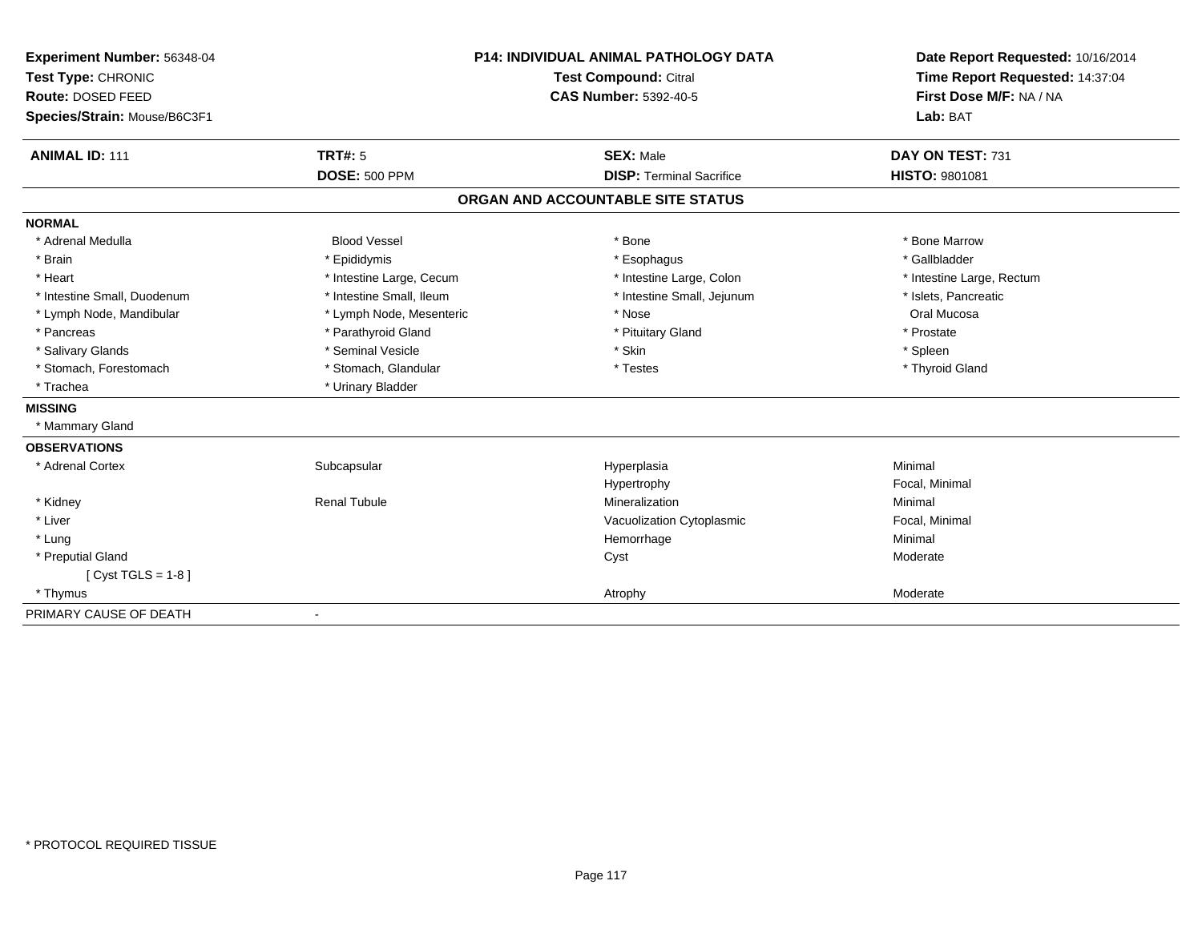**Experiment Number:** 56348-04
**Test Type:** CHRONIC
**Route:** DOSED FEED
**Species/Strain:** Mouse/B6C3F1

**P14: INDIVIDUAL ANIMAL PATHOLOGY DATA**
**Test Compound:** Citral
**CAS Number:** 5392-40-5

**Date Report Requested:** 10/16/2014
**Time Report Requested:** 14:37:04
**First Dose M/F:** NA / NA
**Lab:** BAT

| **ANIMAL ID:** 111 | **TRT#:** 5 | **SEX:** Male | **DAY ON TEST:** 731 |
|---|---|---|---|
| | **DOSE:** 500 PPM | **DISP:** Terminal Sacrifice | **HISTO:** 9801081 |

## ORGAN AND ACCOUNTABLE SITE STATUS

**NORMAL**

| | | | |
|---|---|---|---|
| * Adrenal Medulla | Blood Vessel | * Bone | * Bone Marrow |
| * Brain | * Epididymis | * Esophagus | * Gallbladder |
| * Heart | * Intestine Large, Cecum | * Intestine Large, Colon | * Intestine Large, Rectum |
| * Intestine Small, Duodenum | * Intestine Small, Ileum | * Intestine Small, Jejunum | * Islets, Pancreatic |
| * Lymph Node, Mandibular | * Lymph Node, Mesenteric | * Nose | Oral Mucosa |
| * Pancreas | * Parathyroid Gland | * Pituitary Gland | * Prostate |
| * Salivary Glands | * Seminal Vesicle | * Skin | * Spleen |
| * Stomach, Forestomach | * Stomach, Glandular | * Testes | * Thyroid Gland |
| * Trachea | * Urinary Bladder | | |

**MISSING**

* Mammary Gland

**OBSERVATIONS**

| | | | |
|---|---|---|---|
| * Adrenal Cortex | Subcapsular | Hyperplasia | Minimal |
| | | Hypertrophy | Focal, Minimal |
| * Kidney | Renal Tubule | Mineralization | Minimal |
| * Liver | | Vacuolization Cytoplasmic | Focal, Minimal |
| * Lung | | Hemorrhage | Minimal |
| * Preputial Gland | | Cyst | Moderate |
| [ Cyst TGLS = 1-8 ] | | | |
| * Thymus | | Atrophy | Moderate |

PRIMARY CAUSE OF DEATH -

* PROTOCOL REQUIRED TISSUE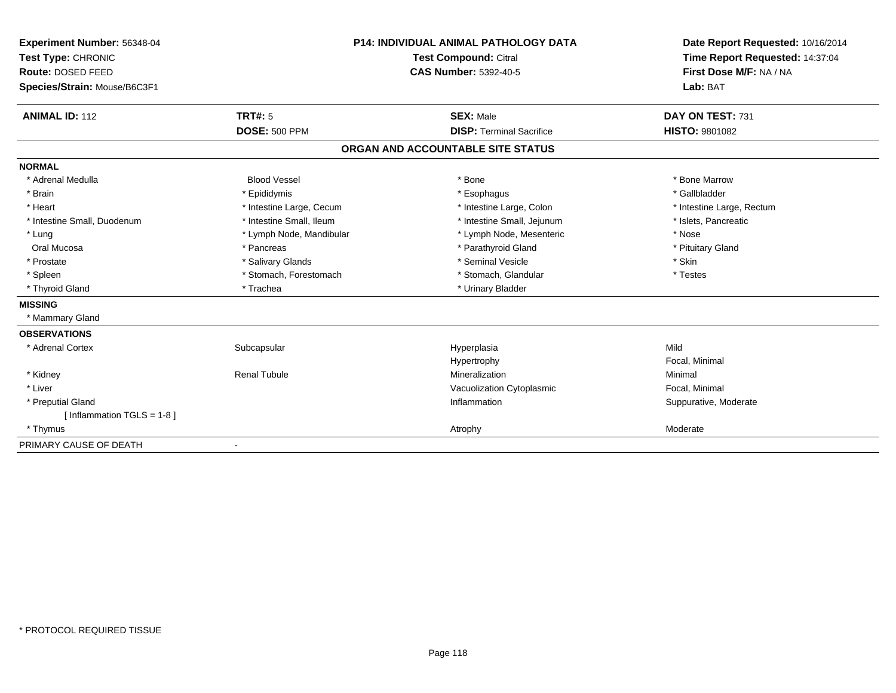**Experiment Number:** 56348-04
**Test Type:** CHRONIC
**Route:** DOSED FEED
**Species/Strain:** Mouse/B6C3F1

**P14: INDIVIDUAL ANIMAL PATHOLOGY DATA**
**Test Compound:** Citral
**CAS Number:** 5392-40-5

**Date Report Requested:** 10/16/2014
**Time Report Requested:** 14:37:04
**First Dose M/F:** NA / NA
**Lab:** BAT

| **ANIMAL ID:** 112 | **TRT#:** 5 | **SEX:** Male | **DAY ON TEST:** 731 |
|---|---|---|---|
| | **DOSE:** 500 PPM | **DISP:** Terminal Sacrifice | **HISTO:** 9801082 |

## ORGAN AND ACCOUNTABLE SITE STATUS

**NORMAL**

| | | | |
|---|---|---|---|
| * Adrenal Medulla | Blood Vessel | * Bone | * Bone Marrow |
| * Brain | * Epididymis | * Esophagus | * Gallbladder |
| * Heart | * Intestine Large, Cecum | * Intestine Large, Colon | * Intestine Large, Rectum |
| * Intestine Small, Duodenum | * Intestine Small, Ileum | * Intestine Small, Jejunum | * Islets, Pancreatic |
| * Lung | * Lymph Node, Mandibular | * Lymph Node, Mesenteric | * Nose |
| Oral Mucosa | * Pancreas | * Parathyroid Gland | * Pituitary Gland |
| * Prostate | * Salivary Glands | * Seminal Vesicle | * Skin |
| * Spleen | * Stomach, Forestomach | * Stomach, Glandular | * Testes |
| * Thyroid Gland | * Trachea | * Urinary Bladder | |

**MISSING**

* Mammary Gland

**OBSERVATIONS**

| | | | |
|---|---|---|---|
| * Adrenal Cortex | Subcapsular | Hyperplasia | Mild |
| | | Hypertrophy | Focal, Minimal |
| * Kidney | Renal Tubule | Mineralization | Minimal |
| * Liver | | Vacuolization Cytoplasmic | Focal, Minimal |
| * Preputial Gland | | Inflammation | Suppurative, Moderate |
| [ Inflammation TGLS = 1-8 ] | | | |
| * Thymus | | Atrophy | Moderate |

PRIMARY CAUSE OF DEATH -

* PROTOCOL REQUIRED TISSUE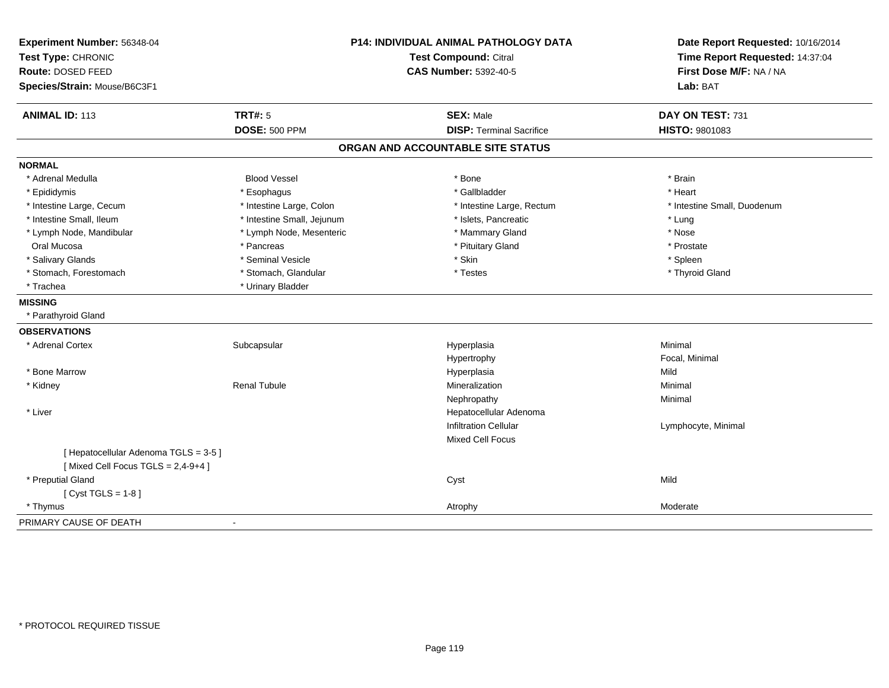**Experiment Number:** 56348-04
**Test Type:** CHRONIC
**Route:** DOSED FEED
**Species/Strain:** Mouse/B6C3F1

**P14: INDIVIDUAL ANIMAL PATHOLOGY DATA**
**Test Compound:** Citral
**CAS Number:** 5392-40-5

**Date Report Requested:** 10/16/2014
**Time Report Requested:** 14:37:04
**First Dose M/F:** NA / NA
**Lab:** BAT

| **ANIMAL ID:** 113 | **TRT#:** 5 | **SEX:** Male | **DAY ON TEST:** 731 |
|---|---|---|---|
| | **DOSE:** 500 PPM | **DISP:** Terminal Sacrifice | **HISTO:** 9801083 |

## ORGAN AND ACCOUNTABLE SITE STATUS

**NORMAL**

| | | | |
|---|---|---|---|
| * Adrenal Medulla | Blood Vessel | * Bone | * Brain |
| * Epididymis | * Esophagus | * Gallbladder | * Heart |
| * Intestine Large, Cecum | * Intestine Large, Colon | * Intestine Large, Rectum | * Intestine Small, Duodenum |
| * Intestine Small, Ileum | * Intestine Small, Jejunum | * Islets, Pancreatic | * Lung |
| * Lymph Node, Mandibular | * Lymph Node, Mesenteric | * Mammary Gland | * Nose |
| Oral Mucosa | * Pancreas | * Pituitary Gland | * Prostate |
| * Salivary Glands | * Seminal Vesicle | * Skin | * Spleen |
| * Stomach, Forestomach | * Stomach, Glandular | * Testes | * Thyroid Gland |
| * Trachea | * Urinary Bladder | | |

**MISSING**

* Parathyroid Gland

**OBSERVATIONS**

| | | | |
|---|---|---|---|
| * Adrenal Cortex | Subcapsular | Hyperplasia | Minimal |
| | | Hypertrophy | Focal, Minimal |
| * Bone Marrow | | Hyperplasia | Mild |
| * Kidney | Renal Tubule | Mineralization | Minimal |
| | | Nephropathy | Minimal |
| * Liver | | Hepatocellular Adenoma | |
| | | Infiltration Cellular | Lymphocyte, Minimal |
| | | Mixed Cell Focus | |
| [ Hepatocellular Adenoma TGLS = 3-5 ] | | | |
| [ Mixed Cell Focus TGLS = 2,4-9+4 ] | | | |
| * Preputial Gland | | Cyst | Mild |
| [ Cyst TGLS = 1-8 ] | | | |
| * Thymus | | Atrophy | Moderate |

PRIMARY CAUSE OF DEATH -

* PROTOCOL REQUIRED TISSUE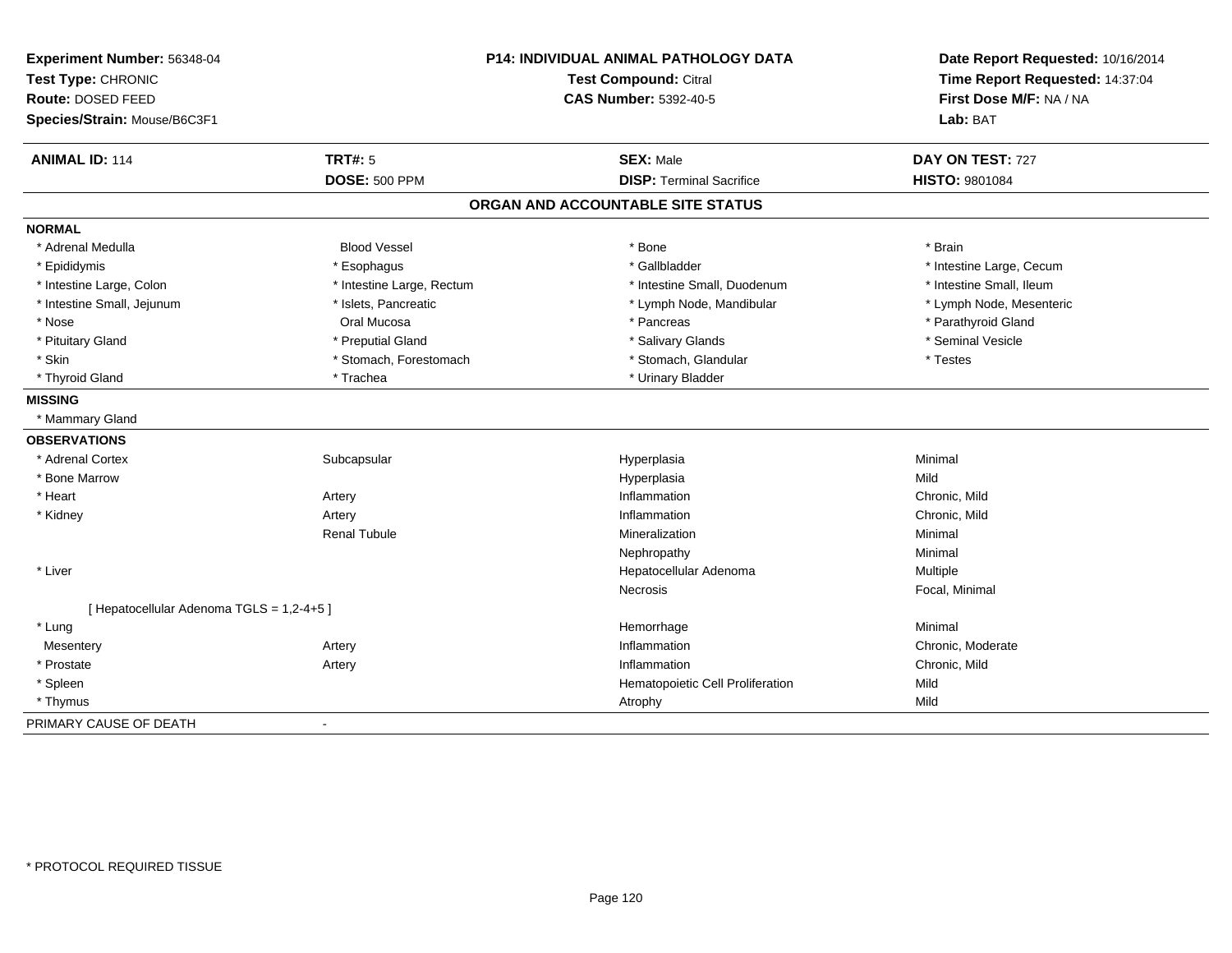**Experiment Number:** 56348-04
**Test Type:** CHRONIC
**Route:** DOSED FEED
**Species/Strain:** Mouse/B6C3F1

**P14: INDIVIDUAL ANIMAL PATHOLOGY DATA**
**Test Compound:** Citral
**CAS Number:** 5392-40-5

**Date Report Requested:** 10/16/2014
**Time Report Requested:** 14:37:04
**First Dose M/F:** NA / NA
**Lab:** BAT

| **ANIMAL ID:** 114 | **TRT#:** 5 | **SEX:** Male | **DAY ON TEST:** 727 |
|---|---|---|---|
| | **DOSE:** 500 PPM | **DISP:** Terminal Sacrifice | **HISTO:** 9801084 |

## ORGAN AND ACCOUNTABLE SITE STATUS

**NORMAL**

| | | | |
|---|---|---|---|
| * Adrenal Medulla | Blood Vessel | * Bone | * Brain |
| * Epididymis | * Esophagus | * Gallbladder | * Intestine Large, Cecum |
| * Intestine Large, Colon | * Intestine Large, Rectum | * Intestine Small, Duodenum | * Intestine Small, Ileum |
| * Intestine Small, Jejunum | * Islets, Pancreatic | * Lymph Node, Mandibular | * Lymph Node, Mesenteric |
| * Nose | Oral Mucosa | * Pancreas | * Parathyroid Gland |
| * Pituitary Gland | * Preputial Gland | * Salivary Glands | * Seminal Vesicle |
| * Skin | * Stomach, Forestomach | * Stomach, Glandular | * Testes |
| * Thyroid Gland | * Trachea | * Urinary Bladder | |

**MISSING**

* Mammary Gland

**OBSERVATIONS**

| | | | |
|---|---|---|---|
| * Adrenal Cortex | Subcapsular | Hyperplasia | Minimal |
| * Bone Marrow | | Hyperplasia | Mild |
| * Heart | Artery | Inflammation | Chronic, Mild |
| * Kidney | Artery | Inflammation | Chronic, Mild |
| | Renal Tubule | Mineralization | Minimal |
| | | Nephropathy | Minimal |
| * Liver | | Hepatocellular Adenoma | Multiple |
| | | Necrosis | Focal, Minimal |
| [ Hepatocellular Adenoma TGLS = 1,2-4+5 ] | | | |
| * Lung | | Hemorrhage | Minimal |
| Mesentery | Artery | Inflammation | Chronic, Moderate |
| * Prostate | Artery | Inflammation | Chronic, Mild |
| * Spleen | | Hematopoietic Cell Proliferation | Mild |
| * Thymus | | Atrophy | Mild |

PRIMARY CAUSE OF DEATH -

\* PROTOCOL REQUIRED TISSUE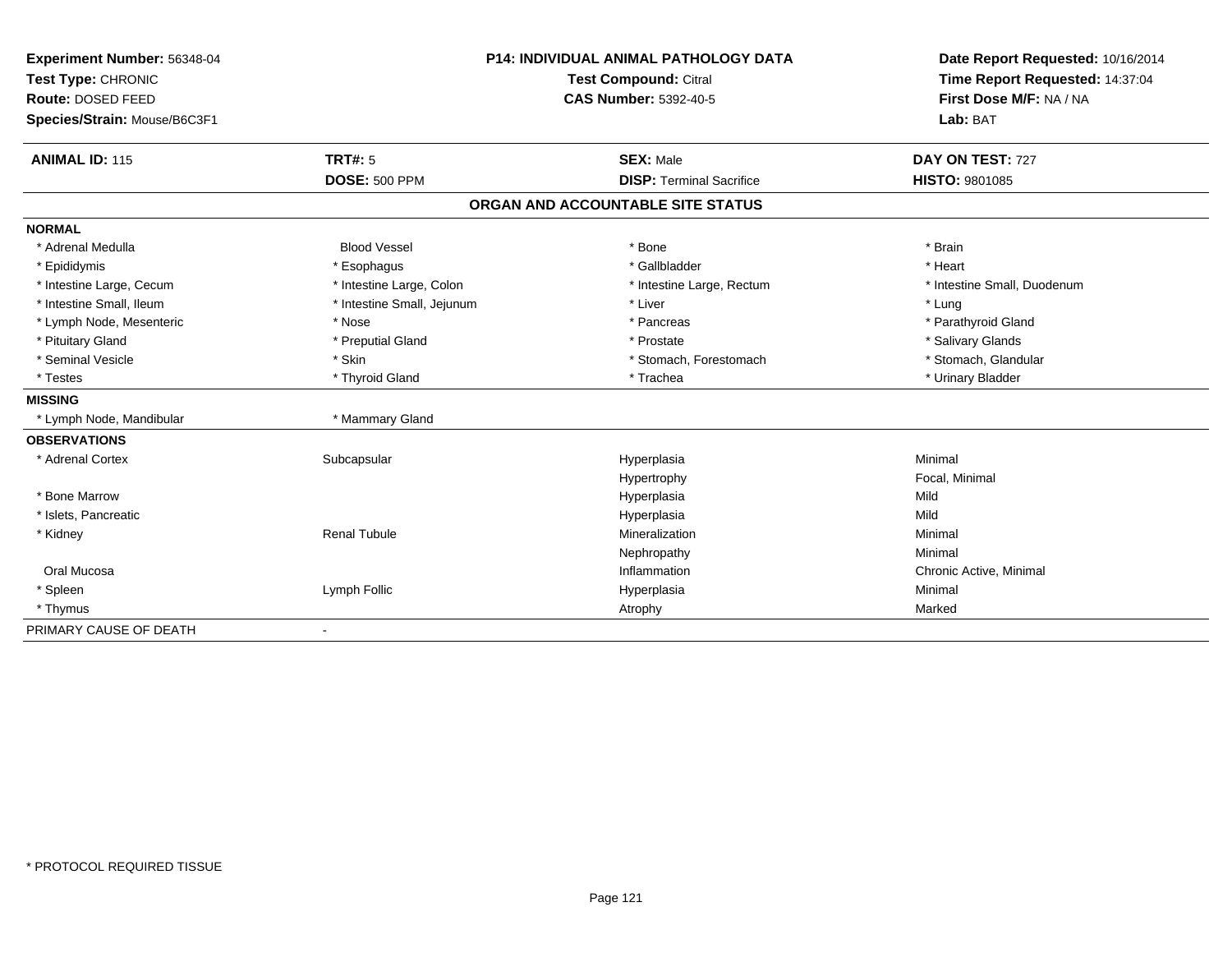**Experiment Number:** 56348-04
**Test Type:** CHRONIC
**Route:** DOSED FEED
**Species/Strain:** Mouse/B6C3F1

**P14: INDIVIDUAL ANIMAL PATHOLOGY DATA**
**Test Compound:** Citral
**CAS Number:** 5392-40-5

**Date Report Requested:** 10/16/2014
**Time Report Requested:** 14:37:04
**First Dose M/F:** NA / NA
**Lab:** BAT

| **ANIMAL ID:** 115 | **TRT#:** 5 | **SEX:** Male | **DAY ON TEST:** 727 |
|---|---|---|---|
| | **DOSE:** 500 PPM | **DISP:** Terminal Sacrifice | **HISTO:** 9801085 |

## ORGAN AND ACCOUNTABLE SITE STATUS

| | | | |
|---|---|---|---|
| **NORMAL** | | | |
| * Adrenal Medulla | Blood Vessel | * Bone | * Brain |
| * Epididymis | * Esophagus | * Gallbladder | * Heart |
| * Intestine Large, Cecum | * Intestine Large, Colon | * Intestine Large, Rectum | * Intestine Small, Duodenum |
| * Intestine Small, Ileum | * Intestine Small, Jejunum | * Liver | * Lung |
| * Lymph Node, Mesenteric | * Nose | * Pancreas | * Parathyroid Gland |
| * Pituitary Gland | * Preputial Gland | * Prostate | * Salivary Glands |
| * Seminal Vesicle | * Skin | * Stomach, Forestomach | * Stomach, Glandular |
| * Testes | * Thyroid Gland | * Trachea | * Urinary Bladder |
| **MISSING** | | | |
| * Lymph Node, Mandibular | * Mammary Gland | | |
| **OBSERVATIONS** | | | |
| * Adrenal Cortex | Subcapsular | Hyperplasia | Minimal |
| | | Hypertrophy | Focal, Minimal |
| * Bone Marrow | | Hyperplasia | Mild |
| * Islets, Pancreatic | | Hyperplasia | Mild |
| * Kidney | Renal Tubule | Mineralization | Minimal |
| | | Nephropathy | Minimal |
| Oral Mucosa | | Inflammation | Chronic Active, Minimal |
| * Spleen | Lymph Follic | Hyperplasia | Minimal |
| * Thymus | | Atrophy | Marked |
| PRIMARY CAUSE OF DEATH | - | | |

* PROTOCOL REQUIRED TISSUE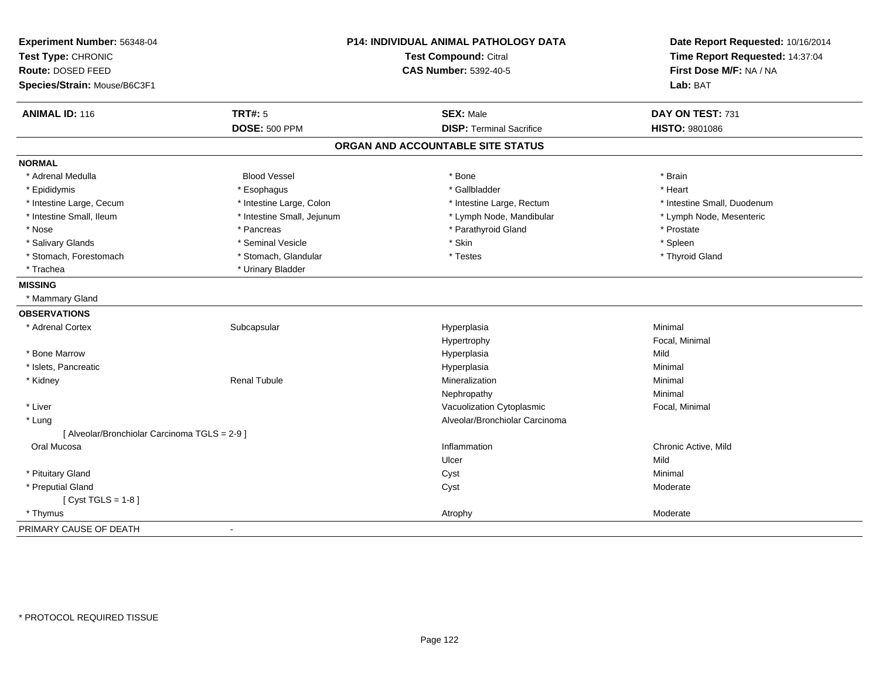| **Experiment Number:** 56348-04 | **P14: INDIVIDUAL ANIMAL PATHOLOGY DATA** | **Date Report Requested:** 10/16/2014 |
|---|---|---|
| **Test Type:** CHRONIC | **Test Compound:** Citral | **Time Report Requested:** 14:37:04 |
| **Route:** DOSED FEED | **CAS Number:** 5392-40-5 | **First Dose M/F:** NA / NA |
| **Species/Strain:** Mouse/B6C3F1 | | **Lab:** BAT |

| **ANIMAL ID:** 116 | **TRT#:** 5 | **SEX:** Male | **DAY ON TEST:** 731 |
|---|---|---|---|
| | **DOSE:** 500 PPM | **DISP:** Terminal Sacrifice | **HISTO:** 9801086 |

## ORGAN AND ACCOUNTABLE SITE STATUS

**NORMAL**

| | | | |
|---|---|---|---|
| * Adrenal Medulla | Blood Vessel | * Bone | * Brain |
| * Epididymis | * Esophagus | * Gallbladder | * Heart |
| * Intestine Large, Cecum | * Intestine Large, Colon | * Intestine Large, Rectum | * Intestine Small, Duodenum |
| * Intestine Small, Ileum | * Intestine Small, Jejunum | * Lymph Node, Mandibular | * Lymph Node, Mesenteric |
| * Nose | * Pancreas | * Parathyroid Gland | * Prostate |
| * Salivary Glands | * Seminal Vesicle | * Skin | * Spleen |
| * Stomach, Forestomach | * Stomach, Glandular | * Testes | * Thyroid Gland |
| * Trachea | * Urinary Bladder | | |

**MISSING**

* Mammary Gland

**OBSERVATIONS**

| | | | |
|---|---|---|---|
| * Adrenal Cortex | Subcapsular | Hyperplasia | Minimal |
| | | Hypertrophy | Focal, Minimal |
| * Bone Marrow | | Hyperplasia | Mild |
| * Islets, Pancreatic | | Hyperplasia | Minimal |
| * Kidney | Renal Tubule | Mineralization | Minimal |
| | | Nephropathy | Minimal |
| * Liver | | Vacuolization Cytoplasmic | Focal, Minimal |
| * Lung | | Alveolar/Bronchiolar Carcinoma | |
| [ Alveolar/Bronchiolar Carcinoma TGLS = 2-9 ] | | | |
| Oral Mucosa | | Inflammation | Chronic Active, Mild |
| | | Ulcer | Mild |
| * Pituitary Gland | | Cyst | Minimal |
| * Preputial Gland | | Cyst | Moderate |
| [ Cyst TGLS = 1-8 ] | | | |
| * Thymus | | Atrophy | Moderate |

PRIMARY CAUSE OF DEATH -

* PROTOCOL REQUIRED TISSUE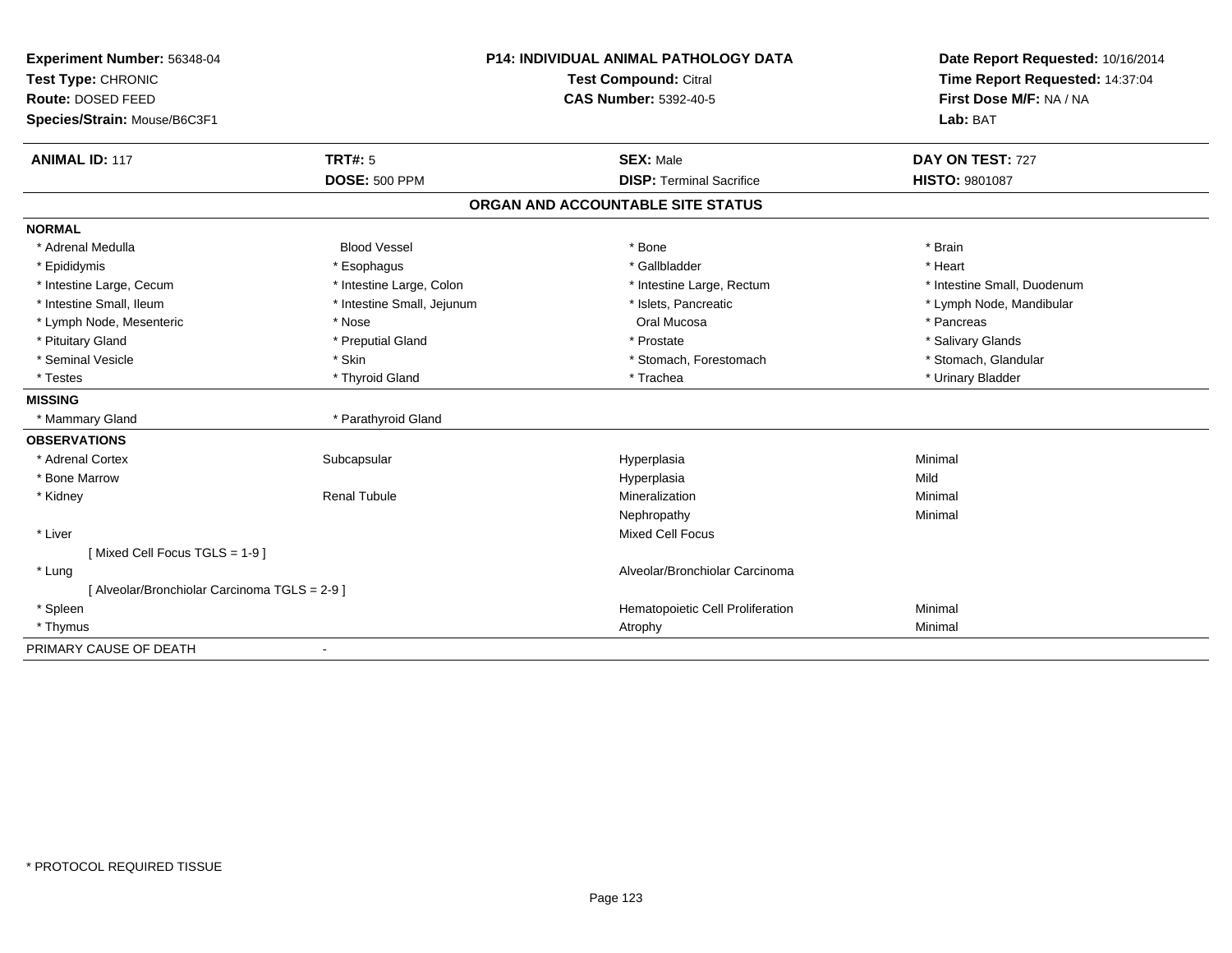**Experiment Number:** 56348-04
**Test Type:** CHRONIC
**Route:** DOSED FEED
**Species/Strain:** Mouse/B6C3F1

**P14: INDIVIDUAL ANIMAL PATHOLOGY DATA**
**Test Compound:** Citral
**CAS Number:** 5392-40-5

**Date Report Requested:** 10/16/2014
**Time Report Requested:** 14:37:04
**First Dose M/F:** NA / NA
**Lab:** BAT

| **ANIMAL ID:** 117 | **TRT#:** 5 | **SEX:** Male | **DAY ON TEST:** 727 |
|---|---|---|---|
| | **DOSE:** 500 PPM | **DISP:** Terminal Sacrifice | **HISTO:** 9801087 |

## ORGAN AND ACCOUNTABLE SITE STATUS

**NORMAL**

| | | | |
|---|---|---|---|
| * Adrenal Medulla | Blood Vessel | * Bone | * Brain |
| * Epididymis | * Esophagus | * Gallbladder | * Heart |
| * Intestine Large, Cecum | * Intestine Large, Colon | * Intestine Large, Rectum | * Intestine Small, Duodenum |
| * Intestine Small, Ileum | * Intestine Small, Jejunum | * Islets, Pancreatic | * Lymph Node, Mandibular |
| * Lymph Node, Mesenteric | * Nose | Oral Mucosa | * Pancreas |
| * Pituitary Gland | * Preputial Gland | * Prostate | * Salivary Glands |
| * Seminal Vesicle | * Skin | * Stomach, Forestomach | * Stomach, Glandular |
| * Testes | * Thyroid Gland | * Trachea | * Urinary Bladder |

**MISSING**

| | |
|---|---|
| * Mammary Gland | * Parathyroid Gland |

**OBSERVATIONS**

| | | | |
|---|---|---|---|
| * Adrenal Cortex | Subcapsular | Hyperplasia | Minimal |
| * Bone Marrow | | Hyperplasia | Mild |
| * Kidney | Renal Tubule | Mineralization | Minimal |
| | | Nephropathy | Minimal |
| * Liver | | Mixed Cell Focus | |
| [ Mixed Cell Focus TGLS = 1-9 ] | | | |
| * Lung | | Alveolar/Bronchiolar Carcinoma | |
| [ Alveolar/Bronchiolar Carcinoma TGLS = 2-9 ] | | | |
| * Spleen | | Hematopoietic Cell Proliferation | Minimal |
| * Thymus | | Atrophy | Minimal |

PRIMARY CAUSE OF DEATH -

* PROTOCOL REQUIRED TISSUE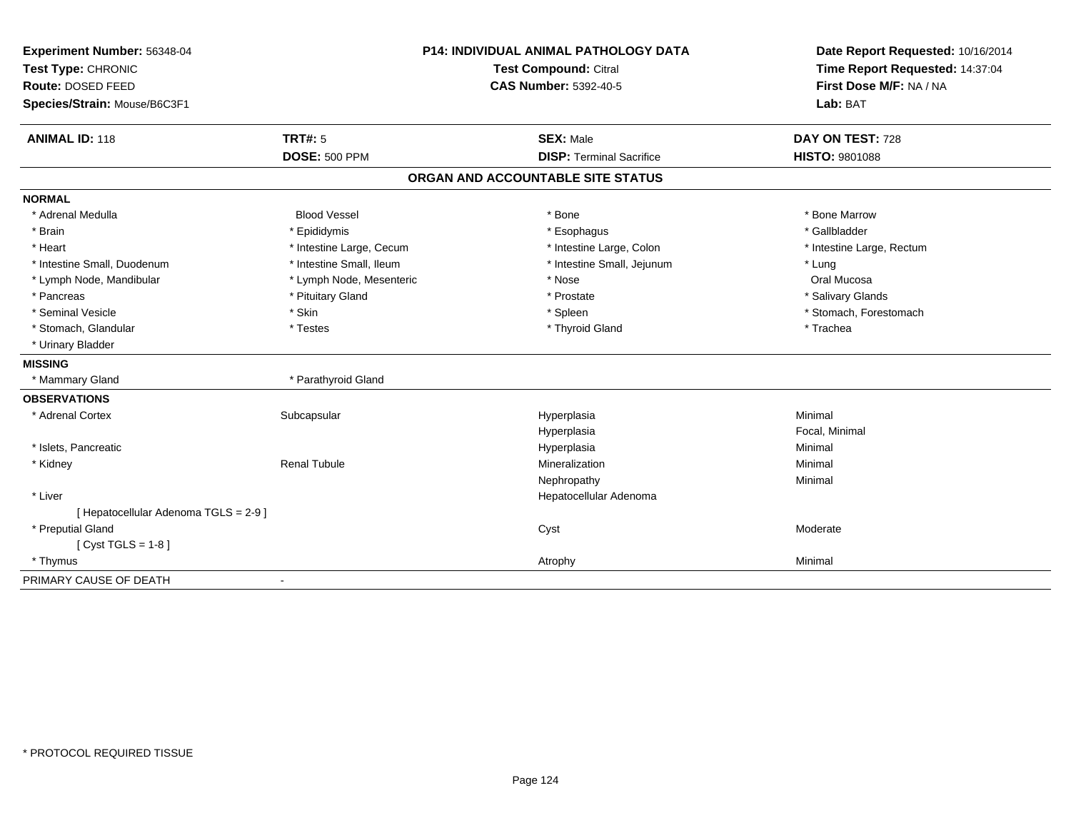**Experiment Number:** 56348-04
**Test Type:** CHRONIC
**Route:** DOSED FEED
**Species/Strain:** Mouse/B6C3F1

**P14: INDIVIDUAL ANIMAL PATHOLOGY DATA**
**Test Compound:** Citral
**CAS Number:** 5392-40-5

**Date Report Requested:** 10/16/2014
**Time Report Requested:** 14:37:04
**First Dose M/F:** NA / NA
**Lab:** BAT

| **ANIMAL ID:** 118 | **TRT#:** 5 | **SEX:** Male | **DAY ON TEST:** 728 |
|---|---|---|---|
| | **DOSE:** 500 PPM | **DISP:** Terminal Sacrifice | **HISTO:** 9801088 |

## ORGAN AND ACCOUNTABLE SITE STATUS

**NORMAL**

| | | | |
|---|---|---|---|
| * Adrenal Medulla | Blood Vessel | * Bone | * Bone Marrow |
| * Brain | * Epididymis | * Esophagus | * Gallbladder |
| * Heart | * Intestine Large, Cecum | * Intestine Large, Colon | * Intestine Large, Rectum |
| * Intestine Small, Duodenum | * Intestine Small, Ileum | * Intestine Small, Jejunum | * Lung |
| * Lymph Node, Mandibular | * Lymph Node, Mesenteric | * Nose | Oral Mucosa |
| * Pancreas | * Pituitary Gland | * Prostate | * Salivary Glands |
| * Seminal Vesicle | * Skin | * Spleen | * Stomach, Forestomach |
| * Stomach, Glandular | * Testes | * Thyroid Gland | * Trachea |
| * Urinary Bladder | | | |

**MISSING**

| | |
|---|---|
| * Mammary Gland | * Parathyroid Gland |

**OBSERVATIONS**

| | | | |
|---|---|---|---|
| * Adrenal Cortex | Subcapsular | Hyperplasia | Minimal |
| | | Hyperplasia | Focal, Minimal |
| * Islets, Pancreatic | | Hyperplasia | Minimal |
| * Kidney | Renal Tubule | Mineralization | Minimal |
| | | Nephropathy | Minimal |
| * Liver | | Hepatocellular Adenoma | |
| [ Hepatocellular Adenoma TGLS = 2-9 ] | | | |
| * Preputial Gland | | Cyst | Moderate |
| [ Cyst TGLS = 1-8 ] | | | |
| * Thymus | | Atrophy | Minimal |

PRIMARY CAUSE OF DEATH -

\* PROTOCOL REQUIRED TISSUE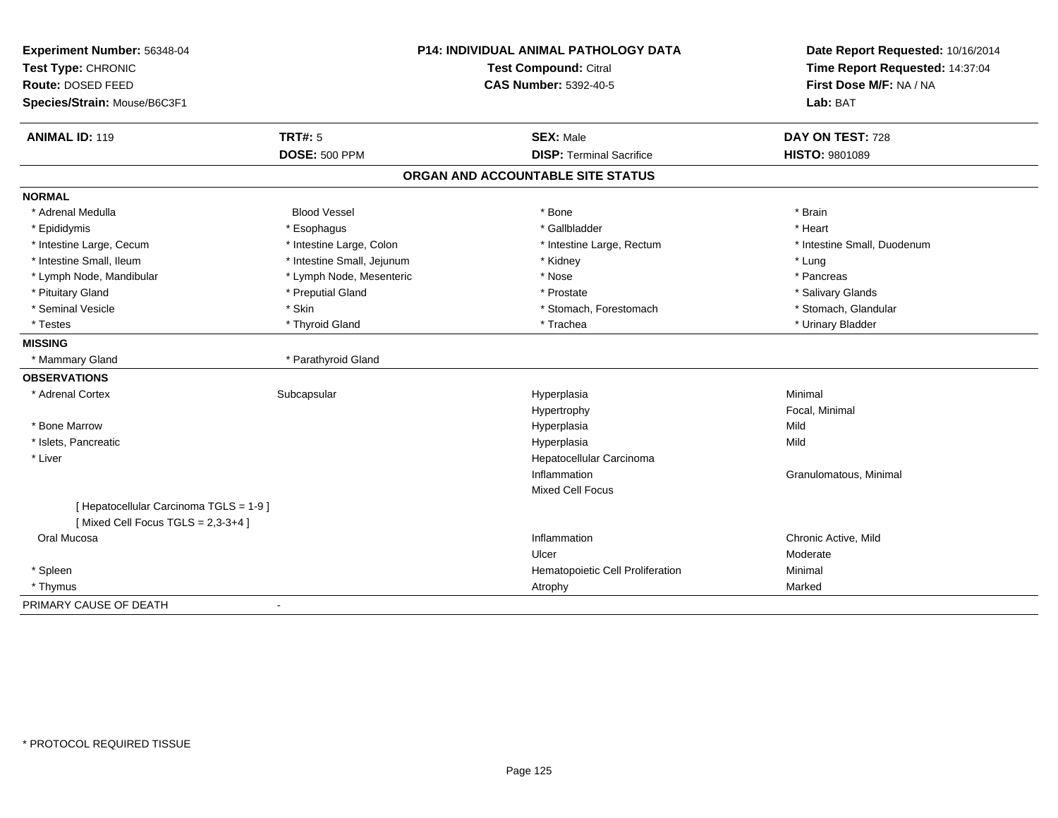**Experiment Number:** 56348-04
**Test Type:** CHRONIC
**Route:** DOSED FEED
**Species/Strain:** Mouse/B6C3F1

**P14: INDIVIDUAL ANIMAL PATHOLOGY DATA**
**Test Compound:** Citral
**CAS Number:** 5392-40-5

**Date Report Requested:** 10/16/2014
**Time Report Requested:** 14:37:04
**First Dose M/F:** NA / NA
**Lab:** BAT

| **ANIMAL ID:** 119 | **TRT#:** 5 | **SEX:** Male | **DAY ON TEST:** 728 |
|---|---|---|---|
| | **DOSE:** 500 PPM | **DISP:** Terminal Sacrifice | **HISTO:** 9801089 |

## ORGAN AND ACCOUNTABLE SITE STATUS

**NORMAL**

| | | | |
|---|---|---|---|
| * Adrenal Medulla | Blood Vessel | * Bone | * Brain |
| * Epididymis | * Esophagus | * Gallbladder | * Heart |
| * Intestine Large, Cecum | * Intestine Large, Colon | * Intestine Large, Rectum | * Intestine Small, Duodenum |
| * Intestine Small, Ileum | * Intestine Small, Jejunum | * Kidney | * Lung |
| * Lymph Node, Mandibular | * Lymph Node, Mesenteric | * Nose | * Pancreas |
| * Pituitary Gland | * Preputial Gland | * Prostate | * Salivary Glands |
| * Seminal Vesicle | * Skin | * Stomach, Forestomach | * Stomach, Glandular |
| * Testes | * Thyroid Gland | * Trachea | * Urinary Bladder |

**MISSING**

| | |
|---|---|
| * Mammary Gland | * Parathyroid Gland |

**OBSERVATIONS**

| | | | |
|---|---|---|---|
| * Adrenal Cortex | Subcapsular | Hyperplasia | Minimal |
| | | Hypertrophy | Focal, Minimal |
| * Bone Marrow | | Hyperplasia | Mild |
| * Islets, Pancreatic | | Hyperplasia | Mild |
| * Liver | | Hepatocellular Carcinoma | |
| | | Inflammation | Granulomatous, Minimal |
| | | Mixed Cell Focus | |
| [ Hepatocellular Carcinoma TGLS = 1-9 ] | | | |
| [ Mixed Cell Focus TGLS = 2,3-3+4 ] | | | |
| Oral Mucosa | | Inflammation | Chronic Active, Mild |
| | | Ulcer | Moderate |
| * Spleen | | Hematopoietic Cell Proliferation | Minimal |
| * Thymus | | Atrophy | Marked |

PRIMARY CAUSE OF DEATH -

* PROTOCOL REQUIRED TISSUE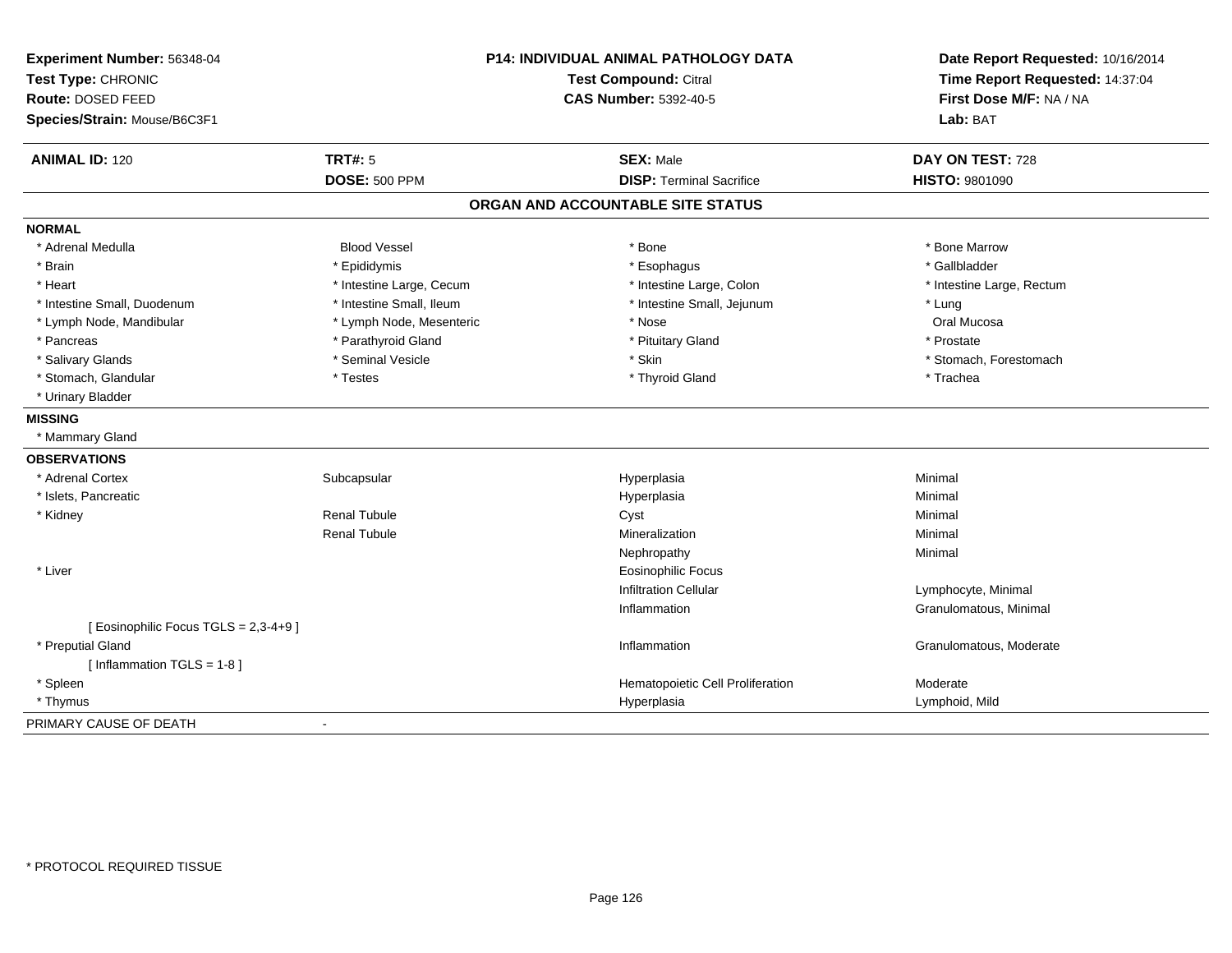**Experiment Number:** 56348-04
**Test Type:** CHRONIC
**Route:** DOSED FEED
**Species/Strain:** Mouse/B6C3F1

**P14: INDIVIDUAL ANIMAL PATHOLOGY DATA**
**Test Compound:** Citral
**CAS Number:** 5392-40-5

**Date Report Requested:** 10/16/2014
**Time Report Requested:** 14:37:04
**First Dose M/F:** NA / NA
**Lab:** BAT

| **ANIMAL ID:** 120 | **TRT#:** 5 | **SEX:** Male | **DAY ON TEST:** 728 |
|---|---|---|---|
| | **DOSE:** 500 PPM | **DISP:** Terminal Sacrifice | **HISTO:** 9801090 |

## ORGAN AND ACCOUNTABLE SITE STATUS

**NORMAL**

| | | | |
|---|---|---|---|
| * Adrenal Medulla | Blood Vessel | * Bone | * Bone Marrow |
| * Brain | * Epididymis | * Esophagus | * Gallbladder |
| * Heart | * Intestine Large, Cecum | * Intestine Large, Colon | * Intestine Large, Rectum |
| * Intestine Small, Duodenum | * Intestine Small, Ileum | * Intestine Small, Jejunum | * Lung |
| * Lymph Node, Mandibular | * Lymph Node, Mesenteric | * Nose | Oral Mucosa |
| * Pancreas | * Parathyroid Gland | * Pituitary Gland | * Prostate |
| * Salivary Glands | * Seminal Vesicle | * Skin | * Stomach, Forestomach |
| * Stomach, Glandular | * Testes | * Thyroid Gland | * Trachea |
| * Urinary Bladder | | | |

**MISSING**

* Mammary Gland

**OBSERVATIONS**

| | | | |
|---|---|---|---|
| * Adrenal Cortex | Subcapsular | Hyperplasia | Minimal |
| * Islets, Pancreatic | | Hyperplasia | Minimal |
| * Kidney | Renal Tubule | Cyst | Minimal |
| | Renal Tubule | Mineralization | Minimal |
| | | Nephropathy | Minimal |
| * Liver | | Eosinophilic Focus | |
| | | Infiltration Cellular | Lymphocyte, Minimal |
| | | Inflammation | Granulomatous, Minimal |
| [ Eosinophilic Focus TGLS = 2,3-4+9 ] | | | |
| * Preputial Gland | | Inflammation | Granulomatous, Moderate |
| [ Inflammation TGLS = 1-8 ] | | | |
| * Spleen | | Hematopoietic Cell Proliferation | Moderate |
| * Thymus | | Hyperplasia | Lymphoid, Mild |

PRIMARY CAUSE OF DEATH -

* PROTOCOL REQUIRED TISSUE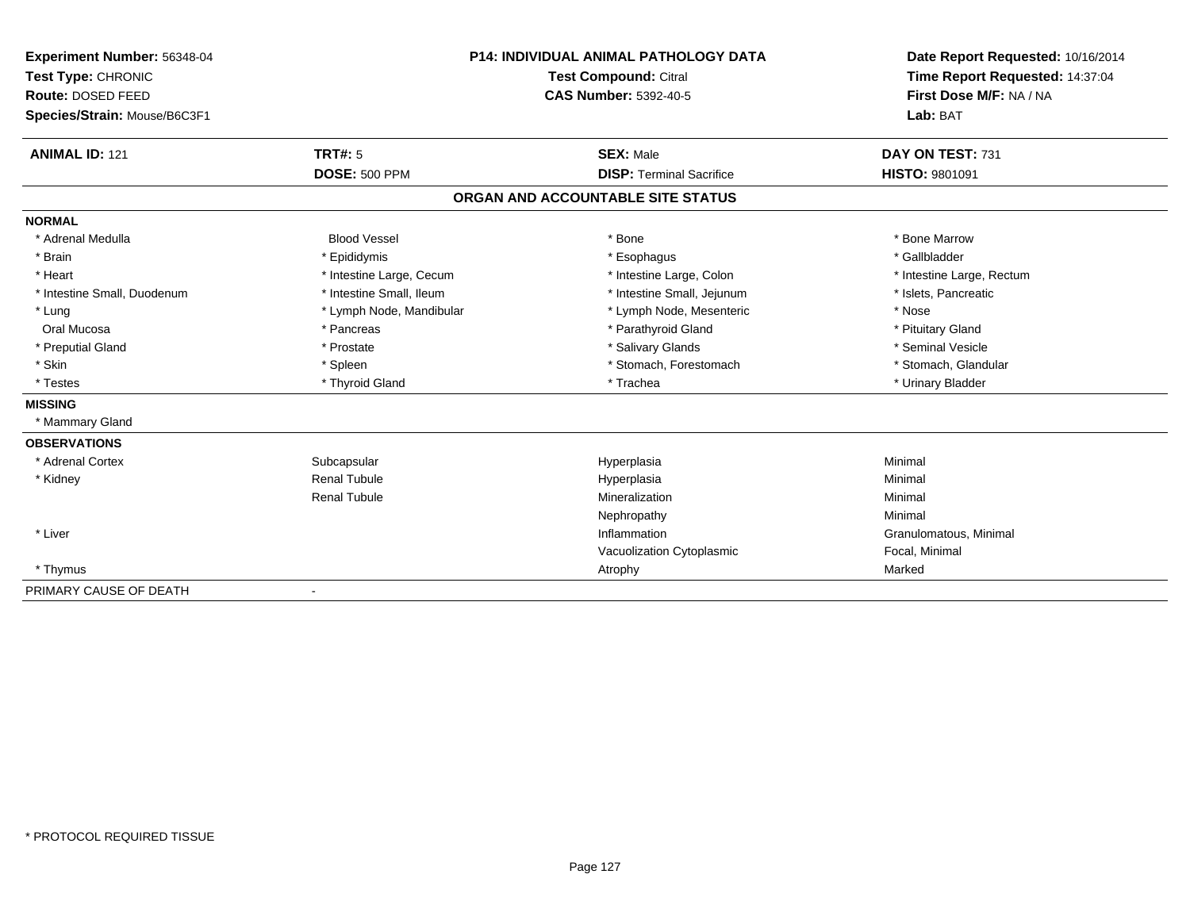**Experiment Number:** 56348-04
**Test Type:** CHRONIC
**Route:** DOSED FEED
**Species/Strain:** Mouse/B6C3F1

**P14: INDIVIDUAL ANIMAL PATHOLOGY DATA**
**Test Compound:** Citral
**CAS Number:** 5392-40-5

**Date Report Requested:** 10/16/2014
**Time Report Requested:** 14:37:04
**First Dose M/F:** NA / NA
**Lab:** BAT

| **ANIMAL ID:** 121 | **TRT#:** 5 | **SEX:** Male | **DAY ON TEST:** 731 |
|---|---|---|---|
| | **DOSE:** 500 PPM | **DISP:** Terminal Sacrifice | **HISTO:** 9801091 |

## ORGAN AND ACCOUNTABLE SITE STATUS

| | | | |
|---|---|---|---|
| **NORMAL** | | | |
| * Adrenal Medulla | Blood Vessel | * Bone | * Bone Marrow |
| * Brain | * Epididymis | * Esophagus | * Gallbladder |
| * Heart | * Intestine Large, Cecum | * Intestine Large, Colon | * Intestine Large, Rectum |
| * Intestine Small, Duodenum | * Intestine Small, Ileum | * Intestine Small, Jejunum | * Islets, Pancreatic |
| * Lung | * Lymph Node, Mandibular | * Lymph Node, Mesenteric | * Nose |
| Oral Mucosa | * Pancreas | * Parathyroid Gland | * Pituitary Gland |
| * Preputial Gland | * Prostate | * Salivary Glands | * Seminal Vesicle |
| * Skin | * Spleen | * Stomach, Forestomach | * Stomach, Glandular |
| * Testes | * Thyroid Gland | * Trachea | * Urinary Bladder |
| **MISSING** | | | |
| * Mammary Gland | | | |
| **OBSERVATIONS** | | | |
| * Adrenal Cortex | Subcapsular | Hyperplasia | Minimal |
| * Kidney | Renal Tubule | Hyperplasia | Minimal |
| | Renal Tubule | Mineralization | Minimal |
| | | Nephropathy | Minimal |
| * Liver | | Inflammation | Granulomatous, Minimal |
| | | Vacuolization Cytoplasmic | Focal, Minimal |
| * Thymus | | Atrophy | Marked |
| PRIMARY CAUSE OF DEATH | - | | |

\* PROTOCOL REQUIRED TISSUE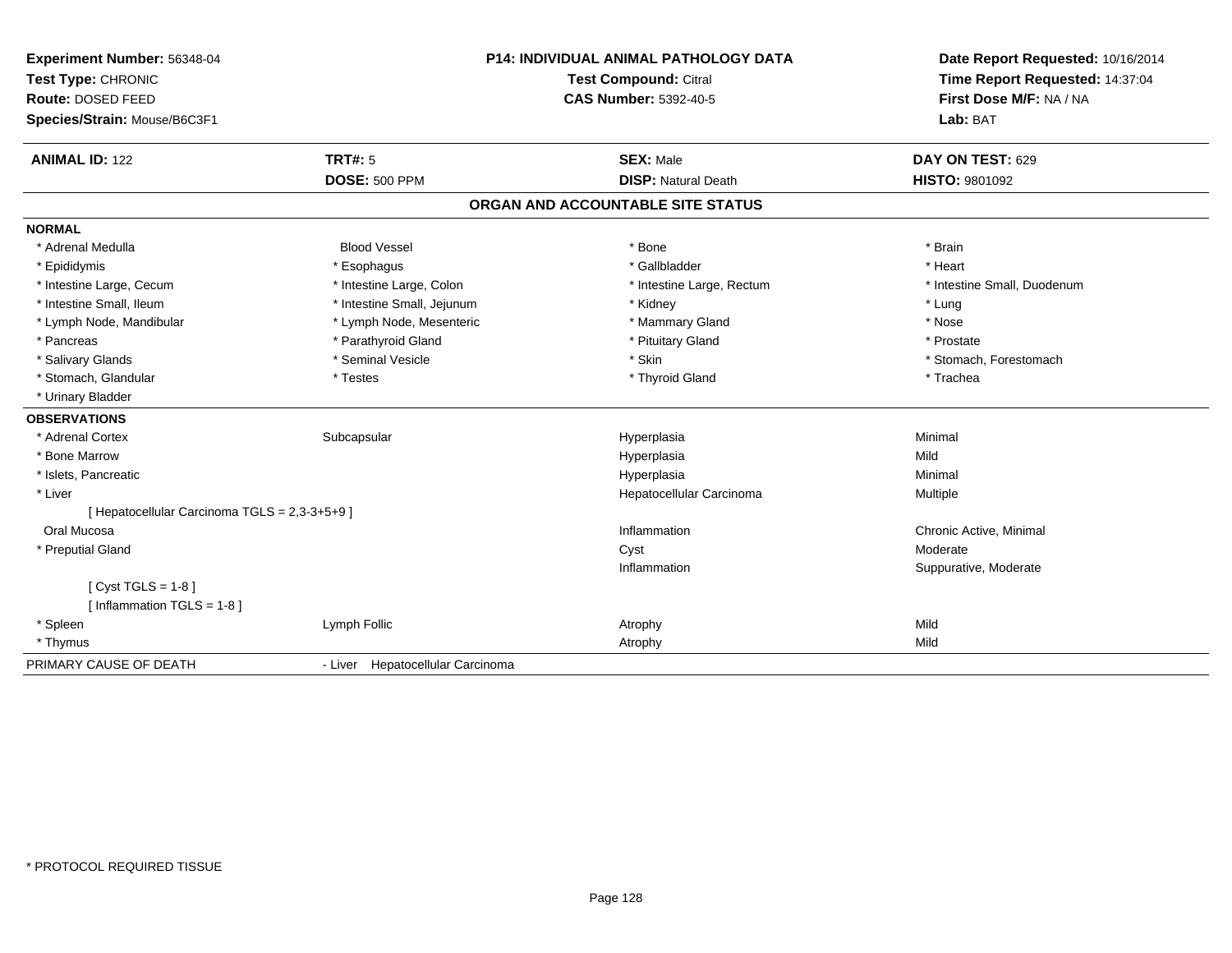**Experiment Number:** 56348-04
**Test Type:** CHRONIC
**Route:** DOSED FEED
**Species/Strain:** Mouse/B6C3F1

**P14: INDIVIDUAL ANIMAL PATHOLOGY DATA**
**Test Compound:** Citral
**CAS Number:** 5392-40-5

**Date Report Requested:** 10/16/2014
**Time Report Requested:** 14:37:04
**First Dose M/F:** NA / NA
**Lab:** BAT

| **ANIMAL ID:** 122 | **TRT#:** 5 | **SEX:** Male | **DAY ON TEST:** 629 |
|---|---|---|---|
| | **DOSE:** 500 PPM | **DISP:** Natural Death | **HISTO:** 9801092 |

## ORGAN AND ACCOUNTABLE SITE STATUS

**NORMAL**

| | | | |
|---|---|---|---|
| * Adrenal Medulla | Blood Vessel | * Bone | * Brain |
| * Epididymis | * Esophagus | * Gallbladder | * Heart |
| * Intestine Large, Cecum | * Intestine Large, Colon | * Intestine Large, Rectum | * Intestine Small, Duodenum |
| * Intestine Small, Ileum | * Intestine Small, Jejunum | * Kidney | * Lung |
| * Lymph Node, Mandibular | * Lymph Node, Mesenteric | * Mammary Gland | * Nose |
| * Pancreas | * Parathyroid Gland | * Pituitary Gland | * Prostate |
| * Salivary Glands | * Seminal Vesicle | * Skin | * Stomach, Forestomach |
| * Stomach, Glandular | * Testes | * Thyroid Gland | * Trachea |
| * Urinary Bladder | | | |

**OBSERVATIONS**

| | | | |
|---|---|---|---|
| * Adrenal Cortex | Subcapsular | Hyperplasia | Minimal |
| * Bone Marrow | | Hyperplasia | Mild |
| * Islets, Pancreatic | | Hyperplasia | Minimal |
| * Liver | | Hepatocellular Carcinoma | Multiple |
| [ Hepatocellular Carcinoma TGLS = 2,3-3+5+9 ] | | | |
| Oral Mucosa | | Inflammation | Chronic Active, Minimal |
| * Preputial Gland | | Cyst | Moderate |
| | | Inflammation | Suppurative, Moderate |
| [ Cyst TGLS = 1-8 ] | | | |
| [ Inflammation TGLS = 1-8 ] | | | |
| * Spleen | Lymph Follic | Atrophy | Mild |
| * Thymus | | Atrophy | Mild |

PRIMARY CAUSE OF DEATH - Liver Hepatocellular Carcinoma

\* PROTOCOL REQUIRED TISSUE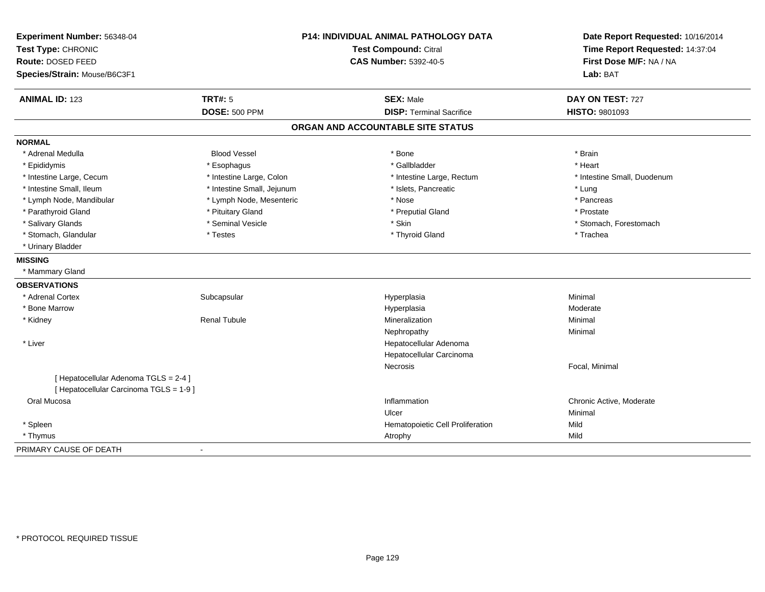**Experiment Number:** 56348-04
**Test Type:** CHRONIC
**Route:** DOSED FEED
**Species/Strain:** Mouse/B6C3F1

**P14: INDIVIDUAL ANIMAL PATHOLOGY DATA**
**Test Compound:** Citral
**CAS Number:** 5392-40-5

**Date Report Requested:** 10/16/2014
**Time Report Requested:** 14:37:04
**First Dose M/F:** NA / NA
**Lab:** BAT

| **ANIMAL ID:** 123 | **TRT#:** 5 | **SEX:** Male | **DAY ON TEST:** 727 |
|---|---|---|---|
| | **DOSE:** 500 PPM | **DISP:** Terminal Sacrifice | **HISTO:** 9801093 |

## ORGAN AND ACCOUNTABLE SITE STATUS

**NORMAL**

| | | | |
|---|---|---|---|
| * Adrenal Medulla | Blood Vessel | * Bone | * Brain |
| * Epididymis | * Esophagus | * Gallbladder | * Heart |
| * Intestine Large, Cecum | * Intestine Large, Colon | * Intestine Large, Rectum | * Intestine Small, Duodenum |
| * Intestine Small, Ileum | * Intestine Small, Jejunum | * Islets, Pancreatic | * Lung |
| * Lymph Node, Mandibular | * Lymph Node, Mesenteric | * Nose | * Pancreas |
| * Parathyroid Gland | * Pituitary Gland | * Preputial Gland | * Prostate |
| * Salivary Glands | * Seminal Vesicle | * Skin | * Stomach, Forestomach |
| * Stomach, Glandular | * Testes | * Thyroid Gland | * Trachea |
| * Urinary Bladder | | | |

**MISSING**

* Mammary Gland

**OBSERVATIONS**

| | | | |
|---|---|---|---|
| * Adrenal Cortex | Subcapsular | Hyperplasia | Minimal |
| * Bone Marrow | | Hyperplasia | Moderate |
| * Kidney | Renal Tubule | Mineralization | Minimal |
| | | Nephropathy | Minimal |
| * Liver | | Hepatocellular Adenoma | |
| | | Hepatocellular Carcinoma | |
| | | Necrosis | Focal, Minimal |
| [ Hepatocellular Adenoma TGLS = 2-4 ] | | | |
| [ Hepatocellular Carcinoma TGLS = 1-9 ] | | | |
| Oral Mucosa | | Inflammation | Chronic Active, Moderate |
| | | Ulcer | Minimal |
| * Spleen | | Hematopoietic Cell Proliferation | Mild |
| * Thymus | | Atrophy | Mild |

PRIMARY CAUSE OF DEATH -

* PROTOCOL REQUIRED TISSUE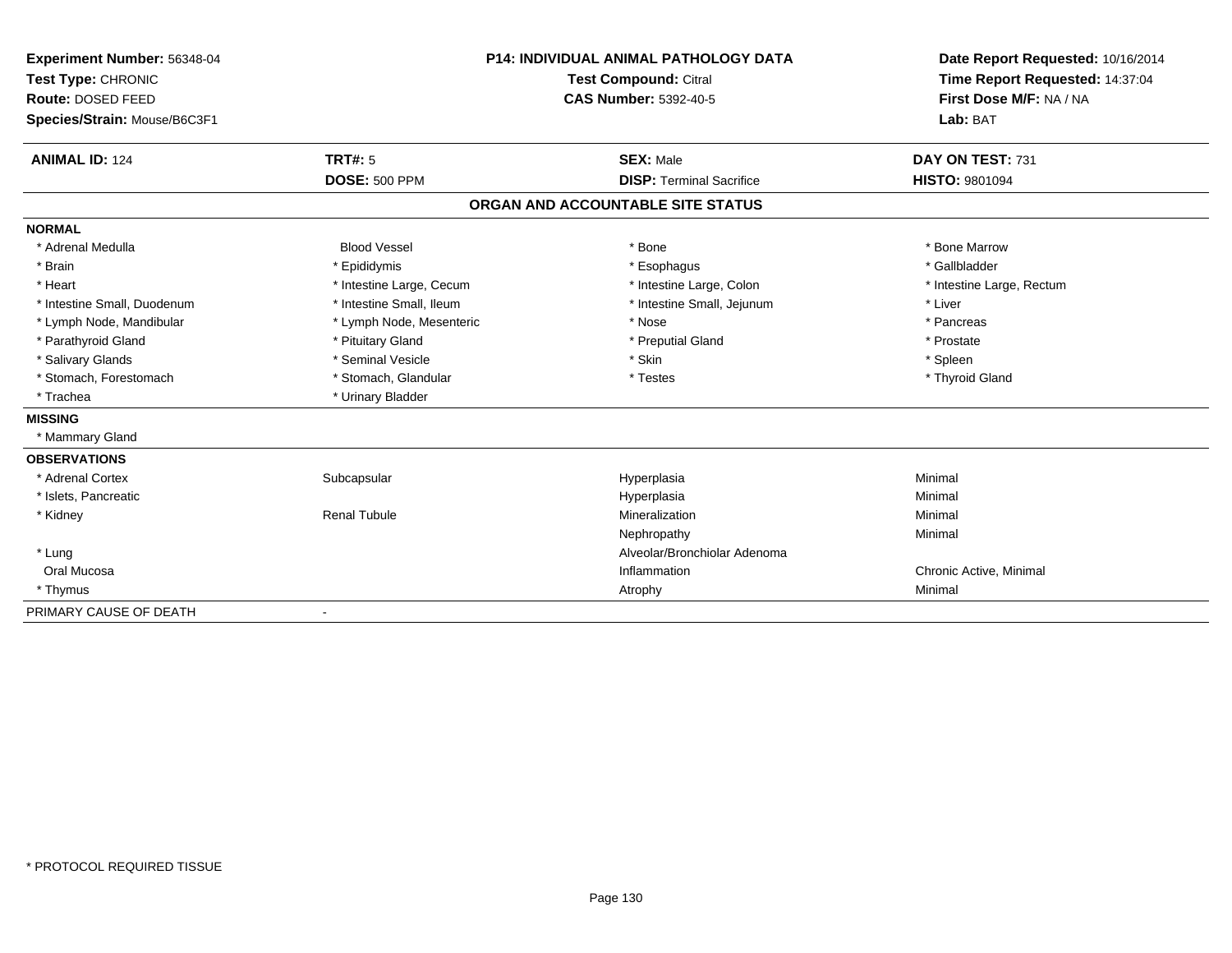**Experiment Number:** 56348-04
**Test Type:** CHRONIC
**Route:** DOSED FEED
**Species/Strain:** Mouse/B6C3F1

**P14: INDIVIDUAL ANIMAL PATHOLOGY DATA**
**Test Compound:** Citral
**CAS Number:** 5392-40-5

**Date Report Requested:** 10/16/2014
**Time Report Requested:** 14:37:04
**First Dose M/F:** NA / NA
**Lab:** BAT

| **ANIMAL ID:** 124 | **TRT#:** 5 | **SEX:** Male | **DAY ON TEST:** 731 |
|---|---|---|---|
| | **DOSE:** 500 PPM | **DISP:** Terminal Sacrifice | **HISTO:** 9801094 |

## ORGAN AND ACCOUNTABLE SITE STATUS

**NORMAL**

| | | | |
|---|---|---|---|
| * Adrenal Medulla | Blood Vessel | * Bone | * Bone Marrow |
| * Brain | * Epididymis | * Esophagus | * Gallbladder |
| * Heart | * Intestine Large, Cecum | * Intestine Large, Colon | * Intestine Large, Rectum |
| * Intestine Small, Duodenum | * Intestine Small, Ileum | * Intestine Small, Jejunum | * Liver |
| * Lymph Node, Mandibular | * Lymph Node, Mesenteric | * Nose | * Pancreas |
| * Parathyroid Gland | * Pituitary Gland | * Preputial Gland | * Prostate |
| * Salivary Glands | * Seminal Vesicle | * Skin | * Spleen |
| * Stomach, Forestomach | * Stomach, Glandular | * Testes | * Thyroid Gland |
| * Trachea | * Urinary Bladder | | |

**MISSING**

* Mammary Gland

**OBSERVATIONS**

| | | | |
|---|---|---|---|
| * Adrenal Cortex | Subcapsular | Hyperplasia | Minimal |
| * Islets, Pancreatic | | Hyperplasia | Minimal |
| * Kidney | Renal Tubule | Mineralization | Minimal |
| | | Nephropathy | Minimal |
| * Lung | | Alveolar/Bronchiolar Adenoma | |
| Oral Mucosa | | Inflammation | Chronic Active, Minimal |
| * Thymus | | Atrophy | Minimal |

PRIMARY CAUSE OF DEATH -

* PROTOCOL REQUIRED TISSUE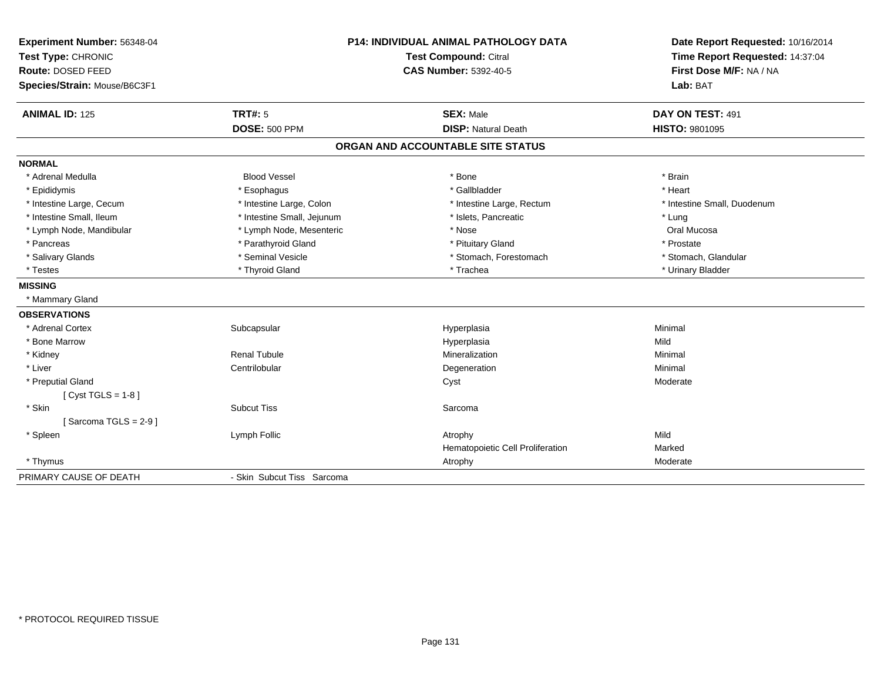**Experiment Number:** 56348-04
**Test Type:** CHRONIC
**Route:** DOSED FEED
**Species/Strain:** Mouse/B6C3F1

**P14: INDIVIDUAL ANIMAL PATHOLOGY DATA**
**Test Compound:** Citral
**CAS Number:** 5392-40-5

**Date Report Requested:** 10/16/2014
**Time Report Requested:** 14:37:04
**First Dose M/F:** NA / NA
**Lab:** BAT

| **ANIMAL ID:** 125 | **TRT#:** 5 | **SEX:** Male | **DAY ON TEST:** 491 |
|---|---|---|---|
| | **DOSE:** 500 PPM | **DISP:** Natural Death | **HISTO:** 9801095 |

## ORGAN AND ACCOUNTABLE SITE STATUS

**NORMAL**

| | | | |
|---|---|---|---|
| * Adrenal Medulla | Blood Vessel | * Bone | * Brain |
| * Epididymis | * Esophagus | * Gallbladder | * Heart |
| * Intestine Large, Cecum | * Intestine Large, Colon | * Intestine Large, Rectum | * Intestine Small, Duodenum |
| * Intestine Small, Ileum | * Intestine Small, Jejunum | * Islets, Pancreatic | * Lung |
| * Lymph Node, Mandibular | * Lymph Node, Mesenteric | * Nose | Oral Mucosa |
| * Pancreas | * Parathyroid Gland | * Pituitary Gland | * Prostate |
| * Salivary Glands | * Seminal Vesicle | * Stomach, Forestomach | * Stomach, Glandular |
| * Testes | * Thyroid Gland | * Trachea | * Urinary Bladder |

**MISSING**

* Mammary Gland

**OBSERVATIONS**

| | | | |
|---|---|---|---|
| * Adrenal Cortex | Subcapsular | Hyperplasia | Minimal |
| * Bone Marrow | | Hyperplasia | Mild |
| * Kidney | Renal Tubule | Mineralization | Minimal |
| * Liver | Centrilobular | Degeneration | Minimal |
| * Preputial Gland | | Cyst | Moderate |
| [ Cyst TGLS = 1-8 ] | | | |
| * Skin | Subcut Tiss | Sarcoma | |
| [ Sarcoma TGLS = 2-9 ] | | | |
| * Spleen | Lymph Follic | Atrophy | Mild |
| | | Hematopoietic Cell Proliferation | Marked |
| * Thymus | | Atrophy | Moderate |

PRIMARY CAUSE OF DEATH - Skin Subcut Tiss Sarcoma

\* PROTOCOL REQUIRED TISSUE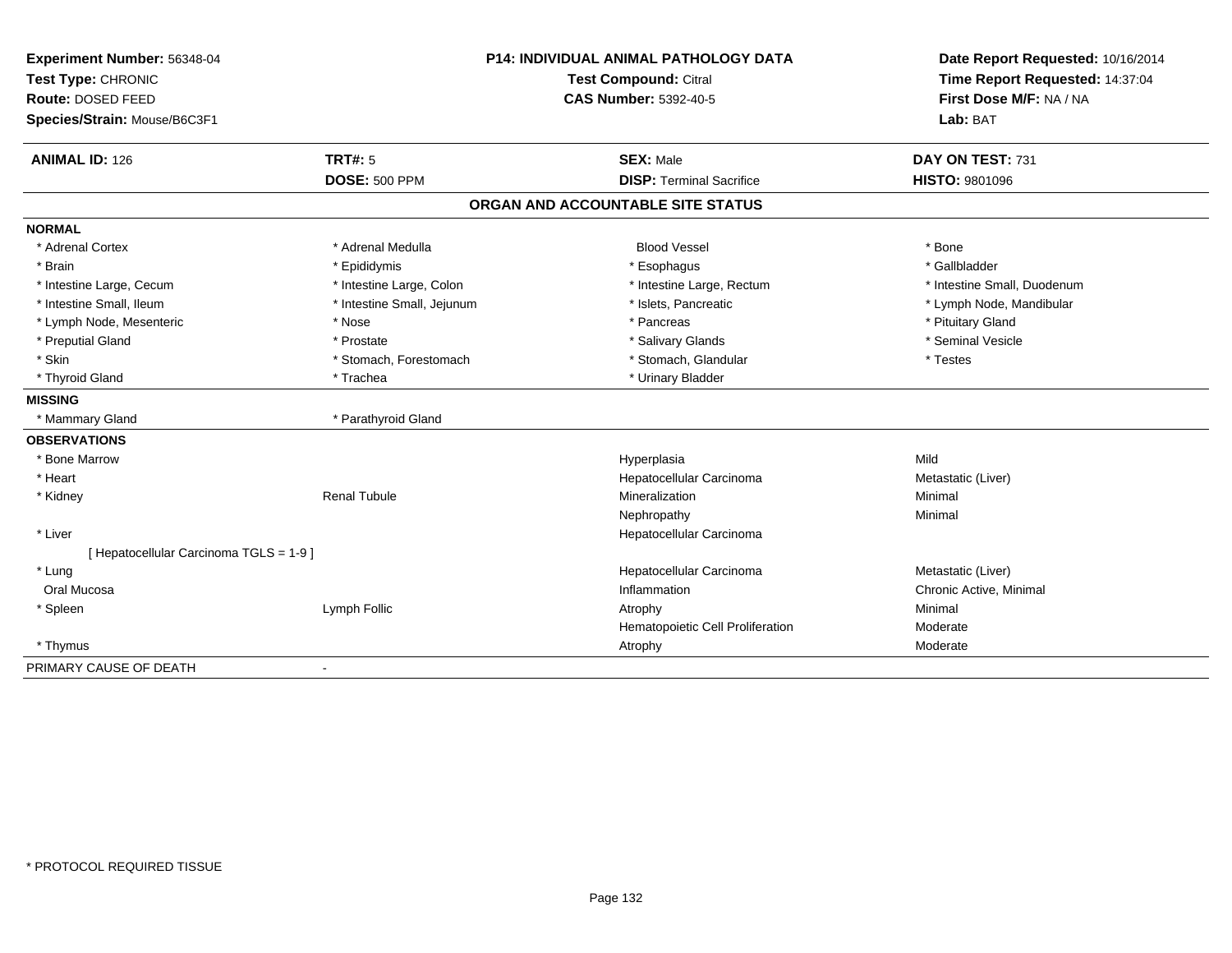**Experiment Number:** 56348-04
**Test Type:** CHRONIC
**Route:** DOSED FEED
**Species/Strain:** Mouse/B6C3F1

**P14: INDIVIDUAL ANIMAL PATHOLOGY DATA**
**Test Compound:** Citral
**CAS Number:** 5392-40-5

**Date Report Requested:** 10/16/2014
**Time Report Requested:** 14:37:04
**First Dose M/F:** NA / NA
**Lab:** BAT

| **ANIMAL ID:** 126 | **TRT#:** 5 | **SEX:** Male | **DAY ON TEST:** 731 |
|---|---|---|---|
| | **DOSE:** 500 PPM | **DISP:** Terminal Sacrifice | **HISTO:** 9801096 |

## ORGAN AND ACCOUNTABLE SITE STATUS

**NORMAL**

| | | | |
|---|---|---|---|
| * Adrenal Cortex | * Adrenal Medulla | Blood Vessel | * Bone |
| * Brain | * Epididymis | * Esophagus | * Gallbladder |
| * Intestine Large, Cecum | * Intestine Large, Colon | * Intestine Large, Rectum | * Intestine Small, Duodenum |
| * Intestine Small, Ileum | * Intestine Small, Jejunum | * Islets, Pancreatic | * Lymph Node, Mandibular |
| * Lymph Node, Mesenteric | * Nose | * Pancreas | * Pituitary Gland |
| * Preputial Gland | * Prostate | * Salivary Glands | * Seminal Vesicle |
| * Skin | * Stomach, Forestomach | * Stomach, Glandular | * Testes |
| * Thyroid Gland | * Trachea | * Urinary Bladder | |

**MISSING**

| | |
|---|---|
| * Mammary Gland | * Parathyroid Gland |

**OBSERVATIONS**

| | | | |
|---|---|---|---|
| * Bone Marrow | | Hyperplasia | Mild |
| * Heart | | Hepatocellular Carcinoma | Metastatic (Liver) |
| * Kidney | Renal Tubule | Mineralization | Minimal |
| | | Nephropathy | Minimal |
| * Liver | | Hepatocellular Carcinoma | |
| [ Hepatocellular Carcinoma TGLS = 1-9 ] | | | |
| * Lung | | Hepatocellular Carcinoma | Metastatic (Liver) |
| Oral Mucosa | | Inflammation | Chronic Active, Minimal |
| * Spleen | Lymph Follic | Atrophy | Minimal |
| | | Hematopoietic Cell Proliferation | Moderate |
| * Thymus | | Atrophy | Moderate |

PRIMARY CAUSE OF DEATH -

* PROTOCOL REQUIRED TISSUE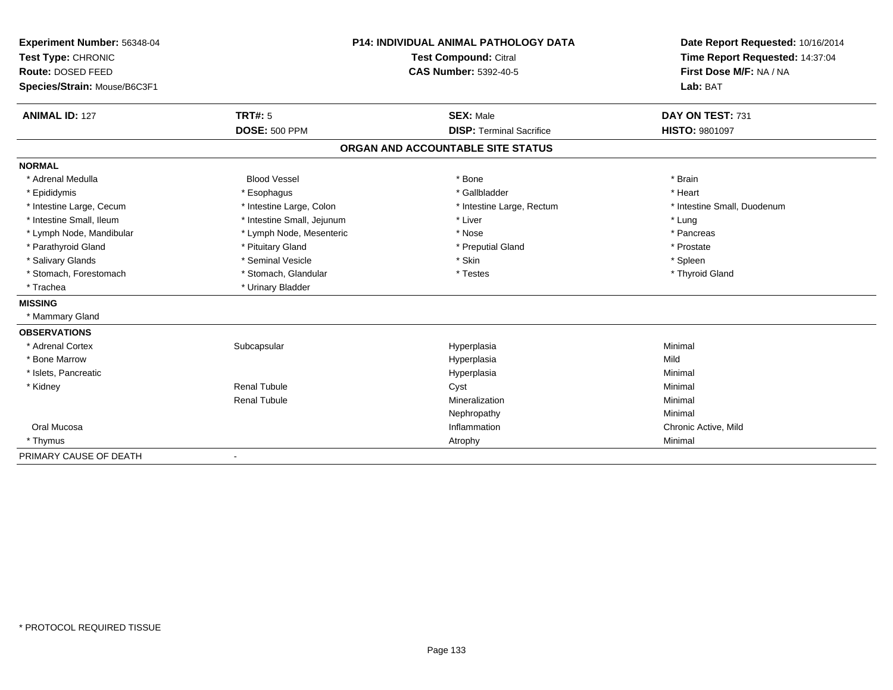**Experiment Number:** 56348-04
**Test Type:** CHRONIC
**Route:** DOSED FEED
**Species/Strain:** Mouse/B6C3F1

**P14: INDIVIDUAL ANIMAL PATHOLOGY DATA**
**Test Compound:** Citral
**CAS Number:** 5392-40-5

**Date Report Requested:** 10/16/2014
**Time Report Requested:** 14:37:04
**First Dose M/F:** NA / NA
**Lab:** BAT

| **ANIMAL ID:** 127 | **TRT#:** 5 | **SEX:** Male | **DAY ON TEST:** 731 |
|---|---|---|---|
| | **DOSE:** 500 PPM | **DISP:** Terminal Sacrifice | **HISTO:** 9801097 |

## ORGAN AND ACCOUNTABLE SITE STATUS

**NORMAL**

| | | | |
|---|---|---|---|
| * Adrenal Medulla | Blood Vessel | * Bone | * Brain |
| * Epididymis | * Esophagus | * Gallbladder | * Heart |
| * Intestine Large, Cecum | * Intestine Large, Colon | * Intestine Large, Rectum | * Intestine Small, Duodenum |
| * Intestine Small, Ileum | * Intestine Small, Jejunum | * Liver | * Lung |
| * Lymph Node, Mandibular | * Lymph Node, Mesenteric | * Nose | * Pancreas |
| * Parathyroid Gland | * Pituitary Gland | * Preputial Gland | * Prostate |
| * Salivary Glands | * Seminal Vesicle | * Skin | * Spleen |
| * Stomach, Forestomach | * Stomach, Glandular | * Testes | * Thyroid Gland |
| * Trachea | * Urinary Bladder | | |

**MISSING**

* Mammary Gland

**OBSERVATIONS**

| | | | |
|---|---|---|---|
| * Adrenal Cortex | Subcapsular | Hyperplasia | Minimal |
| * Bone Marrow | | Hyperplasia | Mild |
| * Islets, Pancreatic | | Hyperplasia | Minimal |
| * Kidney | Renal Tubule | Cyst | Minimal |
| | Renal Tubule | Mineralization | Minimal |
| | | Nephropathy | Minimal |
| Oral Mucosa | | Inflammation | Chronic Active, Mild |
| * Thymus | | Atrophy | Minimal |

PRIMARY CAUSE OF DEATH -

* PROTOCOL REQUIRED TISSUE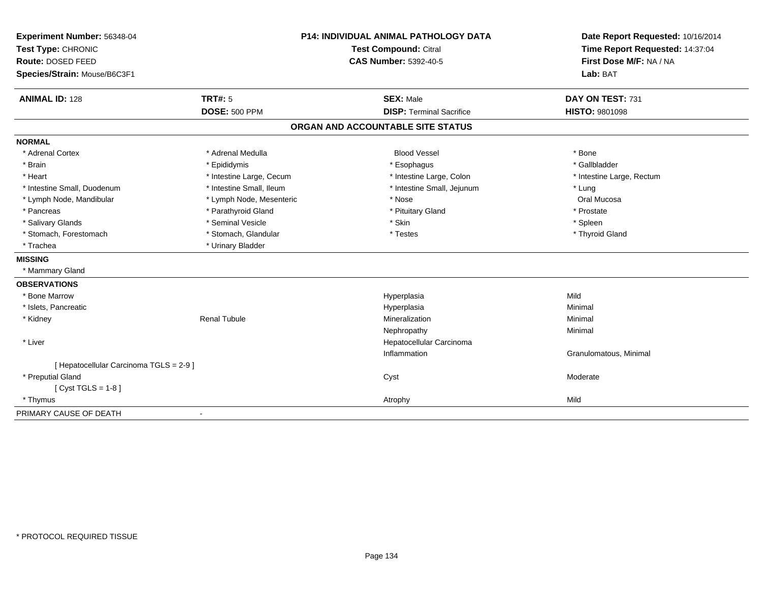**Experiment Number:** 56348-04
**Test Type:** CHRONIC
**Route:** DOSED FEED
**Species/Strain:** Mouse/B6C3F1

**P14: INDIVIDUAL ANIMAL PATHOLOGY DATA**
**Test Compound:** Citral
**CAS Number:** 5392-40-5

**Date Report Requested:** 10/16/2014
**Time Report Requested:** 14:37:04
**First Dose M/F:** NA / NA
**Lab:** BAT

| **ANIMAL ID:** 128 | **TRT#:** 5 | **SEX:** Male | **DAY ON TEST:** 731 |
|---|---|---|---|
| | **DOSE:** 500 PPM | **DISP:** Terminal Sacrifice | **HISTO:** 9801098 |

## ORGAN AND ACCOUNTABLE SITE STATUS

**NORMAL**

| | | | |
|---|---|---|---|
| * Adrenal Cortex | * Adrenal Medulla | Blood Vessel | * Bone |
| * Brain | * Epididymis | * Esophagus | * Gallbladder |
| * Heart | * Intestine Large, Cecum | * Intestine Large, Colon | * Intestine Large, Rectum |
| * Intestine Small, Duodenum | * Intestine Small, Ileum | * Intestine Small, Jejunum | * Lung |
| * Lymph Node, Mandibular | * Lymph Node, Mesenteric | * Nose | Oral Mucosa |
| * Pancreas | * Parathyroid Gland | * Pituitary Gland | * Prostate |
| * Salivary Glands | * Seminal Vesicle | * Skin | * Spleen |
| * Stomach, Forestomach | * Stomach, Glandular | * Testes | * Thyroid Gland |
| * Trachea | * Urinary Bladder | | |

**MISSING**

* Mammary Gland

**OBSERVATIONS**

| | | | |
|---|---|---|---|
| * Bone Marrow | | Hyperplasia | Mild |
| * Islets, Pancreatic | | Hyperplasia | Minimal |
| * Kidney | Renal Tubule | Mineralization | Minimal |
| | | Nephropathy | Minimal |
| * Liver | | Hepatocellular Carcinoma | |
| | | Inflammation | Granulomatous, Minimal |
| [ Hepatocellular Carcinoma TGLS = 2-9 ] | | | |
| * Preputial Gland | | Cyst | Moderate |
| [ Cyst TGLS = 1-8 ] | | | |
| * Thymus | | Atrophy | Mild |

PRIMARY CAUSE OF DEATH -

* PROTOCOL REQUIRED TISSUE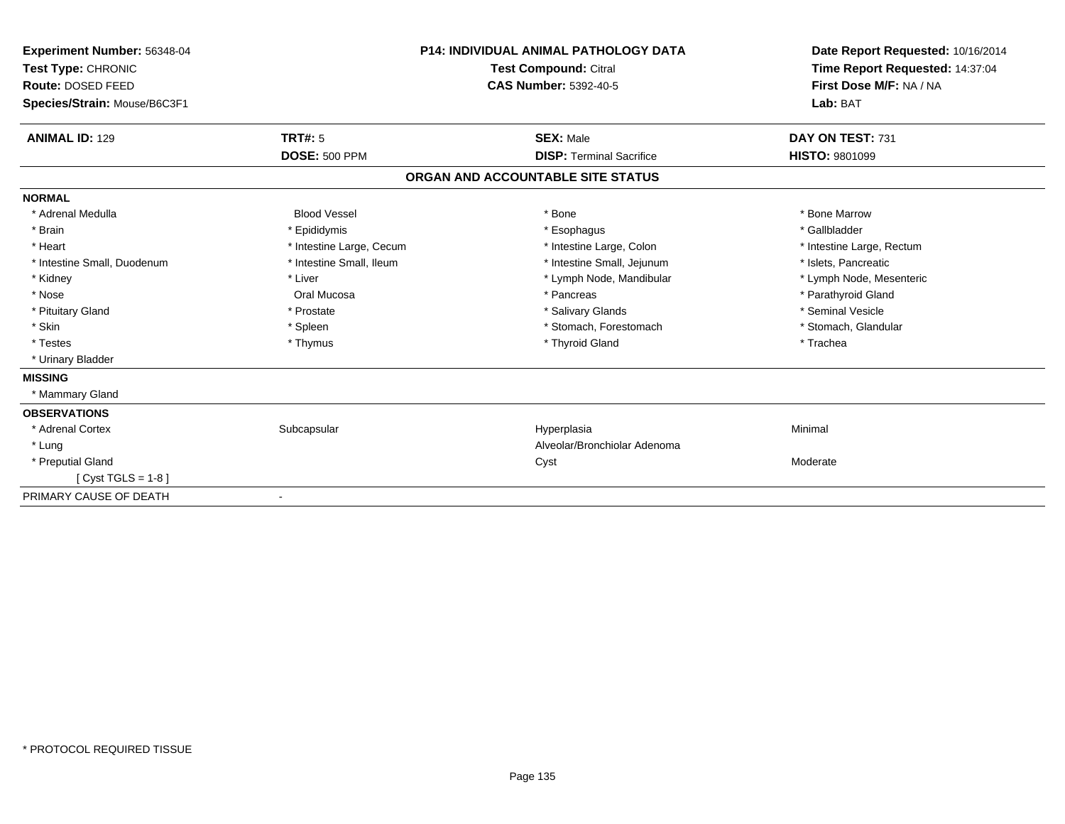**Experiment Number:** 56348-04
**Test Type:** CHRONIC
**Route:** DOSED FEED
**Species/Strain:** Mouse/B6C3F1

**P14: INDIVIDUAL ANIMAL PATHOLOGY DATA**
**Test Compound:** Citral
**CAS Number:** 5392-40-5

**Date Report Requested:** 10/16/2014
**Time Report Requested:** 14:37:04
**First Dose M/F:** NA / NA
**Lab:** BAT

| **ANIMAL ID:** 129 | **TRT#:** 5 | **SEX:** Male | **DAY ON TEST:** 731 |
|---|---|---|---|
| | **DOSE:** 500 PPM | **DISP:** Terminal Sacrifice | **HISTO:** 9801099 |

## ORGAN AND ACCOUNTABLE SITE STATUS

**NORMAL**

| | | | |
|---|---|---|---|
| * Adrenal Medulla | Blood Vessel | * Bone | * Bone Marrow |
| * Brain | * Epididymis | * Esophagus | * Gallbladder |
| * Heart | * Intestine Large, Cecum | * Intestine Large, Colon | * Intestine Large, Rectum |
| * Intestine Small, Duodenum | * Intestine Small, Ileum | * Intestine Small, Jejunum | * Islets, Pancreatic |
| * Kidney | * Liver | * Lymph Node, Mandibular | * Lymph Node, Mesenteric |
| * Nose | Oral Mucosa | * Pancreas | * Parathyroid Gland |
| * Pituitary Gland | * Prostate | * Salivary Glands | * Seminal Vesicle |
| * Skin | * Spleen | * Stomach, Forestomach | * Stomach, Glandular |
| * Testes | * Thymus | * Thyroid Gland | * Trachea |
| * Urinary Bladder | | | |

**MISSING**

* Mammary Gland

**OBSERVATIONS**

| | | | |
|---|---|---|---|
| * Adrenal Cortex | Subcapsular | Hyperplasia | Minimal |
| * Lung | | Alveolar/Bronchiolar Adenoma | |
| * Preputial Gland | | Cyst | Moderate |
| [ Cyst TGLS = 1-8 ] | | | |

PRIMARY CAUSE OF DEATH -

* PROTOCOL REQUIRED TISSUE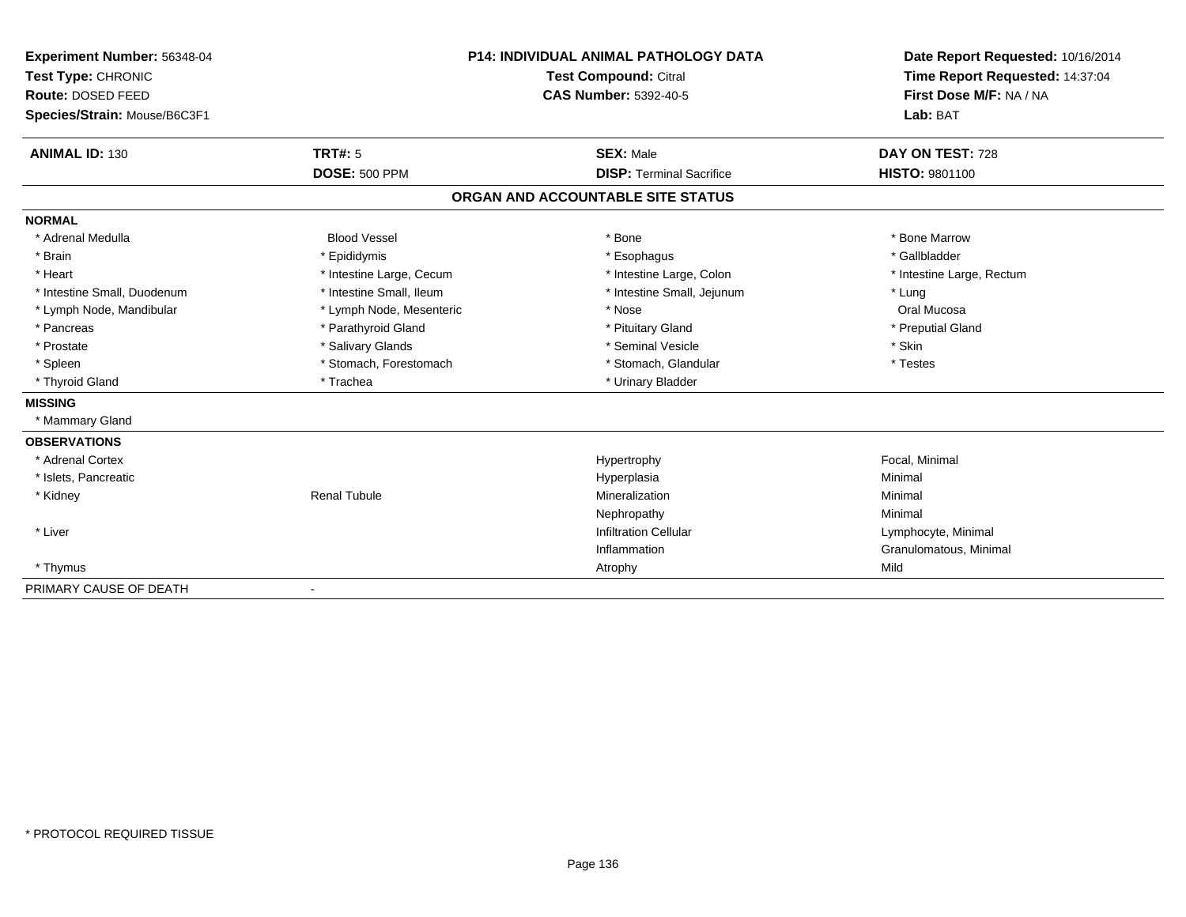**Experiment Number:** 56348-04
**Test Type:** CHRONIC
**Route:** DOSED FEED
**Species/Strain:** Mouse/B6C3F1

**P14: INDIVIDUAL ANIMAL PATHOLOGY DATA**
**Test Compound:** Citral
**CAS Number:** 5392-40-5

**Date Report Requested:** 10/16/2014
**Time Report Requested:** 14:37:04
**First Dose M/F:** NA / NA
**Lab:** BAT

| **ANIMAL ID:** 130 | **TRT#:** 5 | **SEX:** Male | **DAY ON TEST:** 728 |
|---|---|---|---|
| | **DOSE:** 500 PPM | **DISP:** Terminal Sacrifice | **HISTO:** 9801100 |

## ORGAN AND ACCOUNTABLE SITE STATUS

**NORMAL**

| | | | |
|---|---|---|---|
| * Adrenal Medulla | Blood Vessel | * Bone | * Bone Marrow |
| * Brain | * Epididymis | * Esophagus | * Gallbladder |
| * Heart | * Intestine Large, Cecum | * Intestine Large, Colon | * Intestine Large, Rectum |
| * Intestine Small, Duodenum | * Intestine Small, Ileum | * Intestine Small, Jejunum | * Lung |
| * Lymph Node, Mandibular | * Lymph Node, Mesenteric | * Nose | Oral Mucosa |
| * Pancreas | * Parathyroid Gland | * Pituitary Gland | * Preputial Gland |
| * Prostate | * Salivary Glands | * Seminal Vesicle | * Skin |
| * Spleen | * Stomach, Forestomach | * Stomach, Glandular | * Testes |
| * Thyroid Gland | * Trachea | * Urinary Bladder | |

**MISSING**

* Mammary Gland

**OBSERVATIONS**

| | | | |
|---|---|---|---|
| * Adrenal Cortex | | Hypertrophy | Focal, Minimal |
| * Islets, Pancreatic | | Hyperplasia | Minimal |
| * Kidney | Renal Tubule | Mineralization | Minimal |
| | | Nephropathy | Minimal |
| * Liver | | Infiltration Cellular | Lymphocyte, Minimal |
| | | Inflammation | Granulomatous, Minimal |
| * Thymus | | Atrophy | Mild |

PRIMARY CAUSE OF DEATH -

* PROTOCOL REQUIRED TISSUE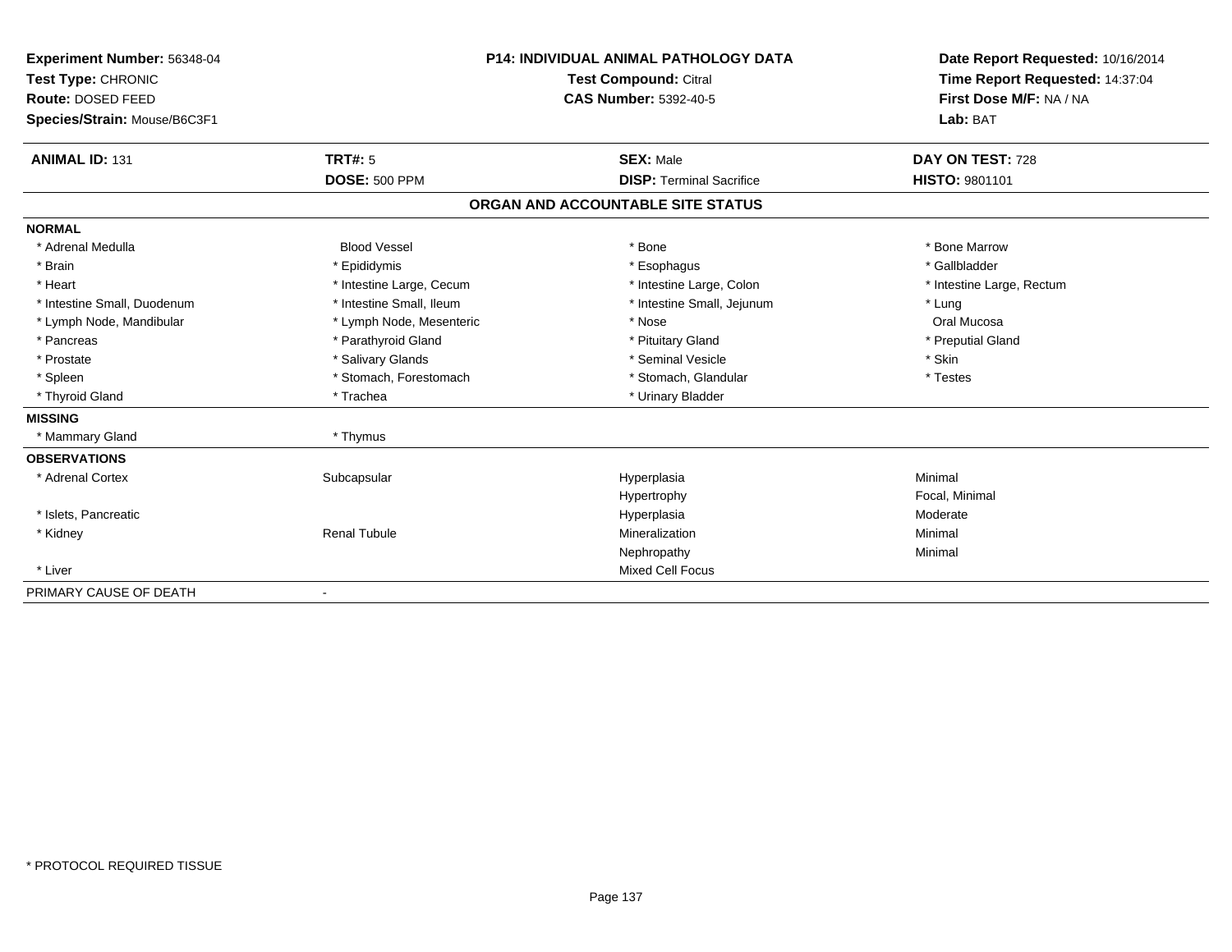**Experiment Number:** 56348-04
**Test Type:** CHRONIC
**Route:** DOSED FEED
**Species/Strain:** Mouse/B6C3F1

**P14: INDIVIDUAL ANIMAL PATHOLOGY DATA**
**Test Compound:** Citral
**CAS Number:** 5392-40-5

**Date Report Requested:** 10/16/2014
**Time Report Requested:** 14:37:04
**First Dose M/F:** NA / NA
**Lab:** BAT

| **ANIMAL ID:** 131 | **TRT#:** 5 | **SEX:** Male | **DAY ON TEST:** 728 |
|---|---|---|---|
| | **DOSE:** 500 PPM | **DISP:** Terminal Sacrifice | **HISTO:** 9801101 |

## ORGAN AND ACCOUNTABLE SITE STATUS

| | | | |
|---|---|---|---|
| **NORMAL** | | | |
| * Adrenal Medulla | Blood Vessel | * Bone | * Bone Marrow |
| * Brain | * Epididymis | * Esophagus | * Gallbladder |
| * Heart | * Intestine Large, Cecum | * Intestine Large, Colon | * Intestine Large, Rectum |
| * Intestine Small, Duodenum | * Intestine Small, Ileum | * Intestine Small, Jejunum | * Lung |
| * Lymph Node, Mandibular | * Lymph Node, Mesenteric | * Nose | Oral Mucosa |
| * Pancreas | * Parathyroid Gland | * Pituitary Gland | * Preputial Gland |
| * Prostate | * Salivary Glands | * Seminal Vesicle | * Skin |
| * Spleen | * Stomach, Forestomach | * Stomach, Glandular | * Testes |
| * Thyroid Gland | * Trachea | * Urinary Bladder | |
| **MISSING** | | | |
| * Mammary Gland | * Thymus | | |
| **OBSERVATIONS** | | | |
| * Adrenal Cortex | Subcapsular | Hyperplasia | Minimal |
| | | Hypertrophy | Focal, Minimal |
| * Islets, Pancreatic | | Hyperplasia | Moderate |
| * Kidney | Renal Tubule | Mineralization | Minimal |
| | | Nephropathy | Minimal |
| * Liver | | Mixed Cell Focus | |
| PRIMARY CAUSE OF DEATH | - | | |

\* PROTOCOL REQUIRED TISSUE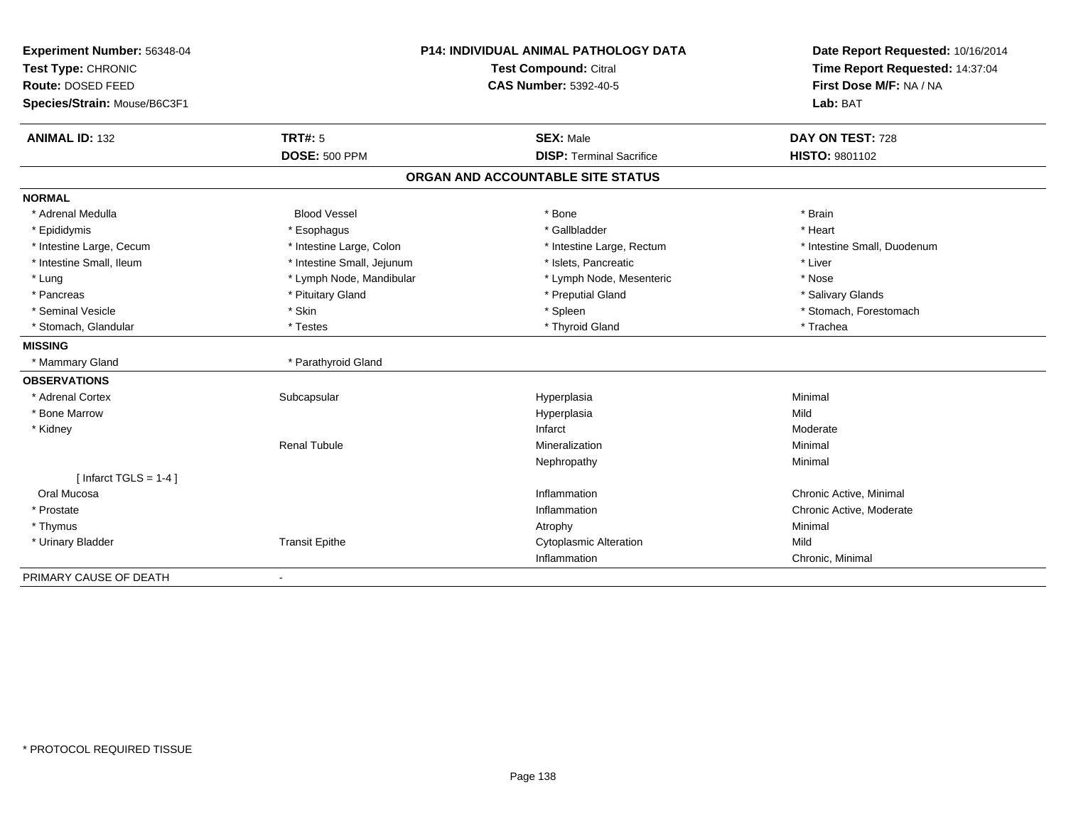**Experiment Number:** 56348-04
**Test Type:** CHRONIC
**Route:** DOSED FEED
**Species/Strain:** Mouse/B6C3F1

**P14: INDIVIDUAL ANIMAL PATHOLOGY DATA**
**Test Compound:** Citral
**CAS Number:** 5392-40-5

**Date Report Requested:** 10/16/2014
**Time Report Requested:** 14:37:04
**First Dose M/F:** NA / NA
**Lab:** BAT

| **ANIMAL ID:** 132 | **TRT#:** 5 | **SEX:** Male | **DAY ON TEST:** 728 |
|---|---|---|---|
| | **DOSE:** 500 PPM | **DISP:** Terminal Sacrifice | **HISTO:** 9801102 |

## ORGAN AND ACCOUNTABLE SITE STATUS

**NORMAL**

| | | | |
|---|---|---|---|
| * Adrenal Medulla | Blood Vessel | * Bone | * Brain |
| * Epididymis | * Esophagus | * Gallbladder | * Heart |
| * Intestine Large, Cecum | * Intestine Large, Colon | * Intestine Large, Rectum | * Intestine Small, Duodenum |
| * Intestine Small, Ileum | * Intestine Small, Jejunum | * Islets, Pancreatic | * Liver |
| * Lung | * Lymph Node, Mandibular | * Lymph Node, Mesenteric | * Nose |
| * Pancreas | * Pituitary Gland | * Preputial Gland | * Salivary Glands |
| * Seminal Vesicle | * Skin | * Spleen | * Stomach, Forestomach |
| * Stomach, Glandular | * Testes | * Thyroid Gland | * Trachea |

**MISSING**

| | |
|---|---|
| * Mammary Gland | * Parathyroid Gland |

**OBSERVATIONS**

| | | | |
|---|---|---|---|
| * Adrenal Cortex | Subcapsular | Hyperplasia | Minimal |
| * Bone Marrow | | Hyperplasia | Mild |
| * Kidney | | Infarct | Moderate |
| | Renal Tubule | Mineralization | Minimal |
| | | Nephropathy | Minimal |
| [ Infarct TGLS = 1-4 ] | | | |
| Oral Mucosa | | Inflammation | Chronic Active, Minimal |
| * Prostate | | Inflammation | Chronic Active, Moderate |
| * Thymus | | Atrophy | Minimal |
| * Urinary Bladder | Transit Epithe | Cytoplasmic Alteration | Mild |
| | | Inflammation | Chronic, Minimal |

PRIMARY CAUSE OF DEATH -

* PROTOCOL REQUIRED TISSUE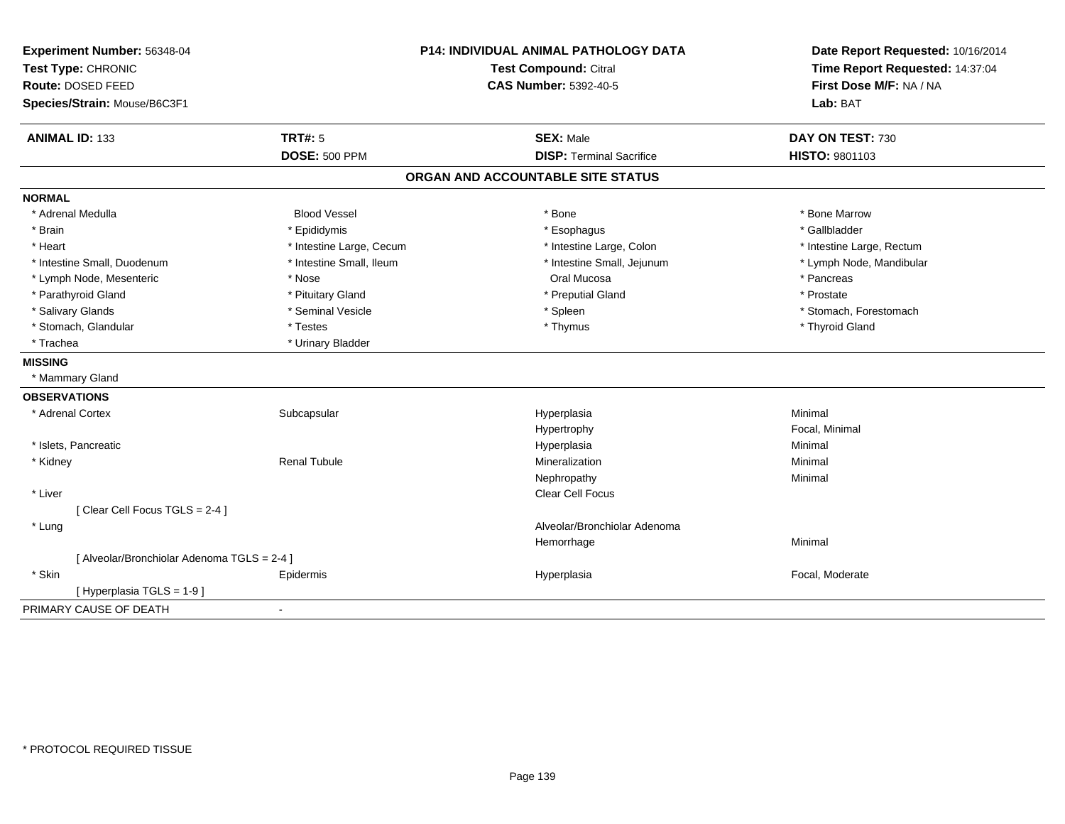**Experiment Number:** 56348-04
**Test Type:** CHRONIC
**Route:** DOSED FEED
**Species/Strain:** Mouse/B6C3F1

**P14: INDIVIDUAL ANIMAL PATHOLOGY DATA**
**Test Compound:** Citral
**CAS Number:** 5392-40-5

**Date Report Requested:** 10/16/2014
**Time Report Requested:** 14:37:04
**First Dose M/F:** NA / NA
**Lab:** BAT

| **ANIMAL ID:** 133 | **TRT#:** 5 | **SEX:** Male | **DAY ON TEST:** 730 |
|---|---|---|---|
| | **DOSE:** 500 PPM | **DISP:** Terminal Sacrifice | **HISTO:** 9801103 |

## ORGAN AND ACCOUNTABLE SITE STATUS

**NORMAL**

| | | | |
|---|---|---|---|
| * Adrenal Medulla | Blood Vessel | * Bone | * Bone Marrow |
| * Brain | * Epididymis | * Esophagus | * Gallbladder |
| * Heart | * Intestine Large, Cecum | * Intestine Large, Colon | * Intestine Large, Rectum |
| * Intestine Small, Duodenum | * Intestine Small, Ileum | * Intestine Small, Jejunum | * Lymph Node, Mandibular |
| * Lymph Node, Mesenteric | * Nose | Oral Mucosa | * Pancreas |
| * Parathyroid Gland | * Pituitary Gland | * Preputial Gland | * Prostate |
| * Salivary Glands | * Seminal Vesicle | * Spleen | * Stomach, Forestomach |
| * Stomach, Glandular | * Testes | * Thymus | * Thyroid Gland |
| * Trachea | * Urinary Bladder | | |

**MISSING**

* Mammary Gland

**OBSERVATIONS**

| | | | |
|---|---|---|---|
| * Adrenal Cortex | Subcapsular | Hyperplasia | Minimal |
| | | Hypertrophy | Focal, Minimal |
| * Islets, Pancreatic | | Hyperplasia | Minimal |
| * Kidney | Renal Tubule | Mineralization | Minimal |
| | | Nephropathy | Minimal |
| * Liver | | Clear Cell Focus | |
| [ Clear Cell Focus TGLS = 2-4 ] | | | |
| * Lung | | Alveolar/Bronchiolar Adenoma | |
| | | Hemorrhage | Minimal |
| [ Alveolar/Bronchiolar Adenoma TGLS = 2-4 ] | | | |
| * Skin | Epidermis | Hyperplasia | Focal, Moderate |
| [ Hyperplasia TGLS = 1-9 ] | | | |

PRIMARY CAUSE OF DEATH -

* PROTOCOL REQUIRED TISSUE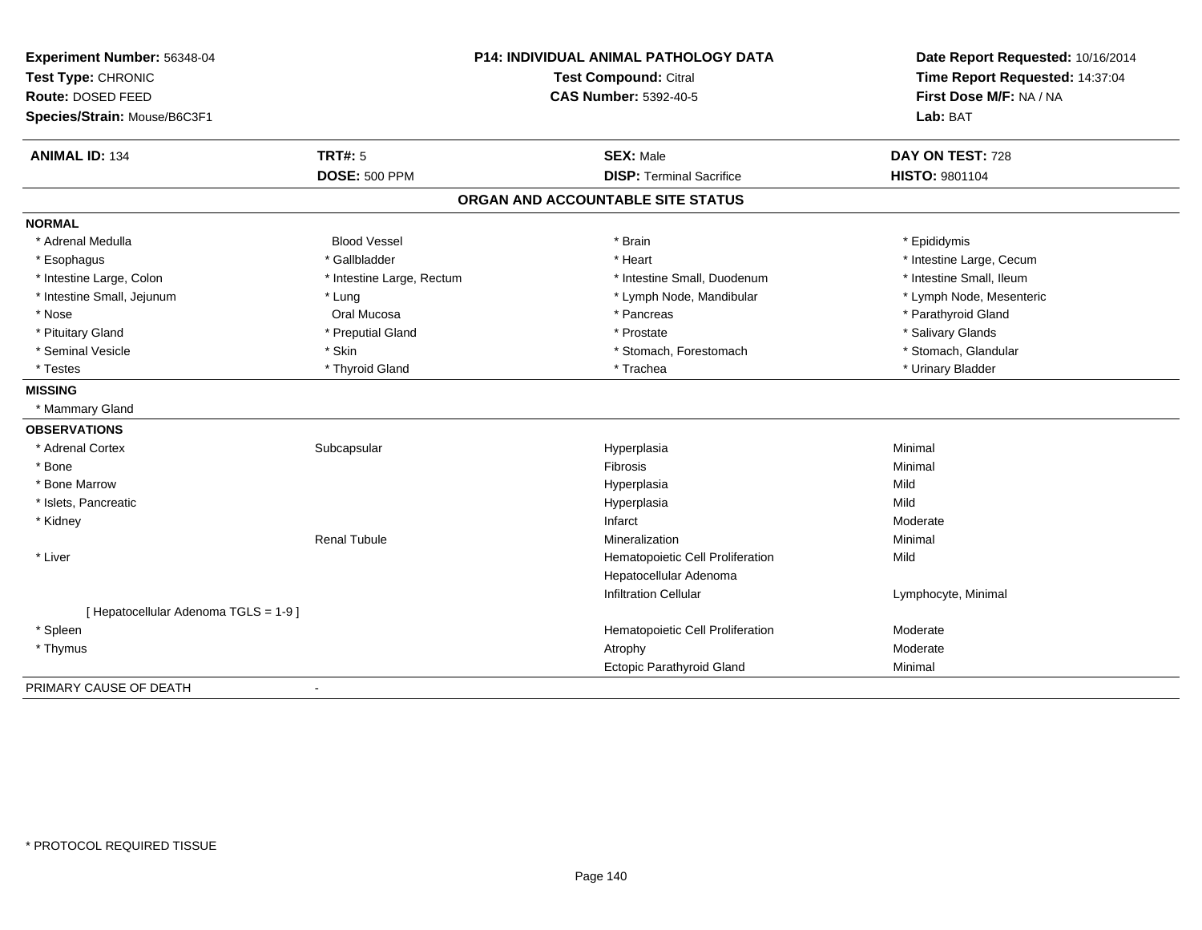**Experiment Number:** 56348-04
**Test Type:** CHRONIC
**Route:** DOSED FEED
**Species/Strain:** Mouse/B6C3F1

**P14: INDIVIDUAL ANIMAL PATHOLOGY DATA**
**Test Compound:** Citral
**CAS Number:** 5392-40-5

**Date Report Requested:** 10/16/2014
**Time Report Requested:** 14:37:04
**First Dose M/F:** NA / NA
**Lab:** BAT

| **ANIMAL ID:** 134 | **TRT#:** 5 | **SEX:** Male | **DAY ON TEST:** 728 |
|---|---|---|---|
| | **DOSE:** 500 PPM | **DISP:** Terminal Sacrifice | **HISTO:** 9801104 |

## ORGAN AND ACCOUNTABLE SITE STATUS

**NORMAL**

| | | | |
|---|---|---|---|
| * Adrenal Medulla | Blood Vessel | * Brain | * Epididymis |
| * Esophagus | * Gallbladder | * Heart | * Intestine Large, Cecum |
| * Intestine Large, Colon | * Intestine Large, Rectum | * Intestine Small, Duodenum | * Intestine Small, Ileum |
| * Intestine Small, Jejunum | * Lung | * Lymph Node, Mandibular | * Lymph Node, Mesenteric |
| * Nose | Oral Mucosa | * Pancreas | * Parathyroid Gland |
| * Pituitary Gland | * Preputial Gland | * Prostate | * Salivary Glands |
| * Seminal Vesicle | * Skin | * Stomach, Forestomach | * Stomach, Glandular |
| * Testes | * Thyroid Gland | * Trachea | * Urinary Bladder |

**MISSING**

* Mammary Gland

**OBSERVATIONS**

| | | | |
|---|---|---|---|
| * Adrenal Cortex | Subcapsular | Hyperplasia | Minimal |
| * Bone | | Fibrosis | Minimal |
| * Bone Marrow | | Hyperplasia | Mild |
| * Islets, Pancreatic | | Hyperplasia | Mild |
| * Kidney | | Infarct | Moderate |
| | Renal Tubule | Mineralization | Minimal |
| * Liver | | Hematopoietic Cell Proliferation | Mild |
| | | Hepatocellular Adenoma | |
| | | Infiltration Cellular | Lymphocyte, Minimal |
| [ Hepatocellular Adenoma TGLS = 1-9 ] | | | |
| * Spleen | | Hematopoietic Cell Proliferation | Moderate |
| * Thymus | | Atrophy | Moderate |
| | | Ectopic Parathyroid Gland | Minimal |

PRIMARY CAUSE OF DEATH -

* PROTOCOL REQUIRED TISSUE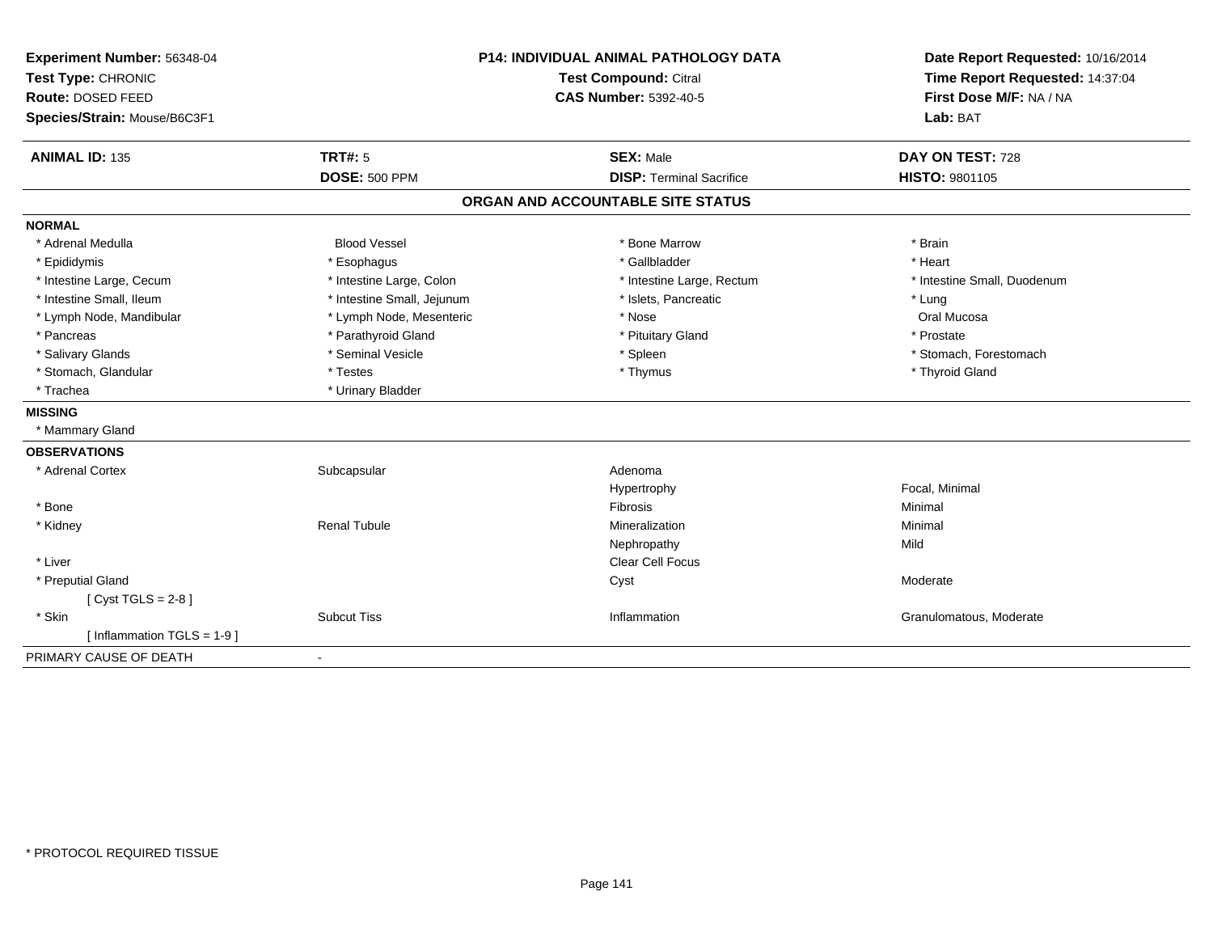**Experiment Number:** 56348-04
**Test Type:** CHRONIC
**Route:** DOSED FEED
**Species/Strain:** Mouse/B6C3F1

**P14: INDIVIDUAL ANIMAL PATHOLOGY DATA**
**Test Compound:** Citral
**CAS Number:** 5392-40-5

**Date Report Requested:** 10/16/2014
**Time Report Requested:** 14:37:04
**First Dose M/F:** NA / NA
**Lab:** BAT

| **ANIMAL ID:** 135 | **TRT#:** 5 | **SEX:** Male | **DAY ON TEST:** 728 |
|---|---|---|---|
| | **DOSE:** 500 PPM | **DISP:** Terminal Sacrifice | **HISTO:** 9801105 |

## ORGAN AND ACCOUNTABLE SITE STATUS

**NORMAL**

| | | | |
|---|---|---|---|
| * Adrenal Medulla | Blood Vessel | * Bone Marrow | * Brain |
| * Epididymis | * Esophagus | * Gallbladder | * Heart |
| * Intestine Large, Cecum | * Intestine Large, Colon | * Intestine Large, Rectum | * Intestine Small, Duodenum |
| * Intestine Small, Ileum | * Intestine Small, Jejunum | * Islets, Pancreatic | * Lung |
| * Lymph Node, Mandibular | * Lymph Node, Mesenteric | * Nose | Oral Mucosa |
| * Pancreas | * Parathyroid Gland | * Pituitary Gland | * Prostate |
| * Salivary Glands | * Seminal Vesicle | * Spleen | * Stomach, Forestomach |
| * Stomach, Glandular | * Testes | * Thymus | * Thyroid Gland |
| * Trachea | * Urinary Bladder | | |

**MISSING**

* Mammary Gland

**OBSERVATIONS**

| | | | |
|---|---|---|---|
| * Adrenal Cortex | Subcapsular | Adenoma | |
| | | Hypertrophy | Focal, Minimal |
| * Bone | | Fibrosis | Minimal |
| * Kidney | Renal Tubule | Mineralization | Minimal |
| | | Nephropathy | Mild |
| * Liver | | Clear Cell Focus | |
| * Preputial Gland | | Cyst | Moderate |
| [ Cyst TGLS = 2-8 ] | | | |
| * Skin | Subcut Tiss | Inflammation | Granulomatous, Moderate |
| [ Inflammation TGLS = 1-9 ] | | | |

PRIMARY CAUSE OF DEATH -

* PROTOCOL REQUIRED TISSUE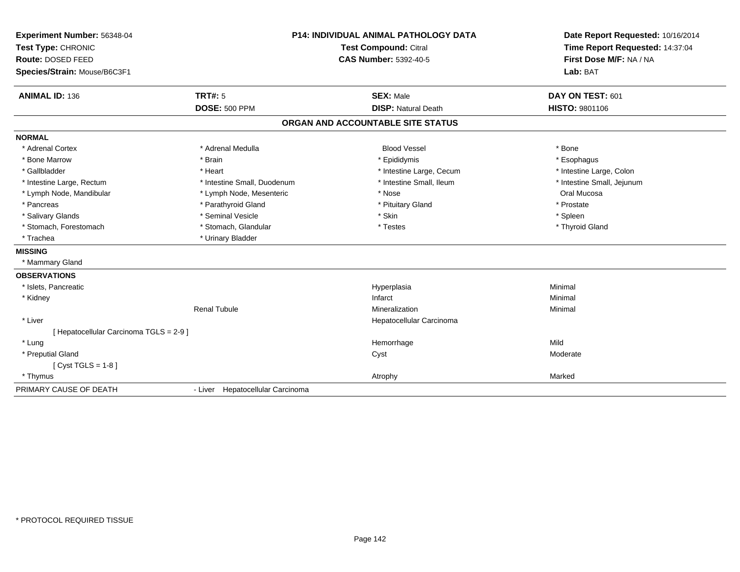**Experiment Number:** 56348-04
**Test Type:** CHRONIC
**Route:** DOSED FEED
**Species/Strain:** Mouse/B6C3F1

**P14: INDIVIDUAL ANIMAL PATHOLOGY DATA**
**Test Compound:** Citral
**CAS Number:** 5392-40-5

**Date Report Requested:** 10/16/2014
**Time Report Requested:** 14:37:04
**First Dose M/F:** NA / NA
**Lab:** BAT

| **ANIMAL ID:** 136 | **TRT#:** 5 | **SEX:** Male | **DAY ON TEST:** 601 |
|---|---|---|---|
| | **DOSE:** 500 PPM | **DISP:** Natural Death | **HISTO:** 9801106 |

## ORGAN AND ACCOUNTABLE SITE STATUS

**NORMAL**

| | | | |
|---|---|---|---|
| * Adrenal Cortex | * Adrenal Medulla | Blood Vessel | * Bone |
| * Bone Marrow | * Brain | * Epididymis | * Esophagus |
| * Gallbladder | * Heart | * Intestine Large, Cecum | * Intestine Large, Colon |
| * Intestine Large, Rectum | * Intestine Small, Duodenum | * Intestine Small, Ileum | * Intestine Small, Jejunum |
| * Lymph Node, Mandibular | * Lymph Node, Mesenteric | * Nose | Oral Mucosa |
| * Pancreas | * Parathyroid Gland | * Pituitary Gland | * Prostate |
| * Salivary Glands | * Seminal Vesicle | * Skin | * Spleen |
| * Stomach, Forestomach | * Stomach, Glandular | * Testes | * Thyroid Gland |
| * Trachea | * Urinary Bladder | | |

**MISSING**

* Mammary Gland

**OBSERVATIONS**

| | | | |
|---|---|---|---|
| * Islets, Pancreatic | | Hyperplasia | Minimal |
| * Kidney | | Infarct | Minimal |
| | Renal Tubule | Mineralization | Minimal |
| * Liver | | Hepatocellular Carcinoma | |
| [ Hepatocellular Carcinoma TGLS = 2-9 ] | | | |
| * Lung | | Hemorrhage | Mild |
| * Preputial Gland | | Cyst | Moderate |
| [ Cyst TGLS = 1-8 ] | | | |
| * Thymus | | Atrophy | Marked |

PRIMARY CAUSE OF DEATH - Liver Hepatocellular Carcinoma

\* PROTOCOL REQUIRED TISSUE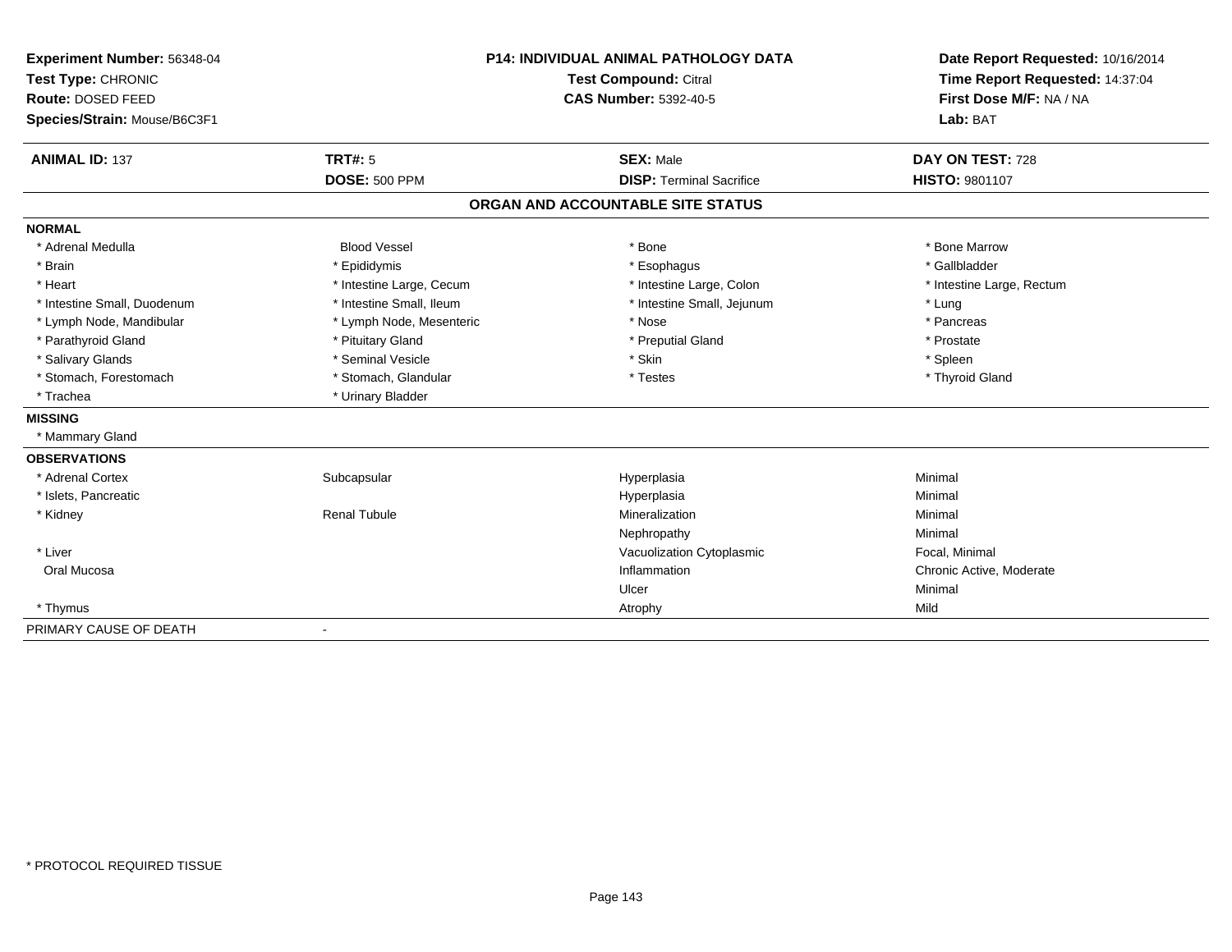**Experiment Number:** 56348-04
**Test Type:** CHRONIC
**Route:** DOSED FEED
**Species/Strain:** Mouse/B6C3F1

**P14: INDIVIDUAL ANIMAL PATHOLOGY DATA**
**Test Compound:** Citral
**CAS Number:** 5392-40-5

**Date Report Requested:** 10/16/2014
**Time Report Requested:** 14:37:04
**First Dose M/F:** NA / NA
**Lab:** BAT

| **ANIMAL ID:** 137 | **TRT#:** 5 | **SEX:** Male | **DAY ON TEST:** 728 |
|---|---|---|---|
| | **DOSE:** 500 PPM | **DISP:** Terminal Sacrifice | **HISTO:** 9801107 |

**ORGAN AND ACCOUNTABLE SITE STATUS**

**NORMAL**

| | | | |
|---|---|---|---|
| * Adrenal Medulla | Blood Vessel | * Bone | * Bone Marrow |
| * Brain | * Epididymis | * Esophagus | * Gallbladder |
| * Heart | * Intestine Large, Cecum | * Intestine Large, Colon | * Intestine Large, Rectum |
| * Intestine Small, Duodenum | * Intestine Small, Ileum | * Intestine Small, Jejunum | * Lung |
| * Lymph Node, Mandibular | * Lymph Node, Mesenteric | * Nose | * Pancreas |
| * Parathyroid Gland | * Pituitary Gland | * Preputial Gland | * Prostate |
| * Salivary Glands | * Seminal Vesicle | * Skin | * Spleen |
| * Stomach, Forestomach | * Stomach, Glandular | * Testes | * Thyroid Gland |
| * Trachea | * Urinary Bladder | | |

**MISSING**

* Mammary Gland

**OBSERVATIONS**

| | | | |
|---|---|---|---|
| * Adrenal Cortex | Subcapsular | Hyperplasia | Minimal |
| * Islets, Pancreatic | | Hyperplasia | Minimal |
| * Kidney | Renal Tubule | Mineralization | Minimal |
| | | Nephropathy | Minimal |
| * Liver | | Vacuolization Cytoplasmic | Focal, Minimal |
| Oral Mucosa | | Inflammation | Chronic Active, Moderate |
| | | Ulcer | Minimal |
| * Thymus | | Atrophy | Mild |

PRIMARY CAUSE OF DEATH -

* PROTOCOL REQUIRED TISSUE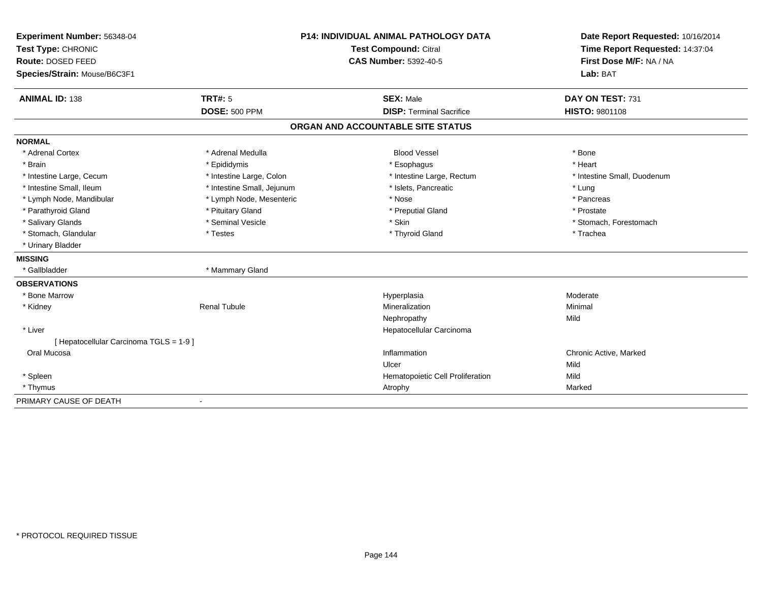**Experiment Number:** 56348-04
**Test Type:** CHRONIC
**Route:** DOSED FEED
**Species/Strain:** Mouse/B6C3F1

**P14: INDIVIDUAL ANIMAL PATHOLOGY DATA**
**Test Compound:** Citral
**CAS Number:** 5392-40-5

**Date Report Requested:** 10/16/2014
**Time Report Requested:** 14:37:04
**First Dose M/F:** NA / NA
**Lab:** BAT

| **ANIMAL ID:** 138 | **TRT#:** 5 | **SEX:** Male | **DAY ON TEST:** 731 |
|---|---|---|---|
| | **DOSE:** 500 PPM | **DISP:** Terminal Sacrifice | **HISTO:** 9801108 |

## ORGAN AND ACCOUNTABLE SITE STATUS

**NORMAL**

| | | | |
|---|---|---|---|
| * Adrenal Cortex | * Adrenal Medulla | Blood Vessel | * Bone |
| * Brain | * Epididymis | * Esophagus | * Heart |
| * Intestine Large, Cecum | * Intestine Large, Colon | * Intestine Large, Rectum | * Intestine Small, Duodenum |
| * Intestine Small, Ileum | * Intestine Small, Jejunum | * Islets, Pancreatic | * Lung |
| * Lymph Node, Mandibular | * Lymph Node, Mesenteric | * Nose | * Pancreas |
| * Parathyroid Gland | * Pituitary Gland | * Preputial Gland | * Prostate |
| * Salivary Glands | * Seminal Vesicle | * Skin | * Stomach, Forestomach |
| * Stomach, Glandular | * Testes | * Thyroid Gland | * Trachea |
| * Urinary Bladder | | | |

**MISSING**

| | |
|---|---|
| * Gallbladder | * Mammary Gland |

**OBSERVATIONS**

| | | | |
|---|---|---|---|
| * Bone Marrow | | Hyperplasia | Moderate |
| * Kidney | Renal Tubule | Mineralization | Minimal |
| | | Nephropathy | Mild |
| * Liver | | Hepatocellular Carcinoma | |
| [ Hepatocellular Carcinoma TGLS = 1-9 ] | | | |
| Oral Mucosa | | Inflammation | Chronic Active, Marked |
| | | Ulcer | Mild |
| * Spleen | | Hematopoietic Cell Proliferation | Mild |
| * Thymus | | Atrophy | Marked |

PRIMARY CAUSE OF DEATH -

\* PROTOCOL REQUIRED TISSUE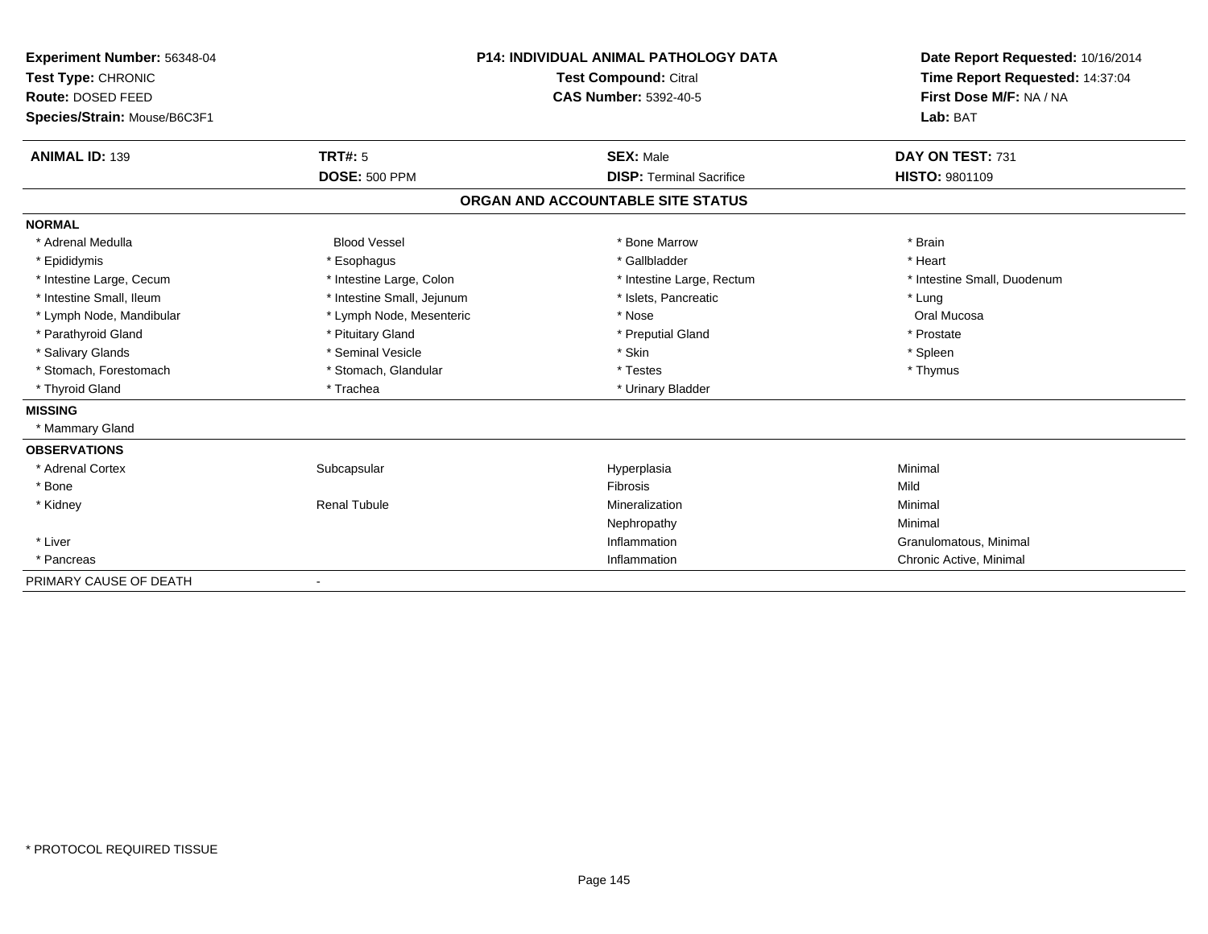**Experiment Number:** 56348-04
**Test Type:** CHRONIC
**Route:** DOSED FEED
**Species/Strain:** Mouse/B6C3F1

**P14: INDIVIDUAL ANIMAL PATHOLOGY DATA**
**Test Compound:** Citral
**CAS Number:** 5392-40-5

**Date Report Requested:** 10/16/2014
**Time Report Requested:** 14:37:04
**First Dose M/F:** NA / NA
**Lab:** BAT

| **ANIMAL ID:** 139 | **TRT#:** 5 | **SEX:** Male | **DAY ON TEST:** 731 |
|---|---|---|---|
| | **DOSE:** 500 PPM | **DISP:** Terminal Sacrifice | **HISTO:** 9801109 |

## ORGAN AND ACCOUNTABLE SITE STATUS

**NORMAL**

| | | | |
|---|---|---|---|
| * Adrenal Medulla | Blood Vessel | * Bone Marrow | * Brain |
| * Epididymis | * Esophagus | * Gallbladder | * Heart |
| * Intestine Large, Cecum | * Intestine Large, Colon | * Intestine Large, Rectum | * Intestine Small, Duodenum |
| * Intestine Small, Ileum | * Intestine Small, Jejunum | * Islets, Pancreatic | * Lung |
| * Lymph Node, Mandibular | * Lymph Node, Mesenteric | * Nose | Oral Mucosa |
| * Parathyroid Gland | * Pituitary Gland | * Preputial Gland | * Prostate |
| * Salivary Glands | * Seminal Vesicle | * Skin | * Spleen |
| * Stomach, Forestomach | * Stomach, Glandular | * Testes | * Thymus |
| * Thyroid Gland | * Trachea | * Urinary Bladder | |

**MISSING**

* Mammary Gland

**OBSERVATIONS**

| | | | |
|---|---|---|---|
| * Adrenal Cortex | Subcapsular | Hyperplasia | Minimal |
| * Bone | | Fibrosis | Mild |
| * Kidney | Renal Tubule | Mineralization | Minimal |
| | | Nephropathy | Minimal |
| * Liver | | Inflammation | Granulomatous, Minimal |
| * Pancreas | | Inflammation | Chronic Active, Minimal |

PRIMARY CAUSE OF DEATH -

\* PROTOCOL REQUIRED TISSUE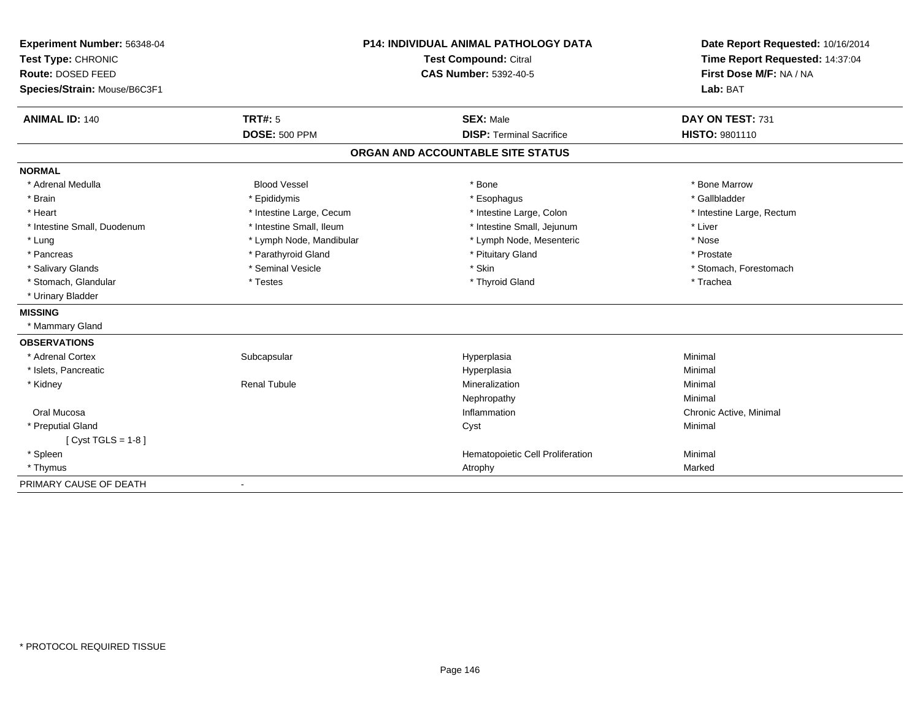**Experiment Number:** 56348-04
**Test Type:** CHRONIC
**Route:** DOSED FEED
**Species/Strain:** Mouse/B6C3F1

**P14: INDIVIDUAL ANIMAL PATHOLOGY DATA**
**Test Compound:** Citral
**CAS Number:** 5392-40-5

**Date Report Requested:** 10/16/2014
**Time Report Requested:** 14:37:04
**First Dose M/F:** NA / NA
**Lab:** BAT

| **ANIMAL ID:** 140 | **TRT#:** 5 | **SEX:** Male | **DAY ON TEST:** 731 |
|---|---|---|---|
| | **DOSE:** 500 PPM | **DISP:** Terminal Sacrifice | **HISTO:** 9801110 |

## ORGAN AND ACCOUNTABLE SITE STATUS

**NORMAL**

| | | | |
|---|---|---|---|
| * Adrenal Medulla | Blood Vessel | * Bone | * Bone Marrow |
| * Brain | * Epididymis | * Esophagus | * Gallbladder |
| * Heart | * Intestine Large, Cecum | * Intestine Large, Colon | * Intestine Large, Rectum |
| * Intestine Small, Duodenum | * Intestine Small, Ileum | * Intestine Small, Jejunum | * Liver |
| * Lung | * Lymph Node, Mandibular | * Lymph Node, Mesenteric | * Nose |
| * Pancreas | * Parathyroid Gland | * Pituitary Gland | * Prostate |
| * Salivary Glands | * Seminal Vesicle | * Skin | * Stomach, Forestomach |
| * Stomach, Glandular | * Testes | * Thyroid Gland | * Trachea |
| * Urinary Bladder | | | |

**MISSING**

* Mammary Gland

**OBSERVATIONS**

| | | | |
|---|---|---|---|
| * Adrenal Cortex | Subcapsular | Hyperplasia | Minimal |
| * Islets, Pancreatic | | Hyperplasia | Minimal |
| * Kidney | Renal Tubule | Mineralization | Minimal |
| | | Nephropathy | Minimal |
| Oral Mucosa | | Inflammation | Chronic Active, Minimal |
| * Preputial Gland | | Cyst | Minimal |
| [ Cyst TGLS = 1-8 ] | | | |
| * Spleen | | Hematopoietic Cell Proliferation | Minimal |
| * Thymus | | Atrophy | Marked |

PRIMARY CAUSE OF DEATH -

* PROTOCOL REQUIRED TISSUE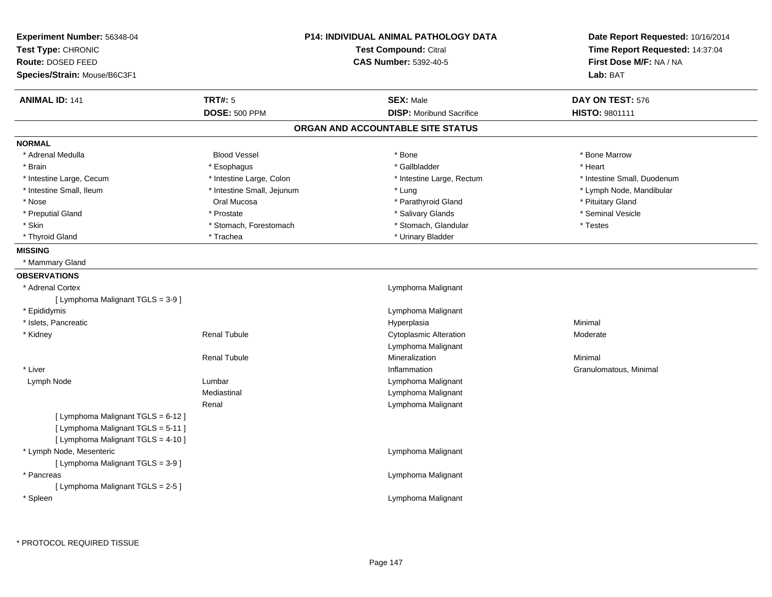**Experiment Number:** 56348-04
**Test Type:** CHRONIC
**Route:** DOSED FEED
**Species/Strain:** Mouse/B6C3F1

**P14: INDIVIDUAL ANIMAL PATHOLOGY DATA**
**Test Compound:** Citral
**CAS Number:** 5392-40-5

**Date Report Requested:** 10/16/2014
**Time Report Requested:** 14:37:04
**First Dose M/F:** NA / NA
**Lab:** BAT

| **ANIMAL ID:** 141 | **TRT#:** 5 | **SEX:** Male | **DAY ON TEST:** 576 |
|---|---|---|---|
| | **DOSE:** 500 PPM | **DISP:** Moribund Sacrifice | **HISTO:** 9801111 |

## ORGAN AND ACCOUNTABLE SITE STATUS

**NORMAL**

| | | | |
|---|---|---|---|
| * Adrenal Medulla | Blood Vessel | * Bone | * Bone Marrow |
| * Brain | * Esophagus | * Gallbladder | * Heart |
| * Intestine Large, Cecum | * Intestine Large, Colon | * Intestine Large, Rectum | * Intestine Small, Duodenum |
| * Intestine Small, Ileum | * Intestine Small, Jejunum | * Lung | * Lymph Node, Mandibular |
| * Nose | Oral Mucosa | * Parathyroid Gland | * Pituitary Gland |
| * Preputial Gland | * Prostate | * Salivary Glands | * Seminal Vesicle |
| * Skin | * Stomach, Forestomach | * Stomach, Glandular | * Testes |
| * Thyroid Gland | * Trachea | * Urinary Bladder | |

**MISSING**

* Mammary Gland

**OBSERVATIONS**

| | | | |
|---|---|---|---|
| * Adrenal Cortex | | Lymphoma Malignant | |
| [ Lymphoma Malignant TGLS = 3-9 ] | | | |
| * Epididymis | | Lymphoma Malignant | |
| * Islets, Pancreatic | | Hyperplasia | Minimal |
| * Kidney | Renal Tubule | Cytoplasmic Alteration | Moderate |
| | | Lymphoma Malignant | |
| | Renal Tubule | Mineralization | Minimal |
| * Liver | | Inflammation | Granulomatous, Minimal |
| Lymph Node | Lumbar | Lymphoma Malignant | |
| | Mediastinal | Lymphoma Malignant | |
| | Renal | Lymphoma Malignant | |
| [ Lymphoma Malignant TGLS = 6-12 ] | | | |
| [ Lymphoma Malignant TGLS = 5-11 ] | | | |
| [ Lymphoma Malignant TGLS = 4-10 ] | | | |
| * Lymph Node, Mesenteric | | Lymphoma Malignant | |
| [ Lymphoma Malignant TGLS = 3-9 ] | | | |
| * Pancreas | | Lymphoma Malignant | |
| [ Lymphoma Malignant TGLS = 2-5 ] | | | |
| * Spleen | | Lymphoma Malignant | |

* PROTOCOL REQUIRED TISSUE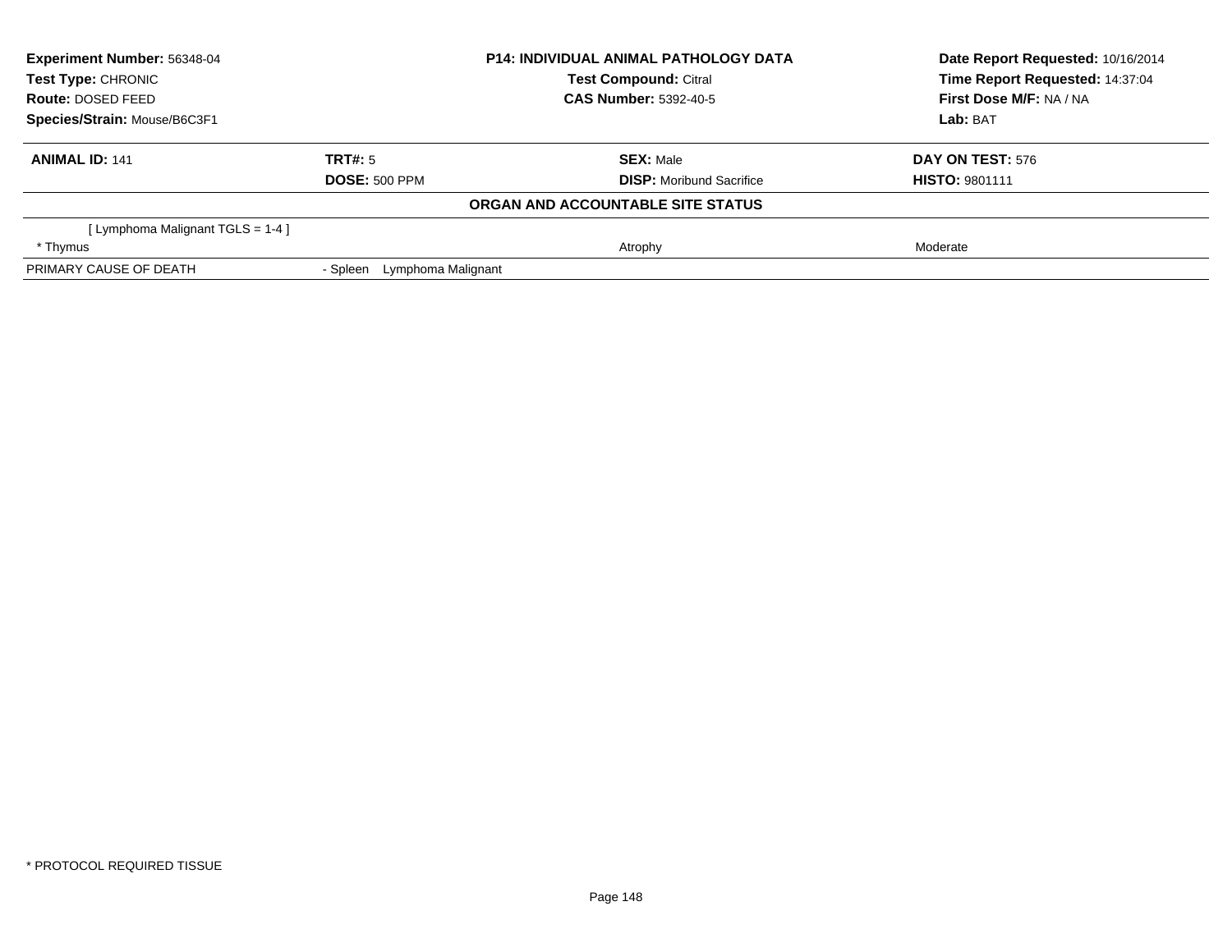| **Experiment Number:** 56348-04 | **P14: INDIVIDUAL ANIMAL PATHOLOGY DATA** | **Date Report Requested:** 10/16/2014 |
|---|---|---|
| **Test Type:** CHRONIC | **Test Compound:** Citral | **Time Report Requested:** 14:37:04 |
| **Route:** DOSED FEED | **CAS Number:** 5392-40-5 | **First Dose M/F:** NA / NA |
| **Species/Strain:** Mouse/B6C3F1 | | **Lab:** BAT |

| **ANIMAL ID:** 141 | **TRT#:** 5 | **SEX:** Male | **DAY ON TEST:** 576 |
|---|---|---|---|
| | **DOSE:** 500 PPM | **DISP:** Moribund Sacrifice | **HISTO:** 9801111 |

**ORGAN AND ACCOUNTABLE SITE STATUS**

| | | | |
|---|---|---|---|
| [ Lymphoma Malignant TGLS = 1-4 ] | | | |
| * Thymus | | Atrophy | Moderate |
| PRIMARY CAUSE OF DEATH | - Spleen Lymphoma Malignant | | |

* PROTOCOL REQUIRED TISSUE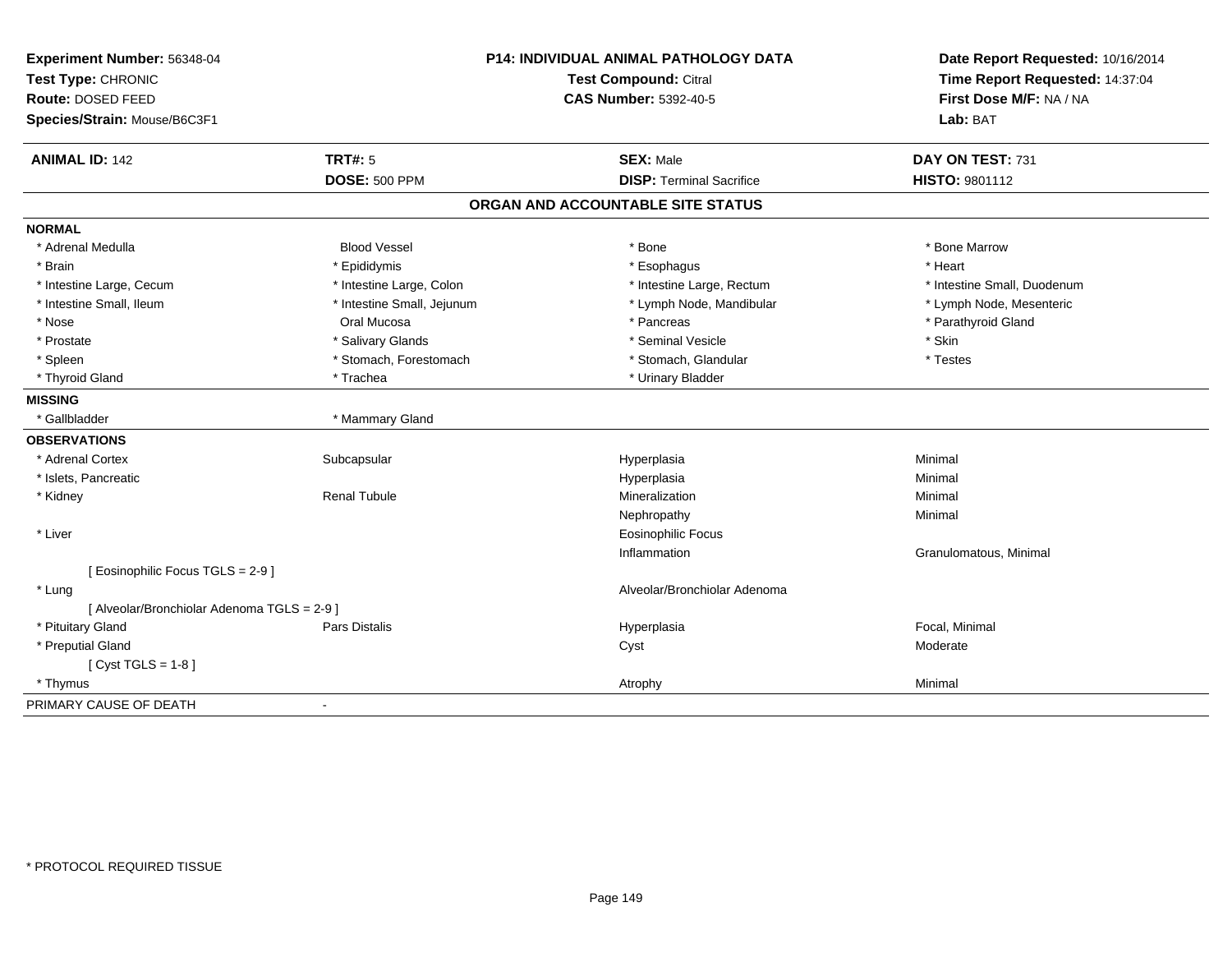**Experiment Number:** 56348-04
**Test Type:** CHRONIC
**Route:** DOSED FEED
**Species/Strain:** Mouse/B6C3F1

**P14: INDIVIDUAL ANIMAL PATHOLOGY DATA**
**Test Compound:** Citral
**CAS Number:** 5392-40-5

**Date Report Requested:** 10/16/2014
**Time Report Requested:** 14:37:04
**First Dose M/F:** NA / NA
**Lab:** BAT

| **ANIMAL ID:** 142 | **TRT#:** 5 | **SEX:** Male | **DAY ON TEST:** 731 |
|---|---|---|---|
| | **DOSE:** 500 PPM | **DISP:** Terminal Sacrifice | **HISTO:** 9801112 |

## ORGAN AND ACCOUNTABLE SITE STATUS

**NORMAL**

| | | | |
|---|---|---|---|
| * Adrenal Medulla | Blood Vessel | * Bone | * Bone Marrow |
| * Brain | * Epididymis | * Esophagus | * Heart |
| * Intestine Large, Cecum | * Intestine Large, Colon | * Intestine Large, Rectum | * Intestine Small, Duodenum |
| * Intestine Small, Ileum | * Intestine Small, Jejunum | * Lymph Node, Mandibular | * Lymph Node, Mesenteric |
| * Nose | Oral Mucosa | * Pancreas | * Parathyroid Gland |
| * Prostate | * Salivary Glands | * Seminal Vesicle | * Skin |
| * Spleen | * Stomach, Forestomach | * Stomach, Glandular | * Testes |
| * Thyroid Gland | * Trachea | * Urinary Bladder | |

**MISSING**

| | |
|---|---|
| * Gallbladder | * Mammary Gland |

**OBSERVATIONS**

| | | | |
|---|---|---|---|
| * Adrenal Cortex | Subcapsular | Hyperplasia | Minimal |
| * Islets, Pancreatic | | Hyperplasia | Minimal |
| * Kidney | Renal Tubule | Mineralization | Minimal |
| | | Nephropathy | Minimal |
| * Liver | | Eosinophilic Focus | |
| | | Inflammation | Granulomatous, Minimal |
| [ Eosinophilic Focus TGLS = 2-9 ] | | | |
| * Lung | | Alveolar/Bronchiolar Adenoma | |
| [ Alveolar/Bronchiolar Adenoma TGLS = 2-9 ] | | | |
| * Pituitary Gland | Pars Distalis | Hyperplasia | Focal, Minimal |
| * Preputial Gland | | Cyst | Moderate |
| [ Cyst TGLS = 1-8 ] | | | |
| * Thymus | | Atrophy | Minimal |

PRIMARY CAUSE OF DEATH -

\* PROTOCOL REQUIRED TISSUE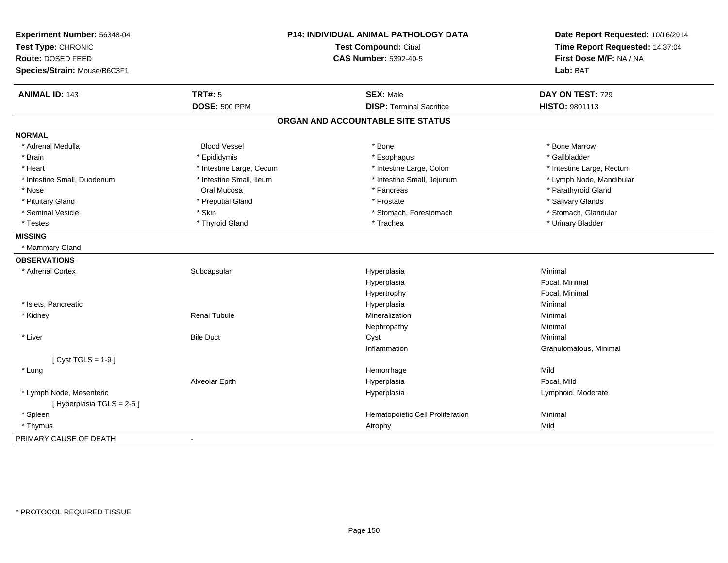**Experiment Number:** 56348-04
**Test Type:** CHRONIC
**Route:** DOSED FEED
**Species/Strain:** Mouse/B6C3F1

**P14: INDIVIDUAL ANIMAL PATHOLOGY DATA**
**Test Compound:** Citral
**CAS Number:** 5392-40-5

**Date Report Requested:** 10/16/2014
**Time Report Requested:** 14:37:04
**First Dose M/F:** NA / NA
**Lab:** BAT

| **ANIMAL ID:** 143 | **TRT#:** 5 | **SEX:** Male | **DAY ON TEST:** 729 |
|---|---|---|---|
| | **DOSE:** 500 PPM | **DISP:** Terminal Sacrifice | **HISTO:** 9801113 |

## ORGAN AND ACCOUNTABLE SITE STATUS

**NORMAL**

| | | | |
|---|---|---|---|
| * Adrenal Medulla | Blood Vessel | * Bone | * Bone Marrow |
| * Brain | * Epididymis | * Esophagus | * Gallbladder |
| * Heart | * Intestine Large, Cecum | * Intestine Large, Colon | * Intestine Large, Rectum |
| * Intestine Small, Duodenum | * Intestine Small, Ileum | * Intestine Small, Jejunum | * Lymph Node, Mandibular |
| * Nose | Oral Mucosa | * Pancreas | * Parathyroid Gland |
| * Pituitary Gland | * Preputial Gland | * Prostate | * Salivary Glands |
| * Seminal Vesicle | * Skin | * Stomach, Forestomach | * Stomach, Glandular |
| * Testes | * Thyroid Gland | * Trachea | * Urinary Bladder |

**MISSING**

* Mammary Gland

**OBSERVATIONS**

| | | | |
|---|---|---|---|
| * Adrenal Cortex | Subcapsular | Hyperplasia | Minimal |
| | | Hyperplasia | Focal, Minimal |
| | | Hypertrophy | Focal, Minimal |
| * Islets, Pancreatic | | Hyperplasia | Minimal |
| * Kidney | Renal Tubule | Mineralization | Minimal |
| | | Nephropathy | Minimal |
| * Liver | Bile Duct | Cyst | Minimal |
| | | Inflammation | Granulomatous, Minimal |
| [ Cyst TGLS = 1-9 ] | | | |
| * Lung | | Hemorrhage | Mild |
| | Alveolar Epith | Hyperplasia | Focal, Mild |
| * Lymph Node, Mesenteric | | Hyperplasia | Lymphoid, Moderate |
| [ Hyperplasia TGLS = 2-5 ] | | | |
| * Spleen | | Hematopoietic Cell Proliferation | Minimal |
| * Thymus | | Atrophy | Mild |

PRIMARY CAUSE OF DEATH -

* PROTOCOL REQUIRED TISSUE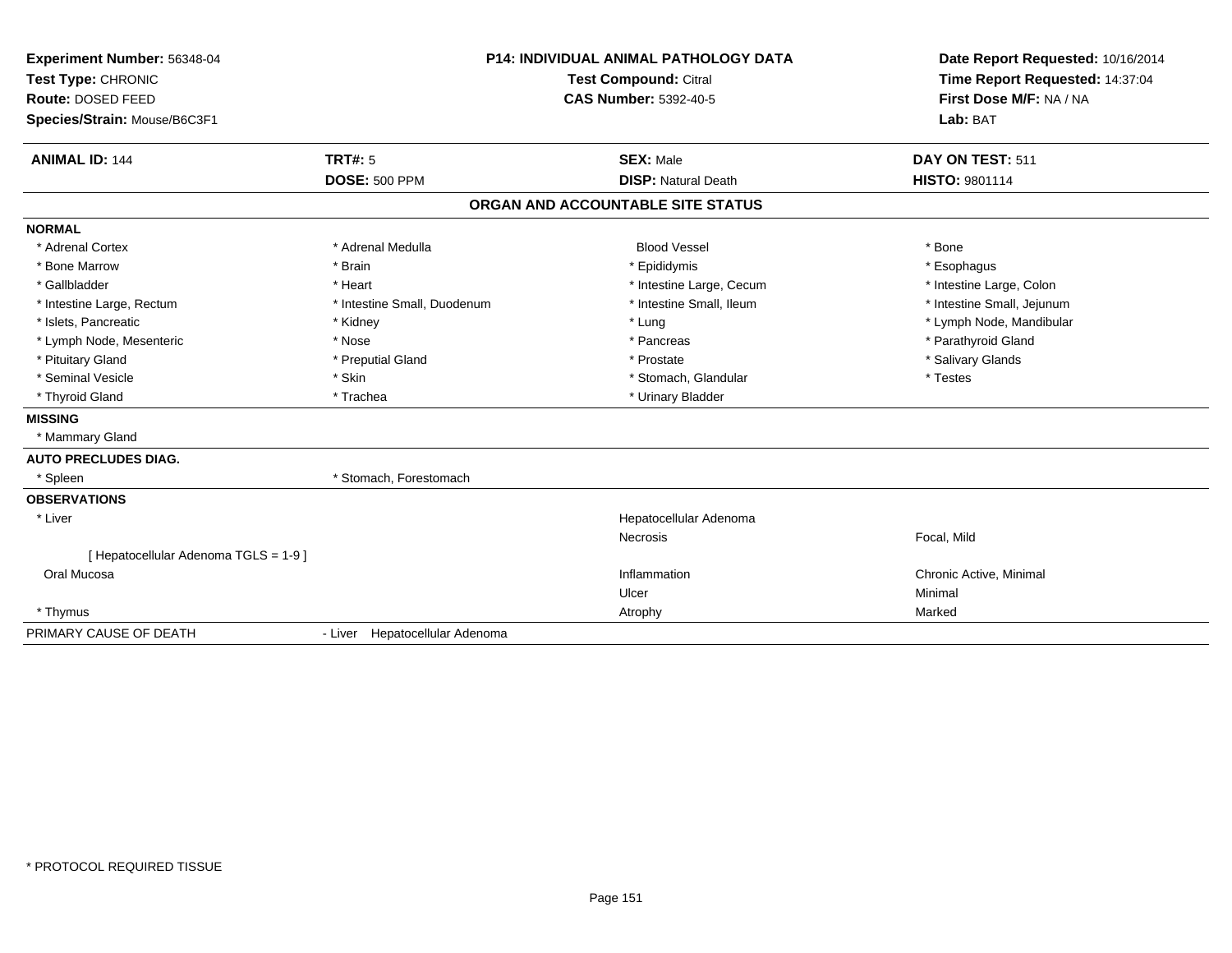**Experiment Number:** 56348-04
**Test Type:** CHRONIC
**Route:** DOSED FEED
**Species/Strain:** Mouse/B6C3F1

**P14: INDIVIDUAL ANIMAL PATHOLOGY DATA**
**Test Compound:** Citral
**CAS Number:** 5392-40-5

**Date Report Requested:** 10/16/2014
**Time Report Requested:** 14:37:04
**First Dose M/F:** NA / NA
**Lab:** BAT

| **ANIMAL ID:** 144 | **TRT#:** 5 | **SEX:** Male | **DAY ON TEST:** 511 |
|---|---|---|---|
| | **DOSE:** 500 PPM | **DISP:** Natural Death | **HISTO:** 9801114 |

## ORGAN AND ACCOUNTABLE SITE STATUS

**NORMAL**

| | | | |
|---|---|---|---|
| * Adrenal Cortex | * Adrenal Medulla | Blood Vessel | * Bone |
| * Bone Marrow | * Brain | * Epididymis | * Esophagus |
| * Gallbladder | * Heart | * Intestine Large, Cecum | * Intestine Large, Colon |
| * Intestine Large, Rectum | * Intestine Small, Duodenum | * Intestine Small, Ileum | * Intestine Small, Jejunum |
| * Islets, Pancreatic | * Kidney | * Lung | * Lymph Node, Mandibular |
| * Lymph Node, Mesenteric | * Nose | * Pancreas | * Parathyroid Gland |
| * Pituitary Gland | * Preputial Gland | * Prostate | * Salivary Glands |
| * Seminal Vesicle | * Skin | * Stomach, Glandular | * Testes |
| * Thyroid Gland | * Trachea | * Urinary Bladder | |

**MISSING**

* Mammary Gland

**AUTO PRECLUDES DIAG.**

| | |
|---|---|
| * Spleen | * Stomach, Forestomach |

**OBSERVATIONS**

| | | | |
|---|---|---|---|
| * Liver | | Hepatocellular Adenoma | |
| | | Necrosis | Focal, Mild |
| [ Hepatocellular Adenoma TGLS = 1-9 ] | | | |
| Oral Mucosa | | Inflammation | Chronic Active, Minimal |
| | | Ulcer | Minimal |
| * Thymus | | Atrophy | Marked |

PRIMARY CAUSE OF DEATH - Liver Hepatocellular Adenoma

* PROTOCOL REQUIRED TISSUE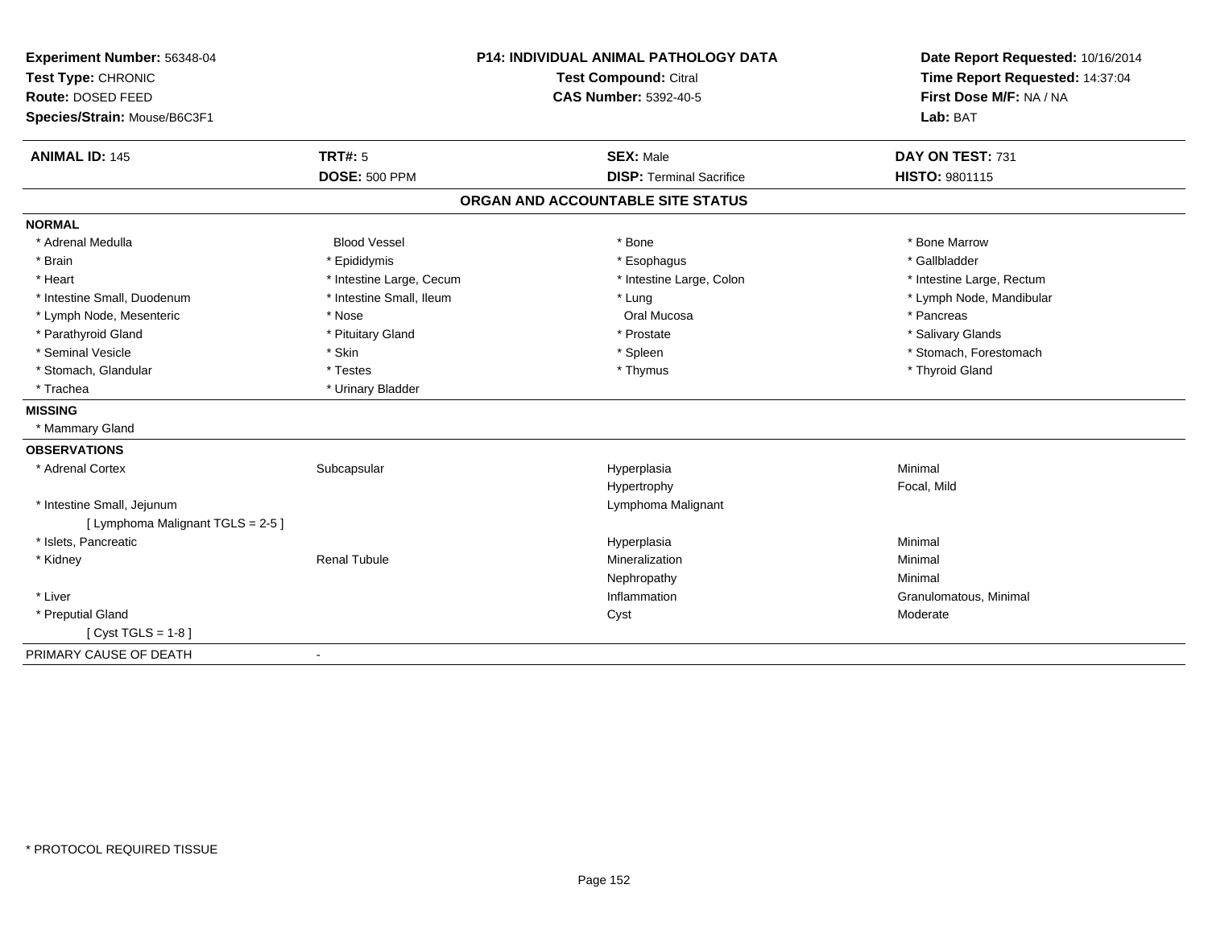**Experiment Number:** 56348-04
**Test Type:** CHRONIC
**Route:** DOSED FEED
**Species/Strain:** Mouse/B6C3F1

**P14: INDIVIDUAL ANIMAL PATHOLOGY DATA**
**Test Compound:** Citral
**CAS Number:** 5392-40-5

**Date Report Requested:** 10/16/2014
**Time Report Requested:** 14:37:04
**First Dose M/F:** NA / NA
**Lab:** BAT

| **ANIMAL ID:** 145 | **TRT#:** 5 | **SEX:** Male | **DAY ON TEST:** 731 |
|---|---|---|---|
| | **DOSE:** 500 PPM | **DISP:** Terminal Sacrifice | **HISTO:** 9801115 |

## ORGAN AND ACCOUNTABLE SITE STATUS

**NORMAL**

| | | | |
|---|---|---|---|
| * Adrenal Medulla | Blood Vessel | * Bone | * Bone Marrow |
| * Brain | * Epididymis | * Esophagus | * Gallbladder |
| * Heart | * Intestine Large, Cecum | * Intestine Large, Colon | * Intestine Large, Rectum |
| * Intestine Small, Duodenum | * Intestine Small, Ileum | * Lung | * Lymph Node, Mandibular |
| * Lymph Node, Mesenteric | * Nose | Oral Mucosa | * Pancreas |
| * Parathyroid Gland | * Pituitary Gland | * Prostate | * Salivary Glands |
| * Seminal Vesicle | * Skin | * Spleen | * Stomach, Forestomach |
| * Stomach, Glandular | * Testes | * Thymus | * Thyroid Gland |
| * Trachea | * Urinary Bladder | | |

**MISSING**

* Mammary Gland

**OBSERVATIONS**

| | | | |
|---|---|---|---|
| * Adrenal Cortex | Subcapsular | Hyperplasia | Minimal |
| | | Hypertrophy | Focal, Mild |
| * Intestine Small, Jejunum | | Lymphoma Malignant | |
| [ Lymphoma Malignant TGLS = 2-5 ] | | | |
| * Islets, Pancreatic | | Hyperplasia | Minimal |
| * Kidney | Renal Tubule | Mineralization | Minimal |
| | | Nephropathy | Minimal |
| * Liver | | Inflammation | Granulomatous, Minimal |
| * Preputial Gland | | Cyst | Moderate |
| [ Cyst TGLS = 1-8 ] | | | |

PRIMARY CAUSE OF DEATH -

* PROTOCOL REQUIRED TISSUE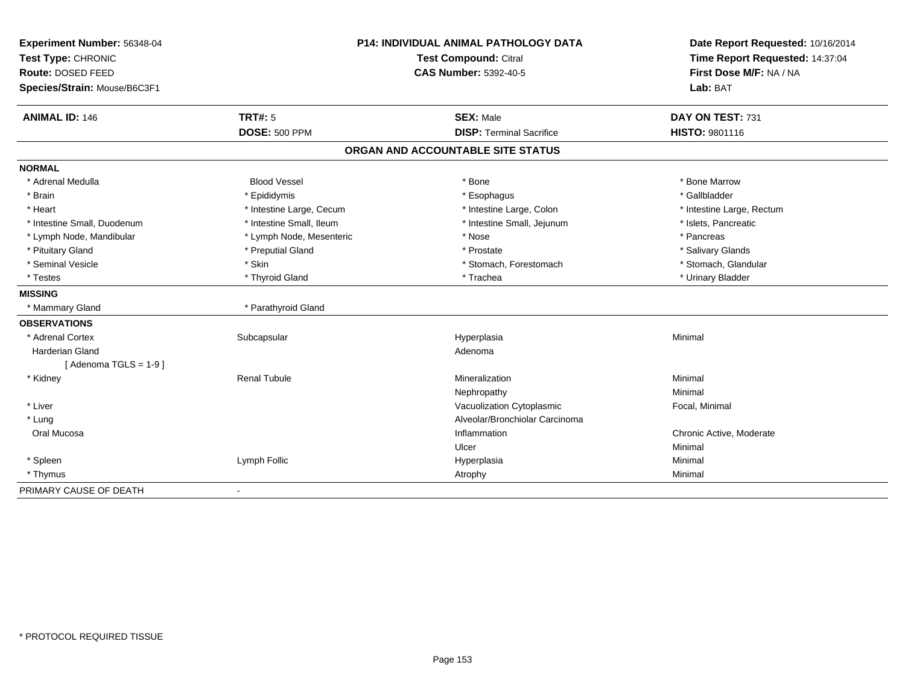**Experiment Number:** 56348-04
**Test Type:** CHRONIC
**Route:** DOSED FEED
**Species/Strain:** Mouse/B6C3F1

**P14: INDIVIDUAL ANIMAL PATHOLOGY DATA**
**Test Compound:** Citral
**CAS Number:** 5392-40-5

**Date Report Requested:** 10/16/2014
**Time Report Requested:** 14:37:04
**First Dose M/F:** NA / NA
**Lab:** BAT

| **ANIMAL ID:** 146 | **TRT#:** 5 | **SEX:** Male | **DAY ON TEST:** 731 |
|---|---|---|---|
| | **DOSE:** 500 PPM | **DISP:** Terminal Sacrifice | **HISTO:** 9801116 |

## ORGAN AND ACCOUNTABLE SITE STATUS

| | | | |
|---|---|---|---|
| **NORMAL** | | | |
| * Adrenal Medulla | Blood Vessel | * Bone | * Bone Marrow |
| * Brain | * Epididymis | * Esophagus | * Gallbladder |
| * Heart | * Intestine Large, Cecum | * Intestine Large, Colon | * Intestine Large, Rectum |
| * Intestine Small, Duodenum | * Intestine Small, Ileum | * Intestine Small, Jejunum | * Islets, Pancreatic |
| * Lymph Node, Mandibular | * Lymph Node, Mesenteric | * Nose | * Pancreas |
| * Pituitary Gland | * Preputial Gland | * Prostate | * Salivary Glands |
| * Seminal Vesicle | * Skin | * Stomach, Forestomach | * Stomach, Glandular |
| * Testes | * Thyroid Gland | * Trachea | * Urinary Bladder |
| **MISSING** | | | |
| * Mammary Gland | * Parathyroid Gland | | |
| **OBSERVATIONS** | | | |
| * Adrenal Cortex | Subcapsular | Hyperplasia | Minimal |
| Harderian Gland | | Adenoma | |
| [ Adenoma TGLS = 1-9 ] | | | |
| * Kidney | Renal Tubule | Mineralization | Minimal |
| | | Nephropathy | Minimal |
| * Liver | | Vacuolization Cytoplasmic | Focal, Minimal |
| * Lung | | Alveolar/Bronchiolar Carcinoma | |
| Oral Mucosa | | Inflammation | Chronic Active, Moderate |
| | | Ulcer | Minimal |
| * Spleen | Lymph Follic | Hyperplasia | Minimal |
| * Thymus | | Atrophy | Minimal |
| PRIMARY CAUSE OF DEATH | - | | |

* PROTOCOL REQUIRED TISSUE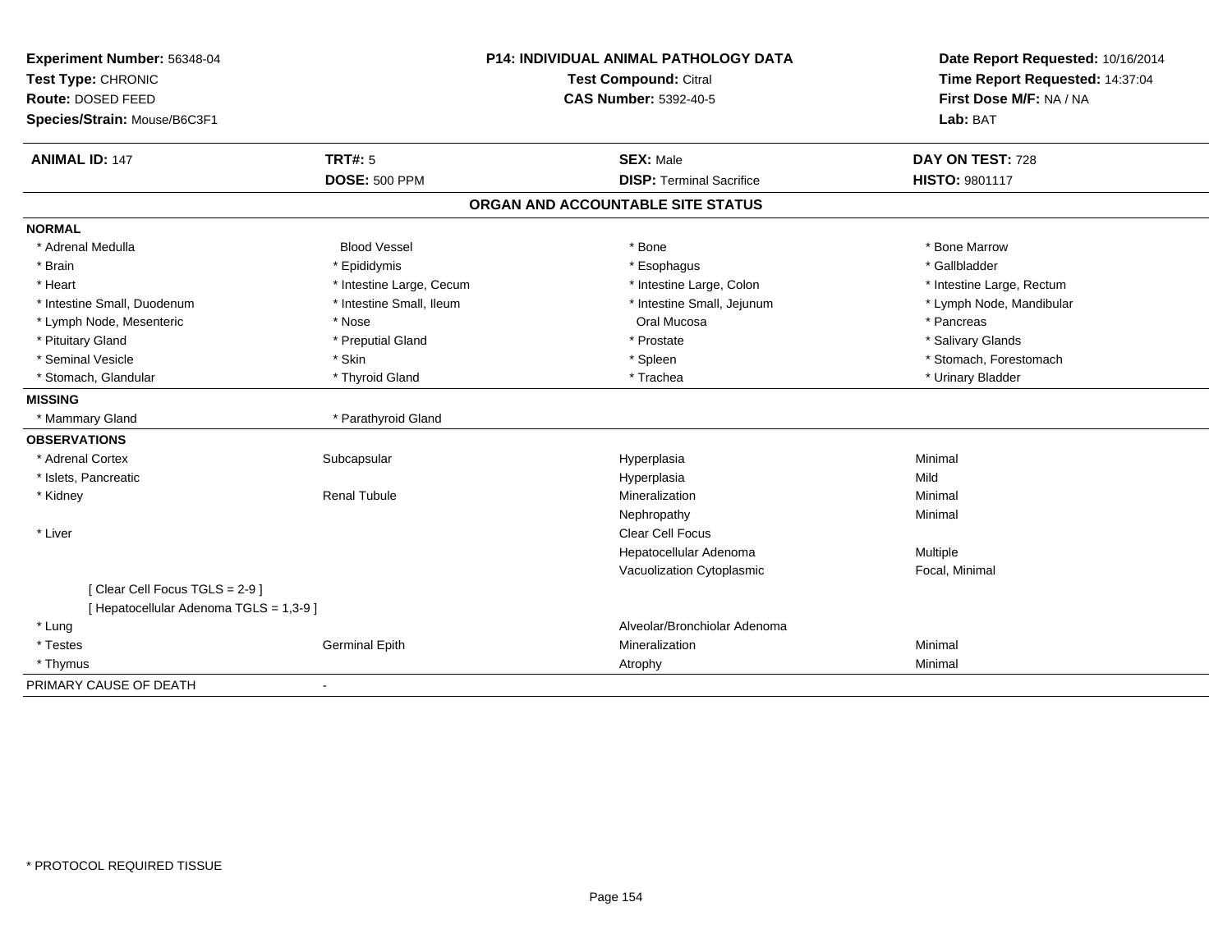**Experiment Number:** 56348-04
**Test Type:** CHRONIC
**Route:** DOSED FEED
**Species/Strain:** Mouse/B6C3F1

**P14: INDIVIDUAL ANIMAL PATHOLOGY DATA**
**Test Compound:** Citral
**CAS Number:** 5392-40-5

**Date Report Requested:** 10/16/2014
**Time Report Requested:** 14:37:04
**First Dose M/F:** NA / NA
**Lab:** BAT

| **ANIMAL ID:** 147 | **TRT#:** 5 | **SEX:** Male | **DAY ON TEST:** 728 |
|---|---|---|---|
| | **DOSE:** 500 PPM | **DISP:** Terminal Sacrifice | **HISTO:** 9801117 |

## ORGAN AND ACCOUNTABLE SITE STATUS

**NORMAL**

| | | | |
|---|---|---|---|
| * Adrenal Medulla | Blood Vessel | * Bone | * Bone Marrow |
| * Brain | * Epididymis | * Esophagus | * Gallbladder |
| * Heart | * Intestine Large, Cecum | * Intestine Large, Colon | * Intestine Large, Rectum |
| * Intestine Small, Duodenum | * Intestine Small, Ileum | * Intestine Small, Jejunum | * Lymph Node, Mandibular |
| * Lymph Node, Mesenteric | * Nose | Oral Mucosa | * Pancreas |
| * Pituitary Gland | * Preputial Gland | * Prostate | * Salivary Glands |
| * Seminal Vesicle | * Skin | * Spleen | * Stomach, Forestomach |
| * Stomach, Glandular | * Thyroid Gland | * Trachea | * Urinary Bladder |

**MISSING**

| | |
|---|---|
| * Mammary Gland | * Parathyroid Gland |

**OBSERVATIONS**

| | | | |
|---|---|---|---|
| * Adrenal Cortex | Subcapsular | Hyperplasia | Minimal |
| * Islets, Pancreatic | | Hyperplasia | Mild |
| * Kidney | Renal Tubule | Mineralization | Minimal |
| | | Nephropathy | Minimal |
| * Liver | | Clear Cell Focus | |
| | | Hepatocellular Adenoma | Multiple |
| | | Vacuolization Cytoplasmic | Focal, Minimal |
| [ Clear Cell Focus TGLS = 2-9 ] | | | |
| [ Hepatocellular Adenoma TGLS = 1,3-9 ] | | | |
| * Lung | | Alveolar/Bronchiolar Adenoma | |
| * Testes | Germinal Epith | Mineralization | Minimal |
| * Thymus | | Atrophy | Minimal |

PRIMARY CAUSE OF DEATH -

* PROTOCOL REQUIRED TISSUE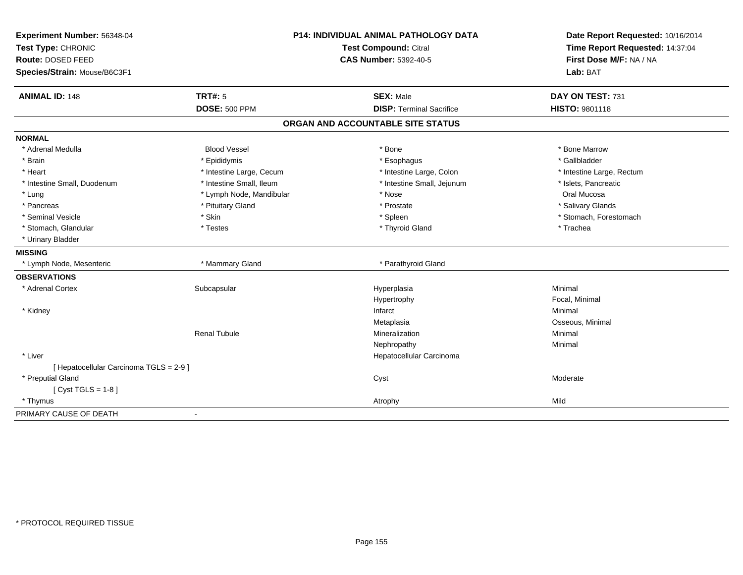**Experiment Number:** 56348-04
**Test Type:** CHRONIC
**Route:** DOSED FEED
**Species/Strain:** Mouse/B6C3F1

**P14: INDIVIDUAL ANIMAL PATHOLOGY DATA**
**Test Compound:** Citral
**CAS Number:** 5392-40-5

**Date Report Requested:** 10/16/2014
**Time Report Requested:** 14:37:04
**First Dose M/F:** NA / NA
**Lab:** BAT

| **ANIMAL ID:** 148 | **TRT#:** 5 | **SEX:** Male | **DAY ON TEST:** 731 |
|---|---|---|---|
| | **DOSE:** 500 PPM | **DISP:** Terminal Sacrifice | **HISTO:** 9801118 |

## ORGAN AND ACCOUNTABLE SITE STATUS

**NORMAL**

| | | | |
|---|---|---|---|
| * Adrenal Medulla | Blood Vessel | * Bone | * Bone Marrow |
| * Brain | * Epididymis | * Esophagus | * Gallbladder |
| * Heart | * Intestine Large, Cecum | * Intestine Large, Colon | * Intestine Large, Rectum |
| * Intestine Small, Duodenum | * Intestine Small, Ileum | * Intestine Small, Jejunum | * Islets, Pancreatic |
| * Lung | * Lymph Node, Mandibular | * Nose | Oral Mucosa |
| * Pancreas | * Pituitary Gland | * Prostate | * Salivary Glands |
| * Seminal Vesicle | * Skin | * Spleen | * Stomach, Forestomach |
| * Stomach, Glandular | * Testes | * Thyroid Gland | * Trachea |
| * Urinary Bladder | | | |

**MISSING**

| | | | |
|---|---|---|---|
| * Lymph Node, Mesenteric | * Mammary Gland | * Parathyroid Gland | |

**OBSERVATIONS**

| | | | |
|---|---|---|---|
| * Adrenal Cortex | Subcapsular | Hyperplasia | Minimal |
| | | Hypertrophy | Focal, Minimal |
| * Kidney | | Infarct | Minimal |
| | | Metaplasia | Osseous, Minimal |
| | Renal Tubule | Mineralization | Minimal |
| | | Nephropathy | Minimal |
| * Liver | | Hepatocellular Carcinoma | |
| [ Hepatocellular Carcinoma TGLS = 2-9 ] | | | |
| * Preputial Gland | | Cyst | Moderate |
| [ Cyst TGLS = 1-8 ] | | | |
| * Thymus | | Atrophy | Mild |

PRIMARY CAUSE OF DEATH -

* PROTOCOL REQUIRED TISSUE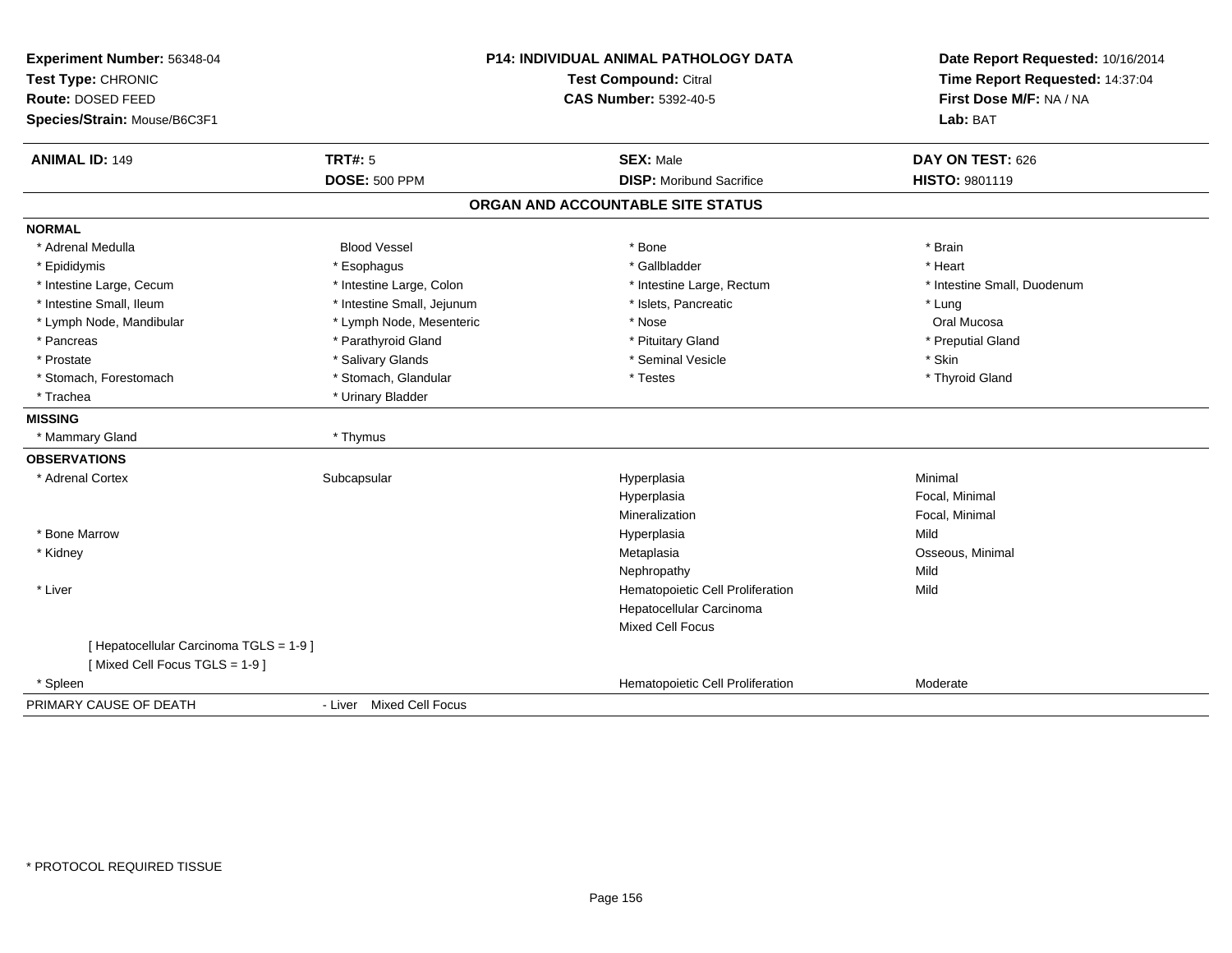**Experiment Number:** 56348-04
**Test Type:** CHRONIC
**Route:** DOSED FEED
**Species/Strain:** Mouse/B6C3F1

**P14: INDIVIDUAL ANIMAL PATHOLOGY DATA**
**Test Compound:** Citral
**CAS Number:** 5392-40-5

**Date Report Requested:** 10/16/2014
**Time Report Requested:** 14:37:04
**First Dose M/F:** NA / NA
**Lab:** BAT

| **ANIMAL ID:** 149 | **TRT#:** 5 | **SEX:** Male | **DAY ON TEST:** 626 |
|---|---|---|---|
| | **DOSE:** 500 PPM | **DISP:** Moribund Sacrifice | **HISTO:** 9801119 |

## ORGAN AND ACCOUNTABLE SITE STATUS

**NORMAL**

| | | | |
|---|---|---|---|
| * Adrenal Medulla | Blood Vessel | * Bone | * Brain |
| * Epididymis | * Esophagus | * Gallbladder | * Heart |
| * Intestine Large, Cecum | * Intestine Large, Colon | * Intestine Large, Rectum | * Intestine Small, Duodenum |
| * Intestine Small, Ileum | * Intestine Small, Jejunum | * Islets, Pancreatic | * Lung |
| * Lymph Node, Mandibular | * Lymph Node, Mesenteric | * Nose | Oral Mucosa |
| * Pancreas | * Parathyroid Gland | * Pituitary Gland | * Preputial Gland |
| * Prostate | * Salivary Glands | * Seminal Vesicle | * Skin |
| * Stomach, Forestomach | * Stomach, Glandular | * Testes | * Thyroid Gland |
| * Trachea | * Urinary Bladder | | |

**MISSING**

| | |
|---|---|
| * Mammary Gland | * Thymus |

**OBSERVATIONS**

| | | | |
|---|---|---|---|
| * Adrenal Cortex | Subcapsular | Hyperplasia | Minimal |
| | | Hyperplasia | Focal, Minimal |
| | | Mineralization | Focal, Minimal |
| * Bone Marrow | | Hyperplasia | Mild |
| * Kidney | | Metaplasia | Osseous, Minimal |
| | | Nephropathy | Mild |
| * Liver | | Hematopoietic Cell Proliferation | Mild |
| | | Hepatocellular Carcinoma | |
| | | Mixed Cell Focus | |
| [ Hepatocellular Carcinoma TGLS = 1-9 ] | | | |
| [ Mixed Cell Focus TGLS = 1-9 ] | | | |
| * Spleen | | Hematopoietic Cell Proliferation | Moderate |

| | |
|---|---|
| PRIMARY CAUSE OF DEATH | - Liver Mixed Cell Focus |

* PROTOCOL REQUIRED TISSUE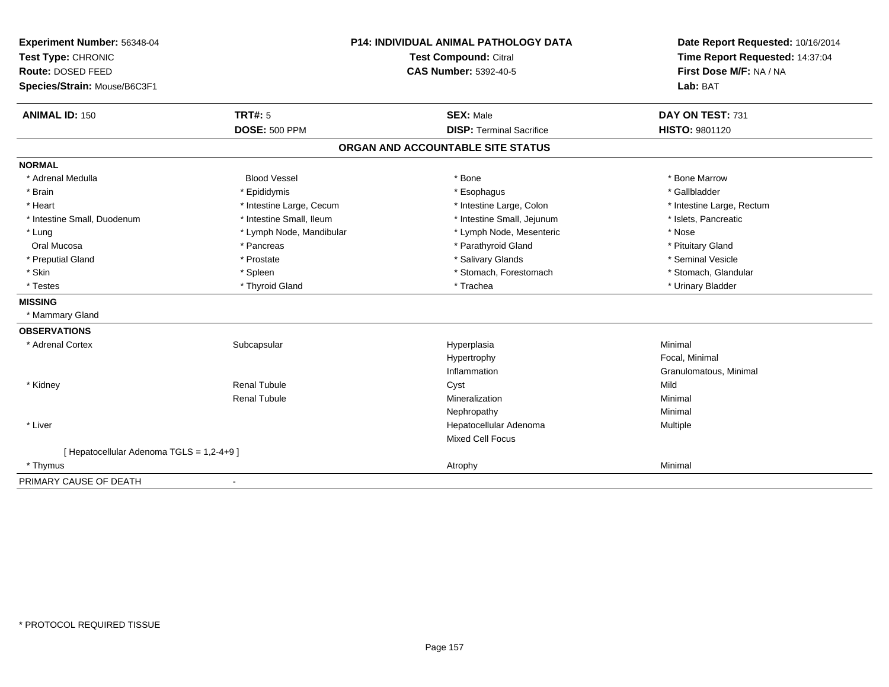**Experiment Number:** 56348-04
**Test Type:** CHRONIC
**Route:** DOSED FEED
**Species/Strain:** Mouse/B6C3F1

**P14: INDIVIDUAL ANIMAL PATHOLOGY DATA**
**Test Compound:** Citral
**CAS Number:** 5392-40-5

**Date Report Requested:** 10/16/2014
**Time Report Requested:** 14:37:04
**First Dose M/F:** NA / NA
**Lab:** BAT

| **ANIMAL ID:** 150 | **TRT#:** 5 | **SEX:** Male | **DAY ON TEST:** 731 |
|---|---|---|---|
| | **DOSE:** 500 PPM | **DISP:** Terminal Sacrifice | **HISTO:** 9801120 |

## ORGAN AND ACCOUNTABLE SITE STATUS

**NORMAL**

| | | | |
|---|---|---|---|
| * Adrenal Medulla | Blood Vessel | * Bone | * Bone Marrow |
| * Brain | * Epididymis | * Esophagus | * Gallbladder |
| * Heart | * Intestine Large, Cecum | * Intestine Large, Colon | * Intestine Large, Rectum |
| * Intestine Small, Duodenum | * Intestine Small, Ileum | * Intestine Small, Jejunum | * Islets, Pancreatic |
| * Lung | * Lymph Node, Mandibular | * Lymph Node, Mesenteric | * Nose |
| Oral Mucosa | * Pancreas | * Parathyroid Gland | * Pituitary Gland |
| * Preputial Gland | * Prostate | * Salivary Glands | * Seminal Vesicle |
| * Skin | * Spleen | * Stomach, Forestomach | * Stomach, Glandular |
| * Testes | * Thyroid Gland | * Trachea | * Urinary Bladder |

**MISSING**

* Mammary Gland

**OBSERVATIONS**

| | | | |
|---|---|---|---|
| * Adrenal Cortex | Subcapsular | Hyperplasia | Minimal |
| | | Hypertrophy | Focal, Minimal |
| | | Inflammation | Granulomatous, Minimal |
| * Kidney | Renal Tubule | Cyst | Mild |
| | Renal Tubule | Mineralization | Minimal |
| | | Nephropathy | Minimal |
| * Liver | | Hepatocellular Adenoma | Multiple |
| | | Mixed Cell Focus | |
| [ Hepatocellular Adenoma TGLS = 1,2-4+9 ] | | | |
| * Thymus | | Atrophy | Minimal |

PRIMARY CAUSE OF DEATH -

* PROTOCOL REQUIRED TISSUE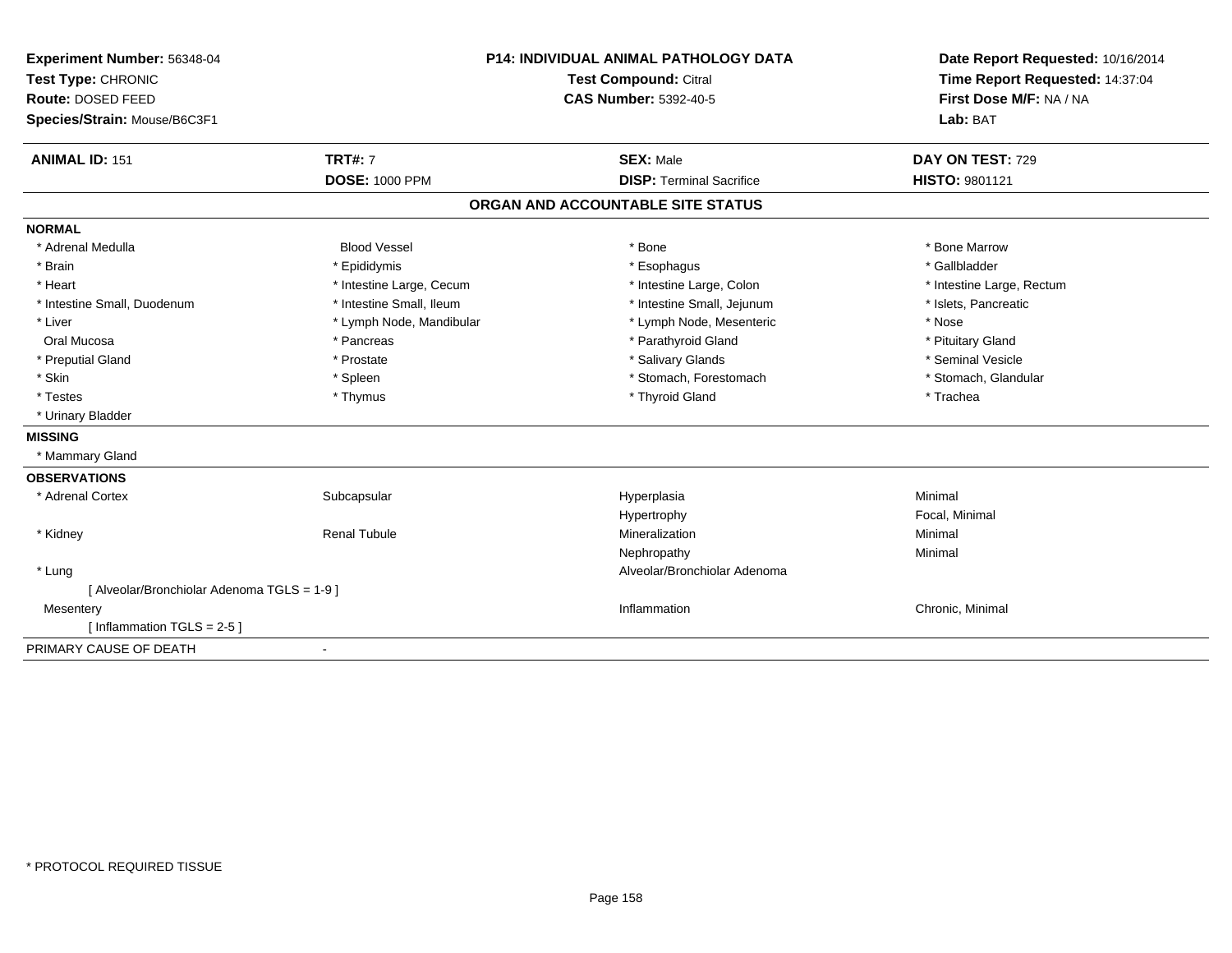**Experiment Number:** 56348-04
**Test Type:** CHRONIC
**Route:** DOSED FEED
**Species/Strain:** Mouse/B6C3F1

**P14: INDIVIDUAL ANIMAL PATHOLOGY DATA**
**Test Compound:** Citral
**CAS Number:** 5392-40-5

**Date Report Requested:** 10/16/2014
**Time Report Requested:** 14:37:04
**First Dose M/F:** NA / NA
**Lab:** BAT

| **ANIMAL ID:** 151 | **TRT#:** 7 | **SEX:** Male | **DAY ON TEST:** 729 |
|---|---|---|---|
| | **DOSE:** 1000 PPM | **DISP:** Terminal Sacrifice | **HISTO:** 9801121 |

## ORGAN AND ACCOUNTABLE SITE STATUS

**NORMAL**

| | | | |
|---|---|---|---|
| * Adrenal Medulla | Blood Vessel | * Bone | * Bone Marrow |
| * Brain | * Epididymis | * Esophagus | * Gallbladder |
| * Heart | * Intestine Large, Cecum | * Intestine Large, Colon | * Intestine Large, Rectum |
| * Intestine Small, Duodenum | * Intestine Small, Ileum | * Intestine Small, Jejunum | * Islets, Pancreatic |
| * Liver | * Lymph Node, Mandibular | * Lymph Node, Mesenteric | * Nose |
| Oral Mucosa | * Pancreas | * Parathyroid Gland | * Pituitary Gland |
| * Preputial Gland | * Prostate | * Salivary Glands | * Seminal Vesicle |
| * Skin | * Spleen | * Stomach, Forestomach | * Stomach, Glandular |
| * Testes | * Thymus | * Thyroid Gland | * Trachea |
| * Urinary Bladder | | | |

**MISSING**

* Mammary Gland

**OBSERVATIONS**

| | | | |
|---|---|---|---|
| * Adrenal Cortex | Subcapsular | Hyperplasia | Minimal |
| | | Hypertrophy | Focal, Minimal |
| * Kidney | Renal Tubule | Mineralization | Minimal |
| | | Nephropathy | Minimal |
| * Lung | | Alveolar/Bronchiolar Adenoma | |
| [ Alveolar/Bronchiolar Adenoma TGLS = 1-9 ] | | | |
| Mesentery | | Inflammation | Chronic, Minimal |
| [ Inflammation TGLS = 2-5 ] | | | |

PRIMARY CAUSE OF DEATH -

* PROTOCOL REQUIRED TISSUE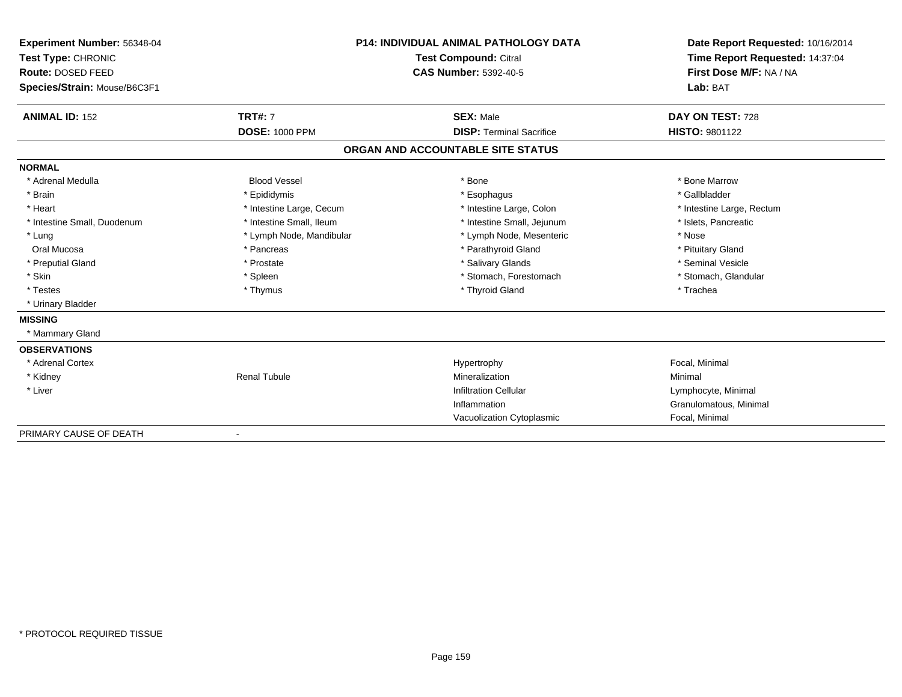**Experiment Number:** 56348-04
**Test Type:** CHRONIC
**Route:** DOSED FEED
**Species/Strain:** Mouse/B6C3F1

**P14: INDIVIDUAL ANIMAL PATHOLOGY DATA**
**Test Compound:** Citral
**CAS Number:** 5392-40-5

**Date Report Requested:** 10/16/2014
**Time Report Requested:** 14:37:04
**First Dose M/F:** NA / NA
**Lab:** BAT

| **ANIMAL ID:** 152 | **TRT#:** 7 | **SEX:** Male | **DAY ON TEST:** 728 |
|---|---|---|---|
| | **DOSE:** 1000 PPM | **DISP:** Terminal Sacrifice | **HISTO:** 9801122 |

## ORGAN AND ACCOUNTABLE SITE STATUS

**NORMAL**

| | | | |
|---|---|---|---|
| * Adrenal Medulla | Blood Vessel | * Bone | * Bone Marrow |
| * Brain | * Epididymis | * Esophagus | * Gallbladder |
| * Heart | * Intestine Large, Cecum | * Intestine Large, Colon | * Intestine Large, Rectum |
| * Intestine Small, Duodenum | * Intestine Small, Ileum | * Intestine Small, Jejunum | * Islets, Pancreatic |
| * Lung | * Lymph Node, Mandibular | * Lymph Node, Mesenteric | * Nose |
| Oral Mucosa | * Pancreas | * Parathyroid Gland | * Pituitary Gland |
| * Preputial Gland | * Prostate | * Salivary Glands | * Seminal Vesicle |
| * Skin | * Spleen | * Stomach, Forestomach | * Stomach, Glandular |
| * Testes | * Thymus | * Thyroid Gland | * Trachea |
| * Urinary Bladder | | | |

**MISSING**

* Mammary Gland

**OBSERVATIONS**

| | | | |
|---|---|---|---|
| * Adrenal Cortex | | Hypertrophy | Focal, Minimal |
| * Kidney | Renal Tubule | Mineralization | Minimal |
| * Liver | | Infiltration Cellular | Lymphocyte, Minimal |
| | | Inflammation | Granulomatous, Minimal |
| | | Vacuolization Cytoplasmic | Focal, Minimal |

PRIMARY CAUSE OF DEATH -

* PROTOCOL REQUIRED TISSUE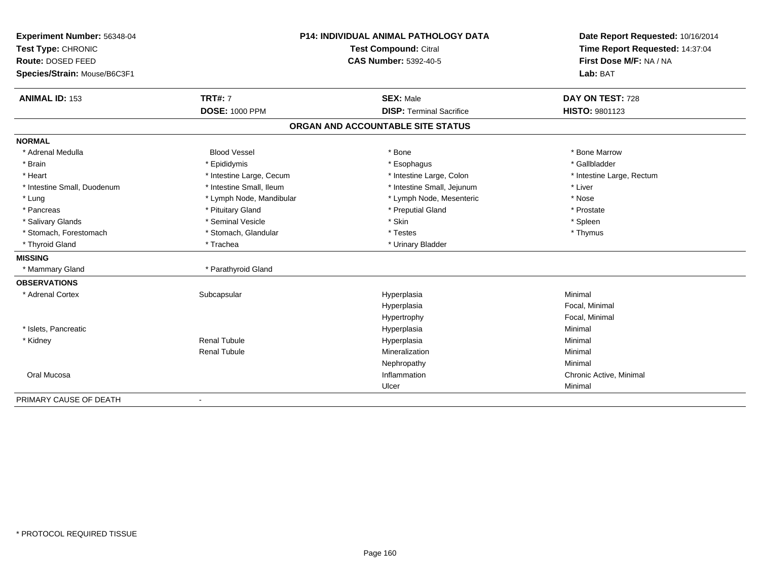**Experiment Number:** 56348-04
**Test Type:** CHRONIC
**Route:** DOSED FEED
**Species/Strain:** Mouse/B6C3F1

**P14: INDIVIDUAL ANIMAL PATHOLOGY DATA**
**Test Compound:** Citral
**CAS Number:** 5392-40-5

**Date Report Requested:** 10/16/2014
**Time Report Requested:** 14:37:04
**First Dose M/F:** NA / NA
**Lab:** BAT

| **ANIMAL ID:** 153 | **TRT#:** 7 | **SEX:** Male | **DAY ON TEST:** 728 |
|---|---|---|---|
| | **DOSE:** 1000 PPM | **DISP:** Terminal Sacrifice | **HISTO:** 9801123 |

## ORGAN AND ACCOUNTABLE SITE STATUS

**NORMAL**

| | | | |
|---|---|---|---|
| * Adrenal Medulla | Blood Vessel | * Bone | * Bone Marrow |
| * Brain | * Epididymis | * Esophagus | * Gallbladder |
| * Heart | * Intestine Large, Cecum | * Intestine Large, Colon | * Intestine Large, Rectum |
| * Intestine Small, Duodenum | * Intestine Small, Ileum | * Intestine Small, Jejunum | * Liver |
| * Lung | * Lymph Node, Mandibular | * Lymph Node, Mesenteric | * Nose |
| * Pancreas | * Pituitary Gland | * Preputial Gland | * Prostate |
| * Salivary Glands | * Seminal Vesicle | * Skin | * Spleen |
| * Stomach, Forestomach | * Stomach, Glandular | * Testes | * Thymus |
| * Thyroid Gland | * Trachea | * Urinary Bladder | |

**MISSING**

| | |
|---|---|
| * Mammary Gland | * Parathyroid Gland |

**OBSERVATIONS**

| | | | |
|---|---|---|---|
| * Adrenal Cortex | Subcapsular | Hyperplasia | Minimal |
| | | Hyperplasia | Focal, Minimal |
| | | Hypertrophy | Focal, Minimal |
| * Islets, Pancreatic | | Hyperplasia | Minimal |
| * Kidney | Renal Tubule | Hyperplasia | Minimal |
| | Renal Tubule | Mineralization | Minimal |
| | | Nephropathy | Minimal |
| Oral Mucosa | | Inflammation | Chronic Active, Minimal |
| | | Ulcer | Minimal |

PRIMARY CAUSE OF DEATH -

\* PROTOCOL REQUIRED TISSUE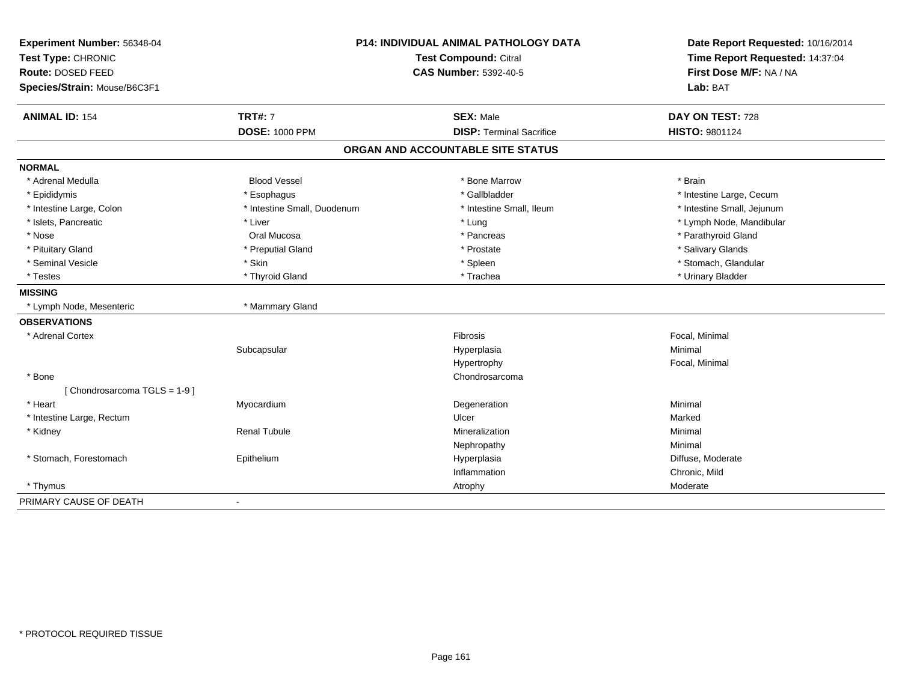**Experiment Number:** 56348-04
**Test Type:** CHRONIC
**Route:** DOSED FEED
**Species/Strain:** Mouse/B6C3F1

**P14: INDIVIDUAL ANIMAL PATHOLOGY DATA**
**Test Compound:** Citral
**CAS Number:** 5392-40-5

**Date Report Requested:** 10/16/2014
**Time Report Requested:** 14:37:04
**First Dose M/F:** NA / NA
**Lab:** BAT

| **ANIMAL ID:** 154 | **TRT#:** 7 | **SEX:** Male | **DAY ON TEST:** 728 |
|---|---|---|---|
| | **DOSE:** 1000 PPM | **DISP:** Terminal Sacrifice | **HISTO:** 9801124 |

## ORGAN AND ACCOUNTABLE SITE STATUS

**NORMAL**

| | | | |
|---|---|---|---|
| * Adrenal Medulla | Blood Vessel | * Bone Marrow | * Brain |
| * Epididymis | * Esophagus | * Gallbladder | * Intestine Large, Cecum |
| * Intestine Large, Colon | * Intestine Small, Duodenum | * Intestine Small, Ileum | * Intestine Small, Jejunum |
| * Islets, Pancreatic | * Liver | * Lung | * Lymph Node, Mandibular |
| * Nose | Oral Mucosa | * Pancreas | * Parathyroid Gland |
| * Pituitary Gland | * Preputial Gland | * Prostate | * Salivary Glands |
| * Seminal Vesicle | * Skin | * Spleen | * Stomach, Glandular |
| * Testes | * Thyroid Gland | * Trachea | * Urinary Bladder |

**MISSING**

| | |
|---|---|
| * Lymph Node, Mesenteric | * Mammary Gland |

**OBSERVATIONS**

| | | | |
|---|---|---|---|
| * Adrenal Cortex | | Fibrosis | Focal, Minimal |
| | Subcapsular | Hyperplasia | Minimal |
| | | Hypertrophy | Focal, Minimal |
| * Bone | | Chondrosarcoma | |
| [ Chondrosarcoma TGLS = 1-9 ] | | | |
| * Heart | Myocardium | Degeneration | Minimal |
| * Intestine Large, Rectum | | Ulcer | Marked |
| * Kidney | Renal Tubule | Mineralization | Minimal |
| | | Nephropathy | Minimal |
| * Stomach, Forestomach | Epithelium | Hyperplasia | Diffuse, Moderate |
| | | Inflammation | Chronic, Mild |
| * Thymus | | Atrophy | Moderate |

PRIMARY CAUSE OF DEATH -

\* PROTOCOL REQUIRED TISSUE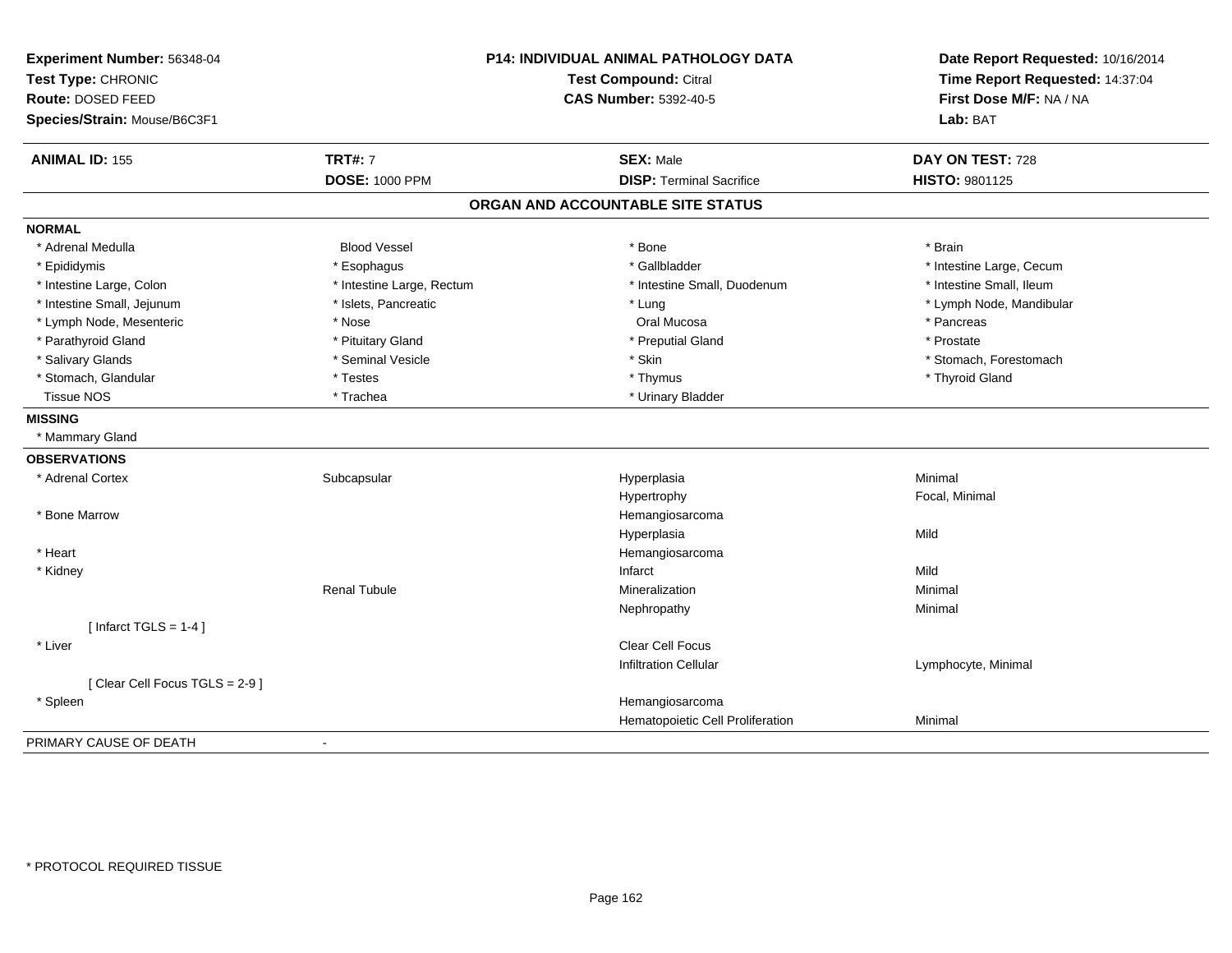**Experiment Number:** 56348-04
**Test Type:** CHRONIC
**Route:** DOSED FEED
**Species/Strain:** Mouse/B6C3F1

**P14: INDIVIDUAL ANIMAL PATHOLOGY DATA**
**Test Compound:** Citral
**CAS Number:** 5392-40-5

**Date Report Requested:** 10/16/2014
**Time Report Requested:** 14:37:04
**First Dose M/F:** NA / NA
**Lab:** BAT

| **ANIMAL ID:** 155 | **TRT#:** 7 | **SEX:** Male | **DAY ON TEST:** 728 |
|---|---|---|---|
| | **DOSE:** 1000 PPM | **DISP:** Terminal Sacrifice | **HISTO:** 9801125 |

## ORGAN AND ACCOUNTABLE SITE STATUS

**NORMAL**

| | | | |
|---|---|---|---|
| * Adrenal Medulla | Blood Vessel | * Bone | * Brain |
| * Epididymis | * Esophagus | * Gallbladder | * Intestine Large, Cecum |
| * Intestine Large, Colon | * Intestine Large, Rectum | * Intestine Small, Duodenum | * Intestine Small, Ileum |
| * Intestine Small, Jejunum | * Islets, Pancreatic | * Lung | * Lymph Node, Mandibular |
| * Lymph Node, Mesenteric | * Nose | Oral Mucosa | * Pancreas |
| * Parathyroid Gland | * Pituitary Gland | * Preputial Gland | * Prostate |
| * Salivary Glands | * Seminal Vesicle | * Skin | * Stomach, Forestomach |
| * Stomach, Glandular | * Testes | * Thymus | * Thyroid Gland |
| Tissue NOS | * Trachea | * Urinary Bladder | |

**MISSING**

* Mammary Gland

**OBSERVATIONS**

| | | | |
|---|---|---|---|
| * Adrenal Cortex | Subcapsular | Hyperplasia | Minimal |
| | | Hypertrophy | Focal, Minimal |
| * Bone Marrow | | Hemangiosarcoma | |
| | | Hyperplasia | Mild |
| * Heart | | Hemangiosarcoma | |
| * Kidney | | Infarct | Mild |
| | Renal Tubule | Mineralization | Minimal |
| | | Nephropathy | Minimal |
| [ Infarct TGLS = 1-4 ] | | | |
| * Liver | | Clear Cell Focus | |
| | | Infiltration Cellular | Lymphocyte, Minimal |
| [ Clear Cell Focus TGLS = 2-9 ] | | | |
| * Spleen | | Hemangiosarcoma | |
| | | Hematopoietic Cell Proliferation | Minimal |

PRIMARY CAUSE OF DEATH -

* PROTOCOL REQUIRED TISSUE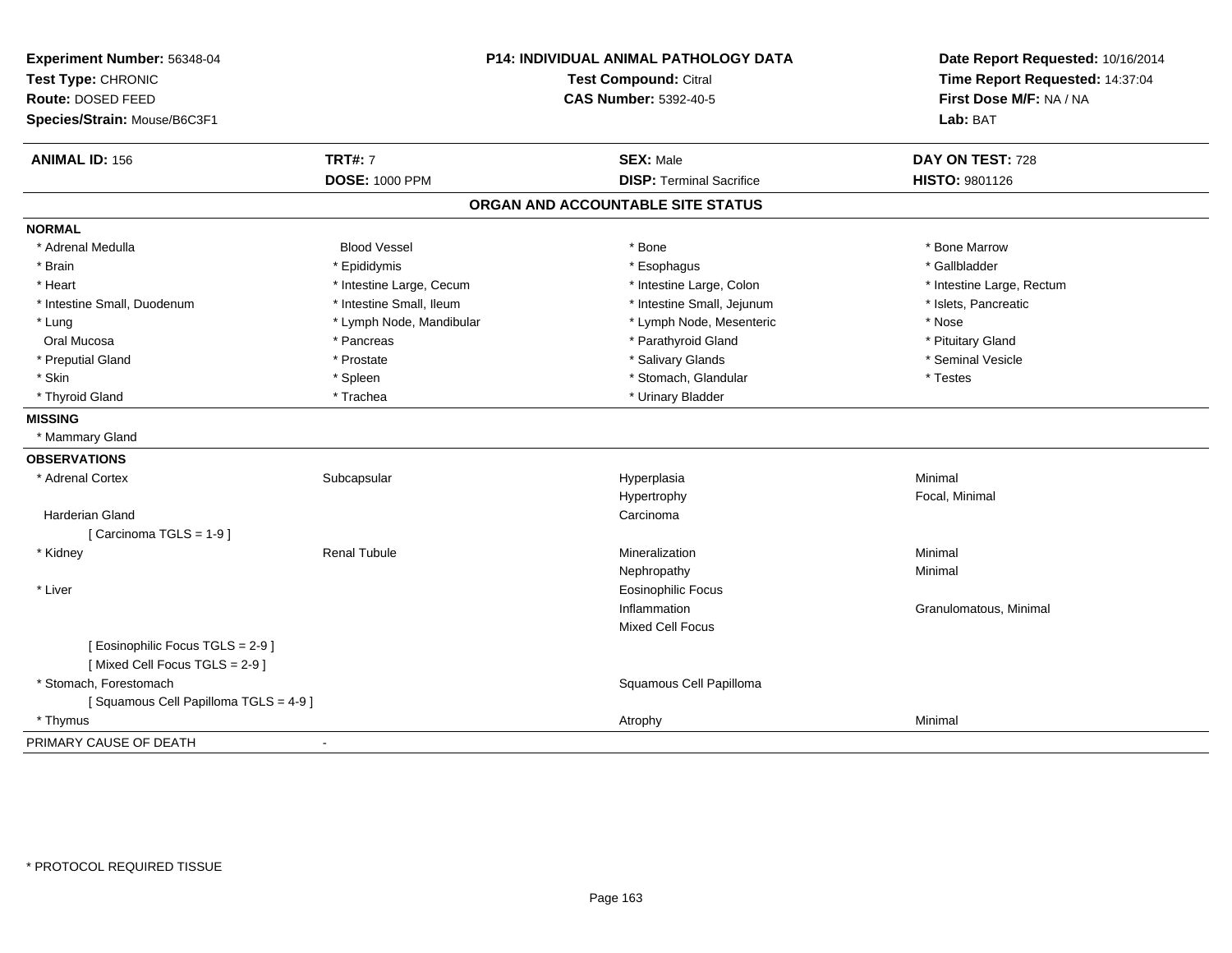**Experiment Number:** 56348-04
**Test Type:** CHRONIC
**Route:** DOSED FEED
**Species/Strain:** Mouse/B6C3F1

**P14: INDIVIDUAL ANIMAL PATHOLOGY DATA**
**Test Compound:** Citral
**CAS Number:** 5392-40-5

**Date Report Requested:** 10/16/2014
**Time Report Requested:** 14:37:04
**First Dose M/F:** NA / NA
**Lab:** BAT

| **ANIMAL ID:** 156 | **TRT#:** 7 | **SEX:** Male | **DAY ON TEST:** 728 |
|---|---|---|---|
| | **DOSE:** 1000 PPM | **DISP:** Terminal Sacrifice | **HISTO:** 9801126 |

## ORGAN AND ACCOUNTABLE SITE STATUS

**NORMAL**

| | | | |
|---|---|---|---|
| * Adrenal Medulla | Blood Vessel | * Bone | * Bone Marrow |
| * Brain | * Epididymis | * Esophagus | * Gallbladder |
| * Heart | * Intestine Large, Cecum | * Intestine Large, Colon | * Intestine Large, Rectum |
| * Intestine Small, Duodenum | * Intestine Small, Ileum | * Intestine Small, Jejunum | * Islets, Pancreatic |
| * Lung | * Lymph Node, Mandibular | * Lymph Node, Mesenteric | * Nose |
| Oral Mucosa | * Pancreas | * Parathyroid Gland | * Pituitary Gland |
| * Preputial Gland | * Prostate | * Salivary Glands | * Seminal Vesicle |
| * Skin | * Spleen | * Stomach, Glandular | * Testes |
| * Thyroid Gland | * Trachea | * Urinary Bladder | |

**MISSING**

* Mammary Gland

**OBSERVATIONS**

| | | | |
|---|---|---|---|
| * Adrenal Cortex | Subcapsular | Hyperplasia | Minimal |
| | | Hypertrophy | Focal, Minimal |
| Harderian Gland | | Carcinoma | |
| [ Carcinoma TGLS = 1-9 ] | | | |
| * Kidney | Renal Tubule | Mineralization | Minimal |
| | | Nephropathy | Minimal |
| * Liver | | Eosinophilic Focus | |
| | | Inflammation | Granulomatous, Minimal |
| | | Mixed Cell Focus | |
| [ Eosinophilic Focus TGLS = 2-9 ] | | | |
| [ Mixed Cell Focus TGLS = 2-9 ] | | | |
| * Stomach, Forestomach | | Squamous Cell Papilloma | |
| [ Squamous Cell Papilloma TGLS = 4-9 ] | | | |
| * Thymus | | Atrophy | Minimal |

PRIMARY CAUSE OF DEATH -

* PROTOCOL REQUIRED TISSUE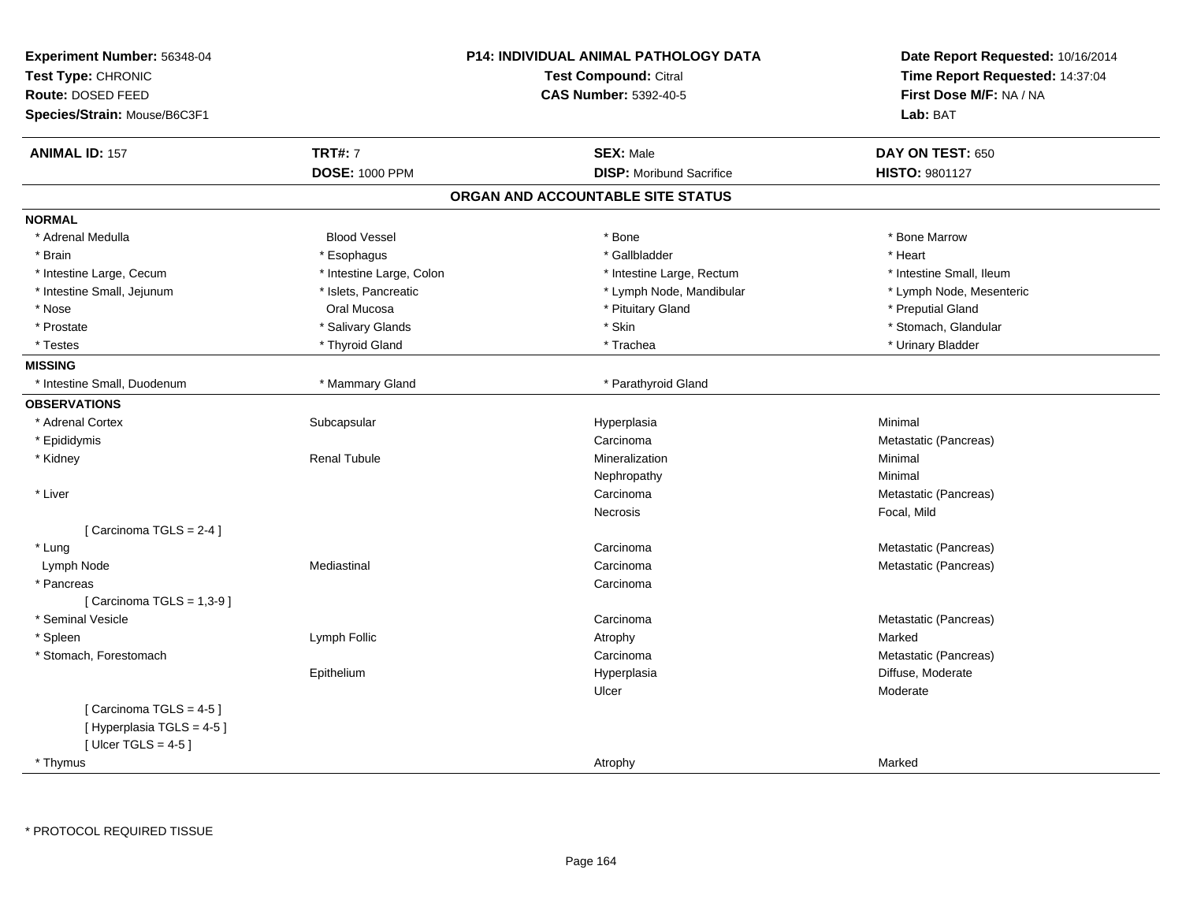**Experiment Number:** 56348-04
**Test Type:** CHRONIC
**Route:** DOSED FEED
**Species/Strain:** Mouse/B6C3F1

**P14: INDIVIDUAL ANIMAL PATHOLOGY DATA**
**Test Compound:** Citral
**CAS Number:** 5392-40-5

**Date Report Requested:** 10/16/2014
**Time Report Requested:** 14:37:04
**First Dose M/F:** NA / NA
**Lab:** BAT

| **ANIMAL ID:** 157 | **TRT#:** 7 | **SEX:** Male | **DAY ON TEST:** 650 |
|---|---|---|---|
| | **DOSE:** 1000 PPM | **DISP:** Moribund Sacrifice | **HISTO:** 9801127 |

## ORGAN AND ACCOUNTABLE SITE STATUS

**NORMAL**

| | | | |
|---|---|---|---|
| * Adrenal Medulla | Blood Vessel | * Bone | * Bone Marrow |
| * Brain | * Esophagus | * Gallbladder | * Heart |
| * Intestine Large, Cecum | * Intestine Large, Colon | * Intestine Large, Rectum | * Intestine Small, Ileum |
| * Intestine Small, Jejunum | * Islets, Pancreatic | * Lymph Node, Mandibular | * Lymph Node, Mesenteric |
| * Nose | Oral Mucosa | * Pituitary Gland | * Preputial Gland |
| * Prostate | * Salivary Glands | * Skin | * Stomach, Glandular |
| * Testes | * Thyroid Gland | * Trachea | * Urinary Bladder |

**MISSING**

| | | |
|---|---|---|
| * Intestine Small, Duodenum | * Mammary Gland | * Parathyroid Gland |

**OBSERVATIONS**

| | | | |
|---|---|---|---|
| * Adrenal Cortex | Subcapsular | Hyperplasia | Minimal |
| * Epididymis | | Carcinoma | Metastatic (Pancreas) |
| * Kidney | Renal Tubule | Mineralization | Minimal |
| | | Nephropathy | Minimal |
| * Liver | | Carcinoma | Metastatic (Pancreas) |
| | | Necrosis | Focal, Mild |
| [ Carcinoma TGLS = 2-4 ] | | | |
| * Lung | | Carcinoma | Metastatic (Pancreas) |
| Lymph Node | Mediastinal | Carcinoma | Metastatic (Pancreas) |
| * Pancreas | | Carcinoma | |
| [ Carcinoma TGLS = 1,3-9 ] | | | |
| * Seminal Vesicle | | Carcinoma | Metastatic (Pancreas) |
| * Spleen | Lymph Follic | Atrophy | Marked |
| * Stomach, Forestomach | | Carcinoma | Metastatic (Pancreas) |
| | Epithelium | Hyperplasia | Diffuse, Moderate |
| | | Ulcer | Moderate |
| [ Carcinoma TGLS = 4-5 ] | | | |
| [ Hyperplasia TGLS = 4-5 ] | | | |
| [ Ulcer TGLS = 4-5 ] | | | |
| * Thymus | | Atrophy | Marked |

* PROTOCOL REQUIRED TISSUE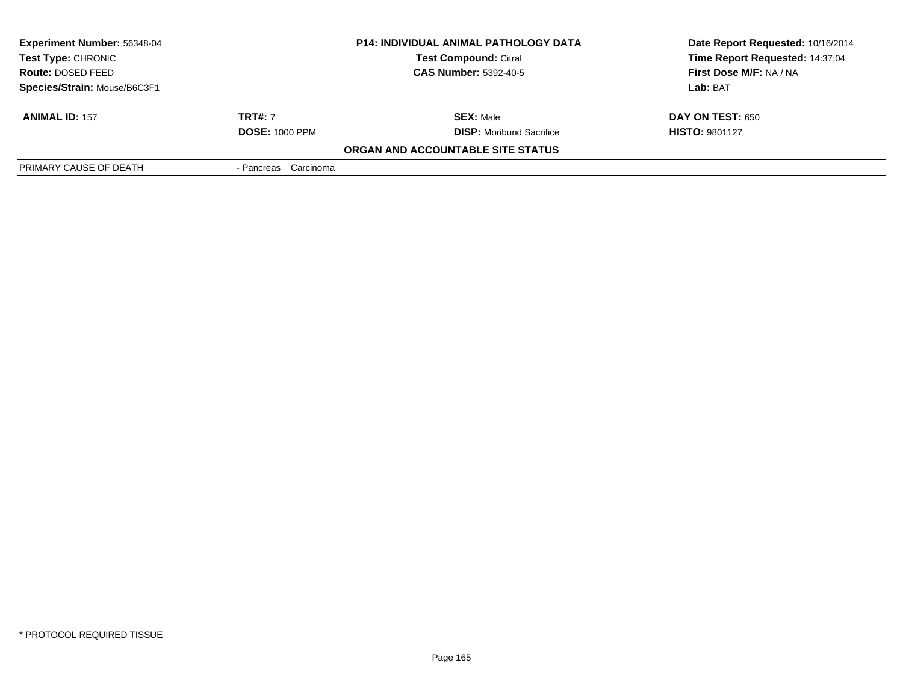| **Experiment Number:** 56348-04 | **P14: INDIVIDUAL ANIMAL PATHOLOGY DATA** | **Date Report Requested:** 10/16/2014 |
|---|---|---|
| **Test Type:** CHRONIC | **Test Compound:** Citral | **Time Report Requested:** 14:37:04 |
| **Route:** DOSED FEED | **CAS Number:** 5392-40-5 | **First Dose M/F:** NA / NA |
| **Species/Strain:** Mouse/B6C3F1 | | **Lab:** BAT |

| **ANIMAL ID:** 157 | **TRT#:** 7 | **SEX:** Male | **DAY ON TEST:** 650 |
|---|---|---|---|
| | **DOSE:** 1000 PPM | **DISP:** Moribund Sacrifice | **HISTO:** 9801127 |

**ORGAN AND ACCOUNTABLE SITE STATUS**

| | |
|---|---|
| PRIMARY CAUSE OF DEATH | - Pancreas Carcinoma |

\* PROTOCOL REQUIRED TISSUE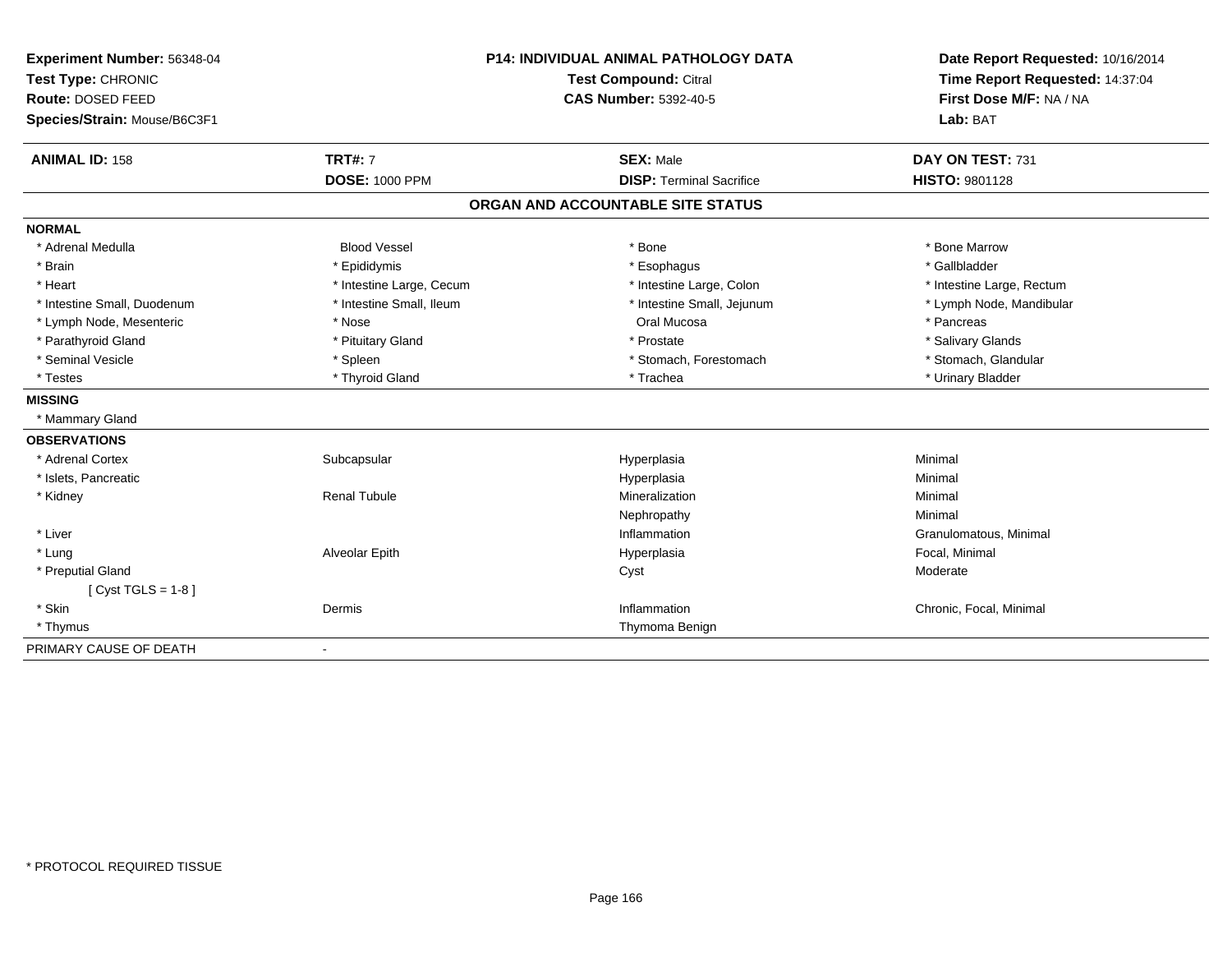**Experiment Number:** 56348-04
**Test Type:** CHRONIC
**Route:** DOSED FEED
**Species/Strain:** Mouse/B6C3F1

**P14: INDIVIDUAL ANIMAL PATHOLOGY DATA**
**Test Compound:** Citral
**CAS Number:** 5392-40-5

**Date Report Requested:** 10/16/2014
**Time Report Requested:** 14:37:04
**First Dose M/F:** NA / NA
**Lab:** BAT

| **ANIMAL ID:** 158 | **TRT#:** 7 | **SEX:** Male | **DAY ON TEST:** 731 |
|---|---|---|---|
| | **DOSE:** 1000 PPM | **DISP:** Terminal Sacrifice | **HISTO:** 9801128 |

## ORGAN AND ACCOUNTABLE SITE STATUS

**NORMAL**

| | | | |
|---|---|---|---|
| * Adrenal Medulla | Blood Vessel | * Bone | * Bone Marrow |
| * Brain | * Epididymis | * Esophagus | * Gallbladder |
| * Heart | * Intestine Large, Cecum | * Intestine Large, Colon | * Intestine Large, Rectum |
| * Intestine Small, Duodenum | * Intestine Small, Ileum | * Intestine Small, Jejunum | * Lymph Node, Mandibular |
| * Lymph Node, Mesenteric | * Nose | Oral Mucosa | * Pancreas |
| * Parathyroid Gland | * Pituitary Gland | * Prostate | * Salivary Glands |
| * Seminal Vesicle | * Spleen | * Stomach, Forestomach | * Stomach, Glandular |
| * Testes | * Thyroid Gland | * Trachea | * Urinary Bladder |

**MISSING**

* Mammary Gland

**OBSERVATIONS**

| | | | |
|---|---|---|---|
| * Adrenal Cortex | Subcapsular | Hyperplasia | Minimal |
| * Islets, Pancreatic | | Hyperplasia | Minimal |
| * Kidney | Renal Tubule | Mineralization | Minimal |
| | | Nephropathy | Minimal |
| * Liver | | Inflammation | Granulomatous, Minimal |
| * Lung | Alveolar Epith | Hyperplasia | Focal, Minimal |
| * Preputial Gland | | Cyst | Moderate |
| [ Cyst TGLS = 1-8 ] | | | |
| * Skin | Dermis | Inflammation | Chronic, Focal, Minimal |
| * Thymus | | Thymoma Benign | |

PRIMARY CAUSE OF DEATH -

* PROTOCOL REQUIRED TISSUE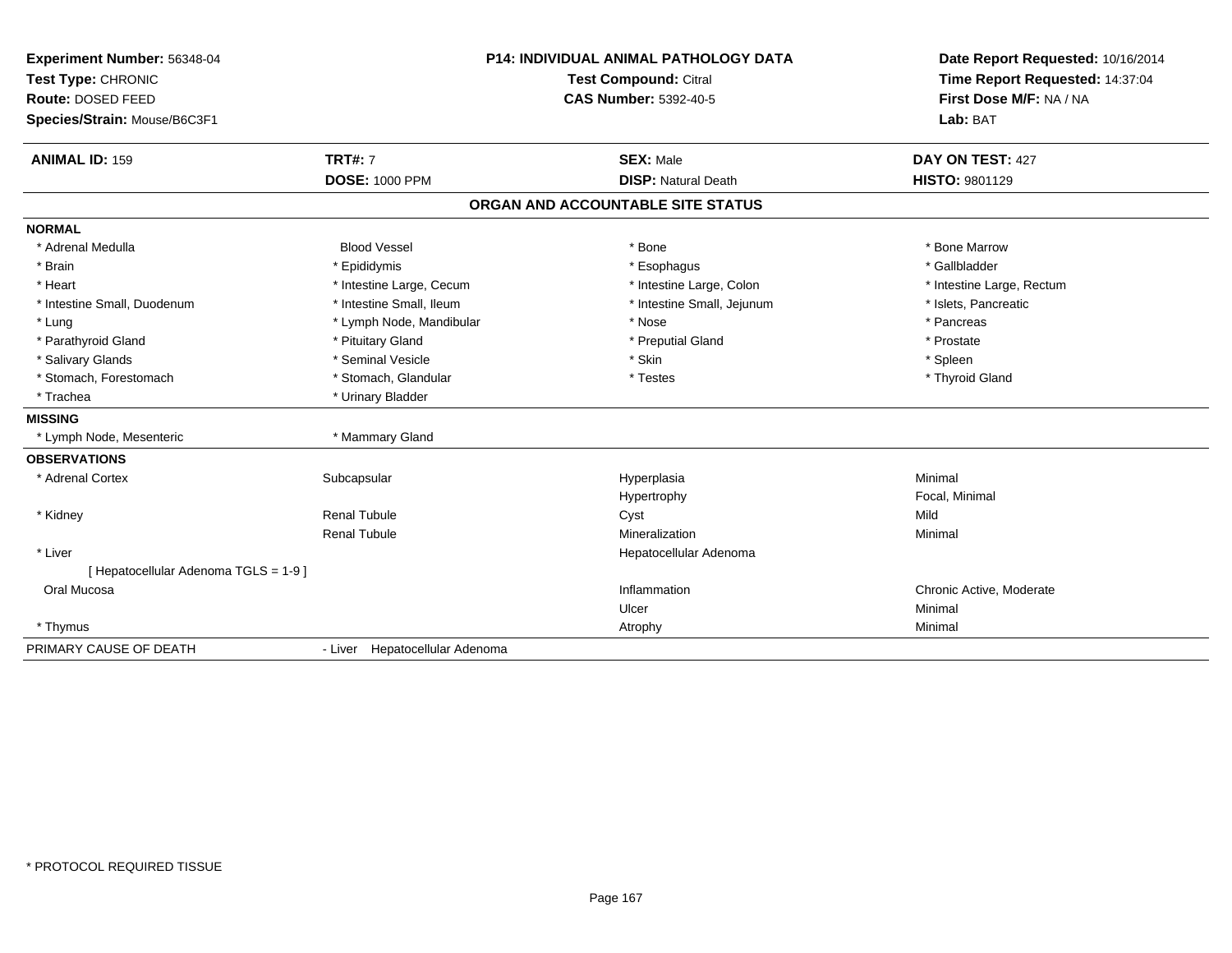**Experiment Number:** 56348-04
**Test Type:** CHRONIC
**Route:** DOSED FEED
**Species/Strain:** Mouse/B6C3F1

**P14: INDIVIDUAL ANIMAL PATHOLOGY DATA**
**Test Compound:** Citral
**CAS Number:** 5392-40-5

**Date Report Requested:** 10/16/2014
**Time Report Requested:** 14:37:04
**First Dose M/F:** NA / NA
**Lab:** BAT

| **ANIMAL ID:** 159 | **TRT#:** 7 | **SEX:** Male | **DAY ON TEST:** 427 |
|---|---|---|---|
| | **DOSE:** 1000 PPM | **DISP:** Natural Death | **HISTO:** 9801129 |

## ORGAN AND ACCOUNTABLE SITE STATUS

**NORMAL**

| | | | |
|---|---|---|---|
| * Adrenal Medulla | Blood Vessel | * Bone | * Bone Marrow |
| * Brain | * Epididymis | * Esophagus | * Gallbladder |
| * Heart | * Intestine Large, Cecum | * Intestine Large, Colon | * Intestine Large, Rectum |
| * Intestine Small, Duodenum | * Intestine Small, Ileum | * Intestine Small, Jejunum | * Islets, Pancreatic |
| * Lung | * Lymph Node, Mandibular | * Nose | * Pancreas |
| * Parathyroid Gland | * Pituitary Gland | * Preputial Gland | * Prostate |
| * Salivary Glands | * Seminal Vesicle | * Skin | * Spleen |
| * Stomach, Forestomach | * Stomach, Glandular | * Testes | * Thyroid Gland |
| * Trachea | * Urinary Bladder | | |

**MISSING**

| | |
|---|---|
| * Lymph Node, Mesenteric | * Mammary Gland |

**OBSERVATIONS**

| | | | |
|---|---|---|---|
| * Adrenal Cortex | Subcapsular | Hyperplasia | Minimal |
| | | Hypertrophy | Focal, Minimal |
| * Kidney | Renal Tubule | Cyst | Mild |
| | Renal Tubule | Mineralization | Minimal |
| * Liver | | Hepatocellular Adenoma | |
| [ Hepatocellular Adenoma TGLS = 1-9 ] | | | |
| Oral Mucosa | | Inflammation | Chronic Active, Moderate |
| | | Ulcer | Minimal |
| * Thymus | | Atrophy | Minimal |

| PRIMARY CAUSE OF DEATH | - Liver Hepatocellular Adenoma |
|---|---|

* PROTOCOL REQUIRED TISSUE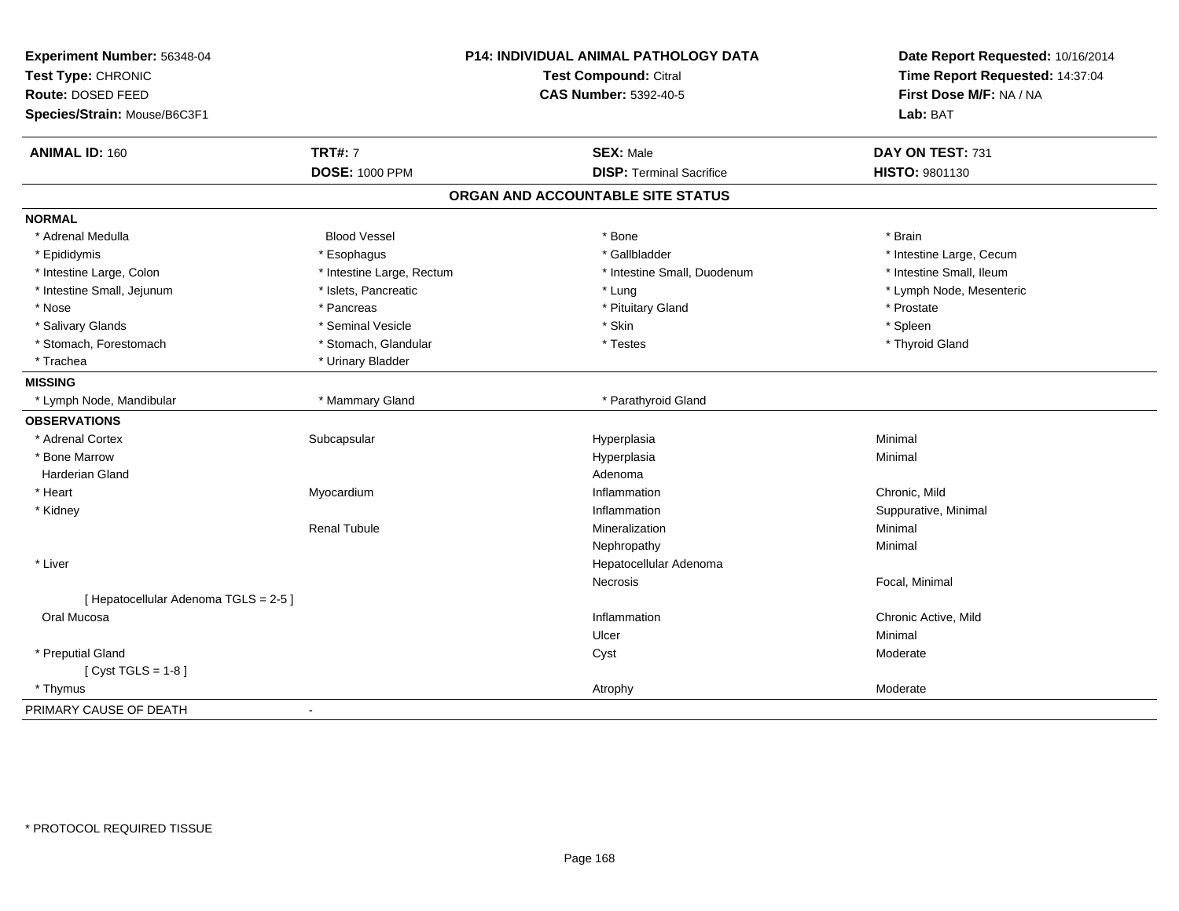**Experiment Number:** 56348-04
**Test Type:** CHRONIC
**Route:** DOSED FEED
**Species/Strain:** Mouse/B6C3F1

**P14: INDIVIDUAL ANIMAL PATHOLOGY DATA**
**Test Compound:** Citral
**CAS Number:** 5392-40-5

**Date Report Requested:** 10/16/2014
**Time Report Requested:** 14:37:04
**First Dose M/F:** NA / NA
**Lab:** BAT

| **ANIMAL ID:** 160 | **TRT#:** 7 | **SEX:** Male | **DAY ON TEST:** 731 |
|---|---|---|---|
| | **DOSE:** 1000 PPM | **DISP:** Terminal Sacrifice | **HISTO:** 9801130 |

## ORGAN AND ACCOUNTABLE SITE STATUS

**NORMAL**

| | | | |
|---|---|---|---|
| * Adrenal Medulla | Blood Vessel | * Bone | * Brain |
| * Epididymis | * Esophagus | * Gallbladder | * Intestine Large, Cecum |
| * Intestine Large, Colon | * Intestine Large, Rectum | * Intestine Small, Duodenum | * Intestine Small, Ileum |
| * Intestine Small, Jejunum | * Islets, Pancreatic | * Lung | * Lymph Node, Mesenteric |
| * Nose | * Pancreas | * Pituitary Gland | * Prostate |
| * Salivary Glands | * Seminal Vesicle | * Skin | * Spleen |
| * Stomach, Forestomach | * Stomach, Glandular | * Testes | * Thyroid Gland |
| * Trachea | * Urinary Bladder | | |

**MISSING**

| | | | |
|---|---|---|---|
| * Lymph Node, Mandibular | * Mammary Gland | * Parathyroid Gland | |

**OBSERVATIONS**

| | | | |
|---|---|---|---|
| * Adrenal Cortex | Subcapsular | Hyperplasia | Minimal |
| * Bone Marrow | | Hyperplasia | Minimal |
| Harderian Gland | | Adenoma | |
| * Heart | Myocardium | Inflammation | Chronic, Mild |
| * Kidney | | Inflammation | Suppurative, Minimal |
| | Renal Tubule | Mineralization | Minimal |
| | | Nephropathy | Minimal |
| * Liver | | Hepatocellular Adenoma | |
| | | Necrosis | Focal, Minimal |
| [ Hepatocellular Adenoma TGLS = 2-5 ] | | | |
| Oral Mucosa | | Inflammation | Chronic Active, Mild |
| | | Ulcer | Minimal |
| * Preputial Gland | | Cyst | Moderate |
| [ Cyst TGLS = 1-8 ] | | | |
| * Thymus | | Atrophy | Moderate |

PRIMARY CAUSE OF DEATH -

* PROTOCOL REQUIRED TISSUE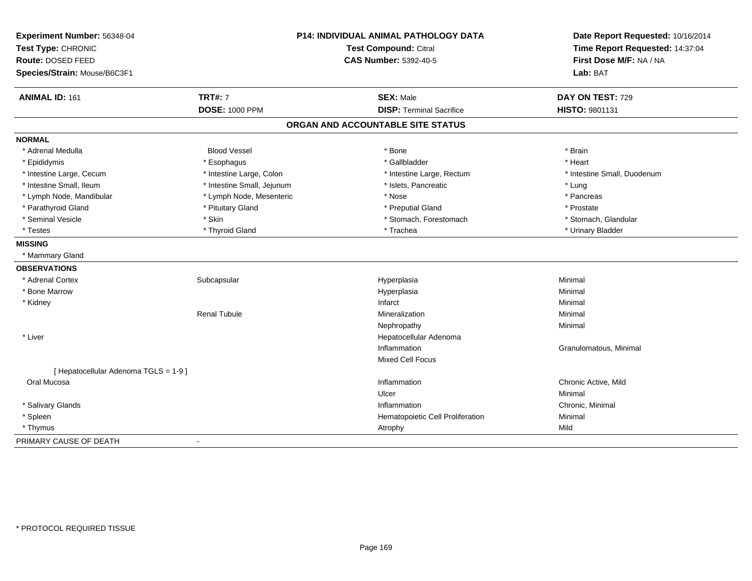**Experiment Number:** 56348-04
**Test Type:** CHRONIC
**Route:** DOSED FEED
**Species/Strain:** Mouse/B6C3F1

**P14: INDIVIDUAL ANIMAL PATHOLOGY DATA**
**Test Compound:** Citral
**CAS Number:** 5392-40-5

**Date Report Requested:** 10/16/2014
**Time Report Requested:** 14:37:04
**First Dose M/F:** NA / NA
**Lab:** BAT

| **ANIMAL ID:** 161 | **TRT#:** 7 | **SEX:** Male | **DAY ON TEST:** 729 |
|---|---|---|---|
| | **DOSE:** 1000 PPM | **DISP:** Terminal Sacrifice | **HISTO:** 9801131 |

## ORGAN AND ACCOUNTABLE SITE STATUS

**NORMAL**

| | | | |
|---|---|---|---|
| * Adrenal Medulla | Blood Vessel | * Bone | * Brain |
| * Epididymis | * Esophagus | * Gallbladder | * Heart |
| * Intestine Large, Cecum | * Intestine Large, Colon | * Intestine Large, Rectum | * Intestine Small, Duodenum |
| * Intestine Small, Ileum | * Intestine Small, Jejunum | * Islets, Pancreatic | * Lung |
| * Lymph Node, Mandibular | * Lymph Node, Mesenteric | * Nose | * Pancreas |
| * Parathyroid Gland | * Pituitary Gland | * Preputial Gland | * Prostate |
| * Seminal Vesicle | * Skin | * Stomach, Forestomach | * Stomach, Glandular |
| * Testes | * Thyroid Gland | * Trachea | * Urinary Bladder |

**MISSING**

* Mammary Gland

**OBSERVATIONS**

| | | | |
|---|---|---|---|
| * Adrenal Cortex | Subcapsular | Hyperplasia | Minimal |
| * Bone Marrow | | Hyperplasia | Minimal |
| * Kidney | | Infarct | Minimal |
| | Renal Tubule | Mineralization | Minimal |
| | | Nephropathy | Minimal |
| * Liver | | Hepatocellular Adenoma | |
| | | Inflammation | Granulomatous, Minimal |
| | | Mixed Cell Focus | |
| [ Hepatocellular Adenoma TGLS = 1-9 ] | | | |
| Oral Mucosa | | Inflammation | Chronic Active, Mild |
| | | Ulcer | Minimal |
| * Salivary Glands | | Inflammation | Chronic, Minimal |
| * Spleen | | Hematopoietic Cell Proliferation | Minimal |
| * Thymus | | Atrophy | Mild |

PRIMARY CAUSE OF DEATH -

* PROTOCOL REQUIRED TISSUE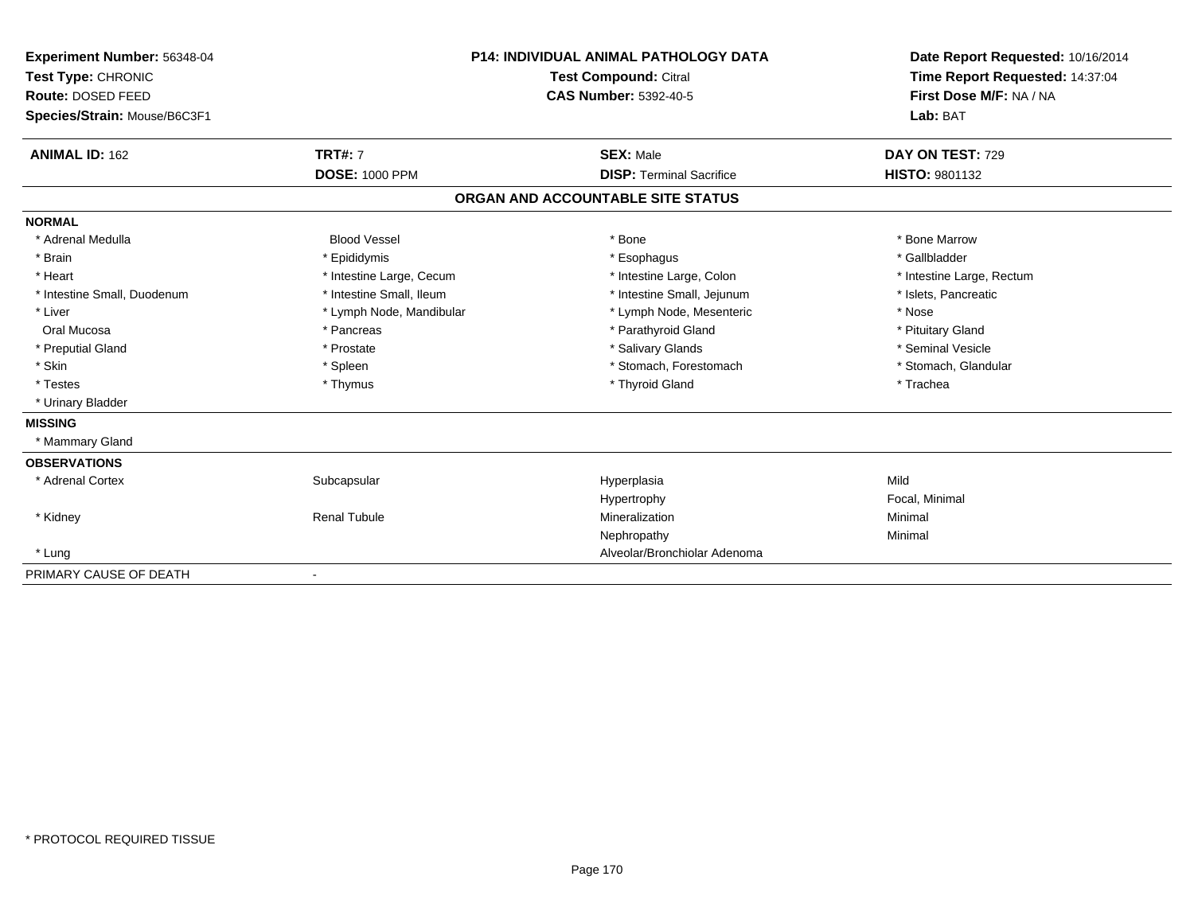**Experiment Number:** 56348-04
**Test Type:** CHRONIC
**Route:** DOSED FEED
**Species/Strain:** Mouse/B6C3F1

**P14: INDIVIDUAL ANIMAL PATHOLOGY DATA**
**Test Compound:** Citral
**CAS Number:** 5392-40-5

**Date Report Requested:** 10/16/2014
**Time Report Requested:** 14:37:04
**First Dose M/F:** NA / NA
**Lab:** BAT

| **ANIMAL ID:** 162 | **TRT#:** 7 | **SEX:** Male | **DAY ON TEST:** 729 |
|---|---|---|---|
| | **DOSE:** 1000 PPM | **DISP:** Terminal Sacrifice | **HISTO:** 9801132 |

## ORGAN AND ACCOUNTABLE SITE STATUS

**NORMAL**

| | | | |
|---|---|---|---|
| * Adrenal Medulla | Blood Vessel | * Bone | * Bone Marrow |
| * Brain | * Epididymis | * Esophagus | * Gallbladder |
| * Heart | * Intestine Large, Cecum | * Intestine Large, Colon | * Intestine Large, Rectum |
| * Intestine Small, Duodenum | * Intestine Small, Ileum | * Intestine Small, Jejunum | * Islets, Pancreatic |
| * Liver | * Lymph Node, Mandibular | * Lymph Node, Mesenteric | * Nose |
| Oral Mucosa | * Pancreas | * Parathyroid Gland | * Pituitary Gland |
| * Preputial Gland | * Prostate | * Salivary Glands | * Seminal Vesicle |
| * Skin | * Spleen | * Stomach, Forestomach | * Stomach, Glandular |
| * Testes | * Thymus | * Thyroid Gland | * Trachea |
| * Urinary Bladder | | | |

**MISSING**

* Mammary Gland

**OBSERVATIONS**

| | | | |
|---|---|---|---|
| * Adrenal Cortex | Subcapsular | Hyperplasia | Mild |
| | | Hypertrophy | Focal, Minimal |
| * Kidney | Renal Tubule | Mineralization | Minimal |
| | | Nephropathy | Minimal |
| * Lung | | Alveolar/Bronchiolar Adenoma | |

PRIMARY CAUSE OF DEATH -

* PROTOCOL REQUIRED TISSUE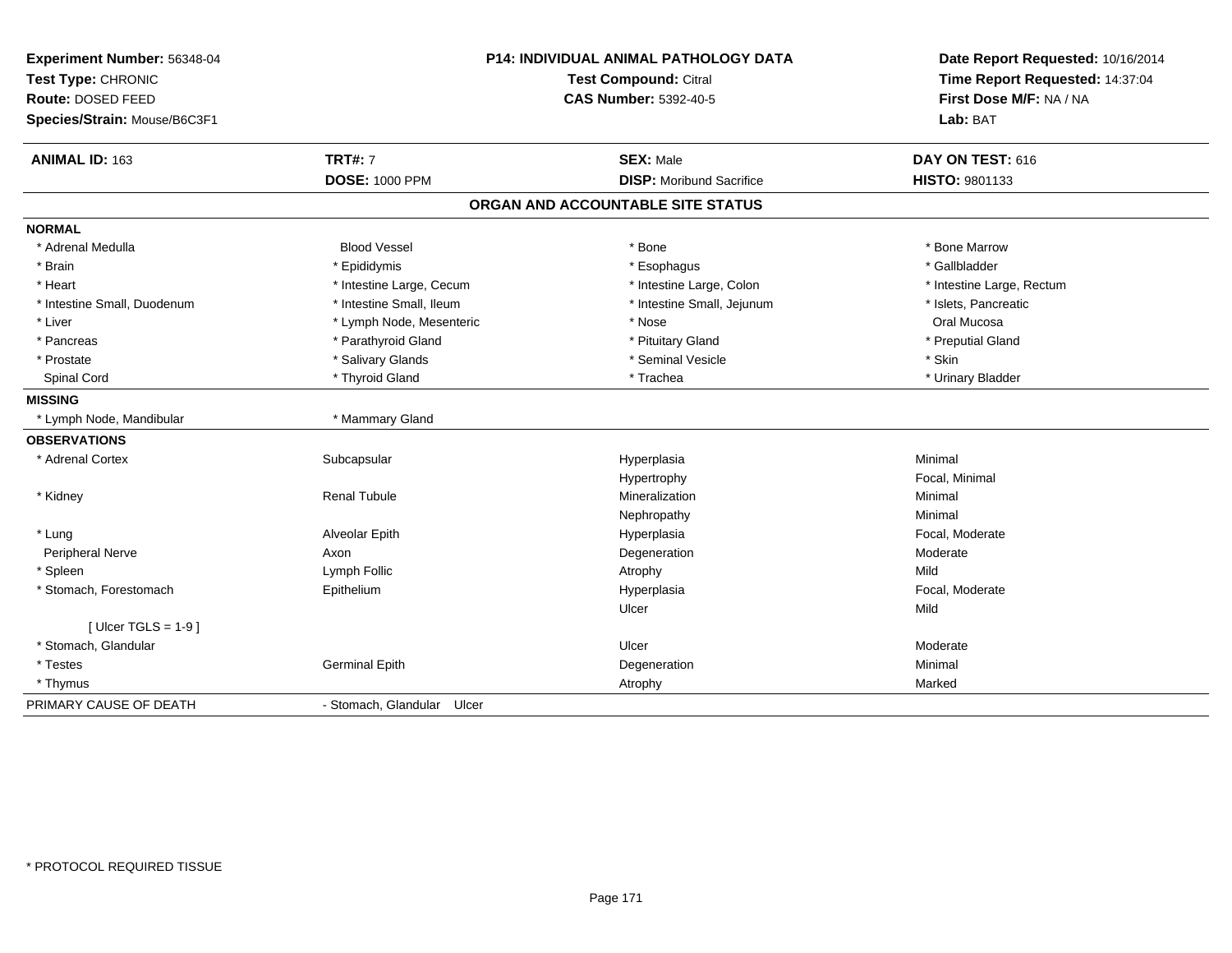**Experiment Number:** 56348-04
**Test Type:** CHRONIC
**Route:** DOSED FEED
**Species/Strain:** Mouse/B6C3F1

**P14: INDIVIDUAL ANIMAL PATHOLOGY DATA**
**Test Compound:** Citral
**CAS Number:** 5392-40-5

**Date Report Requested:** 10/16/2014
**Time Report Requested:** 14:37:04
**First Dose M/F:** NA / NA
**Lab:** BAT

| **ANIMAL ID:** 163 | **TRT#:** 7 | **SEX:** Male | **DAY ON TEST:** 616 |
|---|---|---|---|
| | **DOSE:** 1000 PPM | **DISP:** Moribund Sacrifice | **HISTO:** 9801133 |

## ORGAN AND ACCOUNTABLE SITE STATUS

**NORMAL**

| | | | |
|---|---|---|---|
| * Adrenal Medulla | Blood Vessel | * Bone | * Bone Marrow |
| * Brain | * Epididymis | * Esophagus | * Gallbladder |
| * Heart | * Intestine Large, Cecum | * Intestine Large, Colon | * Intestine Large, Rectum |
| * Intestine Small, Duodenum | * Intestine Small, Ileum | * Intestine Small, Jejunum | * Islets, Pancreatic |
| * Liver | * Lymph Node, Mesenteric | * Nose | Oral Mucosa |
| * Pancreas | * Parathyroid Gland | * Pituitary Gland | * Preputial Gland |
| * Prostate | * Salivary Glands | * Seminal Vesicle | * Skin |
| Spinal Cord | * Thyroid Gland | * Trachea | * Urinary Bladder |

**MISSING**

| | |
|---|---|
| * Lymph Node, Mandibular | * Mammary Gland |

**OBSERVATIONS**

| | | | |
|---|---|---|---|
| * Adrenal Cortex | Subcapsular | Hyperplasia | Minimal |
| | | Hypertrophy | Focal, Minimal |
| * Kidney | Renal Tubule | Mineralization | Minimal |
| | | Nephropathy | Minimal |
| * Lung | Alveolar Epith | Hyperplasia | Focal, Moderate |
| Peripheral Nerve | Axon | Degeneration | Moderate |
| * Spleen | Lymph Follic | Atrophy | Mild |
| * Stomach, Forestomach | Epithelium | Hyperplasia | Focal, Moderate |
| | | Ulcer | Mild |
| [ Ulcer TGLS = 1-9 ] | | | |
| * Stomach, Glandular | | Ulcer | Moderate |
| * Testes | Germinal Epith | Degeneration | Minimal |
| * Thymus | | Atrophy | Marked |

PRIMARY CAUSE OF DEATH - Stomach, Glandular Ulcer

* PROTOCOL REQUIRED TISSUE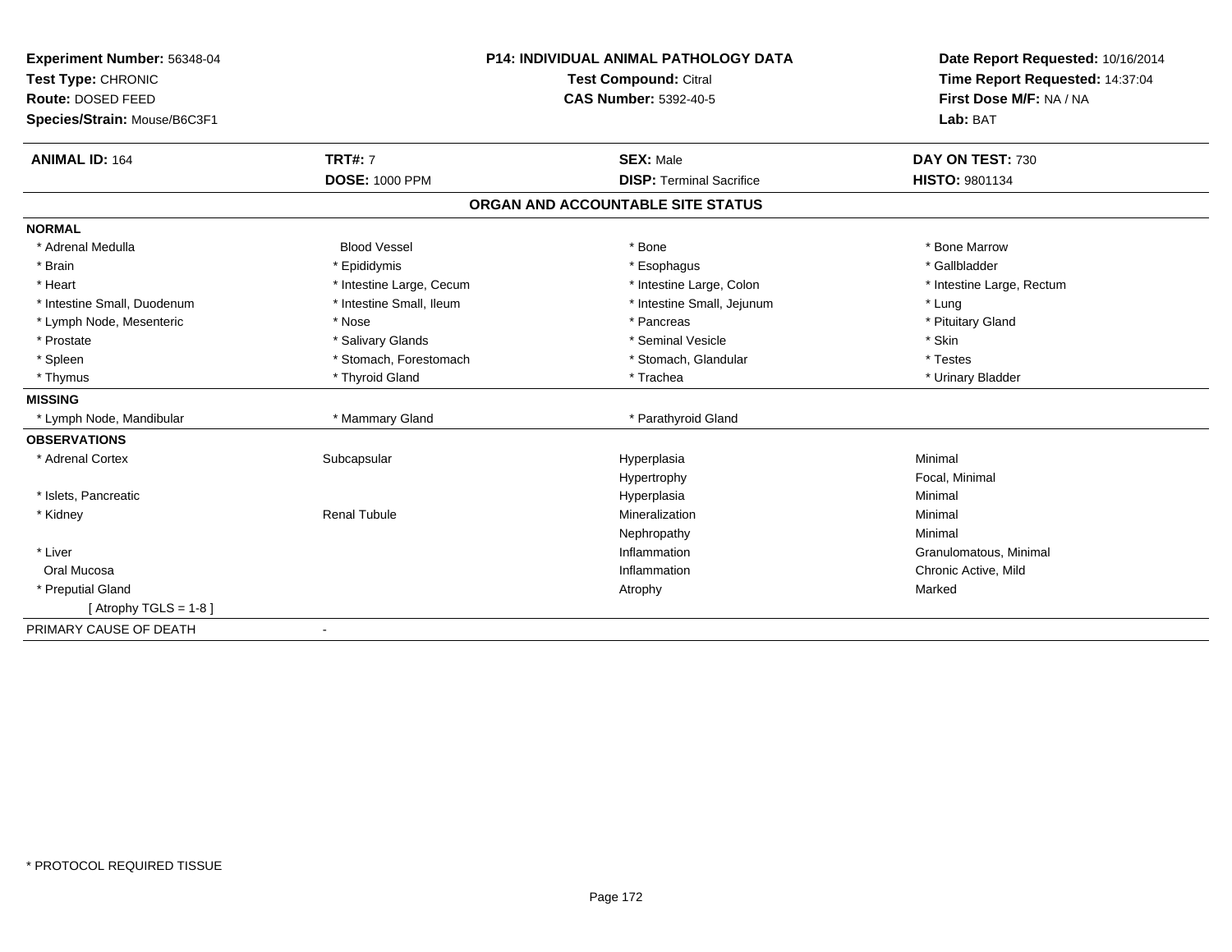**Experiment Number:** 56348-04
**Test Type:** CHRONIC
**Route:** DOSED FEED
**Species/Strain:** Mouse/B6C3F1

**P14: INDIVIDUAL ANIMAL PATHOLOGY DATA**
**Test Compound:** Citral
**CAS Number:** 5392-40-5

**Date Report Requested:** 10/16/2014
**Time Report Requested:** 14:37:04
**First Dose M/F:** NA / NA
**Lab:** BAT

| **ANIMAL ID:** 164 | **TRT#:** 7 | **SEX:** Male | **DAY ON TEST:** 730 |
|---|---|---|---|
| | **DOSE:** 1000 PPM | **DISP:** Terminal Sacrifice | **HISTO:** 9801134 |

## ORGAN AND ACCOUNTABLE SITE STATUS

**NORMAL**

| | | | |
|---|---|---|---|
| * Adrenal Medulla | Blood Vessel | * Bone | * Bone Marrow |
| * Brain | * Epididymis | * Esophagus | * Gallbladder |
| * Heart | * Intestine Large, Cecum | * Intestine Large, Colon | * Intestine Large, Rectum |
| * Intestine Small, Duodenum | * Intestine Small, Ileum | * Intestine Small, Jejunum | * Lung |
| * Lymph Node, Mesenteric | * Nose | * Pancreas | * Pituitary Gland |
| * Prostate | * Salivary Glands | * Seminal Vesicle | * Skin |
| * Spleen | * Stomach, Forestomach | * Stomach, Glandular | * Testes |
| * Thymus | * Thyroid Gland | * Trachea | * Urinary Bladder |

**MISSING**

| | | | |
|---|---|---|---|
| * Lymph Node, Mandibular | * Mammary Gland | * Parathyroid Gland | |

**OBSERVATIONS**

| | | | |
|---|---|---|---|
| * Adrenal Cortex | Subcapsular | Hyperplasia | Minimal |
| | | Hypertrophy | Focal, Minimal |
| * Islets, Pancreatic | | Hyperplasia | Minimal |
| * Kidney | Renal Tubule | Mineralization | Minimal |
| | | Nephropathy | Minimal |
| * Liver | | Inflammation | Granulomatous, Minimal |
| Oral Mucosa | | Inflammation | Chronic Active, Mild |
| * Preputial Gland | | Atrophy | Marked |
| [ Atrophy TGLS = 1-8 ] | | | |

PRIMARY CAUSE OF DEATH -

* PROTOCOL REQUIRED TISSUE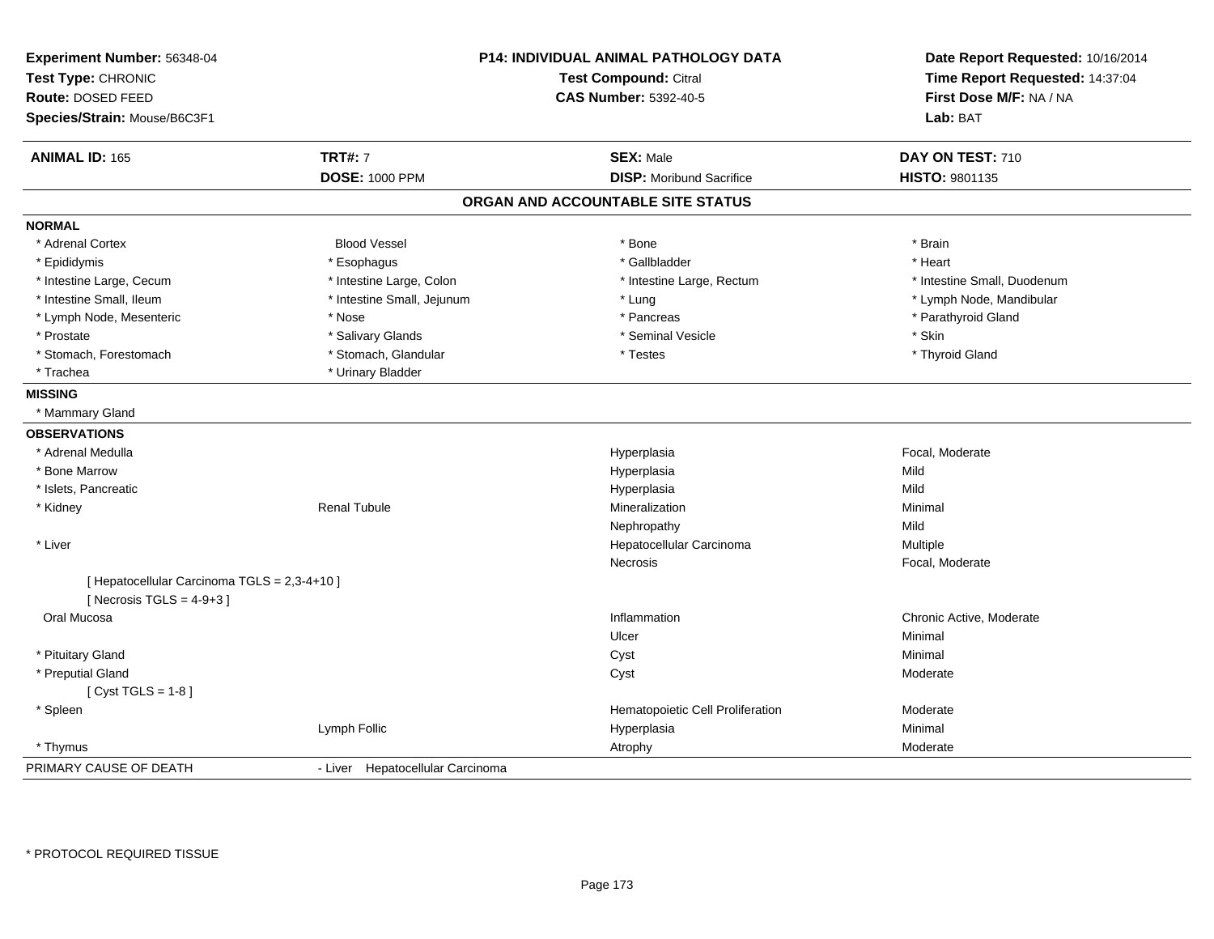**Experiment Number:** 56348-04
**Test Type:** CHRONIC
**Route:** DOSED FEED
**Species/Strain:** Mouse/B6C3F1

**P14: INDIVIDUAL ANIMAL PATHOLOGY DATA**
**Test Compound:** Citral
**CAS Number:** 5392-40-5

**Date Report Requested:** 10/16/2014
**Time Report Requested:** 14:37:04
**First Dose M/F:** NA / NA
**Lab:** BAT

| **ANIMAL ID:** 165 | **TRT#:** 7 | **SEX:** Male | **DAY ON TEST:** 710 |
|---|---|---|---|
| | **DOSE:** 1000 PPM | **DISP:** Moribund Sacrifice | **HISTO:** 9801135 |

## ORGAN AND ACCOUNTABLE SITE STATUS

**NORMAL**

| | | | |
|---|---|---|---|
| * Adrenal Cortex | Blood Vessel | * Bone | * Brain |
| * Epididymis | * Esophagus | * Gallbladder | * Heart |
| * Intestine Large, Cecum | * Intestine Large, Colon | * Intestine Large, Rectum | * Intestine Small, Duodenum |
| * Intestine Small, Ileum | * Intestine Small, Jejunum | * Lung | * Lymph Node, Mandibular |
| * Lymph Node, Mesenteric | * Nose | * Pancreas | * Parathyroid Gland |
| * Prostate | * Salivary Glands | * Seminal Vesicle | * Skin |
| * Stomach, Forestomach | * Stomach, Glandular | * Testes | * Thyroid Gland |
| * Trachea | * Urinary Bladder | | |

**MISSING**

* Mammary Gland

**OBSERVATIONS**

| | | | |
|---|---|---|---|
| * Adrenal Medulla | | Hyperplasia | Focal, Moderate |
| * Bone Marrow | | Hyperplasia | Mild |
| * Islets, Pancreatic | | Hyperplasia | Mild |
| * Kidney | Renal Tubule | Mineralization | Minimal |
| | | Nephropathy | Mild |
| * Liver | | Hepatocellular Carcinoma | Multiple |
| | | Necrosis | Focal, Moderate |
| [ Hepatocellular Carcinoma TGLS = 2,3-4+10 ] | | | |
| [ Necrosis TGLS = 4-9+3 ] | | | |
| Oral Mucosa | | Inflammation | Chronic Active, Moderate |
| | | Ulcer | Minimal |
| * Pituitary Gland | | Cyst | Minimal |
| * Preputial Gland | | Cyst | Moderate |
| [ Cyst TGLS = 1-8 ] | | | |
| * Spleen | | Hematopoietic Cell Proliferation | Moderate |
| | Lymph Follic | Hyperplasia | Minimal |
| * Thymus | | Atrophy | Moderate |

PRIMARY CAUSE OF DEATH - Liver Hepatocellular Carcinoma

\* PROTOCOL REQUIRED TISSUE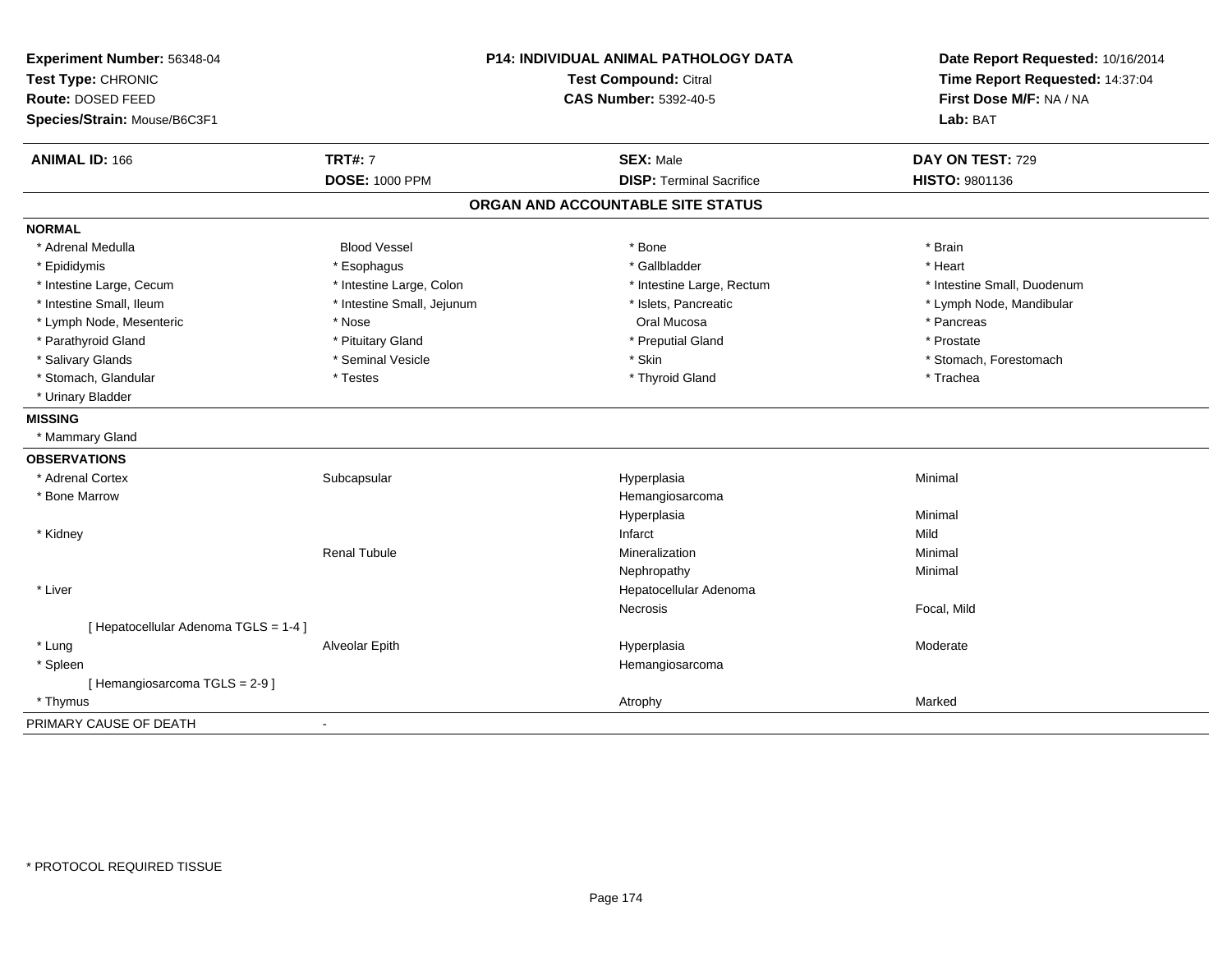**Experiment Number:** 56348-04
**Test Type:** CHRONIC
**Route:** DOSED FEED
**Species/Strain:** Mouse/B6C3F1

**P14: INDIVIDUAL ANIMAL PATHOLOGY DATA**
**Test Compound:** Citral
**CAS Number:** 5392-40-5

**Date Report Requested:** 10/16/2014
**Time Report Requested:** 14:37:04
**First Dose M/F:** NA / NA
**Lab:** BAT

| **ANIMAL ID:** 166 | **TRT#:** 7 | **SEX:** Male | **DAY ON TEST:** 729 |
|---|---|---|---|
| | **DOSE:** 1000 PPM | **DISP:** Terminal Sacrifice | **HISTO:** 9801136 |

## ORGAN AND ACCOUNTABLE SITE STATUS

**NORMAL**

| | | | |
|---|---|---|---|
| * Adrenal Medulla | Blood Vessel | * Bone | * Brain |
| * Epididymis | * Esophagus | * Gallbladder | * Heart |
| * Intestine Large, Cecum | * Intestine Large, Colon | * Intestine Large, Rectum | * Intestine Small, Duodenum |
| * Intestine Small, Ileum | * Intestine Small, Jejunum | * Islets, Pancreatic | * Lymph Node, Mandibular |
| * Lymph Node, Mesenteric | * Nose | Oral Mucosa | * Pancreas |
| * Parathyroid Gland | * Pituitary Gland | * Preputial Gland | * Prostate |
| * Salivary Glands | * Seminal Vesicle | * Skin | * Stomach, Forestomach |
| * Stomach, Glandular | * Testes | * Thyroid Gland | * Trachea |
| * Urinary Bladder | | | |

**MISSING**

* Mammary Gland

**OBSERVATIONS**

| | | | |
|---|---|---|---|
| * Adrenal Cortex | Subcapsular | Hyperplasia | Minimal |
| * Bone Marrow | | Hemangiosarcoma | |
| | | Hyperplasia | Minimal |
| * Kidney | | Infarct | Mild |
| | Renal Tubule | Mineralization | Minimal |
| | | Nephropathy | Minimal |
| * Liver | | Hepatocellular Adenoma | |
| | | Necrosis | Focal, Mild |
| [ Hepatocellular Adenoma TGLS = 1-4 ] | | | |
| * Lung | Alveolar Epith | Hyperplasia | Moderate |
| * Spleen | | Hemangiosarcoma | |
| [ Hemangiosarcoma TGLS = 2-9 ] | | | |
| * Thymus | | Atrophy | Marked |

PRIMARY CAUSE OF DEATH -

* PROTOCOL REQUIRED TISSUE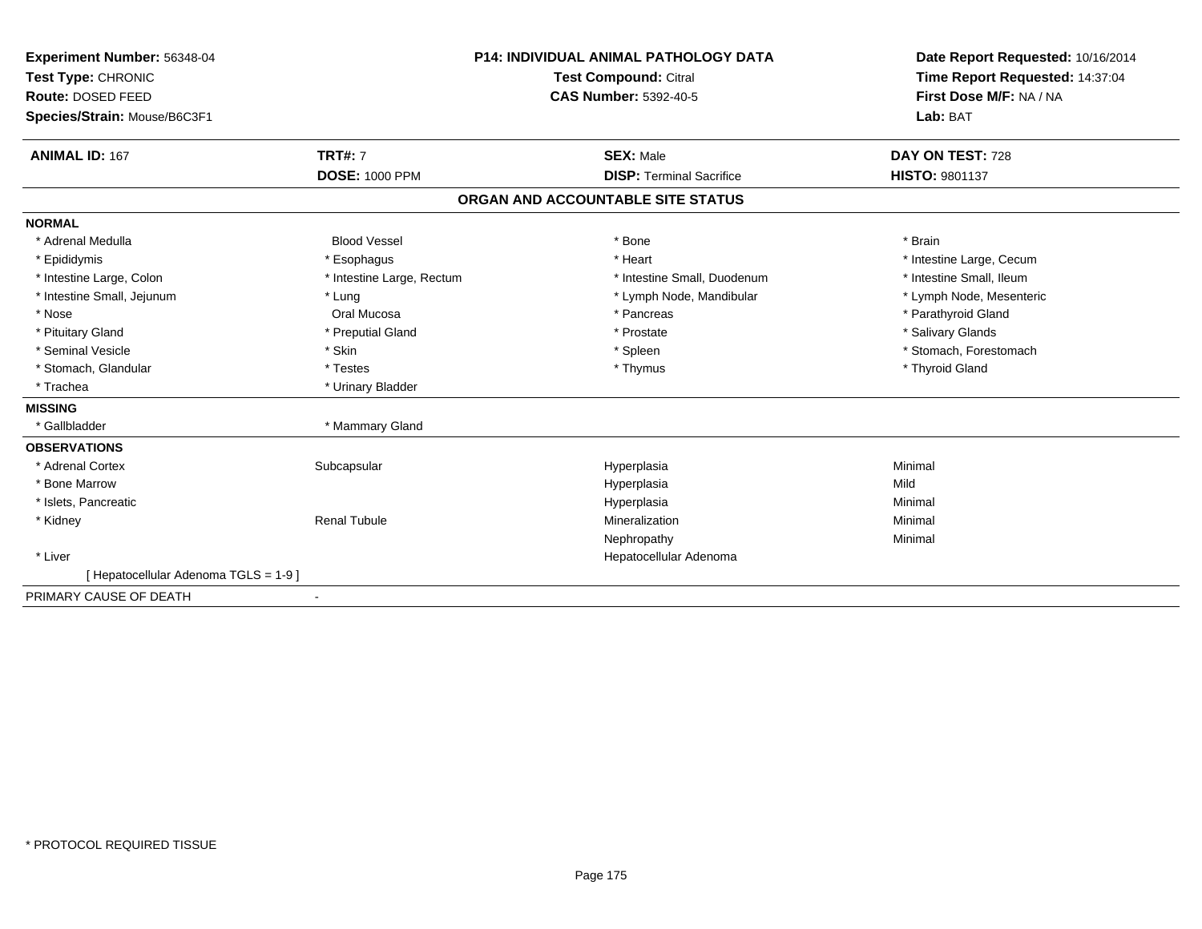**Experiment Number:** 56348-04
**Test Type:** CHRONIC
**Route:** DOSED FEED
**Species/Strain:** Mouse/B6C3F1

**P14: INDIVIDUAL ANIMAL PATHOLOGY DATA**
**Test Compound:** Citral
**CAS Number:** 5392-40-5

**Date Report Requested:** 10/16/2014
**Time Report Requested:** 14:37:04
**First Dose M/F:** NA / NA
**Lab:** BAT

| **ANIMAL ID:** 167 | **TRT#:** 7 | **SEX:** Male | **DAY ON TEST:** 728 |
|---|---|---|---|
| | **DOSE:** 1000 PPM | **DISP:** Terminal Sacrifice | **HISTO:** 9801137 |

## ORGAN AND ACCOUNTABLE SITE STATUS

**NORMAL**

| | | | |
|---|---|---|---|
| * Adrenal Medulla | Blood Vessel | * Bone | * Brain |
| * Epididymis | * Esophagus | * Heart | * Intestine Large, Cecum |
| * Intestine Large, Colon | * Intestine Large, Rectum | * Intestine Small, Duodenum | * Intestine Small, Ileum |
| * Intestine Small, Jejunum | * Lung | * Lymph Node, Mandibular | * Lymph Node, Mesenteric |
| * Nose | Oral Mucosa | * Pancreas | * Parathyroid Gland |
| * Pituitary Gland | * Preputial Gland | * Prostate | * Salivary Glands |
| * Seminal Vesicle | * Skin | * Spleen | * Stomach, Forestomach |
| * Stomach, Glandular | * Testes | * Thymus | * Thyroid Gland |
| * Trachea | * Urinary Bladder | | |

**MISSING**

| | |
|---|---|
| * Gallbladder | * Mammary Gland |

**OBSERVATIONS**

| | | | |
|---|---|---|---|
| * Adrenal Cortex | Subcapsular | Hyperplasia | Minimal |
| * Bone Marrow | | Hyperplasia | Mild |
| * Islets, Pancreatic | | Hyperplasia | Minimal |
| * Kidney | Renal Tubule | Mineralization | Minimal |
| | | Nephropathy | Minimal |
| * Liver | | Hepatocellular Adenoma | |
| [ Hepatocellular Adenoma TGLS = 1-9 ] | | | |

PRIMARY CAUSE OF DEATH -

* PROTOCOL REQUIRED TISSUE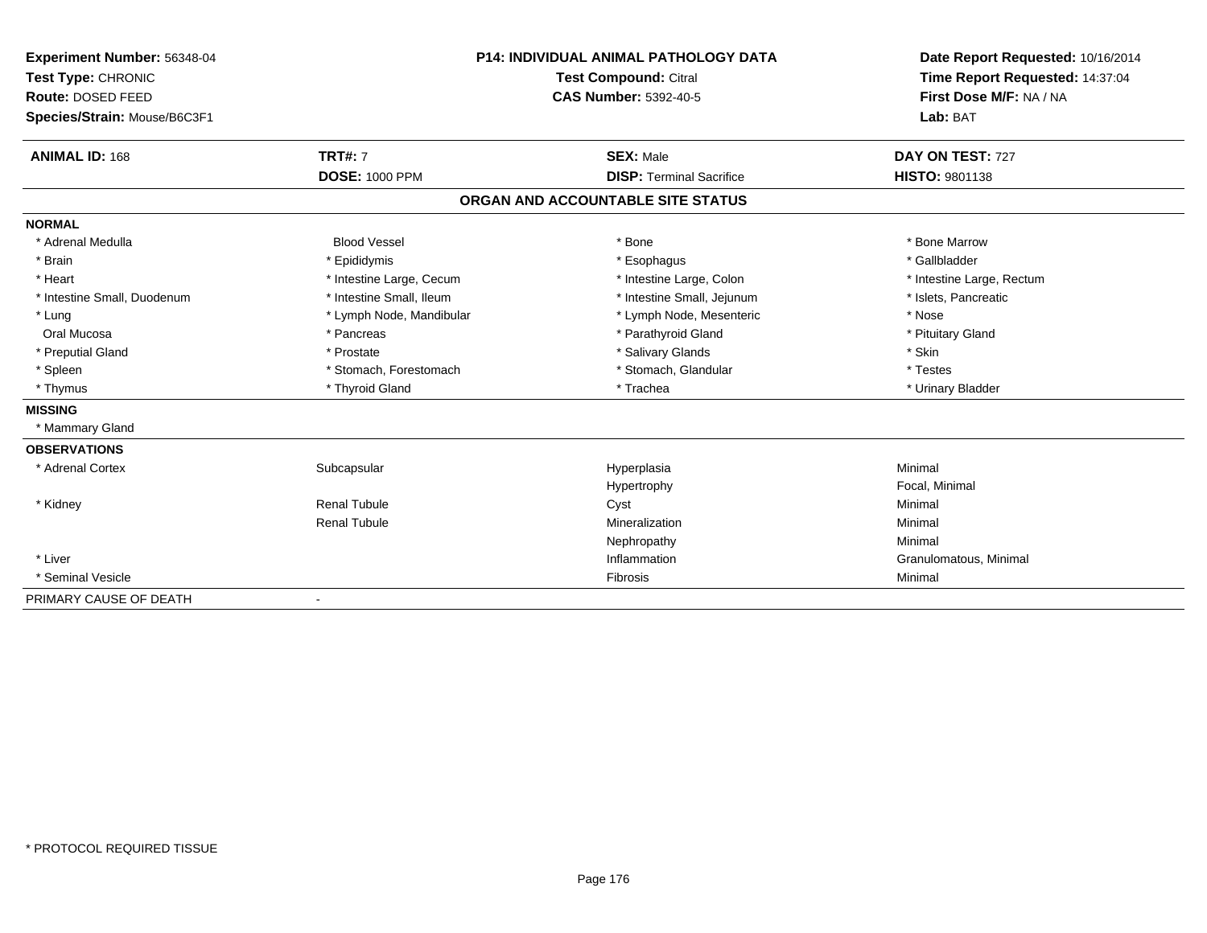**Experiment Number:** 56348-04
**Test Type:** CHRONIC
**Route:** DOSED FEED
**Species/Strain:** Mouse/B6C3F1

**P14: INDIVIDUAL ANIMAL PATHOLOGY DATA**
**Test Compound:** Citral
**CAS Number:** 5392-40-5

**Date Report Requested:** 10/16/2014
**Time Report Requested:** 14:37:04
**First Dose M/F:** NA / NA
**Lab:** BAT

| **ANIMAL ID:** 168 | **TRT#:** 7 | **SEX:** Male | **DAY ON TEST:** 727 |
|---|---|---|---|
| | **DOSE:** 1000 PPM | **DISP:** Terminal Sacrifice | **HISTO:** 9801138 |

## ORGAN AND ACCOUNTABLE SITE STATUS

**NORMAL**

| | | | |
|---|---|---|---|
| * Adrenal Medulla | Blood Vessel | * Bone | * Bone Marrow |
| * Brain | * Epididymis | * Esophagus | * Gallbladder |
| * Heart | * Intestine Large, Cecum | * Intestine Large, Colon | * Intestine Large, Rectum |
| * Intestine Small, Duodenum | * Intestine Small, Ileum | * Intestine Small, Jejunum | * Islets, Pancreatic |
| * Lung | * Lymph Node, Mandibular | * Lymph Node, Mesenteric | * Nose |
| Oral Mucosa | * Pancreas | * Parathyroid Gland | * Pituitary Gland |
| * Preputial Gland | * Prostate | * Salivary Glands | * Skin |
| * Spleen | * Stomach, Forestomach | * Stomach, Glandular | * Testes |
| * Thymus | * Thyroid Gland | * Trachea | * Urinary Bladder |

**MISSING**

* Mammary Gland

**OBSERVATIONS**

| | | | |
|---|---|---|---|
| * Adrenal Cortex | Subcapsular | Hyperplasia | Minimal |
| | | Hypertrophy | Focal, Minimal |
| * Kidney | Renal Tubule | Cyst | Minimal |
| | Renal Tubule | Mineralization | Minimal |
| | | Nephropathy | Minimal |
| * Liver | | Inflammation | Granulomatous, Minimal |
| * Seminal Vesicle | | Fibrosis | Minimal |

PRIMARY CAUSE OF DEATH -

* PROTOCOL REQUIRED TISSUE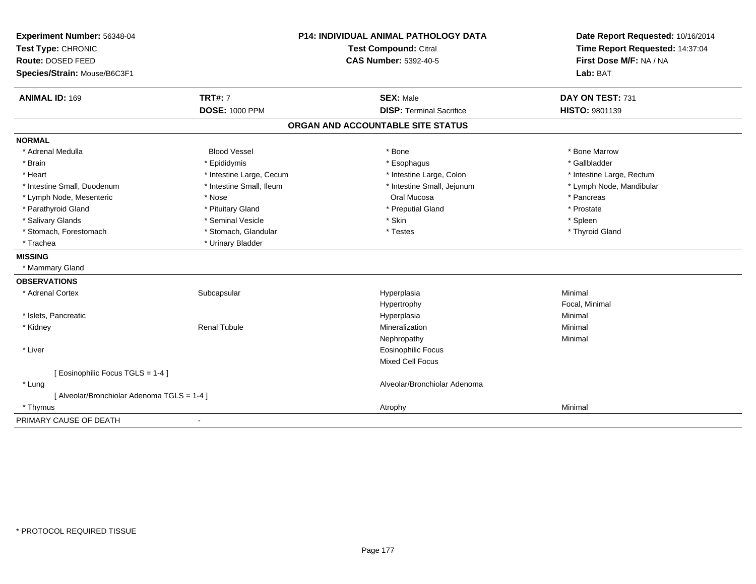**Experiment Number:** 56348-04
**Test Type:** CHRONIC
**Route:** DOSED FEED
**Species/Strain:** Mouse/B6C3F1

**P14: INDIVIDUAL ANIMAL PATHOLOGY DATA**
**Test Compound:** Citral
**CAS Number:** 5392-40-5

**Date Report Requested:** 10/16/2014
**Time Report Requested:** 14:37:04
**First Dose M/F:** NA / NA
**Lab:** BAT

| **ANIMAL ID:** 169 | **TRT#:** 7 | **SEX:** Male | **DAY ON TEST:** 731 |
|---|---|---|---|
| | **DOSE:** 1000 PPM | **DISP:** Terminal Sacrifice | **HISTO:** 9801139 |

## ORGAN AND ACCOUNTABLE SITE STATUS

**NORMAL**

| | | | |
|---|---|---|---|
| * Adrenal Medulla | Blood Vessel | * Bone | * Bone Marrow |
| * Brain | * Epididymis | * Esophagus | * Gallbladder |
| * Heart | * Intestine Large, Cecum | * Intestine Large, Colon | * Intestine Large, Rectum |
| * Intestine Small, Duodenum | * Intestine Small, Ileum | * Intestine Small, Jejunum | * Lymph Node, Mandibular |
| * Lymph Node, Mesenteric | * Nose | Oral Mucosa | * Pancreas |
| * Parathyroid Gland | * Pituitary Gland | * Preputial Gland | * Prostate |
| * Salivary Glands | * Seminal Vesicle | * Skin | * Spleen |
| * Stomach, Forestomach | * Stomach, Glandular | * Testes | * Thyroid Gland |
| * Trachea | * Urinary Bladder | | |

**MISSING**

* Mammary Gland

**OBSERVATIONS**

| | | | |
|---|---|---|---|
| * Adrenal Cortex | Subcapsular | Hyperplasia | Minimal |
| | | Hypertrophy | Focal, Minimal |
| * Islets, Pancreatic | | Hyperplasia | Minimal |
| * Kidney | Renal Tubule | Mineralization | Minimal |
| | | Nephropathy | Minimal |
| * Liver | | Eosinophilic Focus | |
| | | Mixed Cell Focus | |
| [ Eosinophilic Focus TGLS = 1-4 ] | | | |
| * Lung | | Alveolar/Bronchiolar Adenoma | |
| [ Alveolar/Bronchiolar Adenoma TGLS = 1-4 ] | | | |
| * Thymus | | Atrophy | Minimal |

PRIMARY CAUSE OF DEATH -

* PROTOCOL REQUIRED TISSUE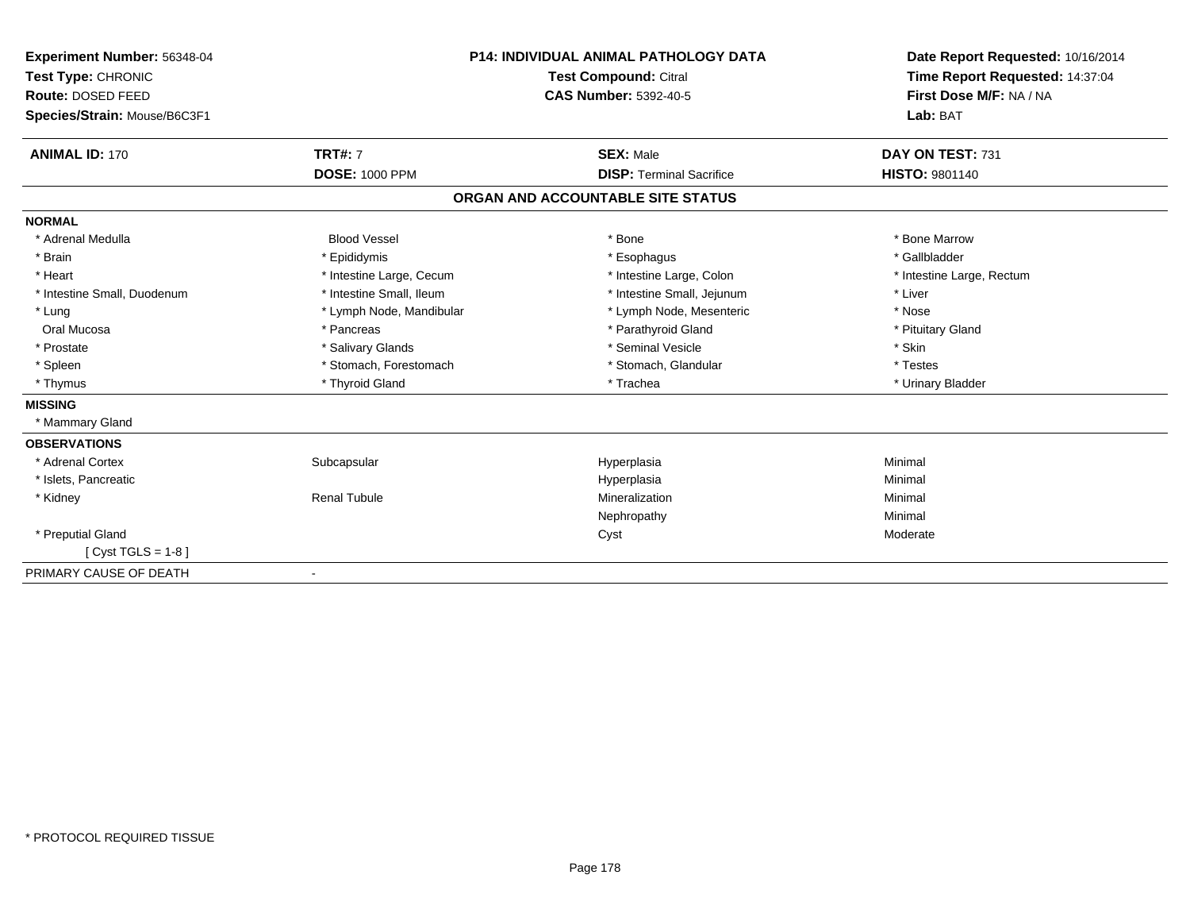**Experiment Number:** 56348-04
**Test Type:** CHRONIC
**Route:** DOSED FEED
**Species/Strain:** Mouse/B6C3F1

**P14: INDIVIDUAL ANIMAL PATHOLOGY DATA**
**Test Compound:** Citral
**CAS Number:** 5392-40-5

**Date Report Requested:** 10/16/2014
**Time Report Requested:** 14:37:04
**First Dose M/F:** NA / NA
**Lab:** BAT

| **ANIMAL ID:** 170 | **TRT#:** 7 | **SEX:** Male | **DAY ON TEST:** 731 |
|---|---|---|---|
| | **DOSE:** 1000 PPM | **DISP:** Terminal Sacrifice | **HISTO:** 9801140 |

## ORGAN AND ACCOUNTABLE SITE STATUS

**NORMAL**

| | | | |
|---|---|---|---|
| * Adrenal Medulla | Blood Vessel | * Bone | * Bone Marrow |
| * Brain | * Epididymis | * Esophagus | * Gallbladder |
| * Heart | * Intestine Large, Cecum | * Intestine Large, Colon | * Intestine Large, Rectum |
| * Intestine Small, Duodenum | * Intestine Small, Ileum | * Intestine Small, Jejunum | * Liver |
| * Lung | * Lymph Node, Mandibular | * Lymph Node, Mesenteric | * Nose |
| Oral Mucosa | * Pancreas | * Parathyroid Gland | * Pituitary Gland |
| * Prostate | * Salivary Glands | * Seminal Vesicle | * Skin |
| * Spleen | * Stomach, Forestomach | * Stomach, Glandular | * Testes |
| * Thymus | * Thyroid Gland | * Trachea | * Urinary Bladder |

**MISSING**

* Mammary Gland

**OBSERVATIONS**

| | | | |
|---|---|---|---|
| * Adrenal Cortex | Subcapsular | Hyperplasia | Minimal |
| * Islets, Pancreatic | | Hyperplasia | Minimal |
| * Kidney | Renal Tubule | Mineralization | Minimal |
| | | Nephropathy | Minimal |
| * Preputial Gland | | Cyst | Moderate |
| [ Cyst TGLS = 1-8 ] | | | |

PRIMARY CAUSE OF DEATH -

* PROTOCOL REQUIRED TISSUE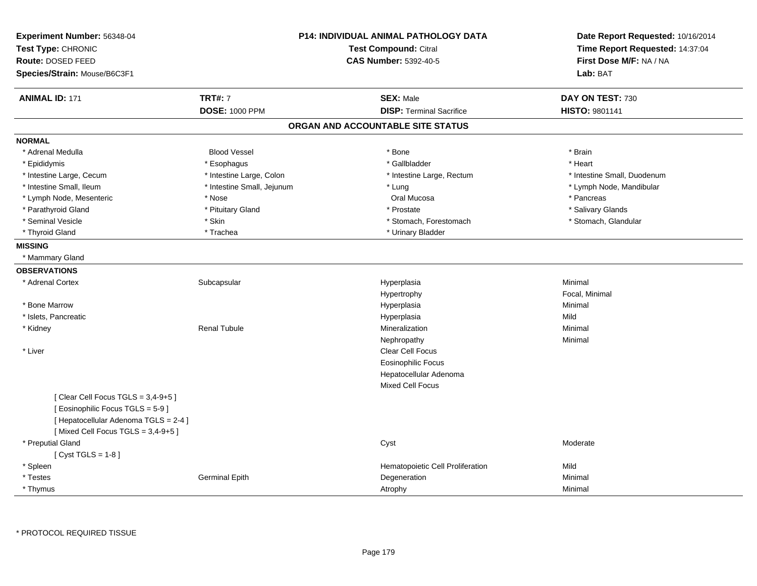**Experiment Number:** 56348-04
**Test Type:** CHRONIC
**Route:** DOSED FEED
**Species/Strain:** Mouse/B6C3F1

**P14: INDIVIDUAL ANIMAL PATHOLOGY DATA**
**Test Compound:** Citral
**CAS Number:** 5392-40-5

**Date Report Requested:** 10/16/2014
**Time Report Requested:** 14:37:04
**First Dose M/F:** NA / NA
**Lab:** BAT

| **ANIMAL ID:** 171 | **TRT#:** 7 | **SEX:** Male | **DAY ON TEST:** 730 |
|---|---|---|---|
| | **DOSE:** 1000 PPM | **DISP:** Terminal Sacrifice | **HISTO:** 9801141 |

## ORGAN AND ACCOUNTABLE SITE STATUS

**NORMAL**

| | | | |
|---|---|---|---|
| * Adrenal Medulla | Blood Vessel | * Bone | * Brain |
| * Epididymis | * Esophagus | * Gallbladder | * Heart |
| * Intestine Large, Cecum | * Intestine Large, Colon | * Intestine Large, Rectum | * Intestine Small, Duodenum |
| * Intestine Small, Ileum | * Intestine Small, Jejunum | * Lung | * Lymph Node, Mandibular |
| * Lymph Node, Mesenteric | * Nose | Oral Mucosa | * Pancreas |
| * Parathyroid Gland | * Pituitary Gland | * Prostate | * Salivary Glands |
| * Seminal Vesicle | * Skin | * Stomach, Forestomach | * Stomach, Glandular |
| * Thyroid Gland | * Trachea | * Urinary Bladder | |

**MISSING**

* Mammary Gland

**OBSERVATIONS**

| | | | |
|---|---|---|---|
| * Adrenal Cortex | Subcapsular | Hyperplasia | Minimal |
| | | Hypertrophy | Focal, Minimal |
| * Bone Marrow | | Hyperplasia | Minimal |
| * Islets, Pancreatic | | Hyperplasia | Mild |
| * Kidney | Renal Tubule | Mineralization | Minimal |
| | | Nephropathy | Minimal |
| * Liver | | Clear Cell Focus | |
| | | Eosinophilic Focus | |
| | | Hepatocellular Adenoma | |
| | | Mixed Cell Focus | |
| [ Clear Cell Focus TGLS = 3,4-9+5 ] | | | |
| [ Eosinophilic Focus TGLS = 5-9 ] | | | |
| [ Hepatocellular Adenoma TGLS = 2-4 ] | | | |
| [ Mixed Cell Focus TGLS = 3,4-9+5 ] | | | |
| * Preputial Gland | | Cyst | Moderate |
| [ Cyst TGLS = 1-8 ] | | | |
| * Spleen | | Hematopoietic Cell Proliferation | Mild |
| * Testes | Germinal Epith | Degeneration | Minimal |
| * Thymus | | Atrophy | Minimal |

* PROTOCOL REQUIRED TISSUE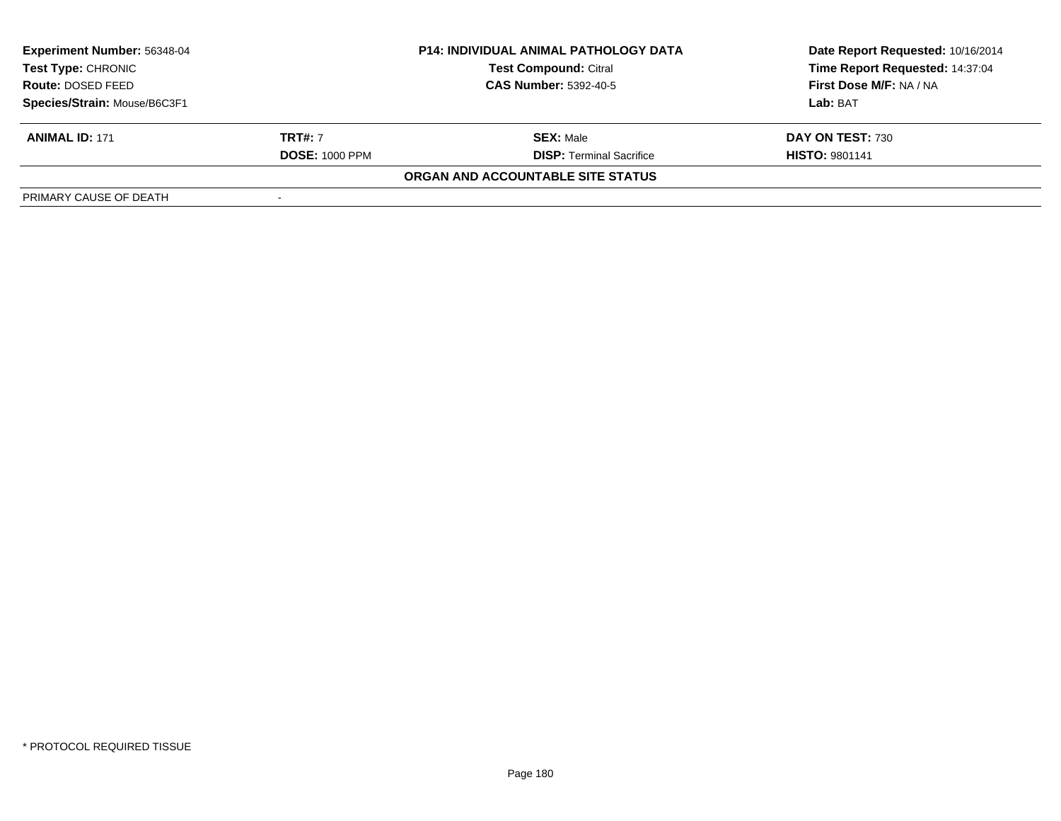| **Experiment Number:** 56348-04 | **P14: INDIVIDUAL ANIMAL PATHOLOGY DATA** | **Date Report Requested:** 10/16/2014 |
|---|---|---|
| **Test Type:** CHRONIC | **Test Compound:** Citral | **Time Report Requested:** 14:37:04 |
| **Route:** DOSED FEED | **CAS Number:** 5392-40-5 | **First Dose M/F:** NA / NA |
| **Species/Strain:** Mouse/B6C3F1 | | **Lab:** BAT |

| **ANIMAL ID:** 171 | **TRT#:** 7 | **SEX:** Male | **DAY ON TEST:** 730 |
|---|---|---|---|
| | **DOSE:** 1000 PPM | **DISP:** Terminal Sacrifice | **HISTO:** 9801141 |

**ORGAN AND ACCOUNTABLE SITE STATUS**

| PRIMARY CAUSE OF DEATH | - |
|---|---|

\* PROTOCOL REQUIRED TISSUE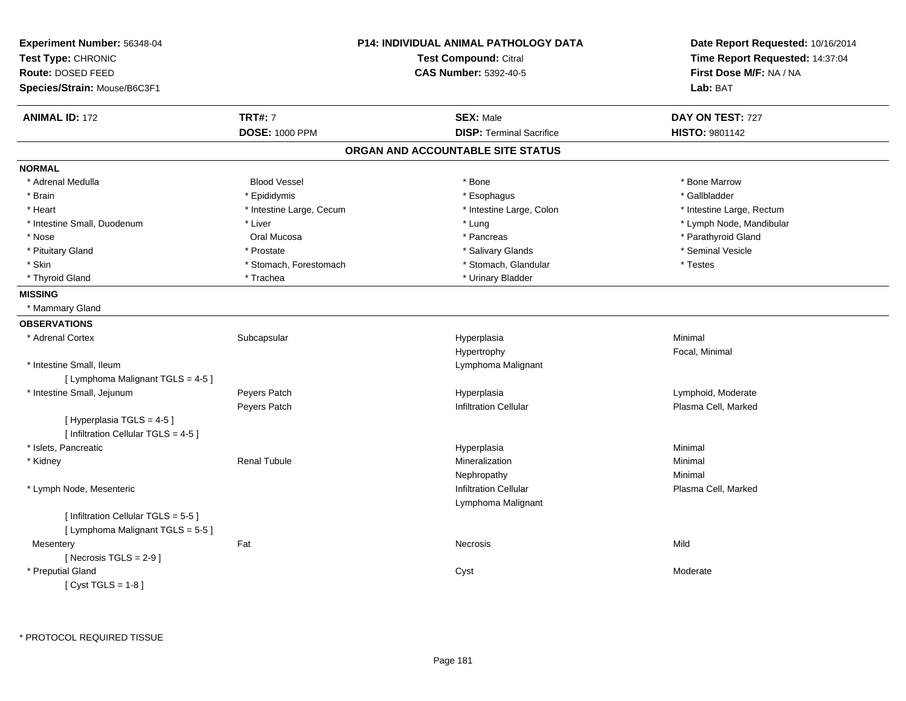**Experiment Number:** 56348-04
**Test Type:** CHRONIC
**Route:** DOSED FEED
**Species/Strain:** Mouse/B6C3F1

**P14: INDIVIDUAL ANIMAL PATHOLOGY DATA**
**Test Compound:** Citral
**CAS Number:** 5392-40-5

**Date Report Requested:** 10/16/2014
**Time Report Requested:** 14:37:04
**First Dose M/F:** NA / NA
**Lab:** BAT

| **ANIMAL ID:** 172 | **TRT#:** 7 | **SEX:** Male | **DAY ON TEST:** 727 |
|---|---|---|---|
| | **DOSE:** 1000 PPM | **DISP:** Terminal Sacrifice | **HISTO:** 9801142 |

## ORGAN AND ACCOUNTABLE SITE STATUS

**NORMAL**

| | | | |
|---|---|---|---|
| * Adrenal Medulla | Blood Vessel | * Bone | * Bone Marrow |
| * Brain | * Epididymis | * Esophagus | * Gallbladder |
| * Heart | * Intestine Large, Cecum | * Intestine Large, Colon | * Intestine Large, Rectum |
| * Intestine Small, Duodenum | * Liver | * Lung | * Lymph Node, Mandibular |
| * Nose | Oral Mucosa | * Pancreas | * Parathyroid Gland |
| * Pituitary Gland | * Prostate | * Salivary Glands | * Seminal Vesicle |
| * Skin | * Stomach, Forestomach | * Stomach, Glandular | * Testes |
| * Thyroid Gland | * Trachea | * Urinary Bladder | |

**MISSING**

* Mammary Gland

**OBSERVATIONS**

| | | | |
|---|---|---|---|
| * Adrenal Cortex | Subcapsular | Hyperplasia | Minimal |
| | | Hypertrophy | Focal, Minimal |
| * Intestine Small, Ileum | | Lymphoma Malignant | |
| [ Lymphoma Malignant TGLS = 4-5 ] | | | |
| * Intestine Small, Jejunum | Peyers Patch | Hyperplasia | Lymphoid, Moderate |
| | Peyers Patch | Infiltration Cellular | Plasma Cell, Marked |
| [ Hyperplasia TGLS = 4-5 ] | | | |
| [ Infiltration Cellular TGLS = 4-5 ] | | | |
| * Islets, Pancreatic | | Hyperplasia | Minimal |
| * Kidney | Renal Tubule | Mineralization | Minimal |
| | | Nephropathy | Minimal |
| * Lymph Node, Mesenteric | | Infiltration Cellular | Plasma Cell, Marked |
| | | Lymphoma Malignant | |
| [ Infiltration Cellular TGLS = 5-5 ] | | | |
| [ Lymphoma Malignant TGLS = 5-5 ] | | | |
| Mesentery | Fat | Necrosis | Mild |
| [ Necrosis TGLS = 2-9 ] | | | |
| * Preputial Gland | | Cyst | Moderate |
| [ Cyst TGLS = 1-8 ] | | | |

* PROTOCOL REQUIRED TISSUE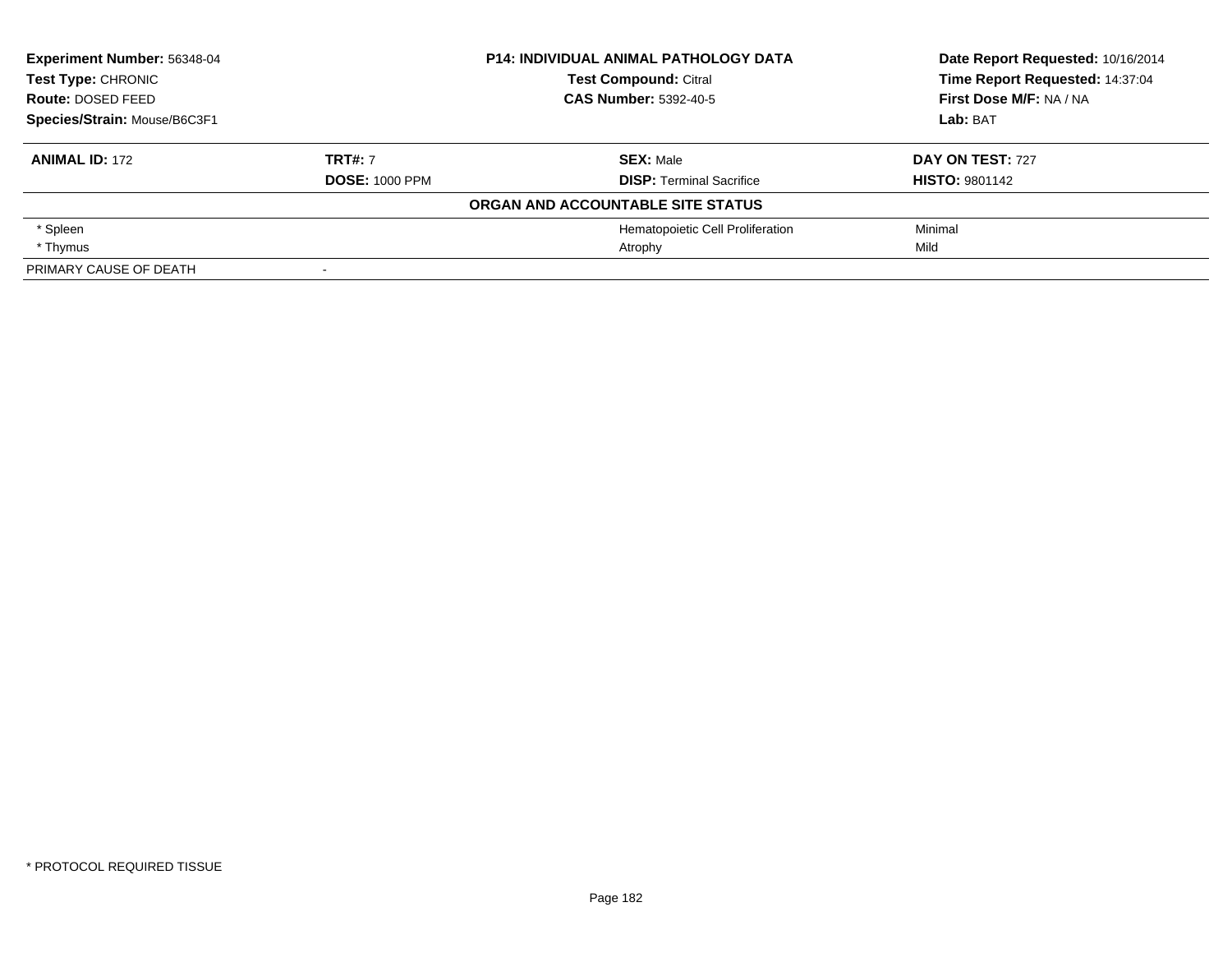| **Experiment Number:** 56348-04 | **P14: INDIVIDUAL ANIMAL PATHOLOGY DATA** | **Date Report Requested:** 10/16/2014 |
|---|---|---|
| **Test Type:** CHRONIC | **Test Compound:** Citral | **Time Report Requested:** 14:37:04 |
| **Route:** DOSED FEED | **CAS Number:** 5392-40-5 | **First Dose M/F:** NA / NA |
| **Species/Strain:** Mouse/B6C3F1 | | **Lab:** BAT |

| **ANIMAL ID:** 172 | **TRT#:** 7 | **SEX:** Male | **DAY ON TEST:** 727 |
|---|---|---|---|
| | **DOSE:** 1000 PPM | **DISP:** Terminal Sacrifice | **HISTO:** 9801142 |
| **ORGAN AND ACCOUNTABLE SITE STATUS** | | | |
| * Spleen | | Hematopoietic Cell Proliferation | Minimal |
| * Thymus | | Atrophy | Mild |
| PRIMARY CAUSE OF DEATH | - | | |

* PROTOCOL REQUIRED TISSUE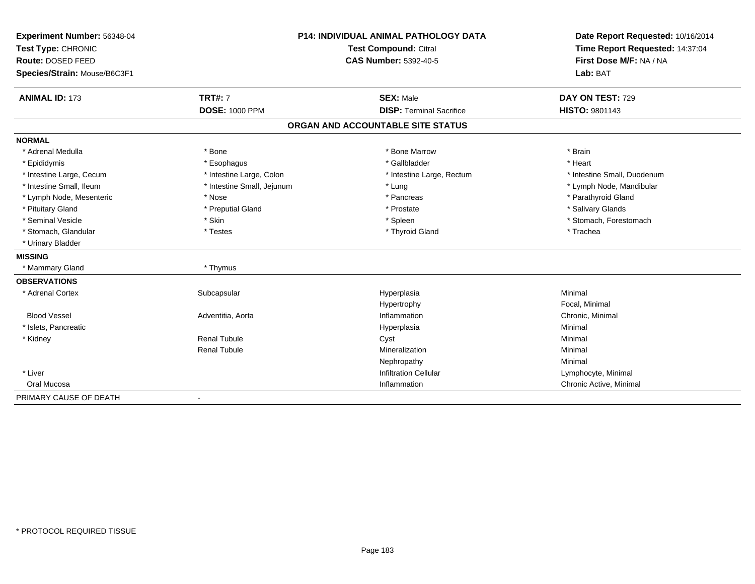**Experiment Number:** 56348-04
**Test Type:** CHRONIC
**Route:** DOSED FEED
**Species/Strain:** Mouse/B6C3F1

**P14: INDIVIDUAL ANIMAL PATHOLOGY DATA**
**Test Compound:** Citral
**CAS Number:** 5392-40-5

**Date Report Requested:** 10/16/2014
**Time Report Requested:** 14:37:04
**First Dose M/F:** NA / NA
**Lab:** BAT

| **ANIMAL ID:** 173 | **TRT#:** 7 | **SEX:** Male | **DAY ON TEST:** 729 |
|---|---|---|---|
| | **DOSE:** 1000 PPM | **DISP:** Terminal Sacrifice | **HISTO:** 9801143 |

## ORGAN AND ACCOUNTABLE SITE STATUS

**NORMAL**

| | | | |
|---|---|---|---|
| * Adrenal Medulla | * Bone | * Bone Marrow | * Brain |
| * Epididymis | * Esophagus | * Gallbladder | * Heart |
| * Intestine Large, Cecum | * Intestine Large, Colon | * Intestine Large, Rectum | * Intestine Small, Duodenum |
| * Intestine Small, Ileum | * Intestine Small, Jejunum | * Lung | * Lymph Node, Mandibular |
| * Lymph Node, Mesenteric | * Nose | * Pancreas | * Parathyroid Gland |
| * Pituitary Gland | * Preputial Gland | * Prostate | * Salivary Glands |
| * Seminal Vesicle | * Skin | * Spleen | * Stomach, Forestomach |
| * Stomach, Glandular | * Testes | * Thyroid Gland | * Trachea |
| * Urinary Bladder | | | |

**MISSING**

| | |
|---|---|
| * Mammary Gland | * Thymus |

**OBSERVATIONS**

| | | | |
|---|---|---|---|
| * Adrenal Cortex | Subcapsular | Hyperplasia | Minimal |
| | | Hypertrophy | Focal, Minimal |
| Blood Vessel | Adventitia, Aorta | Inflammation | Chronic, Minimal |
| * Islets, Pancreatic | | Hyperplasia | Minimal |
| * Kidney | Renal Tubule | Cyst | Minimal |
| | Renal Tubule | Mineralization | Minimal |
| | | Nephropathy | Minimal |
| * Liver | | Infiltration Cellular | Lymphocyte, Minimal |
| Oral Mucosa | | Inflammation | Chronic Active, Minimal |

PRIMARY CAUSE OF DEATH -

\* PROTOCOL REQUIRED TISSUE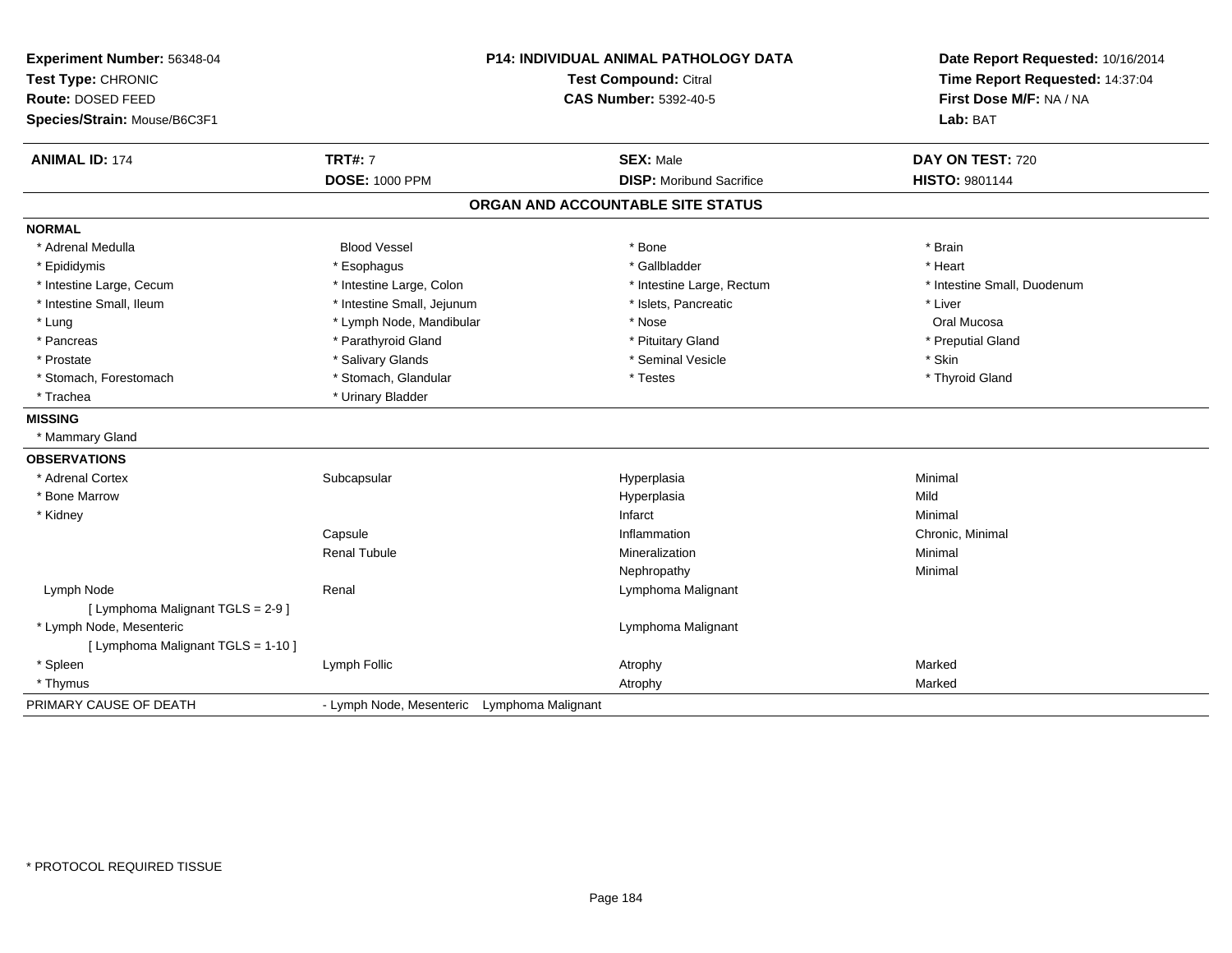**Experiment Number:** 56348-04
**Test Type:** CHRONIC
**Route:** DOSED FEED
**Species/Strain:** Mouse/B6C3F1

**P14: INDIVIDUAL ANIMAL PATHOLOGY DATA**
**Test Compound:** Citral
**CAS Number:** 5392-40-5

**Date Report Requested:** 10/16/2014
**Time Report Requested:** 14:37:04
**First Dose M/F:** NA / NA
**Lab:** BAT

| **ANIMAL ID:** 174 | **TRT#:** 7 | **SEX:** Male | **DAY ON TEST:** 720 |
|---|---|---|---|
| | **DOSE:** 1000 PPM | **DISP:** Moribund Sacrifice | **HISTO:** 9801144 |

## ORGAN AND ACCOUNTABLE SITE STATUS

**NORMAL**

| | | | |
|---|---|---|---|
| * Adrenal Medulla | Blood Vessel | * Bone | * Brain |
| * Epididymis | * Esophagus | * Gallbladder | * Heart |
| * Intestine Large, Cecum | * Intestine Large, Colon | * Intestine Large, Rectum | * Intestine Small, Duodenum |
| * Intestine Small, Ileum | * Intestine Small, Jejunum | * Islets, Pancreatic | * Liver |
| * Lung | * Lymph Node, Mandibular | * Nose | Oral Mucosa |
| * Pancreas | * Parathyroid Gland | * Pituitary Gland | * Preputial Gland |
| * Prostate | * Salivary Glands | * Seminal Vesicle | * Skin |
| * Stomach, Forestomach | * Stomach, Glandular | * Testes | * Thyroid Gland |
| * Trachea | * Urinary Bladder | | |

**MISSING**

* Mammary Gland

**OBSERVATIONS**

| | | | |
|---|---|---|---|
| * Adrenal Cortex | Subcapsular | Hyperplasia | Minimal |
| * Bone Marrow | | Hyperplasia | Mild |
| * Kidney | | Infarct | Minimal |
| | Capsule | Inflammation | Chronic, Minimal |
| | Renal Tubule | Mineralization | Minimal |
| | | Nephropathy | Minimal |
| Lymph Node | Renal | Lymphoma Malignant | |
| [ Lymphoma Malignant TGLS = 2-9 ] | | | |
| * Lymph Node, Mesenteric | | Lymphoma Malignant | |
| [ Lymphoma Malignant TGLS = 1-10 ] | | | |
| * Spleen | Lymph Follic | Atrophy | Marked |
| * Thymus | | Atrophy | Marked |

PRIMARY CAUSE OF DEATH - Lymph Node, Mesenteric Lymphoma Malignant

* PROTOCOL REQUIRED TISSUE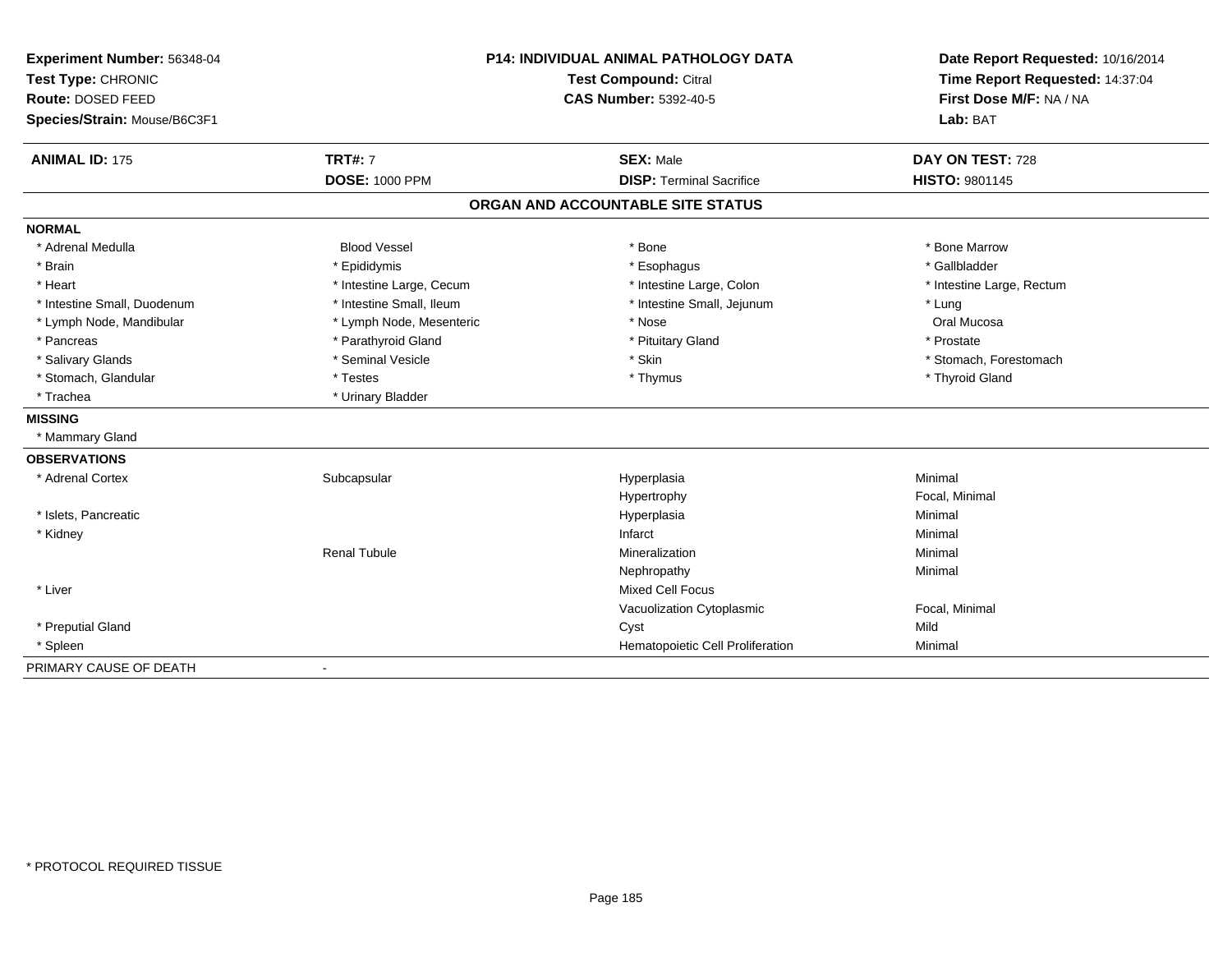**Experiment Number:** 56348-04
**Test Type:** CHRONIC
**Route:** DOSED FEED
**Species/Strain:** Mouse/B6C3F1

**P14: INDIVIDUAL ANIMAL PATHOLOGY DATA**
**Test Compound:** Citral
**CAS Number:** 5392-40-5

**Date Report Requested:** 10/16/2014
**Time Report Requested:** 14:37:04
**First Dose M/F:** NA / NA
**Lab:** BAT

| **ANIMAL ID:** 175 | **TRT#:** 7 | **SEX:** Male | **DAY ON TEST:** 728 |
|---|---|---|---|
| | **DOSE:** 1000 PPM | **DISP:** Terminal Sacrifice | **HISTO:** 9801145 |

## ORGAN AND ACCOUNTABLE SITE STATUS

**NORMAL**

| | | | |
|---|---|---|---|
| * Adrenal Medulla | Blood Vessel | * Bone | * Bone Marrow |
| * Brain | * Epididymis | * Esophagus | * Gallbladder |
| * Heart | * Intestine Large, Cecum | * Intestine Large, Colon | * Intestine Large, Rectum |
| * Intestine Small, Duodenum | * Intestine Small, Ileum | * Intestine Small, Jejunum | * Lung |
| * Lymph Node, Mandibular | * Lymph Node, Mesenteric | * Nose | Oral Mucosa |
| * Pancreas | * Parathyroid Gland | * Pituitary Gland | * Prostate |
| * Salivary Glands | * Seminal Vesicle | * Skin | * Stomach, Forestomach |
| * Stomach, Glandular | * Testes | * Thymus | * Thyroid Gland |
| * Trachea | * Urinary Bladder | | |

**MISSING**

* Mammary Gland

**OBSERVATIONS**

| | | | |
|---|---|---|---|
| * Adrenal Cortex | Subcapsular | Hyperplasia | Minimal |
| | | Hypertrophy | Focal, Minimal |
| * Islets, Pancreatic | | Hyperplasia | Minimal |
| * Kidney | | Infarct | Minimal |
| | Renal Tubule | Mineralization | Minimal |
| | | Nephropathy | Minimal |
| * Liver | | Mixed Cell Focus | |
| | | Vacuolization Cytoplasmic | Focal, Minimal |
| * Preputial Gland | | Cyst | Mild |
| * Spleen | | Hematopoietic Cell Proliferation | Minimal |

PRIMARY CAUSE OF DEATH -

\* PROTOCOL REQUIRED TISSUE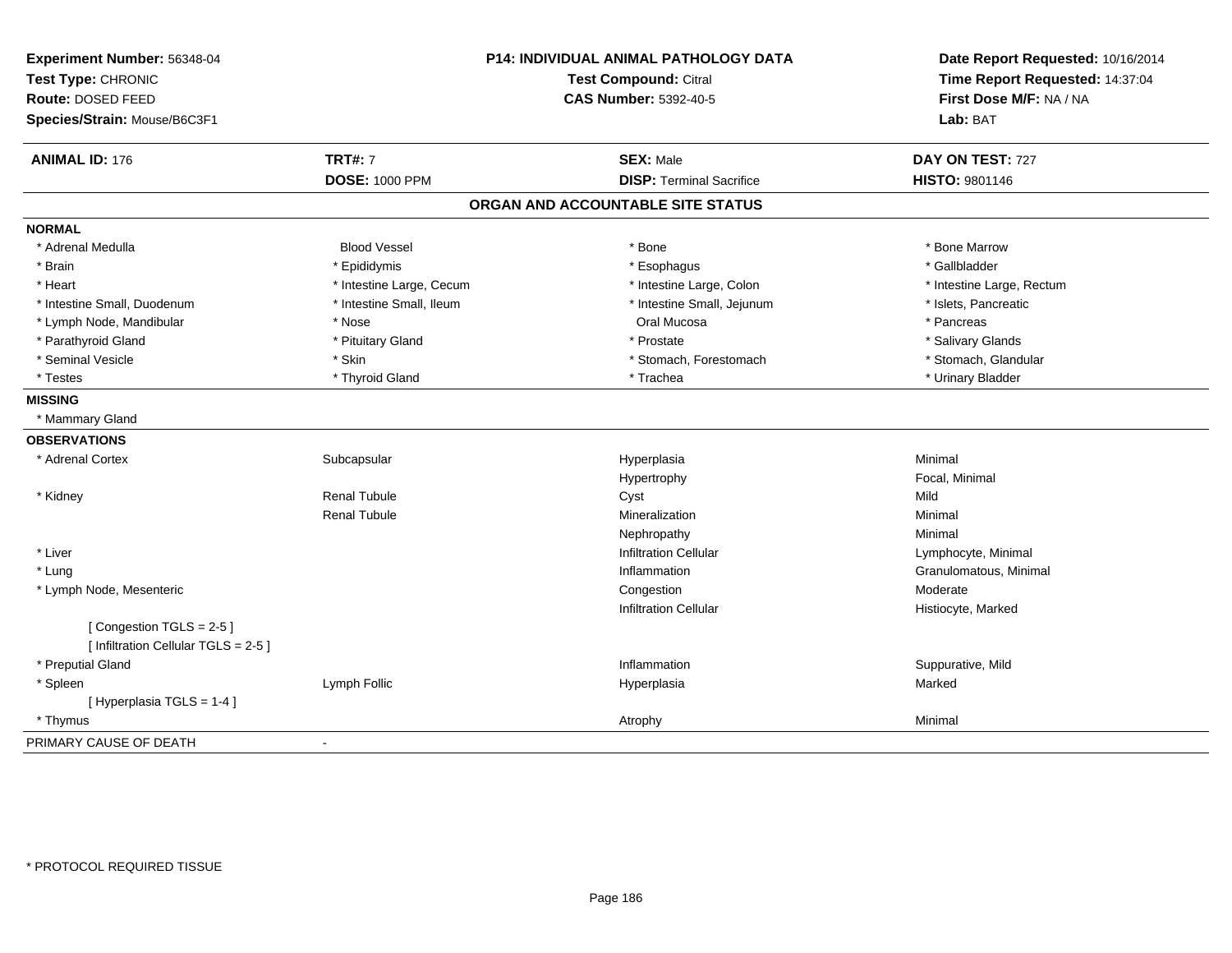**Experiment Number:** 56348-04
**Test Type:** CHRONIC
**Route:** DOSED FEED
**Species/Strain:** Mouse/B6C3F1

**P14: INDIVIDUAL ANIMAL PATHOLOGY DATA**
**Test Compound:** Citral
**CAS Number:** 5392-40-5

**Date Report Requested:** 10/16/2014
**Time Report Requested:** 14:37:04
**First Dose M/F:** NA / NA
**Lab:** BAT

| **ANIMAL ID:** 176 | **TRT#:** 7 | **SEX:** Male | **DAY ON TEST:** 727 |
|---|---|---|---|
| | **DOSE:** 1000 PPM | **DISP:** Terminal Sacrifice | **HISTO:** 9801146 |

## ORGAN AND ACCOUNTABLE SITE STATUS

**NORMAL**

| | | | |
|---|---|---|---|
| * Adrenal Medulla | Blood Vessel | * Bone | * Bone Marrow |
| * Brain | * Epididymis | * Esophagus | * Gallbladder |
| * Heart | * Intestine Large, Cecum | * Intestine Large, Colon | * Intestine Large, Rectum |
| * Intestine Small, Duodenum | * Intestine Small, Ileum | * Intestine Small, Jejunum | * Islets, Pancreatic |
| * Lymph Node, Mandibular | * Nose | Oral Mucosa | * Pancreas |
| * Parathyroid Gland | * Pituitary Gland | * Prostate | * Salivary Glands |
| * Seminal Vesicle | * Skin | * Stomach, Forestomach | * Stomach, Glandular |
| * Testes | * Thyroid Gland | * Trachea | * Urinary Bladder |

**MISSING**

* Mammary Gland

**OBSERVATIONS**

| | | | |
|---|---|---|---|
| * Adrenal Cortex | Subcapsular | Hyperplasia | Minimal |
| | | Hypertrophy | Focal, Minimal |
| * Kidney | Renal Tubule | Cyst | Mild |
| | Renal Tubule | Mineralization | Minimal |
| | | Nephropathy | Minimal |
| * Liver | | Infiltration Cellular | Lymphocyte, Minimal |
| * Lung | | Inflammation | Granulomatous, Minimal |
| * Lymph Node, Mesenteric | | Congestion | Moderate |
| | | Infiltration Cellular | Histiocyte, Marked |
| [ Congestion TGLS = 2-5 ] | | | |
| [ Infiltration Cellular TGLS = 2-5 ] | | | |
| * Preputial Gland | | Inflammation | Suppurative, Mild |
| * Spleen | Lymph Follic | Hyperplasia | Marked |
| [ Hyperplasia TGLS = 1-4 ] | | | |
| * Thymus | | Atrophy | Minimal |

PRIMARY CAUSE OF DEATH -

* PROTOCOL REQUIRED TISSUE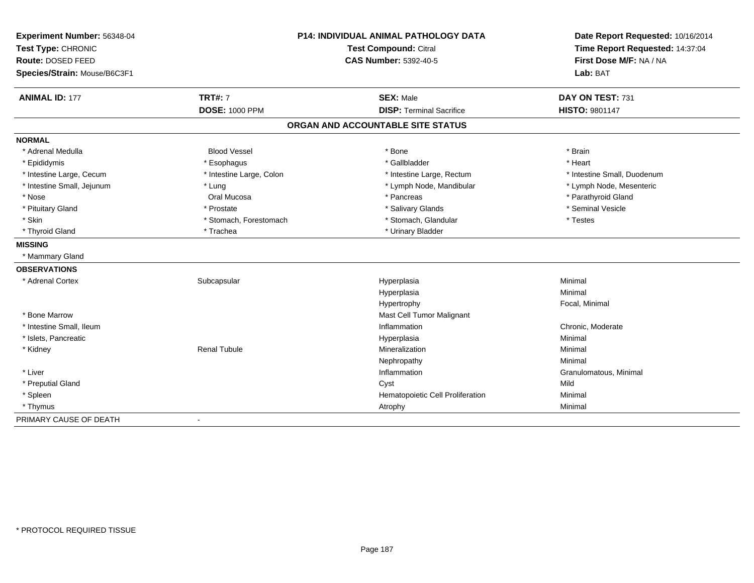**Experiment Number:** 56348-04
**Test Type:** CHRONIC
**Route:** DOSED FEED
**Species/Strain:** Mouse/B6C3F1

**P14: INDIVIDUAL ANIMAL PATHOLOGY DATA**
**Test Compound:** Citral
**CAS Number:** 5392-40-5

**Date Report Requested:** 10/16/2014
**Time Report Requested:** 14:37:04
**First Dose M/F:** NA / NA
**Lab:** BAT

| **ANIMAL ID:** 177 | **TRT#:** 7 | **SEX:** Male | **DAY ON TEST:** 731 |
|---|---|---|---|
| | **DOSE:** 1000 PPM | **DISP:** Terminal Sacrifice | **HISTO:** 9801147 |

## ORGAN AND ACCOUNTABLE SITE STATUS

**NORMAL**

| | | | |
|---|---|---|---|
| * Adrenal Medulla | Blood Vessel | * Bone | * Brain |
| * Epididymis | * Esophagus | * Gallbladder | * Heart |
| * Intestine Large, Cecum | * Intestine Large, Colon | * Intestine Large, Rectum | * Intestine Small, Duodenum |
| * Intestine Small, Jejunum | * Lung | * Lymph Node, Mandibular | * Lymph Node, Mesenteric |
| * Nose | Oral Mucosa | * Pancreas | * Parathyroid Gland |
| * Pituitary Gland | * Prostate | * Salivary Glands | * Seminal Vesicle |
| * Skin | * Stomach, Forestomach | * Stomach, Glandular | * Testes |
| * Thyroid Gland | * Trachea | * Urinary Bladder | |

**MISSING**

* Mammary Gland

**OBSERVATIONS**

| | | | |
|---|---|---|---|
| * Adrenal Cortex | Subcapsular | Hyperplasia | Minimal |
| | | Hyperplasia | Minimal |
| | | Hypertrophy | Focal, Minimal |
| * Bone Marrow | | Mast Cell Tumor Malignant | |
| * Intestine Small, Ileum | | Inflammation | Chronic, Moderate |
| * Islets, Pancreatic | | Hyperplasia | Minimal |
| * Kidney | Renal Tubule | Mineralization | Minimal |
| | | Nephropathy | Minimal |
| * Liver | | Inflammation | Granulomatous, Minimal |
| * Preputial Gland | | Cyst | Mild |
| * Spleen | | Hematopoietic Cell Proliferation | Minimal |
| * Thymus | | Atrophy | Minimal |

PRIMARY CAUSE OF DEATH -

* PROTOCOL REQUIRED TISSUE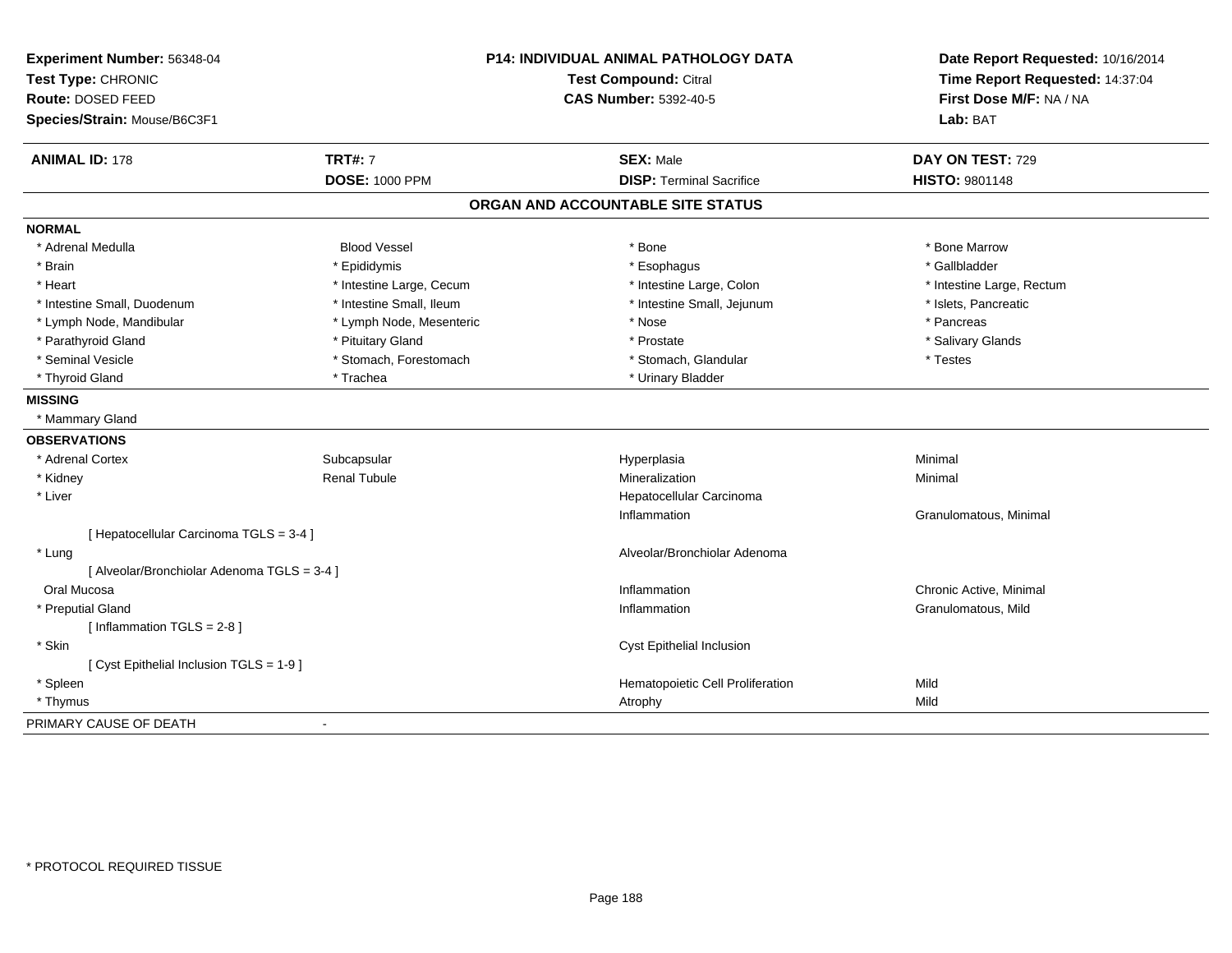**Experiment Number:** 56348-04
**Test Type:** CHRONIC
**Route:** DOSED FEED
**Species/Strain:** Mouse/B6C3F1

**P14: INDIVIDUAL ANIMAL PATHOLOGY DATA**
**Test Compound:** Citral
**CAS Number:** 5392-40-5

**Date Report Requested:** 10/16/2014
**Time Report Requested:** 14:37:04
**First Dose M/F:** NA / NA
**Lab:** BAT

| **ANIMAL ID:** 178 | **TRT#:** 7 | **SEX:** Male | **DAY ON TEST:** 729 |
|---|---|---|---|
| | **DOSE:** 1000 PPM | **DISP:** Terminal Sacrifice | **HISTO:** 9801148 |

## ORGAN AND ACCOUNTABLE SITE STATUS

**NORMAL**

| | | | |
|---|---|---|---|
| * Adrenal Medulla | Blood Vessel | * Bone | * Bone Marrow |
| * Brain | * Epididymis | * Esophagus | * Gallbladder |
| * Heart | * Intestine Large, Cecum | * Intestine Large, Colon | * Intestine Large, Rectum |
| * Intestine Small, Duodenum | * Intestine Small, Ileum | * Intestine Small, Jejunum | * Islets, Pancreatic |
| * Lymph Node, Mandibular | * Lymph Node, Mesenteric | * Nose | * Pancreas |
| * Parathyroid Gland | * Pituitary Gland | * Prostate | * Salivary Glands |
| * Seminal Vesicle | * Stomach, Forestomach | * Stomach, Glandular | * Testes |
| * Thyroid Gland | * Trachea | * Urinary Bladder | |

**MISSING**

* Mammary Gland

**OBSERVATIONS**

| | | | |
|---|---|---|---|
| * Adrenal Cortex | Subcapsular | Hyperplasia | Minimal |
| * Kidney | Renal Tubule | Mineralization | Minimal |
| * Liver | | Hepatocellular Carcinoma | |
| | | Inflammation | Granulomatous, Minimal |
| [ Hepatocellular Carcinoma TGLS = 3-4 ] | | | |
| * Lung | | Alveolar/Bronchiolar Adenoma | |
| [ Alveolar/Bronchiolar Adenoma TGLS = 3-4 ] | | | |
| Oral Mucosa | | Inflammation | Chronic Active, Minimal |
| * Preputial Gland | | Inflammation | Granulomatous, Mild |
| [ Inflammation TGLS = 2-8 ] | | | |
| * Skin | | Cyst Epithelial Inclusion | |
| [ Cyst Epithelial Inclusion TGLS = 1-9 ] | | | |
| * Spleen | | Hematopoietic Cell Proliferation | Mild |
| * Thymus | | Atrophy | Mild |

PRIMARY CAUSE OF DEATH -

* PROTOCOL REQUIRED TISSUE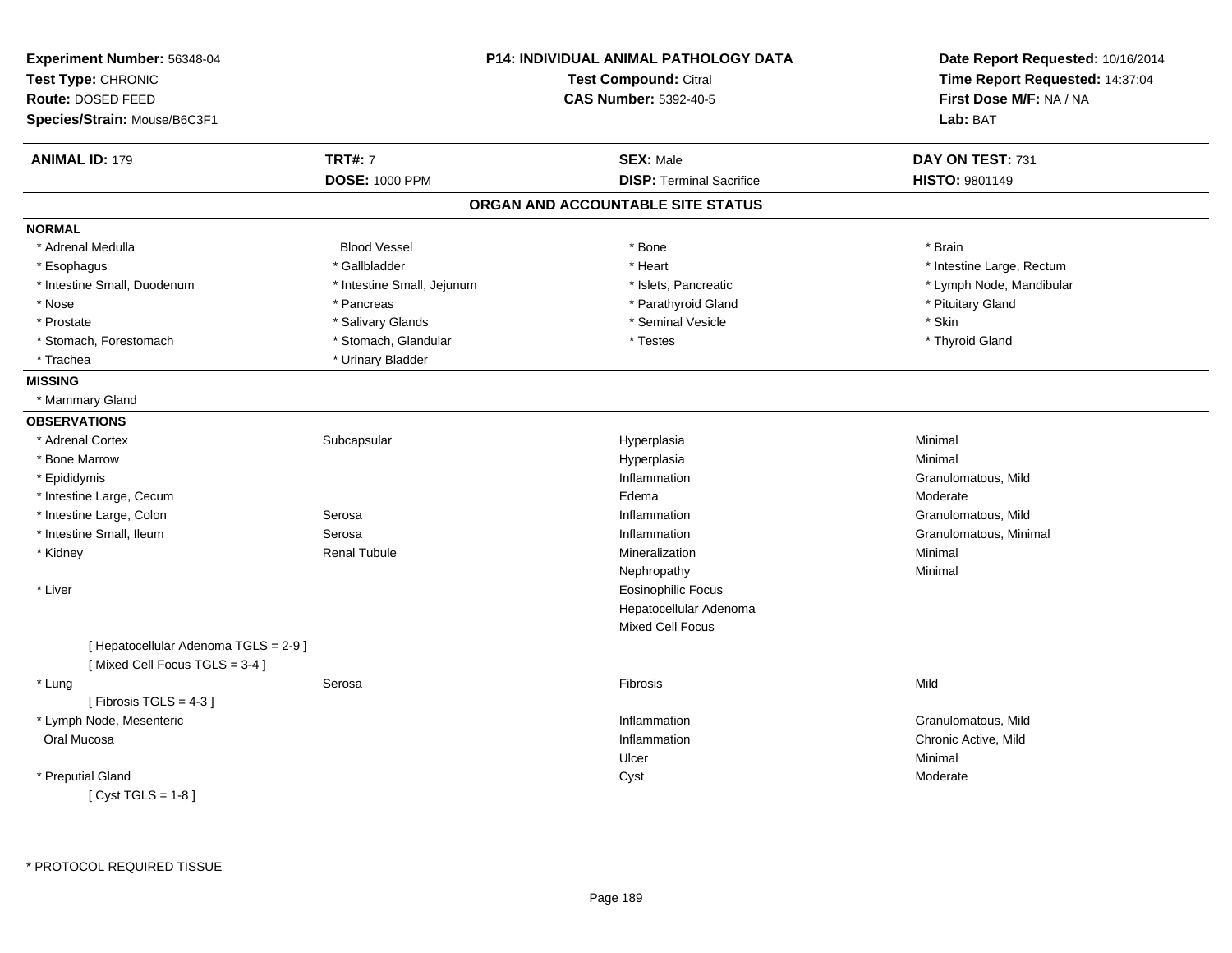**Experiment Number:** 56348-04
**Test Type:** CHRONIC
**Route:** DOSED FEED
**Species/Strain:** Mouse/B6C3F1

**P14: INDIVIDUAL ANIMAL PATHOLOGY DATA**
**Test Compound:** Citral
**CAS Number:** 5392-40-5

**Date Report Requested:** 10/16/2014
**Time Report Requested:** 14:37:04
**First Dose M/F:** NA / NA
**Lab:** BAT

| **ANIMAL ID:** 179 | **TRT#:** 7 | **SEX:** Male | **DAY ON TEST:** 731 |
|---|---|---|---|
| | **DOSE:** 1000 PPM | **DISP:** Terminal Sacrifice | **HISTO:** 9801149 |

## ORGAN AND ACCOUNTABLE SITE STATUS

**NORMAL**

| | | | |
|---|---|---|---|
| * Adrenal Medulla | Blood Vessel | * Bone | * Brain |
| * Esophagus | * Gallbladder | * Heart | * Intestine Large, Rectum |
| * Intestine Small, Duodenum | * Intestine Small, Jejunum | * Islets, Pancreatic | * Lymph Node, Mandibular |
| * Nose | * Pancreas | * Parathyroid Gland | * Pituitary Gland |
| * Prostate | * Salivary Glands | * Seminal Vesicle | * Skin |
| * Stomach, Forestomach | * Stomach, Glandular | * Testes | * Thyroid Gland |
| * Trachea | * Urinary Bladder | | |

**MISSING**

* Mammary Gland

**OBSERVATIONS**

| | | | |
|---|---|---|---|
| * Adrenal Cortex | Subcapsular | Hyperplasia | Minimal |
| * Bone Marrow | | Hyperplasia | Minimal |
| * Epididymis | | Inflammation | Granulomatous, Mild |
| * Intestine Large, Cecum | | Edema | Moderate |
| * Intestine Large, Colon | Serosa | Inflammation | Granulomatous, Mild |
| * Intestine Small, Ileum | Serosa | Inflammation | Granulomatous, Minimal |
| * Kidney | Renal Tubule | Mineralization | Minimal |
| | | Nephropathy | Minimal |
| * Liver | | Eosinophilic Focus | |
| | | Hepatocellular Adenoma | |
| | | Mixed Cell Focus | |
| [ Hepatocellular Adenoma TGLS = 2-9 ] | | | |
| [ Mixed Cell Focus TGLS = 3-4 ] | | | |
| * Lung | Serosa | Fibrosis | Mild |
| [ Fibrosis TGLS = 4-3 ] | | | |
| * Lymph Node, Mesenteric | | Inflammation | Granulomatous, Mild |
| Oral Mucosa | | Inflammation | Chronic Active, Mild |
| | | Ulcer | Minimal |
| * Preputial Gland | | Cyst | Moderate |
| [ Cyst TGLS = 1-8 ] | | | |

* PROTOCOL REQUIRED TISSUE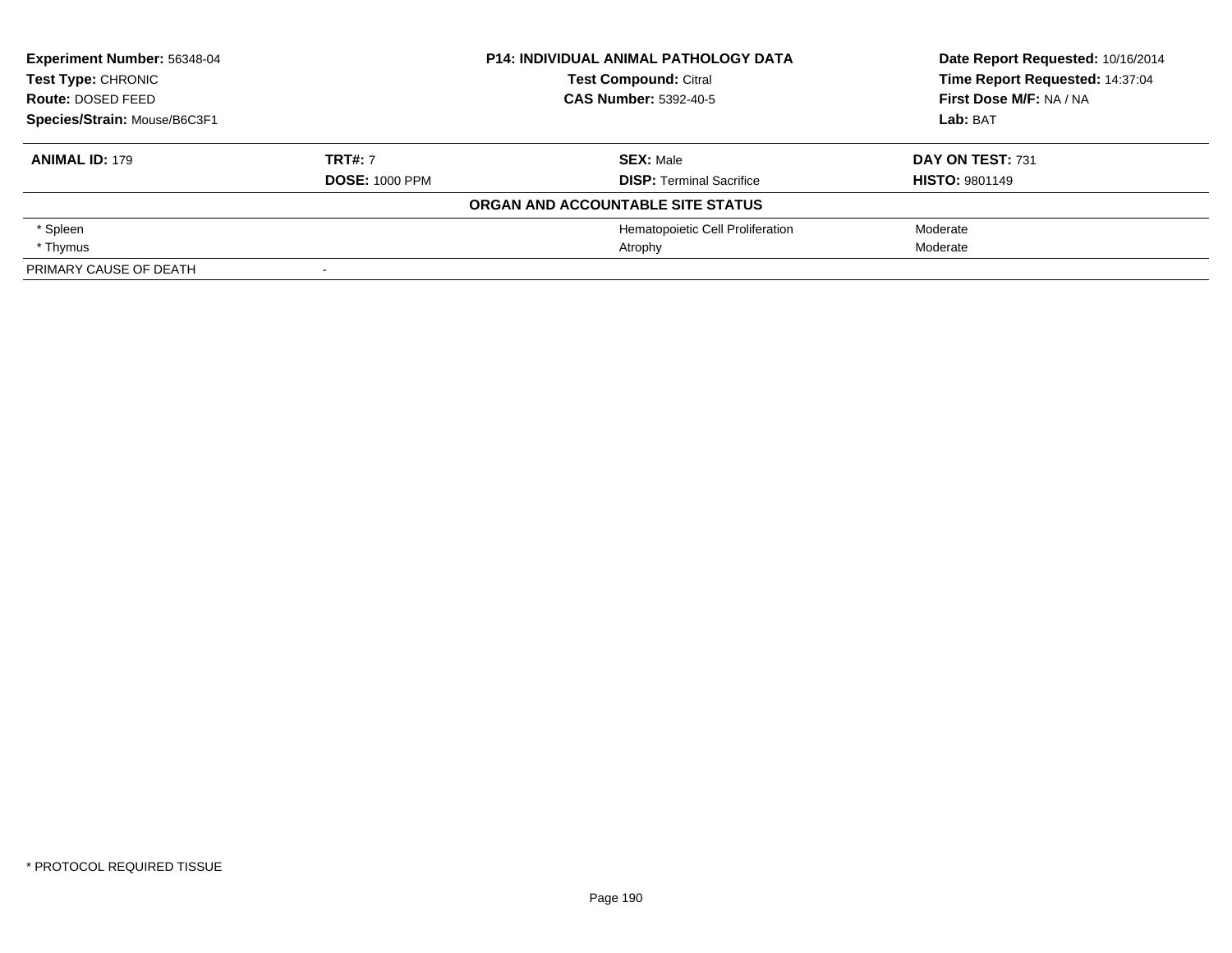**Experiment Number:** 56348-04
**Test Type:** CHRONIC
**Route:** DOSED FEED
**Species/Strain:** Mouse/B6C3F1

**P14: INDIVIDUAL ANIMAL PATHOLOGY DATA**
**Test Compound:** Citral
**CAS Number:** 5392-40-5

**Date Report Requested:** 10/16/2014
**Time Report Requested:** 14:37:04
**First Dose M/F:** NA / NA
**Lab:** BAT

| **ANIMAL ID:** 179 | **TRT#:** 7 | **SEX:** Male | **DAY ON TEST:** 731 |
|---|---|---|---|
| | **DOSE:** 1000 PPM | **DISP:** Terminal Sacrifice | **HISTO:** 9801149 |

**ORGAN AND ACCOUNTABLE SITE STATUS**

| | | | |
|---|---|---|---|
| * Spleen | | Hematopoietic Cell Proliferation | Moderate |
| * Thymus | | Atrophy | Moderate |
| PRIMARY CAUSE OF DEATH | - | | |

* PROTOCOL REQUIRED TISSUE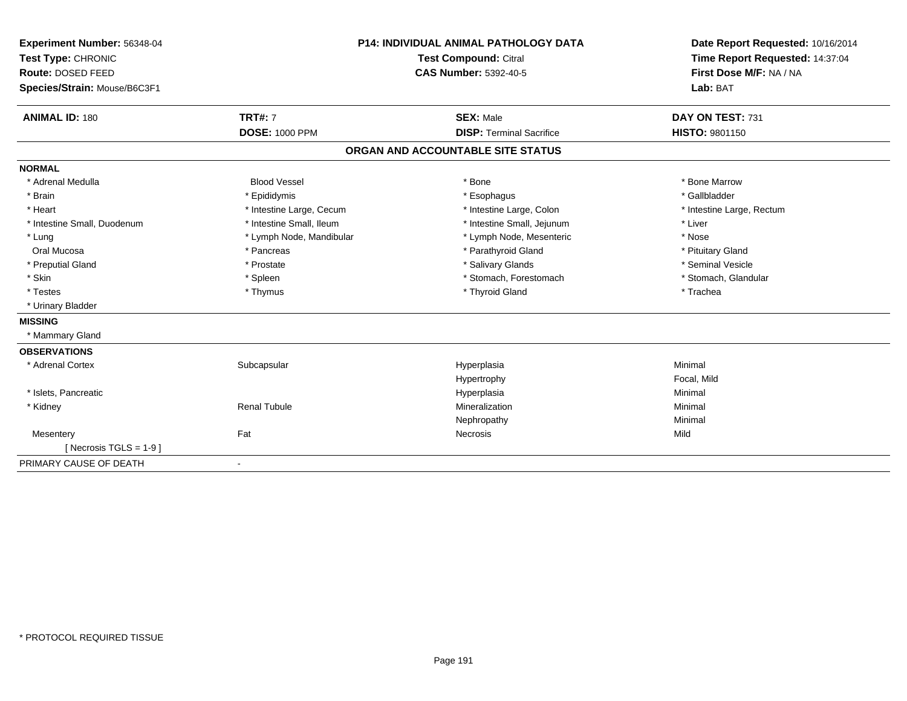**Experiment Number:** 56348-04
**Test Type:** CHRONIC
**Route:** DOSED FEED
**Species/Strain:** Mouse/B6C3F1

**P14: INDIVIDUAL ANIMAL PATHOLOGY DATA**
**Test Compound:** Citral
**CAS Number:** 5392-40-5

**Date Report Requested:** 10/16/2014
**Time Report Requested:** 14:37:04
**First Dose M/F:** NA / NA
**Lab:** BAT

| **ANIMAL ID:** 180 | **TRT#:** 7 | **SEX:** Male | **DAY ON TEST:** 731 |
|---|---|---|---|
| | **DOSE:** 1000 PPM | **DISP:** Terminal Sacrifice | **HISTO:** 9801150 |

## ORGAN AND ACCOUNTABLE SITE STATUS

### NORMAL

| | | | |
|---|---|---|---|
| * Adrenal Medulla | Blood Vessel | * Bone | * Bone Marrow |
| * Brain | * Epididymis | * Esophagus | * Gallbladder |
| * Heart | * Intestine Large, Cecum | * Intestine Large, Colon | * Intestine Large, Rectum |
| * Intestine Small, Duodenum | * Intestine Small, Ileum | * Intestine Small, Jejunum | * Liver |
| * Lung | * Lymph Node, Mandibular | * Lymph Node, Mesenteric | * Nose |
| Oral Mucosa | * Pancreas | * Parathyroid Gland | * Pituitary Gland |
| * Preputial Gland | * Prostate | * Salivary Glands | * Seminal Vesicle |
| * Skin | * Spleen | * Stomach, Forestomach | * Stomach, Glandular |
| * Testes | * Thymus | * Thyroid Gland | * Trachea |
| * Urinary Bladder | | | |

### MISSING

* Mammary Gland

### OBSERVATIONS

| | | | |
|---|---|---|---|
| * Adrenal Cortex | Subcapsular | Hyperplasia | Minimal |
| | | Hypertrophy | Focal, Mild |
| * Islets, Pancreatic | | Hyperplasia | Minimal |
| * Kidney | Renal Tubule | Mineralization | Minimal |
| | | Nephropathy | Minimal |
| Mesentery | Fat | Necrosis | Mild |
| [ Necrosis TGLS = 1-9 ] | | | |

PRIMARY CAUSE OF DEATH -

* PROTOCOL REQUIRED TISSUE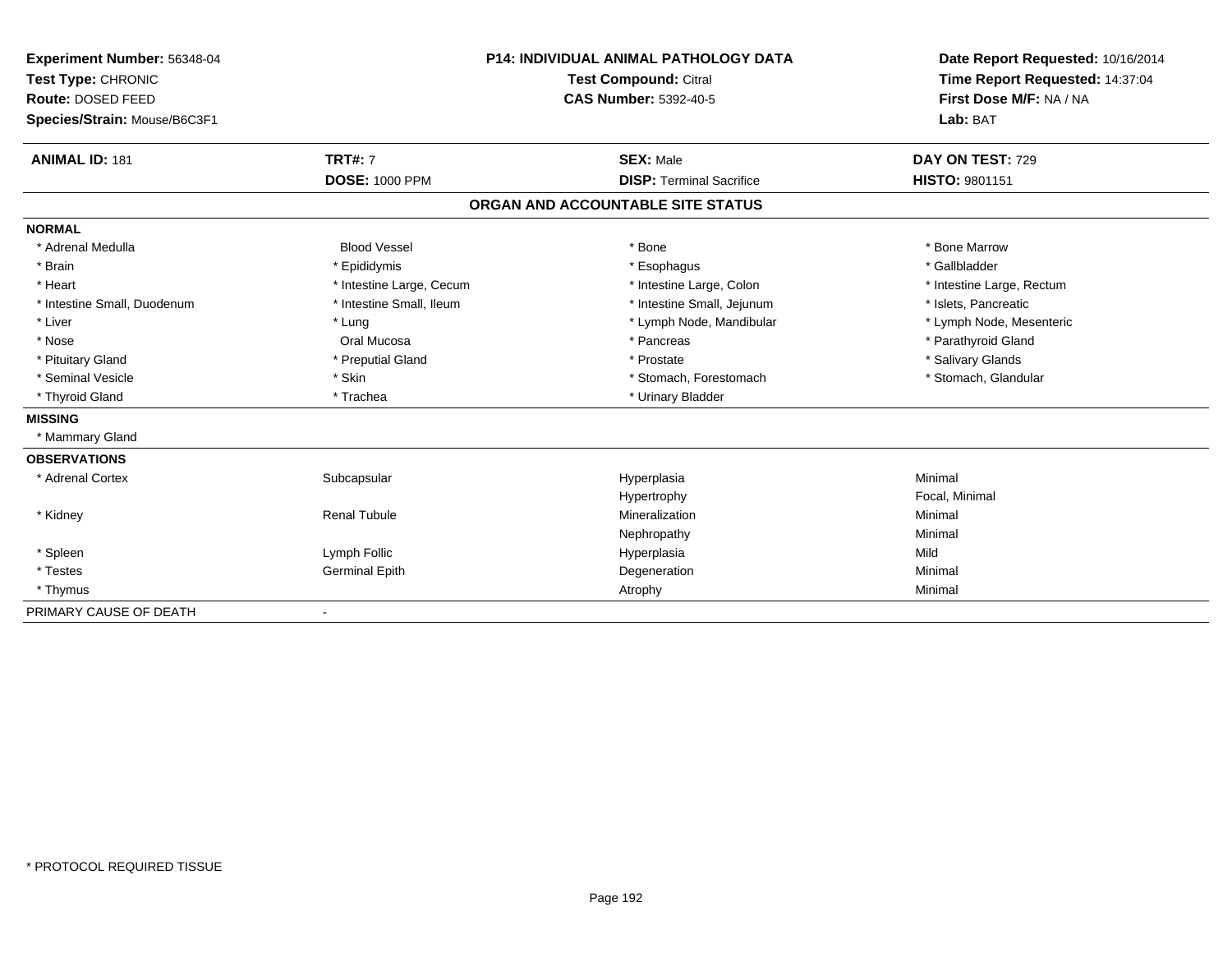**Experiment Number:** 56348-04
**Test Type:** CHRONIC
**Route:** DOSED FEED
**Species/Strain:** Mouse/B6C3F1

**P14: INDIVIDUAL ANIMAL PATHOLOGY DATA**
**Test Compound:** Citral
**CAS Number:** 5392-40-5

**Date Report Requested:** 10/16/2014
**Time Report Requested:** 14:37:04
**First Dose M/F:** NA / NA
**Lab:** BAT

| **ANIMAL ID:** 181 | **TRT#:** 7 | **SEX:** Male | **DAY ON TEST:** 729 |
|---|---|---|---|
| | **DOSE:** 1000 PPM | **DISP:** Terminal Sacrifice | **HISTO:** 9801151 |

## ORGAN AND ACCOUNTABLE SITE STATUS

**NORMAL**

| | | | |
|---|---|---|---|
| * Adrenal Medulla | Blood Vessel | * Bone | * Bone Marrow |
| * Brain | * Epididymis | * Esophagus | * Gallbladder |
| * Heart | * Intestine Large, Cecum | * Intestine Large, Colon | * Intestine Large, Rectum |
| * Intestine Small, Duodenum | * Intestine Small, Ileum | * Intestine Small, Jejunum | * Islets, Pancreatic |
| * Liver | * Lung | * Lymph Node, Mandibular | * Lymph Node, Mesenteric |
| * Nose | Oral Mucosa | * Pancreas | * Parathyroid Gland |
| * Pituitary Gland | * Preputial Gland | * Prostate | * Salivary Glands |
| * Seminal Vesicle | * Skin | * Stomach, Forestomach | * Stomach, Glandular |
| * Thyroid Gland | * Trachea | * Urinary Bladder | |

**MISSING**

* Mammary Gland

**OBSERVATIONS**

| | | | |
|---|---|---|---|
| * Adrenal Cortex | Subcapsular | Hyperplasia | Minimal |
| | | Hypertrophy | Focal, Minimal |
| * Kidney | Renal Tubule | Mineralization | Minimal |
| | | Nephropathy | Minimal |
| * Spleen | Lymph Follic | Hyperplasia | Mild |
| * Testes | Germinal Epith | Degeneration | Minimal |
| * Thymus | | Atrophy | Minimal |

PRIMARY CAUSE OF DEATH -

* PROTOCOL REQUIRED TISSUE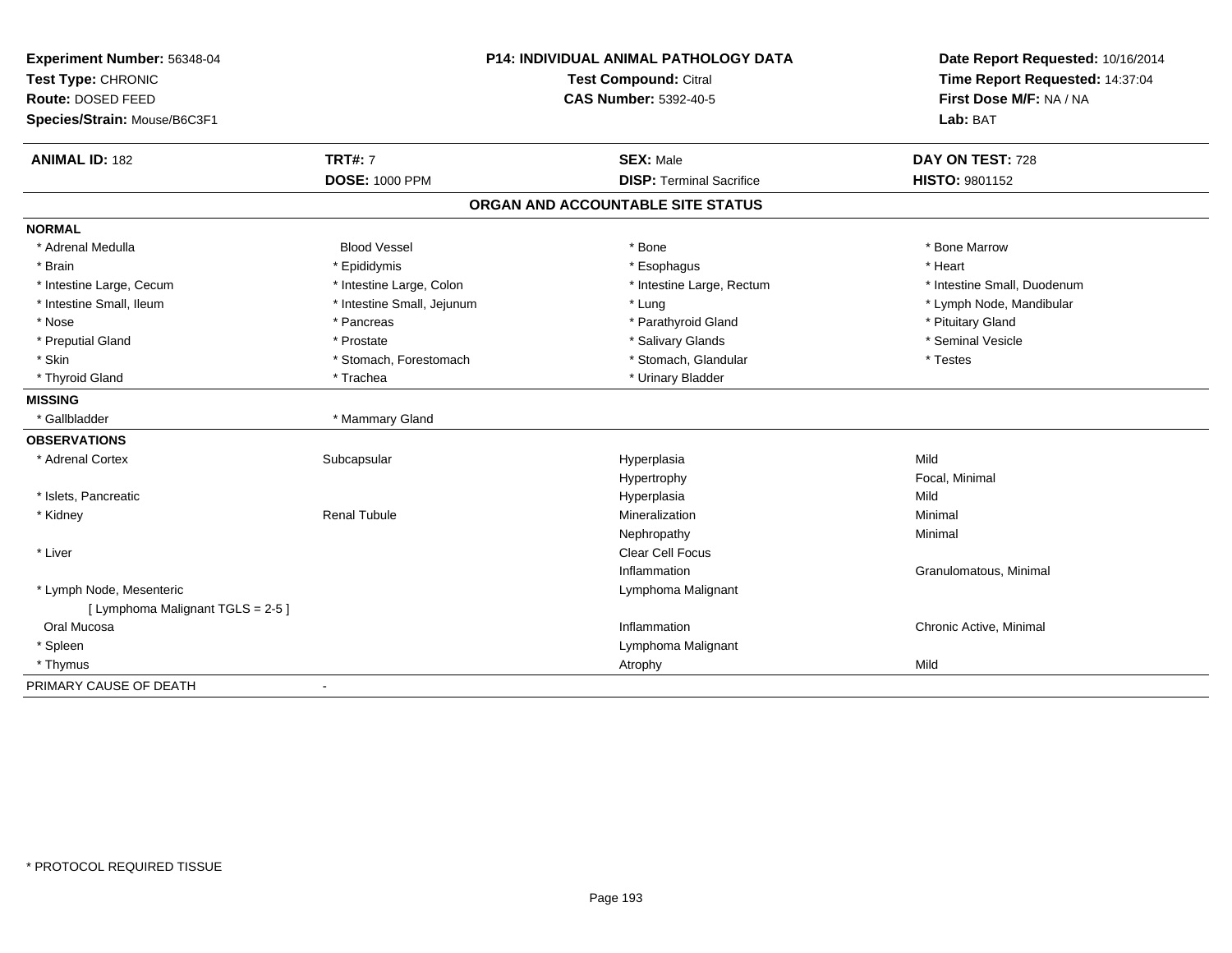**Experiment Number:** 56348-04
**Test Type:** CHRONIC
**Route:** DOSED FEED
**Species/Strain:** Mouse/B6C3F1

**P14: INDIVIDUAL ANIMAL PATHOLOGY DATA**
**Test Compound:** Citral
**CAS Number:** 5392-40-5

**Date Report Requested:** 10/16/2014
**Time Report Requested:** 14:37:04
**First Dose M/F:** NA / NA
**Lab:** BAT

| **ANIMAL ID:** 182 | **TRT#:** 7 | **SEX:** Male | **DAY ON TEST:** 728 |
|---|---|---|---|
| | **DOSE:** 1000 PPM | **DISP:** Terminal Sacrifice | **HISTO:** 9801152 |

## ORGAN AND ACCOUNTABLE SITE STATUS

**NORMAL**

| | | | |
|---|---|---|---|
| * Adrenal Medulla | Blood Vessel | * Bone | * Bone Marrow |
| * Brain | * Epididymis | * Esophagus | * Heart |
| * Intestine Large, Cecum | * Intestine Large, Colon | * Intestine Large, Rectum | * Intestine Small, Duodenum |
| * Intestine Small, Ileum | * Intestine Small, Jejunum | * Lung | * Lymph Node, Mandibular |
| * Nose | * Pancreas | * Parathyroid Gland | * Pituitary Gland |
| * Preputial Gland | * Prostate | * Salivary Glands | * Seminal Vesicle |
| * Skin | * Stomach, Forestomach | * Stomach, Glandular | * Testes |
| * Thyroid Gland | * Trachea | * Urinary Bladder | |

**MISSING**

| | |
|---|---|
| * Gallbladder | * Mammary Gland |

**OBSERVATIONS**

| | | | |
|---|---|---|---|
| * Adrenal Cortex | Subcapsular | Hyperplasia | Mild |
| | | Hypertrophy | Focal, Minimal |
| * Islets, Pancreatic | | Hyperplasia | Mild |
| * Kidney | Renal Tubule | Mineralization | Minimal |
| | | Nephropathy | Minimal |
| * Liver | | Clear Cell Focus | |
| | | Inflammation | Granulomatous, Minimal |
| * Lymph Node, Mesenteric | | Lymphoma Malignant | |
| [ Lymphoma Malignant TGLS = 2-5 ] | | | |
| Oral Mucosa | | Inflammation | Chronic Active, Minimal |
| * Spleen | | Lymphoma Malignant | |
| * Thymus | | Atrophy | Mild |

PRIMARY CAUSE OF DEATH -

* PROTOCOL REQUIRED TISSUE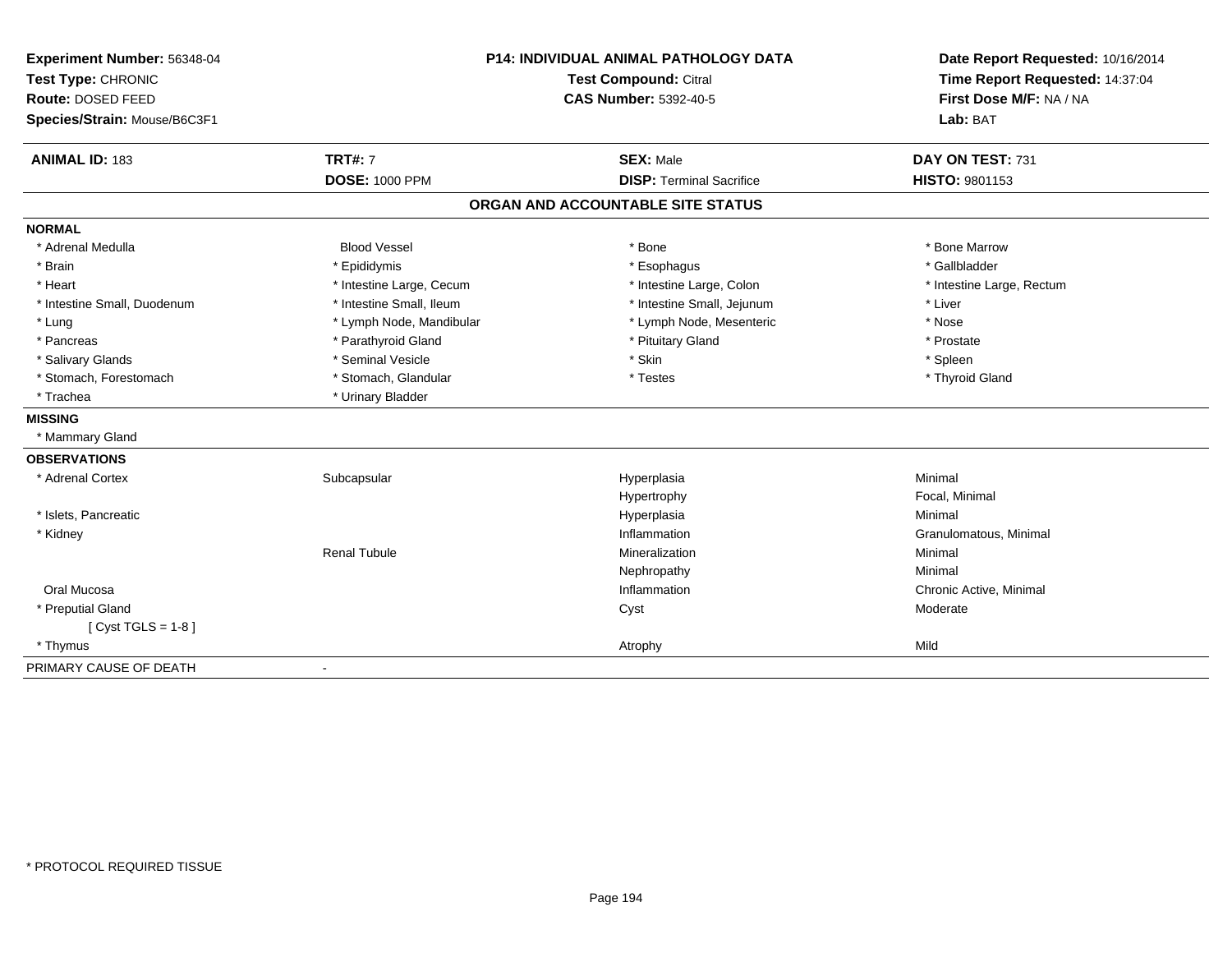**Experiment Number:** 56348-04
**Test Type:** CHRONIC
**Route:** DOSED FEED
**Species/Strain:** Mouse/B6C3F1

**P14: INDIVIDUAL ANIMAL PATHOLOGY DATA**
**Test Compound:** Citral
**CAS Number:** 5392-40-5

**Date Report Requested:** 10/16/2014
**Time Report Requested:** 14:37:04
**First Dose M/F:** NA / NA
**Lab:** BAT

| **ANIMAL ID:** 183 | **TRT#:** 7 | **SEX:** Male | **DAY ON TEST:** 731 |
|---|---|---|---|
| | **DOSE:** 1000 PPM | **DISP:** Terminal Sacrifice | **HISTO:** 9801153 |

## ORGAN AND ACCOUNTABLE SITE STATUS

**NORMAL**

| | | | |
|---|---|---|---|
| * Adrenal Medulla | Blood Vessel | * Bone | * Bone Marrow |
| * Brain | * Epididymis | * Esophagus | * Gallbladder |
| * Heart | * Intestine Large, Cecum | * Intestine Large, Colon | * Intestine Large, Rectum |
| * Intestine Small, Duodenum | * Intestine Small, Ileum | * Intestine Small, Jejunum | * Liver |
| * Lung | * Lymph Node, Mandibular | * Lymph Node, Mesenteric | * Nose |
| * Pancreas | * Parathyroid Gland | * Pituitary Gland | * Prostate |
| * Salivary Glands | * Seminal Vesicle | * Skin | * Spleen |
| * Stomach, Forestomach | * Stomach, Glandular | * Testes | * Thyroid Gland |
| * Trachea | * Urinary Bladder | | |

**MISSING**

* Mammary Gland

**OBSERVATIONS**

| | | | |
|---|---|---|---|
| * Adrenal Cortex | Subcapsular | Hyperplasia | Minimal |
| | | Hypertrophy | Focal, Minimal |
| * Islets, Pancreatic | | Hyperplasia | Minimal |
| * Kidney | | Inflammation | Granulomatous, Minimal |
| | Renal Tubule | Mineralization | Minimal |
| | | Nephropathy | Minimal |
| Oral Mucosa | | Inflammation | Chronic Active, Minimal |
| * Preputial Gland | | Cyst | Moderate |
| [ Cyst TGLS = 1-8 ] | | | |
| * Thymus | | Atrophy | Mild |

PRIMARY CAUSE OF DEATH -

* PROTOCOL REQUIRED TISSUE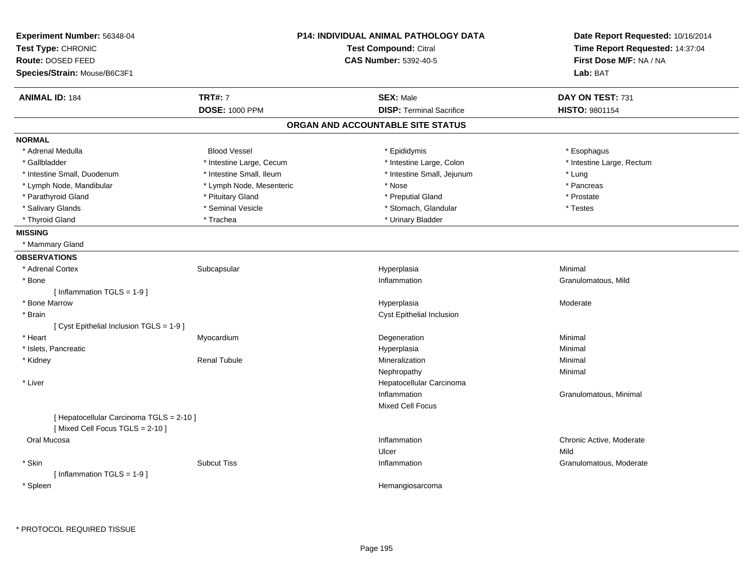**Experiment Number:** 56348-04
**Test Type:** CHRONIC
**Route:** DOSED FEED
**Species/Strain:** Mouse/B6C3F1

**P14: INDIVIDUAL ANIMAL PATHOLOGY DATA**
**Test Compound:** Citral
**CAS Number:** 5392-40-5

**Date Report Requested:** 10/16/2014
**Time Report Requested:** 14:37:04
**First Dose M/F:** NA / NA
**Lab:** BAT

| **ANIMAL ID:** 184 | **TRT#:** 7 | **SEX:** Male | **DAY ON TEST:** 731 |
|---|---|---|---|
| | **DOSE:** 1000 PPM | **DISP:** Terminal Sacrifice | **HISTO:** 9801154 |

## ORGAN AND ACCOUNTABLE SITE STATUS

**NORMAL**

| | | | |
|---|---|---|---|
| * Adrenal Medulla | Blood Vessel | * Epididymis | * Esophagus |
| * Gallbladder | * Intestine Large, Cecum | * Intestine Large, Colon | * Intestine Large, Rectum |
| * Intestine Small, Duodenum | * Intestine Small, Ileum | * Intestine Small, Jejunum | * Lung |
| * Lymph Node, Mandibular | * Lymph Node, Mesenteric | * Nose | * Pancreas |
| * Parathyroid Gland | * Pituitary Gland | * Preputial Gland | * Prostate |
| * Salivary Glands | * Seminal Vesicle | * Stomach, Glandular | * Testes |
| * Thyroid Gland | * Trachea | * Urinary Bladder | |

**MISSING**

* Mammary Gland

**OBSERVATIONS**

| | | | |
|---|---|---|---|
| * Adrenal Cortex | Subcapsular | Hyperplasia | Minimal |
| * Bone | | Inflammation | Granulomatous, Mild |
| [ Inflammation TGLS = 1-9 ] | | | |
| * Bone Marrow | | Hyperplasia | Moderate |
| * Brain | | Cyst Epithelial Inclusion | |
| [ Cyst Epithelial Inclusion TGLS = 1-9 ] | | | |
| * Heart | Myocardium | Degeneration | Minimal |
| * Islets, Pancreatic | | Hyperplasia | Minimal |
| * Kidney | Renal Tubule | Mineralization | Minimal |
| | | Nephropathy | Minimal |
| * Liver | | Hepatocellular Carcinoma | |
| | | Inflammation | Granulomatous, Minimal |
| | | Mixed Cell Focus | |
| [ Hepatocellular Carcinoma TGLS = 2-10 ] | | | |
| [ Mixed Cell Focus TGLS = 2-10 ] | | | |
| Oral Mucosa | | Inflammation | Chronic Active, Moderate |
| | | Ulcer | Mild |
| * Skin | Subcut Tiss | Inflammation | Granulomatous, Moderate |
| [ Inflammation TGLS = 1-9 ] | | | |
| * Spleen | | Hemangiosarcoma | |

* PROTOCOL REQUIRED TISSUE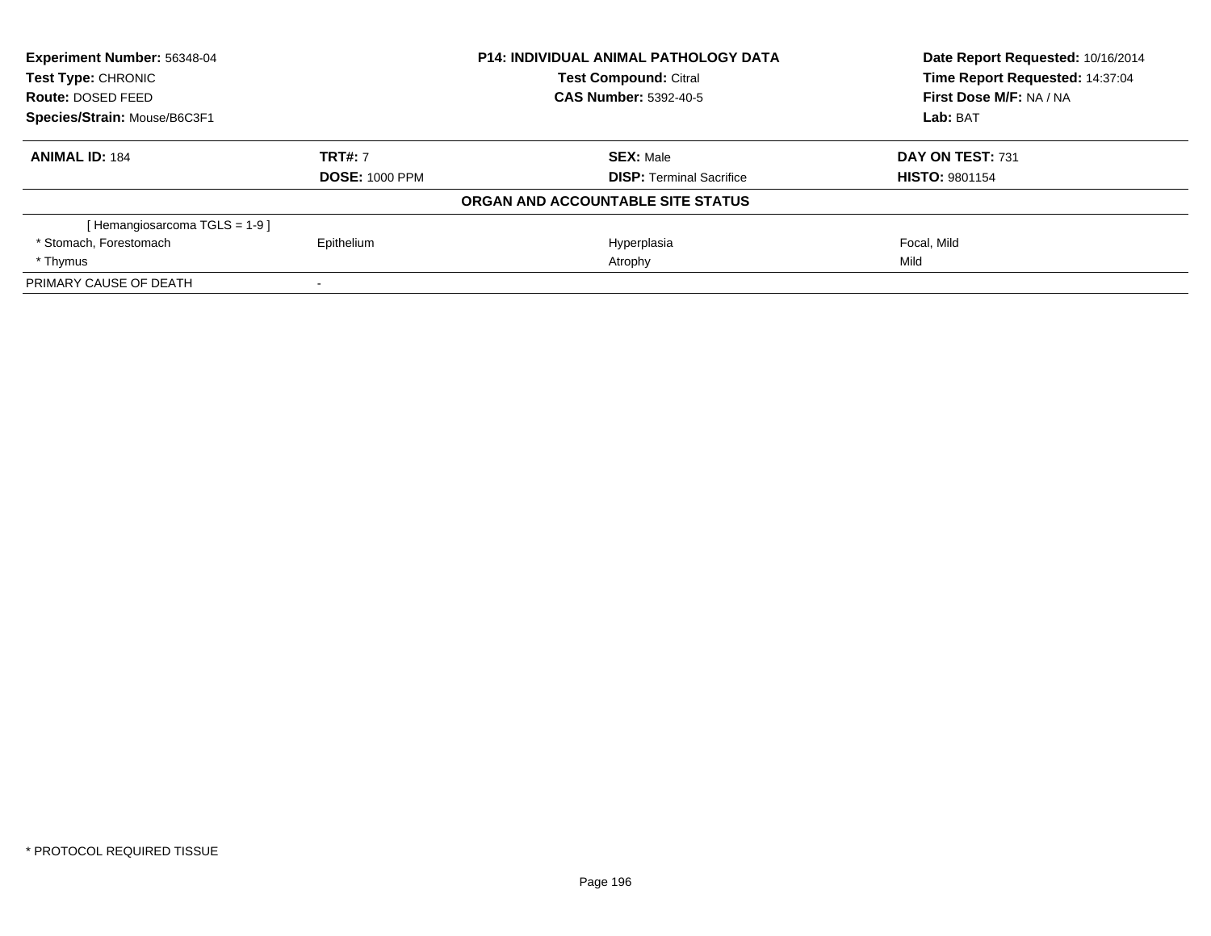**Experiment Number:** 56348-04
**Test Type:** CHRONIC
**Route:** DOSED FEED
**Species/Strain:** Mouse/B6C3F1

**P14: INDIVIDUAL ANIMAL PATHOLOGY DATA**
**Test Compound:** Citral
**CAS Number:** 5392-40-5

**Date Report Requested:** 10/16/2014
**Time Report Requested:** 14:37:04
**First Dose M/F:** NA / NA
**Lab:** BAT

| **ANIMAL ID:** 184 | **TRT#:** 7 | **SEX:** Male | **DAY ON TEST:** 731 |
|---|---|---|---|
| | **DOSE:** 1000 PPM | **DISP:** Terminal Sacrifice | **HISTO:** 9801154 |

**ORGAN AND ACCOUNTABLE SITE STATUS**

| | | | |
|---|---|---|---|
| [ Hemangiosarcoma TGLS = 1-9 ] | | | |
| * Stomach, Forestomach | Epithelium | Hyperplasia | Focal, Mild |
| * Thymus | | Atrophy | Mild |
| PRIMARY CAUSE OF DEATH | - | | |

* PROTOCOL REQUIRED TISSUE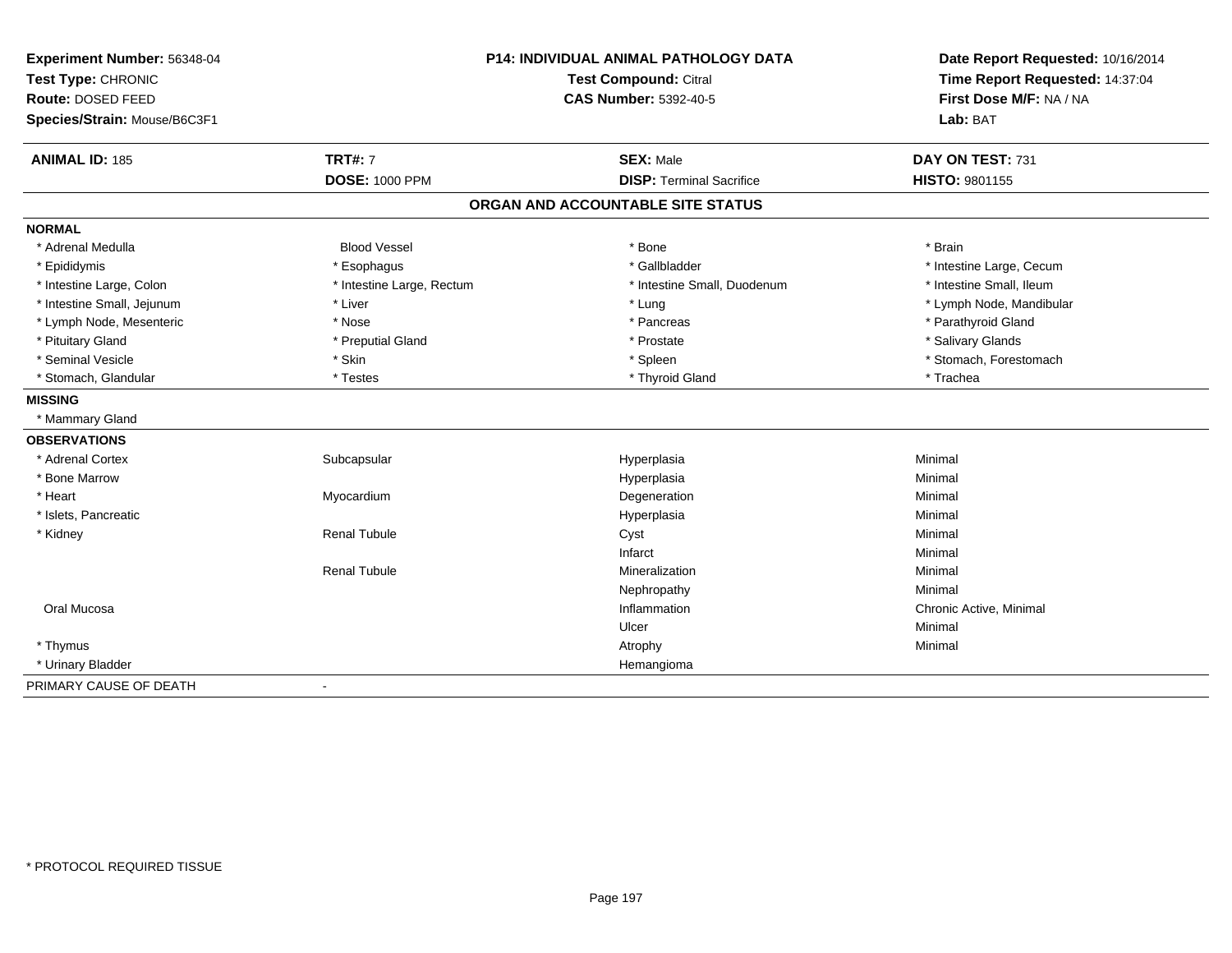**Experiment Number:** 56348-04
**Test Type:** CHRONIC
**Route:** DOSED FEED
**Species/Strain:** Mouse/B6C3F1

**P14: INDIVIDUAL ANIMAL PATHOLOGY DATA**
**Test Compound:** Citral
**CAS Number:** 5392-40-5

**Date Report Requested:** 10/16/2014
**Time Report Requested:** 14:37:04
**First Dose M/F:** NA / NA
**Lab:** BAT

| **ANIMAL ID:** 185 | **TRT#:** 7 | **SEX:** Male | **DAY ON TEST:** 731 |
|---|---|---|---|
| | **DOSE:** 1000 PPM | **DISP:** Terminal Sacrifice | **HISTO:** 9801155 |

## ORGAN AND ACCOUNTABLE SITE STATUS

**NORMAL**

| | | | |
|---|---|---|---|
| * Adrenal Medulla | Blood Vessel | * Bone | * Brain |
| * Epididymis | * Esophagus | * Gallbladder | * Intestine Large, Cecum |
| * Intestine Large, Colon | * Intestine Large, Rectum | * Intestine Small, Duodenum | * Intestine Small, Ileum |
| * Intestine Small, Jejunum | * Liver | * Lung | * Lymph Node, Mandibular |
| * Lymph Node, Mesenteric | * Nose | * Pancreas | * Parathyroid Gland |
| * Pituitary Gland | * Preputial Gland | * Prostate | * Salivary Glands |
| * Seminal Vesicle | * Skin | * Spleen | * Stomach, Forestomach |
| * Stomach, Glandular | * Testes | * Thyroid Gland | * Trachea |

**MISSING**

* Mammary Gland

**OBSERVATIONS**

| | | | |
|---|---|---|---|
| * Adrenal Cortex | Subcapsular | Hyperplasia | Minimal |
| * Bone Marrow | | Hyperplasia | Minimal |
| * Heart | Myocardium | Degeneration | Minimal |
| * Islets, Pancreatic | | Hyperplasia | Minimal |
| * Kidney | Renal Tubule | Cyst | Minimal |
| | | Infarct | Minimal |
| | Renal Tubule | Mineralization | Minimal |
| | | Nephropathy | Minimal |
| Oral Mucosa | | Inflammation | Chronic Active, Minimal |
| | | Ulcer | Minimal |
| * Thymus | | Atrophy | Minimal |
| * Urinary Bladder | | Hemangioma | |

PRIMARY CAUSE OF DEATH -

\* PROTOCOL REQUIRED TISSUE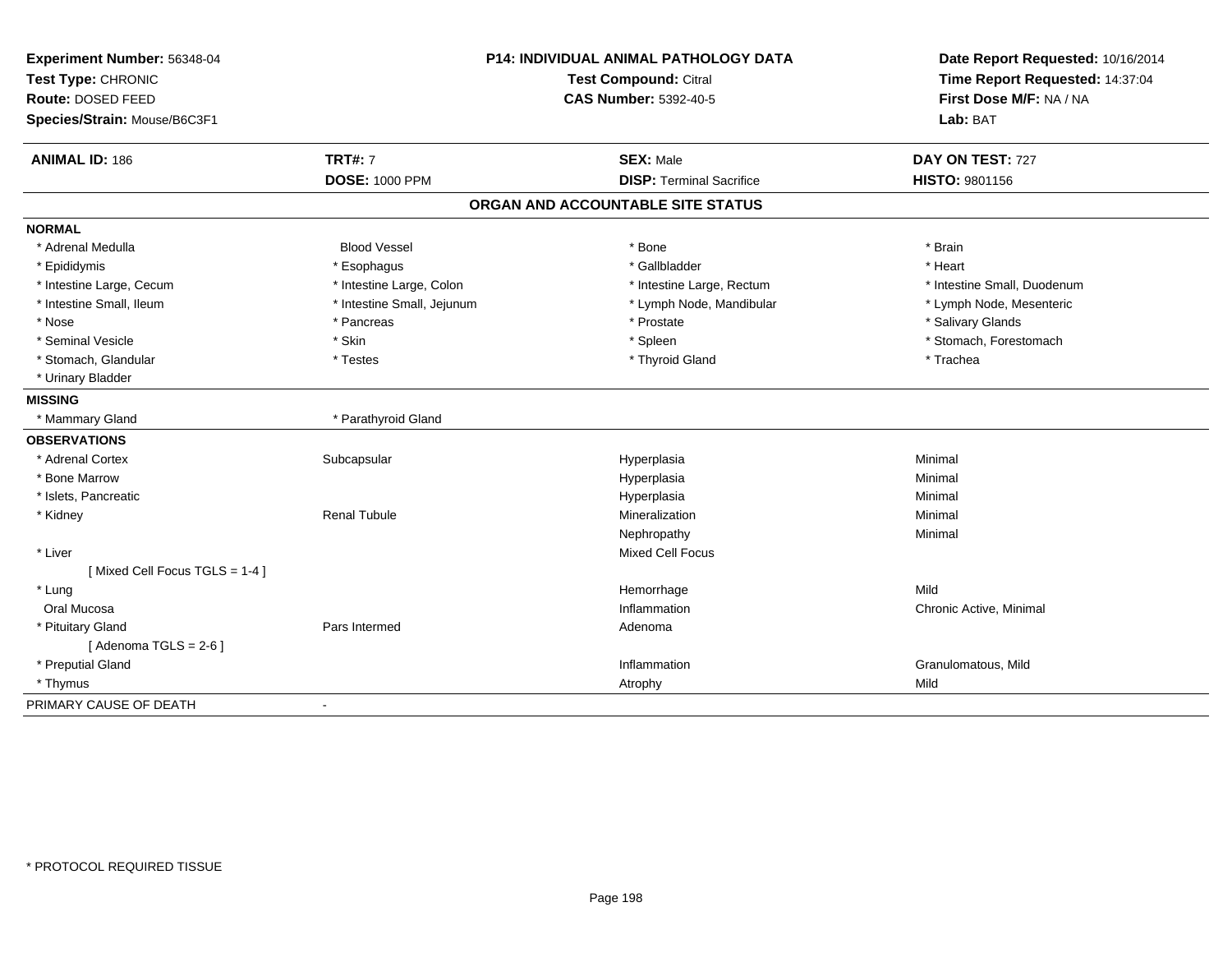**Experiment Number:** 56348-04
**Test Type:** CHRONIC
**Route:** DOSED FEED
**Species/Strain:** Mouse/B6C3F1

**P14: INDIVIDUAL ANIMAL PATHOLOGY DATA**
**Test Compound:** Citral
**CAS Number:** 5392-40-5

**Date Report Requested:** 10/16/2014
**Time Report Requested:** 14:37:04
**First Dose M/F:** NA / NA
**Lab:** BAT

| **ANIMAL ID:** 186 | **TRT#:** 7 | **SEX:** Male | **DAY ON TEST:** 727 |
|---|---|---|---|
| | **DOSE:** 1000 PPM | **DISP:** Terminal Sacrifice | **HISTO:** 9801156 |

## ORGAN AND ACCOUNTABLE SITE STATUS

**NORMAL**

| | | | |
|---|---|---|---|
| * Adrenal Medulla | Blood Vessel | * Bone | * Brain |
| * Epididymis | * Esophagus | * Gallbladder | * Heart |
| * Intestine Large, Cecum | * Intestine Large, Colon | * Intestine Large, Rectum | * Intestine Small, Duodenum |
| * Intestine Small, Ileum | * Intestine Small, Jejunum | * Lymph Node, Mandibular | * Lymph Node, Mesenteric |
| * Nose | * Pancreas | * Prostate | * Salivary Glands |
| * Seminal Vesicle | * Skin | * Spleen | * Stomach, Forestomach |
| * Stomach, Glandular | * Testes | * Thyroid Gland | * Trachea |
| * Urinary Bladder | | | |

**MISSING**

| | |
|---|---|
| * Mammary Gland | * Parathyroid Gland |

**OBSERVATIONS**

| | | | |
|---|---|---|---|
| * Adrenal Cortex | Subcapsular | Hyperplasia | Minimal |
| * Bone Marrow | | Hyperplasia | Minimal |
| * Islets, Pancreatic | | Hyperplasia | Minimal |
| * Kidney | Renal Tubule | Mineralization | Minimal |
| | | Nephropathy | Minimal |
| * Liver | | Mixed Cell Focus | |
| [ Mixed Cell Focus TGLS = 1-4 ] | | | |
| * Lung | | Hemorrhage | Mild |
| Oral Mucosa | | Inflammation | Chronic Active, Minimal |
| * Pituitary Gland | Pars Intermed | Adenoma | |
| [ Adenoma TGLS = 2-6 ] | | | |
| * Preputial Gland | | Inflammation | Granulomatous, Mild |
| * Thymus | | Atrophy | Mild |

PRIMARY CAUSE OF DEATH -

* PROTOCOL REQUIRED TISSUE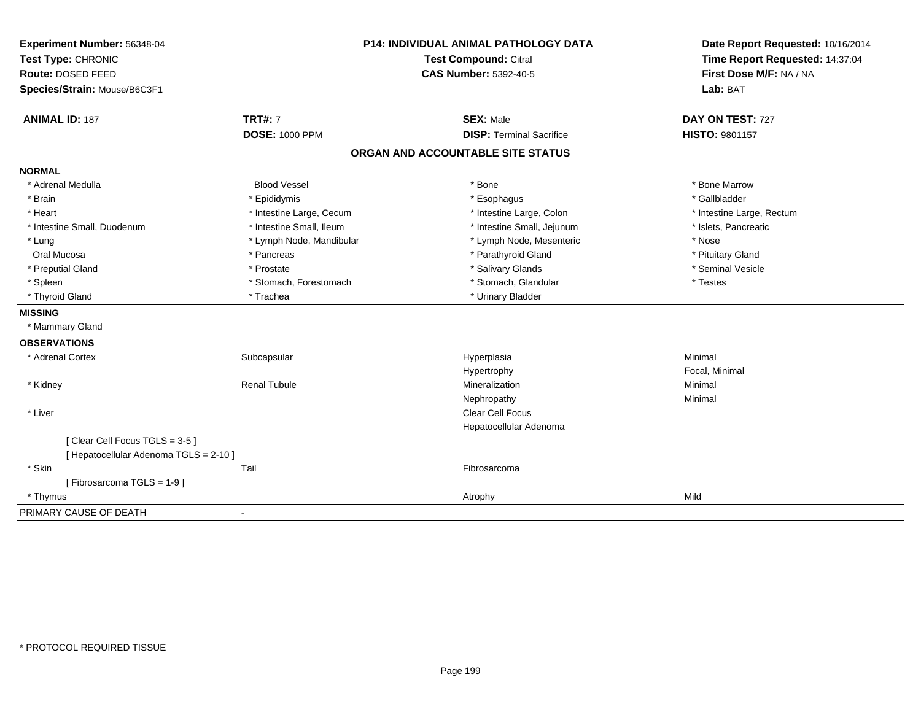**Experiment Number:** 56348-04
**Test Type:** CHRONIC
**Route:** DOSED FEED
**Species/Strain:** Mouse/B6C3F1

**P14: INDIVIDUAL ANIMAL PATHOLOGY DATA**
**Test Compound:** Citral
**CAS Number:** 5392-40-5

**Date Report Requested:** 10/16/2014
**Time Report Requested:** 14:37:04
**First Dose M/F:** NA / NA
**Lab:** BAT

| **ANIMAL ID:** 187 | **TRT#:** 7 | **SEX:** Male | **DAY ON TEST:** 727 |
|---|---|---|---|
| | **DOSE:** 1000 PPM | **DISP:** Terminal Sacrifice | **HISTO:** 9801157 |

## ORGAN AND ACCOUNTABLE SITE STATUS

**NORMAL**

| | | | |
|---|---|---|---|
| * Adrenal Medulla | Blood Vessel | * Bone | * Bone Marrow |
| * Brain | * Epididymis | * Esophagus | * Gallbladder |
| * Heart | * Intestine Large, Cecum | * Intestine Large, Colon | * Intestine Large, Rectum |
| * Intestine Small, Duodenum | * Intestine Small, Ileum | * Intestine Small, Jejunum | * Islets, Pancreatic |
| * Lung | * Lymph Node, Mandibular | * Lymph Node, Mesenteric | * Nose |
| Oral Mucosa | * Pancreas | * Parathyroid Gland | * Pituitary Gland |
| * Preputial Gland | * Prostate | * Salivary Glands | * Seminal Vesicle |
| * Spleen | * Stomach, Forestomach | * Stomach, Glandular | * Testes |
| * Thyroid Gland | * Trachea | * Urinary Bladder | |

**MISSING**

* Mammary Gland

**OBSERVATIONS**

| | | | |
|---|---|---|---|
| * Adrenal Cortex | Subcapsular | Hyperplasia | Minimal |
| | | Hypertrophy | Focal, Minimal |
| * Kidney | Renal Tubule | Mineralization | Minimal |
| | | Nephropathy | Minimal |
| * Liver | | Clear Cell Focus | |
| | | Hepatocellular Adenoma | |
| [ Clear Cell Focus TGLS = 3-5 ] | | | |
| [ Hepatocellular Adenoma TGLS = 2-10 ] | | | |
| * Skin | Tail | Fibrosarcoma | |
| [ Fibrosarcoma TGLS = 1-9 ] | | | |
| * Thymus | | Atrophy | Mild |

PRIMARY CAUSE OF DEATH -

* PROTOCOL REQUIRED TISSUE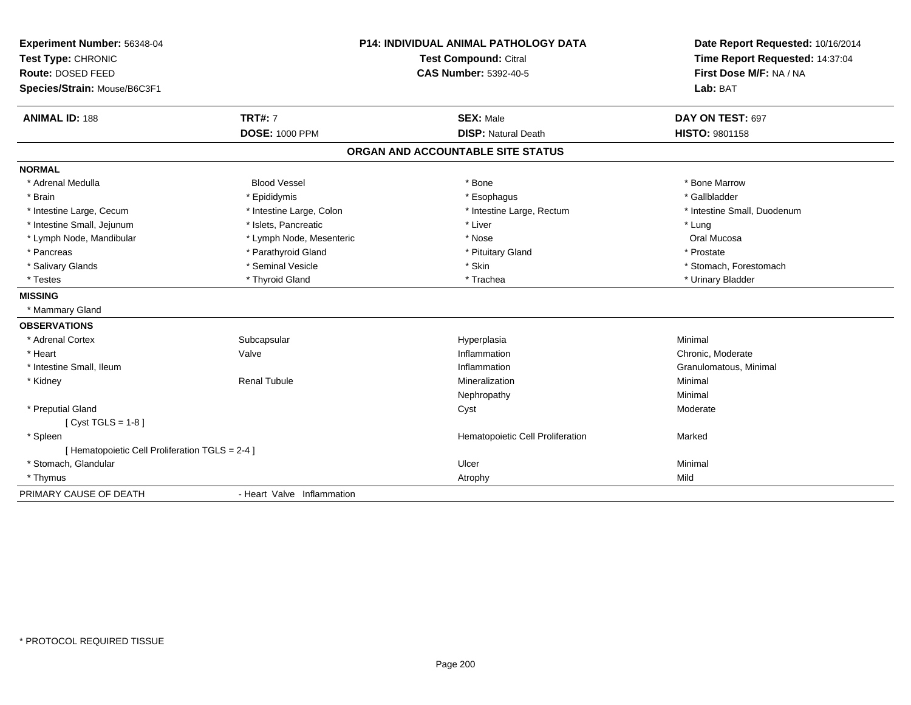**Experiment Number:** 56348-04
**Test Type:** CHRONIC
**Route:** DOSED FEED
**Species/Strain:** Mouse/B6C3F1

**P14: INDIVIDUAL ANIMAL PATHOLOGY DATA**
**Test Compound:** Citral
**CAS Number:** 5392-40-5

**Date Report Requested:** 10/16/2014
**Time Report Requested:** 14:37:04
**First Dose M/F:** NA / NA
**Lab:** BAT

| **ANIMAL ID:** 188 | **TRT#:** 7 | **SEX:** Male | **DAY ON TEST:** 697 |
|---|---|---|---|
| | **DOSE:** 1000 PPM | **DISP:** Natural Death | **HISTO:** 9801158 |

## ORGAN AND ACCOUNTABLE SITE STATUS

**NORMAL**

| | | | |
|---|---|---|---|
| * Adrenal Medulla | Blood Vessel | * Bone | * Bone Marrow |
| * Brain | * Epididymis | * Esophagus | * Gallbladder |
| * Intestine Large, Cecum | * Intestine Large, Colon | * Intestine Large, Rectum | * Intestine Small, Duodenum |
| * Intestine Small, Jejunum | * Islets, Pancreatic | * Liver | * Lung |
| * Lymph Node, Mandibular | * Lymph Node, Mesenteric | * Nose | Oral Mucosa |
| * Pancreas | * Parathyroid Gland | * Pituitary Gland | * Prostate |
| * Salivary Glands | * Seminal Vesicle | * Skin | * Stomach, Forestomach |
| * Testes | * Thyroid Gland | * Trachea | * Urinary Bladder |

**MISSING**

* Mammary Gland

**OBSERVATIONS**

| | | | |
|---|---|---|---|
| * Adrenal Cortex | Subcapsular | Hyperplasia | Minimal |
| * Heart | Valve | Inflammation | Chronic, Moderate |
| * Intestine Small, Ileum | | Inflammation | Granulomatous, Minimal |
| * Kidney | Renal Tubule | Mineralization | Minimal |
| | | Nephropathy | Minimal |
| * Preputial Gland | | Cyst | Moderate |
| [ Cyst TGLS = 1-8 ] | | | |
| * Spleen | | Hematopoietic Cell Proliferation | Marked |
| [ Hematopoietic Cell Proliferation TGLS = 2-4 ] | | | |
| * Stomach, Glandular | | Ulcer | Minimal |
| * Thymus | | Atrophy | Mild |

PRIMARY CAUSE OF DEATH - Heart Valve Inflammation

* PROTOCOL REQUIRED TISSUE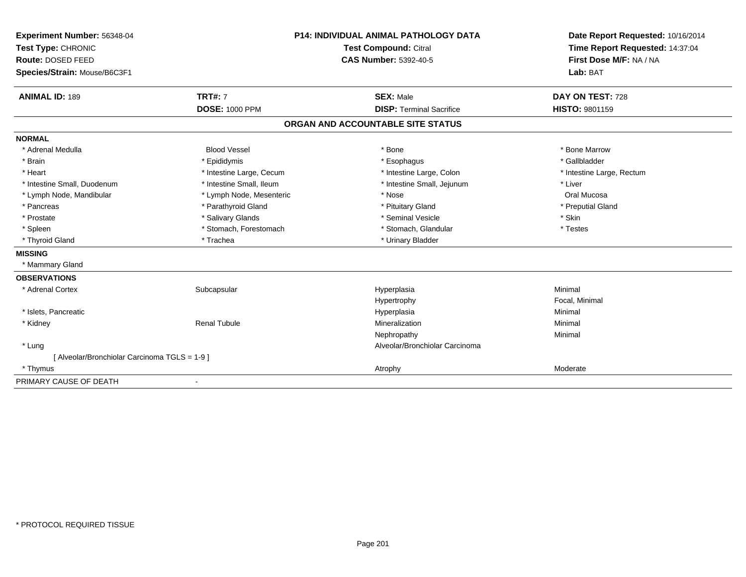**Experiment Number:** 56348-04
**Test Type:** CHRONIC
**Route:** DOSED FEED
**Species/Strain:** Mouse/B6C3F1

**P14: INDIVIDUAL ANIMAL PATHOLOGY DATA**
**Test Compound:** Citral
**CAS Number:** 5392-40-5

**Date Report Requested:** 10/16/2014
**Time Report Requested:** 14:37:04
**First Dose M/F:** NA / NA
**Lab:** BAT

| **ANIMAL ID:** 189 | **TRT#:** 7 | **SEX:** Male | **DAY ON TEST:** 728 |
|---|---|---|---|
| | **DOSE:** 1000 PPM | **DISP:** Terminal Sacrifice | **HISTO:** 9801159 |

**ORGAN AND ACCOUNTABLE SITE STATUS**

**NORMAL**

| | | | |
|---|---|---|---|
| * Adrenal Medulla | Blood Vessel | * Bone | * Bone Marrow |
| * Brain | * Epididymis | * Esophagus | * Gallbladder |
| * Heart | * Intestine Large, Cecum | * Intestine Large, Colon | * Intestine Large, Rectum |
| * Intestine Small, Duodenum | * Intestine Small, Ileum | * Intestine Small, Jejunum | * Liver |
| * Lymph Node, Mandibular | * Lymph Node, Mesenteric | * Nose | Oral Mucosa |
| * Pancreas | * Parathyroid Gland | * Pituitary Gland | * Preputial Gland |
| * Prostate | * Salivary Glands | * Seminal Vesicle | * Skin |
| * Spleen | * Stomach, Forestomach | * Stomach, Glandular | * Testes |
| * Thyroid Gland | * Trachea | * Urinary Bladder | |

**MISSING**

* Mammary Gland

**OBSERVATIONS**

| | | | |
|---|---|---|---|
| * Adrenal Cortex | Subcapsular | Hyperplasia | Minimal |
| | | Hypertrophy | Focal, Minimal |
| * Islets, Pancreatic | | Hyperplasia | Minimal |
| * Kidney | Renal Tubule | Mineralization | Minimal |
| | | Nephropathy | Minimal |
| * Lung | | Alveolar/Bronchiolar Carcinoma | |
| [ Alveolar/Bronchiolar Carcinoma TGLS = 1-9 ] | | | |
| * Thymus | | Atrophy | Moderate |

PRIMARY CAUSE OF DEATH -

* PROTOCOL REQUIRED TISSUE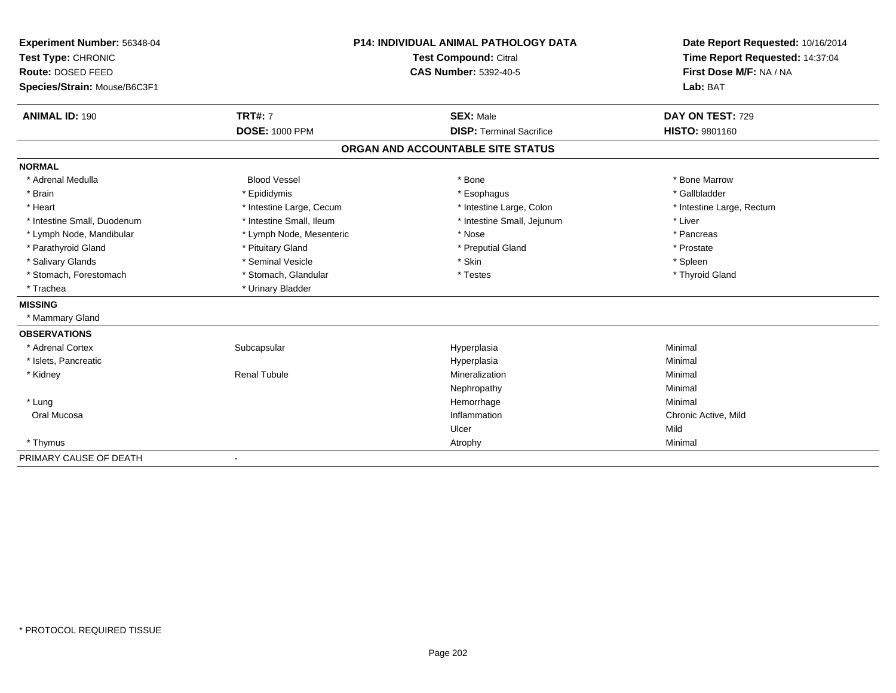**Experiment Number:** 56348-04
**Test Type:** CHRONIC
**Route:** DOSED FEED
**Species/Strain:** Mouse/B6C3F1

**P14: INDIVIDUAL ANIMAL PATHOLOGY DATA**
**Test Compound:** Citral
**CAS Number:** 5392-40-5

**Date Report Requested:** 10/16/2014
**Time Report Requested:** 14:37:04
**First Dose M/F:** NA / NA
**Lab:** BAT

| **ANIMAL ID:** 190 | **TRT#:** 7 | **SEX:** Male | **DAY ON TEST:** 729 |
|---|---|---|---|
| | **DOSE:** 1000 PPM | **DISP:** Terminal Sacrifice | **HISTO:** 9801160 |

## ORGAN AND ACCOUNTABLE SITE STATUS

**NORMAL**

| | | | |
|---|---|---|---|
| * Adrenal Medulla | Blood Vessel | * Bone | * Bone Marrow |
| * Brain | * Epididymis | * Esophagus | * Gallbladder |
| * Heart | * Intestine Large, Cecum | * Intestine Large, Colon | * Intestine Large, Rectum |
| * Intestine Small, Duodenum | * Intestine Small, Ileum | * Intestine Small, Jejunum | * Liver |
| * Lymph Node, Mandibular | * Lymph Node, Mesenteric | * Nose | * Pancreas |
| * Parathyroid Gland | * Pituitary Gland | * Preputial Gland | * Prostate |
| * Salivary Glands | * Seminal Vesicle | * Skin | * Spleen |
| * Stomach, Forestomach | * Stomach, Glandular | * Testes | * Thyroid Gland |
| * Trachea | * Urinary Bladder | | |

**MISSING**

* Mammary Gland

**OBSERVATIONS**

| | | | |
|---|---|---|---|
| * Adrenal Cortex | Subcapsular | Hyperplasia | Minimal |
| * Islets, Pancreatic | | Hyperplasia | Minimal |
| * Kidney | Renal Tubule | Mineralization | Minimal |
| | | Nephropathy | Minimal |
| * Lung | | Hemorrhage | Minimal |
| Oral Mucosa | | Inflammation | Chronic Active, Mild |
| | | Ulcer | Mild |
| * Thymus | | Atrophy | Minimal |

PRIMARY CAUSE OF DEATH -

* PROTOCOL REQUIRED TISSUE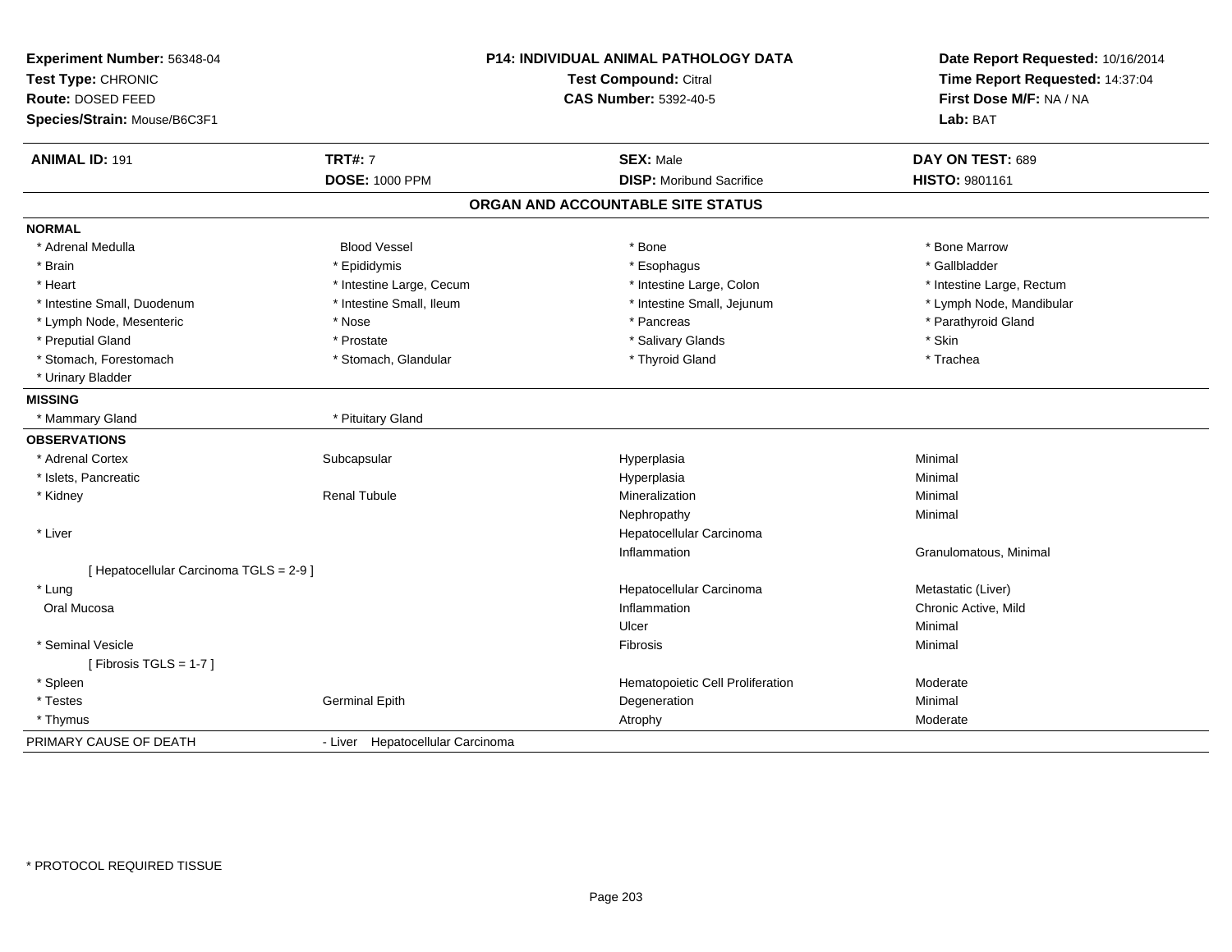**Experiment Number:** 56348-04
**Test Type:** CHRONIC
**Route:** DOSED FEED
**Species/Strain:** Mouse/B6C3F1

**P14: INDIVIDUAL ANIMAL PATHOLOGY DATA**
**Test Compound:** Citral
**CAS Number:** 5392-40-5

**Date Report Requested:** 10/16/2014
**Time Report Requested:** 14:37:04
**First Dose M/F:** NA / NA
**Lab:** BAT

| **ANIMAL ID:** 191 | **TRT#:** 7 | **SEX:** Male | **DAY ON TEST:** 689 |
|---|---|---|---|
| | **DOSE:** 1000 PPM | **DISP:** Moribund Sacrifice | **HISTO:** 9801161 |

## ORGAN AND ACCOUNTABLE SITE STATUS

**NORMAL**

| | | | |
|---|---|---|---|
| * Adrenal Medulla | Blood Vessel | * Bone | * Bone Marrow |
| * Brain | * Epididymis | * Esophagus | * Gallbladder |
| * Heart | * Intestine Large, Cecum | * Intestine Large, Colon | * Intestine Large, Rectum |
| * Intestine Small, Duodenum | * Intestine Small, Ileum | * Intestine Small, Jejunum | * Lymph Node, Mandibular |
| * Lymph Node, Mesenteric | * Nose | * Pancreas | * Parathyroid Gland |
| * Preputial Gland | * Prostate | * Salivary Glands | * Skin |
| * Stomach, Forestomach | * Stomach, Glandular | * Thyroid Gland | * Trachea |
| * Urinary Bladder | | | |

**MISSING**

| | |
|---|---|
| * Mammary Gland | * Pituitary Gland |

**OBSERVATIONS**

| | | | |
|---|---|---|---|
| * Adrenal Cortex | Subcapsular | Hyperplasia | Minimal |
| * Islets, Pancreatic | | Hyperplasia | Minimal |
| * Kidney | Renal Tubule | Mineralization | Minimal |
| | | Nephropathy | Minimal |
| * Liver | | Hepatocellular Carcinoma | |
| | | Inflammation | Granulomatous, Minimal |
| [ Hepatocellular Carcinoma TGLS = 2-9 ] | | | |
| * Lung | | Hepatocellular Carcinoma | Metastatic (Liver) |
| Oral Mucosa | | Inflammation | Chronic Active, Mild |
| | | Ulcer | Minimal |
| * Seminal Vesicle | | Fibrosis | Minimal |
| [ Fibrosis TGLS = 1-7 ] | | | |
| * Spleen | | Hematopoietic Cell Proliferation | Moderate |
| * Testes | Germinal Epith | Degeneration | Minimal |
| * Thymus | | Atrophy | Moderate |

| | |
|---|---|
| PRIMARY CAUSE OF DEATH | - Liver Hepatocellular Carcinoma |

* PROTOCOL REQUIRED TISSUE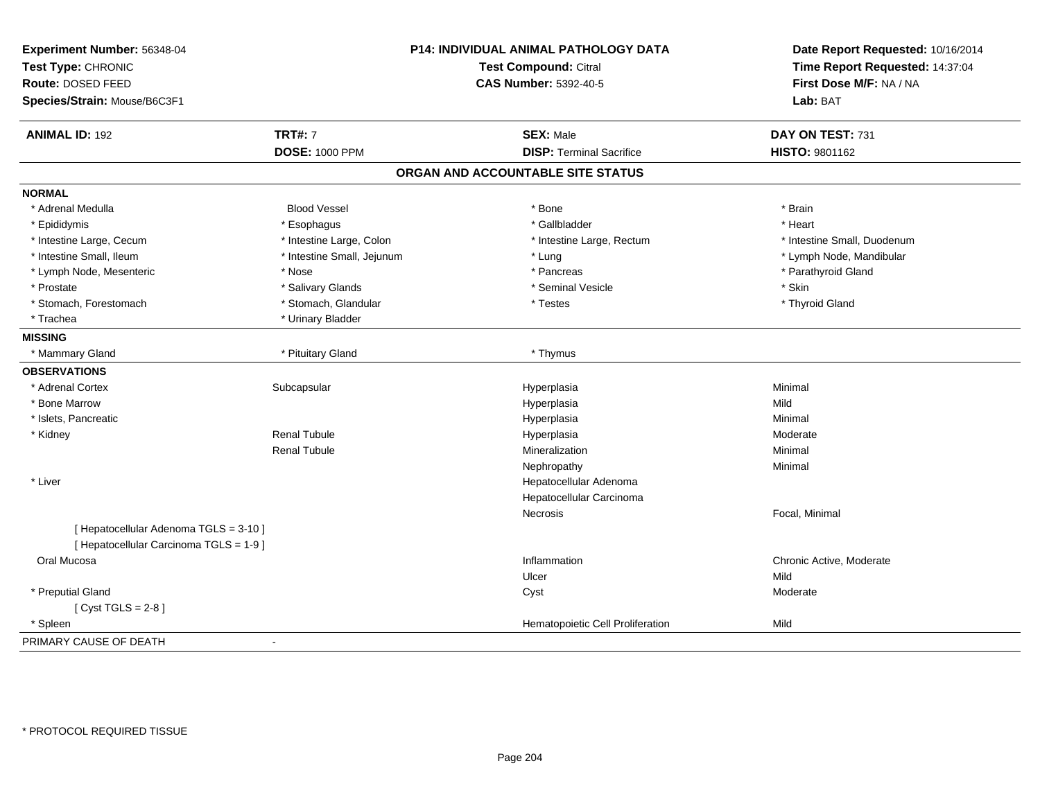**Experiment Number:** 56348-04
**Test Type:** CHRONIC
**Route:** DOSED FEED
**Species/Strain:** Mouse/B6C3F1

**P14: INDIVIDUAL ANIMAL PATHOLOGY DATA**
**Test Compound:** Citral
**CAS Number:** 5392-40-5

**Date Report Requested:** 10/16/2014
**Time Report Requested:** 14:37:04
**First Dose M/F:** NA / NA
**Lab:** BAT

| **ANIMAL ID:** 192 | **TRT#:** 7 | **SEX:** Male | **DAY ON TEST:** 731 |
|---|---|---|---|
| | **DOSE:** 1000 PPM | **DISP:** Terminal Sacrifice | **HISTO:** 9801162 |

## ORGAN AND ACCOUNTABLE SITE STATUS

**NORMAL**

| | | | |
|---|---|---|---|
| * Adrenal Medulla | Blood Vessel | * Bone | * Brain |
| * Epididymis | * Esophagus | * Gallbladder | * Heart |
| * Intestine Large, Cecum | * Intestine Large, Colon | * Intestine Large, Rectum | * Intestine Small, Duodenum |
| * Intestine Small, Ileum | * Intestine Small, Jejunum | * Lung | * Lymph Node, Mandibular |
| * Lymph Node, Mesenteric | * Nose | * Pancreas | * Parathyroid Gland |
| * Prostate | * Salivary Glands | * Seminal Vesicle | * Skin |
| * Stomach, Forestomach | * Stomach, Glandular | * Testes | * Thyroid Gland |
| * Trachea | * Urinary Bladder | | |

**MISSING**

| | | |
|---|---|---|
| * Mammary Gland | * Pituitary Gland | * Thymus |

**OBSERVATIONS**

| | | | |
|---|---|---|---|
| * Adrenal Cortex | Subcapsular | Hyperplasia | Minimal |
| * Bone Marrow | | Hyperplasia | Mild |
| * Islets, Pancreatic | | Hyperplasia | Minimal |
| * Kidney | Renal Tubule | Hyperplasia | Moderate |
| | Renal Tubule | Mineralization | Minimal |
| | | Nephropathy | Minimal |
| * Liver | | Hepatocellular Adenoma | |
| | | Hepatocellular Carcinoma | |
| | | Necrosis | Focal, Minimal |
| [ Hepatocellular Adenoma TGLS = 3-10 ] | | | |
| [ Hepatocellular Carcinoma TGLS = 1-9 ] | | | |
| Oral Mucosa | | Inflammation | Chronic Active, Moderate |
| | | Ulcer | Mild |
| * Preputial Gland | | Cyst | Moderate |
| [ Cyst TGLS = 2-8 ] | | | |
| * Spleen | | Hematopoietic Cell Proliferation | Mild |

PRIMARY CAUSE OF DEATH -

* PROTOCOL REQUIRED TISSUE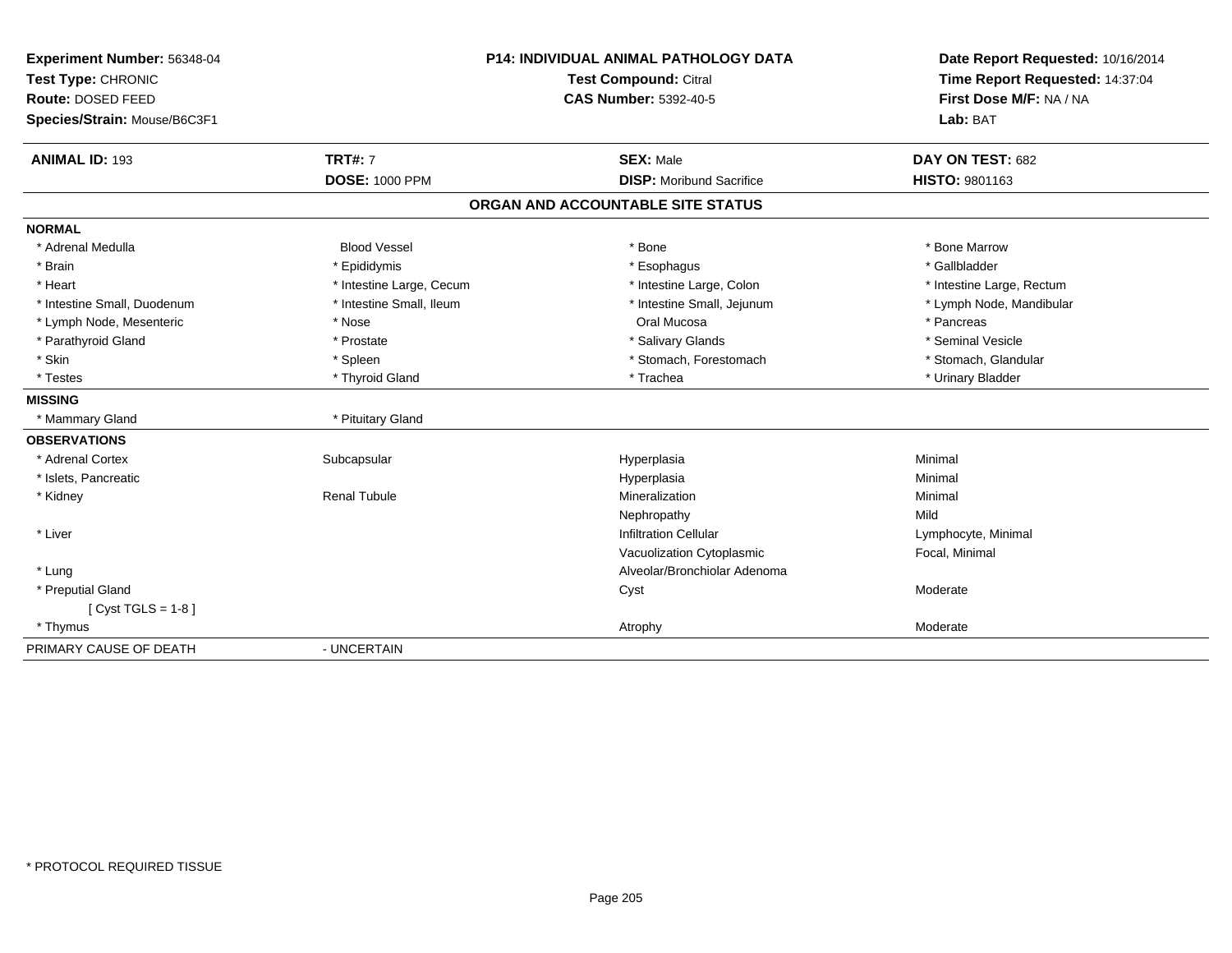**Experiment Number:** 56348-04
**Test Type:** CHRONIC
**Route:** DOSED FEED
**Species/Strain:** Mouse/B6C3F1

**P14: INDIVIDUAL ANIMAL PATHOLOGY DATA**
**Test Compound:** Citral
**CAS Number:** 5392-40-5

**Date Report Requested:** 10/16/2014
**Time Report Requested:** 14:37:04
**First Dose M/F:** NA / NA
**Lab:** BAT

| **ANIMAL ID:** 193 | **TRT#:** 7 | **SEX:** Male | **DAY ON TEST:** 682 |
|---|---|---|---|
| | **DOSE:** 1000 PPM | **DISP:** Moribund Sacrifice | **HISTO:** 9801163 |

## ORGAN AND ACCOUNTABLE SITE STATUS

**NORMAL**

| | | | |
|---|---|---|---|
| * Adrenal Medulla | Blood Vessel | * Bone | * Bone Marrow |
| * Brain | * Epididymis | * Esophagus | * Gallbladder |
| * Heart | * Intestine Large, Cecum | * Intestine Large, Colon | * Intestine Large, Rectum |
| * Intestine Small, Duodenum | * Intestine Small, Ileum | * Intestine Small, Jejunum | * Lymph Node, Mandibular |
| * Lymph Node, Mesenteric | * Nose | Oral Mucosa | * Pancreas |
| * Parathyroid Gland | * Prostate | * Salivary Glands | * Seminal Vesicle |
| * Skin | * Spleen | * Stomach, Forestomach | * Stomach, Glandular |
| * Testes | * Thyroid Gland | * Trachea | * Urinary Bladder |

**MISSING**

| | |
|---|---|
| * Mammary Gland | * Pituitary Gland |

**OBSERVATIONS**

| | | | |
|---|---|---|---|
| * Adrenal Cortex | Subcapsular | Hyperplasia | Minimal |
| * Islets, Pancreatic | | Hyperplasia | Minimal |
| * Kidney | Renal Tubule | Mineralization | Minimal |
| | | Nephropathy | Mild |
| * Liver | | Infiltration Cellular | Lymphocyte, Minimal |
| | | Vacuolization Cytoplasmic | Focal, Minimal |
| * Lung | | Alveolar/Bronchiolar Adenoma | |
| * Preputial Gland | | Cyst | Moderate |
| [ Cyst TGLS = 1-8 ] | | | |
| * Thymus | | Atrophy | Moderate |

PRIMARY CAUSE OF DEATH - UNCERTAIN

\* PROTOCOL REQUIRED TISSUE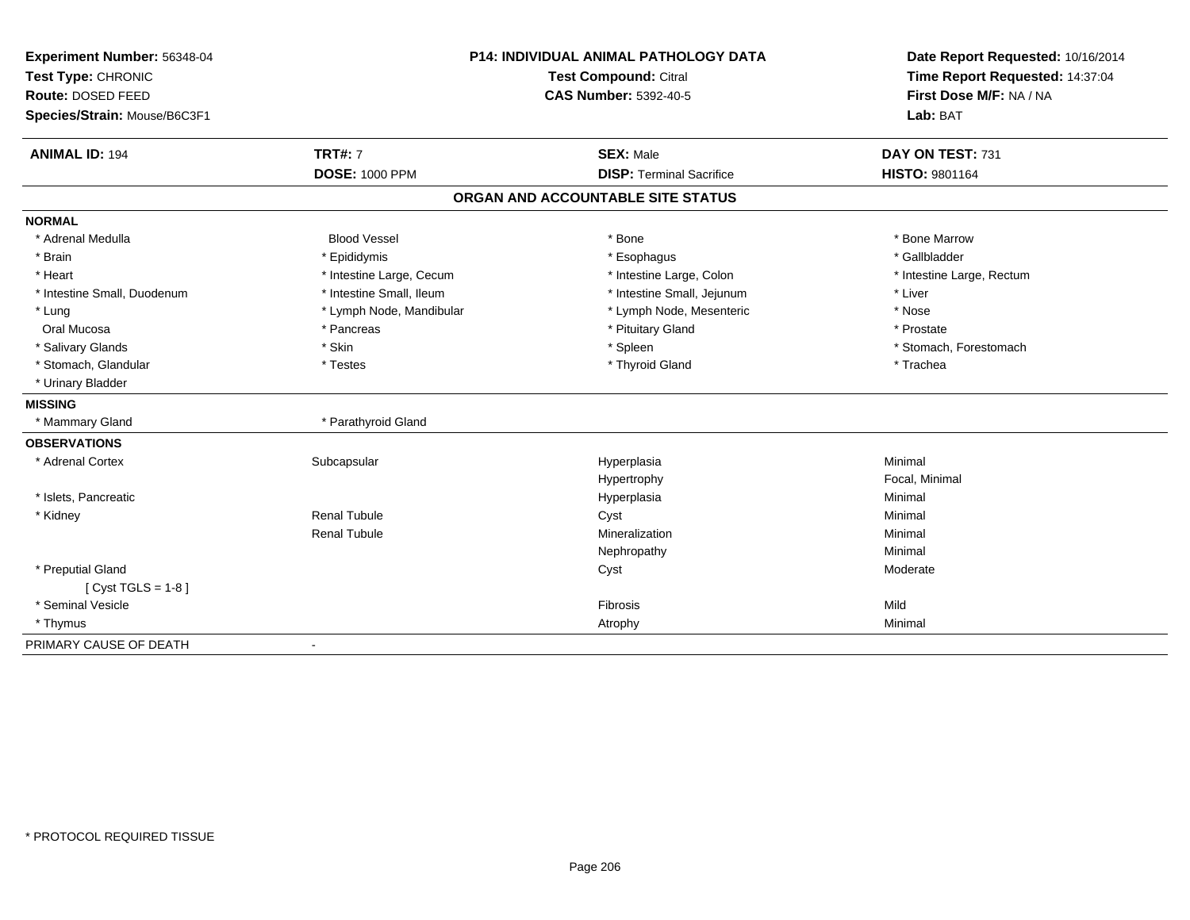**Experiment Number:** 56348-04
**Test Type:** CHRONIC
**Route:** DOSED FEED
**Species/Strain:** Mouse/B6C3F1

**P14: INDIVIDUAL ANIMAL PATHOLOGY DATA**
**Test Compound:** Citral
**CAS Number:** 5392-40-5

**Date Report Requested:** 10/16/2014
**Time Report Requested:** 14:37:04
**First Dose M/F:** NA / NA
**Lab:** BAT

| **ANIMAL ID:** 194 | **TRT#:** 7 | **SEX:** Male | **DAY ON TEST:** 731 |
|---|---|---|---|
| | **DOSE:** 1000 PPM | **DISP:** Terminal Sacrifice | **HISTO:** 9801164 |

## ORGAN AND ACCOUNTABLE SITE STATUS

**NORMAL**

| | | | |
|---|---|---|---|
| * Adrenal Medulla | Blood Vessel | * Bone | * Bone Marrow |
| * Brain | * Epididymis | * Esophagus | * Gallbladder |
| * Heart | * Intestine Large, Cecum | * Intestine Large, Colon | * Intestine Large, Rectum |
| * Intestine Small, Duodenum | * Intestine Small, Ileum | * Intestine Small, Jejunum | * Liver |
| * Lung | * Lymph Node, Mandibular | * Lymph Node, Mesenteric | * Nose |
| Oral Mucosa | * Pancreas | * Pituitary Gland | * Prostate |
| * Salivary Glands | * Skin | * Spleen | * Stomach, Forestomach |
| * Stomach, Glandular | * Testes | * Thyroid Gland | * Trachea |
| * Urinary Bladder | | | |

**MISSING**

| | |
|---|---|
| * Mammary Gland | * Parathyroid Gland |

**OBSERVATIONS**

| | | | |
|---|---|---|---|
| * Adrenal Cortex | Subcapsular | Hyperplasia | Minimal |
| | | Hypertrophy | Focal, Minimal |
| * Islets, Pancreatic | | Hyperplasia | Minimal |
| * Kidney | Renal Tubule | Cyst | Minimal |
| | Renal Tubule | Mineralization | Minimal |
| | | Nephropathy | Minimal |
| * Preputial Gland | | Cyst | Moderate |
| [ Cyst TGLS = 1-8 ] | | | |
| * Seminal Vesicle | | Fibrosis | Mild |
| * Thymus | | Atrophy | Minimal |

PRIMARY CAUSE OF DEATH -

* PROTOCOL REQUIRED TISSUE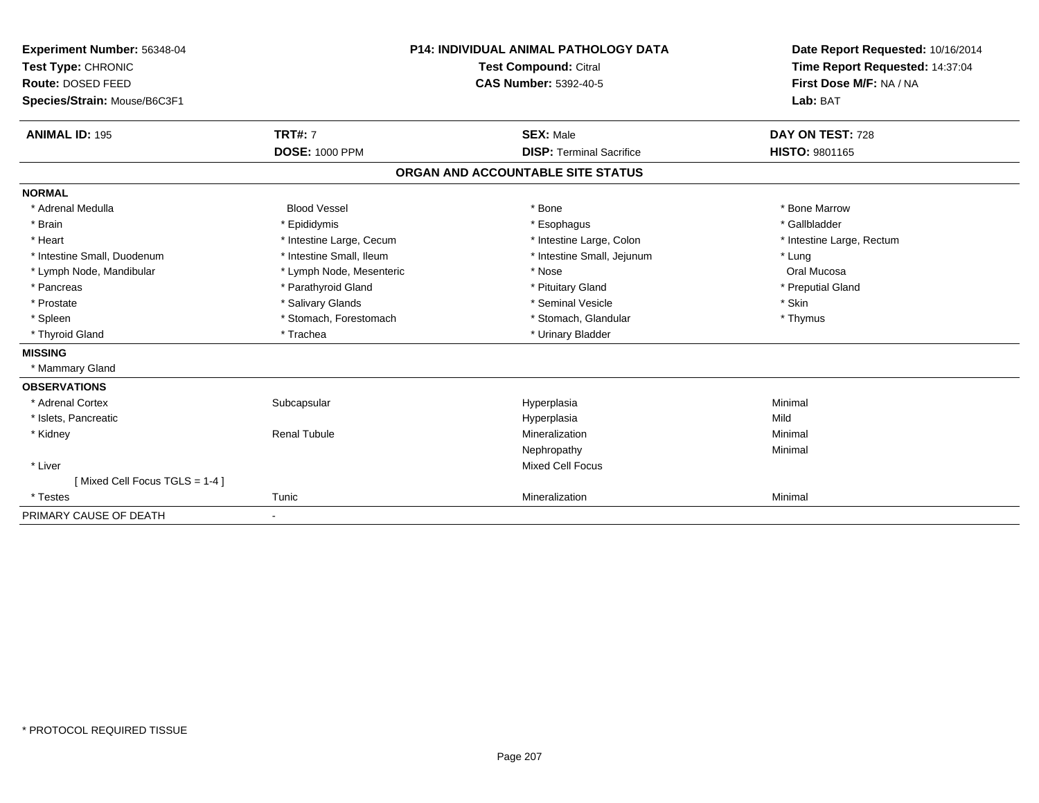**Experiment Number:** 56348-04
**Test Type:** CHRONIC
**Route:** DOSED FEED
**Species/Strain:** Mouse/B6C3F1

**P14: INDIVIDUAL ANIMAL PATHOLOGY DATA**
**Test Compound:** Citral
**CAS Number:** 5392-40-5

**Date Report Requested:** 10/16/2014
**Time Report Requested:** 14:37:04
**First Dose M/F:** NA / NA
**Lab:** BAT

| **ANIMAL ID:** 195 | **TRT#:** 7 | **SEX:** Male | **DAY ON TEST:** 728 |
|---|---|---|---|
| | **DOSE:** 1000 PPM | **DISP:** Terminal Sacrifice | **HISTO:** 9801165 |

## ORGAN AND ACCOUNTABLE SITE STATUS

**NORMAL**

| | | | |
|---|---|---|---|
| * Adrenal Medulla | Blood Vessel | * Bone | * Bone Marrow |
| * Brain | * Epididymis | * Esophagus | * Gallbladder |
| * Heart | * Intestine Large, Cecum | * Intestine Large, Colon | * Intestine Large, Rectum |
| * Intestine Small, Duodenum | * Intestine Small, Ileum | * Intestine Small, Jejunum | * Lung |
| * Lymph Node, Mandibular | * Lymph Node, Mesenteric | * Nose | Oral Mucosa |
| * Pancreas | * Parathyroid Gland | * Pituitary Gland | * Preputial Gland |
| * Prostate | * Salivary Glands | * Seminal Vesicle | * Skin |
| * Spleen | * Stomach, Forestomach | * Stomach, Glandular | * Thymus |
| * Thyroid Gland | * Trachea | * Urinary Bladder | |

**MISSING**

* Mammary Gland

**OBSERVATIONS**

| | | | |
|---|---|---|---|
| * Adrenal Cortex | Subcapsular | Hyperplasia | Minimal |
| * Islets, Pancreatic | | Hyperplasia | Mild |
| * Kidney | Renal Tubule | Mineralization | Minimal |
| | | Nephropathy | Minimal |
| * Liver | | Mixed Cell Focus | |
| [ Mixed Cell Focus TGLS = 1-4 ] | | | |
| * Testes | Tunic | Mineralization | Minimal |

PRIMARY CAUSE OF DEATH -

* PROTOCOL REQUIRED TISSUE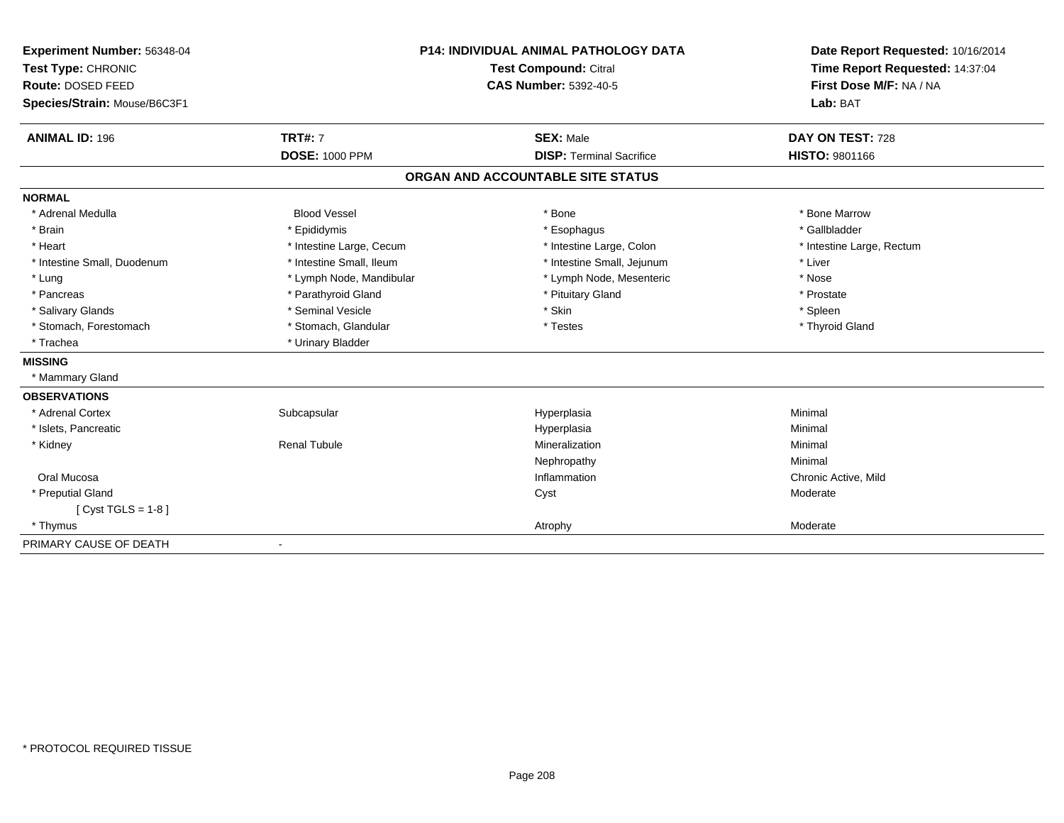**Experiment Number:** 56348-04
**Test Type:** CHRONIC
**Route:** DOSED FEED
**Species/Strain:** Mouse/B6C3F1

**P14: INDIVIDUAL ANIMAL PATHOLOGY DATA**
**Test Compound:** Citral
**CAS Number:** 5392-40-5

**Date Report Requested:** 10/16/2014
**Time Report Requested:** 14:37:04
**First Dose M/F:** NA / NA
**Lab:** BAT

| **ANIMAL ID:** 196 | **TRT#:** 7 | **SEX:** Male | **DAY ON TEST:** 728 |
|---|---|---|---|
| | **DOSE:** 1000 PPM | **DISP:** Terminal Sacrifice | **HISTO:** 9801166 |

## ORGAN AND ACCOUNTABLE SITE STATUS

**NORMAL**

| | | | |
|---|---|---|---|
| * Adrenal Medulla | Blood Vessel | * Bone | * Bone Marrow |
| * Brain | * Epididymis | * Esophagus | * Gallbladder |
| * Heart | * Intestine Large, Cecum | * Intestine Large, Colon | * Intestine Large, Rectum |
| * Intestine Small, Duodenum | * Intestine Small, Ileum | * Intestine Small, Jejunum | * Liver |
| * Lung | * Lymph Node, Mandibular | * Lymph Node, Mesenteric | * Nose |
| * Pancreas | * Parathyroid Gland | * Pituitary Gland | * Prostate |
| * Salivary Glands | * Seminal Vesicle | * Skin | * Spleen |
| * Stomach, Forestomach | * Stomach, Glandular | * Testes | * Thyroid Gland |
| * Trachea | * Urinary Bladder | | |

**MISSING**

* Mammary Gland

**OBSERVATIONS**

| | | | |
|---|---|---|---|
| * Adrenal Cortex | Subcapsular | Hyperplasia | Minimal |
| * Islets, Pancreatic | | Hyperplasia | Minimal |
| * Kidney | Renal Tubule | Mineralization | Minimal |
| | | Nephropathy | Minimal |
| Oral Mucosa | | Inflammation | Chronic Active, Mild |
| * Preputial Gland | | Cyst | Moderate |
| [ Cyst TGLS = 1-8 ] | | | |
| * Thymus | | Atrophy | Moderate |

PRIMARY CAUSE OF DEATH -

* PROTOCOL REQUIRED TISSUE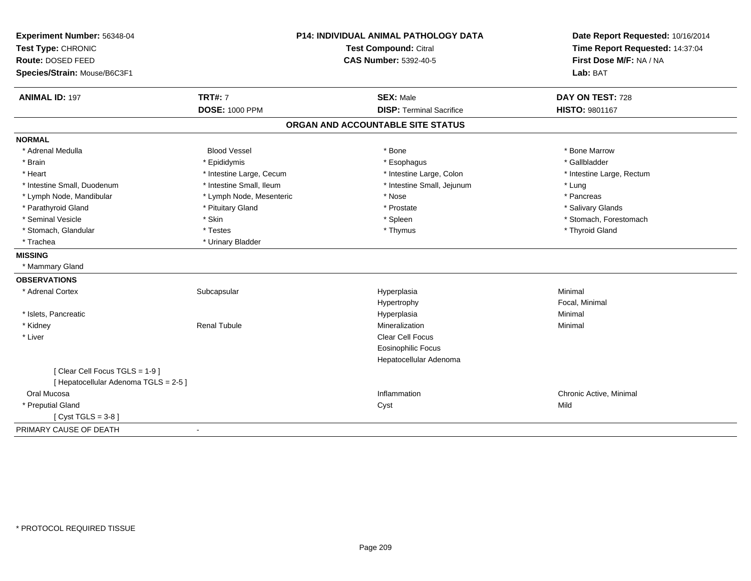**Experiment Number:** 56348-04
**Test Type:** CHRONIC
**Route:** DOSED FEED
**Species/Strain:** Mouse/B6C3F1

**P14: INDIVIDUAL ANIMAL PATHOLOGY DATA**
**Test Compound:** Citral
**CAS Number:** 5392-40-5

**Date Report Requested:** 10/16/2014
**Time Report Requested:** 14:37:04
**First Dose M/F:** NA / NA
**Lab:** BAT

| **ANIMAL ID:** 197 | **TRT#:** 7 | **SEX:** Male | **DAY ON TEST:** 728 |
|---|---|---|---|
| | **DOSE:** 1000 PPM | **DISP:** Terminal Sacrifice | **HISTO:** 9801167 |

## ORGAN AND ACCOUNTABLE SITE STATUS

**NORMAL**

| | | | |
|---|---|---|---|
| * Adrenal Medulla | Blood Vessel | * Bone | * Bone Marrow |
| * Brain | * Epididymis | * Esophagus | * Gallbladder |
| * Heart | * Intestine Large, Cecum | * Intestine Large, Colon | * Intestine Large, Rectum |
| * Intestine Small, Duodenum | * Intestine Small, Ileum | * Intestine Small, Jejunum | * Lung |
| * Lymph Node, Mandibular | * Lymph Node, Mesenteric | * Nose | * Pancreas |
| * Parathyroid Gland | * Pituitary Gland | * Prostate | * Salivary Glands |
| * Seminal Vesicle | * Skin | * Spleen | * Stomach, Forestomach |
| * Stomach, Glandular | * Testes | * Thymus | * Thyroid Gland |
| * Trachea | * Urinary Bladder | | |

**MISSING**

* Mammary Gland

**OBSERVATIONS**

| | | | |
|---|---|---|---|
| * Adrenal Cortex | Subcapsular | Hyperplasia | Minimal |
| | | Hypertrophy | Focal, Minimal |
| * Islets, Pancreatic | | Hyperplasia | Minimal |
| * Kidney | Renal Tubule | Mineralization | Minimal |
| * Liver | | Clear Cell Focus | |
| | | Eosinophilic Focus | |
| | | Hepatocellular Adenoma | |
| [ Clear Cell Focus TGLS = 1-9 ] | | | |
| [ Hepatocellular Adenoma TGLS = 2-5 ] | | | |
| Oral Mucosa | | Inflammation | Chronic Active, Minimal |
| * Preputial Gland | | Cyst | Mild |
| [ Cyst TGLS = 3-8 ] | | | |

PRIMARY CAUSE OF DEATH -

* PROTOCOL REQUIRED TISSUE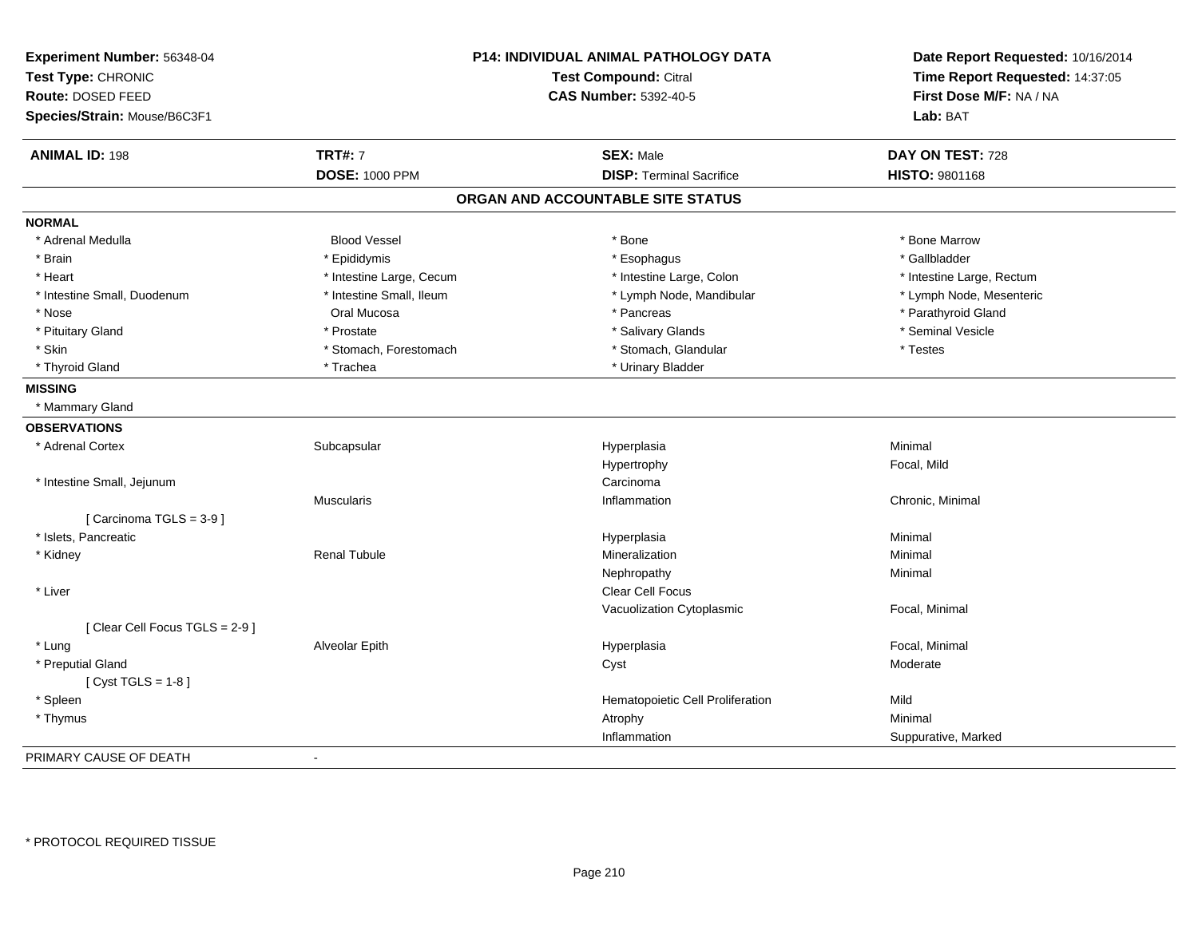**Experiment Number:** 56348-04
**Test Type:** CHRONIC
**Route:** DOSED FEED
**Species/Strain:** Mouse/B6C3F1

**P14: INDIVIDUAL ANIMAL PATHOLOGY DATA**
**Test Compound:** Citral
**CAS Number:** 5392-40-5

**Date Report Requested:** 10/16/2014
**Time Report Requested:** 14:37:05
**First Dose M/F:** NA / NA
**Lab:** BAT

| **ANIMAL ID:** 198 | **TRT#:** 7 | **SEX:** Male | **DAY ON TEST:** 728 |
|---|---|---|---|
| | **DOSE:** 1000 PPM | **DISP:** Terminal Sacrifice | **HISTO:** 9801168 |

## ORGAN AND ACCOUNTABLE SITE STATUS

**NORMAL**

| | | | |
|---|---|---|---|
| * Adrenal Medulla | Blood Vessel | * Bone | * Bone Marrow |
| * Brain | * Epididymis | * Esophagus | * Gallbladder |
| * Heart | * Intestine Large, Cecum | * Intestine Large, Colon | * Intestine Large, Rectum |
| * Intestine Small, Duodenum | * Intestine Small, Ileum | * Lymph Node, Mandibular | * Lymph Node, Mesenteric |
| * Nose | Oral Mucosa | * Pancreas | * Parathyroid Gland |
| * Pituitary Gland | * Prostate | * Salivary Glands | * Seminal Vesicle |
| * Skin | * Stomach, Forestomach | * Stomach, Glandular | * Testes |
| * Thyroid Gland | * Trachea | * Urinary Bladder | |

**MISSING**

* Mammary Gland

**OBSERVATIONS**

| | | | |
|---|---|---|---|
| * Adrenal Cortex | Subcapsular | Hyperplasia | Minimal |
| | | Hypertrophy | Focal, Mild |
| * Intestine Small, Jejunum | | Carcinoma | |
| | Muscularis | Inflammation | Chronic, Minimal |
| [ Carcinoma TGLS = 3-9 ] | | | |
| * Islets, Pancreatic | | Hyperplasia | Minimal |
| * Kidney | Renal Tubule | Mineralization | Minimal |
| | | Nephropathy | Minimal |
| * Liver | | Clear Cell Focus | |
| | | Vacuolization Cytoplasmic | Focal, Minimal |
| [ Clear Cell Focus TGLS = 2-9 ] | | | |
| * Lung | Alveolar Epith | Hyperplasia | Focal, Minimal |
| * Preputial Gland | | Cyst | Moderate |
| [ Cyst TGLS = 1-8 ] | | | |
| * Spleen | | Hematopoietic Cell Proliferation | Mild |
| * Thymus | | Atrophy | Minimal |
| | | Inflammation | Suppurative, Marked |

PRIMARY CAUSE OF DEATH -

\* PROTOCOL REQUIRED TISSUE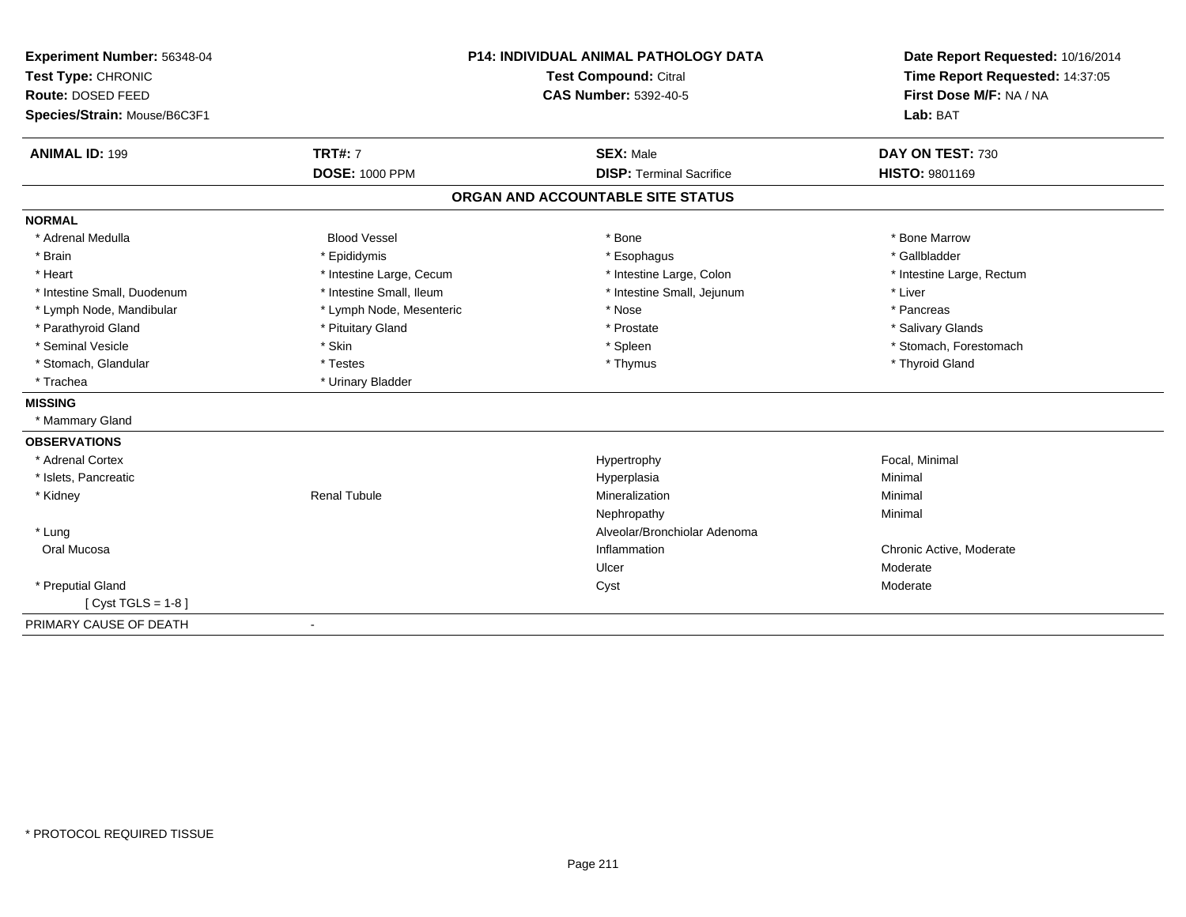**Experiment Number:** 56348-04
**Test Type:** CHRONIC
**Route:** DOSED FEED
**Species/Strain:** Mouse/B6C3F1

**P14: INDIVIDUAL ANIMAL PATHOLOGY DATA**
**Test Compound:** Citral
**CAS Number:** 5392-40-5

**Date Report Requested:** 10/16/2014
**Time Report Requested:** 14:37:05
**First Dose M/F:** NA / NA
**Lab:** BAT

| **ANIMAL ID:** 199 | **TRT#:** 7 | **SEX:** Male | **DAY ON TEST:** 730 |
|---|---|---|---|
| | **DOSE:** 1000 PPM | **DISP:** Terminal Sacrifice | **HISTO:** 9801169 |

## ORGAN AND ACCOUNTABLE SITE STATUS

**NORMAL**

| | | | |
|---|---|---|---|
| * Adrenal Medulla | Blood Vessel | * Bone | * Bone Marrow |
| * Brain | * Epididymis | * Esophagus | * Gallbladder |
| * Heart | * Intestine Large, Cecum | * Intestine Large, Colon | * Intestine Large, Rectum |
| * Intestine Small, Duodenum | * Intestine Small, Ileum | * Intestine Small, Jejunum | * Liver |
| * Lymph Node, Mandibular | * Lymph Node, Mesenteric | * Nose | * Pancreas |
| * Parathyroid Gland | * Pituitary Gland | * Prostate | * Salivary Glands |
| * Seminal Vesicle | * Skin | * Spleen | * Stomach, Forestomach |
| * Stomach, Glandular | * Testes | * Thymus | * Thyroid Gland |
| * Trachea | * Urinary Bladder | | |

**MISSING**

* Mammary Gland

**OBSERVATIONS**

| | | | |
|---|---|---|---|
| * Adrenal Cortex | | Hypertrophy | Focal, Minimal |
| * Islets, Pancreatic | | Hyperplasia | Minimal |
| * Kidney | Renal Tubule | Mineralization | Minimal |
| | | Nephropathy | Minimal |
| * Lung | | Alveolar/Bronchiolar Adenoma | |
| Oral Mucosa | | Inflammation | Chronic Active, Moderate |
| | | Ulcer | Moderate |
| * Preputial Gland | | Cyst | Moderate |
| [ Cyst TGLS = 1-8 ] | | | |

PRIMARY CAUSE OF DEATH -

* PROTOCOL REQUIRED TISSUE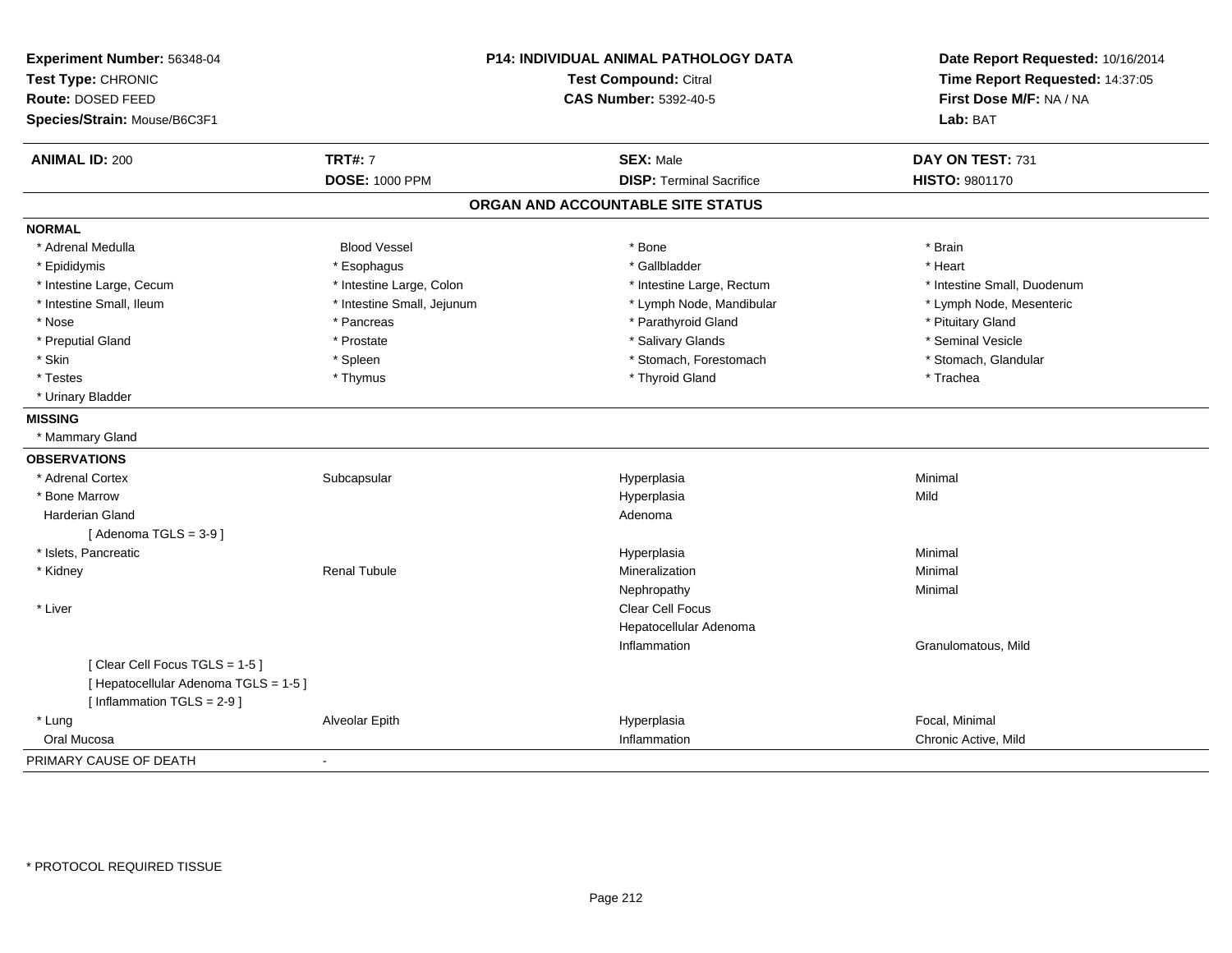**Experiment Number:** 56348-04
**Test Type:** CHRONIC
**Route:** DOSED FEED
**Species/Strain:** Mouse/B6C3F1

**P14: INDIVIDUAL ANIMAL PATHOLOGY DATA**
**Test Compound:** Citral
**CAS Number:** 5392-40-5

**Date Report Requested:** 10/16/2014
**Time Report Requested:** 14:37:05
**First Dose M/F:** NA / NA
**Lab:** BAT

| **ANIMAL ID:** 200 | **TRT#:** 7 | **SEX:** Male | **DAY ON TEST:** 731 |
|---|---|---|---|
| | **DOSE:** 1000 PPM | **DISP:** Terminal Sacrifice | **HISTO:** 9801170 |

## ORGAN AND ACCOUNTABLE SITE STATUS

**NORMAL**

| | | | |
|---|---|---|---|
| * Adrenal Medulla | Blood Vessel | * Bone | * Brain |
| * Epididymis | * Esophagus | * Gallbladder | * Heart |
| * Intestine Large, Cecum | * Intestine Large, Colon | * Intestine Large, Rectum | * Intestine Small, Duodenum |
| * Intestine Small, Ileum | * Intestine Small, Jejunum | * Lymph Node, Mandibular | * Lymph Node, Mesenteric |
| * Nose | * Pancreas | * Parathyroid Gland | * Pituitary Gland |
| * Preputial Gland | * Prostate | * Salivary Glands | * Seminal Vesicle |
| * Skin | * Spleen | * Stomach, Forestomach | * Stomach, Glandular |
| * Testes | * Thymus | * Thyroid Gland | * Trachea |
| * Urinary Bladder | | | |

**MISSING**

* Mammary Gland

**OBSERVATIONS**

| | | | |
|---|---|---|---|
| * Adrenal Cortex | Subcapsular | Hyperplasia | Minimal |
| * Bone Marrow | | Hyperplasia | Mild |
| Harderian Gland | | Adenoma | |
| [ Adenoma TGLS = 3-9 ] | | | |
| * Islets, Pancreatic | | Hyperplasia | Minimal |
| * Kidney | Renal Tubule | Mineralization | Minimal |
| | | Nephropathy | Minimal |
| * Liver | | Clear Cell Focus | |
| | | Hepatocellular Adenoma | |
| | | Inflammation | Granulomatous, Mild |
| [ Clear Cell Focus TGLS = 1-5 ] | | | |
| [ Hepatocellular Adenoma TGLS = 1-5 ] | | | |
| [ Inflammation TGLS = 2-9 ] | | | |
| * Lung | Alveolar Epith | Hyperplasia | Focal, Minimal |
| Oral Mucosa | | Inflammation | Chronic Active, Mild |

PRIMARY CAUSE OF DEATH -

* PROTOCOL REQUIRED TISSUE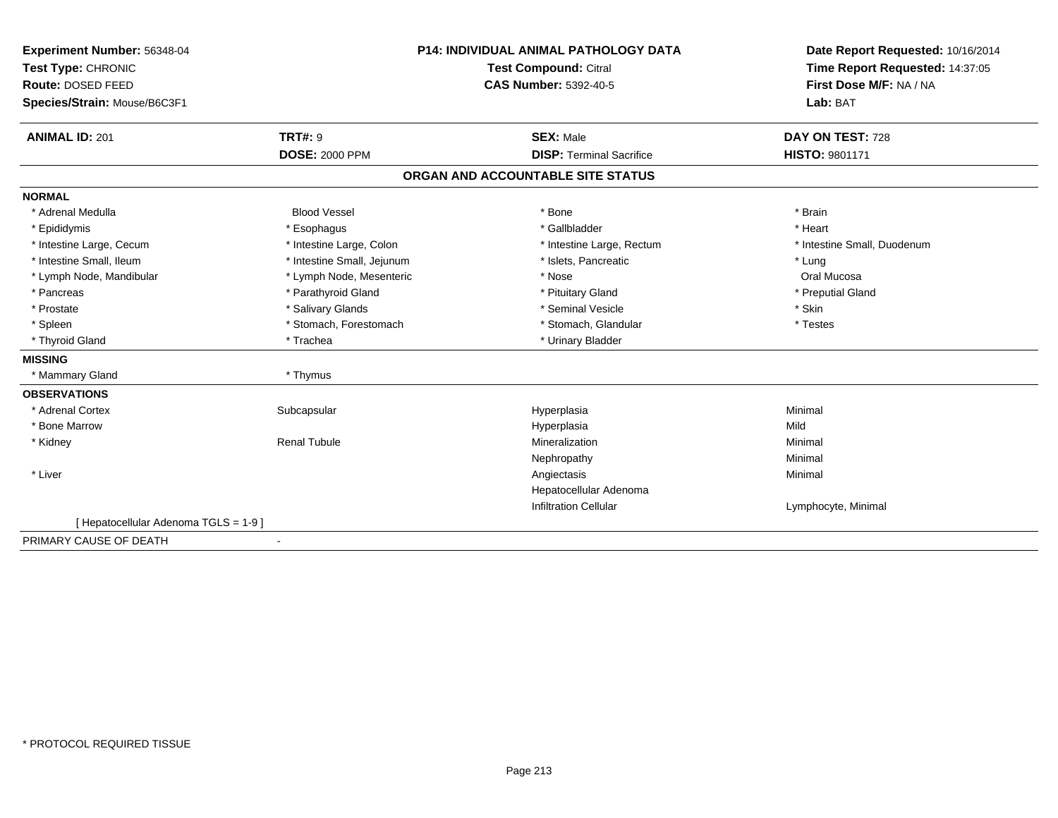**Experiment Number:** 56348-04
**Test Type:** CHRONIC
**Route:** DOSED FEED
**Species/Strain:** Mouse/B6C3F1

**P14: INDIVIDUAL ANIMAL PATHOLOGY DATA**
**Test Compound:** Citral
**CAS Number:** 5392-40-5

**Date Report Requested:** 10/16/2014
**Time Report Requested:** 14:37:05
**First Dose M/F:** NA / NA
**Lab:** BAT

| **ANIMAL ID:** 201 | **TRT#:** 9 | **SEX:** Male | **DAY ON TEST:** 728 |
|---|---|---|---|
| | **DOSE:** 2000 PPM | **DISP:** Terminal Sacrifice | **HISTO:** 9801171 |

## ORGAN AND ACCOUNTABLE SITE STATUS

**NORMAL**

| | | | |
|---|---|---|---|
| * Adrenal Medulla | Blood Vessel | * Bone | * Brain |
| * Epididymis | * Esophagus | * Gallbladder | * Heart |
| * Intestine Large, Cecum | * Intestine Large, Colon | * Intestine Large, Rectum | * Intestine Small, Duodenum |
| * Intestine Small, Ileum | * Intestine Small, Jejunum | * Islets, Pancreatic | * Lung |
| * Lymph Node, Mandibular | * Lymph Node, Mesenteric | * Nose | Oral Mucosa |
| * Pancreas | * Parathyroid Gland | * Pituitary Gland | * Preputial Gland |
| * Prostate | * Salivary Glands | * Seminal Vesicle | * Skin |
| * Spleen | * Stomach, Forestomach | * Stomach, Glandular | * Testes |
| * Thyroid Gland | * Trachea | * Urinary Bladder | |

**MISSING**

| | |
|---|---|
| * Mammary Gland | * Thymus |

**OBSERVATIONS**

| | | | |
|---|---|---|---|
| * Adrenal Cortex | Subcapsular | Hyperplasia | Minimal |
| * Bone Marrow | | Hyperplasia | Mild |
| * Kidney | Renal Tubule | Mineralization | Minimal |
| | | Nephropathy | Minimal |
| * Liver | | Angiectasis | Minimal |
| | | Hepatocellular Adenoma | |
| | | Infiltration Cellular | Lymphocyte, Minimal |
| [ Hepatocellular Adenoma TGLS = 1-9 ] | | | |

PRIMARY CAUSE OF DEATH -

* PROTOCOL REQUIRED TISSUE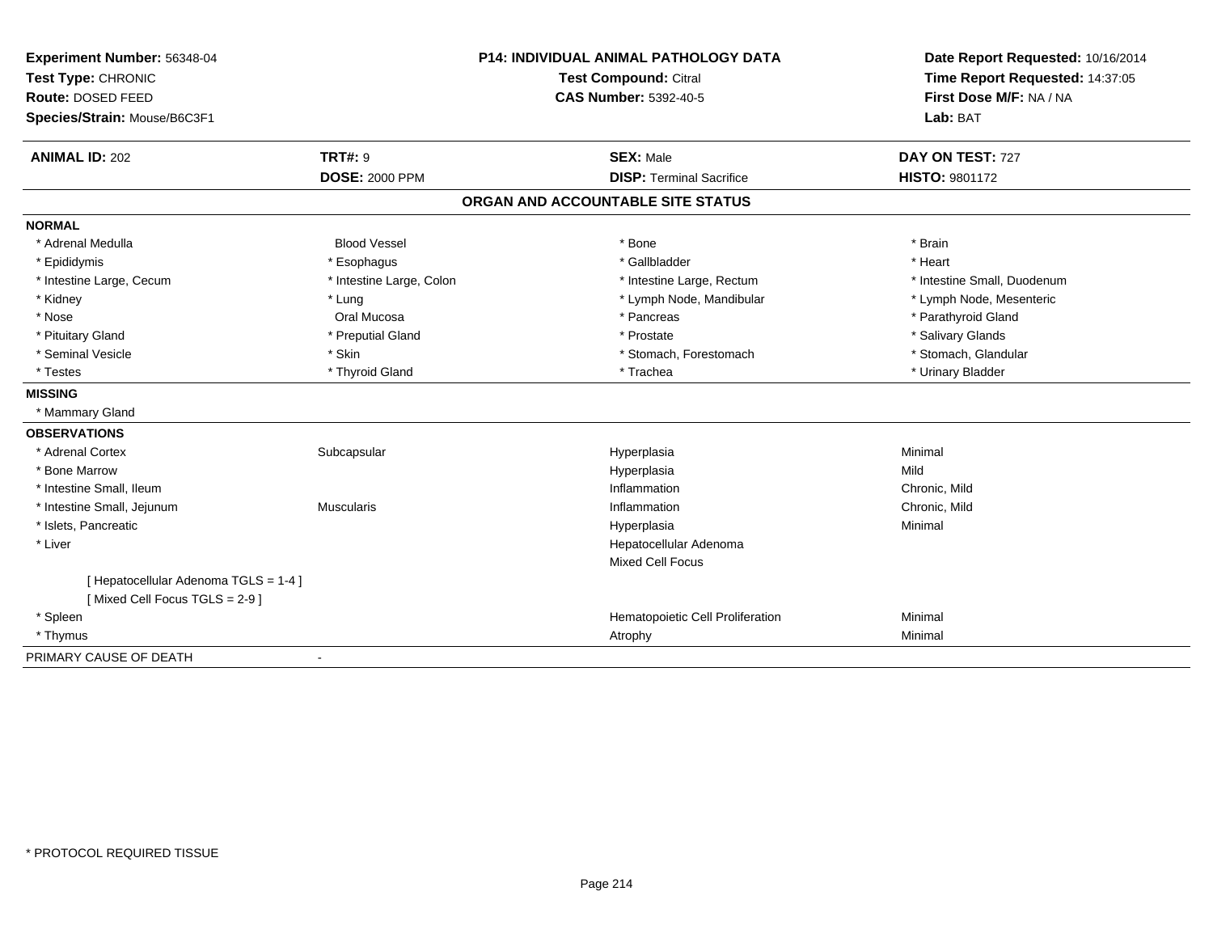**Experiment Number:** 56348-04
**Test Type:** CHRONIC
**Route:** DOSED FEED
**Species/Strain:** Mouse/B6C3F1

**P14: INDIVIDUAL ANIMAL PATHOLOGY DATA**
**Test Compound:** Citral
**CAS Number:** 5392-40-5

**Date Report Requested:** 10/16/2014
**Time Report Requested:** 14:37:05
**First Dose M/F:** NA / NA
**Lab:** BAT

| **ANIMAL ID:** 202 | **TRT#:** 9 | **SEX:** Male | **DAY ON TEST:** 727 |
|---|---|---|---|
| | **DOSE:** 2000 PPM | **DISP:** Terminal Sacrifice | **HISTO:** 9801172 |

## ORGAN AND ACCOUNTABLE SITE STATUS

**NORMAL**

| | | | |
|---|---|---|---|
| * Adrenal Medulla | Blood Vessel | * Bone | * Brain |
| * Epididymis | * Esophagus | * Gallbladder | * Heart |
| * Intestine Large, Cecum | * Intestine Large, Colon | * Intestine Large, Rectum | * Intestine Small, Duodenum |
| * Kidney | * Lung | * Lymph Node, Mandibular | * Lymph Node, Mesenteric |
| * Nose | Oral Mucosa | * Pancreas | * Parathyroid Gland |
| * Pituitary Gland | * Preputial Gland | * Prostate | * Salivary Glands |
| * Seminal Vesicle | * Skin | * Stomach, Forestomach | * Stomach, Glandular |
| * Testes | * Thyroid Gland | * Trachea | * Urinary Bladder |

**MISSING**

* Mammary Gland

**OBSERVATIONS**

| | | | |
|---|---|---|---|
| * Adrenal Cortex | Subcapsular | Hyperplasia | Minimal |
| * Bone Marrow | | Hyperplasia | Mild |
| * Intestine Small, Ileum | | Inflammation | Chronic, Mild |
| * Intestine Small, Jejunum | Muscularis | Inflammation | Chronic, Mild |
| * Islets, Pancreatic | | Hyperplasia | Minimal |
| * Liver | | Hepatocellular Adenoma | |
| | | Mixed Cell Focus | |
| [ Hepatocellular Adenoma TGLS = 1-4 ] | | | |
| [ Mixed Cell Focus TGLS = 2-9 ] | | | |
| * Spleen | | Hematopoietic Cell Proliferation | Minimal |
| * Thymus | | Atrophy | Minimal |

PRIMARY CAUSE OF DEATH -

* PROTOCOL REQUIRED TISSUE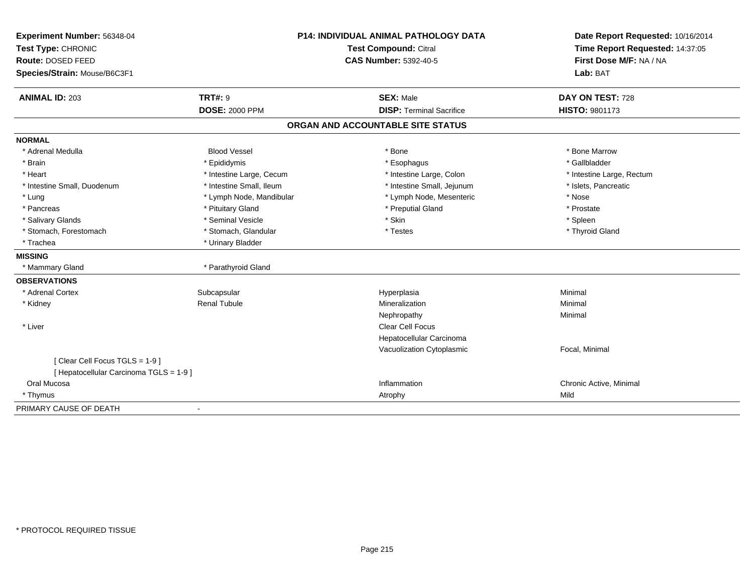**Experiment Number:** 56348-04
**Test Type:** CHRONIC
**Route:** DOSED FEED
**Species/Strain:** Mouse/B6C3F1

**P14: INDIVIDUAL ANIMAL PATHOLOGY DATA**
**Test Compound:** Citral
**CAS Number:** 5392-40-5

**Date Report Requested:** 10/16/2014
**Time Report Requested:** 14:37:05
**First Dose M/F:** NA / NA
**Lab:** BAT

| **ANIMAL ID:** 203 | **TRT#:** 9 | **SEX:** Male | **DAY ON TEST:** 728 |
|---|---|---|---|
| | **DOSE:** 2000 PPM | **DISP:** Terminal Sacrifice | **HISTO:** 9801173 |

## ORGAN AND ACCOUNTABLE SITE STATUS

**NORMAL**

| | | | |
|---|---|---|---|
| * Adrenal Medulla | Blood Vessel | * Bone | * Bone Marrow |
| * Brain | * Epididymis | * Esophagus | * Gallbladder |
| * Heart | * Intestine Large, Cecum | * Intestine Large, Colon | * Intestine Large, Rectum |
| * Intestine Small, Duodenum | * Intestine Small, Ileum | * Intestine Small, Jejunum | * Islets, Pancreatic |
| * Lung | * Lymph Node, Mandibular | * Lymph Node, Mesenteric | * Nose |
| * Pancreas | * Pituitary Gland | * Preputial Gland | * Prostate |
| * Salivary Glands | * Seminal Vesicle | * Skin | * Spleen |
| * Stomach, Forestomach | * Stomach, Glandular | * Testes | * Thyroid Gland |
| * Trachea | * Urinary Bladder | | |

**MISSING**

| | |
|---|---|
| * Mammary Gland | * Parathyroid Gland |

**OBSERVATIONS**

| | | | |
|---|---|---|---|
| * Adrenal Cortex | Subcapsular | Hyperplasia | Minimal |
| * Kidney | Renal Tubule | Mineralization | Minimal |
| | | Nephropathy | Minimal |
| * Liver | | Clear Cell Focus | |
| | | Hepatocellular Carcinoma | |
| | | Vacuolization Cytoplasmic | Focal, Minimal |
| [ Clear Cell Focus TGLS = 1-9 ] | | | |
| [ Hepatocellular Carcinoma TGLS = 1-9 ] | | | |
| Oral Mucosa | | Inflammation | Chronic Active, Minimal |
| * Thymus | | Atrophy | Mild |

PRIMARY CAUSE OF DEATH -

* PROTOCOL REQUIRED TISSUE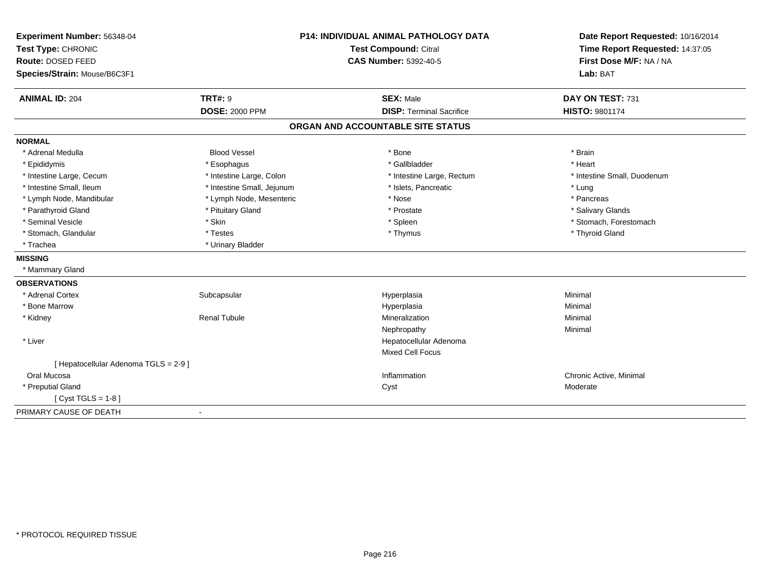**Experiment Number:** 56348-04
**Test Type:** CHRONIC
**Route:** DOSED FEED
**Species/Strain:** Mouse/B6C3F1

**P14: INDIVIDUAL ANIMAL PATHOLOGY DATA**
**Test Compound:** Citral
**CAS Number:** 5392-40-5

**Date Report Requested:** 10/16/2014
**Time Report Requested:** 14:37:05
**First Dose M/F:** NA / NA
**Lab:** BAT

| **ANIMAL ID:** 204 | **TRT#:** 9 | **SEX:** Male | **DAY ON TEST:** 731 |
|---|---|---|---|
| | **DOSE:** 2000 PPM | **DISP:** Terminal Sacrifice | **HISTO:** 9801174 |

## ORGAN AND ACCOUNTABLE SITE STATUS

**NORMAL**

| | | | |
|---|---|---|---|
| * Adrenal Medulla | Blood Vessel | * Bone | * Brain |
| * Epididymis | * Esophagus | * Gallbladder | * Heart |
| * Intestine Large, Cecum | * Intestine Large, Colon | * Intestine Large, Rectum | * Intestine Small, Duodenum |
| * Intestine Small, Ileum | * Intestine Small, Jejunum | * Islets, Pancreatic | * Lung |
| * Lymph Node, Mandibular | * Lymph Node, Mesenteric | * Nose | * Pancreas |
| * Parathyroid Gland | * Pituitary Gland | * Prostate | * Salivary Glands |
| * Seminal Vesicle | * Skin | * Spleen | * Stomach, Forestomach |
| * Stomach, Glandular | * Testes | * Thymus | * Thyroid Gland |
| * Trachea | * Urinary Bladder | | |

**MISSING**

* Mammary Gland

**OBSERVATIONS**

| | | | |
|---|---|---|---|
| * Adrenal Cortex | Subcapsular | Hyperplasia | Minimal |
| * Bone Marrow | | Hyperplasia | Minimal |
| * Kidney | Renal Tubule | Mineralization | Minimal |
| | | Nephropathy | Minimal |
| * Liver | | Hepatocellular Adenoma | |
| | | Mixed Cell Focus | |
| [ Hepatocellular Adenoma TGLS = 2-9 ] | | | |
| Oral Mucosa | | Inflammation | Chronic Active, Minimal |
| * Preputial Gland | | Cyst | Moderate |
| [ Cyst TGLS = 1-8 ] | | | |

PRIMARY CAUSE OF DEATH -

* PROTOCOL REQUIRED TISSUE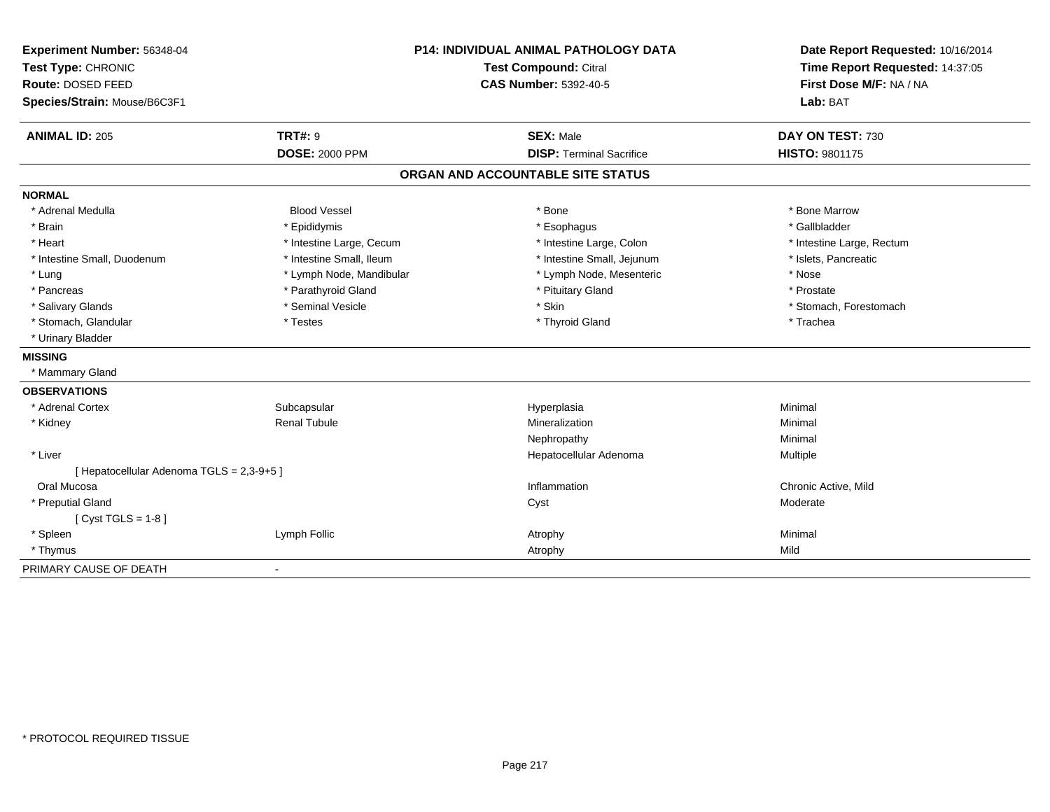**Experiment Number:** 56348-04
**Test Type:** CHRONIC
**Route:** DOSED FEED
**Species/Strain:** Mouse/B6C3F1

**P14: INDIVIDUAL ANIMAL PATHOLOGY DATA**
**Test Compound:** Citral
**CAS Number:** 5392-40-5

**Date Report Requested:** 10/16/2014
**Time Report Requested:** 14:37:05
**First Dose M/F:** NA / NA
**Lab:** BAT

| **ANIMAL ID:** 205 | **TRT#:** 9 | **SEX:** Male | **DAY ON TEST:** 730 |
|---|---|---|---|
| | **DOSE:** 2000 PPM | **DISP:** Terminal Sacrifice | **HISTO:** 9801175 |

## ORGAN AND ACCOUNTABLE SITE STATUS

**NORMAL**

| | | | |
|---|---|---|---|
| * Adrenal Medulla | Blood Vessel | * Bone | * Bone Marrow |
| * Brain | * Epididymis | * Esophagus | * Gallbladder |
| * Heart | * Intestine Large, Cecum | * Intestine Large, Colon | * Intestine Large, Rectum |
| * Intestine Small, Duodenum | * Intestine Small, Ileum | * Intestine Small, Jejunum | * Islets, Pancreatic |
| * Lung | * Lymph Node, Mandibular | * Lymph Node, Mesenteric | * Nose |
| * Pancreas | * Parathyroid Gland | * Pituitary Gland | * Prostate |
| * Salivary Glands | * Seminal Vesicle | * Skin | * Stomach, Forestomach |
| * Stomach, Glandular | * Testes | * Thyroid Gland | * Trachea |
| * Urinary Bladder | | | |

**MISSING**

* Mammary Gland

**OBSERVATIONS**

| | | | |
|---|---|---|---|
| * Adrenal Cortex | Subcapsular | Hyperplasia | Minimal |
| * Kidney | Renal Tubule | Mineralization | Minimal |
| | | Nephropathy | Minimal |
| * Liver | | Hepatocellular Adenoma | Multiple |
| [ Hepatocellular Adenoma TGLS = 2,3-9+5 ] | | | |
| Oral Mucosa | | Inflammation | Chronic Active, Mild |
| * Preputial Gland | | Cyst | Moderate |
| [ Cyst TGLS = 1-8 ] | | | |
| * Spleen | Lymph Follic | Atrophy | Minimal |
| * Thymus | | Atrophy | Mild |

PRIMARY CAUSE OF DEATH -

* PROTOCOL REQUIRED TISSUE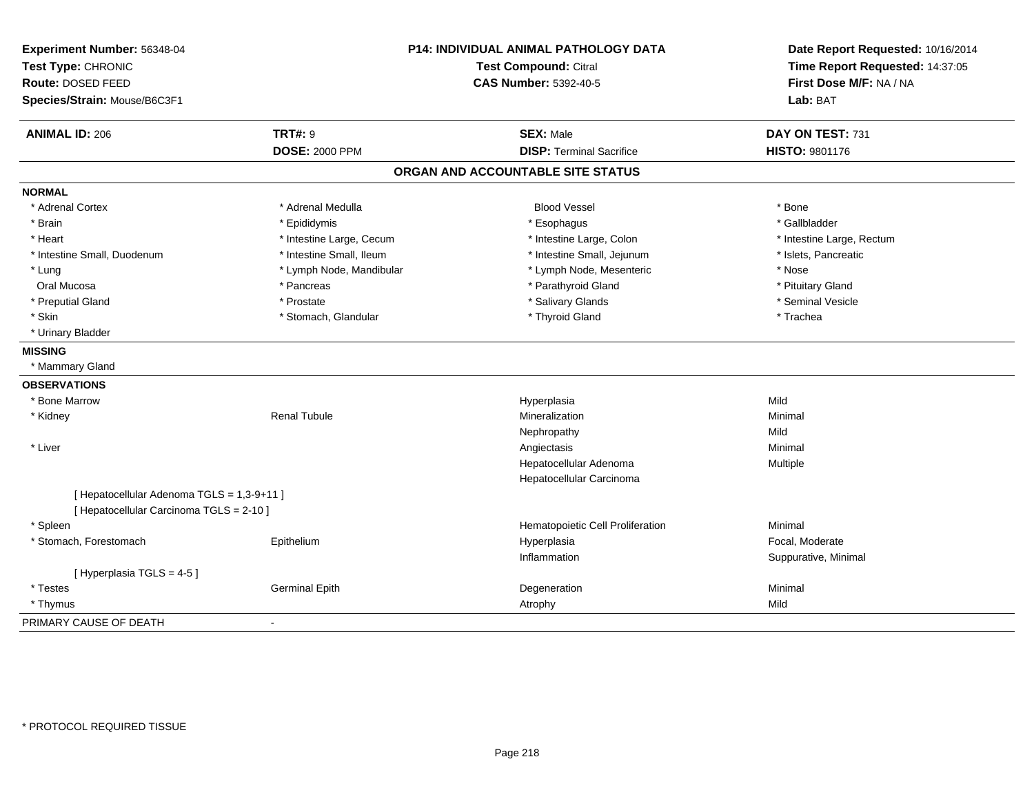**Experiment Number:** 56348-04
**Test Type:** CHRONIC
**Route:** DOSED FEED
**Species/Strain:** Mouse/B6C3F1

**P14: INDIVIDUAL ANIMAL PATHOLOGY DATA**
**Test Compound:** Citral
**CAS Number:** 5392-40-5

**Date Report Requested:** 10/16/2014
**Time Report Requested:** 14:37:05
**First Dose M/F:** NA / NA
**Lab:** BAT

| **ANIMAL ID:** 206 | **TRT#:** 9 | **SEX:** Male | **DAY ON TEST:** 731 |
|---|---|---|---|
| | **DOSE:** 2000 PPM | **DISP:** Terminal Sacrifice | **HISTO:** 9801176 |

## ORGAN AND ACCOUNTABLE SITE STATUS

**NORMAL**

| | | | |
|---|---|---|---|
| * Adrenal Cortex | * Adrenal Medulla | Blood Vessel | * Bone |
| * Brain | * Epididymis | * Esophagus | * Gallbladder |
| * Heart | * Intestine Large, Cecum | * Intestine Large, Colon | * Intestine Large, Rectum |
| * Intestine Small, Duodenum | * Intestine Small, Ileum | * Intestine Small, Jejunum | * Islets, Pancreatic |
| * Lung | * Lymph Node, Mandibular | * Lymph Node, Mesenteric | * Nose |
| Oral Mucosa | * Pancreas | * Parathyroid Gland | * Pituitary Gland |
| * Preputial Gland | * Prostate | * Salivary Glands | * Seminal Vesicle |
| * Skin | * Stomach, Glandular | * Thyroid Gland | * Trachea |
| * Urinary Bladder | | | |

**MISSING**

* Mammary Gland

**OBSERVATIONS**

| | | | |
|---|---|---|---|
| * Bone Marrow | | Hyperplasia | Mild |
| * Kidney | Renal Tubule | Mineralization | Minimal |
| | | Nephropathy | Mild |
| * Liver | | Angiectasis | Minimal |
| | | Hepatocellular Adenoma | Multiple |
| | | Hepatocellular Carcinoma | |
| [ Hepatocellular Adenoma TGLS = 1,3-9+11 ] | | | |
| [ Hepatocellular Carcinoma TGLS = 2-10 ] | | | |
| * Spleen | | Hematopoietic Cell Proliferation | Minimal |
| * Stomach, Forestomach | Epithelium | Hyperplasia | Focal, Moderate |
| | | Inflammation | Suppurative, Minimal |
| [ Hyperplasia TGLS = 4-5 ] | | | |
| * Testes | Germinal Epith | Degeneration | Minimal |
| * Thymus | | Atrophy | Mild |

PRIMARY CAUSE OF DEATH -

* PROTOCOL REQUIRED TISSUE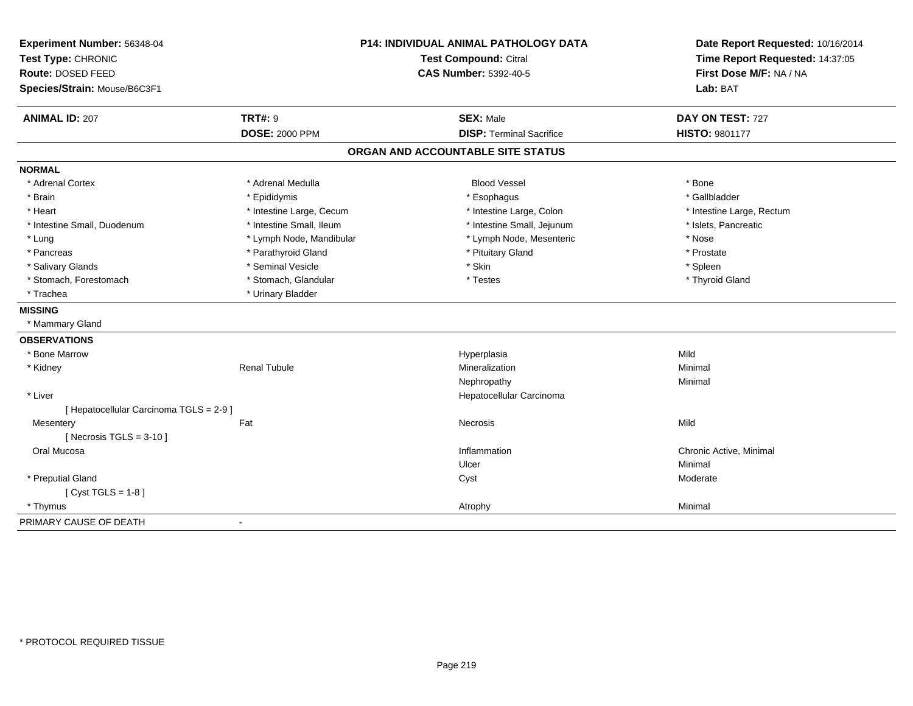**Experiment Number:** 56348-04
**Test Type:** CHRONIC
**Route:** DOSED FEED
**Species/Strain:** Mouse/B6C3F1

**P14: INDIVIDUAL ANIMAL PATHOLOGY DATA**
**Test Compound:** Citral
**CAS Number:** 5392-40-5

**Date Report Requested:** 10/16/2014
**Time Report Requested:** 14:37:05
**First Dose M/F:** NA / NA
**Lab:** BAT

| **ANIMAL ID:** 207 | **TRT#:** 9 | **SEX:** Male | **DAY ON TEST:** 727 |
|---|---|---|---|
| | **DOSE:** 2000 PPM | **DISP:** Terminal Sacrifice | **HISTO:** 9801177 |

## ORGAN AND ACCOUNTABLE SITE STATUS

**NORMAL**

| | | | |
|---|---|---|---|
| * Adrenal Cortex | * Adrenal Medulla | Blood Vessel | * Bone |
| * Brain | * Epididymis | * Esophagus | * Gallbladder |
| * Heart | * Intestine Large, Cecum | * Intestine Large, Colon | * Intestine Large, Rectum |
| * Intestine Small, Duodenum | * Intestine Small, Ileum | * Intestine Small, Jejunum | * Islets, Pancreatic |
| * Lung | * Lymph Node, Mandibular | * Lymph Node, Mesenteric | * Nose |
| * Pancreas | * Parathyroid Gland | * Pituitary Gland | * Prostate |
| * Salivary Glands | * Seminal Vesicle | * Skin | * Spleen |
| * Stomach, Forestomach | * Stomach, Glandular | * Testes | * Thyroid Gland |
| * Trachea | * Urinary Bladder | | |

**MISSING**

* Mammary Gland

**OBSERVATIONS**

| | | | |
|---|---|---|---|
| * Bone Marrow | | Hyperplasia | Mild |
| * Kidney | Renal Tubule | Mineralization | Minimal |
| | | Nephropathy | Minimal |
| * Liver | | Hepatocellular Carcinoma | |
| [ Hepatocellular Carcinoma TGLS = 2-9 ] | | | |
| Mesentery | Fat | Necrosis | Mild |
| [ Necrosis TGLS = 3-10 ] | | | |
| Oral Mucosa | | Inflammation | Chronic Active, Minimal |
| | | Ulcer | Minimal |
| * Preputial Gland | | Cyst | Moderate |
| [ Cyst TGLS = 1-8 ] | | | |
| * Thymus | | Atrophy | Minimal |

PRIMARY CAUSE OF DEATH -

\* PROTOCOL REQUIRED TISSUE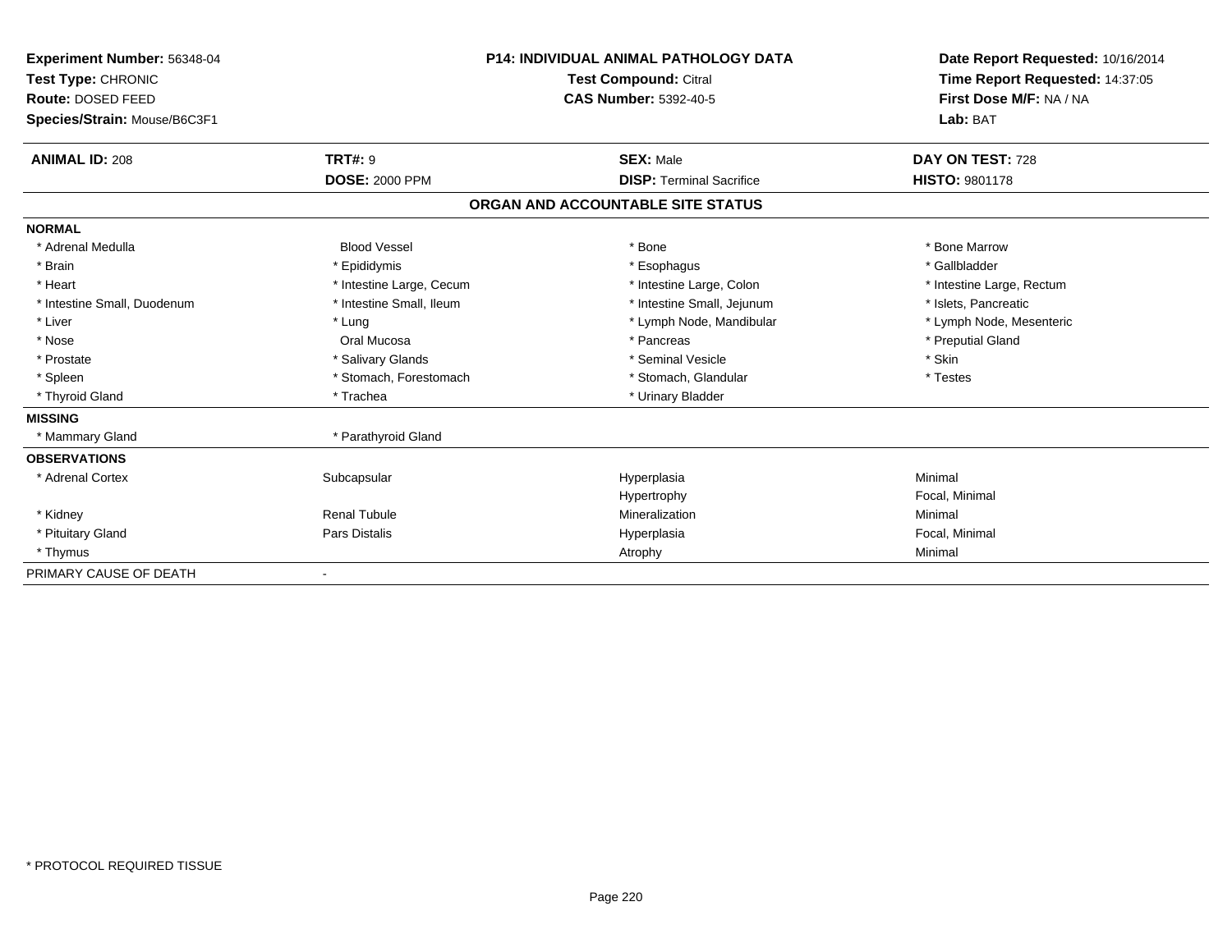**Experiment Number:** 56348-04
**Test Type:** CHRONIC
**Route:** DOSED FEED
**Species/Strain:** Mouse/B6C3F1

**P14: INDIVIDUAL ANIMAL PATHOLOGY DATA**
**Test Compound:** Citral
**CAS Number:** 5392-40-5

**Date Report Requested:** 10/16/2014
**Time Report Requested:** 14:37:05
**First Dose M/F:** NA / NA
**Lab:** BAT

| **ANIMAL ID:** 208 | **TRT#:** 9 | **SEX:** Male | **DAY ON TEST:** 728 |
|---|---|---|---|
| | **DOSE:** 2000 PPM | **DISP:** Terminal Sacrifice | **HISTO:** 9801178 |

## ORGAN AND ACCOUNTABLE SITE STATUS

| | | | |
|---|---|---|---|
| **NORMAL** | | | |
| * Adrenal Medulla | Blood Vessel | * Bone | * Bone Marrow |
| * Brain | * Epididymis | * Esophagus | * Gallbladder |
| * Heart | * Intestine Large, Cecum | * Intestine Large, Colon | * Intestine Large, Rectum |
| * Intestine Small, Duodenum | * Intestine Small, Ileum | * Intestine Small, Jejunum | * Islets, Pancreatic |
| * Liver | * Lung | * Lymph Node, Mandibular | * Lymph Node, Mesenteric |
| * Nose | Oral Mucosa | * Pancreas | * Preputial Gland |
| * Prostate | * Salivary Glands | * Seminal Vesicle | * Skin |
| * Spleen | * Stomach, Forestomach | * Stomach, Glandular | * Testes |
| * Thyroid Gland | * Trachea | * Urinary Bladder | |
| **MISSING** | | | |
| * Mammary Gland | * Parathyroid Gland | | |
| **OBSERVATIONS** | | | |
| * Adrenal Cortex | Subcapsular | Hyperplasia | Minimal |
| | | Hypertrophy | Focal, Minimal |
| * Kidney | Renal Tubule | Mineralization | Minimal |
| * Pituitary Gland | Pars Distalis | Hyperplasia | Focal, Minimal |
| * Thymus | | Atrophy | Minimal |
| PRIMARY CAUSE OF DEATH | - | | |

* PROTOCOL REQUIRED TISSUE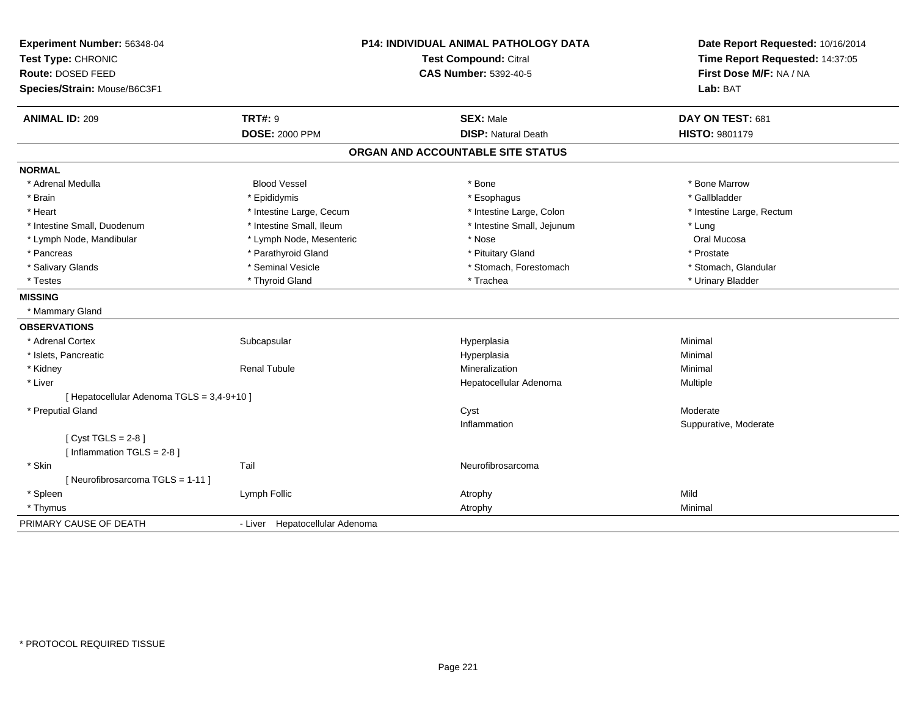**Experiment Number:** 56348-04
**Test Type:** CHRONIC
**Route:** DOSED FEED
**Species/Strain:** Mouse/B6C3F1

**P14: INDIVIDUAL ANIMAL PATHOLOGY DATA**
**Test Compound:** Citral
**CAS Number:** 5392-40-5

**Date Report Requested:** 10/16/2014
**Time Report Requested:** 14:37:05
**First Dose M/F:** NA / NA
**Lab:** BAT

| **ANIMAL ID:** 209 | **TRT#:** 9 | **SEX:** Male | **DAY ON TEST:** 681 |
|---|---|---|---|
| | **DOSE:** 2000 PPM | **DISP:** Natural Death | **HISTO:** 9801179 |

## ORGAN AND ACCOUNTABLE SITE STATUS

**NORMAL**

| | | | |
|---|---|---|---|
| * Adrenal Medulla | Blood Vessel | * Bone | * Bone Marrow |
| * Brain | * Epididymis | * Esophagus | * Gallbladder |
| * Heart | * Intestine Large, Cecum | * Intestine Large, Colon | * Intestine Large, Rectum |
| * Intestine Small, Duodenum | * Intestine Small, Ileum | * Intestine Small, Jejunum | * Lung |
| * Lymph Node, Mandibular | * Lymph Node, Mesenteric | * Nose | Oral Mucosa |
| * Pancreas | * Parathyroid Gland | * Pituitary Gland | * Prostate |
| * Salivary Glands | * Seminal Vesicle | * Stomach, Forestomach | * Stomach, Glandular |
| * Testes | * Thyroid Gland | * Trachea | * Urinary Bladder |

**MISSING**

* Mammary Gland

**OBSERVATIONS**

| | | | |
|---|---|---|---|
| * Adrenal Cortex | Subcapsular | Hyperplasia | Minimal |
| * Islets, Pancreatic | | Hyperplasia | Minimal |
| * Kidney | Renal Tubule | Mineralization | Minimal |
| * Liver | | Hepatocellular Adenoma | Multiple |
| [ Hepatocellular Adenoma TGLS = 3,4-9+10 ] | | | |
| * Preputial Gland | | Cyst | Moderate |
| | | Inflammation | Suppurative, Moderate |
| [ Cyst TGLS = 2-8 ] | | | |
| [ Inflammation TGLS = 2-8 ] | | | |
| * Skin | Tail | Neurofibrosarcoma | |
| [ Neurofibrosarcoma TGLS = 1-11 ] | | | |
| * Spleen | Lymph Follic | Atrophy | Mild |
| * Thymus | | Atrophy | Minimal |

PRIMARY CAUSE OF DEATH - Liver Hepatocellular Adenoma

* PROTOCOL REQUIRED TISSUE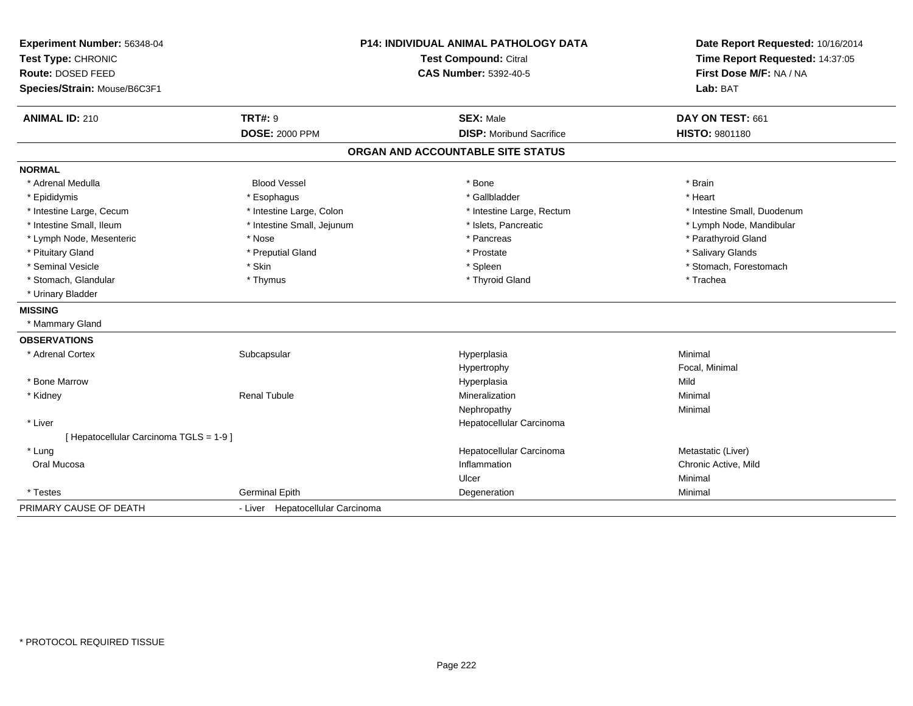**Experiment Number:** 56348-04
**Test Type:** CHRONIC
**Route:** DOSED FEED
**Species/Strain:** Mouse/B6C3F1

**P14: INDIVIDUAL ANIMAL PATHOLOGY DATA**
**Test Compound:** Citral
**CAS Number:** 5392-40-5

**Date Report Requested:** 10/16/2014
**Time Report Requested:** 14:37:05
**First Dose M/F:** NA / NA
**Lab:** BAT

| **ANIMAL ID:** 210 | **TRT#:** 9 | **SEX:** Male | **DAY ON TEST:** 661 |
|---|---|---|---|
| | **DOSE:** 2000 PPM | **DISP:** Moribund Sacrifice | **HISTO:** 9801180 |

## ORGAN AND ACCOUNTABLE SITE STATUS

**NORMAL**

| | | | |
|---|---|---|---|
| * Adrenal Medulla | Blood Vessel | * Bone | * Brain |
| * Epididymis | * Esophagus | * Gallbladder | * Heart |
| * Intestine Large, Cecum | * Intestine Large, Colon | * Intestine Large, Rectum | * Intestine Small, Duodenum |
| * Intestine Small, Ileum | * Intestine Small, Jejunum | * Islets, Pancreatic | * Lymph Node, Mandibular |
| * Lymph Node, Mesenteric | * Nose | * Pancreas | * Parathyroid Gland |
| * Pituitary Gland | * Preputial Gland | * Prostate | * Salivary Glands |
| * Seminal Vesicle | * Skin | * Spleen | * Stomach, Forestomach |
| * Stomach, Glandular | * Thymus | * Thyroid Gland | * Trachea |
| * Urinary Bladder | | | |

**MISSING**

* Mammary Gland

**OBSERVATIONS**

| | | | |
|---|---|---|---|
| * Adrenal Cortex | Subcapsular | Hyperplasia | Minimal |
| | | Hypertrophy | Focal, Minimal |
| * Bone Marrow | | Hyperplasia | Mild |
| * Kidney | Renal Tubule | Mineralization | Minimal |
| | | Nephropathy | Minimal |
| * Liver | | Hepatocellular Carcinoma | |
| [ Hepatocellular Carcinoma TGLS = 1-9 ] | | | |
| * Lung | | Hepatocellular Carcinoma | Metastatic (Liver) |
| Oral Mucosa | | Inflammation | Chronic Active, Mild |
| | | Ulcer | Minimal |
| * Testes | Germinal Epith | Degeneration | Minimal |

PRIMARY CAUSE OF DEATH - Liver Hepatocellular Carcinoma

* PROTOCOL REQUIRED TISSUE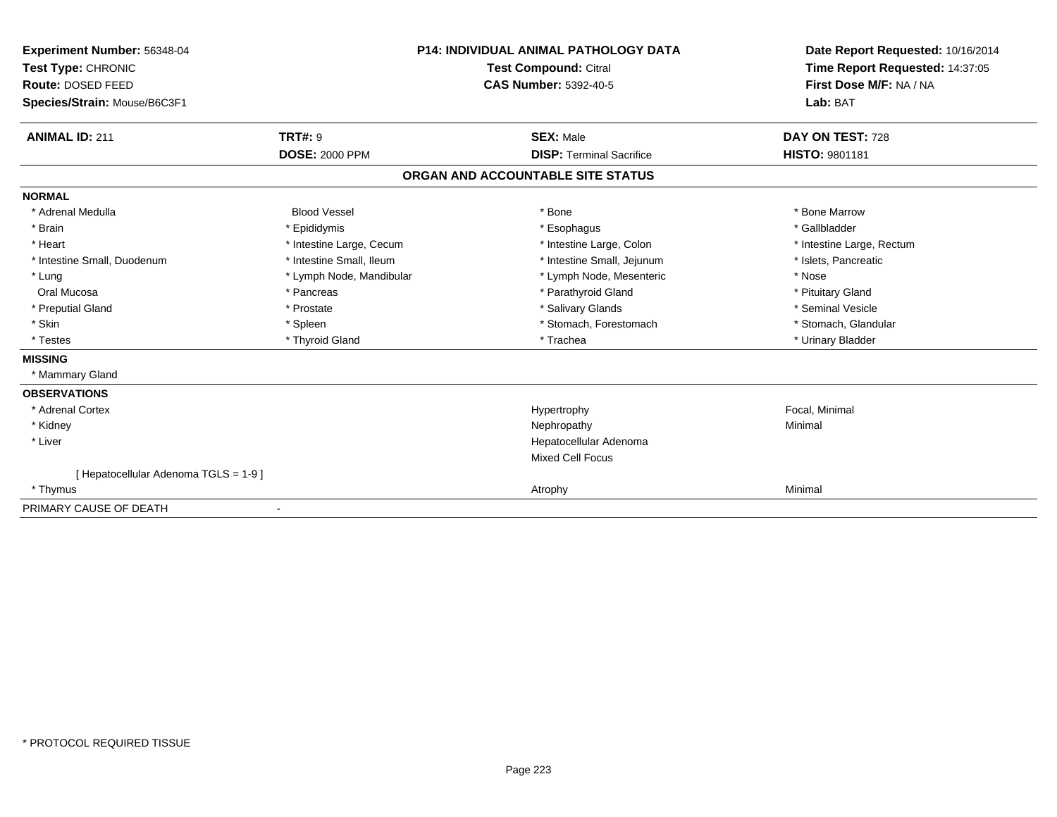**Experiment Number:** 56348-04
**Test Type:** CHRONIC
**Route:** DOSED FEED
**Species/Strain:** Mouse/B6C3F1

**P14: INDIVIDUAL ANIMAL PATHOLOGY DATA**
**Test Compound:** Citral
**CAS Number:** 5392-40-5

**Date Report Requested:** 10/16/2014
**Time Report Requested:** 14:37:05
**First Dose M/F:** NA / NA
**Lab:** BAT

| **ANIMAL ID:** 211 | **TRT#:** 9 | **SEX:** Male | **DAY ON TEST:** 728 |
|---|---|---|---|
| | **DOSE:** 2000 PPM | **DISP:** Terminal Sacrifice | **HISTO:** 9801181 |

## ORGAN AND ACCOUNTABLE SITE STATUS

**NORMAL**

| | | | |
|---|---|---|---|
| * Adrenal Medulla | Blood Vessel | * Bone | * Bone Marrow |
| * Brain | * Epididymis | * Esophagus | * Gallbladder |
| * Heart | * Intestine Large, Cecum | * Intestine Large, Colon | * Intestine Large, Rectum |
| * Intestine Small, Duodenum | * Intestine Small, Ileum | * Intestine Small, Jejunum | * Islets, Pancreatic |
| * Lung | * Lymph Node, Mandibular | * Lymph Node, Mesenteric | * Nose |
| Oral Mucosa | * Pancreas | * Parathyroid Gland | * Pituitary Gland |
| * Preputial Gland | * Prostate | * Salivary Glands | * Seminal Vesicle |
| * Skin | * Spleen | * Stomach, Forestomach | * Stomach, Glandular |
| * Testes | * Thyroid Gland | * Trachea | * Urinary Bladder |

**MISSING**

* Mammary Gland

**OBSERVATIONS**

| | | |
|---|---|---|
| * Adrenal Cortex | Hypertrophy | Focal, Minimal |
| * Kidney | Nephropathy | Minimal |
| * Liver | Hepatocellular Adenoma | |
| | Mixed Cell Focus | |
| [ Hepatocellular Adenoma TGLS = 1-9 ] | | |
| * Thymus | Atrophy | Minimal |

PRIMARY CAUSE OF DEATH -

* PROTOCOL REQUIRED TISSUE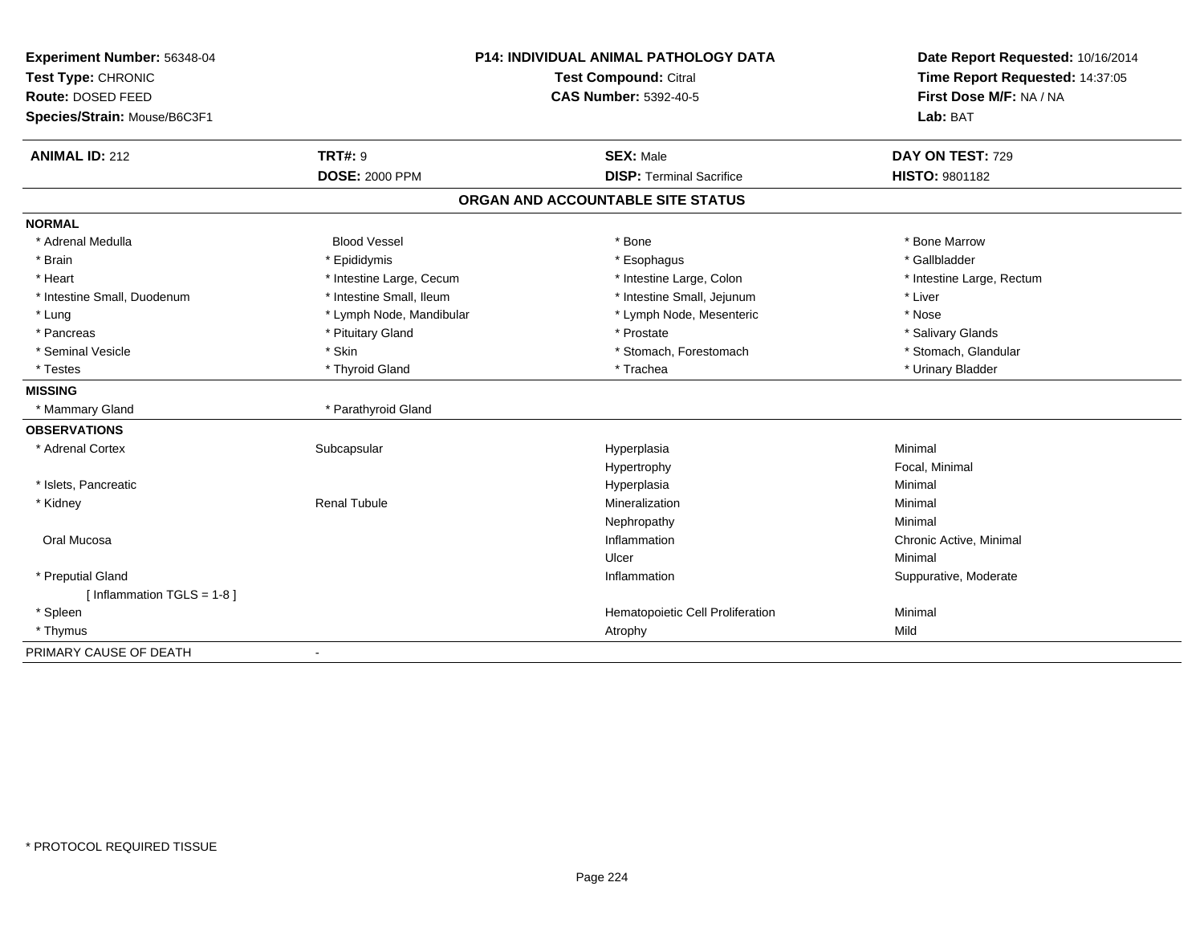**Experiment Number:** 56348-04
**Test Type:** CHRONIC
**Route:** DOSED FEED
**Species/Strain:** Mouse/B6C3F1

**P14: INDIVIDUAL ANIMAL PATHOLOGY DATA**
**Test Compound:** Citral
**CAS Number:** 5392-40-5

**Date Report Requested:** 10/16/2014
**Time Report Requested:** 14:37:05
**First Dose M/F:** NA / NA
**Lab:** BAT

| **ANIMAL ID:** 212 | **TRT#:** 9 | **SEX:** Male | **DAY ON TEST:** 729 |
|---|---|---|---|
| | **DOSE:** 2000 PPM | **DISP:** Terminal Sacrifice | **HISTO:** 9801182 |

## ORGAN AND ACCOUNTABLE SITE STATUS

| | | | |
|---|---|---|---|
| **NORMAL** | | | |
| * Adrenal Medulla | Blood Vessel | * Bone | * Bone Marrow |
| * Brain | * Epididymis | * Esophagus | * Gallbladder |
| * Heart | * Intestine Large, Cecum | * Intestine Large, Colon | * Intestine Large, Rectum |
| * Intestine Small, Duodenum | * Intestine Small, Ileum | * Intestine Small, Jejunum | * Liver |
| * Lung | * Lymph Node, Mandibular | * Lymph Node, Mesenteric | * Nose |
| * Pancreas | * Pituitary Gland | * Prostate | * Salivary Glands |
| * Seminal Vesicle | * Skin | * Stomach, Forestomach | * Stomach, Glandular |
| * Testes | * Thyroid Gland | * Trachea | * Urinary Bladder |
| **MISSING** | | | |
| * Mammary Gland | * Parathyroid Gland | | |
| **OBSERVATIONS** | | | |
| * Adrenal Cortex | Subcapsular | Hyperplasia | Minimal |
| | | Hypertrophy | Focal, Minimal |
| * Islets, Pancreatic | | Hyperplasia | Minimal |
| * Kidney | Renal Tubule | Mineralization | Minimal |
| | | Nephropathy | Minimal |
| Oral Mucosa | | Inflammation | Chronic Active, Minimal |
| | | Ulcer | Minimal |
| * Preputial Gland | | Inflammation | Suppurative, Moderate |
| [ Inflammation TGLS = 1-8 ] | | | |
| * Spleen | | Hematopoietic Cell Proliferation | Minimal |
| * Thymus | | Atrophy | Mild |
| PRIMARY CAUSE OF DEATH | - | | |

* PROTOCOL REQUIRED TISSUE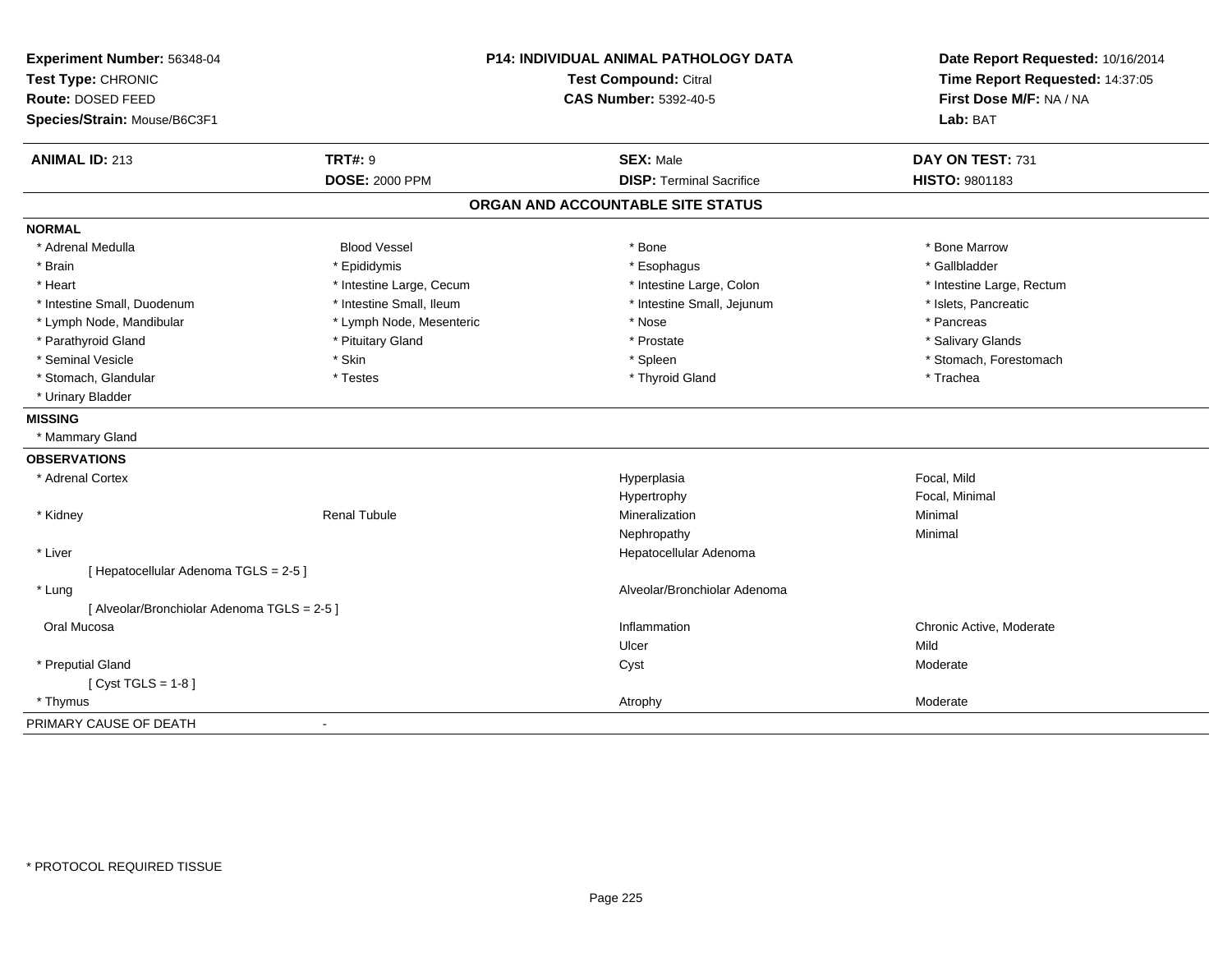**Experiment Number:** 56348-04
**Test Type:** CHRONIC
**Route:** DOSED FEED
**Species/Strain:** Mouse/B6C3F1

**P14: INDIVIDUAL ANIMAL PATHOLOGY DATA**
**Test Compound:** Citral
**CAS Number:** 5392-40-5

**Date Report Requested:** 10/16/2014
**Time Report Requested:** 14:37:05
**First Dose M/F:** NA / NA
**Lab:** BAT

| **ANIMAL ID:** 213 | **TRT#:** 9 | **SEX:** Male | **DAY ON TEST:** 731 |
|---|---|---|---|
| | **DOSE:** 2000 PPM | **DISP:** Terminal Sacrifice | **HISTO:** 9801183 |

## ORGAN AND ACCOUNTABLE SITE STATUS

**NORMAL**

| | | | |
|---|---|---|---|
| * Adrenal Medulla | Blood Vessel | * Bone | * Bone Marrow |
| * Brain | * Epididymis | * Esophagus | * Gallbladder |
| * Heart | * Intestine Large, Cecum | * Intestine Large, Colon | * Intestine Large, Rectum |
| * Intestine Small, Duodenum | * Intestine Small, Ileum | * Intestine Small, Jejunum | * Islets, Pancreatic |
| * Lymph Node, Mandibular | * Lymph Node, Mesenteric | * Nose | * Pancreas |
| * Parathyroid Gland | * Pituitary Gland | * Prostate | * Salivary Glands |
| * Seminal Vesicle | * Skin | * Spleen | * Stomach, Forestomach |
| * Stomach, Glandular | * Testes | * Thyroid Gland | * Trachea |
| * Urinary Bladder | | | |

**MISSING**

* Mammary Gland

**OBSERVATIONS**

| | | | |
|---|---|---|---|
| * Adrenal Cortex | | Hyperplasia | Focal, Mild |
| | | Hypertrophy | Focal, Minimal |
| * Kidney | Renal Tubule | Mineralization | Minimal |
| | | Nephropathy | Minimal |
| * Liver | | Hepatocellular Adenoma | |
| [ Hepatocellular Adenoma TGLS = 2-5 ] | | | |
| * Lung | | Alveolar/Bronchiolar Adenoma | |
| [ Alveolar/Bronchiolar Adenoma TGLS = 2-5 ] | | | |
| Oral Mucosa | | Inflammation | Chronic Active, Moderate |
| | | Ulcer | Mild |
| * Preputial Gland | | Cyst | Moderate |
| [ Cyst TGLS = 1-8 ] | | | |
| * Thymus | | Atrophy | Moderate |

PRIMARY CAUSE OF DEATH -

* PROTOCOL REQUIRED TISSUE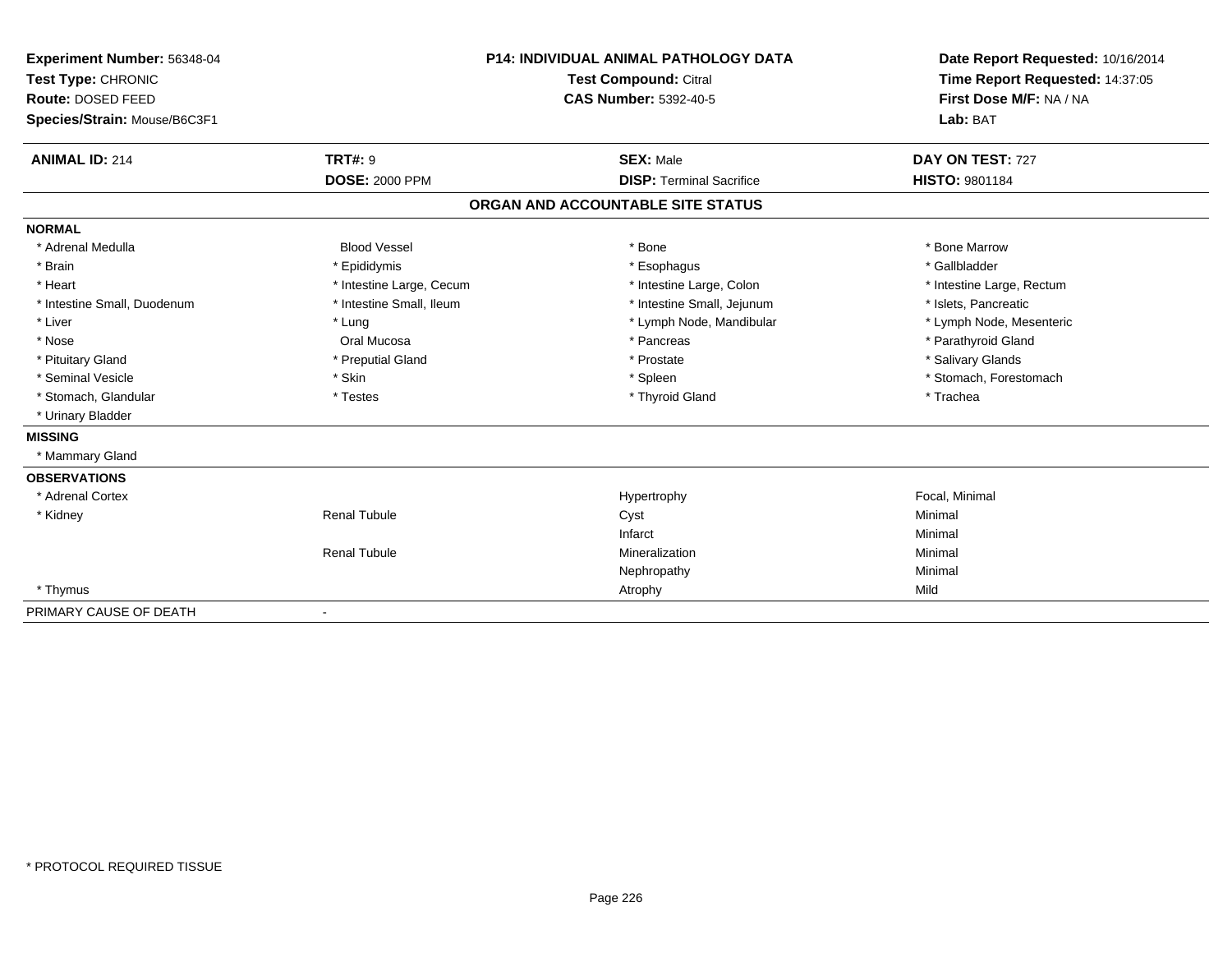**Experiment Number:** 56348-04
**Test Type:** CHRONIC
**Route:** DOSED FEED
**Species/Strain:** Mouse/B6C3F1

**P14: INDIVIDUAL ANIMAL PATHOLOGY DATA**
**Test Compound:** Citral
**CAS Number:** 5392-40-5

**Date Report Requested:** 10/16/2014
**Time Report Requested:** 14:37:05
**First Dose M/F:** NA / NA
**Lab:** BAT

| **ANIMAL ID:** 214 | **TRT#:** 9 | **SEX:** Male | **DAY ON TEST:** 727 |
|---|---|---|---|
| | **DOSE:** 2000 PPM | **DISP:** Terminal Sacrifice | **HISTO:** 9801184 |

## ORGAN AND ACCOUNTABLE SITE STATUS

**NORMAL**

| | | | |
|---|---|---|---|
| * Adrenal Medulla | Blood Vessel | * Bone | * Bone Marrow |
| * Brain | * Epididymis | * Esophagus | * Gallbladder |
| * Heart | * Intestine Large, Cecum | * Intestine Large, Colon | * Intestine Large, Rectum |
| * Intestine Small, Duodenum | * Intestine Small, Ileum | * Intestine Small, Jejunum | * Islets, Pancreatic |
| * Liver | * Lung | * Lymph Node, Mandibular | * Lymph Node, Mesenteric |
| * Nose | Oral Mucosa | * Pancreas | * Parathyroid Gland |
| * Pituitary Gland | * Preputial Gland | * Prostate | * Salivary Glands |
| * Seminal Vesicle | * Skin | * Spleen | * Stomach, Forestomach |
| * Stomach, Glandular | * Testes | * Thyroid Gland | * Trachea |
| * Urinary Bladder | | | |

**MISSING**

* Mammary Gland

**OBSERVATIONS**

| | | | |
|---|---|---|---|
| * Adrenal Cortex | | Hypertrophy | Focal, Minimal |
| * Kidney | Renal Tubule | Cyst | Minimal |
| | | Infarct | Minimal |
| | Renal Tubule | Mineralization | Minimal |
| | | Nephropathy | Minimal |
| * Thymus | | Atrophy | Mild |

PRIMARY CAUSE OF DEATH -

* PROTOCOL REQUIRED TISSUE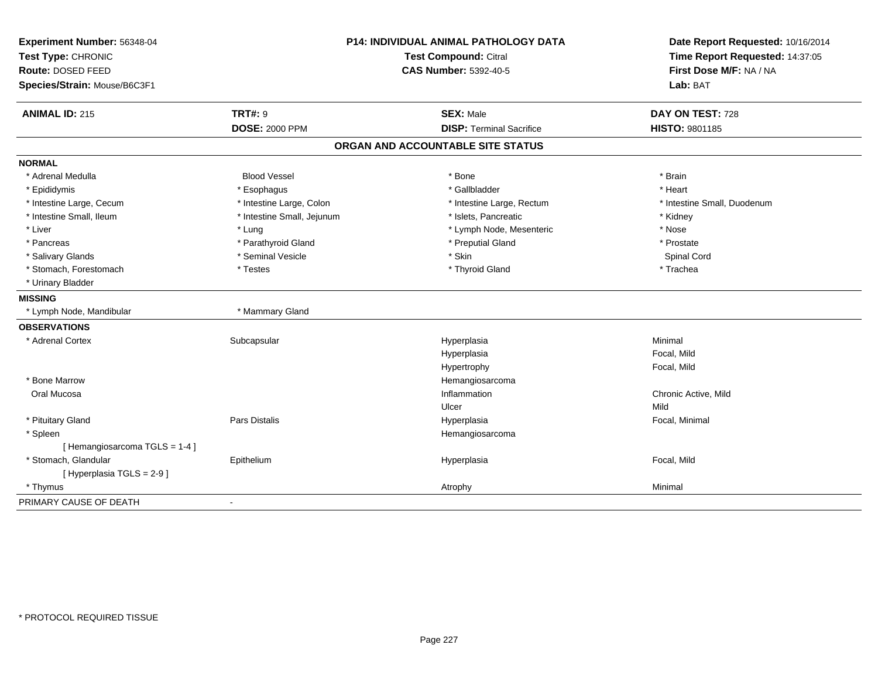**Experiment Number:** 56348-04
**Test Type:** CHRONIC
**Route:** DOSED FEED
**Species/Strain:** Mouse/B6C3F1

**P14: INDIVIDUAL ANIMAL PATHOLOGY DATA**
**Test Compound:** Citral
**CAS Number:** 5392-40-5

**Date Report Requested:** 10/16/2014
**Time Report Requested:** 14:37:05
**First Dose M/F:** NA / NA
**Lab:** BAT

| **ANIMAL ID:** 215 | **TRT#:** 9 | **SEX:** Male | **DAY ON TEST:** 728 |
|---|---|---|---|
| | **DOSE:** 2000 PPM | **DISP:** Terminal Sacrifice | **HISTO:** 9801185 |

## ORGAN AND ACCOUNTABLE SITE STATUS

**NORMAL**

| | | | |
|---|---|---|---|
| * Adrenal Medulla | Blood Vessel | * Bone | * Brain |
| * Epididymis | * Esophagus | * Gallbladder | * Heart |
| * Intestine Large, Cecum | * Intestine Large, Colon | * Intestine Large, Rectum | * Intestine Small, Duodenum |
| * Intestine Small, Ileum | * Intestine Small, Jejunum | * Islets, Pancreatic | * Kidney |
| * Liver | * Lung | * Lymph Node, Mesenteric | * Nose |
| * Pancreas | * Parathyroid Gland | * Preputial Gland | * Prostate |
| * Salivary Glands | * Seminal Vesicle | * Skin | Spinal Cord |
| * Stomach, Forestomach | * Testes | * Thyroid Gland | * Trachea |
| * Urinary Bladder | | | |

**MISSING**

| | |
|---|---|
| * Lymph Node, Mandibular | * Mammary Gland |

**OBSERVATIONS**

| | | | |
|---|---|---|---|
| * Adrenal Cortex | Subcapsular | Hyperplasia | Minimal |
| | | Hyperplasia | Focal, Mild |
| | | Hypertrophy | Focal, Mild |
| * Bone Marrow | | Hemangiosarcoma | |
| Oral Mucosa | | Inflammation | Chronic Active, Mild |
| | | Ulcer | Mild |
| * Pituitary Gland | Pars Distalis | Hyperplasia | Focal, Minimal |
| * Spleen | | Hemangiosarcoma | |
| [ Hemangiosarcoma TGLS = 1-4 ] | | | |
| * Stomach, Glandular | Epithelium | Hyperplasia | Focal, Mild |
| [ Hyperplasia TGLS = 2-9 ] | | | |
| * Thymus | | Atrophy | Minimal |

PRIMARY CAUSE OF DEATH -

\* PROTOCOL REQUIRED TISSUE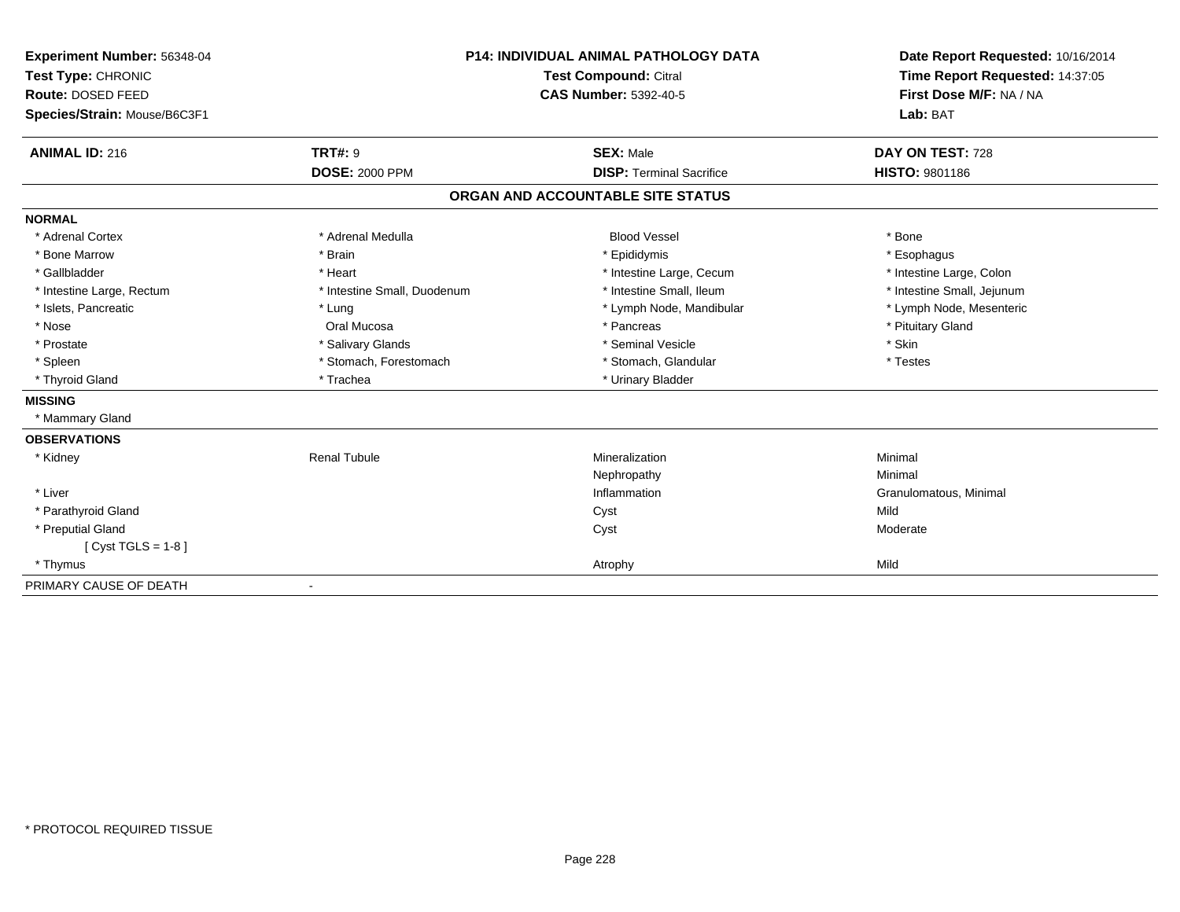**Experiment Number:** 56348-04
**Test Type:** CHRONIC
**Route:** DOSED FEED
**Species/Strain:** Mouse/B6C3F1

**P14: INDIVIDUAL ANIMAL PATHOLOGY DATA**
**Test Compound:** Citral
**CAS Number:** 5392-40-5

**Date Report Requested:** 10/16/2014
**Time Report Requested:** 14:37:05
**First Dose M/F:** NA / NA
**Lab:** BAT

| **ANIMAL ID:** 216 | **TRT#:** 9 | **SEX:** Male | **DAY ON TEST:** 728 |
|---|---|---|---|
| | **DOSE:** 2000 PPM | **DISP:** Terminal Sacrifice | **HISTO:** 9801186 |

## ORGAN AND ACCOUNTABLE SITE STATUS

**NORMAL**

| | | | |
|---|---|---|---|
| * Adrenal Cortex | * Adrenal Medulla | Blood Vessel | * Bone |
| * Bone Marrow | * Brain | * Epididymis | * Esophagus |
| * Gallbladder | * Heart | * Intestine Large, Cecum | * Intestine Large, Colon |
| * Intestine Large, Rectum | * Intestine Small, Duodenum | * Intestine Small, Ileum | * Intestine Small, Jejunum |
| * Islets, Pancreatic | * Lung | * Lymph Node, Mandibular | * Lymph Node, Mesenteric |
| * Nose | Oral Mucosa | * Pancreas | * Pituitary Gland |
| * Prostate | * Salivary Glands | * Seminal Vesicle | * Skin |
| * Spleen | * Stomach, Forestomach | * Stomach, Glandular | * Testes |
| * Thyroid Gland | * Trachea | * Urinary Bladder | |

**MISSING**

* Mammary Gland

**OBSERVATIONS**

| | | | |
|---|---|---|---|
| * Kidney | Renal Tubule | Mineralization | Minimal |
| | | Nephropathy | Minimal |
| * Liver | | Inflammation | Granulomatous, Minimal |
| * Parathyroid Gland | | Cyst | Mild |
| * Preputial Gland | | Cyst | Moderate |
| [ Cyst TGLS = 1-8 ] | | | |
| * Thymus | | Atrophy | Mild |

PRIMARY CAUSE OF DEATH -

* PROTOCOL REQUIRED TISSUE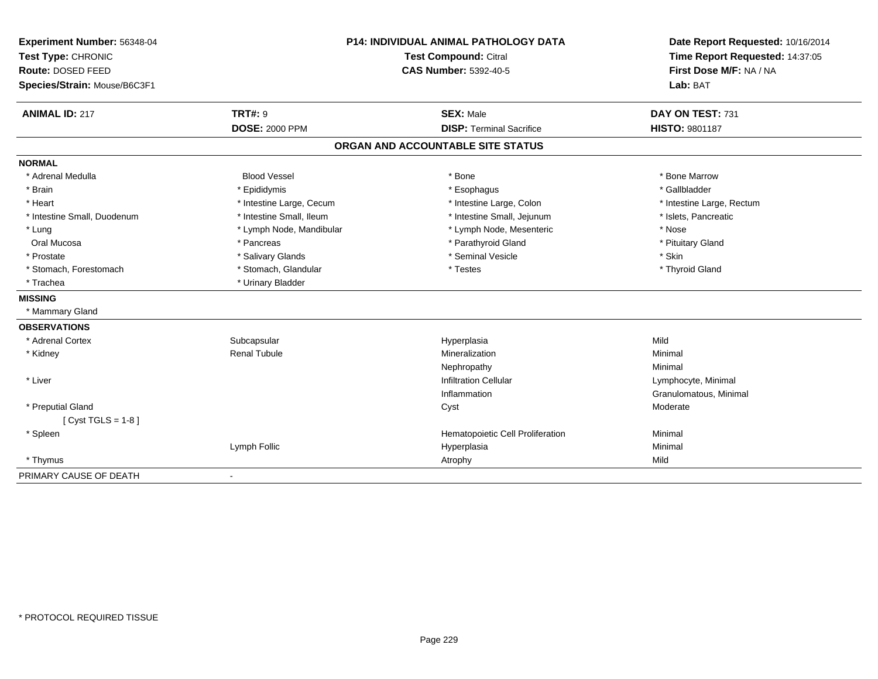**Experiment Number:** 56348-04
**Test Type:** CHRONIC
**Route:** DOSED FEED
**Species/Strain:** Mouse/B6C3F1

**P14: INDIVIDUAL ANIMAL PATHOLOGY DATA**
**Test Compound:** Citral
**CAS Number:** 5392-40-5

**Date Report Requested:** 10/16/2014
**Time Report Requested:** 14:37:05
**First Dose M/F:** NA / NA
**Lab:** BAT

| **ANIMAL ID:** 217 | **TRT#:** 9 | **SEX:** Male | **DAY ON TEST:** 731 |
|---|---|---|---|
| | **DOSE:** 2000 PPM | **DISP:** Terminal Sacrifice | **HISTO:** 9801187 |

## ORGAN AND ACCOUNTABLE SITE STATUS

**NORMAL**

| | | | |
|---|---|---|---|
| * Adrenal Medulla | Blood Vessel | * Bone | * Bone Marrow |
| * Brain | * Epididymis | * Esophagus | * Gallbladder |
| * Heart | * Intestine Large, Cecum | * Intestine Large, Colon | * Intestine Large, Rectum |
| * Intestine Small, Duodenum | * Intestine Small, Ileum | * Intestine Small, Jejunum | * Islets, Pancreatic |
| * Lung | * Lymph Node, Mandibular | * Lymph Node, Mesenteric | * Nose |
| Oral Mucosa | * Pancreas | * Parathyroid Gland | * Pituitary Gland |
| * Prostate | * Salivary Glands | * Seminal Vesicle | * Skin |
| * Stomach, Forestomach | * Stomach, Glandular | * Testes | * Thyroid Gland |
| * Trachea | * Urinary Bladder | | |

**MISSING**

* Mammary Gland

**OBSERVATIONS**

| | | | |
|---|---|---|---|
| * Adrenal Cortex | Subcapsular | Hyperplasia | Mild |
| * Kidney | Renal Tubule | Mineralization | Minimal |
| | | Nephropathy | Minimal |
| * Liver | | Infiltration Cellular | Lymphocyte, Minimal |
| | | Inflammation | Granulomatous, Minimal |
| * Preputial Gland | | Cyst | Moderate |
| [ Cyst TGLS = 1-8 ] | | | |
| * Spleen | | Hematopoietic Cell Proliferation | Minimal |
| | Lymph Follic | Hyperplasia | Minimal |
| * Thymus | | Atrophy | Mild |

PRIMARY CAUSE OF DEATH -

* PROTOCOL REQUIRED TISSUE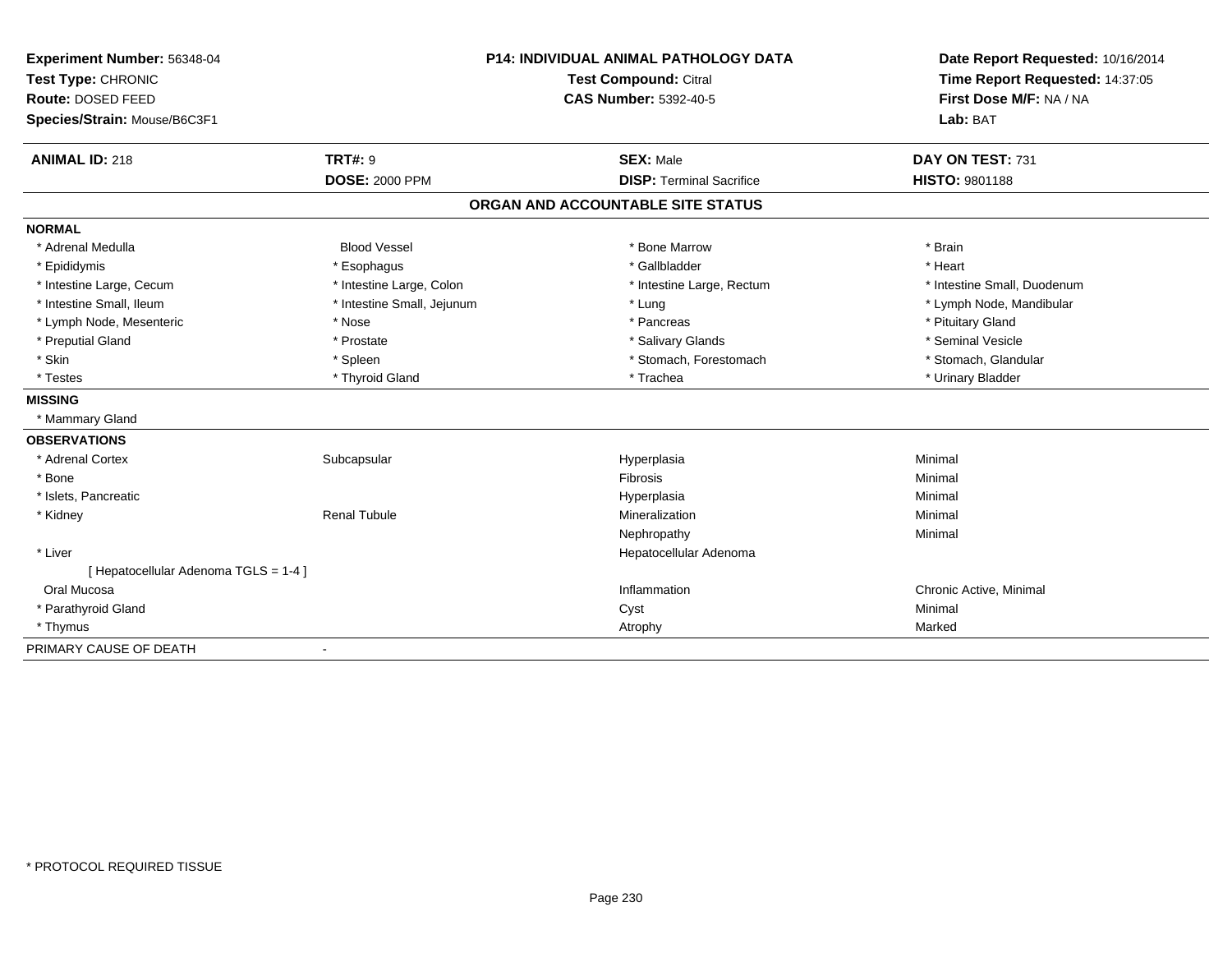**Experiment Number:** 56348-04
**Test Type:** CHRONIC
**Route:** DOSED FEED
**Species/Strain:** Mouse/B6C3F1

**P14: INDIVIDUAL ANIMAL PATHOLOGY DATA**
**Test Compound:** Citral
**CAS Number:** 5392-40-5

**Date Report Requested:** 10/16/2014
**Time Report Requested:** 14:37:05
**First Dose M/F:** NA / NA
**Lab:** BAT

| **ANIMAL ID:** 218 | **TRT#:** 9 | **SEX:** Male | **DAY ON TEST:** 731 |
|---|---|---|---|
| | **DOSE:** 2000 PPM | **DISP:** Terminal Sacrifice | **HISTO:** 9801188 |

## ORGAN AND ACCOUNTABLE SITE STATUS

**NORMAL**

| | | | |
|---|---|---|---|
| * Adrenal Medulla | Blood Vessel | * Bone Marrow | * Brain |
| * Epididymis | * Esophagus | * Gallbladder | * Heart |
| * Intestine Large, Cecum | * Intestine Large, Colon | * Intestine Large, Rectum | * Intestine Small, Duodenum |
| * Intestine Small, Ileum | * Intestine Small, Jejunum | * Lung | * Lymph Node, Mandibular |
| * Lymph Node, Mesenteric | * Nose | * Pancreas | * Pituitary Gland |
| * Preputial Gland | * Prostate | * Salivary Glands | * Seminal Vesicle |
| * Skin | * Spleen | * Stomach, Forestomach | * Stomach, Glandular |
| * Testes | * Thyroid Gland | * Trachea | * Urinary Bladder |

**MISSING**

* Mammary Gland

**OBSERVATIONS**

| | | | |
|---|---|---|---|
| * Adrenal Cortex | Subcapsular | Hyperplasia | Minimal |
| * Bone | | Fibrosis | Minimal |
| * Islets, Pancreatic | | Hyperplasia | Minimal |
| * Kidney | Renal Tubule | Mineralization | Minimal |
| | | Nephropathy | Minimal |
| * Liver | | Hepatocellular Adenoma | |
| [ Hepatocellular Adenoma TGLS = 1-4 ] | | | |
| Oral Mucosa | | Inflammation | Chronic Active, Minimal |
| * Parathyroid Gland | | Cyst | Minimal |
| * Thymus | | Atrophy | Marked |

PRIMARY CAUSE OF DEATH -

* PROTOCOL REQUIRED TISSUE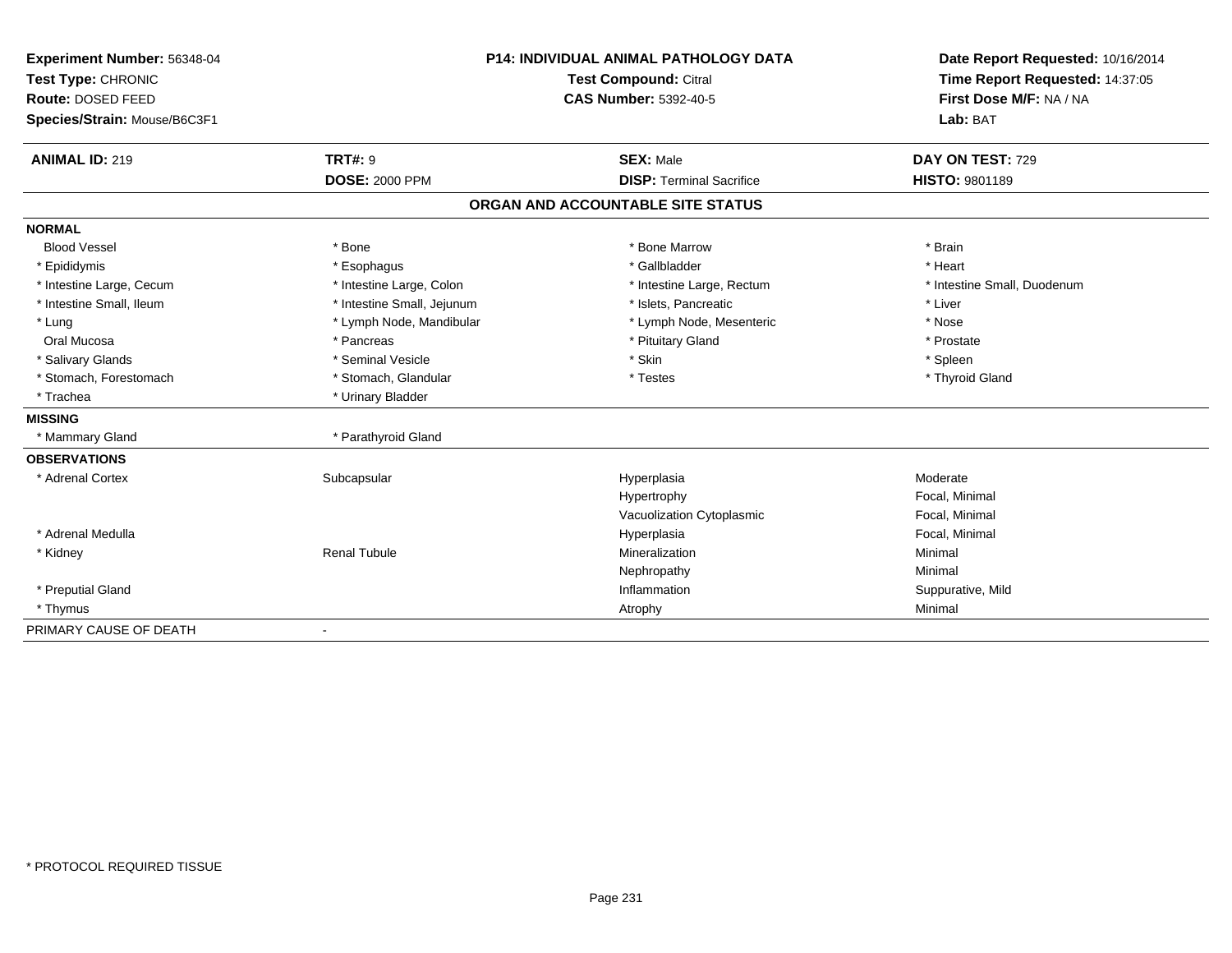**Experiment Number:** 56348-04
**Test Type:** CHRONIC
**Route:** DOSED FEED
**Species/Strain:** Mouse/B6C3F1

**P14: INDIVIDUAL ANIMAL PATHOLOGY DATA**
**Test Compound:** Citral
**CAS Number:** 5392-40-5

**Date Report Requested:** 10/16/2014
**Time Report Requested:** 14:37:05
**First Dose M/F:** NA / NA
**Lab:** BAT

| **ANIMAL ID:** 219 | **TRT#:** 9 | **SEX:** Male | **DAY ON TEST:** 729 |
|---|---|---|---|
| | **DOSE:** 2000 PPM | **DISP:** Terminal Sacrifice | **HISTO:** 9801189 |

## ORGAN AND ACCOUNTABLE SITE STATUS

**NORMAL**

| | | | |
|---|---|---|---|
| Blood Vessel | * Bone | * Bone Marrow | * Brain |
| * Epididymis | * Esophagus | * Gallbladder | * Heart |
| * Intestine Large, Cecum | * Intestine Large, Colon | * Intestine Large, Rectum | * Intestine Small, Duodenum |
| * Intestine Small, Ileum | * Intestine Small, Jejunum | * Islets, Pancreatic | * Liver |
| * Lung | * Lymph Node, Mandibular | * Lymph Node, Mesenteric | * Nose |
| Oral Mucosa | * Pancreas | * Pituitary Gland | * Prostate |
| * Salivary Glands | * Seminal Vesicle | * Skin | * Spleen |
| * Stomach, Forestomach | * Stomach, Glandular | * Testes | * Thyroid Gland |
| * Trachea | * Urinary Bladder | | |

**MISSING**

| | |
|---|---|
| * Mammary Gland | * Parathyroid Gland |

**OBSERVATIONS**

| | | | |
|---|---|---|---|
| * Adrenal Cortex | Subcapsular | Hyperplasia | Moderate |
| | | Hypertrophy | Focal, Minimal |
| | | Vacuolization Cytoplasmic | Focal, Minimal |
| * Adrenal Medulla | | Hyperplasia | Focal, Minimal |
| * Kidney | Renal Tubule | Mineralization | Minimal |
| | | Nephropathy | Minimal |
| * Preputial Gland | | Inflammation | Suppurative, Mild |
| * Thymus | | Atrophy | Minimal |

PRIMARY CAUSE OF DEATH -

* PROTOCOL REQUIRED TISSUE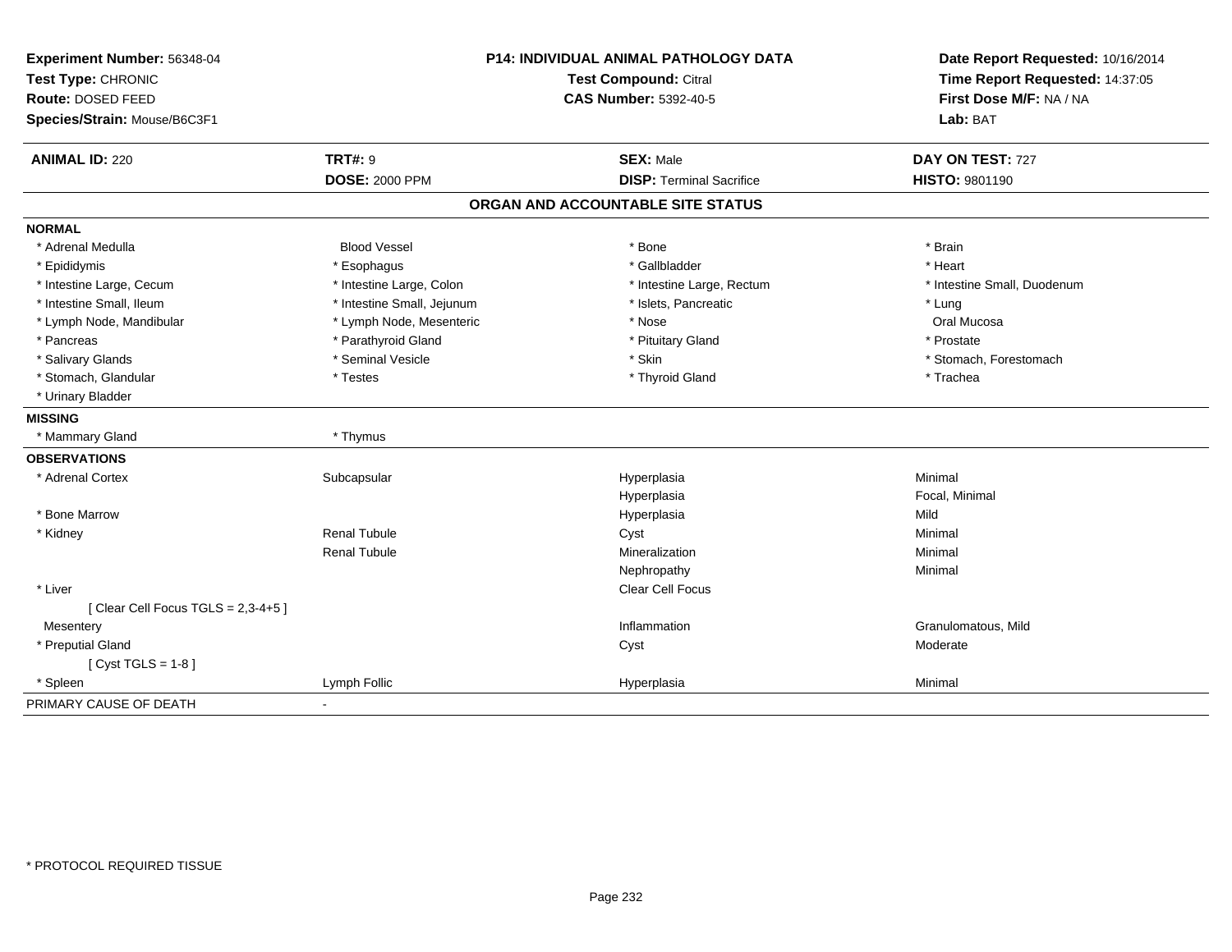**Experiment Number:** 56348-04
**Test Type:** CHRONIC
**Route:** DOSED FEED
**Species/Strain:** Mouse/B6C3F1

**P14: INDIVIDUAL ANIMAL PATHOLOGY DATA**
**Test Compound:** Citral
**CAS Number:** 5392-40-5

**Date Report Requested:** 10/16/2014
**Time Report Requested:** 14:37:05
**First Dose M/F:** NA / NA
**Lab:** BAT

| **ANIMAL ID:** 220 | **TRT#:** 9 | **SEX:** Male | **DAY ON TEST:** 727 |
|---|---|---|---|
| | **DOSE:** 2000 PPM | **DISP:** Terminal Sacrifice | **HISTO:** 9801190 |

## ORGAN AND ACCOUNTABLE SITE STATUS

| | | | |
|---|---|---|---|
| **NORMAL** | | | |
| * Adrenal Medulla | Blood Vessel | * Bone | * Brain |
| * Epididymis | * Esophagus | * Gallbladder | * Heart |
| * Intestine Large, Cecum | * Intestine Large, Colon | * Intestine Large, Rectum | * Intestine Small, Duodenum |
| * Intestine Small, Ileum | * Intestine Small, Jejunum | * Islets, Pancreatic | * Lung |
| * Lymph Node, Mandibular | * Lymph Node, Mesenteric | * Nose | Oral Mucosa |
| * Pancreas | * Parathyroid Gland | * Pituitary Gland | * Prostate |
| * Salivary Glands | * Seminal Vesicle | * Skin | * Stomach, Forestomach |
| * Stomach, Glandular | * Testes | * Thyroid Gland | * Trachea |
| * Urinary Bladder | | | |
| **MISSING** | | | |
| * Mammary Gland | * Thymus | | |
| **OBSERVATIONS** | | | |
| * Adrenal Cortex | Subcapsular | Hyperplasia | Minimal |
| | | Hyperplasia | Focal, Minimal |
| * Bone Marrow | | Hyperplasia | Mild |
| * Kidney | Renal Tubule | Cyst | Minimal |
| | Renal Tubule | Mineralization | Minimal |
| | | Nephropathy | Minimal |
| * Liver | | Clear Cell Focus | |
| [ Clear Cell Focus TGLS = 2,3-4+5 ] | | | |
| Mesentery | | Inflammation | Granulomatous, Mild |
| * Preputial Gland | | Cyst | Moderate |
| [ Cyst TGLS = 1-8 ] | | | |
| * Spleen | Lymph Follic | Hyperplasia | Minimal |
| PRIMARY CAUSE OF DEATH | - | | |

* PROTOCOL REQUIRED TISSUE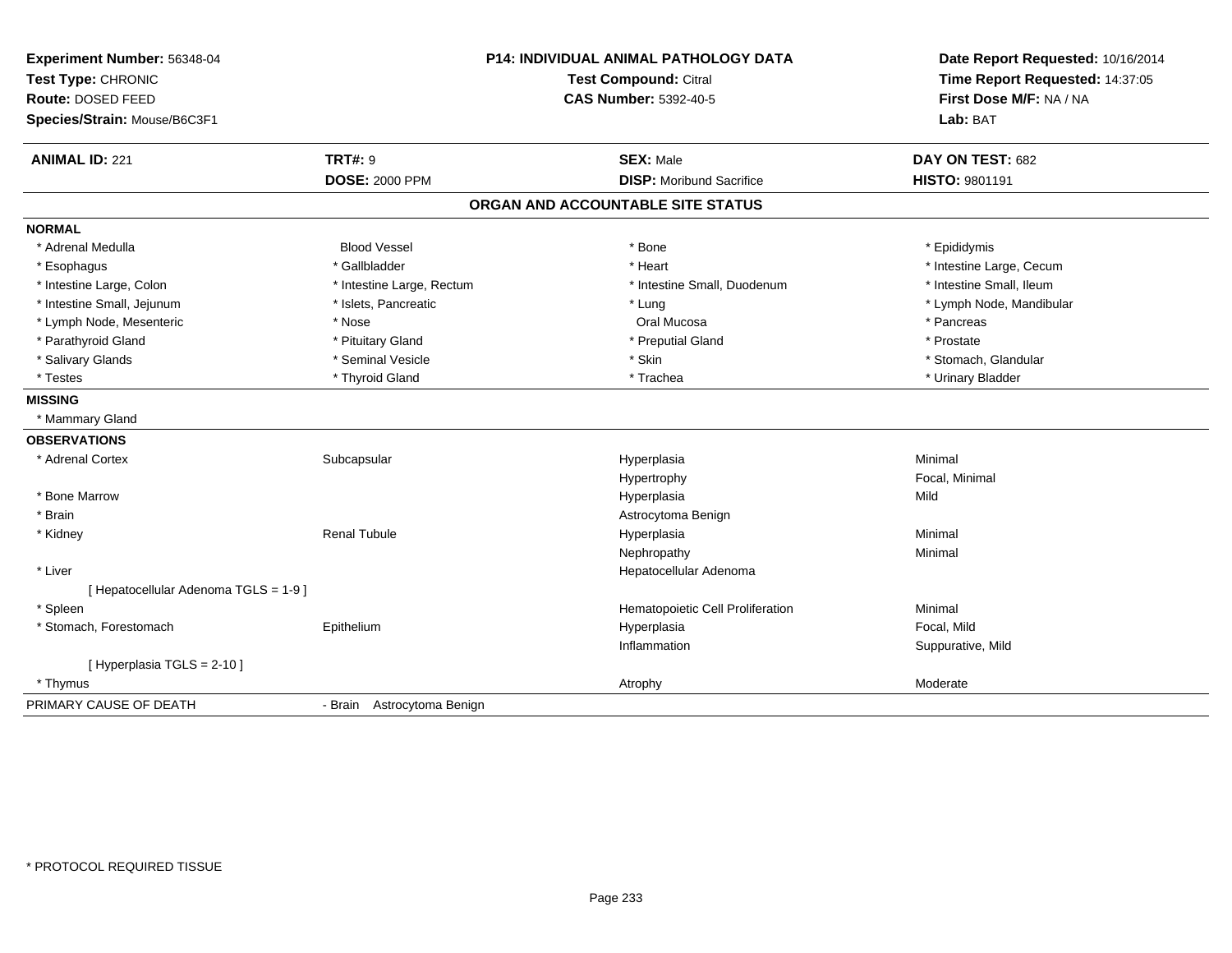**Experiment Number:** 56348-04
**Test Type:** CHRONIC
**Route:** DOSED FEED
**Species/Strain:** Mouse/B6C3F1

**P14: INDIVIDUAL ANIMAL PATHOLOGY DATA**
**Test Compound:** Citral
**CAS Number:** 5392-40-5

**Date Report Requested:** 10/16/2014
**Time Report Requested:** 14:37:05
**First Dose M/F:** NA / NA
**Lab:** BAT

| **ANIMAL ID:** 221 | **TRT#:** 9 | **SEX:** Male | **DAY ON TEST:** 682 |
|---|---|---|---|
| | **DOSE:** 2000 PPM | **DISP:** Moribund Sacrifice | **HISTO:** 9801191 |

## ORGAN AND ACCOUNTABLE SITE STATUS

**NORMAL**

| | | | |
|---|---|---|---|
| * Adrenal Medulla | Blood Vessel | * Bone | * Epididymis |
| * Esophagus | * Gallbladder | * Heart | * Intestine Large, Cecum |
| * Intestine Large, Colon | * Intestine Large, Rectum | * Intestine Small, Duodenum | * Intestine Small, Ileum |
| * Intestine Small, Jejunum | * Islets, Pancreatic | * Lung | * Lymph Node, Mandibular |
| * Lymph Node, Mesenteric | * Nose | Oral Mucosa | * Pancreas |
| * Parathyroid Gland | * Pituitary Gland | * Preputial Gland | * Prostate |
| * Salivary Glands | * Seminal Vesicle | * Skin | * Stomach, Glandular |
| * Testes | * Thyroid Gland | * Trachea | * Urinary Bladder |

**MISSING**

* Mammary Gland

**OBSERVATIONS**

| | | | |
|---|---|---|---|
| * Adrenal Cortex | Subcapsular | Hyperplasia | Minimal |
| | | Hypertrophy | Focal, Minimal |
| * Bone Marrow | | Hyperplasia | Mild |
| * Brain | | Astrocytoma Benign | |
| * Kidney | Renal Tubule | Hyperplasia | Minimal |
| | | Nephropathy | Minimal |
| * Liver | | Hepatocellular Adenoma | |
| [ Hepatocellular Adenoma TGLS = 1-9 ] | | | |
| * Spleen | | Hematopoietic Cell Proliferation | Minimal |
| * Stomach, Forestomach | Epithelium | Hyperplasia | Focal, Mild |
| | | Inflammation | Suppurative, Mild |
| [ Hyperplasia TGLS = 2-10 ] | | | |
| * Thymus | | Atrophy | Moderate |

| | |
|---|---|
| PRIMARY CAUSE OF DEATH | - Brain Astrocytoma Benign |

* PROTOCOL REQUIRED TISSUE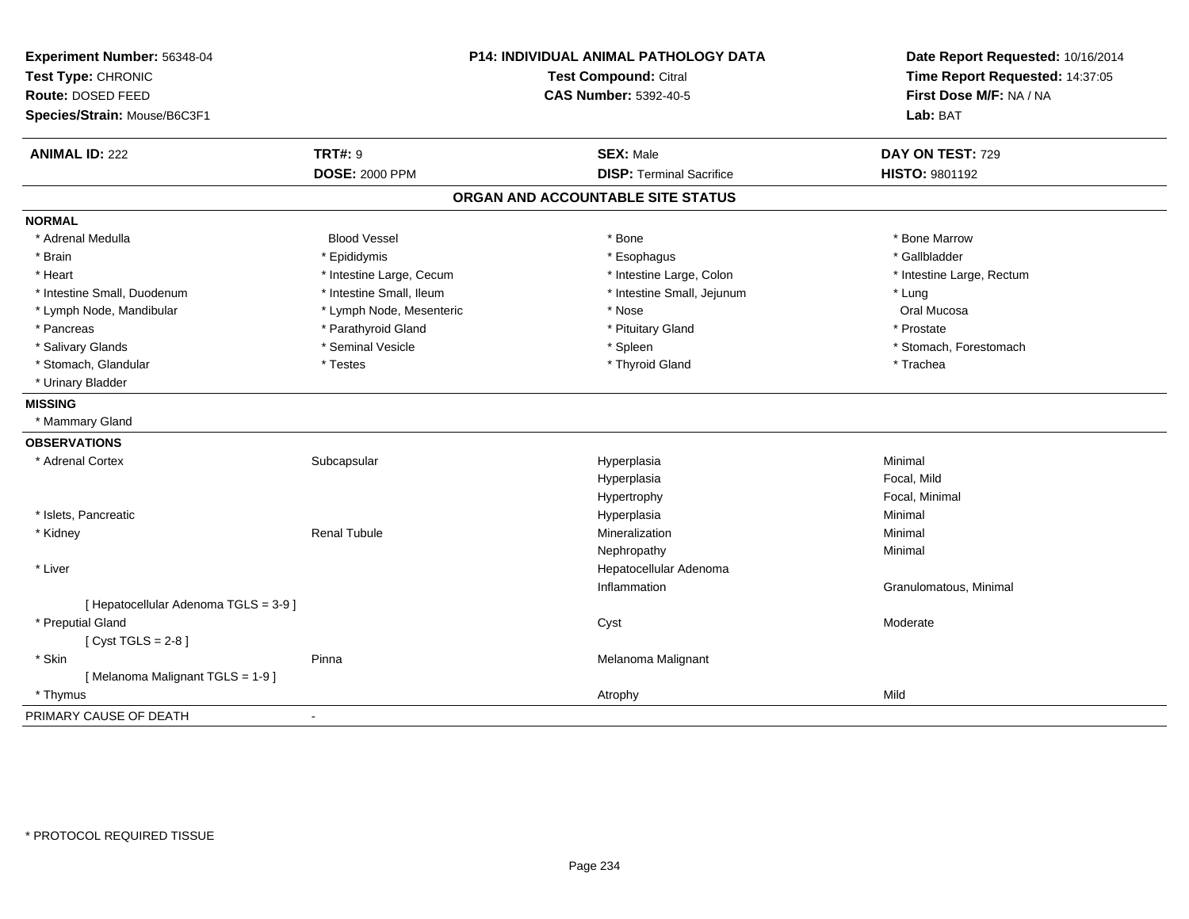**Experiment Number:** 56348-04
**Test Type:** CHRONIC
**Route:** DOSED FEED
**Species/Strain:** Mouse/B6C3F1

**P14: INDIVIDUAL ANIMAL PATHOLOGY DATA**
**Test Compound:** Citral
**CAS Number:** 5392-40-5

**Date Report Requested:** 10/16/2014
**Time Report Requested:** 14:37:05
**First Dose M/F:** NA / NA
**Lab:** BAT

| **ANIMAL ID:** 222 | **TRT#:** 9 | **SEX:** Male | **DAY ON TEST:** 729 |
|---|---|---|---|
| | **DOSE:** 2000 PPM | **DISP:** Terminal Sacrifice | **HISTO:** 9801192 |

## ORGAN AND ACCOUNTABLE SITE STATUS

### NORMAL

| | | | |
|---|---|---|---|
| * Adrenal Medulla | Blood Vessel | * Bone | * Bone Marrow |
| * Brain | * Epididymis | * Esophagus | * Gallbladder |
| * Heart | * Intestine Large, Cecum | * Intestine Large, Colon | * Intestine Large, Rectum |
| * Intestine Small, Duodenum | * Intestine Small, Ileum | * Intestine Small, Jejunum | * Lung |
| * Lymph Node, Mandibular | * Lymph Node, Mesenteric | * Nose | Oral Mucosa |
| * Pancreas | * Parathyroid Gland | * Pituitary Gland | * Prostate |
| * Salivary Glands | * Seminal Vesicle | * Spleen | * Stomach, Forestomach |
| * Stomach, Glandular | * Testes | * Thyroid Gland | * Trachea |
| * Urinary Bladder | | | |

### MISSING

* Mammary Gland

### OBSERVATIONS

| | | | |
|---|---|---|---|
| * Adrenal Cortex | Subcapsular | Hyperplasia | Minimal |
| | | Hyperplasia | Focal, Mild |
| | | Hypertrophy | Focal, Minimal |
| * Islets, Pancreatic | | Hyperplasia | Minimal |
| * Kidney | Renal Tubule | Mineralization | Minimal |
| | | Nephropathy | Minimal |
| * Liver | | Hepatocellular Adenoma | |
| | | Inflammation | Granulomatous, Minimal |
| [ Hepatocellular Adenoma TGLS = 3-9 ] | | | |
| * Preputial Gland | | Cyst | Moderate |
| [ Cyst TGLS = 2-8 ] | | | |
| * Skin | Pinna | Melanoma Malignant | |
| [ Melanoma Malignant TGLS = 1-9 ] | | | |
| * Thymus | | Atrophy | Mild |

PRIMARY CAUSE OF DEATH -

* PROTOCOL REQUIRED TISSUE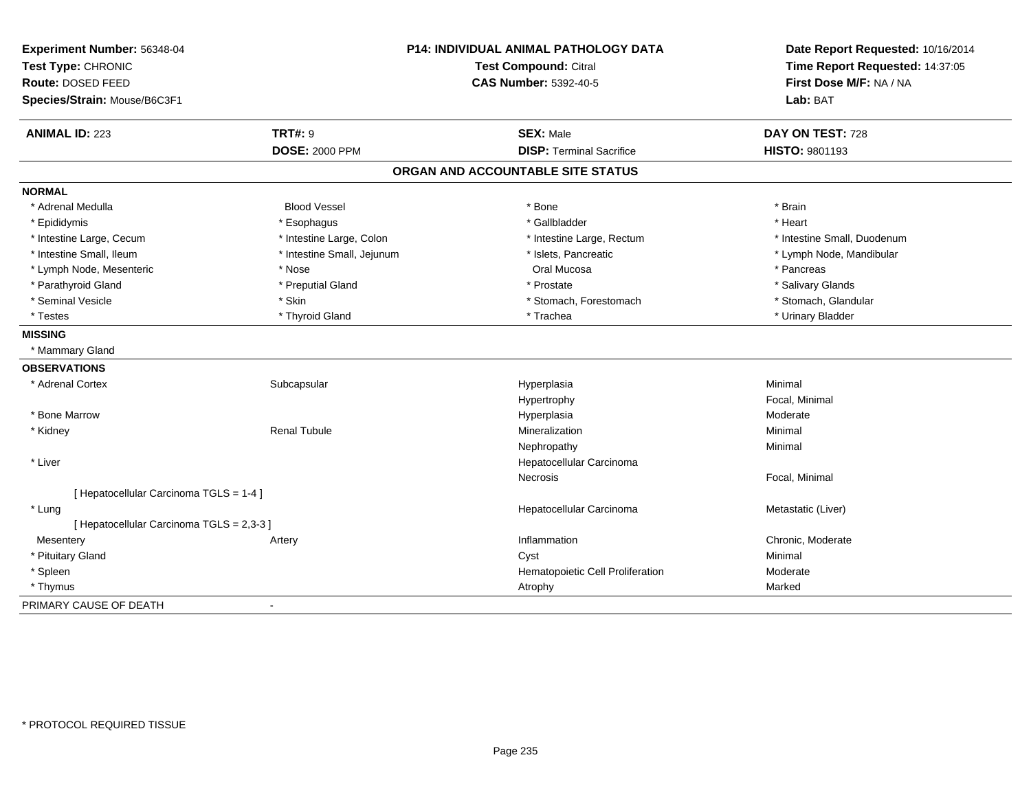**Experiment Number:** 56348-04
**Test Type:** CHRONIC
**Route:** DOSED FEED
**Species/Strain:** Mouse/B6C3F1

**P14: INDIVIDUAL ANIMAL PATHOLOGY DATA**
**Test Compound:** Citral
**CAS Number:** 5392-40-5

**Date Report Requested:** 10/16/2014
**Time Report Requested:** 14:37:05
**First Dose M/F:** NA / NA
**Lab:** BAT

| **ANIMAL ID:** 223 | **TRT#:** 9 | **SEX:** Male | **DAY ON TEST:** 728 |
|---|---|---|---|
| | **DOSE:** 2000 PPM | **DISP:** Terminal Sacrifice | **HISTO:** 9801193 |

## ORGAN AND ACCOUNTABLE SITE STATUS

**NORMAL**

| | | | |
|---|---|---|---|
| * Adrenal Medulla | Blood Vessel | * Bone | * Brain |
| * Epididymis | * Esophagus | * Gallbladder | * Heart |
| * Intestine Large, Cecum | * Intestine Large, Colon | * Intestine Large, Rectum | * Intestine Small, Duodenum |
| * Intestine Small, Ileum | * Intestine Small, Jejunum | * Islets, Pancreatic | * Lymph Node, Mandibular |
| * Lymph Node, Mesenteric | * Nose | Oral Mucosa | * Pancreas |
| * Parathyroid Gland | * Preputial Gland | * Prostate | * Salivary Glands |
| * Seminal Vesicle | * Skin | * Stomach, Forestomach | * Stomach, Glandular |
| * Testes | * Thyroid Gland | * Trachea | * Urinary Bladder |

**MISSING**

* Mammary Gland

**OBSERVATIONS**

| | | | |
|---|---|---|---|
| * Adrenal Cortex | Subcapsular | Hyperplasia | Minimal |
| | | Hypertrophy | Focal, Minimal |
| * Bone Marrow | | Hyperplasia | Moderate |
| * Kidney | Renal Tubule | Mineralization | Minimal |
| | | Nephropathy | Minimal |
| * Liver | | Hepatocellular Carcinoma | |
| | | Necrosis | Focal, Minimal |
| [ Hepatocellular Carcinoma TGLS = 1-4 ] | | | |
| * Lung | | Hepatocellular Carcinoma | Metastatic (Liver) |
| [ Hepatocellular Carcinoma TGLS = 2,3-3 ] | | | |
| Mesentery | Artery | Inflammation | Chronic, Moderate |
| * Pituitary Gland | | Cyst | Minimal |
| * Spleen | | Hematopoietic Cell Proliferation | Moderate |
| * Thymus | | Atrophy | Marked |

PRIMARY CAUSE OF DEATH -

* PROTOCOL REQUIRED TISSUE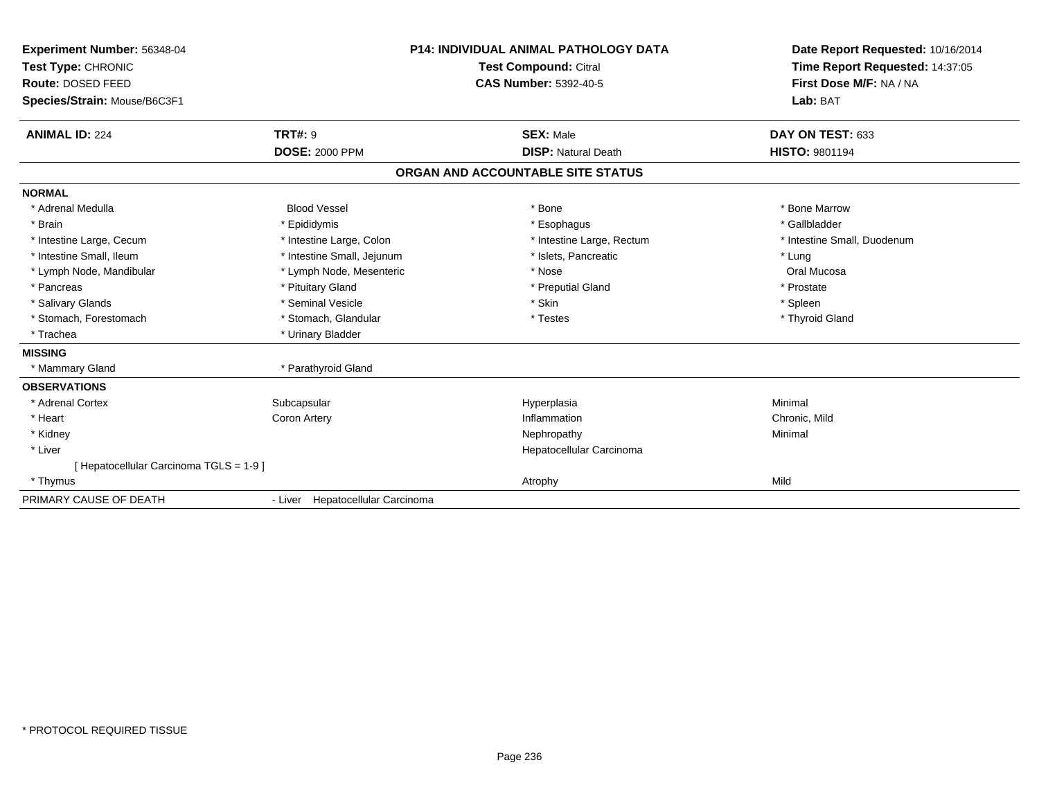**Experiment Number:** 56348-04
**Test Type:** CHRONIC
**Route:** DOSED FEED
**Species/Strain:** Mouse/B6C3F1

**P14: INDIVIDUAL ANIMAL PATHOLOGY DATA**
**Test Compound:** Citral
**CAS Number:** 5392-40-5

**Date Report Requested:** 10/16/2014
**Time Report Requested:** 14:37:05
**First Dose M/F:** NA / NA
**Lab:** BAT

| **ANIMAL ID:** 224 | **TRT#:** 9 | **SEX:** Male | **DAY ON TEST:** 633 |
|---|---|---|---|
| | **DOSE:** 2000 PPM | **DISP:** Natural Death | **HISTO:** 9801194 |

## ORGAN AND ACCOUNTABLE SITE STATUS

**NORMAL**

| | | | |
|---|---|---|---|
| * Adrenal Medulla | Blood Vessel | * Bone | * Bone Marrow |
| * Brain | * Epididymis | * Esophagus | * Gallbladder |
| * Intestine Large, Cecum | * Intestine Large, Colon | * Intestine Large, Rectum | * Intestine Small, Duodenum |
| * Intestine Small, Ileum | * Intestine Small, Jejunum | * Islets, Pancreatic | * Lung |
| * Lymph Node, Mandibular | * Lymph Node, Mesenteric | * Nose | Oral Mucosa |
| * Pancreas | * Pituitary Gland | * Preputial Gland | * Prostate |
| * Salivary Glands | * Seminal Vesicle | * Skin | * Spleen |
| * Stomach, Forestomach | * Stomach, Glandular | * Testes | * Thyroid Gland |
| * Trachea | * Urinary Bladder | | |

**MISSING**

| | |
|---|---|
| * Mammary Gland | * Parathyroid Gland |

**OBSERVATIONS**

| | | | |
|---|---|---|---|
| * Adrenal Cortex | Subcapsular | Hyperplasia | Minimal |
| * Heart | Coron Artery | Inflammation | Chronic, Mild |
| * Kidney | | Nephropathy | Minimal |
| * Liver | | Hepatocellular Carcinoma | |
| [ Hepatocellular Carcinoma TGLS = 1-9 ] | | | |
| * Thymus | | Atrophy | Mild |

PRIMARY CAUSE OF DEATH - Liver Hepatocellular Carcinoma

\* PROTOCOL REQUIRED TISSUE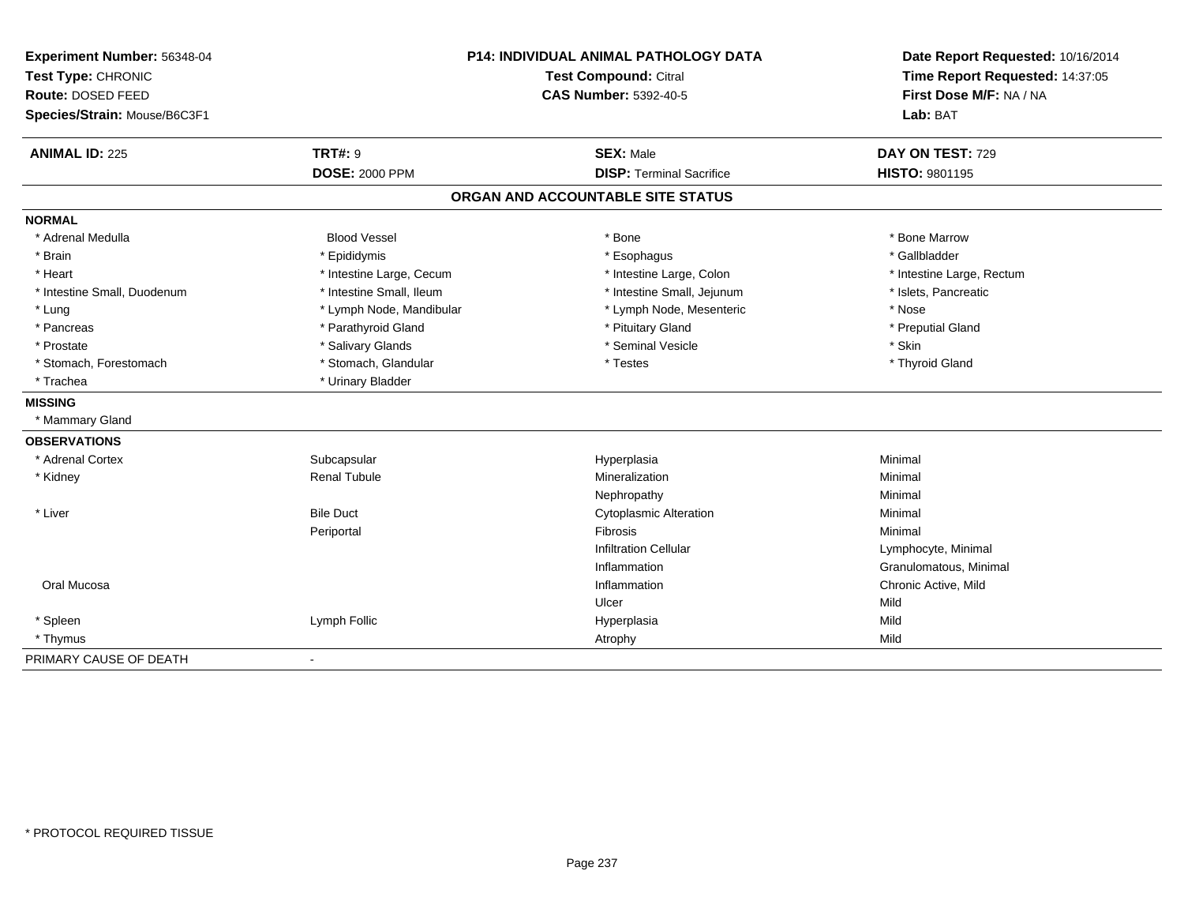**Experiment Number:** 56348-04
**Test Type:** CHRONIC
**Route:** DOSED FEED
**Species/Strain:** Mouse/B6C3F1

**P14: INDIVIDUAL ANIMAL PATHOLOGY DATA**
**Test Compound:** Citral
**CAS Number:** 5392-40-5

**Date Report Requested:** 10/16/2014
**Time Report Requested:** 14:37:05
**First Dose M/F:** NA / NA
**Lab:** BAT

| **ANIMAL ID:** 225 | **TRT#:** 9 | **SEX:** Male | **DAY ON TEST:** 729 |
|---|---|---|---|
| | **DOSE:** 2000 PPM | **DISP:** Terminal Sacrifice | **HISTO:** 9801195 |

## ORGAN AND ACCOUNTABLE SITE STATUS

**NORMAL**

| | | | |
|---|---|---|---|
| * Adrenal Medulla | Blood Vessel | * Bone | * Bone Marrow |
| * Brain | * Epididymis | * Esophagus | * Gallbladder |
| * Heart | * Intestine Large, Cecum | * Intestine Large, Colon | * Intestine Large, Rectum |
| * Intestine Small, Duodenum | * Intestine Small, Ileum | * Intestine Small, Jejunum | * Islets, Pancreatic |
| * Lung | * Lymph Node, Mandibular | * Lymph Node, Mesenteric | * Nose |
| * Pancreas | * Parathyroid Gland | * Pituitary Gland | * Preputial Gland |
| * Prostate | * Salivary Glands | * Seminal Vesicle | * Skin |
| * Stomach, Forestomach | * Stomach, Glandular | * Testes | * Thyroid Gland |
| * Trachea | * Urinary Bladder | | |

**MISSING**

* Mammary Gland

**OBSERVATIONS**

| | | | |
|---|---|---|---|
| * Adrenal Cortex | Subcapsular | Hyperplasia | Minimal |
| * Kidney | Renal Tubule | Mineralization | Minimal |
| | | Nephropathy | Minimal |
| * Liver | Bile Duct | Cytoplasmic Alteration | Minimal |
| | Periportal | Fibrosis | Minimal |
| | | Infiltration Cellular | Lymphocyte, Minimal |
| | | Inflammation | Granulomatous, Minimal |
| Oral Mucosa | | Inflammation | Chronic Active, Mild |
| | | Ulcer | Mild |
| * Spleen | Lymph Follic | Hyperplasia | Mild |
| * Thymus | | Atrophy | Mild |

PRIMARY CAUSE OF DEATH -

\* PROTOCOL REQUIRED TISSUE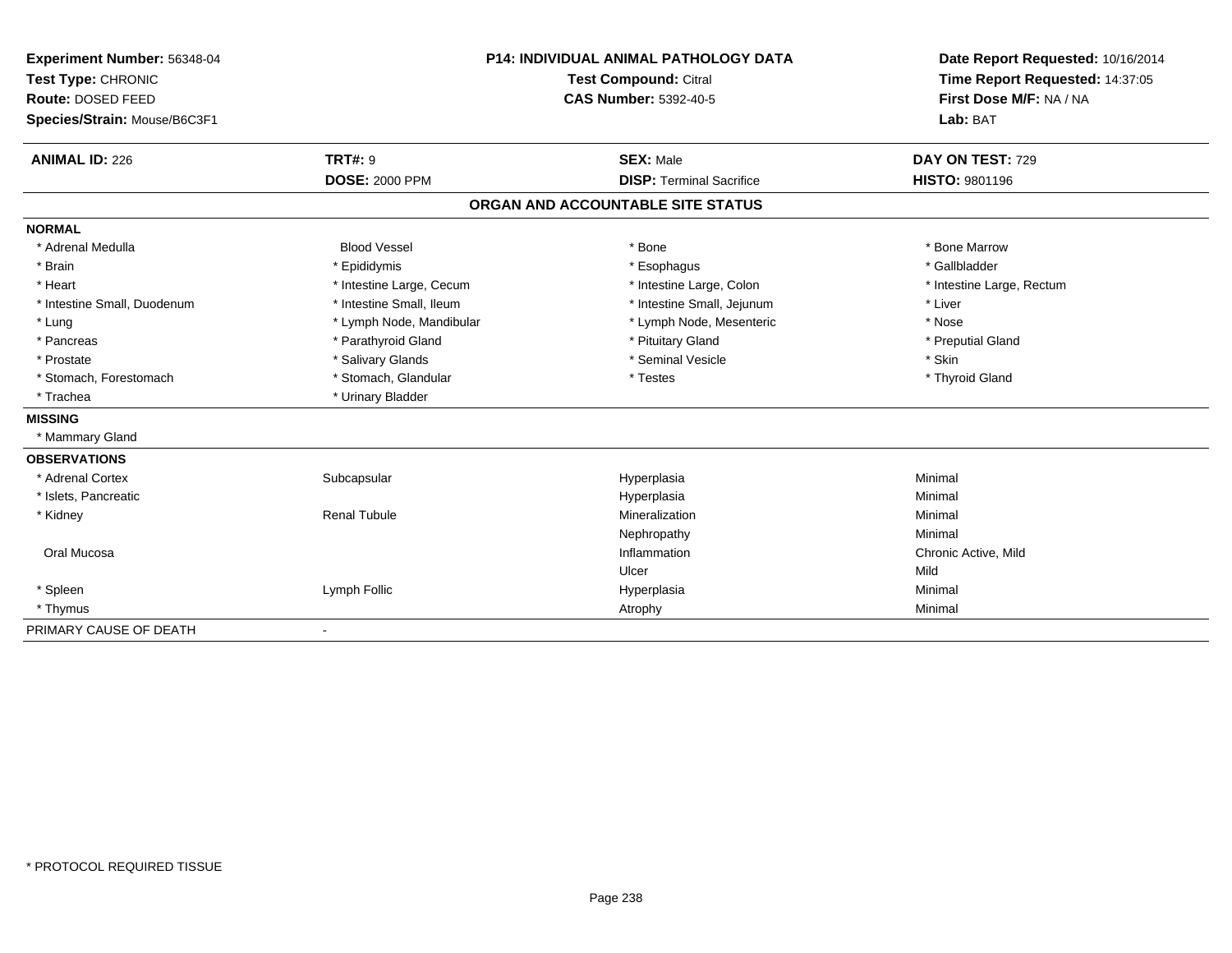**Experiment Number:** 56348-04
**Test Type:** CHRONIC
**Route:** DOSED FEED
**Species/Strain:** Mouse/B6C3F1

**P14: INDIVIDUAL ANIMAL PATHOLOGY DATA**
**Test Compound:** Citral
**CAS Number:** 5392-40-5

**Date Report Requested:** 10/16/2014
**Time Report Requested:** 14:37:05
**First Dose M/F:** NA / NA
**Lab:** BAT

| **ANIMAL ID:** 226 | **TRT#:** 9 | **SEX:** Male | **DAY ON TEST:** 729 |
|---|---|---|---|
| | **DOSE:** 2000 PPM | **DISP:** Terminal Sacrifice | **HISTO:** 9801196 |

## ORGAN AND ACCOUNTABLE SITE STATUS

**NORMAL**

| | | | |
|---|---|---|---|
| * Adrenal Medulla | Blood Vessel | * Bone | * Bone Marrow |
| * Brain | * Epididymis | * Esophagus | * Gallbladder |
| * Heart | * Intestine Large, Cecum | * Intestine Large, Colon | * Intestine Large, Rectum |
| * Intestine Small, Duodenum | * Intestine Small, Ileum | * Intestine Small, Jejunum | * Liver |
| * Lung | * Lymph Node, Mandibular | * Lymph Node, Mesenteric | * Nose |
| * Pancreas | * Parathyroid Gland | * Pituitary Gland | * Preputial Gland |
| * Prostate | * Salivary Glands | * Seminal Vesicle | * Skin |
| * Stomach, Forestomach | * Stomach, Glandular | * Testes | * Thyroid Gland |
| * Trachea | * Urinary Bladder | | |

**MISSING**

* Mammary Gland

**OBSERVATIONS**

| | | | |
|---|---|---|---|
| * Adrenal Cortex | Subcapsular | Hyperplasia | Minimal |
| * Islets, Pancreatic | | Hyperplasia | Minimal |
| * Kidney | Renal Tubule | Mineralization | Minimal |
| | | Nephropathy | Minimal |
| Oral Mucosa | | Inflammation | Chronic Active, Mild |
| | | Ulcer | Mild |
| * Spleen | Lymph Follic | Hyperplasia | Minimal |
| * Thymus | | Atrophy | Minimal |

PRIMARY CAUSE OF DEATH -

* PROTOCOL REQUIRED TISSUE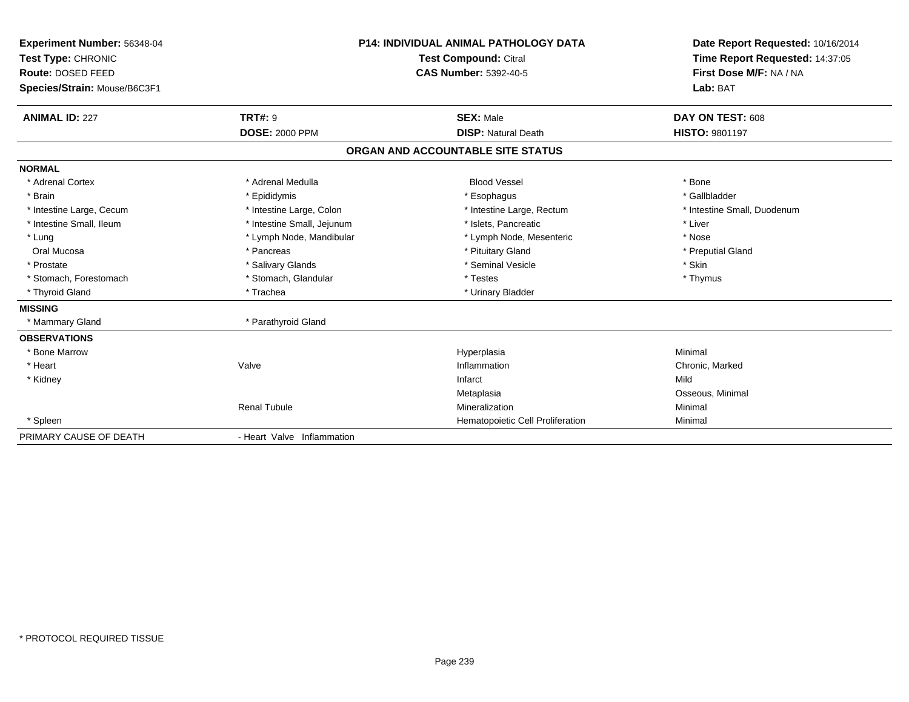**Experiment Number:** 56348-04
**Test Type:** CHRONIC
**Route:** DOSED FEED
**Species/Strain:** Mouse/B6C3F1

**P14: INDIVIDUAL ANIMAL PATHOLOGY DATA**
**Test Compound:** Citral
**CAS Number:** 5392-40-5

**Date Report Requested:** 10/16/2014
**Time Report Requested:** 14:37:05
**First Dose M/F:** NA / NA
**Lab:** BAT

| **ANIMAL ID:** 227 | **TRT#:** 9 | **SEX:** Male | **DAY ON TEST:** 608 |
|---|---|---|---|
| | **DOSE:** 2000 PPM | **DISP:** Natural Death | **HISTO:** 9801197 |

## ORGAN AND ACCOUNTABLE SITE STATUS

| | | | |
|---|---|---|---|
| **NORMAL** | | | |
| * Adrenal Cortex | * Adrenal Medulla | Blood Vessel | * Bone |
| * Brain | * Epididymis | * Esophagus | * Gallbladder |
| * Intestine Large, Cecum | * Intestine Large, Colon | * Intestine Large, Rectum | * Intestine Small, Duodenum |
| * Intestine Small, Ileum | * Intestine Small, Jejunum | * Islets, Pancreatic | * Liver |
| * Lung | * Lymph Node, Mandibular | * Lymph Node, Mesenteric | * Nose |
| Oral Mucosa | * Pancreas | * Pituitary Gland | * Preputial Gland |
| * Prostate | * Salivary Glands | * Seminal Vesicle | * Skin |
| * Stomach, Forestomach | * Stomach, Glandular | * Testes | * Thymus |
| * Thyroid Gland | * Trachea | * Urinary Bladder | |
| **MISSING** | | | |
| * Mammary Gland | * Parathyroid Gland | | |
| **OBSERVATIONS** | | | |
| * Bone Marrow | | Hyperplasia | Minimal |
| * Heart | Valve | Inflammation | Chronic, Marked |
| * Kidney | | Infarct | Mild |
| | | Metaplasia | Osseous, Minimal |
| | Renal Tubule | Mineralization | Minimal |
| * Spleen | | Hematopoietic Cell Proliferation | Minimal |
| PRIMARY CAUSE OF DEATH | - Heart Valve Inflammation | | |

* PROTOCOL REQUIRED TISSUE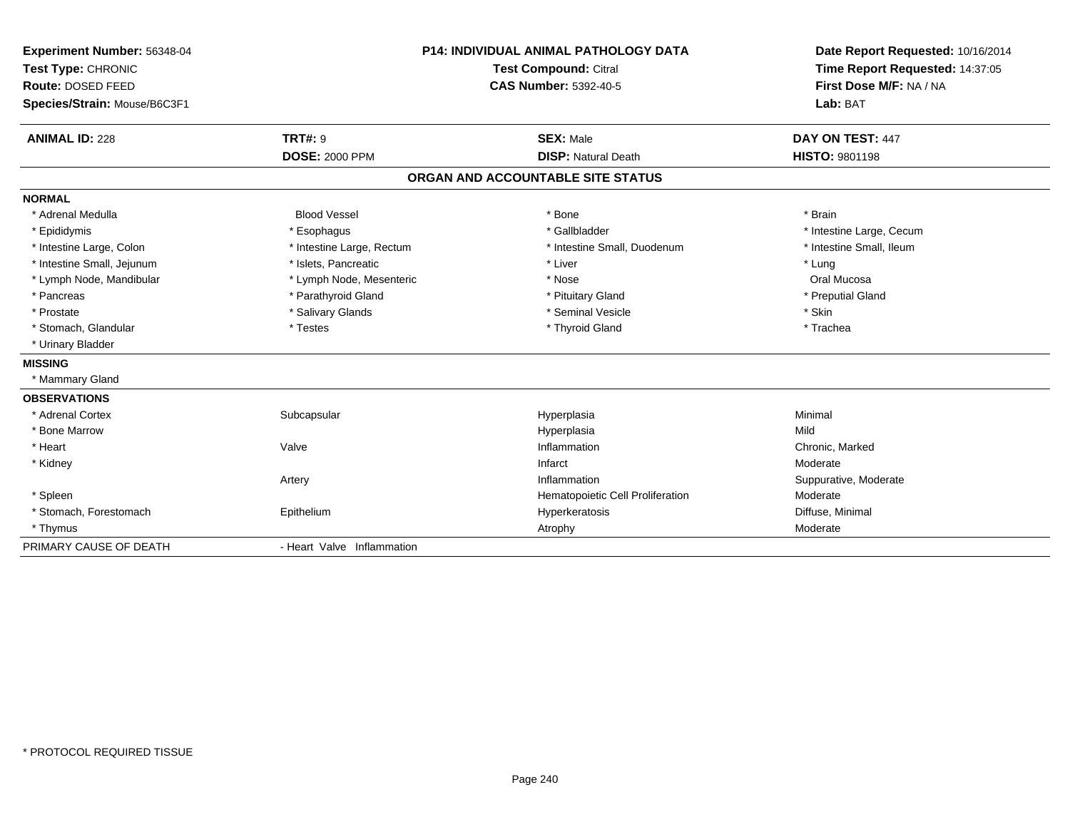**Experiment Number:** 56348-04
**Test Type:** CHRONIC
**Route:** DOSED FEED
**Species/Strain:** Mouse/B6C3F1

**P14: INDIVIDUAL ANIMAL PATHOLOGY DATA**
**Test Compound:** Citral
**CAS Number:** 5392-40-5

**Date Report Requested:** 10/16/2014
**Time Report Requested:** 14:37:05
**First Dose M/F:** NA / NA
**Lab:** BAT

| **ANIMAL ID:** 228 | **TRT#:** 9 | **SEX:** Male | **DAY ON TEST:** 447 |
|---|---|---|---|
| | **DOSE:** 2000 PPM | **DISP:** Natural Death | **HISTO:** 9801198 |

## ORGAN AND ACCOUNTABLE SITE STATUS

**NORMAL**

| | | | |
|---|---|---|---|
| * Adrenal Medulla | Blood Vessel | * Bone | * Brain |
| * Epididymis | * Esophagus | * Gallbladder | * Intestine Large, Cecum |
| * Intestine Large, Colon | * Intestine Large, Rectum | * Intestine Small, Duodenum | * Intestine Small, Ileum |
| * Intestine Small, Jejunum | * Islets, Pancreatic | * Liver | * Lung |
| * Lymph Node, Mandibular | * Lymph Node, Mesenteric | * Nose | Oral Mucosa |
| * Pancreas | * Parathyroid Gland | * Pituitary Gland | * Preputial Gland |
| * Prostate | * Salivary Glands | * Seminal Vesicle | * Skin |
| * Stomach, Glandular | * Testes | * Thyroid Gland | * Trachea |
| * Urinary Bladder | | | |

**MISSING**

* Mammary Gland

**OBSERVATIONS**

| | | | |
|---|---|---|---|
| * Adrenal Cortex | Subcapsular | Hyperplasia | Minimal |
| * Bone Marrow | | Hyperplasia | Mild |
| * Heart | Valve | Inflammation | Chronic, Marked |
| * Kidney | | Infarct | Moderate |
| | Artery | Inflammation | Suppurative, Moderate |
| * Spleen | | Hematopoietic Cell Proliferation | Moderate |
| * Stomach, Forestomach | Epithelium | Hyperkeratosis | Diffuse, Minimal |
| * Thymus | | Atrophy | Moderate |

PRIMARY CAUSE OF DEATH - Heart Valve Inflammation

* PROTOCOL REQUIRED TISSUE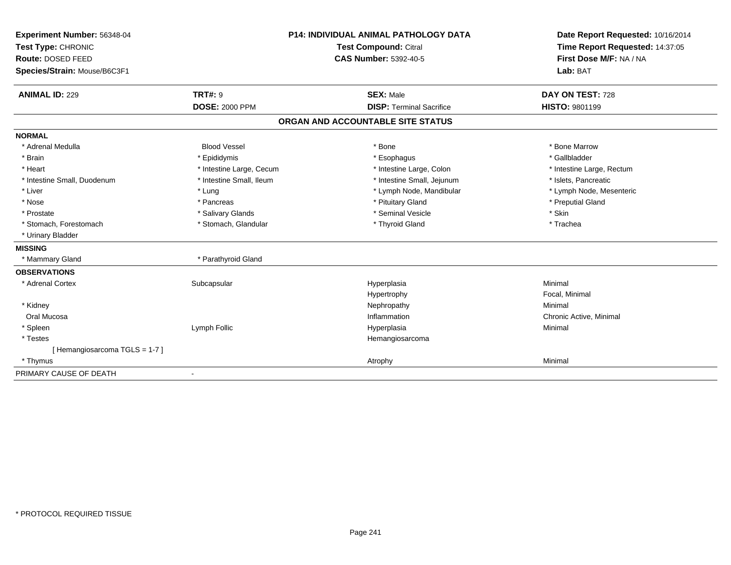**Experiment Number:** 56348-04
**Test Type:** CHRONIC
**Route:** DOSED FEED
**Species/Strain:** Mouse/B6C3F1

**P14: INDIVIDUAL ANIMAL PATHOLOGY DATA**
**Test Compound:** Citral
**CAS Number:** 5392-40-5

**Date Report Requested:** 10/16/2014
**Time Report Requested:** 14:37:05
**First Dose M/F:** NA / NA
**Lab:** BAT

| **ANIMAL ID:** 229 | **TRT#:** 9 | **SEX:** Male | **DAY ON TEST:** 728 |
|---|---|---|---|
| | **DOSE:** 2000 PPM | **DISP:** Terminal Sacrifice | **HISTO:** 9801199 |

## ORGAN AND ACCOUNTABLE SITE STATUS

**NORMAL**

| | | | |
|---|---|---|---|
| * Adrenal Medulla | Blood Vessel | * Bone | * Bone Marrow |
| * Brain | * Epididymis | * Esophagus | * Gallbladder |
| * Heart | * Intestine Large, Cecum | * Intestine Large, Colon | * Intestine Large, Rectum |
| * Intestine Small, Duodenum | * Intestine Small, Ileum | * Intestine Small, Jejunum | * Islets, Pancreatic |
| * Liver | * Lung | * Lymph Node, Mandibular | * Lymph Node, Mesenteric |
| * Nose | * Pancreas | * Pituitary Gland | * Preputial Gland |
| * Prostate | * Salivary Glands | * Seminal Vesicle | * Skin |
| * Stomach, Forestomach | * Stomach, Glandular | * Thyroid Gland | * Trachea |
| * Urinary Bladder | | | |

**MISSING**

| | |
|---|---|
| * Mammary Gland | * Parathyroid Gland |

**OBSERVATIONS**

| | | | |
|---|---|---|---|
| * Adrenal Cortex | Subcapsular | Hyperplasia | Minimal |
| | | Hypertrophy | Focal, Minimal |
| * Kidney | | Nephropathy | Minimal |
| Oral Mucosa | | Inflammation | Chronic Active, Minimal |
| * Spleen | Lymph Follic | Hyperplasia | Minimal |
| * Testes | | Hemangiosarcoma | |
| [ Hemangiosarcoma TGLS = 1-7 ] | | | |
| * Thymus | | Atrophy | Minimal |

PRIMARY CAUSE OF DEATH -

\* PROTOCOL REQUIRED TISSUE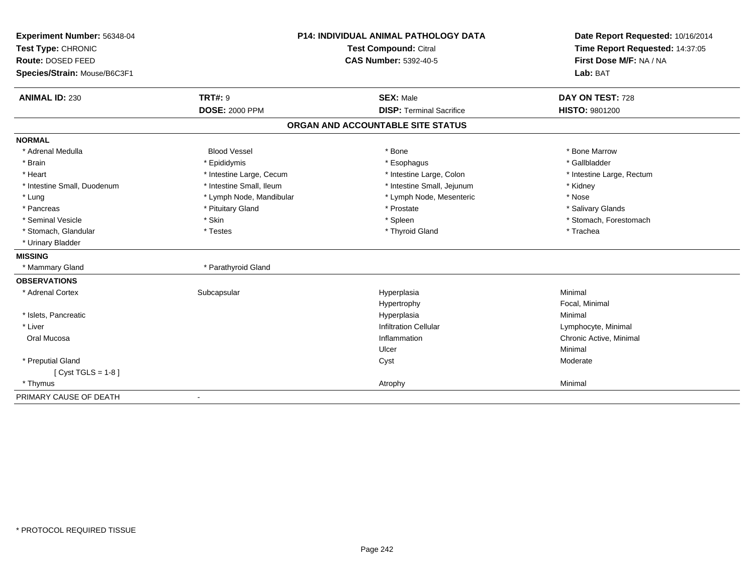**Experiment Number:** 56348-04
**Test Type:** CHRONIC
**Route:** DOSED FEED
**Species/Strain:** Mouse/B6C3F1

**P14: INDIVIDUAL ANIMAL PATHOLOGY DATA**
**Test Compound:** Citral
**CAS Number:** 5392-40-5

**Date Report Requested:** 10/16/2014
**Time Report Requested:** 14:37:05
**First Dose M/F:** NA / NA
**Lab:** BAT

| **ANIMAL ID:** 230 | **TRT#:** 9 | **SEX:** Male | **DAY ON TEST:** 728 |
|---|---|---|---|
| | **DOSE:** 2000 PPM | **DISP:** Terminal Sacrifice | **HISTO:** 9801200 |

## ORGAN AND ACCOUNTABLE SITE STATUS

**NORMAL**

| | | | |
|---|---|---|---|
| * Adrenal Medulla | Blood Vessel | * Bone | * Bone Marrow |
| * Brain | * Epididymis | * Esophagus | * Gallbladder |
| * Heart | * Intestine Large, Cecum | * Intestine Large, Colon | * Intestine Large, Rectum |
| * Intestine Small, Duodenum | * Intestine Small, Ileum | * Intestine Small, Jejunum | * Kidney |
| * Lung | * Lymph Node, Mandibular | * Lymph Node, Mesenteric | * Nose |
| * Pancreas | * Pituitary Gland | * Prostate | * Salivary Glands |
| * Seminal Vesicle | * Skin | * Spleen | * Stomach, Forestomach |
| * Stomach, Glandular | * Testes | * Thyroid Gland | * Trachea |
| * Urinary Bladder | | | |

**MISSING**

| | |
|---|---|
| * Mammary Gland | * Parathyroid Gland |

**OBSERVATIONS**

| | | | |
|---|---|---|---|
| * Adrenal Cortex | Subcapsular | Hyperplasia | Minimal |
| | | Hypertrophy | Focal, Minimal |
| * Islets, Pancreatic | | Hyperplasia | Minimal |
| * Liver | | Infiltration Cellular | Lymphocyte, Minimal |
| Oral Mucosa | | Inflammation | Chronic Active, Minimal |
| | | Ulcer | Minimal |
| * Preputial Gland | | Cyst | Moderate |
| [ Cyst TGLS = 1-8 ] | | | |
| * Thymus | | Atrophy | Minimal |

PRIMARY CAUSE OF DEATH -

* PROTOCOL REQUIRED TISSUE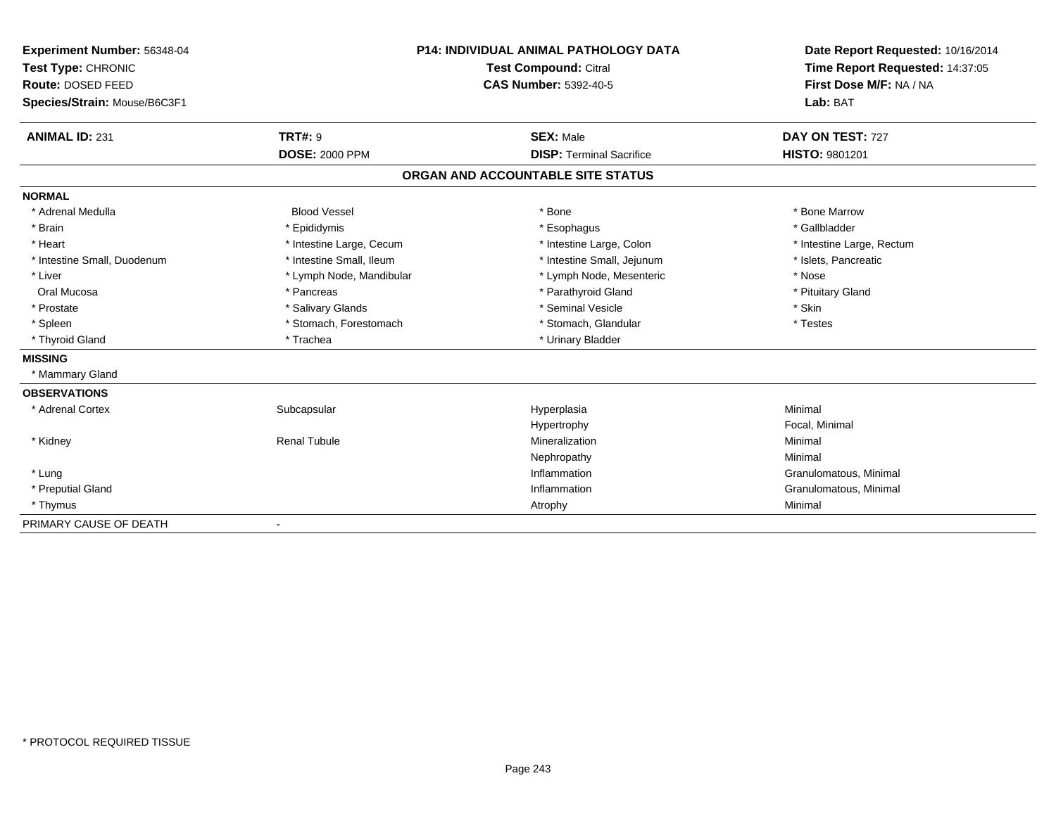**Experiment Number:** 56348-04
**Test Type:** CHRONIC
**Route:** DOSED FEED
**Species/Strain:** Mouse/B6C3F1

**P14: INDIVIDUAL ANIMAL PATHOLOGY DATA**
**Test Compound:** Citral
**CAS Number:** 5392-40-5

**Date Report Requested:** 10/16/2014
**Time Report Requested:** 14:37:05
**First Dose M/F:** NA / NA
**Lab:** BAT

| **ANIMAL ID:** 231 | **TRT#:** 9 | **SEX:** Male | **DAY ON TEST:** 727 |
|---|---|---|---|
| | **DOSE:** 2000 PPM | **DISP:** Terminal Sacrifice | **HISTO:** 9801201 |

## ORGAN AND ACCOUNTABLE SITE STATUS

**NORMAL**

| | | | |
|---|---|---|---|
| * Adrenal Medulla | Blood Vessel | * Bone | * Bone Marrow |
| * Brain | * Epididymis | * Esophagus | * Gallbladder |
| * Heart | * Intestine Large, Cecum | * Intestine Large, Colon | * Intestine Large, Rectum |
| * Intestine Small, Duodenum | * Intestine Small, Ileum | * Intestine Small, Jejunum | * Islets, Pancreatic |
| * Liver | * Lymph Node, Mandibular | * Lymph Node, Mesenteric | * Nose |
| Oral Mucosa | * Pancreas | * Parathyroid Gland | * Pituitary Gland |
| * Prostate | * Salivary Glands | * Seminal Vesicle | * Skin |
| * Spleen | * Stomach, Forestomach | * Stomach, Glandular | * Testes |
| * Thyroid Gland | * Trachea | * Urinary Bladder | |

**MISSING**

* Mammary Gland

**OBSERVATIONS**

| | | | |
|---|---|---|---|
| * Adrenal Cortex | Subcapsular | Hyperplasia | Minimal |
| | | Hypertrophy | Focal, Minimal |
| * Kidney | Renal Tubule | Mineralization | Minimal |
| | | Nephropathy | Minimal |
| * Lung | | Inflammation | Granulomatous, Minimal |
| * Preputial Gland | | Inflammation | Granulomatous, Minimal |
| * Thymus | | Atrophy | Minimal |

PRIMARY CAUSE OF DEATH -

* PROTOCOL REQUIRED TISSUE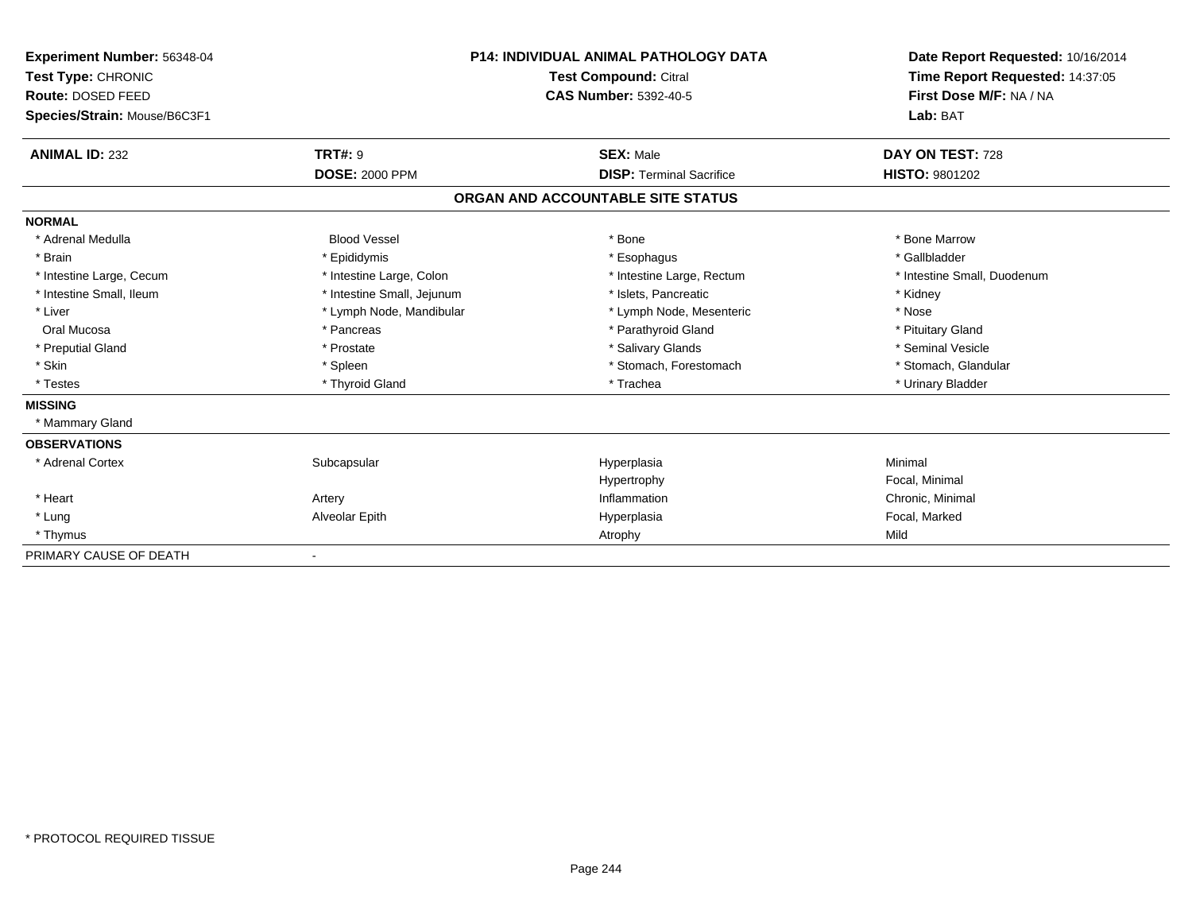**Experiment Number:** 56348-04
**Test Type:** CHRONIC
**Route:** DOSED FEED
**Species/Strain:** Mouse/B6C3F1

**P14: INDIVIDUAL ANIMAL PATHOLOGY DATA**
**Test Compound:** Citral
**CAS Number:** 5392-40-5

**Date Report Requested:** 10/16/2014
**Time Report Requested:** 14:37:05
**First Dose M/F:** NA / NA
**Lab:** BAT

| **ANIMAL ID:** 232 | **TRT#:** 9 | **SEX:** Male | **DAY ON TEST:** 728 |
|---|---|---|---|
| | **DOSE:** 2000 PPM | **DISP:** Terminal Sacrifice | **HISTO:** 9801202 |

**ORGAN AND ACCOUNTABLE SITE STATUS**

**NORMAL**

| | | | |
|---|---|---|---|
| * Adrenal Medulla | Blood Vessel | * Bone | * Bone Marrow |
| * Brain | * Epididymis | * Esophagus | * Gallbladder |
| * Intestine Large, Cecum | * Intestine Large, Colon | * Intestine Large, Rectum | * Intestine Small, Duodenum |
| * Intestine Small, Ileum | * Intestine Small, Jejunum | * Islets, Pancreatic | * Kidney |
| * Liver | * Lymph Node, Mandibular | * Lymph Node, Mesenteric | * Nose |
| Oral Mucosa | * Pancreas | * Parathyroid Gland | * Pituitary Gland |
| * Preputial Gland | * Prostate | * Salivary Glands | * Seminal Vesicle |
| * Skin | * Spleen | * Stomach, Forestomach | * Stomach, Glandular |
| * Testes | * Thyroid Gland | * Trachea | * Urinary Bladder |

**MISSING**

* Mammary Gland

**OBSERVATIONS**

| | | | |
|---|---|---|---|
| * Adrenal Cortex | Subcapsular | Hyperplasia | Minimal |
| | | Hypertrophy | Focal, Minimal |
| * Heart | Artery | Inflammation | Chronic, Minimal |
| * Lung | Alveolar Epith | Hyperplasia | Focal, Marked |
| * Thymus | | Atrophy | Mild |

PRIMARY CAUSE OF DEATH -

* PROTOCOL REQUIRED TISSUE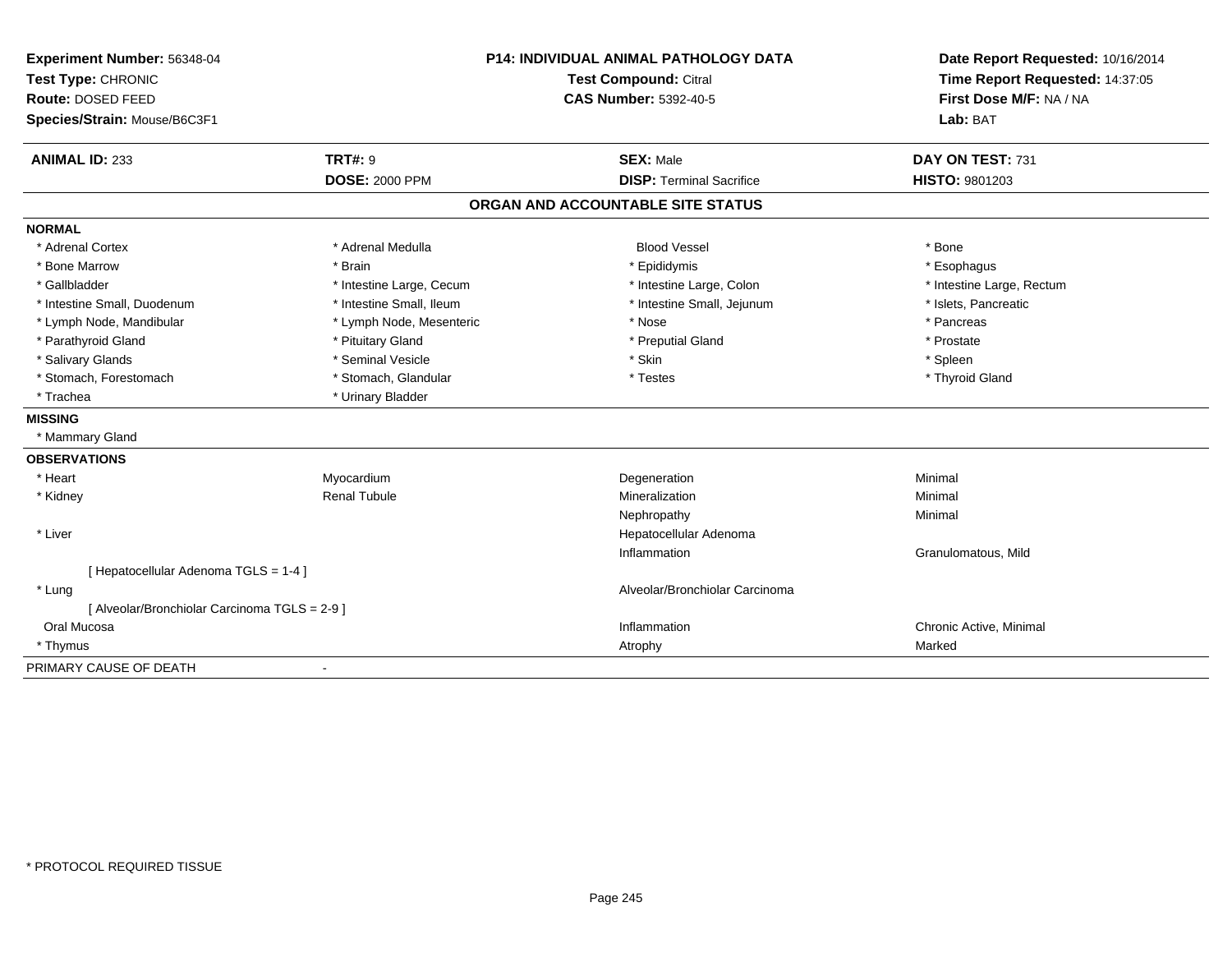**Experiment Number:** 56348-04
**Test Type:** CHRONIC
**Route:** DOSED FEED
**Species/Strain:** Mouse/B6C3F1

**P14: INDIVIDUAL ANIMAL PATHOLOGY DATA**
**Test Compound:** Citral
**CAS Number:** 5392-40-5

**Date Report Requested:** 10/16/2014
**Time Report Requested:** 14:37:05
**First Dose M/F:** NA / NA
**Lab:** BAT

| **ANIMAL ID:** 233 | **TRT#:** 9 | **SEX:** Male | **DAY ON TEST:** 731 |
|---|---|---|---|
| | **DOSE:** 2000 PPM | **DISP:** Terminal Sacrifice | **HISTO:** 9801203 |

## ORGAN AND ACCOUNTABLE SITE STATUS

**NORMAL**

| | | | |
|---|---|---|---|
| * Adrenal Cortex | * Adrenal Medulla | Blood Vessel | * Bone |
| * Bone Marrow | * Brain | * Epididymis | * Esophagus |
| * Gallbladder | * Intestine Large, Cecum | * Intestine Large, Colon | * Intestine Large, Rectum |
| * Intestine Small, Duodenum | * Intestine Small, Ileum | * Intestine Small, Jejunum | * Islets, Pancreatic |
| * Lymph Node, Mandibular | * Lymph Node, Mesenteric | * Nose | * Pancreas |
| * Parathyroid Gland | * Pituitary Gland | * Preputial Gland | * Prostate |
| * Salivary Glands | * Seminal Vesicle | * Skin | * Spleen |
| * Stomach, Forestomach | * Stomach, Glandular | * Testes | * Thyroid Gland |
| * Trachea | * Urinary Bladder | | |

**MISSING**

* Mammary Gland

**OBSERVATIONS**

| | | | |
|---|---|---|---|
| * Heart | Myocardium | Degeneration | Minimal |
| * Kidney | Renal Tubule | Mineralization | Minimal |
| | | Nephropathy | Minimal |
| * Liver | | Hepatocellular Adenoma | |
| | | Inflammation | Granulomatous, Mild |
| [ Hepatocellular Adenoma TGLS = 1-4 ] | | | |
| * Lung | | Alveolar/Bronchiolar Carcinoma | |
| [ Alveolar/Bronchiolar Carcinoma TGLS = 2-9 ] | | | |
| Oral Mucosa | | Inflammation | Chronic Active, Minimal |
| * Thymus | | Atrophy | Marked |

PRIMARY CAUSE OF DEATH -

* PROTOCOL REQUIRED TISSUE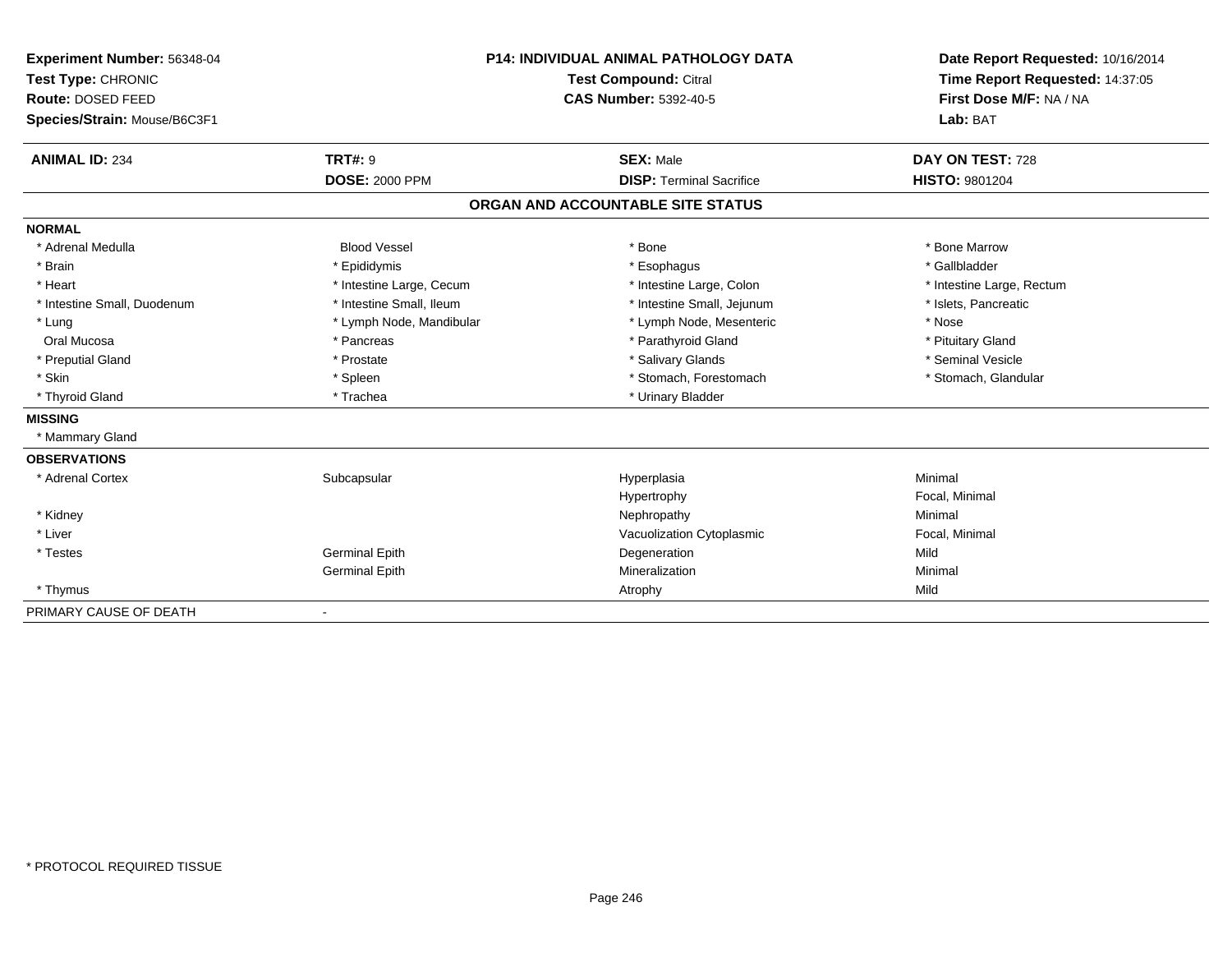**Experiment Number:** 56348-04
**Test Type:** CHRONIC
**Route:** DOSED FEED
**Species/Strain:** Mouse/B6C3F1

**P14: INDIVIDUAL ANIMAL PATHOLOGY DATA**
**Test Compound:** Citral
**CAS Number:** 5392-40-5

**Date Report Requested:** 10/16/2014
**Time Report Requested:** 14:37:05
**First Dose M/F:** NA / NA
**Lab:** BAT

| **ANIMAL ID:** 234 | **TRT#:** 9 | **SEX:** Male | **DAY ON TEST:** 728 |
|---|---|---|---|
| | **DOSE:** 2000 PPM | **DISP:** Terminal Sacrifice | **HISTO:** 9801204 |

## ORGAN AND ACCOUNTABLE SITE STATUS

| | | | |
|---|---|---|---|
| **NORMAL** | | | |
| * Adrenal Medulla | Blood Vessel | * Bone | * Bone Marrow |
| * Brain | * Epididymis | * Esophagus | * Gallbladder |
| * Heart | * Intestine Large, Cecum | * Intestine Large, Colon | * Intestine Large, Rectum |
| * Intestine Small, Duodenum | * Intestine Small, Ileum | * Intestine Small, Jejunum | * Islets, Pancreatic |
| * Lung | * Lymph Node, Mandibular | * Lymph Node, Mesenteric | * Nose |
| Oral Mucosa | * Pancreas | * Parathyroid Gland | * Pituitary Gland |
| * Preputial Gland | * Prostate | * Salivary Glands | * Seminal Vesicle |
| * Skin | * Spleen | * Stomach, Forestomach | * Stomach, Glandular |
| * Thyroid Gland | * Trachea | * Urinary Bladder | |
| **MISSING** | | | |
| * Mammary Gland | | | |
| **OBSERVATIONS** | | | |
| * Adrenal Cortex | Subcapsular | Hyperplasia | Minimal |
| | | Hypertrophy | Focal, Minimal |
| * Kidney | | Nephropathy | Minimal |
| * Liver | | Vacuolization Cytoplasmic | Focal, Minimal |
| * Testes | Germinal Epith | Degeneration | Mild |
| | Germinal Epith | Mineralization | Minimal |
| * Thymus | | Atrophy | Mild |
| PRIMARY CAUSE OF DEATH | - | | |

* PROTOCOL REQUIRED TISSUE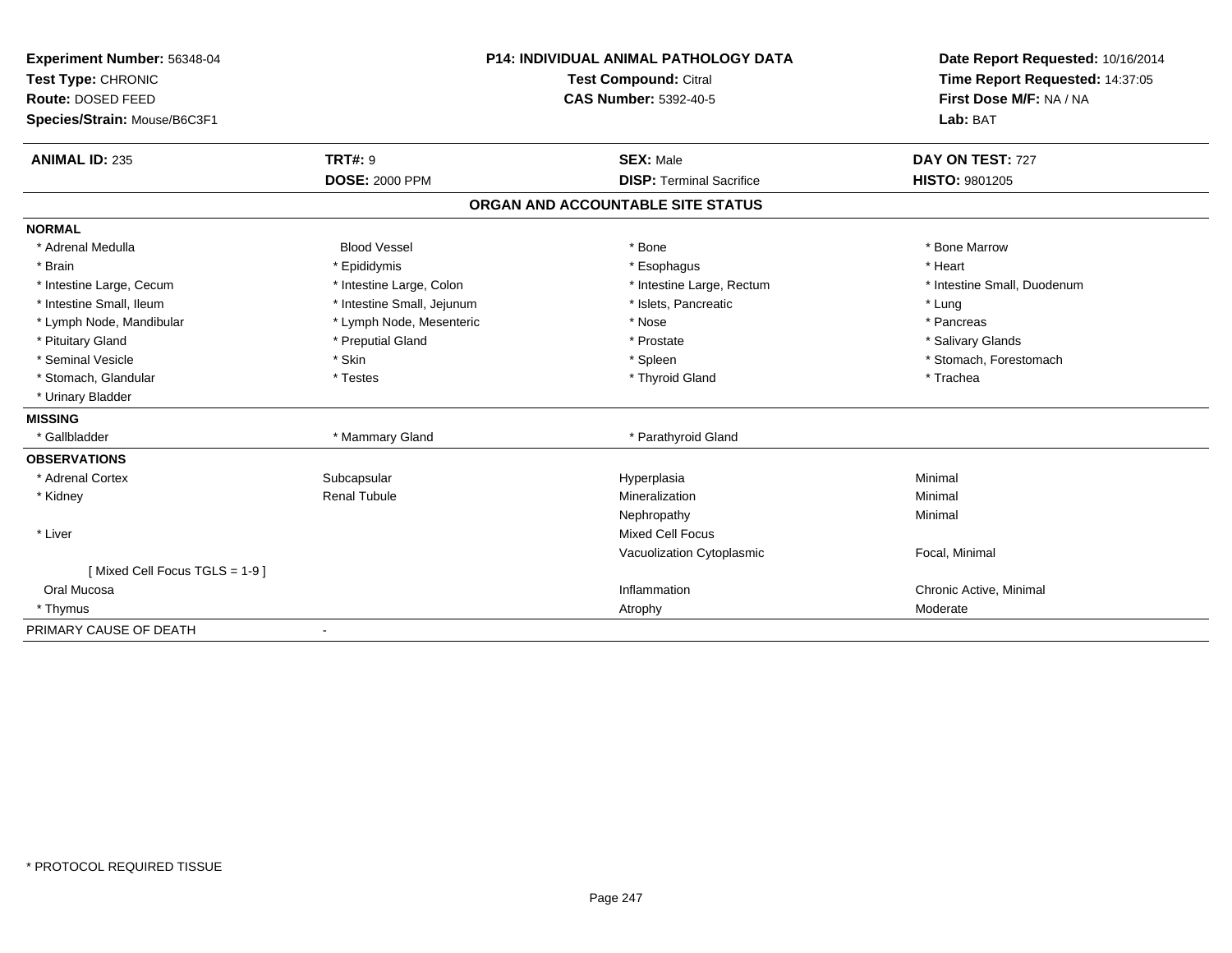**Experiment Number:** 56348-04
**Test Type:** CHRONIC
**Route:** DOSED FEED
**Species/Strain:** Mouse/B6C3F1

**P14: INDIVIDUAL ANIMAL PATHOLOGY DATA**
**Test Compound:** Citral
**CAS Number:** 5392-40-5

**Date Report Requested:** 10/16/2014
**Time Report Requested:** 14:37:05
**First Dose M/F:** NA / NA
**Lab:** BAT

| **ANIMAL ID:** 235 | **TRT#:** 9 | **SEX:** Male | **DAY ON TEST:** 727 |
|---|---|---|---|
| | **DOSE:** 2000 PPM | **DISP:** Terminal Sacrifice | **HISTO:** 9801205 |

## ORGAN AND ACCOUNTABLE SITE STATUS

| | | | |
|---|---|---|---|
| **NORMAL** | | | |
| * Adrenal Medulla | Blood Vessel | * Bone | * Bone Marrow |
| * Brain | * Epididymis | * Esophagus | * Heart |
| * Intestine Large, Cecum | * Intestine Large, Colon | * Intestine Large, Rectum | * Intestine Small, Duodenum |
| * Intestine Small, Ileum | * Intestine Small, Jejunum | * Islets, Pancreatic | * Lung |
| * Lymph Node, Mandibular | * Lymph Node, Mesenteric | * Nose | * Pancreas |
| * Pituitary Gland | * Preputial Gland | * Prostate | * Salivary Glands |
| * Seminal Vesicle | * Skin | * Spleen | * Stomach, Forestomach |
| * Stomach, Glandular | * Testes | * Thyroid Gland | * Trachea |
| * Urinary Bladder | | | |
| **MISSING** | | | |
| * Gallbladder | * Mammary Gland | * Parathyroid Gland | |
| **OBSERVATIONS** | | | |
| * Adrenal Cortex | Subcapsular | Hyperplasia | Minimal |
| * Kidney | Renal Tubule | Mineralization | Minimal |
| | | Nephropathy | Minimal |
| * Liver | | Mixed Cell Focus | |
| | | Vacuolization Cytoplasmic | Focal, Minimal |
| [ Mixed Cell Focus TGLS = 1-9 ] | | | |
| Oral Mucosa | | Inflammation | Chronic Active, Minimal |
| * Thymus | | Atrophy | Moderate |
| PRIMARY CAUSE OF DEATH | - | | |

* PROTOCOL REQUIRED TISSUE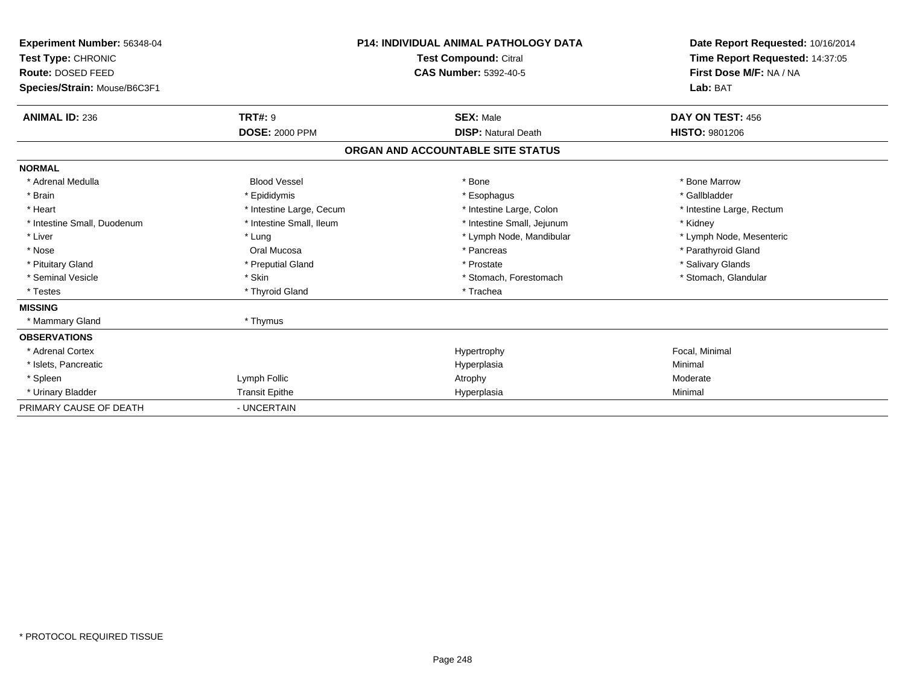**Experiment Number:** 56348-04
**Test Type:** CHRONIC
**Route:** DOSED FEED
**Species/Strain:** Mouse/B6C3F1

**P14: INDIVIDUAL ANIMAL PATHOLOGY DATA**
**Test Compound:** Citral
**CAS Number:** 5392-40-5

**Date Report Requested:** 10/16/2014
**Time Report Requested:** 14:37:05
**First Dose M/F:** NA / NA
**Lab:** BAT

| **ANIMAL ID:** 236 | **TRT#:** 9 | **SEX:** Male | **DAY ON TEST:** 456 |
|---|---|---|---|
| | **DOSE:** 2000 PPM | **DISP:** Natural Death | **HISTO:** 9801206 |

## ORGAN AND ACCOUNTABLE SITE STATUS

| | | | |
|---|---|---|---|
| **NORMAL** | | | |
| * Adrenal Medulla | Blood Vessel | * Bone | * Bone Marrow |
| * Brain | * Epididymis | * Esophagus | * Gallbladder |
| * Heart | * Intestine Large, Cecum | * Intestine Large, Colon | * Intestine Large, Rectum |
| * Intestine Small, Duodenum | * Intestine Small, Ileum | * Intestine Small, Jejunum | * Kidney |
| * Liver | * Lung | * Lymph Node, Mandibular | * Lymph Node, Mesenteric |
| * Nose | Oral Mucosa | * Pancreas | * Parathyroid Gland |
| * Pituitary Gland | * Preputial Gland | * Prostate | * Salivary Glands |
| * Seminal Vesicle | * Skin | * Stomach, Forestomach | * Stomach, Glandular |
| * Testes | * Thyroid Gland | * Trachea | |
| **MISSING** | | | |
| * Mammary Gland | * Thymus | | |
| **OBSERVATIONS** | | | |
| * Adrenal Cortex | | Hypertrophy | Focal, Minimal |
| * Islets, Pancreatic | | Hyperplasia | Minimal |
| * Spleen | Lymph Follic | Atrophy | Moderate |
| * Urinary Bladder | Transit Epithe | Hyperplasia | Minimal |
| PRIMARY CAUSE OF DEATH | - UNCERTAIN | | |

* PROTOCOL REQUIRED TISSUE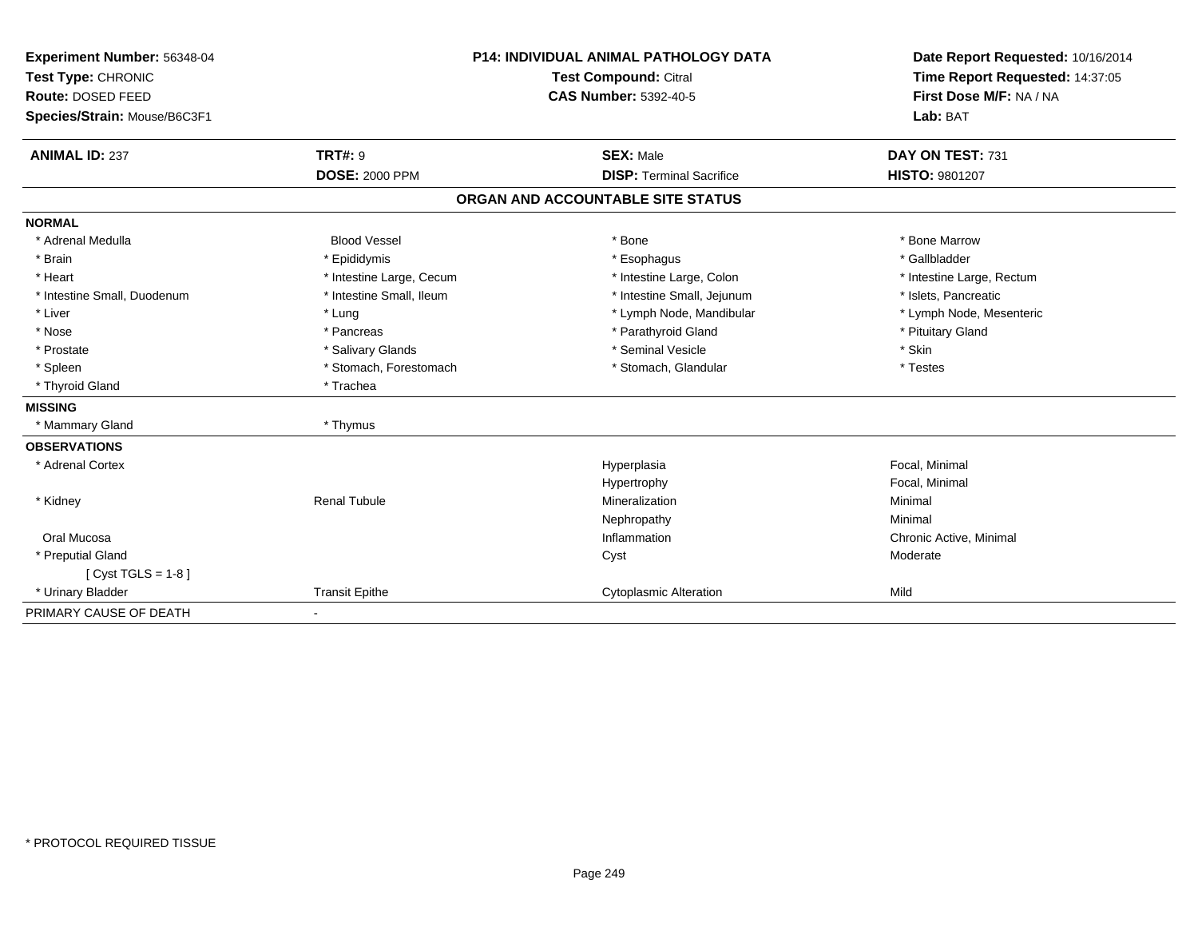**Experiment Number:** 56348-04
**Test Type:** CHRONIC
**Route:** DOSED FEED
**Species/Strain:** Mouse/B6C3F1

**P14: INDIVIDUAL ANIMAL PATHOLOGY DATA**
**Test Compound:** Citral
**CAS Number:** 5392-40-5

**Date Report Requested:** 10/16/2014
**Time Report Requested:** 14:37:05
**First Dose M/F:** NA / NA
**Lab:** BAT

| **ANIMAL ID:** 237 | **TRT#:** 9 | **SEX:** Male | **DAY ON TEST:** 731 |
|---|---|---|---|
| | **DOSE:** 2000 PPM | **DISP:** Terminal Sacrifice | **HISTO:** 9801207 |

## ORGAN AND ACCOUNTABLE SITE STATUS

| | | | |
|---|---|---|---|
| **NORMAL** | | | |
| * Adrenal Medulla | Blood Vessel | * Bone | * Bone Marrow |
| * Brain | * Epididymis | * Esophagus | * Gallbladder |
| * Heart | * Intestine Large, Cecum | * Intestine Large, Colon | * Intestine Large, Rectum |
| * Intestine Small, Duodenum | * Intestine Small, Ileum | * Intestine Small, Jejunum | * Islets, Pancreatic |
| * Liver | * Lung | * Lymph Node, Mandibular | * Lymph Node, Mesenteric |
| * Nose | * Pancreas | * Parathyroid Gland | * Pituitary Gland |
| * Prostate | * Salivary Glands | * Seminal Vesicle | * Skin |
| * Spleen | * Stomach, Forestomach | * Stomach, Glandular | * Testes |
| * Thyroid Gland | * Trachea | | |
| **MISSING** | | | |
| * Mammary Gland | * Thymus | | |
| **OBSERVATIONS** | | | |
| * Adrenal Cortex | | Hyperplasia | Focal, Minimal |
| | | Hypertrophy | Focal, Minimal |
| * Kidney | Renal Tubule | Mineralization | Minimal |
| | | Nephropathy | Minimal |
| Oral Mucosa | | Inflammation | Chronic Active, Minimal |
| * Preputial Gland | | Cyst | Moderate |
| [ Cyst TGLS = 1-8 ] | | | |
| * Urinary Bladder | Transit Epithe | Cytoplasmic Alteration | Mild |
| PRIMARY CAUSE OF DEATH | - | | |

\* PROTOCOL REQUIRED TISSUE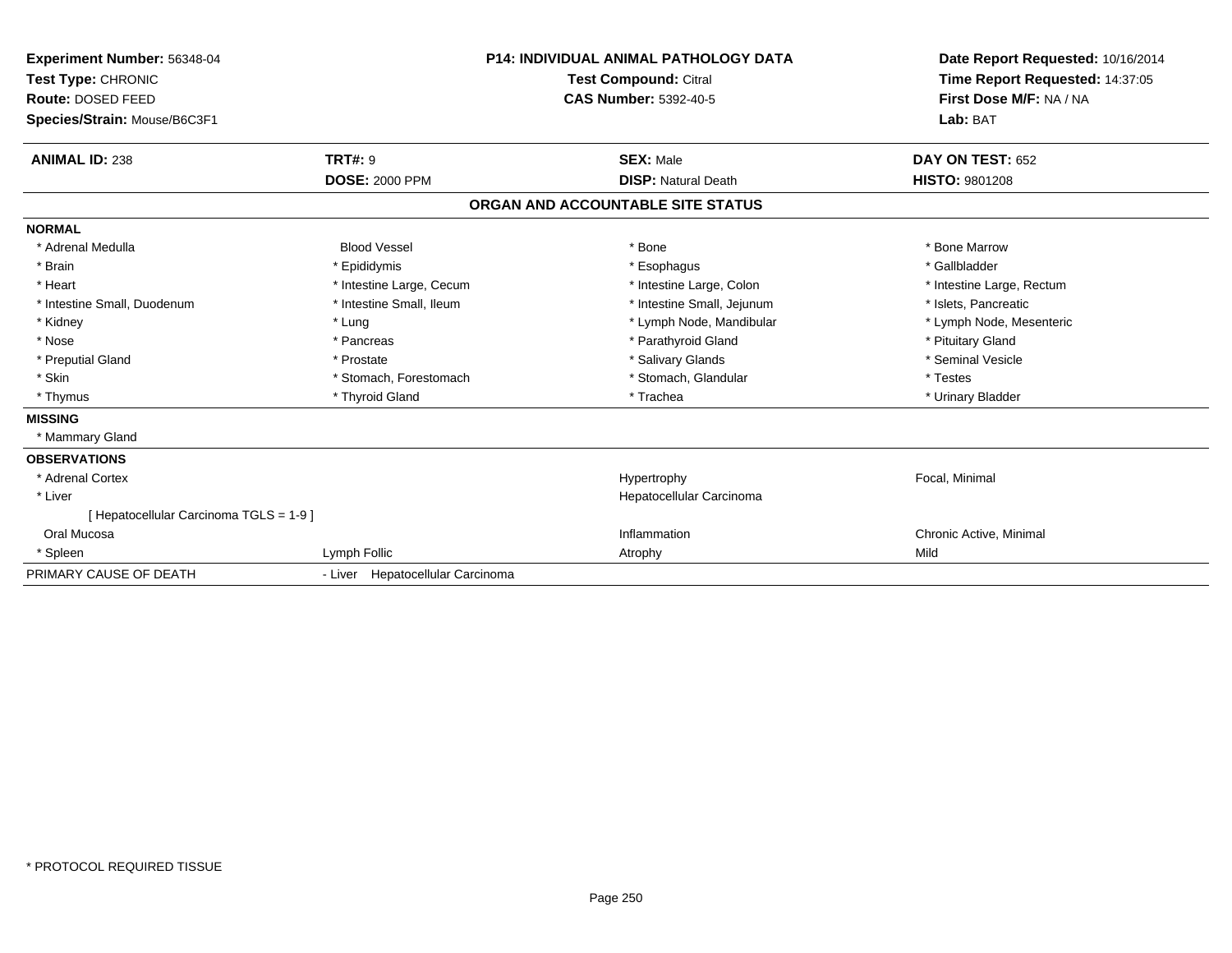| **Experiment Number:** 56348-04 | **P14: INDIVIDUAL ANIMAL PATHOLOGY DATA** | **Date Report Requested:** 10/16/2014 |
|---|---|---|
| **Test Type:** CHRONIC | **Test Compound:** Citral | **Time Report Requested:** 14:37:05 |
| **Route:** DOSED FEED | **CAS Number:** 5392-40-5 | **First Dose M/F:** NA / NA |
| **Species/Strain:** Mouse/B6C3F1 | | **Lab:** BAT |

| **ANIMAL ID:** 238 | **TRT#:** 9 | **SEX:** Male | **DAY ON TEST:** 652 |
|---|---|---|---|
| | **DOSE:** 2000 PPM | **DISP:** Natural Death | **HISTO:** 9801208 |

## ORGAN AND ACCOUNTABLE SITE STATUS

**NORMAL**

| | | | |
|---|---|---|---|
| * Adrenal Medulla | Blood Vessel | * Bone | * Bone Marrow |
| * Brain | * Epididymis | * Esophagus | * Gallbladder |
| * Heart | * Intestine Large, Cecum | * Intestine Large, Colon | * Intestine Large, Rectum |
| * Intestine Small, Duodenum | * Intestine Small, Ileum | * Intestine Small, Jejunum | * Islets, Pancreatic |
| * Kidney | * Lung | * Lymph Node, Mandibular | * Lymph Node, Mesenteric |
| * Nose | * Pancreas | * Parathyroid Gland | * Pituitary Gland |
| * Preputial Gland | * Prostate | * Salivary Glands | * Seminal Vesicle |
| * Skin | * Stomach, Forestomach | * Stomach, Glandular | * Testes |
| * Thymus | * Thyroid Gland | * Trachea | * Urinary Bladder |

**MISSING**

* Mammary Gland

**OBSERVATIONS**

| | | | |
|---|---|---|---|
| * Adrenal Cortex | | Hypertrophy | Focal, Minimal |
| * Liver | | Hepatocellular Carcinoma | |
| [ Hepatocellular Carcinoma TGLS = 1-9 ] | | | |
| Oral Mucosa | | Inflammation | Chronic Active, Minimal |
| * Spleen | Lymph Follic | Atrophy | Mild |

| PRIMARY CAUSE OF DEATH | - Liver Hepatocellular Carcinoma |
|---|---|

* PROTOCOL REQUIRED TISSUE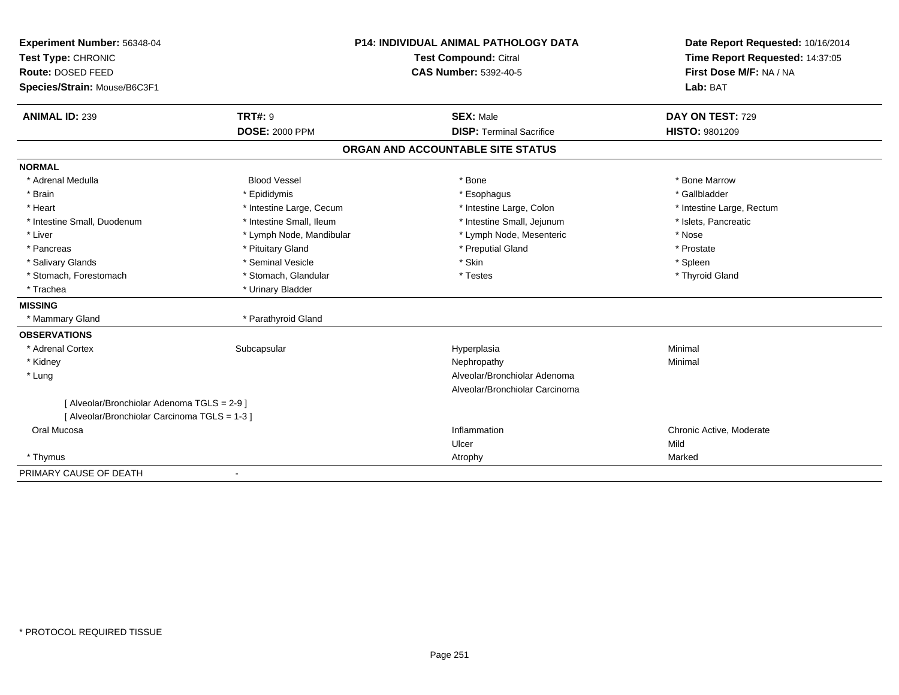**Experiment Number:** 56348-04
**Test Type:** CHRONIC
**Route:** DOSED FEED
**Species/Strain:** Mouse/B6C3F1

**P14: INDIVIDUAL ANIMAL PATHOLOGY DATA**
**Test Compound:** Citral
**CAS Number:** 5392-40-5

**Date Report Requested:** 10/16/2014
**Time Report Requested:** 14:37:05
**First Dose M/F:** NA / NA
**Lab:** BAT

| **ANIMAL ID:** 239 | **TRT#:** 9 | **SEX:** Male | **DAY ON TEST:** 729 |
|---|---|---|---|
| | **DOSE:** 2000 PPM | **DISP:** Terminal Sacrifice | **HISTO:** 9801209 |

## ORGAN AND ACCOUNTABLE SITE STATUS

**NORMAL**

| | | | |
|---|---|---|---|
| * Adrenal Medulla | Blood Vessel | * Bone | * Bone Marrow |
| * Brain | * Epididymis | * Esophagus | * Gallbladder |
| * Heart | * Intestine Large, Cecum | * Intestine Large, Colon | * Intestine Large, Rectum |
| * Intestine Small, Duodenum | * Intestine Small, Ileum | * Intestine Small, Jejunum | * Islets, Pancreatic |
| * Liver | * Lymph Node, Mandibular | * Lymph Node, Mesenteric | * Nose |
| * Pancreas | * Pituitary Gland | * Preputial Gland | * Prostate |
| * Salivary Glands | * Seminal Vesicle | * Skin | * Spleen |
| * Stomach, Forestomach | * Stomach, Glandular | * Testes | * Thyroid Gland |
| * Trachea | * Urinary Bladder | | |

**MISSING**

| | |
|---|---|
| * Mammary Gland | * Parathyroid Gland |

**OBSERVATIONS**

| | | | |
|---|---|---|---|
| * Adrenal Cortex | Subcapsular | Hyperplasia | Minimal |
| * Kidney | | Nephropathy | Minimal |
| * Lung | | Alveolar/Bronchiolar Adenoma | |
| | | Alveolar/Bronchiolar Carcinoma | |
| [ Alveolar/Bronchiolar Adenoma TGLS = 2-9 ] | | | |
| [ Alveolar/Bronchiolar Carcinoma TGLS = 1-3 ] | | | |
| Oral Mucosa | | Inflammation | Chronic Active, Moderate |
| | | Ulcer | Mild |
| * Thymus | | Atrophy | Marked |

PRIMARY CAUSE OF DEATH -

\* PROTOCOL REQUIRED TISSUE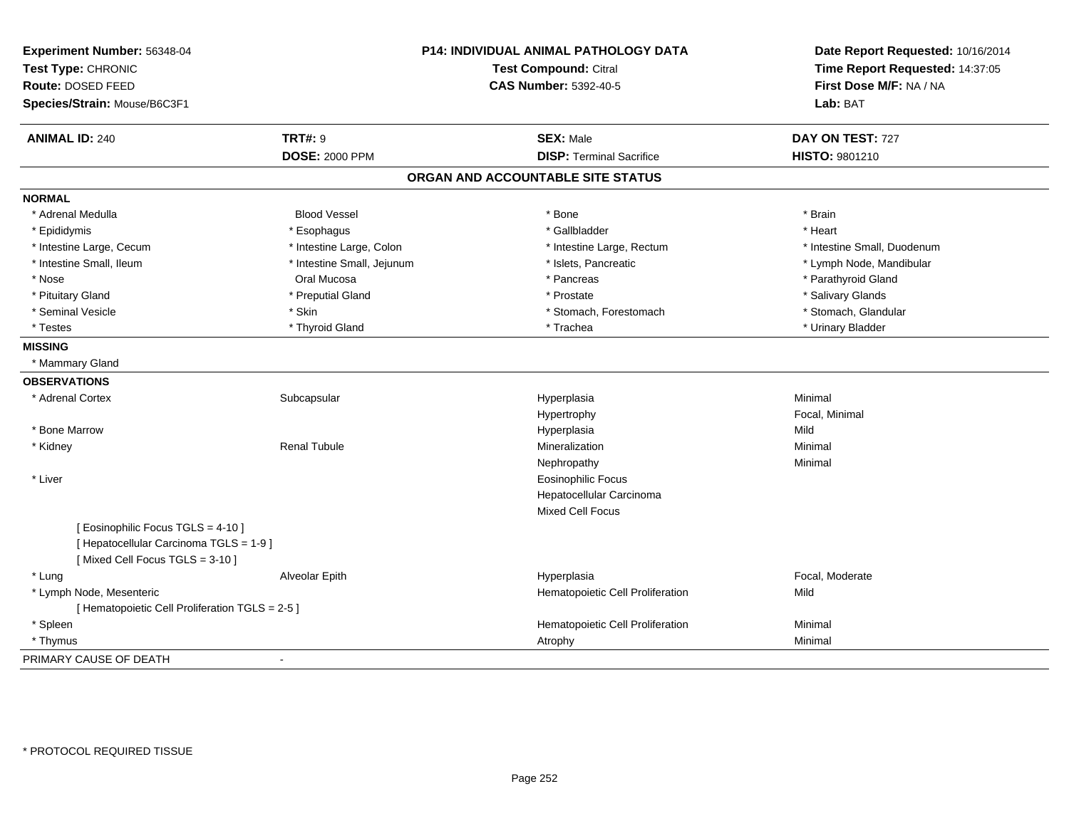**Experiment Number:** 56348-04
**Test Type:** CHRONIC
**Route:** DOSED FEED
**Species/Strain:** Mouse/B6C3F1

**P14: INDIVIDUAL ANIMAL PATHOLOGY DATA**
**Test Compound:** Citral
**CAS Number:** 5392-40-5

**Date Report Requested:** 10/16/2014
**Time Report Requested:** 14:37:05
**First Dose M/F:** NA / NA
**Lab:** BAT

| **ANIMAL ID:** 240 | **TRT#:** 9 | **SEX:** Male | **DAY ON TEST:** 727 |
|---|---|---|---|
| | **DOSE:** 2000 PPM | **DISP:** Terminal Sacrifice | **HISTO:** 9801210 |

## ORGAN AND ACCOUNTABLE SITE STATUS

**NORMAL**

| | | | |
|---|---|---|---|
| * Adrenal Medulla | Blood Vessel | * Bone | * Brain |
| * Epididymis | * Esophagus | * Gallbladder | * Heart |
| * Intestine Large, Cecum | * Intestine Large, Colon | * Intestine Large, Rectum | * Intestine Small, Duodenum |
| * Intestine Small, Ileum | * Intestine Small, Jejunum | * Islets, Pancreatic | * Lymph Node, Mandibular |
| * Nose | Oral Mucosa | * Pancreas | * Parathyroid Gland |
| * Pituitary Gland | * Preputial Gland | * Prostate | * Salivary Glands |
| * Seminal Vesicle | * Skin | * Stomach, Forestomach | * Stomach, Glandular |
| * Testes | * Thyroid Gland | * Trachea | * Urinary Bladder |

**MISSING**

* Mammary Gland

**OBSERVATIONS**

| | | | |
|---|---|---|---|
| * Adrenal Cortex | Subcapsular | Hyperplasia | Minimal |
| | | Hypertrophy | Focal, Minimal |
| * Bone Marrow | | Hyperplasia | Mild |
| * Kidney | Renal Tubule | Mineralization | Minimal |
| | | Nephropathy | Minimal |
| * Liver | | Eosinophilic Focus | |
| | | Hepatocellular Carcinoma | |
| | | Mixed Cell Focus | |
| [ Eosinophilic Focus TGLS = 4-10 ] | | | |
| [ Hepatocellular Carcinoma TGLS = 1-9 ] | | | |
| [ Mixed Cell Focus TGLS = 3-10 ] | | | |
| * Lung | Alveolar Epith | Hyperplasia | Focal, Moderate |
| * Lymph Node, Mesenteric | | Hematopoietic Cell Proliferation | Mild |
| [ Hematopoietic Cell Proliferation TGLS = 2-5 ] | | | |
| * Spleen | | Hematopoietic Cell Proliferation | Minimal |
| * Thymus | | Atrophy | Minimal |

PRIMARY CAUSE OF DEATH -

* PROTOCOL REQUIRED TISSUE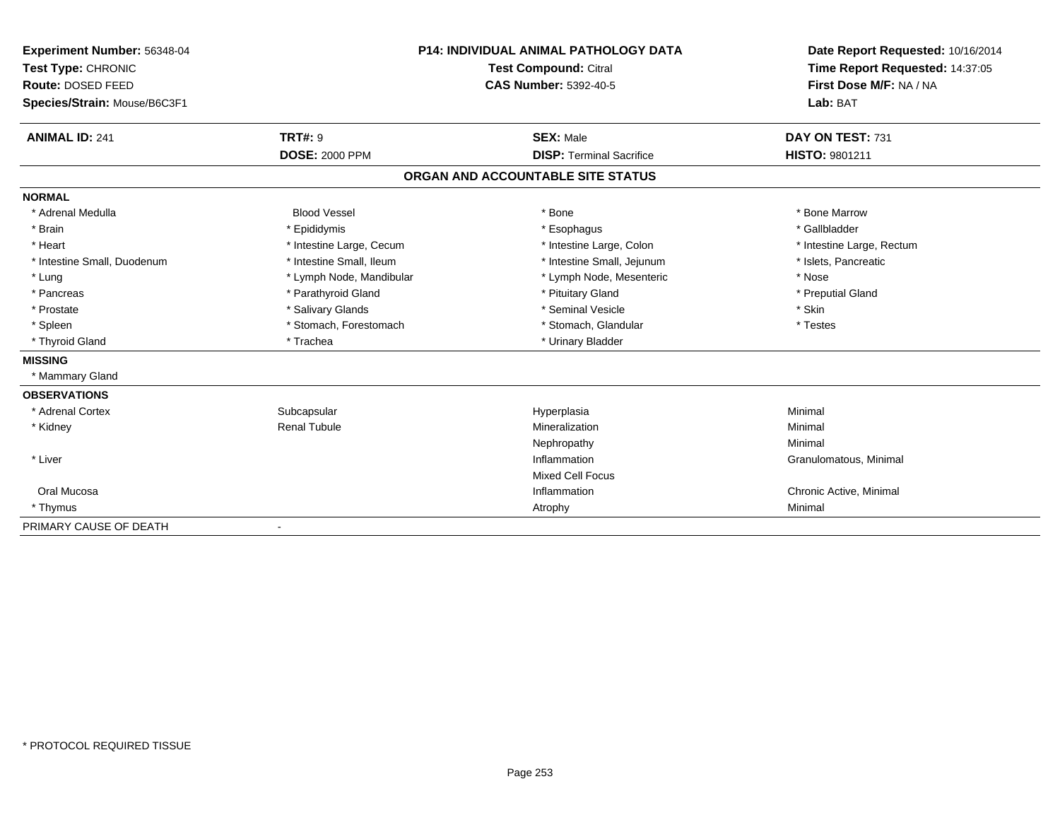**Experiment Number:** 56348-04
**Test Type:** CHRONIC
**Route:** DOSED FEED
**Species/Strain:** Mouse/B6C3F1

**P14: INDIVIDUAL ANIMAL PATHOLOGY DATA**
**Test Compound:** Citral
**CAS Number:** 5392-40-5

**Date Report Requested:** 10/16/2014
**Time Report Requested:** 14:37:05
**First Dose M/F:** NA / NA
**Lab:** BAT

| **ANIMAL ID:** 241 | **TRT#:** 9 | **SEX:** Male | **DAY ON TEST:** 731 |
|---|---|---|---|
| | **DOSE:** 2000 PPM | **DISP:** Terminal Sacrifice | **HISTO:** 9801211 |

## ORGAN AND ACCOUNTABLE SITE STATUS

| | | | |
|---|---|---|---|
| **NORMAL** | | | |
| * Adrenal Medulla | Blood Vessel | * Bone | * Bone Marrow |
| * Brain | * Epididymis | * Esophagus | * Gallbladder |
| * Heart | * Intestine Large, Cecum | * Intestine Large, Colon | * Intestine Large, Rectum |
| * Intestine Small, Duodenum | * Intestine Small, Ileum | * Intestine Small, Jejunum | * Islets, Pancreatic |
| * Lung | * Lymph Node, Mandibular | * Lymph Node, Mesenteric | * Nose |
| * Pancreas | * Parathyroid Gland | * Pituitary Gland | * Preputial Gland |
| * Prostate | * Salivary Glands | * Seminal Vesicle | * Skin |
| * Spleen | * Stomach, Forestomach | * Stomach, Glandular | * Testes |
| * Thyroid Gland | * Trachea | * Urinary Bladder | |
| **MISSING** | | | |
| * Mammary Gland | | | |
| **OBSERVATIONS** | | | |
| * Adrenal Cortex | Subcapsular | Hyperplasia | Minimal |
| * Kidney | Renal Tubule | Mineralization | Minimal |
| | | Nephropathy | Minimal |
| * Liver | | Inflammation | Granulomatous, Minimal |
| | | Mixed Cell Focus | |
| Oral Mucosa | | Inflammation | Chronic Active, Minimal |
| * Thymus | | Atrophy | Minimal |
| PRIMARY CAUSE OF DEATH | - | | |

* PROTOCOL REQUIRED TISSUE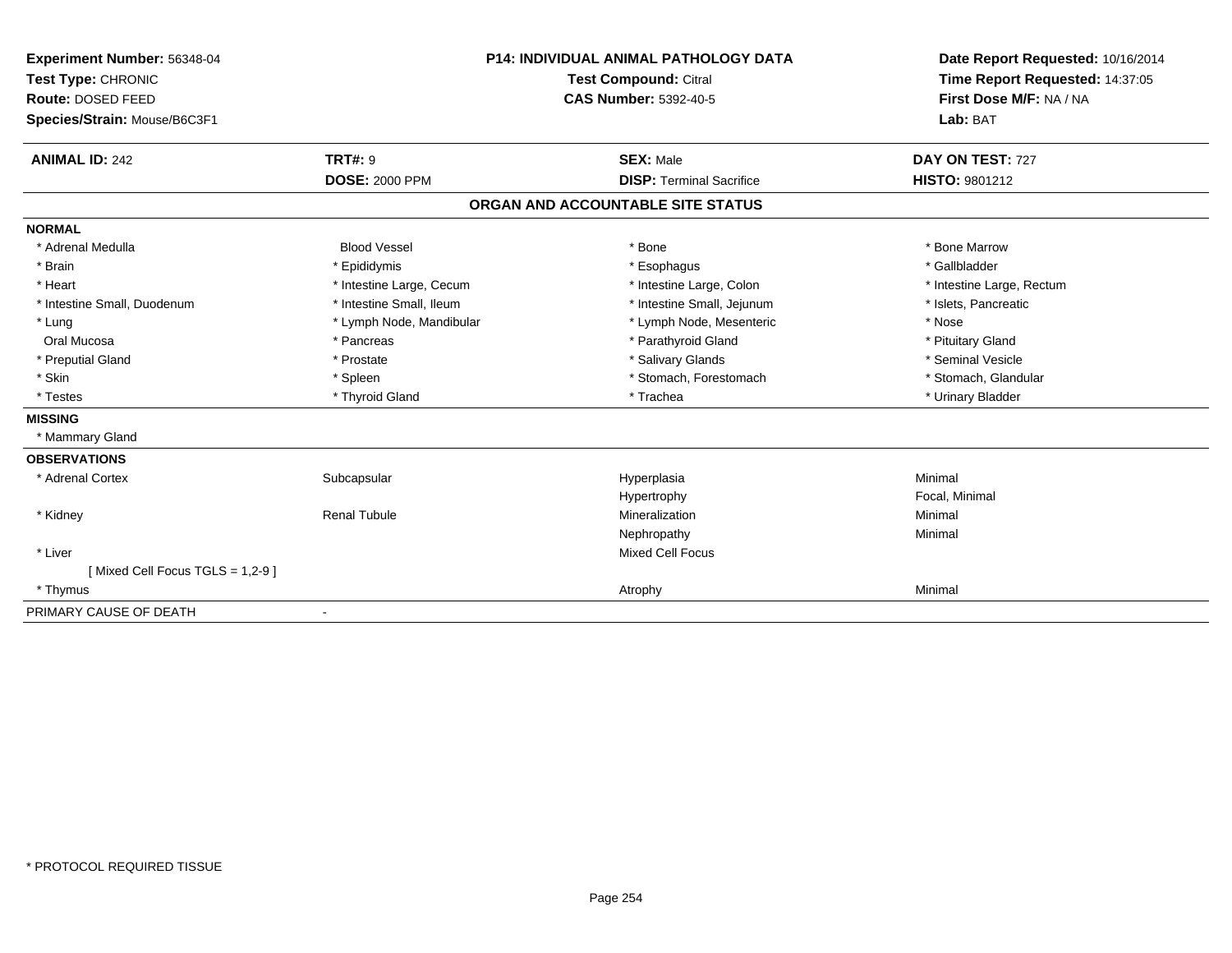**Experiment Number:** 56348-04
**Test Type:** CHRONIC
**Route:** DOSED FEED
**Species/Strain:** Mouse/B6C3F1

**P14: INDIVIDUAL ANIMAL PATHOLOGY DATA**
**Test Compound:** Citral
**CAS Number:** 5392-40-5

**Date Report Requested:** 10/16/2014
**Time Report Requested:** 14:37:05
**First Dose M/F:** NA / NA
**Lab:** BAT

| **ANIMAL ID:** 242 | **TRT#:** 9 | **SEX:** Male | **DAY ON TEST:** 727 |
|---|---|---|---|
| | **DOSE:** 2000 PPM | **DISP:** Terminal Sacrifice | **HISTO:** 9801212 |

## ORGAN AND ACCOUNTABLE SITE STATUS

**NORMAL**

| | | | |
|---|---|---|---|
| * Adrenal Medulla | Blood Vessel | * Bone | * Bone Marrow |
| * Brain | * Epididymis | * Esophagus | * Gallbladder |
| * Heart | * Intestine Large, Cecum | * Intestine Large, Colon | * Intestine Large, Rectum |
| * Intestine Small, Duodenum | * Intestine Small, Ileum | * Intestine Small, Jejunum | * Islets, Pancreatic |
| * Lung | * Lymph Node, Mandibular | * Lymph Node, Mesenteric | * Nose |
| Oral Mucosa | * Pancreas | * Parathyroid Gland | * Pituitary Gland |
| * Preputial Gland | * Prostate | * Salivary Glands | * Seminal Vesicle |
| * Skin | * Spleen | * Stomach, Forestomach | * Stomach, Glandular |
| * Testes | * Thyroid Gland | * Trachea | * Urinary Bladder |

**MISSING**

* Mammary Gland

**OBSERVATIONS**

| | | | |
|---|---|---|---|
| * Adrenal Cortex | Subcapsular | Hyperplasia | Minimal |
| | | Hypertrophy | Focal, Minimal |
| * Kidney | Renal Tubule | Mineralization | Minimal |
| | | Nephropathy | Minimal |
| * Liver | | Mixed Cell Focus | |
| [ Mixed Cell Focus TGLS = 1,2-9 ] | | | |
| * Thymus | | Atrophy | Minimal |

PRIMARY CAUSE OF DEATH -

* PROTOCOL REQUIRED TISSUE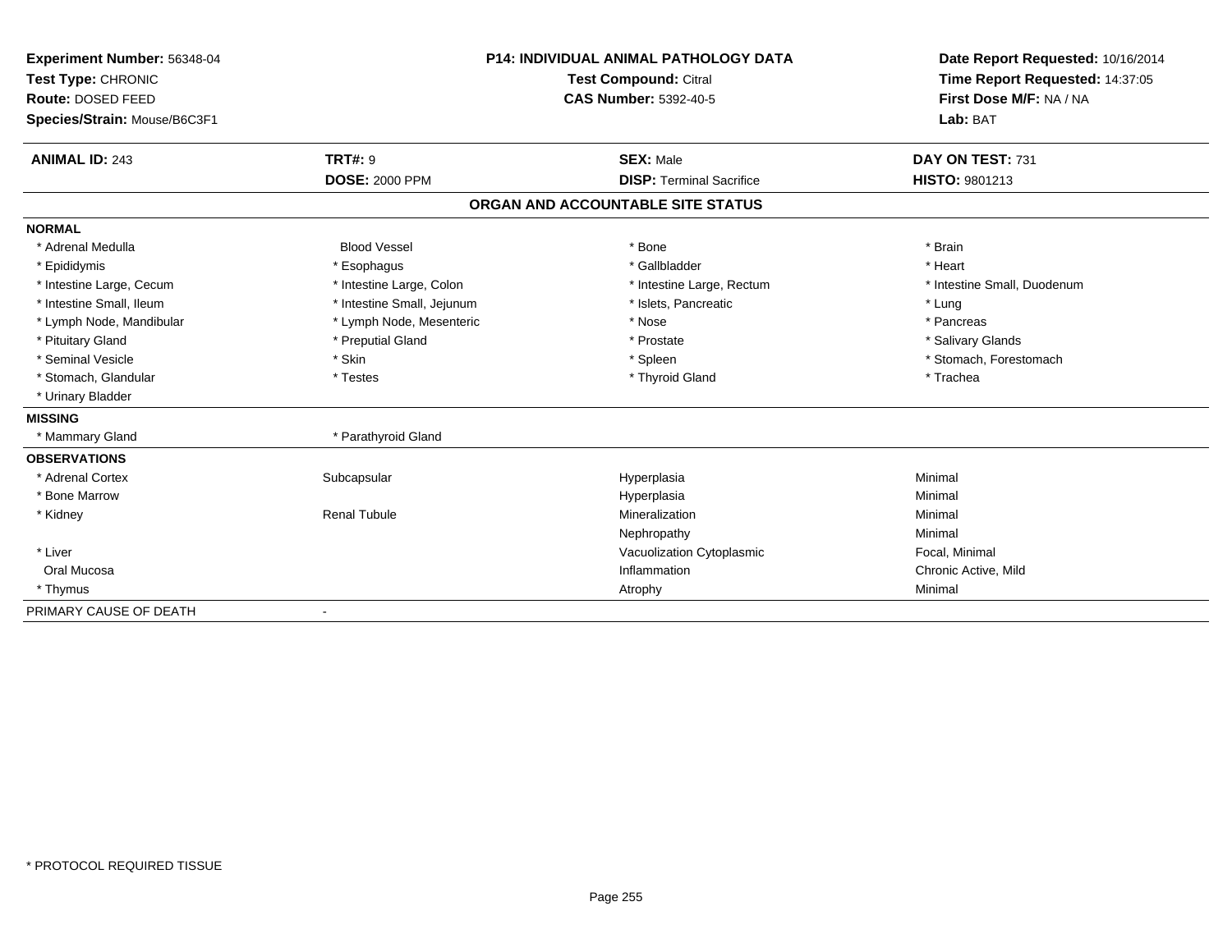**Experiment Number:** 56348-04
**Test Type:** CHRONIC
**Route:** DOSED FEED
**Species/Strain:** Mouse/B6C3F1

**P14: INDIVIDUAL ANIMAL PATHOLOGY DATA**
**Test Compound:** Citral
**CAS Number:** 5392-40-5

**Date Report Requested:** 10/16/2014
**Time Report Requested:** 14:37:05
**First Dose M/F:** NA / NA
**Lab:** BAT

| **ANIMAL ID:** 243 | **TRT#:** 9 | **SEX:** Male | **DAY ON TEST:** 731 |
|---|---|---|---|
| | **DOSE:** 2000 PPM | **DISP:** Terminal Sacrifice | **HISTO:** 9801213 |

## ORGAN AND ACCOUNTABLE SITE STATUS

| | | | |
|---|---|---|---|
| **NORMAL** | | | |
| * Adrenal Medulla | Blood Vessel | * Bone | * Brain |
| * Epididymis | * Esophagus | * Gallbladder | * Heart |
| * Intestine Large, Cecum | * Intestine Large, Colon | * Intestine Large, Rectum | * Intestine Small, Duodenum |
| * Intestine Small, Ileum | * Intestine Small, Jejunum | * Islets, Pancreatic | * Lung |
| * Lymph Node, Mandibular | * Lymph Node, Mesenteric | * Nose | * Pancreas |
| * Pituitary Gland | * Preputial Gland | * Prostate | * Salivary Glands |
| * Seminal Vesicle | * Skin | * Spleen | * Stomach, Forestomach |
| * Stomach, Glandular | * Testes | * Thyroid Gland | * Trachea |
| * Urinary Bladder | | | |
| **MISSING** | | | |
| * Mammary Gland | * Parathyroid Gland | | |
| **OBSERVATIONS** | | | |
| * Adrenal Cortex | Subcapsular | Hyperplasia | Minimal |
| * Bone Marrow | | Hyperplasia | Minimal |
| * Kidney | Renal Tubule | Mineralization | Minimal |
| | | Nephropathy | Minimal |
| * Liver | | Vacuolization Cytoplasmic | Focal, Minimal |
| Oral Mucosa | | Inflammation | Chronic Active, Mild |
| * Thymus | | Atrophy | Minimal |
| PRIMARY CAUSE OF DEATH | - | | |

* PROTOCOL REQUIRED TISSUE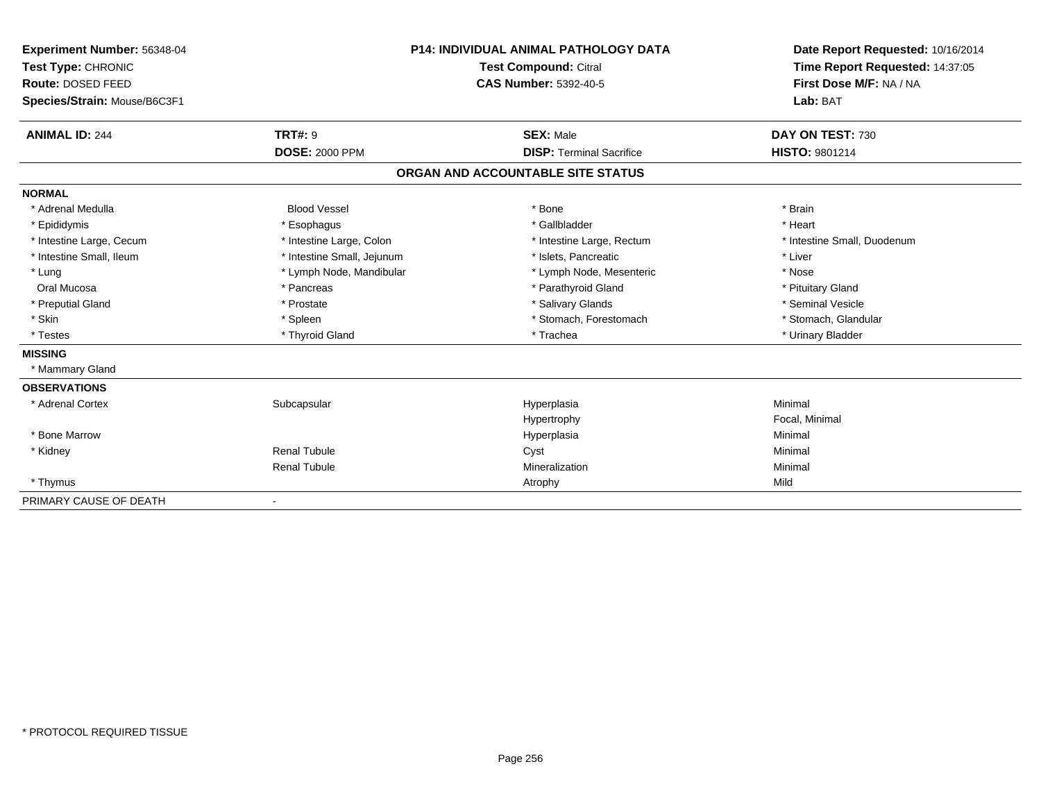**Experiment Number:** 56348-04
**Test Type:** CHRONIC
**Route:** DOSED FEED
**Species/Strain:** Mouse/B6C3F1

**P14: INDIVIDUAL ANIMAL PATHOLOGY DATA**
**Test Compound:** Citral
**CAS Number:** 5392-40-5

**Date Report Requested:** 10/16/2014
**Time Report Requested:** 14:37:05
**First Dose M/F:** NA / NA
**Lab:** BAT

| **ANIMAL ID:** 244 | **TRT#:** 9 | **SEX:** Male | **DAY ON TEST:** 730 |
|---|---|---|---|
| | **DOSE:** 2000 PPM | **DISP:** Terminal Sacrifice | **HISTO:** 9801214 |

## ORGAN AND ACCOUNTABLE SITE STATUS

**NORMAL**

| | | | |
|---|---|---|---|
| * Adrenal Medulla | Blood Vessel | * Bone | * Brain |
| * Epididymis | * Esophagus | * Gallbladder | * Heart |
| * Intestine Large, Cecum | * Intestine Large, Colon | * Intestine Large, Rectum | * Intestine Small, Duodenum |
| * Intestine Small, Ileum | * Intestine Small, Jejunum | * Islets, Pancreatic | * Liver |
| * Lung | * Lymph Node, Mandibular | * Lymph Node, Mesenteric | * Nose |
| Oral Mucosa | * Pancreas | * Parathyroid Gland | * Pituitary Gland |
| * Preputial Gland | * Prostate | * Salivary Glands | * Seminal Vesicle |
| * Skin | * Spleen | * Stomach, Forestomach | * Stomach, Glandular |
| * Testes | * Thyroid Gland | * Trachea | * Urinary Bladder |

**MISSING**

* Mammary Gland

**OBSERVATIONS**

| | | | |
|---|---|---|---|
| * Adrenal Cortex | Subcapsular | Hyperplasia | Minimal |
| | | Hypertrophy | Focal, Minimal |
| * Bone Marrow | | Hyperplasia | Minimal |
| * Kidney | Renal Tubule | Cyst | Minimal |
| | Renal Tubule | Mineralization | Minimal |
| * Thymus | | Atrophy | Mild |

PRIMARY CAUSE OF DEATH -

* PROTOCOL REQUIRED TISSUE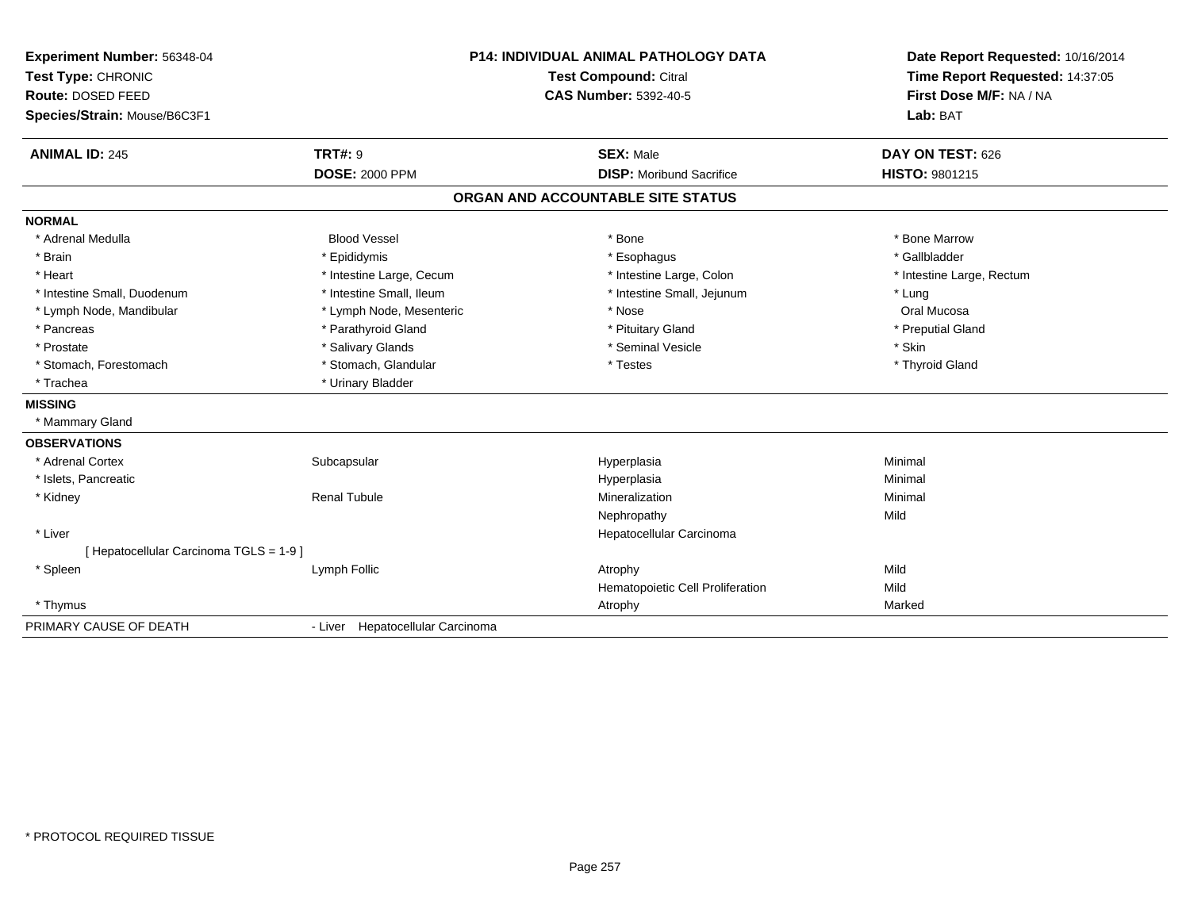**Experiment Number:** 56348-04
**Test Type:** CHRONIC
**Route:** DOSED FEED
**Species/Strain:** Mouse/B6C3F1

**P14: INDIVIDUAL ANIMAL PATHOLOGY DATA**
**Test Compound:** Citral
**CAS Number:** 5392-40-5

**Date Report Requested:** 10/16/2014
**Time Report Requested:** 14:37:05
**First Dose M/F:** NA / NA
**Lab:** BAT

| **ANIMAL ID:** 245 | **TRT#:** 9 | **SEX:** Male | **DAY ON TEST:** 626 |
|---|---|---|---|
| | **DOSE:** 2000 PPM | **DISP:** Moribund Sacrifice | **HISTO:** 9801215 |

## ORGAN AND ACCOUNTABLE SITE STATUS

**NORMAL**

| | | | |
|---|---|---|---|
| * Adrenal Medulla | Blood Vessel | * Bone | * Bone Marrow |
| * Brain | * Epididymis | * Esophagus | * Gallbladder |
| * Heart | * Intestine Large, Cecum | * Intestine Large, Colon | * Intestine Large, Rectum |
| * Intestine Small, Duodenum | * Intestine Small, Ileum | * Intestine Small, Jejunum | * Lung |
| * Lymph Node, Mandibular | * Lymph Node, Mesenteric | * Nose | Oral Mucosa |
| * Pancreas | * Parathyroid Gland | * Pituitary Gland | * Preputial Gland |
| * Prostate | * Salivary Glands | * Seminal Vesicle | * Skin |
| * Stomach, Forestomach | * Stomach, Glandular | * Testes | * Thyroid Gland |
| * Trachea | * Urinary Bladder | | |

**MISSING**

* Mammary Gland

**OBSERVATIONS**

| | | | |
|---|---|---|---|
| * Adrenal Cortex | Subcapsular | Hyperplasia | Minimal |
| * Islets, Pancreatic | | Hyperplasia | Minimal |
| * Kidney | Renal Tubule | Mineralization | Minimal |
| | | Nephropathy | Mild |
| * Liver | | Hepatocellular Carcinoma | |
| [ Hepatocellular Carcinoma TGLS = 1-9 ] | | | |
| * Spleen | Lymph Follic | Atrophy | Mild |
| | | Hematopoietic Cell Proliferation | Mild |
| * Thymus | | Atrophy | Marked |

PRIMARY CAUSE OF DEATH - Liver Hepatocellular Carcinoma

* PROTOCOL REQUIRED TISSUE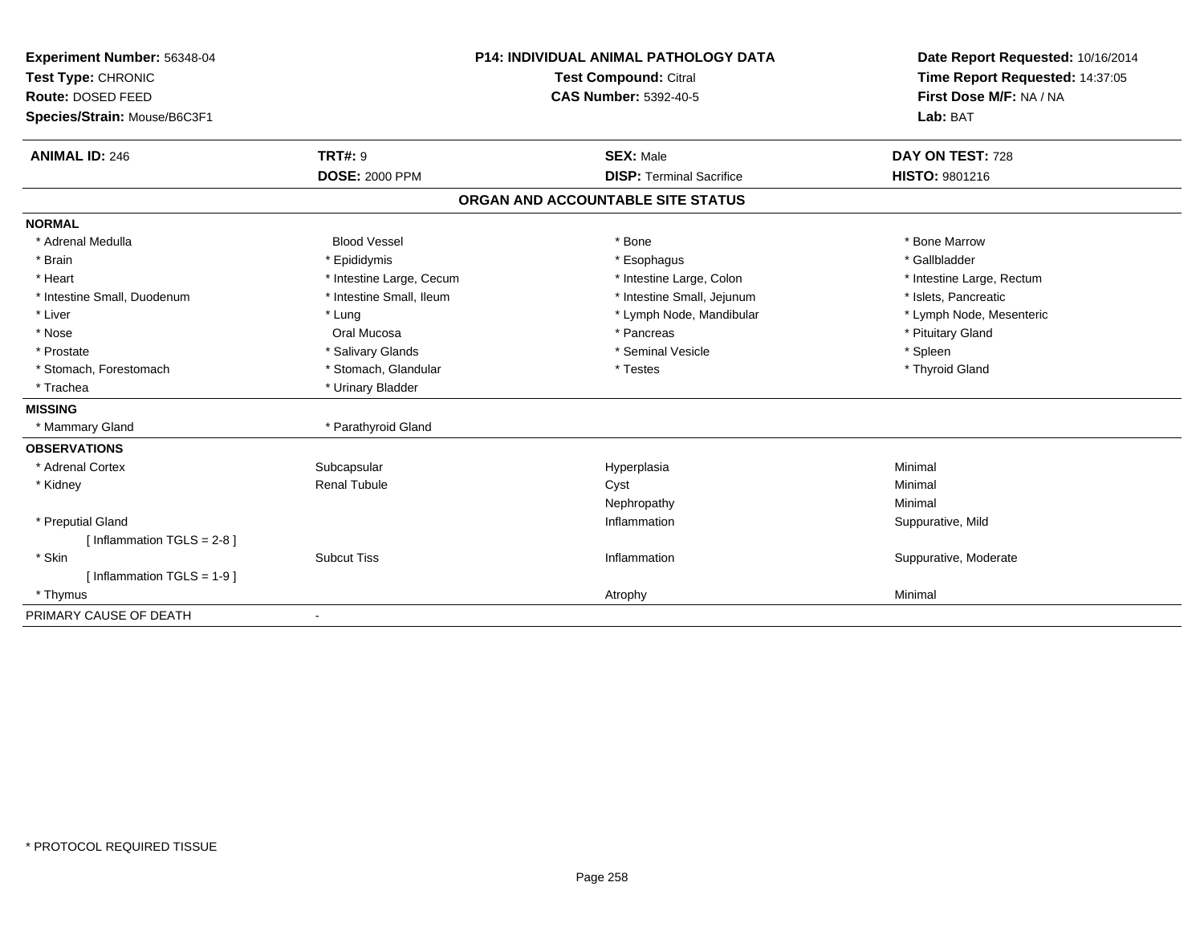**Experiment Number:** 56348-04
**Test Type:** CHRONIC
**Route:** DOSED FEED
**Species/Strain:** Mouse/B6C3F1

**P14: INDIVIDUAL ANIMAL PATHOLOGY DATA**
**Test Compound:** Citral
**CAS Number:** 5392-40-5

**Date Report Requested:** 10/16/2014
**Time Report Requested:** 14:37:05
**First Dose M/F:** NA / NA
**Lab:** BAT

| **ANIMAL ID:** 246 | **TRT#:** 9 | **SEX:** Male | **DAY ON TEST:** 728 |
|---|---|---|---|
| | **DOSE:** 2000 PPM | **DISP:** Terminal Sacrifice | **HISTO:** 9801216 |

## ORGAN AND ACCOUNTABLE SITE STATUS

**NORMAL**

| | | | |
|---|---|---|---|
| * Adrenal Medulla | Blood Vessel | * Bone | * Bone Marrow |
| * Brain | * Epididymis | * Esophagus | * Gallbladder |
| * Heart | * Intestine Large, Cecum | * Intestine Large, Colon | * Intestine Large, Rectum |
| * Intestine Small, Duodenum | * Intestine Small, Ileum | * Intestine Small, Jejunum | * Islets, Pancreatic |
| * Liver | * Lung | * Lymph Node, Mandibular | * Lymph Node, Mesenteric |
| * Nose | Oral Mucosa | * Pancreas | * Pituitary Gland |
| * Prostate | * Salivary Glands | * Seminal Vesicle | * Spleen |
| * Stomach, Forestomach | * Stomach, Glandular | * Testes | * Thyroid Gland |
| * Trachea | * Urinary Bladder | | |

**MISSING**

| | |
|---|---|
| * Mammary Gland | * Parathyroid Gland |

**OBSERVATIONS**

| | | | |
|---|---|---|---|
| * Adrenal Cortex | Subcapsular | Hyperplasia | Minimal |
| * Kidney | Renal Tubule | Cyst | Minimal |
| | | Nephropathy | Minimal |
| * Preputial Gland | | Inflammation | Suppurative, Mild |
| [ Inflammation TGLS = 2-8 ] | | | |
| * Skin | Subcut Tiss | Inflammation | Suppurative, Moderate |
| [ Inflammation TGLS = 1-9 ] | | | |
| * Thymus | | Atrophy | Minimal |

PRIMARY CAUSE OF DEATH -

* PROTOCOL REQUIRED TISSUE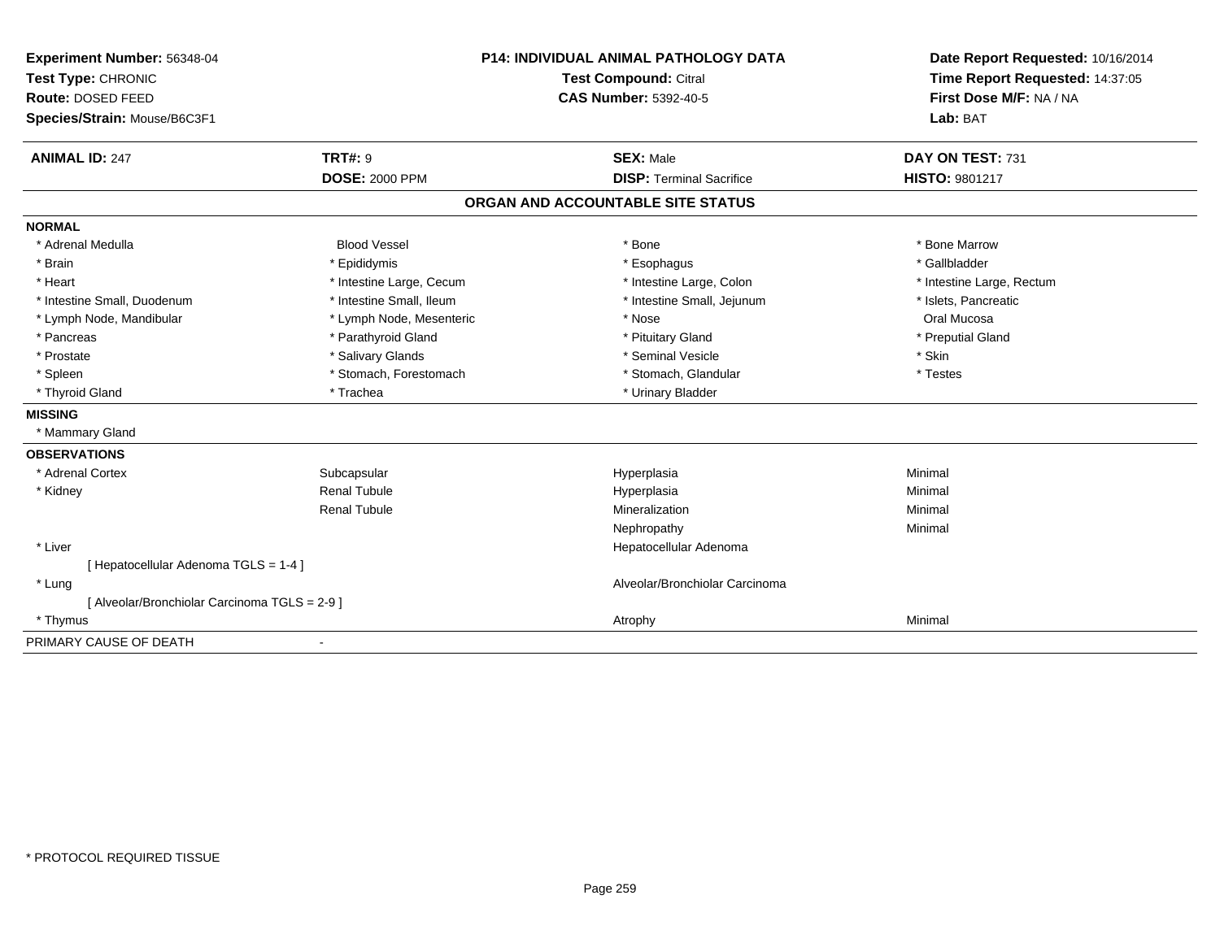**Experiment Number:** 56348-04
**Test Type:** CHRONIC
**Route:** DOSED FEED
**Species/Strain:** Mouse/B6C3F1

**P14: INDIVIDUAL ANIMAL PATHOLOGY DATA**
**Test Compound:** Citral
**CAS Number:** 5392-40-5

**Date Report Requested:** 10/16/2014
**Time Report Requested:** 14:37:05
**First Dose M/F:** NA / NA
**Lab:** BAT

| **ANIMAL ID:** 247 | **TRT#:** 9 | **SEX:** Male | **DAY ON TEST:** 731 |
|---|---|---|---|
| | **DOSE:** 2000 PPM | **DISP:** Terminal Sacrifice | **HISTO:** 9801217 |

## ORGAN AND ACCOUNTABLE SITE STATUS

**NORMAL**

| | | | |
|---|---|---|---|
| * Adrenal Medulla | Blood Vessel | * Bone | * Bone Marrow |
| * Brain | * Epididymis | * Esophagus | * Gallbladder |
| * Heart | * Intestine Large, Cecum | * Intestine Large, Colon | * Intestine Large, Rectum |
| * Intestine Small, Duodenum | * Intestine Small, Ileum | * Intestine Small, Jejunum | * Islets, Pancreatic |
| * Lymph Node, Mandibular | * Lymph Node, Mesenteric | * Nose | Oral Mucosa |
| * Pancreas | * Parathyroid Gland | * Pituitary Gland | * Preputial Gland |
| * Prostate | * Salivary Glands | * Seminal Vesicle | * Skin |
| * Spleen | * Stomach, Forestomach | * Stomach, Glandular | * Testes |
| * Thyroid Gland | * Trachea | * Urinary Bladder | |

**MISSING**

* Mammary Gland

**OBSERVATIONS**

| | | | |
|---|---|---|---|
| * Adrenal Cortex | Subcapsular | Hyperplasia | Minimal |
| * Kidney | Renal Tubule | Hyperplasia | Minimal |
| | Renal Tubule | Mineralization | Minimal |
| | | Nephropathy | Minimal |
| * Liver | | Hepatocellular Adenoma | |
| [ Hepatocellular Adenoma TGLS = 1-4 ] | | | |
| * Lung | | Alveolar/Bronchiolar Carcinoma | |
| [ Alveolar/Bronchiolar Carcinoma TGLS = 2-9 ] | | | |
| * Thymus | | Atrophy | Minimal |

PRIMARY CAUSE OF DEATH -

* PROTOCOL REQUIRED TISSUE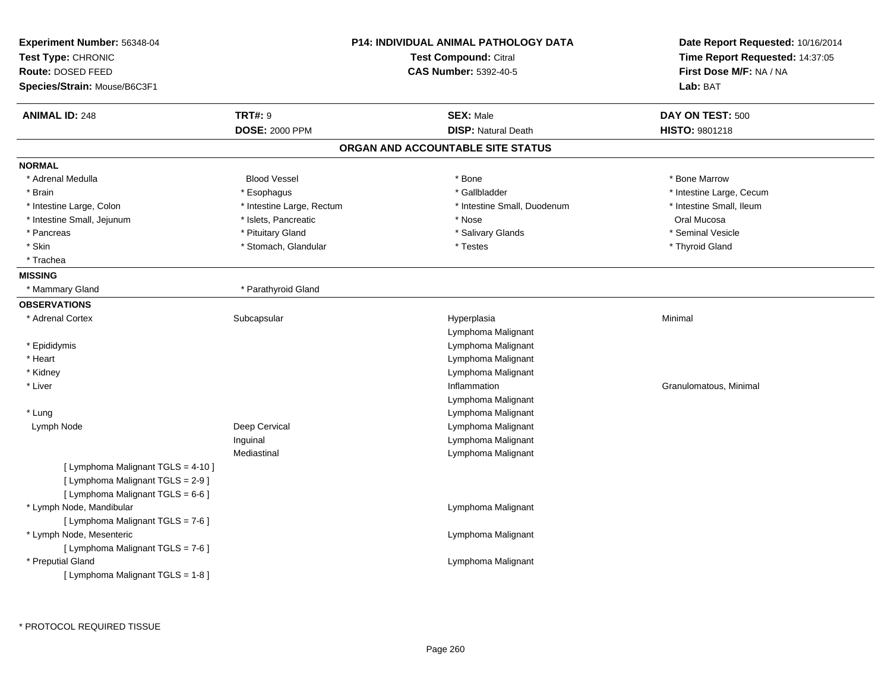**Experiment Number:** 56348-04
**Test Type:** CHRONIC
**Route:** DOSED FEED
**Species/Strain:** Mouse/B6C3F1

**P14: INDIVIDUAL ANIMAL PATHOLOGY DATA**
**Test Compound:** Citral
**CAS Number:** 5392-40-5

**Date Report Requested:** 10/16/2014
**Time Report Requested:** 14:37:05
**First Dose M/F:** NA / NA
**Lab:** BAT

| **ANIMAL ID:** 248 | **TRT#:** 9 | **SEX:** Male | **DAY ON TEST:** 500 |
|---|---|---|---|
| | **DOSE:** 2000 PPM | **DISP:** Natural Death | **HISTO:** 9801218 |

## ORGAN AND ACCOUNTABLE SITE STATUS

**NORMAL**

| | | | |
|---|---|---|---|
| * Adrenal Medulla | Blood Vessel | * Bone | * Bone Marrow |
| * Brain | * Esophagus | * Gallbladder | * Intestine Large, Cecum |
| * Intestine Large, Colon | * Intestine Large, Rectum | * Intestine Small, Duodenum | * Intestine Small, Ileum |
| * Intestine Small, Jejunum | * Islets, Pancreatic | * Nose | Oral Mucosa |
| * Pancreas | * Pituitary Gland | * Salivary Glands | * Seminal Vesicle |
| * Skin | * Stomach, Glandular | * Testes | * Thyroid Gland |
| * Trachea | | | |

**MISSING**

| | |
|---|---|
| * Mammary Gland | * Parathyroid Gland |

**OBSERVATIONS**

| | | | |
|---|---|---|---|
| * Adrenal Cortex | Subcapsular | Hyperplasia | Minimal |
| | | Lymphoma Malignant | |
| * Epididymis | | Lymphoma Malignant | |
| * Heart | | Lymphoma Malignant | |
| * Kidney | | Lymphoma Malignant | |
| * Liver | | Inflammation | Granulomatous, Minimal |
| | | Lymphoma Malignant | |
| * Lung | | Lymphoma Malignant | |
| Lymph Node | Deep Cervical | Lymphoma Malignant | |
| | Inguinal | Lymphoma Malignant | |
| | Mediastinal | Lymphoma Malignant | |
| [ Lymphoma Malignant TGLS = 4-10 ] | | | |
| [ Lymphoma Malignant TGLS = 2-9 ] | | | |
| [ Lymphoma Malignant TGLS = 6-6 ] | | | |
| * Lymph Node, Mandibular | | Lymphoma Malignant | |
| [ Lymphoma Malignant TGLS = 7-6 ] | | | |
| * Lymph Node, Mesenteric | | Lymphoma Malignant | |
| [ Lymphoma Malignant TGLS = 7-6 ] | | | |
| * Preputial Gland | | Lymphoma Malignant | |
| [ Lymphoma Malignant TGLS = 1-8 ] | | | |

\* PROTOCOL REQUIRED TISSUE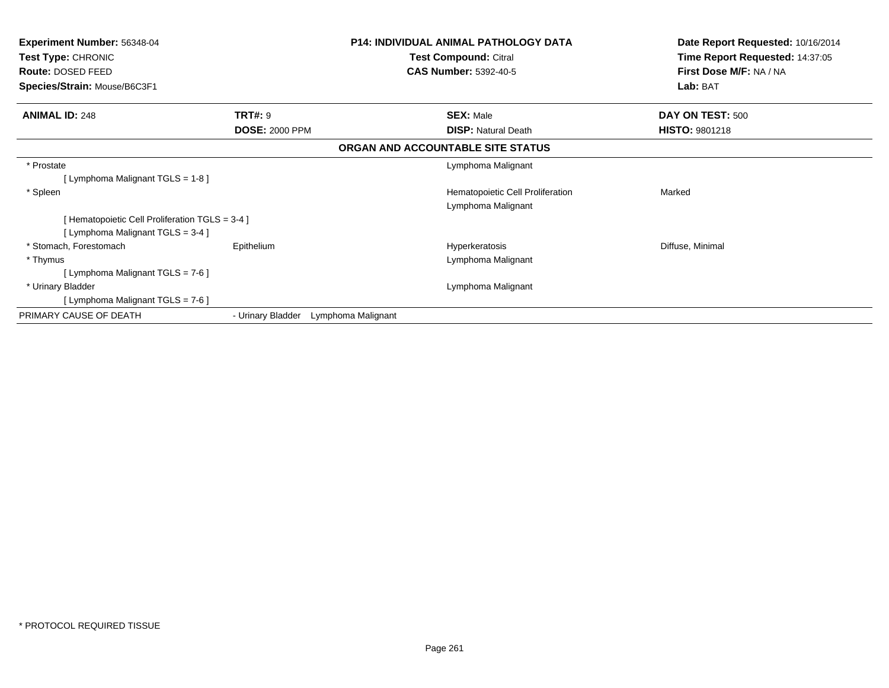**Experiment Number:** 56348-04
**Test Type:** CHRONIC
**Route:** DOSED FEED
**Species/Strain:** Mouse/B6C3F1

**P14: INDIVIDUAL ANIMAL PATHOLOGY DATA**
**Test Compound:** Citral
**CAS Number:** 5392-40-5

**Date Report Requested:** 10/16/2014
**Time Report Requested:** 14:37:05
**First Dose M/F:** NA / NA
**Lab:** BAT

| **ANIMAL ID:** 248 | **TRT#:** 9 | **SEX:** Male | **DAY ON TEST:** 500 |
|---|---|---|---|
| | **DOSE:** 2000 PPM | **DISP:** Natural Death | **HISTO:** 9801218 |

**ORGAN AND ACCOUNTABLE SITE STATUS**

| | | | |
|---|---|---|---|
| * Prostate | | Lymphoma Malignant | |
| [ Lymphoma Malignant TGLS = 1-8 ] | | | |
| * Spleen | | Hematopoietic Cell Proliferation | Marked |
| | | Lymphoma Malignant | |
| [ Hematopoietic Cell Proliferation TGLS = 3-4 ] | | | |
| [ Lymphoma Malignant TGLS = 3-4 ] | | | |
| * Stomach, Forestomach | Epithelium | Hyperkeratosis | Diffuse, Minimal |
| * Thymus | | Lymphoma Malignant | |
| [ Lymphoma Malignant TGLS = 7-6 ] | | | |
| * Urinary Bladder | | Lymphoma Malignant | |
| [ Lymphoma Malignant TGLS = 7-6 ] | | | |
| PRIMARY CAUSE OF DEATH | - Urinary Bladder Lymphoma Malignant | | |

* PROTOCOL REQUIRED TISSUE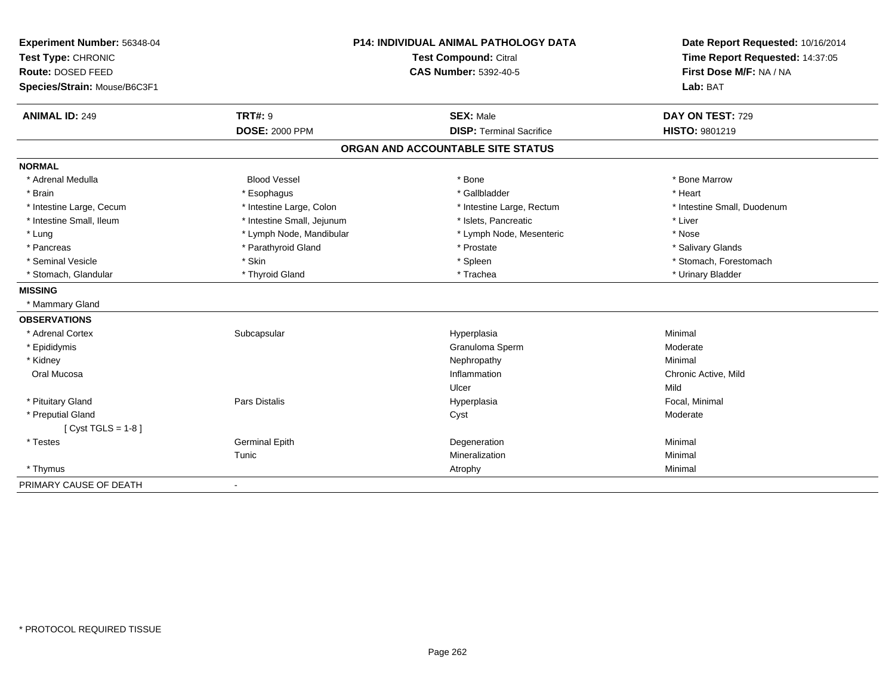**Experiment Number:** 56348-04
**Test Type:** CHRONIC
**Route:** DOSED FEED
**Species/Strain:** Mouse/B6C3F1

**P14: INDIVIDUAL ANIMAL PATHOLOGY DATA**
**Test Compound:** Citral
**CAS Number:** 5392-40-5

**Date Report Requested:** 10/16/2014
**Time Report Requested:** 14:37:05
**First Dose M/F:** NA / NA
**Lab:** BAT

| **ANIMAL ID:** 249 | **TRT#:** 9 | **SEX:** Male | **DAY ON TEST:** 729 |
|---|---|---|---|
| | **DOSE:** 2000 PPM | **DISP:** Terminal Sacrifice | **HISTO:** 9801219 |

## ORGAN AND ACCOUNTABLE SITE STATUS

**NORMAL**

| | | | |
|---|---|---|---|
| * Adrenal Medulla | Blood Vessel | * Bone | * Bone Marrow |
| * Brain | * Esophagus | * Gallbladder | * Heart |
| * Intestine Large, Cecum | * Intestine Large, Colon | * Intestine Large, Rectum | * Intestine Small, Duodenum |
| * Intestine Small, Ileum | * Intestine Small, Jejunum | * Islets, Pancreatic | * Liver |
| * Lung | * Lymph Node, Mandibular | * Lymph Node, Mesenteric | * Nose |
| * Pancreas | * Parathyroid Gland | * Prostate | * Salivary Glands |
| * Seminal Vesicle | * Skin | * Spleen | * Stomach, Forestomach |
| * Stomach, Glandular | * Thyroid Gland | * Trachea | * Urinary Bladder |

**MISSING**

* Mammary Gland

**OBSERVATIONS**

| | | | |
|---|---|---|---|
| * Adrenal Cortex | Subcapsular | Hyperplasia | Minimal |
| * Epididymis | | Granuloma Sperm | Moderate |
| * Kidney | | Nephropathy | Minimal |
| Oral Mucosa | | Inflammation | Chronic Active, Mild |
| | | Ulcer | Mild |
| * Pituitary Gland | Pars Distalis | Hyperplasia | Focal, Minimal |
| * Preputial Gland | | Cyst | Moderate |
| [ Cyst TGLS = 1-8 ] | | | |
| * Testes | Germinal Epith | Degeneration | Minimal |
| | Tunic | Mineralization | Minimal |
| * Thymus | | Atrophy | Minimal |

PRIMARY CAUSE OF DEATH -

* PROTOCOL REQUIRED TISSUE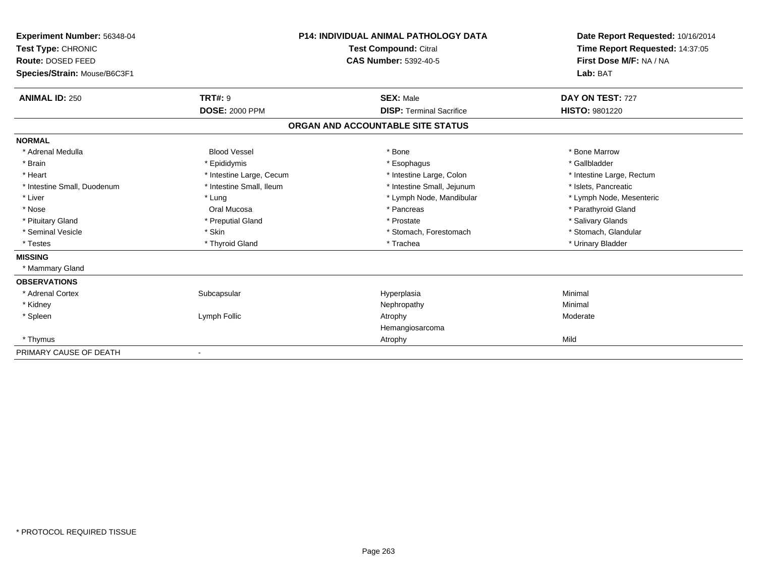**Experiment Number:** 56348-04
**Test Type:** CHRONIC
**Route:** DOSED FEED
**Species/Strain:** Mouse/B6C3F1

**P14: INDIVIDUAL ANIMAL PATHOLOGY DATA**
**Test Compound:** Citral
**CAS Number:** 5392-40-5

**Date Report Requested:** 10/16/2014
**Time Report Requested:** 14:37:05
**First Dose M/F:** NA / NA
**Lab:** BAT

| **ANIMAL ID:** 250 | **TRT#:** 9 | **SEX:** Male | **DAY ON TEST:** 727 |
|---|---|---|---|
| | **DOSE:** 2000 PPM | **DISP:** Terminal Sacrifice | **HISTO:** 9801220 |

## ORGAN AND ACCOUNTABLE SITE STATUS

**NORMAL**

| | | | |
|---|---|---|---|
| * Adrenal Medulla | Blood Vessel | * Bone | * Bone Marrow |
| * Brain | * Epididymis | * Esophagus | * Gallbladder |
| * Heart | * Intestine Large, Cecum | * Intestine Large, Colon | * Intestine Large, Rectum |
| * Intestine Small, Duodenum | * Intestine Small, Ileum | * Intestine Small, Jejunum | * Islets, Pancreatic |
| * Liver | * Lung | * Lymph Node, Mandibular | * Lymph Node, Mesenteric |
| * Nose | Oral Mucosa | * Pancreas | * Parathyroid Gland |
| * Pituitary Gland | * Preputial Gland | * Prostate | * Salivary Glands |
| * Seminal Vesicle | * Skin | * Stomach, Forestomach | * Stomach, Glandular |
| * Testes | * Thyroid Gland | * Trachea | * Urinary Bladder |

**MISSING**

* Mammary Gland

**OBSERVATIONS**

| | | | |
|---|---|---|---|
| * Adrenal Cortex | Subcapsular | Hyperplasia | Minimal |
| * Kidney | | Nephropathy | Minimal |
| * Spleen | Lymph Follic | Atrophy | Moderate |
| | | Hemangiosarcoma | |
| * Thymus | | Atrophy | Mild |

PRIMARY CAUSE OF DEATH -

* PROTOCOL REQUIRED TISSUE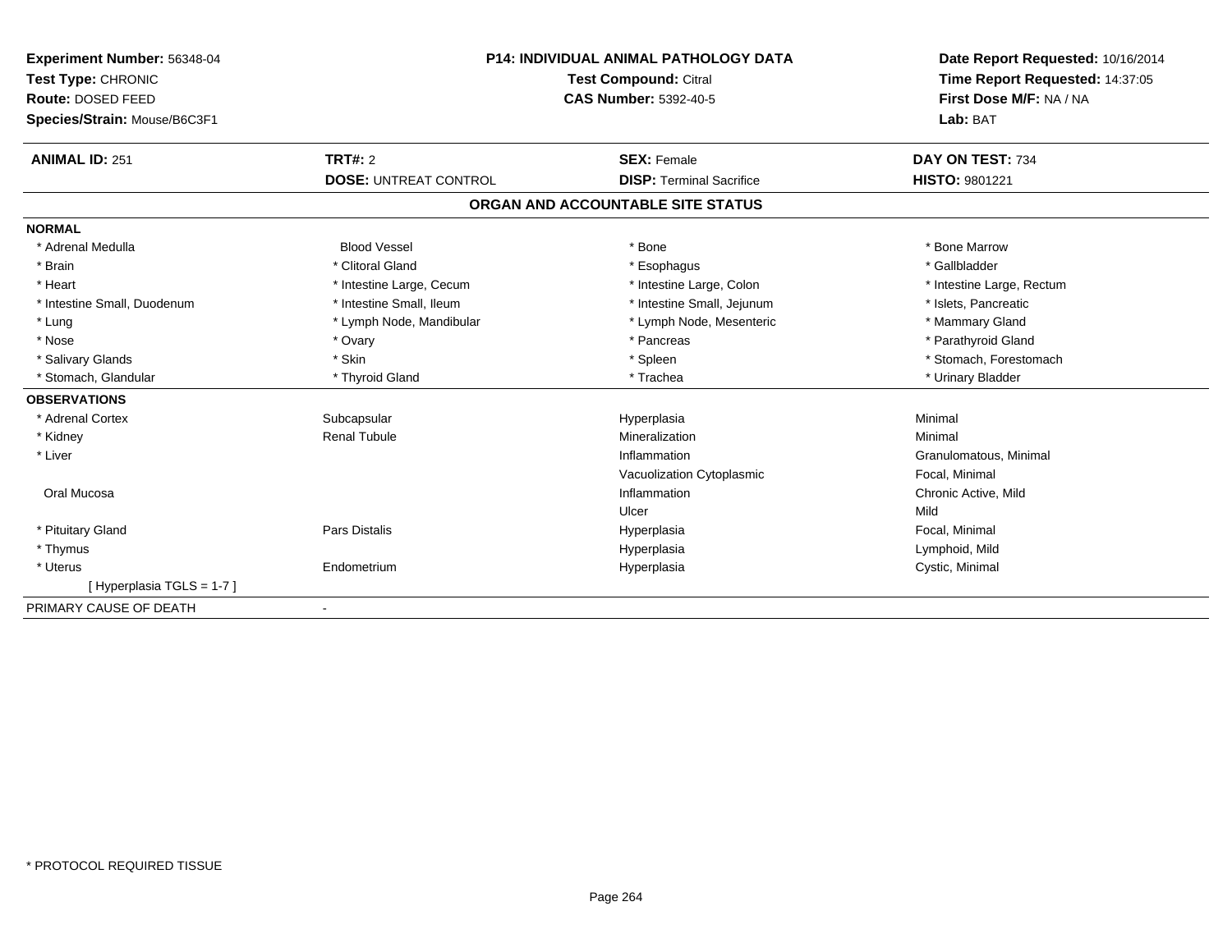**Experiment Number:** 56348-04
**Test Type:** CHRONIC
**Route:** DOSED FEED
**Species/Strain:** Mouse/B6C3F1

**P14: INDIVIDUAL ANIMAL PATHOLOGY DATA**
**Test Compound:** Citral
**CAS Number:** 5392-40-5

**Date Report Requested:** 10/16/2014
**Time Report Requested:** 14:37:05
**First Dose M/F:** NA / NA
**Lab:** BAT

| **ANIMAL ID:** 251 | **TRT#:** 2 | **SEX:** Female | **DAY ON TEST:** 734 |
|---|---|---|---|
| | **DOSE:** UNTREAT CONTROL | **DISP:** Terminal Sacrifice | **HISTO:** 9801221 |

## ORGAN AND ACCOUNTABLE SITE STATUS

**NORMAL**

| | | | |
|---|---|---|---|
| * Adrenal Medulla | Blood Vessel | * Bone | * Bone Marrow |
| * Brain | * Clitoral Gland | * Esophagus | * Gallbladder |
| * Heart | * Intestine Large, Cecum | * Intestine Large, Colon | * Intestine Large, Rectum |
| * Intestine Small, Duodenum | * Intestine Small, Ileum | * Intestine Small, Jejunum | * Islets, Pancreatic |
| * Lung | * Lymph Node, Mandibular | * Lymph Node, Mesenteric | * Mammary Gland |
| * Nose | * Ovary | * Pancreas | * Parathyroid Gland |
| * Salivary Glands | * Skin | * Spleen | * Stomach, Forestomach |
| * Stomach, Glandular | * Thyroid Gland | * Trachea | * Urinary Bladder |

**OBSERVATIONS**

| | | | |
|---|---|---|---|
| * Adrenal Cortex | Subcapsular | Hyperplasia | Minimal |
| * Kidney | Renal Tubule | Mineralization | Minimal |
| * Liver | | Inflammation | Granulomatous, Minimal |
| | | Vacuolization Cytoplasmic | Focal, Minimal |
| Oral Mucosa | | Inflammation | Chronic Active, Mild |
| | | Ulcer | Mild |
| * Pituitary Gland | Pars Distalis | Hyperplasia | Focal, Minimal |
| * Thymus | | Hyperplasia | Lymphoid, Mild |
| * Uterus | Endometrium | Hyperplasia | Cystic, Minimal |
| [ Hyperplasia TGLS = 1-7 ] | | | |

PRIMARY CAUSE OF DEATH -

* PROTOCOL REQUIRED TISSUE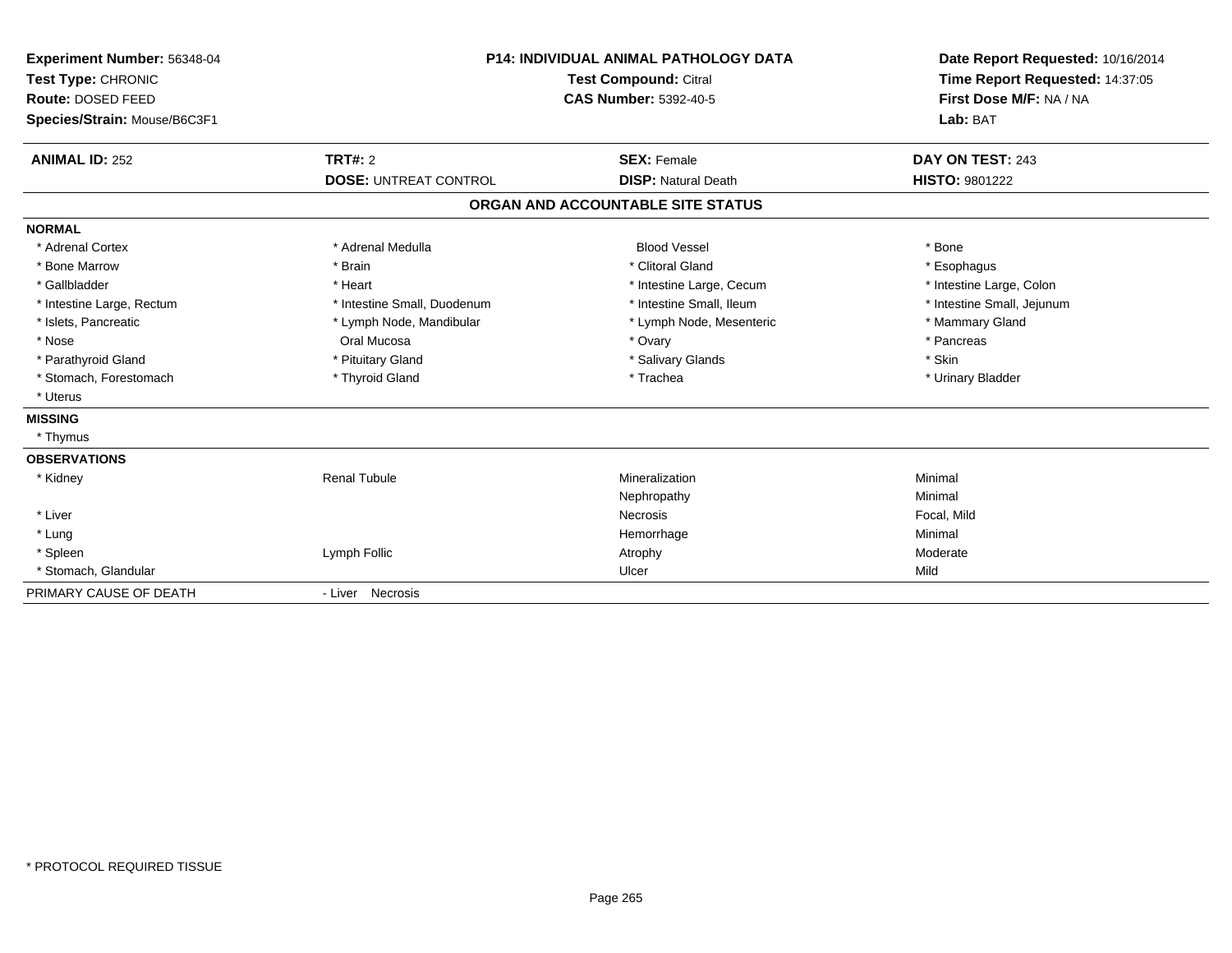**Experiment Number:** 56348-04
**Test Type:** CHRONIC
**Route:** DOSED FEED
**Species/Strain:** Mouse/B6C3F1

**P14: INDIVIDUAL ANIMAL PATHOLOGY DATA**
**Test Compound:** Citral
**CAS Number:** 5392-40-5

**Date Report Requested:** 10/16/2014
**Time Report Requested:** 14:37:05
**First Dose M/F:** NA / NA
**Lab:** BAT

| **ANIMAL ID:** 252 | **TRT#:** 2 | **SEX:** Female | **DAY ON TEST:** 243 |
|---|---|---|---|
| | **DOSE:** UNTREAT CONTROL | **DISP:** Natural Death | **HISTO:** 9801222 |

## ORGAN AND ACCOUNTABLE SITE STATUS

**NORMAL**

| | | | |
|---|---|---|---|
| * Adrenal Cortex | * Adrenal Medulla | Blood Vessel | * Bone |
| * Bone Marrow | * Brain | * Clitoral Gland | * Esophagus |
| * Gallbladder | * Heart | * Intestine Large, Cecum | * Intestine Large, Colon |
| * Intestine Large, Rectum | * Intestine Small, Duodenum | * Intestine Small, Ileum | * Intestine Small, Jejunum |
| * Islets, Pancreatic | * Lymph Node, Mandibular | * Lymph Node, Mesenteric | * Mammary Gland |
| * Nose | Oral Mucosa | * Ovary | * Pancreas |
| * Parathyroid Gland | * Pituitary Gland | * Salivary Glands | * Skin |
| * Stomach, Forestomach | * Thyroid Gland | * Trachea | * Urinary Bladder |
| * Uterus | | | |

**MISSING**

* Thymus

**OBSERVATIONS**

| | | | |
|---|---|---|---|
| * Kidney | Renal Tubule | Mineralization | Minimal |
| | | Nephropathy | Minimal |
| * Liver | | Necrosis | Focal, Mild |
| * Lung | | Hemorrhage | Minimal |
| * Spleen | Lymph Follic | Atrophy | Moderate |
| * Stomach, Glandular | | Ulcer | Mild |

PRIMARY CAUSE OF DEATH - Liver Necrosis

* PROTOCOL REQUIRED TISSUE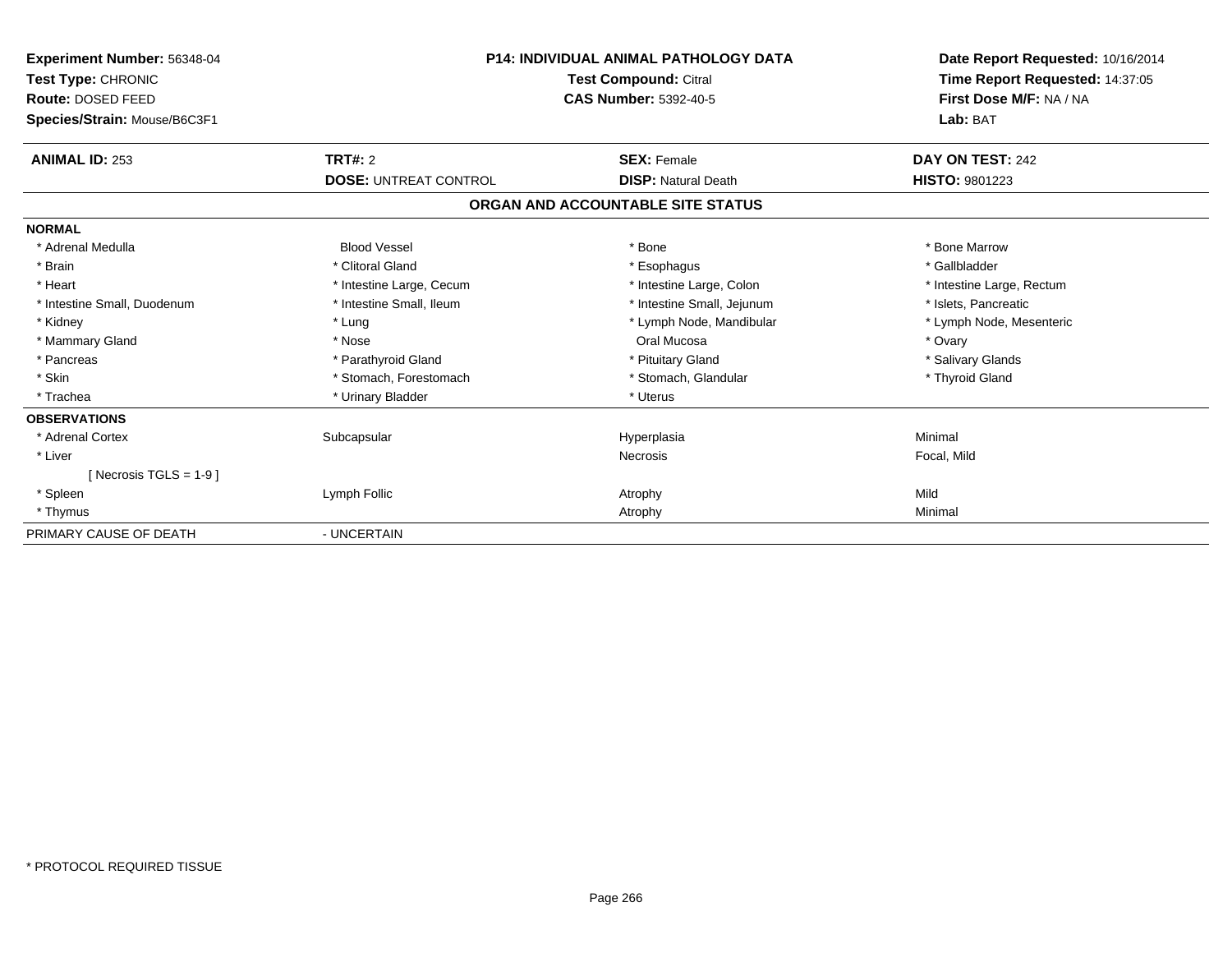**Experiment Number:** 56348-04
**Test Type:** CHRONIC
**Route:** DOSED FEED
**Species/Strain:** Mouse/B6C3F1

**P14: INDIVIDUAL ANIMAL PATHOLOGY DATA**
**Test Compound:** Citral
**CAS Number:** 5392-40-5

**Date Report Requested:** 10/16/2014
**Time Report Requested:** 14:37:05
**First Dose M/F:** NA / NA
**Lab:** BAT

| **ANIMAL ID:** 253 | **TRT#:** 2 | **SEX:** Female | **DAY ON TEST:** 242 |
|---|---|---|---|
| | **DOSE:** UNTREAT CONTROL | **DISP:** Natural Death | **HISTO:** 9801223 |

**ORGAN AND ACCOUNTABLE SITE STATUS**

| | | | |
|---|---|---|---|
| **NORMAL** | | | |
| * Adrenal Medulla | Blood Vessel | * Bone | * Bone Marrow |
| * Brain | * Clitoral Gland | * Esophagus | * Gallbladder |
| * Heart | * Intestine Large, Cecum | * Intestine Large, Colon | * Intestine Large, Rectum |
| * Intestine Small, Duodenum | * Intestine Small, Ileum | * Intestine Small, Jejunum | * Islets, Pancreatic |
| * Kidney | * Lung | * Lymph Node, Mandibular | * Lymph Node, Mesenteric |
| * Mammary Gland | * Nose | Oral Mucosa | * Ovary |
| * Pancreas | * Parathyroid Gland | * Pituitary Gland | * Salivary Glands |
| * Skin | * Stomach, Forestomach | * Stomach, Glandular | * Thyroid Gland |
| * Trachea | * Urinary Bladder | * Uterus | |
| **OBSERVATIONS** | | | |
| * Adrenal Cortex | Subcapsular | Hyperplasia | Minimal |
| * Liver | | Necrosis | Focal, Mild |
| [ Necrosis TGLS = 1-9 ] | | | |
| * Spleen | Lymph Follic | Atrophy | Mild |
| * Thymus | | Atrophy | Minimal |
| PRIMARY CAUSE OF DEATH | - UNCERTAIN | | |

* PROTOCOL REQUIRED TISSUE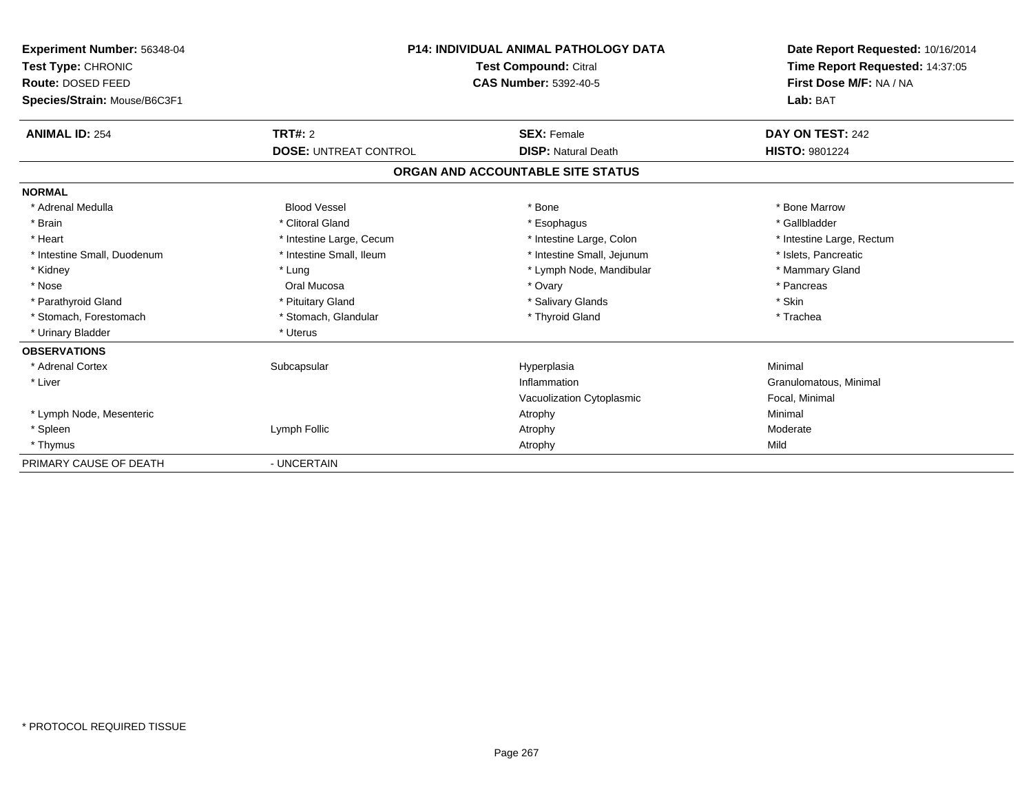**Experiment Number:** 56348-04
**Test Type:** CHRONIC
**Route:** DOSED FEED
**Species/Strain:** Mouse/B6C3F1

**P14: INDIVIDUAL ANIMAL PATHOLOGY DATA**
**Test Compound:** Citral
**CAS Number:** 5392-40-5

**Date Report Requested:** 10/16/2014
**Time Report Requested:** 14:37:05
**First Dose M/F:** NA / NA
**Lab:** BAT

| **ANIMAL ID:** 254 | **TRT#:** 2 | **SEX:** Female | **DAY ON TEST:** 242 |
|---|---|---|---|
| | **DOSE:** UNTREAT CONTROL | **DISP:** Natural Death | **HISTO:** 9801224 |

## ORGAN AND ACCOUNTABLE SITE STATUS

| | | | |
|---|---|---|---|
| **NORMAL** | | | |
| * Adrenal Medulla | Blood Vessel | * Bone | * Bone Marrow |
| * Brain | * Clitoral Gland | * Esophagus | * Gallbladder |
| * Heart | * Intestine Large, Cecum | * Intestine Large, Colon | * Intestine Large, Rectum |
| * Intestine Small, Duodenum | * Intestine Small, Ileum | * Intestine Small, Jejunum | * Islets, Pancreatic |
| * Kidney | * Lung | * Lymph Node, Mandibular | * Mammary Gland |
| * Nose | Oral Mucosa | * Ovary | * Pancreas |
| * Parathyroid Gland | * Pituitary Gland | * Salivary Glands | * Skin |
| * Stomach, Forestomach | * Stomach, Glandular | * Thyroid Gland | * Trachea |
| * Urinary Bladder | * Uterus | | |
| **OBSERVATIONS** | | | |
| * Adrenal Cortex | Subcapsular | Hyperplasia | Minimal |
| * Liver | | Inflammation | Granulomatous, Minimal |
| | | Vacuolization Cytoplasmic | Focal, Minimal |
| * Lymph Node, Mesenteric | | Atrophy | Minimal |
| * Spleen | Lymph Follic | Atrophy | Moderate |
| * Thymus | | Atrophy | Mild |
| PRIMARY CAUSE OF DEATH | - UNCERTAIN | | |

* PROTOCOL REQUIRED TISSUE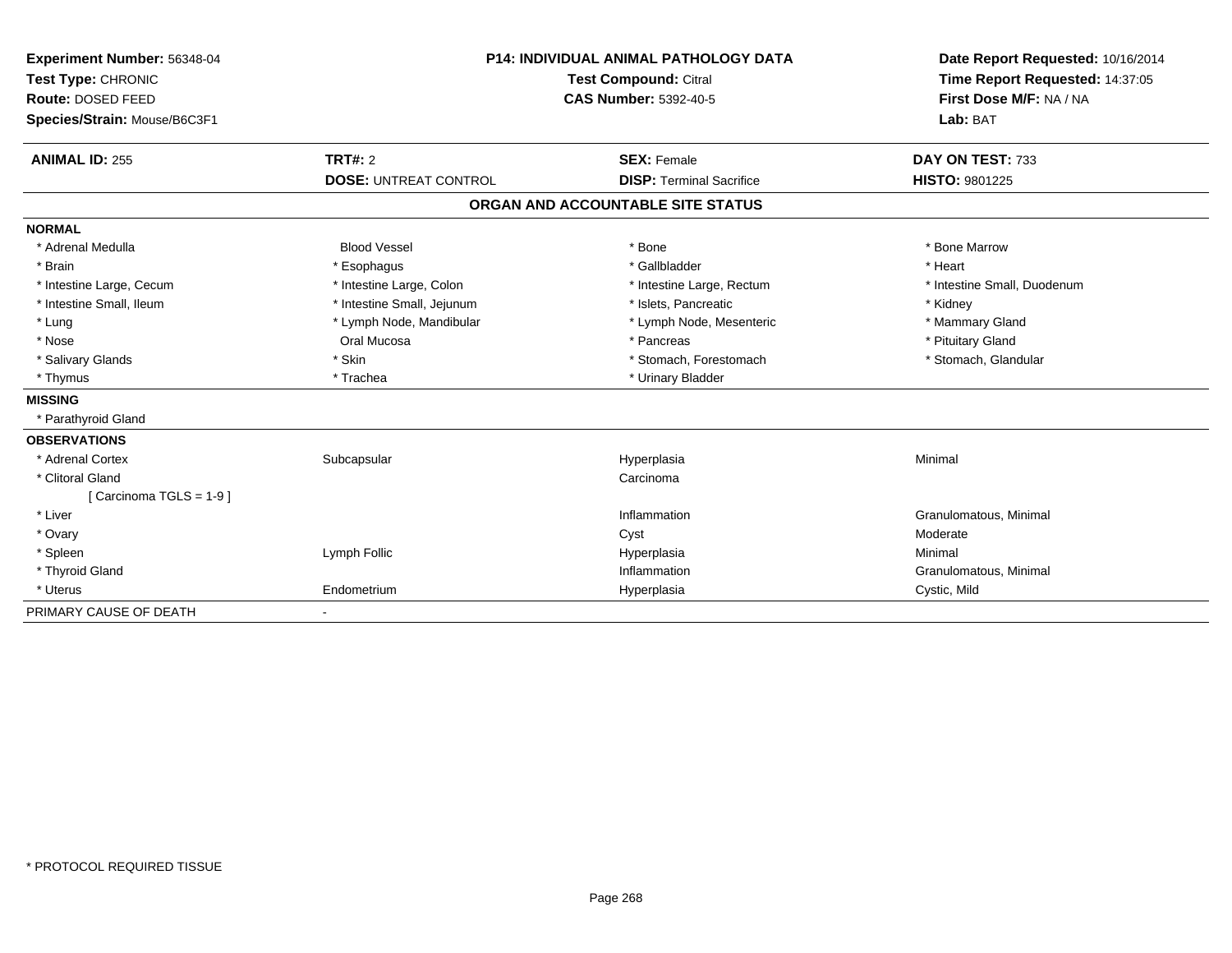**Experiment Number:** 56348-04
**Test Type:** CHRONIC
**Route:** DOSED FEED
**Species/Strain:** Mouse/B6C3F1

**P14: INDIVIDUAL ANIMAL PATHOLOGY DATA**
**Test Compound:** Citral
**CAS Number:** 5392-40-5

**Date Report Requested:** 10/16/2014
**Time Report Requested:** 14:37:05
**First Dose M/F:** NA / NA
**Lab:** BAT

| **ANIMAL ID:** 255 | **TRT#:** 2 | **SEX:** Female | **DAY ON TEST:** 733 |
|---|---|---|---|
| | **DOSE:** UNTREAT CONTROL | **DISP:** Terminal Sacrifice | **HISTO:** 9801225 |

## ORGAN AND ACCOUNTABLE SITE STATUS

**NORMAL**

| | | | |
|---|---|---|---|
| * Adrenal Medulla | Blood Vessel | * Bone | * Bone Marrow |
| * Brain | * Esophagus | * Gallbladder | * Heart |
| * Intestine Large, Cecum | * Intestine Large, Colon | * Intestine Large, Rectum | * Intestine Small, Duodenum |
| * Intestine Small, Ileum | * Intestine Small, Jejunum | * Islets, Pancreatic | * Kidney |
| * Lung | * Lymph Node, Mandibular | * Lymph Node, Mesenteric | * Mammary Gland |
| * Nose | Oral Mucosa | * Pancreas | * Pituitary Gland |
| * Salivary Glands | * Skin | * Stomach, Forestomach | * Stomach, Glandular |
| * Thymus | * Trachea | * Urinary Bladder | |

**MISSING**

* Parathyroid Gland

**OBSERVATIONS**

| | | | |
|---|---|---|---|
| * Adrenal Cortex | Subcapsular | Hyperplasia | Minimal |
| * Clitoral Gland | | Carcinoma | |
| [ Carcinoma TGLS = 1-9 ] | | | |
| * Liver | | Inflammation | Granulomatous, Minimal |
| * Ovary | | Cyst | Moderate |
| * Spleen | Lymph Follic | Hyperplasia | Minimal |
| * Thyroid Gland | | Inflammation | Granulomatous, Minimal |
| * Uterus | Endometrium | Hyperplasia | Cystic, Mild |

PRIMARY CAUSE OF DEATH -

* PROTOCOL REQUIRED TISSUE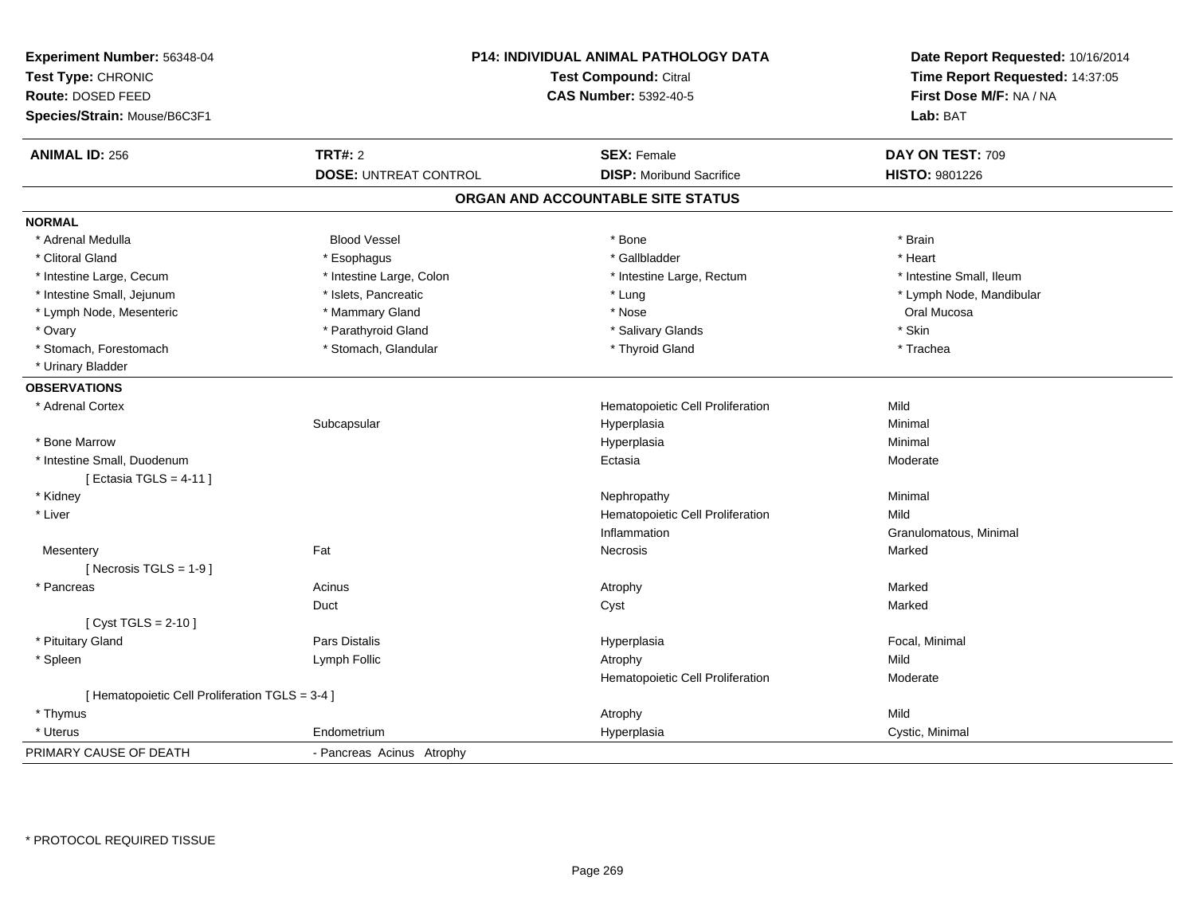**Experiment Number:** 56348-04
**Test Type:** CHRONIC
**Route:** DOSED FEED
**Species/Strain:** Mouse/B6C3F1

**P14: INDIVIDUAL ANIMAL PATHOLOGY DATA**
**Test Compound:** Citral
**CAS Number:** 5392-40-5

**Date Report Requested:** 10/16/2014
**Time Report Requested:** 14:37:05
**First Dose M/F:** NA / NA
**Lab:** BAT

| **ANIMAL ID:** 256 | **TRT#:** 2 | **SEX:** Female | **DAY ON TEST:** 709 |
|---|---|---|---|
| | **DOSE:** UNTREAT CONTROL | **DISP:** Moribund Sacrifice | **HISTO:** 9801226 |

## ORGAN AND ACCOUNTABLE SITE STATUS

**NORMAL**

| | | | |
|---|---|---|---|
| * Adrenal Medulla | Blood Vessel | * Bone | * Brain |
| * Clitoral Gland | * Esophagus | * Gallbladder | * Heart |
| * Intestine Large, Cecum | * Intestine Large, Colon | * Intestine Large, Rectum | * Intestine Small, Ileum |
| * Intestine Small, Jejunum | * Islets, Pancreatic | * Lung | * Lymph Node, Mandibular |
| * Lymph Node, Mesenteric | * Mammary Gland | * Nose | Oral Mucosa |
| * Ovary | * Parathyroid Gland | * Salivary Glands | * Skin |
| * Stomach, Forestomach | * Stomach, Glandular | * Thyroid Gland | * Trachea |
| * Urinary Bladder | | | |

**OBSERVATIONS**

| | | | |
|---|---|---|---|
| * Adrenal Cortex | | Hematopoietic Cell Proliferation | Mild |
| | Subcapsular | Hyperplasia | Minimal |
| * Bone Marrow | | Hyperplasia | Minimal |
| * Intestine Small, Duodenum | | Ectasia | Moderate |
| [ Ectasia TGLS = 4-11 ] | | | |
| * Kidney | | Nephropathy | Minimal |
| * Liver | | Hematopoietic Cell Proliferation | Mild |
| | | Inflammation | Granulomatous, Minimal |
| Mesentery | Fat | Necrosis | Marked |
| [ Necrosis TGLS = 1-9 ] | | | |
| * Pancreas | Acinus | Atrophy | Marked |
| | Duct | Cyst | Marked |
| [ Cyst TGLS = 2-10 ] | | | |
| * Pituitary Gland | Pars Distalis | Hyperplasia | Focal, Minimal |
| * Spleen | Lymph Follic | Atrophy | Mild |
| | | Hematopoietic Cell Proliferation | Moderate |
| [ Hematopoietic Cell Proliferation TGLS = 3-4 ] | | | |
| * Thymus | | Atrophy | Mild |
| * Uterus | Endometrium | Hyperplasia | Cystic, Minimal |

PRIMARY CAUSE OF DEATH - Pancreas Acinus Atrophy

\* PROTOCOL REQUIRED TISSUE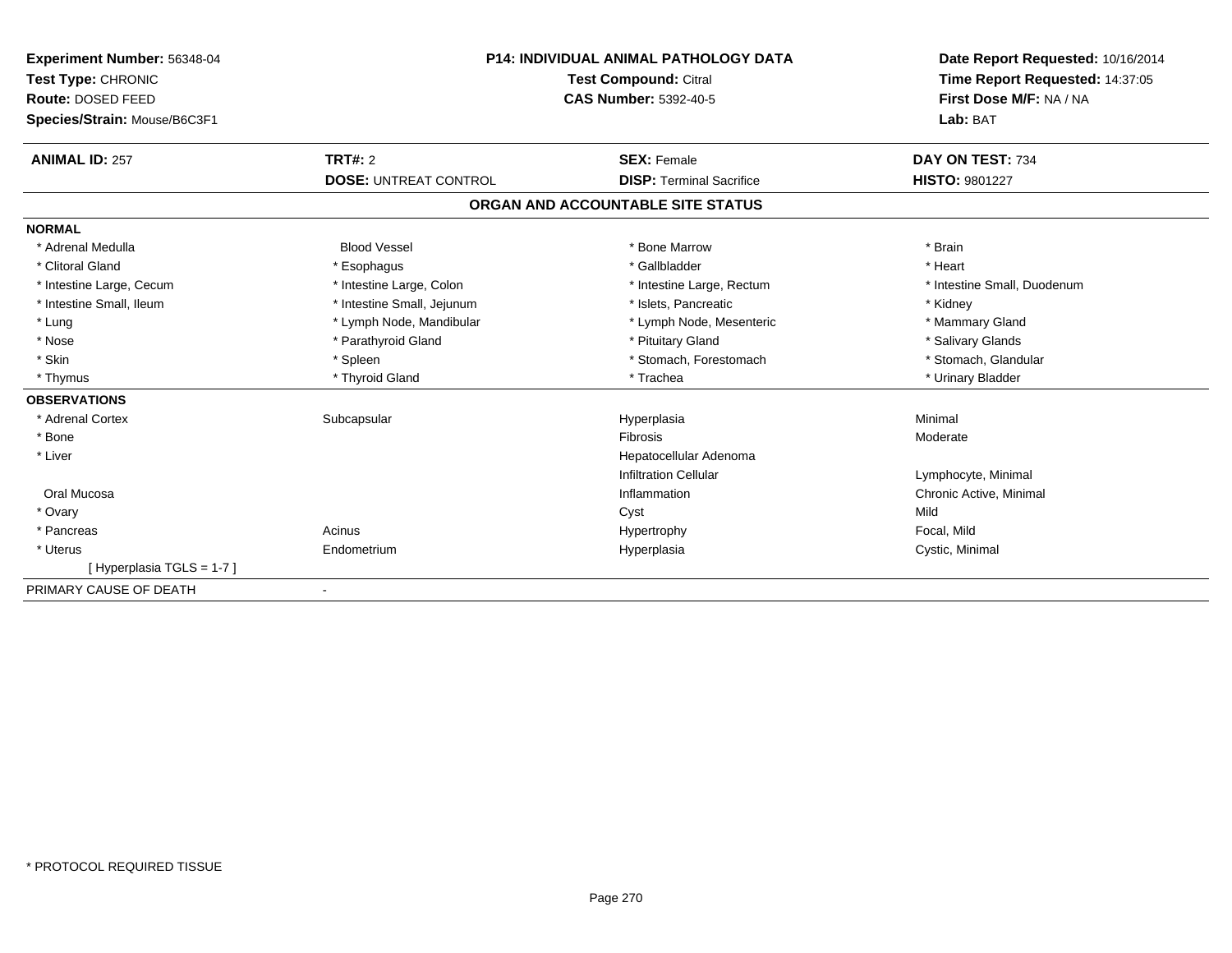**Experiment Number:** 56348-04
**Test Type:** CHRONIC
**Route:** DOSED FEED
**Species/Strain:** Mouse/B6C3F1

**P14: INDIVIDUAL ANIMAL PATHOLOGY DATA**
**Test Compound:** Citral
**CAS Number:** 5392-40-5

**Date Report Requested:** 10/16/2014
**Time Report Requested:** 14:37:05
**First Dose M/F:** NA / NA
**Lab:** BAT

| **ANIMAL ID:** 257 | **TRT#:** 2 | **SEX:** Female | **DAY ON TEST:** 734 |
|---|---|---|---|
| | **DOSE:** UNTREAT CONTROL | **DISP:** Terminal Sacrifice | **HISTO:** 9801227 |

## ORGAN AND ACCOUNTABLE SITE STATUS

| | | | |
|---|---|---|---|
| **NORMAL** | | | |
| * Adrenal Medulla | Blood Vessel | * Bone Marrow | * Brain |
| * Clitoral Gland | * Esophagus | * Gallbladder | * Heart |
| * Intestine Large, Cecum | * Intestine Large, Colon | * Intestine Large, Rectum | * Intestine Small, Duodenum |
| * Intestine Small, Ileum | * Intestine Small, Jejunum | * Islets, Pancreatic | * Kidney |
| * Lung | * Lymph Node, Mandibular | * Lymph Node, Mesenteric | * Mammary Gland |
| * Nose | * Parathyroid Gland | * Pituitary Gland | * Salivary Glands |
| * Skin | * Spleen | * Stomach, Forestomach | * Stomach, Glandular |
| * Thymus | * Thyroid Gland | * Trachea | * Urinary Bladder |
| **OBSERVATIONS** | | | |
| * Adrenal Cortex | Subcapsular | Hyperplasia | Minimal |
| * Bone | | Fibrosis | Moderate |
| * Liver | | Hepatocellular Adenoma | |
| | | Infiltration Cellular | Lymphocyte, Minimal |
| Oral Mucosa | | Inflammation | Chronic Active, Minimal |
| * Ovary | | Cyst | Mild |
| * Pancreas | Acinus | Hypertrophy | Focal, Mild |
| * Uterus | Endometrium | Hyperplasia | Cystic, Minimal |
| [ Hyperplasia TGLS = 1-7 ] | | | |
| PRIMARY CAUSE OF DEATH | - | | |

* PROTOCOL REQUIRED TISSUE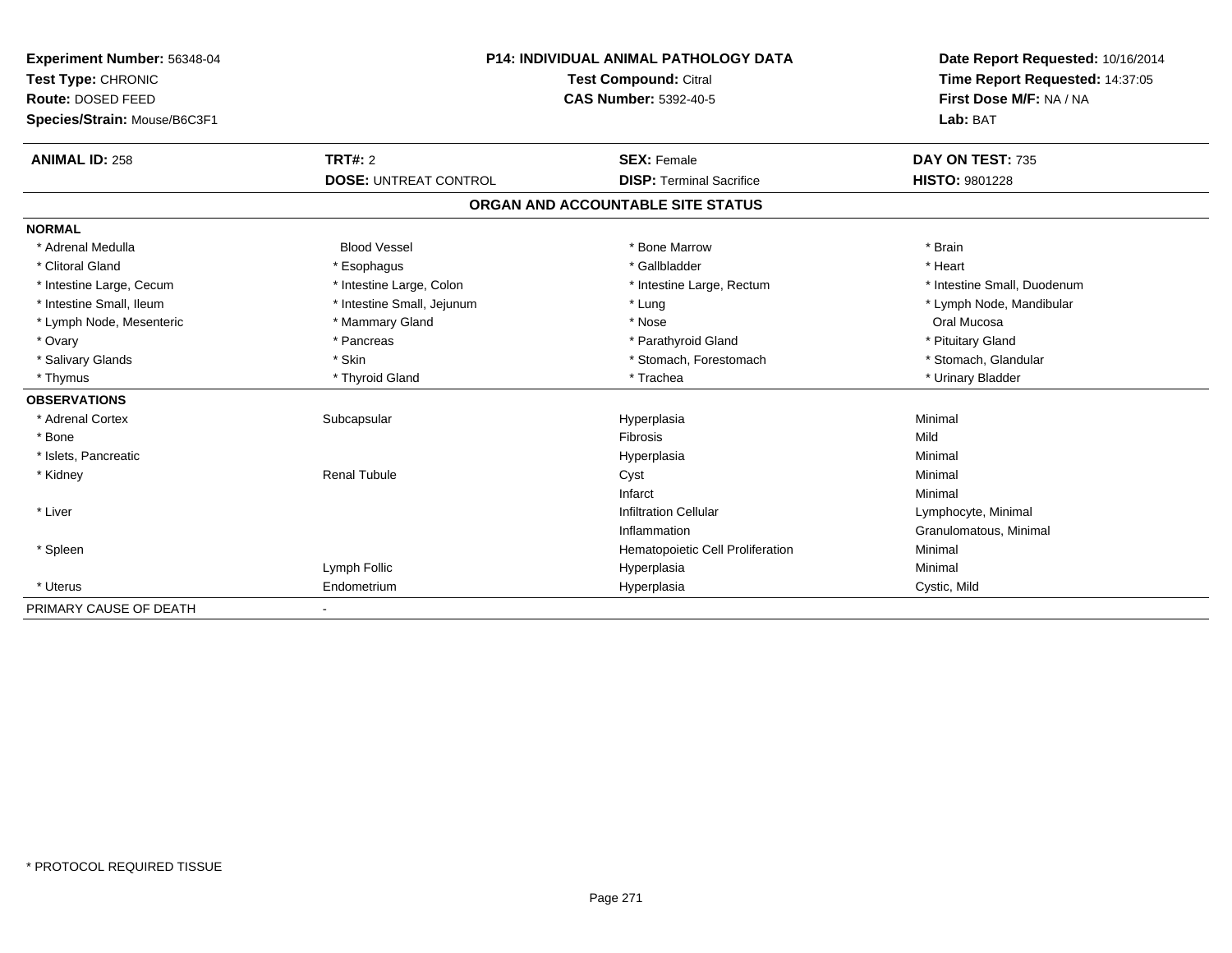**Experiment Number:** 56348-04
**Test Type:** CHRONIC
**Route:** DOSED FEED
**Species/Strain:** Mouse/B6C3F1

**P14: INDIVIDUAL ANIMAL PATHOLOGY DATA**
**Test Compound:** Citral
**CAS Number:** 5392-40-5

**Date Report Requested:** 10/16/2014
**Time Report Requested:** 14:37:05
**First Dose M/F:** NA / NA
**Lab:** BAT

| **ANIMAL ID:** 258 | **TRT#:** 2 | **SEX:** Female | **DAY ON TEST:** 735 |
|---|---|---|---|
| | **DOSE:** UNTREAT CONTROL | **DISP:** Terminal Sacrifice | **HISTO:** 9801228 |

## ORGAN AND ACCOUNTABLE SITE STATUS

**NORMAL**

| | | | |
|---|---|---|---|
| * Adrenal Medulla | Blood Vessel | * Bone Marrow | * Brain |
| * Clitoral Gland | * Esophagus | * Gallbladder | * Heart |
| * Intestine Large, Cecum | * Intestine Large, Colon | * Intestine Large, Rectum | * Intestine Small, Duodenum |
| * Intestine Small, Ileum | * Intestine Small, Jejunum | * Lung | * Lymph Node, Mandibular |
| * Lymph Node, Mesenteric | * Mammary Gland | * Nose | Oral Mucosa |
| * Ovary | * Pancreas | * Parathyroid Gland | * Pituitary Gland |
| * Salivary Glands | * Skin | * Stomach, Forestomach | * Stomach, Glandular |
| * Thymus | * Thyroid Gland | * Trachea | * Urinary Bladder |

**OBSERVATIONS**

| | | | |
|---|---|---|---|
| * Adrenal Cortex | Subcapsular | Hyperplasia | Minimal |
| * Bone | | Fibrosis | Mild |
| * Islets, Pancreatic | | Hyperplasia | Minimal |
| * Kidney | Renal Tubule | Cyst | Minimal |
| | | Infarct | Minimal |
| * Liver | | Infiltration Cellular | Lymphocyte, Minimal |
| | | Inflammation | Granulomatous, Minimal |
| * Spleen | | Hematopoietic Cell Proliferation | Minimal |
| | Lymph Follic | Hyperplasia | Minimal |
| * Uterus | Endometrium | Hyperplasia | Cystic, Mild |

PRIMARY CAUSE OF DEATH -

\* PROTOCOL REQUIRED TISSUE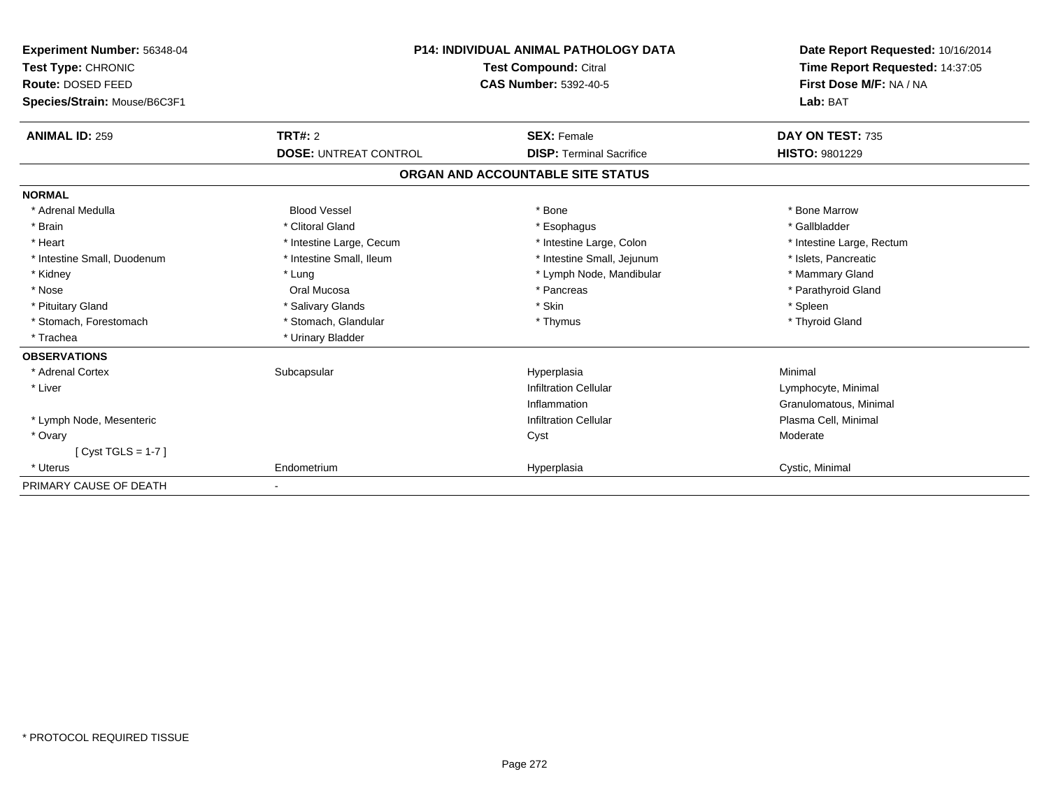**Experiment Number:** 56348-04
**Test Type:** CHRONIC
**Route:** DOSED FEED
**Species/Strain:** Mouse/B6C3F1

**P14: INDIVIDUAL ANIMAL PATHOLOGY DATA**
**Test Compound:** Citral
**CAS Number:** 5392-40-5

**Date Report Requested:** 10/16/2014
**Time Report Requested:** 14:37:05
**First Dose M/F:** NA / NA
**Lab:** BAT

| **ANIMAL ID:** 259 | **TRT#:** 2 | **SEX:** Female | **DAY ON TEST:** 735 |
|---|---|---|---|
| | **DOSE:** UNTREAT CONTROL | **DISP:** Terminal Sacrifice | **HISTO:** 9801229 |

## ORGAN AND ACCOUNTABLE SITE STATUS

| | | | |
|---|---|---|---|
| **NORMAL** | | | |
| * Adrenal Medulla | Blood Vessel | * Bone | * Bone Marrow |
| * Brain | * Clitoral Gland | * Esophagus | * Gallbladder |
| * Heart | * Intestine Large, Cecum | * Intestine Large, Colon | * Intestine Large, Rectum |
| * Intestine Small, Duodenum | * Intestine Small, Ileum | * Intestine Small, Jejunum | * Islets, Pancreatic |
| * Kidney | * Lung | * Lymph Node, Mandibular | * Mammary Gland |
| * Nose | Oral Mucosa | * Pancreas | * Parathyroid Gland |
| * Pituitary Gland | * Salivary Glands | * Skin | * Spleen |
| * Stomach, Forestomach | * Stomach, Glandular | * Thymus | * Thyroid Gland |
| * Trachea | * Urinary Bladder | | |
| **OBSERVATIONS** | | | |
| * Adrenal Cortex | Subcapsular | Hyperplasia | Minimal |
| * Liver | | Infiltration Cellular | Lymphocyte, Minimal |
| | | Inflammation | Granulomatous, Minimal |
| * Lymph Node, Mesenteric | | Infiltration Cellular | Plasma Cell, Minimal |
| * Ovary | | Cyst | Moderate |
| [ Cyst TGLS = 1-7 ] | | | |
| * Uterus | Endometrium | Hyperplasia | Cystic, Minimal |
| PRIMARY CAUSE OF DEATH | - | | |

* PROTOCOL REQUIRED TISSUE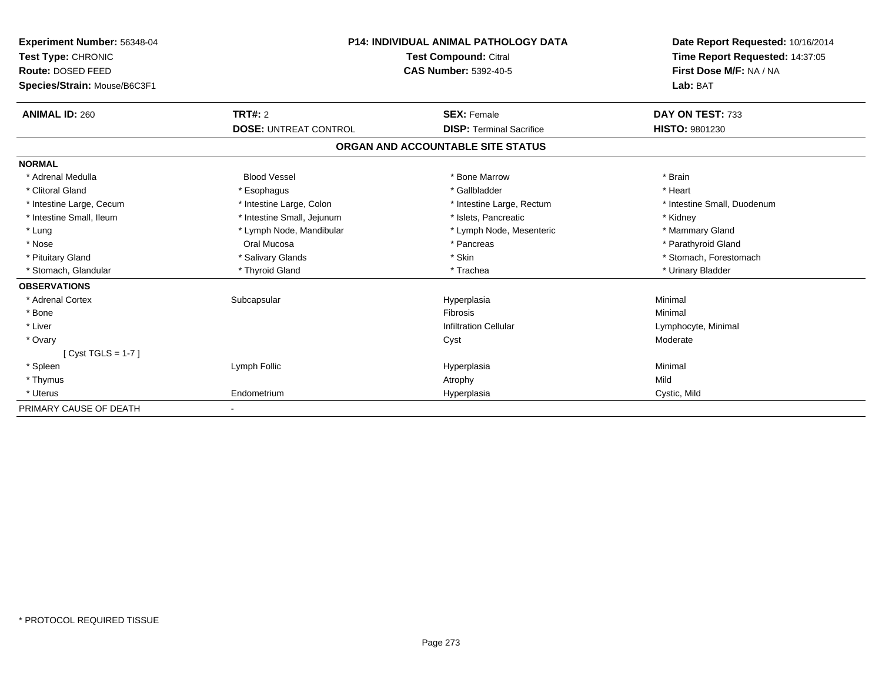**Experiment Number:** 56348-04
**Test Type:** CHRONIC
**Route:** DOSED FEED
**Species/Strain:** Mouse/B6C3F1

**P14: INDIVIDUAL ANIMAL PATHOLOGY DATA**
**Test Compound:** Citral
**CAS Number:** 5392-40-5

**Date Report Requested:** 10/16/2014
**Time Report Requested:** 14:37:05
**First Dose M/F:** NA / NA
**Lab:** BAT

| **ANIMAL ID:** 260 | **TRT#:** 2 | **SEX:** Female | **DAY ON TEST:** 733 |
|---|---|---|---|
| | **DOSE:** UNTREAT CONTROL | **DISP:** Terminal Sacrifice | **HISTO:** 9801230 |

## ORGAN AND ACCOUNTABLE SITE STATUS

**NORMAL**

| | | | |
|---|---|---|---|
| * Adrenal Medulla | Blood Vessel | * Bone Marrow | * Brain |
| * Clitoral Gland | * Esophagus | * Gallbladder | * Heart |
| * Intestine Large, Cecum | * Intestine Large, Colon | * Intestine Large, Rectum | * Intestine Small, Duodenum |
| * Intestine Small, Ileum | * Intestine Small, Jejunum | * Islets, Pancreatic | * Kidney |
| * Lung | * Lymph Node, Mandibular | * Lymph Node, Mesenteric | * Mammary Gland |
| * Nose | Oral Mucosa | * Pancreas | * Parathyroid Gland |
| * Pituitary Gland | * Salivary Glands | * Skin | * Stomach, Forestomach |
| * Stomach, Glandular | * Thyroid Gland | * Trachea | * Urinary Bladder |

**OBSERVATIONS**

| | | | |
|---|---|---|---|
| * Adrenal Cortex | Subcapsular | Hyperplasia | Minimal |
| * Bone | | Fibrosis | Minimal |
| * Liver | | Infiltration Cellular | Lymphocyte, Minimal |
| * Ovary | | Cyst | Moderate |
| [ Cyst TGLS = 1-7 ] | | | |
| * Spleen | Lymph Follic | Hyperplasia | Minimal |
| * Thymus | | Atrophy | Mild |
| * Uterus | Endometrium | Hyperplasia | Cystic, Mild |

PRIMARY CAUSE OF DEATH -

* PROTOCOL REQUIRED TISSUE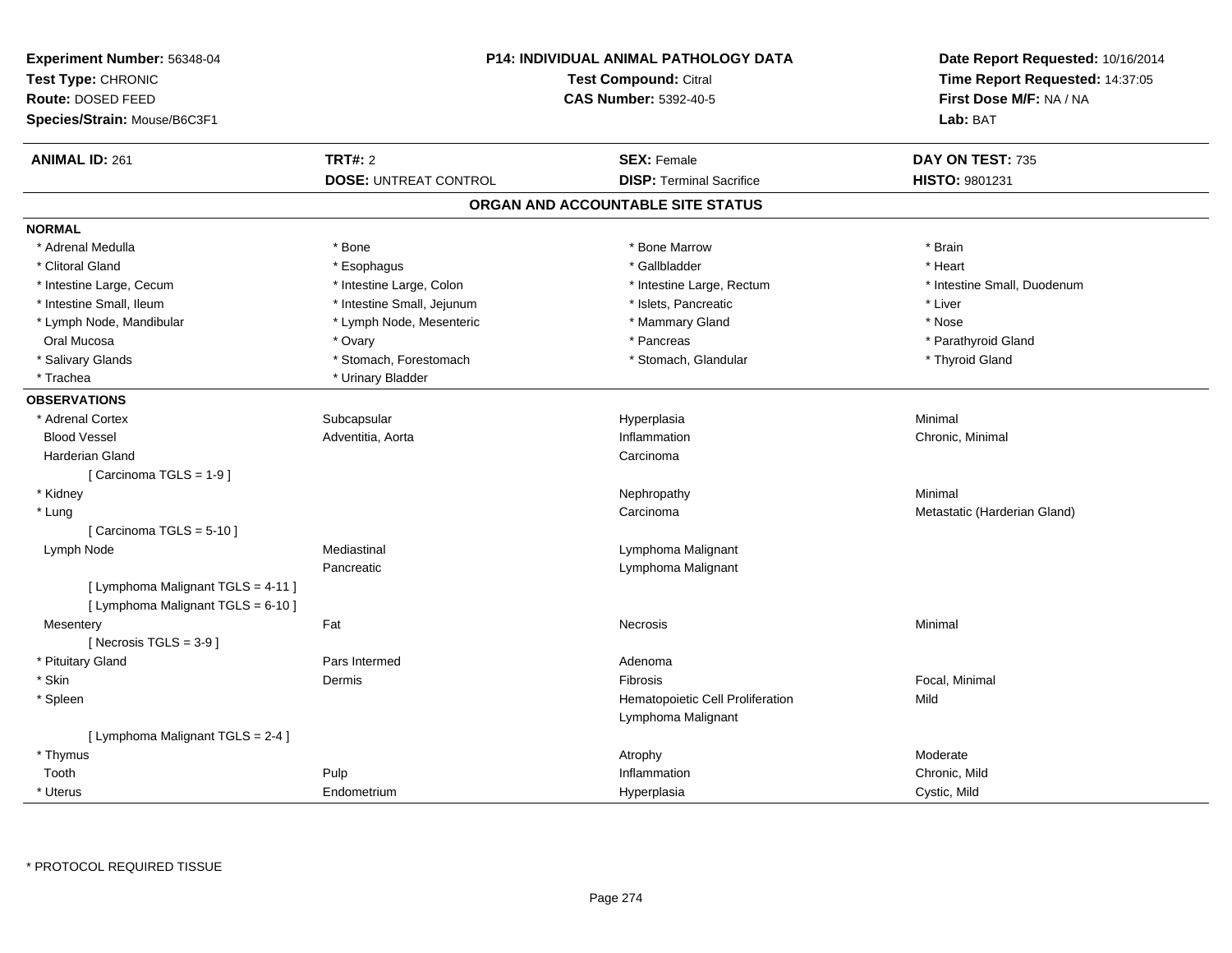**Experiment Number:** 56348-04
**Test Type:** CHRONIC
**Route:** DOSED FEED
**Species/Strain:** Mouse/B6C3F1

**P14: INDIVIDUAL ANIMAL PATHOLOGY DATA**
**Test Compound:** Citral
**CAS Number:** 5392-40-5

**Date Report Requested:** 10/16/2014
**Time Report Requested:** 14:37:05
**First Dose M/F:** NA / NA
**Lab:** BAT

| **ANIMAL ID:** 261 | **TRT#:** 2 | **SEX:** Female | **DAY ON TEST:** 735 |
|---|---|---|---|
| | **DOSE:** UNTREAT CONTROL | **DISP:** Terminal Sacrifice | **HISTO:** 9801231 |

## ORGAN AND ACCOUNTABLE SITE STATUS

**NORMAL**

| | | | |
|---|---|---|---|
| * Adrenal Medulla | * Bone | * Bone Marrow | * Brain |
| * Clitoral Gland | * Esophagus | * Gallbladder | * Heart |
| * Intestine Large, Cecum | * Intestine Large, Colon | * Intestine Large, Rectum | * Intestine Small, Duodenum |
| * Intestine Small, Ileum | * Intestine Small, Jejunum | * Islets, Pancreatic | * Liver |
| * Lymph Node, Mandibular | * Lymph Node, Mesenteric | * Mammary Gland | * Nose |
| Oral Mucosa | * Ovary | * Pancreas | * Parathyroid Gland |
| * Salivary Glands | * Stomach, Forestomach | * Stomach, Glandular | * Thyroid Gland |
| * Trachea | * Urinary Bladder | | |

**OBSERVATIONS**

| | | | |
|---|---|---|---|
| * Adrenal Cortex | Subcapsular | Hyperplasia | Minimal |
| Blood Vessel | Adventitia, Aorta | Inflammation | Chronic, Minimal |
| Harderian Gland | | Carcinoma | |
| [ Carcinoma TGLS = 1-9 ] | | | |
| * Kidney | | Nephropathy | Minimal |
| * Lung | | Carcinoma | Metastatic (Harderian Gland) |
| [ Carcinoma TGLS = 5-10 ] | | | |
| Lymph Node | Mediastinal | Lymphoma Malignant | |
| | Pancreatic | Lymphoma Malignant | |
| [ Lymphoma Malignant TGLS = 4-11 ] | | | |
| [ Lymphoma Malignant TGLS = 6-10 ] | | | |
| Mesentery | Fat | Necrosis | Minimal |
| [ Necrosis TGLS = 3-9 ] | | | |
| * Pituitary Gland | Pars Intermed | Adenoma | |
| * Skin | Dermis | Fibrosis | Focal, Minimal |
| * Spleen | | Hematopoietic Cell Proliferation | Mild |
| | | Lymphoma Malignant | |
| [ Lymphoma Malignant TGLS = 2-4 ] | | | |
| * Thymus | | Atrophy | Moderate |
| Tooth | Pulp | Inflammation | Chronic, Mild |
| * Uterus | Endometrium | Hyperplasia | Cystic, Mild |

* PROTOCOL REQUIRED TISSUE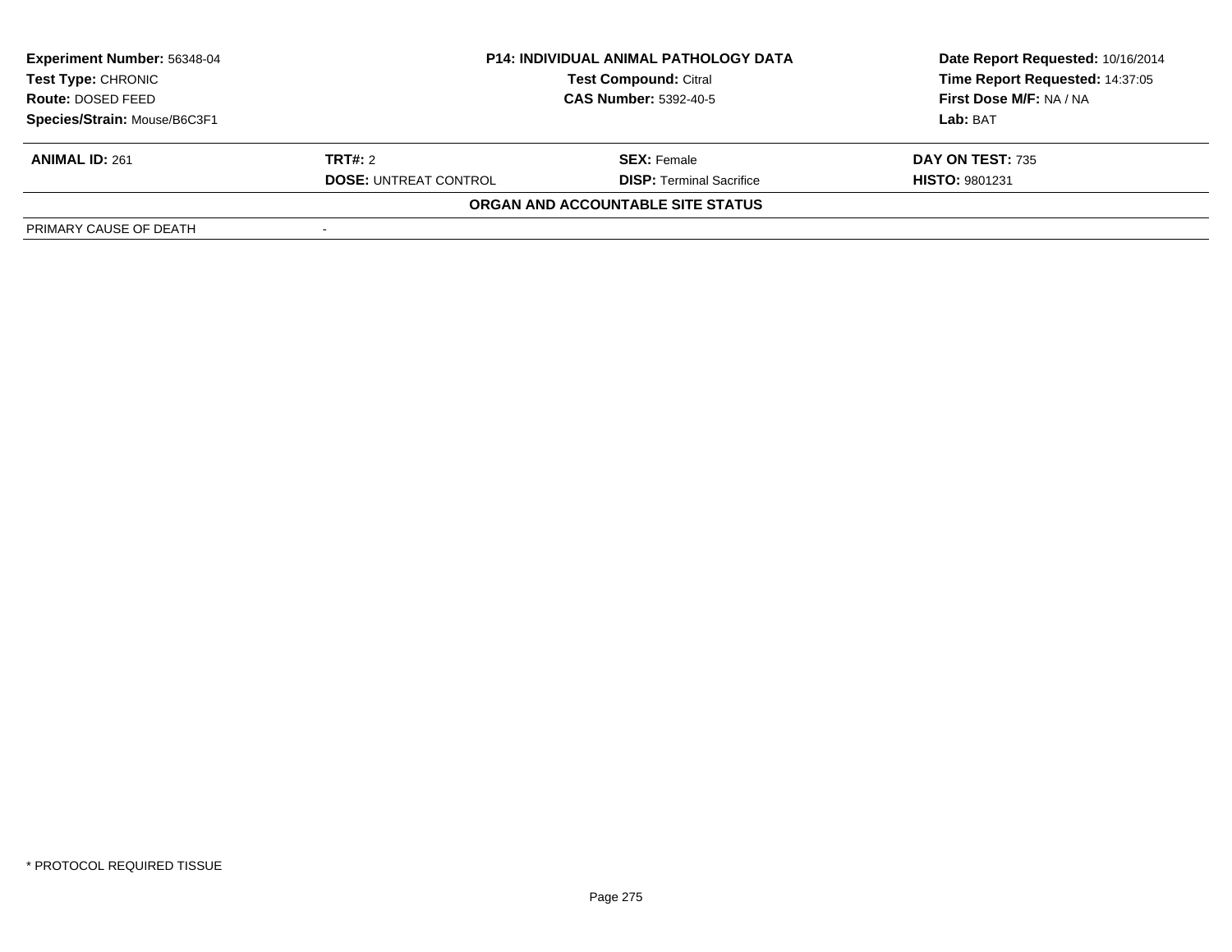**Experiment Number:** 56348-04
**Test Type:** CHRONIC
**Route:** DOSED FEED
**Species/Strain:** Mouse/B6C3F1

**P14: INDIVIDUAL ANIMAL PATHOLOGY DATA**
**Test Compound:** Citral
**CAS Number:** 5392-40-5

**Date Report Requested:** 10/16/2014
**Time Report Requested:** 14:37:05
**First Dose M/F:** NA / NA
**Lab:** BAT

| **ANIMAL ID:** 261 | **TRT#:** 2 | **SEX:** Female | **DAY ON TEST:** 735 |
|---|---|---|---|
| | **DOSE:** UNTREAT CONTROL | **DISP:** Terminal Sacrifice | **HISTO:** 9801231 |

**ORGAN AND ACCOUNTABLE SITE STATUS**

| PRIMARY CAUSE OF DEATH | - |
|---|---|

* PROTOCOL REQUIRED TISSUE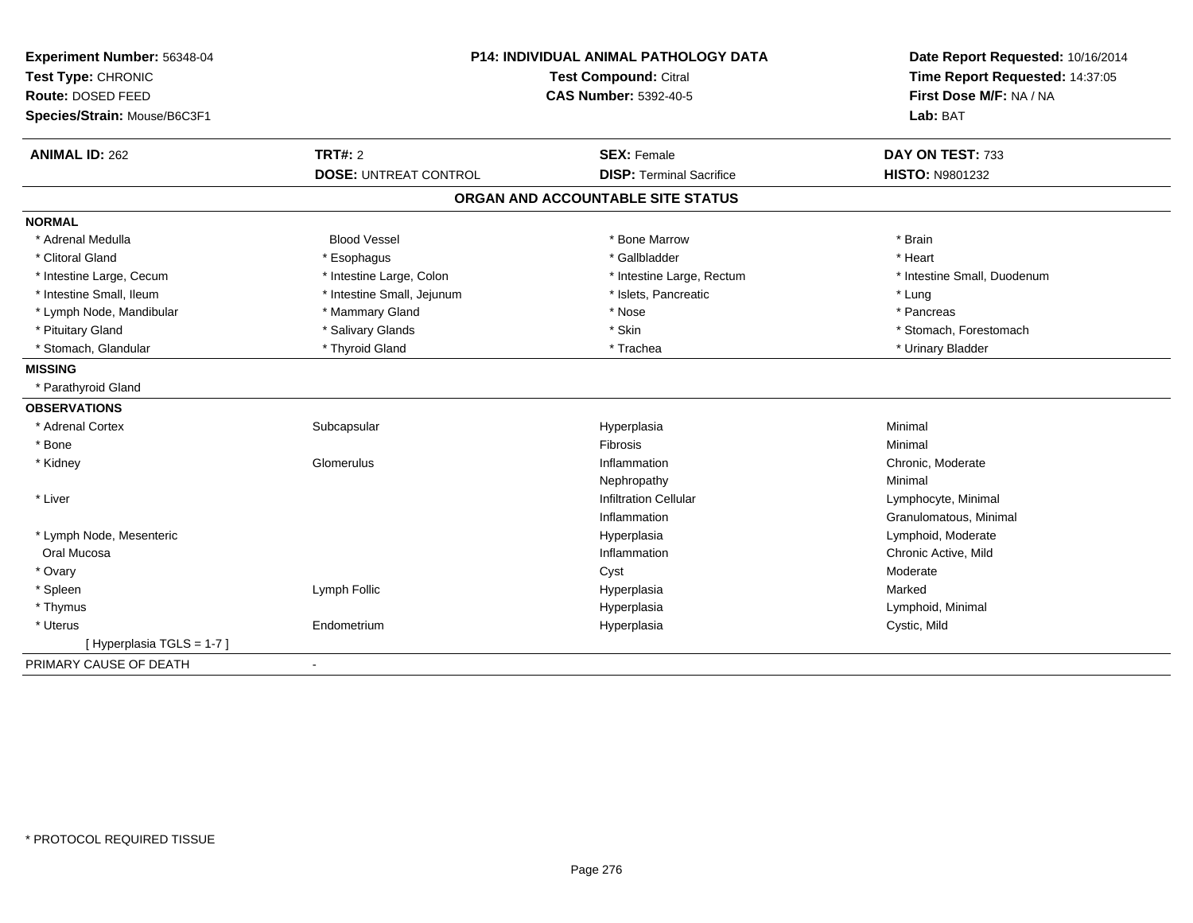**Experiment Number:** 56348-04
**Test Type:** CHRONIC
**Route:** DOSED FEED
**Species/Strain:** Mouse/B6C3F1

**P14: INDIVIDUAL ANIMAL PATHOLOGY DATA**
**Test Compound:** Citral
**CAS Number:** 5392-40-5

**Date Report Requested:** 10/16/2014
**Time Report Requested:** 14:37:05
**First Dose M/F:** NA / NA
**Lab:** BAT

| **ANIMAL ID:** 262 | **TRT#:** 2 | **SEX:** Female | **DAY ON TEST:** 733 |
|---|---|---|---|
| | **DOSE:** UNTREAT CONTROL | **DISP:** Terminal Sacrifice | **HISTO:** N9801232 |

## ORGAN AND ACCOUNTABLE SITE STATUS

**NORMAL**

| | | | |
|---|---|---|---|
| * Adrenal Medulla | Blood Vessel | * Bone Marrow | * Brain |
| * Clitoral Gland | * Esophagus | * Gallbladder | * Heart |
| * Intestine Large, Cecum | * Intestine Large, Colon | * Intestine Large, Rectum | * Intestine Small, Duodenum |
| * Intestine Small, Ileum | * Intestine Small, Jejunum | * Islets, Pancreatic | * Lung |
| * Lymph Node, Mandibular | * Mammary Gland | * Nose | * Pancreas |
| * Pituitary Gland | * Salivary Glands | * Skin | * Stomach, Forestomach |
| * Stomach, Glandular | * Thyroid Gland | * Trachea | * Urinary Bladder |

**MISSING**

* Parathyroid Gland

**OBSERVATIONS**

| | | | |
|---|---|---|---|
| * Adrenal Cortex | Subcapsular | Hyperplasia | Minimal |
| * Bone | | Fibrosis | Minimal |
| * Kidney | Glomerulus | Inflammation | Chronic, Moderate |
| | | Nephropathy | Minimal |
| * Liver | | Infiltration Cellular | Lymphocyte, Minimal |
| | | Inflammation | Granulomatous, Minimal |
| * Lymph Node, Mesenteric | | Hyperplasia | Lymphoid, Moderate |
| Oral Mucosa | | Inflammation | Chronic Active, Mild |
| * Ovary | | Cyst | Moderate |
| * Spleen | Lymph Follic | Hyperplasia | Marked |
| * Thymus | | Hyperplasia | Lymphoid, Minimal |
| * Uterus | Endometrium | Hyperplasia | Cystic, Mild |
| [ Hyperplasia TGLS = 1-7 ] | | | |

PRIMARY CAUSE OF DEATH -

* PROTOCOL REQUIRED TISSUE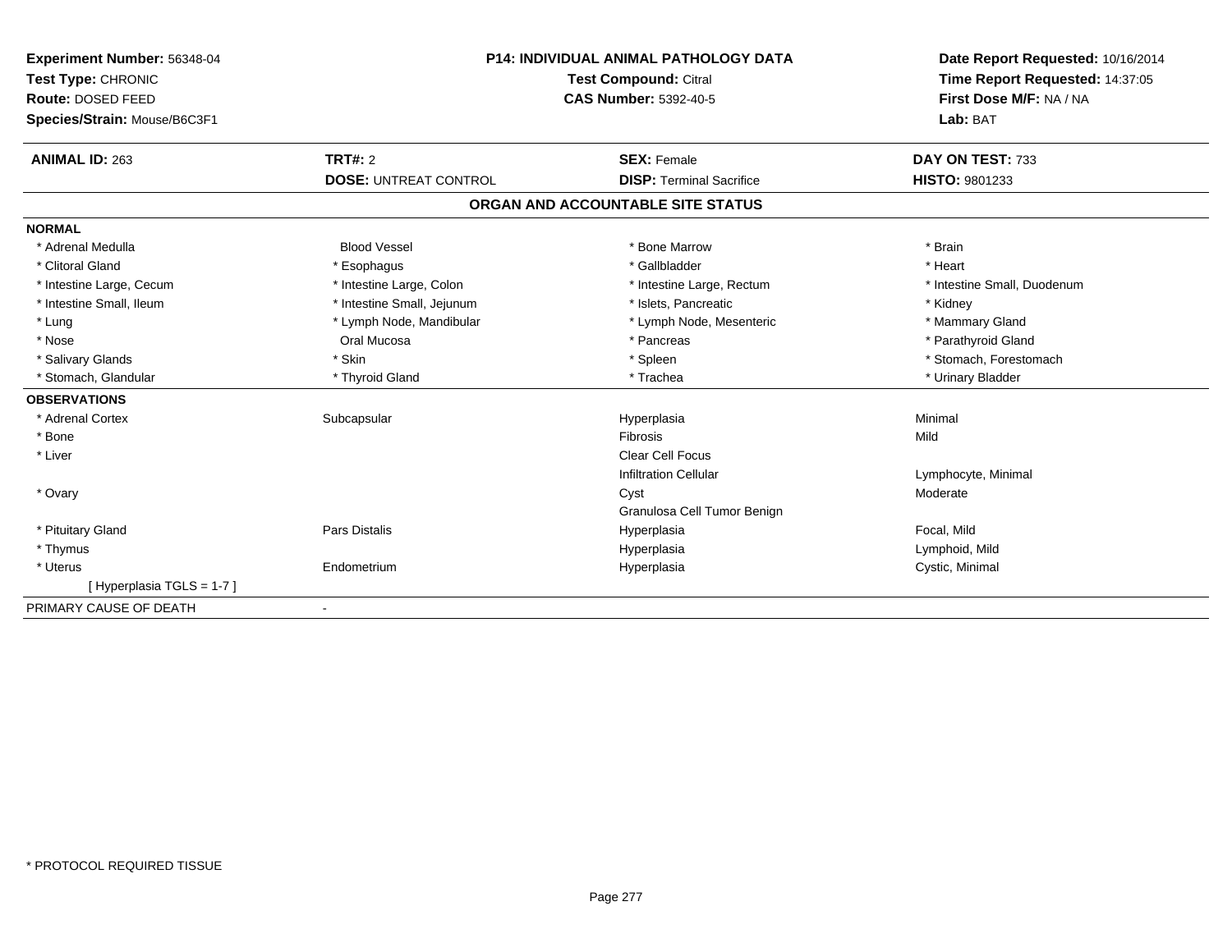**Experiment Number:** 56348-04
**Test Type:** CHRONIC
**Route:** DOSED FEED
**Species/Strain:** Mouse/B6C3F1

**P14: INDIVIDUAL ANIMAL PATHOLOGY DATA**
**Test Compound:** Citral
**CAS Number:** 5392-40-5

**Date Report Requested:** 10/16/2014
**Time Report Requested:** 14:37:05
**First Dose M/F:** NA / NA
**Lab:** BAT

| **ANIMAL ID:** 263 | **TRT#:** 2 | **SEX:** Female | **DAY ON TEST:** 733 |
|---|---|---|---|
| | **DOSE:** UNTREAT CONTROL | **DISP:** Terminal Sacrifice | **HISTO:** 9801233 |

## ORGAN AND ACCOUNTABLE SITE STATUS

**NORMAL**

| | | | |
|---|---|---|---|
| * Adrenal Medulla | Blood Vessel | * Bone Marrow | * Brain |
| * Clitoral Gland | * Esophagus | * Gallbladder | * Heart |
| * Intestine Large, Cecum | * Intestine Large, Colon | * Intestine Large, Rectum | * Intestine Small, Duodenum |
| * Intestine Small, Ileum | * Intestine Small, Jejunum | * Islets, Pancreatic | * Kidney |
| * Lung | * Lymph Node, Mandibular | * Lymph Node, Mesenteric | * Mammary Gland |
| * Nose | Oral Mucosa | * Pancreas | * Parathyroid Gland |
| * Salivary Glands | * Skin | * Spleen | * Stomach, Forestomach |
| * Stomach, Glandular | * Thyroid Gland | * Trachea | * Urinary Bladder |

**OBSERVATIONS**

| | | | |
|---|---|---|---|
| * Adrenal Cortex | Subcapsular | Hyperplasia | Minimal |
| * Bone | | Fibrosis | Mild |
| * Liver | | Clear Cell Focus | |
| | | Infiltration Cellular | Lymphocyte, Minimal |
| * Ovary | | Cyst | Moderate |
| | | Granulosa Cell Tumor Benign | |
| * Pituitary Gland | Pars Distalis | Hyperplasia | Focal, Mild |
| * Thymus | | Hyperplasia | Lymphoid, Mild |
| * Uterus | Endometrium | Hyperplasia | Cystic, Minimal |
| [ Hyperplasia TGLS = 1-7 ] | | | |

PRIMARY CAUSE OF DEATH -

* PROTOCOL REQUIRED TISSUE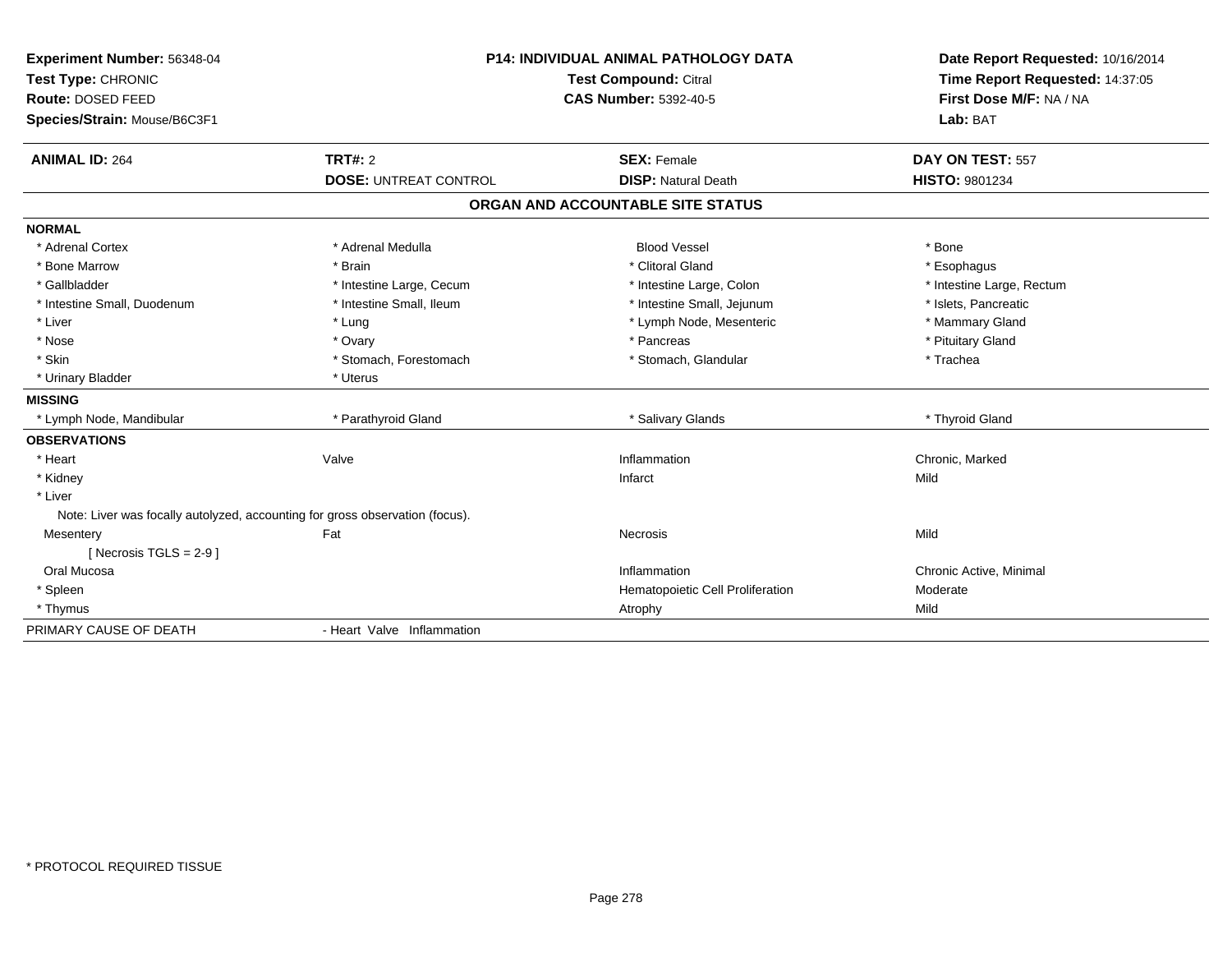**Experiment Number:** 56348-04
**Test Type:** CHRONIC
**Route:** DOSED FEED
**Species/Strain:** Mouse/B6C3F1

**P14: INDIVIDUAL ANIMAL PATHOLOGY DATA**
**Test Compound:** Citral
**CAS Number:** 5392-40-5

**Date Report Requested:** 10/16/2014
**Time Report Requested:** 14:37:05
**First Dose M/F:** NA / NA
**Lab:** BAT

| **ANIMAL ID:** 264 | **TRT#:** 2 | **SEX:** Female | **DAY ON TEST:** 557 |
|---|---|---|---|
| | **DOSE:** UNTREAT CONTROL | **DISP:** Natural Death | **HISTO:** 9801234 |

## ORGAN AND ACCOUNTABLE SITE STATUS

**NORMAL**

| | | | |
|---|---|---|---|
| * Adrenal Cortex | * Adrenal Medulla | Blood Vessel | * Bone |
| * Bone Marrow | * Brain | * Clitoral Gland | * Esophagus |
| * Gallbladder | * Intestine Large, Cecum | * Intestine Large, Colon | * Intestine Large, Rectum |
| * Intestine Small, Duodenum | * Intestine Small, Ileum | * Intestine Small, Jejunum | * Islets, Pancreatic |
| * Liver | * Lung | * Lymph Node, Mesenteric | * Mammary Gland |
| * Nose | * Ovary | * Pancreas | * Pituitary Gland |
| * Skin | * Stomach, Forestomach | * Stomach, Glandular | * Trachea |
| * Urinary Bladder | * Uterus | | |

**MISSING**

| | | | |
|---|---|---|---|
| * Lymph Node, Mandibular | * Parathyroid Gland | * Salivary Glands | * Thyroid Gland |

**OBSERVATIONS**

| | | | |
|---|---|---|---|
| * Heart | Valve | Inflammation | Chronic, Marked |
| * Kidney | | Infarct | Mild |
| * Liver | | | |
| Note: Liver was focally autolyzed, accounting for gross observation (focus). | | | |
| Mesentery | Fat | Necrosis | Mild |
| [ Necrosis TGLS = 2-9 ] | | | |
| Oral Mucosa | | Inflammation | Chronic Active, Minimal |
| * Spleen | | Hematopoietic Cell Proliferation | Moderate |
| * Thymus | | Atrophy | Mild |

PRIMARY CAUSE OF DEATH - Heart Valve Inflammation

* PROTOCOL REQUIRED TISSUE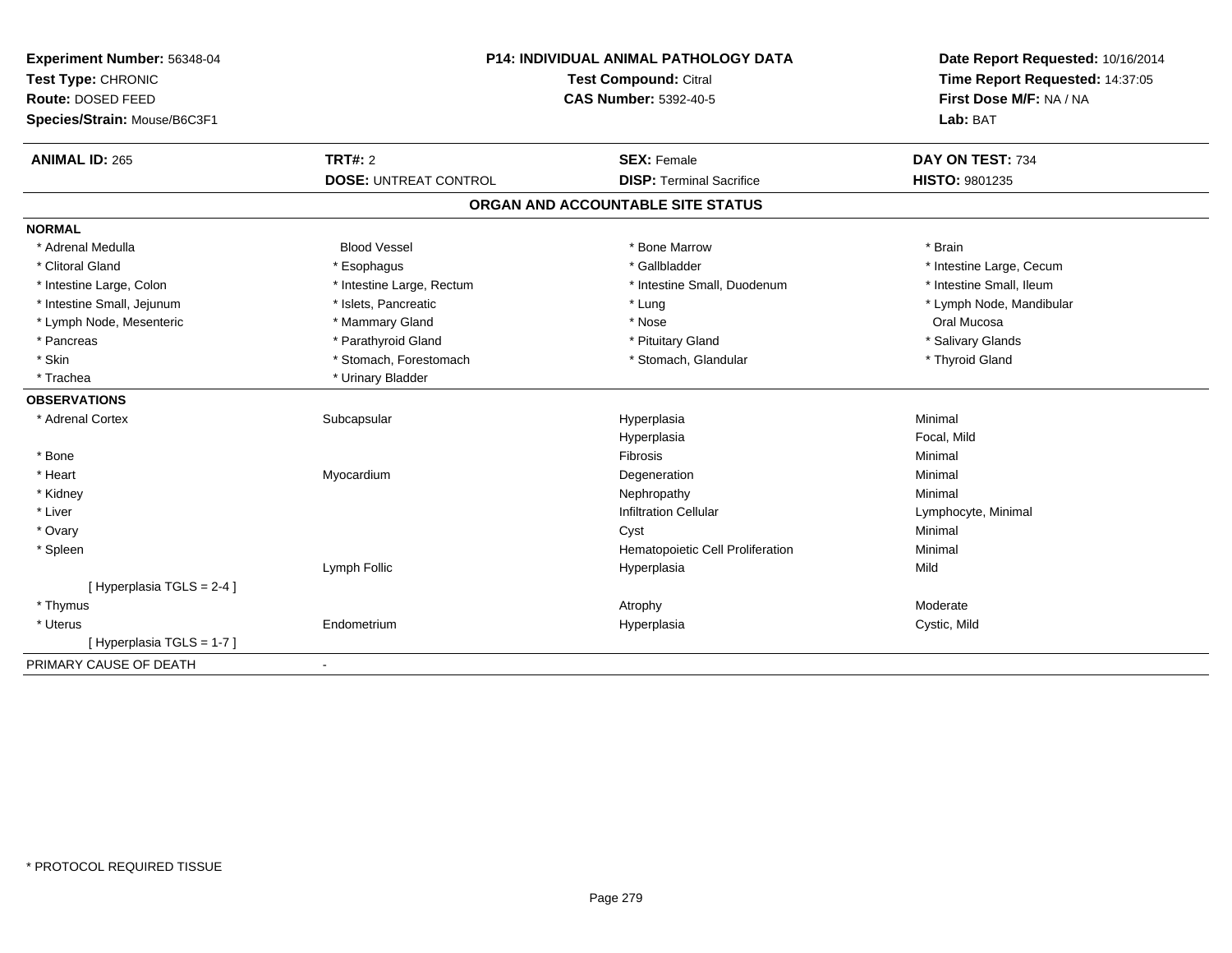**Experiment Number:** 56348-04
**Test Type:** CHRONIC
**Route:** DOSED FEED
**Species/Strain:** Mouse/B6C3F1

**P14: INDIVIDUAL ANIMAL PATHOLOGY DATA**
**Test Compound:** Citral
**CAS Number:** 5392-40-5

**Date Report Requested:** 10/16/2014
**Time Report Requested:** 14:37:05
**First Dose M/F:** NA / NA
**Lab:** BAT

| **ANIMAL ID:** 265 | **TRT#:** 2 | **SEX:** Female | **DAY ON TEST:** 734 |
|---|---|---|---|
| | **DOSE:** UNTREAT CONTROL | **DISP:** Terminal Sacrifice | **HISTO:** 9801235 |

## ORGAN AND ACCOUNTABLE SITE STATUS

**NORMAL**

| | | | |
|---|---|---|---|
| * Adrenal Medulla | Blood Vessel | * Bone Marrow | * Brain |
| * Clitoral Gland | * Esophagus | * Gallbladder | * Intestine Large, Cecum |
| * Intestine Large, Colon | * Intestine Large, Rectum | * Intestine Small, Duodenum | * Intestine Small, Ileum |
| * Intestine Small, Jejunum | * Islets, Pancreatic | * Lung | * Lymph Node, Mandibular |
| * Lymph Node, Mesenteric | * Mammary Gland | * Nose | Oral Mucosa |
| * Pancreas | * Parathyroid Gland | * Pituitary Gland | * Salivary Glands |
| * Skin | * Stomach, Forestomach | * Stomach, Glandular | * Thyroid Gland |
| * Trachea | * Urinary Bladder | | |

**OBSERVATIONS**

| | | | |
|---|---|---|---|
| * Adrenal Cortex | Subcapsular | Hyperplasia | Minimal |
| | | Hyperplasia | Focal, Mild |
| * Bone | | Fibrosis | Minimal |
| * Heart | Myocardium | Degeneration | Minimal |
| * Kidney | | Nephropathy | Minimal |
| * Liver | | Infiltration Cellular | Lymphocyte, Minimal |
| * Ovary | | Cyst | Minimal |
| * Spleen | | Hematopoietic Cell Proliferation | Minimal |
| | Lymph Follic | Hyperplasia | Mild |
| [ Hyperplasia TGLS = 2-4 ] | | | |
| * Thymus | | Atrophy | Moderate |
| * Uterus | Endometrium | Hyperplasia | Cystic, Mild |
| [ Hyperplasia TGLS = 1-7 ] | | | |

PRIMARY CAUSE OF DEATH -

* PROTOCOL REQUIRED TISSUE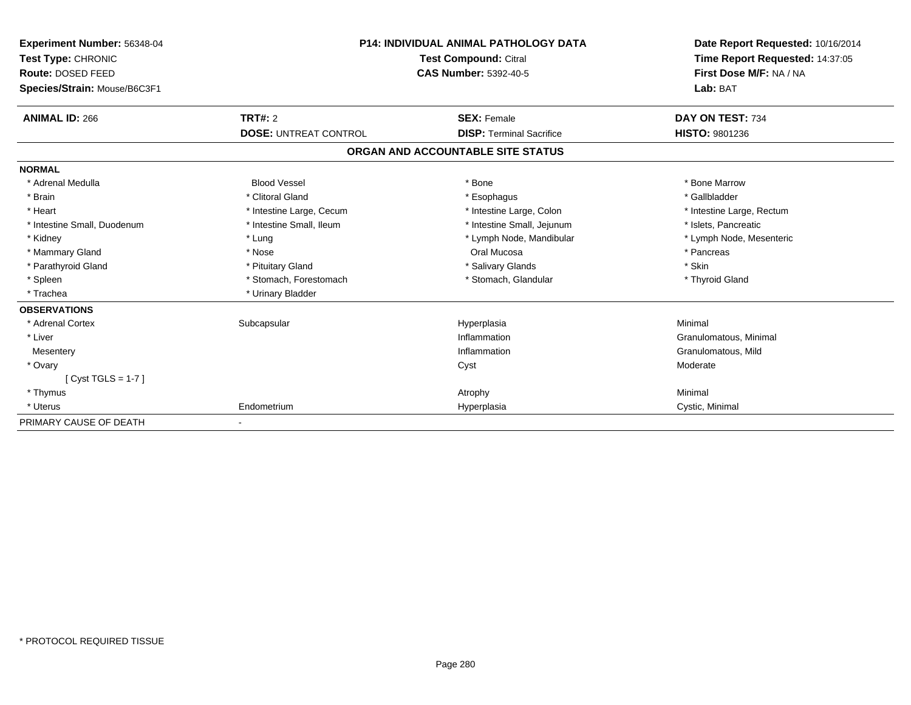**Experiment Number:** 56348-04
**Test Type:** CHRONIC
**Route:** DOSED FEED
**Species/Strain:** Mouse/B6C3F1

**P14: INDIVIDUAL ANIMAL PATHOLOGY DATA**
**Test Compound:** Citral
**CAS Number:** 5392-40-5

**Date Report Requested:** 10/16/2014
**Time Report Requested:** 14:37:05
**First Dose M/F:** NA / NA
**Lab:** BAT

| **ANIMAL ID:** 266 | **TRT#:** 2 | **SEX:** Female | **DAY ON TEST:** 734 |
|---|---|---|---|
| | **DOSE:** UNTREAT CONTROL | **DISP:** Terminal Sacrifice | **HISTO:** 9801236 |

## ORGAN AND ACCOUNTABLE SITE STATUS

| | | | |
|---|---|---|---|
| **NORMAL** | | | |
| * Adrenal Medulla | Blood Vessel | * Bone | * Bone Marrow |
| * Brain | * Clitoral Gland | * Esophagus | * Gallbladder |
| * Heart | * Intestine Large, Cecum | * Intestine Large, Colon | * Intestine Large, Rectum |
| * Intestine Small, Duodenum | * Intestine Small, Ileum | * Intestine Small, Jejunum | * Islets, Pancreatic |
| * Kidney | * Lung | * Lymph Node, Mandibular | * Lymph Node, Mesenteric |
| * Mammary Gland | * Nose | Oral Mucosa | * Pancreas |
| * Parathyroid Gland | * Pituitary Gland | * Salivary Glands | * Skin |
| * Spleen | * Stomach, Forestomach | * Stomach, Glandular | * Thyroid Gland |
| * Trachea | * Urinary Bladder | | |
| **OBSERVATIONS** | | | |
| * Adrenal Cortex | Subcapsular | Hyperplasia | Minimal |
| * Liver | | Inflammation | Granulomatous, Minimal |
| Mesentery | | Inflammation | Granulomatous, Mild |
| * Ovary | | Cyst | Moderate |
| [ Cyst TGLS = 1-7 ] | | | |
| * Thymus | | Atrophy | Minimal |
| * Uterus | Endometrium | Hyperplasia | Cystic, Minimal |
| PRIMARY CAUSE OF DEATH | - | | |

\* PROTOCOL REQUIRED TISSUE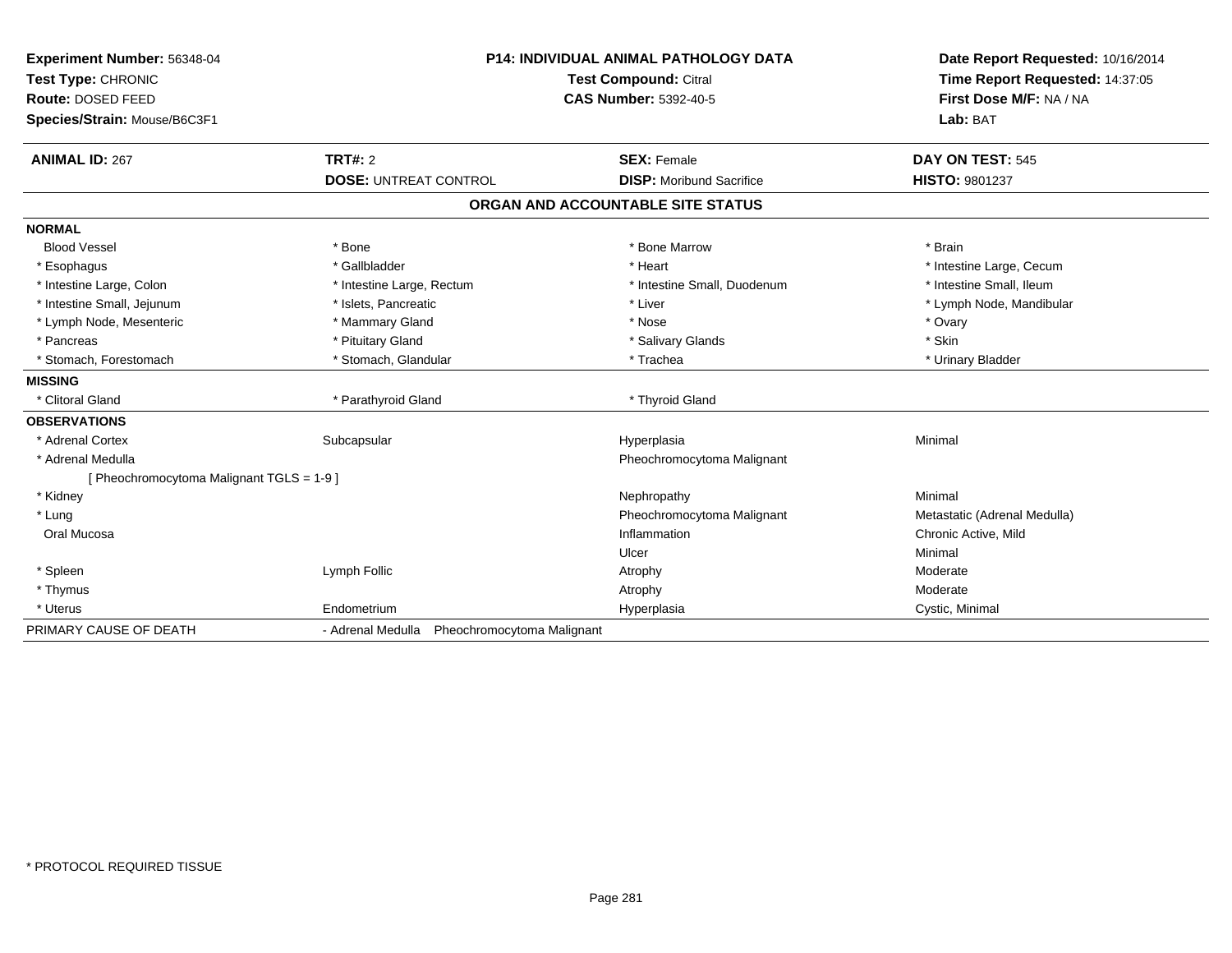**Experiment Number:** 56348-04
**Test Type:** CHRONIC
**Route:** DOSED FEED
**Species/Strain:** Mouse/B6C3F1

**P14: INDIVIDUAL ANIMAL PATHOLOGY DATA**
**Test Compound:** Citral
**CAS Number:** 5392-40-5

**Date Report Requested:** 10/16/2014
**Time Report Requested:** 14:37:05
**First Dose M/F:** NA / NA
**Lab:** BAT

| **ANIMAL ID:** 267 | **TRT#:** 2 | **SEX:** Female | **DAY ON TEST:** 545 |
|---|---|---|---|
| | **DOSE:** UNTREAT CONTROL | **DISP:** Moribund Sacrifice | **HISTO:** 9801237 |

## ORGAN AND ACCOUNTABLE SITE STATUS

| | | | |
|---|---|---|---|
| **NORMAL** | | | |
| Blood Vessel | * Bone | * Bone Marrow | * Brain |
| * Esophagus | * Gallbladder | * Heart | * Intestine Large, Cecum |
| * Intestine Large, Colon | * Intestine Large, Rectum | * Intestine Small, Duodenum | * Intestine Small, Ileum |
| * Intestine Small, Jejunum | * Islets, Pancreatic | * Liver | * Lymph Node, Mandibular |
| * Lymph Node, Mesenteric | * Mammary Gland | * Nose | * Ovary |
| * Pancreas | * Pituitary Gland | * Salivary Glands | * Skin |
| * Stomach, Forestomach | * Stomach, Glandular | * Trachea | * Urinary Bladder |
| **MISSING** | | | |
| * Clitoral Gland | * Parathyroid Gland | * Thyroid Gland | |
| **OBSERVATIONS** | | | |
| * Adrenal Cortex | Subcapsular | Hyperplasia | Minimal |
| * Adrenal Medulla | | Pheochromocytoma Malignant | |
| [ Pheochromocytoma Malignant TGLS = 1-9 ] | | | |
| * Kidney | | Nephropathy | Minimal |
| * Lung | | Pheochromocytoma Malignant | Metastatic (Adrenal Medulla) |
| Oral Mucosa | | Inflammation | Chronic Active, Mild |
| | | Ulcer | Minimal |
| * Spleen | Lymph Follic | Atrophy | Moderate |
| * Thymus | | Atrophy | Moderate |
| * Uterus | Endometrium | Hyperplasia | Cystic, Minimal |
| PRIMARY CAUSE OF DEATH | - Adrenal Medulla Pheochromocytoma Malignant | | |

* PROTOCOL REQUIRED TISSUE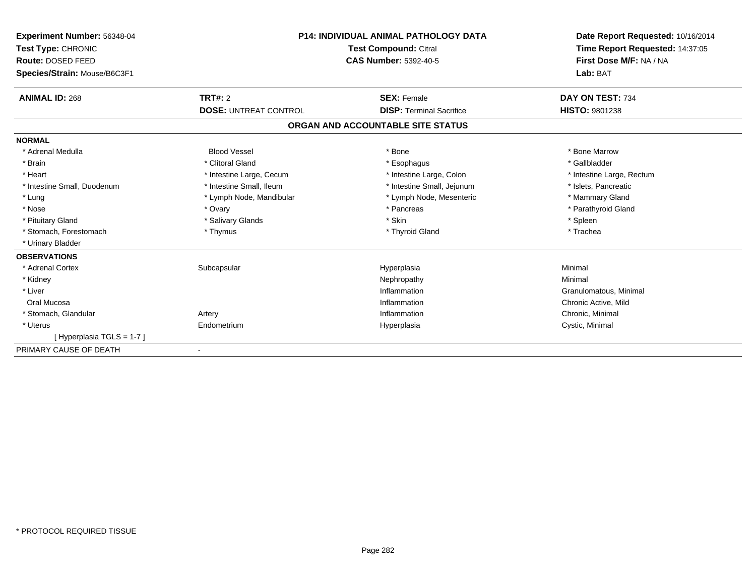**Experiment Number:** 56348-04
**Test Type:** CHRONIC
**Route:** DOSED FEED
**Species/Strain:** Mouse/B6C3F1

**P14: INDIVIDUAL ANIMAL PATHOLOGY DATA**
**Test Compound:** Citral
**CAS Number:** 5392-40-5

**Date Report Requested:** 10/16/2014
**Time Report Requested:** 14:37:05
**First Dose M/F:** NA / NA
**Lab:** BAT

| **ANIMAL ID:** 268 | **TRT#:** 2 | **SEX:** Female | **DAY ON TEST:** 734 |
|---|---|---|---|
| | **DOSE:** UNTREAT CONTROL | **DISP:** Terminal Sacrifice | **HISTO:** 9801238 |

## ORGAN AND ACCOUNTABLE SITE STATUS

**NORMAL**

| | | | |
|---|---|---|---|
| * Adrenal Medulla | Blood Vessel | * Bone | * Bone Marrow |
| * Brain | * Clitoral Gland | * Esophagus | * Gallbladder |
| * Heart | * Intestine Large, Cecum | * Intestine Large, Colon | * Intestine Large, Rectum |
| * Intestine Small, Duodenum | * Intestine Small, Ileum | * Intestine Small, Jejunum | * Islets, Pancreatic |
| * Lung | * Lymph Node, Mandibular | * Lymph Node, Mesenteric | * Mammary Gland |
| * Nose | * Ovary | * Pancreas | * Parathyroid Gland |
| * Pituitary Gland | * Salivary Glands | * Skin | * Spleen |
| * Stomach, Forestomach | * Thymus | * Thyroid Gland | * Trachea |
| * Urinary Bladder | | | |

**OBSERVATIONS**

| | | | |
|---|---|---|---|
| * Adrenal Cortex | Subcapsular | Hyperplasia | Minimal |
| * Kidney | | Nephropathy | Minimal |
| * Liver | | Inflammation | Granulomatous, Minimal |
| Oral Mucosa | | Inflammation | Chronic Active, Mild |
| * Stomach, Glandular | Artery | Inflammation | Chronic, Minimal |
| * Uterus | Endometrium | Hyperplasia | Cystic, Minimal |
| [ Hyperplasia TGLS = 1-7 ] | | | |

PRIMARY CAUSE OF DEATH -

\* PROTOCOL REQUIRED TISSUE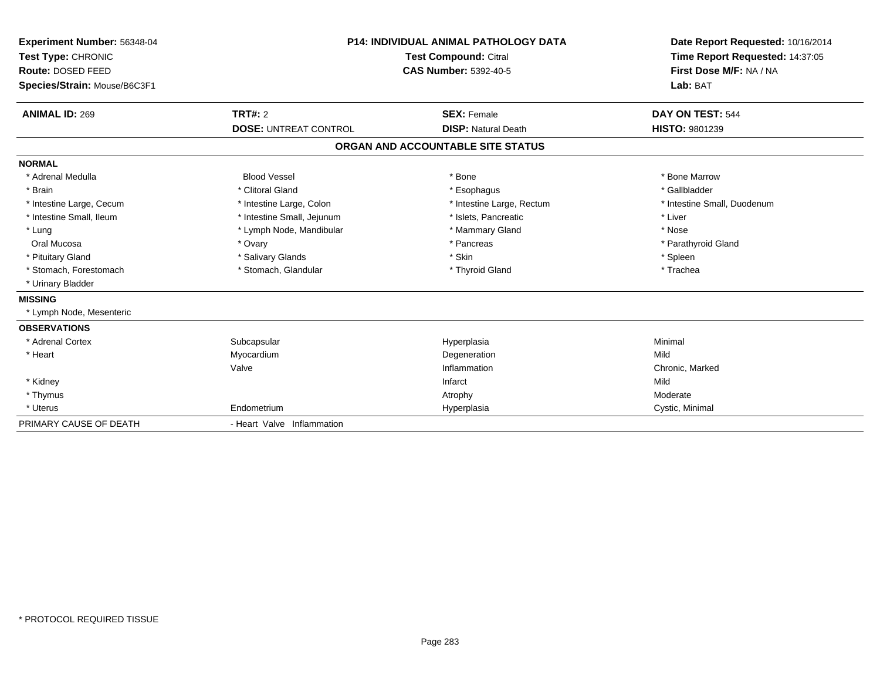**Experiment Number:** 56348-04
**Test Type:** CHRONIC
**Route:** DOSED FEED
**Species/Strain:** Mouse/B6C3F1

**P14: INDIVIDUAL ANIMAL PATHOLOGY DATA**
**Test Compound:** Citral
**CAS Number:** 5392-40-5

**Date Report Requested:** 10/16/2014
**Time Report Requested:** 14:37:05
**First Dose M/F:** NA / NA
**Lab:** BAT

| **ANIMAL ID:** 269 | **TRT#:** 2 | **SEX:** Female | **DAY ON TEST:** 544 |
|---|---|---|---|
| | **DOSE:** UNTREAT CONTROL | **DISP:** Natural Death | **HISTO:** 9801239 |

## ORGAN AND ACCOUNTABLE SITE STATUS

**NORMAL**

| | | | |
|---|---|---|---|
| * Adrenal Medulla | Blood Vessel | * Bone | * Bone Marrow |
| * Brain | * Clitoral Gland | * Esophagus | * Gallbladder |
| * Intestine Large, Cecum | * Intestine Large, Colon | * Intestine Large, Rectum | * Intestine Small, Duodenum |
| * Intestine Small, Ileum | * Intestine Small, Jejunum | * Islets, Pancreatic | * Liver |
| * Lung | * Lymph Node, Mandibular | * Mammary Gland | * Nose |
| Oral Mucosa | * Ovary | * Pancreas | * Parathyroid Gland |
| * Pituitary Gland | * Salivary Glands | * Skin | * Spleen |
| * Stomach, Forestomach | * Stomach, Glandular | * Thyroid Gland | * Trachea |
| * Urinary Bladder | | | |

**MISSING**

* Lymph Node, Mesenteric

**OBSERVATIONS**

| | | | |
|---|---|---|---|
| * Adrenal Cortex | Subcapsular | Hyperplasia | Minimal |
| * Heart | Myocardium | Degeneration | Mild |
| | Valve | Inflammation | Chronic, Marked |
| * Kidney | | Infarct | Mild |
| * Thymus | | Atrophy | Moderate |
| * Uterus | Endometrium | Hyperplasia | Cystic, Minimal |

| PRIMARY CAUSE OF DEATH | - Heart Valve Inflammation |
|---|---|

\* PROTOCOL REQUIRED TISSUE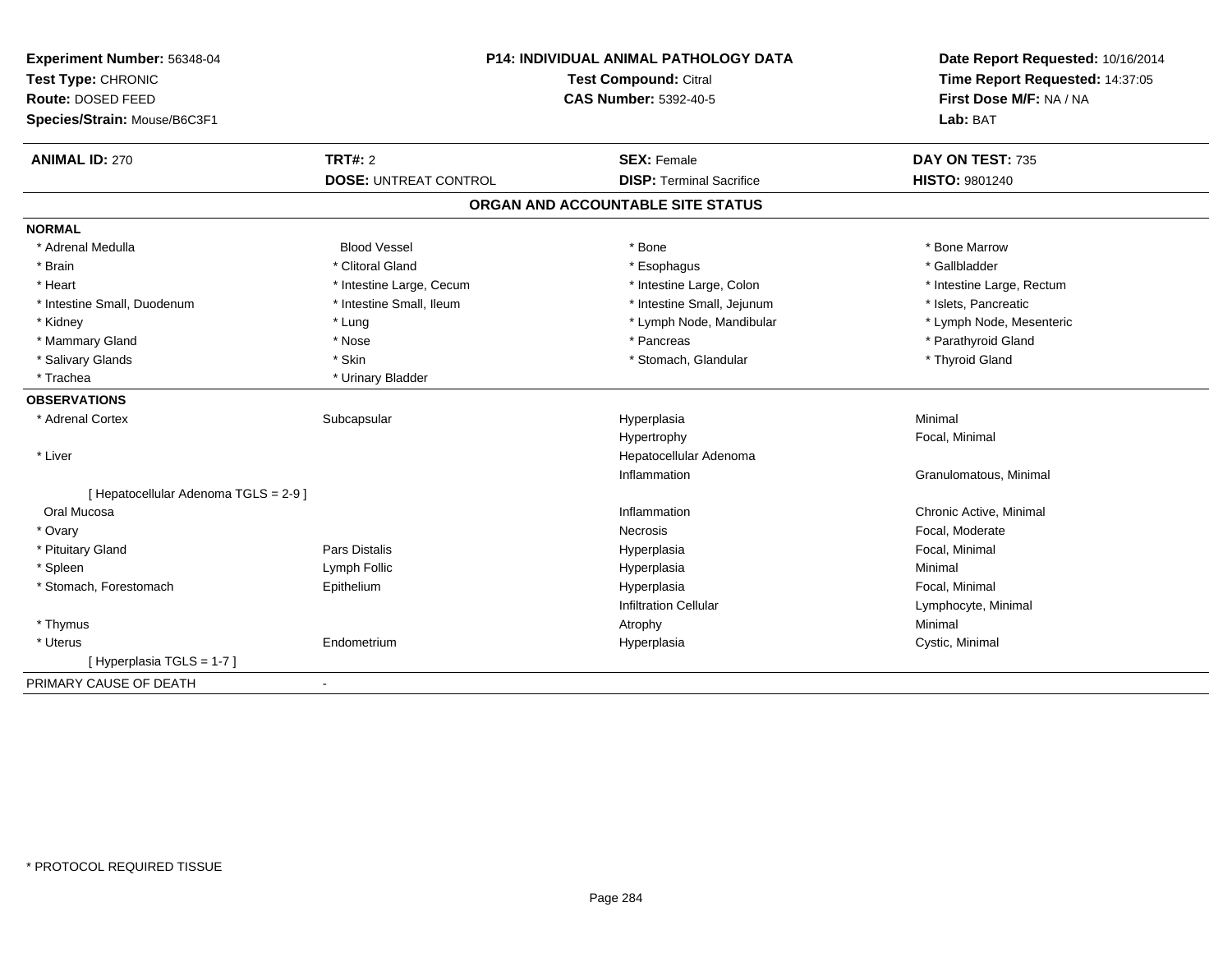**Experiment Number:** 56348-04
**Test Type:** CHRONIC
**Route:** DOSED FEED
**Species/Strain:** Mouse/B6C3F1

**P14: INDIVIDUAL ANIMAL PATHOLOGY DATA**
**Test Compound:** Citral
**CAS Number:** 5392-40-5

**Date Report Requested:** 10/16/2014
**Time Report Requested:** 14:37:05
**First Dose M/F:** NA / NA
**Lab:** BAT

| **ANIMAL ID:** 270 | **TRT#:** 2 | **SEX:** Female | **DAY ON TEST:** 735 |
|---|---|---|---|
| | **DOSE:** UNTREAT CONTROL | **DISP:** Terminal Sacrifice | **HISTO:** 9801240 |

## ORGAN AND ACCOUNTABLE SITE STATUS

**NORMAL**

| | | | |
|---|---|---|---|
| * Adrenal Medulla | Blood Vessel | * Bone | * Bone Marrow |
| * Brain | * Clitoral Gland | * Esophagus | * Gallbladder |
| * Heart | * Intestine Large, Cecum | * Intestine Large, Colon | * Intestine Large, Rectum |
| * Intestine Small, Duodenum | * Intestine Small, Ileum | * Intestine Small, Jejunum | * Islets, Pancreatic |
| * Kidney | * Lung | * Lymph Node, Mandibular | * Lymph Node, Mesenteric |
| * Mammary Gland | * Nose | * Pancreas | * Parathyroid Gland |
| * Salivary Glands | * Skin | * Stomach, Glandular | * Thyroid Gland |
| * Trachea | * Urinary Bladder | | |

**OBSERVATIONS**

| | | | |
|---|---|---|---|
| * Adrenal Cortex | Subcapsular | Hyperplasia | Minimal |
| | | Hypertrophy | Focal, Minimal |
| * Liver | | Hepatocellular Adenoma | |
| | | Inflammation | Granulomatous, Minimal |
| [ Hepatocellular Adenoma TGLS = 2-9 ] | | | |
| Oral Mucosa | | Inflammation | Chronic Active, Minimal |
| * Ovary | | Necrosis | Focal, Moderate |
| * Pituitary Gland | Pars Distalis | Hyperplasia | Focal, Minimal |
| * Spleen | Lymph Follic | Hyperplasia | Minimal |
| * Stomach, Forestomach | Epithelium | Hyperplasia | Focal, Minimal |
| | | Infiltration Cellular | Lymphocyte, Minimal |
| * Thymus | | Atrophy | Minimal |
| * Uterus | Endometrium | Hyperplasia | Cystic, Minimal |
| [ Hyperplasia TGLS = 1-7 ] | | | |

PRIMARY CAUSE OF DEATH -

\* PROTOCOL REQUIRED TISSUE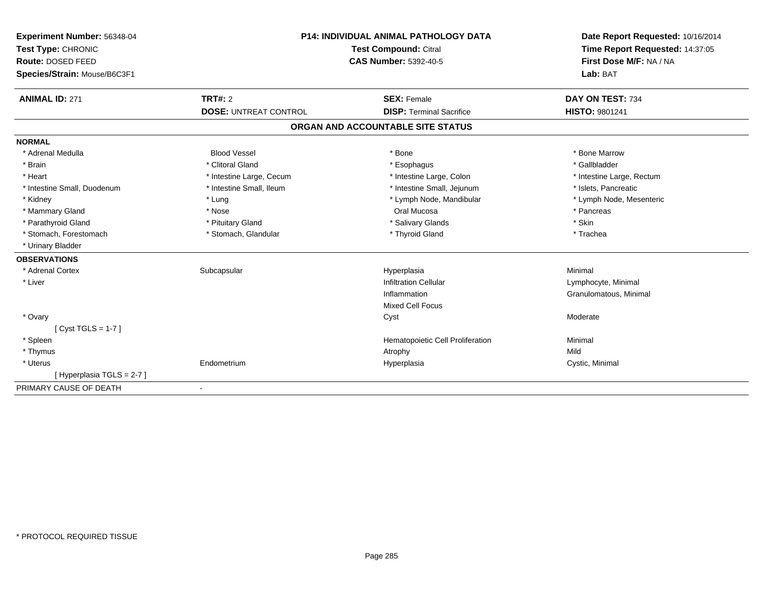**Experiment Number:** 56348-04
**Test Type:** CHRONIC
**Route:** DOSED FEED
**Species/Strain:** Mouse/B6C3F1

**P14: INDIVIDUAL ANIMAL PATHOLOGY DATA**
**Test Compound:** Citral
**CAS Number:** 5392-40-5

**Date Report Requested:** 10/16/2014
**Time Report Requested:** 14:37:05
**First Dose M/F:** NA / NA
**Lab:** BAT

| **ANIMAL ID:** 271 | **TRT#:** 2 | **SEX:** Female | **DAY ON TEST:** 734 |
|---|---|---|---|
| | **DOSE:** UNTREAT CONTROL | **DISP:** Terminal Sacrifice | **HISTO:** 9801241 |

## ORGAN AND ACCOUNTABLE SITE STATUS

| | | | |
|---|---|---|---|
| **NORMAL** | | | |
| * Adrenal Medulla | Blood Vessel | * Bone | * Bone Marrow |
| * Brain | * Clitoral Gland | * Esophagus | * Gallbladder |
| * Heart | * Intestine Large, Cecum | * Intestine Large, Colon | * Intestine Large, Rectum |
| * Intestine Small, Duodenum | * Intestine Small, Ileum | * Intestine Small, Jejunum | * Islets, Pancreatic |
| * Kidney | * Lung | * Lymph Node, Mandibular | * Lymph Node, Mesenteric |
| * Mammary Gland | * Nose | Oral Mucosa | * Pancreas |
| * Parathyroid Gland | * Pituitary Gland | * Salivary Glands | * Skin |
| * Stomach, Forestomach | * Stomach, Glandular | * Thyroid Gland | * Trachea |
| * Urinary Bladder | | | |
| **OBSERVATIONS** | | | |
| * Adrenal Cortex | Subcapsular | Hyperplasia | Minimal |
| * Liver | | Infiltration Cellular | Lymphocyte, Minimal |
| | | Inflammation | Granulomatous, Minimal |
| | | Mixed Cell Focus | |
| * Ovary | | Cyst | Moderate |
| [ Cyst TGLS = 1-7 ] | | | |
| * Spleen | | Hematopoietic Cell Proliferation | Minimal |
| * Thymus | | Atrophy | Mild |
| * Uterus | Endometrium | Hyperplasia | Cystic, Minimal |
| [ Hyperplasia TGLS = 2-7 ] | | | |
| PRIMARY CAUSE OF DEATH | - | | |

* PROTOCOL REQUIRED TISSUE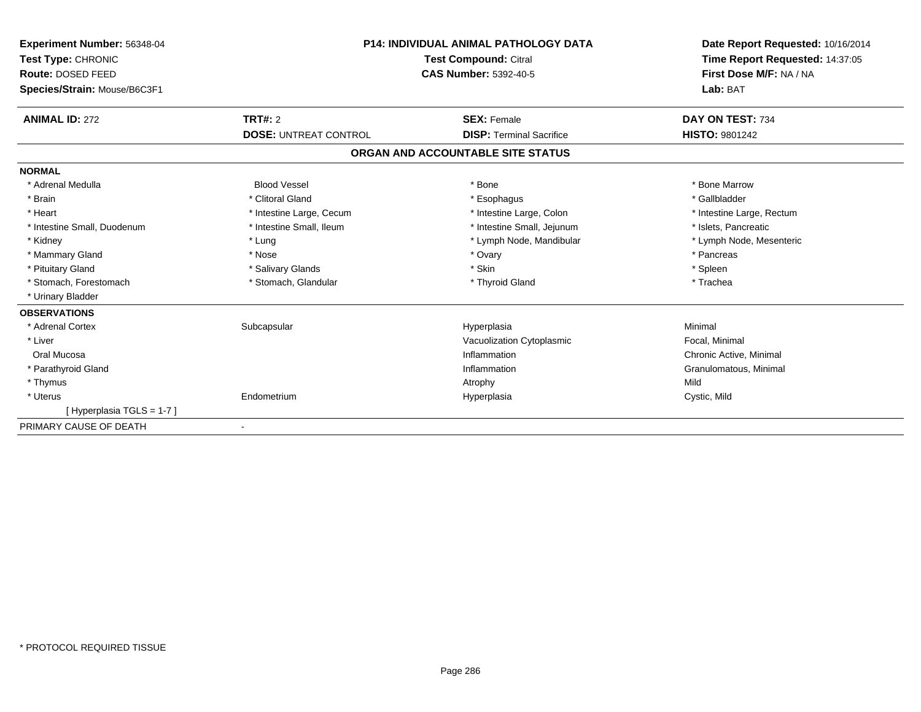**Experiment Number:** 56348-04
**Test Type:** CHRONIC
**Route:** DOSED FEED
**Species/Strain:** Mouse/B6C3F1

**P14: INDIVIDUAL ANIMAL PATHOLOGY DATA**
**Test Compound:** Citral
**CAS Number:** 5392-40-5

**Date Report Requested:** 10/16/2014
**Time Report Requested:** 14:37:05
**First Dose M/F:** NA / NA
**Lab:** BAT

| **ANIMAL ID:** 272 | **TRT#:** 2 | **SEX:** Female | **DAY ON TEST:** 734 |
|---|---|---|---|
| | **DOSE:** UNTREAT CONTROL | **DISP:** Terminal Sacrifice | **HISTO:** 9801242 |

## ORGAN AND ACCOUNTABLE SITE STATUS

**NORMAL**

| | | | |
|---|---|---|---|
| * Adrenal Medulla | Blood Vessel | * Bone | * Bone Marrow |
| * Brain | * Clitoral Gland | * Esophagus | * Gallbladder |
| * Heart | * Intestine Large, Cecum | * Intestine Large, Colon | * Intestine Large, Rectum |
| * Intestine Small, Duodenum | * Intestine Small, Ileum | * Intestine Small, Jejunum | * Islets, Pancreatic |
| * Kidney | * Lung | * Lymph Node, Mandibular | * Lymph Node, Mesenteric |
| * Mammary Gland | * Nose | * Ovary | * Pancreas |
| * Pituitary Gland | * Salivary Glands | * Skin | * Spleen |
| * Stomach, Forestomach | * Stomach, Glandular | * Thyroid Gland | * Trachea |
| * Urinary Bladder | | | |

**OBSERVATIONS**

| | | | |
|---|---|---|---|
| * Adrenal Cortex | Subcapsular | Hyperplasia | Minimal |
| * Liver | | Vacuolization Cytoplasmic | Focal, Minimal |
| Oral Mucosa | | Inflammation | Chronic Active, Minimal |
| * Parathyroid Gland | | Inflammation | Granulomatous, Minimal |
| * Thymus | | Atrophy | Mild |
| * Uterus | Endometrium | Hyperplasia | Cystic, Mild |
| [ Hyperplasia TGLS = 1-7 ] | | | |

PRIMARY CAUSE OF DEATH -

* PROTOCOL REQUIRED TISSUE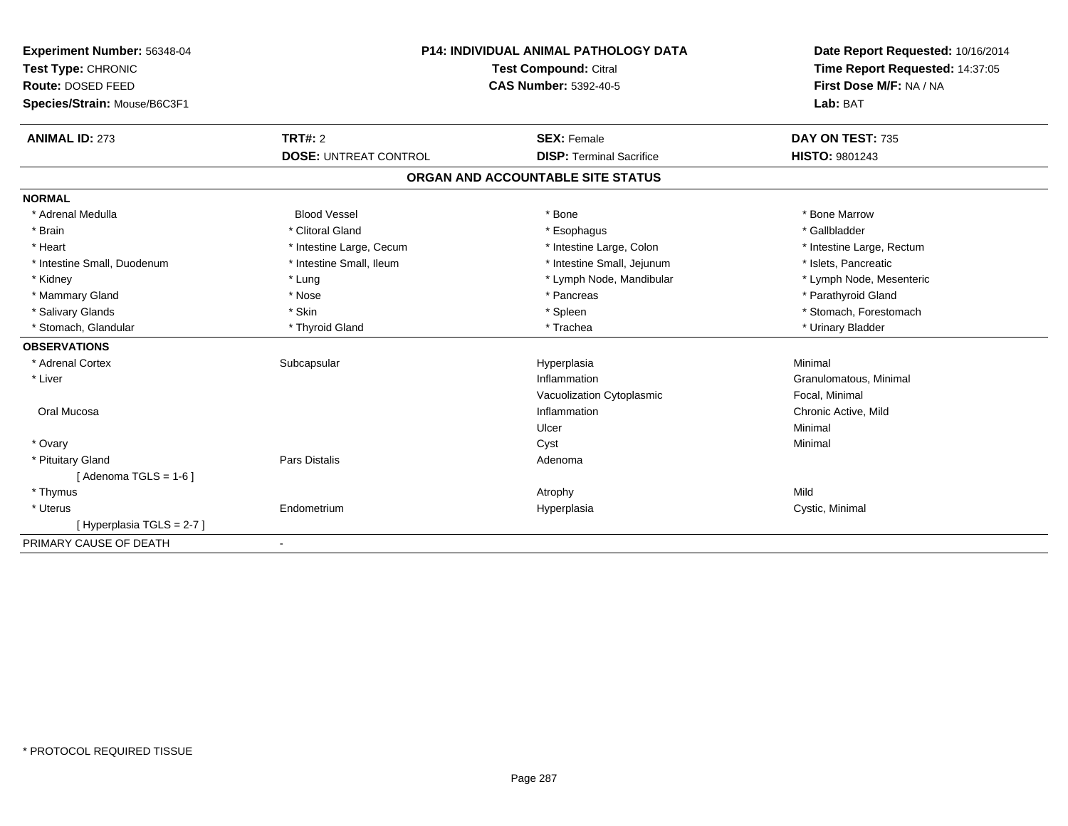**Experiment Number:** 56348-04
**Test Type:** CHRONIC
**Route:** DOSED FEED
**Species/Strain:** Mouse/B6C3F1

**P14: INDIVIDUAL ANIMAL PATHOLOGY DATA**
**Test Compound:** Citral
**CAS Number:** 5392-40-5

**Date Report Requested:** 10/16/2014
**Time Report Requested:** 14:37:05
**First Dose M/F:** NA / NA
**Lab:** BAT

| **ANIMAL ID:** 273 | **TRT#:** 2 | **SEX:** Female | **DAY ON TEST:** 735 |
|---|---|---|---|
| | **DOSE:** UNTREAT CONTROL | **DISP:** Terminal Sacrifice | **HISTO:** 9801243 |

## ORGAN AND ACCOUNTABLE SITE STATUS

**NORMAL**

| | | | |
|---|---|---|---|
| * Adrenal Medulla | Blood Vessel | * Bone | * Bone Marrow |
| * Brain | * Clitoral Gland | * Esophagus | * Gallbladder |
| * Heart | * Intestine Large, Cecum | * Intestine Large, Colon | * Intestine Large, Rectum |
| * Intestine Small, Duodenum | * Intestine Small, Ileum | * Intestine Small, Jejunum | * Islets, Pancreatic |
| * Kidney | * Lung | * Lymph Node, Mandibular | * Lymph Node, Mesenteric |
| * Mammary Gland | * Nose | * Pancreas | * Parathyroid Gland |
| * Salivary Glands | * Skin | * Spleen | * Stomach, Forestomach |
| * Stomach, Glandular | * Thyroid Gland | * Trachea | * Urinary Bladder |

**OBSERVATIONS**

| | | | |
|---|---|---|---|
| * Adrenal Cortex | Subcapsular | Hyperplasia | Minimal |
| * Liver | | Inflammation | Granulomatous, Minimal |
| | | Vacuolization Cytoplasmic | Focal, Minimal |
| Oral Mucosa | | Inflammation | Chronic Active, Mild |
| | | Ulcer | Minimal |
| * Ovary | | Cyst | Minimal |
| * Pituitary Gland | Pars Distalis | Adenoma | |
| [ Adenoma TGLS = 1-6 ] | | | |
| * Thymus | | Atrophy | Mild |
| * Uterus | Endometrium | Hyperplasia | Cystic, Minimal |
| [ Hyperplasia TGLS = 2-7 ] | | | |

PRIMARY CAUSE OF DEATH -

* PROTOCOL REQUIRED TISSUE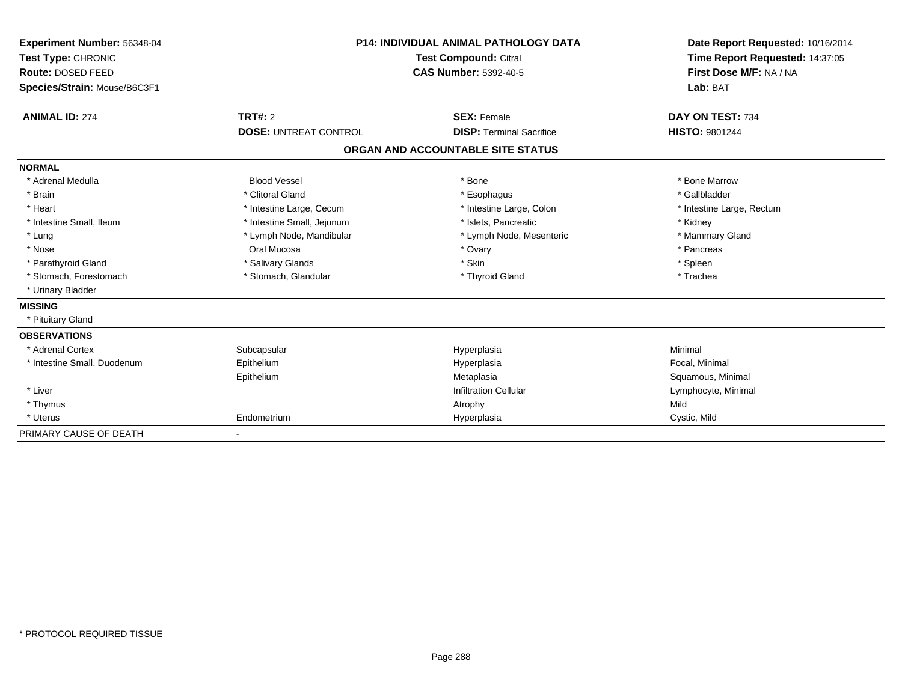**Experiment Number:** 56348-04
**Test Type:** CHRONIC
**Route:** DOSED FEED
**Species/Strain:** Mouse/B6C3F1

**P14: INDIVIDUAL ANIMAL PATHOLOGY DATA**
**Test Compound:** Citral
**CAS Number:** 5392-40-5

**Date Report Requested:** 10/16/2014
**Time Report Requested:** 14:37:05
**First Dose M/F:** NA / NA
**Lab:** BAT

| **ANIMAL ID:** 274 | **TRT#:** 2 | **SEX:** Female | **DAY ON TEST:** 734 |
|---|---|---|---|
| | **DOSE:** UNTREAT CONTROL | **DISP:** Terminal Sacrifice | **HISTO:** 9801244 |

## ORGAN AND ACCOUNTABLE SITE STATUS

**NORMAL**

| | | | |
|---|---|---|---|
| * Adrenal Medulla | Blood Vessel | * Bone | * Bone Marrow |
| * Brain | * Clitoral Gland | * Esophagus | * Gallbladder |
| * Heart | * Intestine Large, Cecum | * Intestine Large, Colon | * Intestine Large, Rectum |
| * Intestine Small, Ileum | * Intestine Small, Jejunum | * Islets, Pancreatic | * Kidney |
| * Lung | * Lymph Node, Mandibular | * Lymph Node, Mesenteric | * Mammary Gland |
| * Nose | Oral Mucosa | * Ovary | * Pancreas |
| * Parathyroid Gland | * Salivary Glands | * Skin | * Spleen |
| * Stomach, Forestomach | * Stomach, Glandular | * Thyroid Gland | * Trachea |
| * Urinary Bladder | | | |

**MISSING**

* Pituitary Gland

**OBSERVATIONS**

| | | | |
|---|---|---|---|
| * Adrenal Cortex | Subcapsular | Hyperplasia | Minimal |
| * Intestine Small, Duodenum | Epithelium | Hyperplasia | Focal, Minimal |
| | Epithelium | Metaplasia | Squamous, Minimal |
| * Liver | | Infiltration Cellular | Lymphocyte, Minimal |
| * Thymus | | Atrophy | Mild |
| * Uterus | Endometrium | Hyperplasia | Cystic, Mild |

PRIMARY CAUSE OF DEATH -

* PROTOCOL REQUIRED TISSUE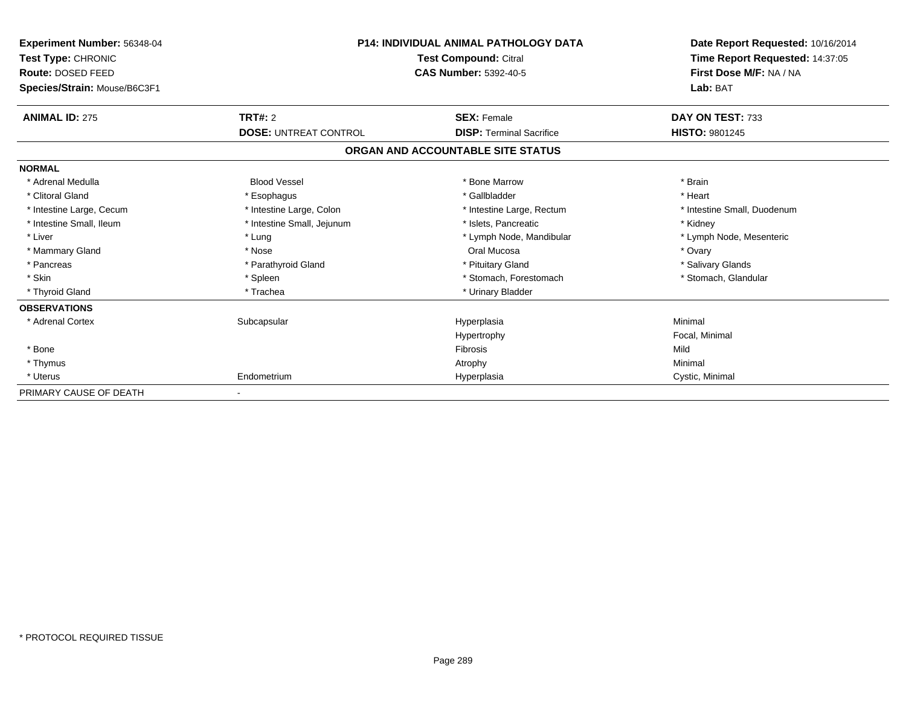**Experiment Number:** 56348-04
**Test Type:** CHRONIC
**Route:** DOSED FEED
**Species/Strain:** Mouse/B6C3F1

**P14: INDIVIDUAL ANIMAL PATHOLOGY DATA**
**Test Compound:** Citral
**CAS Number:** 5392-40-5

**Date Report Requested:** 10/16/2014
**Time Report Requested:** 14:37:05
**First Dose M/F:** NA / NA
**Lab:** BAT

| **ANIMAL ID:** 275 | **TRT#:** 2 | **SEX:** Female | **DAY ON TEST:** 733 |
|---|---|---|---|
| | **DOSE:** UNTREAT CONTROL | **DISP:** Terminal Sacrifice | **HISTO:** 9801245 |

## ORGAN AND ACCOUNTABLE SITE STATUS

**NORMAL**

| | | | |
|---|---|---|---|
| * Adrenal Medulla | Blood Vessel | * Bone Marrow | * Brain |
| * Clitoral Gland | * Esophagus | * Gallbladder | * Heart |
| * Intestine Large, Cecum | * Intestine Large, Colon | * Intestine Large, Rectum | * Intestine Small, Duodenum |
| * Intestine Small, Ileum | * Intestine Small, Jejunum | * Islets, Pancreatic | * Kidney |
| * Liver | * Lung | * Lymph Node, Mandibular | * Lymph Node, Mesenteric |
| * Mammary Gland | * Nose | Oral Mucosa | * Ovary |
| * Pancreas | * Parathyroid Gland | * Pituitary Gland | * Salivary Glands |
| * Skin | * Spleen | * Stomach, Forestomach | * Stomach, Glandular |
| * Thyroid Gland | * Trachea | * Urinary Bladder | |

**OBSERVATIONS**

| | | | |
|---|---|---|---|
| * Adrenal Cortex | Subcapsular | Hyperplasia | Minimal |
| | | Hypertrophy | Focal, Minimal |
| * Bone | | Fibrosis | Mild |
| * Thymus | | Atrophy | Minimal |
| * Uterus | Endometrium | Hyperplasia | Cystic, Minimal |

PRIMARY CAUSE OF DEATH -

* PROTOCOL REQUIRED TISSUE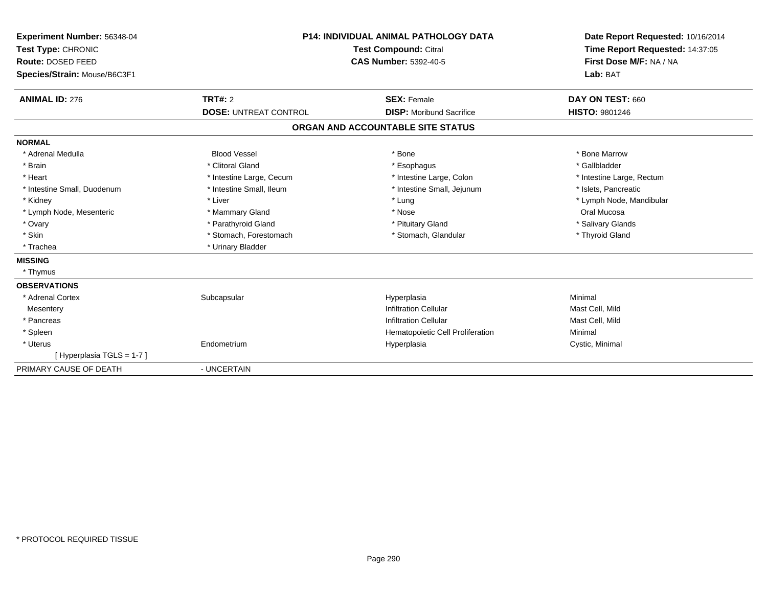**Experiment Number:** 56348-04
**Test Type:** CHRONIC
**Route:** DOSED FEED
**Species/Strain:** Mouse/B6C3F1

**P14: INDIVIDUAL ANIMAL PATHOLOGY DATA**
**Test Compound:** Citral
**CAS Number:** 5392-40-5

**Date Report Requested:** 10/16/2014
**Time Report Requested:** 14:37:05
**First Dose M/F:** NA / NA
**Lab:** BAT

| **ANIMAL ID:** 276 | **TRT#:** 2 | **SEX:** Female | **DAY ON TEST:** 660 |
|---|---|---|---|
| | **DOSE:** UNTREAT CONTROL | **DISP:** Moribund Sacrifice | **HISTO:** 9801246 |

## ORGAN AND ACCOUNTABLE SITE STATUS

**NORMAL**

| | | | |
|---|---|---|---|
| * Adrenal Medulla | Blood Vessel | * Bone | * Bone Marrow |
| * Brain | * Clitoral Gland | * Esophagus | * Gallbladder |
| * Heart | * Intestine Large, Cecum | * Intestine Large, Colon | * Intestine Large, Rectum |
| * Intestine Small, Duodenum | * Intestine Small, Ileum | * Intestine Small, Jejunum | * Islets, Pancreatic |
| * Kidney | * Liver | * Lung | * Lymph Node, Mandibular |
| * Lymph Node, Mesenteric | * Mammary Gland | * Nose | Oral Mucosa |
| * Ovary | * Parathyroid Gland | * Pituitary Gland | * Salivary Glands |
| * Skin | * Stomach, Forestomach | * Stomach, Glandular | * Thyroid Gland |
| * Trachea | * Urinary Bladder | | |

**MISSING**

* Thymus

**OBSERVATIONS**

| | | | |
|---|---|---|---|
| * Adrenal Cortex | Subcapsular | Hyperplasia | Minimal |
| Mesentery | | Infiltration Cellular | Mast Cell, Mild |
| * Pancreas | | Infiltration Cellular | Mast Cell, Mild |
| * Spleen | | Hematopoietic Cell Proliferation | Minimal |
| * Uterus | Endometrium | Hyperplasia | Cystic, Minimal |
| [ Hyperplasia TGLS = 1-7 ] | | | |

PRIMARY CAUSE OF DEATH - UNCERTAIN

* PROTOCOL REQUIRED TISSUE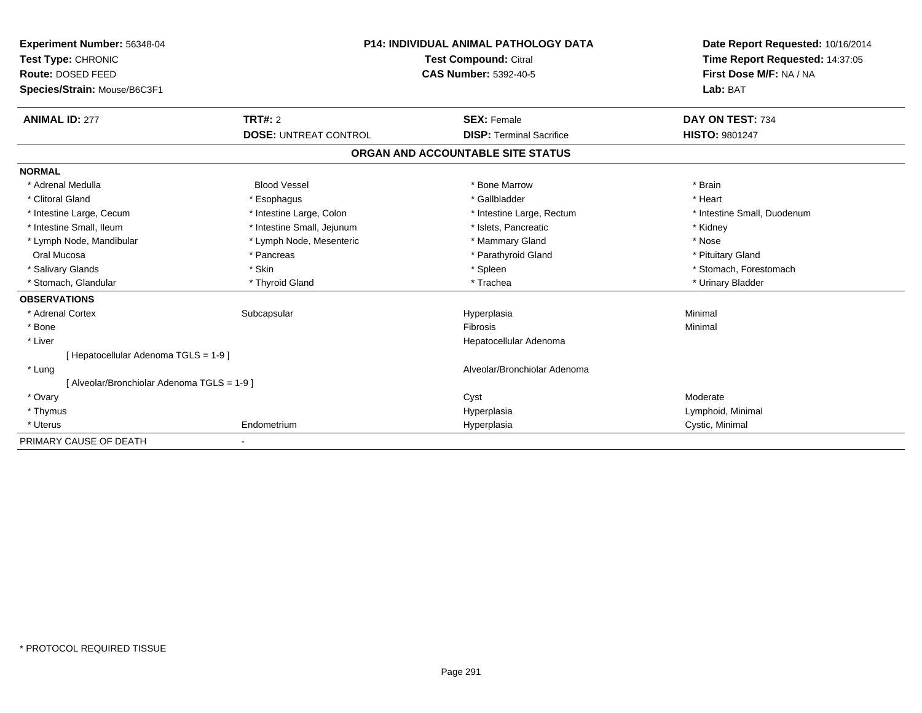**Experiment Number:** 56348-04
**Test Type:** CHRONIC
**Route:** DOSED FEED
**Species/Strain:** Mouse/B6C3F1

**P14: INDIVIDUAL ANIMAL PATHOLOGY DATA**
**Test Compound:** Citral
**CAS Number:** 5392-40-5

**Date Report Requested:** 10/16/2014
**Time Report Requested:** 14:37:05
**First Dose M/F:** NA / NA
**Lab:** BAT

| **ANIMAL ID:** 277 | **TRT#:** 2 | **SEX:** Female | **DAY ON TEST:** 734 |
|---|---|---|---|
| | **DOSE:** UNTREAT CONTROL | **DISP:** Terminal Sacrifice | **HISTO:** 9801247 |

## ORGAN AND ACCOUNTABLE SITE STATUS

**NORMAL**

| | | | |
|---|---|---|---|
| * Adrenal Medulla | Blood Vessel | * Bone Marrow | * Brain |
| * Clitoral Gland | * Esophagus | * Gallbladder | * Heart |
| * Intestine Large, Cecum | * Intestine Large, Colon | * Intestine Large, Rectum | * Intestine Small, Duodenum |
| * Intestine Small, Ileum | * Intestine Small, Jejunum | * Islets, Pancreatic | * Kidney |
| * Lymph Node, Mandibular | * Lymph Node, Mesenteric | * Mammary Gland | * Nose |
| Oral Mucosa | * Pancreas | * Parathyroid Gland | * Pituitary Gland |
| * Salivary Glands | * Skin | * Spleen | * Stomach, Forestomach |
| * Stomach, Glandular | * Thyroid Gland | * Trachea | * Urinary Bladder |

**OBSERVATIONS**

| | | | |
|---|---|---|---|
| * Adrenal Cortex | Subcapsular | Hyperplasia | Minimal |
| * Bone | | Fibrosis | Minimal |
| * Liver | | Hepatocellular Adenoma | |
| [ Hepatocellular Adenoma TGLS = 1-9 ] | | | |
| * Lung | | Alveolar/Bronchiolar Adenoma | |
| [ Alveolar/Bronchiolar Adenoma TGLS = 1-9 ] | | | |
| * Ovary | | Cyst | Moderate |
| * Thymus | | Hyperplasia | Lymphoid, Minimal |
| * Uterus | Endometrium | Hyperplasia | Cystic, Minimal |

PRIMARY CAUSE OF DEATH -

* PROTOCOL REQUIRED TISSUE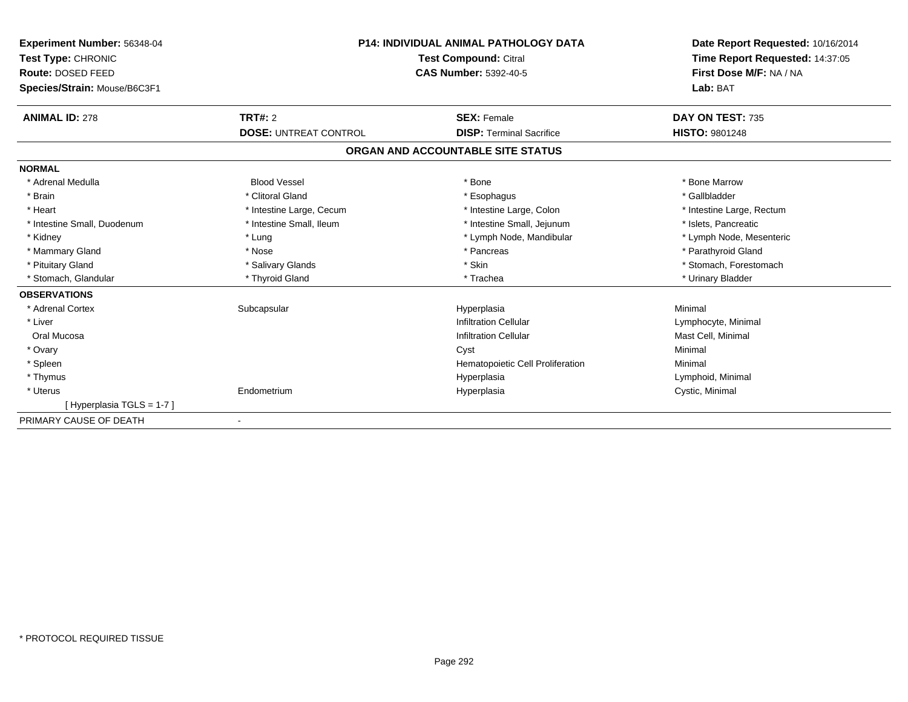**Experiment Number:** 56348-04
**Test Type:** CHRONIC
**Route:** DOSED FEED
**Species/Strain:** Mouse/B6C3F1

**P14: INDIVIDUAL ANIMAL PATHOLOGY DATA**
**Test Compound:** Citral
**CAS Number:** 5392-40-5

**Date Report Requested:** 10/16/2014
**Time Report Requested:** 14:37:05
**First Dose M/F:** NA / NA
**Lab:** BAT

| **ANIMAL ID:** 278 | **TRT#:** 2 | **SEX:** Female | **DAY ON TEST:** 735 |
|---|---|---|---|
| | **DOSE:** UNTREAT CONTROL | **DISP:** Terminal Sacrifice | **HISTO:** 9801248 |

## ORGAN AND ACCOUNTABLE SITE STATUS

**NORMAL**

| | | | |
|---|---|---|---|
| * Adrenal Medulla | Blood Vessel | * Bone | * Bone Marrow |
| * Brain | * Clitoral Gland | * Esophagus | * Gallbladder |
| * Heart | * Intestine Large, Cecum | * Intestine Large, Colon | * Intestine Large, Rectum |
| * Intestine Small, Duodenum | * Intestine Small, Ileum | * Intestine Small, Jejunum | * Islets, Pancreatic |
| * Kidney | * Lung | * Lymph Node, Mandibular | * Lymph Node, Mesenteric |
| * Mammary Gland | * Nose | * Pancreas | * Parathyroid Gland |
| * Pituitary Gland | * Salivary Glands | * Skin | * Stomach, Forestomach |
| * Stomach, Glandular | * Thyroid Gland | * Trachea | * Urinary Bladder |

**OBSERVATIONS**

| | | | |
|---|---|---|---|
| * Adrenal Cortex | Subcapsular | Hyperplasia | Minimal |
| * Liver | | Infiltration Cellular | Lymphocyte, Minimal |
| Oral Mucosa | | Infiltration Cellular | Mast Cell, Minimal |
| * Ovary | | Cyst | Minimal |
| * Spleen | | Hematopoietic Cell Proliferation | Minimal |
| * Thymus | | Hyperplasia | Lymphoid, Minimal |
| * Uterus | Endometrium | Hyperplasia | Cystic, Minimal |
| [ Hyperplasia TGLS = 1-7 ] | | | |

PRIMARY CAUSE OF DEATH -

* PROTOCOL REQUIRED TISSUE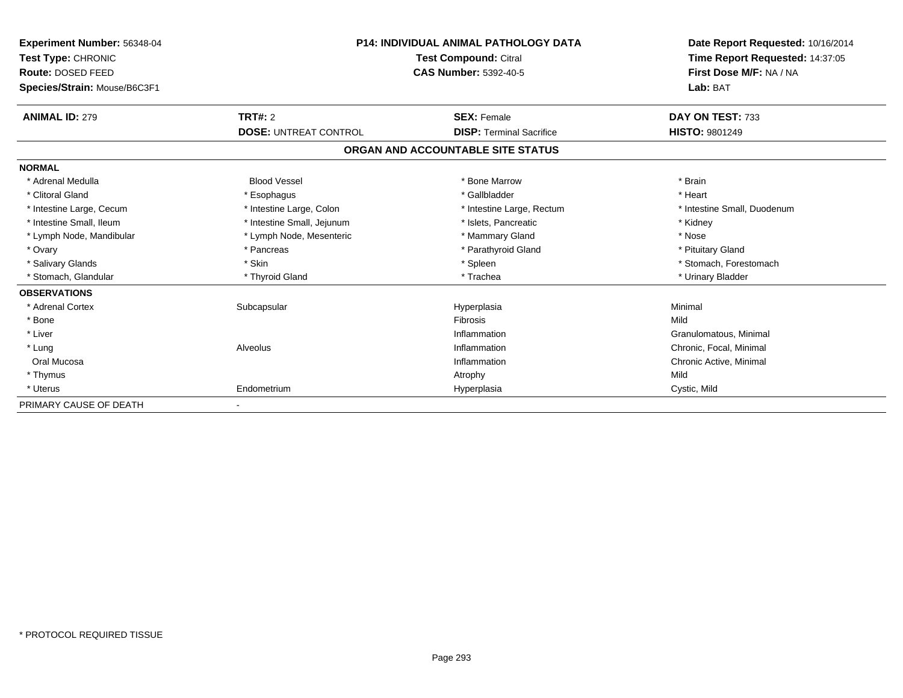**Experiment Number:** 56348-04
**Test Type:** CHRONIC
**Route:** DOSED FEED
**Species/Strain:** Mouse/B6C3F1

**P14: INDIVIDUAL ANIMAL PATHOLOGY DATA**
**Test Compound:** Citral
**CAS Number:** 5392-40-5

**Date Report Requested:** 10/16/2014
**Time Report Requested:** 14:37:05
**First Dose M/F:** NA / NA
**Lab:** BAT

| **ANIMAL ID:** 279 | **TRT#:** 2 | **SEX:** Female | **DAY ON TEST:** 733 |
|---|---|---|---|
| | **DOSE:** UNTREAT CONTROL | **DISP:** Terminal Sacrifice | **HISTO:** 9801249 |

## ORGAN AND ACCOUNTABLE SITE STATUS

**NORMAL**

| | | | |
|---|---|---|---|
| * Adrenal Medulla | Blood Vessel | * Bone Marrow | * Brain |
| * Clitoral Gland | * Esophagus | * Gallbladder | * Heart |
| * Intestine Large, Cecum | * Intestine Large, Colon | * Intestine Large, Rectum | * Intestine Small, Duodenum |
| * Intestine Small, Ileum | * Intestine Small, Jejunum | * Islets, Pancreatic | * Kidney |
| * Lymph Node, Mandibular | * Lymph Node, Mesenteric | * Mammary Gland | * Nose |
| * Ovary | * Pancreas | * Parathyroid Gland | * Pituitary Gland |
| * Salivary Glands | * Skin | * Spleen | * Stomach, Forestomach |
| * Stomach, Glandular | * Thyroid Gland | * Trachea | * Urinary Bladder |

**OBSERVATIONS**

| | | | |
|---|---|---|---|
| * Adrenal Cortex | Subcapsular | Hyperplasia | Minimal |
| * Bone | | Fibrosis | Mild |
| * Liver | | Inflammation | Granulomatous, Minimal |
| * Lung | Alveolus | Inflammation | Chronic, Focal, Minimal |
| Oral Mucosa | | Inflammation | Chronic Active, Minimal |
| * Thymus | | Atrophy | Mild |
| * Uterus | Endometrium | Hyperplasia | Cystic, Mild |

PRIMARY CAUSE OF DEATH -

* PROTOCOL REQUIRED TISSUE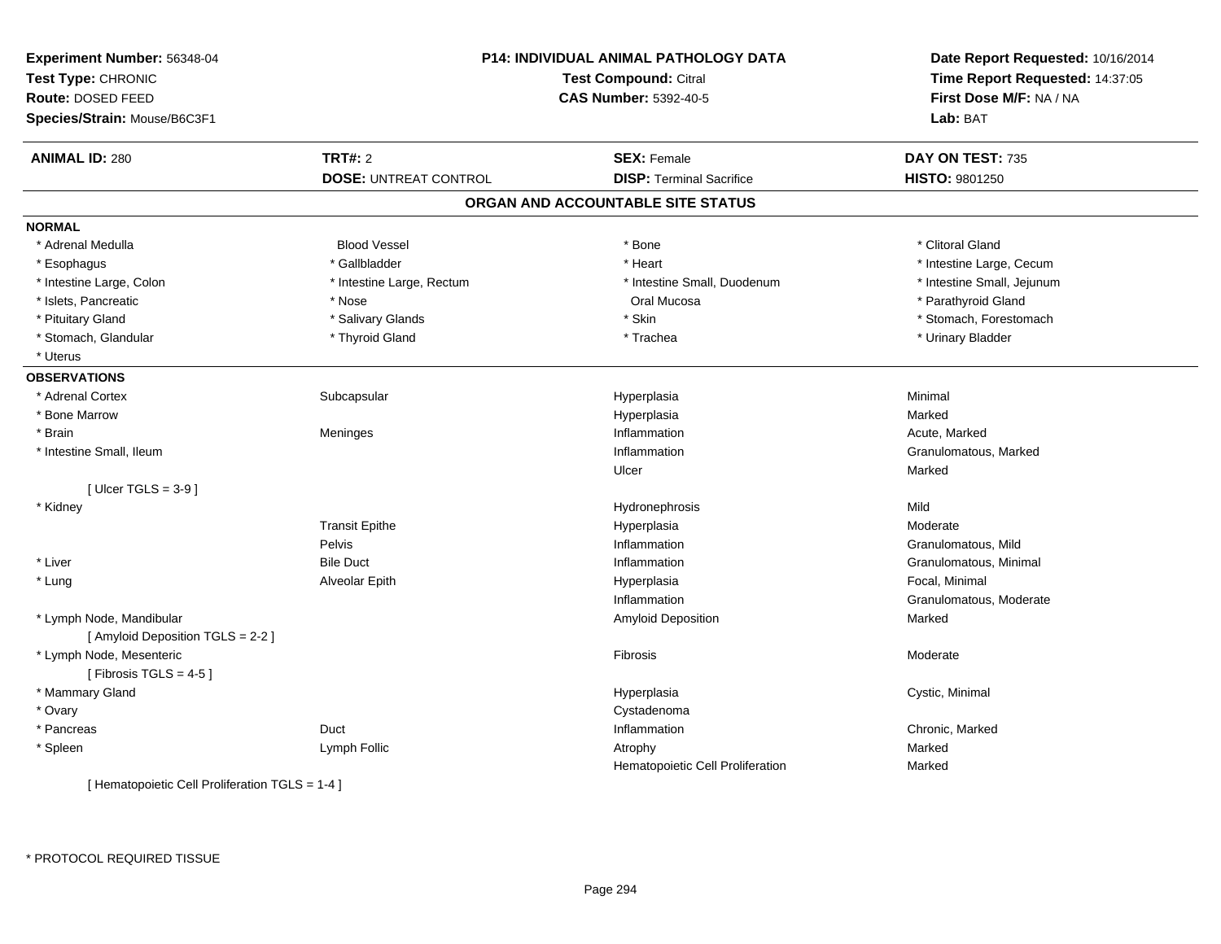**Experiment Number:** 56348-04
**Test Type:** CHRONIC
**Route:** DOSED FEED
**Species/Strain:** Mouse/B6C3F1

**P14: INDIVIDUAL ANIMAL PATHOLOGY DATA**
**Test Compound:** Citral
**CAS Number:** 5392-40-5

**Date Report Requested:** 10/16/2014
**Time Report Requested:** 14:37:05
**First Dose M/F:** NA / NA
**Lab:** BAT

| **ANIMAL ID:** 280 | **TRT#:** 2 | **SEX:** Female | **DAY ON TEST:** 735 |
|---|---|---|---|
| | **DOSE:** UNTREAT CONTROL | **DISP:** Terminal Sacrifice | **HISTO:** 9801250 |

## ORGAN AND ACCOUNTABLE SITE STATUS

**NORMAL**

| | | | |
|---|---|---|---|
| * Adrenal Medulla | Blood Vessel | * Bone | * Clitoral Gland |
| * Esophagus | * Gallbladder | * Heart | * Intestine Large, Cecum |
| * Intestine Large, Colon | * Intestine Large, Rectum | * Intestine Small, Duodenum | * Intestine Small, Jejunum |
| * Islets, Pancreatic | * Nose | Oral Mucosa | * Parathyroid Gland |
| * Pituitary Gland | * Salivary Glands | * Skin | * Stomach, Forestomach |
| * Stomach, Glandular | * Thyroid Gland | * Trachea | * Urinary Bladder |
| * Uterus | | | |

**OBSERVATIONS**

| | | | |
|---|---|---|---|
| * Adrenal Cortex | Subcapsular | Hyperplasia | Minimal |
| * Bone Marrow | | Hyperplasia | Marked |
| * Brain | Meninges | Inflammation | Acute, Marked |
| * Intestine Small, Ileum | | Inflammation | Granulomatous, Marked |
| | | Ulcer | Marked |
| [ Ulcer TGLS = 3-9 ] | | | |
| * Kidney | | Hydronephrosis | Mild |
| | Transit Epithe | Hyperplasia | Moderate |
| | Pelvis | Inflammation | Granulomatous, Mild |
| * Liver | Bile Duct | Inflammation | Granulomatous, Minimal |
| * Lung | Alveolar Epith | Hyperplasia | Focal, Minimal |
| | | Inflammation | Granulomatous, Moderate |
| * Lymph Node, Mandibular | | Amyloid Deposition | Marked |
| [ Amyloid Deposition TGLS = 2-2 ] | | | |
| * Lymph Node, Mesenteric | | Fibrosis | Moderate |
| [ Fibrosis TGLS = 4-5 ] | | | |
| * Mammary Gland | | Hyperplasia | Cystic, Minimal |
| * Ovary | | Cystadenoma | |
| * Pancreas | Duct | Inflammation | Chronic, Marked |
| * Spleen | Lymph Follic | Atrophy | Marked |
| | | Hematopoietic Cell Proliferation | Marked |
| [ Hematopoietic Cell Proliferation TGLS = 1-4 ] | | | |

* PROTOCOL REQUIRED TISSUE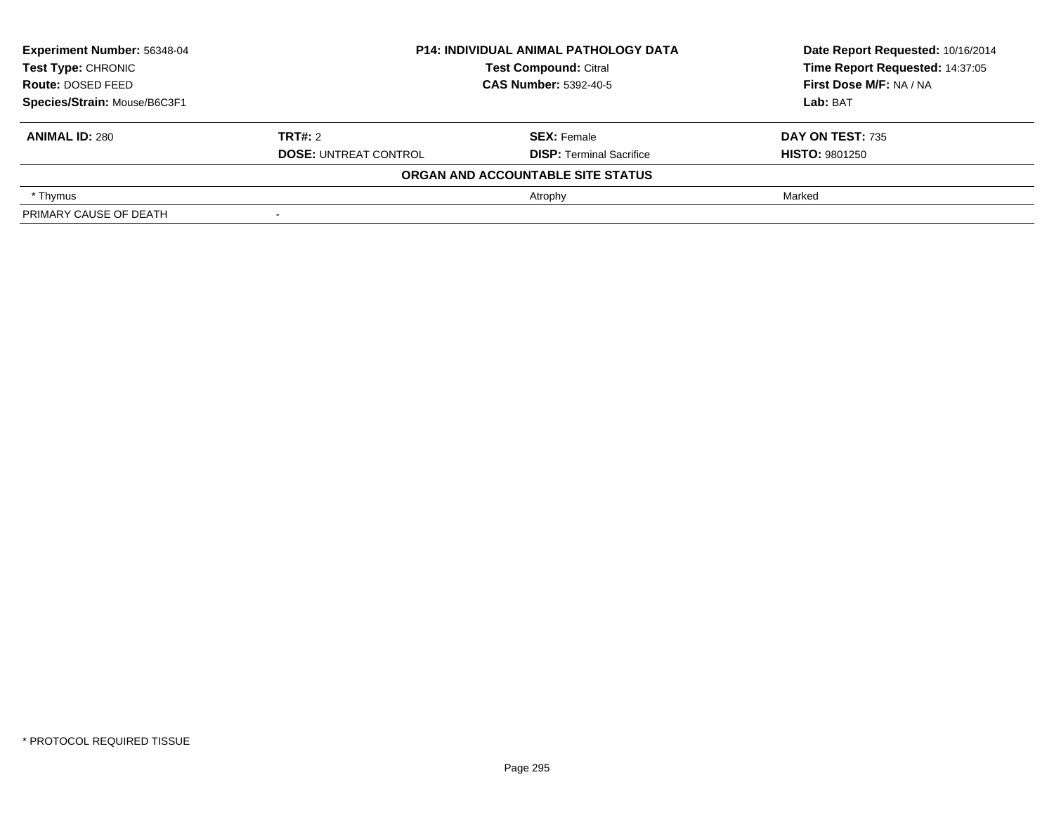**Experiment Number:** 56348-04
**Test Type:** CHRONIC
**Route:** DOSED FEED
**Species/Strain:** Mouse/B6C3F1

**P14: INDIVIDUAL ANIMAL PATHOLOGY DATA**
**Test Compound:** Citral
**CAS Number:** 5392-40-5

**Date Report Requested:** 10/16/2014
**Time Report Requested:** 14:37:05
**First Dose M/F:** NA / NA
**Lab:** BAT

| **ANIMAL ID:** 280 | **TRT#:** 2 | **SEX:** Female | **DAY ON TEST:** 735 |
|---|---|---|---|
| | **DOSE:** UNTREAT CONTROL | **DISP:** Terminal Sacrifice | **HISTO:** 9801250 |

**ORGAN AND ACCOUNTABLE SITE STATUS**

| | | | |
|---|---|---|---|
| * Thymus | | Atrophy | Marked |
| PRIMARY CAUSE OF DEATH | - | | |

* PROTOCOL REQUIRED TISSUE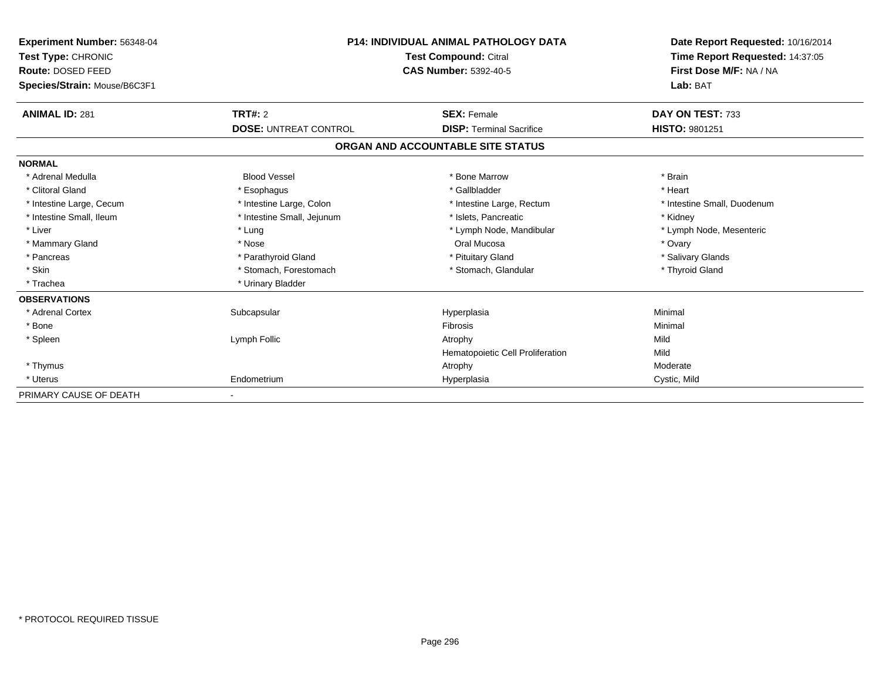**Experiment Number:** 56348-04
**Test Type:** CHRONIC
**Route:** DOSED FEED
**Species/Strain:** Mouse/B6C3F1

**P14: INDIVIDUAL ANIMAL PATHOLOGY DATA**
**Test Compound:** Citral
**CAS Number:** 5392-40-5

**Date Report Requested:** 10/16/2014
**Time Report Requested:** 14:37:05
**First Dose M/F:** NA / NA
**Lab:** BAT

| **ANIMAL ID:** 281 | **TRT#:** 2 | **SEX:** Female | **DAY ON TEST:** 733 |
|---|---|---|---|
| | **DOSE:** UNTREAT CONTROL | **DISP:** Terminal Sacrifice | **HISTO:** 9801251 |

## ORGAN AND ACCOUNTABLE SITE STATUS

| | | | |
|---|---|---|---|
| **NORMAL** | | | |
| * Adrenal Medulla | Blood Vessel | * Bone Marrow | * Brain |
| * Clitoral Gland | * Esophagus | * Gallbladder | * Heart |
| * Intestine Large, Cecum | * Intestine Large, Colon | * Intestine Large, Rectum | * Intestine Small, Duodenum |
| * Intestine Small, Ileum | * Intestine Small, Jejunum | * Islets, Pancreatic | * Kidney |
| * Liver | * Lung | * Lymph Node, Mandibular | * Lymph Node, Mesenteric |
| * Mammary Gland | * Nose | Oral Mucosa | * Ovary |
| * Pancreas | * Parathyroid Gland | * Pituitary Gland | * Salivary Glands |
| * Skin | * Stomach, Forestomach | * Stomach, Glandular | * Thyroid Gland |
| * Trachea | * Urinary Bladder | | |
| **OBSERVATIONS** | | | |
| * Adrenal Cortex | Subcapsular | Hyperplasia | Minimal |
| * Bone | | Fibrosis | Minimal |
| * Spleen | Lymph Follic | Atrophy | Mild |
| | | Hematopoietic Cell Proliferation | Mild |
| * Thymus | | Atrophy | Moderate |
| * Uterus | Endometrium | Hyperplasia | Cystic, Mild |
| PRIMARY CAUSE OF DEATH | - | | |

* PROTOCOL REQUIRED TISSUE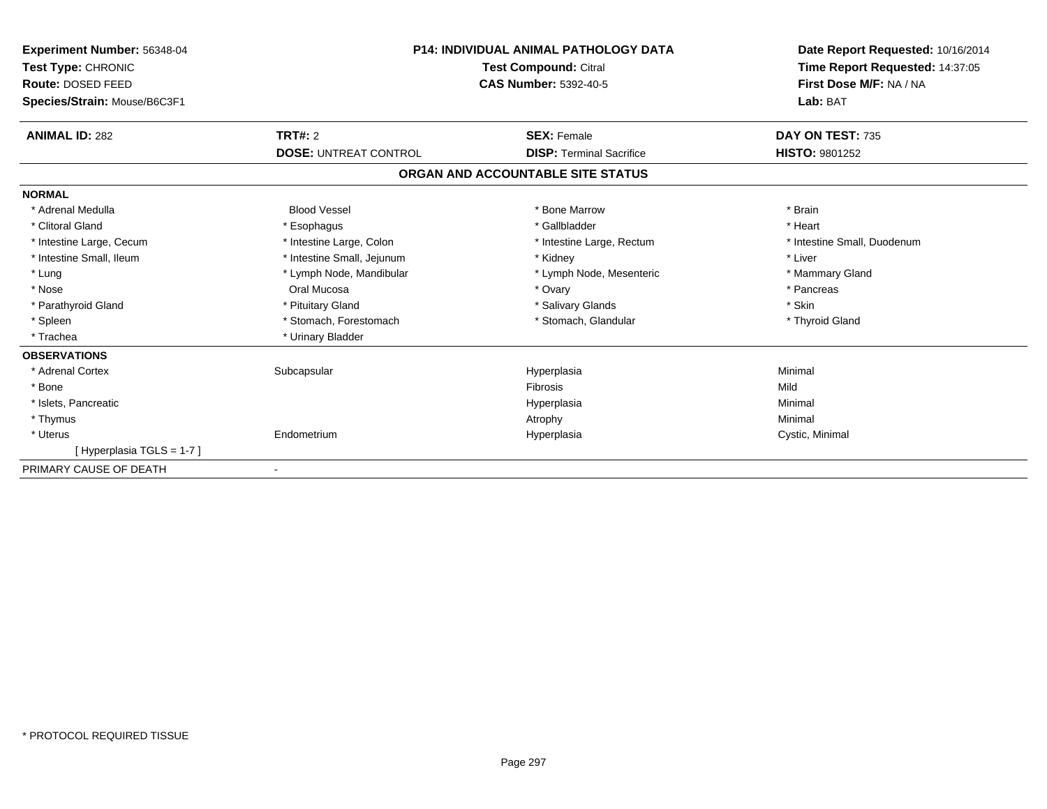**Experiment Number:** 56348-04
**Test Type:** CHRONIC
**Route:** DOSED FEED
**Species/Strain:** Mouse/B6C3F1

**P14: INDIVIDUAL ANIMAL PATHOLOGY DATA**
**Test Compound:** Citral
**CAS Number:** 5392-40-5

**Date Report Requested:** 10/16/2014
**Time Report Requested:** 14:37:05
**First Dose M/F:** NA / NA
**Lab:** BAT

| **ANIMAL ID:** 282 | **TRT#:** 2 | **SEX:** Female | **DAY ON TEST:** 735 |
|---|---|---|---|
| | **DOSE:** UNTREAT CONTROL | **DISP:** Terminal Sacrifice | **HISTO:** 9801252 |

## ORGAN AND ACCOUNTABLE SITE STATUS

| | | | |
|---|---|---|---|
| **NORMAL** | | | |
| * Adrenal Medulla | Blood Vessel | * Bone Marrow | * Brain |
| * Clitoral Gland | * Esophagus | * Gallbladder | * Heart |
| * Intestine Large, Cecum | * Intestine Large, Colon | * Intestine Large, Rectum | * Intestine Small, Duodenum |
| * Intestine Small, Ileum | * Intestine Small, Jejunum | * Kidney | * Liver |
| * Lung | * Lymph Node, Mandibular | * Lymph Node, Mesenteric | * Mammary Gland |
| * Nose | Oral Mucosa | * Ovary | * Pancreas |
| * Parathyroid Gland | * Pituitary Gland | * Salivary Glands | * Skin |
| * Spleen | * Stomach, Forestomach | * Stomach, Glandular | * Thyroid Gland |
| * Trachea | * Urinary Bladder | | |
| **OBSERVATIONS** | | | |
| * Adrenal Cortex | Subcapsular | Hyperplasia | Minimal |
| * Bone | | Fibrosis | Mild |
| * Islets, Pancreatic | | Hyperplasia | Minimal |
| * Thymus | | Atrophy | Minimal |
| * Uterus | Endometrium | Hyperplasia | Cystic, Minimal |
| [ Hyperplasia TGLS = 1-7 ] | | | |
| PRIMARY CAUSE OF DEATH | - | | |

* PROTOCOL REQUIRED TISSUE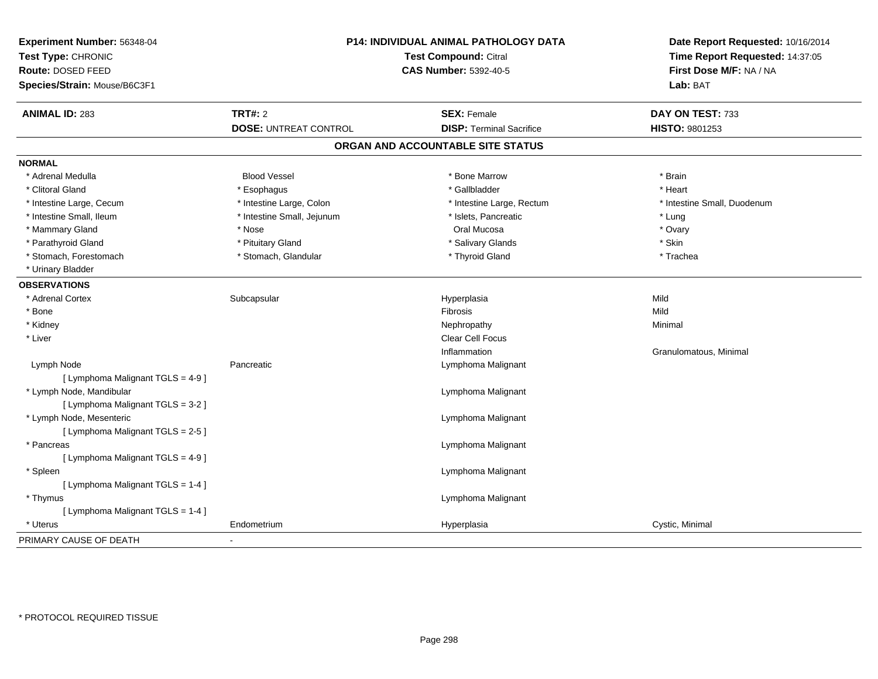**Experiment Number:** 56348-04
**Test Type:** CHRONIC
**Route:** DOSED FEED
**Species/Strain:** Mouse/B6C3F1

**P14: INDIVIDUAL ANIMAL PATHOLOGY DATA**
**Test Compound:** Citral
**CAS Number:** 5392-40-5

**Date Report Requested:** 10/16/2014
**Time Report Requested:** 14:37:05
**First Dose M/F:** NA / NA
**Lab:** BAT

| **ANIMAL ID:** 283 | **TRT#:** 2 | **SEX:** Female | **DAY ON TEST:** 733 |
|---|---|---|---|
| | **DOSE:** UNTREAT CONTROL | **DISP:** Terminal Sacrifice | **HISTO:** 9801253 |

## ORGAN AND ACCOUNTABLE SITE STATUS

**NORMAL**

| | | | |
|---|---|---|---|
| * Adrenal Medulla | Blood Vessel | * Bone Marrow | * Brain |
| * Clitoral Gland | * Esophagus | * Gallbladder | * Heart |
| * Intestine Large, Cecum | * Intestine Large, Colon | * Intestine Large, Rectum | * Intestine Small, Duodenum |
| * Intestine Small, Ileum | * Intestine Small, Jejunum | * Islets, Pancreatic | * Lung |
| * Mammary Gland | * Nose | Oral Mucosa | * Ovary |
| * Parathyroid Gland | * Pituitary Gland | * Salivary Glands | * Skin |
| * Stomach, Forestomach | * Stomach, Glandular | * Thyroid Gland | * Trachea |
| * Urinary Bladder | | | |

**OBSERVATIONS**

| | | | |
|---|---|---|---|
| * Adrenal Cortex | Subcapsular | Hyperplasia | Mild |
| * Bone | | Fibrosis | Mild |
| * Kidney | | Nephropathy | Minimal |
| * Liver | | Clear Cell Focus | |
| | | Inflammation | Granulomatous, Minimal |
| Lymph Node | Pancreatic | Lymphoma Malignant | |
| [ Lymphoma Malignant TGLS = 4-9 ] | | | |
| * Lymph Node, Mandibular | | Lymphoma Malignant | |
| [ Lymphoma Malignant TGLS = 3-2 ] | | | |
| * Lymph Node, Mesenteric | | Lymphoma Malignant | |
| [ Lymphoma Malignant TGLS = 2-5 ] | | | |
| * Pancreas | | Lymphoma Malignant | |
| [ Lymphoma Malignant TGLS = 4-9 ] | | | |
| * Spleen | | Lymphoma Malignant | |
| [ Lymphoma Malignant TGLS = 1-4 ] | | | |
| * Thymus | | Lymphoma Malignant | |
| [ Lymphoma Malignant TGLS = 1-4 ] | | | |
| * Uterus | Endometrium | Hyperplasia | Cystic, Minimal |

PRIMARY CAUSE OF DEATH -

* PROTOCOL REQUIRED TISSUE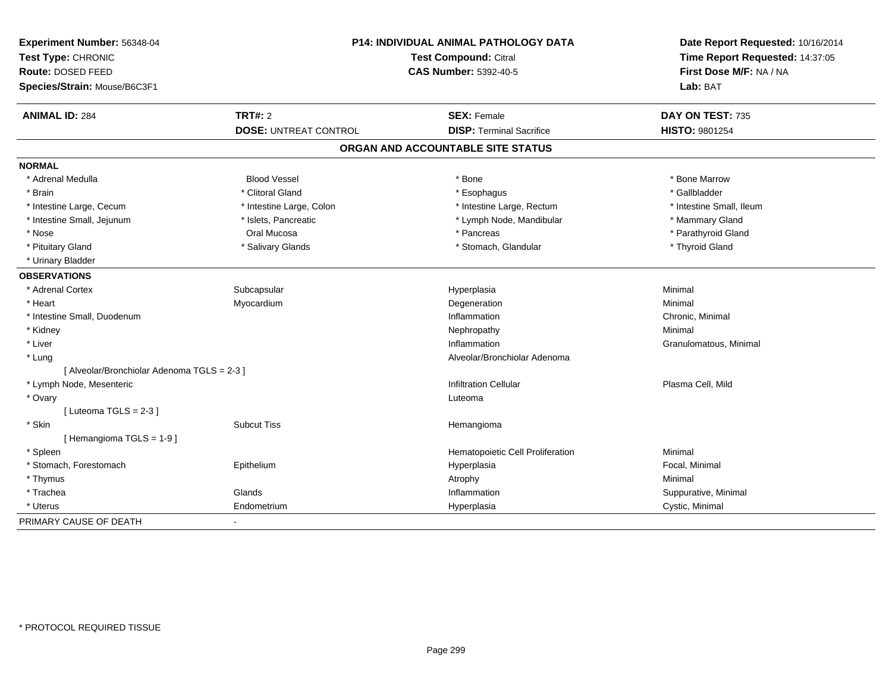**Experiment Number:** 56348-04
**Test Type:** CHRONIC
**Route:** DOSED FEED
**Species/Strain:** Mouse/B6C3F1

**P14: INDIVIDUAL ANIMAL PATHOLOGY DATA**
**Test Compound:** Citral
**CAS Number:** 5392-40-5

**Date Report Requested:** 10/16/2014
**Time Report Requested:** 14:37:05
**First Dose M/F:** NA / NA
**Lab:** BAT

| **ANIMAL ID:** 284 | **TRT#:** 2 | **SEX:** Female | **DAY ON TEST:** 735 |
|---|---|---|---|
| | **DOSE:** UNTREAT CONTROL | **DISP:** Terminal Sacrifice | **HISTO:** 9801254 |

## ORGAN AND ACCOUNTABLE SITE STATUS

**NORMAL**

| | | | |
|---|---|---|---|
| * Adrenal Medulla | Blood Vessel | * Bone | * Bone Marrow |
| * Brain | * Clitoral Gland | * Esophagus | * Gallbladder |
| * Intestine Large, Cecum | * Intestine Large, Colon | * Intestine Large, Rectum | * Intestine Small, Ileum |
| * Intestine Small, Jejunum | * Islets, Pancreatic | * Lymph Node, Mandibular | * Mammary Gland |
| * Nose | Oral Mucosa | * Pancreas | * Parathyroid Gland |
| * Pituitary Gland | * Salivary Glands | * Stomach, Glandular | * Thyroid Gland |
| * Urinary Bladder | | | |

**OBSERVATIONS**

| | | | |
|---|---|---|---|
| * Adrenal Cortex | Subcapsular | Hyperplasia | Minimal |
| * Heart | Myocardium | Degeneration | Minimal |
| * Intestine Small, Duodenum | | Inflammation | Chronic, Minimal |
| * Kidney | | Nephropathy | Minimal |
| * Liver | | Inflammation | Granulomatous, Minimal |
| * Lung | | Alveolar/Bronchiolar Adenoma | |
| [ Alveolar/Bronchiolar Adenoma TGLS = 2-3 ] | | | |
| * Lymph Node, Mesenteric | | Infiltration Cellular | Plasma Cell, Mild |
| * Ovary | | Luteoma | |
| [ Luteoma TGLS = 2-3 ] | | | |
| * Skin | Subcut Tiss | Hemangioma | |
| [ Hemangioma TGLS = 1-9 ] | | | |
| * Spleen | | Hematopoietic Cell Proliferation | Minimal |
| * Stomach, Forestomach | Epithelium | Hyperplasia | Focal, Minimal |
| * Thymus | | Atrophy | Minimal |
| * Trachea | Glands | Inflammation | Suppurative, Minimal |
| * Uterus | Endometrium | Hyperplasia | Cystic, Minimal |

PRIMARY CAUSE OF DEATH -

\* PROTOCOL REQUIRED TISSUE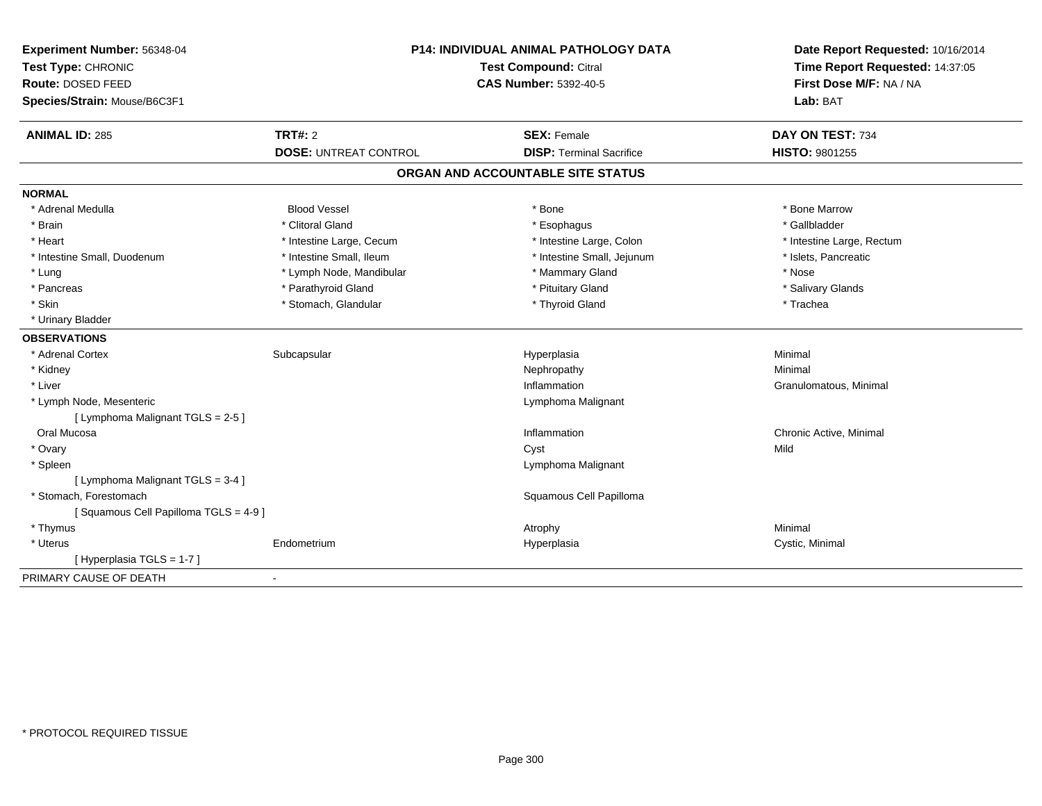**Experiment Number:** 56348-04
**Test Type:** CHRONIC
**Route:** DOSED FEED
**Species/Strain:** Mouse/B6C3F1

**P14: INDIVIDUAL ANIMAL PATHOLOGY DATA**
**Test Compound:** Citral
**CAS Number:** 5392-40-5

**Date Report Requested:** 10/16/2014
**Time Report Requested:** 14:37:05
**First Dose M/F:** NA / NA
**Lab:** BAT

| **ANIMAL ID:** 285 | **TRT#:** 2 | **SEX:** Female | **DAY ON TEST:** 734 |
|---|---|---|---|
| | **DOSE:** UNTREAT CONTROL | **DISP:** Terminal Sacrifice | **HISTO:** 9801255 |

## ORGAN AND ACCOUNTABLE SITE STATUS

**NORMAL**

| | | | |
|---|---|---|---|
| * Adrenal Medulla | Blood Vessel | * Bone | * Bone Marrow |
| * Brain | * Clitoral Gland | * Esophagus | * Gallbladder |
| * Heart | * Intestine Large, Cecum | * Intestine Large, Colon | * Intestine Large, Rectum |
| * Intestine Small, Duodenum | * Intestine Small, Ileum | * Intestine Small, Jejunum | * Islets, Pancreatic |
| * Lung | * Lymph Node, Mandibular | * Mammary Gland | * Nose |
| * Pancreas | * Parathyroid Gland | * Pituitary Gland | * Salivary Glands |
| * Skin | * Stomach, Glandular | * Thyroid Gland | * Trachea |
| * Urinary Bladder | | | |

**OBSERVATIONS**

| | | | |
|---|---|---|---|
| * Adrenal Cortex | Subcapsular | Hyperplasia | Minimal |
| * Kidney | | Nephropathy | Minimal |
| * Liver | | Inflammation | Granulomatous, Minimal |
| * Lymph Node, Mesenteric | | Lymphoma Malignant | |
| [ Lymphoma Malignant TGLS = 2-5 ] | | | |
| Oral Mucosa | | Inflammation | Chronic Active, Minimal |
| * Ovary | | Cyst | Mild |
| * Spleen | | Lymphoma Malignant | |
| [ Lymphoma Malignant TGLS = 3-4 ] | | | |
| * Stomach, Forestomach | | Squamous Cell Papilloma | |
| [ Squamous Cell Papilloma TGLS = 4-9 ] | | | |
| * Thymus | | Atrophy | Minimal |
| * Uterus | Endometrium | Hyperplasia | Cystic, Minimal |
| [ Hyperplasia TGLS = 1-7 ] | | | |

PRIMARY CAUSE OF DEATH -

* PROTOCOL REQUIRED TISSUE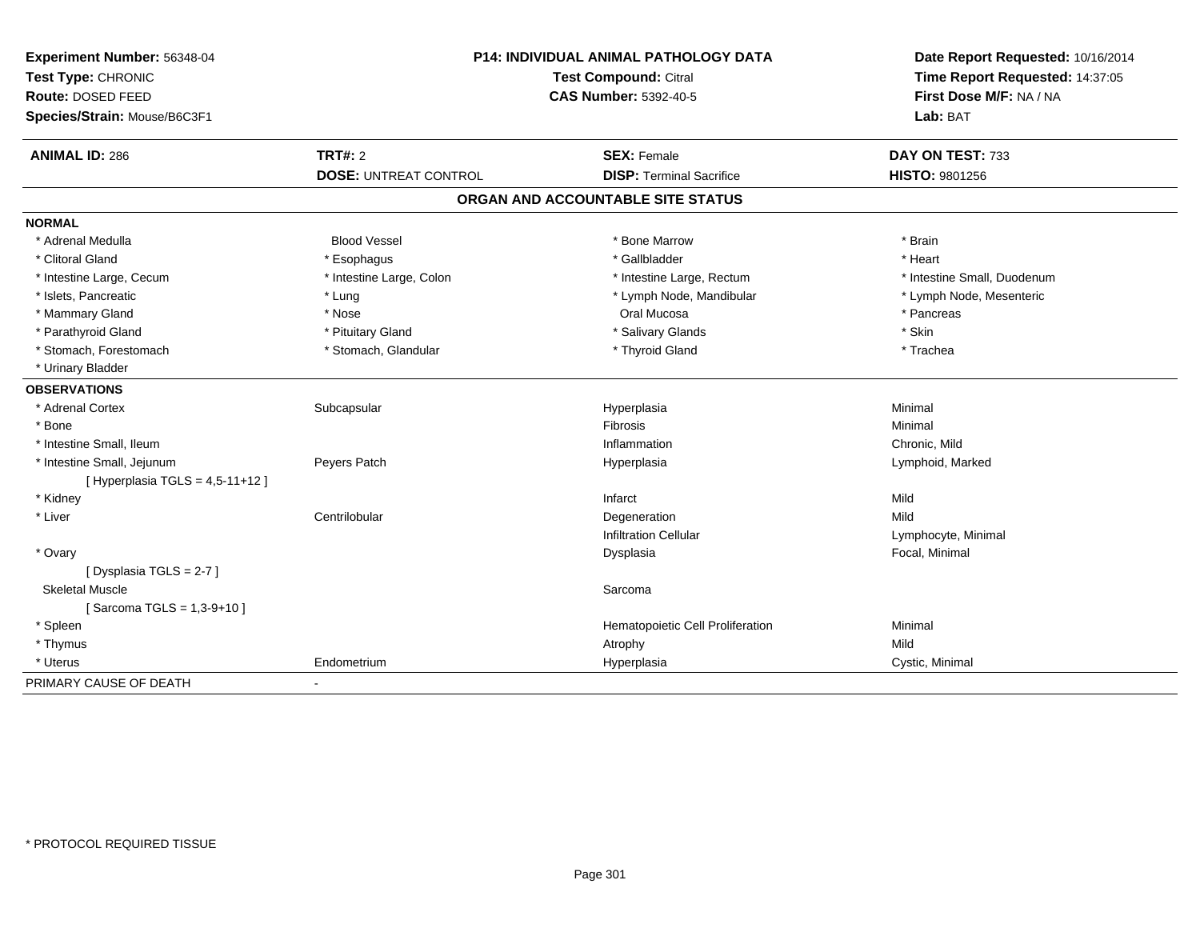**Experiment Number:** 56348-04
**Test Type:** CHRONIC
**Route:** DOSED FEED
**Species/Strain:** Mouse/B6C3F1

**P14: INDIVIDUAL ANIMAL PATHOLOGY DATA**
**Test Compound:** Citral
**CAS Number:** 5392-40-5

**Date Report Requested:** 10/16/2014
**Time Report Requested:** 14:37:05
**First Dose M/F:** NA / NA
**Lab:** BAT

| **ANIMAL ID:** 286 | **TRT#:** 2 | **SEX:** Female | **DAY ON TEST:** 733 |
|---|---|---|---|
| | **DOSE:** UNTREAT CONTROL | **DISP:** Terminal Sacrifice | **HISTO:** 9801256 |

## ORGAN AND ACCOUNTABLE SITE STATUS

**NORMAL**

| | | | |
|---|---|---|---|
| * Adrenal Medulla | Blood Vessel | * Bone Marrow | * Brain |
| * Clitoral Gland | * Esophagus | * Gallbladder | * Heart |
| * Intestine Large, Cecum | * Intestine Large, Colon | * Intestine Large, Rectum | * Intestine Small, Duodenum |
| * Islets, Pancreatic | * Lung | * Lymph Node, Mandibular | * Lymph Node, Mesenteric |
| * Mammary Gland | * Nose | Oral Mucosa | * Pancreas |
| * Parathyroid Gland | * Pituitary Gland | * Salivary Glands | * Skin |
| * Stomach, Forestomach | * Stomach, Glandular | * Thyroid Gland | * Trachea |
| * Urinary Bladder | | | |

**OBSERVATIONS**

| | | | |
|---|---|---|---|
| * Adrenal Cortex | Subcapsular | Hyperplasia | Minimal |
| * Bone | | Fibrosis | Minimal |
| * Intestine Small, Ileum | | Inflammation | Chronic, Mild |
| * Intestine Small, Jejunum | Peyers Patch | Hyperplasia | Lymphoid, Marked |
| [ Hyperplasia TGLS = 4,5-11+12 ] | | | |
| * Kidney | | Infarct | Mild |
| * Liver | Centrilobular | Degeneration | Mild |
| | | Infiltration Cellular | Lymphocyte, Minimal |
| * Ovary | | Dysplasia | Focal, Minimal |
| [ Dysplasia TGLS = 2-7 ] | | | |
| Skeletal Muscle | | Sarcoma | |
| [ Sarcoma TGLS = 1,3-9+10 ] | | | |
| * Spleen | | Hematopoietic Cell Proliferation | Minimal |
| * Thymus | | Atrophy | Mild |
| * Uterus | Endometrium | Hyperplasia | Cystic, Minimal |

PRIMARY CAUSE OF DEATH -

* PROTOCOL REQUIRED TISSUE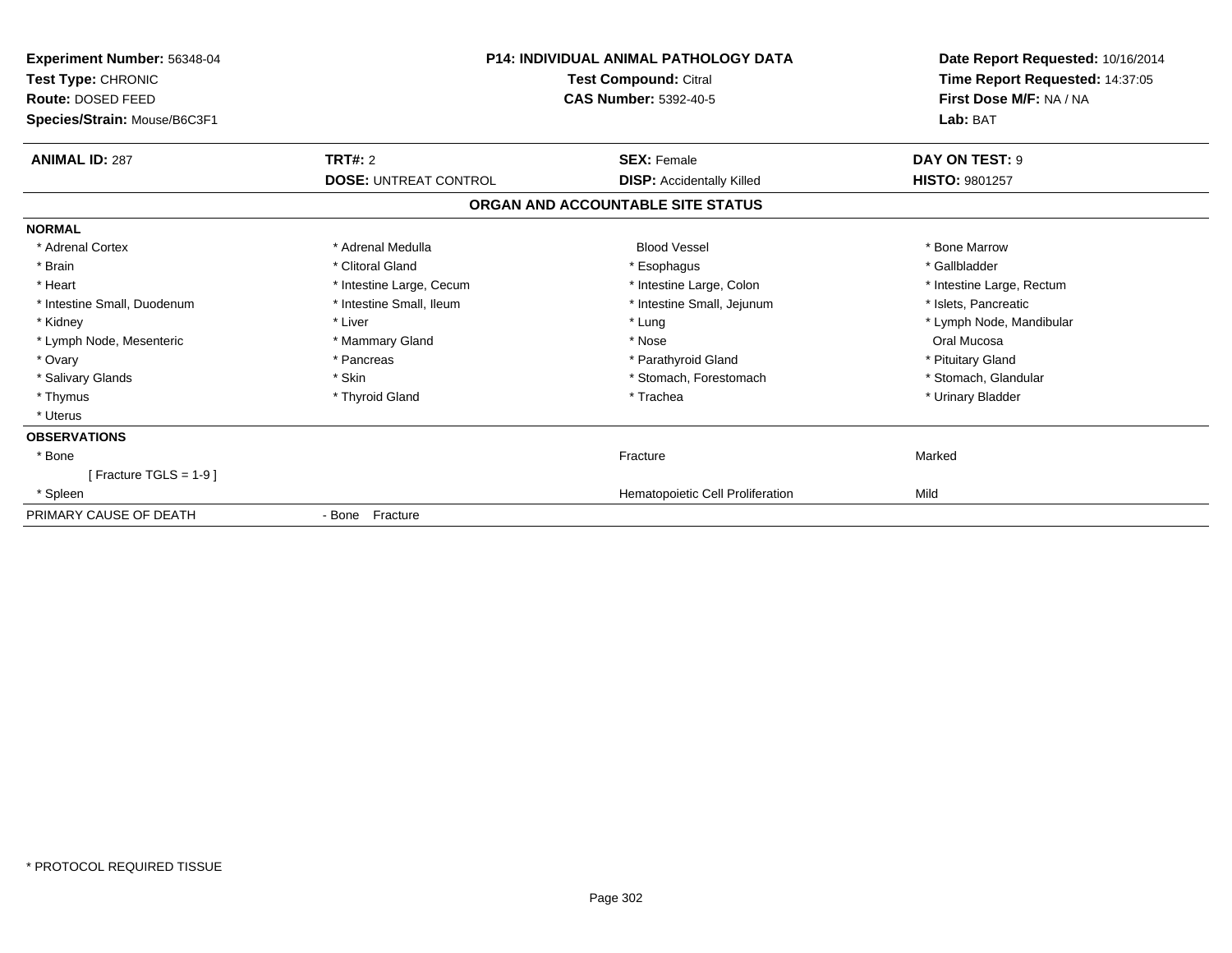**Experiment Number:** 56348-04
**Test Type:** CHRONIC
**Route:** DOSED FEED
**Species/Strain:** Mouse/B6C3F1

**P14: INDIVIDUAL ANIMAL PATHOLOGY DATA**
**Test Compound:** Citral
**CAS Number:** 5392-40-5

**Date Report Requested:** 10/16/2014
**Time Report Requested:** 14:37:05
**First Dose M/F:** NA / NA
**Lab:** BAT

| **ANIMAL ID:** 287 | **TRT#:** 2 | **SEX:** Female | **DAY ON TEST:** 9 |
|---|---|---|---|
| | **DOSE:** UNTREAT CONTROL | **DISP:** Accidentally Killed | **HISTO:** 9801257 |

## ORGAN AND ACCOUNTABLE SITE STATUS

**NORMAL**

| | | | |
|---|---|---|---|
| * Adrenal Cortex | * Adrenal Medulla | Blood Vessel | * Bone Marrow |
| * Brain | * Clitoral Gland | * Esophagus | * Gallbladder |
| * Heart | * Intestine Large, Cecum | * Intestine Large, Colon | * Intestine Large, Rectum |
| * Intestine Small, Duodenum | * Intestine Small, Ileum | * Intestine Small, Jejunum | * Islets, Pancreatic |
| * Kidney | * Liver | * Lung | * Lymph Node, Mandibular |
| * Lymph Node, Mesenteric | * Mammary Gland | * Nose | Oral Mucosa |
| * Ovary | * Pancreas | * Parathyroid Gland | * Pituitary Gland |
| * Salivary Glands | * Skin | * Stomach, Forestomach | * Stomach, Glandular |
| * Thymus | * Thyroid Gland | * Trachea | * Urinary Bladder |
| * Uterus | | | |

**OBSERVATIONS**

| | | |
|---|---|---|
| * Bone | Fracture | Marked |
| [ Fracture TGLS = 1-9 ] | | |
| * Spleen | Hematopoietic Cell Proliferation | Mild |

PRIMARY CAUSE OF DEATH - Bone Fracture

* PROTOCOL REQUIRED TISSUE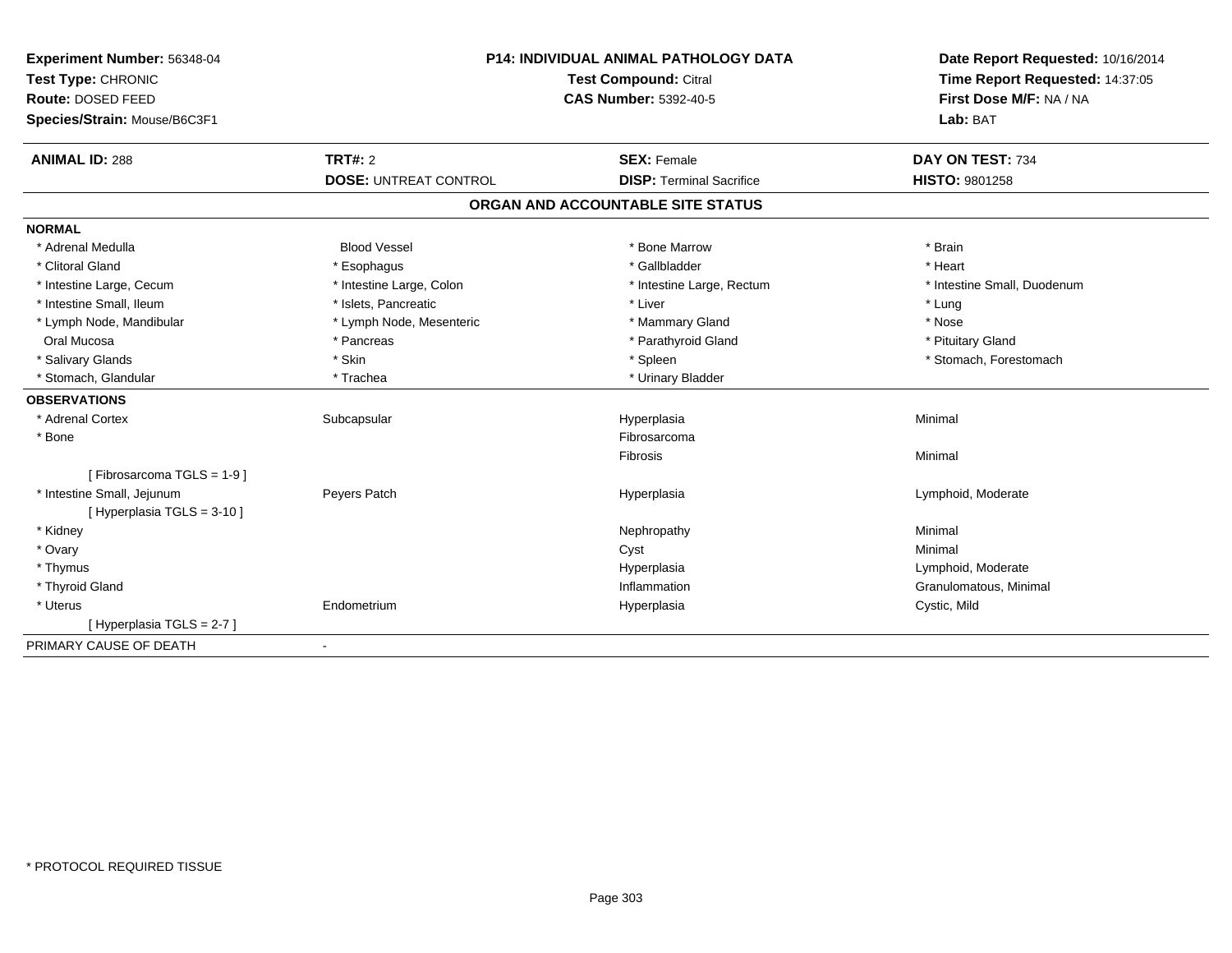**Experiment Number:** 56348-04
**Test Type:** CHRONIC
**Route:** DOSED FEED
**Species/Strain:** Mouse/B6C3F1

**P14: INDIVIDUAL ANIMAL PATHOLOGY DATA**
**Test Compound:** Citral
**CAS Number:** 5392-40-5

**Date Report Requested:** 10/16/2014
**Time Report Requested:** 14:37:05
**First Dose M/F:** NA / NA
**Lab:** BAT

| **ANIMAL ID:** 288 | **TRT#:** 2 | **SEX:** Female | **DAY ON TEST:** 734 |
|---|---|---|---|
| | **DOSE:** UNTREAT CONTROL | **DISP:** Terminal Sacrifice | **HISTO:** 9801258 |

## ORGAN AND ACCOUNTABLE SITE STATUS

**NORMAL**

| | | | |
|---|---|---|---|
| * Adrenal Medulla | Blood Vessel | * Bone Marrow | * Brain |
| * Clitoral Gland | * Esophagus | * Gallbladder | * Heart |
| * Intestine Large, Cecum | * Intestine Large, Colon | * Intestine Large, Rectum | * Intestine Small, Duodenum |
| * Intestine Small, Ileum | * Islets, Pancreatic | * Liver | * Lung |
| * Lymph Node, Mandibular | * Lymph Node, Mesenteric | * Mammary Gland | * Nose |
| Oral Mucosa | * Pancreas | * Parathyroid Gland | * Pituitary Gland |
| * Salivary Glands | * Skin | * Spleen | * Stomach, Forestomach |
| * Stomach, Glandular | * Trachea | * Urinary Bladder | |

**OBSERVATIONS**

| | | | |
|---|---|---|---|
| * Adrenal Cortex | Subcapsular | Hyperplasia | Minimal |
| * Bone | | Fibrosarcoma | |
| | | Fibrosis | Minimal |
| [ Fibrosarcoma TGLS = 1-9 ] | | | |
| * Intestine Small, Jejunum | Peyers Patch | Hyperplasia | Lymphoid, Moderate |
| [ Hyperplasia TGLS = 3-10 ] | | | |
| * Kidney | | Nephropathy | Minimal |
| * Ovary | | Cyst | Minimal |
| * Thymus | | Hyperplasia | Lymphoid, Moderate |
| * Thyroid Gland | | Inflammation | Granulomatous, Minimal |
| * Uterus | Endometrium | Hyperplasia | Cystic, Mild |
| [ Hyperplasia TGLS = 2-7 ] | | | |

PRIMARY CAUSE OF DEATH -

* PROTOCOL REQUIRED TISSUE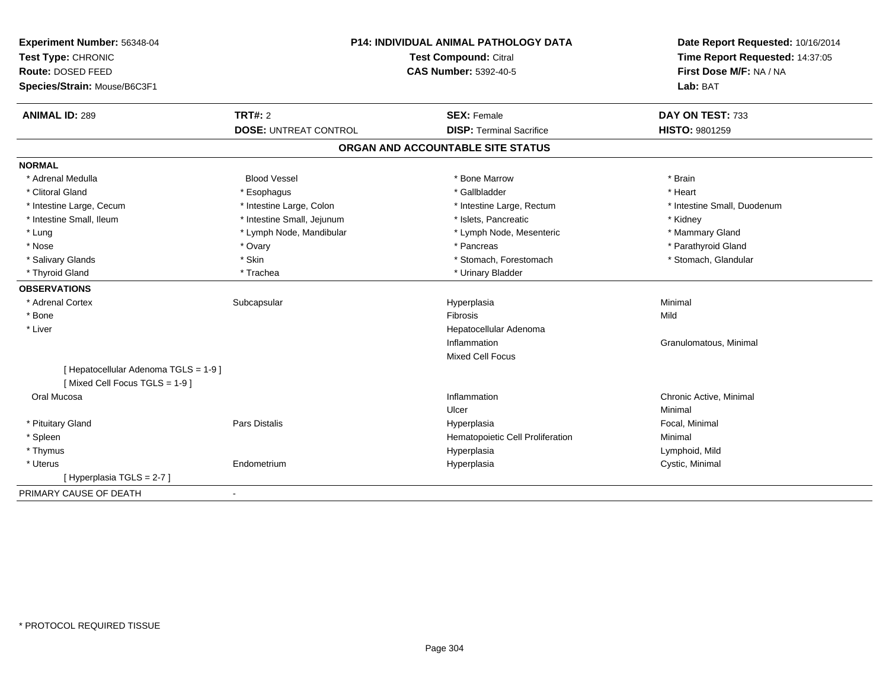**Experiment Number:** 56348-04
**Test Type:** CHRONIC
**Route:** DOSED FEED
**Species/Strain:** Mouse/B6C3F1

**P14: INDIVIDUAL ANIMAL PATHOLOGY DATA**
**Test Compound:** Citral
**CAS Number:** 5392-40-5

**Date Report Requested:** 10/16/2014
**Time Report Requested:** 14:37:05
**First Dose M/F:** NA / NA
**Lab:** BAT

| **ANIMAL ID:** 289 | **TRT#:** 2 | **SEX:** Female | **DAY ON TEST:** 733 |
|---|---|---|---|
| | **DOSE:** UNTREAT CONTROL | **DISP:** Terminal Sacrifice | **HISTO:** 9801259 |

## ORGAN AND ACCOUNTABLE SITE STATUS

**NORMAL**

| | | | |
|---|---|---|---|
| * Adrenal Medulla | Blood Vessel | * Bone Marrow | * Brain |
| * Clitoral Gland | * Esophagus | * Gallbladder | * Heart |
| * Intestine Large, Cecum | * Intestine Large, Colon | * Intestine Large, Rectum | * Intestine Small, Duodenum |
| * Intestine Small, Ileum | * Intestine Small, Jejunum | * Islets, Pancreatic | * Kidney |
| * Lung | * Lymph Node, Mandibular | * Lymph Node, Mesenteric | * Mammary Gland |
| * Nose | * Ovary | * Pancreas | * Parathyroid Gland |
| * Salivary Glands | * Skin | * Stomach, Forestomach | * Stomach, Glandular |
| * Thyroid Gland | * Trachea | * Urinary Bladder | |

**OBSERVATIONS**

| | | | |
|---|---|---|---|
| * Adrenal Cortex | Subcapsular | Hyperplasia | Minimal |
| * Bone | | Fibrosis | Mild |
| * Liver | | Hepatocellular Adenoma | |
| | | Inflammation | Granulomatous, Minimal |
| | | Mixed Cell Focus | |
| [ Hepatocellular Adenoma TGLS = 1-9 ] | | | |
| [ Mixed Cell Focus TGLS = 1-9 ] | | | |
| Oral Mucosa | | Inflammation | Chronic Active, Minimal |
| | | Ulcer | Minimal |
| * Pituitary Gland | Pars Distalis | Hyperplasia | Focal, Minimal |
| * Spleen | | Hematopoietic Cell Proliferation | Minimal |
| * Thymus | | Hyperplasia | Lymphoid, Mild |
| * Uterus | Endometrium | Hyperplasia | Cystic, Minimal |
| [ Hyperplasia TGLS = 2-7 ] | | | |

PRIMARY CAUSE OF DEATH -

* PROTOCOL REQUIRED TISSUE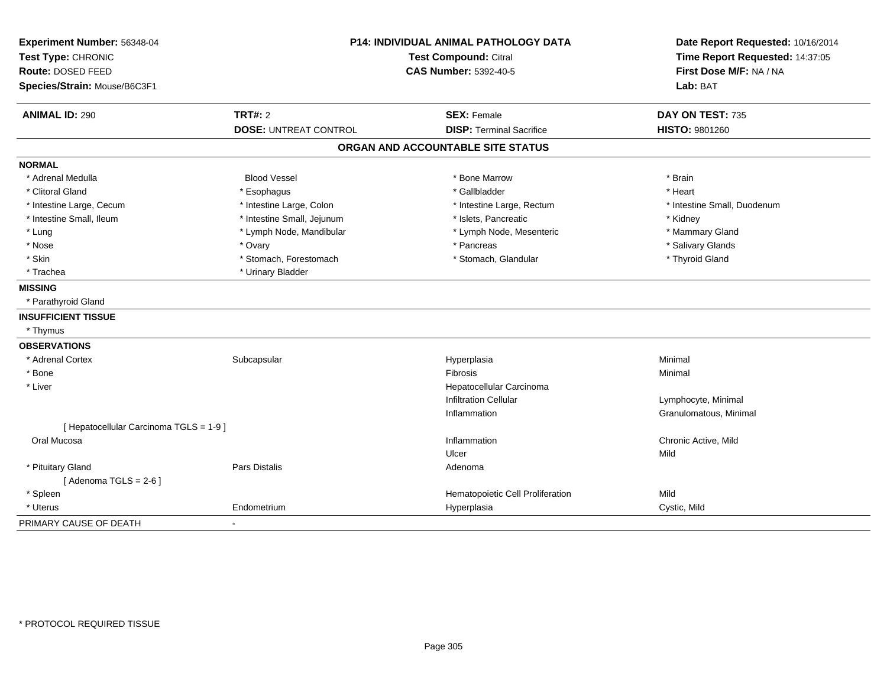**Experiment Number:** 56348-04
**Test Type:** CHRONIC
**Route:** DOSED FEED
**Species/Strain:** Mouse/B6C3F1

**P14: INDIVIDUAL ANIMAL PATHOLOGY DATA**
**Test Compound:** Citral
**CAS Number:** 5392-40-5

**Date Report Requested:** 10/16/2014
**Time Report Requested:** 14:37:05
**First Dose M/F:** NA / NA
**Lab:** BAT

| **ANIMAL ID:** 290 | **TRT#:** 2 | **SEX:** Female | **DAY ON TEST:** 735 |
|---|---|---|---|
| | **DOSE:** UNTREAT CONTROL | **DISP:** Terminal Sacrifice | **HISTO:** 9801260 |

## ORGAN AND ACCOUNTABLE SITE STATUS

**NORMAL**

| | | | |
|---|---|---|---|
| * Adrenal Medulla | Blood Vessel | * Bone Marrow | * Brain |
| * Clitoral Gland | * Esophagus | * Gallbladder | * Heart |
| * Intestine Large, Cecum | * Intestine Large, Colon | * Intestine Large, Rectum | * Intestine Small, Duodenum |
| * Intestine Small, Ileum | * Intestine Small, Jejunum | * Islets, Pancreatic | * Kidney |
| * Lung | * Lymph Node, Mandibular | * Lymph Node, Mesenteric | * Mammary Gland |
| * Nose | * Ovary | * Pancreas | * Salivary Glands |
| * Skin | * Stomach, Forestomach | * Stomach, Glandular | * Thyroid Gland |
| * Trachea | * Urinary Bladder | | |

**MISSING**

* Parathyroid Gland

**INSUFFICIENT TISSUE**

* Thymus

**OBSERVATIONS**

| | | | |
|---|---|---|---|
| * Adrenal Cortex | Subcapsular | Hyperplasia | Minimal |
| * Bone | | Fibrosis | Minimal |
| * Liver | | Hepatocellular Carcinoma | |
| | | Infiltration Cellular | Lymphocyte, Minimal |
| | | Inflammation | Granulomatous, Minimal |
| [ Hepatocellular Carcinoma TGLS = 1-9 ] | | | |
| Oral Mucosa | | Inflammation | Chronic Active, Mild |
| | | Ulcer | Mild |
| * Pituitary Gland | Pars Distalis | Adenoma | |
| [ Adenoma TGLS = 2-6 ] | | | |
| * Spleen | | Hematopoietic Cell Proliferation | Mild |
| * Uterus | Endometrium | Hyperplasia | Cystic, Mild |

PRIMARY CAUSE OF DEATH -

* PROTOCOL REQUIRED TISSUE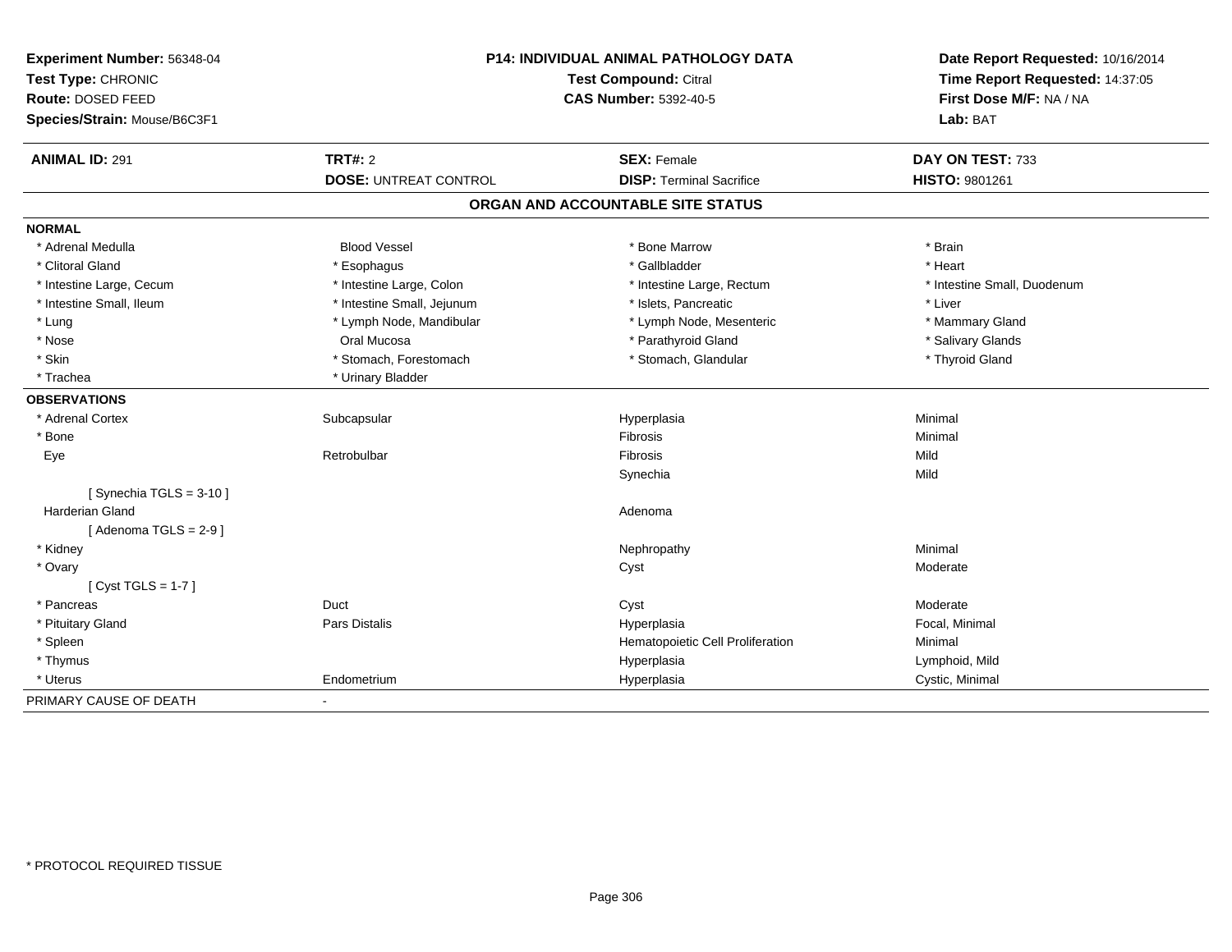**Experiment Number:** 56348-04
**Test Type:** CHRONIC
**Route:** DOSED FEED
**Species/Strain:** Mouse/B6C3F1

**P14: INDIVIDUAL ANIMAL PATHOLOGY DATA**
**Test Compound:** Citral
**CAS Number:** 5392-40-5

**Date Report Requested:** 10/16/2014
**Time Report Requested:** 14:37:05
**First Dose M/F:** NA / NA
**Lab:** BAT

| **ANIMAL ID:** 291 | **TRT#:** 2 | **SEX:** Female | **DAY ON TEST:** 733 |
|---|---|---|---|
| | **DOSE:** UNTREAT CONTROL | **DISP:** Terminal Sacrifice | **HISTO:** 9801261 |

## ORGAN AND ACCOUNTABLE SITE STATUS

**NORMAL**

| | | | |
|---|---|---|---|
| * Adrenal Medulla | Blood Vessel | * Bone Marrow | * Brain |
| * Clitoral Gland | * Esophagus | * Gallbladder | * Heart |
| * Intestine Large, Cecum | * Intestine Large, Colon | * Intestine Large, Rectum | * Intestine Small, Duodenum |
| * Intestine Small, Ileum | * Intestine Small, Jejunum | * Islets, Pancreatic | * Liver |
| * Lung | * Lymph Node, Mandibular | * Lymph Node, Mesenteric | * Mammary Gland |
| * Nose | Oral Mucosa | * Parathyroid Gland | * Salivary Glands |
| * Skin | * Stomach, Forestomach | * Stomach, Glandular | * Thyroid Gland |
| * Trachea | * Urinary Bladder | | |

**OBSERVATIONS**

| | | | |
|---|---|---|---|
| * Adrenal Cortex | Subcapsular | Hyperplasia | Minimal |
| * Bone | | Fibrosis | Minimal |
| Eye | Retrobulbar | Fibrosis | Mild |
| | | Synechia | Mild |
| [ Synechia TGLS = 3-10 ] | | | |
| Harderian Gland | | Adenoma | |
| [ Adenoma TGLS = 2-9 ] | | | |
| * Kidney | | Nephropathy | Minimal |
| * Ovary | | Cyst | Moderate |
| [ Cyst TGLS = 1-7 ] | | | |
| * Pancreas | Duct | Cyst | Moderate |
| * Pituitary Gland | Pars Distalis | Hyperplasia | Focal, Minimal |
| * Spleen | | Hematopoietic Cell Proliferation | Minimal |
| * Thymus | | Hyperplasia | Lymphoid, Mild |
| * Uterus | Endometrium | Hyperplasia | Cystic, Minimal |

PRIMARY CAUSE OF DEATH -

* PROTOCOL REQUIRED TISSUE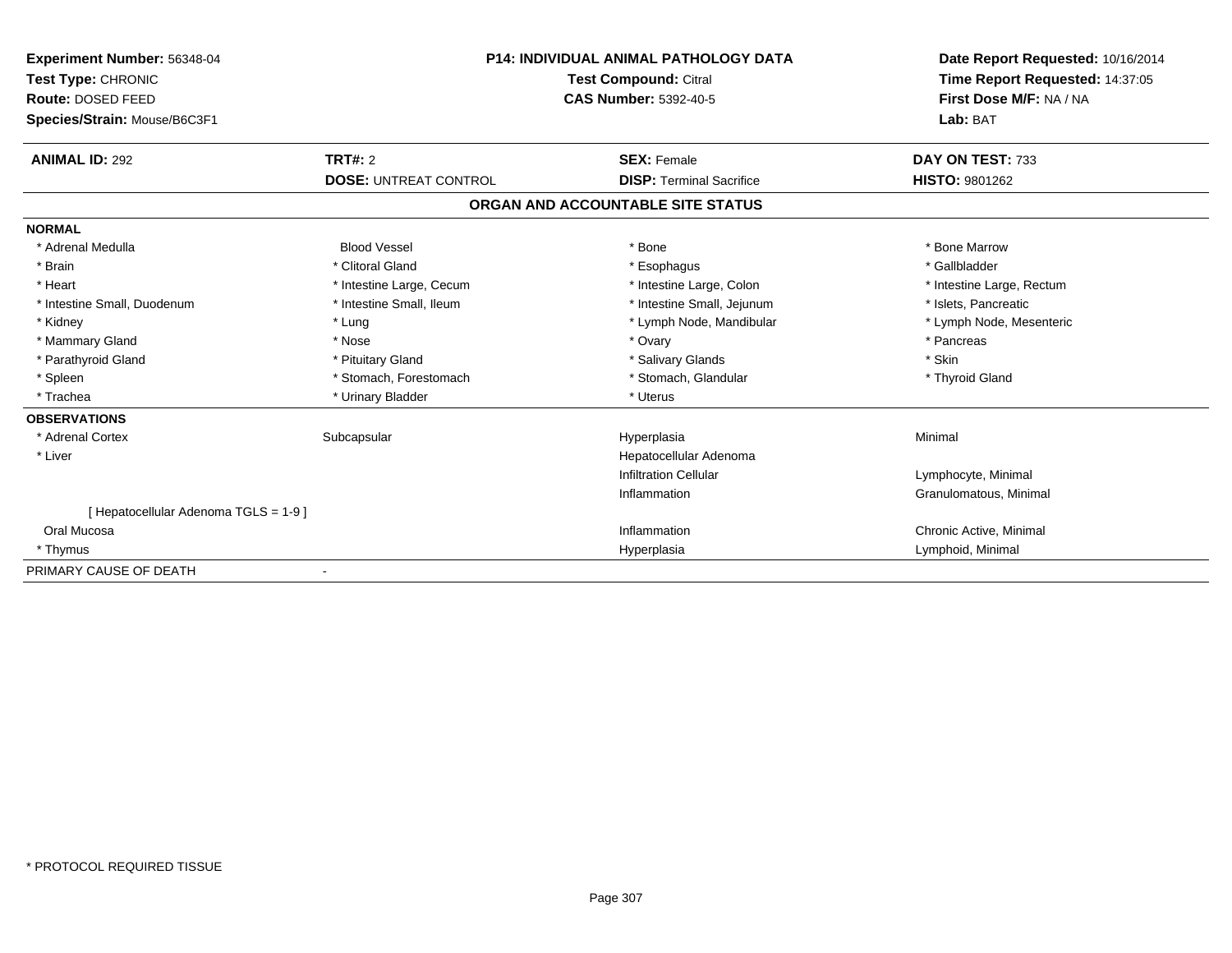**Experiment Number:** 56348-04
**Test Type:** CHRONIC
**Route:** DOSED FEED
**Species/Strain:** Mouse/B6C3F1

**P14: INDIVIDUAL ANIMAL PATHOLOGY DATA**
**Test Compound:** Citral
**CAS Number:** 5392-40-5

**Date Report Requested:** 10/16/2014
**Time Report Requested:** 14:37:05
**First Dose M/F:** NA / NA
**Lab:** BAT

| **ANIMAL ID:** 292 | **TRT#:** 2 | **SEX:** Female | **DAY ON TEST:** 733 |
|---|---|---|---|
| | **DOSE:** UNTREAT CONTROL | **DISP:** Terminal Sacrifice | **HISTO:** 9801262 |

## ORGAN AND ACCOUNTABLE SITE STATUS

**NORMAL**

| | | | |
|---|---|---|---|
| * Adrenal Medulla | Blood Vessel | * Bone | * Bone Marrow |
| * Brain | * Clitoral Gland | * Esophagus | * Gallbladder |
| * Heart | * Intestine Large, Cecum | * Intestine Large, Colon | * Intestine Large, Rectum |
| * Intestine Small, Duodenum | * Intestine Small, Ileum | * Intestine Small, Jejunum | * Islets, Pancreatic |
| * Kidney | * Lung | * Lymph Node, Mandibular | * Lymph Node, Mesenteric |
| * Mammary Gland | * Nose | * Ovary | * Pancreas |
| * Parathyroid Gland | * Pituitary Gland | * Salivary Glands | * Skin |
| * Spleen | * Stomach, Forestomach | * Stomach, Glandular | * Thyroid Gland |
| * Trachea | * Urinary Bladder | * Uterus | |

**OBSERVATIONS**

| | | | |
|---|---|---|---|
| * Adrenal Cortex | Subcapsular | Hyperplasia | Minimal |
| * Liver | | Hepatocellular Adenoma | |
| | | Infiltration Cellular | Lymphocyte, Minimal |
| | | Inflammation | Granulomatous, Minimal |
| [ Hepatocellular Adenoma TGLS = 1-9 ] | | | |
| Oral Mucosa | | Inflammation | Chronic Active, Minimal |
| * Thymus | | Hyperplasia | Lymphoid, Minimal |

PRIMARY CAUSE OF DEATH -

* PROTOCOL REQUIRED TISSUE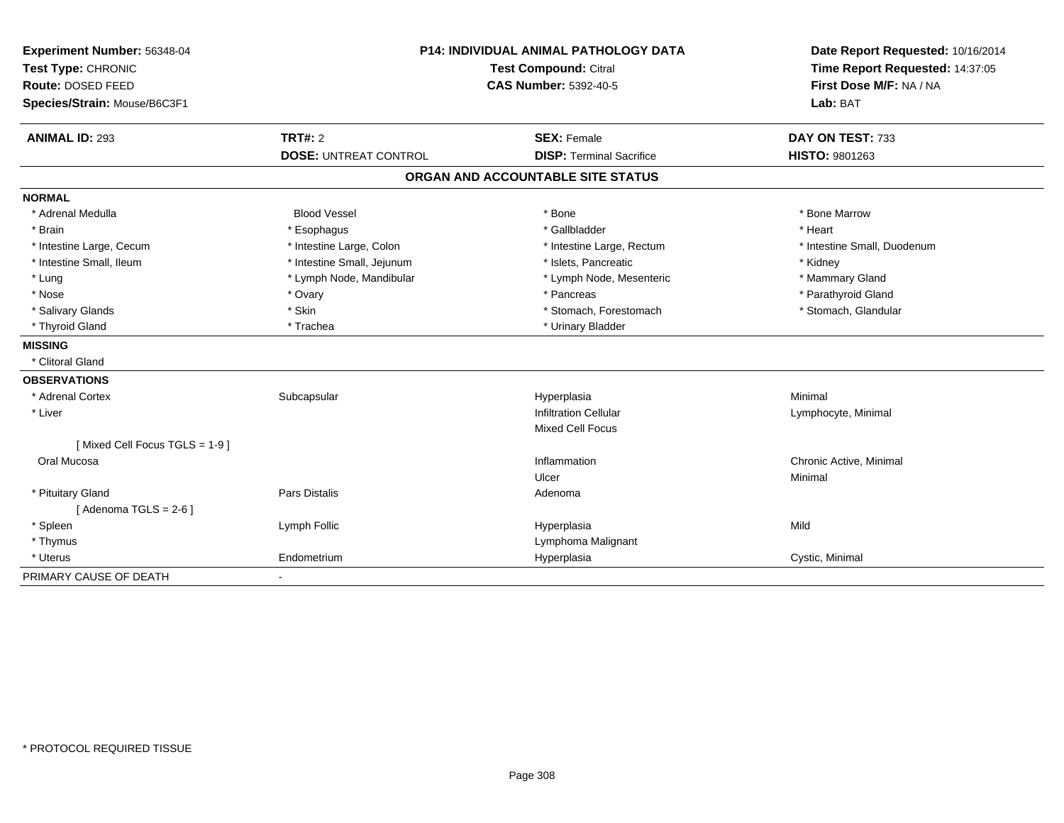**Experiment Number:** 56348-04
**Test Type:** CHRONIC
**Route:** DOSED FEED
**Species/Strain:** Mouse/B6C3F1

**P14: INDIVIDUAL ANIMAL PATHOLOGY DATA**
**Test Compound:** Citral
**CAS Number:** 5392-40-5

**Date Report Requested:** 10/16/2014
**Time Report Requested:** 14:37:05
**First Dose M/F:** NA / NA
**Lab:** BAT

| **ANIMAL ID:** 293 | **TRT#:** 2 | **SEX:** Female | **DAY ON TEST:** 733 |
|---|---|---|---|
| | **DOSE:** UNTREAT CONTROL | **DISP:** Terminal Sacrifice | **HISTO:** 9801263 |

## ORGAN AND ACCOUNTABLE SITE STATUS

**NORMAL**

| | | | |
|---|---|---|---|
| * Adrenal Medulla | Blood Vessel | * Bone | * Bone Marrow |
| * Brain | * Esophagus | * Gallbladder | * Heart |
| * Intestine Large, Cecum | * Intestine Large, Colon | * Intestine Large, Rectum | * Intestine Small, Duodenum |
| * Intestine Small, Ileum | * Intestine Small, Jejunum | * Islets, Pancreatic | * Kidney |
| * Lung | * Lymph Node, Mandibular | * Lymph Node, Mesenteric | * Mammary Gland |
| * Nose | * Ovary | * Pancreas | * Parathyroid Gland |
| * Salivary Glands | * Skin | * Stomach, Forestomach | * Stomach, Glandular |
| * Thyroid Gland | * Trachea | * Urinary Bladder | |

**MISSING**

* Clitoral Gland

**OBSERVATIONS**

| | | | |
|---|---|---|---|
| * Adrenal Cortex | Subcapsular | Hyperplasia | Minimal |
| * Liver | | Infiltration Cellular | Lymphocyte, Minimal |
| | | Mixed Cell Focus | |
| [ Mixed Cell Focus TGLS = 1-9 ] | | | |
| Oral Mucosa | | Inflammation | Chronic Active, Minimal |
| | | Ulcer | Minimal |
| * Pituitary Gland | Pars Distalis | Adenoma | |
| [ Adenoma TGLS = 2-6 ] | | | |
| * Spleen | Lymph Follic | Hyperplasia | Mild |
| * Thymus | | Lymphoma Malignant | |
| * Uterus | Endometrium | Hyperplasia | Cystic, Minimal |

PRIMARY CAUSE OF DEATH -

* PROTOCOL REQUIRED TISSUE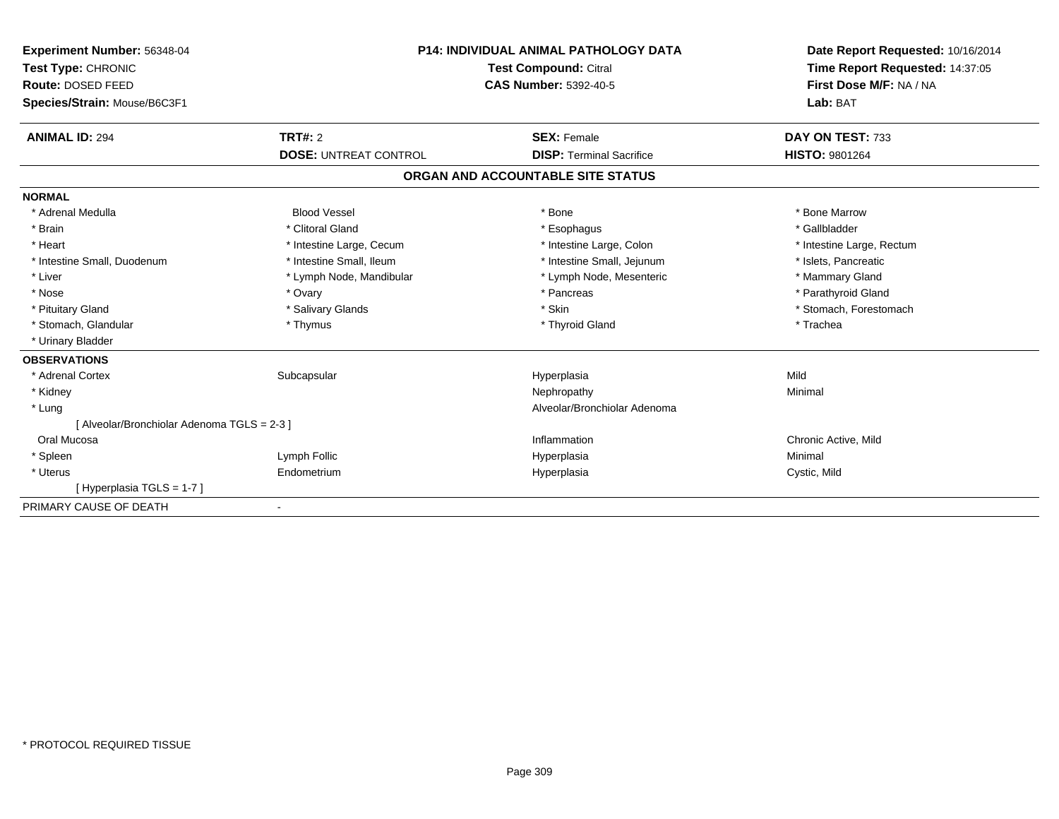**Experiment Number:** 56348-04
**Test Type:** CHRONIC
**Route:** DOSED FEED
**Species/Strain:** Mouse/B6C3F1

**P14: INDIVIDUAL ANIMAL PATHOLOGY DATA**
**Test Compound:** Citral
**CAS Number:** 5392-40-5

**Date Report Requested:** 10/16/2014
**Time Report Requested:** 14:37:05
**First Dose M/F:** NA / NA
**Lab:** BAT

| **ANIMAL ID:** 294 | **TRT#:** 2 | **SEX:** Female | **DAY ON TEST:** 733 |
|---|---|---|---|
| | **DOSE:** UNTREAT CONTROL | **DISP:** Terminal Sacrifice | **HISTO:** 9801264 |

## ORGAN AND ACCOUNTABLE SITE STATUS

**NORMAL**

| | | | |
|---|---|---|---|
| * Adrenal Medulla | Blood Vessel | * Bone | * Bone Marrow |
| * Brain | * Clitoral Gland | * Esophagus | * Gallbladder |
| * Heart | * Intestine Large, Cecum | * Intestine Large, Colon | * Intestine Large, Rectum |
| * Intestine Small, Duodenum | * Intestine Small, Ileum | * Intestine Small, Jejunum | * Islets, Pancreatic |
| * Liver | * Lymph Node, Mandibular | * Lymph Node, Mesenteric | * Mammary Gland |
| * Nose | * Ovary | * Pancreas | * Parathyroid Gland |
| * Pituitary Gland | * Salivary Glands | * Skin | * Stomach, Forestomach |
| * Stomach, Glandular | * Thymus | * Thyroid Gland | * Trachea |
| * Urinary Bladder | | | |

**OBSERVATIONS**

| | | | |
|---|---|---|---|
| * Adrenal Cortex | Subcapsular | Hyperplasia | Mild |
| * Kidney | | Nephropathy | Minimal |
| * Lung | | Alveolar/Bronchiolar Adenoma | |
| [ Alveolar/Bronchiolar Adenoma TGLS = 2-3 ] | | | |
| Oral Mucosa | | Inflammation | Chronic Active, Mild |
| * Spleen | Lymph Follic | Hyperplasia | Minimal |
| * Uterus | Endometrium | Hyperplasia | Cystic, Mild |
| [ Hyperplasia TGLS = 1-7 ] | | | |

PRIMARY CAUSE OF DEATH -

\* PROTOCOL REQUIRED TISSUE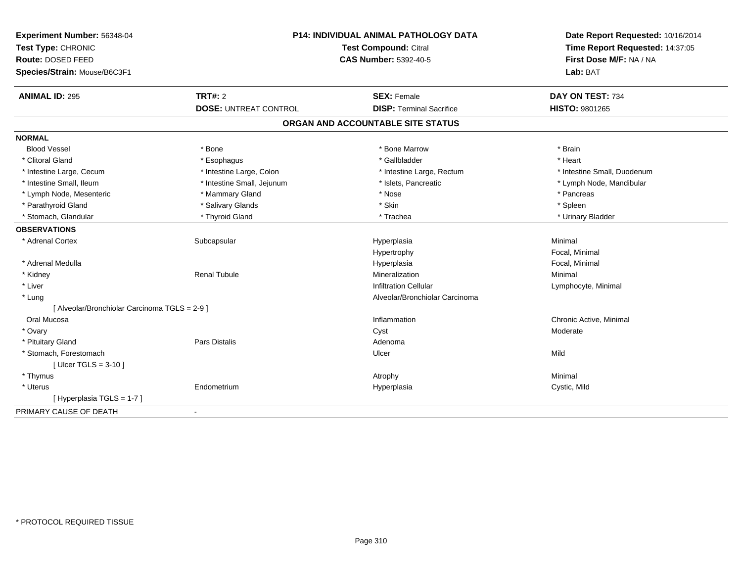**Experiment Number:** 56348-04
**Test Type:** CHRONIC
**Route:** DOSED FEED
**Species/Strain:** Mouse/B6C3F1

**P14: INDIVIDUAL ANIMAL PATHOLOGY DATA**
**Test Compound:** Citral
**CAS Number:** 5392-40-5

**Date Report Requested:** 10/16/2014
**Time Report Requested:** 14:37:05
**First Dose M/F:** NA / NA
**Lab:** BAT

| **ANIMAL ID:** 295 | **TRT#:** 2 | **SEX:** Female | **DAY ON TEST:** 734 |
|---|---|---|---|
| | **DOSE:** UNTREAT CONTROL | **DISP:** Terminal Sacrifice | **HISTO:** 9801265 |

## ORGAN AND ACCOUNTABLE SITE STATUS

**NORMAL**

| | | | |
|---|---|---|---|
| Blood Vessel | * Bone | * Bone Marrow | * Brain |
| * Clitoral Gland | * Esophagus | * Gallbladder | * Heart |
| * Intestine Large, Cecum | * Intestine Large, Colon | * Intestine Large, Rectum | * Intestine Small, Duodenum |
| * Intestine Small, Ileum | * Intestine Small, Jejunum | * Islets, Pancreatic | * Lymph Node, Mandibular |
| * Lymph Node, Mesenteric | * Mammary Gland | * Nose | * Pancreas |
| * Parathyroid Gland | * Salivary Glands | * Skin | * Spleen |
| * Stomach, Glandular | * Thyroid Gland | * Trachea | * Urinary Bladder |

**OBSERVATIONS**

| | | | |
|---|---|---|---|
| * Adrenal Cortex | Subcapsular | Hyperplasia | Minimal |
| | | Hypertrophy | Focal, Minimal |
| * Adrenal Medulla | | Hyperplasia | Focal, Minimal |
| * Kidney | Renal Tubule | Mineralization | Minimal |
| * Liver | | Infiltration Cellular | Lymphocyte, Minimal |
| * Lung | | Alveolar/Bronchiolar Carcinoma | |
| [ Alveolar/Bronchiolar Carcinoma TGLS = 2-9 ] | | | |
| Oral Mucosa | | Inflammation | Chronic Active, Minimal |
| * Ovary | | Cyst | Moderate |
| * Pituitary Gland | Pars Distalis | Adenoma | |
| * Stomach, Forestomach | | Ulcer | Mild |
| [ Ulcer TGLS = 3-10 ] | | | |
| * Thymus | | Atrophy | Minimal |
| * Uterus | Endometrium | Hyperplasia | Cystic, Mild |
| [ Hyperplasia TGLS = 1-7 ] | | | |

PRIMARY CAUSE OF DEATH -

* PROTOCOL REQUIRED TISSUE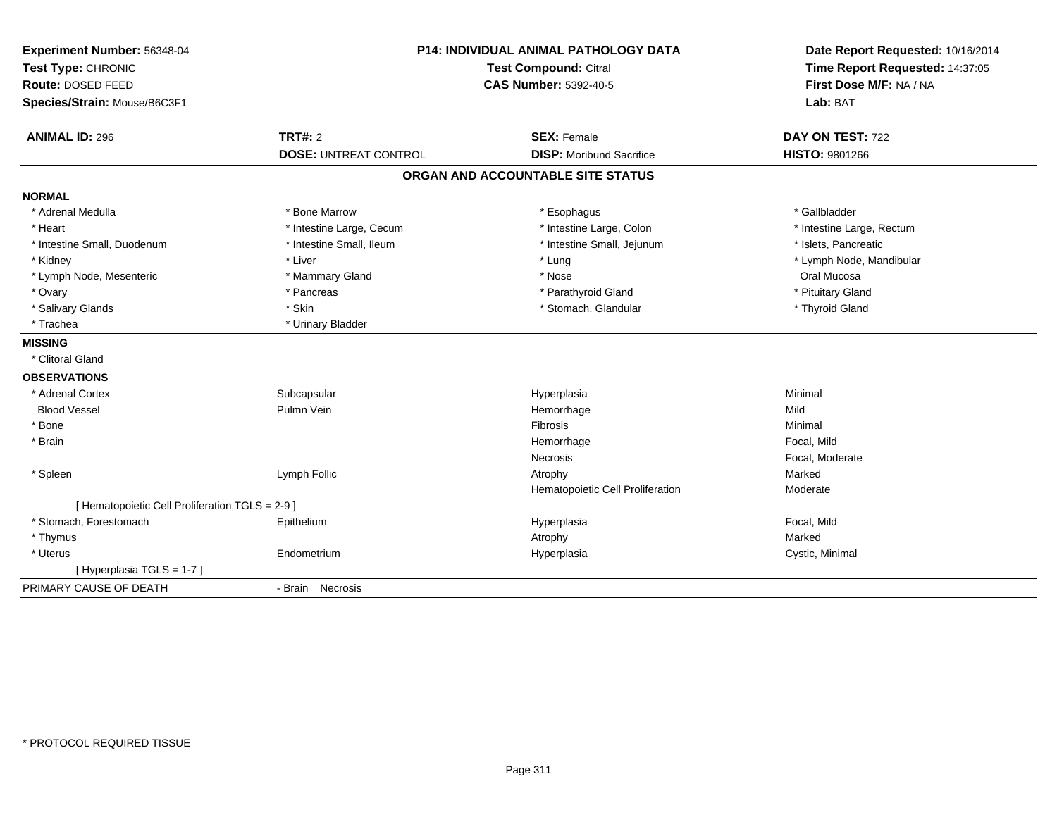**Experiment Number:** 56348-04
**Test Type:** CHRONIC
**Route:** DOSED FEED
**Species/Strain:** Mouse/B6C3F1

**P14: INDIVIDUAL ANIMAL PATHOLOGY DATA**
**Test Compound:** Citral
**CAS Number:** 5392-40-5

**Date Report Requested:** 10/16/2014
**Time Report Requested:** 14:37:05
**First Dose M/F:** NA / NA
**Lab:** BAT

| **ANIMAL ID:** 296 | **TRT#:** 2 | **SEX:** Female | **DAY ON TEST:** 722 |
|---|---|---|---|
| | **DOSE:** UNTREAT CONTROL | **DISP:** Moribund Sacrifice | **HISTO:** 9801266 |

## ORGAN AND ACCOUNTABLE SITE STATUS

**NORMAL**

| | | | |
|---|---|---|---|
| * Adrenal Medulla | * Bone Marrow | * Esophagus | * Gallbladder |
| * Heart | * Intestine Large, Cecum | * Intestine Large, Colon | * Intestine Large, Rectum |
| * Intestine Small, Duodenum | * Intestine Small, Ileum | * Intestine Small, Jejunum | * Islets, Pancreatic |
| * Kidney | * Liver | * Lung | * Lymph Node, Mandibular |
| * Lymph Node, Mesenteric | * Mammary Gland | * Nose | Oral Mucosa |
| * Ovary | * Pancreas | * Parathyroid Gland | * Pituitary Gland |
| * Salivary Glands | * Skin | * Stomach, Glandular | * Thyroid Gland |
| * Trachea | * Urinary Bladder | | |

**MISSING**

* Clitoral Gland

**OBSERVATIONS**

| | | | |
|---|---|---|---|
| * Adrenal Cortex | Subcapsular | Hyperplasia | Minimal |
| Blood Vessel | Pulmn Vein | Hemorrhage | Mild |
| * Bone | | Fibrosis | Minimal |
| * Brain | | Hemorrhage | Focal, Mild |
| | | Necrosis | Focal, Moderate |
| * Spleen | Lymph Follic | Atrophy | Marked |
| | | Hematopoietic Cell Proliferation | Moderate |
| [ Hematopoietic Cell Proliferation TGLS = 2-9 ] | | | |
| * Stomach, Forestomach | Epithelium | Hyperplasia | Focal, Mild |
| * Thymus | | Atrophy | Marked |
| * Uterus | Endometrium | Hyperplasia | Cystic, Minimal |
| [ Hyperplasia TGLS = 1-7 ] | | | |

PRIMARY CAUSE OF DEATH - Brain Necrosis

* PROTOCOL REQUIRED TISSUE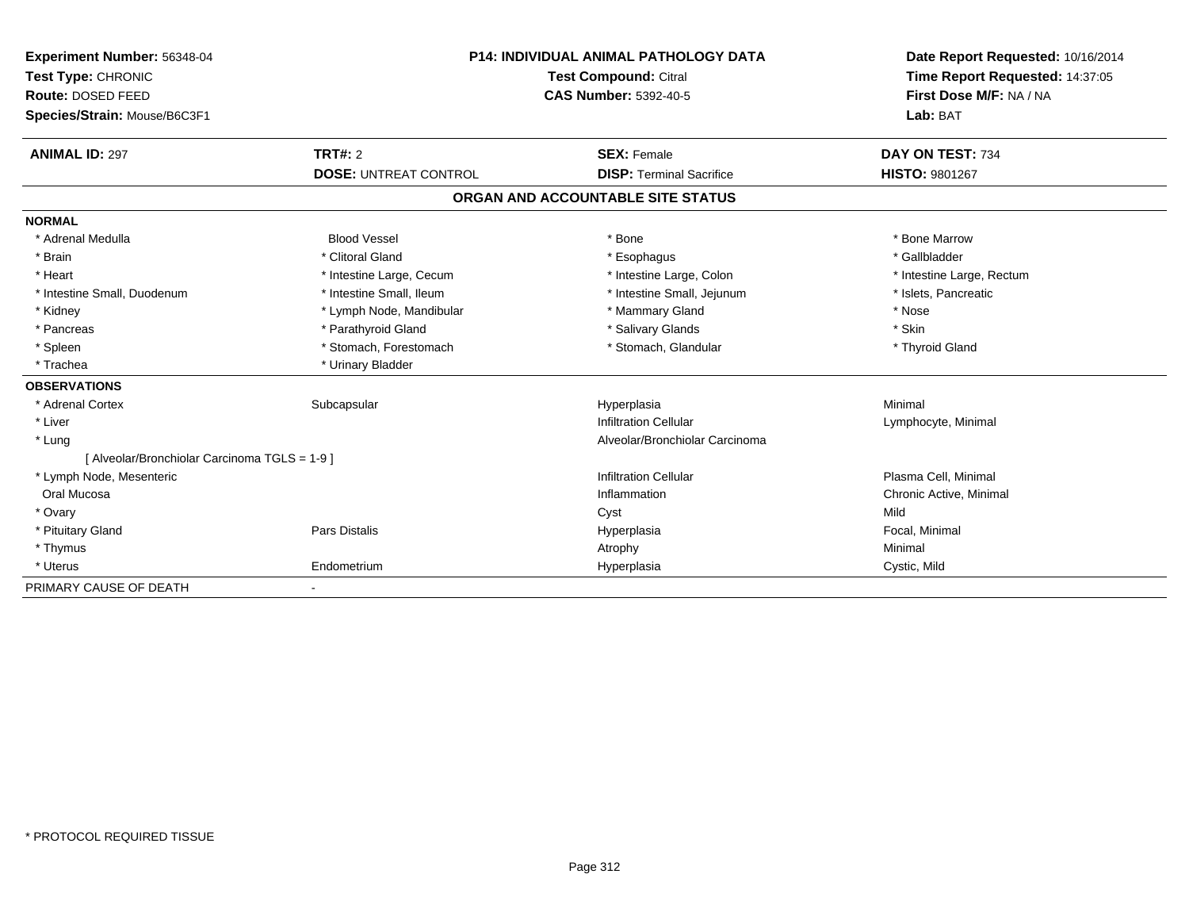**Experiment Number:** 56348-04
**Test Type:** CHRONIC
**Route:** DOSED FEED
**Species/Strain:** Mouse/B6C3F1

**P14: INDIVIDUAL ANIMAL PATHOLOGY DATA**
**Test Compound:** Citral
**CAS Number:** 5392-40-5

**Date Report Requested:** 10/16/2014
**Time Report Requested:** 14:37:05
**First Dose M/F:** NA / NA
**Lab:** BAT

| **ANIMAL ID:** 297 | **TRT#:** 2 | **SEX:** Female | **DAY ON TEST:** 734 |
|---|---|---|---|
| | **DOSE:** UNTREAT CONTROL | **DISP:** Terminal Sacrifice | **HISTO:** 9801267 |

## ORGAN AND ACCOUNTABLE SITE STATUS

**NORMAL**

| | | | |
|---|---|---|---|
| * Adrenal Medulla | Blood Vessel | * Bone | * Bone Marrow |
| * Brain | * Clitoral Gland | * Esophagus | * Gallbladder |
| * Heart | * Intestine Large, Cecum | * Intestine Large, Colon | * Intestine Large, Rectum |
| * Intestine Small, Duodenum | * Intestine Small, Ileum | * Intestine Small, Jejunum | * Islets, Pancreatic |
| * Kidney | * Lymph Node, Mandibular | * Mammary Gland | * Nose |
| * Pancreas | * Parathyroid Gland | * Salivary Glands | * Skin |
| * Spleen | * Stomach, Forestomach | * Stomach, Glandular | * Thyroid Gland |
| * Trachea | * Urinary Bladder | | |

**OBSERVATIONS**

| | | | |
|---|---|---|---|
| * Adrenal Cortex | Subcapsular | Hyperplasia | Minimal |
| * Liver | | Infiltration Cellular | Lymphocyte, Minimal |
| * Lung | | Alveolar/Bronchiolar Carcinoma | |
| [ Alveolar/Bronchiolar Carcinoma TGLS = 1-9 ] | | | |
| * Lymph Node, Mesenteric | | Infiltration Cellular | Plasma Cell, Minimal |
| Oral Mucosa | | Inflammation | Chronic Active, Minimal |
| * Ovary | | Cyst | Mild |
| * Pituitary Gland | Pars Distalis | Hyperplasia | Focal, Minimal |
| * Thymus | | Atrophy | Minimal |
| * Uterus | Endometrium | Hyperplasia | Cystic, Mild |

PRIMARY CAUSE OF DEATH -

* PROTOCOL REQUIRED TISSUE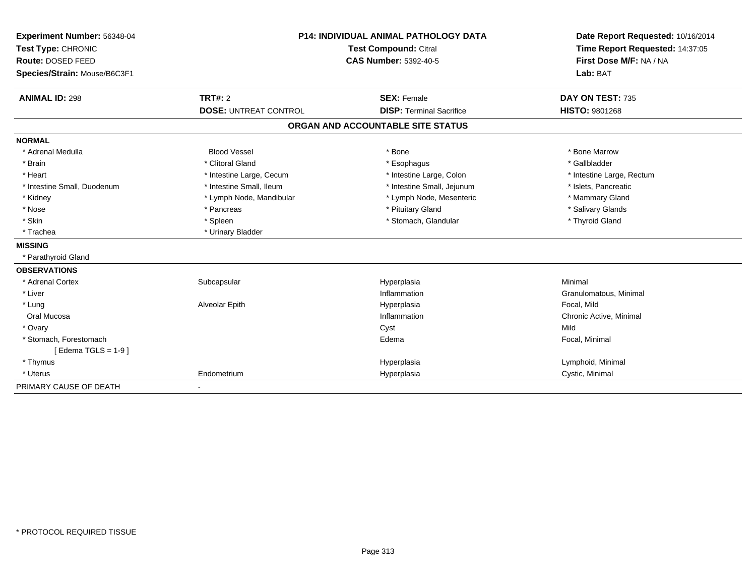**Experiment Number:** 56348-04
**Test Type:** CHRONIC
**Route:** DOSED FEED
**Species/Strain:** Mouse/B6C3F1

**P14: INDIVIDUAL ANIMAL PATHOLOGY DATA**
**Test Compound:** Citral
**CAS Number:** 5392-40-5

**Date Report Requested:** 10/16/2014
**Time Report Requested:** 14:37:05
**First Dose M/F:** NA / NA
**Lab:** BAT

| **ANIMAL ID:** 298 | **TRT#:** 2 | **SEX:** Female | **DAY ON TEST:** 735 |
|---|---|---|---|
| | **DOSE:** UNTREAT CONTROL | **DISP:** Terminal Sacrifice | **HISTO:** 9801268 |

## ORGAN AND ACCOUNTABLE SITE STATUS

| | | | |
|---|---|---|---|
| **NORMAL** | | | |
| * Adrenal Medulla | Blood Vessel | * Bone | * Bone Marrow |
| * Brain | * Clitoral Gland | * Esophagus | * Gallbladder |
| * Heart | * Intestine Large, Cecum | * Intestine Large, Colon | * Intestine Large, Rectum |
| * Intestine Small, Duodenum | * Intestine Small, Ileum | * Intestine Small, Jejunum | * Islets, Pancreatic |
| * Kidney | * Lymph Node, Mandibular | * Lymph Node, Mesenteric | * Mammary Gland |
| * Nose | * Pancreas | * Pituitary Gland | * Salivary Glands |
| * Skin | * Spleen | * Stomach, Glandular | * Thyroid Gland |
| * Trachea | * Urinary Bladder | | |
| **MISSING** | | | |
| * Parathyroid Gland | | | |
| **OBSERVATIONS** | | | |
| * Adrenal Cortex | Subcapsular | Hyperplasia | Minimal |
| * Liver | | Inflammation | Granulomatous, Minimal |
| * Lung | Alveolar Epith | Hyperplasia | Focal, Mild |
| Oral Mucosa | | Inflammation | Chronic Active, Minimal |
| * Ovary | | Cyst | Mild |
| * Stomach, Forestomach | | Edema | Focal, Minimal |
| [ Edema TGLS = 1-9 ] | | | |
| * Thymus | | Hyperplasia | Lymphoid, Minimal |
| * Uterus | Endometrium | Hyperplasia | Cystic, Minimal |
| PRIMARY CAUSE OF DEATH | - | | |

* PROTOCOL REQUIRED TISSUE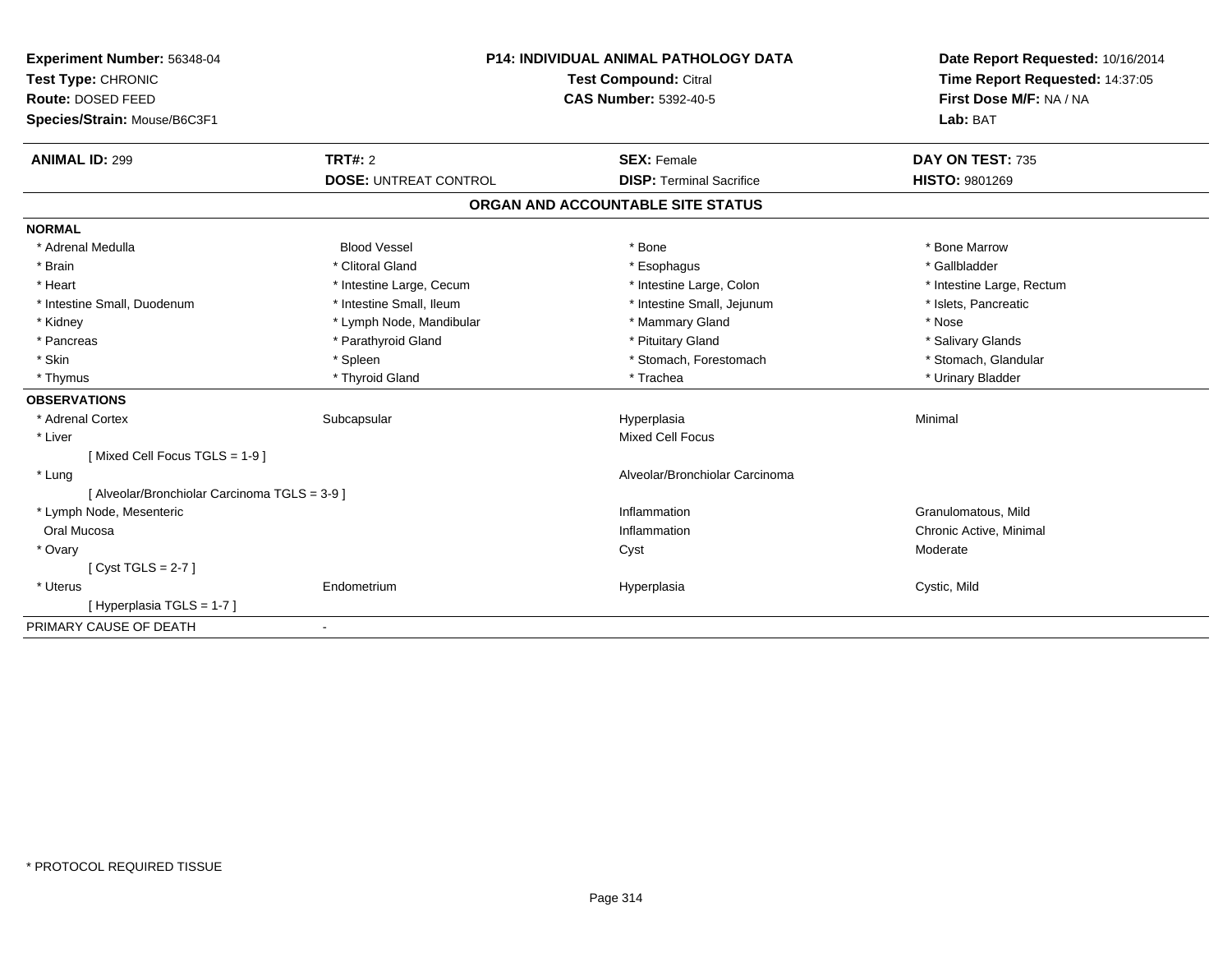**Experiment Number:** 56348-04
**Test Type:** CHRONIC
**Route:** DOSED FEED
**Species/Strain:** Mouse/B6C3F1

**P14: INDIVIDUAL ANIMAL PATHOLOGY DATA**
**Test Compound:** Citral
**CAS Number:** 5392-40-5

**Date Report Requested:** 10/16/2014
**Time Report Requested:** 14:37:05
**First Dose M/F:** NA / NA
**Lab:** BAT

| **ANIMAL ID:** 299 | **TRT#:** 2 | **SEX:** Female | **DAY ON TEST:** 735 |
|---|---|---|---|
| | **DOSE:** UNTREAT CONTROL | **DISP:** Terminal Sacrifice | **HISTO:** 9801269 |

## ORGAN AND ACCOUNTABLE SITE STATUS

| | | | |
|---|---|---|---|
| **NORMAL** | | | |
| * Adrenal Medulla | Blood Vessel | * Bone | * Bone Marrow |
| * Brain | * Clitoral Gland | * Esophagus | * Gallbladder |
| * Heart | * Intestine Large, Cecum | * Intestine Large, Colon | * Intestine Large, Rectum |
| * Intestine Small, Duodenum | * Intestine Small, Ileum | * Intestine Small, Jejunum | * Islets, Pancreatic |
| * Kidney | * Lymph Node, Mandibular | * Mammary Gland | * Nose |
| * Pancreas | * Parathyroid Gland | * Pituitary Gland | * Salivary Glands |
| * Skin | * Spleen | * Stomach, Forestomach | * Stomach, Glandular |
| * Thymus | * Thyroid Gland | * Trachea | * Urinary Bladder |
| **OBSERVATIONS** | | | |
| * Adrenal Cortex | Subcapsular | Hyperplasia | Minimal |
| * Liver | | Mixed Cell Focus | |
| [ Mixed Cell Focus TGLS = 1-9 ] | | | |
| * Lung | | Alveolar/Bronchiolar Carcinoma | |
| [ Alveolar/Bronchiolar Carcinoma TGLS = 3-9 ] | | | |
| * Lymph Node, Mesenteric | | Inflammation | Granulomatous, Mild |
| Oral Mucosa | | Inflammation | Chronic Active, Minimal |
| * Ovary | | Cyst | Moderate |
| [ Cyst TGLS = 2-7 ] | | | |
| * Uterus | Endometrium | Hyperplasia | Cystic, Mild |
| [ Hyperplasia TGLS = 1-7 ] | | | |
| PRIMARY CAUSE OF DEATH | - | | |

\* PROTOCOL REQUIRED TISSUE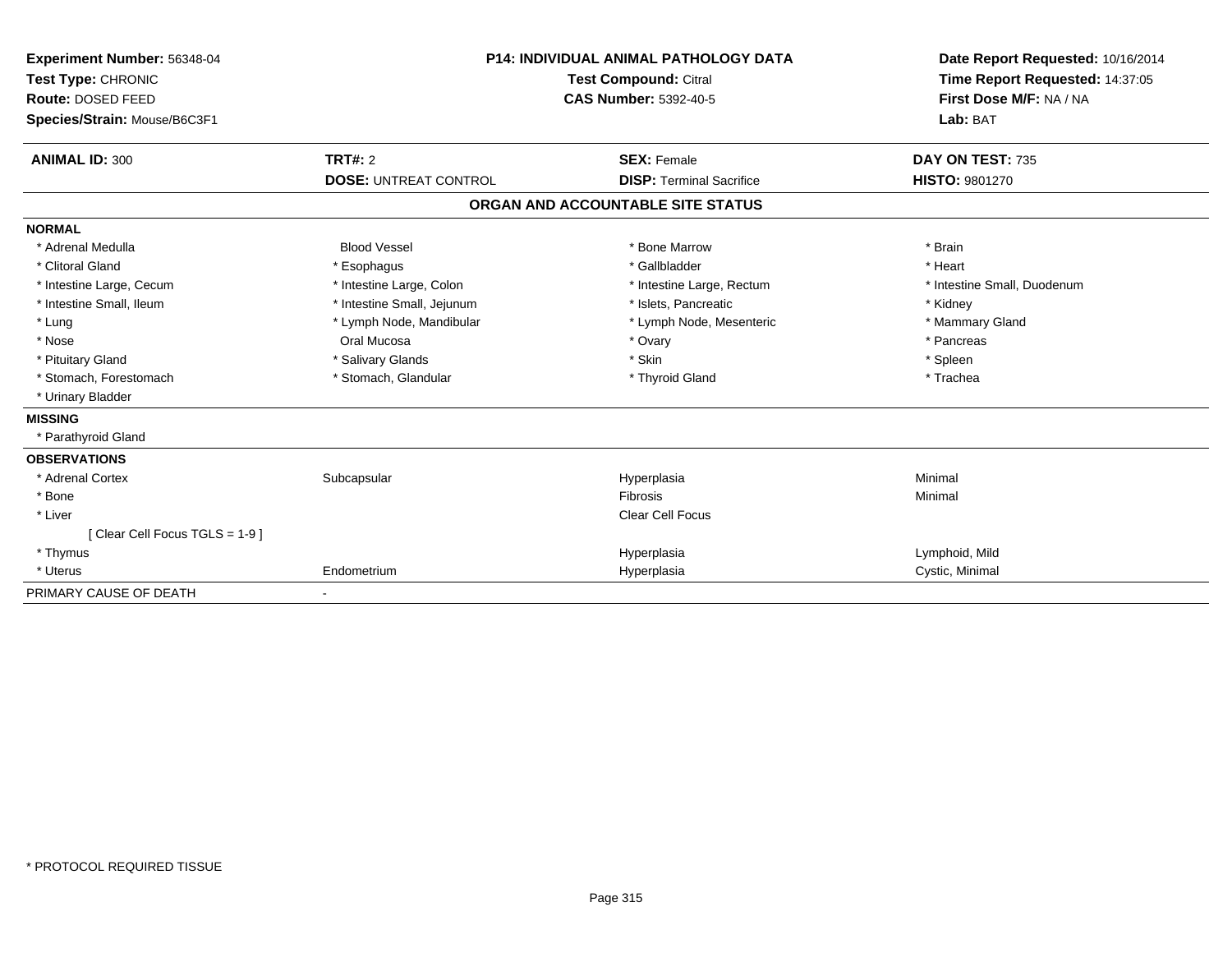**Experiment Number:** 56348-04
**Test Type:** CHRONIC
**Route:** DOSED FEED
**Species/Strain:** Mouse/B6C3F1

**P14: INDIVIDUAL ANIMAL PATHOLOGY DATA**
**Test Compound:** Citral
**CAS Number:** 5392-40-5

**Date Report Requested:** 10/16/2014
**Time Report Requested:** 14:37:05
**First Dose M/F:** NA / NA
**Lab:** BAT

| **ANIMAL ID:** 300 | **TRT#:** 2 | **SEX:** Female | **DAY ON TEST:** 735 |
|---|---|---|---|
| | **DOSE:** UNTREAT CONTROL | **DISP:** Terminal Sacrifice | **HISTO:** 9801270 |

## ORGAN AND ACCOUNTABLE SITE STATUS

**NORMAL**

| | | | |
|---|---|---|---|
| * Adrenal Medulla | Blood Vessel | * Bone Marrow | * Brain |
| * Clitoral Gland | * Esophagus | * Gallbladder | * Heart |
| * Intestine Large, Cecum | * Intestine Large, Colon | * Intestine Large, Rectum | * Intestine Small, Duodenum |
| * Intestine Small, Ileum | * Intestine Small, Jejunum | * Islets, Pancreatic | * Kidney |
| * Lung | * Lymph Node, Mandibular | * Lymph Node, Mesenteric | * Mammary Gland |
| * Nose | Oral Mucosa | * Ovary | * Pancreas |
| * Pituitary Gland | * Salivary Glands | * Skin | * Spleen |
| * Stomach, Forestomach | * Stomach, Glandular | * Thyroid Gland | * Trachea |
| * Urinary Bladder | | | |

**MISSING**

* Parathyroid Gland

**OBSERVATIONS**

| | | | |
|---|---|---|---|
| * Adrenal Cortex | Subcapsular | Hyperplasia | Minimal |
| * Bone | | Fibrosis | Minimal |
| * Liver | | Clear Cell Focus | |
| [ Clear Cell Focus TGLS = 1-9 ] | | | |
| * Thymus | | Hyperplasia | Lymphoid, Mild |
| * Uterus | Endometrium | Hyperplasia | Cystic, Minimal |

PRIMARY CAUSE OF DEATH -

* PROTOCOL REQUIRED TISSUE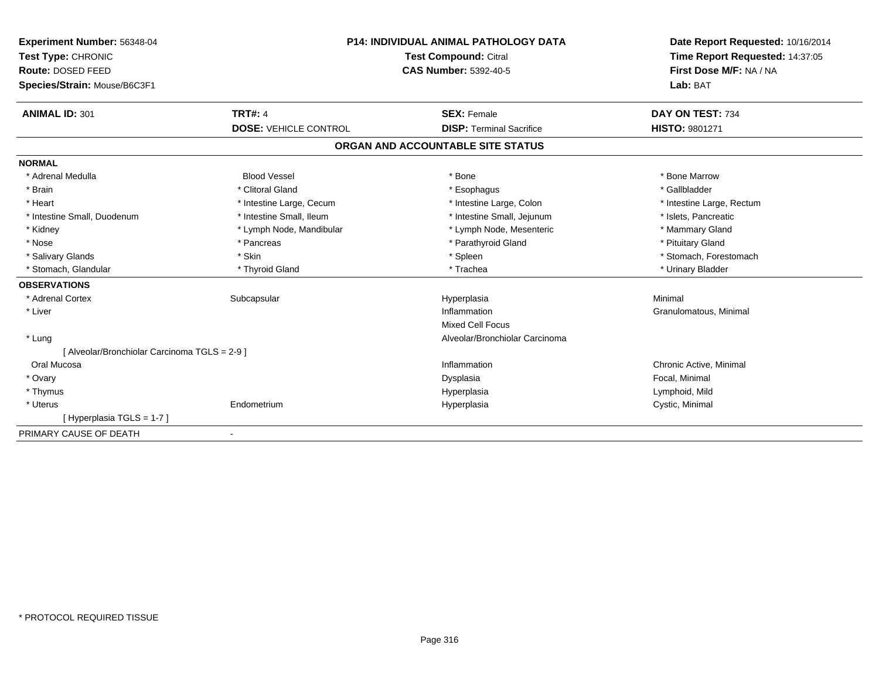**Experiment Number:** 56348-04
**Test Type:** CHRONIC
**Route:** DOSED FEED
**Species/Strain:** Mouse/B6C3F1

**P14: INDIVIDUAL ANIMAL PATHOLOGY DATA**
**Test Compound:** Citral
**CAS Number:** 5392-40-5

**Date Report Requested:** 10/16/2014
**Time Report Requested:** 14:37:05
**First Dose M/F:** NA / NA
**Lab:** BAT

| **ANIMAL ID:** 301 | **TRT#:** 4 | **SEX:** Female | **DAY ON TEST:** 734 |
|---|---|---|---|
| | **DOSE:** VEHICLE CONTROL | **DISP:** Terminal Sacrifice | **HISTO:** 9801271 |

## ORGAN AND ACCOUNTABLE SITE STATUS

**NORMAL**

| | | | |
|---|---|---|---|
| * Adrenal Medulla | Blood Vessel | * Bone | * Bone Marrow |
| * Brain | * Clitoral Gland | * Esophagus | * Gallbladder |
| * Heart | * Intestine Large, Cecum | * Intestine Large, Colon | * Intestine Large, Rectum |
| * Intestine Small, Duodenum | * Intestine Small, Ileum | * Intestine Small, Jejunum | * Islets, Pancreatic |
| * Kidney | * Lymph Node, Mandibular | * Lymph Node, Mesenteric | * Mammary Gland |
| * Nose | * Pancreas | * Parathyroid Gland | * Pituitary Gland |
| * Salivary Glands | * Skin | * Spleen | * Stomach, Forestomach |
| * Stomach, Glandular | * Thyroid Gland | * Trachea | * Urinary Bladder |

**OBSERVATIONS**

| | | | |
|---|---|---|---|
| * Adrenal Cortex | Subcapsular | Hyperplasia | Minimal |
| * Liver | | Inflammation | Granulomatous, Minimal |
| | | Mixed Cell Focus | |
| * Lung | | Alveolar/Bronchiolar Carcinoma | |
| [ Alveolar/Bronchiolar Carcinoma TGLS = 2-9 ] | | | |
| Oral Mucosa | | Inflammation | Chronic Active, Minimal |
| * Ovary | | Dysplasia | Focal, Minimal |
| * Thymus | | Hyperplasia | Lymphoid, Mild |
| * Uterus | Endometrium | Hyperplasia | Cystic, Minimal |
| [ Hyperplasia TGLS = 1-7 ] | | | |

PRIMARY CAUSE OF DEATH -

* PROTOCOL REQUIRED TISSUE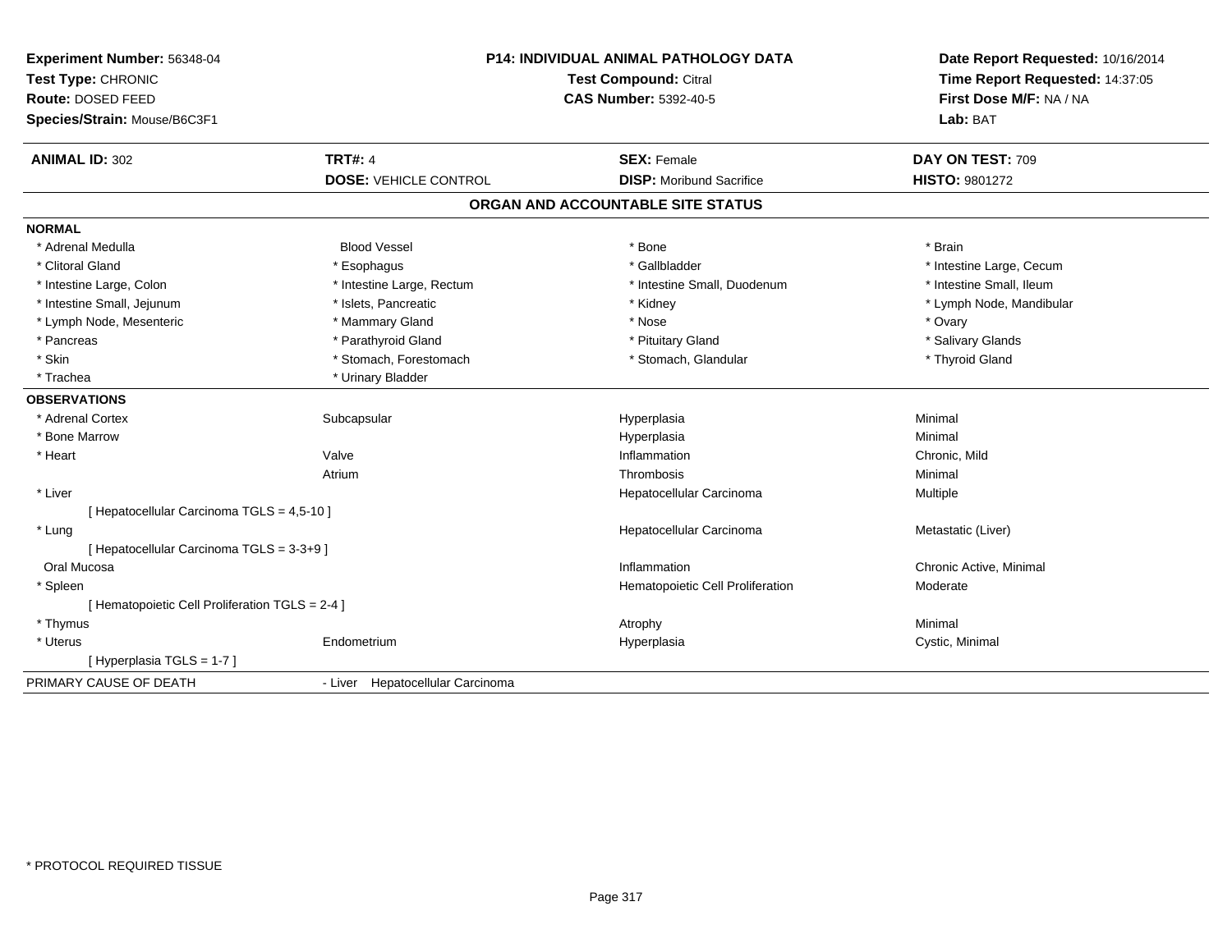**Experiment Number:** 56348-04
**Test Type:** CHRONIC
**Route:** DOSED FEED
**Species/Strain:** Mouse/B6C3F1

**P14: INDIVIDUAL ANIMAL PATHOLOGY DATA**
**Test Compound:** Citral
**CAS Number:** 5392-40-5

**Date Report Requested:** 10/16/2014
**Time Report Requested:** 14:37:05
**First Dose M/F:** NA / NA
**Lab:** BAT

| **ANIMAL ID:** 302 | **TRT#:** 4 | **SEX:** Female | **DAY ON TEST:** 709 |
|---|---|---|---|
| | **DOSE:** VEHICLE CONTROL | **DISP:** Moribund Sacrifice | **HISTO:** 9801272 |

## ORGAN AND ACCOUNTABLE SITE STATUS

**NORMAL**

| | | | |
|---|---|---|---|
| * Adrenal Medulla | Blood Vessel | * Bone | * Brain |
| * Clitoral Gland | * Esophagus | * Gallbladder | * Intestine Large, Cecum |
| * Intestine Large, Colon | * Intestine Large, Rectum | * Intestine Small, Duodenum | * Intestine Small, Ileum |
| * Intestine Small, Jejunum | * Islets, Pancreatic | * Kidney | * Lymph Node, Mandibular |
| * Lymph Node, Mesenteric | * Mammary Gland | * Nose | * Ovary |
| * Pancreas | * Parathyroid Gland | * Pituitary Gland | * Salivary Glands |
| * Skin | * Stomach, Forestomach | * Stomach, Glandular | * Thyroid Gland |
| * Trachea | * Urinary Bladder | | |

**OBSERVATIONS**

| | | | |
|---|---|---|---|
| * Adrenal Cortex | Subcapsular | Hyperplasia | Minimal |
| * Bone Marrow | | Hyperplasia | Minimal |
| * Heart | Valve | Inflammation | Chronic, Mild |
| | Atrium | Thrombosis | Minimal |
| * Liver | | Hepatocellular Carcinoma | Multiple |
| [ Hepatocellular Carcinoma TGLS = 4,5-10 ] | | | |
| * Lung | | Hepatocellular Carcinoma | Metastatic (Liver) |
| [ Hepatocellular Carcinoma TGLS = 3-3+9 ] | | | |
| Oral Mucosa | | Inflammation | Chronic Active, Minimal |
| * Spleen | | Hematopoietic Cell Proliferation | Moderate |
| [ Hematopoietic Cell Proliferation TGLS = 2-4 ] | | | |
| * Thymus | | Atrophy | Minimal |
| * Uterus | Endometrium | Hyperplasia | Cystic, Minimal |
| [ Hyperplasia TGLS = 1-7 ] | | | |

PRIMARY CAUSE OF DEATH - Liver Hepatocellular Carcinoma

* PROTOCOL REQUIRED TISSUE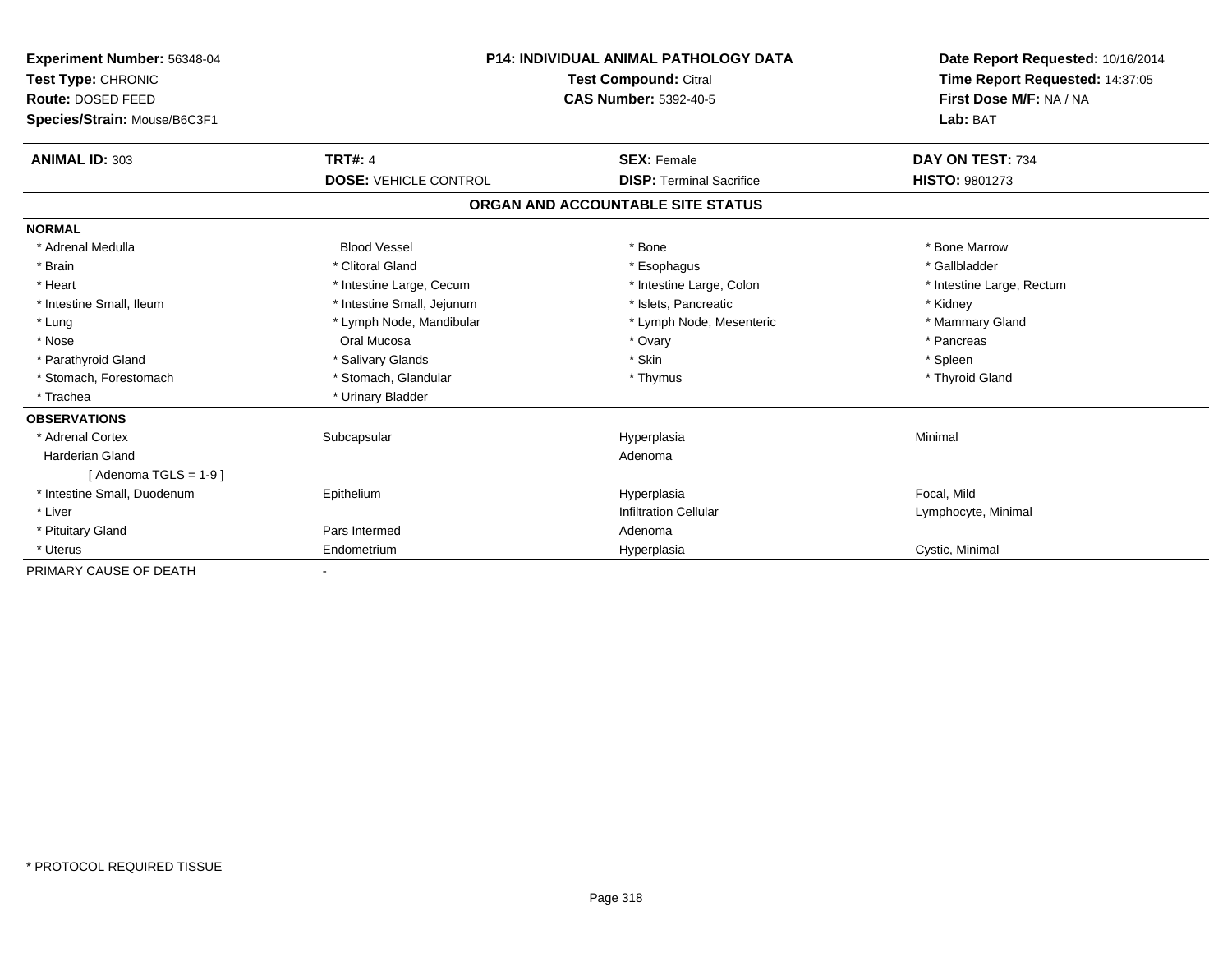**Experiment Number:** 56348-04
**Test Type:** CHRONIC
**Route:** DOSED FEED
**Species/Strain:** Mouse/B6C3F1

**P14: INDIVIDUAL ANIMAL PATHOLOGY DATA**
**Test Compound:** Citral
**CAS Number:** 5392-40-5

**Date Report Requested:** 10/16/2014
**Time Report Requested:** 14:37:05
**First Dose M/F:** NA / NA
**Lab:** BAT

| **ANIMAL ID:** 303 | **TRT#:** 4 | **SEX:** Female | **DAY ON TEST:** 734 |
|---|---|---|---|
| | **DOSE:** VEHICLE CONTROL | **DISP:** Terminal Sacrifice | **HISTO:** 9801273 |

## ORGAN AND ACCOUNTABLE SITE STATUS

**NORMAL**

| | | | |
|---|---|---|---|
| * Adrenal Medulla | Blood Vessel | * Bone | * Bone Marrow |
| * Brain | * Clitoral Gland | * Esophagus | * Gallbladder |
| * Heart | * Intestine Large, Cecum | * Intestine Large, Colon | * Intestine Large, Rectum |
| * Intestine Small, Ileum | * Intestine Small, Jejunum | * Islets, Pancreatic | * Kidney |
| * Lung | * Lymph Node, Mandibular | * Lymph Node, Mesenteric | * Mammary Gland |
| * Nose | Oral Mucosa | * Ovary | * Pancreas |
| * Parathyroid Gland | * Salivary Glands | * Skin | * Spleen |
| * Stomach, Forestomach | * Stomach, Glandular | * Thymus | * Thyroid Gland |
| * Trachea | * Urinary Bladder | | |

**OBSERVATIONS**

| | | | |
|---|---|---|---|
| * Adrenal Cortex | Subcapsular | Hyperplasia | Minimal |
| Harderian Gland | | Adenoma | |
| [ Adenoma TGLS = 1-9 ] | | | |
| * Intestine Small, Duodenum | Epithelium | Hyperplasia | Focal, Mild |
| * Liver | | Infiltration Cellular | Lymphocyte, Minimal |
| * Pituitary Gland | Pars Intermed | Adenoma | |
| * Uterus | Endometrium | Hyperplasia | Cystic, Minimal |

PRIMARY CAUSE OF DEATH -

* PROTOCOL REQUIRED TISSUE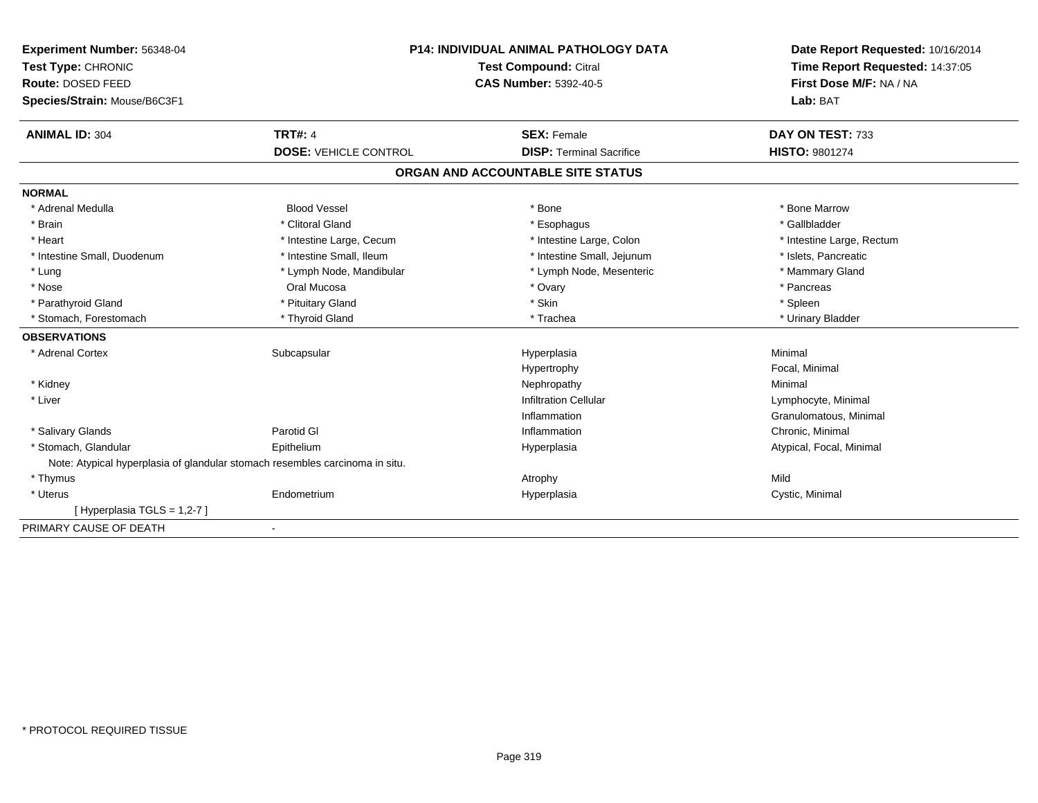**Experiment Number:** 56348-04
**Test Type:** CHRONIC
**Route:** DOSED FEED
**Species/Strain:** Mouse/B6C3F1

**P14: INDIVIDUAL ANIMAL PATHOLOGY DATA**
**Test Compound:** Citral
**CAS Number:** 5392-40-5

**Date Report Requested:** 10/16/2014
**Time Report Requested:** 14:37:05
**First Dose M/F:** NA / NA
**Lab:** BAT

| **ANIMAL ID:** 304 | **TRT#:** 4 | **SEX:** Female | **DAY ON TEST:** 733 |
|---|---|---|---|
| | **DOSE:** VEHICLE CONTROL | **DISP:** Terminal Sacrifice | **HISTO:** 9801274 |

## ORGAN AND ACCOUNTABLE SITE STATUS

**NORMAL**

| | | | |
|---|---|---|---|
| * Adrenal Medulla | Blood Vessel | * Bone | * Bone Marrow |
| * Brain | * Clitoral Gland | * Esophagus | * Gallbladder |
| * Heart | * Intestine Large, Cecum | * Intestine Large, Colon | * Intestine Large, Rectum |
| * Intestine Small, Duodenum | * Intestine Small, Ileum | * Intestine Small, Jejunum | * Islets, Pancreatic |
| * Lung | * Lymph Node, Mandibular | * Lymph Node, Mesenteric | * Mammary Gland |
| * Nose | Oral Mucosa | * Ovary | * Pancreas |
| * Parathyroid Gland | * Pituitary Gland | * Skin | * Spleen |
| * Stomach, Forestomach | * Thyroid Gland | * Trachea | * Urinary Bladder |

**OBSERVATIONS**

| | | | |
|---|---|---|---|
| * Adrenal Cortex | Subcapsular | Hyperplasia | Minimal |
| | | Hypertrophy | Focal, Minimal |
| * Kidney | | Nephropathy | Minimal |
| * Liver | | Infiltration Cellular | Lymphocyte, Minimal |
| | | Inflammation | Granulomatous, Minimal |
| * Salivary Glands | Parotid Gl | Inflammation | Chronic, Minimal |
| * Stomach, Glandular | Epithelium | Hyperplasia | Atypical, Focal, Minimal |
| Note: Atypical hyperplasia of glandular stomach resembles carcinoma in situ. | | | |
| * Thymus | | Atrophy | Mild |
| * Uterus | Endometrium | Hyperplasia | Cystic, Minimal |
| [ Hyperplasia TGLS = 1,2-7 ] | | | |

PRIMARY CAUSE OF DEATH -

* PROTOCOL REQUIRED TISSUE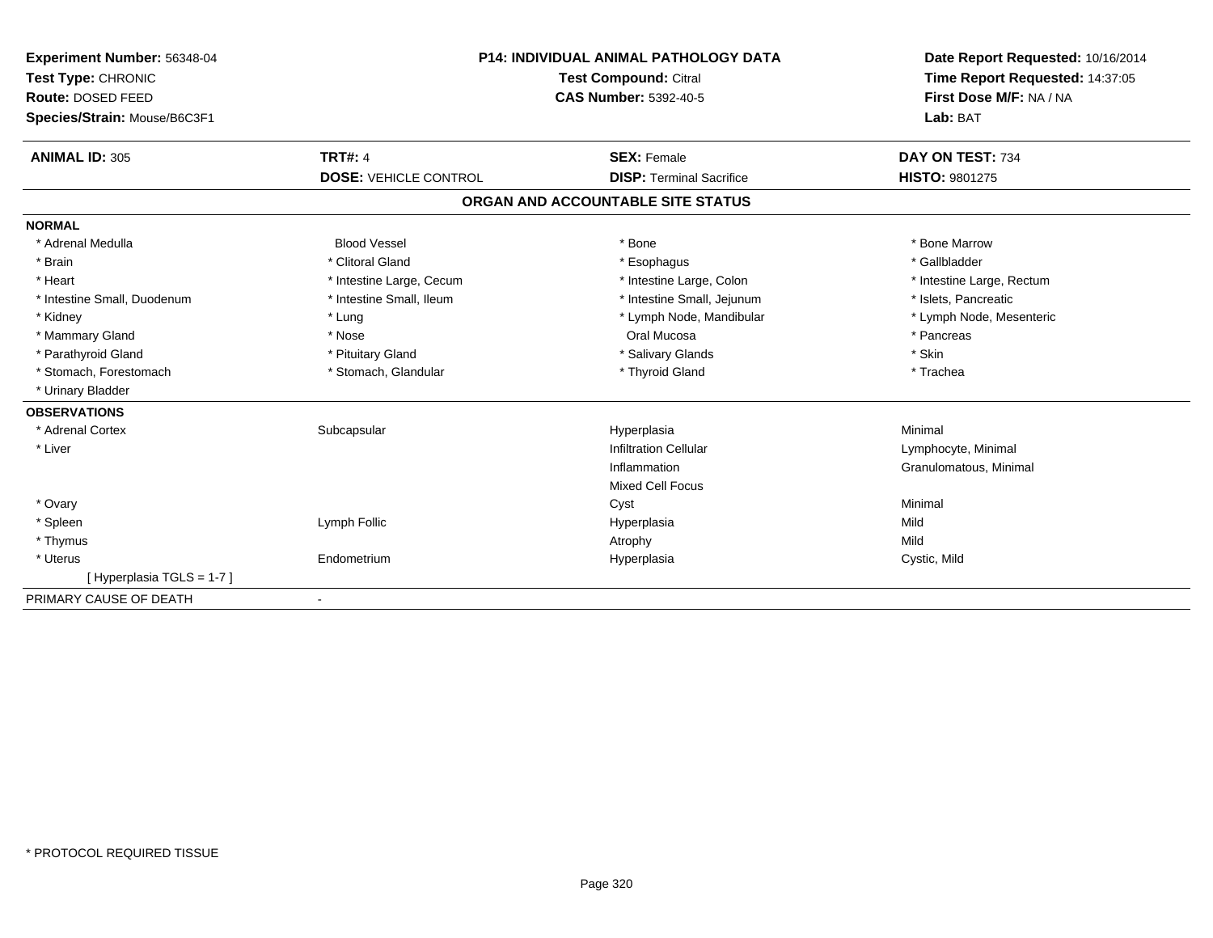**Experiment Number:** 56348-04
**Test Type:** CHRONIC
**Route:** DOSED FEED
**Species/Strain:** Mouse/B6C3F1

**P14: INDIVIDUAL ANIMAL PATHOLOGY DATA**
**Test Compound:** Citral
**CAS Number:** 5392-40-5

**Date Report Requested:** 10/16/2014
**Time Report Requested:** 14:37:05
**First Dose M/F:** NA / NA
**Lab:** BAT

| **ANIMAL ID:** 305 | **TRT#:** 4 | **SEX:** Female | **DAY ON TEST:** 734 |
|---|---|---|---|
| | **DOSE:** VEHICLE CONTROL | **DISP:** Terminal Sacrifice | **HISTO:** 9801275 |

## ORGAN AND ACCOUNTABLE SITE STATUS

**NORMAL**

| | | | |
|---|---|---|---|
| * Adrenal Medulla | Blood Vessel | * Bone | * Bone Marrow |
| * Brain | * Clitoral Gland | * Esophagus | * Gallbladder |
| * Heart | * Intestine Large, Cecum | * Intestine Large, Colon | * Intestine Large, Rectum |
| * Intestine Small, Duodenum | * Intestine Small, Ileum | * Intestine Small, Jejunum | * Islets, Pancreatic |
| * Kidney | * Lung | * Lymph Node, Mandibular | * Lymph Node, Mesenteric |
| * Mammary Gland | * Nose | Oral Mucosa | * Pancreas |
| * Parathyroid Gland | * Pituitary Gland | * Salivary Glands | * Skin |
| * Stomach, Forestomach | * Stomach, Glandular | * Thyroid Gland | * Trachea |
| * Urinary Bladder | | | |

**OBSERVATIONS**

| | | | |
|---|---|---|---|
| * Adrenal Cortex | Subcapsular | Hyperplasia | Minimal |
| * Liver | | Infiltration Cellular | Lymphocyte, Minimal |
| | | Inflammation | Granulomatous, Minimal |
| | | Mixed Cell Focus | |
| * Ovary | | Cyst | Minimal |
| * Spleen | Lymph Follic | Hyperplasia | Mild |
| * Thymus | | Atrophy | Mild |
| * Uterus | Endometrium | Hyperplasia | Cystic, Mild |
| [ Hyperplasia TGLS = 1-7 ] | | | |

PRIMARY CAUSE OF DEATH -

\* PROTOCOL REQUIRED TISSUE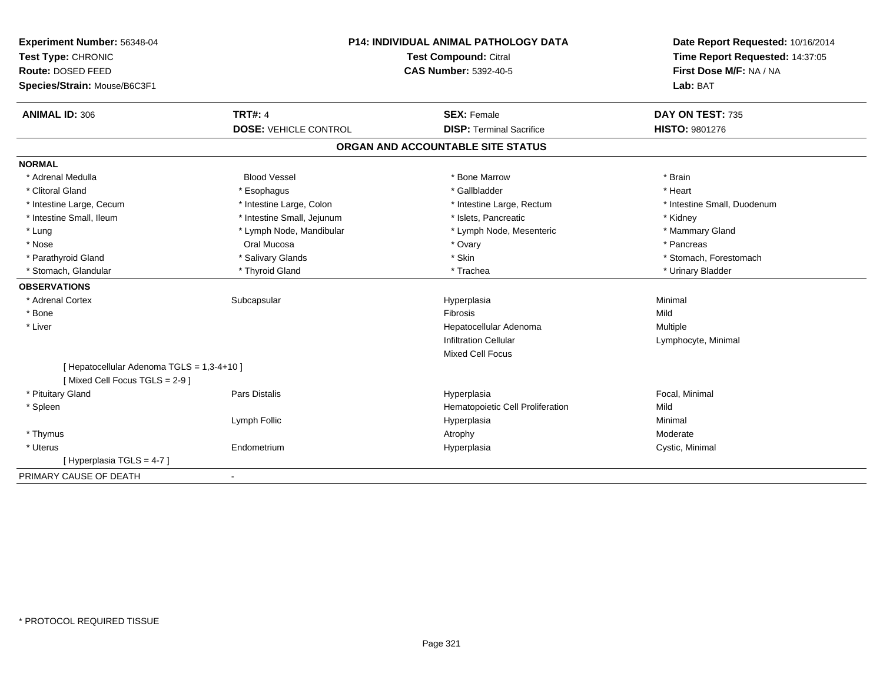**Experiment Number:** 56348-04
**Test Type:** CHRONIC
**Route:** DOSED FEED
**Species/Strain:** Mouse/B6C3F1

**P14: INDIVIDUAL ANIMAL PATHOLOGY DATA**
**Test Compound:** Citral
**CAS Number:** 5392-40-5

**Date Report Requested:** 10/16/2014
**Time Report Requested:** 14:37:05
**First Dose M/F:** NA / NA
**Lab:** BAT

| **ANIMAL ID:** 306 | **TRT#:** 4 | **SEX:** Female | **DAY ON TEST:** 735 |
|---|---|---|---|
| | **DOSE:** VEHICLE CONTROL | **DISP:** Terminal Sacrifice | **HISTO:** 9801276 |

## ORGAN AND ACCOUNTABLE SITE STATUS

**NORMAL**

| | | | |
|---|---|---|---|
| * Adrenal Medulla | Blood Vessel | * Bone Marrow | * Brain |
| * Clitoral Gland | * Esophagus | * Gallbladder | * Heart |
| * Intestine Large, Cecum | * Intestine Large, Colon | * Intestine Large, Rectum | * Intestine Small, Duodenum |
| * Intestine Small, Ileum | * Intestine Small, Jejunum | * Islets, Pancreatic | * Kidney |
| * Lung | * Lymph Node, Mandibular | * Lymph Node, Mesenteric | * Mammary Gland |
| * Nose | Oral Mucosa | * Ovary | * Pancreas |
| * Parathyroid Gland | * Salivary Glands | * Skin | * Stomach, Forestomach |
| * Stomach, Glandular | * Thyroid Gland | * Trachea | * Urinary Bladder |

**OBSERVATIONS**

| | | | |
|---|---|---|---|
| * Adrenal Cortex | Subcapsular | Hyperplasia | Minimal |
| * Bone | | Fibrosis | Mild |
| * Liver | | Hepatocellular Adenoma | Multiple |
| | | Infiltration Cellular | Lymphocyte, Minimal |
| | | Mixed Cell Focus | |
| [ Hepatocellular Adenoma TGLS = 1,3-4+10 ] | | | |
| [ Mixed Cell Focus TGLS = 2-9 ] | | | |
| * Pituitary Gland | Pars Distalis | Hyperplasia | Focal, Minimal |
| * Spleen | | Hematopoietic Cell Proliferation | Mild |
| | Lymph Follic | Hyperplasia | Minimal |
| * Thymus | | Atrophy | Moderate |
| * Uterus | Endometrium | Hyperplasia | Cystic, Minimal |
| [ Hyperplasia TGLS = 4-7 ] | | | |

PRIMARY CAUSE OF DEATH -

* PROTOCOL REQUIRED TISSUE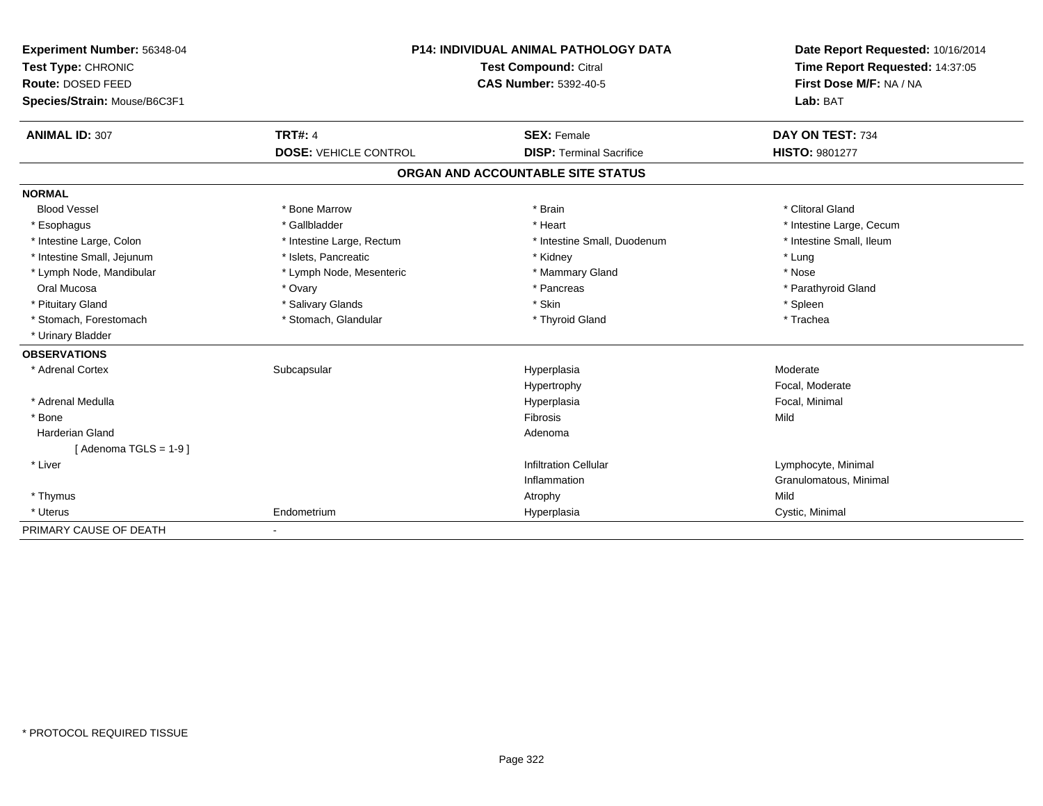**Experiment Number:** 56348-04
**Test Type:** CHRONIC
**Route:** DOSED FEED
**Species/Strain:** Mouse/B6C3F1

**P14: INDIVIDUAL ANIMAL PATHOLOGY DATA**
**Test Compound:** Citral
**CAS Number:** 5392-40-5

**Date Report Requested:** 10/16/2014
**Time Report Requested:** 14:37:05
**First Dose M/F:** NA / NA
**Lab:** BAT

| **ANIMAL ID:** 307 | **TRT#:** 4 | **SEX:** Female | **DAY ON TEST:** 734 |
|---|---|---|---|
| | **DOSE:** VEHICLE CONTROL | **DISP:** Terminal Sacrifice | **HISTO:** 9801277 |

## ORGAN AND ACCOUNTABLE SITE STATUS

**NORMAL**

| | | | |
|---|---|---|---|
| Blood Vessel | * Bone Marrow | * Brain | * Clitoral Gland |
| * Esophagus | * Gallbladder | * Heart | * Intestine Large, Cecum |
| * Intestine Large, Colon | * Intestine Large, Rectum | * Intestine Small, Duodenum | * Intestine Small, Ileum |
| * Intestine Small, Jejunum | * Islets, Pancreatic | * Kidney | * Lung |
| * Lymph Node, Mandibular | * Lymph Node, Mesenteric | * Mammary Gland | * Nose |
| Oral Mucosa | * Ovary | * Pancreas | * Parathyroid Gland |
| * Pituitary Gland | * Salivary Glands | * Skin | * Spleen |
| * Stomach, Forestomach | * Stomach, Glandular | * Thyroid Gland | * Trachea |
| * Urinary Bladder | | | |

**OBSERVATIONS**

| | | | |
|---|---|---|---|
| * Adrenal Cortex | Subcapsular | Hyperplasia | Moderate |
| | | Hypertrophy | Focal, Moderate |
| * Adrenal Medulla | | Hyperplasia | Focal, Minimal |
| * Bone | | Fibrosis | Mild |
| Harderian Gland | | Adenoma | |
| [ Adenoma TGLS = 1-9 ] | | | |
| * Liver | | Infiltration Cellular | Lymphocyte, Minimal |
| | | Inflammation | Granulomatous, Minimal |
| * Thymus | | Atrophy | Mild |
| * Uterus | Endometrium | Hyperplasia | Cystic, Minimal |

PRIMARY CAUSE OF DEATH -

* PROTOCOL REQUIRED TISSUE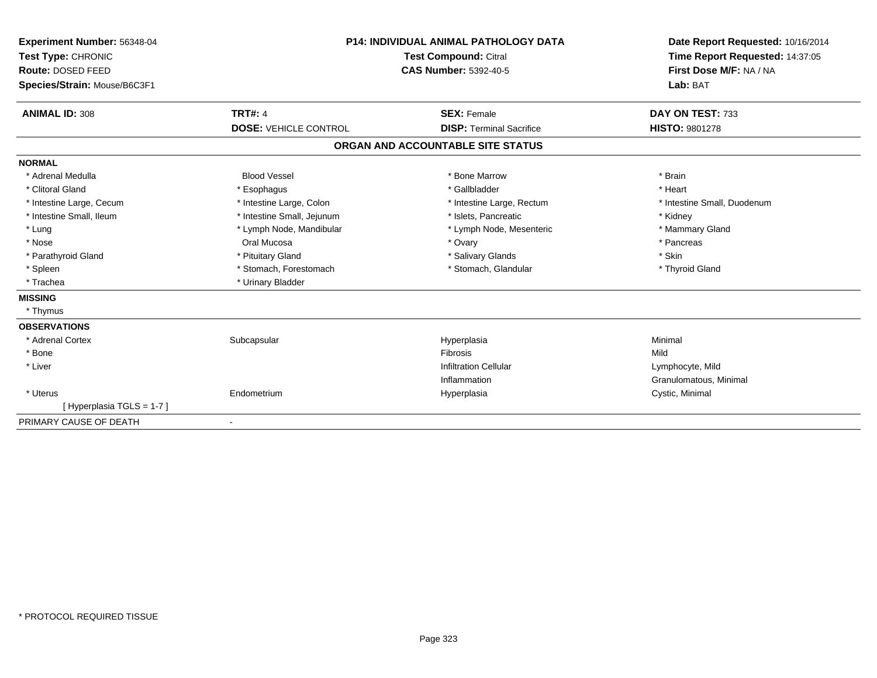**Experiment Number:** 56348-04
**Test Type:** CHRONIC
**Route:** DOSED FEED
**Species/Strain:** Mouse/B6C3F1

**P14: INDIVIDUAL ANIMAL PATHOLOGY DATA**
**Test Compound:** Citral
**CAS Number:** 5392-40-5

**Date Report Requested:** 10/16/2014
**Time Report Requested:** 14:37:05
**First Dose M/F:** NA / NA
**Lab:** BAT

| **ANIMAL ID:** 308 | **TRT#:** 4 | **SEX:** Female | **DAY ON TEST:** 733 |
|---|---|---|---|
| | **DOSE:** VEHICLE CONTROL | **DISP:** Terminal Sacrifice | **HISTO:** 9801278 |

## ORGAN AND ACCOUNTABLE SITE STATUS

**NORMAL**

| | | | |
|---|---|---|---|
| * Adrenal Medulla | Blood Vessel | * Bone Marrow | * Brain |
| * Clitoral Gland | * Esophagus | * Gallbladder | * Heart |
| * Intestine Large, Cecum | * Intestine Large, Colon | * Intestine Large, Rectum | * Intestine Small, Duodenum |
| * Intestine Small, Ileum | * Intestine Small, Jejunum | * Islets, Pancreatic | * Kidney |
| * Lung | * Lymph Node, Mandibular | * Lymph Node, Mesenteric | * Mammary Gland |
| * Nose | Oral Mucosa | * Ovary | * Pancreas |
| * Parathyroid Gland | * Pituitary Gland | * Salivary Glands | * Skin |
| * Spleen | * Stomach, Forestomach | * Stomach, Glandular | * Thyroid Gland |
| * Trachea | * Urinary Bladder | | |

**MISSING**

* Thymus

**OBSERVATIONS**

| | | | |
|---|---|---|---|
| * Adrenal Cortex | Subcapsular | Hyperplasia | Minimal |
| * Bone | | Fibrosis | Mild |
| * Liver | | Infiltration Cellular | Lymphocyte, Mild |
| | | Inflammation | Granulomatous, Minimal |
| * Uterus | Endometrium | Hyperplasia | Cystic, Minimal |
| [ Hyperplasia TGLS = 1-7 ] | | | |

PRIMARY CAUSE OF DEATH -

* PROTOCOL REQUIRED TISSUE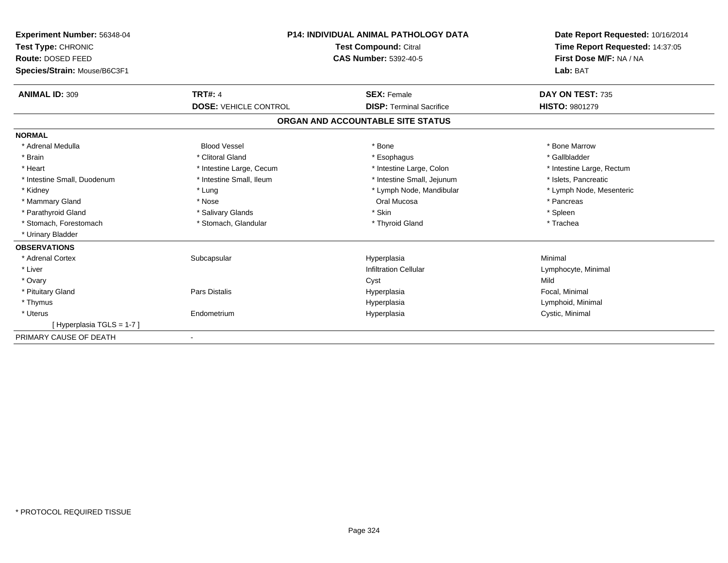**Experiment Number:** 56348-04
**Test Type:** CHRONIC
**Route:** DOSED FEED
**Species/Strain:** Mouse/B6C3F1

**P14: INDIVIDUAL ANIMAL PATHOLOGY DATA**
**Test Compound:** Citral
**CAS Number:** 5392-40-5

**Date Report Requested:** 10/16/2014
**Time Report Requested:** 14:37:05
**First Dose M/F:** NA / NA
**Lab:** BAT

| **ANIMAL ID:** 309 | **TRT#:** 4 | **SEX:** Female | **DAY ON TEST:** 735 |
|---|---|---|---|
| | **DOSE:** VEHICLE CONTROL | **DISP:** Terminal Sacrifice | **HISTO:** 9801279 |

## ORGAN AND ACCOUNTABLE SITE STATUS

| | | | |
|---|---|---|---|
| **NORMAL** | | | |
| * Adrenal Medulla | Blood Vessel | * Bone | * Bone Marrow |
| * Brain | * Clitoral Gland | * Esophagus | * Gallbladder |
| * Heart | * Intestine Large, Cecum | * Intestine Large, Colon | * Intestine Large, Rectum |
| * Intestine Small, Duodenum | * Intestine Small, Ileum | * Intestine Small, Jejunum | * Islets, Pancreatic |
| * Kidney | * Lung | * Lymph Node, Mandibular | * Lymph Node, Mesenteric |
| * Mammary Gland | * Nose | Oral Mucosa | * Pancreas |
| * Parathyroid Gland | * Salivary Glands | * Skin | * Spleen |
| * Stomach, Forestomach | * Stomach, Glandular | * Thyroid Gland | * Trachea |
| * Urinary Bladder | | | |
| **OBSERVATIONS** | | | |
| * Adrenal Cortex | Subcapsular | Hyperplasia | Minimal |
| * Liver | | Infiltration Cellular | Lymphocyte, Minimal |
| * Ovary | | Cyst | Mild |
| * Pituitary Gland | Pars Distalis | Hyperplasia | Focal, Minimal |
| * Thymus | | Hyperplasia | Lymphoid, Minimal |
| * Uterus | Endometrium | Hyperplasia | Cystic, Minimal |
| [ Hyperplasia TGLS = 1-7 ] | | | |
| PRIMARY CAUSE OF DEATH | - | | |

* PROTOCOL REQUIRED TISSUE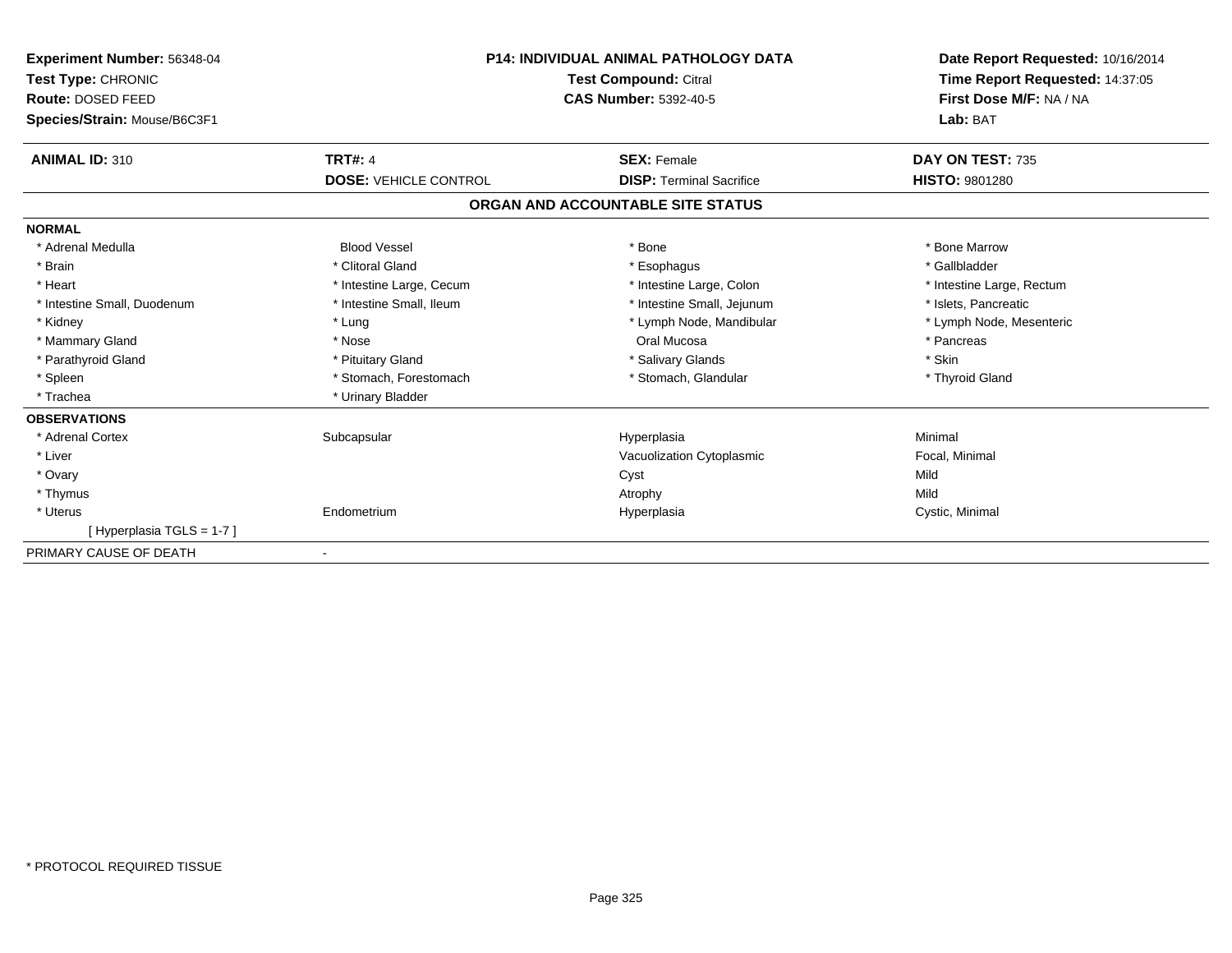**Experiment Number:** 56348-04
**Test Type:** CHRONIC
**Route:** DOSED FEED
**Species/Strain:** Mouse/B6C3F1

**P14: INDIVIDUAL ANIMAL PATHOLOGY DATA**
**Test Compound:** Citral
**CAS Number:** 5392-40-5

**Date Report Requested:** 10/16/2014
**Time Report Requested:** 14:37:05
**First Dose M/F:** NA / NA
**Lab:** BAT

| **ANIMAL ID:** 310 | **TRT#:** 4 | **SEX:** Female | **DAY ON TEST:** 735 |
|---|---|---|---|
| | **DOSE:** VEHICLE CONTROL | **DISP:** Terminal Sacrifice | **HISTO:** 9801280 |

## ORGAN AND ACCOUNTABLE SITE STATUS

**NORMAL**

| | | | |
|---|---|---|---|
| * Adrenal Medulla | Blood Vessel | * Bone | * Bone Marrow |
| * Brain | * Clitoral Gland | * Esophagus | * Gallbladder |
| * Heart | * Intestine Large, Cecum | * Intestine Large, Colon | * Intestine Large, Rectum |
| * Intestine Small, Duodenum | * Intestine Small, Ileum | * Intestine Small, Jejunum | * Islets, Pancreatic |
| * Kidney | * Lung | * Lymph Node, Mandibular | * Lymph Node, Mesenteric |
| * Mammary Gland | * Nose | Oral Mucosa | * Pancreas |
| * Parathyroid Gland | * Pituitary Gland | * Salivary Glands | * Skin |
| * Spleen | * Stomach, Forestomach | * Stomach, Glandular | * Thyroid Gland |
| * Trachea | * Urinary Bladder | | |

**OBSERVATIONS**

| | | | |
|---|---|---|---|
| * Adrenal Cortex | Subcapsular | Hyperplasia | Minimal |
| * Liver | | Vacuolization Cytoplasmic | Focal, Minimal |
| * Ovary | | Cyst | Mild |
| * Thymus | | Atrophy | Mild |
| * Uterus | Endometrium | Hyperplasia | Cystic, Minimal |
| [ Hyperplasia TGLS = 1-7 ] | | | |

PRIMARY CAUSE OF DEATH -

* PROTOCOL REQUIRED TISSUE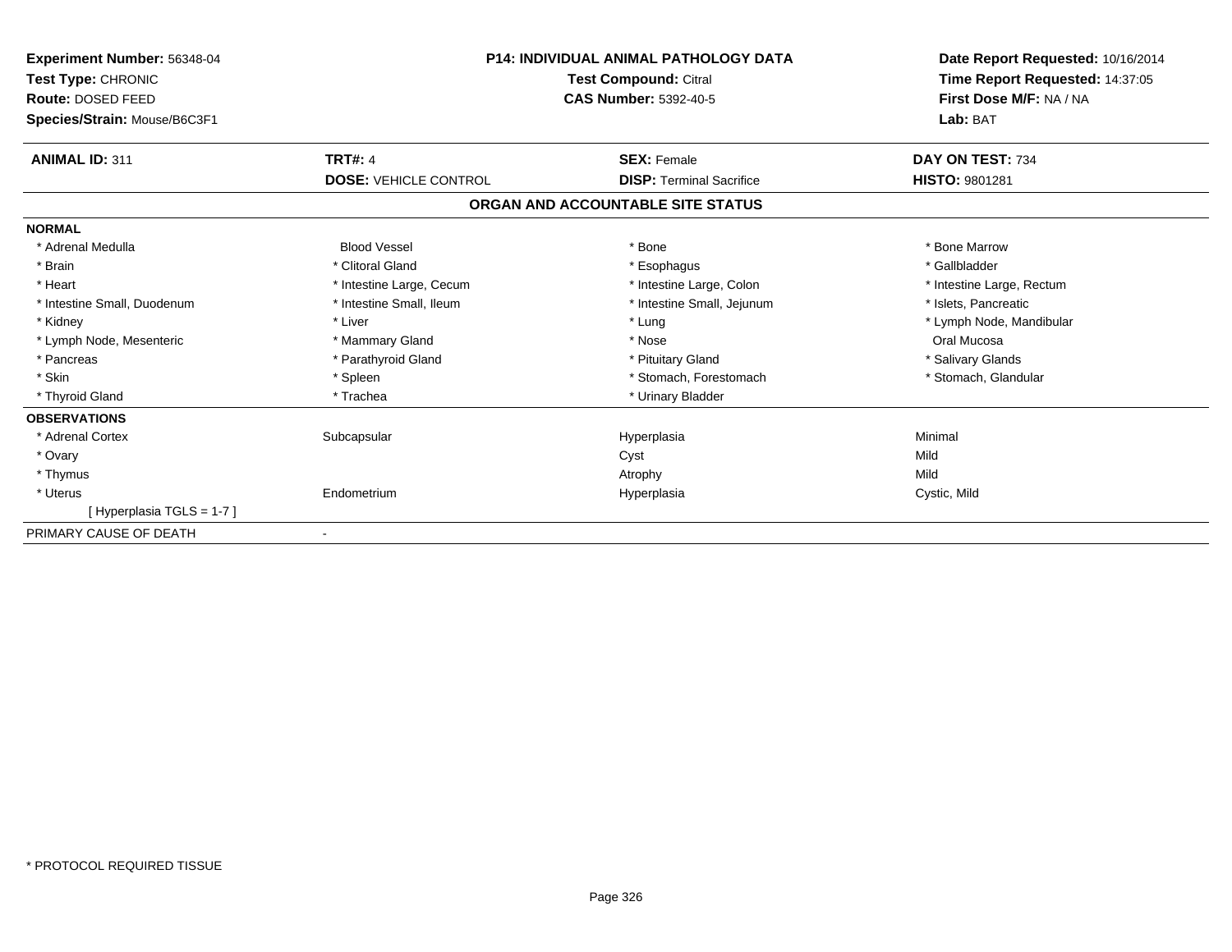**Experiment Number:** 56348-04
**Test Type:** CHRONIC
**Route:** DOSED FEED
**Species/Strain:** Mouse/B6C3F1

**P14: INDIVIDUAL ANIMAL PATHOLOGY DATA**
**Test Compound:** Citral
**CAS Number:** 5392-40-5

**Date Report Requested:** 10/16/2014
**Time Report Requested:** 14:37:05
**First Dose M/F:** NA / NA
**Lab:** BAT

| **ANIMAL ID:** 311 | **TRT#:** 4 | **SEX:** Female | **DAY ON TEST:** 734 |
|---|---|---|---|
| | **DOSE:** VEHICLE CONTROL | **DISP:** Terminal Sacrifice | **HISTO:** 9801281 |

## ORGAN AND ACCOUNTABLE SITE STATUS

**NORMAL**

| | | | |
|---|---|---|---|
| * Adrenal Medulla | Blood Vessel | * Bone | * Bone Marrow |
| * Brain | * Clitoral Gland | * Esophagus | * Gallbladder |
| * Heart | * Intestine Large, Cecum | * Intestine Large, Colon | * Intestine Large, Rectum |
| * Intestine Small, Duodenum | * Intestine Small, Ileum | * Intestine Small, Jejunum | * Islets, Pancreatic |
| * Kidney | * Liver | * Lung | * Lymph Node, Mandibular |
| * Lymph Node, Mesenteric | * Mammary Gland | * Nose | Oral Mucosa |
| * Pancreas | * Parathyroid Gland | * Pituitary Gland | * Salivary Glands |
| * Skin | * Spleen | * Stomach, Forestomach | * Stomach, Glandular |
| * Thyroid Gland | * Trachea | * Urinary Bladder | |

**OBSERVATIONS**

| | | | |
|---|---|---|---|
| * Adrenal Cortex | Subcapsular | Hyperplasia | Minimal |
| * Ovary | | Cyst | Mild |
| * Thymus | | Atrophy | Mild |
| * Uterus | Endometrium | Hyperplasia | Cystic, Mild |
| [ Hyperplasia TGLS = 1-7 ] | | | |

PRIMARY CAUSE OF DEATH -

* PROTOCOL REQUIRED TISSUE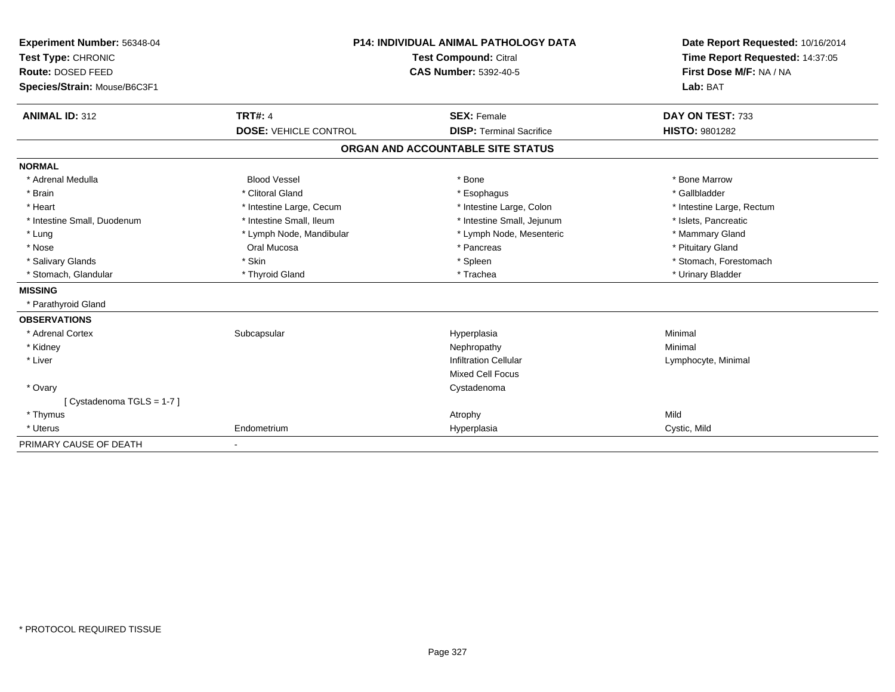**Experiment Number:** 56348-04
**Test Type:** CHRONIC
**Route:** DOSED FEED
**Species/Strain:** Mouse/B6C3F1

**P14: INDIVIDUAL ANIMAL PATHOLOGY DATA**
**Test Compound:** Citral
**CAS Number:** 5392-40-5

**Date Report Requested:** 10/16/2014
**Time Report Requested:** 14:37:05
**First Dose M/F:** NA / NA
**Lab:** BAT

| **ANIMAL ID:** 312 | **TRT#:** 4 | **SEX:** Female | **DAY ON TEST:** 733 |
|---|---|---|---|
| | **DOSE:** VEHICLE CONTROL | **DISP:** Terminal Sacrifice | **HISTO:** 9801282 |

## ORGAN AND ACCOUNTABLE SITE STATUS

**NORMAL**

| | | | |
|---|---|---|---|
| * Adrenal Medulla | Blood Vessel | * Bone | * Bone Marrow |
| * Brain | * Clitoral Gland | * Esophagus | * Gallbladder |
| * Heart | * Intestine Large, Cecum | * Intestine Large, Colon | * Intestine Large, Rectum |
| * Intestine Small, Duodenum | * Intestine Small, Ileum | * Intestine Small, Jejunum | * Islets, Pancreatic |
| * Lung | * Lymph Node, Mandibular | * Lymph Node, Mesenteric | * Mammary Gland |
| * Nose | Oral Mucosa | * Pancreas | * Pituitary Gland |
| * Salivary Glands | * Skin | * Spleen | * Stomach, Forestomach |
| * Stomach, Glandular | * Thyroid Gland | * Trachea | * Urinary Bladder |

**MISSING**

* Parathyroid Gland

**OBSERVATIONS**

| | | | |
|---|---|---|---|
| * Adrenal Cortex | Subcapsular | Hyperplasia | Minimal |
| * Kidney | | Nephropathy | Minimal |
| * Liver | | Infiltration Cellular | Lymphocyte, Minimal |
| | | Mixed Cell Focus | |
| * Ovary | | Cystadenoma | |
| [ Cystadenoma TGLS = 1-7 ] | | | |
| * Thymus | | Atrophy | Mild |
| * Uterus | Endometrium | Hyperplasia | Cystic, Mild |

PRIMARY CAUSE OF DEATH -

\* PROTOCOL REQUIRED TISSUE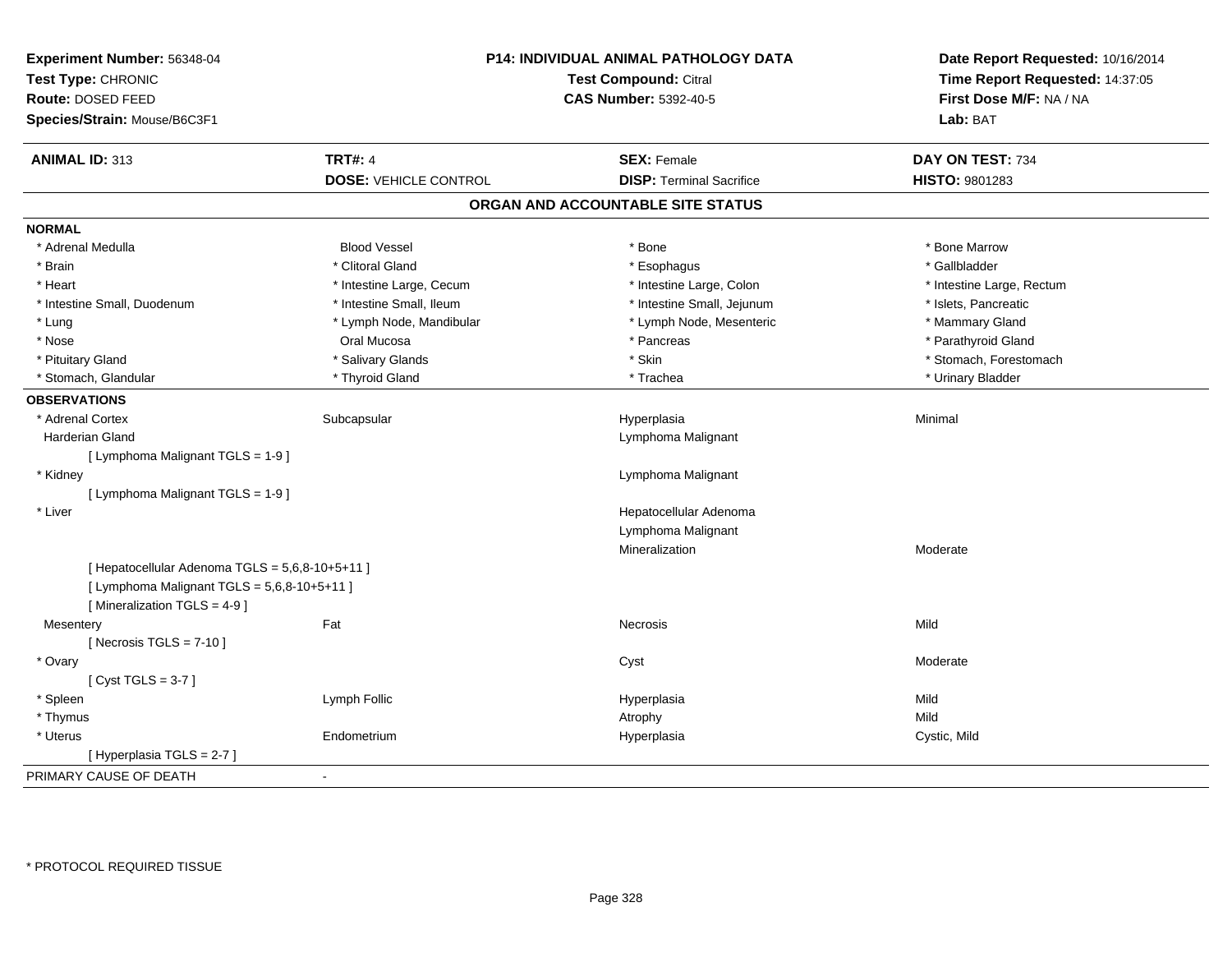**Experiment Number:** 56348-04
**Test Type:** CHRONIC
**Route:** DOSED FEED
**Species/Strain:** Mouse/B6C3F1

**P14: INDIVIDUAL ANIMAL PATHOLOGY DATA**
**Test Compound:** Citral
**CAS Number:** 5392-40-5

**Date Report Requested:** 10/16/2014
**Time Report Requested:** 14:37:05
**First Dose M/F:** NA / NA
**Lab:** BAT

| **ANIMAL ID:** 313 | **TRT#:** 4 | **SEX:** Female | **DAY ON TEST:** 734 |
|---|---|---|---|
| | **DOSE:** VEHICLE CONTROL | **DISP:** Terminal Sacrifice | **HISTO:** 9801283 |

## ORGAN AND ACCOUNTABLE SITE STATUS

**NORMAL**

| | | | |
|---|---|---|---|
| * Adrenal Medulla | Blood Vessel | * Bone | * Bone Marrow |
| * Brain | * Clitoral Gland | * Esophagus | * Gallbladder |
| * Heart | * Intestine Large, Cecum | * Intestine Large, Colon | * Intestine Large, Rectum |
| * Intestine Small, Duodenum | * Intestine Small, Ileum | * Intestine Small, Jejunum | * Islets, Pancreatic |
| * Lung | * Lymph Node, Mandibular | * Lymph Node, Mesenteric | * Mammary Gland |
| * Nose | Oral Mucosa | * Pancreas | * Parathyroid Gland |
| * Pituitary Gland | * Salivary Glands | * Skin | * Stomach, Forestomach |
| * Stomach, Glandular | * Thyroid Gland | * Trachea | * Urinary Bladder |

**OBSERVATIONS**

| | | | |
|---|---|---|---|
| * Adrenal Cortex | Subcapsular | Hyperplasia | Minimal |
| Harderian Gland | | Lymphoma Malignant | |
| [ Lymphoma Malignant TGLS = 1-9 ] | | | |
| * Kidney | | Lymphoma Malignant | |
| [ Lymphoma Malignant TGLS = 1-9 ] | | | |
| * Liver | | Hepatocellular Adenoma | |
| | | Lymphoma Malignant | |
| | | Mineralization | Moderate |
| [ Hepatocellular Adenoma TGLS = 5,6,8-10+5+11 ] | | | |
| [ Lymphoma Malignant TGLS = 5,6,8-10+5+11 ] | | | |
| [ Mineralization TGLS = 4-9 ] | | | |
| Mesentery | Fat | Necrosis | Mild |
| [ Necrosis TGLS = 7-10 ] | | | |
| * Ovary | | Cyst | Moderate |
| [ Cyst TGLS = 3-7 ] | | | |
| * Spleen | Lymph Follic | Hyperplasia | Mild |
| * Thymus | | Atrophy | Mild |
| * Uterus | Endometrium | Hyperplasia | Cystic, Mild |
| [ Hyperplasia TGLS = 2-7 ] | | | |

PRIMARY CAUSE OF DEATH -

* PROTOCOL REQUIRED TISSUE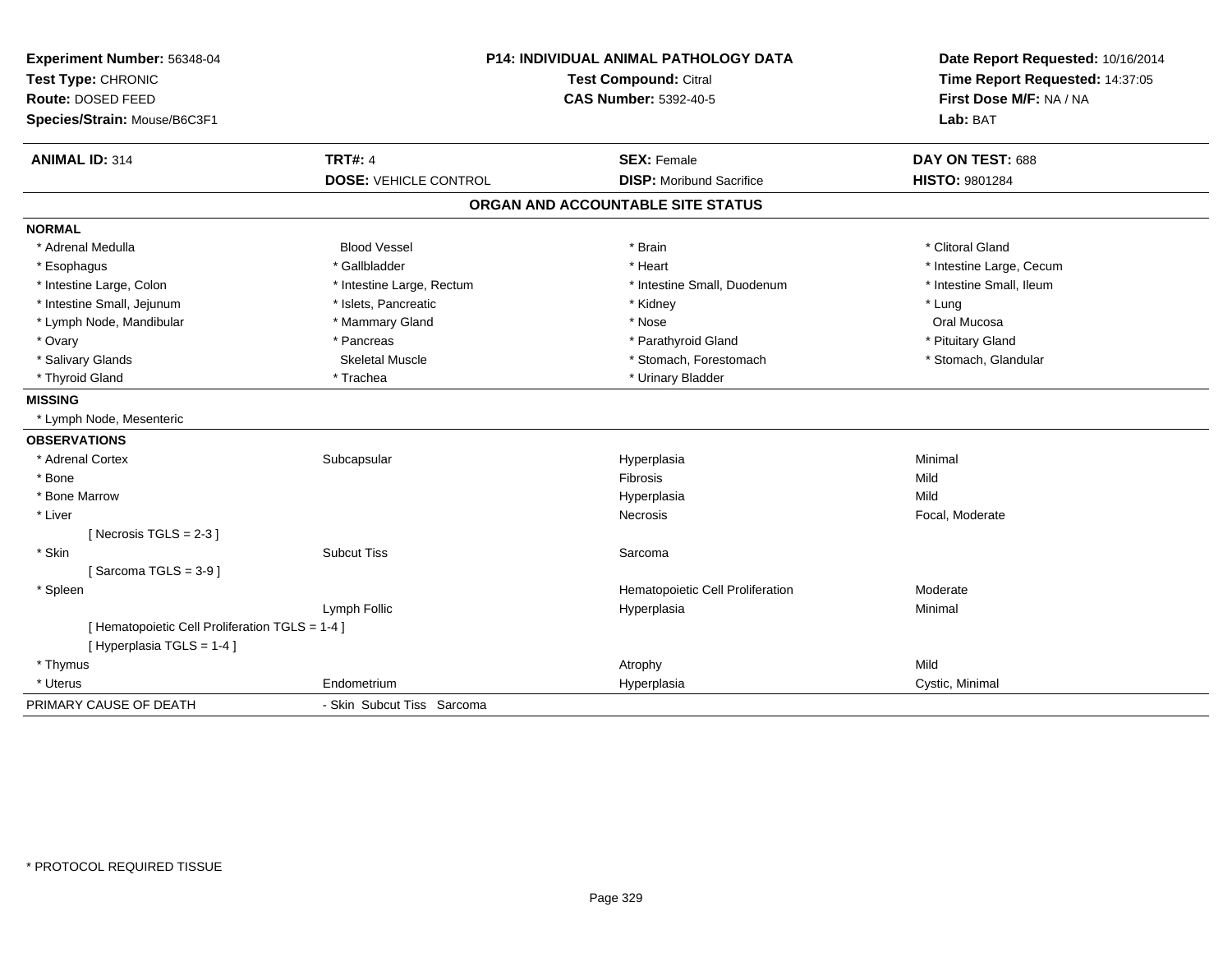**Experiment Number:** 56348-04
**Test Type:** CHRONIC
**Route:** DOSED FEED
**Species/Strain:** Mouse/B6C3F1

**P14: INDIVIDUAL ANIMAL PATHOLOGY DATA**
**Test Compound:** Citral
**CAS Number:** 5392-40-5

**Date Report Requested:** 10/16/2014
**Time Report Requested:** 14:37:05
**First Dose M/F:** NA / NA
**Lab:** BAT

| **ANIMAL ID:** 314 | **TRT#:** 4 | **SEX:** Female | **DAY ON TEST:** 688 |
|---|---|---|---|
| | **DOSE:** VEHICLE CONTROL | **DISP:** Moribund Sacrifice | **HISTO:** 9801284 |

## ORGAN AND ACCOUNTABLE SITE STATUS

**NORMAL**

| | | | |
|---|---|---|---|
| * Adrenal Medulla | Blood Vessel | * Brain | * Clitoral Gland |
| * Esophagus | * Gallbladder | * Heart | * Intestine Large, Cecum |
| * Intestine Large, Colon | * Intestine Large, Rectum | * Intestine Small, Duodenum | * Intestine Small, Ileum |
| * Intestine Small, Jejunum | * Islets, Pancreatic | * Kidney | * Lung |
| * Lymph Node, Mandibular | * Mammary Gland | * Nose | Oral Mucosa |
| * Ovary | * Pancreas | * Parathyroid Gland | * Pituitary Gland |
| * Salivary Glands | Skeletal Muscle | * Stomach, Forestomach | * Stomach, Glandular |
| * Thyroid Gland | * Trachea | * Urinary Bladder | |

**MISSING**

* Lymph Node, Mesenteric

**OBSERVATIONS**

| | | | |
|---|---|---|---|
| * Adrenal Cortex | Subcapsular | Hyperplasia | Minimal |
| * Bone | | Fibrosis | Mild |
| * Bone Marrow | | Hyperplasia | Mild |
| * Liver | | Necrosis | Focal, Moderate |
| [ Necrosis TGLS = 2-3 ] | | | |
| * Skin | Subcut Tiss | Sarcoma | |
| [ Sarcoma TGLS = 3-9 ] | | | |
| * Spleen | | Hematopoietic Cell Proliferation | Moderate |
| | Lymph Follic | Hyperplasia | Minimal |
| [ Hematopoietic Cell Proliferation TGLS = 1-4 ] | | | |
| [ Hyperplasia TGLS = 1-4 ] | | | |
| * Thymus | | Atrophy | Mild |
| * Uterus | Endometrium | Hyperplasia | Cystic, Minimal |

| | |
|---|---|
| PRIMARY CAUSE OF DEATH | - Skin Subcut Tiss Sarcoma |

* PROTOCOL REQUIRED TISSUE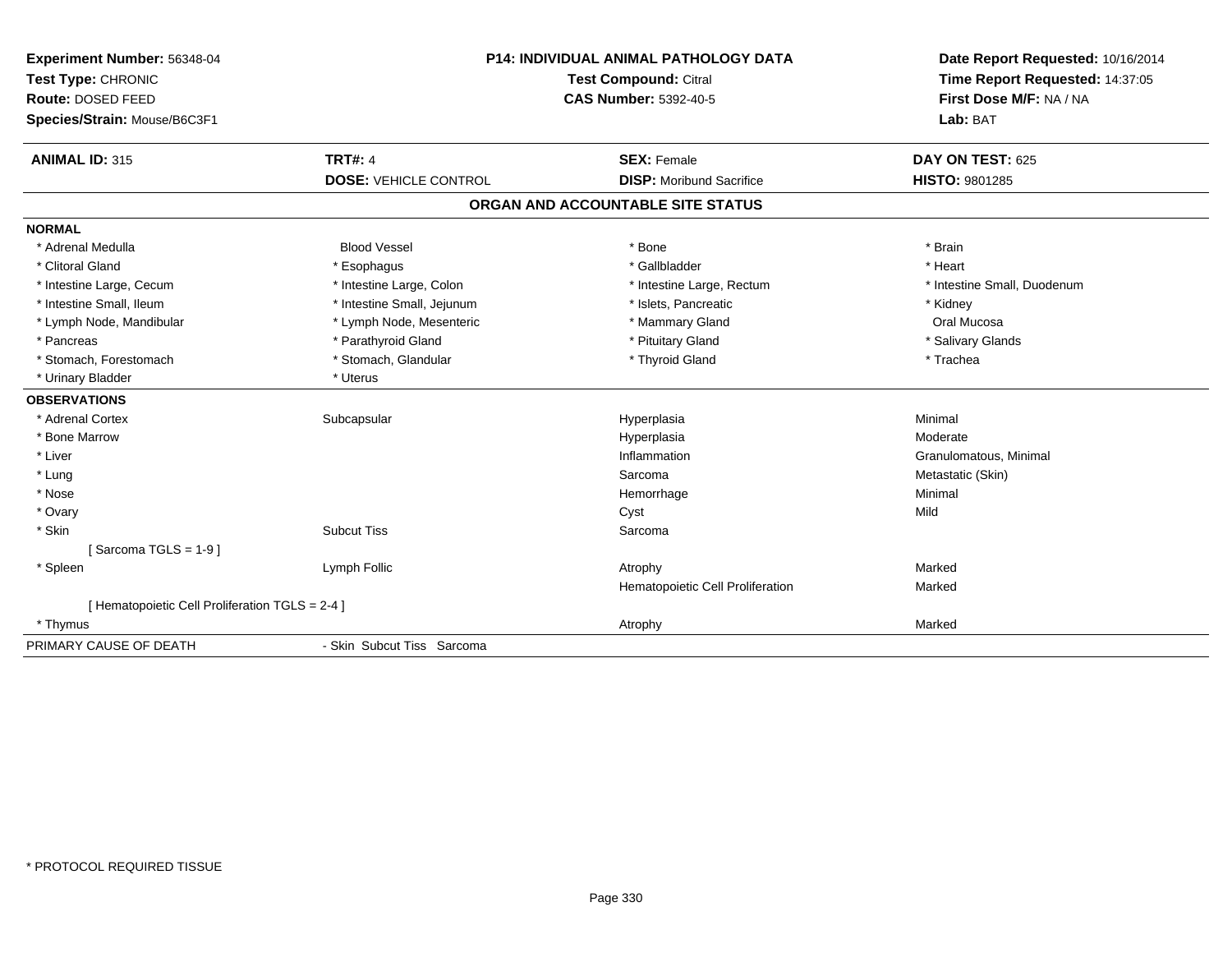**Experiment Number:** 56348-04
**Test Type:** CHRONIC
**Route:** DOSED FEED
**Species/Strain:** Mouse/B6C3F1

**P14: INDIVIDUAL ANIMAL PATHOLOGY DATA**
**Test Compound:** Citral
**CAS Number:** 5392-40-5

**Date Report Requested:** 10/16/2014
**Time Report Requested:** 14:37:05
**First Dose M/F:** NA / NA
**Lab:** BAT

| **ANIMAL ID:** 315 | **TRT#:** 4 | **SEX:** Female | **DAY ON TEST:** 625 |
|---|---|---|---|
| | **DOSE:** VEHICLE CONTROL | **DISP:** Moribund Sacrifice | **HISTO:** 9801285 |

## ORGAN AND ACCOUNTABLE SITE STATUS

**NORMAL**

| | | | |
|---|---|---|---|
| * Adrenal Medulla | Blood Vessel | * Bone | * Brain |
| * Clitoral Gland | * Esophagus | * Gallbladder | * Heart |
| * Intestine Large, Cecum | * Intestine Large, Colon | * Intestine Large, Rectum | * Intestine Small, Duodenum |
| * Intestine Small, Ileum | * Intestine Small, Jejunum | * Islets, Pancreatic | * Kidney |
| * Lymph Node, Mandibular | * Lymph Node, Mesenteric | * Mammary Gland | Oral Mucosa |
| * Pancreas | * Parathyroid Gland | * Pituitary Gland | * Salivary Glands |
| * Stomach, Forestomach | * Stomach, Glandular | * Thyroid Gland | * Trachea |
| * Urinary Bladder | * Uterus | | |

**OBSERVATIONS**

| | | | |
|---|---|---|---|
| * Adrenal Cortex | Subcapsular | Hyperplasia | Minimal |
| * Bone Marrow | | Hyperplasia | Moderate |
| * Liver | | Inflammation | Granulomatous, Minimal |
| * Lung | | Sarcoma | Metastatic (Skin) |
| * Nose | | Hemorrhage | Minimal |
| * Ovary | | Cyst | Mild |
| * Skin | Subcut Tiss | Sarcoma | |
| [ Sarcoma TGLS = 1-9 ] | | | |
| * Spleen | Lymph Follic | Atrophy | Marked |
| | | Hematopoietic Cell Proliferation | Marked |
| [ Hematopoietic Cell Proliferation TGLS = 2-4 ] | | | |
| * Thymus | | Atrophy | Marked |

| | |
|---|---|
| PRIMARY CAUSE OF DEATH | - Skin Subcut Tiss Sarcoma |

* PROTOCOL REQUIRED TISSUE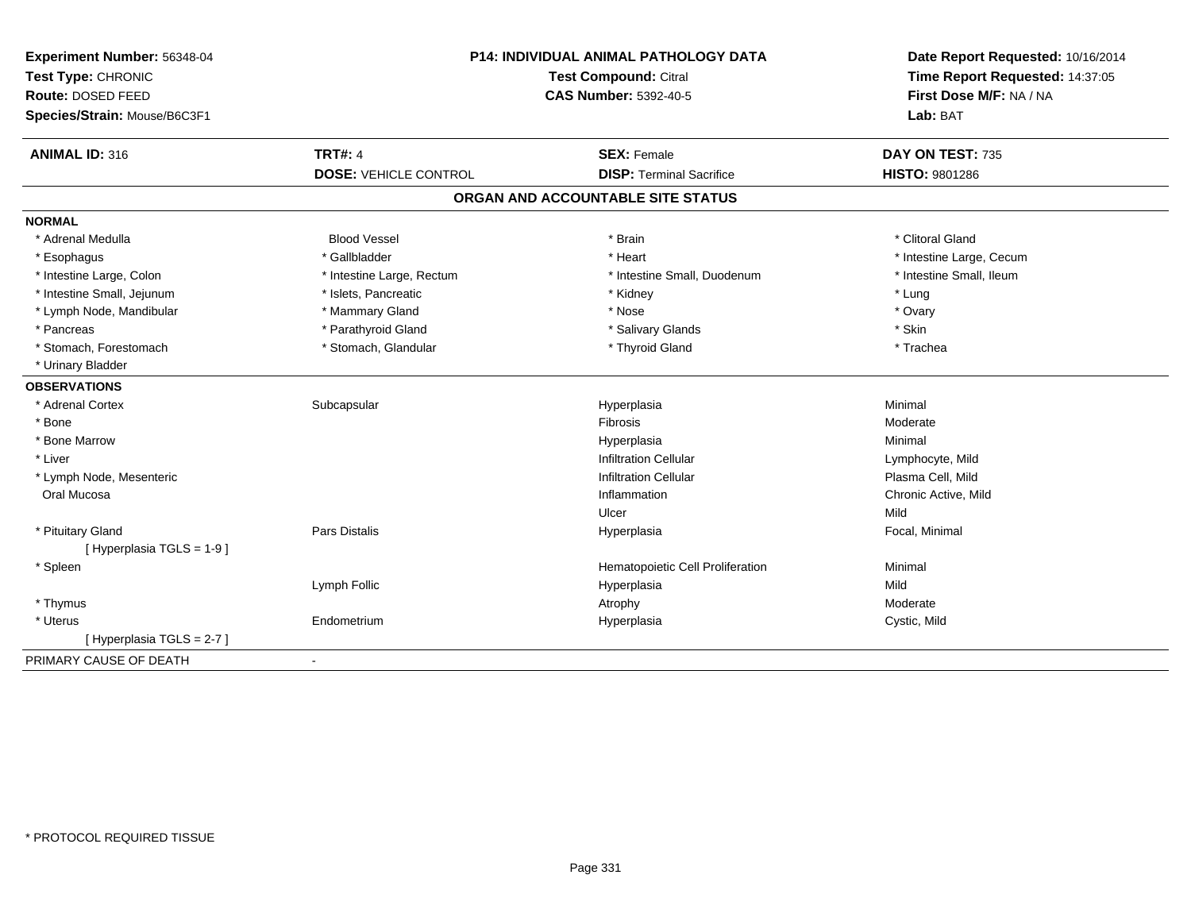**Experiment Number:** 56348-04
**Test Type:** CHRONIC
**Route:** DOSED FEED
**Species/Strain:** Mouse/B6C3F1

**P14: INDIVIDUAL ANIMAL PATHOLOGY DATA**
**Test Compound:** Citral
**CAS Number:** 5392-40-5

**Date Report Requested:** 10/16/2014
**Time Report Requested:** 14:37:05
**First Dose M/F:** NA / NA
**Lab:** BAT

| **ANIMAL ID:** 316 | **TRT#:** 4 | **SEX:** Female | **DAY ON TEST:** 735 |
|---|---|---|---|
| | **DOSE:** VEHICLE CONTROL | **DISP:** Terminal Sacrifice | **HISTO:** 9801286 |

## ORGAN AND ACCOUNTABLE SITE STATUS

**NORMAL**

| | | | |
|---|---|---|---|
| * Adrenal Medulla | Blood Vessel | * Brain | * Clitoral Gland |
| * Esophagus | * Gallbladder | * Heart | * Intestine Large, Cecum |
| * Intestine Large, Colon | * Intestine Large, Rectum | * Intestine Small, Duodenum | * Intestine Small, Ileum |
| * Intestine Small, Jejunum | * Islets, Pancreatic | * Kidney | * Lung |
| * Lymph Node, Mandibular | * Mammary Gland | * Nose | * Ovary |
| * Pancreas | * Parathyroid Gland | * Salivary Glands | * Skin |
| * Stomach, Forestomach | * Stomach, Glandular | * Thyroid Gland | * Trachea |
| * Urinary Bladder | | | |

**OBSERVATIONS**

| | | | |
|---|---|---|---|
| * Adrenal Cortex | Subcapsular | Hyperplasia | Minimal |
| * Bone | | Fibrosis | Moderate |
| * Bone Marrow | | Hyperplasia | Minimal |
| * Liver | | Infiltration Cellular | Lymphocyte, Mild |
| * Lymph Node, Mesenteric | | Infiltration Cellular | Plasma Cell, Mild |
| Oral Mucosa | | Inflammation | Chronic Active, Mild |
| | | Ulcer | Mild |
| * Pituitary Gland | Pars Distalis | Hyperplasia | Focal, Minimal |
| [ Hyperplasia TGLS = 1-9 ] | | | |
| * Spleen | | Hematopoietic Cell Proliferation | Minimal |
| | Lymph Follic | Hyperplasia | Mild |
| * Thymus | | Atrophy | Moderate |
| * Uterus | Endometrium | Hyperplasia | Cystic, Mild |
| [ Hyperplasia TGLS = 2-7 ] | | | |

PRIMARY CAUSE OF DEATH -

* PROTOCOL REQUIRED TISSUE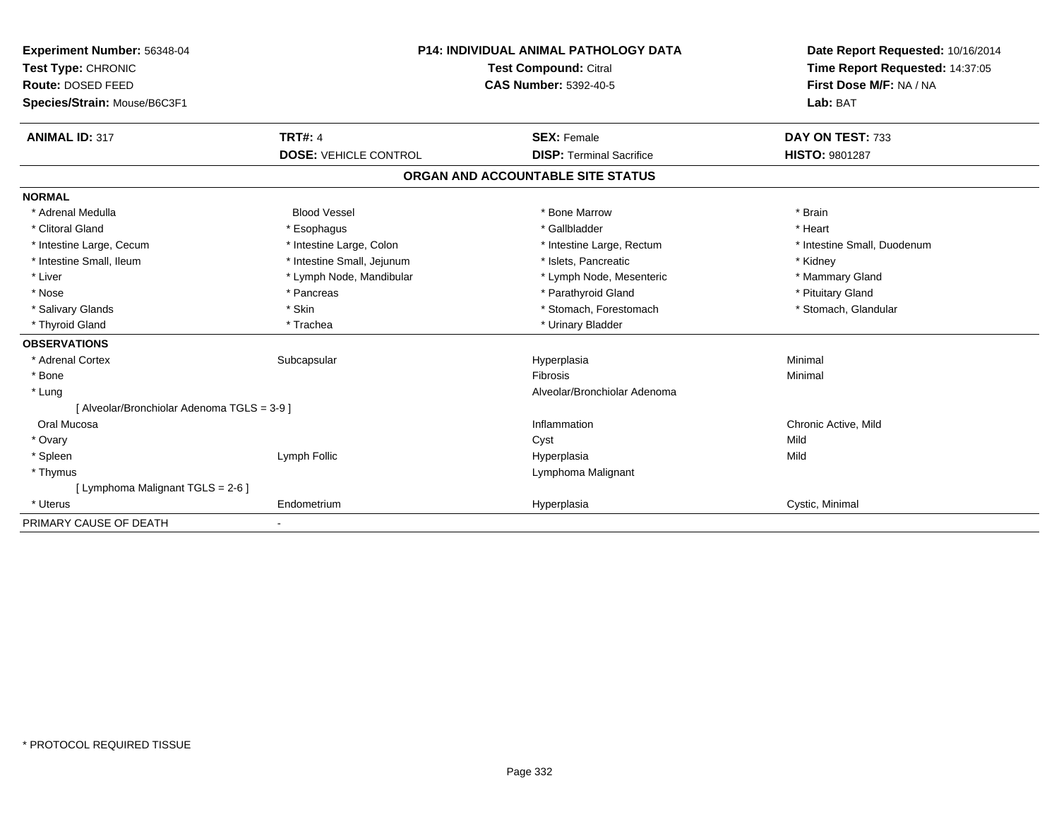**Experiment Number:** 56348-04
**Test Type:** CHRONIC
**Route:** DOSED FEED
**Species/Strain:** Mouse/B6C3F1

**P14: INDIVIDUAL ANIMAL PATHOLOGY DATA**
**Test Compound:** Citral
**CAS Number:** 5392-40-5

**Date Report Requested:** 10/16/2014
**Time Report Requested:** 14:37:05
**First Dose M/F:** NA / NA
**Lab:** BAT

| **ANIMAL ID:** 317 | **TRT#:** 4 | **SEX:** Female | **DAY ON TEST:** 733 |
|---|---|---|---|
| | **DOSE:** VEHICLE CONTROL | **DISP:** Terminal Sacrifice | **HISTO:** 9801287 |

## ORGAN AND ACCOUNTABLE SITE STATUS

**NORMAL**

| | | | |
|---|---|---|---|
| * Adrenal Medulla | Blood Vessel | * Bone Marrow | * Brain |
| * Clitoral Gland | * Esophagus | * Gallbladder | * Heart |
| * Intestine Large, Cecum | * Intestine Large, Colon | * Intestine Large, Rectum | * Intestine Small, Duodenum |
| * Intestine Small, Ileum | * Intestine Small, Jejunum | * Islets, Pancreatic | * Kidney |
| * Liver | * Lymph Node, Mandibular | * Lymph Node, Mesenteric | * Mammary Gland |
| * Nose | * Pancreas | * Parathyroid Gland | * Pituitary Gland |
| * Salivary Glands | * Skin | * Stomach, Forestomach | * Stomach, Glandular |
| * Thyroid Gland | * Trachea | * Urinary Bladder | |

**OBSERVATIONS**

| | | | |
|---|---|---|---|
| * Adrenal Cortex | Subcapsular | Hyperplasia | Minimal |
| * Bone | | Fibrosis | Minimal |
| * Lung | | Alveolar/Bronchiolar Adenoma | |
| [ Alveolar/Bronchiolar Adenoma TGLS = 3-9 ] | | | |
| Oral Mucosa | | Inflammation | Chronic Active, Mild |
| * Ovary | | Cyst | Mild |
| * Spleen | Lymph Follic | Hyperplasia | Mild |
| * Thymus | | Lymphoma Malignant | |
| [ Lymphoma Malignant TGLS = 2-6 ] | | | |
| * Uterus | Endometrium | Hyperplasia | Cystic, Minimal |

PRIMARY CAUSE OF DEATH -

* PROTOCOL REQUIRED TISSUE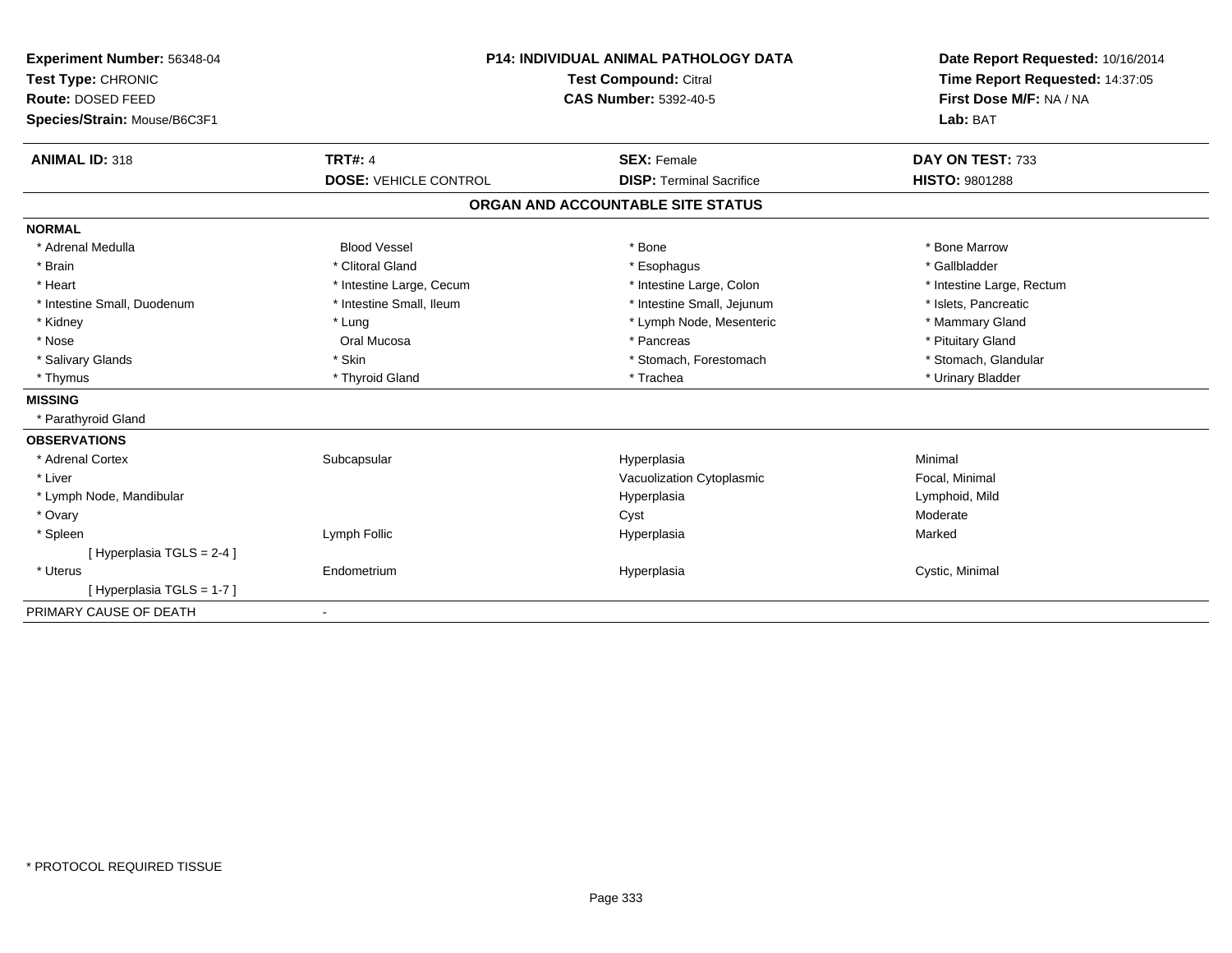**Experiment Number:** 56348-04
**Test Type:** CHRONIC
**Route:** DOSED FEED
**Species/Strain:** Mouse/B6C3F1

**P14: INDIVIDUAL ANIMAL PATHOLOGY DATA**
**Test Compound:** Citral
**CAS Number:** 5392-40-5

**Date Report Requested:** 10/16/2014
**Time Report Requested:** 14:37:05
**First Dose M/F:** NA / NA
**Lab:** BAT

| **ANIMAL ID:** 318 | **TRT#:** 4 | **SEX:** Female | **DAY ON TEST:** 733 |
|---|---|---|---|
| | **DOSE:** VEHICLE CONTROL | **DISP:** Terminal Sacrifice | **HISTO:** 9801288 |

## ORGAN AND ACCOUNTABLE SITE STATUS

**NORMAL**

| | | | |
|---|---|---|---|
| * Adrenal Medulla | Blood Vessel | * Bone | * Bone Marrow |
| * Brain | * Clitoral Gland | * Esophagus | * Gallbladder |
| * Heart | * Intestine Large, Cecum | * Intestine Large, Colon | * Intestine Large, Rectum |
| * Intestine Small, Duodenum | * Intestine Small, Ileum | * Intestine Small, Jejunum | * Islets, Pancreatic |
| * Kidney | * Lung | * Lymph Node, Mesenteric | * Mammary Gland |
| * Nose | Oral Mucosa | * Pancreas | * Pituitary Gland |
| * Salivary Glands | * Skin | * Stomach, Forestomach | * Stomach, Glandular |
| * Thymus | * Thyroid Gland | * Trachea | * Urinary Bladder |

**MISSING**

* Parathyroid Gland

**OBSERVATIONS**

| | | | |
|---|---|---|---|
| * Adrenal Cortex | Subcapsular | Hyperplasia | Minimal |
| * Liver | | Vacuolization Cytoplasmic | Focal, Minimal |
| * Lymph Node, Mandibular | | Hyperplasia | Lymphoid, Mild |
| * Ovary | | Cyst | Moderate |
| * Spleen | Lymph Follic | Hyperplasia | Marked |
| [ Hyperplasia TGLS = 2-4 ] | | | |
| * Uterus | Endometrium | Hyperplasia | Cystic, Minimal |
| [ Hyperplasia TGLS = 1-7 ] | | | |

PRIMARY CAUSE OF DEATH -

* PROTOCOL REQUIRED TISSUE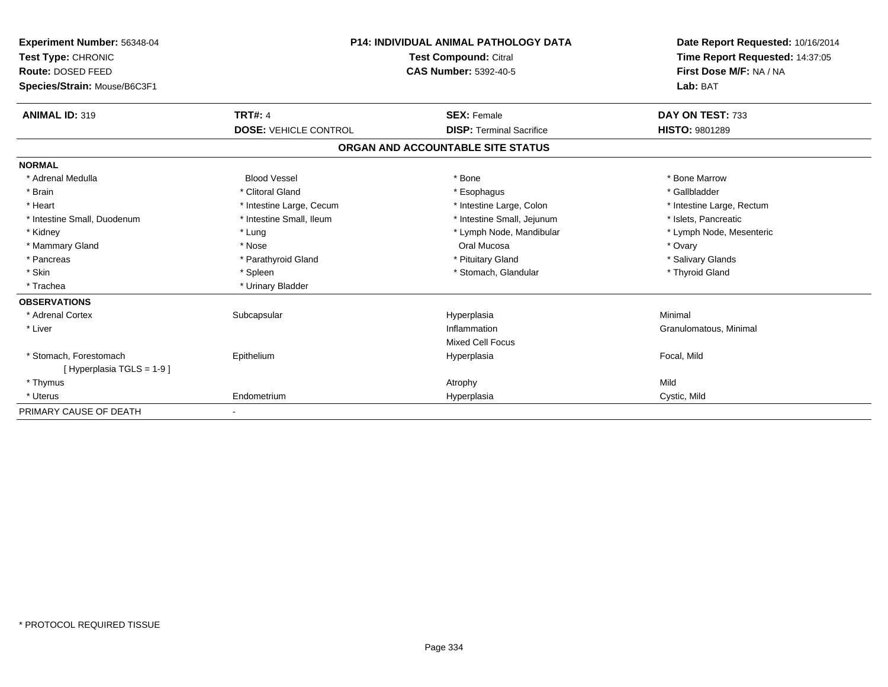**Experiment Number:** 56348-04
**Test Type:** CHRONIC
**Route:** DOSED FEED
**Species/Strain:** Mouse/B6C3F1

**P14: INDIVIDUAL ANIMAL PATHOLOGY DATA**
**Test Compound:** Citral
**CAS Number:** 5392-40-5

**Date Report Requested:** 10/16/2014
**Time Report Requested:** 14:37:05
**First Dose M/F:** NA / NA
**Lab:** BAT

| **ANIMAL ID:** 319 | **TRT#:** 4 | **SEX:** Female | **DAY ON TEST:** 733 |
|---|---|---|---|
| | **DOSE:** VEHICLE CONTROL | **DISP:** Terminal Sacrifice | **HISTO:** 9801289 |

## ORGAN AND ACCOUNTABLE SITE STATUS

| | | | |
|---|---|---|---|
| **NORMAL** | | | |
| * Adrenal Medulla | Blood Vessel | * Bone | * Bone Marrow |
| * Brain | * Clitoral Gland | * Esophagus | * Gallbladder |
| * Heart | * Intestine Large, Cecum | * Intestine Large, Colon | * Intestine Large, Rectum |
| * Intestine Small, Duodenum | * Intestine Small, Ileum | * Intestine Small, Jejunum | * Islets, Pancreatic |
| * Kidney | * Lung | * Lymph Node, Mandibular | * Lymph Node, Mesenteric |
| * Mammary Gland | * Nose | Oral Mucosa | * Ovary |
| * Pancreas | * Parathyroid Gland | * Pituitary Gland | * Salivary Glands |
| * Skin | * Spleen | * Stomach, Glandular | * Thyroid Gland |
| * Trachea | * Urinary Bladder | | |
| **OBSERVATIONS** | | | |
| * Adrenal Cortex | Subcapsular | Hyperplasia | Minimal |
| * Liver | | Inflammation | Granulomatous, Minimal |
| | | Mixed Cell Focus | |
| * Stomach, Forestomach | Epithelium | Hyperplasia | Focal, Mild |
| [ Hyperplasia TGLS = 1-9 ] | | | |
| * Thymus | | Atrophy | Mild |
| * Uterus | Endometrium | Hyperplasia | Cystic, Mild |
| PRIMARY CAUSE OF DEATH | - | | |

* PROTOCOL REQUIRED TISSUE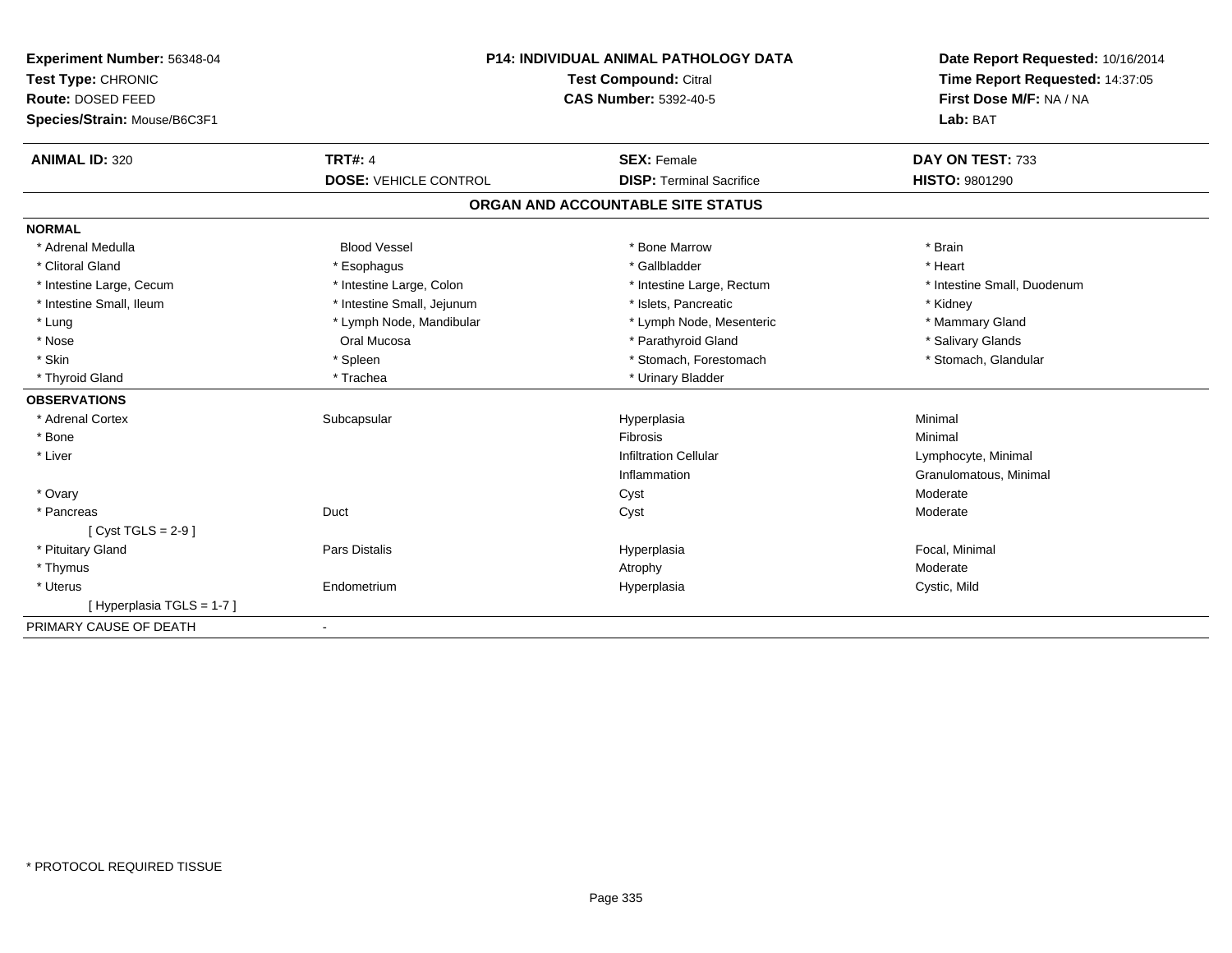**Experiment Number:** 56348-04
**Test Type:** CHRONIC
**Route:** DOSED FEED
**Species/Strain:** Mouse/B6C3F1

**P14: INDIVIDUAL ANIMAL PATHOLOGY DATA**
**Test Compound:** Citral
**CAS Number:** 5392-40-5

**Date Report Requested:** 10/16/2014
**Time Report Requested:** 14:37:05
**First Dose M/F:** NA / NA
**Lab:** BAT

| **ANIMAL ID:** 320 | **TRT#:** 4 | **SEX:** Female | **DAY ON TEST:** 733 |
|---|---|---|---|
| | **DOSE:** VEHICLE CONTROL | **DISP:** Terminal Sacrifice | **HISTO:** 9801290 |

## ORGAN AND ACCOUNTABLE SITE STATUS

**NORMAL**

| | | | |
|---|---|---|---|
| * Adrenal Medulla | Blood Vessel | * Bone Marrow | * Brain |
| * Clitoral Gland | * Esophagus | * Gallbladder | * Heart |
| * Intestine Large, Cecum | * Intestine Large, Colon | * Intestine Large, Rectum | * Intestine Small, Duodenum |
| * Intestine Small, Ileum | * Intestine Small, Jejunum | * Islets, Pancreatic | * Kidney |
| * Lung | * Lymph Node, Mandibular | * Lymph Node, Mesenteric | * Mammary Gland |
| * Nose | Oral Mucosa | * Parathyroid Gland | * Salivary Glands |
| * Skin | * Spleen | * Stomach, Forestomach | * Stomach, Glandular |
| * Thyroid Gland | * Trachea | * Urinary Bladder | |

**OBSERVATIONS**

| | | | |
|---|---|---|---|
| * Adrenal Cortex | Subcapsular | Hyperplasia | Minimal |
| * Bone | | Fibrosis | Minimal |
| * Liver | | Infiltration Cellular | Lymphocyte, Minimal |
| | | Inflammation | Granulomatous, Minimal |
| * Ovary | | Cyst | Moderate |
| * Pancreas | Duct | Cyst | Moderate |
| [ Cyst TGLS = 2-9 ] | | | |
| * Pituitary Gland | Pars Distalis | Hyperplasia | Focal, Minimal |
| * Thymus | | Atrophy | Moderate |
| * Uterus | Endometrium | Hyperplasia | Cystic, Mild |
| [ Hyperplasia TGLS = 1-7 ] | | | |

PRIMARY CAUSE OF DEATH -

\* PROTOCOL REQUIRED TISSUE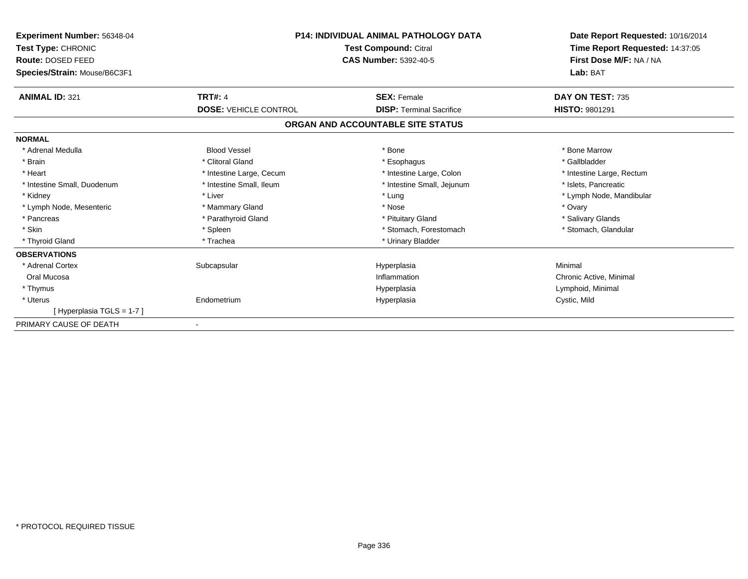**Experiment Number:** 56348-04
**Test Type:** CHRONIC
**Route:** DOSED FEED
**Species/Strain:** Mouse/B6C3F1

**P14: INDIVIDUAL ANIMAL PATHOLOGY DATA**
**Test Compound:** Citral
**CAS Number:** 5392-40-5

**Date Report Requested:** 10/16/2014
**Time Report Requested:** 14:37:05
**First Dose M/F:** NA / NA
**Lab:** BAT

| **ANIMAL ID:** 321 | **TRT#:** 4 | **SEX:** Female | **DAY ON TEST:** 735 |
|---|---|---|---|
| | **DOSE:** VEHICLE CONTROL | **DISP:** Terminal Sacrifice | **HISTO:** 9801291 |

## ORGAN AND ACCOUNTABLE SITE STATUS

| | | | |
|---|---|---|---|
| **NORMAL** | | | |
| * Adrenal Medulla | Blood Vessel | * Bone | * Bone Marrow |
| * Brain | * Clitoral Gland | * Esophagus | * Gallbladder |
| * Heart | * Intestine Large, Cecum | * Intestine Large, Colon | * Intestine Large, Rectum |
| * Intestine Small, Duodenum | * Intestine Small, Ileum | * Intestine Small, Jejunum | * Islets, Pancreatic |
| * Kidney | * Liver | * Lung | * Lymph Node, Mandibular |
| * Lymph Node, Mesenteric | * Mammary Gland | * Nose | * Ovary |
| * Pancreas | * Parathyroid Gland | * Pituitary Gland | * Salivary Glands |
| * Skin | * Spleen | * Stomach, Forestomach | * Stomach, Glandular |
| * Thyroid Gland | * Trachea | * Urinary Bladder | |
| **OBSERVATIONS** | | | |
| * Adrenal Cortex | Subcapsular | Hyperplasia | Minimal |
| Oral Mucosa | | Inflammation | Chronic Active, Minimal |
| * Thymus | | Hyperplasia | Lymphoid, Minimal |
| * Uterus | Endometrium | Hyperplasia | Cystic, Mild |
| [ Hyperplasia TGLS = 1-7 ] | | | |
| PRIMARY CAUSE OF DEATH | - | | |

* PROTOCOL REQUIRED TISSUE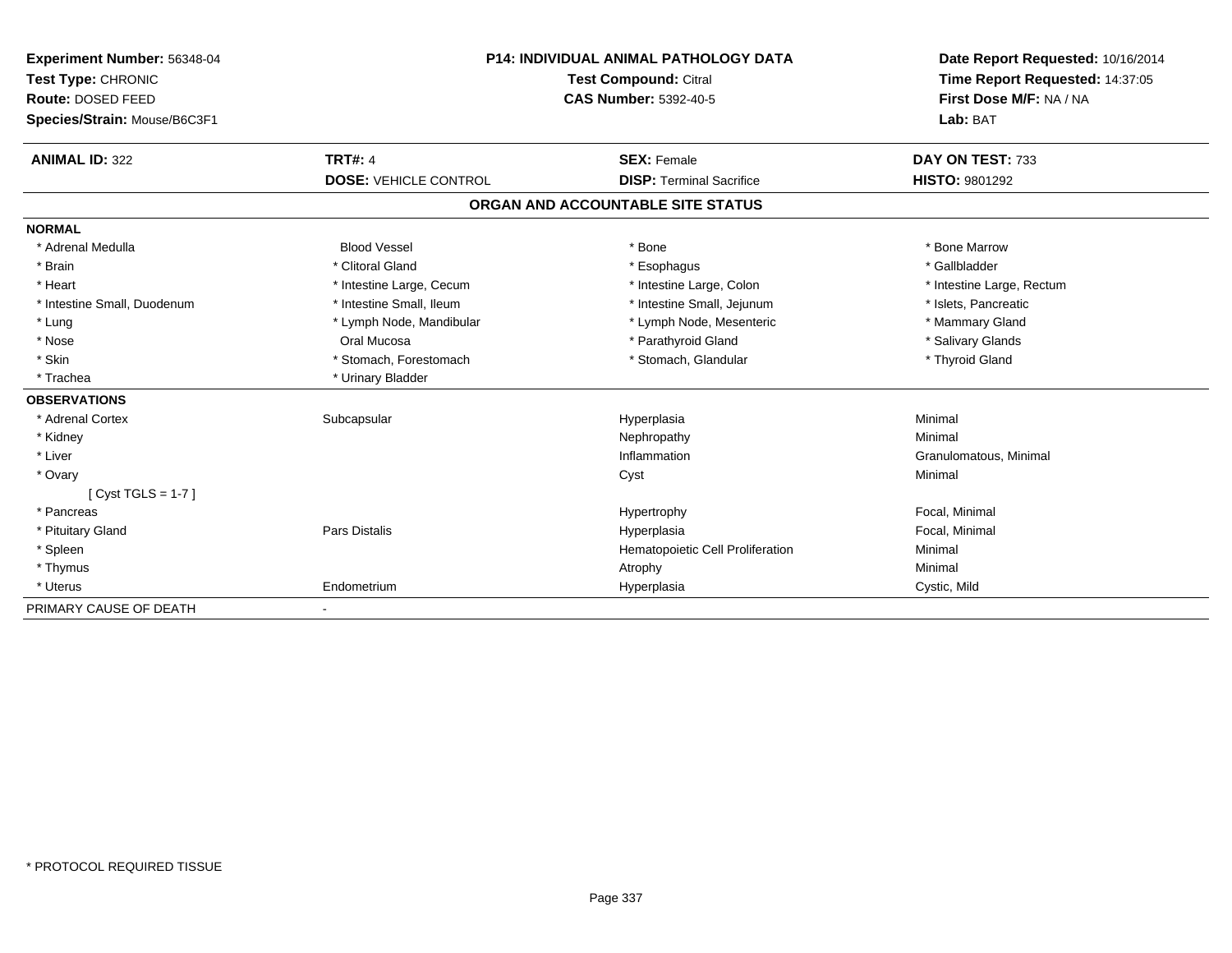**Experiment Number:** 56348-04
**Test Type:** CHRONIC
**Route:** DOSED FEED
**Species/Strain:** Mouse/B6C3F1

**P14: INDIVIDUAL ANIMAL PATHOLOGY DATA**
**Test Compound:** Citral
**CAS Number:** 5392-40-5

**Date Report Requested:** 10/16/2014
**Time Report Requested:** 14:37:05
**First Dose M/F:** NA / NA
**Lab:** BAT

| **ANIMAL ID:** 322 | **TRT#:** 4 | **SEX:** Female | **DAY ON TEST:** 733 |
|---|---|---|---|
| | **DOSE:** VEHICLE CONTROL | **DISP:** Terminal Sacrifice | **HISTO:** 9801292 |

## ORGAN AND ACCOUNTABLE SITE STATUS

**NORMAL**

| | | | |
|---|---|---|---|
| * Adrenal Medulla | Blood Vessel | * Bone | * Bone Marrow |
| * Brain | * Clitoral Gland | * Esophagus | * Gallbladder |
| * Heart | * Intestine Large, Cecum | * Intestine Large, Colon | * Intestine Large, Rectum |
| * Intestine Small, Duodenum | * Intestine Small, Ileum | * Intestine Small, Jejunum | * Islets, Pancreatic |
| * Lung | * Lymph Node, Mandibular | * Lymph Node, Mesenteric | * Mammary Gland |
| * Nose | Oral Mucosa | * Parathyroid Gland | * Salivary Glands |
| * Skin | * Stomach, Forestomach | * Stomach, Glandular | * Thyroid Gland |
| * Trachea | * Urinary Bladder | | |

**OBSERVATIONS**

| | | | |
|---|---|---|---|
| * Adrenal Cortex | Subcapsular | Hyperplasia | Minimal |
| * Kidney | | Nephropathy | Minimal |
| * Liver | | Inflammation | Granulomatous, Minimal |
| * Ovary | | Cyst | Minimal |
| [ Cyst TGLS = 1-7 ] | | | |
| * Pancreas | | Hypertrophy | Focal, Minimal |
| * Pituitary Gland | Pars Distalis | Hyperplasia | Focal, Minimal |
| * Spleen | | Hematopoietic Cell Proliferation | Minimal |
| * Thymus | | Atrophy | Minimal |
| * Uterus | Endometrium | Hyperplasia | Cystic, Mild |

PRIMARY CAUSE OF DEATH -

\* PROTOCOL REQUIRED TISSUE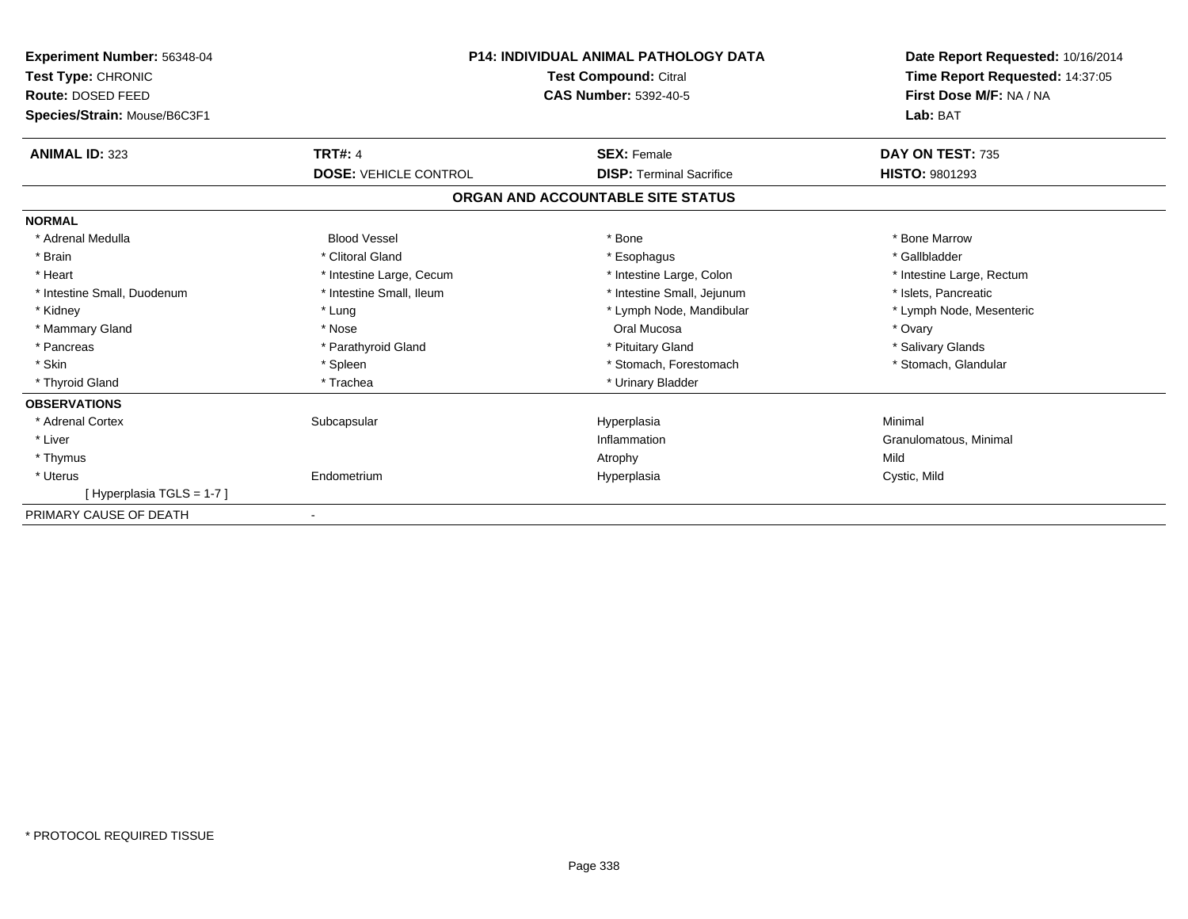**Experiment Number:** 56348-04
**Test Type:** CHRONIC
**Route:** DOSED FEED
**Species/Strain:** Mouse/B6C3F1

**P14: INDIVIDUAL ANIMAL PATHOLOGY DATA**
**Test Compound:** Citral
**CAS Number:** 5392-40-5

**Date Report Requested:** 10/16/2014
**Time Report Requested:** 14:37:05
**First Dose M/F:** NA / NA
**Lab:** BAT

| **ANIMAL ID:** 323 | **TRT#:** 4 | **SEX:** Female | **DAY ON TEST:** 735 |
|---|---|---|---|
| | **DOSE:** VEHICLE CONTROL | **DISP:** Terminal Sacrifice | **HISTO:** 9801293 |

## ORGAN AND ACCOUNTABLE SITE STATUS

| | | | |
|---|---|---|---|
| **NORMAL** | | | |
| * Adrenal Medulla | Blood Vessel | * Bone | * Bone Marrow |
| * Brain | * Clitoral Gland | * Esophagus | * Gallbladder |
| * Heart | * Intestine Large, Cecum | * Intestine Large, Colon | * Intestine Large, Rectum |
| * Intestine Small, Duodenum | * Intestine Small, Ileum | * Intestine Small, Jejunum | * Islets, Pancreatic |
| * Kidney | * Lung | * Lymph Node, Mandibular | * Lymph Node, Mesenteric |
| * Mammary Gland | * Nose | Oral Mucosa | * Ovary |
| * Pancreas | * Parathyroid Gland | * Pituitary Gland | * Salivary Glands |
| * Skin | * Spleen | * Stomach, Forestomach | * Stomach, Glandular |
| * Thyroid Gland | * Trachea | * Urinary Bladder | |
| **OBSERVATIONS** | | | |
| * Adrenal Cortex | Subcapsular | Hyperplasia | Minimal |
| * Liver | | Inflammation | Granulomatous, Minimal |
| * Thymus | | Atrophy | Mild |
| * Uterus | Endometrium | Hyperplasia | Cystic, Mild |
| [ Hyperplasia TGLS = 1-7 ] | | | |
| PRIMARY CAUSE OF DEATH | - | | |

* PROTOCOL REQUIRED TISSUE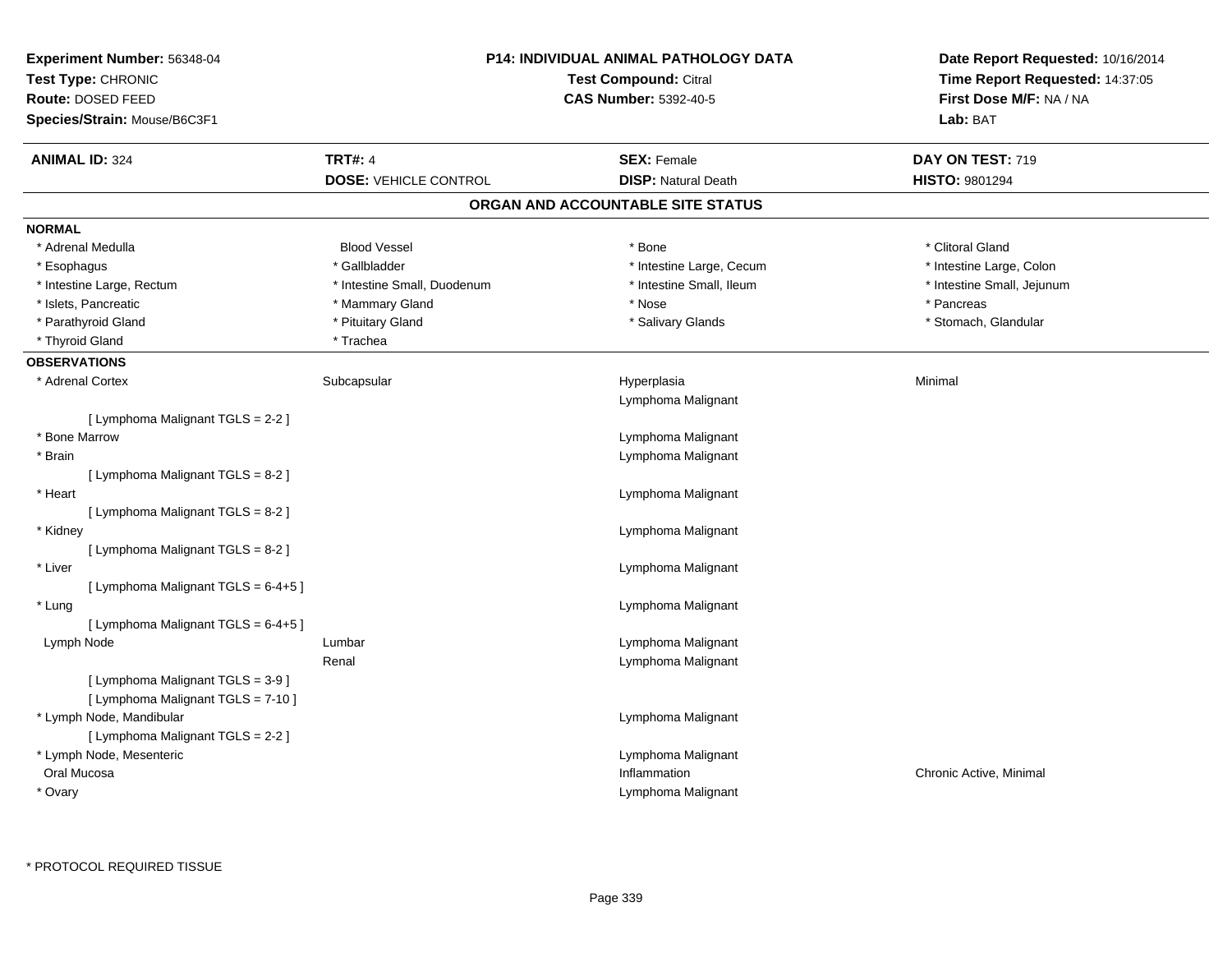**Experiment Number:** 56348-04
**Test Type:** CHRONIC
**Route:** DOSED FEED
**Species/Strain:** Mouse/B6C3F1

**P14: INDIVIDUAL ANIMAL PATHOLOGY DATA**
**Test Compound:** Citral
**CAS Number:** 5392-40-5

**Date Report Requested:** 10/16/2014
**Time Report Requested:** 14:37:05
**First Dose M/F:** NA / NA
**Lab:** BAT

| **ANIMAL ID:** 324 | **TRT#:** 4 | **SEX:** Female | **DAY ON TEST:** 719 |
|---|---|---|---|
| | **DOSE:** VEHICLE CONTROL | **DISP:** Natural Death | **HISTO:** 9801294 |

## ORGAN AND ACCOUNTABLE SITE STATUS

**NORMAL**

| | | | |
|---|---|---|---|
| * Adrenal Medulla | Blood Vessel | * Bone | * Clitoral Gland |
| * Esophagus | * Gallbladder | * Intestine Large, Cecum | * Intestine Large, Colon |
| * Intestine Large, Rectum | * Intestine Small, Duodenum | * Intestine Small, Ileum | * Intestine Small, Jejunum |
| * Islets, Pancreatic | * Mammary Gland | * Nose | * Pancreas |
| * Parathyroid Gland | * Pituitary Gland | * Salivary Glands | * Stomach, Glandular |
| * Thyroid Gland | * Trachea | | |

**OBSERVATIONS**

| | | | |
|---|---|---|---|
| * Adrenal Cortex | Subcapsular | Hyperplasia | Minimal |
| | | Lymphoma Malignant | |
| [ Lymphoma Malignant TGLS = 2-2 ] | | | |
| * Bone Marrow | | Lymphoma Malignant | |
| * Brain | | Lymphoma Malignant | |
| [ Lymphoma Malignant TGLS = 8-2 ] | | | |
| * Heart | | Lymphoma Malignant | |
| [ Lymphoma Malignant TGLS = 8-2 ] | | | |
| * Kidney | | Lymphoma Malignant | |
| [ Lymphoma Malignant TGLS = 8-2 ] | | | |
| * Liver | | Lymphoma Malignant | |
| [ Lymphoma Malignant TGLS = 6-4+5 ] | | | |
| * Lung | | Lymphoma Malignant | |
| [ Lymphoma Malignant TGLS = 6-4+5 ] | | | |
| Lymph Node | Lumbar | Lymphoma Malignant | |
| | Renal | Lymphoma Malignant | |
| [ Lymphoma Malignant TGLS = 3-9 ] | | | |
| [ Lymphoma Malignant TGLS = 7-10 ] | | | |
| * Lymph Node, Mandibular | | Lymphoma Malignant | |
| [ Lymphoma Malignant TGLS = 2-2 ] | | | |
| * Lymph Node, Mesenteric | | Lymphoma Malignant | |
| Oral Mucosa | | Inflammation | Chronic Active, Minimal |
| * Ovary | | Lymphoma Malignant | |

\* PROTOCOL REQUIRED TISSUE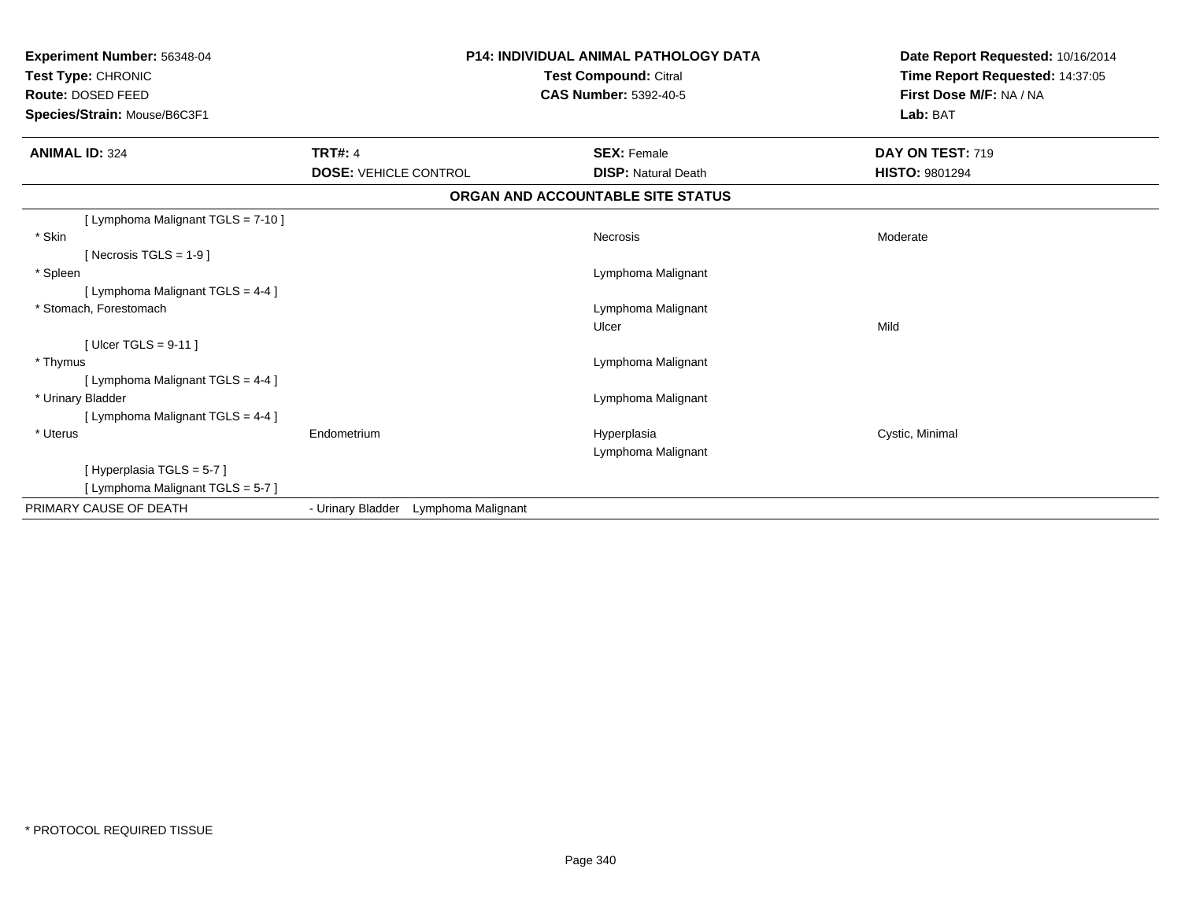**Experiment Number:** 56348-04
**Test Type:** CHRONIC
**Route:** DOSED FEED
**Species/Strain:** Mouse/B6C3F1

**P14: INDIVIDUAL ANIMAL PATHOLOGY DATA**
**Test Compound:** Citral
**CAS Number:** 5392-40-5

**Date Report Requested:** 10/16/2014
**Time Report Requested:** 14:37:05
**First Dose M/F:** NA / NA
**Lab:** BAT

| **ANIMAL ID:** 324 | **TRT#:** 4 | **SEX:** Female | **DAY ON TEST:** 719 |
|---|---|---|---|
| | **DOSE:** VEHICLE CONTROL | **DISP:** Natural Death | **HISTO:** 9801294 |

**ORGAN AND ACCOUNTABLE SITE STATUS**

| | | | |
|---|---|---|---|
| [ Lymphoma Malignant TGLS = 7-10 ] | | | |
| * Skin | | Necrosis | Moderate |
| [ Necrosis TGLS = 1-9 ] | | | |
| * Spleen | | Lymphoma Malignant | |
| [ Lymphoma Malignant TGLS = 4-4 ] | | | |
| * Stomach, Forestomach | | Lymphoma Malignant | |
| | | Ulcer | Mild |
| [ Ulcer TGLS = 9-11 ] | | | |
| * Thymus | | Lymphoma Malignant | |
| [ Lymphoma Malignant TGLS = 4-4 ] | | | |
| * Urinary Bladder | | Lymphoma Malignant | |
| [ Lymphoma Malignant TGLS = 4-4 ] | | | |
| * Uterus | Endometrium | Hyperplasia | Cystic, Minimal |
| | | Lymphoma Malignant | |
| [ Hyperplasia TGLS = 5-7 ] | | | |
| [ Lymphoma Malignant TGLS = 5-7 ] | | | |
| PRIMARY CAUSE OF DEATH | - Urinary Bladder Lymphoma Malignant | | |

* PROTOCOL REQUIRED TISSUE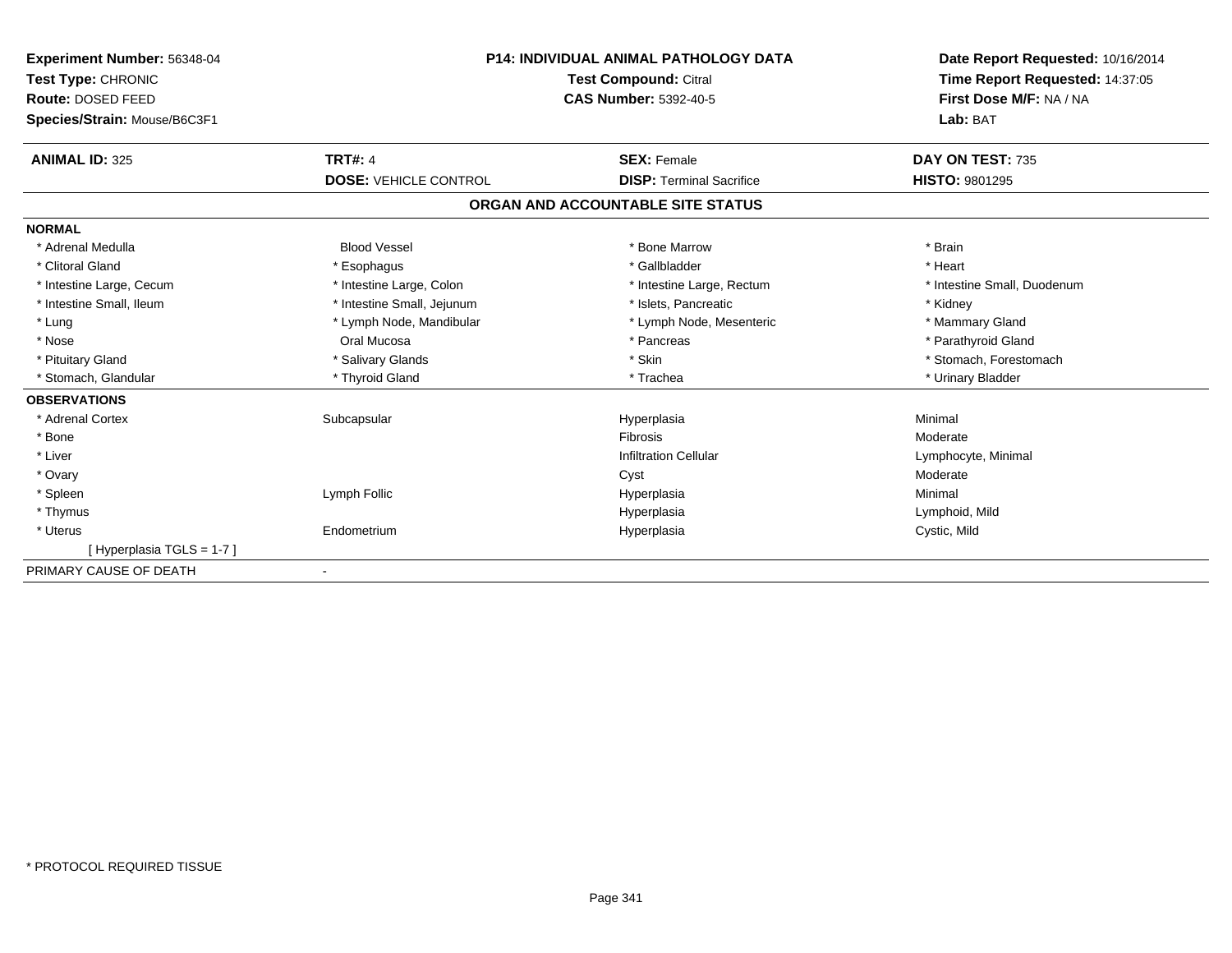**Experiment Number:** 56348-04
**Test Type:** CHRONIC
**Route:** DOSED FEED
**Species/Strain:** Mouse/B6C3F1

**P14: INDIVIDUAL ANIMAL PATHOLOGY DATA**
**Test Compound:** Citral
**CAS Number:** 5392-40-5

**Date Report Requested:** 10/16/2014
**Time Report Requested:** 14:37:05
**First Dose M/F:** NA / NA
**Lab:** BAT

| **ANIMAL ID:** 325 | **TRT#:** 4 | **SEX:** Female | **DAY ON TEST:** 735 |
|---|---|---|---|
| | **DOSE:** VEHICLE CONTROL | **DISP:** Terminal Sacrifice | **HISTO:** 9801295 |

## ORGAN AND ACCOUNTABLE SITE STATUS

**NORMAL**

| | | | |
|---|---|---|---|
| * Adrenal Medulla | Blood Vessel | * Bone Marrow | * Brain |
| * Clitoral Gland | * Esophagus | * Gallbladder | * Heart |
| * Intestine Large, Cecum | * Intestine Large, Colon | * Intestine Large, Rectum | * Intestine Small, Duodenum |
| * Intestine Small, Ileum | * Intestine Small, Jejunum | * Islets, Pancreatic | * Kidney |
| * Lung | * Lymph Node, Mandibular | * Lymph Node, Mesenteric | * Mammary Gland |
| * Nose | Oral Mucosa | * Pancreas | * Parathyroid Gland |
| * Pituitary Gland | * Salivary Glands | * Skin | * Stomach, Forestomach |
| * Stomach, Glandular | * Thyroid Gland | * Trachea | * Urinary Bladder |

**OBSERVATIONS**

| | | | |
|---|---|---|---|
| * Adrenal Cortex | Subcapsular | Hyperplasia | Minimal |
| * Bone | | Fibrosis | Moderate |
| * Liver | | Infiltration Cellular | Lymphocyte, Minimal |
| * Ovary | | Cyst | Moderate |
| * Spleen | Lymph Follic | Hyperplasia | Minimal |
| * Thymus | | Hyperplasia | Lymphoid, Mild |
| * Uterus | Endometrium | Hyperplasia | Cystic, Mild |
| [ Hyperplasia TGLS = 1-7 ] | | | |

PRIMARY CAUSE OF DEATH -

* PROTOCOL REQUIRED TISSUE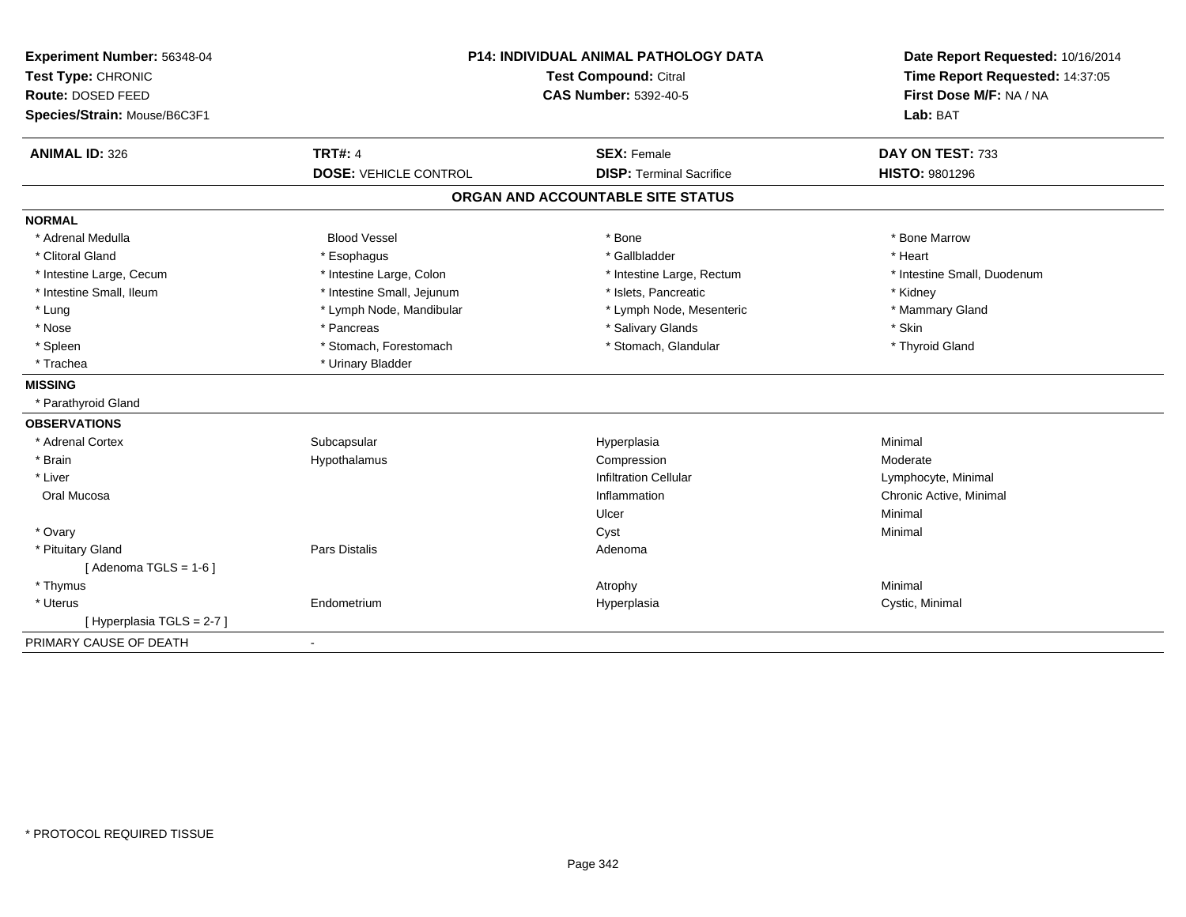**Experiment Number:** 56348-04
**Test Type:** CHRONIC
**Route:** DOSED FEED
**Species/Strain:** Mouse/B6C3F1

**P14: INDIVIDUAL ANIMAL PATHOLOGY DATA**
**Test Compound:** Citral
**CAS Number:** 5392-40-5

**Date Report Requested:** 10/16/2014
**Time Report Requested:** 14:37:05
**First Dose M/F:** NA / NA
**Lab:** BAT

| **ANIMAL ID:** 326 | **TRT#:** 4 | **SEX:** Female | **DAY ON TEST:** 733 |
|---|---|---|---|
| | **DOSE:** VEHICLE CONTROL | **DISP:** Terminal Sacrifice | **HISTO:** 9801296 |

## ORGAN AND ACCOUNTABLE SITE STATUS

**NORMAL**

| | | | |
|---|---|---|---|
| * Adrenal Medulla | Blood Vessel | * Bone | * Bone Marrow |
| * Clitoral Gland | * Esophagus | * Gallbladder | * Heart |
| * Intestine Large, Cecum | * Intestine Large, Colon | * Intestine Large, Rectum | * Intestine Small, Duodenum |
| * Intestine Small, Ileum | * Intestine Small, Jejunum | * Islets, Pancreatic | * Kidney |
| * Lung | * Lymph Node, Mandibular | * Lymph Node, Mesenteric | * Mammary Gland |
| * Nose | * Pancreas | * Salivary Glands | * Skin |
| * Spleen | * Stomach, Forestomach | * Stomach, Glandular | * Thyroid Gland |
| * Trachea | * Urinary Bladder | | |

**MISSING**

* Parathyroid Gland

**OBSERVATIONS**

| | | | |
|---|---|---|---|
| * Adrenal Cortex | Subcapsular | Hyperplasia | Minimal |
| * Brain | Hypothalamus | Compression | Moderate |
| * Liver | | Infiltration Cellular | Lymphocyte, Minimal |
| Oral Mucosa | | Inflammation | Chronic Active, Minimal |
| | | Ulcer | Minimal |
| * Ovary | | Cyst | Minimal |
| * Pituitary Gland | Pars Distalis | Adenoma | |
| [ Adenoma TGLS = 1-6 ] | | | |
| * Thymus | | Atrophy | Minimal |
| * Uterus | Endometrium | Hyperplasia | Cystic, Minimal |
| [ Hyperplasia TGLS = 2-7 ] | | | |

PRIMARY CAUSE OF DEATH -

* PROTOCOL REQUIRED TISSUE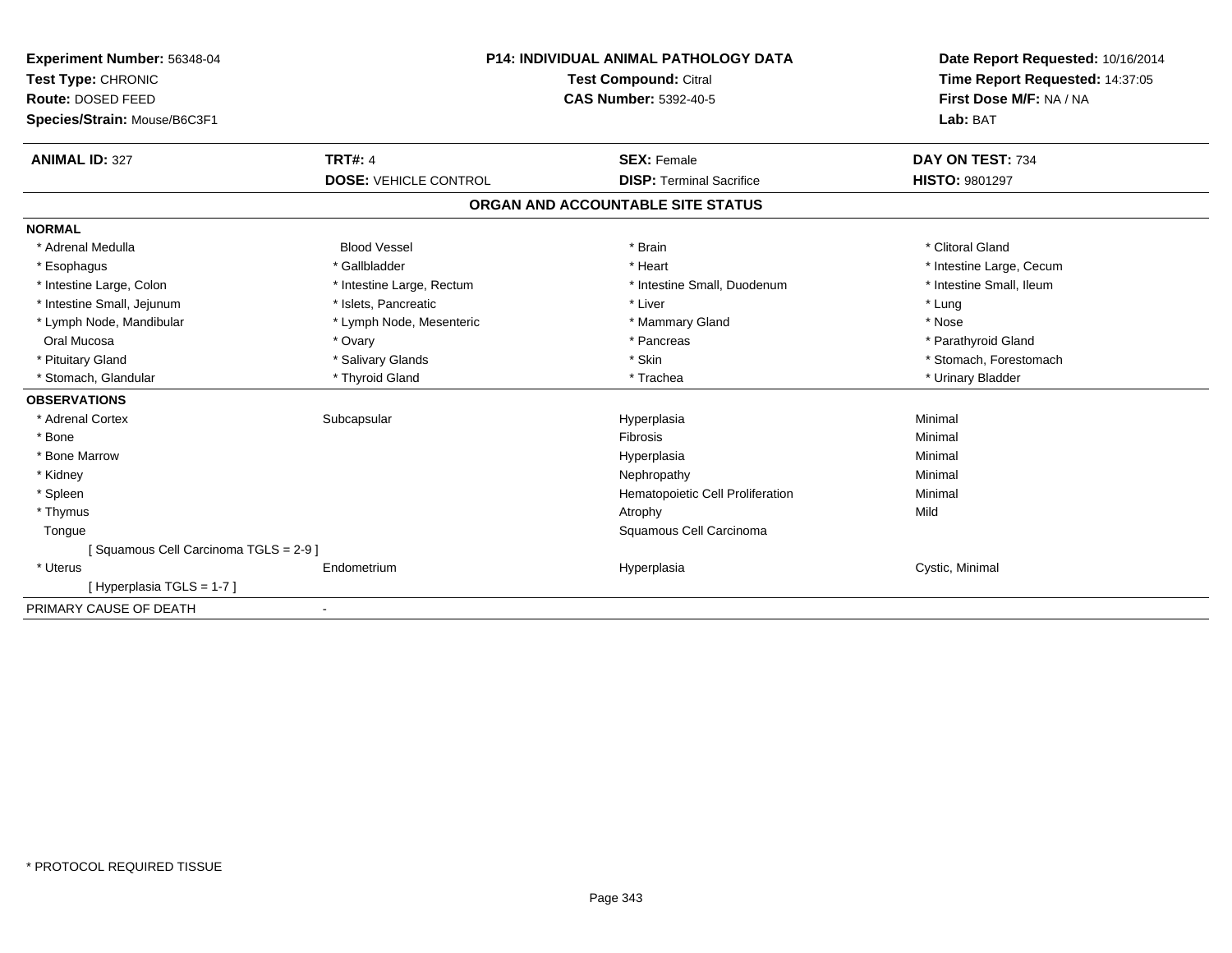**Experiment Number:** 56348-04
**Test Type:** CHRONIC
**Route:** DOSED FEED
**Species/Strain:** Mouse/B6C3F1

**P14: INDIVIDUAL ANIMAL PATHOLOGY DATA**
**Test Compound:** Citral
**CAS Number:** 5392-40-5

**Date Report Requested:** 10/16/2014
**Time Report Requested:** 14:37:05
**First Dose M/F:** NA / NA
**Lab:** BAT

| **ANIMAL ID:** 327 | **TRT#:** 4 | **SEX:** Female | **DAY ON TEST:** 734 |
|---|---|---|---|
| | **DOSE:** VEHICLE CONTROL | **DISP:** Terminal Sacrifice | **HISTO:** 9801297 |

## ORGAN AND ACCOUNTABLE SITE STATUS

**NORMAL**

| | | | |
|---|---|---|---|
| * Adrenal Medulla | Blood Vessel | * Brain | * Clitoral Gland |
| * Esophagus | * Gallbladder | * Heart | * Intestine Large, Cecum |
| * Intestine Large, Colon | * Intestine Large, Rectum | * Intestine Small, Duodenum | * Intestine Small, Ileum |
| * Intestine Small, Jejunum | * Islets, Pancreatic | * Liver | * Lung |
| * Lymph Node, Mandibular | * Lymph Node, Mesenteric | * Mammary Gland | * Nose |
| Oral Mucosa | * Ovary | * Pancreas | * Parathyroid Gland |
| * Pituitary Gland | * Salivary Glands | * Skin | * Stomach, Forestomach |
| * Stomach, Glandular | * Thyroid Gland | * Trachea | * Urinary Bladder |

**OBSERVATIONS**

| | | | |
|---|---|---|---|
| * Adrenal Cortex | Subcapsular | Hyperplasia | Minimal |
| * Bone | | Fibrosis | Minimal |
| * Bone Marrow | | Hyperplasia | Minimal |
| * Kidney | | Nephropathy | Minimal |
| * Spleen | | Hematopoietic Cell Proliferation | Minimal |
| * Thymus | | Atrophy | Mild |
| Tongue | | Squamous Cell Carcinoma | |
| [ Squamous Cell Carcinoma TGLS = 2-9 ] | | | |
| * Uterus | Endometrium | Hyperplasia | Cystic, Minimal |
| [ Hyperplasia TGLS = 1-7 ] | | | |

PRIMARY CAUSE OF DEATH -

* PROTOCOL REQUIRED TISSUE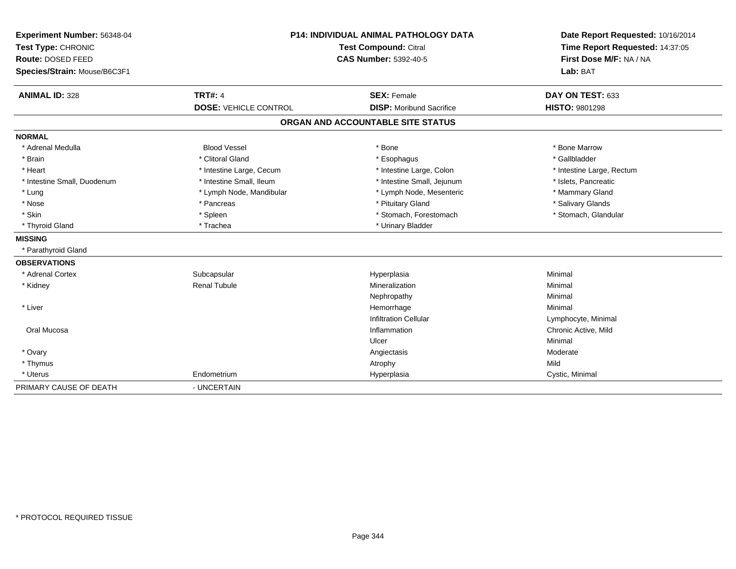**Experiment Number:** 56348-04
**Test Type:** CHRONIC
**Route:** DOSED FEED
**Species/Strain:** Mouse/B6C3F1

**P14: INDIVIDUAL ANIMAL PATHOLOGY DATA**
**Test Compound:** Citral
**CAS Number:** 5392-40-5

**Date Report Requested:** 10/16/2014
**Time Report Requested:** 14:37:05
**First Dose M/F:** NA / NA
**Lab:** BAT

| **ANIMAL ID:** 328 | **TRT#:** 4 | **SEX:** Female | **DAY ON TEST:** 633 |
|---|---|---|---|
| | **DOSE:** VEHICLE CONTROL | **DISP:** Moribund Sacrifice | **HISTO:** 9801298 |

## ORGAN AND ACCOUNTABLE SITE STATUS

**NORMAL**

| | | | |
|---|---|---|---|
| * Adrenal Medulla | Blood Vessel | * Bone | * Bone Marrow |
| * Brain | * Clitoral Gland | * Esophagus | * Gallbladder |
| * Heart | * Intestine Large, Cecum | * Intestine Large, Colon | * Intestine Large, Rectum |
| * Intestine Small, Duodenum | * Intestine Small, Ileum | * Intestine Small, Jejunum | * Islets, Pancreatic |
| * Lung | * Lymph Node, Mandibular | * Lymph Node, Mesenteric | * Mammary Gland |
| * Nose | * Pancreas | * Pituitary Gland | * Salivary Glands |
| * Skin | * Spleen | * Stomach, Forestomach | * Stomach, Glandular |
| * Thyroid Gland | * Trachea | * Urinary Bladder | |

**MISSING**

* Parathyroid Gland

**OBSERVATIONS**

| | | | |
|---|---|---|---|
| * Adrenal Cortex | Subcapsular | Hyperplasia | Minimal |
| * Kidney | Renal Tubule | Mineralization | Minimal |
| | | Nephropathy | Minimal |
| * Liver | | Hemorrhage | Minimal |
| | | Infiltration Cellular | Lymphocyte, Minimal |
| Oral Mucosa | | Inflammation | Chronic Active, Mild |
| | | Ulcer | Minimal |
| * Ovary | | Angiectasis | Moderate |
| * Thymus | | Atrophy | Mild |
| * Uterus | Endometrium | Hyperplasia | Cystic, Minimal |

PRIMARY CAUSE OF DEATH - UNCERTAIN

* PROTOCOL REQUIRED TISSUE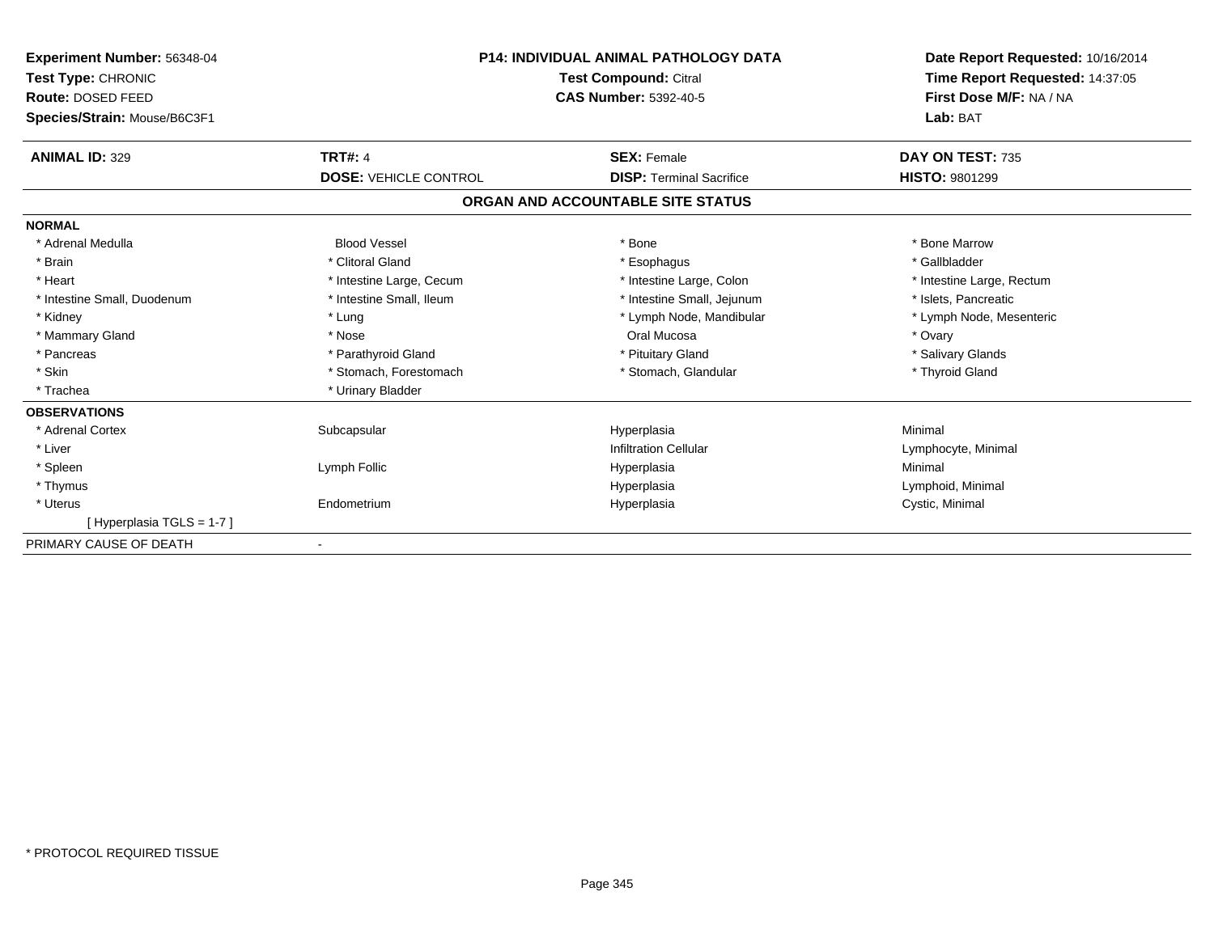**Experiment Number:** 56348-04
**Test Type:** CHRONIC
**Route:** DOSED FEED
**Species/Strain:** Mouse/B6C3F1

**P14: INDIVIDUAL ANIMAL PATHOLOGY DATA**
**Test Compound:** Citral
**CAS Number:** 5392-40-5

**Date Report Requested:** 10/16/2014
**Time Report Requested:** 14:37:05
**First Dose M/F:** NA / NA
**Lab:** BAT

| **ANIMAL ID:** 329 | **TRT#:** 4 | **SEX:** Female | **DAY ON TEST:** 735 |
|---|---|---|---|
| | **DOSE:** VEHICLE CONTROL | **DISP:** Terminal Sacrifice | **HISTO:** 9801299 |

## ORGAN AND ACCOUNTABLE SITE STATUS

| | | | |
|---|---|---|---|
| **NORMAL** | | | |
| * Adrenal Medulla | Blood Vessel | * Bone | * Bone Marrow |
| * Brain | * Clitoral Gland | * Esophagus | * Gallbladder |
| * Heart | * Intestine Large, Cecum | * Intestine Large, Colon | * Intestine Large, Rectum |
| * Intestine Small, Duodenum | * Intestine Small, Ileum | * Intestine Small, Jejunum | * Islets, Pancreatic |
| * Kidney | * Lung | * Lymph Node, Mandibular | * Lymph Node, Mesenteric |
| * Mammary Gland | * Nose | Oral Mucosa | * Ovary |
| * Pancreas | * Parathyroid Gland | * Pituitary Gland | * Salivary Glands |
| * Skin | * Stomach, Forestomach | * Stomach, Glandular | * Thyroid Gland |
| * Trachea | * Urinary Bladder | | |
| **OBSERVATIONS** | | | |
| * Adrenal Cortex | Subcapsular | Hyperplasia | Minimal |
| * Liver | | Infiltration Cellular | Lymphocyte, Minimal |
| * Spleen | Lymph Follic | Hyperplasia | Minimal |
| * Thymus | | Hyperplasia | Lymphoid, Minimal |
| * Uterus | Endometrium | Hyperplasia | Cystic, Minimal |
| [ Hyperplasia TGLS = 1-7 ] | | | |
| PRIMARY CAUSE OF DEATH | - | | |

\* PROTOCOL REQUIRED TISSUE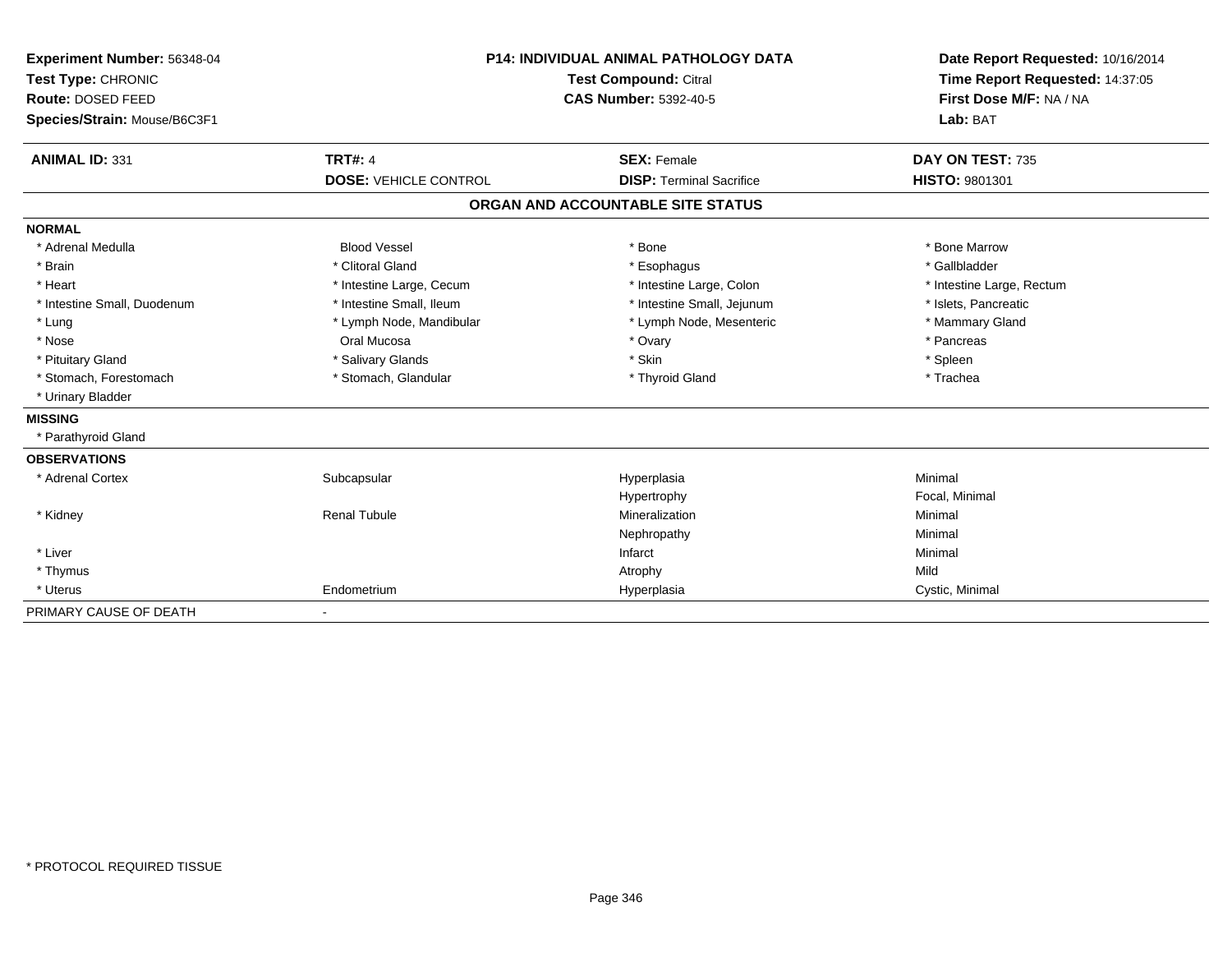**Experiment Number:** 56348-04
**Test Type:** CHRONIC
**Route:** DOSED FEED
**Species/Strain:** Mouse/B6C3F1

**P14: INDIVIDUAL ANIMAL PATHOLOGY DATA**
**Test Compound:** Citral
**CAS Number:** 5392-40-5

**Date Report Requested:** 10/16/2014
**Time Report Requested:** 14:37:05
**First Dose M/F:** NA / NA
**Lab:** BAT

| **ANIMAL ID:** 331 | **TRT#:** 4 | **SEX:** Female | **DAY ON TEST:** 735 |
|---|---|---|---|
| | **DOSE:** VEHICLE CONTROL | **DISP:** Terminal Sacrifice | **HISTO:** 9801301 |

**ORGAN AND ACCOUNTABLE SITE STATUS**

**NORMAL**

| | | | |
|---|---|---|---|
| * Adrenal Medulla | Blood Vessel | * Bone | * Bone Marrow |
| * Brain | * Clitoral Gland | * Esophagus | * Gallbladder |
| * Heart | * Intestine Large, Cecum | * Intestine Large, Colon | * Intestine Large, Rectum |
| * Intestine Small, Duodenum | * Intestine Small, Ileum | * Intestine Small, Jejunum | * Islets, Pancreatic |
| * Lung | * Lymph Node, Mandibular | * Lymph Node, Mesenteric | * Mammary Gland |
| * Nose | Oral Mucosa | * Ovary | * Pancreas |
| * Pituitary Gland | * Salivary Glands | * Skin | * Spleen |
| * Stomach, Forestomach | * Stomach, Glandular | * Thyroid Gland | * Trachea |
| * Urinary Bladder | | | |

**MISSING**

* Parathyroid Gland

**OBSERVATIONS**

| | | | |
|---|---|---|---|
| * Adrenal Cortex | Subcapsular | Hyperplasia | Minimal |
| | | Hypertrophy | Focal, Minimal |
| * Kidney | Renal Tubule | Mineralization | Minimal |
| | | Nephropathy | Minimal |
| * Liver | | Infarct | Minimal |
| * Thymus | | Atrophy | Mild |
| * Uterus | Endometrium | Hyperplasia | Cystic, Minimal |

PRIMARY CAUSE OF DEATH -

* PROTOCOL REQUIRED TISSUE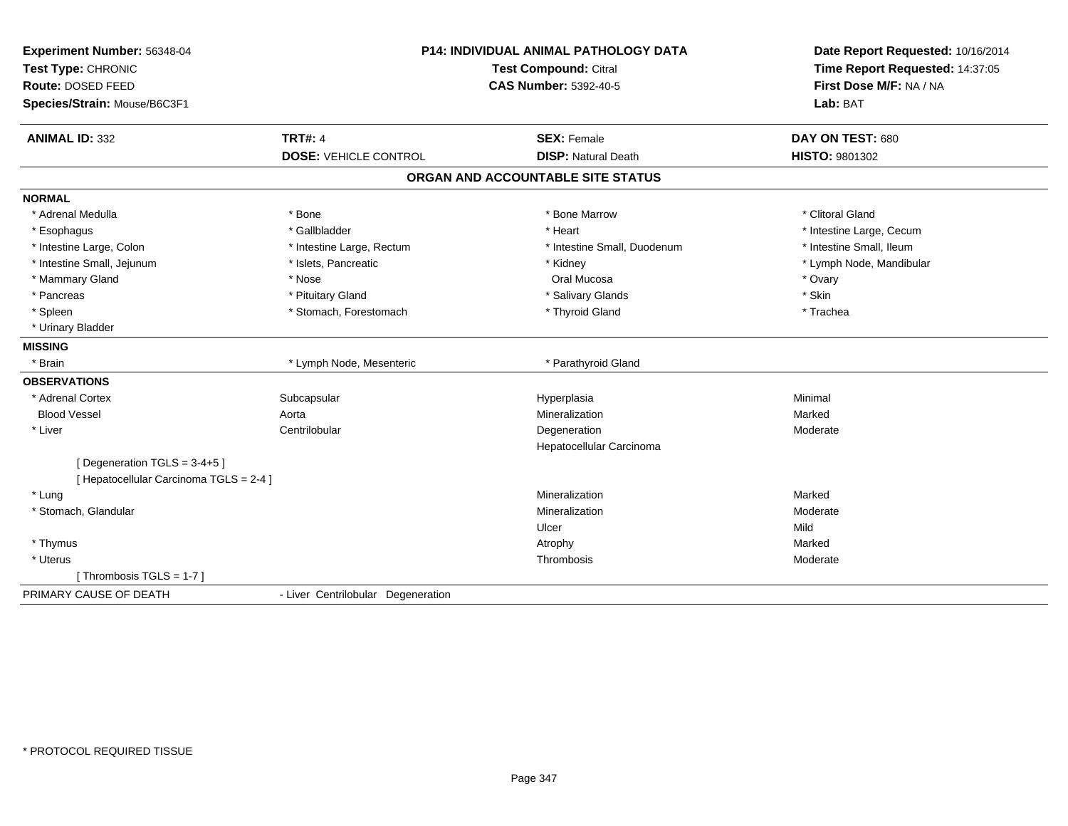**Experiment Number:** 56348-04
**Test Type:** CHRONIC
**Route:** DOSED FEED
**Species/Strain:** Mouse/B6C3F1

**P14: INDIVIDUAL ANIMAL PATHOLOGY DATA**
**Test Compound:** Citral
**CAS Number:** 5392-40-5

**Date Report Requested:** 10/16/2014
**Time Report Requested:** 14:37:05
**First Dose M/F:** NA / NA
**Lab:** BAT

| **ANIMAL ID:** 332 | **TRT#:** 4 | **SEX:** Female | **DAY ON TEST:** 680 |
|---|---|---|---|
| | **DOSE:** VEHICLE CONTROL | **DISP:** Natural Death | **HISTO:** 9801302 |

## ORGAN AND ACCOUNTABLE SITE STATUS

**NORMAL**

| | | | |
|---|---|---|---|
| * Adrenal Medulla | * Bone | * Bone Marrow | * Clitoral Gland |
| * Esophagus | * Gallbladder | * Heart | * Intestine Large, Cecum |
| * Intestine Large, Colon | * Intestine Large, Rectum | * Intestine Small, Duodenum | * Intestine Small, Ileum |
| * Intestine Small, Jejunum | * Islets, Pancreatic | * Kidney | * Lymph Node, Mandibular |
| * Mammary Gland | * Nose | Oral Mucosa | * Ovary |
| * Pancreas | * Pituitary Gland | * Salivary Glands | * Skin |
| * Spleen | * Stomach, Forestomach | * Thyroid Gland | * Trachea |
| * Urinary Bladder | | | |

**MISSING**

| | | |
|---|---|---|
| * Brain | * Lymph Node, Mesenteric | * Parathyroid Gland |

**OBSERVATIONS**

| | | | |
|---|---|---|---|
| * Adrenal Cortex | Subcapsular | Hyperplasia | Minimal |
| Blood Vessel | Aorta | Mineralization | Marked |
| * Liver | Centrilobular | Degeneration | Moderate |
| | | Hepatocellular Carcinoma | |
| [ Degeneration TGLS = 3-4+5 ] | | | |
| [ Hepatocellular Carcinoma TGLS = 2-4 ] | | | |
| * Lung | | Mineralization | Marked |
| * Stomach, Glandular | | Mineralization | Moderate |
| | | Ulcer | Mild |
| * Thymus | | Atrophy | Marked |
| * Uterus | | Thrombosis | Moderate |
| [ Thrombosis TGLS = 1-7 ] | | | |

PRIMARY CAUSE OF DEATH - Liver Centrilobular Degeneration

\* PROTOCOL REQUIRED TISSUE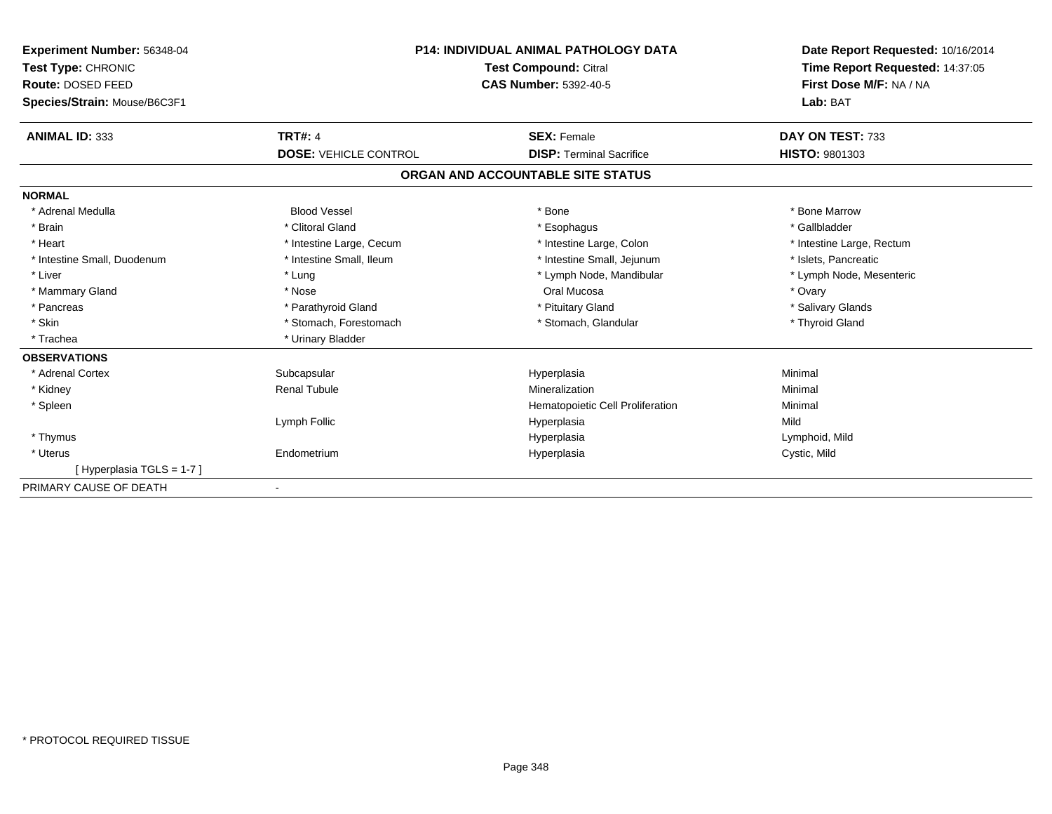**Experiment Number:** 56348-04
**Test Type:** CHRONIC
**Route:** DOSED FEED
**Species/Strain:** Mouse/B6C3F1

**P14: INDIVIDUAL ANIMAL PATHOLOGY DATA**
**Test Compound:** Citral
**CAS Number:** 5392-40-5

**Date Report Requested:** 10/16/2014
**Time Report Requested:** 14:37:05
**First Dose M/F:** NA / NA
**Lab:** BAT

| **ANIMAL ID:** 333 | **TRT#:** 4 | **SEX:** Female | **DAY ON TEST:** 733 |
|---|---|---|---|
| | **DOSE:** VEHICLE CONTROL | **DISP:** Terminal Sacrifice | **HISTO:** 9801303 |

## ORGAN AND ACCOUNTABLE SITE STATUS

**NORMAL**

| | | | |
|---|---|---|---|
| * Adrenal Medulla | Blood Vessel | * Bone | * Bone Marrow |
| * Brain | * Clitoral Gland | * Esophagus | * Gallbladder |
| * Heart | * Intestine Large, Cecum | * Intestine Large, Colon | * Intestine Large, Rectum |
| * Intestine Small, Duodenum | * Intestine Small, Ileum | * Intestine Small, Jejunum | * Islets, Pancreatic |
| * Liver | * Lung | * Lymph Node, Mandibular | * Lymph Node, Mesenteric |
| * Mammary Gland | * Nose | Oral Mucosa | * Ovary |
| * Pancreas | * Parathyroid Gland | * Pituitary Gland | * Salivary Glands |
| * Skin | * Stomach, Forestomach | * Stomach, Glandular | * Thyroid Gland |
| * Trachea | * Urinary Bladder | | |

**OBSERVATIONS**

| | | | |
|---|---|---|---|
| * Adrenal Cortex | Subcapsular | Hyperplasia | Minimal |
| * Kidney | Renal Tubule | Mineralization | Minimal |
| * Spleen | | Hematopoietic Cell Proliferation | Minimal |
| | Lymph Follic | Hyperplasia | Mild |
| * Thymus | | Hyperplasia | Lymphoid, Mild |
| * Uterus | Endometrium | Hyperplasia | Cystic, Mild |
| [ Hyperplasia TGLS = 1-7 ] | | | |

PRIMARY CAUSE OF DEATH -

* PROTOCOL REQUIRED TISSUE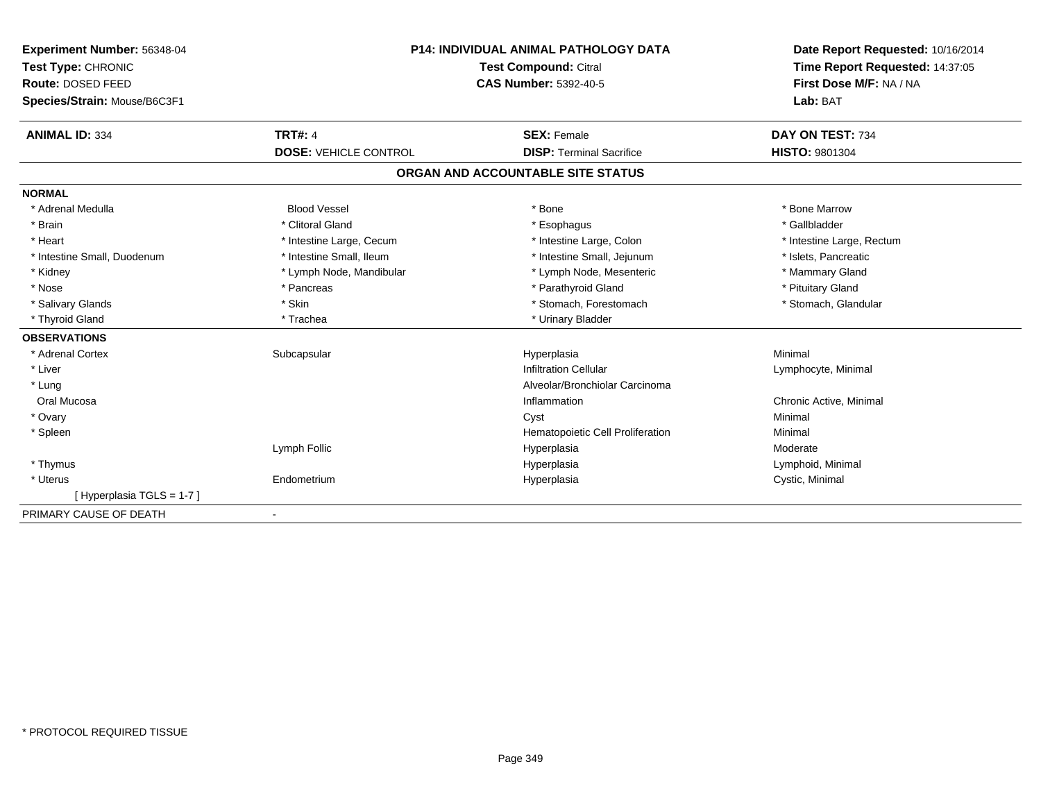**Experiment Number:** 56348-04
**Test Type:** CHRONIC
**Route:** DOSED FEED
**Species/Strain:** Mouse/B6C3F1

**P14: INDIVIDUAL ANIMAL PATHOLOGY DATA**
**Test Compound:** Citral
**CAS Number:** 5392-40-5

**Date Report Requested:** 10/16/2014
**Time Report Requested:** 14:37:05
**First Dose M/F:** NA / NA
**Lab:** BAT

| **ANIMAL ID:** 334 | **TRT#:** 4 | **SEX:** Female | **DAY ON TEST:** 734 |
|---|---|---|---|
| | **DOSE:** VEHICLE CONTROL | **DISP:** Terminal Sacrifice | **HISTO:** 9801304 |

## ORGAN AND ACCOUNTABLE SITE STATUS

**NORMAL**

| | | | |
|---|---|---|---|
| * Adrenal Medulla | Blood Vessel | * Bone | * Bone Marrow |
| * Brain | * Clitoral Gland | * Esophagus | * Gallbladder |
| * Heart | * Intestine Large, Cecum | * Intestine Large, Colon | * Intestine Large, Rectum |
| * Intestine Small, Duodenum | * Intestine Small, Ileum | * Intestine Small, Jejunum | * Islets, Pancreatic |
| * Kidney | * Lymph Node, Mandibular | * Lymph Node, Mesenteric | * Mammary Gland |
| * Nose | * Pancreas | * Parathyroid Gland | * Pituitary Gland |
| * Salivary Glands | * Skin | * Stomach, Forestomach | * Stomach, Glandular |
| * Thyroid Gland | * Trachea | * Urinary Bladder | |

**OBSERVATIONS**

| | | | |
|---|---|---|---|
| * Adrenal Cortex | Subcapsular | Hyperplasia | Minimal |
| * Liver | | Infiltration Cellular | Lymphocyte, Minimal |
| * Lung | | Alveolar/Bronchiolar Carcinoma | |
| Oral Mucosa | | Inflammation | Chronic Active, Minimal |
| * Ovary | | Cyst | Minimal |
| * Spleen | | Hematopoietic Cell Proliferation | Minimal |
| | Lymph Follic | Hyperplasia | Moderate |
| * Thymus | | Hyperplasia | Lymphoid, Minimal |
| * Uterus | Endometrium | Hyperplasia | Cystic, Minimal |
| [ Hyperplasia TGLS = 1-7 ] | | | |

PRIMARY CAUSE OF DEATH -

* PROTOCOL REQUIRED TISSUE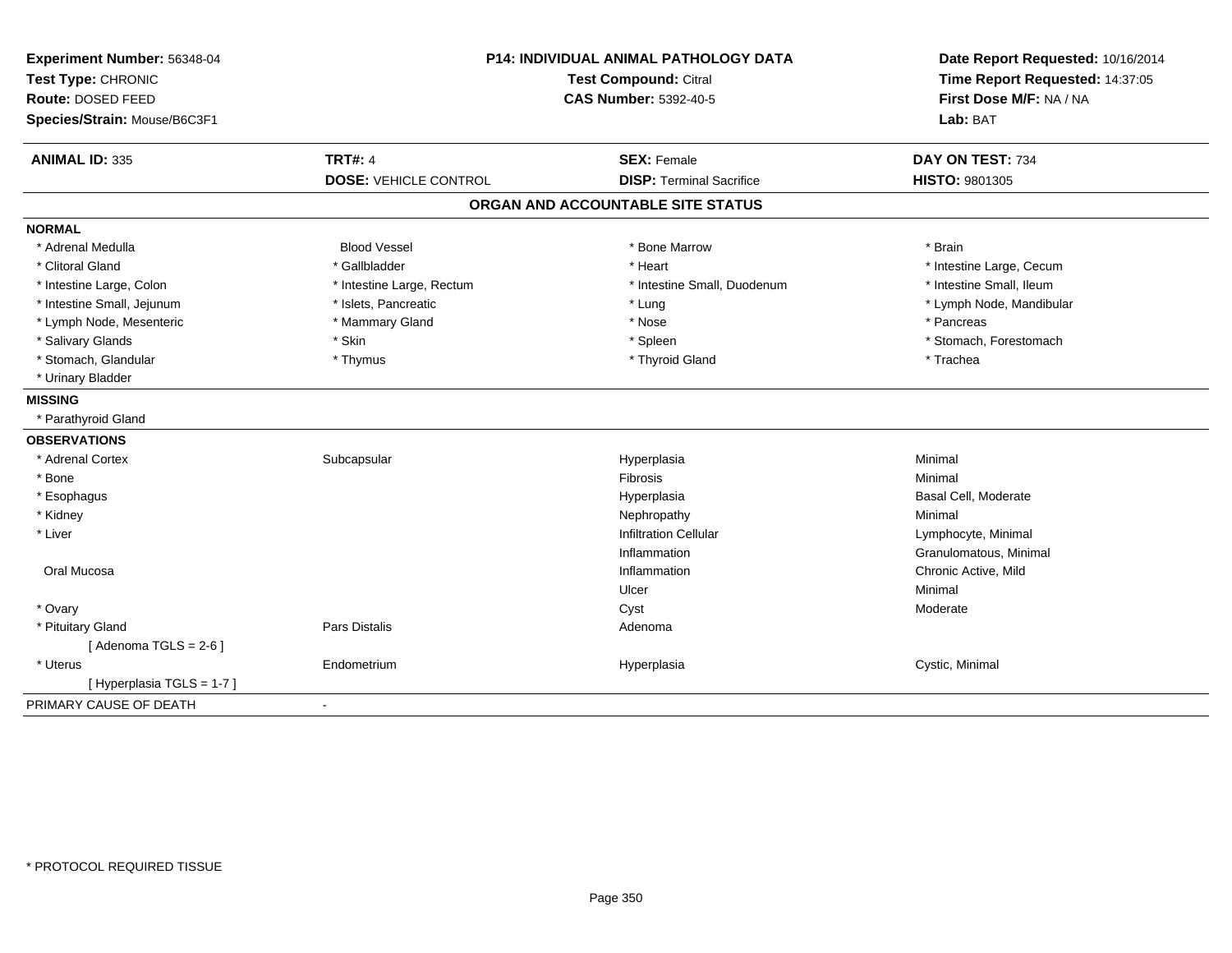**Experiment Number:** 56348-04
**Test Type:** CHRONIC
**Route:** DOSED FEED
**Species/Strain:** Mouse/B6C3F1

**P14: INDIVIDUAL ANIMAL PATHOLOGY DATA**
**Test Compound:** Citral
**CAS Number:** 5392-40-5

**Date Report Requested:** 10/16/2014
**Time Report Requested:** 14:37:05
**First Dose M/F:** NA / NA
**Lab:** BAT

| **ANIMAL ID:** 335 | **TRT#:** 4 | **SEX:** Female | **DAY ON TEST:** 734 |
|---|---|---|---|
| | **DOSE:** VEHICLE CONTROL | **DISP:** Terminal Sacrifice | **HISTO:** 9801305 |

## ORGAN AND ACCOUNTABLE SITE STATUS

**NORMAL**

| | | | |
|---|---|---|---|
| * Adrenal Medulla | Blood Vessel | * Bone Marrow | * Brain |
| * Clitoral Gland | * Gallbladder | * Heart | * Intestine Large, Cecum |
| * Intestine Large, Colon | * Intestine Large, Rectum | * Intestine Small, Duodenum | * Intestine Small, Ileum |
| * Intestine Small, Jejunum | * Islets, Pancreatic | * Lung | * Lymph Node, Mandibular |
| * Lymph Node, Mesenteric | * Mammary Gland | * Nose | * Pancreas |
| * Salivary Glands | * Skin | * Spleen | * Stomach, Forestomach |
| * Stomach, Glandular | * Thymus | * Thyroid Gland | * Trachea |
| * Urinary Bladder | | | |

**MISSING**

* Parathyroid Gland

**OBSERVATIONS**

| | | | |
|---|---|---|---|
| * Adrenal Cortex | Subcapsular | Hyperplasia | Minimal |
| * Bone | | Fibrosis | Minimal |
| * Esophagus | | Hyperplasia | Basal Cell, Moderate |
| * Kidney | | Nephropathy | Minimal |
| * Liver | | Infiltration Cellular | Lymphocyte, Minimal |
| | | Inflammation | Granulomatous, Minimal |
| Oral Mucosa | | Inflammation | Chronic Active, Mild |
| | | Ulcer | Minimal |
| * Ovary | | Cyst | Moderate |
| * Pituitary Gland | Pars Distalis | Adenoma | |
| [ Adenoma TGLS = 2-6 ] | | | |
| * Uterus | Endometrium | Hyperplasia | Cystic, Minimal |
| [ Hyperplasia TGLS = 1-7 ] | | | |

PRIMARY CAUSE OF DEATH -

* PROTOCOL REQUIRED TISSUE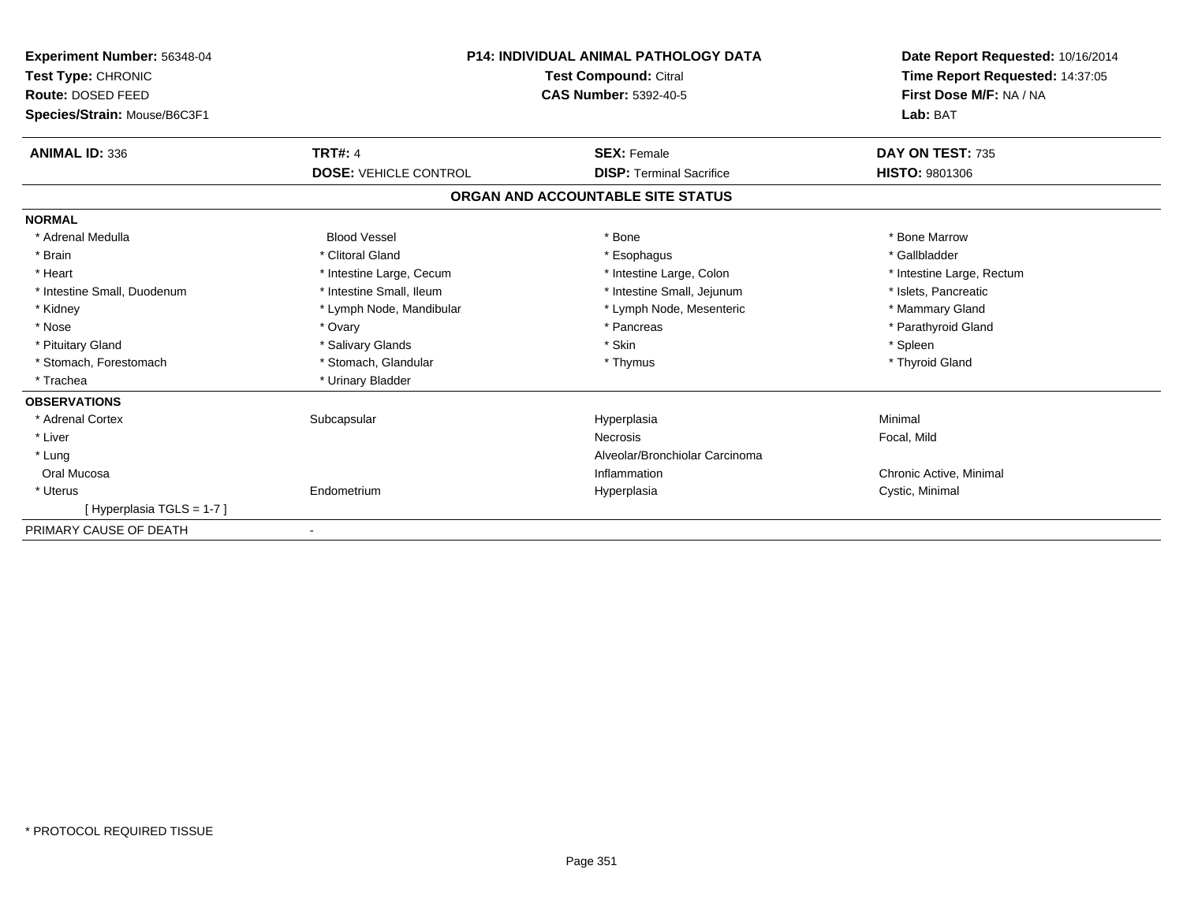**Experiment Number:** 56348-04
**Test Type:** CHRONIC
**Route:** DOSED FEED
**Species/Strain:** Mouse/B6C3F1

**P14: INDIVIDUAL ANIMAL PATHOLOGY DATA**
**Test Compound:** Citral
**CAS Number:** 5392-40-5

**Date Report Requested:** 10/16/2014
**Time Report Requested:** 14:37:05
**First Dose M/F:** NA / NA
**Lab:** BAT

| **ANIMAL ID:** 336 | **TRT#:** 4 | **SEX:** Female | **DAY ON TEST:** 735 |
|---|---|---|---|
| | **DOSE:** VEHICLE CONTROL | **DISP:** Terminal Sacrifice | **HISTO:** 9801306 |

### ORGAN AND ACCOUNTABLE SITE STATUS

| | | | |
|---|---|---|---|
| **NORMAL** | | | |
| * Adrenal Medulla | Blood Vessel | * Bone | * Bone Marrow |
| * Brain | * Clitoral Gland | * Esophagus | * Gallbladder |
| * Heart | * Intestine Large, Cecum | * Intestine Large, Colon | * Intestine Large, Rectum |
| * Intestine Small, Duodenum | * Intestine Small, Ileum | * Intestine Small, Jejunum | * Islets, Pancreatic |
| * Kidney | * Lymph Node, Mandibular | * Lymph Node, Mesenteric | * Mammary Gland |
| * Nose | * Ovary | * Pancreas | * Parathyroid Gland |
| * Pituitary Gland | * Salivary Glands | * Skin | * Spleen |
| * Stomach, Forestomach | * Stomach, Glandular | * Thymus | * Thyroid Gland |
| * Trachea | * Urinary Bladder | | |
| **OBSERVATIONS** | | | |
| * Adrenal Cortex | Subcapsular | Hyperplasia | Minimal |
| * Liver | | Necrosis | Focal, Mild |
| * Lung | | Alveolar/Bronchiolar Carcinoma | |
| Oral Mucosa | | Inflammation | Chronic Active, Minimal |
| * Uterus | Endometrium | Hyperplasia | Cystic, Minimal |
| [ Hyperplasia TGLS = 1-7 ] | | | |
| PRIMARY CAUSE OF DEATH | - | | |

\* PROTOCOL REQUIRED TISSUE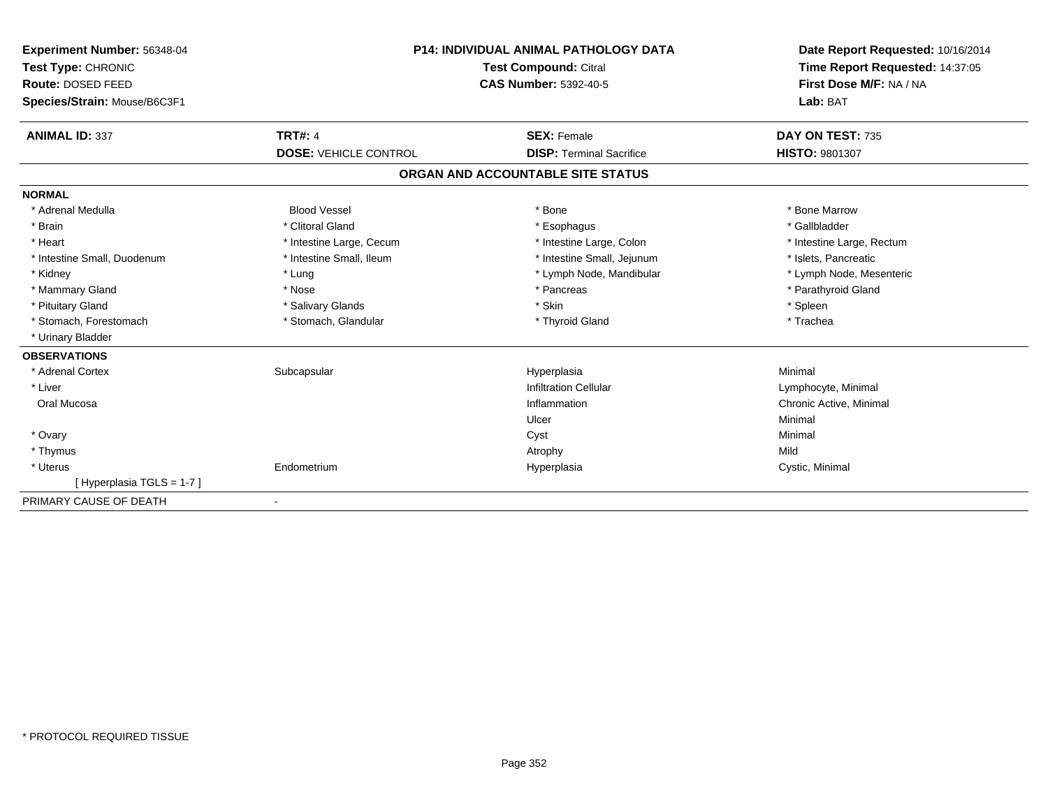**Experiment Number:** 56348-04
**Test Type:** CHRONIC
**Route:** DOSED FEED
**Species/Strain:** Mouse/B6C3F1

**P14: INDIVIDUAL ANIMAL PATHOLOGY DATA**
**Test Compound:** Citral
**CAS Number:** 5392-40-5

**Date Report Requested:** 10/16/2014
**Time Report Requested:** 14:37:05
**First Dose M/F:** NA / NA
**Lab:** BAT

| **ANIMAL ID:** 337 | **TRT#:** 4 | **SEX:** Female | **DAY ON TEST:** 735 |
|---|---|---|---|
| | **DOSE:** VEHICLE CONTROL | **DISP:** Terminal Sacrifice | **HISTO:** 9801307 |

## ORGAN AND ACCOUNTABLE SITE STATUS

**NORMAL**

| | | | |
|---|---|---|---|
| * Adrenal Medulla | Blood Vessel | * Bone | * Bone Marrow |
| * Brain | * Clitoral Gland | * Esophagus | * Gallbladder |
| * Heart | * Intestine Large, Cecum | * Intestine Large, Colon | * Intestine Large, Rectum |
| * Intestine Small, Duodenum | * Intestine Small, Ileum | * Intestine Small, Jejunum | * Islets, Pancreatic |
| * Kidney | * Lung | * Lymph Node, Mandibular | * Lymph Node, Mesenteric |
| * Mammary Gland | * Nose | * Pancreas | * Parathyroid Gland |
| * Pituitary Gland | * Salivary Glands | * Skin | * Spleen |
| * Stomach, Forestomach | * Stomach, Glandular | * Thyroid Gland | * Trachea |
| * Urinary Bladder | | | |

**OBSERVATIONS**

| | | | |
|---|---|---|---|
| * Adrenal Cortex | Subcapsular | Hyperplasia | Minimal |
| * Liver | | Infiltration Cellular | Lymphocyte, Minimal |
| Oral Mucosa | | Inflammation | Chronic Active, Minimal |
| | | Ulcer | Minimal |
| * Ovary | | Cyst | Minimal |
| * Thymus | | Atrophy | Mild |
| * Uterus | Endometrium | Hyperplasia | Cystic, Minimal |
| [ Hyperplasia TGLS = 1-7 ] | | | |

PRIMARY CAUSE OF DEATH -

* PROTOCOL REQUIRED TISSUE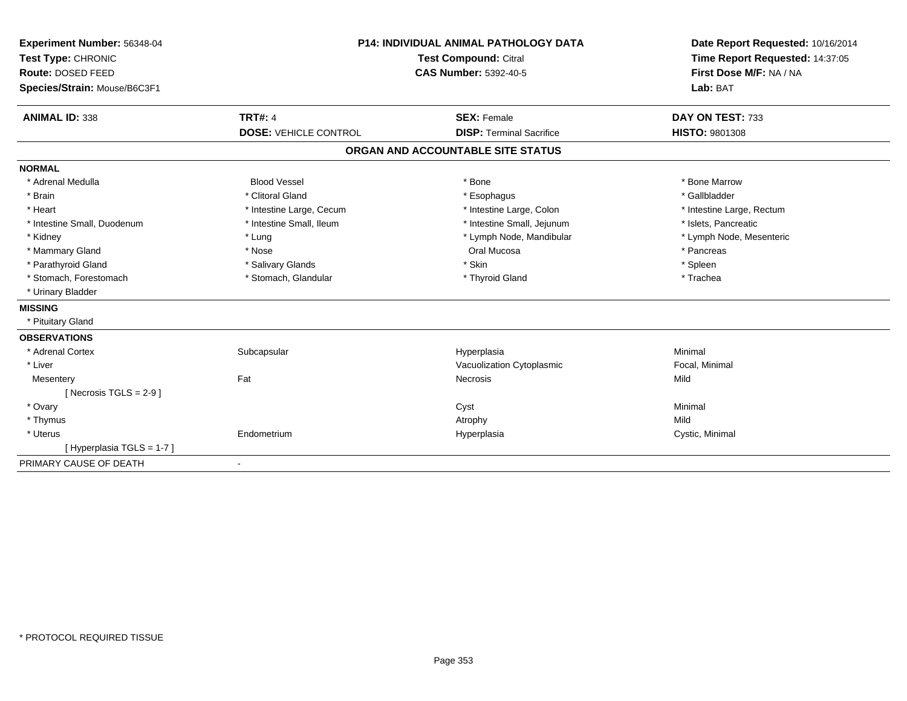**Experiment Number:** 56348-04
**Test Type:** CHRONIC
**Route:** DOSED FEED
**Species/Strain:** Mouse/B6C3F1

**P14: INDIVIDUAL ANIMAL PATHOLOGY DATA**
**Test Compound:** Citral
**CAS Number:** 5392-40-5

**Date Report Requested:** 10/16/2014
**Time Report Requested:** 14:37:05
**First Dose M/F:** NA / NA
**Lab:** BAT

| **ANIMAL ID:** 338 | **TRT#:** 4 | **SEX:** Female | **DAY ON TEST:** 733 |
|---|---|---|---|
| | **DOSE:** VEHICLE CONTROL | **DISP:** Terminal Sacrifice | **HISTO:** 9801308 |

## ORGAN AND ACCOUNTABLE SITE STATUS

**NORMAL**

| | | | |
|---|---|---|---|
| * Adrenal Medulla | Blood Vessel | * Bone | * Bone Marrow |
| * Brain | * Clitoral Gland | * Esophagus | * Gallbladder |
| * Heart | * Intestine Large, Cecum | * Intestine Large, Colon | * Intestine Large, Rectum |
| * Intestine Small, Duodenum | * Intestine Small, Ileum | * Intestine Small, Jejunum | * Islets, Pancreatic |
| * Kidney | * Lung | * Lymph Node, Mandibular | * Lymph Node, Mesenteric |
| * Mammary Gland | * Nose | Oral Mucosa | * Pancreas |
| * Parathyroid Gland | * Salivary Glands | * Skin | * Spleen |
| * Stomach, Forestomach | * Stomach, Glandular | * Thyroid Gland | * Trachea |
| * Urinary Bladder | | | |

**MISSING**

* Pituitary Gland

**OBSERVATIONS**

| | | | |
|---|---|---|---|
| * Adrenal Cortex | Subcapsular | Hyperplasia | Minimal |
| * Liver | | Vacuolization Cytoplasmic | Focal, Minimal |
| Mesentery | Fat | Necrosis | Mild |
| [ Necrosis TGLS = 2-9 ] | | | |
| * Ovary | | Cyst | Minimal |
| * Thymus | | Atrophy | Mild |
| * Uterus | Endometrium | Hyperplasia | Cystic, Minimal |
| [ Hyperplasia TGLS = 1-7 ] | | | |

PRIMARY CAUSE OF DEATH -

* PROTOCOL REQUIRED TISSUE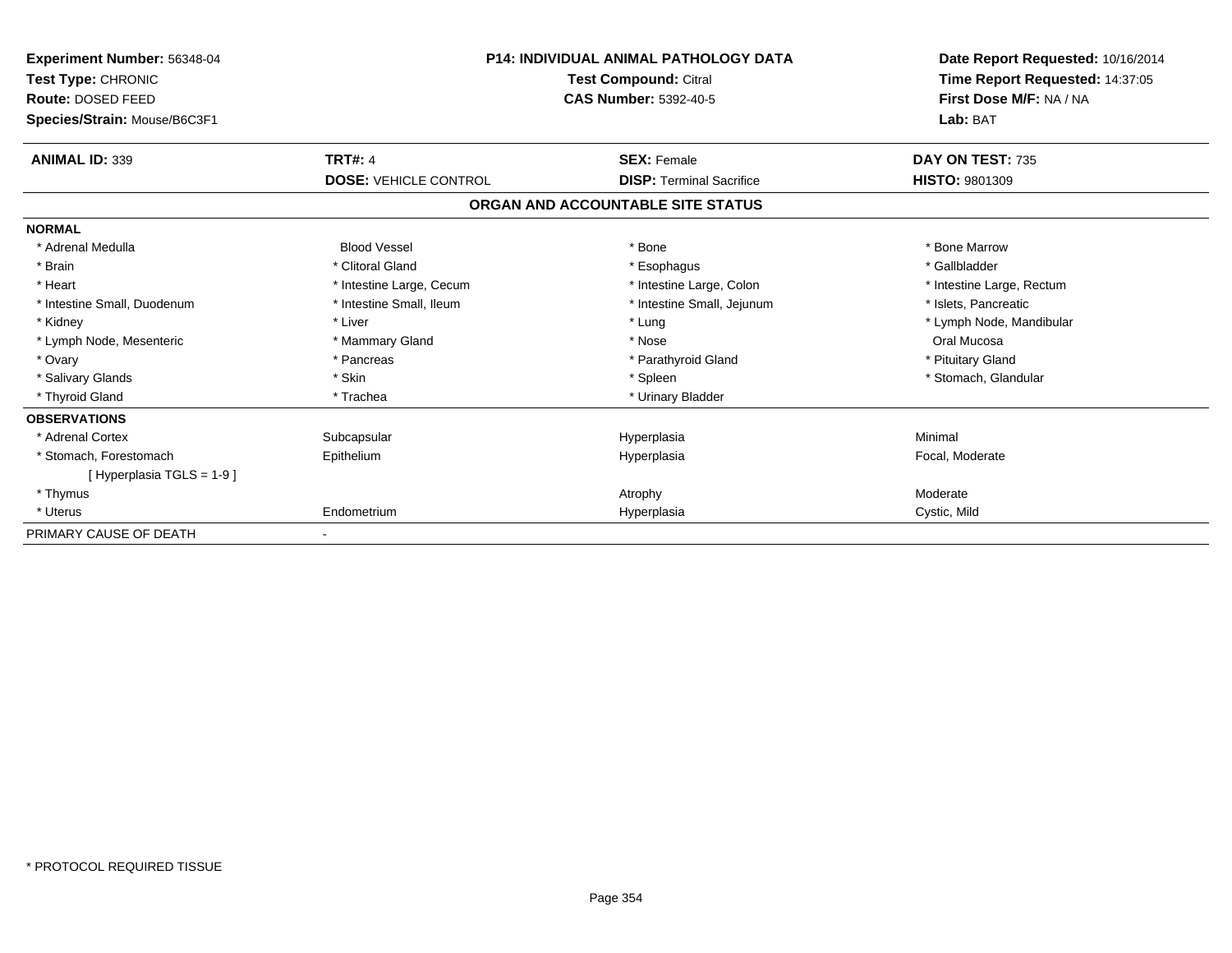**Experiment Number:** 56348-04
**Test Type:** CHRONIC
**Route:** DOSED FEED
**Species/Strain:** Mouse/B6C3F1

**P14: INDIVIDUAL ANIMAL PATHOLOGY DATA**
**Test Compound:** Citral
**CAS Number:** 5392-40-5

**Date Report Requested:** 10/16/2014
**Time Report Requested:** 14:37:05
**First Dose M/F:** NA / NA
**Lab:** BAT

| **ANIMAL ID:** 339 | **TRT#:** 4 | **SEX:** Female | **DAY ON TEST:** 735 |
|---|---|---|---|
| | **DOSE:** VEHICLE CONTROL | **DISP:** Terminal Sacrifice | **HISTO:** 9801309 |

**ORGAN AND ACCOUNTABLE SITE STATUS**

**NORMAL**

| | | | |
|---|---|---|---|
| * Adrenal Medulla | Blood Vessel | * Bone | * Bone Marrow |
| * Brain | * Clitoral Gland | * Esophagus | * Gallbladder |
| * Heart | * Intestine Large, Cecum | * Intestine Large, Colon | * Intestine Large, Rectum |
| * Intestine Small, Duodenum | * Intestine Small, Ileum | * Intestine Small, Jejunum | * Islets, Pancreatic |
| * Kidney | * Liver | * Lung | * Lymph Node, Mandibular |
| * Lymph Node, Mesenteric | * Mammary Gland | * Nose | Oral Mucosa |
| * Ovary | * Pancreas | * Parathyroid Gland | * Pituitary Gland |
| * Salivary Glands | * Skin | * Spleen | * Stomach, Glandular |
| * Thyroid Gland | * Trachea | * Urinary Bladder | |

**OBSERVATIONS**

| | | | |
|---|---|---|---|
| * Adrenal Cortex | Subcapsular | Hyperplasia | Minimal |
| * Stomach, Forestomach | Epithelium | Hyperplasia | Focal, Moderate |
| [ Hyperplasia TGLS = 1-9 ] | | | |
| * Thymus | | Atrophy | Moderate |
| * Uterus | Endometrium | Hyperplasia | Cystic, Mild |

PRIMARY CAUSE OF DEATH -

* PROTOCOL REQUIRED TISSUE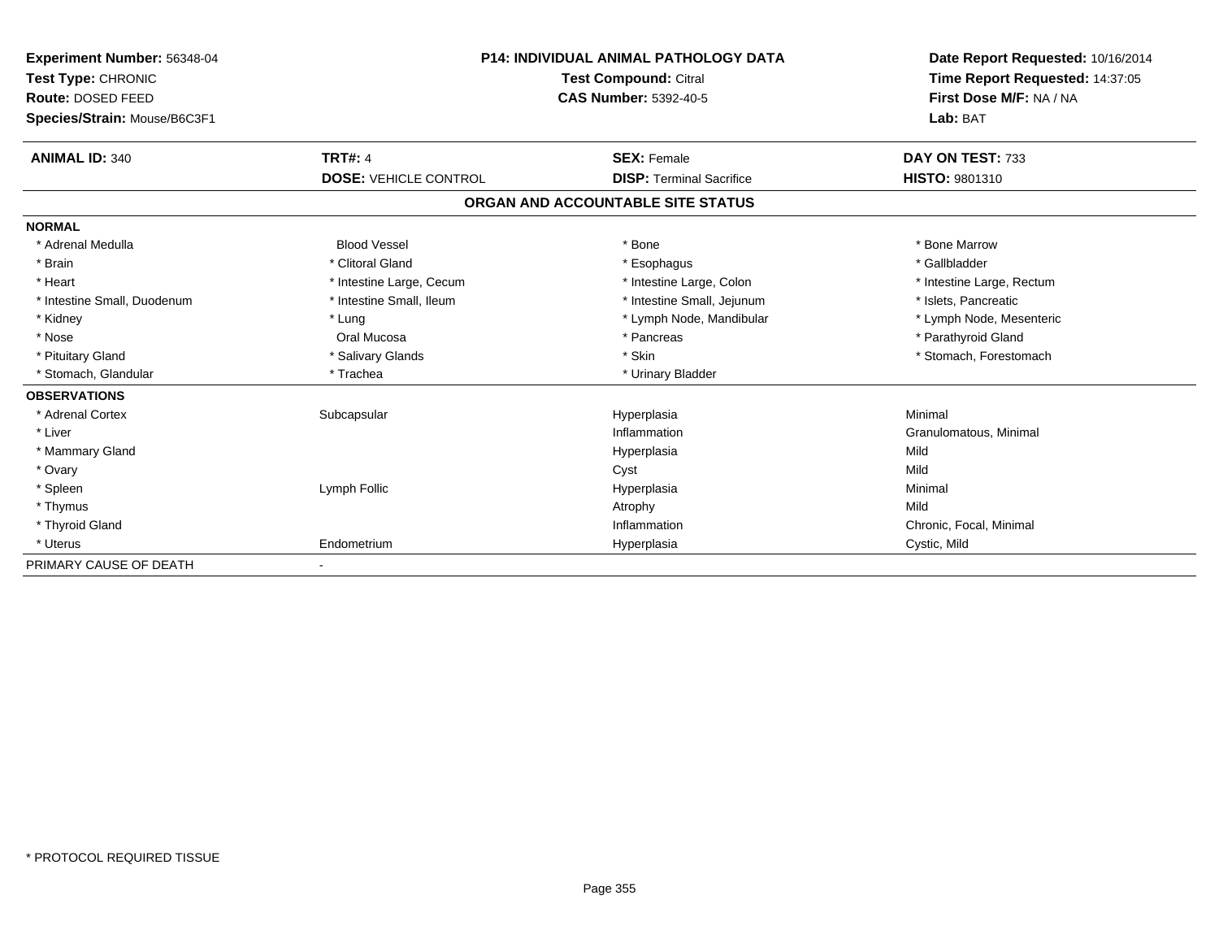**Experiment Number:** 56348-04
**Test Type:** CHRONIC
**Route:** DOSED FEED
**Species/Strain:** Mouse/B6C3F1

**P14: INDIVIDUAL ANIMAL PATHOLOGY DATA**
**Test Compound:** Citral
**CAS Number:** 5392-40-5

**Date Report Requested:** 10/16/2014
**Time Report Requested:** 14:37:05
**First Dose M/F:** NA / NA
**Lab:** BAT

| **ANIMAL ID:** 340 | **TRT#:** 4 | **SEX:** Female | **DAY ON TEST:** 733 |
|---|---|---|---|
| | **DOSE:** VEHICLE CONTROL | **DISP:** Terminal Sacrifice | **HISTO:** 9801310 |

## ORGAN AND ACCOUNTABLE SITE STATUS

**NORMAL**

| | | | |
|---|---|---|---|
| * Adrenal Medulla | Blood Vessel | * Bone | * Bone Marrow |
| * Brain | * Clitoral Gland | * Esophagus | * Gallbladder |
| * Heart | * Intestine Large, Cecum | * Intestine Large, Colon | * Intestine Large, Rectum |
| * Intestine Small, Duodenum | * Intestine Small, Ileum | * Intestine Small, Jejunum | * Islets, Pancreatic |
| * Kidney | * Lung | * Lymph Node, Mandibular | * Lymph Node, Mesenteric |
| * Nose | Oral Mucosa | * Pancreas | * Parathyroid Gland |
| * Pituitary Gland | * Salivary Glands | * Skin | * Stomach, Forestomach |
| * Stomach, Glandular | * Trachea | * Urinary Bladder | |

**OBSERVATIONS**

| | | | |
|---|---|---|---|
| * Adrenal Cortex | Subcapsular | Hyperplasia | Minimal |
| * Liver | | Inflammation | Granulomatous, Minimal |
| * Mammary Gland | | Hyperplasia | Mild |
| * Ovary | | Cyst | Mild |
| * Spleen | Lymph Follic | Hyperplasia | Minimal |
| * Thymus | | Atrophy | Mild |
| * Thyroid Gland | | Inflammation | Chronic, Focal, Minimal |
| * Uterus | Endometrium | Hyperplasia | Cystic, Mild |

PRIMARY CAUSE OF DEATH -

* PROTOCOL REQUIRED TISSUE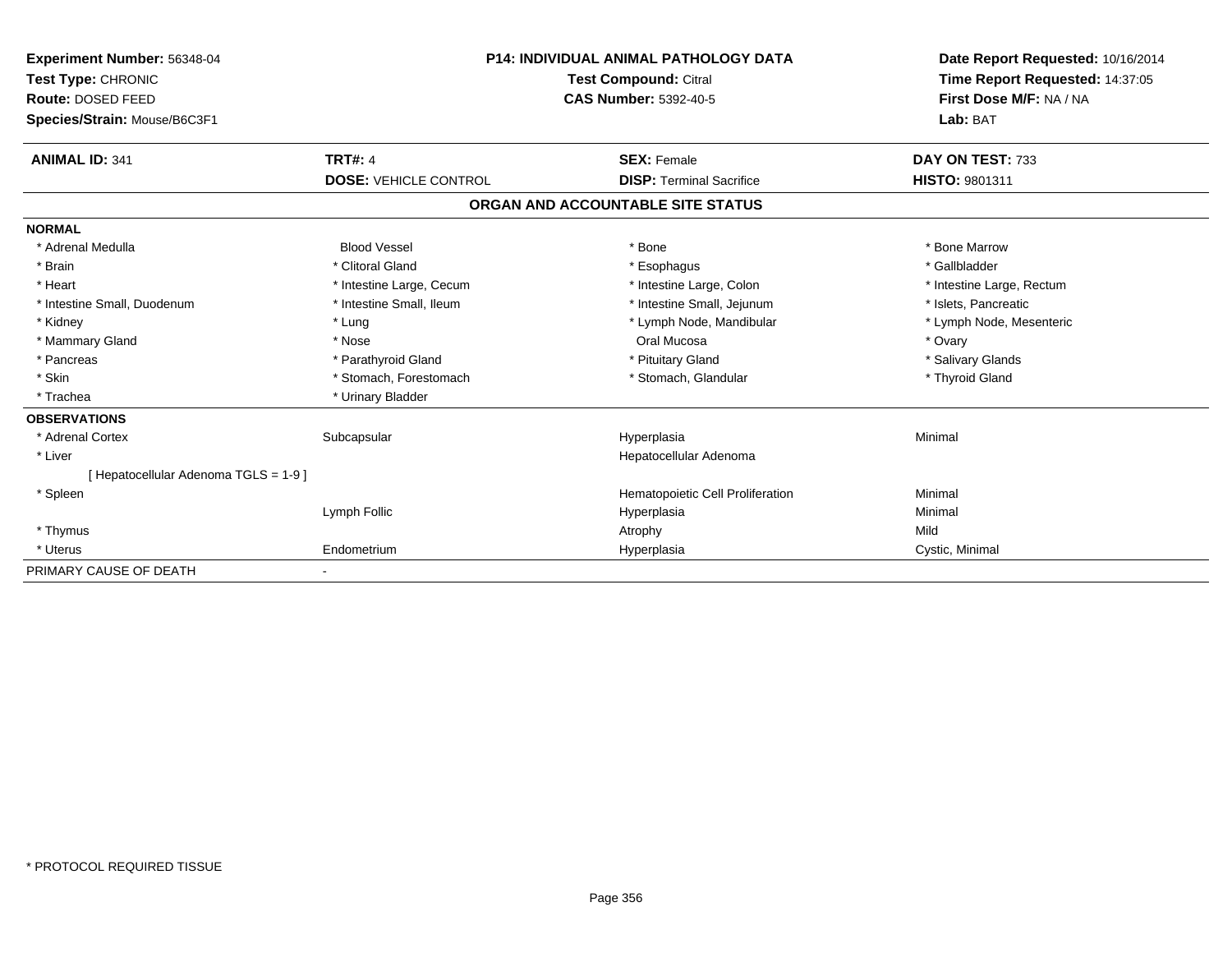**Experiment Number:** 56348-04
**Test Type:** CHRONIC
**Route:** DOSED FEED
**Species/Strain:** Mouse/B6C3F1

**P14: INDIVIDUAL ANIMAL PATHOLOGY DATA**
**Test Compound:** Citral
**CAS Number:** 5392-40-5

**Date Report Requested:** 10/16/2014
**Time Report Requested:** 14:37:05
**First Dose M/F:** NA / NA
**Lab:** BAT

| **ANIMAL ID:** 341 | **TRT#:** 4 | **SEX:** Female | **DAY ON TEST:** 733 |
|---|---|---|---|
| | **DOSE:** VEHICLE CONTROL | **DISP:** Terminal Sacrifice | **HISTO:** 9801311 |

## ORGAN AND ACCOUNTABLE SITE STATUS

**NORMAL**

| | | | |
|---|---|---|---|
| * Adrenal Medulla | Blood Vessel | * Bone | * Bone Marrow |
| * Brain | * Clitoral Gland | * Esophagus | * Gallbladder |
| * Heart | * Intestine Large, Cecum | * Intestine Large, Colon | * Intestine Large, Rectum |
| * Intestine Small, Duodenum | * Intestine Small, Ileum | * Intestine Small, Jejunum | * Islets, Pancreatic |
| * Kidney | * Lung | * Lymph Node, Mandibular | * Lymph Node, Mesenteric |
| * Mammary Gland | * Nose | Oral Mucosa | * Ovary |
| * Pancreas | * Parathyroid Gland | * Pituitary Gland | * Salivary Glands |
| * Skin | * Stomach, Forestomach | * Stomach, Glandular | * Thyroid Gland |
| * Trachea | * Urinary Bladder | | |

**OBSERVATIONS**

| | | | |
|---|---|---|---|
| * Adrenal Cortex | Subcapsular | Hyperplasia | Minimal |
| * Liver | | Hepatocellular Adenoma | |
| [ Hepatocellular Adenoma TGLS = 1-9 ] | | | |
| * Spleen | | Hematopoietic Cell Proliferation | Minimal |
| | Lymph Follic | Hyperplasia | Minimal |
| * Thymus | | Atrophy | Mild |
| * Uterus | Endometrium | Hyperplasia | Cystic, Minimal |

PRIMARY CAUSE OF DEATH -

* PROTOCOL REQUIRED TISSUE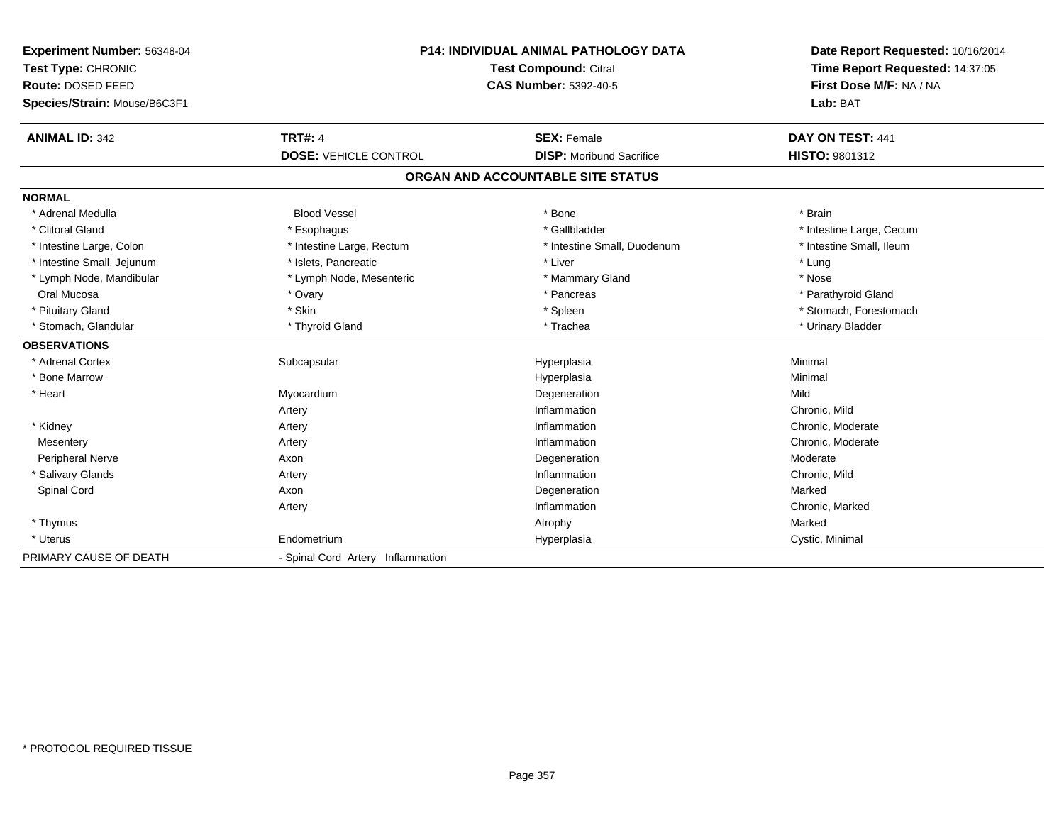**Experiment Number:** 56348-04
**Test Type:** CHRONIC
**Route:** DOSED FEED
**Species/Strain:** Mouse/B6C3F1

**P14: INDIVIDUAL ANIMAL PATHOLOGY DATA**
**Test Compound:** Citral
**CAS Number:** 5392-40-5

**Date Report Requested:** 10/16/2014
**Time Report Requested:** 14:37:05
**First Dose M/F:** NA / NA
**Lab:** BAT

| **ANIMAL ID:** 342 | **TRT#:** 4 | **SEX:** Female | **DAY ON TEST:** 441 |
|---|---|---|---|
| | **DOSE:** VEHICLE CONTROL | **DISP:** Moribund Sacrifice | **HISTO:** 9801312 |

## ORGAN AND ACCOUNTABLE SITE STATUS

**NORMAL**

| | | | |
|---|---|---|---|
| * Adrenal Medulla | Blood Vessel | * Bone | * Brain |
| * Clitoral Gland | * Esophagus | * Gallbladder | * Intestine Large, Cecum |
| * Intestine Large, Colon | * Intestine Large, Rectum | * Intestine Small, Duodenum | * Intestine Small, Ileum |
| * Intestine Small, Jejunum | * Islets, Pancreatic | * Liver | * Lung |
| * Lymph Node, Mandibular | * Lymph Node, Mesenteric | * Mammary Gland | * Nose |
| Oral Mucosa | * Ovary | * Pancreas | * Parathyroid Gland |
| * Pituitary Gland | * Skin | * Spleen | * Stomach, Forestomach |
| * Stomach, Glandular | * Thyroid Gland | * Trachea | * Urinary Bladder |

**OBSERVATIONS**

| | | | |
|---|---|---|---|
| * Adrenal Cortex | Subcapsular | Hyperplasia | Minimal |
| * Bone Marrow | | Hyperplasia | Minimal |
| * Heart | Myocardium | Degeneration | Mild |
| | Artery | Inflammation | Chronic, Mild |
| * Kidney | Artery | Inflammation | Chronic, Moderate |
| Mesentery | Artery | Inflammation | Chronic, Moderate |
| Peripheral Nerve | Axon | Degeneration | Moderate |
| * Salivary Glands | Artery | Inflammation | Chronic, Mild |
| Spinal Cord | Axon | Degeneration | Marked |
| | Artery | Inflammation | Chronic, Marked |
| * Thymus | | Atrophy | Marked |
| * Uterus | Endometrium | Hyperplasia | Cystic, Minimal |

PRIMARY CAUSE OF DEATH - Spinal Cord Artery Inflammation

* PROTOCOL REQUIRED TISSUE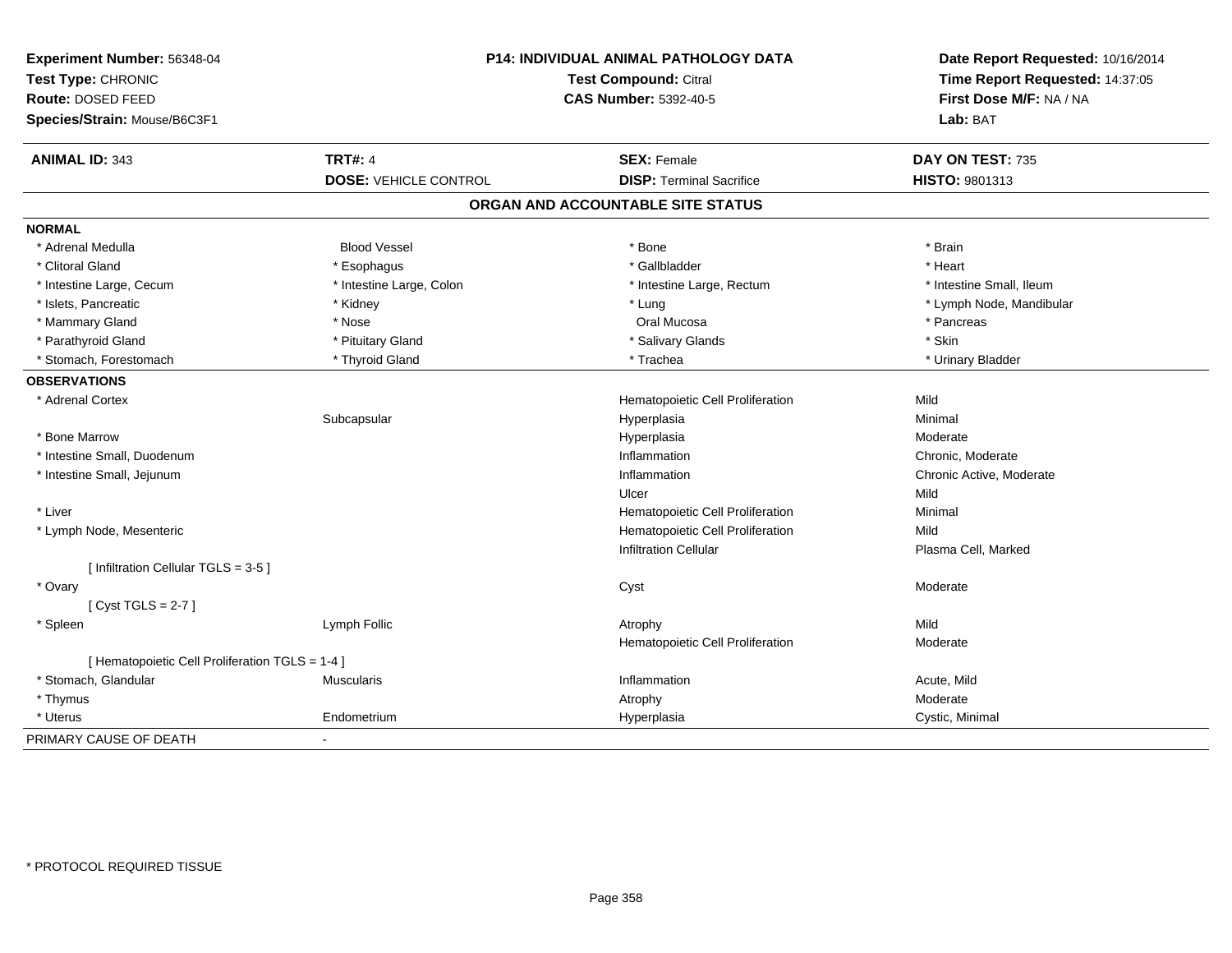**Experiment Number:** 56348-04
**Test Type:** CHRONIC
**Route:** DOSED FEED
**Species/Strain:** Mouse/B6C3F1

**P14: INDIVIDUAL ANIMAL PATHOLOGY DATA**
**Test Compound:** Citral
**CAS Number:** 5392-40-5

**Date Report Requested:** 10/16/2014
**Time Report Requested:** 14:37:05
**First Dose M/F:** NA / NA
**Lab:** BAT

| **ANIMAL ID:** 343 | **TRT#:** 4 | **SEX:** Female | **DAY ON TEST:** 735 |
|---|---|---|---|
| | **DOSE:** VEHICLE CONTROL | **DISP:** Terminal Sacrifice | **HISTO:** 9801313 |

## ORGAN AND ACCOUNTABLE SITE STATUS

**NORMAL**

| | | | |
|---|---|---|---|
| * Adrenal Medulla | Blood Vessel | * Bone | * Brain |
| * Clitoral Gland | * Esophagus | * Gallbladder | * Heart |
| * Intestine Large, Cecum | * Intestine Large, Colon | * Intestine Large, Rectum | * Intestine Small, Ileum |
| * Islets, Pancreatic | * Kidney | * Lung | * Lymph Node, Mandibular |
| * Mammary Gland | * Nose | Oral Mucosa | * Pancreas |
| * Parathyroid Gland | * Pituitary Gland | * Salivary Glands | * Skin |
| * Stomach, Forestomach | * Thyroid Gland | * Trachea | * Urinary Bladder |

**OBSERVATIONS**

| | | | |
|---|---|---|---|
| * Adrenal Cortex | | Hematopoietic Cell Proliferation | Mild |
| | Subcapsular | Hyperplasia | Minimal |
| * Bone Marrow | | Hyperplasia | Moderate |
| * Intestine Small, Duodenum | | Inflammation | Chronic, Moderate |
| * Intestine Small, Jejunum | | Inflammation | Chronic Active, Moderate |
| | | Ulcer | Mild |
| * Liver | | Hematopoietic Cell Proliferation | Minimal |
| * Lymph Node, Mesenteric | | Hematopoietic Cell Proliferation | Mild |
| | | Infiltration Cellular | Plasma Cell, Marked |
| [ Infiltration Cellular TGLS = 3-5 ] | | | |
| * Ovary | | Cyst | Moderate |
| [ Cyst TGLS = 2-7 ] | | | |
| * Spleen | Lymph Follic | Atrophy | Mild |
| | | Hematopoietic Cell Proliferation | Moderate |
| [ Hematopoietic Cell Proliferation TGLS = 1-4 ] | | | |
| * Stomach, Glandular | Muscularis | Inflammation | Acute, Mild |
| * Thymus | | Atrophy | Moderate |
| * Uterus | Endometrium | Hyperplasia | Cystic, Minimal |

PRIMARY CAUSE OF DEATH -

* PROTOCOL REQUIRED TISSUE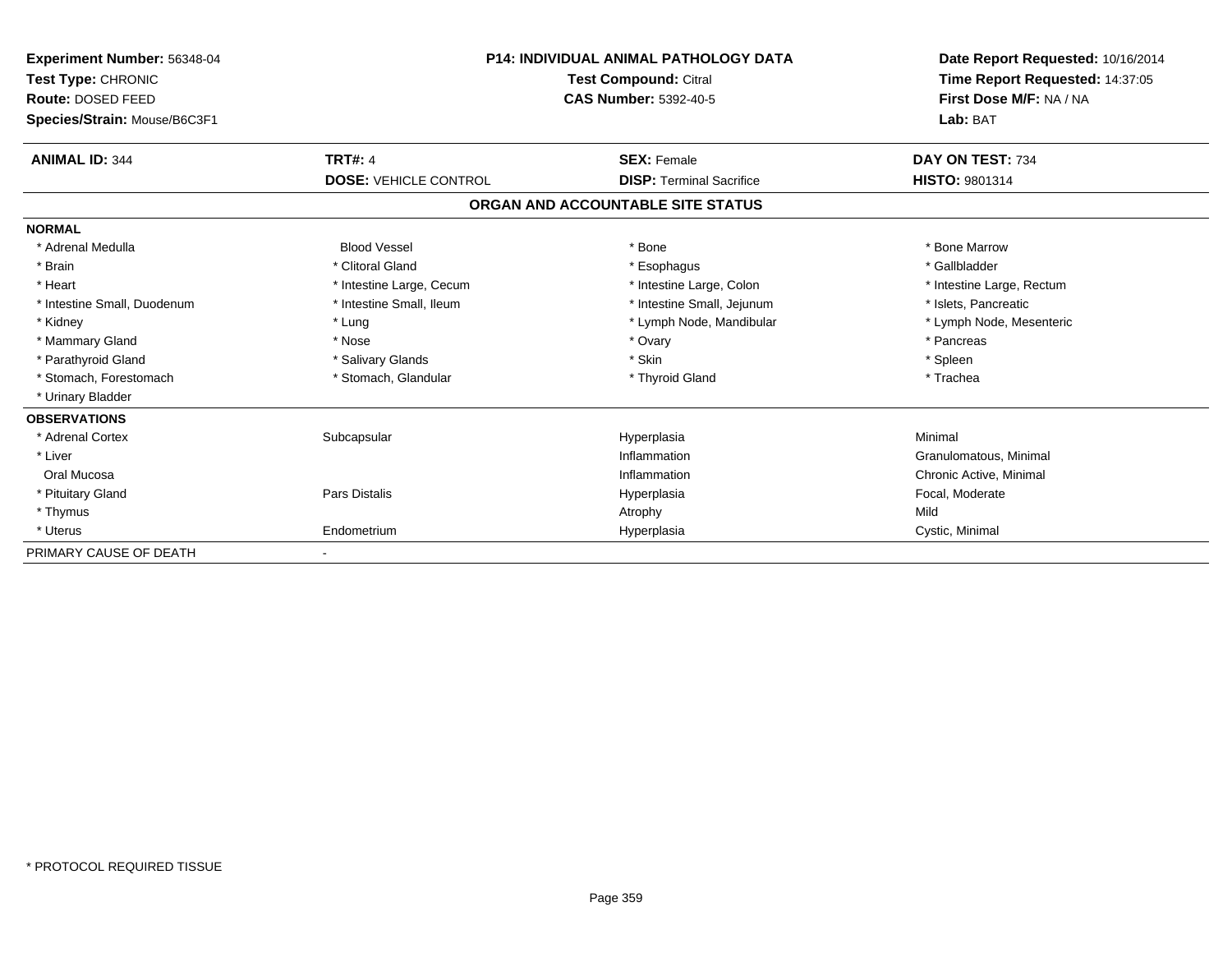**Experiment Number:** 56348-04
**Test Type:** CHRONIC
**Route:** DOSED FEED
**Species/Strain:** Mouse/B6C3F1

**P14: INDIVIDUAL ANIMAL PATHOLOGY DATA**
**Test Compound:** Citral
**CAS Number:** 5392-40-5

**Date Report Requested:** 10/16/2014
**Time Report Requested:** 14:37:05
**First Dose M/F:** NA / NA
**Lab:** BAT

| **ANIMAL ID:** 344 | **TRT#:** 4 | **SEX:** Female | **DAY ON TEST:** 734 |
|---|---|---|---|
| | **DOSE:** VEHICLE CONTROL | **DISP:** Terminal Sacrifice | **HISTO:** 9801314 |

## ORGAN AND ACCOUNTABLE SITE STATUS

**NORMAL**

| | | | |
|---|---|---|---|
| * Adrenal Medulla | Blood Vessel | * Bone | * Bone Marrow |
| * Brain | * Clitoral Gland | * Esophagus | * Gallbladder |
| * Heart | * Intestine Large, Cecum | * Intestine Large, Colon | * Intestine Large, Rectum |
| * Intestine Small, Duodenum | * Intestine Small, Ileum | * Intestine Small, Jejunum | * Islets, Pancreatic |
| * Kidney | * Lung | * Lymph Node, Mandibular | * Lymph Node, Mesenteric |
| * Mammary Gland | * Nose | * Ovary | * Pancreas |
| * Parathyroid Gland | * Salivary Glands | * Skin | * Spleen |
| * Stomach, Forestomach | * Stomach, Glandular | * Thyroid Gland | * Trachea |
| * Urinary Bladder | | | |

**OBSERVATIONS**

| | | | |
|---|---|---|---|
| * Adrenal Cortex | Subcapsular | Hyperplasia | Minimal |
| * Liver | | Inflammation | Granulomatous, Minimal |
| Oral Mucosa | | Inflammation | Chronic Active, Minimal |
| * Pituitary Gland | Pars Distalis | Hyperplasia | Focal, Moderate |
| * Thymus | | Atrophy | Mild |
| * Uterus | Endometrium | Hyperplasia | Cystic, Minimal |

PRIMARY CAUSE OF DEATH -

* PROTOCOL REQUIRED TISSUE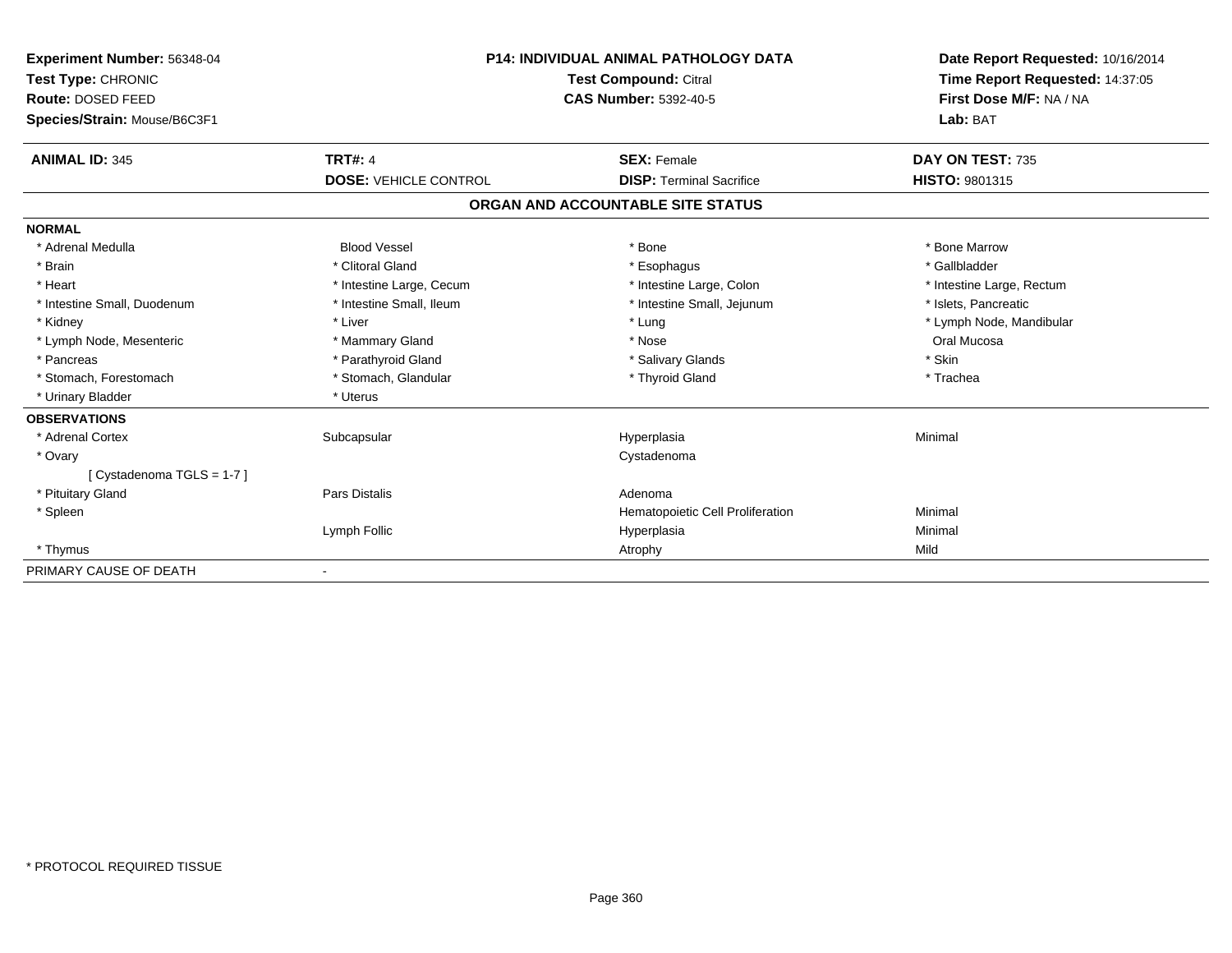**Experiment Number:** 56348-04
**Test Type:** CHRONIC
**Route:** DOSED FEED
**Species/Strain:** Mouse/B6C3F1

**P14: INDIVIDUAL ANIMAL PATHOLOGY DATA**
**Test Compound:** Citral
**CAS Number:** 5392-40-5

**Date Report Requested:** 10/16/2014
**Time Report Requested:** 14:37:05
**First Dose M/F:** NA / NA
**Lab:** BAT

| **ANIMAL ID:** 345 | **TRT#:** 4 | **SEX:** Female | **DAY ON TEST:** 735 |
|---|---|---|---|
| | **DOSE:** VEHICLE CONTROL | **DISP:** Terminal Sacrifice | **HISTO:** 9801315 |

## ORGAN AND ACCOUNTABLE SITE STATUS

**NORMAL**

| | | | |
|---|---|---|---|
| * Adrenal Medulla | Blood Vessel | * Bone | * Bone Marrow |
| * Brain | * Clitoral Gland | * Esophagus | * Gallbladder |
| * Heart | * Intestine Large, Cecum | * Intestine Large, Colon | * Intestine Large, Rectum |
| * Intestine Small, Duodenum | * Intestine Small, Ileum | * Intestine Small, Jejunum | * Islets, Pancreatic |
| * Kidney | * Liver | * Lung | * Lymph Node, Mandibular |
| * Lymph Node, Mesenteric | * Mammary Gland | * Nose | Oral Mucosa |
| * Pancreas | * Parathyroid Gland | * Salivary Glands | * Skin |
| * Stomach, Forestomach | * Stomach, Glandular | * Thyroid Gland | * Trachea |
| * Urinary Bladder | * Uterus | | |

**OBSERVATIONS**

| | | | |
|---|---|---|---|
| * Adrenal Cortex | Subcapsular | Hyperplasia | Minimal |
| * Ovary | | Cystadenoma | |
| [ Cystadenoma TGLS = 1-7 ] | | | |
| * Pituitary Gland | Pars Distalis | Adenoma | |
| * Spleen | | Hematopoietic Cell Proliferation | Minimal |
| | Lymph Follic | Hyperplasia | Minimal |
| * Thymus | | Atrophy | Mild |

PRIMARY CAUSE OF DEATH -

* PROTOCOL REQUIRED TISSUE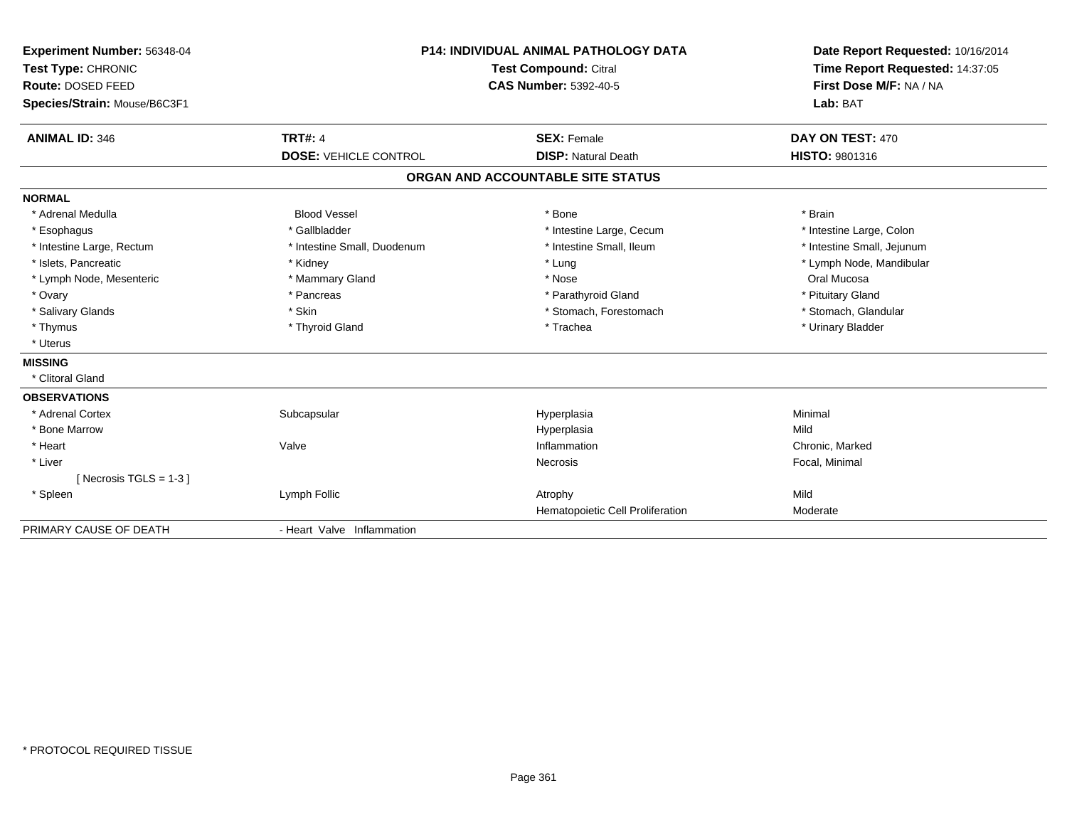**Experiment Number:** 56348-04
**Test Type:** CHRONIC
**Route:** DOSED FEED
**Species/Strain:** Mouse/B6C3F1

**P14: INDIVIDUAL ANIMAL PATHOLOGY DATA**
**Test Compound:** Citral
**CAS Number:** 5392-40-5

**Date Report Requested:** 10/16/2014
**Time Report Requested:** 14:37:05
**First Dose M/F:** NA / NA
**Lab:** BAT

| **ANIMAL ID:** 346 | **TRT#:** 4 | **SEX:** Female | **DAY ON TEST:** 470 |
|---|---|---|---|
| | **DOSE:** VEHICLE CONTROL | **DISP:** Natural Death | **HISTO:** 9801316 |

## ORGAN AND ACCOUNTABLE SITE STATUS

**NORMAL**

| | | | |
|---|---|---|---|
| * Adrenal Medulla | Blood Vessel | * Bone | * Brain |
| * Esophagus | * Gallbladder | * Intestine Large, Cecum | * Intestine Large, Colon |
| * Intestine Large, Rectum | * Intestine Small, Duodenum | * Intestine Small, Ileum | * Intestine Small, Jejunum |
| * Islets, Pancreatic | * Kidney | * Lung | * Lymph Node, Mandibular |
| * Lymph Node, Mesenteric | * Mammary Gland | * Nose | Oral Mucosa |
| * Ovary | * Pancreas | * Parathyroid Gland | * Pituitary Gland |
| * Salivary Glands | * Skin | * Stomach, Forestomach | * Stomach, Glandular |
| * Thymus | * Thyroid Gland | * Trachea | * Urinary Bladder |
| * Uterus | | | |

**MISSING**

* Clitoral Gland

**OBSERVATIONS**

| | | | |
|---|---|---|---|
| * Adrenal Cortex | Subcapsular | Hyperplasia | Minimal |
| * Bone Marrow | | Hyperplasia | Mild |
| * Heart | Valve | Inflammation | Chronic, Marked |
| * Liver | | Necrosis | Focal, Minimal |
| [ Necrosis TGLS = 1-3 ] | | | |
| * Spleen | Lymph Follic | Atrophy | Mild |
| | | Hematopoietic Cell Proliferation | Moderate |

| PRIMARY CAUSE OF DEATH | - Heart Valve Inflammation |
|---|---|

* PROTOCOL REQUIRED TISSUE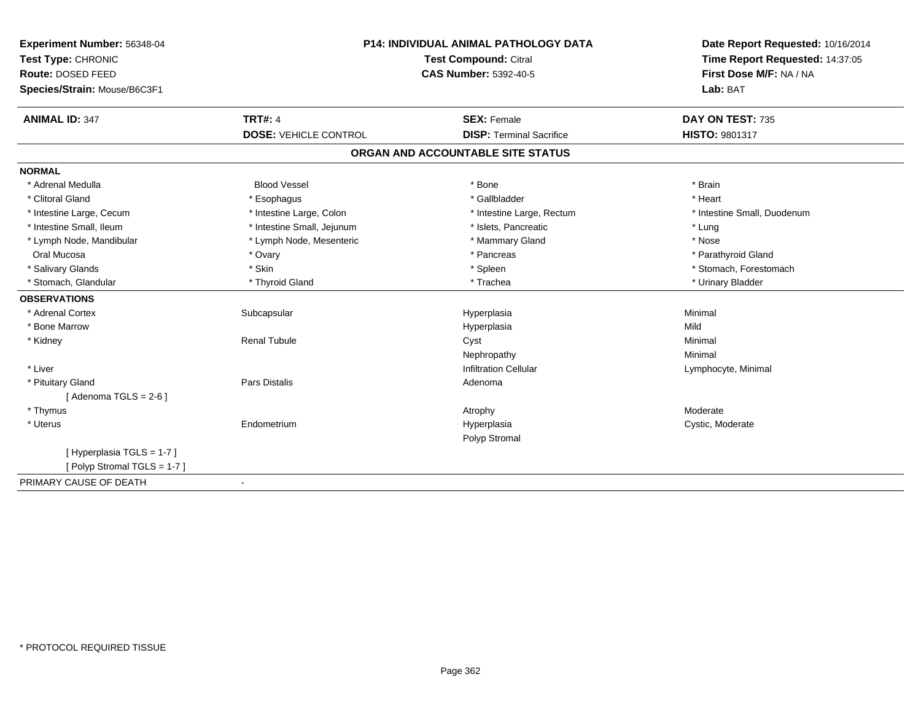**Experiment Number:** 56348-04
**Test Type:** CHRONIC
**Route:** DOSED FEED
**Species/Strain:** Mouse/B6C3F1

**P14: INDIVIDUAL ANIMAL PATHOLOGY DATA**
**Test Compound:** Citral
**CAS Number:** 5392-40-5

**Date Report Requested:** 10/16/2014
**Time Report Requested:** 14:37:05
**First Dose M/F:** NA / NA
**Lab:** BAT

| **ANIMAL ID:** 347 | **TRT#:** 4 | **SEX:** Female | **DAY ON TEST:** 735 |
|---|---|---|---|
| | **DOSE:** VEHICLE CONTROL | **DISP:** Terminal Sacrifice | **HISTO:** 9801317 |

## ORGAN AND ACCOUNTABLE SITE STATUS

**NORMAL**

| | | | |
|---|---|---|---|
| * Adrenal Medulla | Blood Vessel | * Bone | * Brain |
| * Clitoral Gland | * Esophagus | * Gallbladder | * Heart |
| * Intestine Large, Cecum | * Intestine Large, Colon | * Intestine Large, Rectum | * Intestine Small, Duodenum |
| * Intestine Small, Ileum | * Intestine Small, Jejunum | * Islets, Pancreatic | * Lung |
| * Lymph Node, Mandibular | * Lymph Node, Mesenteric | * Mammary Gland | * Nose |
| Oral Mucosa | * Ovary | * Pancreas | * Parathyroid Gland |
| * Salivary Glands | * Skin | * Spleen | * Stomach, Forestomach |
| * Stomach, Glandular | * Thyroid Gland | * Trachea | * Urinary Bladder |

**OBSERVATIONS**

| | | | |
|---|---|---|---|
| * Adrenal Cortex | Subcapsular | Hyperplasia | Minimal |
| * Bone Marrow | | Hyperplasia | Mild |
| * Kidney | Renal Tubule | Cyst | Minimal |
| | | Nephropathy | Minimal |
| * Liver | | Infiltration Cellular | Lymphocyte, Minimal |
| * Pituitary Gland | Pars Distalis | Adenoma | |
| [ Adenoma TGLS = 2-6 ] | | | |
| * Thymus | | Atrophy | Moderate |
| * Uterus | Endometrium | Hyperplasia | Cystic, Moderate |
| | | Polyp Stromal | |
| [ Hyperplasia TGLS = 1-7 ] | | | |
| [ Polyp Stromal TGLS = 1-7 ] | | | |

PRIMARY CAUSE OF DEATH -

* PROTOCOL REQUIRED TISSUE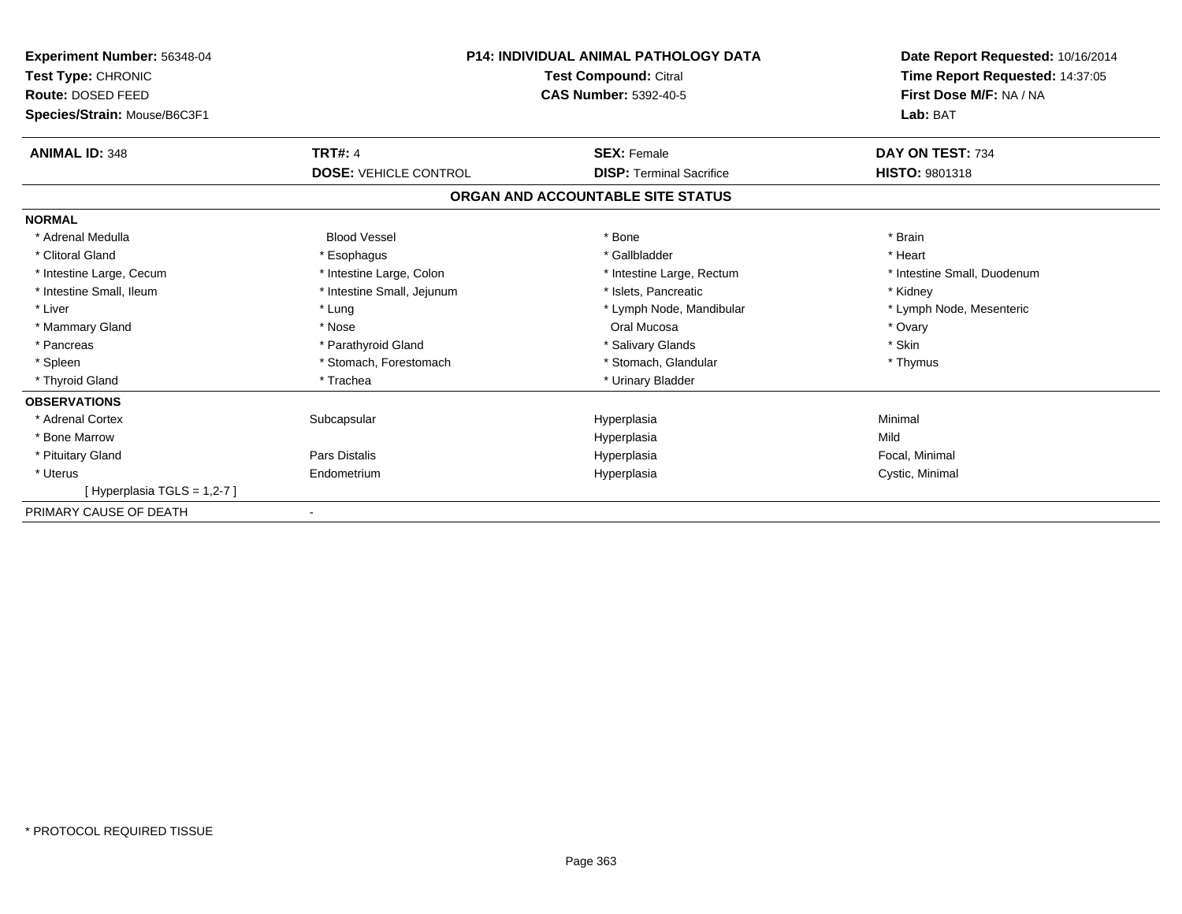**Experiment Number:** 56348-04
**Test Type:** CHRONIC
**Route:** DOSED FEED
**Species/Strain:** Mouse/B6C3F1

**P14: INDIVIDUAL ANIMAL PATHOLOGY DATA**
**Test Compound:** Citral
**CAS Number:** 5392-40-5

**Date Report Requested:** 10/16/2014
**Time Report Requested:** 14:37:05
**First Dose M/F:** NA / NA
**Lab:** BAT

| **ANIMAL ID:** 348 | **TRT#:** 4 | **SEX:** Female | **DAY ON TEST:** 734 |
|---|---|---|---|
| | **DOSE:** VEHICLE CONTROL | **DISP:** Terminal Sacrifice | **HISTO:** 9801318 |

## ORGAN AND ACCOUNTABLE SITE STATUS

| | | | |
|---|---|---|---|
| **NORMAL** | | | |
| * Adrenal Medulla | Blood Vessel | * Bone | * Brain |
| * Clitoral Gland | * Esophagus | * Gallbladder | * Heart |
| * Intestine Large, Cecum | * Intestine Large, Colon | * Intestine Large, Rectum | * Intestine Small, Duodenum |
| * Intestine Small, Ileum | * Intestine Small, Jejunum | * Islets, Pancreatic | * Kidney |
| * Liver | * Lung | * Lymph Node, Mandibular | * Lymph Node, Mesenteric |
| * Mammary Gland | * Nose | Oral Mucosa | * Ovary |
| * Pancreas | * Parathyroid Gland | * Salivary Glands | * Skin |
| * Spleen | * Stomach, Forestomach | * Stomach, Glandular | * Thymus |
| * Thyroid Gland | * Trachea | * Urinary Bladder | |
| **OBSERVATIONS** | | | |
| * Adrenal Cortex | Subcapsular | Hyperplasia | Minimal |
| * Bone Marrow | | Hyperplasia | Mild |
| * Pituitary Gland | Pars Distalis | Hyperplasia | Focal, Minimal |
| * Uterus | Endometrium | Hyperplasia | Cystic, Minimal |
| [ Hyperplasia TGLS = 1,2-7 ] | | | |
| PRIMARY CAUSE OF DEATH | - | | |

* PROTOCOL REQUIRED TISSUE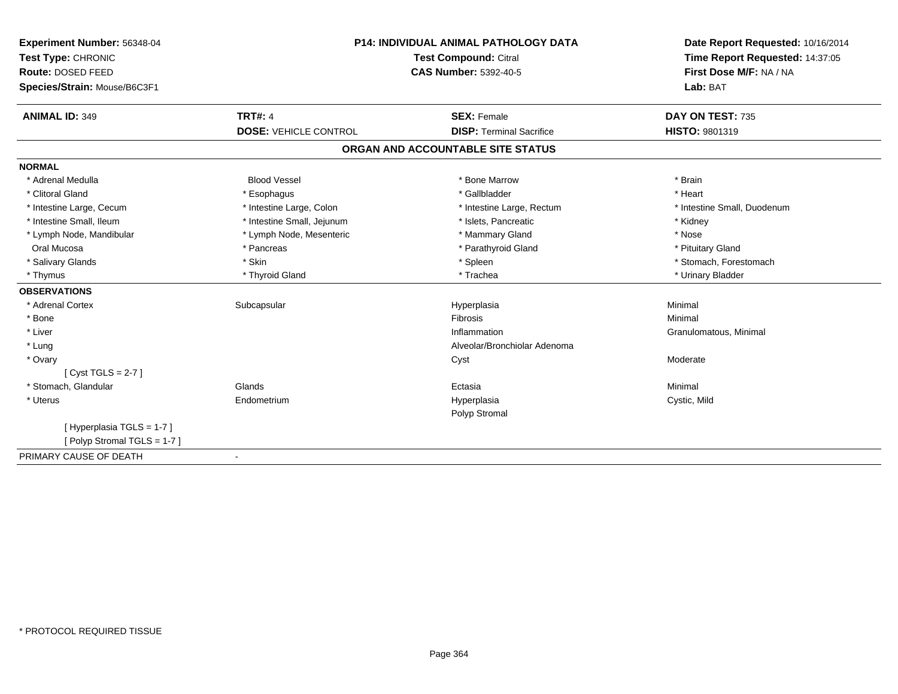**Experiment Number:** 56348-04
**Test Type:** CHRONIC
**Route:** DOSED FEED
**Species/Strain:** Mouse/B6C3F1

**P14: INDIVIDUAL ANIMAL PATHOLOGY DATA**
**Test Compound:** Citral
**CAS Number:** 5392-40-5

**Date Report Requested:** 10/16/2014
**Time Report Requested:** 14:37:05
**First Dose M/F:** NA / NA
**Lab:** BAT

| **ANIMAL ID:** 349 | **TRT#:** 4 | **SEX:** Female | **DAY ON TEST:** 735 |
|---|---|---|---|
| | **DOSE:** VEHICLE CONTROL | **DISP:** Terminal Sacrifice | **HISTO:** 9801319 |

## ORGAN AND ACCOUNTABLE SITE STATUS

**NORMAL**

| | | | |
|---|---|---|---|
| * Adrenal Medulla | Blood Vessel | * Bone Marrow | * Brain |
| * Clitoral Gland | * Esophagus | * Gallbladder | * Heart |
| * Intestine Large, Cecum | * Intestine Large, Colon | * Intestine Large, Rectum | * Intestine Small, Duodenum |
| * Intestine Small, Ileum | * Intestine Small, Jejunum | * Islets, Pancreatic | * Kidney |
| * Lymph Node, Mandibular | * Lymph Node, Mesenteric | * Mammary Gland | * Nose |
| Oral Mucosa | * Pancreas | * Parathyroid Gland | * Pituitary Gland |
| * Salivary Glands | * Skin | * Spleen | * Stomach, Forestomach |
| * Thymus | * Thyroid Gland | * Trachea | * Urinary Bladder |

**OBSERVATIONS**

| | | | |
|---|---|---|---|
| * Adrenal Cortex | Subcapsular | Hyperplasia | Minimal |
| * Bone | | Fibrosis | Minimal |
| * Liver | | Inflammation | Granulomatous, Minimal |
| * Lung | | Alveolar/Bronchiolar Adenoma | |
| * Ovary | | Cyst | Moderate |
| [ Cyst TGLS = 2-7 ] | | | |
| * Stomach, Glandular | Glands | Ectasia | Minimal |
| * Uterus | Endometrium | Hyperplasia | Cystic, Mild |
| | | Polyp Stromal | |
| [ Hyperplasia TGLS = 1-7 ] | | | |
| [ Polyp Stromal TGLS = 1-7 ] | | | |

PRIMARY CAUSE OF DEATH -

* PROTOCOL REQUIRED TISSUE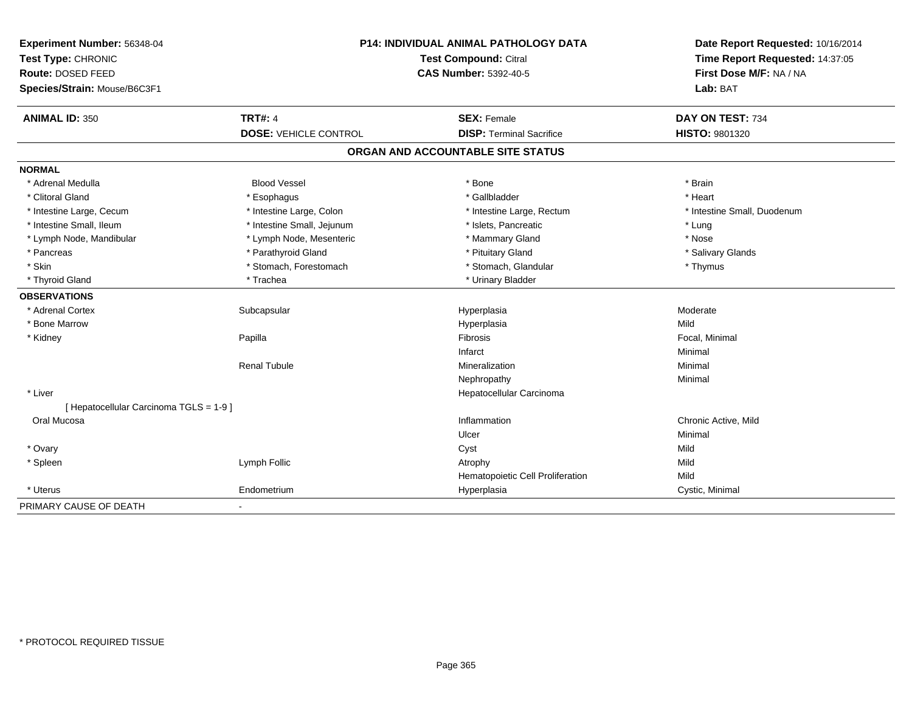**Experiment Number:** 56348-04
**Test Type:** CHRONIC
**Route:** DOSED FEED
**Species/Strain:** Mouse/B6C3F1

**P14: INDIVIDUAL ANIMAL PATHOLOGY DATA**
**Test Compound:** Citral
**CAS Number:** 5392-40-5

**Date Report Requested:** 10/16/2014
**Time Report Requested:** 14:37:05
**First Dose M/F:** NA / NA
**Lab:** BAT

| **ANIMAL ID:** 350 | **TRT#:** 4 | **SEX:** Female | **DAY ON TEST:** 734 |
|---|---|---|---|
| | **DOSE:** VEHICLE CONTROL | **DISP:** Terminal Sacrifice | **HISTO:** 9801320 |

## ORGAN AND ACCOUNTABLE SITE STATUS

**NORMAL**

| | | | |
|---|---|---|---|
| * Adrenal Medulla | Blood Vessel | * Bone | * Brain |
| * Clitoral Gland | * Esophagus | * Gallbladder | * Heart |
| * Intestine Large, Cecum | * Intestine Large, Colon | * Intestine Large, Rectum | * Intestine Small, Duodenum |
| * Intestine Small, Ileum | * Intestine Small, Jejunum | * Islets, Pancreatic | * Lung |
| * Lymph Node, Mandibular | * Lymph Node, Mesenteric | * Mammary Gland | * Nose |
| * Pancreas | * Parathyroid Gland | * Pituitary Gland | * Salivary Glands |
| * Skin | * Stomach, Forestomach | * Stomach, Glandular | * Thymus |
| * Thyroid Gland | * Trachea | * Urinary Bladder | |

**OBSERVATIONS**

| | | | |
|---|---|---|---|
| * Adrenal Cortex | Subcapsular | Hyperplasia | Moderate |
| * Bone Marrow | | Hyperplasia | Mild |
| * Kidney | Papilla | Fibrosis | Focal, Minimal |
| | | Infarct | Minimal |
| | Renal Tubule | Mineralization | Minimal |
| | | Nephropathy | Minimal |
| * Liver | | Hepatocellular Carcinoma | |
| [ Hepatocellular Carcinoma TGLS = 1-9 ] | | | |
| Oral Mucosa | | Inflammation | Chronic Active, Mild |
| | | Ulcer | Minimal |
| * Ovary | | Cyst | Mild |
| * Spleen | Lymph Follic | Atrophy | Mild |
| | | Hematopoietic Cell Proliferation | Mild |
| * Uterus | Endometrium | Hyperplasia | Cystic, Minimal |

PRIMARY CAUSE OF DEATH -

* PROTOCOL REQUIRED TISSUE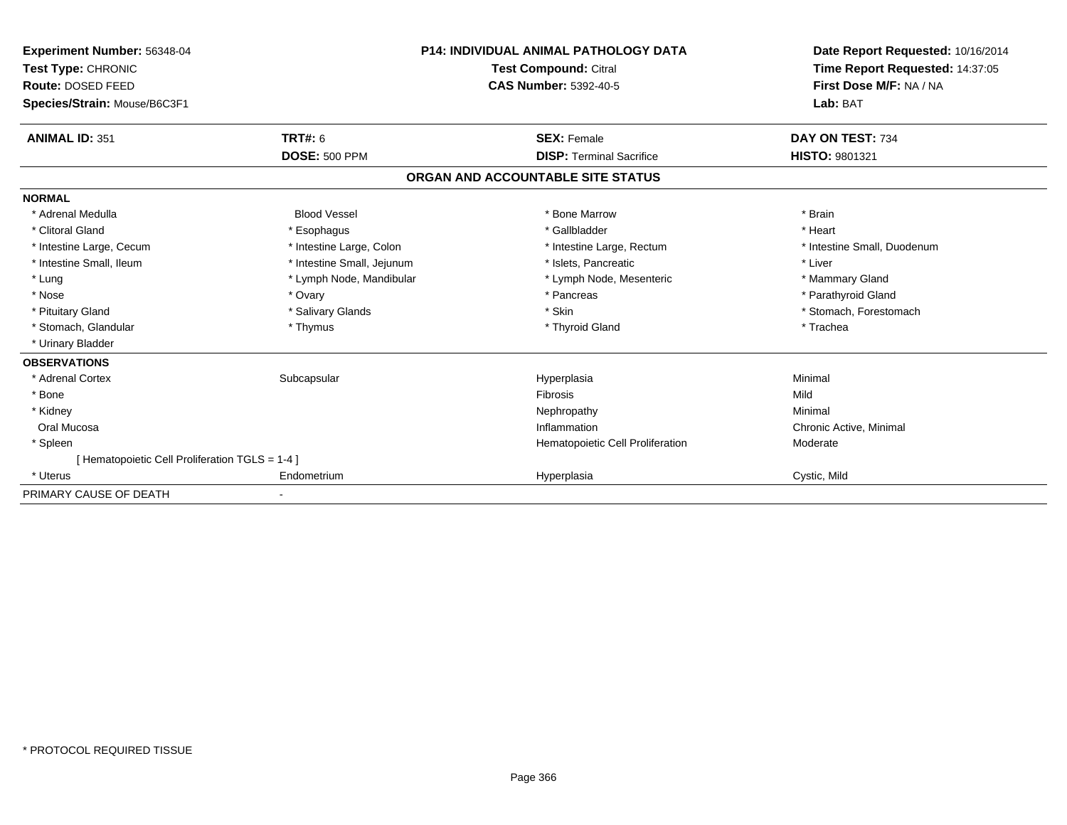**Experiment Number:** 56348-04
**Test Type:** CHRONIC
**Route:** DOSED FEED
**Species/Strain:** Mouse/B6C3F1

**P14: INDIVIDUAL ANIMAL PATHOLOGY DATA**
**Test Compound:** Citral
**CAS Number:** 5392-40-5

**Date Report Requested:** 10/16/2014
**Time Report Requested:** 14:37:05
**First Dose M/F:** NA / NA
**Lab:** BAT

| **ANIMAL ID:** 351 | **TRT#:** 6 | **SEX:** Female | **DAY ON TEST:** 734 |
|---|---|---|---|
| | **DOSE:** 500 PPM | **DISP:** Terminal Sacrifice | **HISTO:** 9801321 |

## ORGAN AND ACCOUNTABLE SITE STATUS

**NORMAL**

| | | | |
|---|---|---|---|
| * Adrenal Medulla | Blood Vessel | * Bone Marrow | * Brain |
| * Clitoral Gland | * Esophagus | * Gallbladder | * Heart |
| * Intestine Large, Cecum | * Intestine Large, Colon | * Intestine Large, Rectum | * Intestine Small, Duodenum |
| * Intestine Small, Ileum | * Intestine Small, Jejunum | * Islets, Pancreatic | * Liver |
| * Lung | * Lymph Node, Mandibular | * Lymph Node, Mesenteric | * Mammary Gland |
| * Nose | * Ovary | * Pancreas | * Parathyroid Gland |
| * Pituitary Gland | * Salivary Glands | * Skin | * Stomach, Forestomach |
| * Stomach, Glandular | * Thymus | * Thyroid Gland | * Trachea |
| * Urinary Bladder | | | |

**OBSERVATIONS**

| | | | |
|---|---|---|---|
| * Adrenal Cortex | Subcapsular | Hyperplasia | Minimal |
| * Bone | | Fibrosis | Mild |
| * Kidney | | Nephropathy | Minimal |
| Oral Mucosa | | Inflammation | Chronic Active, Minimal |
| * Spleen | | Hematopoietic Cell Proliferation | Moderate |
| [ Hematopoietic Cell Proliferation TGLS = 1-4 ] | | | |
| * Uterus | Endometrium | Hyperplasia | Cystic, Mild |

PRIMARY CAUSE OF DEATH -

* PROTOCOL REQUIRED TISSUE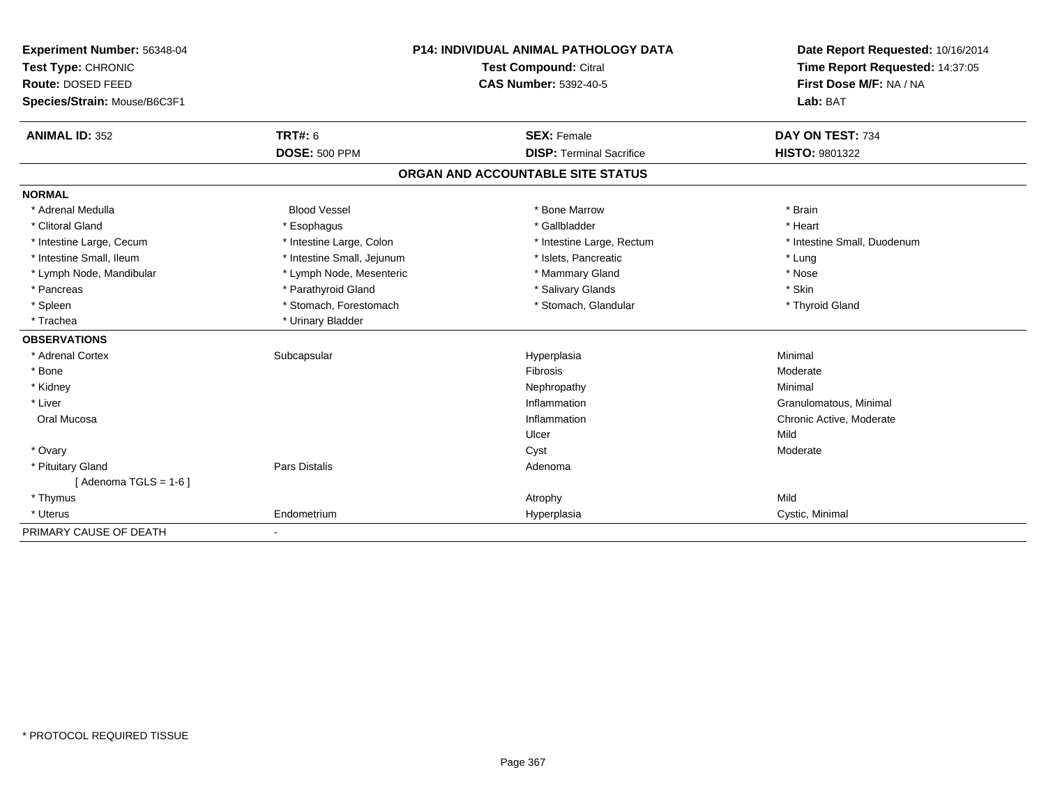**Experiment Number:** 56348-04
**Test Type:** CHRONIC
**Route:** DOSED FEED
**Species/Strain:** Mouse/B6C3F1

**P14: INDIVIDUAL ANIMAL PATHOLOGY DATA**
**Test Compound:** Citral
**CAS Number:** 5392-40-5

**Date Report Requested:** 10/16/2014
**Time Report Requested:** 14:37:05
**First Dose M/F:** NA / NA
**Lab:** BAT

| **ANIMAL ID:** 352 | **TRT#:** 6 | **SEX:** Female | **DAY ON TEST:** 734 |
|---|---|---|---|
| | **DOSE:** 500 PPM | **DISP:** Terminal Sacrifice | **HISTO:** 9801322 |

## ORGAN AND ACCOUNTABLE SITE STATUS

| | | | |
|---|---|---|---|
| **NORMAL** | | | |
| * Adrenal Medulla | Blood Vessel | * Bone Marrow | * Brain |
| * Clitoral Gland | * Esophagus | * Gallbladder | * Heart |
| * Intestine Large, Cecum | * Intestine Large, Colon | * Intestine Large, Rectum | * Intestine Small, Duodenum |
| * Intestine Small, Ileum | * Intestine Small, Jejunum | * Islets, Pancreatic | * Lung |
| * Lymph Node, Mandibular | * Lymph Node, Mesenteric | * Mammary Gland | * Nose |
| * Pancreas | * Parathyroid Gland | * Salivary Glands | * Skin |
| * Spleen | * Stomach, Forestomach | * Stomach, Glandular | * Thyroid Gland |
| * Trachea | * Urinary Bladder | | |
| **OBSERVATIONS** | | | |
| * Adrenal Cortex | Subcapsular | Hyperplasia | Minimal |
| * Bone | | Fibrosis | Moderate |
| * Kidney | | Nephropathy | Minimal |
| * Liver | | Inflammation | Granulomatous, Minimal |
| Oral Mucosa | | Inflammation | Chronic Active, Moderate |
| | | Ulcer | Mild |
| * Ovary | | Cyst | Moderate |
| * Pituitary Gland | Pars Distalis | Adenoma | |
| [ Adenoma TGLS = 1-6 ] | | | |
| * Thymus | | Atrophy | Mild |
| * Uterus | Endometrium | Hyperplasia | Cystic, Minimal |
| PRIMARY CAUSE OF DEATH | - | | |

* PROTOCOL REQUIRED TISSUE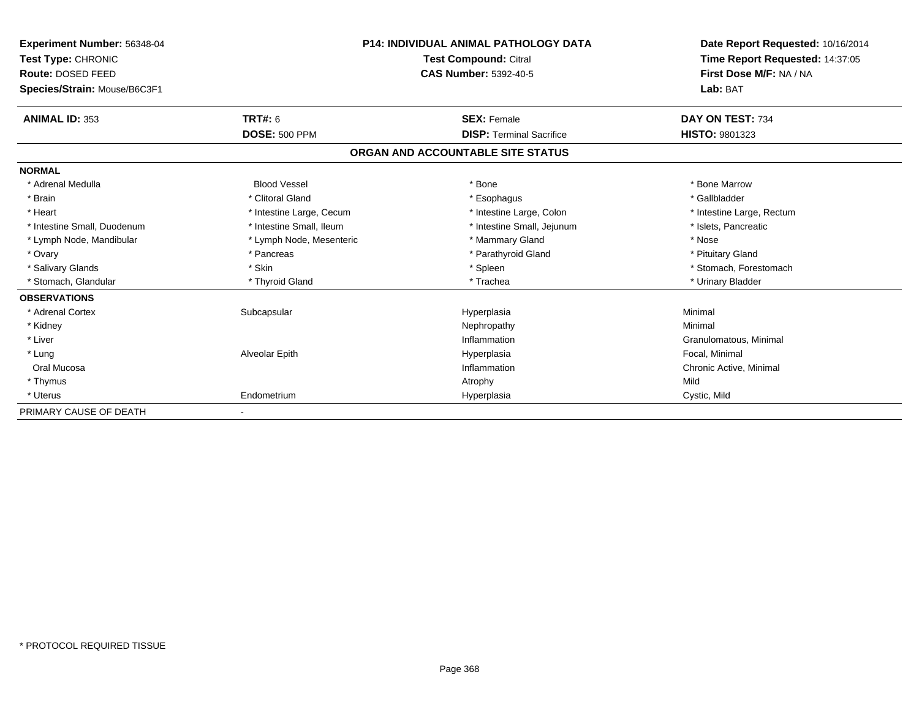**Experiment Number:** 56348-04
**Test Type:** CHRONIC
**Route:** DOSED FEED
**Species/Strain:** Mouse/B6C3F1

**P14: INDIVIDUAL ANIMAL PATHOLOGY DATA**
**Test Compound:** Citral
**CAS Number:** 5392-40-5

**Date Report Requested:** 10/16/2014
**Time Report Requested:** 14:37:05
**First Dose M/F:** NA / NA
**Lab:** BAT

| **ANIMAL ID:** 353 | **TRT#:** 6 | **SEX:** Female | **DAY ON TEST:** 734 |
|---|---|---|---|
| | **DOSE:** 500 PPM | **DISP:** Terminal Sacrifice | **HISTO:** 9801323 |

## ORGAN AND ACCOUNTABLE SITE STATUS

| | | | |
|---|---|---|---|
| **NORMAL** | | | |
| * Adrenal Medulla | Blood Vessel | * Bone | * Bone Marrow |
| * Brain | * Clitoral Gland | * Esophagus | * Gallbladder |
| * Heart | * Intestine Large, Cecum | * Intestine Large, Colon | * Intestine Large, Rectum |
| * Intestine Small, Duodenum | * Intestine Small, Ileum | * Intestine Small, Jejunum | * Islets, Pancreatic |
| * Lymph Node, Mandibular | * Lymph Node, Mesenteric | * Mammary Gland | * Nose |
| * Ovary | * Pancreas | * Parathyroid Gland | * Pituitary Gland |
| * Salivary Glands | * Skin | * Spleen | * Stomach, Forestomach |
| * Stomach, Glandular | * Thyroid Gland | * Trachea | * Urinary Bladder |
| **OBSERVATIONS** | | | |
| * Adrenal Cortex | Subcapsular | Hyperplasia | Minimal |
| * Kidney | | Nephropathy | Minimal |
| * Liver | | Inflammation | Granulomatous, Minimal |
| * Lung | Alveolar Epith | Hyperplasia | Focal, Minimal |
| Oral Mucosa | | Inflammation | Chronic Active, Minimal |
| * Thymus | | Atrophy | Mild |
| * Uterus | Endometrium | Hyperplasia | Cystic, Mild |
| PRIMARY CAUSE OF DEATH | - | | |

* PROTOCOL REQUIRED TISSUE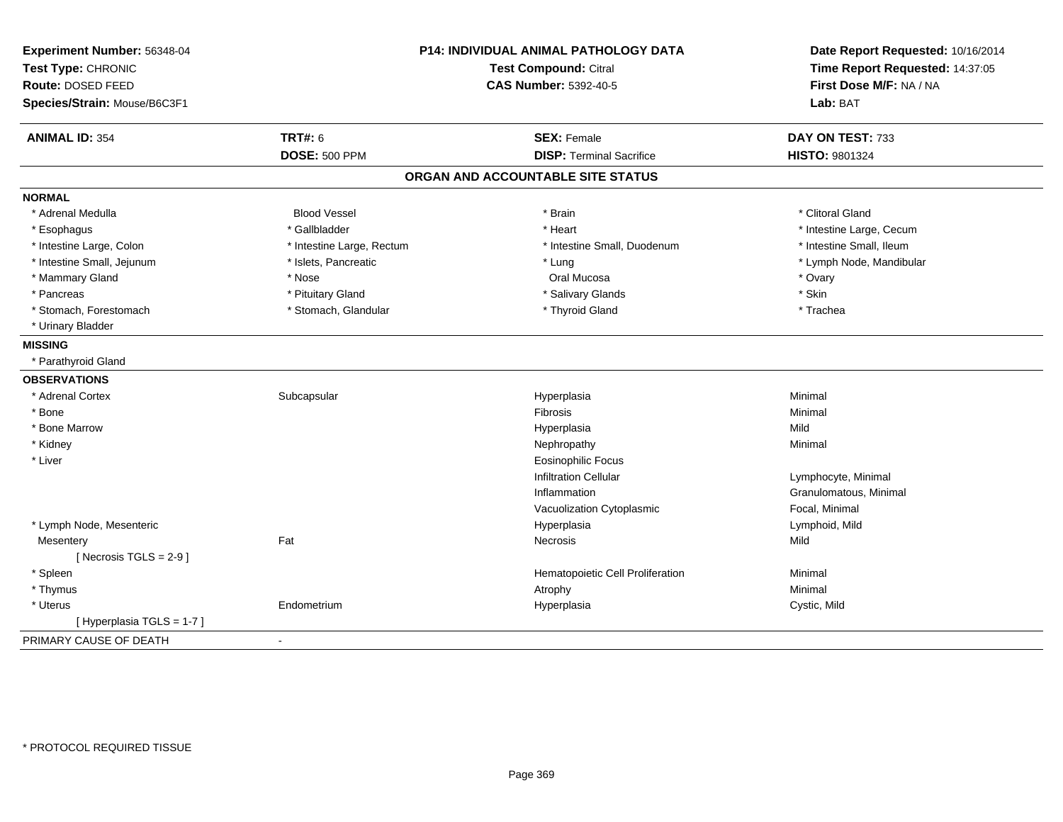**Experiment Number:** 56348-04
**Test Type:** CHRONIC
**Route:** DOSED FEED
**Species/Strain:** Mouse/B6C3F1

**P14: INDIVIDUAL ANIMAL PATHOLOGY DATA**
**Test Compound:** Citral
**CAS Number:** 5392-40-5

**Date Report Requested:** 10/16/2014
**Time Report Requested:** 14:37:05
**First Dose M/F:** NA / NA
**Lab:** BAT

| **ANIMAL ID:** 354 | **TRT#:** 6 | **SEX:** Female | **DAY ON TEST:** 733 |
|---|---|---|---|
| | **DOSE:** 500 PPM | **DISP:** Terminal Sacrifice | **HISTO:** 9801324 |

## ORGAN AND ACCOUNTABLE SITE STATUS

**NORMAL**

| | | | |
|---|---|---|---|
| * Adrenal Medulla | Blood Vessel | * Brain | * Clitoral Gland |
| * Esophagus | * Gallbladder | * Heart | * Intestine Large, Cecum |
| * Intestine Large, Colon | * Intestine Large, Rectum | * Intestine Small, Duodenum | * Intestine Small, Ileum |
| * Intestine Small, Jejunum | * Islets, Pancreatic | * Lung | * Lymph Node, Mandibular |
| * Mammary Gland | * Nose | Oral Mucosa | * Ovary |
| * Pancreas | * Pituitary Gland | * Salivary Glands | * Skin |
| * Stomach, Forestomach | * Stomach, Glandular | * Thyroid Gland | * Trachea |
| * Urinary Bladder | | | |

**MISSING**

* Parathyroid Gland

**OBSERVATIONS**

| | | | |
|---|---|---|---|
| * Adrenal Cortex | Subcapsular | Hyperplasia | Minimal |
| * Bone | | Fibrosis | Minimal |
| * Bone Marrow | | Hyperplasia | Mild |
| * Kidney | | Nephropathy | Minimal |
| * Liver | | Eosinophilic Focus | |
| | | Infiltration Cellular | Lymphocyte, Minimal |
| | | Inflammation | Granulomatous, Minimal |
| | | Vacuolization Cytoplasmic | Focal, Minimal |
| * Lymph Node, Mesenteric | | Hyperplasia | Lymphoid, Mild |
| Mesentery | Fat | Necrosis | Mild |
| [ Necrosis TGLS = 2-9 ] | | | |
| * Spleen | | Hematopoietic Cell Proliferation | Minimal |
| * Thymus | | Atrophy | Minimal |
| * Uterus | Endometrium | Hyperplasia | Cystic, Mild |
| [ Hyperplasia TGLS = 1-7 ] | | | |

PRIMARY CAUSE OF DEATH -

\* PROTOCOL REQUIRED TISSUE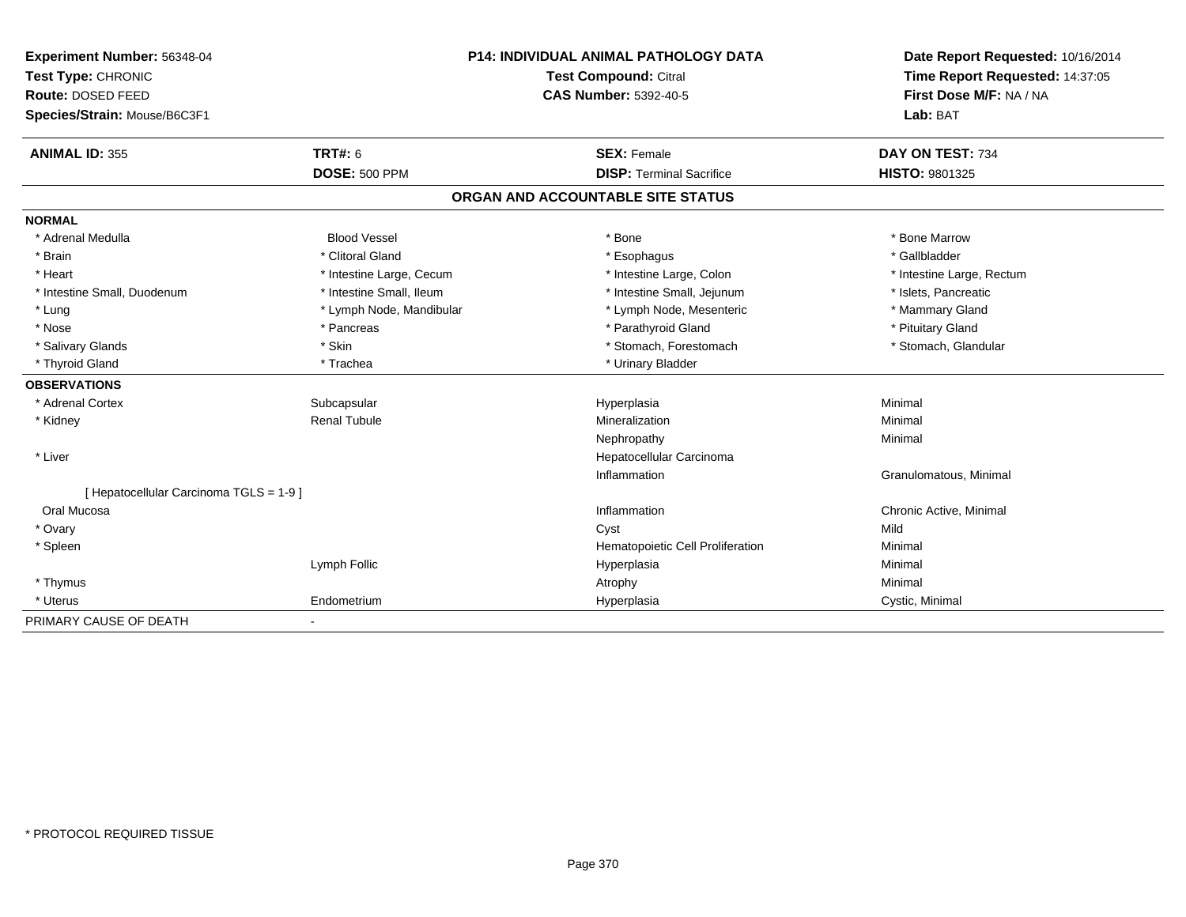**Experiment Number:** 56348-04
**Test Type:** CHRONIC
**Route:** DOSED FEED
**Species/Strain:** Mouse/B6C3F1

**P14: INDIVIDUAL ANIMAL PATHOLOGY DATA**
**Test Compound:** Citral
**CAS Number:** 5392-40-5

**Date Report Requested:** 10/16/2014
**Time Report Requested:** 14:37:05
**First Dose M/F:** NA / NA
**Lab:** BAT

| **ANIMAL ID:** 355 | **TRT#:** 6 | **SEX:** Female | **DAY ON TEST:** 734 |
|---|---|---|---|
| | **DOSE:** 500 PPM | **DISP:** Terminal Sacrifice | **HISTO:** 9801325 |

## ORGAN AND ACCOUNTABLE SITE STATUS

| | | | |
|---|---|---|---|
| **NORMAL** | | | |
| * Adrenal Medulla | Blood Vessel | * Bone | * Bone Marrow |
| * Brain | * Clitoral Gland | * Esophagus | * Gallbladder |
| * Heart | * Intestine Large, Cecum | * Intestine Large, Colon | * Intestine Large, Rectum |
| * Intestine Small, Duodenum | * Intestine Small, Ileum | * Intestine Small, Jejunum | * Islets, Pancreatic |
| * Lung | * Lymph Node, Mandibular | * Lymph Node, Mesenteric | * Mammary Gland |
| * Nose | * Pancreas | * Parathyroid Gland | * Pituitary Gland |
| * Salivary Glands | * Skin | * Stomach, Forestomach | * Stomach, Glandular |
| * Thyroid Gland | * Trachea | * Urinary Bladder | |
| **OBSERVATIONS** | | | |
| * Adrenal Cortex | Subcapsular | Hyperplasia | Minimal |
| * Kidney | Renal Tubule | Mineralization | Minimal |
| | | Nephropathy | Minimal |
| * Liver | | Hepatocellular Carcinoma | |
| | | Inflammation | Granulomatous, Minimal |
| [ Hepatocellular Carcinoma TGLS = 1-9 ] | | | |
| Oral Mucosa | | Inflammation | Chronic Active, Minimal |
| * Ovary | | Cyst | Mild |
| * Spleen | | Hematopoietic Cell Proliferation | Minimal |
| | Lymph Follic | Hyperplasia | Minimal |
| * Thymus | | Atrophy | Minimal |
| * Uterus | Endometrium | Hyperplasia | Cystic, Minimal |
| PRIMARY CAUSE OF DEATH | - | | |

* PROTOCOL REQUIRED TISSUE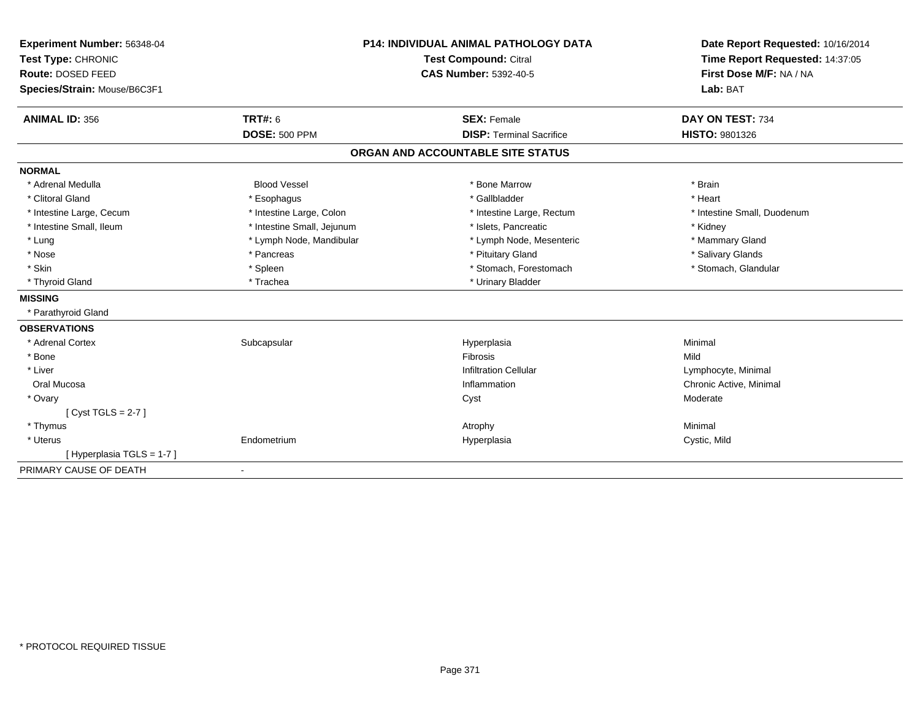**Experiment Number:** 56348-04
**Test Type:** CHRONIC
**Route:** DOSED FEED
**Species/Strain:** Mouse/B6C3F1

**P14: INDIVIDUAL ANIMAL PATHOLOGY DATA**
**Test Compound:** Citral
**CAS Number:** 5392-40-5

**Date Report Requested:** 10/16/2014
**Time Report Requested:** 14:37:05
**First Dose M/F:** NA / NA
**Lab:** BAT

| **ANIMAL ID:** 356 | **TRT#:** 6 | **SEX:** Female | **DAY ON TEST:** 734 |
|---|---|---|---|
| | **DOSE:** 500 PPM | **DISP:** Terminal Sacrifice | **HISTO:** 9801326 |

## ORGAN AND ACCOUNTABLE SITE STATUS

**NORMAL**

| | | | |
|---|---|---|---|
| * Adrenal Medulla | Blood Vessel | * Bone Marrow | * Brain |
| * Clitoral Gland | * Esophagus | * Gallbladder | * Heart |
| * Intestine Large, Cecum | * Intestine Large, Colon | * Intestine Large, Rectum | * Intestine Small, Duodenum |
| * Intestine Small, Ileum | * Intestine Small, Jejunum | * Islets, Pancreatic | * Kidney |
| * Lung | * Lymph Node, Mandibular | * Lymph Node, Mesenteric | * Mammary Gland |
| * Nose | * Pancreas | * Pituitary Gland | * Salivary Glands |
| * Skin | * Spleen | * Stomach, Forestomach | * Stomach, Glandular |
| * Thyroid Gland | * Trachea | * Urinary Bladder | |

**MISSING**

* Parathyroid Gland

**OBSERVATIONS**

| | | | |
|---|---|---|---|
| * Adrenal Cortex | Subcapsular | Hyperplasia | Minimal |
| * Bone | | Fibrosis | Mild |
| * Liver | | Infiltration Cellular | Lymphocyte, Minimal |
| Oral Mucosa | | Inflammation | Chronic Active, Minimal |
| * Ovary | | Cyst | Moderate |
| [ Cyst TGLS = 2-7 ] | | | |
| * Thymus | | Atrophy | Minimal |
| * Uterus | Endometrium | Hyperplasia | Cystic, Mild |
| [ Hyperplasia TGLS = 1-7 ] | | | |

PRIMARY CAUSE OF DEATH -

* PROTOCOL REQUIRED TISSUE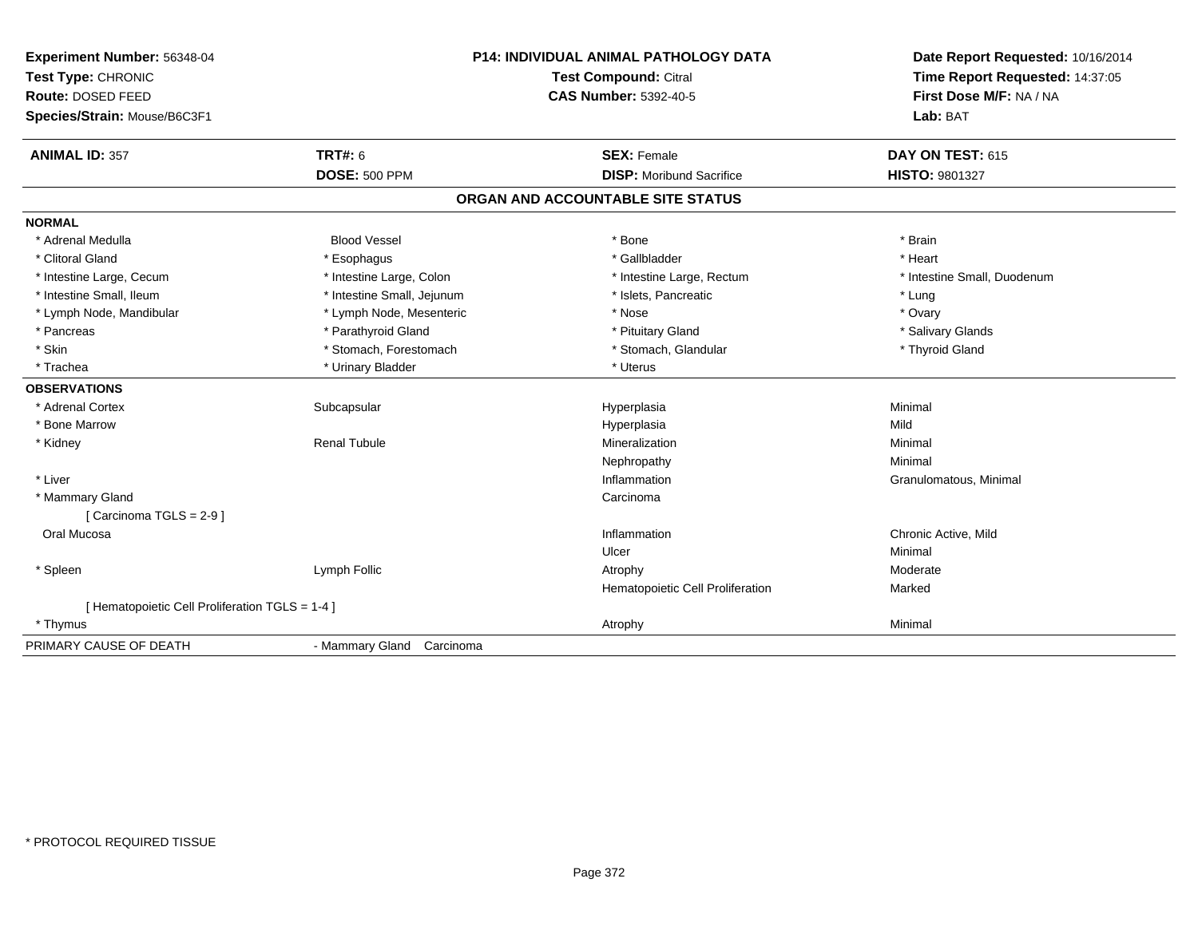**Experiment Number:** 56348-04
**Test Type:** CHRONIC
**Route:** DOSED FEED
**Species/Strain:** Mouse/B6C3F1

**P14: INDIVIDUAL ANIMAL PATHOLOGY DATA**
**Test Compound:** Citral
**CAS Number:** 5392-40-5

**Date Report Requested:** 10/16/2014
**Time Report Requested:** 14:37:05
**First Dose M/F:** NA / NA
**Lab:** BAT

| **ANIMAL ID:** 357 | **TRT#:** 6 | **SEX:** Female | **DAY ON TEST:** 615 |
|---|---|---|---|
| | **DOSE:** 500 PPM | **DISP:** Moribund Sacrifice | **HISTO:** 9801327 |

## ORGAN AND ACCOUNTABLE SITE STATUS

**NORMAL**

| | | | |
|---|---|---|---|
| * Adrenal Medulla | Blood Vessel | * Bone | * Brain |
| * Clitoral Gland | * Esophagus | * Gallbladder | * Heart |
| * Intestine Large, Cecum | * Intestine Large, Colon | * Intestine Large, Rectum | * Intestine Small, Duodenum |
| * Intestine Small, Ileum | * Intestine Small, Jejunum | * Islets, Pancreatic | * Lung |
| * Lymph Node, Mandibular | * Lymph Node, Mesenteric | * Nose | * Ovary |
| * Pancreas | * Parathyroid Gland | * Pituitary Gland | * Salivary Glands |
| * Skin | * Stomach, Forestomach | * Stomach, Glandular | * Thyroid Gland |
| * Trachea | * Urinary Bladder | * Uterus | |

**OBSERVATIONS**

| | | | |
|---|---|---|---|
| * Adrenal Cortex | Subcapsular | Hyperplasia | Minimal |
| * Bone Marrow | | Hyperplasia | Mild |
| * Kidney | Renal Tubule | Mineralization | Minimal |
| | | Nephropathy | Minimal |
| * Liver | | Inflammation | Granulomatous, Minimal |
| * Mammary Gland | | Carcinoma | |
| [ Carcinoma TGLS = 2-9 ] | | | |
| Oral Mucosa | | Inflammation | Chronic Active, Mild |
| | | Ulcer | Minimal |
| * Spleen | Lymph Follic | Atrophy | Moderate |
| | | Hematopoietic Cell Proliferation | Marked |
| [ Hematopoietic Cell Proliferation TGLS = 1-4 ] | | | |
| * Thymus | | Atrophy | Minimal |

PRIMARY CAUSE OF DEATH - Mammary Gland Carcinoma

* PROTOCOL REQUIRED TISSUE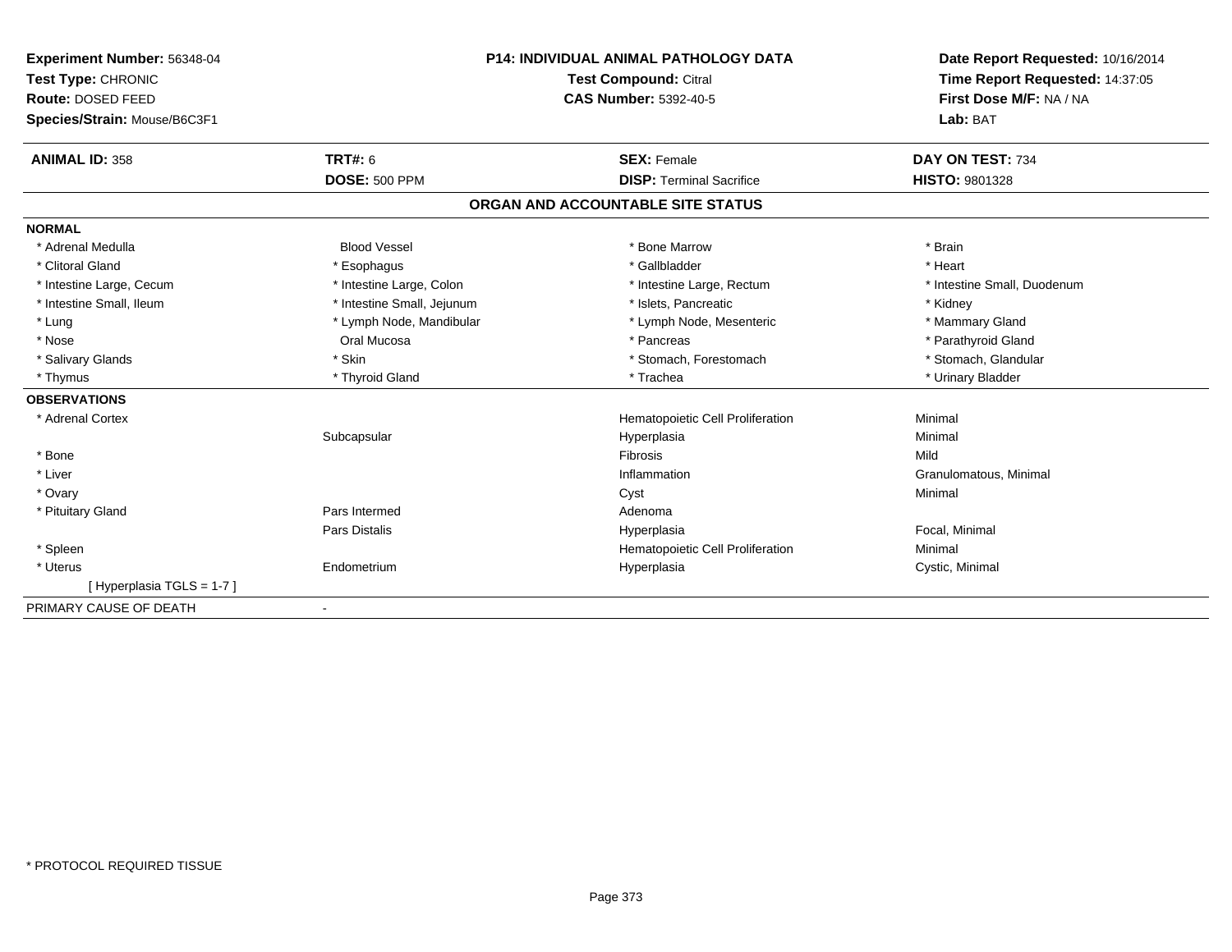**Experiment Number:** 56348-04
**Test Type:** CHRONIC
**Route:** DOSED FEED
**Species/Strain:** Mouse/B6C3F1

**P14: INDIVIDUAL ANIMAL PATHOLOGY DATA**
**Test Compound:** Citral
**CAS Number:** 5392-40-5

**Date Report Requested:** 10/16/2014
**Time Report Requested:** 14:37:05
**First Dose M/F:** NA / NA
**Lab:** BAT

| **ANIMAL ID:** 358 | **TRT#:** 6 | **SEX:** Female | **DAY ON TEST:** 734 |
|---|---|---|---|
| | **DOSE:** 500 PPM | **DISP:** Terminal Sacrifice | **HISTO:** 9801328 |

## ORGAN AND ACCOUNTABLE SITE STATUS

**NORMAL**

| | | | |
|---|---|---|---|
| * Adrenal Medulla | Blood Vessel | * Bone Marrow | * Brain |
| * Clitoral Gland | * Esophagus | * Gallbladder | * Heart |
| * Intestine Large, Cecum | * Intestine Large, Colon | * Intestine Large, Rectum | * Intestine Small, Duodenum |
| * Intestine Small, Ileum | * Intestine Small, Jejunum | * Islets, Pancreatic | * Kidney |
| * Lung | * Lymph Node, Mandibular | * Lymph Node, Mesenteric | * Mammary Gland |
| * Nose | Oral Mucosa | * Pancreas | * Parathyroid Gland |
| * Salivary Glands | * Skin | * Stomach, Forestomach | * Stomach, Glandular |
| * Thymus | * Thyroid Gland | * Trachea | * Urinary Bladder |

**OBSERVATIONS**

| | | | |
|---|---|---|---|
| * Adrenal Cortex | | Hematopoietic Cell Proliferation | Minimal |
| | Subcapsular | Hyperplasia | Minimal |
| * Bone | | Fibrosis | Mild |
| * Liver | | Inflammation | Granulomatous, Minimal |
| * Ovary | | Cyst | Minimal |
| * Pituitary Gland | Pars Intermed | Adenoma | |
| | Pars Distalis | Hyperplasia | Focal, Minimal |
| * Spleen | | Hematopoietic Cell Proliferation | Minimal |
| * Uterus | Endometrium | Hyperplasia | Cystic, Minimal |
| [ Hyperplasia TGLS = 1-7 ] | | | |

PRIMARY CAUSE OF DEATH -

* PROTOCOL REQUIRED TISSUE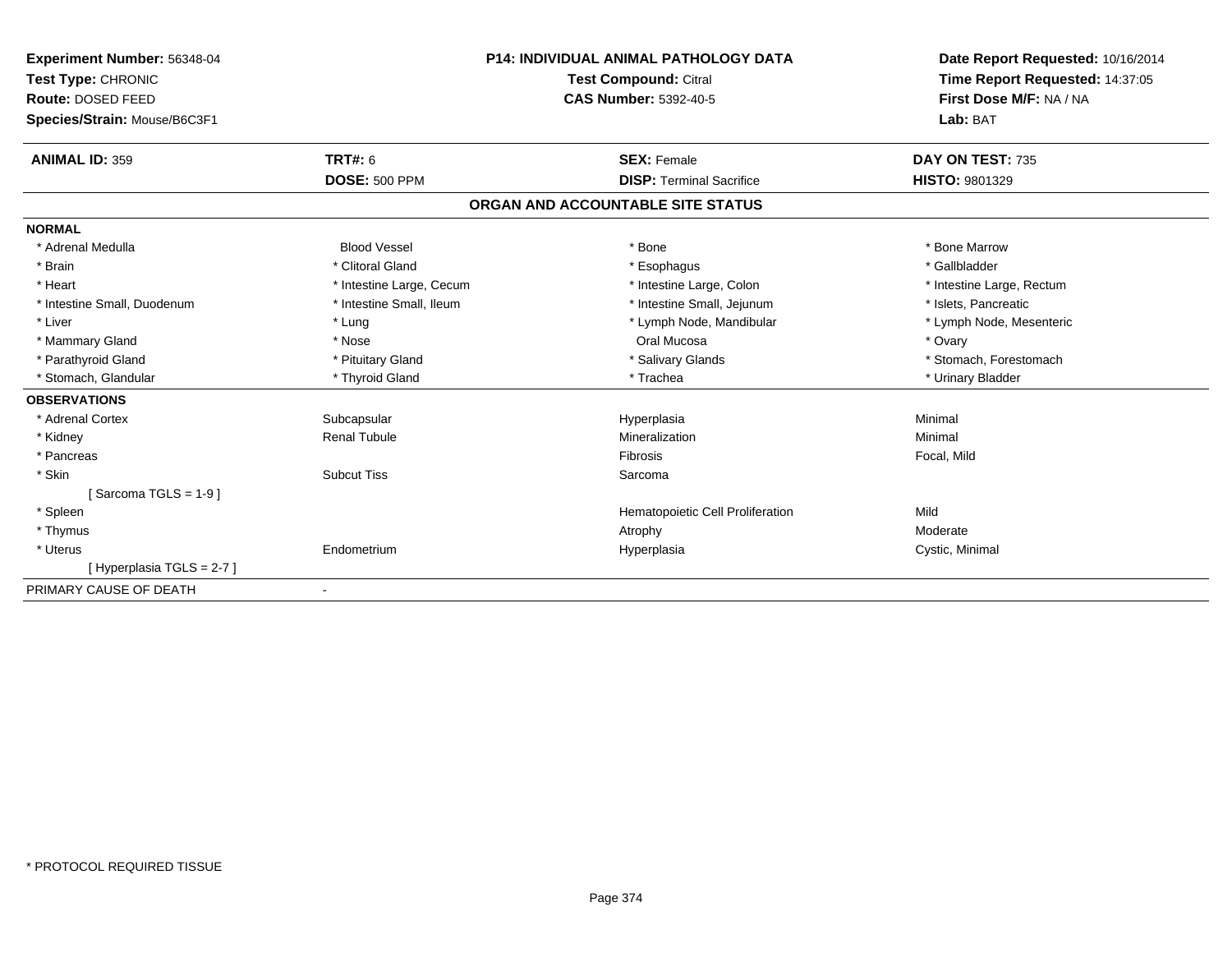**Experiment Number:** 56348-04
**Test Type:** CHRONIC
**Route:** DOSED FEED
**Species/Strain:** Mouse/B6C3F1

**P14: INDIVIDUAL ANIMAL PATHOLOGY DATA**
**Test Compound:** Citral
**CAS Number:** 5392-40-5

**Date Report Requested:** 10/16/2014
**Time Report Requested:** 14:37:05
**First Dose M/F:** NA / NA
**Lab:** BAT

| **ANIMAL ID:** 359 | **TRT#:** 6 | **SEX:** Female | **DAY ON TEST:** 735 |
|---|---|---|---|
| | **DOSE:** 500 PPM | **DISP:** Terminal Sacrifice | **HISTO:** 9801329 |

## ORGAN AND ACCOUNTABLE SITE STATUS

| | | | |
|---|---|---|---|
| **NORMAL** | | | |
| * Adrenal Medulla | Blood Vessel | * Bone | * Bone Marrow |
| * Brain | * Clitoral Gland | * Esophagus | * Gallbladder |
| * Heart | * Intestine Large, Cecum | * Intestine Large, Colon | * Intestine Large, Rectum |
| * Intestine Small, Duodenum | * Intestine Small, Ileum | * Intestine Small, Jejunum | * Islets, Pancreatic |
| * Liver | * Lung | * Lymph Node, Mandibular | * Lymph Node, Mesenteric |
| * Mammary Gland | * Nose | Oral Mucosa | * Ovary |
| * Parathyroid Gland | * Pituitary Gland | * Salivary Glands | * Stomach, Forestomach |
| * Stomach, Glandular | * Thyroid Gland | * Trachea | * Urinary Bladder |
| **OBSERVATIONS** | | | |
| * Adrenal Cortex | Subcapsular | Hyperplasia | Minimal |
| * Kidney | Renal Tubule | Mineralization | Minimal |
| * Pancreas | | Fibrosis | Focal, Mild |
| * Skin | Subcut Tiss | Sarcoma | |
| [ Sarcoma TGLS = 1-9 ] | | | |
| * Spleen | | Hematopoietic Cell Proliferation | Mild |
| * Thymus | | Atrophy | Moderate |
| * Uterus | Endometrium | Hyperplasia | Cystic, Minimal |
| [ Hyperplasia TGLS = 2-7 ] | | | |
| PRIMARY CAUSE OF DEATH | - | | |

* PROTOCOL REQUIRED TISSUE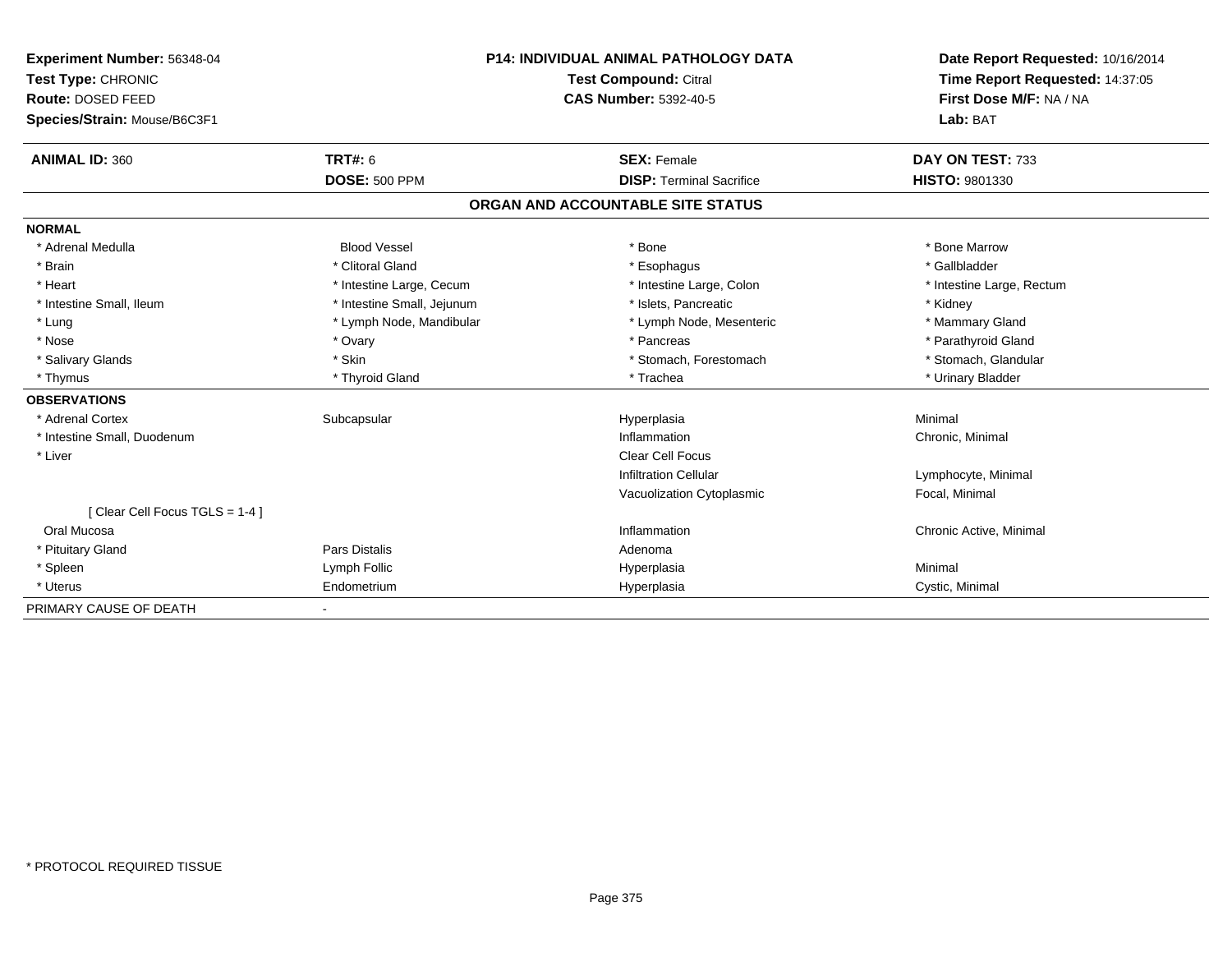**Experiment Number:** 56348-04
**Test Type:** CHRONIC
**Route:** DOSED FEED
**Species/Strain:** Mouse/B6C3F1

**P14: INDIVIDUAL ANIMAL PATHOLOGY DATA**
**Test Compound:** Citral
**CAS Number:** 5392-40-5

**Date Report Requested:** 10/16/2014
**Time Report Requested:** 14:37:05
**First Dose M/F:** NA / NA
**Lab:** BAT

| **ANIMAL ID:** 360 | **TRT#:** 6 | **SEX:** Female | **DAY ON TEST:** 733 |
|---|---|---|---|
| | **DOSE:** 500 PPM | **DISP:** Terminal Sacrifice | **HISTO:** 9801330 |

**ORGAN AND ACCOUNTABLE SITE STATUS**

| | | | |
|---|---|---|---|
| **NORMAL** | | | |
| * Adrenal Medulla | Blood Vessel | * Bone | * Bone Marrow |
| * Brain | * Clitoral Gland | * Esophagus | * Gallbladder |
| * Heart | * Intestine Large, Cecum | * Intestine Large, Colon | * Intestine Large, Rectum |
| * Intestine Small, Ileum | * Intestine Small, Jejunum | * Islets, Pancreatic | * Kidney |
| * Lung | * Lymph Node, Mandibular | * Lymph Node, Mesenteric | * Mammary Gland |
| * Nose | * Ovary | * Pancreas | * Parathyroid Gland |
| * Salivary Glands | * Skin | * Stomach, Forestomach | * Stomach, Glandular |
| * Thymus | * Thyroid Gland | * Trachea | * Urinary Bladder |
| **OBSERVATIONS** | | | |
| * Adrenal Cortex | Subcapsular | Hyperplasia | Minimal |
| * Intestine Small, Duodenum | | Inflammation | Chronic, Minimal |
| * Liver | | Clear Cell Focus | |
| | | Infiltration Cellular | Lymphocyte, Minimal |
| | | Vacuolization Cytoplasmic | Focal, Minimal |
| [ Clear Cell Focus TGLS = 1-4 ] | | | |
| Oral Mucosa | | Inflammation | Chronic Active, Minimal |
| * Pituitary Gland | Pars Distalis | Adenoma | |
| * Spleen | Lymph Follic | Hyperplasia | Minimal |
| * Uterus | Endometrium | Hyperplasia | Cystic, Minimal |
| PRIMARY CAUSE OF DEATH | - | | |

* PROTOCOL REQUIRED TISSUE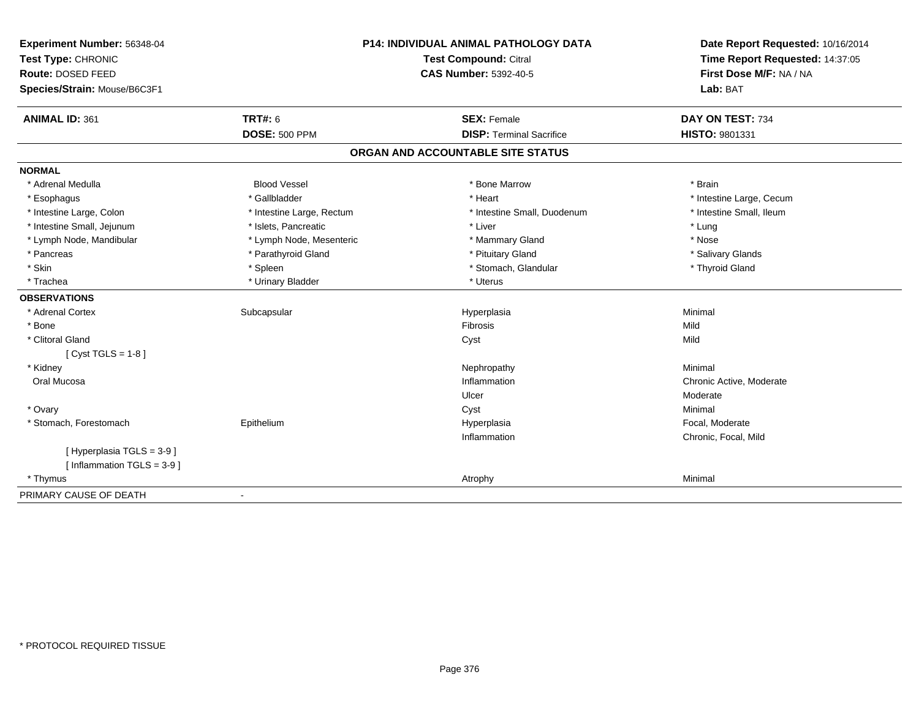**Experiment Number:** 56348-04
**Test Type:** CHRONIC
**Route:** DOSED FEED
**Species/Strain:** Mouse/B6C3F1

**P14: INDIVIDUAL ANIMAL PATHOLOGY DATA**
**Test Compound:** Citral
**CAS Number:** 5392-40-5

**Date Report Requested:** 10/16/2014
**Time Report Requested:** 14:37:05
**First Dose M/F:** NA / NA
**Lab:** BAT

| **ANIMAL ID:** 361 | **TRT#:** 6 | **SEX:** Female | **DAY ON TEST:** 734 |
|---|---|---|---|
| | **DOSE:** 500 PPM | **DISP:** Terminal Sacrifice | **HISTO:** 9801331 |

## ORGAN AND ACCOUNTABLE SITE STATUS

**NORMAL**

| | | | |
|---|---|---|---|
| * Adrenal Medulla | Blood Vessel | * Bone Marrow | * Brain |
| * Esophagus | * Gallbladder | * Heart | * Intestine Large, Cecum |
| * Intestine Large, Colon | * Intestine Large, Rectum | * Intestine Small, Duodenum | * Intestine Small, Ileum |
| * Intestine Small, Jejunum | * Islets, Pancreatic | * Liver | * Lung |
| * Lymph Node, Mandibular | * Lymph Node, Mesenteric | * Mammary Gland | * Nose |
| * Pancreas | * Parathyroid Gland | * Pituitary Gland | * Salivary Glands |
| * Skin | * Spleen | * Stomach, Glandular | * Thyroid Gland |
| * Trachea | * Urinary Bladder | * Uterus | |

**OBSERVATIONS**

| | | | |
|---|---|---|---|
| * Adrenal Cortex | Subcapsular | Hyperplasia | Minimal |
| * Bone | | Fibrosis | Mild |
| * Clitoral Gland | | Cyst | Mild |
| [ Cyst TGLS = 1-8 ] | | | |
| * Kidney | | Nephropathy | Minimal |
| Oral Mucosa | | Inflammation | Chronic Active, Moderate |
| | | Ulcer | Moderate |
| * Ovary | | Cyst | Minimal |
| * Stomach, Forestomach | Epithelium | Hyperplasia | Focal, Moderate |
| | | Inflammation | Chronic, Focal, Mild |
| [ Hyperplasia TGLS = 3-9 ] | | | |
| [ Inflammation TGLS = 3-9 ] | | | |
| * Thymus | | Atrophy | Minimal |

PRIMARY CAUSE OF DEATH -

* PROTOCOL REQUIRED TISSUE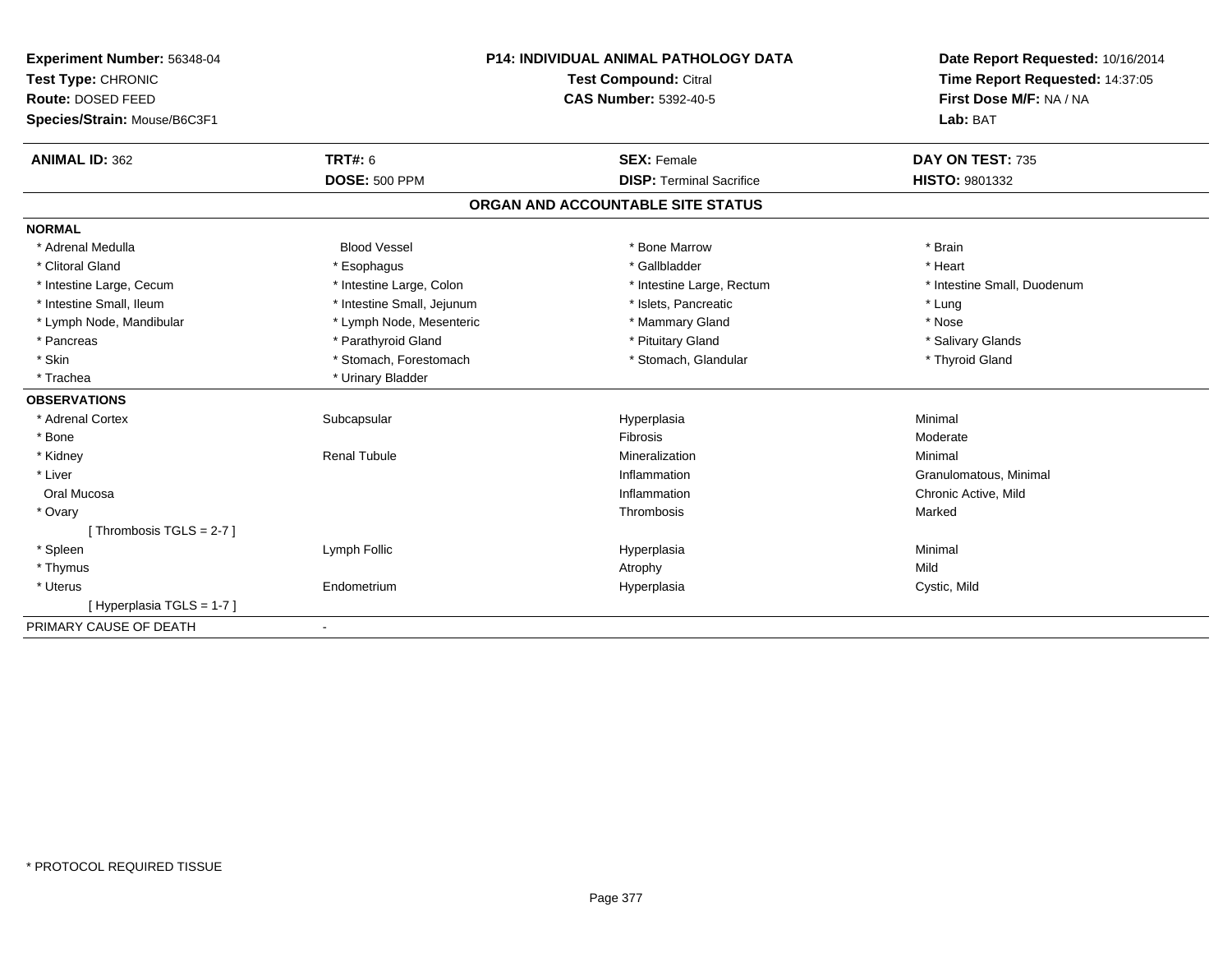**Experiment Number:** 56348-04
**Test Type:** CHRONIC
**Route:** DOSED FEED
**Species/Strain:** Mouse/B6C3F1

**P14: INDIVIDUAL ANIMAL PATHOLOGY DATA**
**Test Compound:** Citral
**CAS Number:** 5392-40-5

**Date Report Requested:** 10/16/2014
**Time Report Requested:** 14:37:05
**First Dose M/F:** NA / NA
**Lab:** BAT

| **ANIMAL ID:** 362 | **TRT#:** 6 | **SEX:** Female | **DAY ON TEST:** 735 |
|---|---|---|---|
| | **DOSE:** 500 PPM | **DISP:** Terminal Sacrifice | **HISTO:** 9801332 |

## ORGAN AND ACCOUNTABLE SITE STATUS

**NORMAL**

| | | | |
|---|---|---|---|
| * Adrenal Medulla | Blood Vessel | * Bone Marrow | * Brain |
| * Clitoral Gland | * Esophagus | * Gallbladder | * Heart |
| * Intestine Large, Cecum | * Intestine Large, Colon | * Intestine Large, Rectum | * Intestine Small, Duodenum |
| * Intestine Small, Ileum | * Intestine Small, Jejunum | * Islets, Pancreatic | * Lung |
| * Lymph Node, Mandibular | * Lymph Node, Mesenteric | * Mammary Gland | * Nose |
| * Pancreas | * Parathyroid Gland | * Pituitary Gland | * Salivary Glands |
| * Skin | * Stomach, Forestomach | * Stomach, Glandular | * Thyroid Gland |
| * Trachea | * Urinary Bladder | | |

**OBSERVATIONS**

| | | | |
|---|---|---|---|
| * Adrenal Cortex | Subcapsular | Hyperplasia | Minimal |
| * Bone | | Fibrosis | Moderate |
| * Kidney | Renal Tubule | Mineralization | Minimal |
| * Liver | | Inflammation | Granulomatous, Minimal |
| Oral Mucosa | | Inflammation | Chronic Active, Mild |
| * Ovary | | Thrombosis | Marked |
| [ Thrombosis TGLS = 2-7 ] | | | |
| * Spleen | Lymph Follic | Hyperplasia | Minimal |
| * Thymus | | Atrophy | Mild |
| * Uterus | Endometrium | Hyperplasia | Cystic, Mild |
| [ Hyperplasia TGLS = 1-7 ] | | | |

PRIMARY CAUSE OF DEATH -

* PROTOCOL REQUIRED TISSUE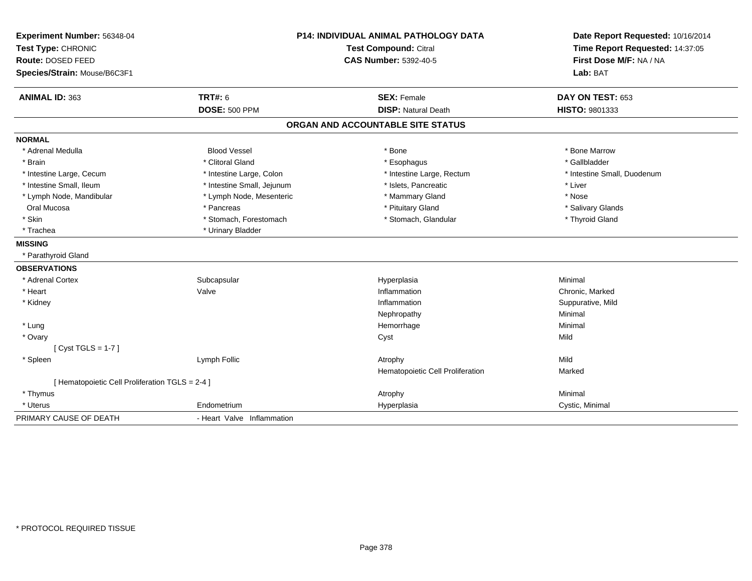**Experiment Number:** 56348-04
**Test Type:** CHRONIC
**Route:** DOSED FEED
**Species/Strain:** Mouse/B6C3F1

**P14: INDIVIDUAL ANIMAL PATHOLOGY DATA**
**Test Compound:** Citral
**CAS Number:** 5392-40-5

**Date Report Requested:** 10/16/2014
**Time Report Requested:** 14:37:05
**First Dose M/F:** NA / NA
**Lab:** BAT

| **ANIMAL ID:** 363 | **TRT#:** 6 | **SEX:** Female | **DAY ON TEST:** 653 |
|---|---|---|---|
| | **DOSE:** 500 PPM | **DISP:** Natural Death | **HISTO:** 9801333 |

## ORGAN AND ACCOUNTABLE SITE STATUS

**NORMAL**

| | | | |
|---|---|---|---|
| * Adrenal Medulla | Blood Vessel | * Bone | * Bone Marrow |
| * Brain | * Clitoral Gland | * Esophagus | * Gallbladder |
| * Intestine Large, Cecum | * Intestine Large, Colon | * Intestine Large, Rectum | * Intestine Small, Duodenum |
| * Intestine Small, Ileum | * Intestine Small, Jejunum | * Islets, Pancreatic | * Liver |
| * Lymph Node, Mandibular | * Lymph Node, Mesenteric | * Mammary Gland | * Nose |
| Oral Mucosa | * Pancreas | * Pituitary Gland | * Salivary Glands |
| * Skin | * Stomach, Forestomach | * Stomach, Glandular | * Thyroid Gland |
| * Trachea | * Urinary Bladder | | |

**MISSING**

* Parathyroid Gland

**OBSERVATIONS**

| | | | |
|---|---|---|---|
| * Adrenal Cortex | Subcapsular | Hyperplasia | Minimal |
| * Heart | Valve | Inflammation | Chronic, Marked |
| * Kidney | | Inflammation | Suppurative, Mild |
| | | Nephropathy | Minimal |
| * Lung | | Hemorrhage | Minimal |
| * Ovary | | Cyst | Mild |
| [ Cyst TGLS = 1-7 ] | | | |
| * Spleen | Lymph Follic | Atrophy | Mild |
| | | Hematopoietic Cell Proliferation | Marked |
| [ Hematopoietic Cell Proliferation TGLS = 2-4 ] | | | |
| * Thymus | | Atrophy | Minimal |
| * Uterus | Endometrium | Hyperplasia | Cystic, Minimal |

PRIMARY CAUSE OF DEATH - Heart Valve Inflammation

* PROTOCOL REQUIRED TISSUE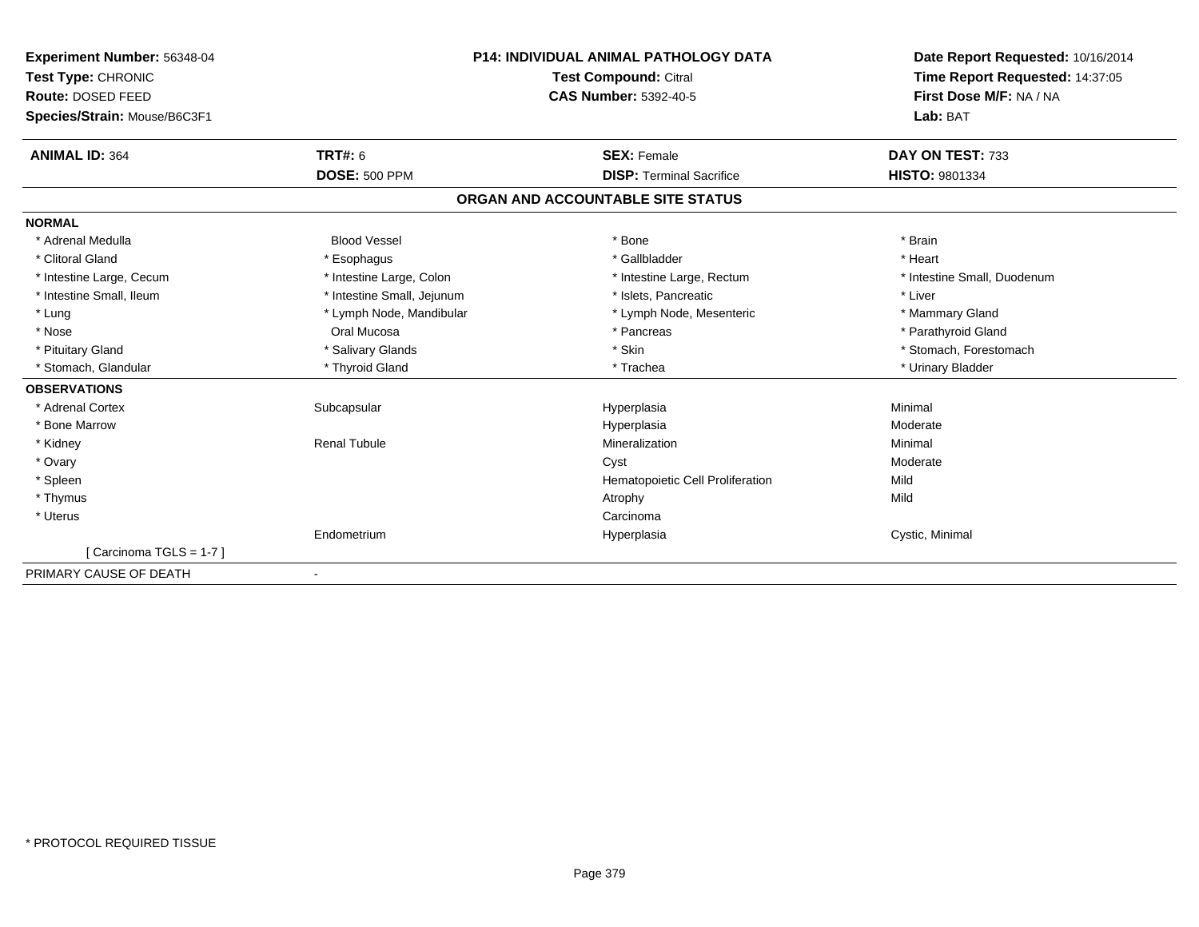**Experiment Number:** 56348-04
**Test Type:** CHRONIC
**Route:** DOSED FEED
**Species/Strain:** Mouse/B6C3F1

**P14: INDIVIDUAL ANIMAL PATHOLOGY DATA**
**Test Compound:** Citral
**CAS Number:** 5392-40-5

**Date Report Requested:** 10/16/2014
**Time Report Requested:** 14:37:05
**First Dose M/F:** NA / NA
**Lab:** BAT

| **ANIMAL ID:** 364 | **TRT#:** 6 | **SEX:** Female | **DAY ON TEST:** 733 |
|---|---|---|---|
| | **DOSE:** 500 PPM | **DISP:** Terminal Sacrifice | **HISTO:** 9801334 |

## ORGAN AND ACCOUNTABLE SITE STATUS

**NORMAL**

| | | | |
|---|---|---|---|
| * Adrenal Medulla | Blood Vessel | * Bone | * Brain |
| * Clitoral Gland | * Esophagus | * Gallbladder | * Heart |
| * Intestine Large, Cecum | * Intestine Large, Colon | * Intestine Large, Rectum | * Intestine Small, Duodenum |
| * Intestine Small, Ileum | * Intestine Small, Jejunum | * Islets, Pancreatic | * Liver |
| * Lung | * Lymph Node, Mandibular | * Lymph Node, Mesenteric | * Mammary Gland |
| * Nose | Oral Mucosa | * Pancreas | * Parathyroid Gland |
| * Pituitary Gland | * Salivary Glands | * Skin | * Stomach, Forestomach |
| * Stomach, Glandular | * Thyroid Gland | * Trachea | * Urinary Bladder |

**OBSERVATIONS**

| | | | |
|---|---|---|---|
| * Adrenal Cortex | Subcapsular | Hyperplasia | Minimal |
| * Bone Marrow | | Hyperplasia | Moderate |
| * Kidney | Renal Tubule | Mineralization | Minimal |
| * Ovary | | Cyst | Moderate |
| * Spleen | | Hematopoietic Cell Proliferation | Mild |
| * Thymus | | Atrophy | Mild |
| * Uterus | | Carcinoma | |
| | Endometrium | Hyperplasia | Cystic, Minimal |
| [ Carcinoma TGLS = 1-7 ] | | | |

PRIMARY CAUSE OF DEATH -

* PROTOCOL REQUIRED TISSUE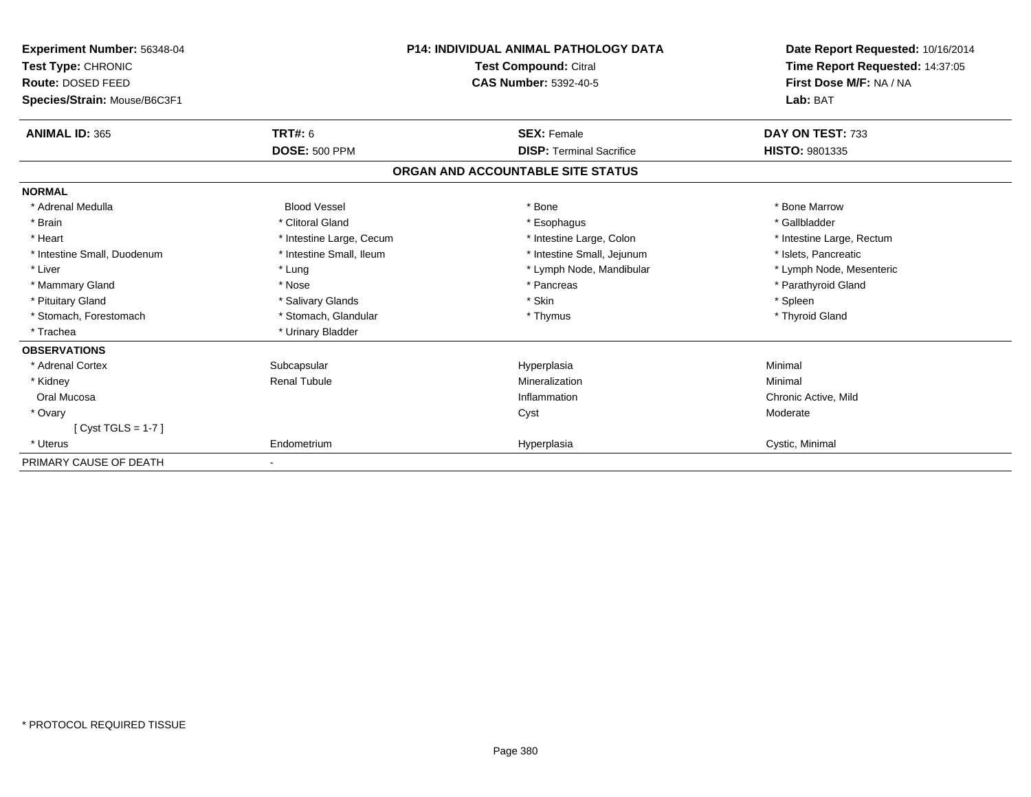**Experiment Number:** 56348-04
**Test Type:** CHRONIC
**Route:** DOSED FEED
**Species/Strain:** Mouse/B6C3F1

**P14: INDIVIDUAL ANIMAL PATHOLOGY DATA**
**Test Compound:** Citral
**CAS Number:** 5392-40-5

**Date Report Requested:** 10/16/2014
**Time Report Requested:** 14:37:05
**First Dose M/F:** NA / NA
**Lab:** BAT

| **ANIMAL ID:** 365 | **TRT#:** 6 | **SEX:** Female | **DAY ON TEST:** 733 |
|---|---|---|---|
| | **DOSE:** 500 PPM | **DISP:** Terminal Sacrifice | **HISTO:** 9801335 |

## ORGAN AND ACCOUNTABLE SITE STATUS

| | | | |
|---|---|---|---|
| **NORMAL** | | | |
| * Adrenal Medulla | Blood Vessel | * Bone | * Bone Marrow |
| * Brain | * Clitoral Gland | * Esophagus | * Gallbladder |
| * Heart | * Intestine Large, Cecum | * Intestine Large, Colon | * Intestine Large, Rectum |
| * Intestine Small, Duodenum | * Intestine Small, Ileum | * Intestine Small, Jejunum | * Islets, Pancreatic |
| * Liver | * Lung | * Lymph Node, Mandibular | * Lymph Node, Mesenteric |
| * Mammary Gland | * Nose | * Pancreas | * Parathyroid Gland |
| * Pituitary Gland | * Salivary Glands | * Skin | * Spleen |
| * Stomach, Forestomach | * Stomach, Glandular | * Thymus | * Thyroid Gland |
| * Trachea | * Urinary Bladder | | |
| **OBSERVATIONS** | | | |
| * Adrenal Cortex | Subcapsular | Hyperplasia | Minimal |
| * Kidney | Renal Tubule | Mineralization | Minimal |
| Oral Mucosa | | Inflammation | Chronic Active, Mild |
| * Ovary | | Cyst | Moderate |
| [ Cyst TGLS = 1-7 ] | | | |
| * Uterus | Endometrium | Hyperplasia | Cystic, Minimal |
| PRIMARY CAUSE OF DEATH | - | | |

* PROTOCOL REQUIRED TISSUE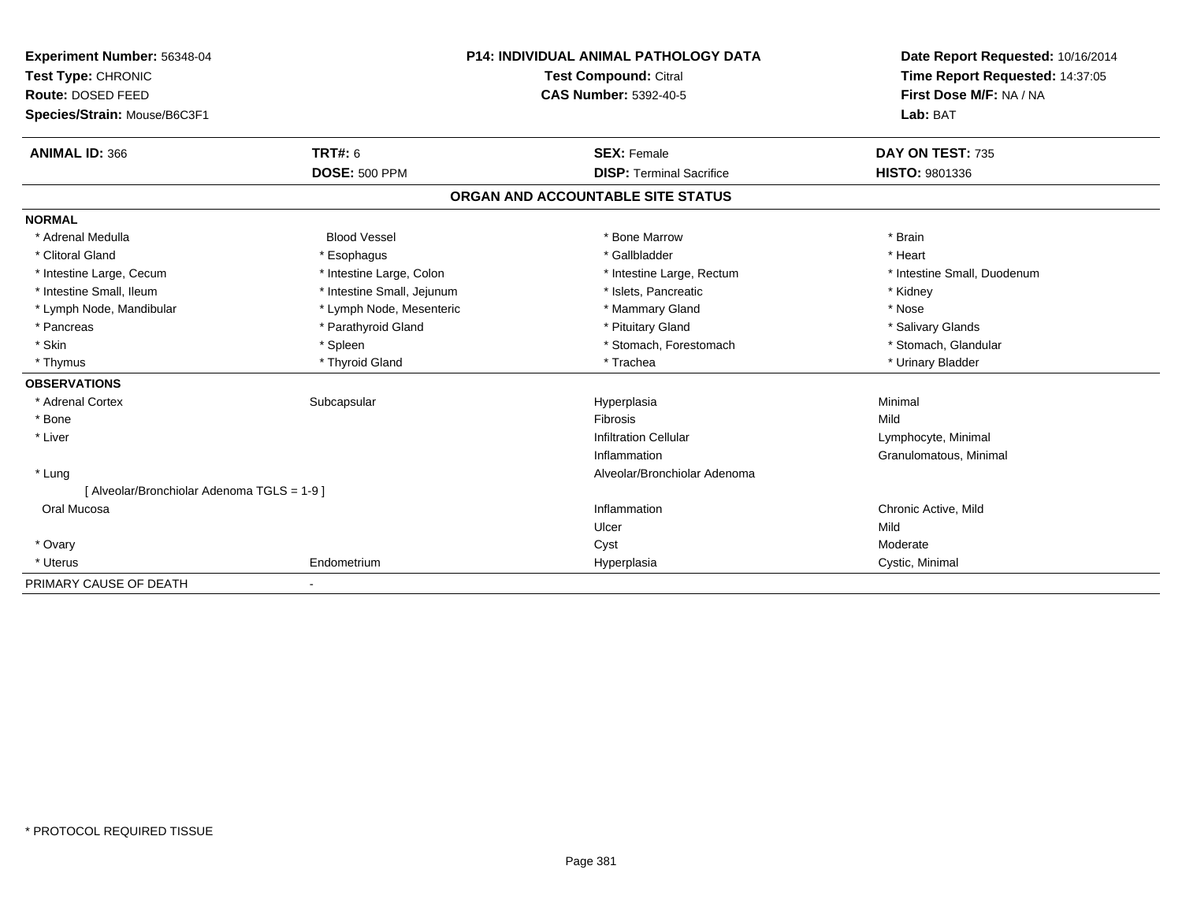**Experiment Number:** 56348-04
**Test Type:** CHRONIC
**Route:** DOSED FEED
**Species/Strain:** Mouse/B6C3F1

**P14: INDIVIDUAL ANIMAL PATHOLOGY DATA**
**Test Compound:** Citral
**CAS Number:** 5392-40-5

**Date Report Requested:** 10/16/2014
**Time Report Requested:** 14:37:05
**First Dose M/F:** NA / NA
**Lab:** BAT

| **ANIMAL ID:** 366 | **TRT#:** 6 | **SEX:** Female | **DAY ON TEST:** 735 |
|---|---|---|---|
| | **DOSE:** 500 PPM | **DISP:** Terminal Sacrifice | **HISTO:** 9801336 |

## ORGAN AND ACCOUNTABLE SITE STATUS

**NORMAL**

| | | | |
|---|---|---|---|
| * Adrenal Medulla | Blood Vessel | * Bone Marrow | * Brain |
| * Clitoral Gland | * Esophagus | * Gallbladder | * Heart |
| * Intestine Large, Cecum | * Intestine Large, Colon | * Intestine Large, Rectum | * Intestine Small, Duodenum |
| * Intestine Small, Ileum | * Intestine Small, Jejunum | * Islets, Pancreatic | * Kidney |
| * Lymph Node, Mandibular | * Lymph Node, Mesenteric | * Mammary Gland | * Nose |
| * Pancreas | * Parathyroid Gland | * Pituitary Gland | * Salivary Glands |
| * Skin | * Spleen | * Stomach, Forestomach | * Stomach, Glandular |
| * Thymus | * Thyroid Gland | * Trachea | * Urinary Bladder |

**OBSERVATIONS**

| | | | |
|---|---|---|---|
| * Adrenal Cortex | Subcapsular | Hyperplasia | Minimal |
| * Bone | | Fibrosis | Mild |
| * Liver | | Infiltration Cellular | Lymphocyte, Minimal |
| | | Inflammation | Granulomatous, Minimal |
| * Lung | | Alveolar/Bronchiolar Adenoma | |
| [ Alveolar/Bronchiolar Adenoma TGLS = 1-9 ] | | | |
| Oral Mucosa | | Inflammation | Chronic Active, Mild |
| | | Ulcer | Mild |
| * Ovary | | Cyst | Moderate |
| * Uterus | Endometrium | Hyperplasia | Cystic, Minimal |

PRIMARY CAUSE OF DEATH -

* PROTOCOL REQUIRED TISSUE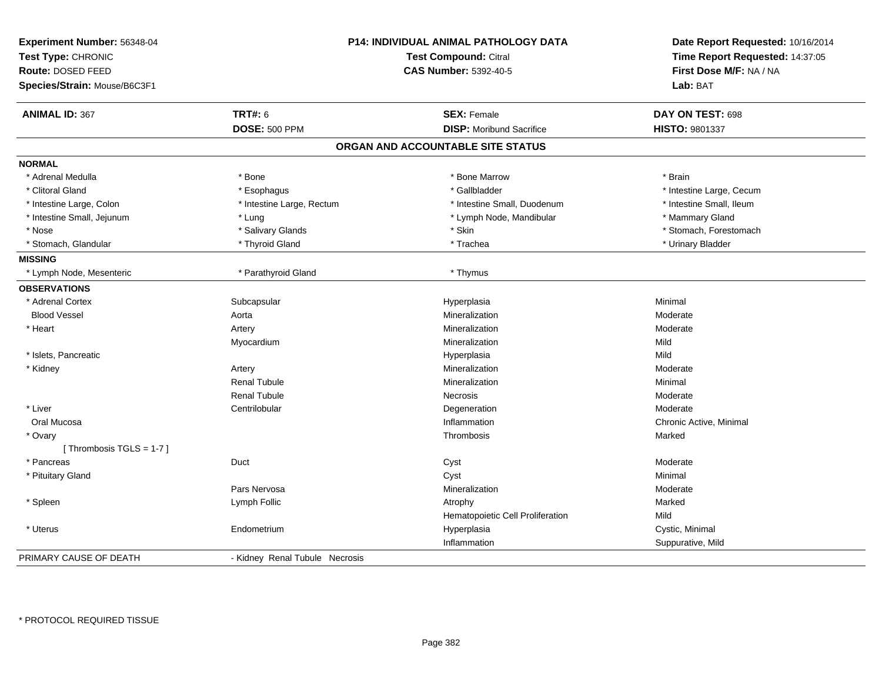**Experiment Number:** 56348-04
**Test Type:** CHRONIC
**Route:** DOSED FEED
**Species/Strain:** Mouse/B6C3F1

**P14: INDIVIDUAL ANIMAL PATHOLOGY DATA**
**Test Compound:** Citral
**CAS Number:** 5392-40-5

**Date Report Requested:** 10/16/2014
**Time Report Requested:** 14:37:05
**First Dose M/F:** NA / NA
**Lab:** BAT

| **ANIMAL ID:** 367 | **TRT#:** 6 | **SEX:** Female | **DAY ON TEST:** 698 |
|---|---|---|---|
| | **DOSE:** 500 PPM | **DISP:** Moribund Sacrifice | **HISTO:** 9801337 |

## ORGAN AND ACCOUNTABLE SITE STATUS

**NORMAL**

| | | | |
|---|---|---|---|
| * Adrenal Medulla | * Bone | * Bone Marrow | * Brain |
| * Clitoral Gland | * Esophagus | * Gallbladder | * Intestine Large, Cecum |
| * Intestine Large, Colon | * Intestine Large, Rectum | * Intestine Small, Duodenum | * Intestine Small, Ileum |
| * Intestine Small, Jejunum | * Lung | * Lymph Node, Mandibular | * Mammary Gland |
| * Nose | * Salivary Glands | * Skin | * Stomach, Forestomach |
| * Stomach, Glandular | * Thyroid Gland | * Trachea | * Urinary Bladder |

**MISSING**

| | | | |
|---|---|---|---|
| * Lymph Node, Mesenteric | * Parathyroid Gland | * Thymus | |

**OBSERVATIONS**

| | | | |
|---|---|---|---|
| * Adrenal Cortex | Subcapsular | Hyperplasia | Minimal |
| Blood Vessel | Aorta | Mineralization | Moderate |
| * Heart | Artery | Mineralization | Moderate |
| | Myocardium | Mineralization | Mild |
| * Islets, Pancreatic | | Hyperplasia | Mild |
| * Kidney | Artery | Mineralization | Moderate |
| | Renal Tubule | Mineralization | Minimal |
| | Renal Tubule | Necrosis | Moderate |
| * Liver | Centrilobular | Degeneration | Moderate |
| Oral Mucosa | | Inflammation | Chronic Active, Minimal |
| * Ovary | | Thrombosis | Marked |
| [ Thrombosis TGLS = 1-7 ] | | | |
| * Pancreas | Duct | Cyst | Moderate |
| * Pituitary Gland | | Cyst | Minimal |
| | Pars Nervosa | Mineralization | Moderate |
| * Spleen | Lymph Follic | Atrophy | Marked |
| | | Hematopoietic Cell Proliferation | Mild |
| * Uterus | Endometrium | Hyperplasia | Cystic, Minimal |
| | | Inflammation | Suppurative, Mild |

PRIMARY CAUSE OF DEATH - Kidney Renal Tubule Necrosis

\* PROTOCOL REQUIRED TISSUE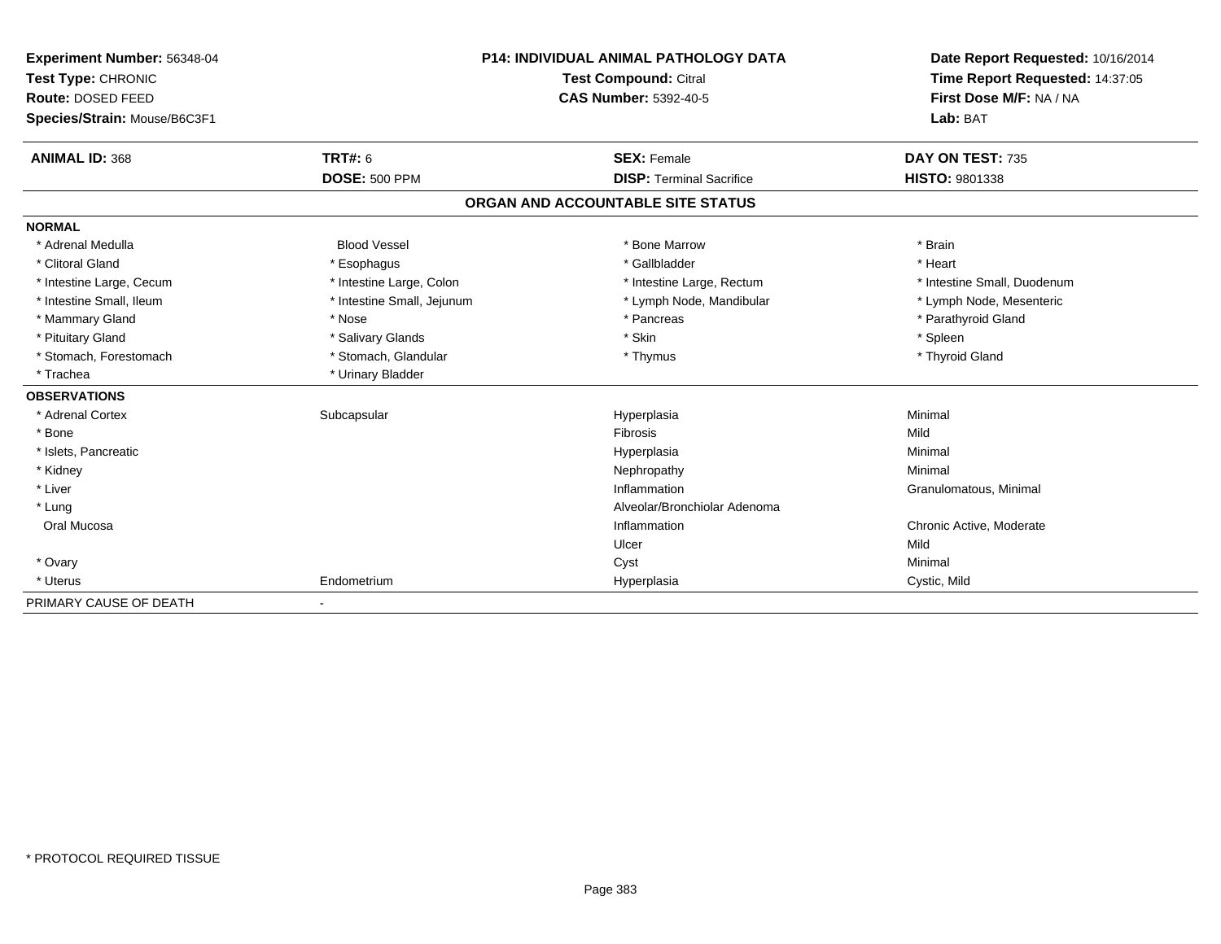**Experiment Number:** 56348-04
**Test Type:** CHRONIC
**Route:** DOSED FEED
**Species/Strain:** Mouse/B6C3F1

**P14: INDIVIDUAL ANIMAL PATHOLOGY DATA**
**Test Compound:** Citral
**CAS Number:** 5392-40-5

**Date Report Requested:** 10/16/2014
**Time Report Requested:** 14:37:05
**First Dose M/F:** NA / NA
**Lab:** BAT

| **ANIMAL ID:** 368 | **TRT#:** 6 | **SEX:** Female | **DAY ON TEST:** 735 |
|---|---|---|---|
| | **DOSE:** 500 PPM | **DISP:** Terminal Sacrifice | **HISTO:** 9801338 |

## ORGAN AND ACCOUNTABLE SITE STATUS

| | | | |
|---|---|---|---|
| **NORMAL** | | | |
| * Adrenal Medulla | Blood Vessel | * Bone Marrow | * Brain |
| * Clitoral Gland | * Esophagus | * Gallbladder | * Heart |
| * Intestine Large, Cecum | * Intestine Large, Colon | * Intestine Large, Rectum | * Intestine Small, Duodenum |
| * Intestine Small, Ileum | * Intestine Small, Jejunum | * Lymph Node, Mandibular | * Lymph Node, Mesenteric |
| * Mammary Gland | * Nose | * Pancreas | * Parathyroid Gland |
| * Pituitary Gland | * Salivary Glands | * Skin | * Spleen |
| * Stomach, Forestomach | * Stomach, Glandular | * Thymus | * Thyroid Gland |
| * Trachea | * Urinary Bladder | | |
| **OBSERVATIONS** | | | |
| * Adrenal Cortex | Subcapsular | Hyperplasia | Minimal |
| * Bone | | Fibrosis | Mild |
| * Islets, Pancreatic | | Hyperplasia | Minimal |
| * Kidney | | Nephropathy | Minimal |
| * Liver | | Inflammation | Granulomatous, Minimal |
| * Lung | | Alveolar/Bronchiolar Adenoma | |
| Oral Mucosa | | Inflammation | Chronic Active, Moderate |
| | | Ulcer | Mild |
| * Ovary | | Cyst | Minimal |
| * Uterus | Endometrium | Hyperplasia | Cystic, Mild |
| PRIMARY CAUSE OF DEATH | - | | |

* PROTOCOL REQUIRED TISSUE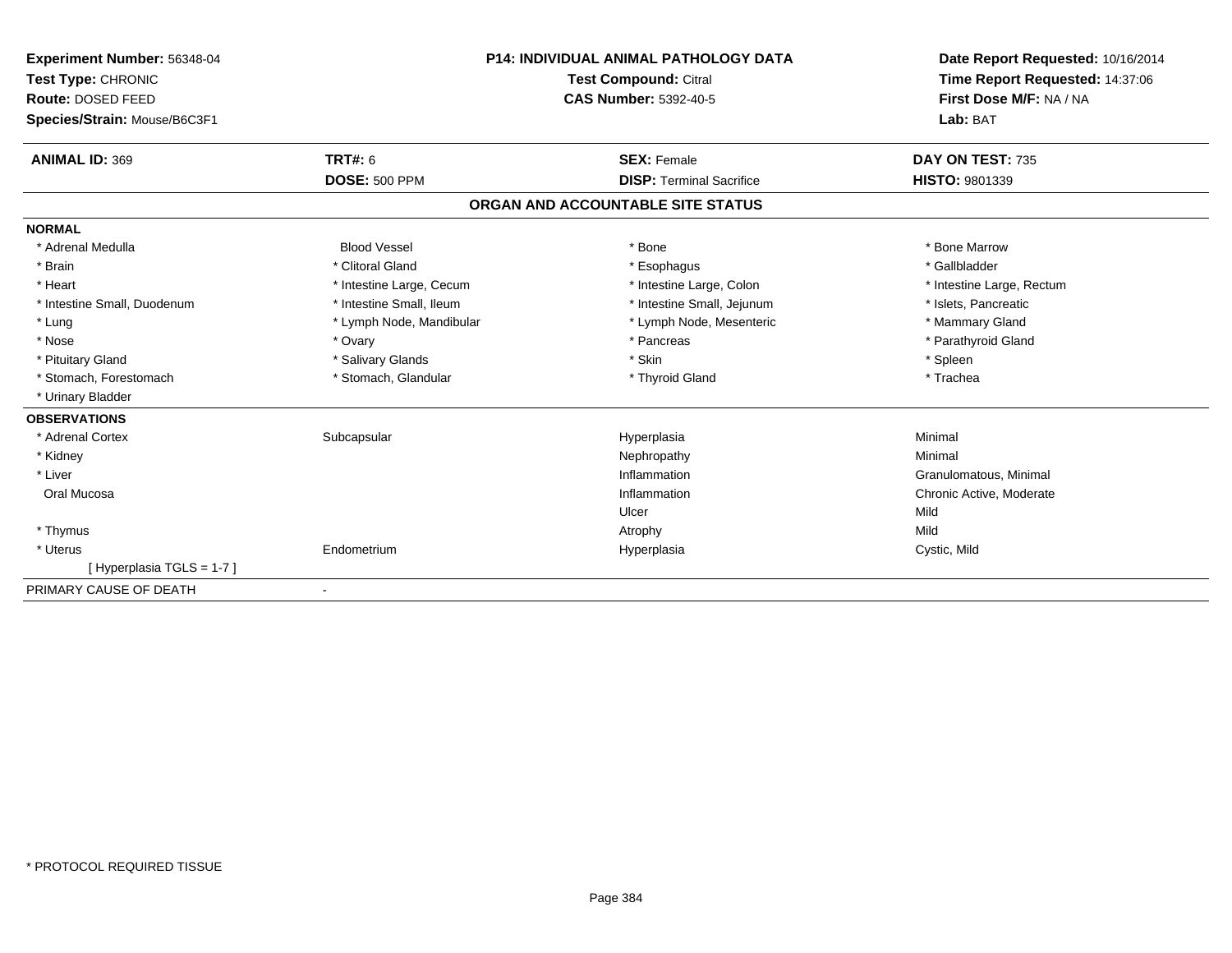**Experiment Number:** 56348-04
**Test Type:** CHRONIC
**Route:** DOSED FEED
**Species/Strain:** Mouse/B6C3F1

**P14: INDIVIDUAL ANIMAL PATHOLOGY DATA**
**Test Compound:** Citral
**CAS Number:** 5392-40-5

**Date Report Requested:** 10/16/2014
**Time Report Requested:** 14:37:06
**First Dose M/F:** NA / NA
**Lab:** BAT

| **ANIMAL ID:** 369 | **TRT#:** 6 | **SEX:** Female | **DAY ON TEST:** 735 |
|---|---|---|---|
| | **DOSE:** 500 PPM | **DISP:** Terminal Sacrifice | **HISTO:** 9801339 |

## ORGAN AND ACCOUNTABLE SITE STATUS

**NORMAL**

| | | | |
|---|---|---|---|
| * Adrenal Medulla | Blood Vessel | * Bone | * Bone Marrow |
| * Brain | * Clitoral Gland | * Esophagus | * Gallbladder |
| * Heart | * Intestine Large, Cecum | * Intestine Large, Colon | * Intestine Large, Rectum |
| * Intestine Small, Duodenum | * Intestine Small, Ileum | * Intestine Small, Jejunum | * Islets, Pancreatic |
| * Lung | * Lymph Node, Mandibular | * Lymph Node, Mesenteric | * Mammary Gland |
| * Nose | * Ovary | * Pancreas | * Parathyroid Gland |
| * Pituitary Gland | * Salivary Glands | * Skin | * Spleen |
| * Stomach, Forestomach | * Stomach, Glandular | * Thyroid Gland | * Trachea |
| * Urinary Bladder | | | |

**OBSERVATIONS**

| | | | |
|---|---|---|---|
| * Adrenal Cortex | Subcapsular | Hyperplasia | Minimal |
| * Kidney | | Nephropathy | Minimal |
| * Liver | | Inflammation | Granulomatous, Minimal |
| Oral Mucosa | | Inflammation | Chronic Active, Moderate |
| | | Ulcer | Mild |
| * Thymus | | Atrophy | Mild |
| * Uterus | Endometrium | Hyperplasia | Cystic, Mild |
| [ Hyperplasia TGLS = 1-7 ] | | | |

PRIMARY CAUSE OF DEATH -

* PROTOCOL REQUIRED TISSUE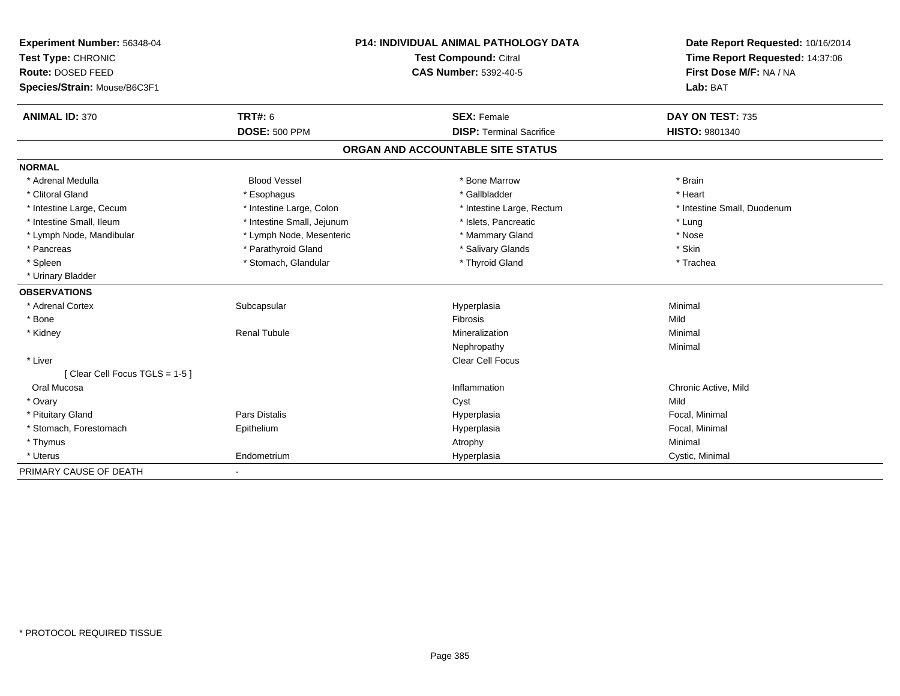**Experiment Number:** 56348-04
**Test Type:** CHRONIC
**Route:** DOSED FEED
**Species/Strain:** Mouse/B6C3F1

**P14: INDIVIDUAL ANIMAL PATHOLOGY DATA**
**Test Compound:** Citral
**CAS Number:** 5392-40-5

**Date Report Requested:** 10/16/2014
**Time Report Requested:** 14:37:06
**First Dose M/F:** NA / NA
**Lab:** BAT

| **ANIMAL ID:** 370 | **TRT#:** 6 | **SEX:** Female | **DAY ON TEST:** 735 |
|---|---|---|---|
| | **DOSE:** 500 PPM | **DISP:** Terminal Sacrifice | **HISTO:** 9801340 |

## ORGAN AND ACCOUNTABLE SITE STATUS

| | | | |
|---|---|---|---|
| **NORMAL** | | | |
| * Adrenal Medulla | Blood Vessel | * Bone Marrow | * Brain |
| * Clitoral Gland | * Esophagus | * Gallbladder | * Heart |
| * Intestine Large, Cecum | * Intestine Large, Colon | * Intestine Large, Rectum | * Intestine Small, Duodenum |
| * Intestine Small, Ileum | * Intestine Small, Jejunum | * Islets, Pancreatic | * Lung |
| * Lymph Node, Mandibular | * Lymph Node, Mesenteric | * Mammary Gland | * Nose |
| * Pancreas | * Parathyroid Gland | * Salivary Glands | * Skin |
| * Spleen | * Stomach, Glandular | * Thyroid Gland | * Trachea |
| * Urinary Bladder | | | |
| **OBSERVATIONS** | | | |
| * Adrenal Cortex | Subcapsular | Hyperplasia | Minimal |
| * Bone | | Fibrosis | Mild |
| * Kidney | Renal Tubule | Mineralization | Minimal |
| | | Nephropathy | Minimal |
| * Liver | | Clear Cell Focus | |
| [ Clear Cell Focus TGLS = 1-5 ] | | | |
| Oral Mucosa | | Inflammation | Chronic Active, Mild |
| * Ovary | | Cyst | Mild |
| * Pituitary Gland | Pars Distalis | Hyperplasia | Focal, Minimal |
| * Stomach, Forestomach | Epithelium | Hyperplasia | Focal, Minimal |
| * Thymus | | Atrophy | Minimal |
| * Uterus | Endometrium | Hyperplasia | Cystic, Minimal |
| PRIMARY CAUSE OF DEATH | - | | |

* PROTOCOL REQUIRED TISSUE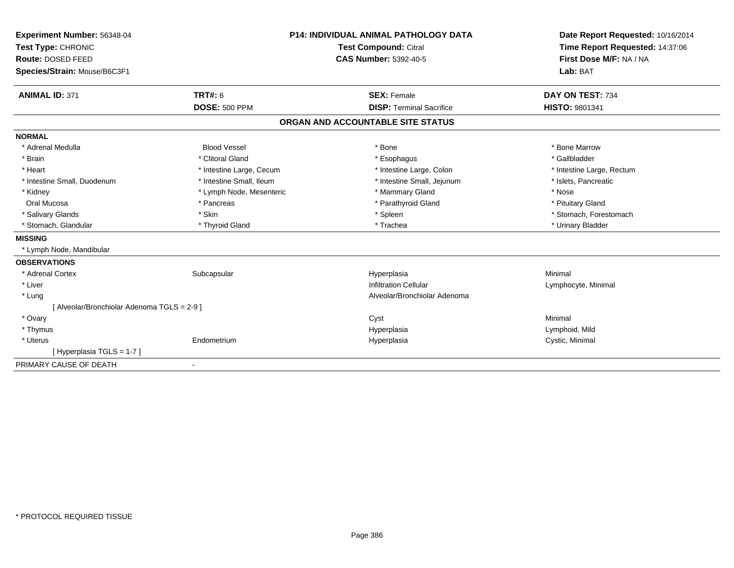**Experiment Number:** 56348-04
**Test Type:** CHRONIC
**Route:** DOSED FEED
**Species/Strain:** Mouse/B6C3F1

**P14: INDIVIDUAL ANIMAL PATHOLOGY DATA**
**Test Compound:** Citral
**CAS Number:** 5392-40-5

**Date Report Requested:** 10/16/2014
**Time Report Requested:** 14:37:06
**First Dose M/F:** NA / NA
**Lab:** BAT

| **ANIMAL ID:** 371 | **TRT#:** 6 | **SEX:** Female | **DAY ON TEST:** 734 |
|---|---|---|---|
| | **DOSE:** 500 PPM | **DISP:** Terminal Sacrifice | **HISTO:** 9801341 |

## ORGAN AND ACCOUNTABLE SITE STATUS

**NORMAL**

| | | | |
|---|---|---|---|
| * Adrenal Medulla | Blood Vessel | * Bone | * Bone Marrow |
| * Brain | * Clitoral Gland | * Esophagus | * Gallbladder |
| * Heart | * Intestine Large, Cecum | * Intestine Large, Colon | * Intestine Large, Rectum |
| * Intestine Small, Duodenum | * Intestine Small, Ileum | * Intestine Small, Jejunum | * Islets, Pancreatic |
| * Kidney | * Lymph Node, Mesenteric | * Mammary Gland | * Nose |
| Oral Mucosa | * Pancreas | * Parathyroid Gland | * Pituitary Gland |
| * Salivary Glands | * Skin | * Spleen | * Stomach, Forestomach |
| * Stomach, Glandular | * Thyroid Gland | * Trachea | * Urinary Bladder |

**MISSING**

* Lymph Node, Mandibular

**OBSERVATIONS**

| | | | |
|---|---|---|---|
| * Adrenal Cortex | Subcapsular | Hyperplasia | Minimal |
| * Liver | | Infiltration Cellular | Lymphocyte, Minimal |
| * Lung | | Alveolar/Bronchiolar Adenoma | |
| [ Alveolar/Bronchiolar Adenoma TGLS = 2-9 ] | | | |
| * Ovary | | Cyst | Minimal |
| * Thymus | | Hyperplasia | Lymphoid, Mild |
| * Uterus | Endometrium | Hyperplasia | Cystic, Minimal |
| [ Hyperplasia TGLS = 1-7 ] | | | |

PRIMARY CAUSE OF DEATH -

* PROTOCOL REQUIRED TISSUE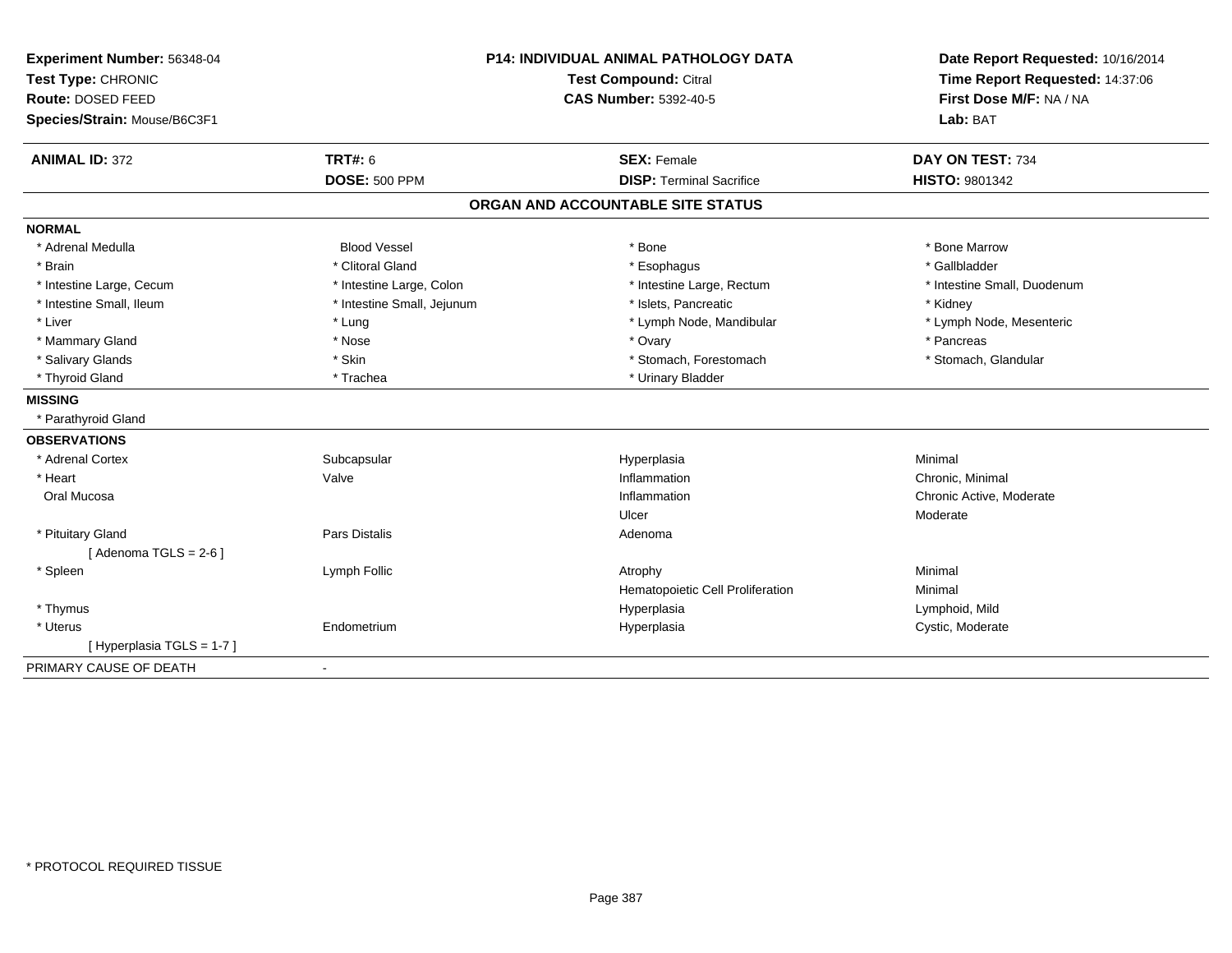**Experiment Number:** 56348-04
**Test Type:** CHRONIC
**Route:** DOSED FEED
**Species/Strain:** Mouse/B6C3F1

**P14: INDIVIDUAL ANIMAL PATHOLOGY DATA**
**Test Compound:** Citral
**CAS Number:** 5392-40-5

**Date Report Requested:** 10/16/2014
**Time Report Requested:** 14:37:06
**First Dose M/F:** NA / NA
**Lab:** BAT

| **ANIMAL ID:** 372 | **TRT#:** 6 | **SEX:** Female | **DAY ON TEST:** 734 |
|---|---|---|---|
| | **DOSE:** 500 PPM | **DISP:** Terminal Sacrifice | **HISTO:** 9801342 |

**ORGAN AND ACCOUNTABLE SITE STATUS**

**NORMAL**

| | | | |
|---|---|---|---|
| * Adrenal Medulla | Blood Vessel | * Bone | * Bone Marrow |
| * Brain | * Clitoral Gland | * Esophagus | * Gallbladder |
| * Intestine Large, Cecum | * Intestine Large, Colon | * Intestine Large, Rectum | * Intestine Small, Duodenum |
| * Intestine Small, Ileum | * Intestine Small, Jejunum | * Islets, Pancreatic | * Kidney |
| * Liver | * Lung | * Lymph Node, Mandibular | * Lymph Node, Mesenteric |
| * Mammary Gland | * Nose | * Ovary | * Pancreas |
| * Salivary Glands | * Skin | * Stomach, Forestomach | * Stomach, Glandular |
| * Thyroid Gland | * Trachea | * Urinary Bladder | |

**MISSING**

* Parathyroid Gland

**OBSERVATIONS**

| | | | |
|---|---|---|---|
| * Adrenal Cortex | Subcapsular | Hyperplasia | Minimal |
| * Heart | Valve | Inflammation | Chronic, Minimal |
| Oral Mucosa | | Inflammation | Chronic Active, Moderate |
| | | Ulcer | Moderate |
| * Pituitary Gland | Pars Distalis | Adenoma | |
| [ Adenoma TGLS = 2-6 ] | | | |
| * Spleen | Lymph Follic | Atrophy | Minimal |
| | | Hematopoietic Cell Proliferation | Minimal |
| * Thymus | | Hyperplasia | Lymphoid, Mild |
| * Uterus | Endometrium | Hyperplasia | Cystic, Moderate |
| [ Hyperplasia TGLS = 1-7 ] | | | |

PRIMARY CAUSE OF DEATH -

* PROTOCOL REQUIRED TISSUE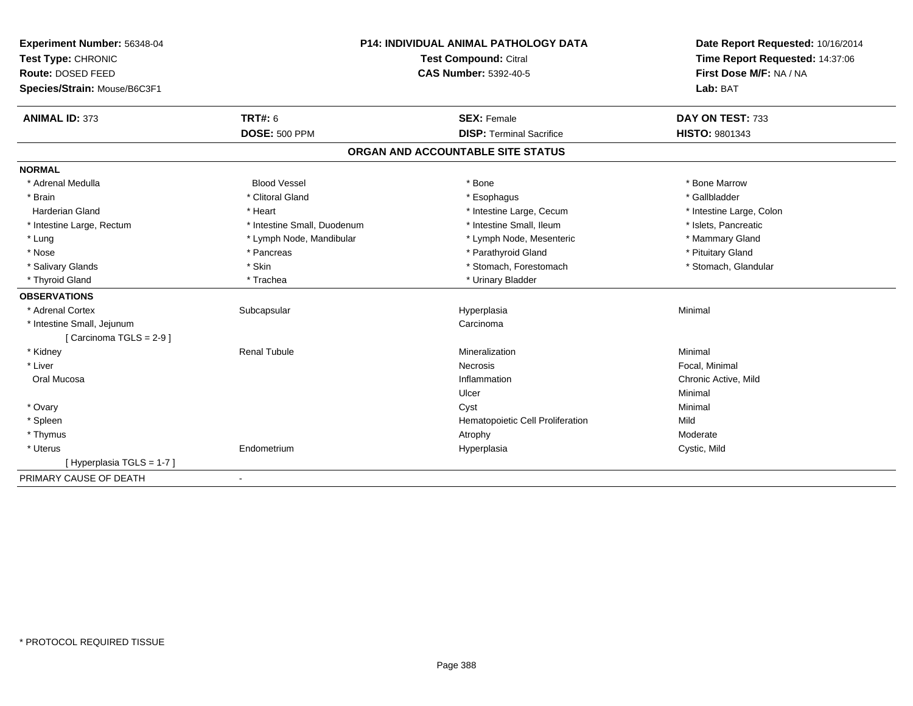**Experiment Number:** 56348-04
**Test Type:** CHRONIC
**Route:** DOSED FEED
**Species/Strain:** Mouse/B6C3F1

**P14: INDIVIDUAL ANIMAL PATHOLOGY DATA**
**Test Compound:** Citral
**CAS Number:** 5392-40-5

**Date Report Requested:** 10/16/2014
**Time Report Requested:** 14:37:06
**First Dose M/F:** NA / NA
**Lab:** BAT

| **ANIMAL ID:** 373 | **TRT#:** 6 | **SEX:** Female | **DAY ON TEST:** 733 |
|---|---|---|---|
| | **DOSE:** 500 PPM | **DISP:** Terminal Sacrifice | **HISTO:** 9801343 |

## ORGAN AND ACCOUNTABLE SITE STATUS

**NORMAL**

| | | | |
|---|---|---|---|
| * Adrenal Medulla | Blood Vessel | * Bone | * Bone Marrow |
| * Brain | * Clitoral Gland | * Esophagus | * Gallbladder |
| Harderian Gland | * Heart | * Intestine Large, Cecum | * Intestine Large, Colon |
| * Intestine Large, Rectum | * Intestine Small, Duodenum | * Intestine Small, Ileum | * Islets, Pancreatic |
| * Lung | * Lymph Node, Mandibular | * Lymph Node, Mesenteric | * Mammary Gland |
| * Nose | * Pancreas | * Parathyroid Gland | * Pituitary Gland |
| * Salivary Glands | * Skin | * Stomach, Forestomach | * Stomach, Glandular |
| * Thyroid Gland | * Trachea | * Urinary Bladder | |

**OBSERVATIONS**

| | | | |
|---|---|---|---|
| * Adrenal Cortex | Subcapsular | Hyperplasia | Minimal |
| * Intestine Small, Jejunum | | Carcinoma | |
| [ Carcinoma TGLS = 2-9 ] | | | |
| * Kidney | Renal Tubule | Mineralization | Minimal |
| * Liver | | Necrosis | Focal, Minimal |
| Oral Mucosa | | Inflammation | Chronic Active, Mild |
| | | Ulcer | Minimal |
| * Ovary | | Cyst | Minimal |
| * Spleen | | Hematopoietic Cell Proliferation | Mild |
| * Thymus | | Atrophy | Moderate |
| * Uterus | Endometrium | Hyperplasia | Cystic, Mild |
| [ Hyperplasia TGLS = 1-7 ] | | | |

PRIMARY CAUSE OF DEATH -

* PROTOCOL REQUIRED TISSUE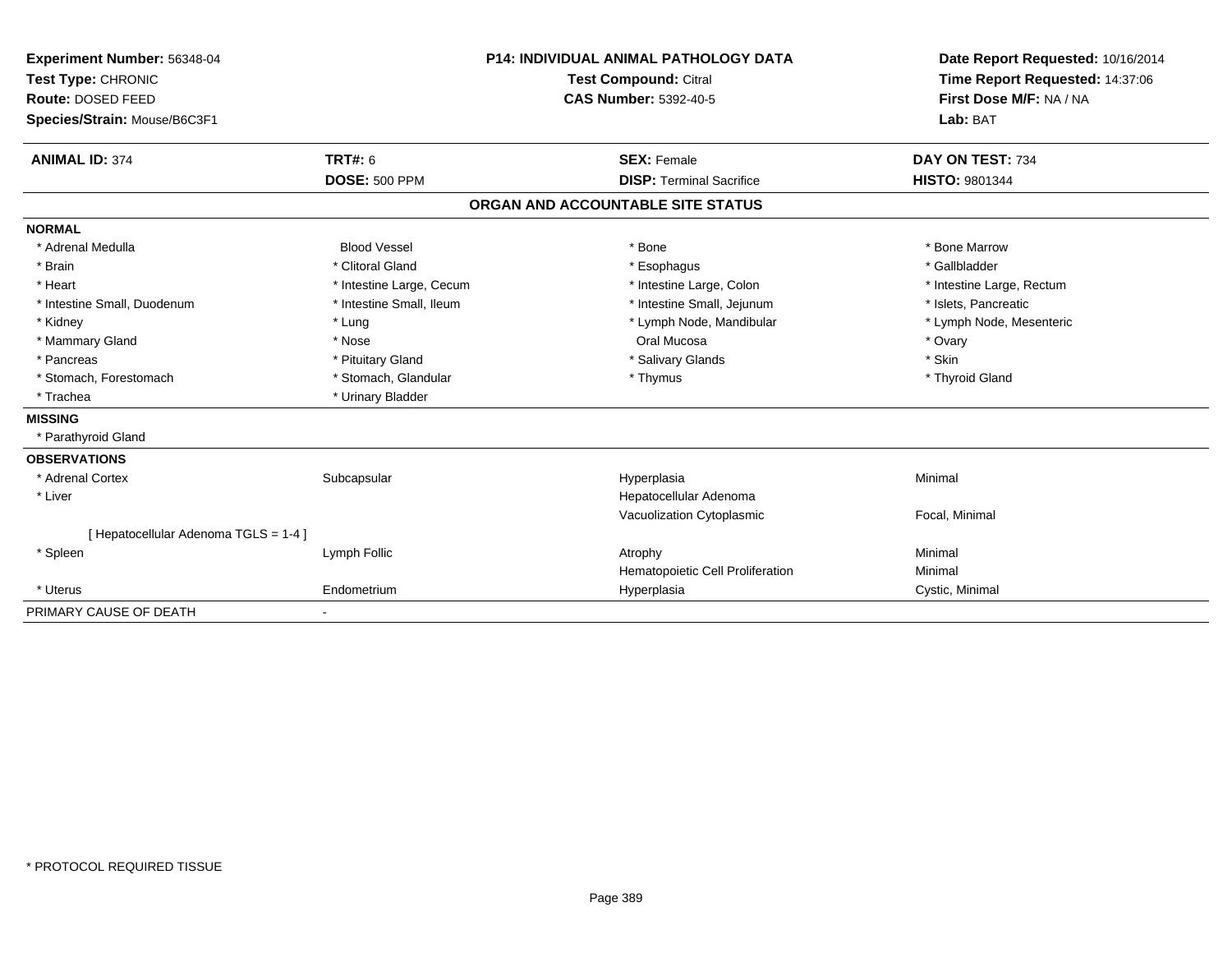**Experiment Number:** 56348-04
**Test Type:** CHRONIC
**Route:** DOSED FEED
**Species/Strain:** Mouse/B6C3F1

**P14: INDIVIDUAL ANIMAL PATHOLOGY DATA**
**Test Compound:** Citral
**CAS Number:** 5392-40-5

**Date Report Requested:** 10/16/2014
**Time Report Requested:** 14:37:06
**First Dose M/F:** NA / NA
**Lab:** BAT

| **ANIMAL ID:** 374 | **TRT#:** 6 | **SEX:** Female | **DAY ON TEST:** 734 |
|---|---|---|---|
| | **DOSE:** 500 PPM | **DISP:** Terminal Sacrifice | **HISTO:** 9801344 |

## ORGAN AND ACCOUNTABLE SITE STATUS

**NORMAL**

| | | | |
|---|---|---|---|
| * Adrenal Medulla | Blood Vessel | * Bone | * Bone Marrow |
| * Brain | * Clitoral Gland | * Esophagus | * Gallbladder |
| * Heart | * Intestine Large, Cecum | * Intestine Large, Colon | * Intestine Large, Rectum |
| * Intestine Small, Duodenum | * Intestine Small, Ileum | * Intestine Small, Jejunum | * Islets, Pancreatic |
| * Kidney | * Lung | * Lymph Node, Mandibular | * Lymph Node, Mesenteric |
| * Mammary Gland | * Nose | Oral Mucosa | * Ovary |
| * Pancreas | * Pituitary Gland | * Salivary Glands | * Skin |
| * Stomach, Forestomach | * Stomach, Glandular | * Thymus | * Thyroid Gland |
| * Trachea | * Urinary Bladder | | |

**MISSING**

* Parathyroid Gland

**OBSERVATIONS**

| | | | |
|---|---|---|---|
| * Adrenal Cortex | Subcapsular | Hyperplasia | Minimal |
| * Liver | | Hepatocellular Adenoma | |
| | | Vacuolization Cytoplasmic | Focal, Minimal |
| [ Hepatocellular Adenoma TGLS = 1-4 ] | | | |
| * Spleen | Lymph Follic | Atrophy | Minimal |
| | | Hematopoietic Cell Proliferation | Minimal |
| * Uterus | Endometrium | Hyperplasia | Cystic, Minimal |

PRIMARY CAUSE OF DEATH -

* PROTOCOL REQUIRED TISSUE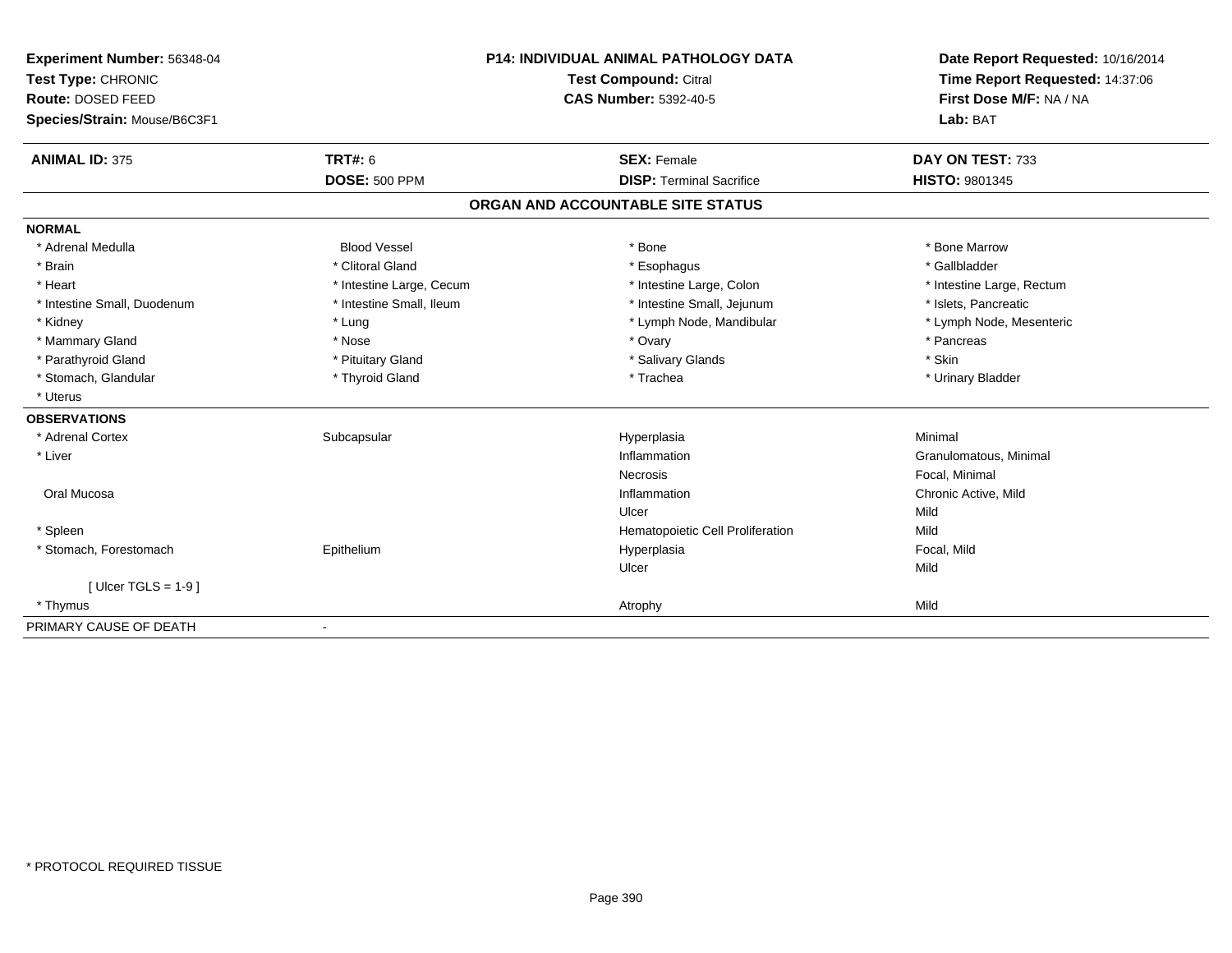**Experiment Number:** 56348-04
**Test Type:** CHRONIC
**Route:** DOSED FEED
**Species/Strain:** Mouse/B6C3F1

**P14: INDIVIDUAL ANIMAL PATHOLOGY DATA**
**Test Compound:** Citral
**CAS Number:** 5392-40-5

**Date Report Requested:** 10/16/2014
**Time Report Requested:** 14:37:06
**First Dose M/F:** NA / NA
**Lab:** BAT

| **ANIMAL ID:** 375 | **TRT#:** 6 | **SEX:** Female | **DAY ON TEST:** 733 |
|---|---|---|---|
| | **DOSE:** 500 PPM | **DISP:** Terminal Sacrifice | **HISTO:** 9801345 |

## ORGAN AND ACCOUNTABLE SITE STATUS

**NORMAL**

| | | | |
|---|---|---|---|
| * Adrenal Medulla | Blood Vessel | * Bone | * Bone Marrow |
| * Brain | * Clitoral Gland | * Esophagus | * Gallbladder |
| * Heart | * Intestine Large, Cecum | * Intestine Large, Colon | * Intestine Large, Rectum |
| * Intestine Small, Duodenum | * Intestine Small, Ileum | * Intestine Small, Jejunum | * Islets, Pancreatic |
| * Kidney | * Lung | * Lymph Node, Mandibular | * Lymph Node, Mesenteric |
| * Mammary Gland | * Nose | * Ovary | * Pancreas |
| * Parathyroid Gland | * Pituitary Gland | * Salivary Glands | * Skin |
| * Stomach, Glandular | * Thyroid Gland | * Trachea | * Urinary Bladder |
| * Uterus | | | |

**OBSERVATIONS**

| | | | |
|---|---|---|---|
| * Adrenal Cortex | Subcapsular | Hyperplasia | Minimal |
| * Liver | | Inflammation | Granulomatous, Minimal |
| | | Necrosis | Focal, Minimal |
| Oral Mucosa | | Inflammation | Chronic Active, Mild |
| | | Ulcer | Mild |
| * Spleen | | Hematopoietic Cell Proliferation | Mild |
| * Stomach, Forestomach | Epithelium | Hyperplasia | Focal, Mild |
| | | Ulcer | Mild |
| [ Ulcer TGLS = 1-9 ] | | | |
| * Thymus | | Atrophy | Mild |

PRIMARY CAUSE OF DEATH -

* PROTOCOL REQUIRED TISSUE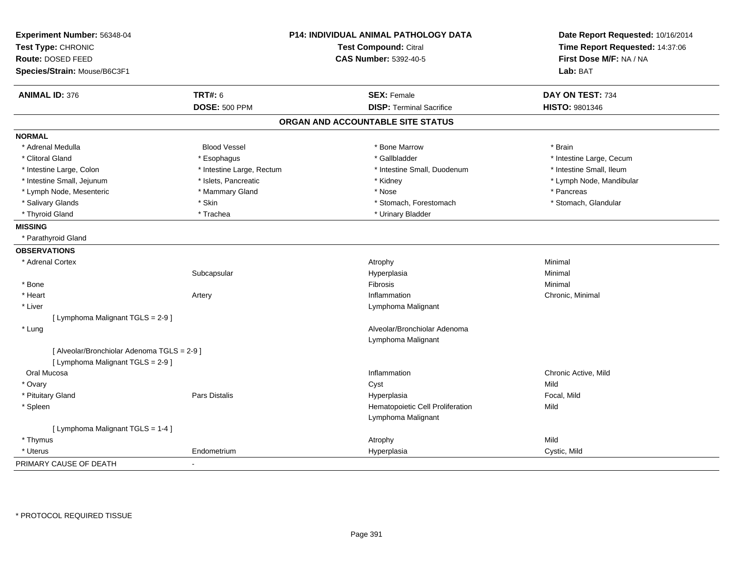**Experiment Number:** 56348-04
**Test Type:** CHRONIC
**Route:** DOSED FEED
**Species/Strain:** Mouse/B6C3F1

**P14: INDIVIDUAL ANIMAL PATHOLOGY DATA**
**Test Compound:** Citral
**CAS Number:** 5392-40-5

**Date Report Requested:** 10/16/2014
**Time Report Requested:** 14:37:06
**First Dose M/F:** NA / NA
**Lab:** BAT

| **ANIMAL ID:** 376 | **TRT#:** 6 | **SEX:** Female | **DAY ON TEST:** 734 |
|---|---|---|---|
| | **DOSE:** 500 PPM | **DISP:** Terminal Sacrifice | **HISTO:** 9801346 |

## ORGAN AND ACCOUNTABLE SITE STATUS

**NORMAL**

| | | | |
|---|---|---|---|
| * Adrenal Medulla | Blood Vessel | * Bone Marrow | * Brain |
| * Clitoral Gland | * Esophagus | * Gallbladder | * Intestine Large, Cecum |
| * Intestine Large, Colon | * Intestine Large, Rectum | * Intestine Small, Duodenum | * Intestine Small, Ileum |
| * Intestine Small, Jejunum | * Islets, Pancreatic | * Kidney | * Lymph Node, Mandibular |
| * Lymph Node, Mesenteric | * Mammary Gland | * Nose | * Pancreas |
| * Salivary Glands | * Skin | * Stomach, Forestomach | * Stomach, Glandular |
| * Thyroid Gland | * Trachea | * Urinary Bladder | |

**MISSING**

* Parathyroid Gland

**OBSERVATIONS**

| | | | |
|---|---|---|---|
| * Adrenal Cortex | | Atrophy | Minimal |
| | Subcapsular | Hyperplasia | Minimal |
| * Bone | | Fibrosis | Minimal |
| * Heart | Artery | Inflammation | Chronic, Minimal |
| * Liver | | Lymphoma Malignant | |
| [ Lymphoma Malignant TGLS = 2-9 ] | | | |
| * Lung | | Alveolar/Bronchiolar Adenoma | |
| | | Lymphoma Malignant | |
| [ Alveolar/Bronchiolar Adenoma TGLS = 2-9 ] | | | |
| [ Lymphoma Malignant TGLS = 2-9 ] | | | |
| Oral Mucosa | | Inflammation | Chronic Active, Mild |
| * Ovary | | Cyst | Mild |
| * Pituitary Gland | Pars Distalis | Hyperplasia | Focal, Mild |
| * Spleen | | Hematopoietic Cell Proliferation | Mild |
| | | Lymphoma Malignant | |
| [ Lymphoma Malignant TGLS = 1-4 ] | | | |
| * Thymus | | Atrophy | Mild |
| * Uterus | Endometrium | Hyperplasia | Cystic, Mild |

PRIMARY CAUSE OF DEATH -

* PROTOCOL REQUIRED TISSUE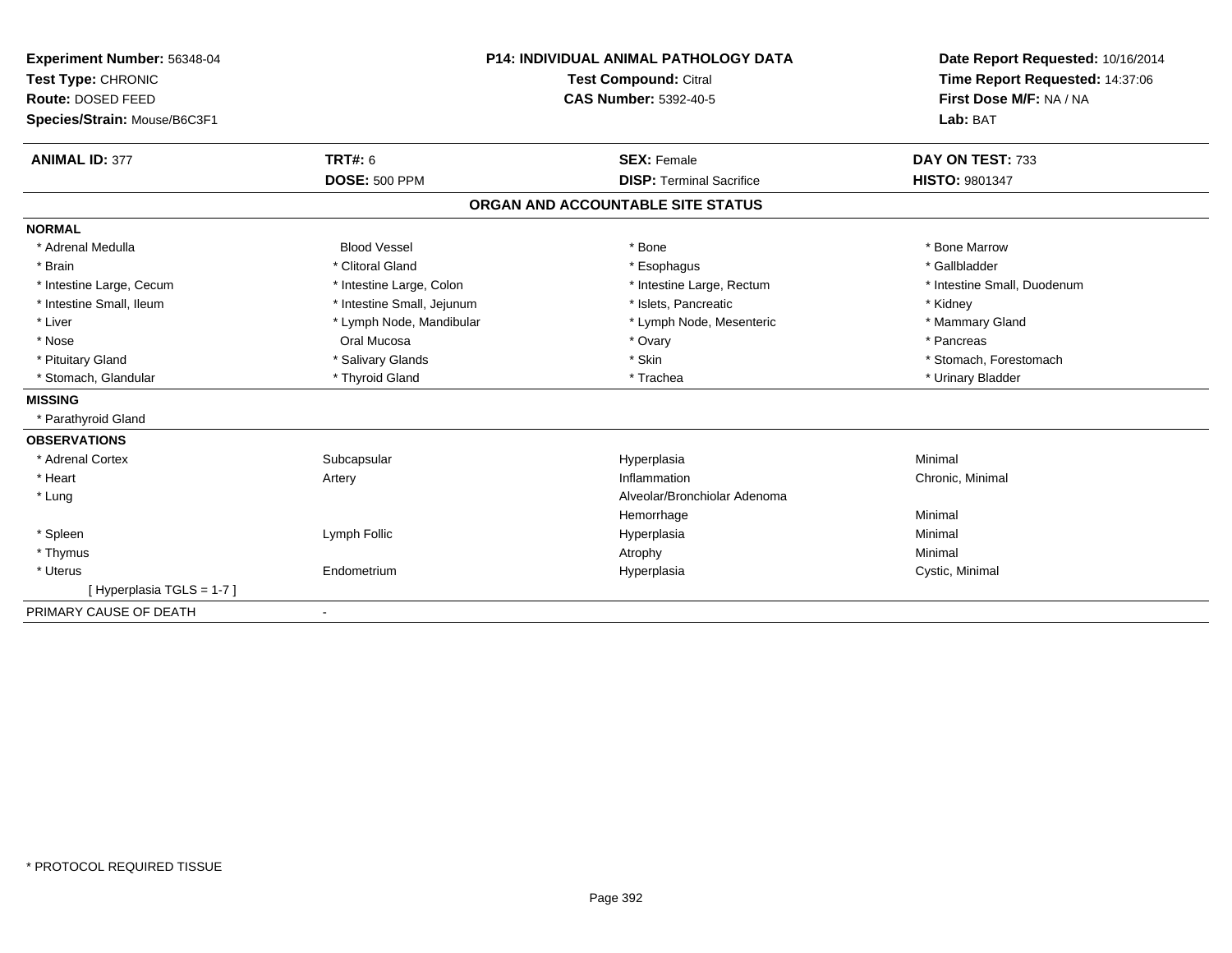**Experiment Number:** 56348-04
**Test Type:** CHRONIC
**Route:** DOSED FEED
**Species/Strain:** Mouse/B6C3F1

**P14: INDIVIDUAL ANIMAL PATHOLOGY DATA**
**Test Compound:** Citral
**CAS Number:** 5392-40-5

**Date Report Requested:** 10/16/2014
**Time Report Requested:** 14:37:06
**First Dose M/F:** NA / NA
**Lab:** BAT

| **ANIMAL ID:** 377 | **TRT#:** 6 | **SEX:** Female | **DAY ON TEST:** 733 |
|---|---|---|---|
| | **DOSE:** 500 PPM | **DISP:** Terminal Sacrifice | **HISTO:** 9801347 |

## ORGAN AND ACCOUNTABLE SITE STATUS

| | | | |
|---|---|---|---|
| **NORMAL** | | | |
| * Adrenal Medulla | Blood Vessel | * Bone | * Bone Marrow |
| * Brain | * Clitoral Gland | * Esophagus | * Gallbladder |
| * Intestine Large, Cecum | * Intestine Large, Colon | * Intestine Large, Rectum | * Intestine Small, Duodenum |
| * Intestine Small, Ileum | * Intestine Small, Jejunum | * Islets, Pancreatic | * Kidney |
| * Liver | * Lymph Node, Mandibular | * Lymph Node, Mesenteric | * Mammary Gland |
| * Nose | Oral Mucosa | * Ovary | * Pancreas |
| * Pituitary Gland | * Salivary Glands | * Skin | * Stomach, Forestomach |
| * Stomach, Glandular | * Thyroid Gland | * Trachea | * Urinary Bladder |
| **MISSING** | | | |
| * Parathyroid Gland | | | |
| **OBSERVATIONS** | | | |
| * Adrenal Cortex | Subcapsular | Hyperplasia | Minimal |
| * Heart | Artery | Inflammation | Chronic, Minimal |
| * Lung | | Alveolar/Bronchiolar Adenoma | |
| | | Hemorrhage | Minimal |
| * Spleen | Lymph Follic | Hyperplasia | Minimal |
| * Thymus | | Atrophy | Minimal |
| * Uterus | Endometrium | Hyperplasia | Cystic, Minimal |
| [ Hyperplasia TGLS = 1-7 ] | | | |
| PRIMARY CAUSE OF DEATH | - | | |

\* PROTOCOL REQUIRED TISSUE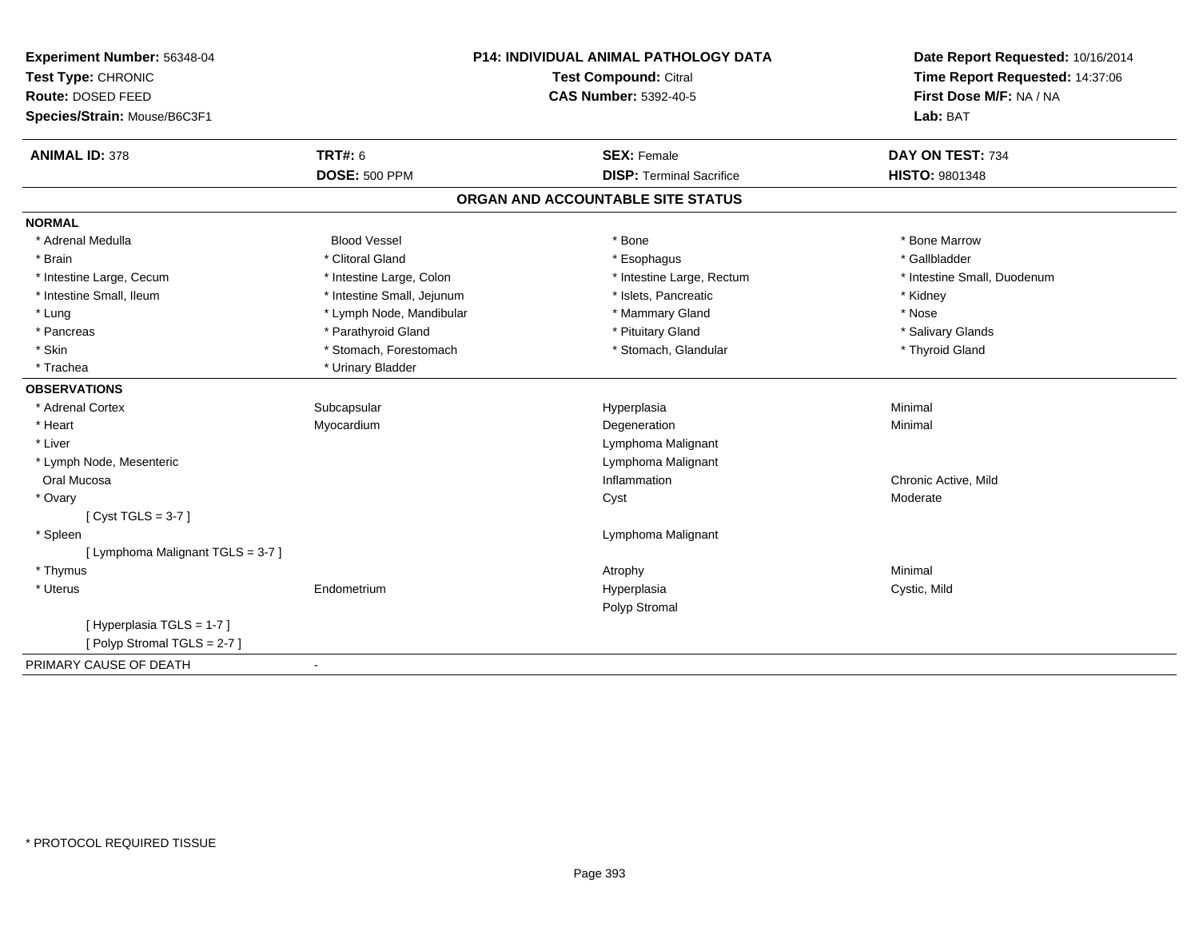**Experiment Number:** 56348-04
**Test Type:** CHRONIC
**Route:** DOSED FEED
**Species/Strain:** Mouse/B6C3F1

**P14: INDIVIDUAL ANIMAL PATHOLOGY DATA**
**Test Compound:** Citral
**CAS Number:** 5392-40-5

**Date Report Requested:** 10/16/2014
**Time Report Requested:** 14:37:06
**First Dose M/F:** NA / NA
**Lab:** BAT

| **ANIMAL ID:** 378 | **TRT#:** 6 | **SEX:** Female | **DAY ON TEST:** 734 |
|---|---|---|---|
| | **DOSE:** 500 PPM | **DISP:** Terminal Sacrifice | **HISTO:** 9801348 |

## ORGAN AND ACCOUNTABLE SITE STATUS

| | | | |
|---|---|---|---|
| **NORMAL** | | | |
| * Adrenal Medulla | Blood Vessel | * Bone | * Bone Marrow |
| * Brain | * Clitoral Gland | * Esophagus | * Gallbladder |
| * Intestine Large, Cecum | * Intestine Large, Colon | * Intestine Large, Rectum | * Intestine Small, Duodenum |
| * Intestine Small, Ileum | * Intestine Small, Jejunum | * Islets, Pancreatic | * Kidney |
| * Lung | * Lymph Node, Mandibular | * Mammary Gland | * Nose |
| * Pancreas | * Parathyroid Gland | * Pituitary Gland | * Salivary Glands |
| * Skin | * Stomach, Forestomach | * Stomach, Glandular | * Thyroid Gland |
| * Trachea | * Urinary Bladder | | |
| **OBSERVATIONS** | | | |
| * Adrenal Cortex | Subcapsular | Hyperplasia | Minimal |
| * Heart | Myocardium | Degeneration | Minimal |
| * Liver | | Lymphoma Malignant | |
| * Lymph Node, Mesenteric | | Lymphoma Malignant | |
| Oral Mucosa | | Inflammation | Chronic Active, Mild |
| * Ovary | | Cyst | Moderate |
| [ Cyst TGLS = 3-7 ] | | | |
| * Spleen | | Lymphoma Malignant | |
| [ Lymphoma Malignant TGLS = 3-7 ] | | | |
| * Thymus | | Atrophy | Minimal |
| * Uterus | Endometrium | Hyperplasia | Cystic, Mild |
| | | Polyp Stromal | |
| [ Hyperplasia TGLS = 1-7 ] | | | |
| [ Polyp Stromal TGLS = 2-7 ] | | | |
| PRIMARY CAUSE OF DEATH | - | | |

* PROTOCOL REQUIRED TISSUE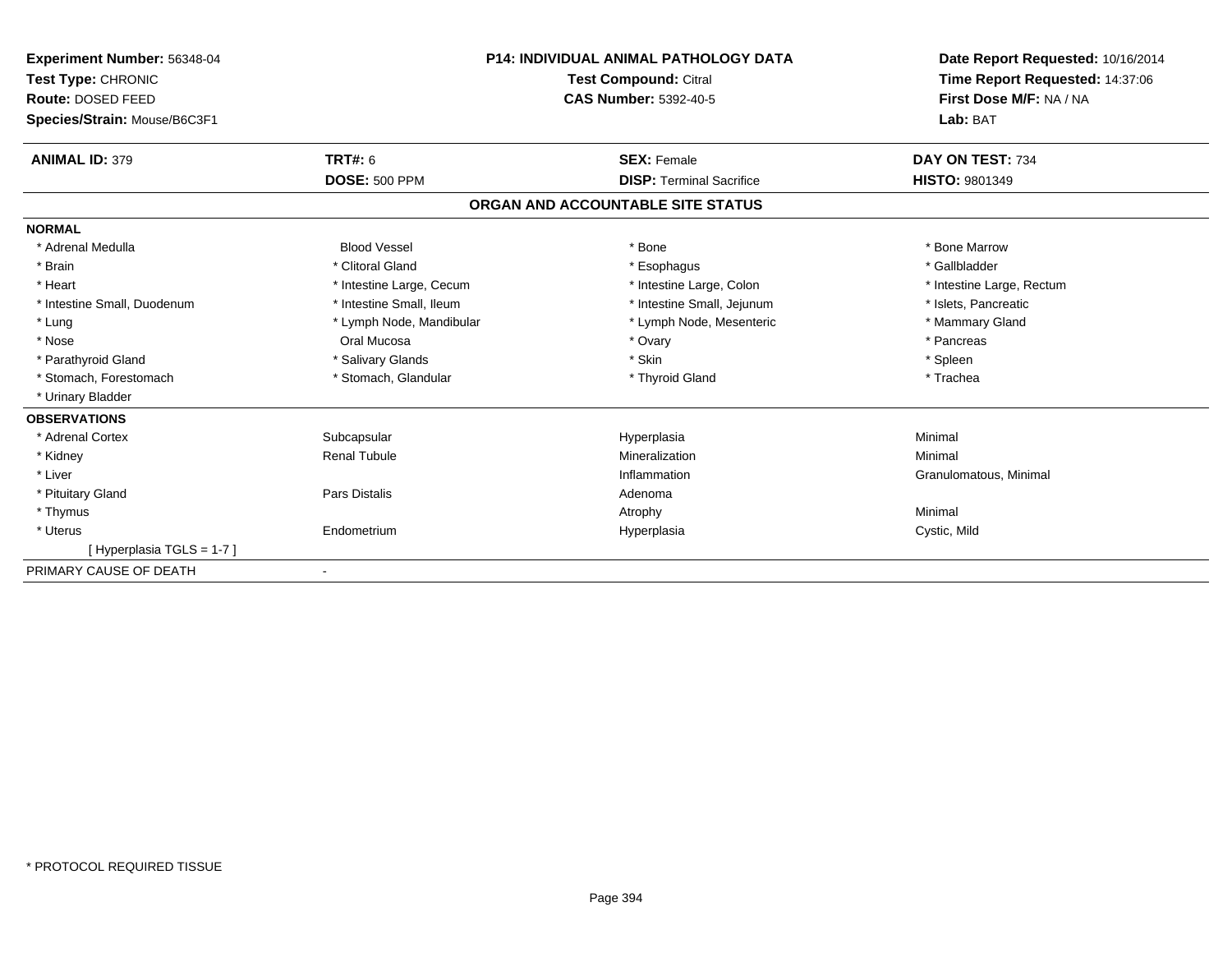**Experiment Number:** 56348-04
**Test Type:** CHRONIC
**Route:** DOSED FEED
**Species/Strain:** Mouse/B6C3F1

**P14: INDIVIDUAL ANIMAL PATHOLOGY DATA**
**Test Compound:** Citral
**CAS Number:** 5392-40-5

**Date Report Requested:** 10/16/2014
**Time Report Requested:** 14:37:06
**First Dose M/F:** NA / NA
**Lab:** BAT

| **ANIMAL ID:** 379 | **TRT#:** 6 | **SEX:** Female | **DAY ON TEST:** 734 |
|---|---|---|---|
| | **DOSE:** 500 PPM | **DISP:** Terminal Sacrifice | **HISTO:** 9801349 |

## ORGAN AND ACCOUNTABLE SITE STATUS

**NORMAL**

| | | | |
|---|---|---|---|
| * Adrenal Medulla | Blood Vessel | * Bone | * Bone Marrow |
| * Brain | * Clitoral Gland | * Esophagus | * Gallbladder |
| * Heart | * Intestine Large, Cecum | * Intestine Large, Colon | * Intestine Large, Rectum |
| * Intestine Small, Duodenum | * Intestine Small, Ileum | * Intestine Small, Jejunum | * Islets, Pancreatic |
| * Lung | * Lymph Node, Mandibular | * Lymph Node, Mesenteric | * Mammary Gland |
| * Nose | Oral Mucosa | * Ovary | * Pancreas |
| * Parathyroid Gland | * Salivary Glands | * Skin | * Spleen |
| * Stomach, Forestomach | * Stomach, Glandular | * Thyroid Gland | * Trachea |
| * Urinary Bladder | | | |

**OBSERVATIONS**

| | | | |
|---|---|---|---|
| * Adrenal Cortex | Subcapsular | Hyperplasia | Minimal |
| * Kidney | Renal Tubule | Mineralization | Minimal |
| * Liver | | Inflammation | Granulomatous, Minimal |
| * Pituitary Gland | Pars Distalis | Adenoma | |
| * Thymus | | Atrophy | Minimal |
| * Uterus | Endometrium | Hyperplasia | Cystic, Mild |
| [ Hyperplasia TGLS = 1-7 ] | | | |

PRIMARY CAUSE OF DEATH -

\* PROTOCOL REQUIRED TISSUE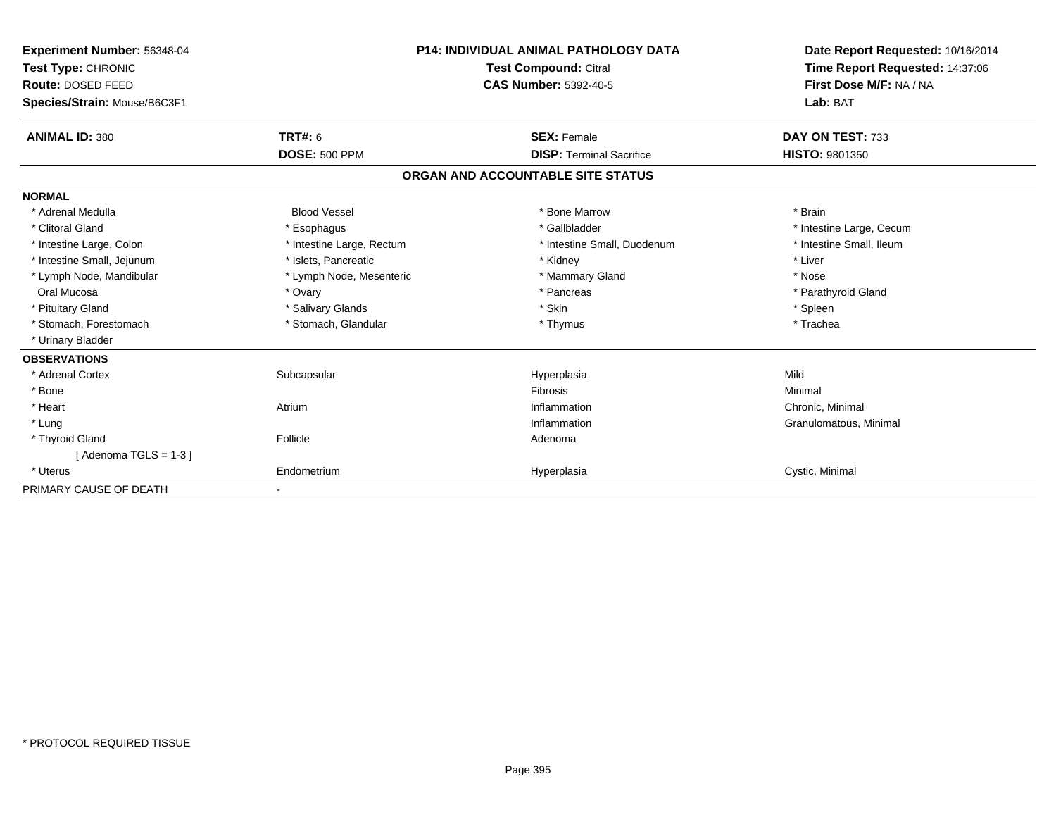**Experiment Number:** 56348-04
**Test Type:** CHRONIC
**Route:** DOSED FEED
**Species/Strain:** Mouse/B6C3F1

**P14: INDIVIDUAL ANIMAL PATHOLOGY DATA**
**Test Compound:** Citral
**CAS Number:** 5392-40-5

**Date Report Requested:** 10/16/2014
**Time Report Requested:** 14:37:06
**First Dose M/F:** NA / NA
**Lab:** BAT

| **ANIMAL ID:** 380 | **TRT#:** 6 | **SEX:** Female | **DAY ON TEST:** 733 |
|---|---|---|---|
| | **DOSE:** 500 PPM | **DISP:** Terminal Sacrifice | **HISTO:** 9801350 |

## ORGAN AND ACCOUNTABLE SITE STATUS

**NORMAL**

| | | | |
|---|---|---|---|
| * Adrenal Medulla | Blood Vessel | * Bone Marrow | * Brain |
| * Clitoral Gland | * Esophagus | * Gallbladder | * Intestine Large, Cecum |
| * Intestine Large, Colon | * Intestine Large, Rectum | * Intestine Small, Duodenum | * Intestine Small, Ileum |
| * Intestine Small, Jejunum | * Islets, Pancreatic | * Kidney | * Liver |
| * Lymph Node, Mandibular | * Lymph Node, Mesenteric | * Mammary Gland | * Nose |
| Oral Mucosa | * Ovary | * Pancreas | * Parathyroid Gland |
| * Pituitary Gland | * Salivary Glands | * Skin | * Spleen |
| * Stomach, Forestomach | * Stomach, Glandular | * Thymus | * Trachea |
| * Urinary Bladder | | | |

**OBSERVATIONS**

| | | | |
|---|---|---|---|
| * Adrenal Cortex | Subcapsular | Hyperplasia | Mild |
| * Bone | | Fibrosis | Minimal |
| * Heart | Atrium | Inflammation | Chronic, Minimal |
| * Lung | | Inflammation | Granulomatous, Minimal |
| * Thyroid Gland | Follicle | Adenoma | |
| [ Adenoma TGLS = 1-3 ] | | | |
| * Uterus | Endometrium | Hyperplasia | Cystic, Minimal |

PRIMARY CAUSE OF DEATH -

* PROTOCOL REQUIRED TISSUE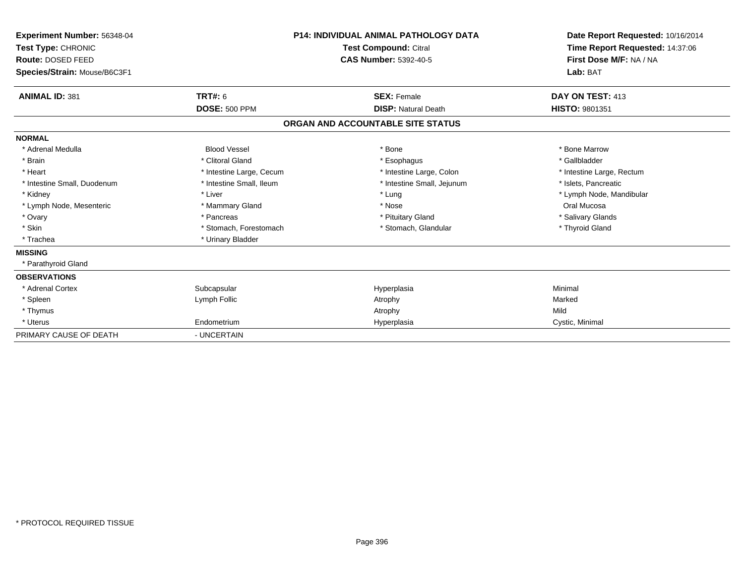**Experiment Number:** 56348-04
**Test Type:** CHRONIC
**Route:** DOSED FEED
**Species/Strain:** Mouse/B6C3F1

**P14: INDIVIDUAL ANIMAL PATHOLOGY DATA**
**Test Compound:** Citral
**CAS Number:** 5392-40-5

**Date Report Requested:** 10/16/2014
**Time Report Requested:** 14:37:06
**First Dose M/F:** NA / NA
**Lab:** BAT

| **ANIMAL ID:** 381 | **TRT#:** 6 | **SEX:** Female | **DAY ON TEST:** 413 |
|---|---|---|---|
| | **DOSE:** 500 PPM | **DISP:** Natural Death | **HISTO:** 9801351 |

**ORGAN AND ACCOUNTABLE SITE STATUS**

**NORMAL**

| | | | |
|---|---|---|---|
| * Adrenal Medulla | Blood Vessel | * Bone | * Bone Marrow |
| * Brain | * Clitoral Gland | * Esophagus | * Gallbladder |
| * Heart | * Intestine Large, Cecum | * Intestine Large, Colon | * Intestine Large, Rectum |
| * Intestine Small, Duodenum | * Intestine Small, Ileum | * Intestine Small, Jejunum | * Islets, Pancreatic |
| * Kidney | * Liver | * Lung | * Lymph Node, Mandibular |
| * Lymph Node, Mesenteric | * Mammary Gland | * Nose | Oral Mucosa |
| * Ovary | * Pancreas | * Pituitary Gland | * Salivary Glands |
| * Skin | * Stomach, Forestomach | * Stomach, Glandular | * Thyroid Gland |
| * Trachea | * Urinary Bladder | | |

**MISSING**

* Parathyroid Gland

**OBSERVATIONS**

| | | | |
|---|---|---|---|
| * Adrenal Cortex | Subcapsular | Hyperplasia | Minimal |
| * Spleen | Lymph Follic | Atrophy | Marked |
| * Thymus | | Atrophy | Mild |
| * Uterus | Endometrium | Hyperplasia | Cystic, Minimal |

PRIMARY CAUSE OF DEATH - UNCERTAIN

* PROTOCOL REQUIRED TISSUE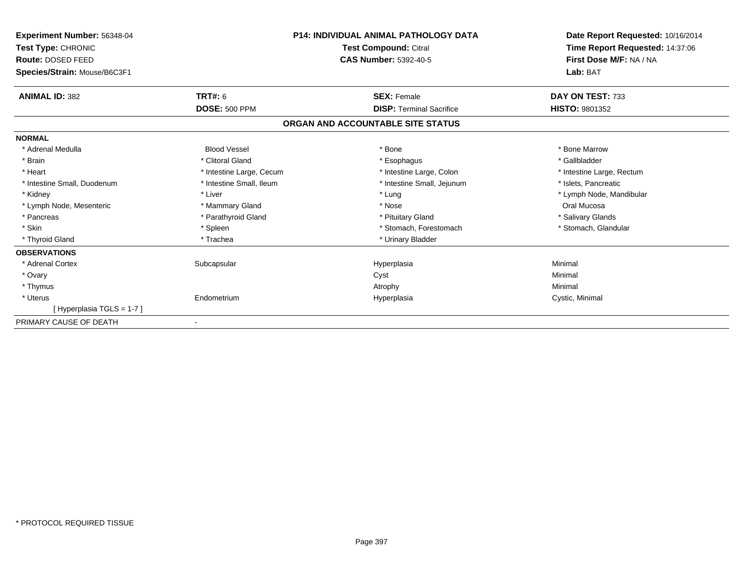**Experiment Number:** 56348-04
**Test Type:** CHRONIC
**Route:** DOSED FEED
**Species/Strain:** Mouse/B6C3F1

**P14: INDIVIDUAL ANIMAL PATHOLOGY DATA**
**Test Compound:** Citral
**CAS Number:** 5392-40-5

**Date Report Requested:** 10/16/2014
**Time Report Requested:** 14:37:06
**First Dose M/F:** NA / NA
**Lab:** BAT

| **ANIMAL ID:** 382 | **TRT#:** 6 | **SEX:** Female | **DAY ON TEST:** 733 |
|---|---|---|---|
| | **DOSE:** 500 PPM | **DISP:** Terminal Sacrifice | **HISTO:** 9801352 |

## ORGAN AND ACCOUNTABLE SITE STATUS

**NORMAL**

| | | | |
|---|---|---|---|
| * Adrenal Medulla | Blood Vessel | * Bone | * Bone Marrow |
| * Brain | * Clitoral Gland | * Esophagus | * Gallbladder |
| * Heart | * Intestine Large, Cecum | * Intestine Large, Colon | * Intestine Large, Rectum |
| * Intestine Small, Duodenum | * Intestine Small, Ileum | * Intestine Small, Jejunum | * Islets, Pancreatic |
| * Kidney | * Liver | * Lung | * Lymph Node, Mandibular |
| * Lymph Node, Mesenteric | * Mammary Gland | * Nose | Oral Mucosa |
| * Pancreas | * Parathyroid Gland | * Pituitary Gland | * Salivary Glands |
| * Skin | * Spleen | * Stomach, Forestomach | * Stomach, Glandular |
| * Thyroid Gland | * Trachea | * Urinary Bladder | |

**OBSERVATIONS**

| | | | |
|---|---|---|---|
| * Adrenal Cortex | Subcapsular | Hyperplasia | Minimal |
| * Ovary | | Cyst | Minimal |
| * Thymus | | Atrophy | Minimal |
| * Uterus | Endometrium | Hyperplasia | Cystic, Minimal |
| [ Hyperplasia TGLS = 1-7 ] | | | |

PRIMARY CAUSE OF DEATH -

* PROTOCOL REQUIRED TISSUE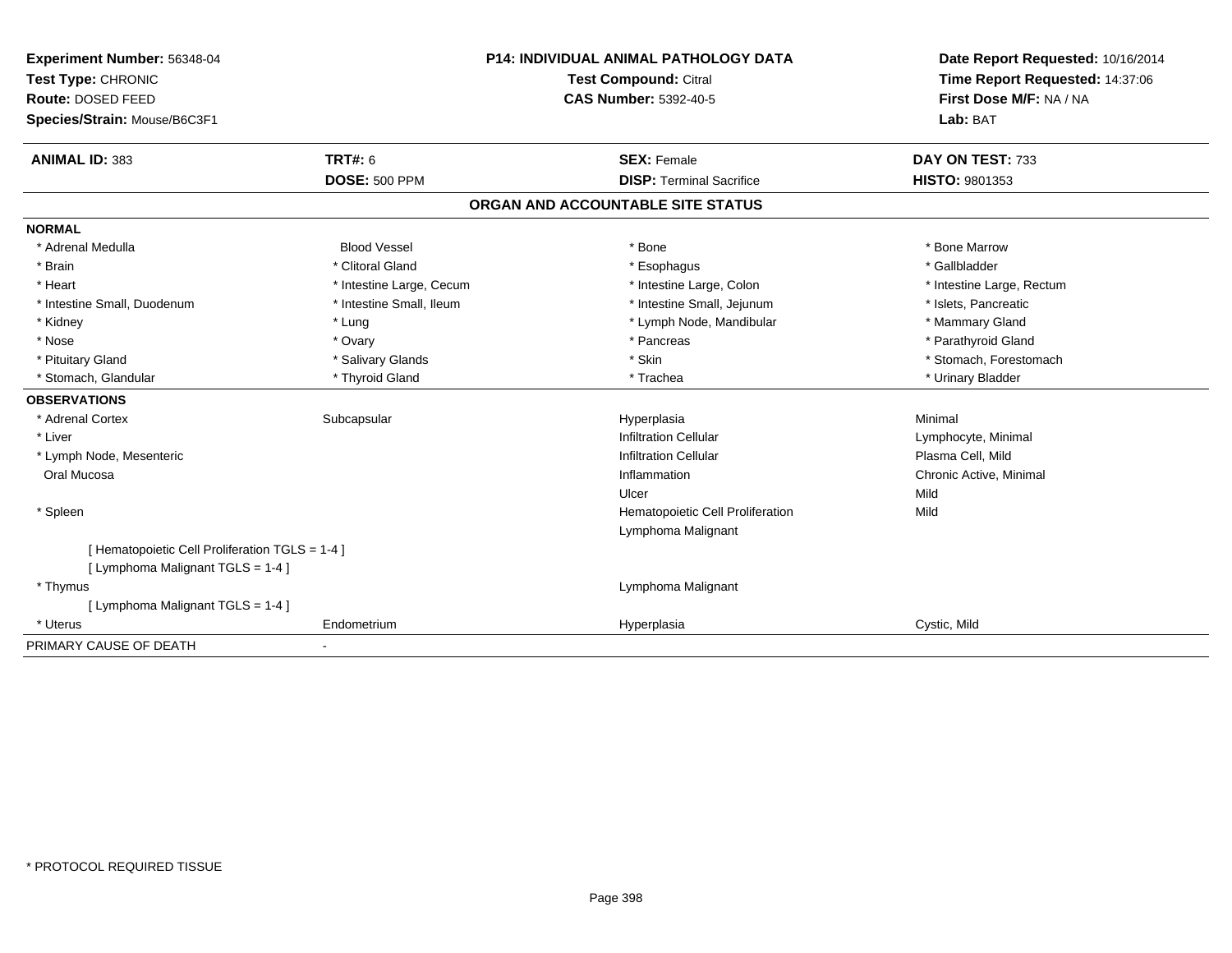**Experiment Number:** 56348-04
**Test Type:** CHRONIC
**Route:** DOSED FEED
**Species/Strain:** Mouse/B6C3F1

**P14: INDIVIDUAL ANIMAL PATHOLOGY DATA**
**Test Compound:** Citral
**CAS Number:** 5392-40-5

**Date Report Requested:** 10/16/2014
**Time Report Requested:** 14:37:06
**First Dose M/F:** NA / NA
**Lab:** BAT

| **ANIMAL ID:** 383 | **TRT#:** 6 | **SEX:** Female | **DAY ON TEST:** 733 |
|---|---|---|---|
| | **DOSE:** 500 PPM | **DISP:** Terminal Sacrifice | **HISTO:** 9801353 |

## ORGAN AND ACCOUNTABLE SITE STATUS

**NORMAL**

| | | | |
|---|---|---|---|
| * Adrenal Medulla | Blood Vessel | * Bone | * Bone Marrow |
| * Brain | * Clitoral Gland | * Esophagus | * Gallbladder |
| * Heart | * Intestine Large, Cecum | * Intestine Large, Colon | * Intestine Large, Rectum |
| * Intestine Small, Duodenum | * Intestine Small, Ileum | * Intestine Small, Jejunum | * Islets, Pancreatic |
| * Kidney | * Lung | * Lymph Node, Mandibular | * Mammary Gland |
| * Nose | * Ovary | * Pancreas | * Parathyroid Gland |
| * Pituitary Gland | * Salivary Glands | * Skin | * Stomach, Forestomach |
| * Stomach, Glandular | * Thyroid Gland | * Trachea | * Urinary Bladder |

**OBSERVATIONS**

| | | | |
|---|---|---|---|
| * Adrenal Cortex | Subcapsular | Hyperplasia | Minimal |
| * Liver | | Infiltration Cellular | Lymphocyte, Minimal |
| * Lymph Node, Mesenteric | | Infiltration Cellular | Plasma Cell, Mild |
| Oral Mucosa | | Inflammation | Chronic Active, Minimal |
| | | Ulcer | Mild |
| * Spleen | | Hematopoietic Cell Proliferation | Mild |
| | | Lymphoma Malignant | |
| [ Hematopoietic Cell Proliferation TGLS = 1-4 ] | | | |
| [ Lymphoma Malignant TGLS = 1-4 ] | | | |
| * Thymus | | Lymphoma Malignant | |
| [ Lymphoma Malignant TGLS = 1-4 ] | | | |
| * Uterus | Endometrium | Hyperplasia | Cystic, Mild |

PRIMARY CAUSE OF DEATH -

\* PROTOCOL REQUIRED TISSUE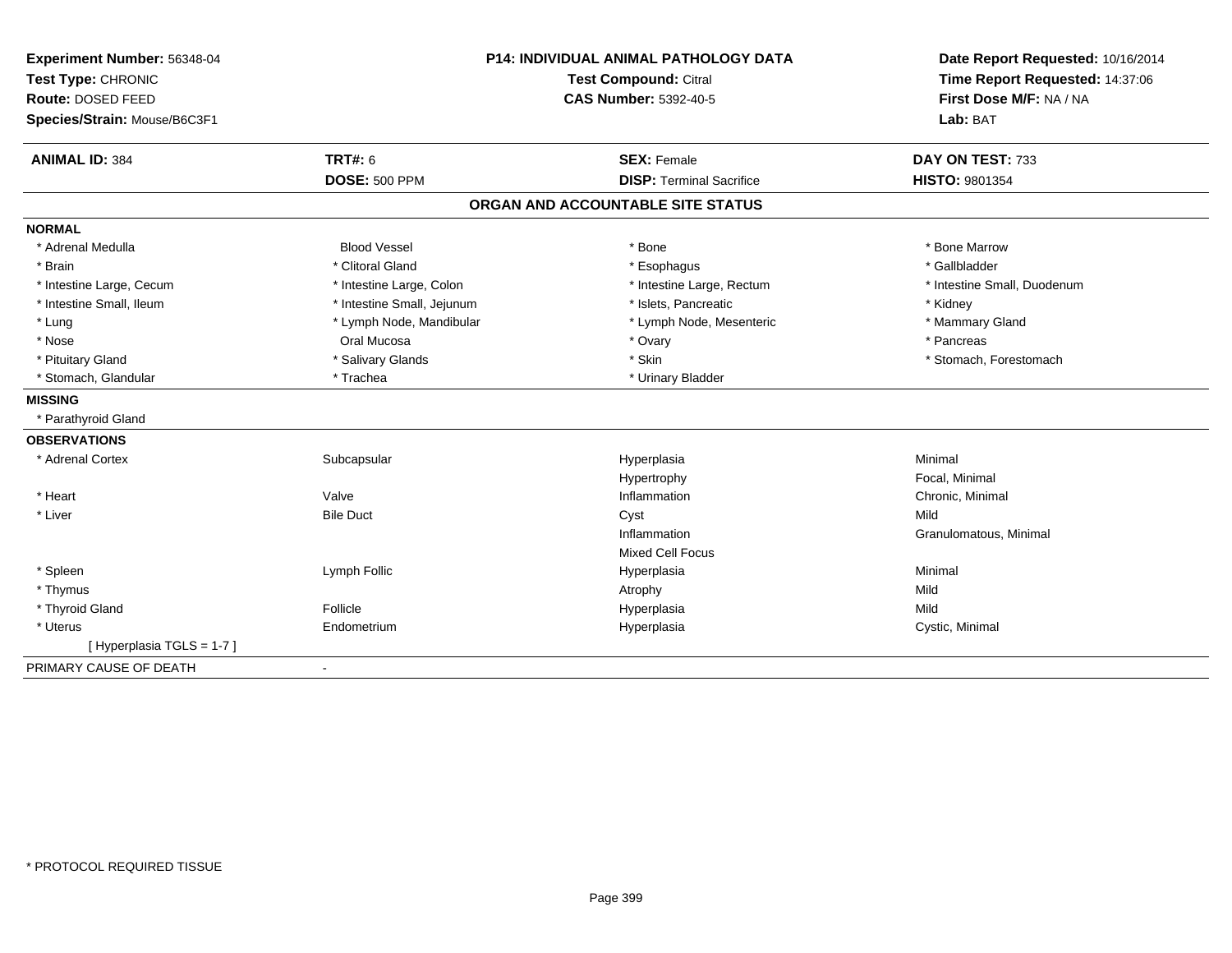**Experiment Number:** 56348-04
**Test Type:** CHRONIC
**Route:** DOSED FEED
**Species/Strain:** Mouse/B6C3F1

**P14: INDIVIDUAL ANIMAL PATHOLOGY DATA**
**Test Compound:** Citral
**CAS Number:** 5392-40-5

**Date Report Requested:** 10/16/2014
**Time Report Requested:** 14:37:06
**First Dose M/F:** NA / NA
**Lab:** BAT

| **ANIMAL ID:** 384 | **TRT#:** 6 | **SEX:** Female | **DAY ON TEST:** 733 |
|---|---|---|---|
| | **DOSE:** 500 PPM | **DISP:** Terminal Sacrifice | **HISTO:** 9801354 |

## ORGAN AND ACCOUNTABLE SITE STATUS

**NORMAL**

| | | | |
|---|---|---|---|
| * Adrenal Medulla | Blood Vessel | * Bone | * Bone Marrow |
| * Brain | * Clitoral Gland | * Esophagus | * Gallbladder |
| * Intestine Large, Cecum | * Intestine Large, Colon | * Intestine Large, Rectum | * Intestine Small, Duodenum |
| * Intestine Small, Ileum | * Intestine Small, Jejunum | * Islets, Pancreatic | * Kidney |
| * Lung | * Lymph Node, Mandibular | * Lymph Node, Mesenteric | * Mammary Gland |
| * Nose | Oral Mucosa | * Ovary | * Pancreas |
| * Pituitary Gland | * Salivary Glands | * Skin | * Stomach, Forestomach |
| * Stomach, Glandular | * Trachea | * Urinary Bladder | |

**MISSING**

* Parathyroid Gland

**OBSERVATIONS**

| | | | |
|---|---|---|---|
| * Adrenal Cortex | Subcapsular | Hyperplasia | Minimal |
| | | Hypertrophy | Focal, Minimal |
| * Heart | Valve | Inflammation | Chronic, Minimal |
| * Liver | Bile Duct | Cyst | Mild |
| | | Inflammation | Granulomatous, Minimal |
| | | Mixed Cell Focus | |
| * Spleen | Lymph Follic | Hyperplasia | Minimal |
| * Thymus | | Atrophy | Mild |
| * Thyroid Gland | Follicle | Hyperplasia | Mild |
| * Uterus | Endometrium | Hyperplasia | Cystic, Minimal |
| [ Hyperplasia TGLS = 1-7 ] | | | |

PRIMARY CAUSE OF DEATH -

* PROTOCOL REQUIRED TISSUE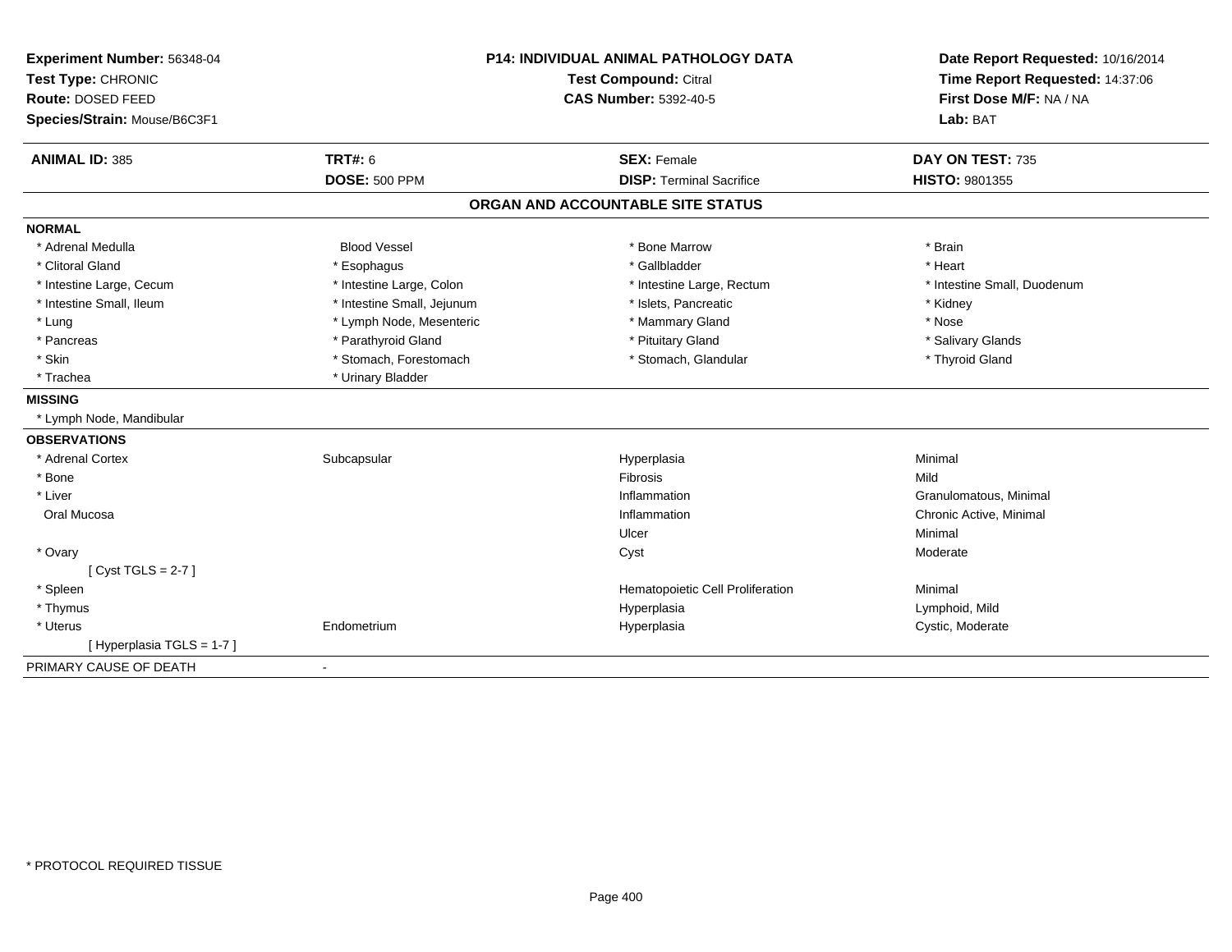**Experiment Number:** 56348-04
**Test Type:** CHRONIC
**Route:** DOSED FEED
**Species/Strain:** Mouse/B6C3F1

**P14: INDIVIDUAL ANIMAL PATHOLOGY DATA**
**Test Compound:** Citral
**CAS Number:** 5392-40-5

**Date Report Requested:** 10/16/2014
**Time Report Requested:** 14:37:06
**First Dose M/F:** NA / NA
**Lab:** BAT

| **ANIMAL ID:** 385 | **TRT#:** 6 | **SEX:** Female | **DAY ON TEST:** 735 |
|---|---|---|---|
| | **DOSE:** 500 PPM | **DISP:** Terminal Sacrifice | **HISTO:** 9801355 |

## ORGAN AND ACCOUNTABLE SITE STATUS

**NORMAL**

| | | | |
|---|---|---|---|
| * Adrenal Medulla | Blood Vessel | * Bone Marrow | * Brain |
| * Clitoral Gland | * Esophagus | * Gallbladder | * Heart |
| * Intestine Large, Cecum | * Intestine Large, Colon | * Intestine Large, Rectum | * Intestine Small, Duodenum |
| * Intestine Small, Ileum | * Intestine Small, Jejunum | * Islets, Pancreatic | * Kidney |
| * Lung | * Lymph Node, Mesenteric | * Mammary Gland | * Nose |
| * Pancreas | * Parathyroid Gland | * Pituitary Gland | * Salivary Glands |
| * Skin | * Stomach, Forestomach | * Stomach, Glandular | * Thyroid Gland |
| * Trachea | * Urinary Bladder | | |

**MISSING**

* Lymph Node, Mandibular

**OBSERVATIONS**

| | | | |
|---|---|---|---|
| * Adrenal Cortex | Subcapsular | Hyperplasia | Minimal |
| * Bone | | Fibrosis | Mild |
| * Liver | | Inflammation | Granulomatous, Minimal |
| Oral Mucosa | | Inflammation | Chronic Active, Minimal |
| | | Ulcer | Minimal |
| * Ovary | | Cyst | Moderate |
| [ Cyst TGLS = 2-7 ] | | | |
| * Spleen | | Hematopoietic Cell Proliferation | Minimal |
| * Thymus | | Hyperplasia | Lymphoid, Mild |
| * Uterus | Endometrium | Hyperplasia | Cystic, Moderate |
| [ Hyperplasia TGLS = 1-7 ] | | | |

PRIMARY CAUSE OF DEATH -

\* PROTOCOL REQUIRED TISSUE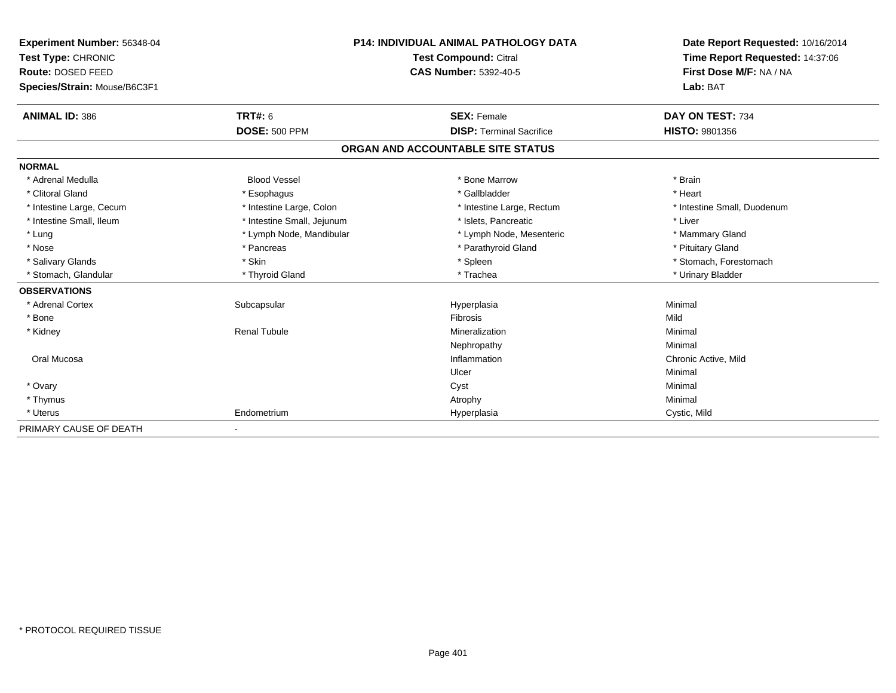**Experiment Number:** 56348-04
**Test Type:** CHRONIC
**Route:** DOSED FEED
**Species/Strain:** Mouse/B6C3F1

**P14: INDIVIDUAL ANIMAL PATHOLOGY DATA**
**Test Compound:** Citral
**CAS Number:** 5392-40-5

**Date Report Requested:** 10/16/2014
**Time Report Requested:** 14:37:06
**First Dose M/F:** NA / NA
**Lab:** BAT

| **ANIMAL ID:** 386 | **TRT#:** 6 | **SEX:** Female | **DAY ON TEST:** 734 |
|---|---|---|---|
| | **DOSE:** 500 PPM | **DISP:** Terminal Sacrifice | **HISTO:** 9801356 |

## ORGAN AND ACCOUNTABLE SITE STATUS

| | | | |
|---|---|---|---|
| **NORMAL** | | | |
| * Adrenal Medulla | Blood Vessel | * Bone Marrow | * Brain |
| * Clitoral Gland | * Esophagus | * Gallbladder | * Heart |
| * Intestine Large, Cecum | * Intestine Large, Colon | * Intestine Large, Rectum | * Intestine Small, Duodenum |
| * Intestine Small, Ileum | * Intestine Small, Jejunum | * Islets, Pancreatic | * Liver |
| * Lung | * Lymph Node, Mandibular | * Lymph Node, Mesenteric | * Mammary Gland |
| * Nose | * Pancreas | * Parathyroid Gland | * Pituitary Gland |
| * Salivary Glands | * Skin | * Spleen | * Stomach, Forestomach |
| * Stomach, Glandular | * Thyroid Gland | * Trachea | * Urinary Bladder |
| **OBSERVATIONS** | | | |
| * Adrenal Cortex | Subcapsular | Hyperplasia | Minimal |
| * Bone | | Fibrosis | Mild |
| * Kidney | Renal Tubule | Mineralization | Minimal |
| | | Nephropathy | Minimal |
| Oral Mucosa | | Inflammation | Chronic Active, Mild |
| | | Ulcer | Minimal |
| * Ovary | | Cyst | Minimal |
| * Thymus | | Atrophy | Minimal |
| * Uterus | Endometrium | Hyperplasia | Cystic, Mild |
| PRIMARY CAUSE OF DEATH | - | | |

\* PROTOCOL REQUIRED TISSUE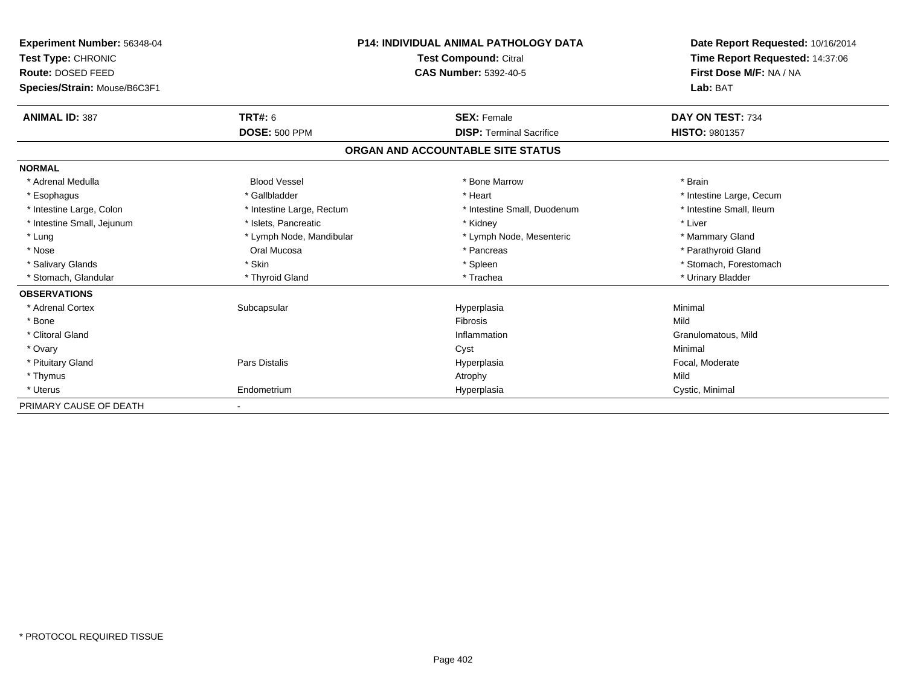**Experiment Number:** 56348-04
**Test Type:** CHRONIC
**Route:** DOSED FEED
**Species/Strain:** Mouse/B6C3F1

**P14: INDIVIDUAL ANIMAL PATHOLOGY DATA**
**Test Compound:** Citral
**CAS Number:** 5392-40-5

**Date Report Requested:** 10/16/2014
**Time Report Requested:** 14:37:06
**First Dose M/F:** NA / NA
**Lab:** BAT

| **ANIMAL ID:** 387 | **TRT#:** 6 | **SEX:** Female | **DAY ON TEST:** 734 |
|---|---|---|---|
| | **DOSE:** 500 PPM | **DISP:** Terminal Sacrifice | **HISTO:** 9801357 |

## ORGAN AND ACCOUNTABLE SITE STATUS

| | | | |
|---|---|---|---|
| **NORMAL** | | | |
| * Adrenal Medulla | Blood Vessel | * Bone Marrow | * Brain |
| * Esophagus | * Gallbladder | * Heart | * Intestine Large, Cecum |
| * Intestine Large, Colon | * Intestine Large, Rectum | * Intestine Small, Duodenum | * Intestine Small, Ileum |
| * Intestine Small, Jejunum | * Islets, Pancreatic | * Kidney | * Liver |
| * Lung | * Lymph Node, Mandibular | * Lymph Node, Mesenteric | * Mammary Gland |
| * Nose | Oral Mucosa | * Pancreas | * Parathyroid Gland |
| * Salivary Glands | * Skin | * Spleen | * Stomach, Forestomach |
| * Stomach, Glandular | * Thyroid Gland | * Trachea | * Urinary Bladder |
| **OBSERVATIONS** | | | |
| * Adrenal Cortex | Subcapsular | Hyperplasia | Minimal |
| * Bone | | Fibrosis | Mild |
| * Clitoral Gland | | Inflammation | Granulomatous, Mild |
| * Ovary | | Cyst | Minimal |
| * Pituitary Gland | Pars Distalis | Hyperplasia | Focal, Moderate |
| * Thymus | | Atrophy | Mild |
| * Uterus | Endometrium | Hyperplasia | Cystic, Minimal |
| PRIMARY CAUSE OF DEATH | - | | |

* PROTOCOL REQUIRED TISSUE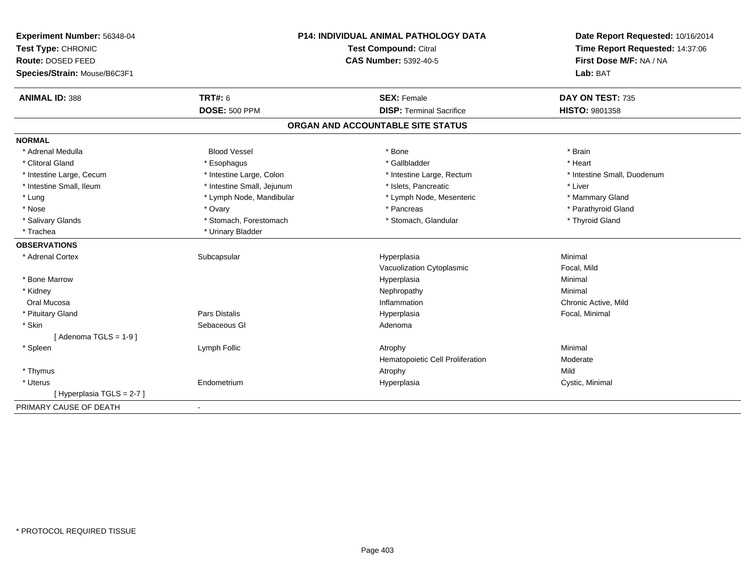**Experiment Number:** 56348-04
**Test Type:** CHRONIC
**Route:** DOSED FEED
**Species/Strain:** Mouse/B6C3F1

**P14: INDIVIDUAL ANIMAL PATHOLOGY DATA**
**Test Compound:** Citral
**CAS Number:** 5392-40-5

**Date Report Requested:** 10/16/2014
**Time Report Requested:** 14:37:06
**First Dose M/F:** NA / NA
**Lab:** BAT

| **ANIMAL ID:** 388 | **TRT#:** 6 | **SEX:** Female | **DAY ON TEST:** 735 |
|---|---|---|---|
| | **DOSE:** 500 PPM | **DISP:** Terminal Sacrifice | **HISTO:** 9801358 |

## ORGAN AND ACCOUNTABLE SITE STATUS

**NORMAL**

| | | | |
|---|---|---|---|
| * Adrenal Medulla | Blood Vessel | * Bone | * Brain |
| * Clitoral Gland | * Esophagus | * Gallbladder | * Heart |
| * Intestine Large, Cecum | * Intestine Large, Colon | * Intestine Large, Rectum | * Intestine Small, Duodenum |
| * Intestine Small, Ileum | * Intestine Small, Jejunum | * Islets, Pancreatic | * Liver |
| * Lung | * Lymph Node, Mandibular | * Lymph Node, Mesenteric | * Mammary Gland |
| * Nose | * Ovary | * Pancreas | * Parathyroid Gland |
| * Salivary Glands | * Stomach, Forestomach | * Stomach, Glandular | * Thyroid Gland |
| * Trachea | * Urinary Bladder | | |

**OBSERVATIONS**

| | | | |
|---|---|---|---|
| * Adrenal Cortex | Subcapsular | Hyperplasia | Minimal |
| | | Vacuolization Cytoplasmic | Focal, Mild |
| * Bone Marrow | | Hyperplasia | Minimal |
| * Kidney | | Nephropathy | Minimal |
| Oral Mucosa | | Inflammation | Chronic Active, Mild |
| * Pituitary Gland | Pars Distalis | Hyperplasia | Focal, Minimal |
| * Skin | Sebaceous Gl | Adenoma | |
| [ Adenoma TGLS = 1-9 ] | | | |
| * Spleen | Lymph Follic | Atrophy | Minimal |
| | | Hematopoietic Cell Proliferation | Moderate |
| * Thymus | | Atrophy | Mild |
| * Uterus | Endometrium | Hyperplasia | Cystic, Minimal |
| [ Hyperplasia TGLS = 2-7 ] | | | |

PRIMARY CAUSE OF DEATH -

* PROTOCOL REQUIRED TISSUE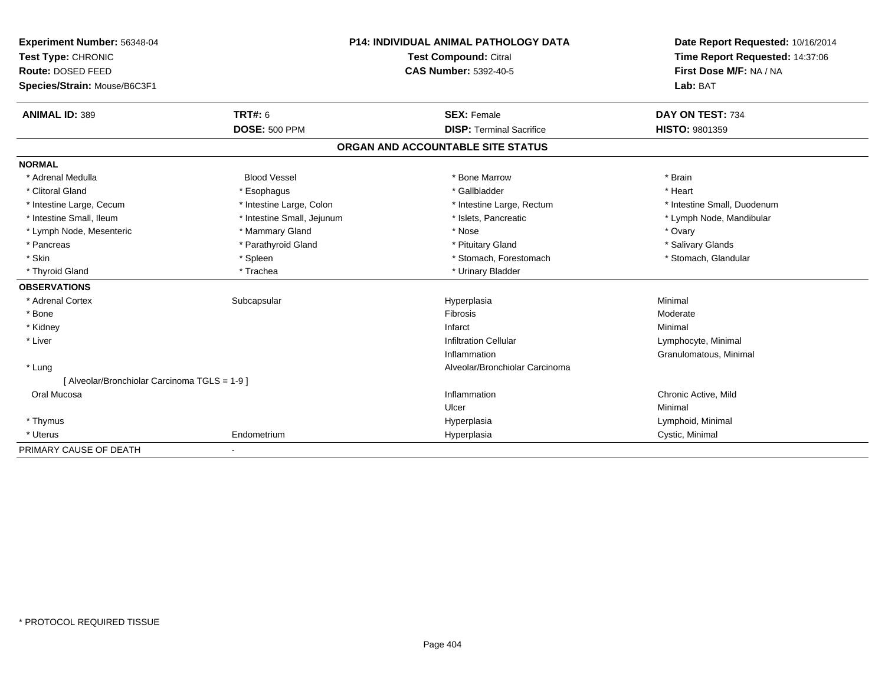**Experiment Number:** 56348-04
**Test Type:** CHRONIC
**Route:** DOSED FEED
**Species/Strain:** Mouse/B6C3F1

**P14: INDIVIDUAL ANIMAL PATHOLOGY DATA**
**Test Compound:** Citral
**CAS Number:** 5392-40-5

**Date Report Requested:** 10/16/2014
**Time Report Requested:** 14:37:06
**First Dose M/F:** NA / NA
**Lab:** BAT

| **ANIMAL ID:** 389 | **TRT#:** 6 | **SEX:** Female | **DAY ON TEST:** 734 |
|---|---|---|---|
| | **DOSE:** 500 PPM | **DISP:** Terminal Sacrifice | **HISTO:** 9801359 |

## ORGAN AND ACCOUNTABLE SITE STATUS

**NORMAL**

| | | | |
|---|---|---|---|
| * Adrenal Medulla | Blood Vessel | * Bone Marrow | * Brain |
| * Clitoral Gland | * Esophagus | * Gallbladder | * Heart |
| * Intestine Large, Cecum | * Intestine Large, Colon | * Intestine Large, Rectum | * Intestine Small, Duodenum |
| * Intestine Small, Ileum | * Intestine Small, Jejunum | * Islets, Pancreatic | * Lymph Node, Mandibular |
| * Lymph Node, Mesenteric | * Mammary Gland | * Nose | * Ovary |
| * Pancreas | * Parathyroid Gland | * Pituitary Gland | * Salivary Glands |
| * Skin | * Spleen | * Stomach, Forestomach | * Stomach, Glandular |
| * Thyroid Gland | * Trachea | * Urinary Bladder | |

**OBSERVATIONS**

| | | | |
|---|---|---|---|
| * Adrenal Cortex | Subcapsular | Hyperplasia | Minimal |
| * Bone | | Fibrosis | Moderate |
| * Kidney | | Infarct | Minimal |
| * Liver | | Infiltration Cellular | Lymphocyte, Minimal |
| | | Inflammation | Granulomatous, Minimal |
| * Lung | | Alveolar/Bronchiolar Carcinoma | |
| [ Alveolar/Bronchiolar Carcinoma TGLS = 1-9 ] | | | |
| Oral Mucosa | | Inflammation | Chronic Active, Mild |
| | | Ulcer | Minimal |
| * Thymus | | Hyperplasia | Lymphoid, Minimal |
| * Uterus | Endometrium | Hyperplasia | Cystic, Minimal |

PRIMARY CAUSE OF DEATH -

* PROTOCOL REQUIRED TISSUE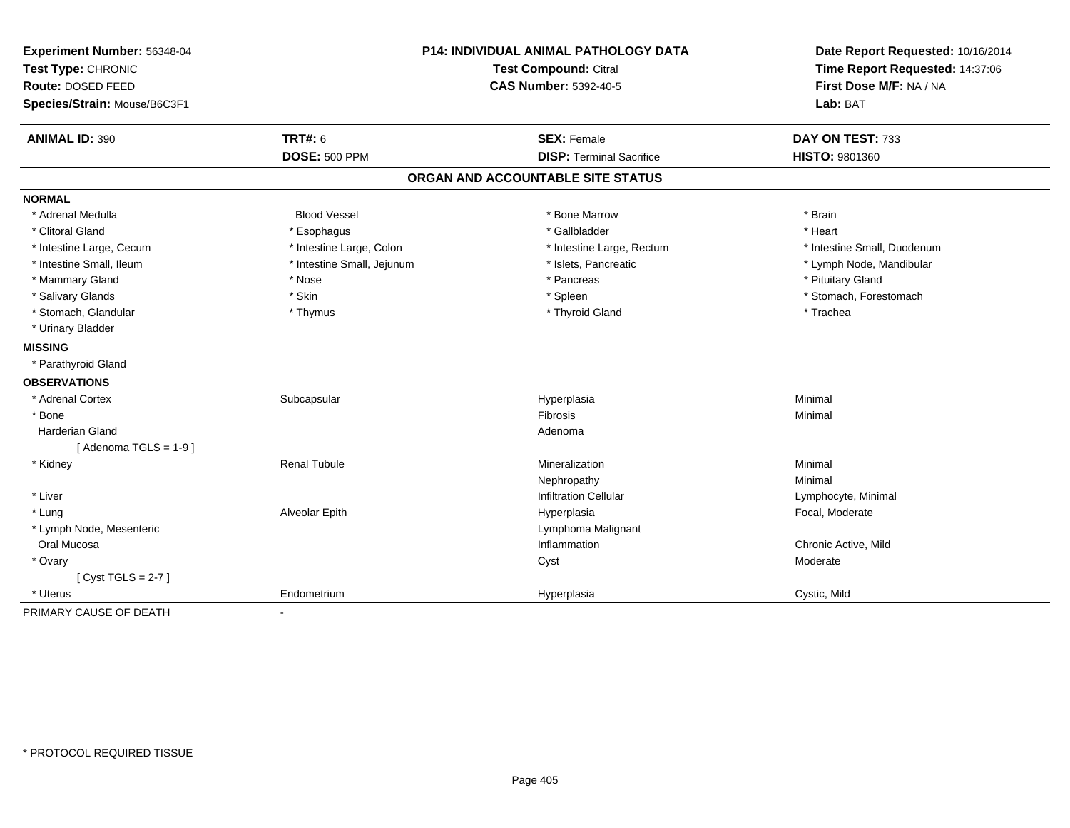**Experiment Number:** 56348-04
**Test Type:** CHRONIC
**Route:** DOSED FEED
**Species/Strain:** Mouse/B6C3F1

**P14: INDIVIDUAL ANIMAL PATHOLOGY DATA**
**Test Compound:** Citral
**CAS Number:** 5392-40-5

**Date Report Requested:** 10/16/2014
**Time Report Requested:** 14:37:06
**First Dose M/F:** NA / NA
**Lab:** BAT

| **ANIMAL ID:** 390 | **TRT#:** 6 | **SEX:** Female | **DAY ON TEST:** 733 |
|---|---|---|---|
| | **DOSE:** 500 PPM | **DISP:** Terminal Sacrifice | **HISTO:** 9801360 |

## ORGAN AND ACCOUNTABLE SITE STATUS

**NORMAL**

| | | | |
|---|---|---|---|
| * Adrenal Medulla | Blood Vessel | * Bone Marrow | * Brain |
| * Clitoral Gland | * Esophagus | * Gallbladder | * Heart |
| * Intestine Large, Cecum | * Intestine Large, Colon | * Intestine Large, Rectum | * Intestine Small, Duodenum |
| * Intestine Small, Ileum | * Intestine Small, Jejunum | * Islets, Pancreatic | * Lymph Node, Mandibular |
| * Mammary Gland | * Nose | * Pancreas | * Pituitary Gland |
| * Salivary Glands | * Skin | * Spleen | * Stomach, Forestomach |
| * Stomach, Glandular | * Thymus | * Thyroid Gland | * Trachea |
| * Urinary Bladder | | | |

**MISSING**

* Parathyroid Gland

**OBSERVATIONS**

| | | | |
|---|---|---|---|
| * Adrenal Cortex | Subcapsular | Hyperplasia | Minimal |
| * Bone | | Fibrosis | Minimal |
| Harderian Gland | | Adenoma | |
| [ Adenoma TGLS = 1-9 ] | | | |
| * Kidney | Renal Tubule | Mineralization | Minimal |
| | | Nephropathy | Minimal |
| * Liver | | Infiltration Cellular | Lymphocyte, Minimal |
| * Lung | Alveolar Epith | Hyperplasia | Focal, Moderate |
| * Lymph Node, Mesenteric | | Lymphoma Malignant | |
| Oral Mucosa | | Inflammation | Chronic Active, Mild |
| * Ovary | | Cyst | Moderate |
| [ Cyst TGLS = 2-7 ] | | | |
| * Uterus | Endometrium | Hyperplasia | Cystic, Mild |

PRIMARY CAUSE OF DEATH -

* PROTOCOL REQUIRED TISSUE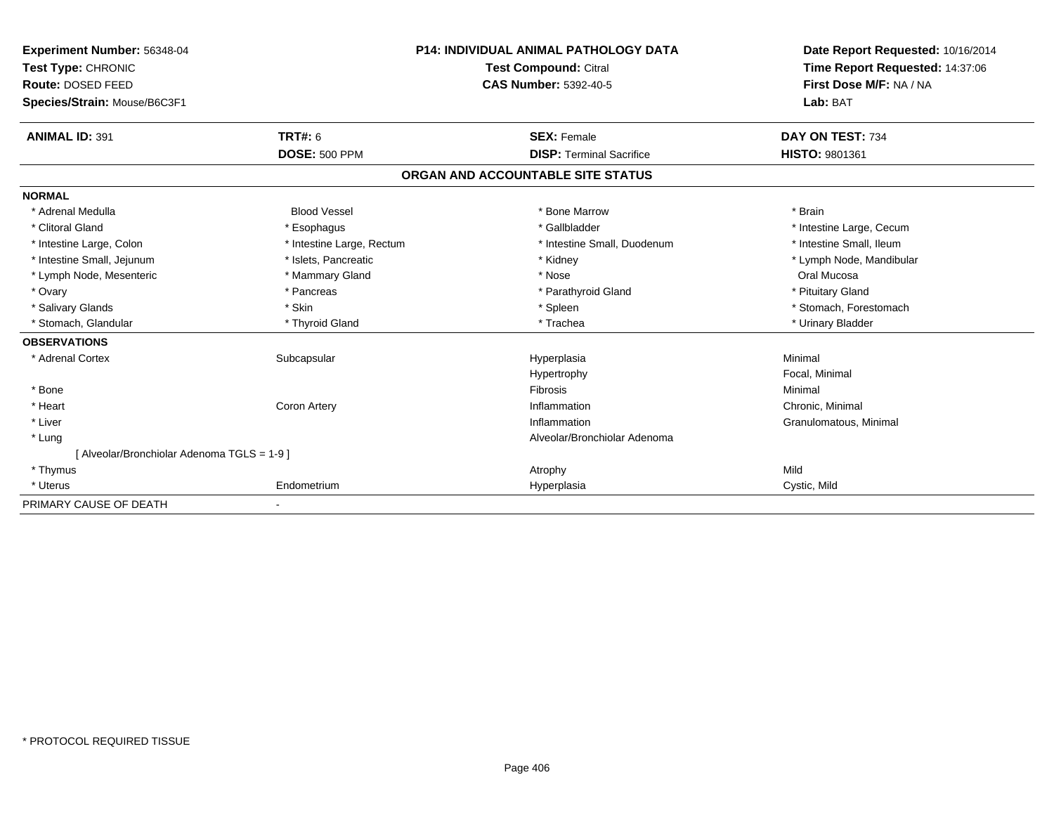**Experiment Number:** 56348-04
**Test Type:** CHRONIC
**Route:** DOSED FEED
**Species/Strain:** Mouse/B6C3F1

**P14: INDIVIDUAL ANIMAL PATHOLOGY DATA**
**Test Compound:** Citral
**CAS Number:** 5392-40-5

**Date Report Requested:** 10/16/2014
**Time Report Requested:** 14:37:06
**First Dose M/F:** NA / NA
**Lab:** BAT

| **ANIMAL ID:** 391 | **TRT#:** 6 | **SEX:** Female | **DAY ON TEST:** 734 |
|---|---|---|---|
| | **DOSE:** 500 PPM | **DISP:** Terminal Sacrifice | **HISTO:** 9801361 |

## ORGAN AND ACCOUNTABLE SITE STATUS

**NORMAL**

| | | | |
|---|---|---|---|
| * Adrenal Medulla | Blood Vessel | * Bone Marrow | * Brain |
| * Clitoral Gland | * Esophagus | * Gallbladder | * Intestine Large, Cecum |
| * Intestine Large, Colon | * Intestine Large, Rectum | * Intestine Small, Duodenum | * Intestine Small, Ileum |
| * Intestine Small, Jejunum | * Islets, Pancreatic | * Kidney | * Lymph Node, Mandibular |
| * Lymph Node, Mesenteric | * Mammary Gland | * Nose | Oral Mucosa |
| * Ovary | * Pancreas | * Parathyroid Gland | * Pituitary Gland |
| * Salivary Glands | * Skin | * Spleen | * Stomach, Forestomach |
| * Stomach, Glandular | * Thyroid Gland | * Trachea | * Urinary Bladder |

**OBSERVATIONS**

| | | | |
|---|---|---|---|
| * Adrenal Cortex | Subcapsular | Hyperplasia | Minimal |
| | | Hypertrophy | Focal, Minimal |
| * Bone | | Fibrosis | Minimal |
| * Heart | Coron Artery | Inflammation | Chronic, Minimal |
| * Liver | | Inflammation | Granulomatous, Minimal |
| * Lung | | Alveolar/Bronchiolar Adenoma | |
| [ Alveolar/Bronchiolar Adenoma TGLS = 1-9 ] | | | |
| * Thymus | | Atrophy | Mild |
| * Uterus | Endometrium | Hyperplasia | Cystic, Mild |

PRIMARY CAUSE OF DEATH -

* PROTOCOL REQUIRED TISSUE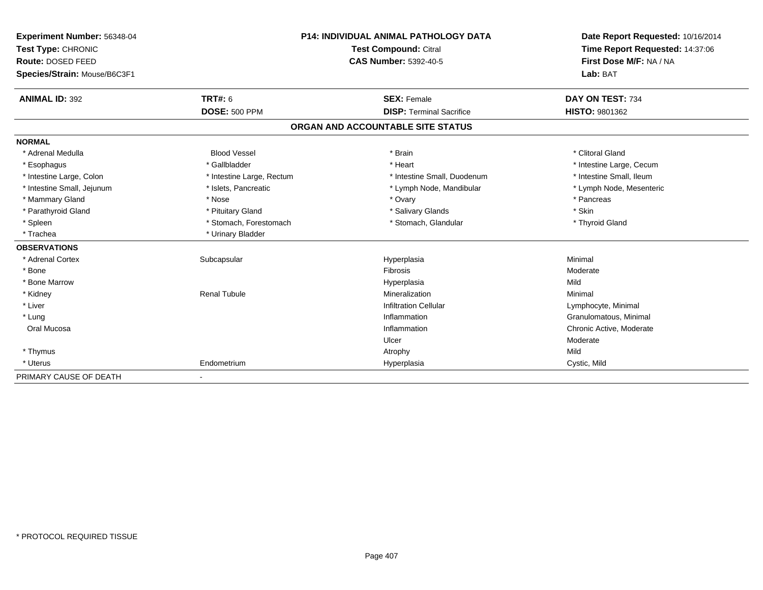**Experiment Number:** 56348-04
**Test Type:** CHRONIC
**Route:** DOSED FEED
**Species/Strain:** Mouse/B6C3F1

**P14: INDIVIDUAL ANIMAL PATHOLOGY DATA**
**Test Compound:** Citral
**CAS Number:** 5392-40-5

**Date Report Requested:** 10/16/2014
**Time Report Requested:** 14:37:06
**First Dose M/F:** NA / NA
**Lab:** BAT

| **ANIMAL ID:** 392 | **TRT#:** 6 | **SEX:** Female | **DAY ON TEST:** 734 |
|---|---|---|---|
| | **DOSE:** 500 PPM | **DISP:** Terminal Sacrifice | **HISTO:** 9801362 |

## ORGAN AND ACCOUNTABLE SITE STATUS

**NORMAL**

| | | | |
|---|---|---|---|
| * Adrenal Medulla | Blood Vessel | * Brain | * Clitoral Gland |
| * Esophagus | * Gallbladder | * Heart | * Intestine Large, Cecum |
| * Intestine Large, Colon | * Intestine Large, Rectum | * Intestine Small, Duodenum | * Intestine Small, Ileum |
| * Intestine Small, Jejunum | * Islets, Pancreatic | * Lymph Node, Mandibular | * Lymph Node, Mesenteric |
| * Mammary Gland | * Nose | * Ovary | * Pancreas |
| * Parathyroid Gland | * Pituitary Gland | * Salivary Glands | * Skin |
| * Spleen | * Stomach, Forestomach | * Stomach, Glandular | * Thyroid Gland |
| * Trachea | * Urinary Bladder | | |

**OBSERVATIONS**

| | | | |
|---|---|---|---|
| * Adrenal Cortex | Subcapsular | Hyperplasia | Minimal |
| * Bone | | Fibrosis | Moderate |
| * Bone Marrow | | Hyperplasia | Mild |
| * Kidney | Renal Tubule | Mineralization | Minimal |
| * Liver | | Infiltration Cellular | Lymphocyte, Minimal |
| * Lung | | Inflammation | Granulomatous, Minimal |
| Oral Mucosa | | Inflammation | Chronic Active, Moderate |
| | | Ulcer | Moderate |
| * Thymus | | Atrophy | Mild |
| * Uterus | Endometrium | Hyperplasia | Cystic, Mild |

PRIMARY CAUSE OF DEATH -

\* PROTOCOL REQUIRED TISSUE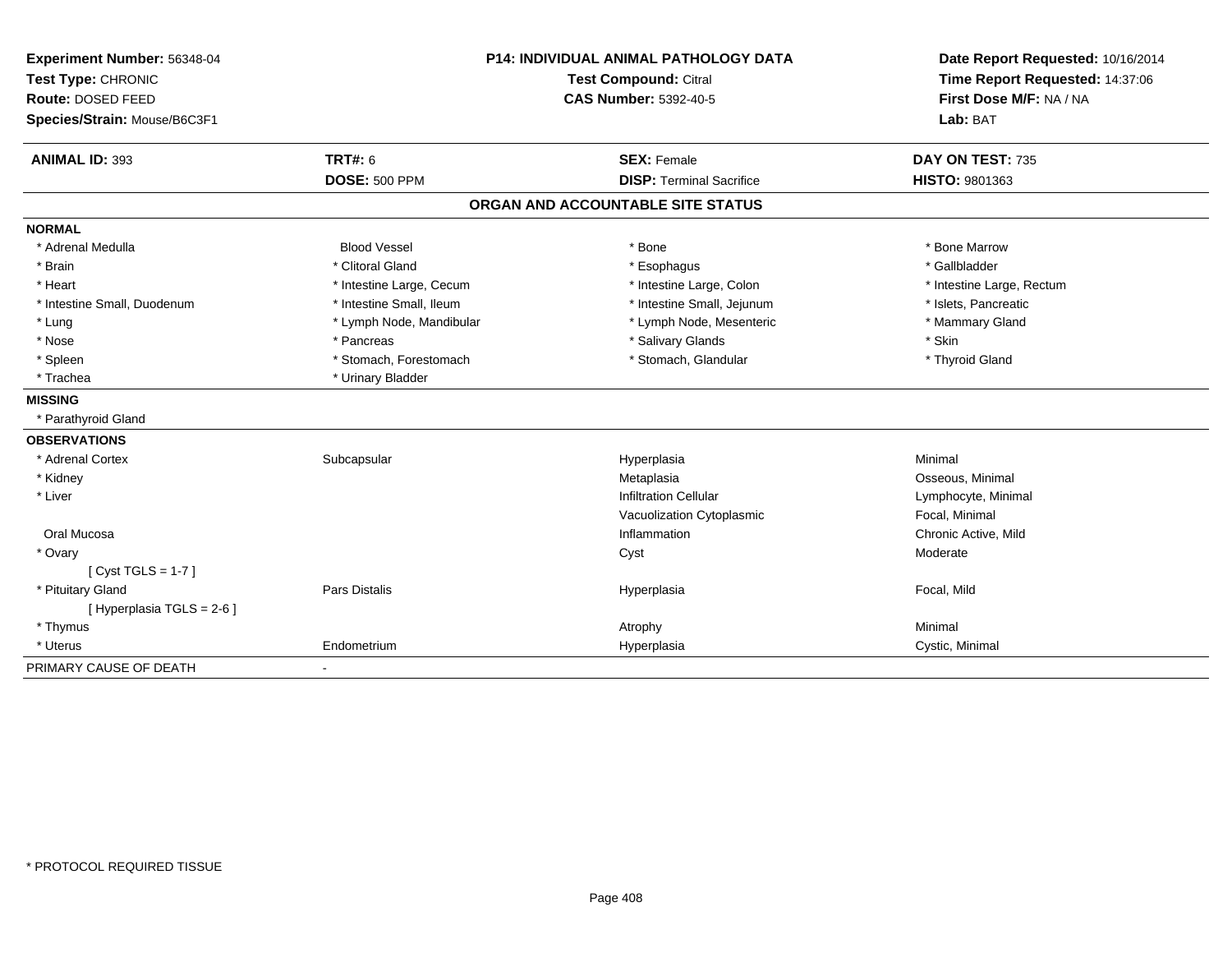**Experiment Number:** 56348-04
**Test Type:** CHRONIC
**Route:** DOSED FEED
**Species/Strain:** Mouse/B6C3F1

**P14: INDIVIDUAL ANIMAL PATHOLOGY DATA**
**Test Compound:** Citral
**CAS Number:** 5392-40-5

**Date Report Requested:** 10/16/2014
**Time Report Requested:** 14:37:06
**First Dose M/F:** NA / NA
**Lab:** BAT

| **ANIMAL ID:** 393 | **TRT#:** 6 | **SEX:** Female | **DAY ON TEST:** 735 |
|---|---|---|---|
| | **DOSE:** 500 PPM | **DISP:** Terminal Sacrifice | **HISTO:** 9801363 |

## ORGAN AND ACCOUNTABLE SITE STATUS

| | | | |
|---|---|---|---|
| **NORMAL** | | | |
| * Adrenal Medulla | Blood Vessel | * Bone | * Bone Marrow |
| * Brain | * Clitoral Gland | * Esophagus | * Gallbladder |
| * Heart | * Intestine Large, Cecum | * Intestine Large, Colon | * Intestine Large, Rectum |
| * Intestine Small, Duodenum | * Intestine Small, Ileum | * Intestine Small, Jejunum | * Islets, Pancreatic |
| * Lung | * Lymph Node, Mandibular | * Lymph Node, Mesenteric | * Mammary Gland |
| * Nose | * Pancreas | * Salivary Glands | * Skin |
| * Spleen | * Stomach, Forestomach | * Stomach, Glandular | * Thyroid Gland |
| * Trachea | * Urinary Bladder | | |
| **MISSING** | | | |
| * Parathyroid Gland | | | |
| **OBSERVATIONS** | | | |
| * Adrenal Cortex | Subcapsular | Hyperplasia | Minimal |
| * Kidney | | Metaplasia | Osseous, Minimal |
| * Liver | | Infiltration Cellular | Lymphocyte, Minimal |
| | | Vacuolization Cytoplasmic | Focal, Minimal |
| Oral Mucosa | | Inflammation | Chronic Active, Mild |
| * Ovary | | Cyst | Moderate |
| [ Cyst TGLS = 1-7 ] | | | |
| * Pituitary Gland | Pars Distalis | Hyperplasia | Focal, Mild |
| [ Hyperplasia TGLS = 2-6 ] | | | |
| * Thymus | | Atrophy | Minimal |
| * Uterus | Endometrium | Hyperplasia | Cystic, Minimal |
| PRIMARY CAUSE OF DEATH | - | | |

* PROTOCOL REQUIRED TISSUE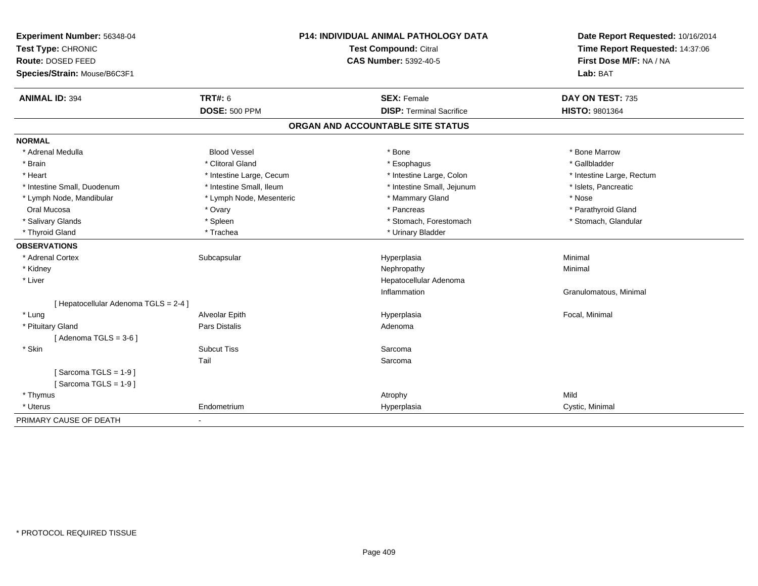**Experiment Number:** 56348-04
**Test Type:** CHRONIC
**Route:** DOSED FEED
**Species/Strain:** Mouse/B6C3F1

**P14: INDIVIDUAL ANIMAL PATHOLOGY DATA**
**Test Compound:** Citral
**CAS Number:** 5392-40-5

**Date Report Requested:** 10/16/2014
**Time Report Requested:** 14:37:06
**First Dose M/F:** NA / NA
**Lab:** BAT

| **ANIMAL ID:** 394 | **TRT#:** 6 | **SEX:** Female | **DAY ON TEST:** 735 |
|---|---|---|---|
| | **DOSE:** 500 PPM | **DISP:** Terminal Sacrifice | **HISTO:** 9801364 |

## ORGAN AND ACCOUNTABLE SITE STATUS

**NORMAL**

| | | | |
|---|---|---|---|
| * Adrenal Medulla | Blood Vessel | * Bone | * Bone Marrow |
| * Brain | * Clitoral Gland | * Esophagus | * Gallbladder |
| * Heart | * Intestine Large, Cecum | * Intestine Large, Colon | * Intestine Large, Rectum |
| * Intestine Small, Duodenum | * Intestine Small, Ileum | * Intestine Small, Jejunum | * Islets, Pancreatic |
| * Lymph Node, Mandibular | * Lymph Node, Mesenteric | * Mammary Gland | * Nose |
| Oral Mucosa | * Ovary | * Pancreas | * Parathyroid Gland |
| * Salivary Glands | * Spleen | * Stomach, Forestomach | * Stomach, Glandular |
| * Thyroid Gland | * Trachea | * Urinary Bladder | |

**OBSERVATIONS**

| | | | |
|---|---|---|---|
| * Adrenal Cortex | Subcapsular | Hyperplasia | Minimal |
| * Kidney | | Nephropathy | Minimal |
| * Liver | | Hepatocellular Adenoma | |
| | | Inflammation | Granulomatous, Minimal |
| [ Hepatocellular Adenoma TGLS = 2-4 ] | | | |
| * Lung | Alveolar Epith | Hyperplasia | Focal, Minimal |
| * Pituitary Gland | Pars Distalis | Adenoma | |
| [ Adenoma TGLS = 3-6 ] | | | |
| * Skin | Subcut Tiss | Sarcoma | |
| | Tail | Sarcoma | |
| [ Sarcoma TGLS = 1-9 ] | | | |
| [ Sarcoma TGLS = 1-9 ] | | | |
| * Thymus | | Atrophy | Mild |
| * Uterus | Endometrium | Hyperplasia | Cystic, Minimal |

PRIMARY CAUSE OF DEATH -

* PROTOCOL REQUIRED TISSUE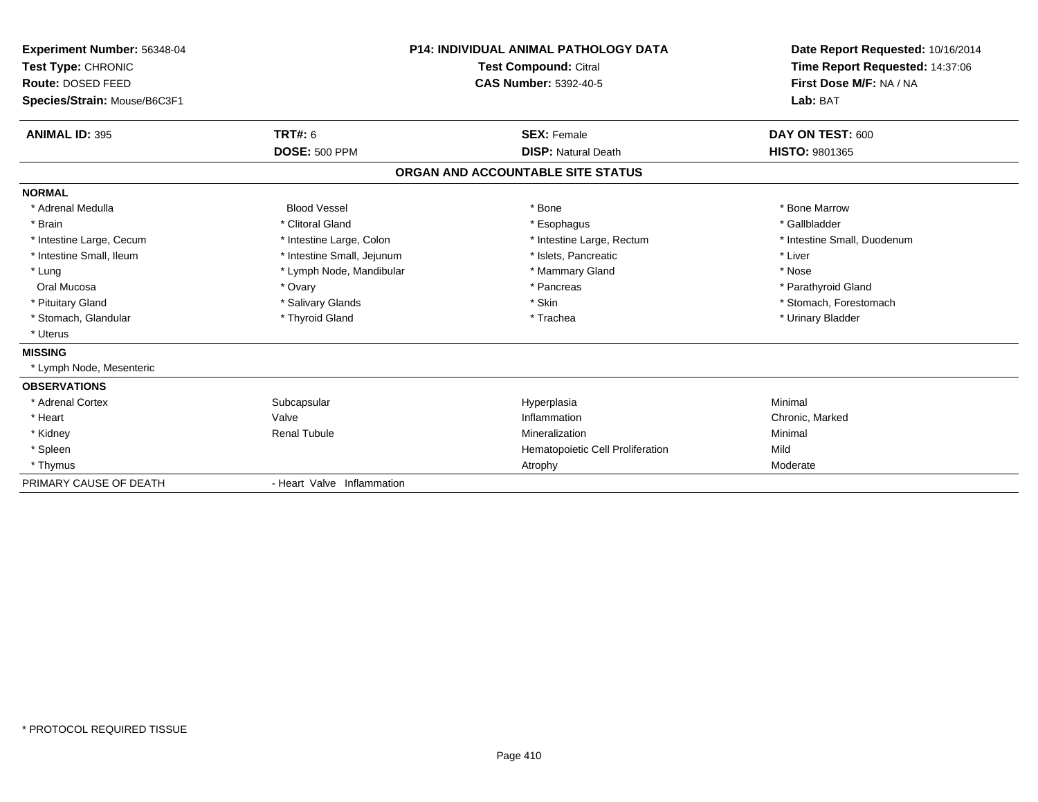**Experiment Number:** 56348-04
**Test Type:** CHRONIC
**Route:** DOSED FEED
**Species/Strain:** Mouse/B6C3F1

**P14: INDIVIDUAL ANIMAL PATHOLOGY DATA**
**Test Compound:** Citral
**CAS Number:** 5392-40-5

**Date Report Requested:** 10/16/2014
**Time Report Requested:** 14:37:06
**First Dose M/F:** NA / NA
**Lab:** BAT

| **ANIMAL ID:** 395 | **TRT#:** 6 | **SEX:** Female | **DAY ON TEST:** 600 |
|---|---|---|---|
| | **DOSE:** 500 PPM | **DISP:** Natural Death | **HISTO:** 9801365 |

## ORGAN AND ACCOUNTABLE SITE STATUS

**NORMAL**

| | | | |
|---|---|---|---|
| * Adrenal Medulla | Blood Vessel | * Bone | * Bone Marrow |
| * Brain | * Clitoral Gland | * Esophagus | * Gallbladder |
| * Intestine Large, Cecum | * Intestine Large, Colon | * Intestine Large, Rectum | * Intestine Small, Duodenum |
| * Intestine Small, Ileum | * Intestine Small, Jejunum | * Islets, Pancreatic | * Liver |
| * Lung | * Lymph Node, Mandibular | * Mammary Gland | * Nose |
| Oral Mucosa | * Ovary | * Pancreas | * Parathyroid Gland |
| * Pituitary Gland | * Salivary Glands | * Skin | * Stomach, Forestomach |
| * Stomach, Glandular | * Thyroid Gland | * Trachea | * Urinary Bladder |
| * Uterus | | | |

**MISSING**

* Lymph Node, Mesenteric

**OBSERVATIONS**

| | | | |
|---|---|---|---|
| * Adrenal Cortex | Subcapsular | Hyperplasia | Minimal |
| * Heart | Valve | Inflammation | Chronic, Marked |
| * Kidney | Renal Tubule | Mineralization | Minimal |
| * Spleen | | Hematopoietic Cell Proliferation | Mild |
| * Thymus | | Atrophy | Moderate |

PRIMARY CAUSE OF DEATH - Heart Valve Inflammation

* PROTOCOL REQUIRED TISSUE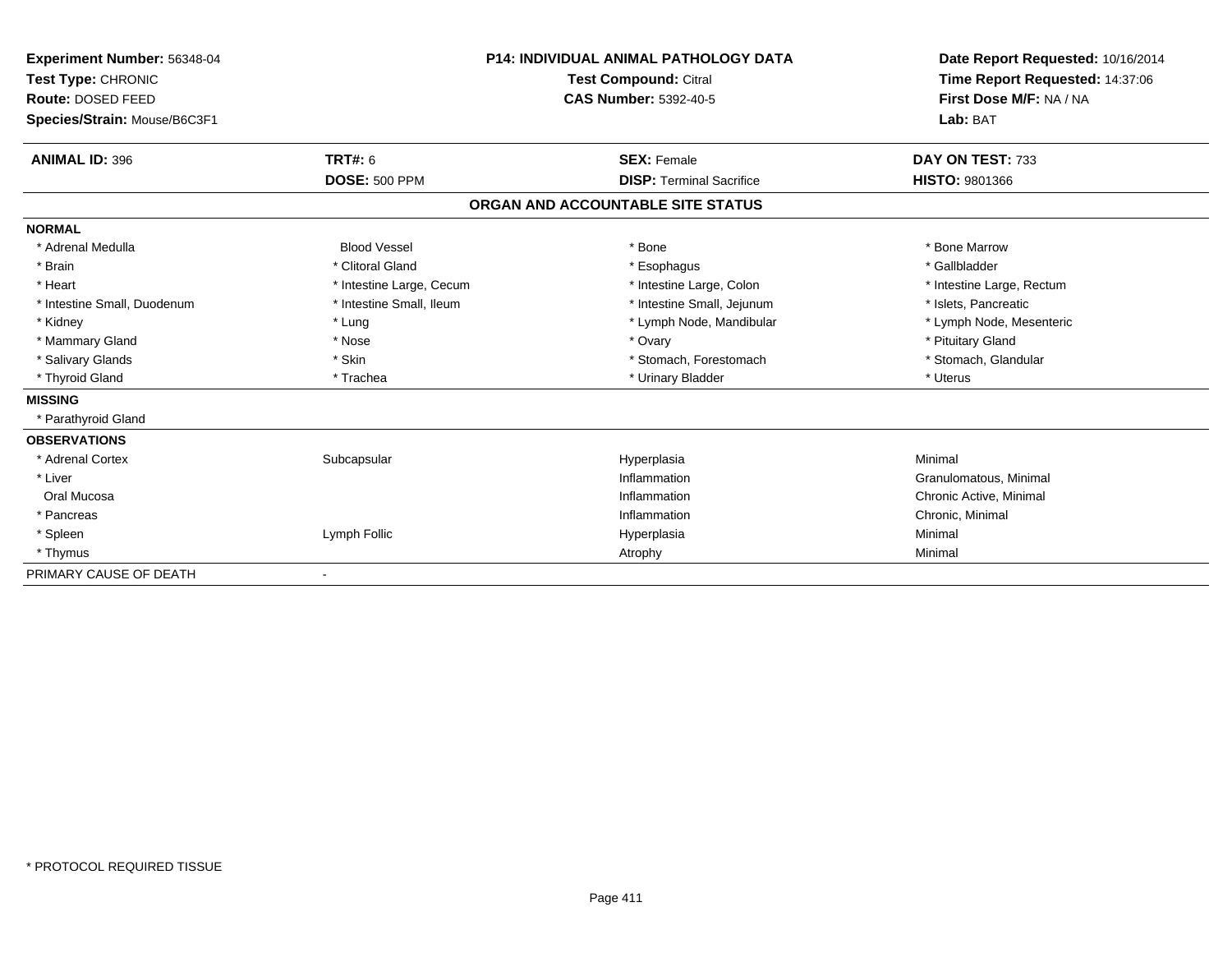**Experiment Number:** 56348-04
**Test Type:** CHRONIC
**Route:** DOSED FEED
**Species/Strain:** Mouse/B6C3F1

**P14: INDIVIDUAL ANIMAL PATHOLOGY DATA**
**Test Compound:** Citral
**CAS Number:** 5392-40-5

**Date Report Requested:** 10/16/2014
**Time Report Requested:** 14:37:06
**First Dose M/F:** NA / NA
**Lab:** BAT

| **ANIMAL ID:** 396 | **TRT#:** 6 | **SEX:** Female | **DAY ON TEST:** 733 |
|---|---|---|---|
| | **DOSE:** 500 PPM | **DISP:** Terminal Sacrifice | **HISTO:** 9801366 |

## ORGAN AND ACCOUNTABLE SITE STATUS

**NORMAL**

| | | | |
|---|---|---|---|
| * Adrenal Medulla | Blood Vessel | * Bone | * Bone Marrow |
| * Brain | * Clitoral Gland | * Esophagus | * Gallbladder |
| * Heart | * Intestine Large, Cecum | * Intestine Large, Colon | * Intestine Large, Rectum |
| * Intestine Small, Duodenum | * Intestine Small, Ileum | * Intestine Small, Jejunum | * Islets, Pancreatic |
| * Kidney | * Lung | * Lymph Node, Mandibular | * Lymph Node, Mesenteric |
| * Mammary Gland | * Nose | * Ovary | * Pituitary Gland |
| * Salivary Glands | * Skin | * Stomach, Forestomach | * Stomach, Glandular |
| * Thyroid Gland | * Trachea | * Urinary Bladder | * Uterus |

**MISSING**

* Parathyroid Gland

**OBSERVATIONS**

| | | | |
|---|---|---|---|
| * Adrenal Cortex | Subcapsular | Hyperplasia | Minimal |
| * Liver | | Inflammation | Granulomatous, Minimal |
| Oral Mucosa | | Inflammation | Chronic Active, Minimal |
| * Pancreas | | Inflammation | Chronic, Minimal |
| * Spleen | Lymph Follic | Hyperplasia | Minimal |
| * Thymus | | Atrophy | Minimal |

PRIMARY CAUSE OF DEATH -

* PROTOCOL REQUIRED TISSUE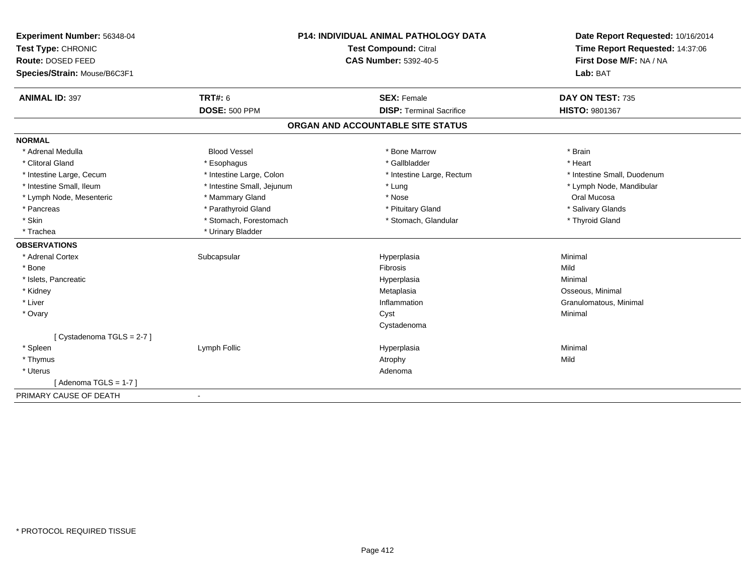**Experiment Number:** 56348-04
**Test Type:** CHRONIC
**Route:** DOSED FEED
**Species/Strain:** Mouse/B6C3F1

**P14: INDIVIDUAL ANIMAL PATHOLOGY DATA**
**Test Compound:** Citral
**CAS Number:** 5392-40-5

**Date Report Requested:** 10/16/2014
**Time Report Requested:** 14:37:06
**First Dose M/F:** NA / NA
**Lab:** BAT

| **ANIMAL ID:** 397 | **TRT#:** 6 | **SEX:** Female | **DAY ON TEST:** 735 |
|---|---|---|---|
| | **DOSE:** 500 PPM | **DISP:** Terminal Sacrifice | **HISTO:** 9801367 |

## ORGAN AND ACCOUNTABLE SITE STATUS

**NORMAL**

| | | | |
|---|---|---|---|
| * Adrenal Medulla | Blood Vessel | * Bone Marrow | * Brain |
| * Clitoral Gland | * Esophagus | * Gallbladder | * Heart |
| * Intestine Large, Cecum | * Intestine Large, Colon | * Intestine Large, Rectum | * Intestine Small, Duodenum |
| * Intestine Small, Ileum | * Intestine Small, Jejunum | * Lung | * Lymph Node, Mandibular |
| * Lymph Node, Mesenteric | * Mammary Gland | * Nose | Oral Mucosa |
| * Pancreas | * Parathyroid Gland | * Pituitary Gland | * Salivary Glands |
| * Skin | * Stomach, Forestomach | * Stomach, Glandular | * Thyroid Gland |
| * Trachea | * Urinary Bladder | | |

**OBSERVATIONS**

| | | | |
|---|---|---|---|
| * Adrenal Cortex | Subcapsular | Hyperplasia | Minimal |
| * Bone | | Fibrosis | Mild |
| * Islets, Pancreatic | | Hyperplasia | Minimal |
| * Kidney | | Metaplasia | Osseous, Minimal |
| * Liver | | Inflammation | Granulomatous, Minimal |
| * Ovary | | Cyst | Minimal |
| | | Cystadenoma | |
| [ Cystadenoma TGLS = 2-7 ] | | | |
| * Spleen | Lymph Follic | Hyperplasia | Minimal |
| * Thymus | | Atrophy | Mild |
| * Uterus | | Adenoma | |
| [ Adenoma TGLS = 1-7 ] | | | |

PRIMARY CAUSE OF DEATH -

* PROTOCOL REQUIRED TISSUE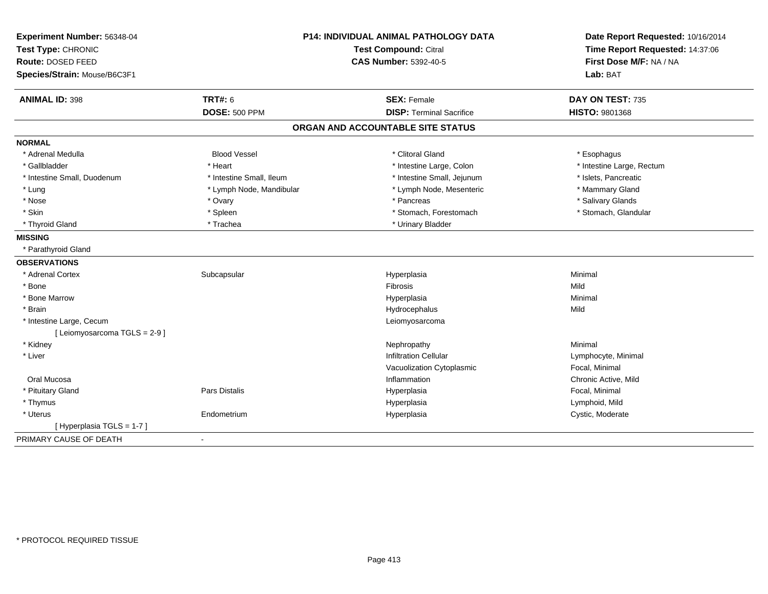**Experiment Number:** 56348-04
**Test Type:** CHRONIC
**Route:** DOSED FEED
**Species/Strain:** Mouse/B6C3F1

**P14: INDIVIDUAL ANIMAL PATHOLOGY DATA**
**Test Compound:** Citral
**CAS Number:** 5392-40-5

**Date Report Requested:** 10/16/2014
**Time Report Requested:** 14:37:06
**First Dose M/F:** NA / NA
**Lab:** BAT

| **ANIMAL ID:** 398 | **TRT#:** 6 | **SEX:** Female | **DAY ON TEST:** 735 |
|---|---|---|---|
| | **DOSE:** 500 PPM | **DISP:** Terminal Sacrifice | **HISTO:** 9801368 |

## ORGAN AND ACCOUNTABLE SITE STATUS

**NORMAL**

| | | | |
|---|---|---|---|
| * Adrenal Medulla | Blood Vessel | * Clitoral Gland | * Esophagus |
| * Gallbladder | * Heart | * Intestine Large, Colon | * Intestine Large, Rectum |
| * Intestine Small, Duodenum | * Intestine Small, Ileum | * Intestine Small, Jejunum | * Islets, Pancreatic |
| * Lung | * Lymph Node, Mandibular | * Lymph Node, Mesenteric | * Mammary Gland |
| * Nose | * Ovary | * Pancreas | * Salivary Glands |
| * Skin | * Spleen | * Stomach, Forestomach | * Stomach, Glandular |
| * Thyroid Gland | * Trachea | * Urinary Bladder | |

**MISSING**

* Parathyroid Gland

**OBSERVATIONS**

| | | | |
|---|---|---|---|
| * Adrenal Cortex | Subcapsular | Hyperplasia | Minimal |
| * Bone | | Fibrosis | Mild |
| * Bone Marrow | | Hyperplasia | Minimal |
| * Brain | | Hydrocephalus | Mild |
| * Intestine Large, Cecum | | Leiomyosarcoma | |
| [ Leiomyosarcoma TGLS = 2-9 ] | | | |
| * Kidney | | Nephropathy | Minimal |
| * Liver | | Infiltration Cellular | Lymphocyte, Minimal |
| | | Vacuolization Cytoplasmic | Focal, Minimal |
| Oral Mucosa | | Inflammation | Chronic Active, Mild |
| * Pituitary Gland | Pars Distalis | Hyperplasia | Focal, Minimal |
| * Thymus | | Hyperplasia | Lymphoid, Mild |
| * Uterus | Endometrium | Hyperplasia | Cystic, Moderate |
| [ Hyperplasia TGLS = 1-7 ] | | | |

PRIMARY CAUSE OF DEATH -

\* PROTOCOL REQUIRED TISSUE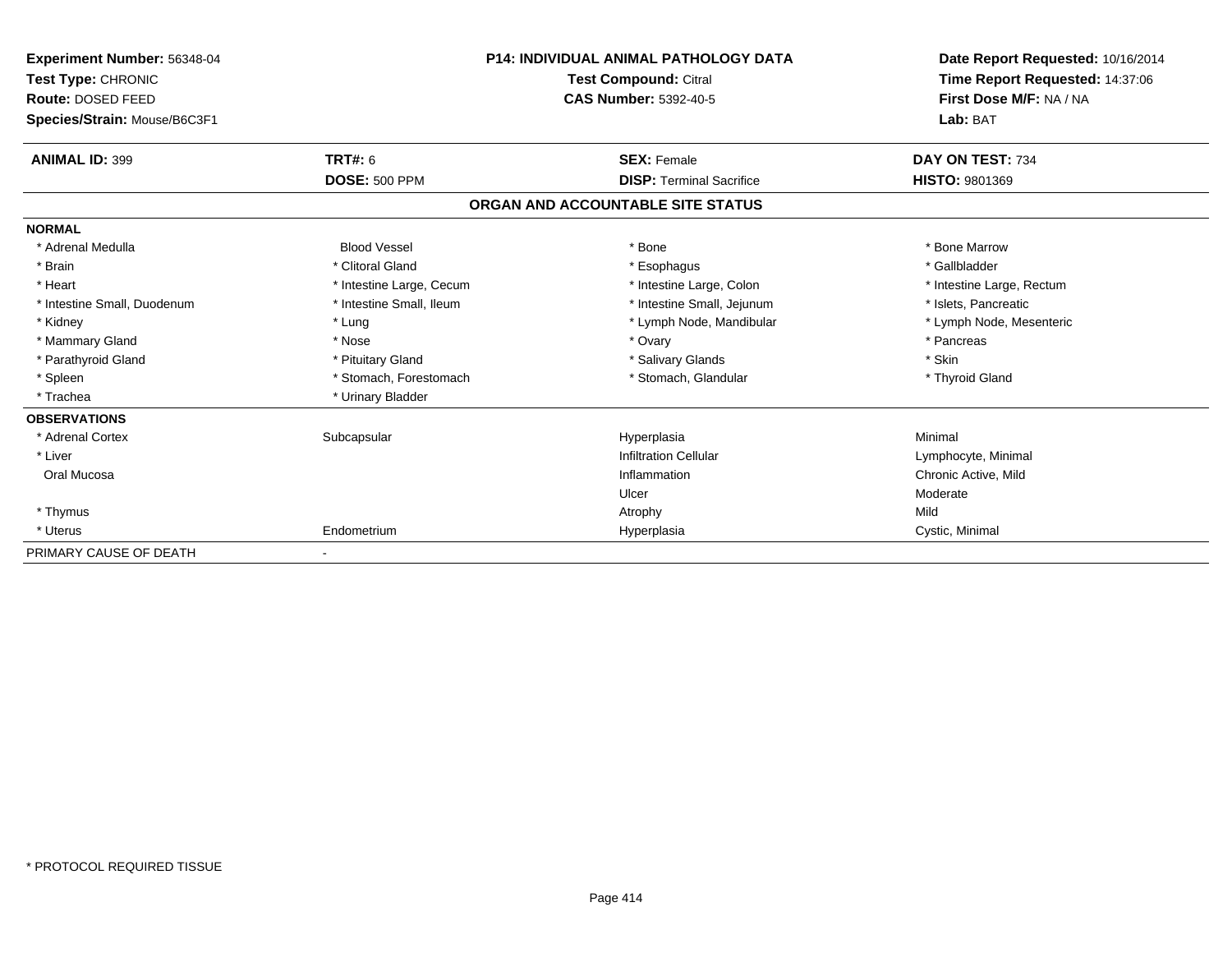**Experiment Number:** 56348-04
**Test Type:** CHRONIC
**Route:** DOSED FEED
**Species/Strain:** Mouse/B6C3F1

**P14: INDIVIDUAL ANIMAL PATHOLOGY DATA**
**Test Compound:** Citral
**CAS Number:** 5392-40-5

**Date Report Requested:** 10/16/2014
**Time Report Requested:** 14:37:06
**First Dose M/F:** NA / NA
**Lab:** BAT

| **ANIMAL ID:** 399 | **TRT#:** 6 | **SEX:** Female | **DAY ON TEST:** 734 |
|---|---|---|---|
| | **DOSE:** 500 PPM | **DISP:** Terminal Sacrifice | **HISTO:** 9801369 |

## ORGAN AND ACCOUNTABLE SITE STATUS

| | | | |
|---|---|---|---|
| **NORMAL** | | | |
| * Adrenal Medulla | Blood Vessel | * Bone | * Bone Marrow |
| * Brain | * Clitoral Gland | * Esophagus | * Gallbladder |
| * Heart | * Intestine Large, Cecum | * Intestine Large, Colon | * Intestine Large, Rectum |
| * Intestine Small, Duodenum | * Intestine Small, Ileum | * Intestine Small, Jejunum | * Islets, Pancreatic |
| * Kidney | * Lung | * Lymph Node, Mandibular | * Lymph Node, Mesenteric |
| * Mammary Gland | * Nose | * Ovary | * Pancreas |
| * Parathyroid Gland | * Pituitary Gland | * Salivary Glands | * Skin |
| * Spleen | * Stomach, Forestomach | * Stomach, Glandular | * Thyroid Gland |
| * Trachea | * Urinary Bladder | | |
| **OBSERVATIONS** | | | |
| * Adrenal Cortex | Subcapsular | Hyperplasia | Minimal |
| * Liver | | Infiltration Cellular | Lymphocyte, Minimal |
| Oral Mucosa | | Inflammation | Chronic Active, Mild |
| | | Ulcer | Moderate |
| * Thymus | | Atrophy | Mild |
| * Uterus | Endometrium | Hyperplasia | Cystic, Minimal |
| PRIMARY CAUSE OF DEATH | - | | |

* PROTOCOL REQUIRED TISSUE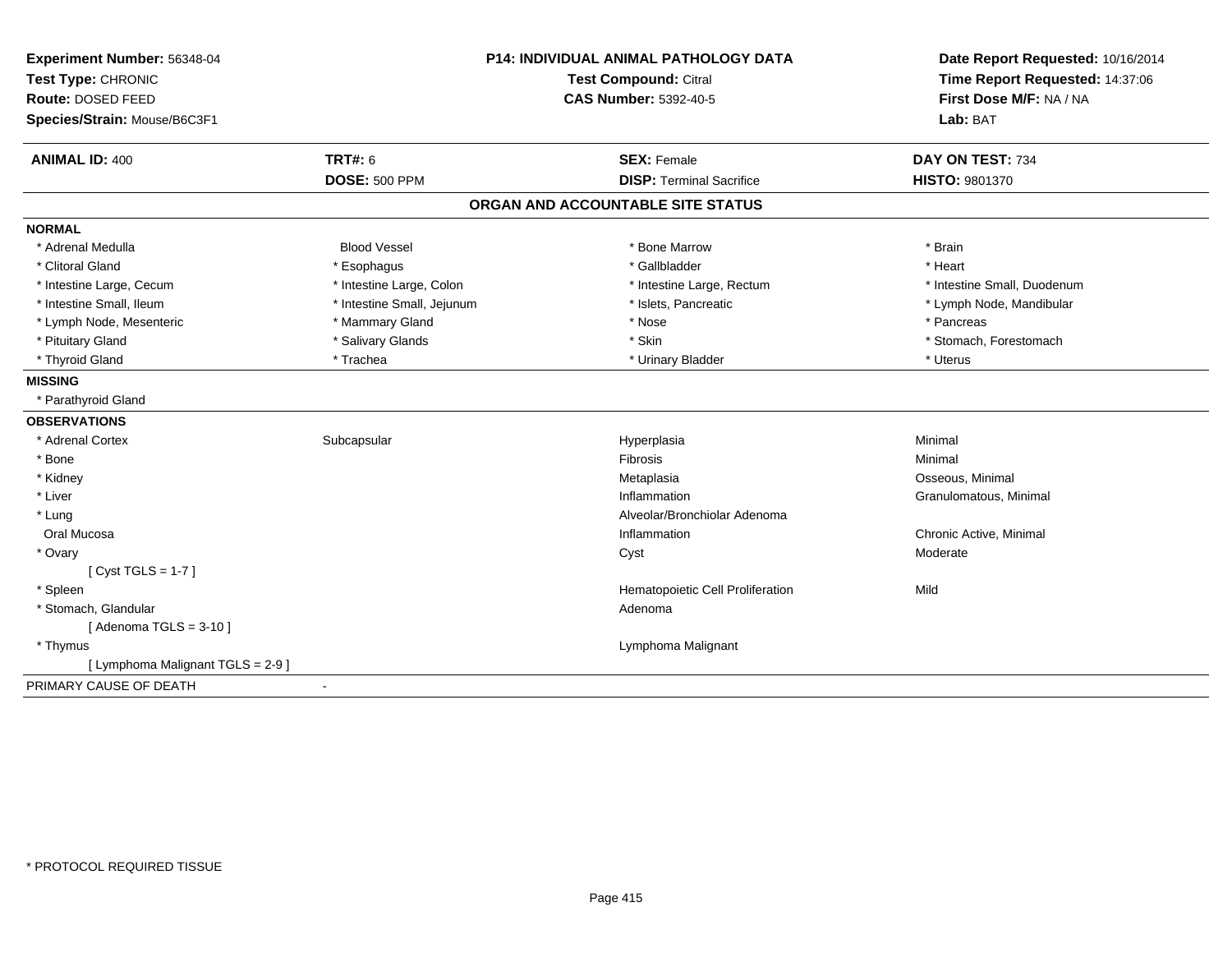**Experiment Number:** 56348-04
**Test Type:** CHRONIC
**Route:** DOSED FEED
**Species/Strain:** Mouse/B6C3F1

**P14: INDIVIDUAL ANIMAL PATHOLOGY DATA**
**Test Compound:** Citral
**CAS Number:** 5392-40-5

**Date Report Requested:** 10/16/2014
**Time Report Requested:** 14:37:06
**First Dose M/F:** NA / NA
**Lab:** BAT

| **ANIMAL ID:** 400 | **TRT#:** 6 | **SEX:** Female | **DAY ON TEST:** 734 |
|---|---|---|---|
| | **DOSE:** 500 PPM | **DISP:** Terminal Sacrifice | **HISTO:** 9801370 |

## ORGAN AND ACCOUNTABLE SITE STATUS

**NORMAL**

| | | | |
|---|---|---|---|
| * Adrenal Medulla | Blood Vessel | * Bone Marrow | * Brain |
| * Clitoral Gland | * Esophagus | * Gallbladder | * Heart |
| * Intestine Large, Cecum | * Intestine Large, Colon | * Intestine Large, Rectum | * Intestine Small, Duodenum |
| * Intestine Small, Ileum | * Intestine Small, Jejunum | * Islets, Pancreatic | * Lymph Node, Mandibular |
| * Lymph Node, Mesenteric | * Mammary Gland | * Nose | * Pancreas |
| * Pituitary Gland | * Salivary Glands | * Skin | * Stomach, Forestomach |
| * Thyroid Gland | * Trachea | * Urinary Bladder | * Uterus |

**MISSING**

* Parathyroid Gland

**OBSERVATIONS**

| | | | |
|---|---|---|---|
| * Adrenal Cortex | Subcapsular | Hyperplasia | Minimal |
| * Bone | | Fibrosis | Minimal |
| * Kidney | | Metaplasia | Osseous, Minimal |
| * Liver | | Inflammation | Granulomatous, Minimal |
| * Lung | | Alveolar/Bronchiolar Adenoma | |
| Oral Mucosa | | Inflammation | Chronic Active, Minimal |
| * Ovary | | Cyst | Moderate |
| [ Cyst TGLS = 1-7 ] | | | |
| * Spleen | | Hematopoietic Cell Proliferation | Mild |
| * Stomach, Glandular | | Adenoma | |
| [ Adenoma TGLS = 3-10 ] | | | |
| * Thymus | | Lymphoma Malignant | |
| [ Lymphoma Malignant TGLS = 2-9 ] | | | |

PRIMARY CAUSE OF DEATH -

* PROTOCOL REQUIRED TISSUE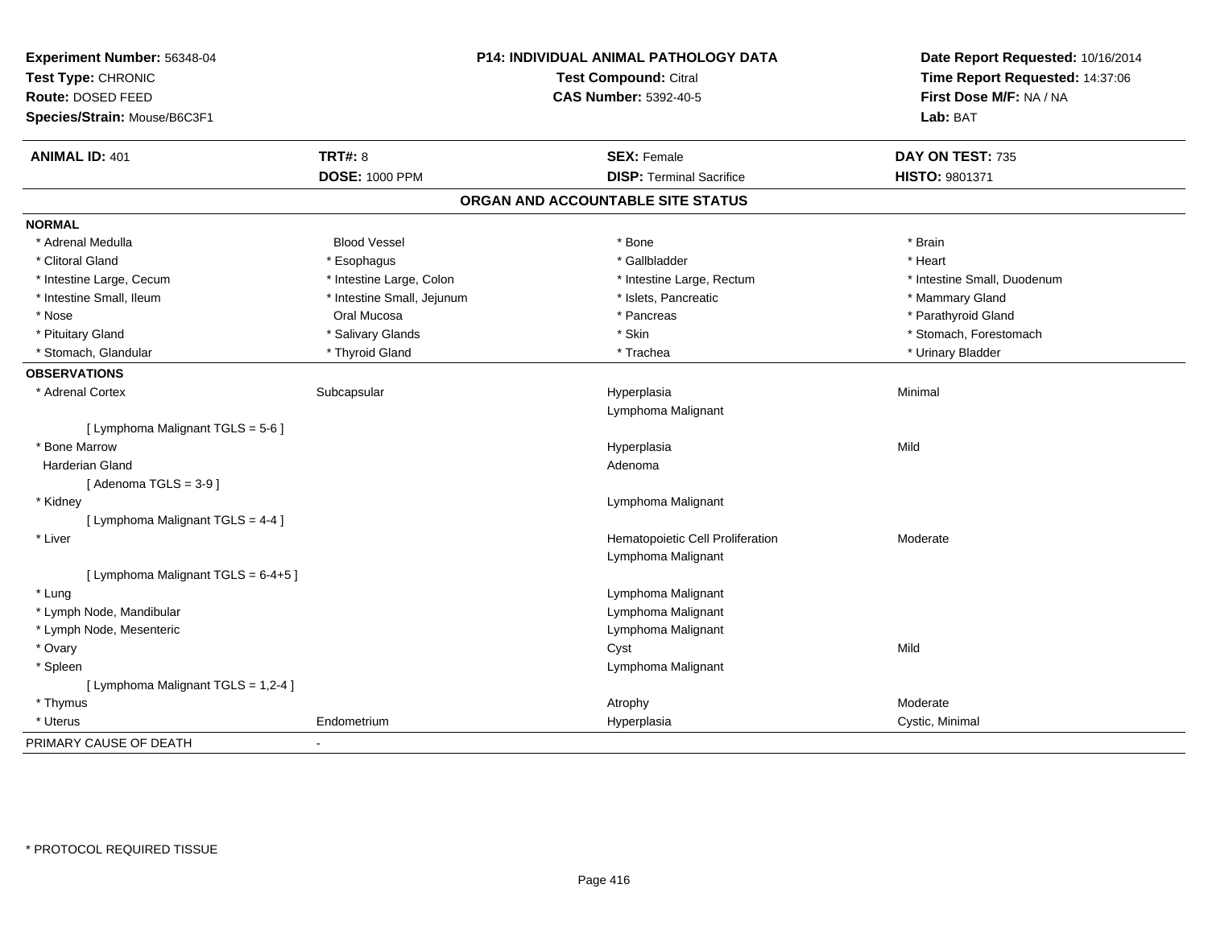**Experiment Number:** 56348-04
**Test Type:** CHRONIC
**Route:** DOSED FEED
**Species/Strain:** Mouse/B6C3F1

**P14: INDIVIDUAL ANIMAL PATHOLOGY DATA**
**Test Compound:** Citral
**CAS Number:** 5392-40-5

**Date Report Requested:** 10/16/2014
**Time Report Requested:** 14:37:06
**First Dose M/F:** NA / NA
**Lab:** BAT

| **ANIMAL ID:** 401 | **TRT#:** 8 | **SEX:** Female | **DAY ON TEST:** 735 |
|---|---|---|---|
| | **DOSE:** 1000 PPM | **DISP:** Terminal Sacrifice | **HISTO:** 9801371 |

## ORGAN AND ACCOUNTABLE SITE STATUS

**NORMAL**

| | | | |
|---|---|---|---|
| * Adrenal Medulla | Blood Vessel | * Bone | * Brain |
| * Clitoral Gland | * Esophagus | * Gallbladder | * Heart |
| * Intestine Large, Cecum | * Intestine Large, Colon | * Intestine Large, Rectum | * Intestine Small, Duodenum |
| * Intestine Small, Ileum | * Intestine Small, Jejunum | * Islets, Pancreatic | * Mammary Gland |
| * Nose | Oral Mucosa | * Pancreas | * Parathyroid Gland |
| * Pituitary Gland | * Salivary Glands | * Skin | * Stomach, Forestomach |
| * Stomach, Glandular | * Thyroid Gland | * Trachea | * Urinary Bladder |

**OBSERVATIONS**

| | | | |
|---|---|---|---|
| * Adrenal Cortex | Subcapsular | Hyperplasia | Minimal |
| | | Lymphoma Malignant | |
| [ Lymphoma Malignant TGLS = 5-6 ] | | | |
| * Bone Marrow | | Hyperplasia | Mild |
| Harderian Gland | | Adenoma | |
| [ Adenoma TGLS = 3-9 ] | | | |
| * Kidney | | Lymphoma Malignant | |
| [ Lymphoma Malignant TGLS = 4-4 ] | | | |
| * Liver | | Hematopoietic Cell Proliferation | Moderate |
| | | Lymphoma Malignant | |
| [ Lymphoma Malignant TGLS = 6-4+5 ] | | | |
| * Lung | | Lymphoma Malignant | |
| * Lymph Node, Mandibular | | Lymphoma Malignant | |
| * Lymph Node, Mesenteric | | Lymphoma Malignant | |
| * Ovary | | Cyst | Mild |
| * Spleen | | Lymphoma Malignant | |
| [ Lymphoma Malignant TGLS = 1,2-4 ] | | | |
| * Thymus | | Atrophy | Moderate |
| * Uterus | Endometrium | Hyperplasia | Cystic, Minimal |

PRIMARY CAUSE OF DEATH -

* PROTOCOL REQUIRED TISSUE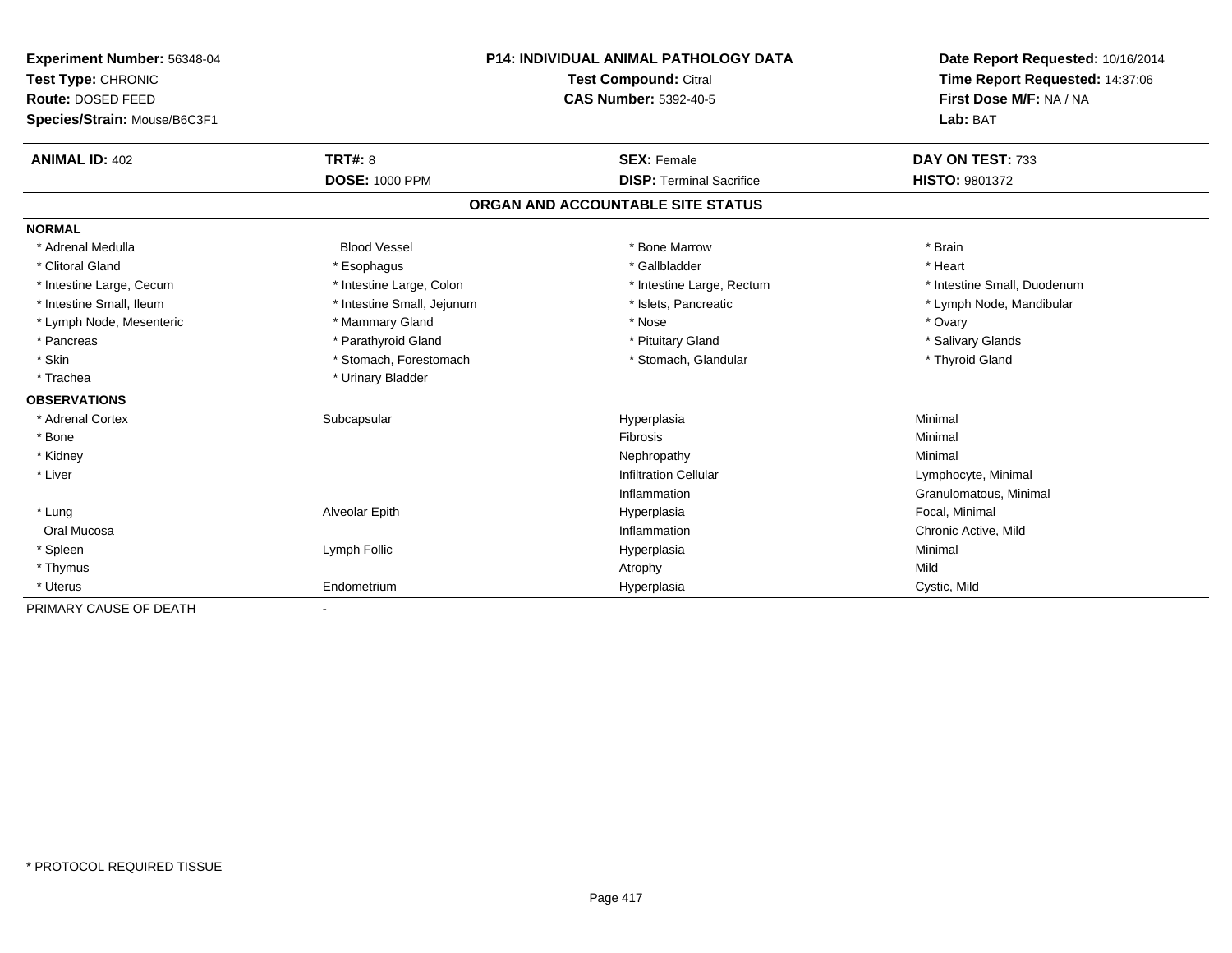**Experiment Number:** 56348-04
**Test Type:** CHRONIC
**Route:** DOSED FEED
**Species/Strain:** Mouse/B6C3F1

**P14: INDIVIDUAL ANIMAL PATHOLOGY DATA**
**Test Compound:** Citral
**CAS Number:** 5392-40-5

**Date Report Requested:** 10/16/2014
**Time Report Requested:** 14:37:06
**First Dose M/F:** NA / NA
**Lab:** BAT

| **ANIMAL ID:** 402 | **TRT#:** 8 | **SEX:** Female | **DAY ON TEST:** 733 |
|---|---|---|---|
| | **DOSE:** 1000 PPM | **DISP:** Terminal Sacrifice | **HISTO:** 9801372 |

## ORGAN AND ACCOUNTABLE SITE STATUS

| | | | |
|---|---|---|---|
| **NORMAL** | | | |
| * Adrenal Medulla | Blood Vessel | * Bone Marrow | * Brain |
| * Clitoral Gland | * Esophagus | * Gallbladder | * Heart |
| * Intestine Large, Cecum | * Intestine Large, Colon | * Intestine Large, Rectum | * Intestine Small, Duodenum |
| * Intestine Small, Ileum | * Intestine Small, Jejunum | * Islets, Pancreatic | * Lymph Node, Mandibular |
| * Lymph Node, Mesenteric | * Mammary Gland | * Nose | * Ovary |
| * Pancreas | * Parathyroid Gland | * Pituitary Gland | * Salivary Glands |
| * Skin | * Stomach, Forestomach | * Stomach, Glandular | * Thyroid Gland |
| * Trachea | * Urinary Bladder | | |
| **OBSERVATIONS** | | | |
| * Adrenal Cortex | Subcapsular | Hyperplasia | Minimal |
| * Bone | | Fibrosis | Minimal |
| * Kidney | | Nephropathy | Minimal |
| * Liver | | Infiltration Cellular | Lymphocyte, Minimal |
| | | Inflammation | Granulomatous, Minimal |
| * Lung | Alveolar Epith | Hyperplasia | Focal, Minimal |
| Oral Mucosa | | Inflammation | Chronic Active, Mild |
| * Spleen | Lymph Follic | Hyperplasia | Minimal |
| * Thymus | | Atrophy | Mild |
| * Uterus | Endometrium | Hyperplasia | Cystic, Mild |
| PRIMARY CAUSE OF DEATH | - | | |

* PROTOCOL REQUIRED TISSUE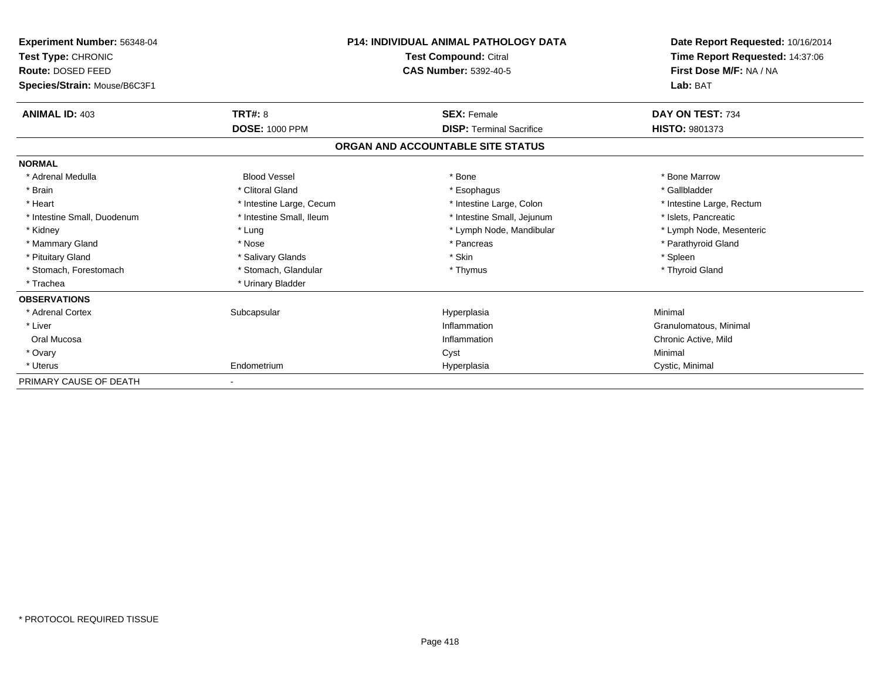**Experiment Number:** 56348-04
**Test Type:** CHRONIC
**Route:** DOSED FEED
**Species/Strain:** Mouse/B6C3F1

**P14: INDIVIDUAL ANIMAL PATHOLOGY DATA**
**Test Compound:** Citral
**CAS Number:** 5392-40-5

**Date Report Requested:** 10/16/2014
**Time Report Requested:** 14:37:06
**First Dose M/F:** NA / NA
**Lab:** BAT

| **ANIMAL ID:** 403 | **TRT#:** 8 | **SEX:** Female | **DAY ON TEST:** 734 |
|---|---|---|---|
| | **DOSE:** 1000 PPM | **DISP:** Terminal Sacrifice | **HISTO:** 9801373 |

## ORGAN AND ACCOUNTABLE SITE STATUS

**NORMAL**

| | | | |
|---|---|---|---|
| * Adrenal Medulla | Blood Vessel | * Bone | * Bone Marrow |
| * Brain | * Clitoral Gland | * Esophagus | * Gallbladder |
| * Heart | * Intestine Large, Cecum | * Intestine Large, Colon | * Intestine Large, Rectum |
| * Intestine Small, Duodenum | * Intestine Small, Ileum | * Intestine Small, Jejunum | * Islets, Pancreatic |
| * Kidney | * Lung | * Lymph Node, Mandibular | * Lymph Node, Mesenteric |
| * Mammary Gland | * Nose | * Pancreas | * Parathyroid Gland |
| * Pituitary Gland | * Salivary Glands | * Skin | * Spleen |
| * Stomach, Forestomach | * Stomach, Glandular | * Thymus | * Thyroid Gland |
| * Trachea | * Urinary Bladder | | |

**OBSERVATIONS**

| | | | |
|---|---|---|---|
| * Adrenal Cortex | Subcapsular | Hyperplasia | Minimal |
| * Liver | | Inflammation | Granulomatous, Minimal |
| Oral Mucosa | | Inflammation | Chronic Active, Mild |
| * Ovary | | Cyst | Minimal |
| * Uterus | Endometrium | Hyperplasia | Cystic, Minimal |

PRIMARY CAUSE OF DEATH -

* PROTOCOL REQUIRED TISSUE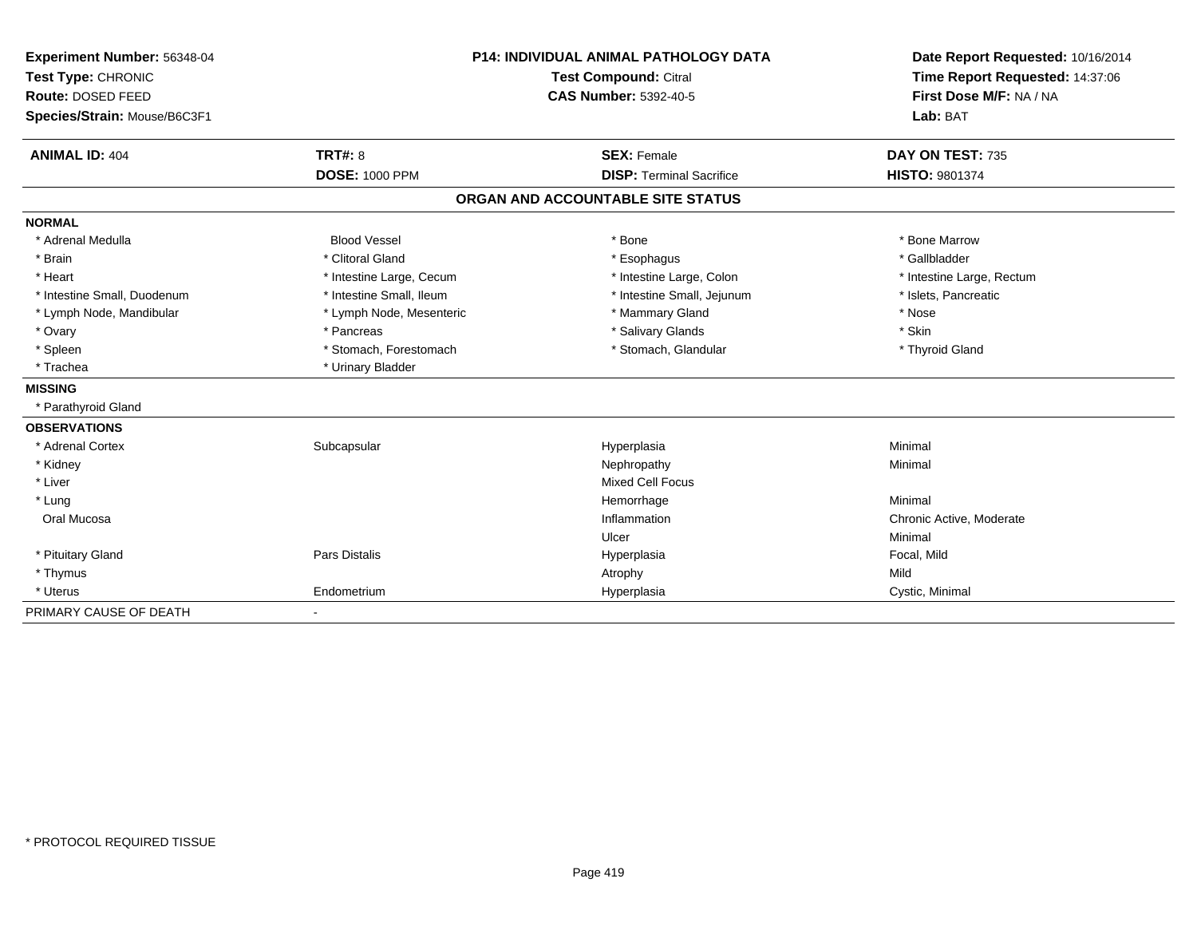**Experiment Number:** 56348-04
**Test Type:** CHRONIC
**Route:** DOSED FEED
**Species/Strain:** Mouse/B6C3F1

**P14: INDIVIDUAL ANIMAL PATHOLOGY DATA**
**Test Compound:** Citral
**CAS Number:** 5392-40-5

**Date Report Requested:** 10/16/2014
**Time Report Requested:** 14:37:06
**First Dose M/F:** NA / NA
**Lab:** BAT

| **ANIMAL ID:** 404 | **TRT#:** 8 | **SEX:** Female | **DAY ON TEST:** 735 |
|---|---|---|---|
| | **DOSE:** 1000 PPM | **DISP:** Terminal Sacrifice | **HISTO:** 9801374 |

## ORGAN AND ACCOUNTABLE SITE STATUS

**NORMAL**

| | | | |
|---|---|---|---|
| * Adrenal Medulla | Blood Vessel | * Bone | * Bone Marrow |
| * Brain | * Clitoral Gland | * Esophagus | * Gallbladder |
| * Heart | * Intestine Large, Cecum | * Intestine Large, Colon | * Intestine Large, Rectum |
| * Intestine Small, Duodenum | * Intestine Small, Ileum | * Intestine Small, Jejunum | * Islets, Pancreatic |
| * Lymph Node, Mandibular | * Lymph Node, Mesenteric | * Mammary Gland | * Nose |
| * Ovary | * Pancreas | * Salivary Glands | * Skin |
| * Spleen | * Stomach, Forestomach | * Stomach, Glandular | * Thyroid Gland |
| * Trachea | * Urinary Bladder | | |

**MISSING**

* Parathyroid Gland

**OBSERVATIONS**

| | | | |
|---|---|---|---|
| * Adrenal Cortex | Subcapsular | Hyperplasia | Minimal |
| * Kidney | | Nephropathy | Minimal |
| * Liver | | Mixed Cell Focus | |
| * Lung | | Hemorrhage | Minimal |
| Oral Mucosa | | Inflammation | Chronic Active, Moderate |
| | | Ulcer | Minimal |
| * Pituitary Gland | Pars Distalis | Hyperplasia | Focal, Mild |
| * Thymus | | Atrophy | Mild |
| * Uterus | Endometrium | Hyperplasia | Cystic, Minimal |

PRIMARY CAUSE OF DEATH -

* PROTOCOL REQUIRED TISSUE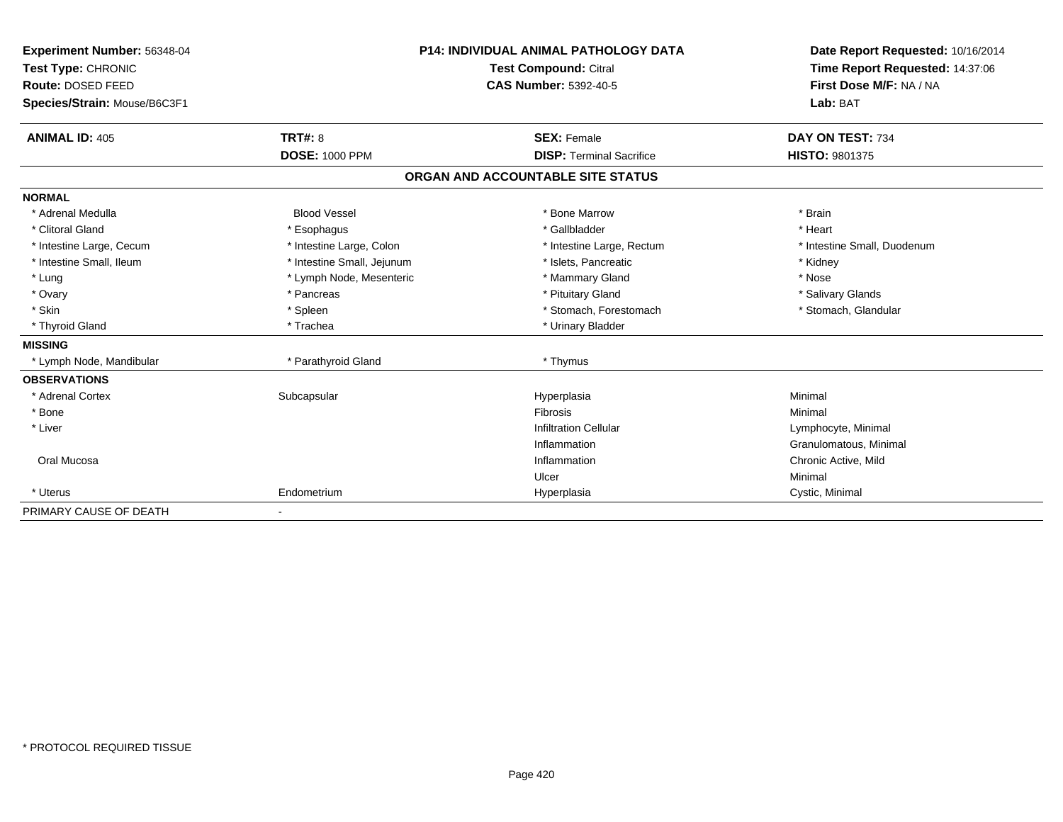**Experiment Number:** 56348-04
**Test Type:** CHRONIC
**Route:** DOSED FEED
**Species/Strain:** Mouse/B6C3F1

**P14: INDIVIDUAL ANIMAL PATHOLOGY DATA**
**Test Compound:** Citral
**CAS Number:** 5392-40-5

**Date Report Requested:** 10/16/2014
**Time Report Requested:** 14:37:06
**First Dose M/F:** NA / NA
**Lab:** BAT

| **ANIMAL ID:** 405 | **TRT#:** 8 | **SEX:** Female | **DAY ON TEST:** 734 |
|---|---|---|---|
| | **DOSE:** 1000 PPM | **DISP:** Terminal Sacrifice | **HISTO:** 9801375 |

## ORGAN AND ACCOUNTABLE SITE STATUS

| | | | |
|---|---|---|---|
| **NORMAL** | | | |
| * Adrenal Medulla | Blood Vessel | * Bone Marrow | * Brain |
| * Clitoral Gland | * Esophagus | * Gallbladder | * Heart |
| * Intestine Large, Cecum | * Intestine Large, Colon | * Intestine Large, Rectum | * Intestine Small, Duodenum |
| * Intestine Small, Ileum | * Intestine Small, Jejunum | * Islets, Pancreatic | * Kidney |
| * Lung | * Lymph Node, Mesenteric | * Mammary Gland | * Nose |
| * Ovary | * Pancreas | * Pituitary Gland | * Salivary Glands |
| * Skin | * Spleen | * Stomach, Forestomach | * Stomach, Glandular |
| * Thyroid Gland | * Trachea | * Urinary Bladder | |
| **MISSING** | | | |
| * Lymph Node, Mandibular | * Parathyroid Gland | * Thymus | |
| **OBSERVATIONS** | | | |
| * Adrenal Cortex | Subcapsular | Hyperplasia | Minimal |
| * Bone | | Fibrosis | Minimal |
| * Liver | | Infiltration Cellular | Lymphocyte, Minimal |
| | | Inflammation | Granulomatous, Minimal |
| Oral Mucosa | | Inflammation | Chronic Active, Mild |
| | | Ulcer | Minimal |
| * Uterus | Endometrium | Hyperplasia | Cystic, Minimal |
| PRIMARY CAUSE OF DEATH | - | | |

\* PROTOCOL REQUIRED TISSUE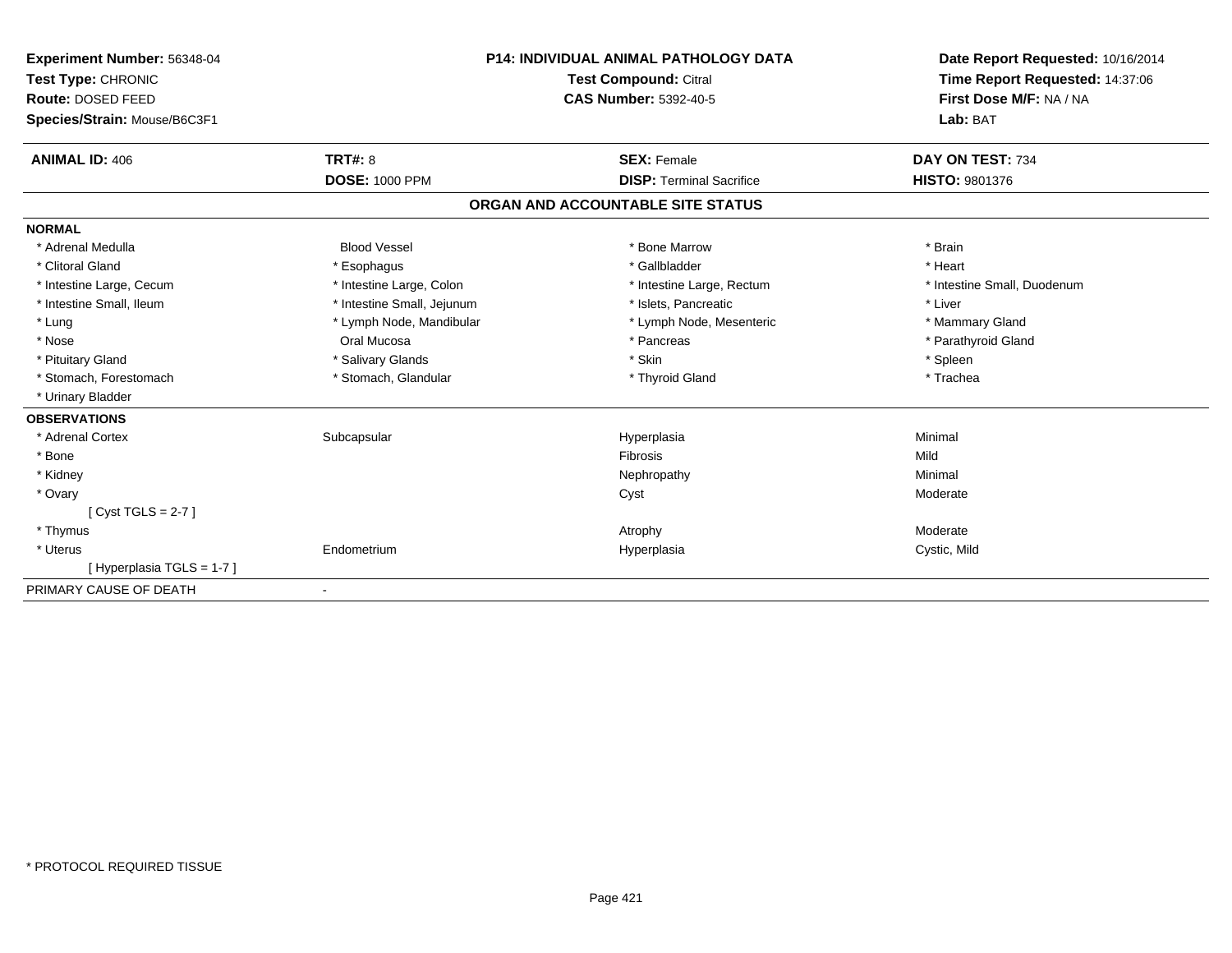**Experiment Number:** 56348-04
**Test Type:** CHRONIC
**Route:** DOSED FEED
**Species/Strain:** Mouse/B6C3F1

**P14: INDIVIDUAL ANIMAL PATHOLOGY DATA**
**Test Compound:** Citral
**CAS Number:** 5392-40-5

**Date Report Requested:** 10/16/2014
**Time Report Requested:** 14:37:06
**First Dose M/F:** NA / NA
**Lab:** BAT

| **ANIMAL ID:** 406 | **TRT#:** 8 | **SEX:** Female | **DAY ON TEST:** 734 |
|---|---|---|---|
| | **DOSE:** 1000 PPM | **DISP:** Terminal Sacrifice | **HISTO:** 9801376 |

## ORGAN AND ACCOUNTABLE SITE STATUS

**NORMAL**

| | | | |
|---|---|---|---|
| * Adrenal Medulla | Blood Vessel | * Bone Marrow | * Brain |
| * Clitoral Gland | * Esophagus | * Gallbladder | * Heart |
| * Intestine Large, Cecum | * Intestine Large, Colon | * Intestine Large, Rectum | * Intestine Small, Duodenum |
| * Intestine Small, Ileum | * Intestine Small, Jejunum | * Islets, Pancreatic | * Liver |
| * Lung | * Lymph Node, Mandibular | * Lymph Node, Mesenteric | * Mammary Gland |
| * Nose | Oral Mucosa | * Pancreas | * Parathyroid Gland |
| * Pituitary Gland | * Salivary Glands | * Skin | * Spleen |
| * Stomach, Forestomach | * Stomach, Glandular | * Thyroid Gland | * Trachea |
| * Urinary Bladder | | | |

**OBSERVATIONS**

| | | | |
|---|---|---|---|
| * Adrenal Cortex | Subcapsular | Hyperplasia | Minimal |
| * Bone | | Fibrosis | Mild |
| * Kidney | | Nephropathy | Minimal |
| * Ovary | | Cyst | Moderate |
| [ Cyst TGLS = 2-7 ] | | | |
| * Thymus | | Atrophy | Moderate |
| * Uterus | Endometrium | Hyperplasia | Cystic, Mild |
| [ Hyperplasia TGLS = 1-7 ] | | | |

PRIMARY CAUSE OF DEATH -

* PROTOCOL REQUIRED TISSUE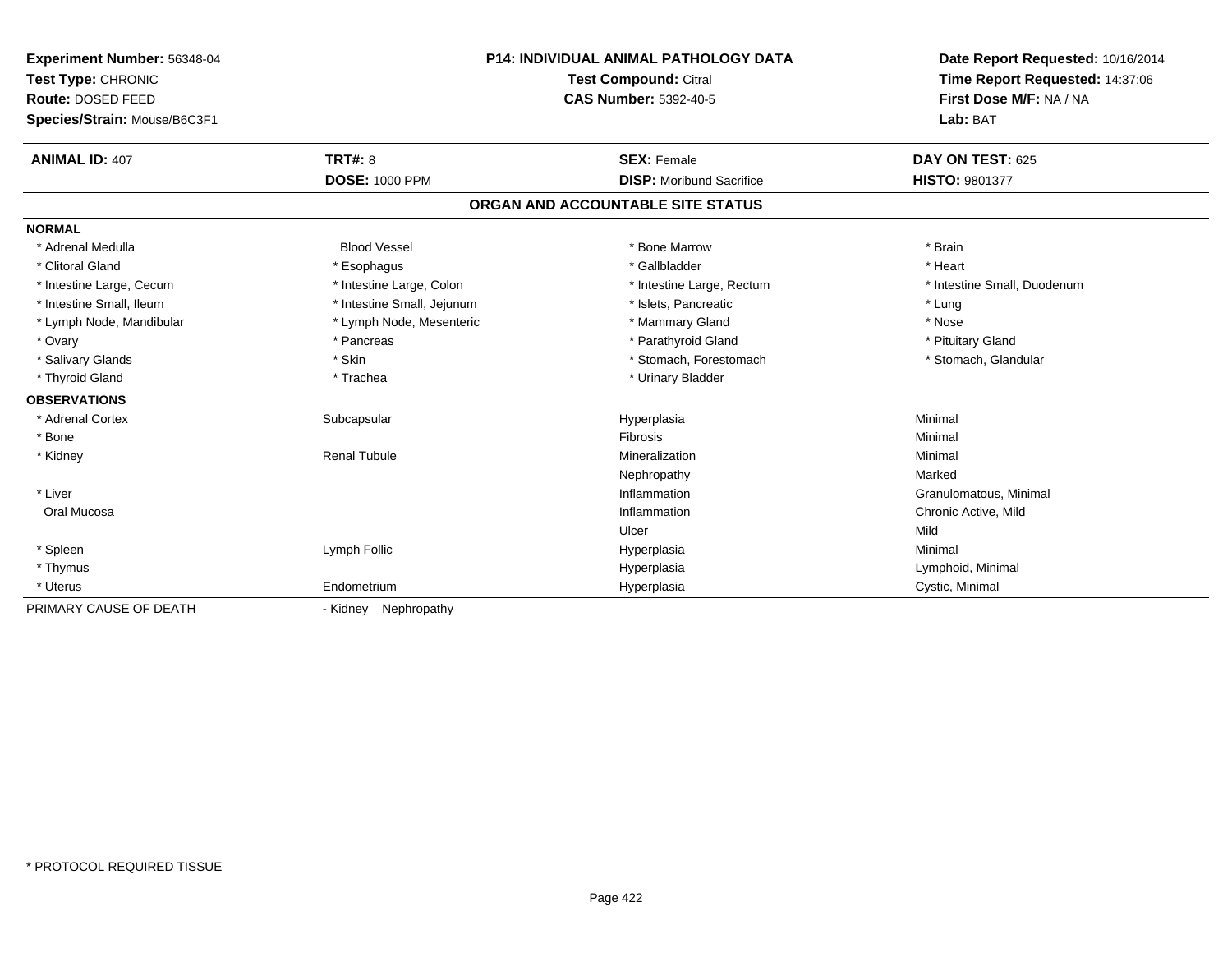**Experiment Number:** 56348-04
**Test Type:** CHRONIC
**Route:** DOSED FEED
**Species/Strain:** Mouse/B6C3F1

**P14: INDIVIDUAL ANIMAL PATHOLOGY DATA**
**Test Compound:** Citral
**CAS Number:** 5392-40-5

**Date Report Requested:** 10/16/2014
**Time Report Requested:** 14:37:06
**First Dose M/F:** NA / NA
**Lab:** BAT

| **ANIMAL ID:** 407 | **TRT#:** 8 | **SEX:** Female | **DAY ON TEST:** 625 |
|---|---|---|---|
| | **DOSE:** 1000 PPM | **DISP:** Moribund Sacrifice | **HISTO:** 9801377 |

## ORGAN AND ACCOUNTABLE SITE STATUS

**NORMAL**

| | | | |
|---|---|---|---|
| * Adrenal Medulla | Blood Vessel | * Bone Marrow | * Brain |
| * Clitoral Gland | * Esophagus | * Gallbladder | * Heart |
| * Intestine Large, Cecum | * Intestine Large, Colon | * Intestine Large, Rectum | * Intestine Small, Duodenum |
| * Intestine Small, Ileum | * Intestine Small, Jejunum | * Islets, Pancreatic | * Lung |
| * Lymph Node, Mandibular | * Lymph Node, Mesenteric | * Mammary Gland | * Nose |
| * Ovary | * Pancreas | * Parathyroid Gland | * Pituitary Gland |
| * Salivary Glands | * Skin | * Stomach, Forestomach | * Stomach, Glandular |
| * Thyroid Gland | * Trachea | * Urinary Bladder | |

**OBSERVATIONS**

| | | | |
|---|---|---|---|
| * Adrenal Cortex | Subcapsular | Hyperplasia | Minimal |
| * Bone | | Fibrosis | Minimal |
| * Kidney | Renal Tubule | Mineralization | Minimal |
| | | Nephropathy | Marked |
| * Liver | | Inflammation | Granulomatous, Minimal |
| Oral Mucosa | | Inflammation | Chronic Active, Mild |
| | | Ulcer | Mild |
| * Spleen | Lymph Follic | Hyperplasia | Minimal |
| * Thymus | | Hyperplasia | Lymphoid, Minimal |
| * Uterus | Endometrium | Hyperplasia | Cystic, Minimal |

PRIMARY CAUSE OF DEATH - Kidney Nephropathy

* PROTOCOL REQUIRED TISSUE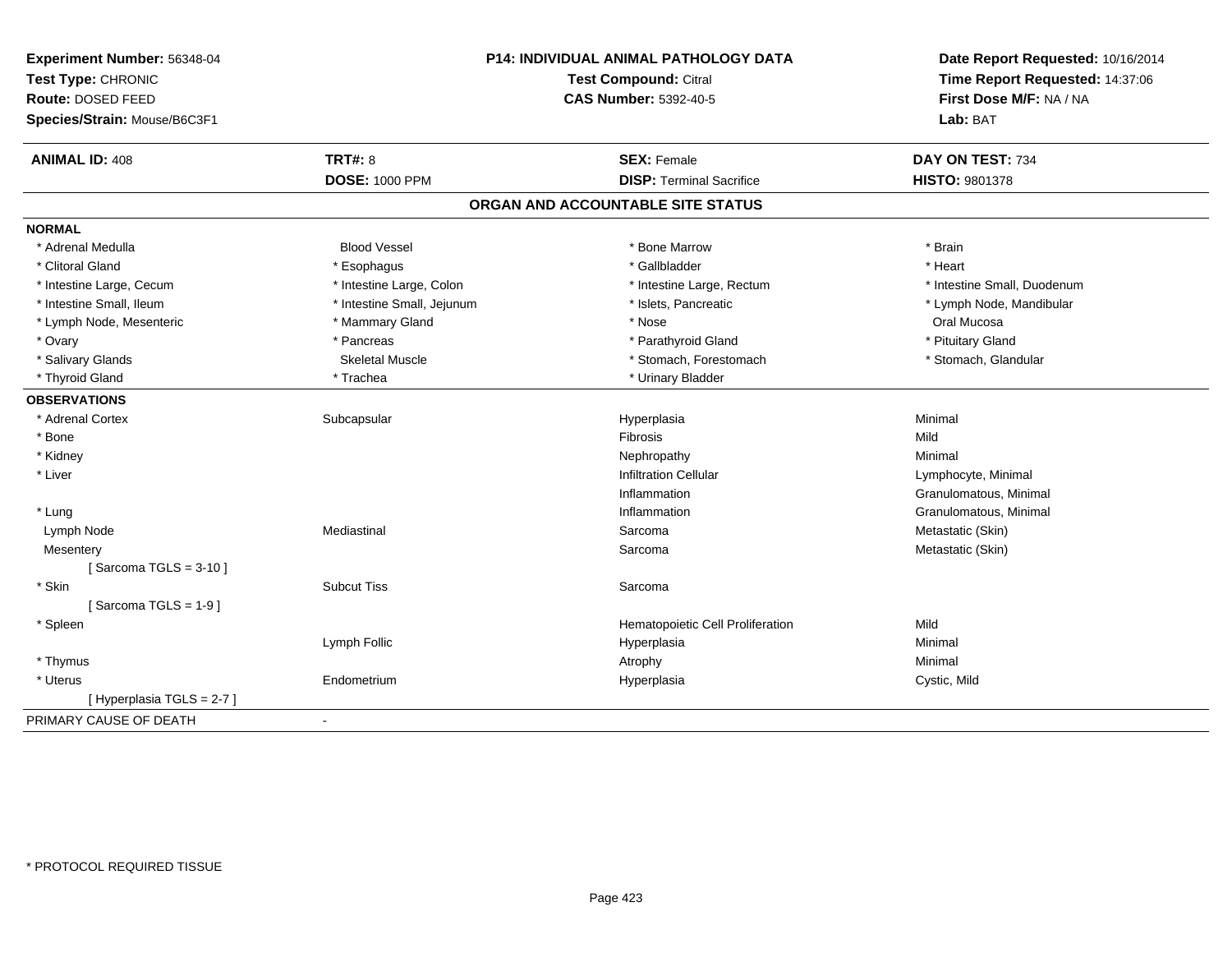**Experiment Number:** 56348-04
**Test Type:** CHRONIC
**Route:** DOSED FEED
**Species/Strain:** Mouse/B6C3F1

**P14: INDIVIDUAL ANIMAL PATHOLOGY DATA**
**Test Compound:** Citral
**CAS Number:** 5392-40-5

**Date Report Requested:** 10/16/2014
**Time Report Requested:** 14:37:06
**First Dose M/F:** NA / NA
**Lab:** BAT

| **ANIMAL ID:** 408 | **TRT#:** 8 | **SEX:** Female | **DAY ON TEST:** 734 |
|---|---|---|---|
| | **DOSE:** 1000 PPM | **DISP:** Terminal Sacrifice | **HISTO:** 9801378 |

## ORGAN AND ACCOUNTABLE SITE STATUS

**NORMAL**

| | | | |
|---|---|---|---|
| * Adrenal Medulla | Blood Vessel | * Bone Marrow | * Brain |
| * Clitoral Gland | * Esophagus | * Gallbladder | * Heart |
| * Intestine Large, Cecum | * Intestine Large, Colon | * Intestine Large, Rectum | * Intestine Small, Duodenum |
| * Intestine Small, Ileum | * Intestine Small, Jejunum | * Islets, Pancreatic | * Lymph Node, Mandibular |
| * Lymph Node, Mesenteric | * Mammary Gland | * Nose | Oral Mucosa |
| * Ovary | * Pancreas | * Parathyroid Gland | * Pituitary Gland |
| * Salivary Glands | Skeletal Muscle | * Stomach, Forestomach | * Stomach, Glandular |
| * Thyroid Gland | * Trachea | * Urinary Bladder | |

**OBSERVATIONS**

| | | | |
|---|---|---|---|
| * Adrenal Cortex | Subcapsular | Hyperplasia | Minimal |
| * Bone | | Fibrosis | Mild |
| * Kidney | | Nephropathy | Minimal |
| * Liver | | Infiltration Cellular | Lymphocyte, Minimal |
| | | Inflammation | Granulomatous, Minimal |
| * Lung | | Inflammation | Granulomatous, Minimal |
| Lymph Node | Mediastinal | Sarcoma | Metastatic (Skin) |
| Mesentery | | Sarcoma | Metastatic (Skin) |
| [ Sarcoma TGLS = 3-10 ] | | | |
| * Skin | Subcut Tiss | Sarcoma | |
| [ Sarcoma TGLS = 1-9 ] | | | |
| * Spleen | | Hematopoietic Cell Proliferation | Mild |
| | Lymph Follic | Hyperplasia | Minimal |
| * Thymus | | Atrophy | Minimal |
| * Uterus | Endometrium | Hyperplasia | Cystic, Mild |
| [ Hyperplasia TGLS = 2-7 ] | | | |

PRIMARY CAUSE OF DEATH -

* PROTOCOL REQUIRED TISSUE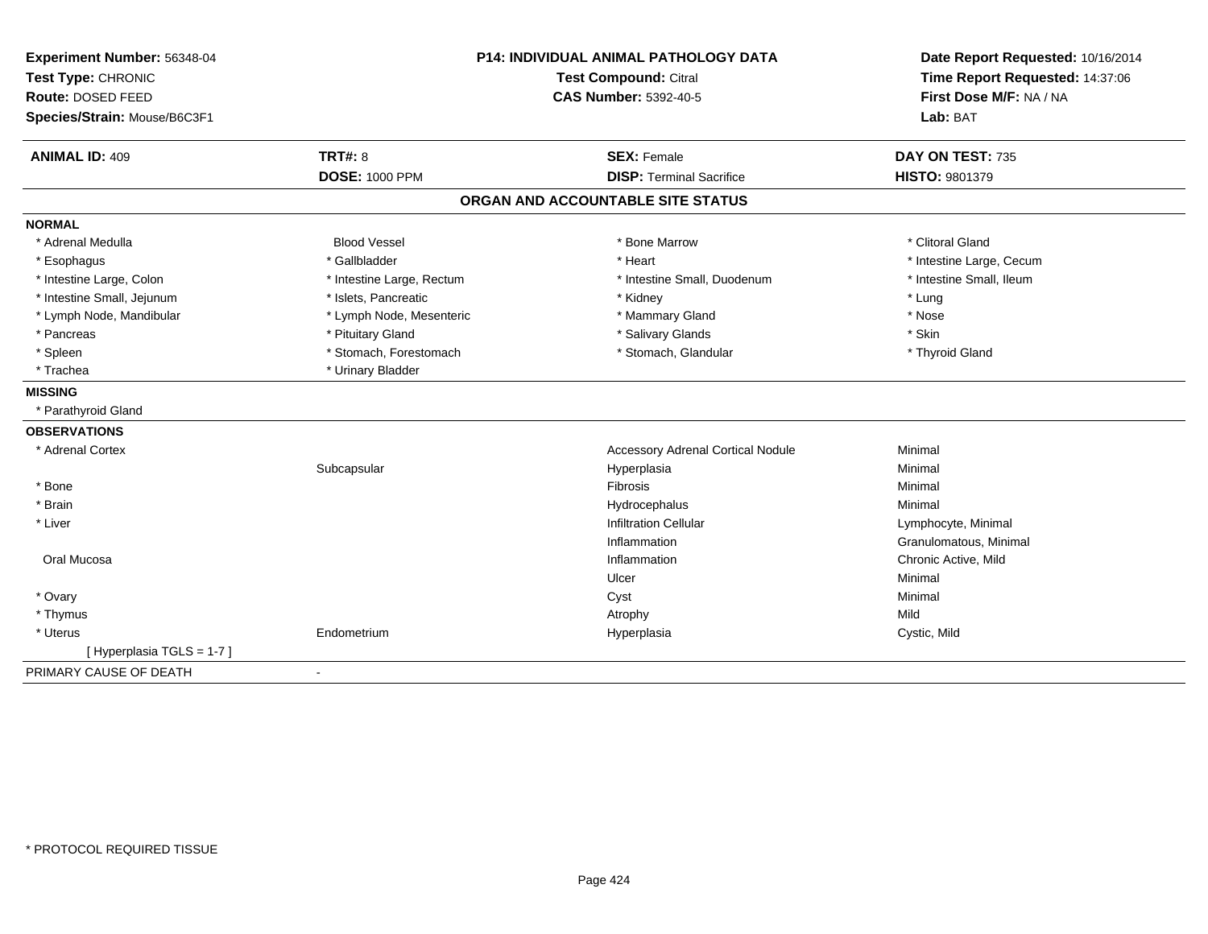**Experiment Number:** 56348-04
**Test Type:** CHRONIC
**Route:** DOSED FEED
**Species/Strain:** Mouse/B6C3F1

**P14: INDIVIDUAL ANIMAL PATHOLOGY DATA**
**Test Compound:** Citral
**CAS Number:** 5392-40-5

**Date Report Requested:** 10/16/2014
**Time Report Requested:** 14:37:06
**First Dose M/F:** NA / NA
**Lab:** BAT

| **ANIMAL ID:** 409 | **TRT#:** 8 | **SEX:** Female | **DAY ON TEST:** 735 |
|---|---|---|---|
| | **DOSE:** 1000 PPM | **DISP:** Terminal Sacrifice | **HISTO:** 9801379 |

## ORGAN AND ACCOUNTABLE SITE STATUS

**NORMAL**

| | | | |
|---|---|---|---|
| * Adrenal Medulla | Blood Vessel | * Bone Marrow | * Clitoral Gland |
| * Esophagus | * Gallbladder | * Heart | * Intestine Large, Cecum |
| * Intestine Large, Colon | * Intestine Large, Rectum | * Intestine Small, Duodenum | * Intestine Small, Ileum |
| * Intestine Small, Jejunum | * Islets, Pancreatic | * Kidney | * Lung |
| * Lymph Node, Mandibular | * Lymph Node, Mesenteric | * Mammary Gland | * Nose |
| * Pancreas | * Pituitary Gland | * Salivary Glands | * Skin |
| * Spleen | * Stomach, Forestomach | * Stomach, Glandular | * Thyroid Gland |
| * Trachea | * Urinary Bladder | | |

**MISSING**

* Parathyroid Gland

**OBSERVATIONS**

| | | | |
|---|---|---|---|
| * Adrenal Cortex | | Accessory Adrenal Cortical Nodule | Minimal |
| | Subcapsular | Hyperplasia | Minimal |
| * Bone | | Fibrosis | Minimal |
| * Brain | | Hydrocephalus | Minimal |
| * Liver | | Infiltration Cellular | Lymphocyte, Minimal |
| | | Inflammation | Granulomatous, Minimal |
| Oral Mucosa | | Inflammation | Chronic Active, Mild |
| | | Ulcer | Minimal |
| * Ovary | | Cyst | Minimal |
| * Thymus | | Atrophy | Mild |
| * Uterus | Endometrium | Hyperplasia | Cystic, Mild |
| [ Hyperplasia TGLS = 1-7 ] | | | |

PRIMARY CAUSE OF DEATH -

* PROTOCOL REQUIRED TISSUE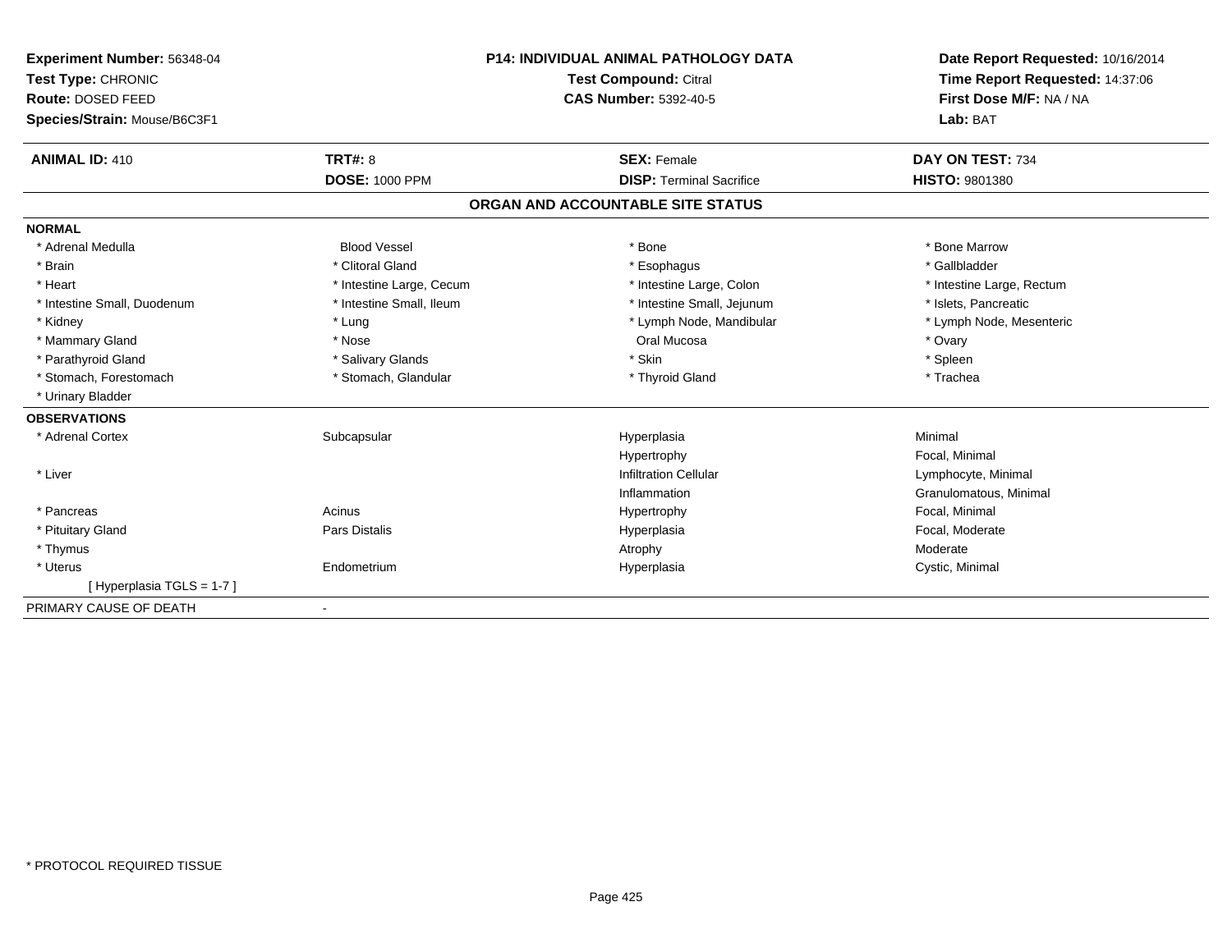**Experiment Number:** 56348-04
**Test Type:** CHRONIC
**Route:** DOSED FEED
**Species/Strain:** Mouse/B6C3F1

**P14: INDIVIDUAL ANIMAL PATHOLOGY DATA**
**Test Compound:** Citral
**CAS Number:** 5392-40-5

**Date Report Requested:** 10/16/2014
**Time Report Requested:** 14:37:06
**First Dose M/F:** NA / NA
**Lab:** BAT

| **ANIMAL ID:** 410 | **TRT#:** 8 | **SEX:** Female | **DAY ON TEST:** 734 |
|---|---|---|---|
| | **DOSE:** 1000 PPM | **DISP:** Terminal Sacrifice | **HISTO:** 9801380 |

## ORGAN AND ACCOUNTABLE SITE STATUS

**NORMAL**

| | | | |
|---|---|---|---|
| * Adrenal Medulla | Blood Vessel | * Bone | * Bone Marrow |
| * Brain | * Clitoral Gland | * Esophagus | * Gallbladder |
| * Heart | * Intestine Large, Cecum | * Intestine Large, Colon | * Intestine Large, Rectum |
| * Intestine Small, Duodenum | * Intestine Small, Ileum | * Intestine Small, Jejunum | * Islets, Pancreatic |
| * Kidney | * Lung | * Lymph Node, Mandibular | * Lymph Node, Mesenteric |
| * Mammary Gland | * Nose | Oral Mucosa | * Ovary |
| * Parathyroid Gland | * Salivary Glands | * Skin | * Spleen |
| * Stomach, Forestomach | * Stomach, Glandular | * Thyroid Gland | * Trachea |
| * Urinary Bladder | | | |

**OBSERVATIONS**

| | | | |
|---|---|---|---|
| * Adrenal Cortex | Subcapsular | Hyperplasia | Minimal |
| | | Hypertrophy | Focal, Minimal |
| * Liver | | Infiltration Cellular | Lymphocyte, Minimal |
| | | Inflammation | Granulomatous, Minimal |
| * Pancreas | Acinus | Hypertrophy | Focal, Minimal |
| * Pituitary Gland | Pars Distalis | Hyperplasia | Focal, Moderate |
| * Thymus | | Atrophy | Moderate |
| * Uterus | Endometrium | Hyperplasia | Cystic, Minimal |
| [ Hyperplasia TGLS = 1-7 ] | | | |

PRIMARY CAUSE OF DEATH -

* PROTOCOL REQUIRED TISSUE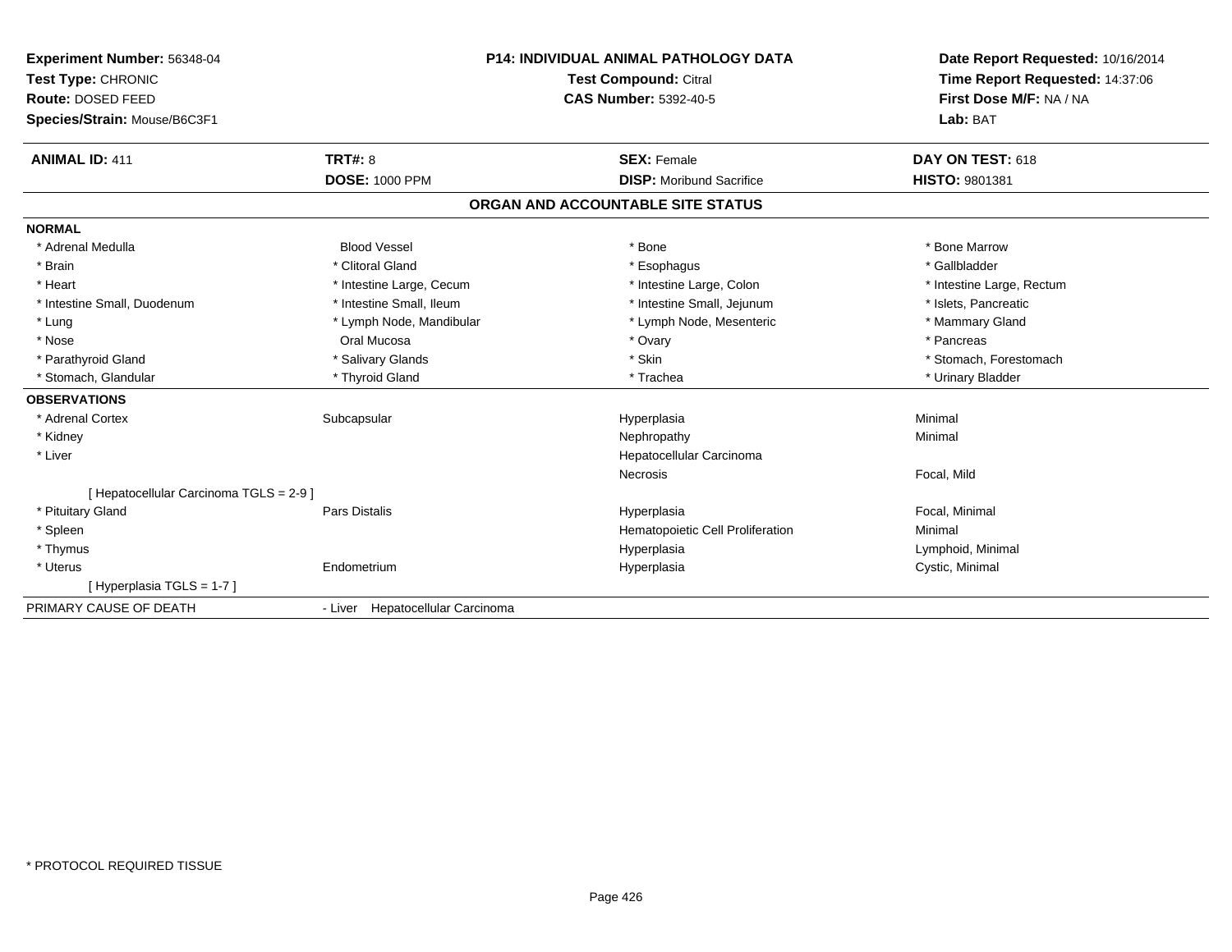**Experiment Number:** 56348-04
**Test Type:** CHRONIC
**Route:** DOSED FEED
**Species/Strain:** Mouse/B6C3F1

**P14: INDIVIDUAL ANIMAL PATHOLOGY DATA**
**Test Compound:** Citral
**CAS Number:** 5392-40-5

**Date Report Requested:** 10/16/2014
**Time Report Requested:** 14:37:06
**First Dose M/F:** NA / NA
**Lab:** BAT

| **ANIMAL ID:** 411 | **TRT#:** 8 | **SEX:** Female | **DAY ON TEST:** 618 |
|---|---|---|---|
| | **DOSE:** 1000 PPM | **DISP:** Moribund Sacrifice | **HISTO:** 9801381 |

## ORGAN AND ACCOUNTABLE SITE STATUS

**NORMAL**

| | | | |
|---|---|---|---|
| * Adrenal Medulla | Blood Vessel | * Bone | * Bone Marrow |
| * Brain | * Clitoral Gland | * Esophagus | * Gallbladder |
| * Heart | * Intestine Large, Cecum | * Intestine Large, Colon | * Intestine Large, Rectum |
| * Intestine Small, Duodenum | * Intestine Small, Ileum | * Intestine Small, Jejunum | * Islets, Pancreatic |
| * Lung | * Lymph Node, Mandibular | * Lymph Node, Mesenteric | * Mammary Gland |
| * Nose | Oral Mucosa | * Ovary | * Pancreas |
| * Parathyroid Gland | * Salivary Glands | * Skin | * Stomach, Forestomach |
| * Stomach, Glandular | * Thyroid Gland | * Trachea | * Urinary Bladder |

**OBSERVATIONS**

| | | | |
|---|---|---|---|
| * Adrenal Cortex | Subcapsular | Hyperplasia | Minimal |
| * Kidney | | Nephropathy | Minimal |
| * Liver | | Hepatocellular Carcinoma | |
| | | Necrosis | Focal, Mild |
| [ Hepatocellular Carcinoma TGLS = 2-9 ] | | | |
| * Pituitary Gland | Pars Distalis | Hyperplasia | Focal, Minimal |
| * Spleen | | Hematopoietic Cell Proliferation | Minimal |
| * Thymus | | Hyperplasia | Lymphoid, Minimal |
| * Uterus | Endometrium | Hyperplasia | Cystic, Minimal |
| [ Hyperplasia TGLS = 1-7 ] | | | |

PRIMARY CAUSE OF DEATH - Liver Hepatocellular Carcinoma

* PROTOCOL REQUIRED TISSUE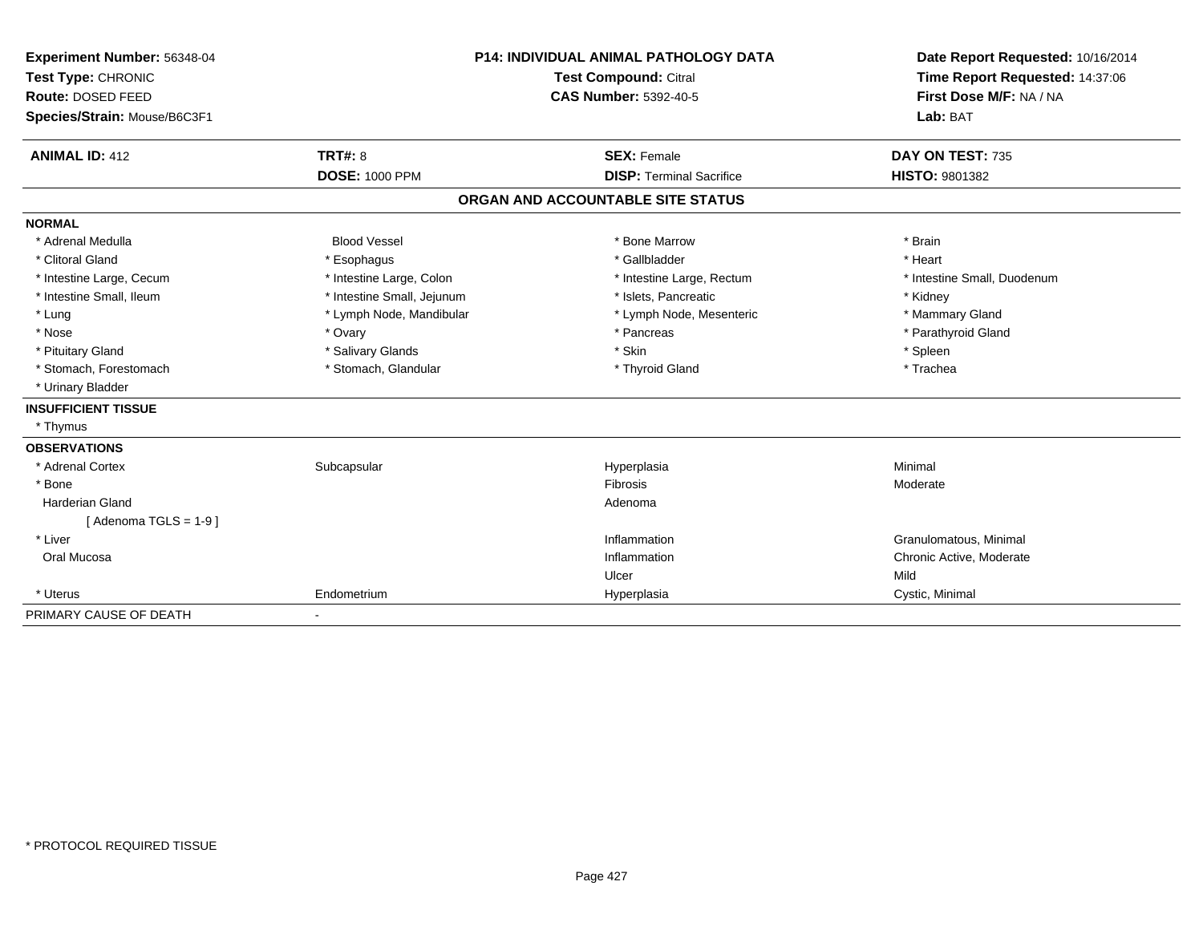**Experiment Number:** 56348-04
**Test Type:** CHRONIC
**Route:** DOSED FEED
**Species/Strain:** Mouse/B6C3F1

**P14: INDIVIDUAL ANIMAL PATHOLOGY DATA**
**Test Compound:** Citral
**CAS Number:** 5392-40-5

**Date Report Requested:** 10/16/2014
**Time Report Requested:** 14:37:06
**First Dose M/F:** NA / NA
**Lab:** BAT

| **ANIMAL ID:** 412 | **TRT#:** 8 | **SEX:** Female | **DAY ON TEST:** 735 |
|---|---|---|---|
| | **DOSE:** 1000 PPM | **DISP:** Terminal Sacrifice | **HISTO:** 9801382 |

## ORGAN AND ACCOUNTABLE SITE STATUS

**NORMAL**

| | | | |
|---|---|---|---|
| * Adrenal Medulla | Blood Vessel | * Bone Marrow | * Brain |
| * Clitoral Gland | * Esophagus | * Gallbladder | * Heart |
| * Intestine Large, Cecum | * Intestine Large, Colon | * Intestine Large, Rectum | * Intestine Small, Duodenum |
| * Intestine Small, Ileum | * Intestine Small, Jejunum | * Islets, Pancreatic | * Kidney |
| * Lung | * Lymph Node, Mandibular | * Lymph Node, Mesenteric | * Mammary Gland |
| * Nose | * Ovary | * Pancreas | * Parathyroid Gland |
| * Pituitary Gland | * Salivary Glands | * Skin | * Spleen |
| * Stomach, Forestomach | * Stomach, Glandular | * Thyroid Gland | * Trachea |
| * Urinary Bladder | | | |

**INSUFFICIENT TISSUE**

* Thymus

**OBSERVATIONS**

| | | | |
|---|---|---|---|
| * Adrenal Cortex | Subcapsular | Hyperplasia | Minimal |
| * Bone | | Fibrosis | Moderate |
| Harderian Gland | | Adenoma | |
| [ Adenoma TGLS = 1-9 ] | | | |
| * Liver | | Inflammation | Granulomatous, Minimal |
| Oral Mucosa | | Inflammation | Chronic Active, Moderate |
| | | Ulcer | Mild |
| * Uterus | Endometrium | Hyperplasia | Cystic, Minimal |

PRIMARY CAUSE OF DEATH -

* PROTOCOL REQUIRED TISSUE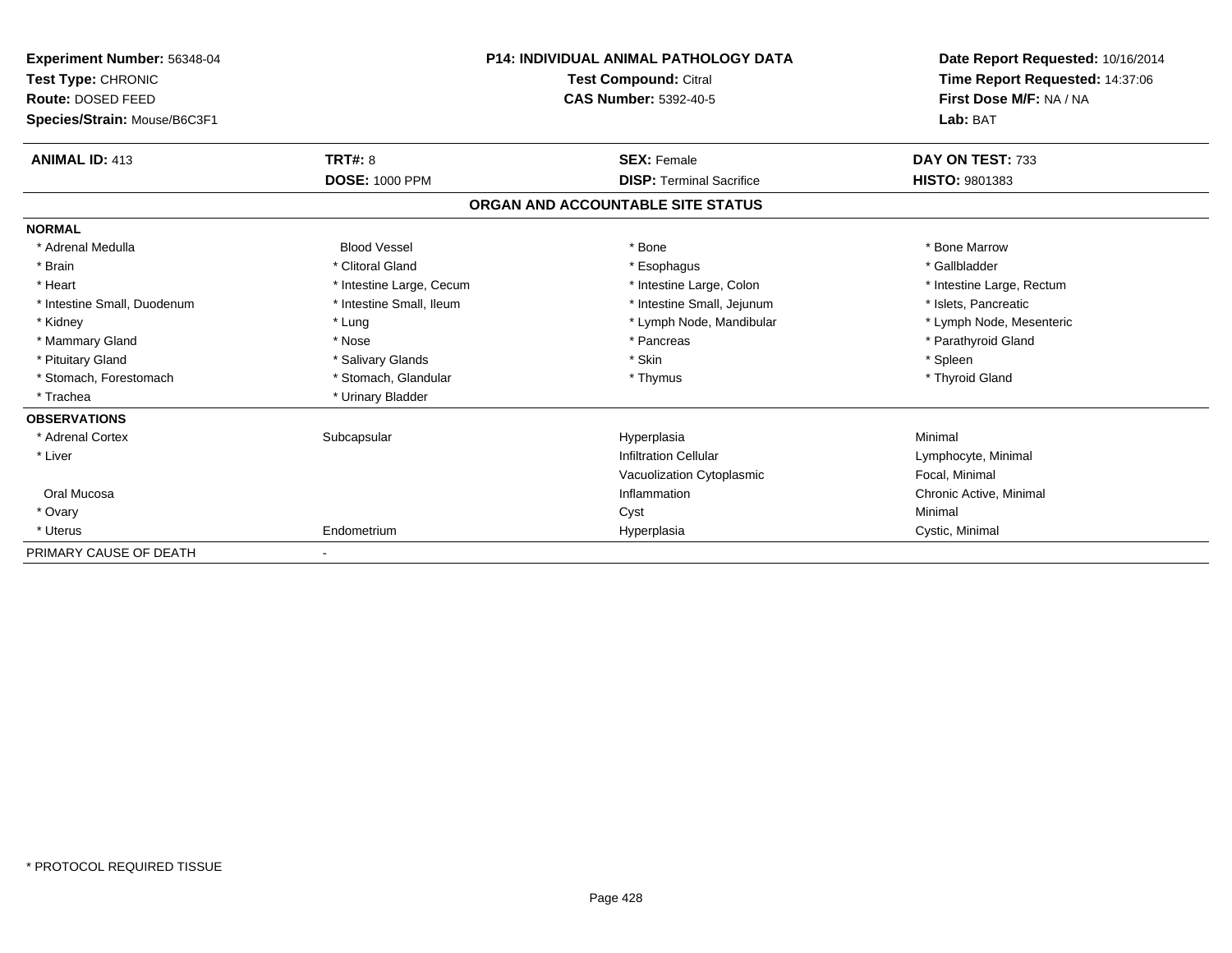**Experiment Number:** 56348-04
**Test Type:** CHRONIC
**Route:** DOSED FEED
**Species/Strain:** Mouse/B6C3F1

**P14: INDIVIDUAL ANIMAL PATHOLOGY DATA**
**Test Compound:** Citral
**CAS Number:** 5392-40-5

**Date Report Requested:** 10/16/2014
**Time Report Requested:** 14:37:06
**First Dose M/F:** NA / NA
**Lab:** BAT

| **ANIMAL ID:** 413 | **TRT#:** 8 | **SEX:** Female | **DAY ON TEST:** 733 |
|---|---|---|---|
| | **DOSE:** 1000 PPM | **DISP:** Terminal Sacrifice | **HISTO:** 9801383 |

## ORGAN AND ACCOUNTABLE SITE STATUS

| | | | |
|---|---|---|---|
| **NORMAL** | | | |
| * Adrenal Medulla | Blood Vessel | * Bone | * Bone Marrow |
| * Brain | * Clitoral Gland | * Esophagus | * Gallbladder |
| * Heart | * Intestine Large, Cecum | * Intestine Large, Colon | * Intestine Large, Rectum |
| * Intestine Small, Duodenum | * Intestine Small, Ileum | * Intestine Small, Jejunum | * Islets, Pancreatic |
| * Kidney | * Lung | * Lymph Node, Mandibular | * Lymph Node, Mesenteric |
| * Mammary Gland | * Nose | * Pancreas | * Parathyroid Gland |
| * Pituitary Gland | * Salivary Glands | * Skin | * Spleen |
| * Stomach, Forestomach | * Stomach, Glandular | * Thymus | * Thyroid Gland |
| * Trachea | * Urinary Bladder | | |
| **OBSERVATIONS** | | | |
| * Adrenal Cortex | Subcapsular | Hyperplasia | Minimal |
| * Liver | | Infiltration Cellular | Lymphocyte, Minimal |
| | | Vacuolization Cytoplasmic | Focal, Minimal |
| Oral Mucosa | | Inflammation | Chronic Active, Minimal |
| * Ovary | | Cyst | Minimal |
| * Uterus | Endometrium | Hyperplasia | Cystic, Minimal |
| PRIMARY CAUSE OF DEATH | - | | |

* PROTOCOL REQUIRED TISSUE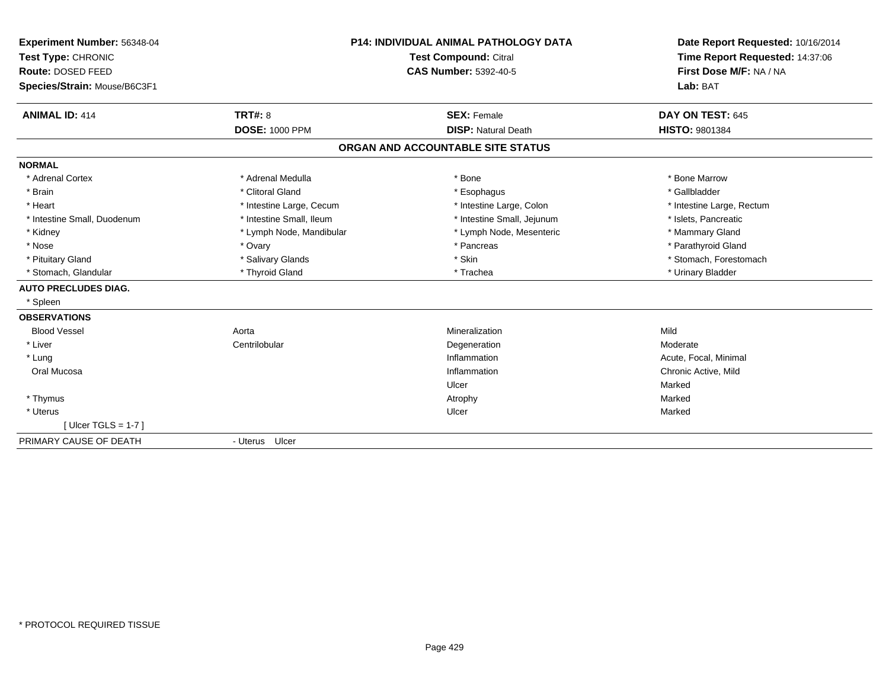**Experiment Number:** 56348-04
**Test Type:** CHRONIC
**Route:** DOSED FEED
**Species/Strain:** Mouse/B6C3F1

**P14: INDIVIDUAL ANIMAL PATHOLOGY DATA**
**Test Compound:** Citral
**CAS Number:** 5392-40-5

**Date Report Requested:** 10/16/2014
**Time Report Requested:** 14:37:06
**First Dose M/F:** NA / NA
**Lab:** BAT

| **ANIMAL ID:** 414 | **TRT#:** 8 | **SEX:** Female | **DAY ON TEST:** 645 |
|---|---|---|---|
| | **DOSE:** 1000 PPM | **DISP:** Natural Death | **HISTO:** 9801384 |

## ORGAN AND ACCOUNTABLE SITE STATUS

**NORMAL**

| | | | |
|---|---|---|---|
| * Adrenal Cortex | * Adrenal Medulla | * Bone | * Bone Marrow |
| * Brain | * Clitoral Gland | * Esophagus | * Gallbladder |
| * Heart | * Intestine Large, Cecum | * Intestine Large, Colon | * Intestine Large, Rectum |
| * Intestine Small, Duodenum | * Intestine Small, Ileum | * Intestine Small, Jejunum | * Islets, Pancreatic |
| * Kidney | * Lymph Node, Mandibular | * Lymph Node, Mesenteric | * Mammary Gland |
| * Nose | * Ovary | * Pancreas | * Parathyroid Gland |
| * Pituitary Gland | * Salivary Glands | * Skin | * Stomach, Forestomach |
| * Stomach, Glandular | * Thyroid Gland | * Trachea | * Urinary Bladder |

**AUTO PRECLUDES DIAG.**

* Spleen

**OBSERVATIONS**

| | | | |
|---|---|---|---|
| Blood Vessel | Aorta | Mineralization | Mild |
| * Liver | Centrilobular | Degeneration | Moderate |
| * Lung | | Inflammation | Acute, Focal, Minimal |
| Oral Mucosa | | Inflammation | Chronic Active, Mild |
| | | Ulcer | Marked |
| * Thymus | | Atrophy | Marked |
| * Uterus | | Ulcer | Marked |
| [ Ulcer TGLS = 1-7 ] | | | |

PRIMARY CAUSE OF DEATH - Uterus Ulcer

* PROTOCOL REQUIRED TISSUE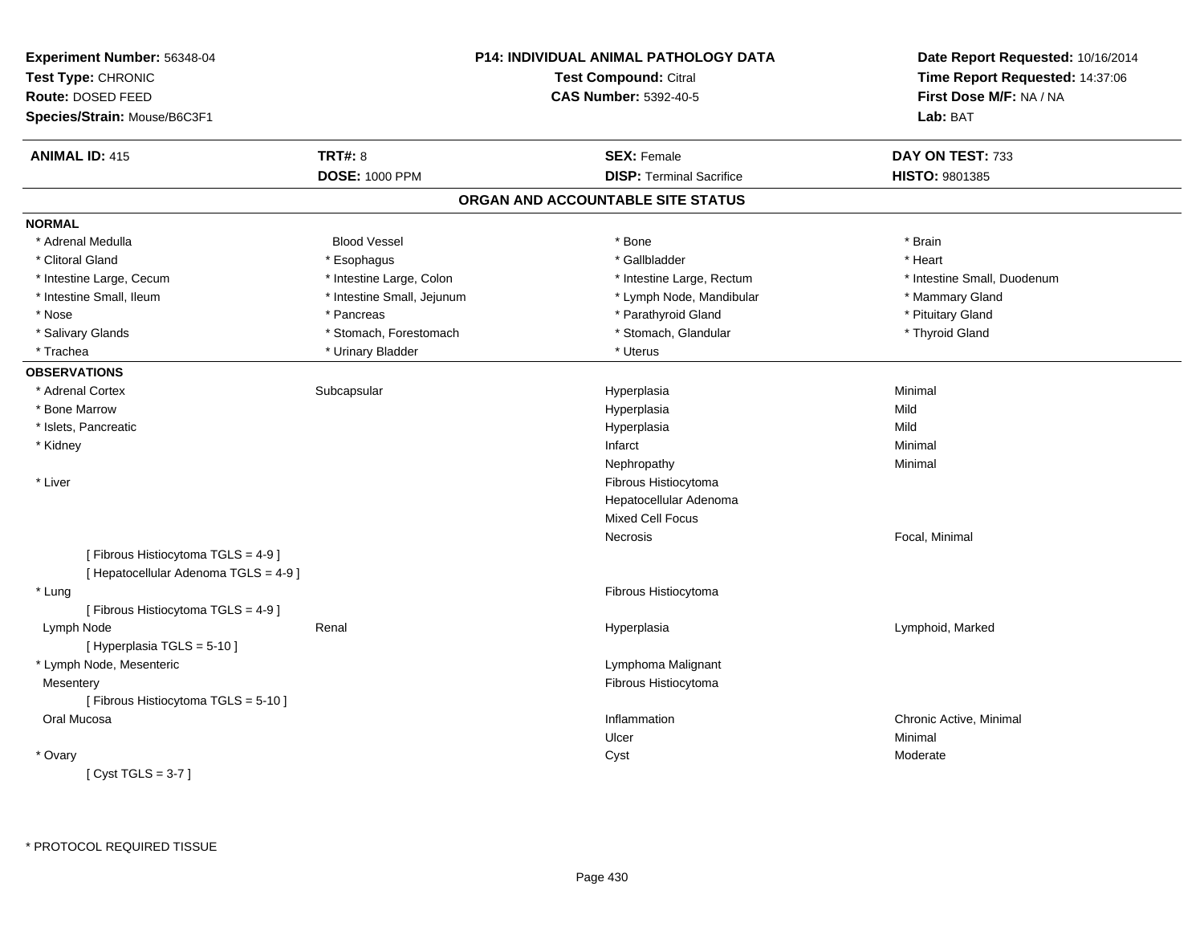**Experiment Number:** 56348-04
**Test Type:** CHRONIC
**Route:** DOSED FEED
**Species/Strain:** Mouse/B6C3F1

**P14: INDIVIDUAL ANIMAL PATHOLOGY DATA**
**Test Compound:** Citral
**CAS Number:** 5392-40-5

**Date Report Requested:** 10/16/2014
**Time Report Requested:** 14:37:06
**First Dose M/F:** NA / NA
**Lab:** BAT

| **ANIMAL ID:** 415 | **TRT#:** 8 | **SEX:** Female | **DAY ON TEST:** 733 |
|---|---|---|---|
| | **DOSE:** 1000 PPM | **DISP:** Terminal Sacrifice | **HISTO:** 9801385 |

## ORGAN AND ACCOUNTABLE SITE STATUS

**NORMAL**

| | | | |
|---|---|---|---|
| * Adrenal Medulla | Blood Vessel | * Bone | * Brain |
| * Clitoral Gland | * Esophagus | * Gallbladder | * Heart |
| * Intestine Large, Cecum | * Intestine Large, Colon | * Intestine Large, Rectum | * Intestine Small, Duodenum |
| * Intestine Small, Ileum | * Intestine Small, Jejunum | * Lymph Node, Mandibular | * Mammary Gland |
| * Nose | * Pancreas | * Parathyroid Gland | * Pituitary Gland |
| * Salivary Glands | * Stomach, Forestomach | * Stomach, Glandular | * Thyroid Gland |
| * Trachea | * Urinary Bladder | * Uterus | |

**OBSERVATIONS**

| | | | |
|---|---|---|---|
| * Adrenal Cortex | Subcapsular | Hyperplasia | Minimal |
| * Bone Marrow | | Hyperplasia | Mild |
| * Islets, Pancreatic | | Hyperplasia | Mild |
| * Kidney | | Infarct | Minimal |
| | | Nephropathy | Minimal |
| * Liver | | Fibrous Histiocytoma | |
| | | Hepatocellular Adenoma | |
| | | Mixed Cell Focus | |
| | | Necrosis | Focal, Minimal |
| [ Fibrous Histiocytoma TGLS = 4-9 ] | | | |
| [ Hepatocellular Adenoma TGLS = 4-9 ] | | | |
| * Lung | | Fibrous Histiocytoma | |
| [ Fibrous Histiocytoma TGLS = 4-9 ] | | | |
| Lymph Node | Renal | Hyperplasia | Lymphoid, Marked |
| [ Hyperplasia TGLS = 5-10 ] | | | |
| * Lymph Node, Mesenteric | | Lymphoma Malignant | |
| Mesentery | | Fibrous Histiocytoma | |
| [ Fibrous Histiocytoma TGLS = 5-10 ] | | | |
| Oral Mucosa | | Inflammation | Chronic Active, Minimal |
| | | Ulcer | Minimal |
| * Ovary | | Cyst | Moderate |
| [ Cyst TGLS = 3-7 ] | | | |

\* PROTOCOL REQUIRED TISSUE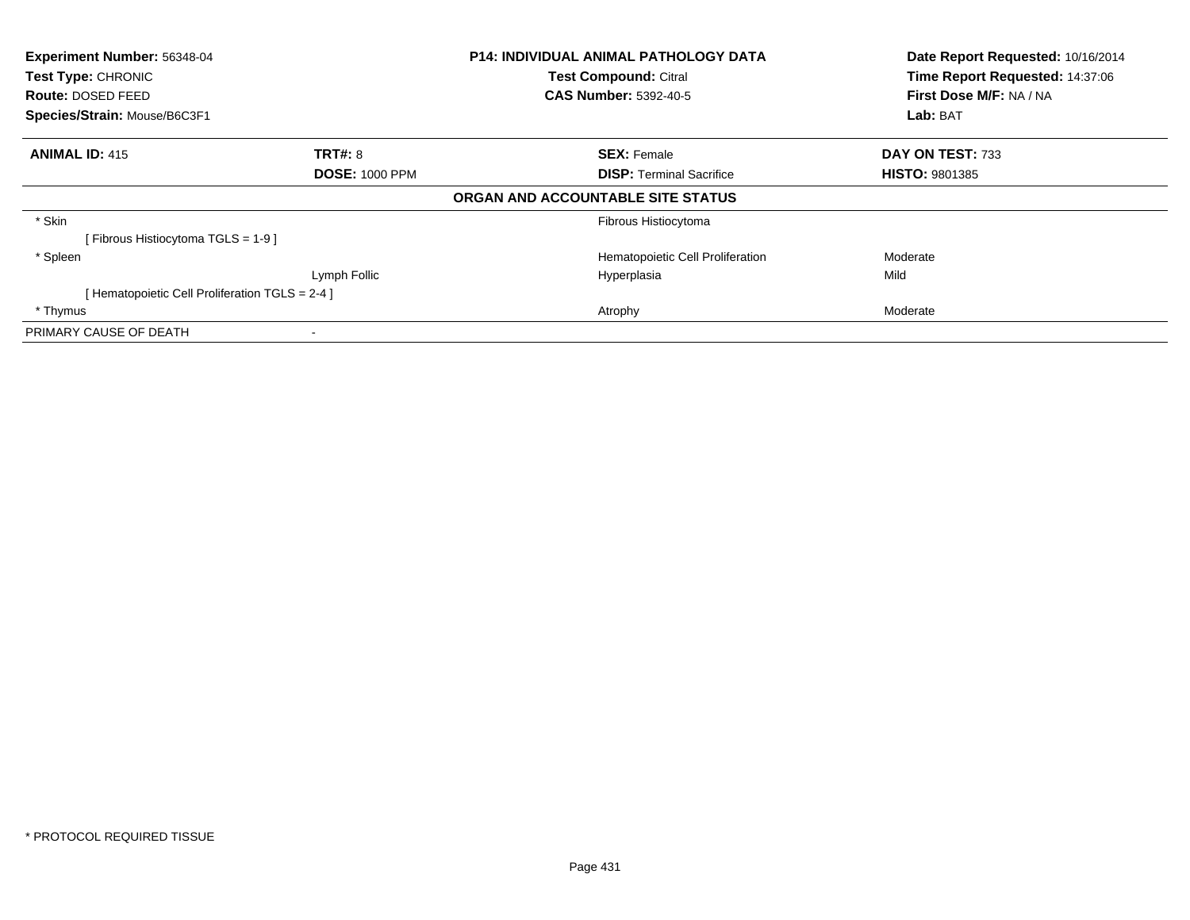**Experiment Number:** 56348-04
**Test Type:** CHRONIC
**Route:** DOSED FEED
**Species/Strain:** Mouse/B6C3F1

**P14: INDIVIDUAL ANIMAL PATHOLOGY DATA**
**Test Compound:** Citral
**CAS Number:** 5392-40-5

**Date Report Requested:** 10/16/2014
**Time Report Requested:** 14:37:06
**First Dose M/F:** NA / NA
**Lab:** BAT

| **ANIMAL ID:** 415 | **TRT#:** 8 | **SEX:** Female | **DAY ON TEST:** 733 |
|---|---|---|---|
| | **DOSE:** 1000 PPM | **DISP:** Terminal Sacrifice | **HISTO:** 9801385 |

**ORGAN AND ACCOUNTABLE SITE STATUS**

| | | | |
|---|---|---|---|
| * Skin | | Fibrous Histiocytoma | |
| [ Fibrous Histiocytoma TGLS = 1-9 ] | | | |
| * Spleen | | Hematopoietic Cell Proliferation | Moderate |
| | Lymph Follic | Hyperplasia | Mild |
| [ Hematopoietic Cell Proliferation TGLS = 2-4 ] | | | |
| * Thymus | | Atrophy | Moderate |
| PRIMARY CAUSE OF DEATH | - | | |

* PROTOCOL REQUIRED TISSUE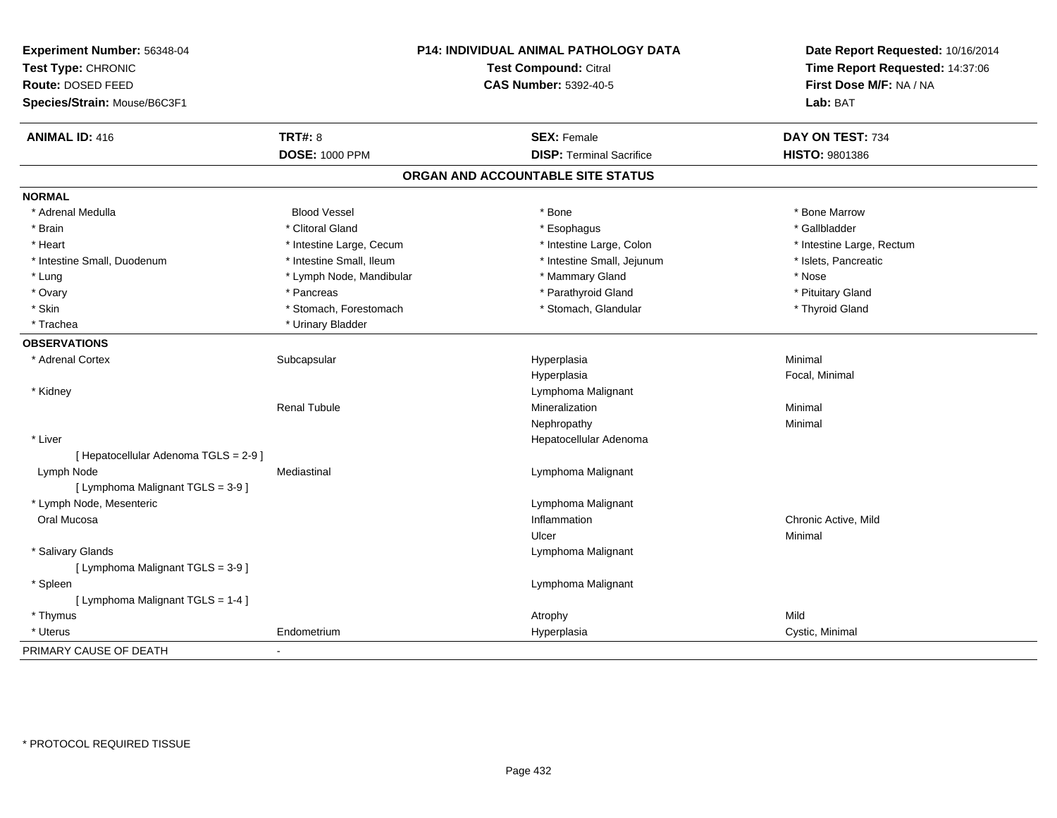**Experiment Number:** 56348-04
**Test Type:** CHRONIC
**Route:** DOSED FEED
**Species/Strain:** Mouse/B6C3F1

**P14: INDIVIDUAL ANIMAL PATHOLOGY DATA**
**Test Compound:** Citral
**CAS Number:** 5392-40-5

**Date Report Requested:** 10/16/2014
**Time Report Requested:** 14:37:06
**First Dose M/F:** NA / NA
**Lab:** BAT

| **ANIMAL ID:** 416 | **TRT#:** 8 | **SEX:** Female | **DAY ON TEST:** 734 |
|---|---|---|---|
| | **DOSE:** 1000 PPM | **DISP:** Terminal Sacrifice | **HISTO:** 9801386 |

## ORGAN AND ACCOUNTABLE SITE STATUS

| | | | |
|---|---|---|---|
| **NORMAL** | | | |
| * Adrenal Medulla | Blood Vessel | * Bone | * Bone Marrow |
| * Brain | * Clitoral Gland | * Esophagus | * Gallbladder |
| * Heart | * Intestine Large, Cecum | * Intestine Large, Colon | * Intestine Large, Rectum |
| * Intestine Small, Duodenum | * Intestine Small, Ileum | * Intestine Small, Jejunum | * Islets, Pancreatic |
| * Lung | * Lymph Node, Mandibular | * Mammary Gland | * Nose |
| * Ovary | * Pancreas | * Parathyroid Gland | * Pituitary Gland |
| * Skin | * Stomach, Forestomach | * Stomach, Glandular | * Thyroid Gland |
| * Trachea | * Urinary Bladder | | |
| **OBSERVATIONS** | | | |
| * Adrenal Cortex | Subcapsular | Hyperplasia | Minimal |
| | | Hyperplasia | Focal, Minimal |
| * Kidney | | Lymphoma Malignant | |
| | Renal Tubule | Mineralization | Minimal |
| | | Nephropathy | Minimal |
| * Liver | | Hepatocellular Adenoma | |
| [ Hepatocellular Adenoma TGLS = 2-9 ] | | | |
| Lymph Node | Mediastinal | Lymphoma Malignant | |
| [ Lymphoma Malignant TGLS = 3-9 ] | | | |
| * Lymph Node, Mesenteric | | Lymphoma Malignant | |
| Oral Mucosa | | Inflammation | Chronic Active, Mild |
| | | Ulcer | Minimal |
| * Salivary Glands | | Lymphoma Malignant | |
| [ Lymphoma Malignant TGLS = 3-9 ] | | | |
| * Spleen | | Lymphoma Malignant | |
| [ Lymphoma Malignant TGLS = 1-4 ] | | | |
| * Thymus | | Atrophy | Mild |
| * Uterus | Endometrium | Hyperplasia | Cystic, Minimal |
| PRIMARY CAUSE OF DEATH | - | | |

* PROTOCOL REQUIRED TISSUE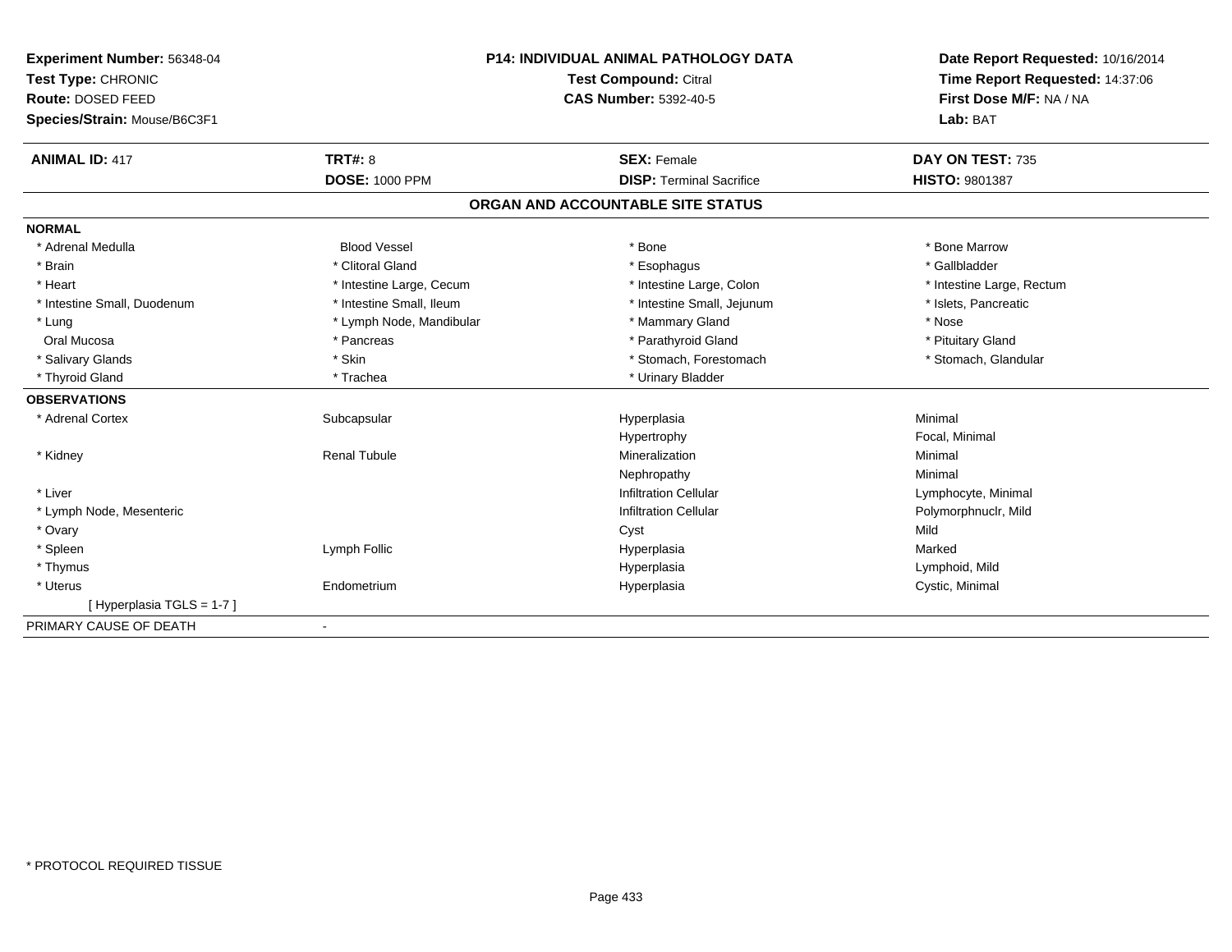**Experiment Number:** 56348-04
**Test Type:** CHRONIC
**Route:** DOSED FEED
**Species/Strain:** Mouse/B6C3F1

**P14: INDIVIDUAL ANIMAL PATHOLOGY DATA**
**Test Compound:** Citral
**CAS Number:** 5392-40-5

**Date Report Requested:** 10/16/2014
**Time Report Requested:** 14:37:06
**First Dose M/F:** NA / NA
**Lab:** BAT

| **ANIMAL ID:** 417 | **TRT#:** 8 | **SEX:** Female | **DAY ON TEST:** 735 |
|---|---|---|---|
| | **DOSE:** 1000 PPM | **DISP:** Terminal Sacrifice | **HISTO:** 9801387 |

## ORGAN AND ACCOUNTABLE SITE STATUS

**NORMAL**

| | | | |
|---|---|---|---|
| * Adrenal Medulla | Blood Vessel | * Bone | * Bone Marrow |
| * Brain | * Clitoral Gland | * Esophagus | * Gallbladder |
| * Heart | * Intestine Large, Cecum | * Intestine Large, Colon | * Intestine Large, Rectum |
| * Intestine Small, Duodenum | * Intestine Small, Ileum | * Intestine Small, Jejunum | * Islets, Pancreatic |
| * Lung | * Lymph Node, Mandibular | * Mammary Gland | * Nose |
| Oral Mucosa | * Pancreas | * Parathyroid Gland | * Pituitary Gland |
| * Salivary Glands | * Skin | * Stomach, Forestomach | * Stomach, Glandular |
| * Thyroid Gland | * Trachea | * Urinary Bladder | |

**OBSERVATIONS**

| | | | |
|---|---|---|---|
| * Adrenal Cortex | Subcapsular | Hyperplasia | Minimal |
| | | Hypertrophy | Focal, Minimal |
| * Kidney | Renal Tubule | Mineralization | Minimal |
| | | Nephropathy | Minimal |
| * Liver | | Infiltration Cellular | Lymphocyte, Minimal |
| * Lymph Node, Mesenteric | | Infiltration Cellular | Polymorphnuclr, Mild |
| * Ovary | | Cyst | Mild |
| * Spleen | Lymph Follic | Hyperplasia | Marked |
| * Thymus | | Hyperplasia | Lymphoid, Mild |
| * Uterus | Endometrium | Hyperplasia | Cystic, Minimal |
| [ Hyperplasia TGLS = 1-7 ] | | | |

PRIMARY CAUSE OF DEATH -

* PROTOCOL REQUIRED TISSUE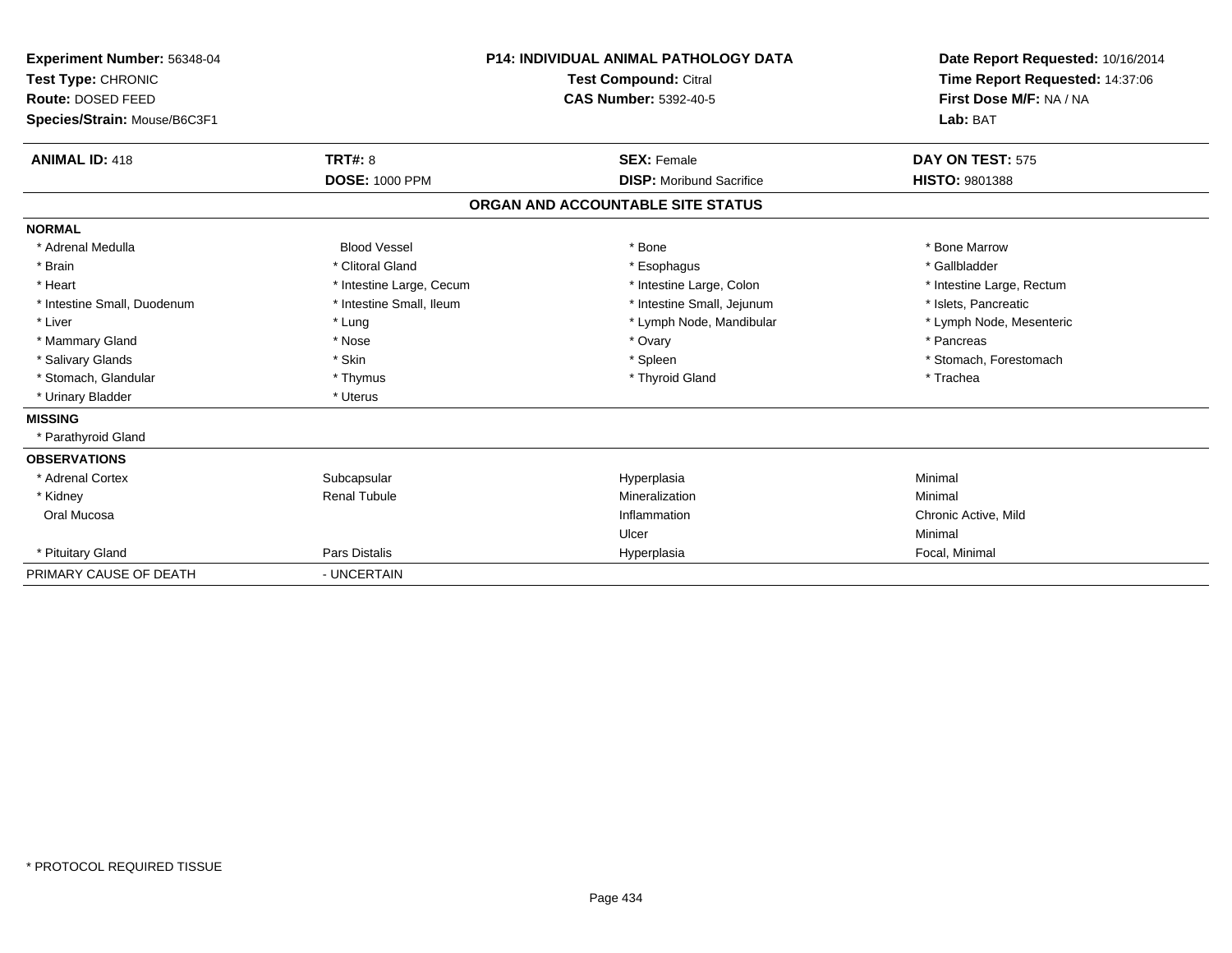**Experiment Number:** 56348-04
**Test Type:** CHRONIC
**Route:** DOSED FEED
**Species/Strain:** Mouse/B6C3F1

**P14: INDIVIDUAL ANIMAL PATHOLOGY DATA**
**Test Compound:** Citral
**CAS Number:** 5392-40-5

**Date Report Requested:** 10/16/2014
**Time Report Requested:** 14:37:06
**First Dose M/F:** NA / NA
**Lab:** BAT

| **ANIMAL ID:** 418 | **TRT#:** 8 | **SEX:** Female | **DAY ON TEST:** 575 |
|---|---|---|---|
| | **DOSE:** 1000 PPM | **DISP:** Moribund Sacrifice | **HISTO:** 9801388 |

## ORGAN AND ACCOUNTABLE SITE STATUS

| | | | |
|---|---|---|---|
| **NORMAL** | | | |
| * Adrenal Medulla | Blood Vessel | * Bone | * Bone Marrow |
| * Brain | * Clitoral Gland | * Esophagus | * Gallbladder |
| * Heart | * Intestine Large, Cecum | * Intestine Large, Colon | * Intestine Large, Rectum |
| * Intestine Small, Duodenum | * Intestine Small, Ileum | * Intestine Small, Jejunum | * Islets, Pancreatic |
| * Liver | * Lung | * Lymph Node, Mandibular | * Lymph Node, Mesenteric |
| * Mammary Gland | * Nose | * Ovary | * Pancreas |
| * Salivary Glands | * Skin | * Spleen | * Stomach, Forestomach |
| * Stomach, Glandular | * Thymus | * Thyroid Gland | * Trachea |
| * Urinary Bladder | * Uterus | | |
| **MISSING** | | | |
| * Parathyroid Gland | | | |
| **OBSERVATIONS** | | | |
| * Adrenal Cortex | Subcapsular | Hyperplasia | Minimal |
| * Kidney | Renal Tubule | Mineralization | Minimal |
| Oral Mucosa | | Inflammation | Chronic Active, Mild |
| | | Ulcer | Minimal |
| * Pituitary Gland | Pars Distalis | Hyperplasia | Focal, Minimal |
| PRIMARY CAUSE OF DEATH | - UNCERTAIN | | |

\* PROTOCOL REQUIRED TISSUE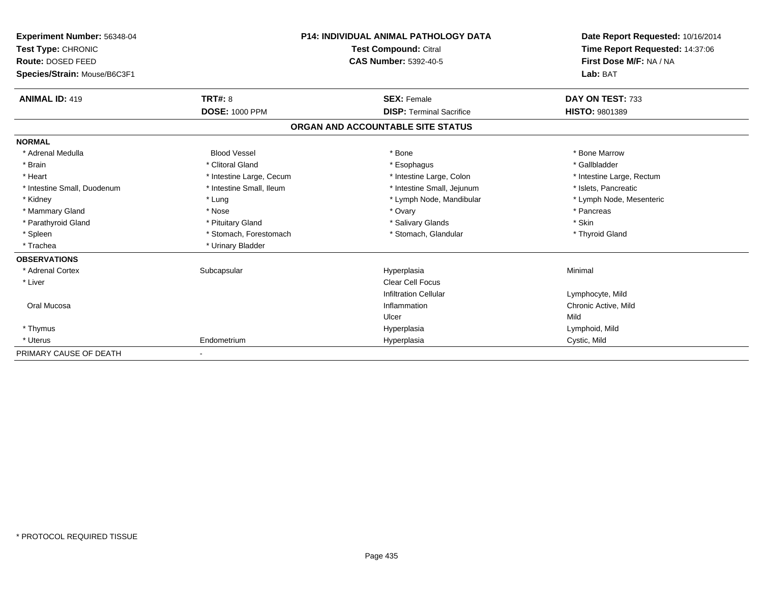**Experiment Number:** 56348-04
**Test Type:** CHRONIC
**Route:** DOSED FEED
**Species/Strain:** Mouse/B6C3F1

**P14: INDIVIDUAL ANIMAL PATHOLOGY DATA**
**Test Compound:** Citral
**CAS Number:** 5392-40-5

**Date Report Requested:** 10/16/2014
**Time Report Requested:** 14:37:06
**First Dose M/F:** NA / NA
**Lab:** BAT

| **ANIMAL ID:** 419 | **TRT#:** 8 | **SEX:** Female | **DAY ON TEST:** 733 |
|---|---|---|---|
| | **DOSE:** 1000 PPM | **DISP:** Terminal Sacrifice | **HISTO:** 9801389 |

## ORGAN AND ACCOUNTABLE SITE STATUS

| | | | |
|---|---|---|---|
| **NORMAL** | | | |
| * Adrenal Medulla | Blood Vessel | * Bone | * Bone Marrow |
| * Brain | * Clitoral Gland | * Esophagus | * Gallbladder |
| * Heart | * Intestine Large, Cecum | * Intestine Large, Colon | * Intestine Large, Rectum |
| * Intestine Small, Duodenum | * Intestine Small, Ileum | * Intestine Small, Jejunum | * Islets, Pancreatic |
| * Kidney | * Lung | * Lymph Node, Mandibular | * Lymph Node, Mesenteric |
| * Mammary Gland | * Nose | * Ovary | * Pancreas |
| * Parathyroid Gland | * Pituitary Gland | * Salivary Glands | * Skin |
| * Spleen | * Stomach, Forestomach | * Stomach, Glandular | * Thyroid Gland |
| * Trachea | * Urinary Bladder | | |
| **OBSERVATIONS** | | | |
| * Adrenal Cortex | Subcapsular | Hyperplasia | Minimal |
| * Liver | | Clear Cell Focus | |
| | | Infiltration Cellular | Lymphocyte, Mild |
| Oral Mucosa | | Inflammation | Chronic Active, Mild |
| | | Ulcer | Mild |
| * Thymus | | Hyperplasia | Lymphoid, Mild |
| * Uterus | Endometrium | Hyperplasia | Cystic, Mild |
| PRIMARY CAUSE OF DEATH | - | | |

\* PROTOCOL REQUIRED TISSUE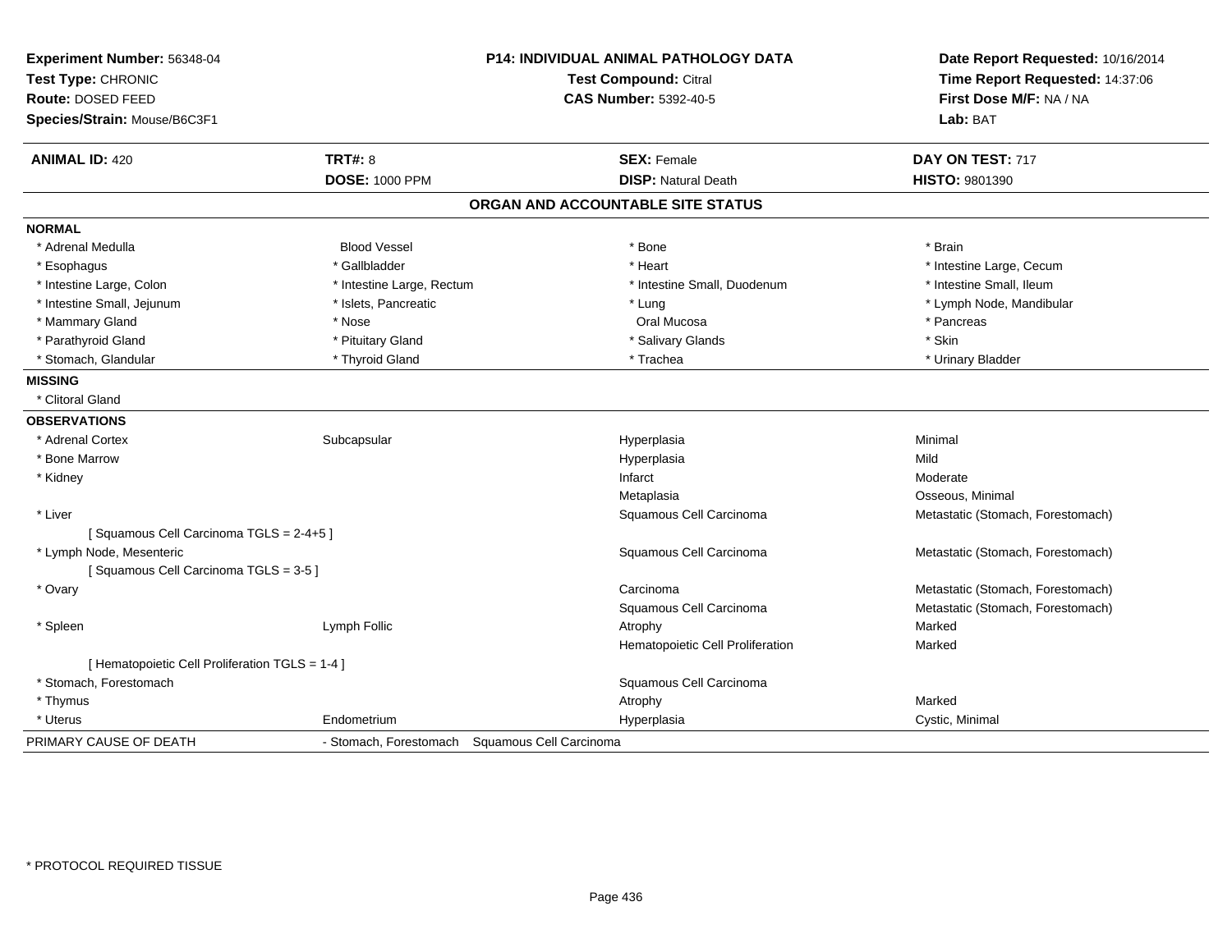**Experiment Number:** 56348-04
**Test Type:** CHRONIC
**Route:** DOSED FEED
**Species/Strain:** Mouse/B6C3F1

**P14: INDIVIDUAL ANIMAL PATHOLOGY DATA**
**Test Compound:** Citral
**CAS Number:** 5392-40-5

**Date Report Requested:** 10/16/2014
**Time Report Requested:** 14:37:06
**First Dose M/F:** NA / NA
**Lab:** BAT

| **ANIMAL ID:** 420 | **TRT#:** 8 | **SEX:** Female | **DAY ON TEST:** 717 |
|---|---|---|---|
| | **DOSE:** 1000 PPM | **DISP:** Natural Death | **HISTO:** 9801390 |

## ORGAN AND ACCOUNTABLE SITE STATUS

**NORMAL**

| | | | |
|---|---|---|---|
| * Adrenal Medulla | Blood Vessel | * Bone | * Brain |
| * Esophagus | * Gallbladder | * Heart | * Intestine Large, Cecum |
| * Intestine Large, Colon | * Intestine Large, Rectum | * Intestine Small, Duodenum | * Intestine Small, Ileum |
| * Intestine Small, Jejunum | * Islets, Pancreatic | * Lung | * Lymph Node, Mandibular |
| * Mammary Gland | * Nose | Oral Mucosa | * Pancreas |
| * Parathyroid Gland | * Pituitary Gland | * Salivary Glands | * Skin |
| * Stomach, Glandular | * Thyroid Gland | * Trachea | * Urinary Bladder |

**MISSING**

* Clitoral Gland

**OBSERVATIONS**

| | | | |
|---|---|---|---|
| * Adrenal Cortex | Subcapsular | Hyperplasia | Minimal |
| * Bone Marrow | | Hyperplasia | Mild |
| * Kidney | | Infarct | Moderate |
| | | Metaplasia | Osseous, Minimal |
| * Liver | | Squamous Cell Carcinoma | Metastatic (Stomach, Forestomach) |
| [ Squamous Cell Carcinoma TGLS = 2-4+5 ] | | | |
| * Lymph Node, Mesenteric | | Squamous Cell Carcinoma | Metastatic (Stomach, Forestomach) |
| [ Squamous Cell Carcinoma TGLS = 3-5 ] | | | |
| * Ovary | | Carcinoma | Metastatic (Stomach, Forestomach) |
| | | Squamous Cell Carcinoma | Metastatic (Stomach, Forestomach) |
| * Spleen | Lymph Follic | Atrophy | Marked |
| | | Hematopoietic Cell Proliferation | Marked |
| [ Hematopoietic Cell Proliferation TGLS = 1-4 ] | | | |
| * Stomach, Forestomach | | Squamous Cell Carcinoma | |
| * Thymus | | Atrophy | Marked |
| * Uterus | Endometrium | Hyperplasia | Cystic, Minimal |

PRIMARY CAUSE OF DEATH - Stomach, Forestomach Squamous Cell Carcinoma

* PROTOCOL REQUIRED TISSUE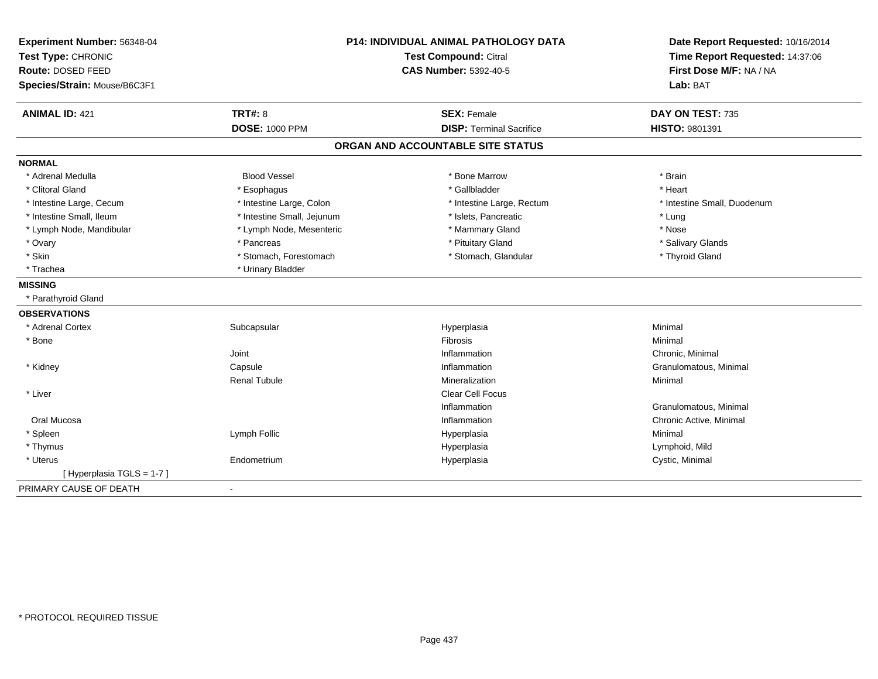**Experiment Number:** 56348-04
**Test Type:** CHRONIC
**Route:** DOSED FEED
**Species/Strain:** Mouse/B6C3F1

**P14: INDIVIDUAL ANIMAL PATHOLOGY DATA**
**Test Compound:** Citral
**CAS Number:** 5392-40-5

**Date Report Requested:** 10/16/2014
**Time Report Requested:** 14:37:06
**First Dose M/F:** NA / NA
**Lab:** BAT

| **ANIMAL ID:** 421 | **TRT#:** 8 | **SEX:** Female | **DAY ON TEST:** 735 |
|---|---|---|---|
| | **DOSE:** 1000 PPM | **DISP:** Terminal Sacrifice | **HISTO:** 9801391 |

## ORGAN AND ACCOUNTABLE SITE STATUS

**NORMAL**

| | | | |
|---|---|---|---|
| * Adrenal Medulla | Blood Vessel | * Bone Marrow | * Brain |
| * Clitoral Gland | * Esophagus | * Gallbladder | * Heart |
| * Intestine Large, Cecum | * Intestine Large, Colon | * Intestine Large, Rectum | * Intestine Small, Duodenum |
| * Intestine Small, Ileum | * Intestine Small, Jejunum | * Islets, Pancreatic | * Lung |
| * Lymph Node, Mandibular | * Lymph Node, Mesenteric | * Mammary Gland | * Nose |
| * Ovary | * Pancreas | * Pituitary Gland | * Salivary Glands |
| * Skin | * Stomach, Forestomach | * Stomach, Glandular | * Thyroid Gland |
| * Trachea | * Urinary Bladder | | |

**MISSING**

* Parathyroid Gland

**OBSERVATIONS**

| | | | |
|---|---|---|---|
| * Adrenal Cortex | Subcapsular | Hyperplasia | Minimal |
| * Bone | | Fibrosis | Minimal |
| | Joint | Inflammation | Chronic, Minimal |
| * Kidney | Capsule | Inflammation | Granulomatous, Minimal |
| | Renal Tubule | Mineralization | Minimal |
| * Liver | | Clear Cell Focus | |
| | | Inflammation | Granulomatous, Minimal |
| Oral Mucosa | | Inflammation | Chronic Active, Minimal |
| * Spleen | Lymph Follic | Hyperplasia | Minimal |
| * Thymus | | Hyperplasia | Lymphoid, Mild |
| * Uterus | Endometrium | Hyperplasia | Cystic, Minimal |
| [ Hyperplasia TGLS = 1-7 ] | | | |

PRIMARY CAUSE OF DEATH -

* PROTOCOL REQUIRED TISSUE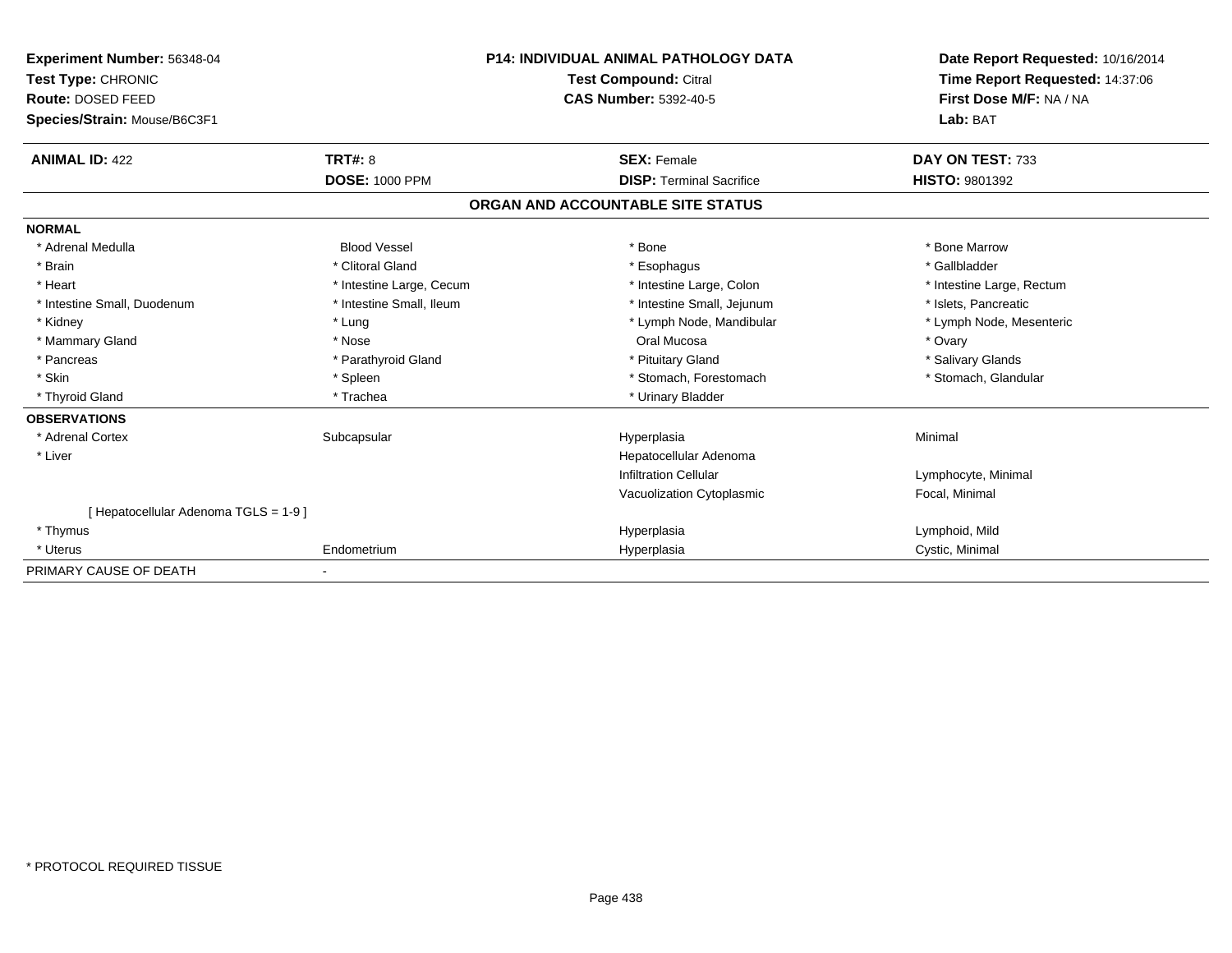**Experiment Number:** 56348-04
**Test Type:** CHRONIC
**Route:** DOSED FEED
**Species/Strain:** Mouse/B6C3F1

**P14: INDIVIDUAL ANIMAL PATHOLOGY DATA**
**Test Compound:** Citral
**CAS Number:** 5392-40-5

**Date Report Requested:** 10/16/2014
**Time Report Requested:** 14:37:06
**First Dose M/F:** NA / NA
**Lab:** BAT

| **ANIMAL ID:** 422 | **TRT#:** 8 | **SEX:** Female | **DAY ON TEST:** 733 |
|---|---|---|---|
| | **DOSE:** 1000 PPM | **DISP:** Terminal Sacrifice | **HISTO:** 9801392 |

## ORGAN AND ACCOUNTABLE SITE STATUS

**NORMAL**

| | | | |
|---|---|---|---|
| * Adrenal Medulla | Blood Vessel | * Bone | * Bone Marrow |
| * Brain | * Clitoral Gland | * Esophagus | * Gallbladder |
| * Heart | * Intestine Large, Cecum | * Intestine Large, Colon | * Intestine Large, Rectum |
| * Intestine Small, Duodenum | * Intestine Small, Ileum | * Intestine Small, Jejunum | * Islets, Pancreatic |
| * Kidney | * Lung | * Lymph Node, Mandibular | * Lymph Node, Mesenteric |
| * Mammary Gland | * Nose | Oral Mucosa | * Ovary |
| * Pancreas | * Parathyroid Gland | * Pituitary Gland | * Salivary Glands |
| * Skin | * Spleen | * Stomach, Forestomach | * Stomach, Glandular |
| * Thyroid Gland | * Trachea | * Urinary Bladder | |

**OBSERVATIONS**

| | | | |
|---|---|---|---|
| * Adrenal Cortex | Subcapsular | Hyperplasia | Minimal |
| * Liver | | Hepatocellular Adenoma | |
| | | Infiltration Cellular | Lymphocyte, Minimal |
| | | Vacuolization Cytoplasmic | Focal, Minimal |
| [ Hepatocellular Adenoma TGLS = 1-9 ] | | | |
| * Thymus | | Hyperplasia | Lymphoid, Mild |
| * Uterus | Endometrium | Hyperplasia | Cystic, Minimal |

PRIMARY CAUSE OF DEATH -

* PROTOCOL REQUIRED TISSUE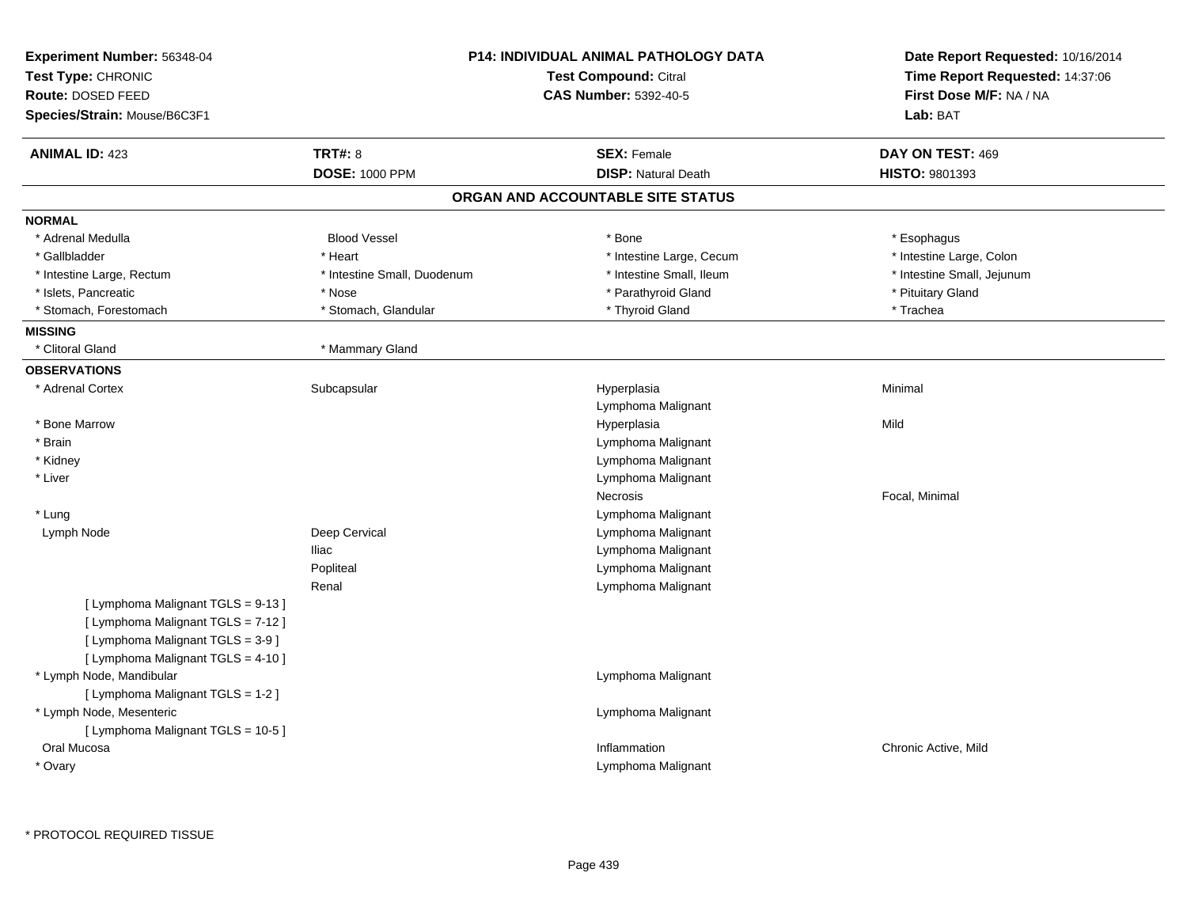**Experiment Number:** 56348-04
**Test Type:** CHRONIC
**Route:** DOSED FEED
**Species/Strain:** Mouse/B6C3F1

**P14: INDIVIDUAL ANIMAL PATHOLOGY DATA**
**Test Compound:** Citral
**CAS Number:** 5392-40-5

**Date Report Requested:** 10/16/2014
**Time Report Requested:** 14:37:06
**First Dose M/F:** NA / NA
**Lab:** BAT

| **ANIMAL ID:** 423 | **TRT#:** 8 | **SEX:** Female | **DAY ON TEST:** 469 |
|---|---|---|---|
| | **DOSE:** 1000 PPM | **DISP:** Natural Death | **HISTO:** 9801393 |

## ORGAN AND ACCOUNTABLE SITE STATUS

### NORMAL

| | | | |
|---|---|---|---|
| * Adrenal Medulla | Blood Vessel | * Bone | * Esophagus |
| * Gallbladder | * Heart | * Intestine Large, Cecum | * Intestine Large, Colon |
| * Intestine Large, Rectum | * Intestine Small, Duodenum | * Intestine Small, Ileum | * Intestine Small, Jejunum |
| * Islets, Pancreatic | * Nose | * Parathyroid Gland | * Pituitary Gland |
| * Stomach, Forestomach | * Stomach, Glandular | * Thyroid Gland | * Trachea |

### MISSING

| | |
|---|---|
| * Clitoral Gland | * Mammary Gland |

### OBSERVATIONS

| | | | |
|---|---|---|---|
| * Adrenal Cortex | Subcapsular | Hyperplasia | Minimal |
| | | Lymphoma Malignant | |
| * Bone Marrow | | Hyperplasia | Mild |
| * Brain | | Lymphoma Malignant | |
| * Kidney | | Lymphoma Malignant | |
| * Liver | | Lymphoma Malignant | |
| | | Necrosis | Focal, Minimal |
| * Lung | | Lymphoma Malignant | |
| Lymph Node | Deep Cervical | Lymphoma Malignant | |
| | Iliac | Lymphoma Malignant | |
| | Popliteal | Lymphoma Malignant | |
| | Renal | Lymphoma Malignant | |
| [ Lymphoma Malignant TGLS = 9-13 ] | | | |
| [ Lymphoma Malignant TGLS = 7-12 ] | | | |
| [ Lymphoma Malignant TGLS = 3-9 ] | | | |
| [ Lymphoma Malignant TGLS = 4-10 ] | | | |
| * Lymph Node, Mandibular | | Lymphoma Malignant | |
| [ Lymphoma Malignant TGLS = 1-2 ] | | | |
| * Lymph Node, Mesenteric | | Lymphoma Malignant | |
| [ Lymphoma Malignant TGLS = 10-5 ] | | | |
| Oral Mucosa | | Inflammation | Chronic Active, Mild |
| * Ovary | | Lymphoma Malignant | |

* PROTOCOL REQUIRED TISSUE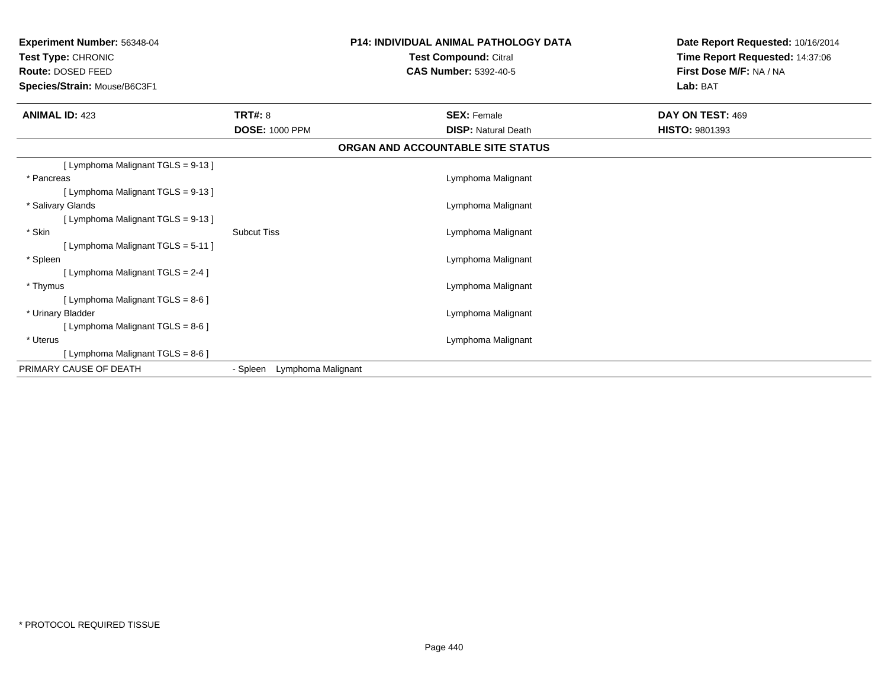**Experiment Number:** 56348-04
**Test Type:** CHRONIC
**Route:** DOSED FEED
**Species/Strain:** Mouse/B6C3F1

**P14: INDIVIDUAL ANIMAL PATHOLOGY DATA**
**Test Compound:** Citral
**CAS Number:** 5392-40-5

**Date Report Requested:** 10/16/2014
**Time Report Requested:** 14:37:06
**First Dose M/F:** NA / NA
**Lab:** BAT

| **ANIMAL ID:** 423 | **TRT#:** 8 | **SEX:** Female | **DAY ON TEST:** 469 |
|---|---|---|---|
| | **DOSE:** 1000 PPM | **DISP:** Natural Death | **HISTO:** 9801393 |

## ORGAN AND ACCOUNTABLE SITE STATUS

| | | |
|---|---|---|
| [ Lymphoma Malignant TGLS = 9-13 ] | | |
| * Pancreas | | Lymphoma Malignant |
| [ Lymphoma Malignant TGLS = 9-13 ] | | |
| * Salivary Glands | | Lymphoma Malignant |
| [ Lymphoma Malignant TGLS = 9-13 ] | | |
| * Skin | Subcut Tiss | Lymphoma Malignant |
| [ Lymphoma Malignant TGLS = 5-11 ] | | |
| * Spleen | | Lymphoma Malignant |
| [ Lymphoma Malignant TGLS = 2-4 ] | | |
| * Thymus | | Lymphoma Malignant |
| [ Lymphoma Malignant TGLS = 8-6 ] | | |
| * Urinary Bladder | | Lymphoma Malignant |
| [ Lymphoma Malignant TGLS = 8-6 ] | | |
| * Uterus | | Lymphoma Malignant |
| [ Lymphoma Malignant TGLS = 8-6 ] | | |
| PRIMARY CAUSE OF DEATH | - Spleen Lymphoma Malignant | |

* PROTOCOL REQUIRED TISSUE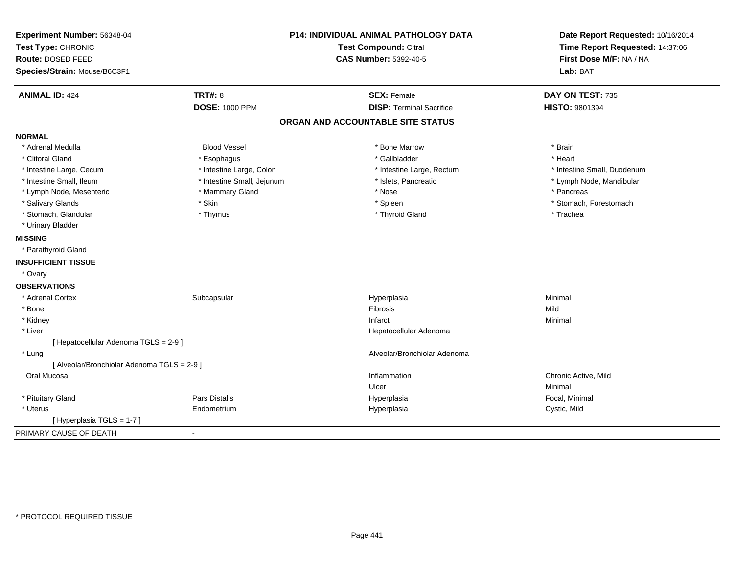**Experiment Number:** 56348-04
**Test Type:** CHRONIC
**Route:** DOSED FEED
**Species/Strain:** Mouse/B6C3F1

**P14: INDIVIDUAL ANIMAL PATHOLOGY DATA**
**Test Compound:** Citral
**CAS Number:** 5392-40-5

**Date Report Requested:** 10/16/2014
**Time Report Requested:** 14:37:06
**First Dose M/F:** NA / NA
**Lab:** BAT

| **ANIMAL ID:** 424 | **TRT#:** 8 | **SEX:** Female | **DAY ON TEST:** 735 |
|---|---|---|---|
| | **DOSE:** 1000 PPM | **DISP:** Terminal Sacrifice | **HISTO:** 9801394 |

## ORGAN AND ACCOUNTABLE SITE STATUS

**NORMAL**

| | | | |
|---|---|---|---|
| * Adrenal Medulla | Blood Vessel | * Bone Marrow | * Brain |
| * Clitoral Gland | * Esophagus | * Gallbladder | * Heart |
| * Intestine Large, Cecum | * Intestine Large, Colon | * Intestine Large, Rectum | * Intestine Small, Duodenum |
| * Intestine Small, Ileum | * Intestine Small, Jejunum | * Islets, Pancreatic | * Lymph Node, Mandibular |
| * Lymph Node, Mesenteric | * Mammary Gland | * Nose | * Pancreas |
| * Salivary Glands | * Skin | * Spleen | * Stomach, Forestomach |
| * Stomach, Glandular | * Thymus | * Thyroid Gland | * Trachea |
| * Urinary Bladder | | | |

**MISSING**

* Parathyroid Gland

**INSUFFICIENT TISSUE**

* Ovary

**OBSERVATIONS**

| | | | |
|---|---|---|---|
| * Adrenal Cortex | Subcapsular | Hyperplasia | Minimal |
| * Bone | | Fibrosis | Mild |
| * Kidney | | Infarct | Minimal |
| * Liver | | Hepatocellular Adenoma | |
| [ Hepatocellular Adenoma TGLS = 2-9 ] | | | |
| * Lung | | Alveolar/Bronchiolar Adenoma | |
| [ Alveolar/Bronchiolar Adenoma TGLS = 2-9 ] | | | |
| Oral Mucosa | | Inflammation | Chronic Active, Mild |
| | | Ulcer | Minimal |
| * Pituitary Gland | Pars Distalis | Hyperplasia | Focal, Minimal |
| * Uterus | Endometrium | Hyperplasia | Cystic, Mild |
| [ Hyperplasia TGLS = 1-7 ] | | | |

PRIMARY CAUSE OF DEATH -

* PROTOCOL REQUIRED TISSUE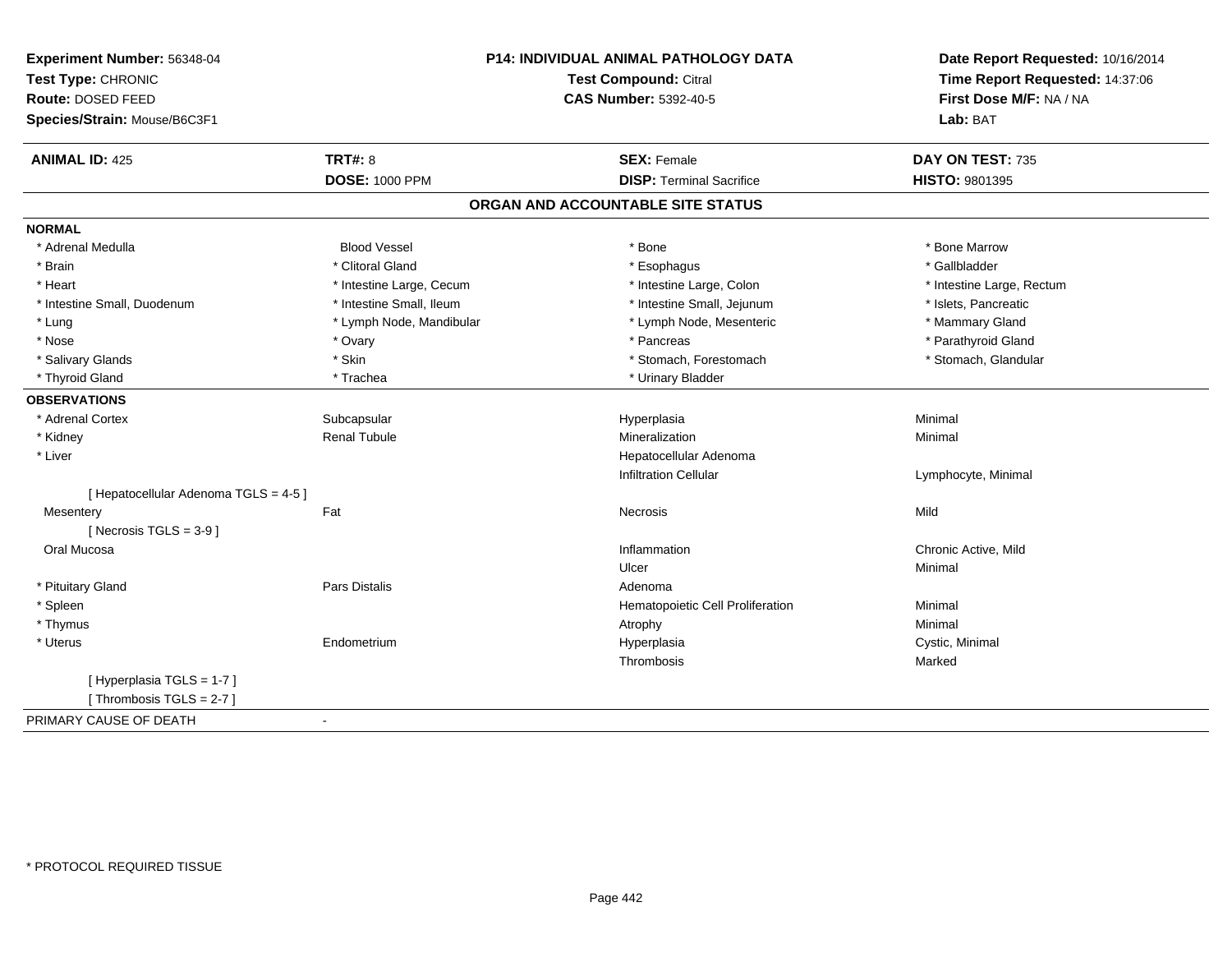**Experiment Number:** 56348-04
**Test Type:** CHRONIC
**Route:** DOSED FEED
**Species/Strain:** Mouse/B6C3F1

**P14: INDIVIDUAL ANIMAL PATHOLOGY DATA**
**Test Compound:** Citral
**CAS Number:** 5392-40-5

**Date Report Requested:** 10/16/2014
**Time Report Requested:** 14:37:06
**First Dose M/F:** NA / NA
**Lab:** BAT

| **ANIMAL ID:** 425 | **TRT#:** 8 | **SEX:** Female | **DAY ON TEST:** 735 |
|---|---|---|---|
| | **DOSE:** 1000 PPM | **DISP:** Terminal Sacrifice | **HISTO:** 9801395 |

## ORGAN AND ACCOUNTABLE SITE STATUS

**NORMAL**

| | | | |
|---|---|---|---|
| * Adrenal Medulla | Blood Vessel | * Bone | * Bone Marrow |
| * Brain | * Clitoral Gland | * Esophagus | * Gallbladder |
| * Heart | * Intestine Large, Cecum | * Intestine Large, Colon | * Intestine Large, Rectum |
| * Intestine Small, Duodenum | * Intestine Small, Ileum | * Intestine Small, Jejunum | * Islets, Pancreatic |
| * Lung | * Lymph Node, Mandibular | * Lymph Node, Mesenteric | * Mammary Gland |
| * Nose | * Ovary | * Pancreas | * Parathyroid Gland |
| * Salivary Glands | * Skin | * Stomach, Forestomach | * Stomach, Glandular |
| * Thyroid Gland | * Trachea | * Urinary Bladder | |

**OBSERVATIONS**

| | | | |
|---|---|---|---|
| * Adrenal Cortex | Subcapsular | Hyperplasia | Minimal |
| * Kidney | Renal Tubule | Mineralization | Minimal |
| * Liver | | Hepatocellular Adenoma | |
| | | Infiltration Cellular | Lymphocyte, Minimal |
| [ Hepatocellular Adenoma TGLS = 4-5 ] | | | |
| Mesentery | Fat | Necrosis | Mild |
| [ Necrosis TGLS = 3-9 ] | | | |
| Oral Mucosa | | Inflammation | Chronic Active, Mild |
| | | Ulcer | Minimal |
| * Pituitary Gland | Pars Distalis | Adenoma | |
| * Spleen | | Hematopoietic Cell Proliferation | Minimal |
| * Thymus | | Atrophy | Minimal |
| * Uterus | Endometrium | Hyperplasia | Cystic, Minimal |
| | | Thrombosis | Marked |
| [ Hyperplasia TGLS = 1-7 ] | | | |
| [ Thrombosis TGLS = 2-7 ] | | | |

PRIMARY CAUSE OF DEATH -

* PROTOCOL REQUIRED TISSUE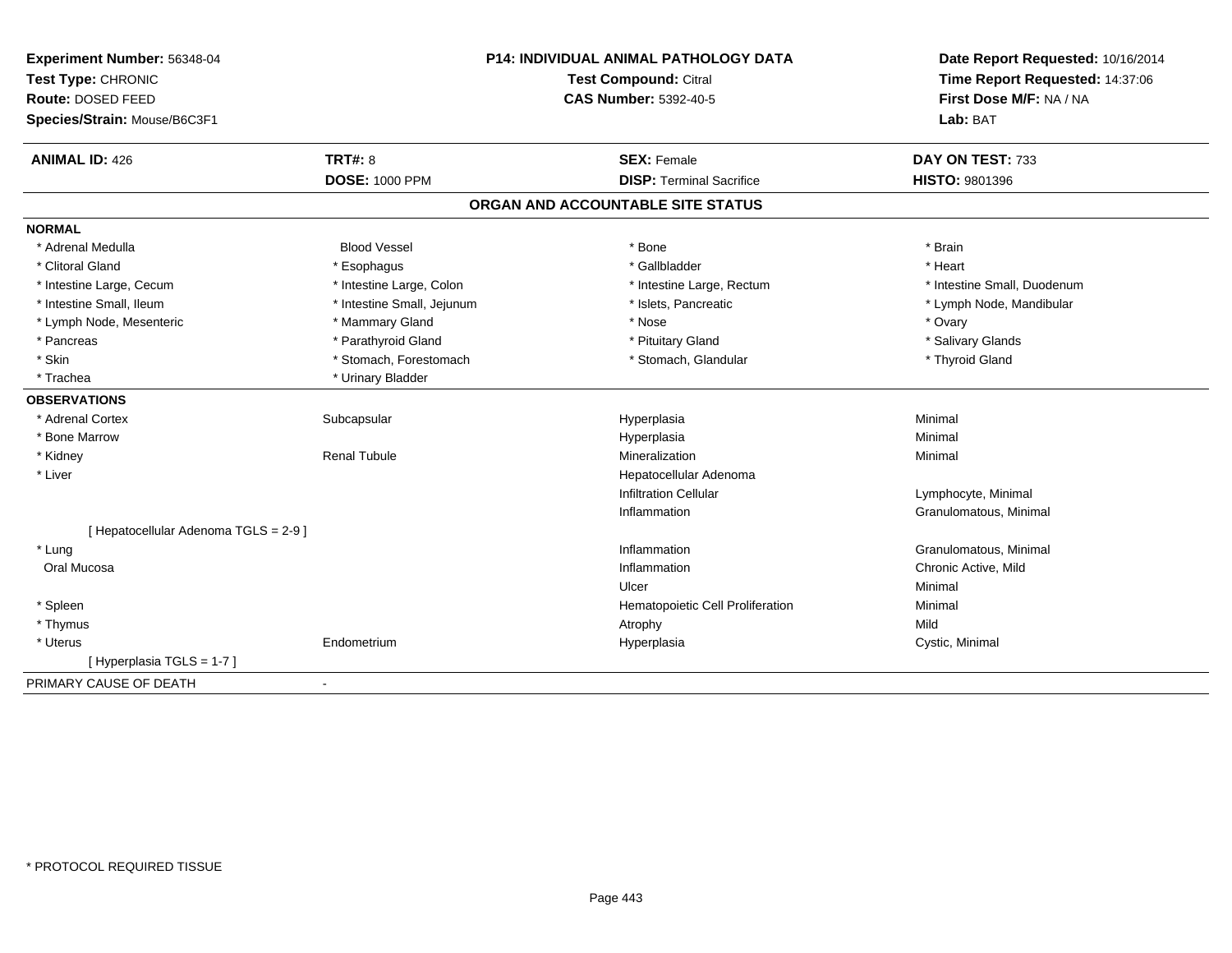**Experiment Number:** 56348-04
**Test Type:** CHRONIC
**Route:** DOSED FEED
**Species/Strain:** Mouse/B6C3F1

**P14: INDIVIDUAL ANIMAL PATHOLOGY DATA**
**Test Compound:** Citral
**CAS Number:** 5392-40-5

**Date Report Requested:** 10/16/2014
**Time Report Requested:** 14:37:06
**First Dose M/F:** NA / NA
**Lab:** BAT

| **ANIMAL ID:** 426 | **TRT#:** 8 | **SEX:** Female | **DAY ON TEST:** 733 |
|---|---|---|---|
| | **DOSE:** 1000 PPM | **DISP:** Terminal Sacrifice | **HISTO:** 9801396 |

## ORGAN AND ACCOUNTABLE SITE STATUS

**NORMAL**

| | | | |
|---|---|---|---|
| * Adrenal Medulla | Blood Vessel | * Bone | * Brain |
| * Clitoral Gland | * Esophagus | * Gallbladder | * Heart |
| * Intestine Large, Cecum | * Intestine Large, Colon | * Intestine Large, Rectum | * Intestine Small, Duodenum |
| * Intestine Small, Ileum | * Intestine Small, Jejunum | * Islets, Pancreatic | * Lymph Node, Mandibular |
| * Lymph Node, Mesenteric | * Mammary Gland | * Nose | * Ovary |
| * Pancreas | * Parathyroid Gland | * Pituitary Gland | * Salivary Glands |
| * Skin | * Stomach, Forestomach | * Stomach, Glandular | * Thyroid Gland |
| * Trachea | * Urinary Bladder | | |

**OBSERVATIONS**

| | | | |
|---|---|---|---|
| * Adrenal Cortex | Subcapsular | Hyperplasia | Minimal |
| * Bone Marrow | | Hyperplasia | Minimal |
| * Kidney | Renal Tubule | Mineralization | Minimal |
| * Liver | | Hepatocellular Adenoma | |
| | | Infiltration Cellular | Lymphocyte, Minimal |
| | | Inflammation | Granulomatous, Minimal |
| [ Hepatocellular Adenoma TGLS = 2-9 ] | | | |
| * Lung | | Inflammation | Granulomatous, Minimal |
| Oral Mucosa | | Inflammation | Chronic Active, Mild |
| | | Ulcer | Minimal |
| * Spleen | | Hematopoietic Cell Proliferation | Minimal |
| * Thymus | | Atrophy | Mild |
| * Uterus | Endometrium | Hyperplasia | Cystic, Minimal |
| [ Hyperplasia TGLS = 1-7 ] | | | |

PRIMARY CAUSE OF DEATH -

* PROTOCOL REQUIRED TISSUE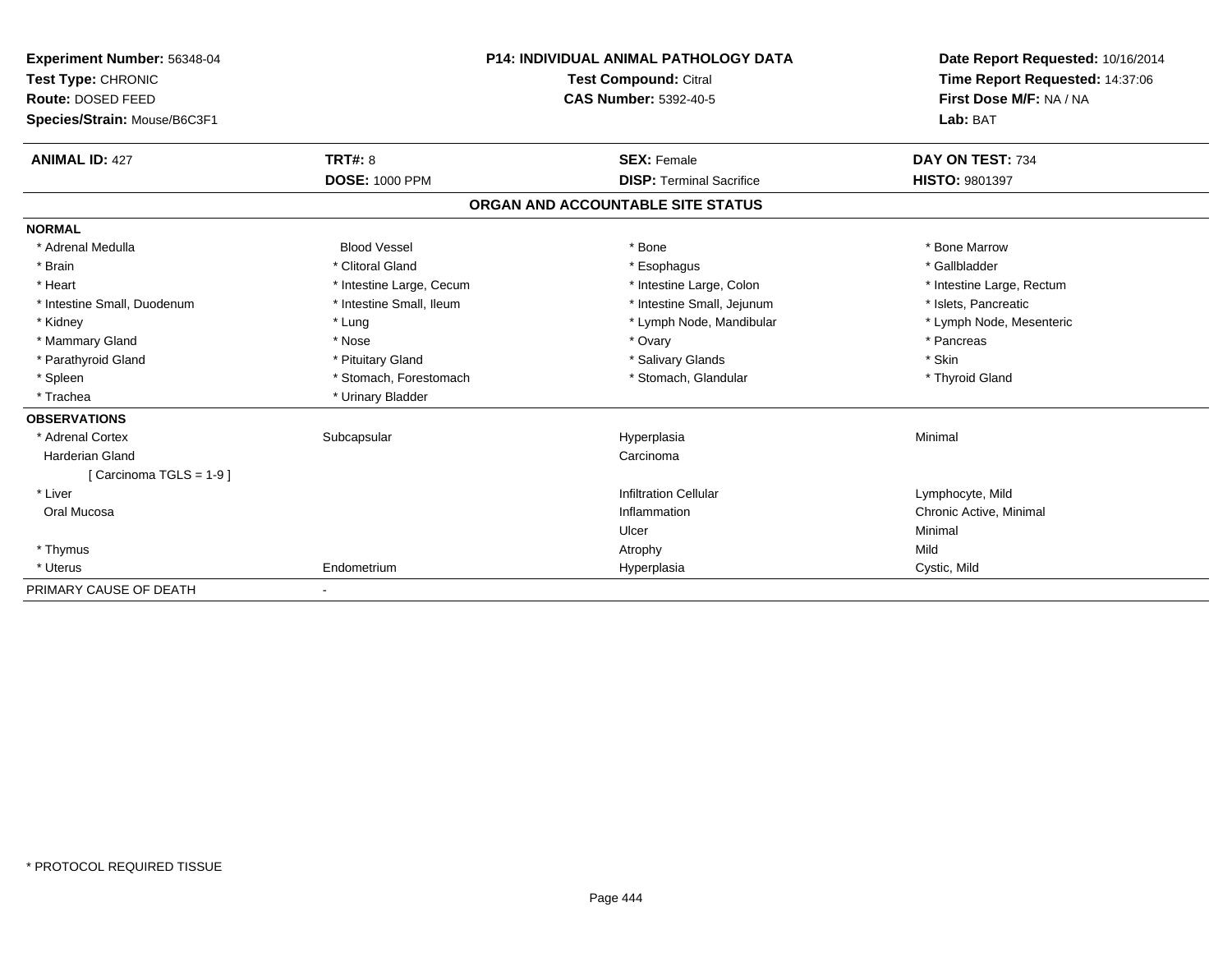**Experiment Number:** 56348-04
**Test Type:** CHRONIC
**Route:** DOSED FEED
**Species/Strain:** Mouse/B6C3F1

**P14: INDIVIDUAL ANIMAL PATHOLOGY DATA**
**Test Compound:** Citral
**CAS Number:** 5392-40-5

**Date Report Requested:** 10/16/2014
**Time Report Requested:** 14:37:06
**First Dose M/F:** NA / NA
**Lab:** BAT

| **ANIMAL ID:** 427 | **TRT#:** 8 | **SEX:** Female | **DAY ON TEST:** 734 |
|---|---|---|---|
| | **DOSE:** 1000 PPM | **DISP:** Terminal Sacrifice | **HISTO:** 9801397 |

## ORGAN AND ACCOUNTABLE SITE STATUS

| | | | |
|---|---|---|---|
| **NORMAL** | | | |
| * Adrenal Medulla | Blood Vessel | * Bone | * Bone Marrow |
| * Brain | * Clitoral Gland | * Esophagus | * Gallbladder |
| * Heart | * Intestine Large, Cecum | * Intestine Large, Colon | * Intestine Large, Rectum |
| * Intestine Small, Duodenum | * Intestine Small, Ileum | * Intestine Small, Jejunum | * Islets, Pancreatic |
| * Kidney | * Lung | * Lymph Node, Mandibular | * Lymph Node, Mesenteric |
| * Mammary Gland | * Nose | * Ovary | * Pancreas |
| * Parathyroid Gland | * Pituitary Gland | * Salivary Glands | * Skin |
| * Spleen | * Stomach, Forestomach | * Stomach, Glandular | * Thyroid Gland |
| * Trachea | * Urinary Bladder | | |
| **OBSERVATIONS** | | | |
| * Adrenal Cortex | Subcapsular | Hyperplasia | Minimal |
| Harderian Gland | | Carcinoma | |
| [ Carcinoma TGLS = 1-9 ] | | | |
| * Liver | | Infiltration Cellular | Lymphocyte, Mild |
| Oral Mucosa | | Inflammation | Chronic Active, Minimal |
| | | Ulcer | Minimal |
| * Thymus | | Atrophy | Mild |
| * Uterus | Endometrium | Hyperplasia | Cystic, Mild |
| PRIMARY CAUSE OF DEATH | - | | |

* PROTOCOL REQUIRED TISSUE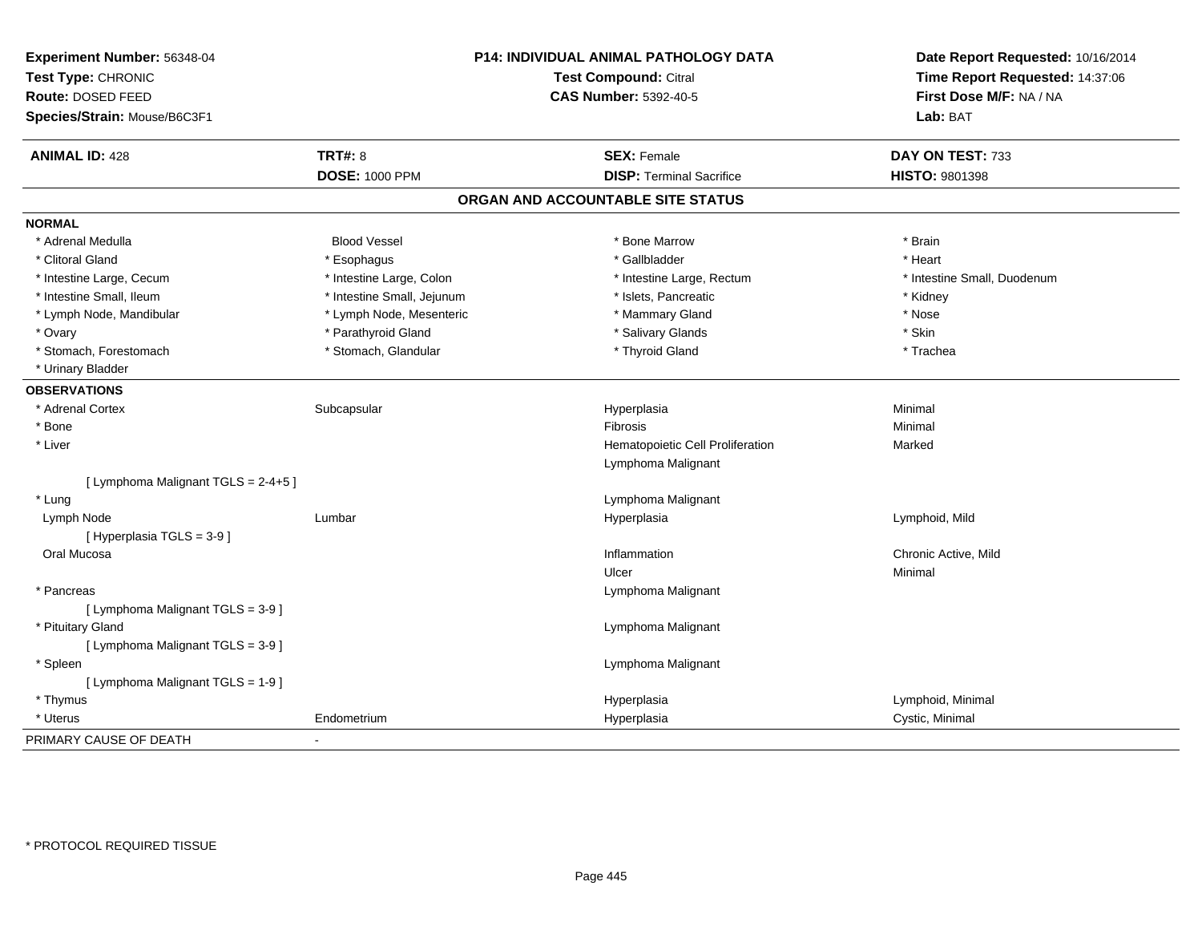**Experiment Number:** 56348-04
**Test Type:** CHRONIC
**Route:** DOSED FEED
**Species/Strain:** Mouse/B6C3F1

**P14: INDIVIDUAL ANIMAL PATHOLOGY DATA**
**Test Compound:** Citral
**CAS Number:** 5392-40-5

**Date Report Requested:** 10/16/2014
**Time Report Requested:** 14:37:06
**First Dose M/F:** NA / NA
**Lab:** BAT

| **ANIMAL ID:** 428 | **TRT#:** 8 | **SEX:** Female | **DAY ON TEST:** 733 |
|---|---|---|---|
| | **DOSE:** 1000 PPM | **DISP:** Terminal Sacrifice | **HISTO:** 9801398 |

## ORGAN AND ACCOUNTABLE SITE STATUS

**NORMAL**

| | | | |
|---|---|---|---|
| * Adrenal Medulla | Blood Vessel | * Bone Marrow | * Brain |
| * Clitoral Gland | * Esophagus | * Gallbladder | * Heart |
| * Intestine Large, Cecum | * Intestine Large, Colon | * Intestine Large, Rectum | * Intestine Small, Duodenum |
| * Intestine Small, Ileum | * Intestine Small, Jejunum | * Islets, Pancreatic | * Kidney |
| * Lymph Node, Mandibular | * Lymph Node, Mesenteric | * Mammary Gland | * Nose |
| * Ovary | * Parathyroid Gland | * Salivary Glands | * Skin |
| * Stomach, Forestomach | * Stomach, Glandular | * Thyroid Gland | * Trachea |
| * Urinary Bladder | | | |

**OBSERVATIONS**

| | | | |
|---|---|---|---|
| * Adrenal Cortex | Subcapsular | Hyperplasia | Minimal |
| * Bone | | Fibrosis | Minimal |
| * Liver | | Hematopoietic Cell Proliferation | Marked |
| | | Lymphoma Malignant | |
| [ Lymphoma Malignant TGLS = 2-4+5 ] | | | |
| * Lung | | Lymphoma Malignant | |
| Lymph Node | Lumbar | Hyperplasia | Lymphoid, Mild |
| [ Hyperplasia TGLS = 3-9 ] | | | |
| Oral Mucosa | | Inflammation | Chronic Active, Mild |
| | | Ulcer | Minimal |
| * Pancreas | | Lymphoma Malignant | |
| [ Lymphoma Malignant TGLS = 3-9 ] | | | |
| * Pituitary Gland | | Lymphoma Malignant | |
| [ Lymphoma Malignant TGLS = 3-9 ] | | | |
| * Spleen | | Lymphoma Malignant | |
| [ Lymphoma Malignant TGLS = 1-9 ] | | | |
| * Thymus | | Hyperplasia | Lymphoid, Minimal |
| * Uterus | Endometrium | Hyperplasia | Cystic, Minimal |

PRIMARY CAUSE OF DEATH -

* PROTOCOL REQUIRED TISSUE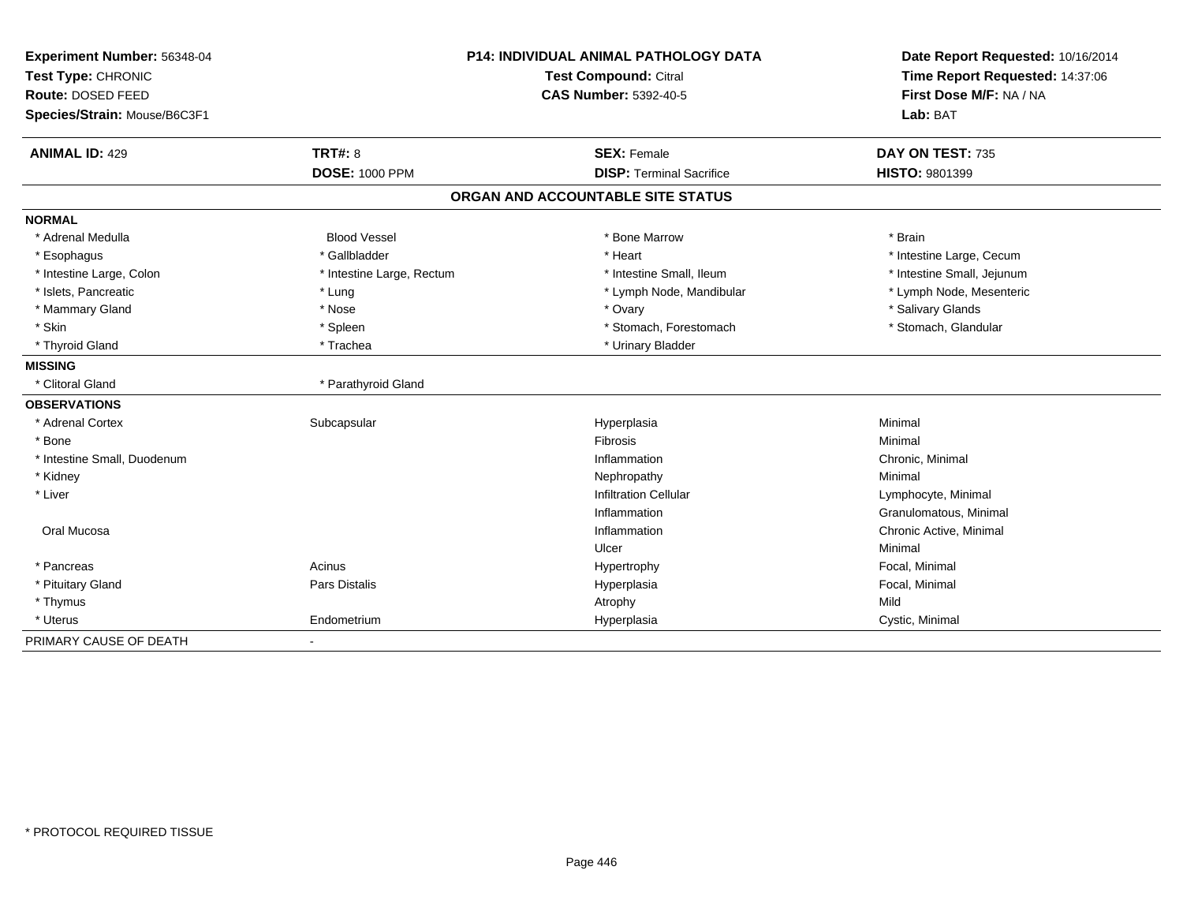**Experiment Number:** 56348-04
**Test Type:** CHRONIC
**Route:** DOSED FEED
**Species/Strain:** Mouse/B6C3F1

**P14: INDIVIDUAL ANIMAL PATHOLOGY DATA**
**Test Compound:** Citral
**CAS Number:** 5392-40-5

**Date Report Requested:** 10/16/2014
**Time Report Requested:** 14:37:06
**First Dose M/F:** NA / NA
**Lab:** BAT

| **ANIMAL ID:** 429 | **TRT#:** 8 | **SEX:** Female | **DAY ON TEST:** 735 |
|---|---|---|---|
| | **DOSE:** 1000 PPM | **DISP:** Terminal Sacrifice | **HISTO:** 9801399 |

## ORGAN AND ACCOUNTABLE SITE STATUS

| | | | |
|---|---|---|---|
| **NORMAL** | | | |
| * Adrenal Medulla | Blood Vessel | * Bone Marrow | * Brain |
| * Esophagus | * Gallbladder | * Heart | * Intestine Large, Cecum |
| * Intestine Large, Colon | * Intestine Large, Rectum | * Intestine Small, Ileum | * Intestine Small, Jejunum |
| * Islets, Pancreatic | * Lung | * Lymph Node, Mandibular | * Lymph Node, Mesenteric |
| * Mammary Gland | * Nose | * Ovary | * Salivary Glands |
| * Skin | * Spleen | * Stomach, Forestomach | * Stomach, Glandular |
| * Thyroid Gland | * Trachea | * Urinary Bladder | |
| **MISSING** | | | |
| * Clitoral Gland | * Parathyroid Gland | | |
| **OBSERVATIONS** | | | |
| * Adrenal Cortex | Subcapsular | Hyperplasia | Minimal |
| * Bone | | Fibrosis | Minimal |
| * Intestine Small, Duodenum | | Inflammation | Chronic, Minimal |
| * Kidney | | Nephropathy | Minimal |
| * Liver | | Infiltration Cellular | Lymphocyte, Minimal |
| | | Inflammation | Granulomatous, Minimal |
| Oral Mucosa | | Inflammation | Chronic Active, Minimal |
| | | Ulcer | Minimal |
| * Pancreas | Acinus | Hypertrophy | Focal, Minimal |
| * Pituitary Gland | Pars Distalis | Hyperplasia | Focal, Minimal |
| * Thymus | | Atrophy | Mild |
| * Uterus | Endometrium | Hyperplasia | Cystic, Minimal |
| PRIMARY CAUSE OF DEATH | - | | |

* PROTOCOL REQUIRED TISSUE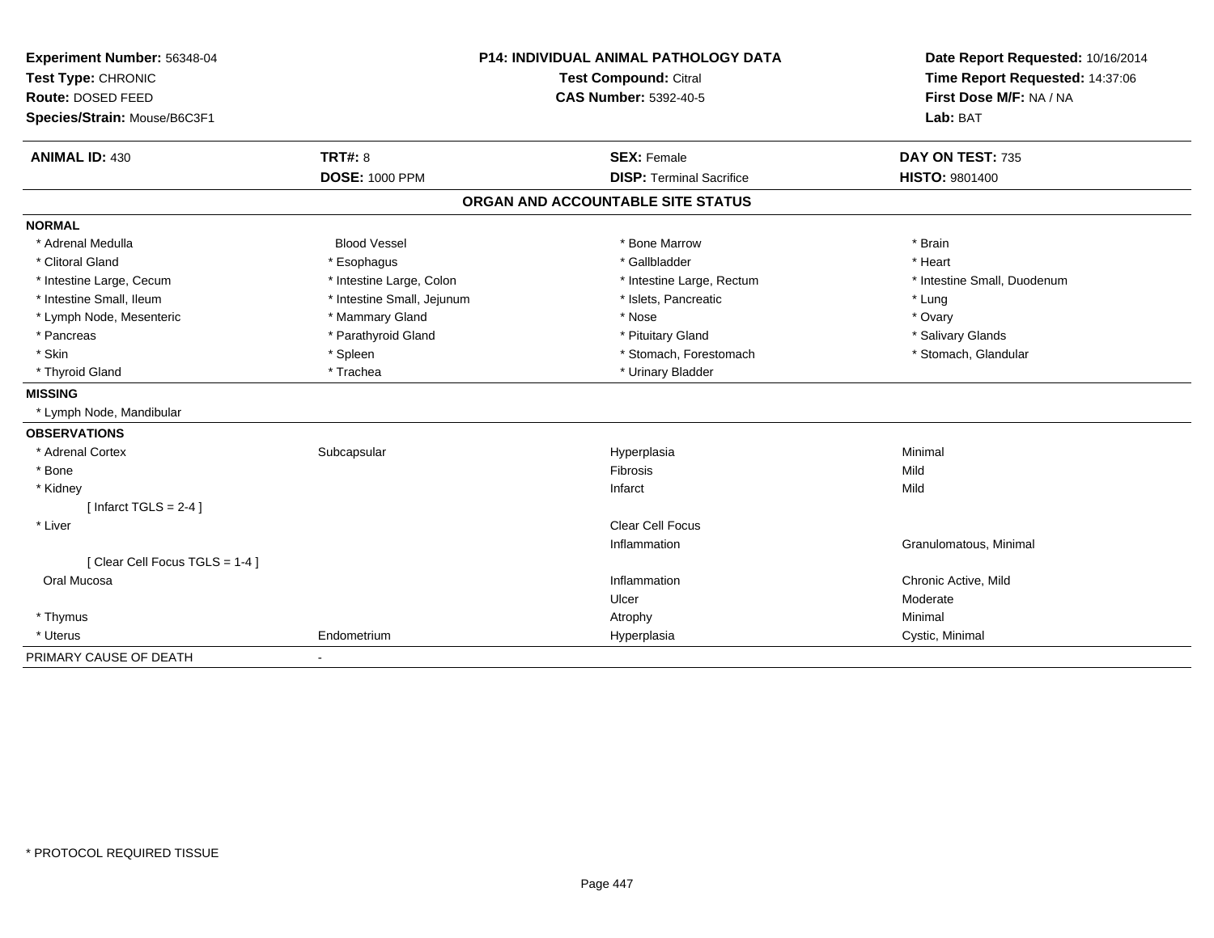**Experiment Number:** 56348-04
**Test Type:** CHRONIC
**Route:** DOSED FEED
**Species/Strain:** Mouse/B6C3F1

**P14: INDIVIDUAL ANIMAL PATHOLOGY DATA**
**Test Compound:** Citral
**CAS Number:** 5392-40-5

**Date Report Requested:** 10/16/2014
**Time Report Requested:** 14:37:06
**First Dose M/F:** NA / NA
**Lab:** BAT

| **ANIMAL ID:** 430 | **TRT#:** 8 | **SEX:** Female | **DAY ON TEST:** 735 |
|---|---|---|---|
| | **DOSE:** 1000 PPM | **DISP:** Terminal Sacrifice | **HISTO:** 9801400 |

## ORGAN AND ACCOUNTABLE SITE STATUS

**NORMAL**

| | | | |
|---|---|---|---|
| * Adrenal Medulla | Blood Vessel | * Bone Marrow | * Brain |
| * Clitoral Gland | * Esophagus | * Gallbladder | * Heart |
| * Intestine Large, Cecum | * Intestine Large, Colon | * Intestine Large, Rectum | * Intestine Small, Duodenum |
| * Intestine Small, Ileum | * Intestine Small, Jejunum | * Islets, Pancreatic | * Lung |
| * Lymph Node, Mesenteric | * Mammary Gland | * Nose | * Ovary |
| * Pancreas | * Parathyroid Gland | * Pituitary Gland | * Salivary Glands |
| * Skin | * Spleen | * Stomach, Forestomach | * Stomach, Glandular |
| * Thyroid Gland | * Trachea | * Urinary Bladder | |

**MISSING**

* Lymph Node, Mandibular

**OBSERVATIONS**

| | | | |
|---|---|---|---|
| * Adrenal Cortex | Subcapsular | Hyperplasia | Minimal |
| * Bone | | Fibrosis | Mild |
| * Kidney | | Infarct | Mild |
| [ Infarct TGLS = 2-4 ] | | | |
| * Liver | | Clear Cell Focus | |
| | | Inflammation | Granulomatous, Minimal |
| [ Clear Cell Focus TGLS = 1-4 ] | | | |
| Oral Mucosa | | Inflammation | Chronic Active, Mild |
| | | Ulcer | Moderate |
| * Thymus | | Atrophy | Minimal |
| * Uterus | Endometrium | Hyperplasia | Cystic, Minimal |

PRIMARY CAUSE OF DEATH -

* PROTOCOL REQUIRED TISSUE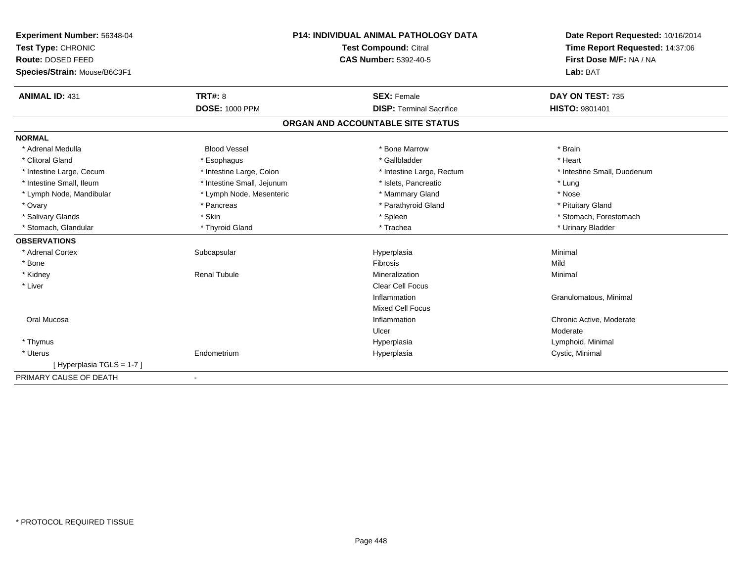**Experiment Number:** 56348-04
**Test Type:** CHRONIC
**Route:** DOSED FEED
**Species/Strain:** Mouse/B6C3F1

**P14: INDIVIDUAL ANIMAL PATHOLOGY DATA**
**Test Compound:** Citral
**CAS Number:** 5392-40-5

**Date Report Requested:** 10/16/2014
**Time Report Requested:** 14:37:06
**First Dose M/F:** NA / NA
**Lab:** BAT

| **ANIMAL ID:** 431 | **TRT#:** 8 | **SEX:** Female | **DAY ON TEST:** 735 |
|---|---|---|---|
| | **DOSE:** 1000 PPM | **DISP:** Terminal Sacrifice | **HISTO:** 9801401 |

## ORGAN AND ACCOUNTABLE SITE STATUS

**NORMAL**

| | | | |
|---|---|---|---|
| * Adrenal Medulla | Blood Vessel | * Bone Marrow | * Brain |
| * Clitoral Gland | * Esophagus | * Gallbladder | * Heart |
| * Intestine Large, Cecum | * Intestine Large, Colon | * Intestine Large, Rectum | * Intestine Small, Duodenum |
| * Intestine Small, Ileum | * Intestine Small, Jejunum | * Islets, Pancreatic | * Lung |
| * Lymph Node, Mandibular | * Lymph Node, Mesenteric | * Mammary Gland | * Nose |
| * Ovary | * Pancreas | * Parathyroid Gland | * Pituitary Gland |
| * Salivary Glands | * Skin | * Spleen | * Stomach, Forestomach |
| * Stomach, Glandular | * Thyroid Gland | * Trachea | * Urinary Bladder |

**OBSERVATIONS**

| | | | |
|---|---|---|---|
| * Adrenal Cortex | Subcapsular | Hyperplasia | Minimal |
| * Bone | | Fibrosis | Mild |
| * Kidney | Renal Tubule | Mineralization | Minimal |
| * Liver | | Clear Cell Focus | |
| | | Inflammation | Granulomatous, Minimal |
| | | Mixed Cell Focus | |
| Oral Mucosa | | Inflammation | Chronic Active, Moderate |
| | | Ulcer | Moderate |
| * Thymus | | Hyperplasia | Lymphoid, Minimal |
| * Uterus | Endometrium | Hyperplasia | Cystic, Minimal |
| [ Hyperplasia TGLS = 1-7 ] | | | |

PRIMARY CAUSE OF DEATH -

* PROTOCOL REQUIRED TISSUE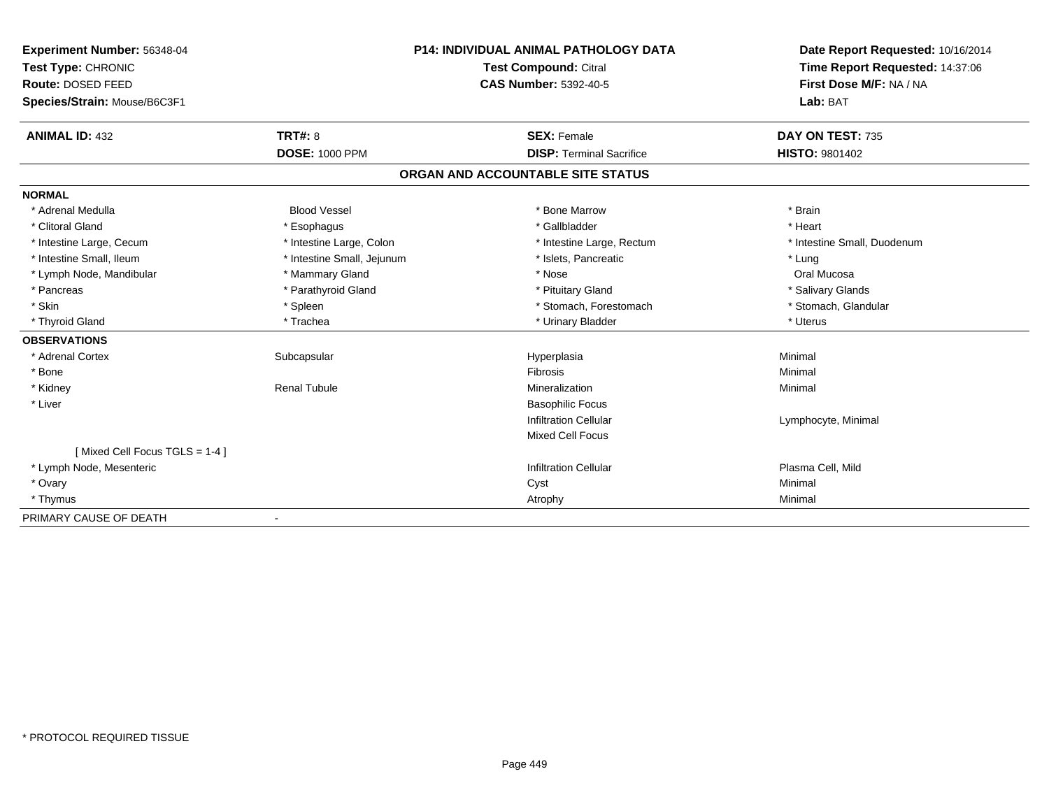**Experiment Number:** 56348-04
**Test Type:** CHRONIC
**Route:** DOSED FEED
**Species/Strain:** Mouse/B6C3F1

**P14: INDIVIDUAL ANIMAL PATHOLOGY DATA**
**Test Compound:** Citral
**CAS Number:** 5392-40-5

**Date Report Requested:** 10/16/2014
**Time Report Requested:** 14:37:06
**First Dose M/F:** NA / NA
**Lab:** BAT

| **ANIMAL ID:** 432 | **TRT#:** 8 | **SEX:** Female | **DAY ON TEST:** 735 |
|---|---|---|---|
| | **DOSE:** 1000 PPM | **DISP:** Terminal Sacrifice | **HISTO:** 9801402 |

## ORGAN AND ACCOUNTABLE SITE STATUS

**NORMAL**

| | | | |
|---|---|---|---|
| * Adrenal Medulla | Blood Vessel | * Bone Marrow | * Brain |
| * Clitoral Gland | * Esophagus | * Gallbladder | * Heart |
| * Intestine Large, Cecum | * Intestine Large, Colon | * Intestine Large, Rectum | * Intestine Small, Duodenum |
| * Intestine Small, Ileum | * Intestine Small, Jejunum | * Islets, Pancreatic | * Lung |
| * Lymph Node, Mandibular | * Mammary Gland | * Nose | Oral Mucosa |
| * Pancreas | * Parathyroid Gland | * Pituitary Gland | * Salivary Glands |
| * Skin | * Spleen | * Stomach, Forestomach | * Stomach, Glandular |
| * Thyroid Gland | * Trachea | * Urinary Bladder | * Uterus |

**OBSERVATIONS**

| | | | |
|---|---|---|---|
| * Adrenal Cortex | Subcapsular | Hyperplasia | Minimal |
| * Bone | | Fibrosis | Minimal |
| * Kidney | Renal Tubule | Mineralization | Minimal |
| * Liver | | Basophilic Focus | |
| | | Infiltration Cellular | Lymphocyte, Minimal |
| | | Mixed Cell Focus | |
| [ Mixed Cell Focus TGLS = 1-4 ] | | | |
| * Lymph Node, Mesenteric | | Infiltration Cellular | Plasma Cell, Mild |
| * Ovary | | Cyst | Minimal |
| * Thymus | | Atrophy | Minimal |

PRIMARY CAUSE OF DEATH -

* PROTOCOL REQUIRED TISSUE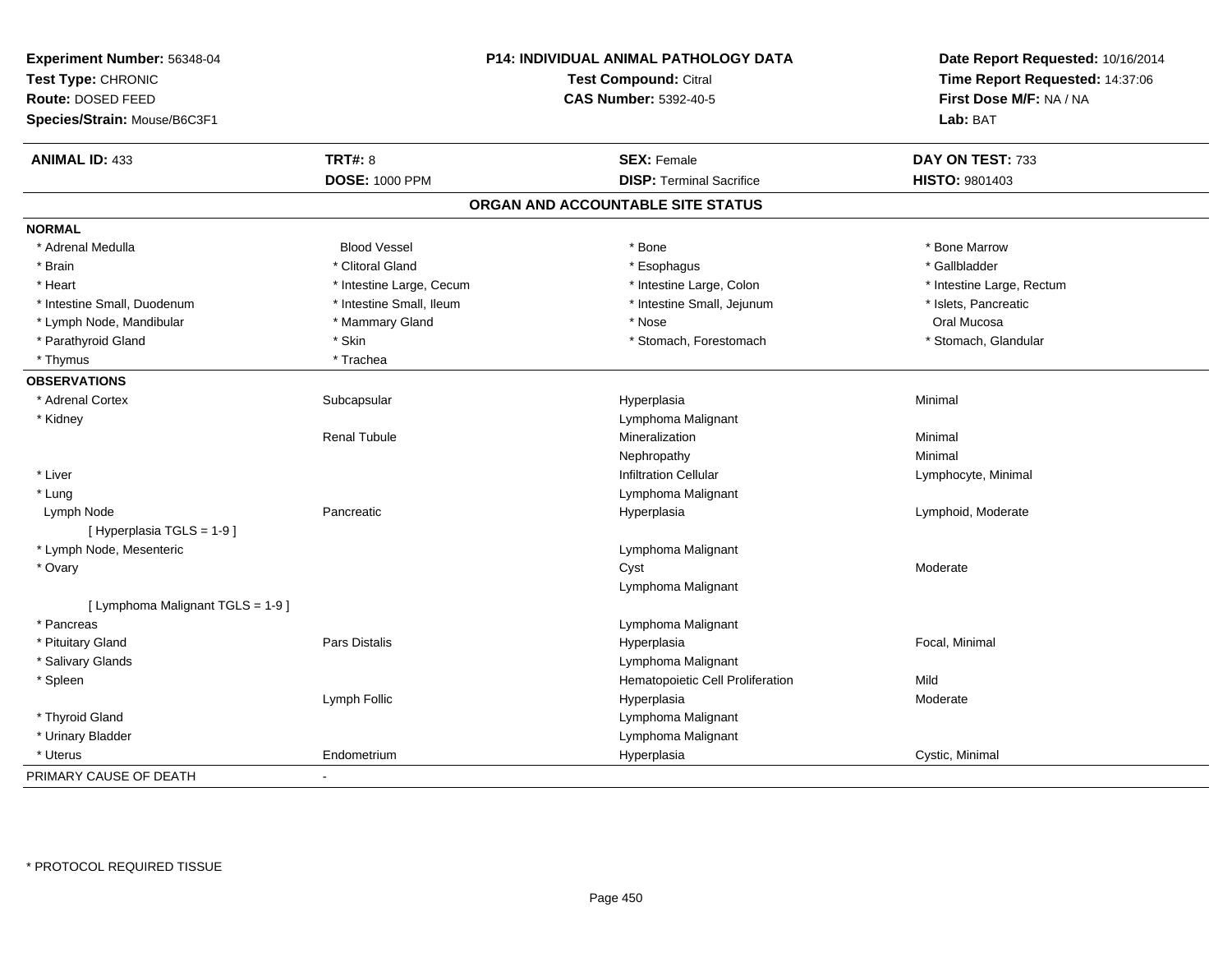**Experiment Number:** 56348-04
**Test Type:** CHRONIC
**Route:** DOSED FEED
**Species/Strain:** Mouse/B6C3F1

**P14: INDIVIDUAL ANIMAL PATHOLOGY DATA**
**Test Compound:** Citral
**CAS Number:** 5392-40-5

**Date Report Requested:** 10/16/2014
**Time Report Requested:** 14:37:06
**First Dose M/F:** NA / NA
**Lab:** BAT

| **ANIMAL ID:** 433 | **TRT#:** 8 | **SEX:** Female | **DAY ON TEST:** 733 |
|---|---|---|---|
| | **DOSE:** 1000 PPM | **DISP:** Terminal Sacrifice | **HISTO:** 9801403 |

## ORGAN AND ACCOUNTABLE SITE STATUS

**NORMAL**

| | | | |
|---|---|---|---|
| * Adrenal Medulla | Blood Vessel | * Bone | * Bone Marrow |
| * Brain | * Clitoral Gland | * Esophagus | * Gallbladder |
| * Heart | * Intestine Large, Cecum | * Intestine Large, Colon | * Intestine Large, Rectum |
| * Intestine Small, Duodenum | * Intestine Small, Ileum | * Intestine Small, Jejunum | * Islets, Pancreatic |
| * Lymph Node, Mandibular | * Mammary Gland | * Nose | Oral Mucosa |
| * Parathyroid Gland | * Skin | * Stomach, Forestomach | * Stomach, Glandular |
| * Thymus | * Trachea | | |

**OBSERVATIONS**

| | | | |
|---|---|---|---|
| * Adrenal Cortex | Subcapsular | Hyperplasia | Minimal |
| * Kidney | | Lymphoma Malignant | |
| | Renal Tubule | Mineralization | Minimal |
| | | Nephropathy | Minimal |
| * Liver | | Infiltration Cellular | Lymphocyte, Minimal |
| * Lung | | Lymphoma Malignant | |
| Lymph Node | Pancreatic | Hyperplasia | Lymphoid, Moderate |
| [ Hyperplasia TGLS = 1-9 ] | | | |
| * Lymph Node, Mesenteric | | Lymphoma Malignant | |
| * Ovary | | Cyst | Moderate |
| | | Lymphoma Malignant | |
| [ Lymphoma Malignant TGLS = 1-9 ] | | | |
| * Pancreas | | Lymphoma Malignant | |
| * Pituitary Gland | Pars Distalis | Hyperplasia | Focal, Minimal |
| * Salivary Glands | | Lymphoma Malignant | |
| * Spleen | | Hematopoietic Cell Proliferation | Mild |
| | Lymph Follic | Hyperplasia | Moderate |
| * Thyroid Gland | | Lymphoma Malignant | |
| * Urinary Bladder | | Lymphoma Malignant | |
| * Uterus | Endometrium | Hyperplasia | Cystic, Minimal |

PRIMARY CAUSE OF DEATH -

* PROTOCOL REQUIRED TISSUE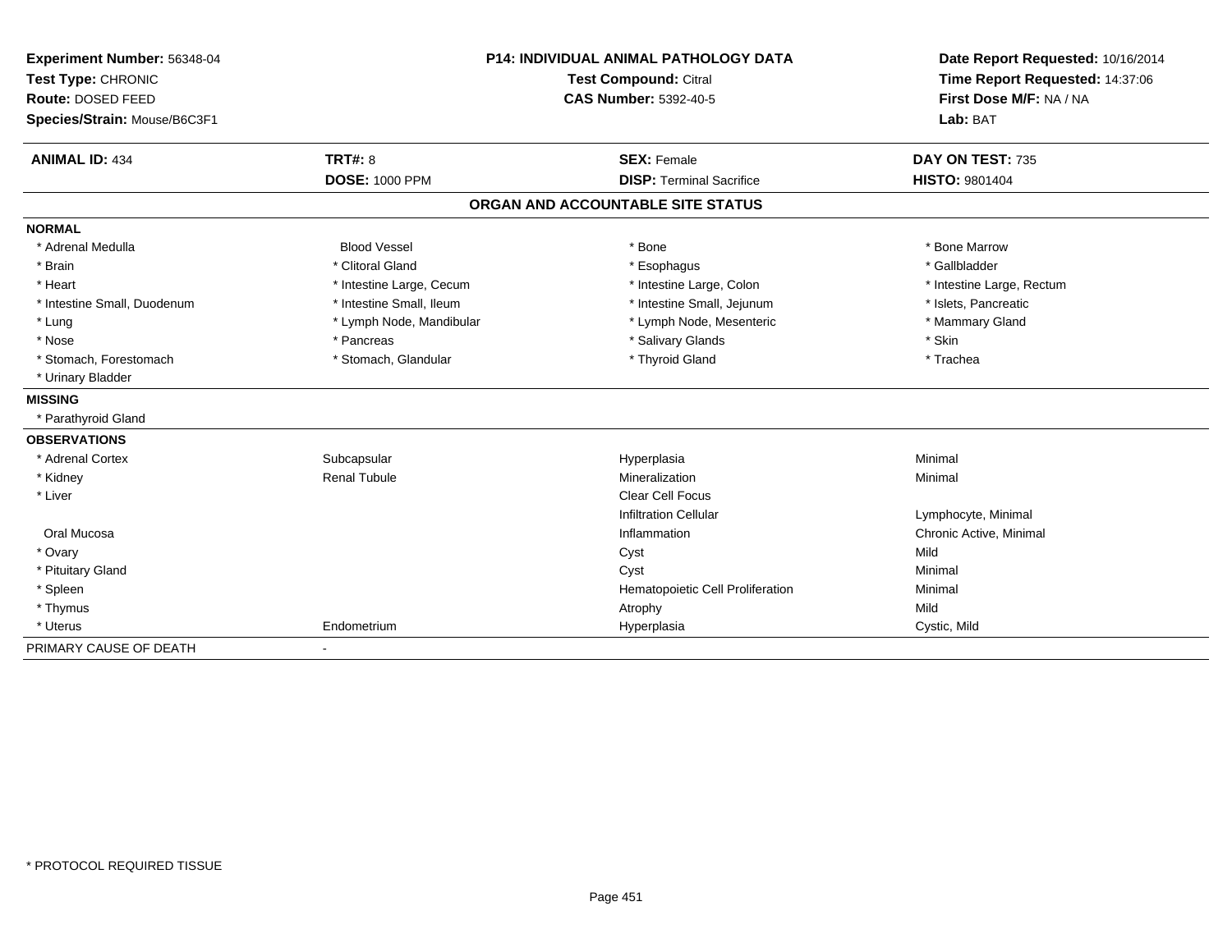**Experiment Number:** 56348-04
**Test Type:** CHRONIC
**Route:** DOSED FEED
**Species/Strain:** Mouse/B6C3F1

**P14: INDIVIDUAL ANIMAL PATHOLOGY DATA**
**Test Compound:** Citral
**CAS Number:** 5392-40-5

**Date Report Requested:** 10/16/2014
**Time Report Requested:** 14:37:06
**First Dose M/F:** NA / NA
**Lab:** BAT

| **ANIMAL ID:** 434 | **TRT#:** 8 | **SEX:** Female | **DAY ON TEST:** 735 |
|---|---|---|---|
| | **DOSE:** 1000 PPM | **DISP:** Terminal Sacrifice | **HISTO:** 9801404 |

## ORGAN AND ACCOUNTABLE SITE STATUS

**NORMAL**

| | | | |
|---|---|---|---|
| * Adrenal Medulla | Blood Vessel | * Bone | * Bone Marrow |
| * Brain | * Clitoral Gland | * Esophagus | * Gallbladder |
| * Heart | * Intestine Large, Cecum | * Intestine Large, Colon | * Intestine Large, Rectum |
| * Intestine Small, Duodenum | * Intestine Small, Ileum | * Intestine Small, Jejunum | * Islets, Pancreatic |
| * Lung | * Lymph Node, Mandibular | * Lymph Node, Mesenteric | * Mammary Gland |
| * Nose | * Pancreas | * Salivary Glands | * Skin |
| * Stomach, Forestomach | * Stomach, Glandular | * Thyroid Gland | * Trachea |
| * Urinary Bladder | | | |

**MISSING**

* Parathyroid Gland

**OBSERVATIONS**

| | | | |
|---|---|---|---|
| * Adrenal Cortex | Subcapsular | Hyperplasia | Minimal |
| * Kidney | Renal Tubule | Mineralization | Minimal |
| * Liver | | Clear Cell Focus | |
| | | Infiltration Cellular | Lymphocyte, Minimal |
| Oral Mucosa | | Inflammation | Chronic Active, Minimal |
| * Ovary | | Cyst | Mild |
| * Pituitary Gland | | Cyst | Minimal |
| * Spleen | | Hematopoietic Cell Proliferation | Minimal |
| * Thymus | | Atrophy | Mild |
| * Uterus | Endometrium | Hyperplasia | Cystic, Mild |

PRIMARY CAUSE OF DEATH -

\* PROTOCOL REQUIRED TISSUE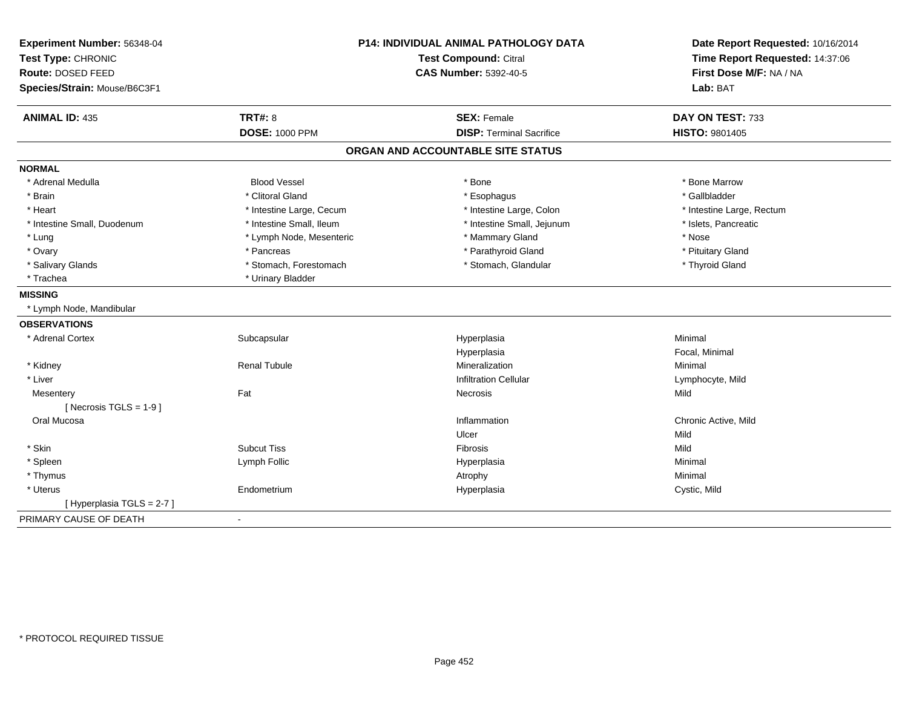**Experiment Number:** 56348-04
**Test Type:** CHRONIC
**Route:** DOSED FEED
**Species/Strain:** Mouse/B6C3F1

**P14: INDIVIDUAL ANIMAL PATHOLOGY DATA**
**Test Compound:** Citral
**CAS Number:** 5392-40-5

**Date Report Requested:** 10/16/2014
**Time Report Requested:** 14:37:06
**First Dose M/F:** NA / NA
**Lab:** BAT

| **ANIMAL ID:** 435 | **TRT#:** 8 | **SEX:** Female | **DAY ON TEST:** 733 |
|---|---|---|---|
| | **DOSE:** 1000 PPM | **DISP:** Terminal Sacrifice | **HISTO:** 9801405 |

## ORGAN AND ACCOUNTABLE SITE STATUS

**NORMAL**

| | | | |
|---|---|---|---|
| * Adrenal Medulla | Blood Vessel | * Bone | * Bone Marrow |
| * Brain | * Clitoral Gland | * Esophagus | * Gallbladder |
| * Heart | * Intestine Large, Cecum | * Intestine Large, Colon | * Intestine Large, Rectum |
| * Intestine Small, Duodenum | * Intestine Small, Ileum | * Intestine Small, Jejunum | * Islets, Pancreatic |
| * Lung | * Lymph Node, Mesenteric | * Mammary Gland | * Nose |
| * Ovary | * Pancreas | * Parathyroid Gland | * Pituitary Gland |
| * Salivary Glands | * Stomach, Forestomach | * Stomach, Glandular | * Thyroid Gland |
| * Trachea | * Urinary Bladder | | |

**MISSING**

* Lymph Node, Mandibular

**OBSERVATIONS**

| | | | |
|---|---|---|---|
| * Adrenal Cortex | Subcapsular | Hyperplasia | Minimal |
| | | Hyperplasia | Focal, Minimal |
| * Kidney | Renal Tubule | Mineralization | Minimal |
| * Liver | | Infiltration Cellular | Lymphocyte, Mild |
| Mesentery | Fat | Necrosis | Mild |
| [ Necrosis TGLS = 1-9 ] | | | |
| Oral Mucosa | | Inflammation | Chronic Active, Mild |
| | | Ulcer | Mild |
| * Skin | Subcut Tiss | Fibrosis | Mild |
| * Spleen | Lymph Follic | Hyperplasia | Minimal |
| * Thymus | | Atrophy | Minimal |
| * Uterus | Endometrium | Hyperplasia | Cystic, Mild |
| [ Hyperplasia TGLS = 2-7 ] | | | |

PRIMARY CAUSE OF DEATH -

* PROTOCOL REQUIRED TISSUE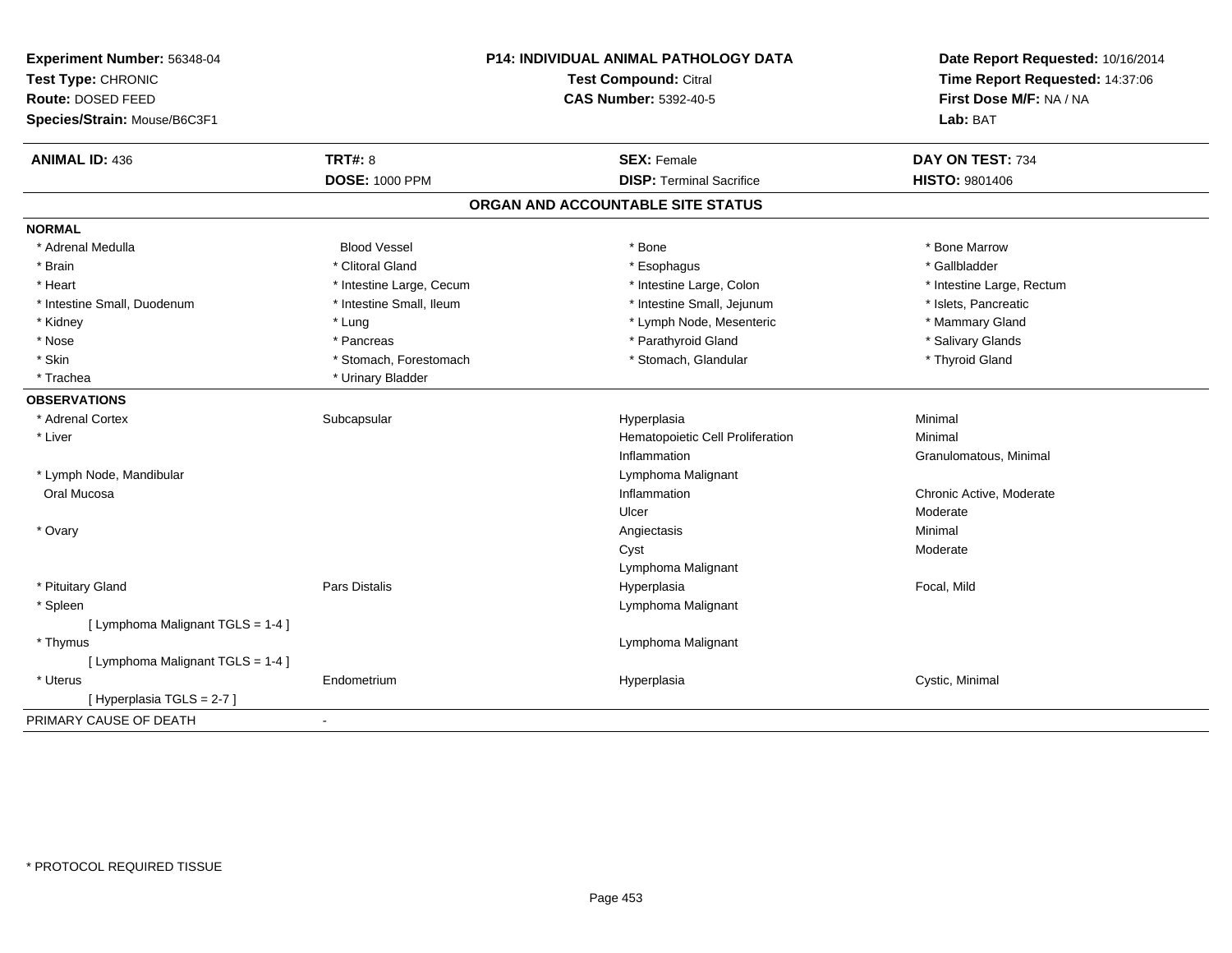**Experiment Number:** 56348-04
**Test Type:** CHRONIC
**Route:** DOSED FEED
**Species/Strain:** Mouse/B6C3F1

**P14: INDIVIDUAL ANIMAL PATHOLOGY DATA**
**Test Compound:** Citral
**CAS Number:** 5392-40-5

**Date Report Requested:** 10/16/2014
**Time Report Requested:** 14:37:06
**First Dose M/F:** NA / NA
**Lab:** BAT

| **ANIMAL ID:** 436 | **TRT#:** 8 | **SEX:** Female | **DAY ON TEST:** 734 |
|---|---|---|---|
| | **DOSE:** 1000 PPM | **DISP:** Terminal Sacrifice | **HISTO:** 9801406 |

## ORGAN AND ACCOUNTABLE SITE STATUS

**NORMAL**

| | | | |
|---|---|---|---|
| * Adrenal Medulla | Blood Vessel | * Bone | * Bone Marrow |
| * Brain | * Clitoral Gland | * Esophagus | * Gallbladder |
| * Heart | * Intestine Large, Cecum | * Intestine Large, Colon | * Intestine Large, Rectum |
| * Intestine Small, Duodenum | * Intestine Small, Ileum | * Intestine Small, Jejunum | * Islets, Pancreatic |
| * Kidney | * Lung | * Lymph Node, Mesenteric | * Mammary Gland |
| * Nose | * Pancreas | * Parathyroid Gland | * Salivary Glands |
| * Skin | * Stomach, Forestomach | * Stomach, Glandular | * Thyroid Gland |
| * Trachea | * Urinary Bladder | | |

**OBSERVATIONS**

| | | | |
|---|---|---|---|
| * Adrenal Cortex | Subcapsular | Hyperplasia | Minimal |
| * Liver | | Hematopoietic Cell Proliferation | Minimal |
| | | Inflammation | Granulomatous, Minimal |
| * Lymph Node, Mandibular | | Lymphoma Malignant | |
| Oral Mucosa | | Inflammation | Chronic Active, Moderate |
| | | Ulcer | Moderate |
| * Ovary | | Angiectasis | Minimal |
| | | Cyst | Moderate |
| | | Lymphoma Malignant | |
| * Pituitary Gland | Pars Distalis | Hyperplasia | Focal, Mild |
| * Spleen | | Lymphoma Malignant | |
| [ Lymphoma Malignant TGLS = 1-4 ] | | | |
| * Thymus | | Lymphoma Malignant | |
| [ Lymphoma Malignant TGLS = 1-4 ] | | | |
| * Uterus | Endometrium | Hyperplasia | Cystic, Minimal |
| [ Hyperplasia TGLS = 2-7 ] | | | |

PRIMARY CAUSE OF DEATH -

* PROTOCOL REQUIRED TISSUE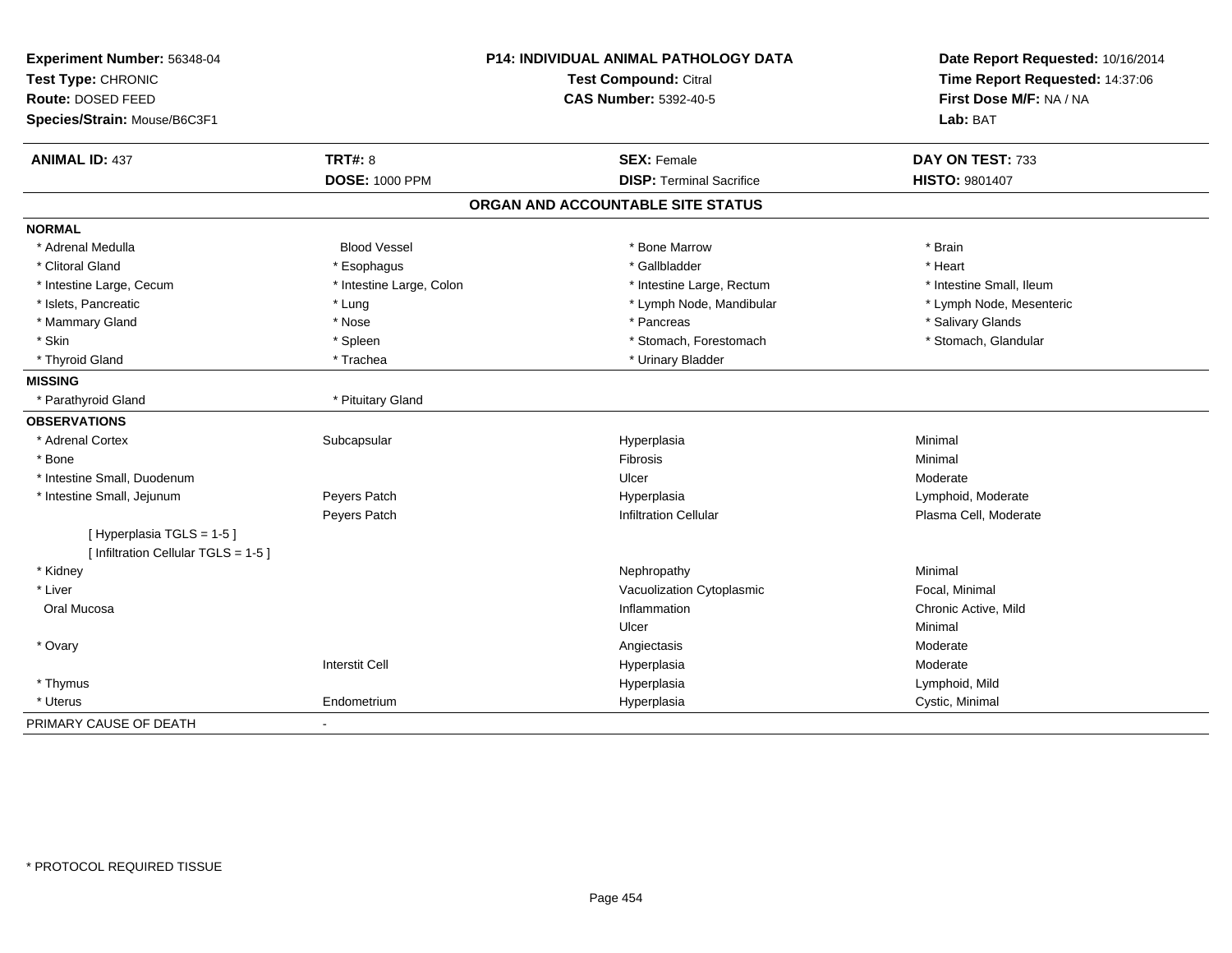**Experiment Number:** 56348-04
**Test Type:** CHRONIC
**Route:** DOSED FEED
**Species/Strain:** Mouse/B6C3F1

**P14: INDIVIDUAL ANIMAL PATHOLOGY DATA**
**Test Compound:** Citral
**CAS Number:** 5392-40-5

**Date Report Requested:** 10/16/2014
**Time Report Requested:** 14:37:06
**First Dose M/F:** NA / NA
**Lab:** BAT

| **ANIMAL ID:** 437 | **TRT#:** 8 | **SEX:** Female | **DAY ON TEST:** 733 |
|---|---|---|---|
| | **DOSE:** 1000 PPM | **DISP:** Terminal Sacrifice | **HISTO:** 9801407 |

## ORGAN AND ACCOUNTABLE SITE STATUS

**NORMAL**

| | | | |
|---|---|---|---|
| * Adrenal Medulla | Blood Vessel | * Bone Marrow | * Brain |
| * Clitoral Gland | * Esophagus | * Gallbladder | * Heart |
| * Intestine Large, Cecum | * Intestine Large, Colon | * Intestine Large, Rectum | * Intestine Small, Ileum |
| * Islets, Pancreatic | * Lung | * Lymph Node, Mandibular | * Lymph Node, Mesenteric |
| * Mammary Gland | * Nose | * Pancreas | * Salivary Glands |
| * Skin | * Spleen | * Stomach, Forestomach | * Stomach, Glandular |
| * Thyroid Gland | * Trachea | * Urinary Bladder | |

**MISSING**

| | |
|---|---|
| * Parathyroid Gland | * Pituitary Gland |

**OBSERVATIONS**

| | | | |
|---|---|---|---|
| * Adrenal Cortex | Subcapsular | Hyperplasia | Minimal |
| * Bone | | Fibrosis | Minimal |
| * Intestine Small, Duodenum | | Ulcer | Moderate |
| * Intestine Small, Jejunum | Peyers Patch | Hyperplasia | Lymphoid, Moderate |
| | Peyers Patch | Infiltration Cellular | Plasma Cell, Moderate |
| [ Hyperplasia TGLS = 1-5 ] | | | |
| [ Infiltration Cellular TGLS = 1-5 ] | | | |
| * Kidney | | Nephropathy | Minimal |
| * Liver | | Vacuolization Cytoplasmic | Focal, Minimal |
| Oral Mucosa | | Inflammation | Chronic Active, Mild |
| | | Ulcer | Minimal |
| * Ovary | | Angiectasis | Moderate |
| | Interstit Cell | Hyperplasia | Moderate |
| * Thymus | | Hyperplasia | Lymphoid, Mild |
| * Uterus | Endometrium | Hyperplasia | Cystic, Minimal |

PRIMARY CAUSE OF DEATH -

* PROTOCOL REQUIRED TISSUE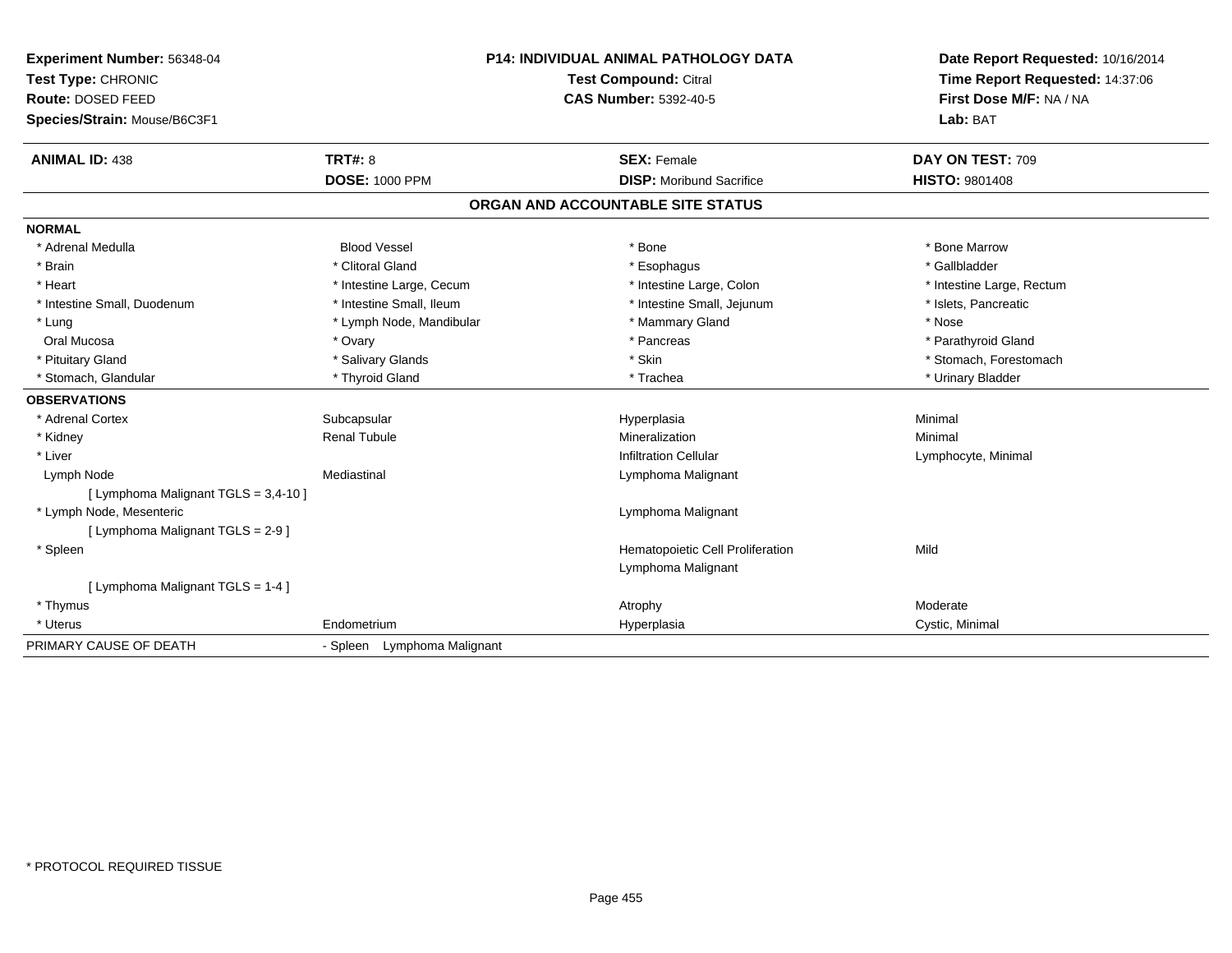**Experiment Number:** 56348-04
**Test Type:** CHRONIC
**Route:** DOSED FEED
**Species/Strain:** Mouse/B6C3F1

**P14: INDIVIDUAL ANIMAL PATHOLOGY DATA**
**Test Compound:** Citral
**CAS Number:** 5392-40-5

**Date Report Requested:** 10/16/2014
**Time Report Requested:** 14:37:06
**First Dose M/F:** NA / NA
**Lab:** BAT

| **ANIMAL ID:** 438 | **TRT#:** 8 | **SEX:** Female | **DAY ON TEST:** 709 |
|---|---|---|---|
| | **DOSE:** 1000 PPM | **DISP:** Moribund Sacrifice | **HISTO:** 9801408 |

## ORGAN AND ACCOUNTABLE SITE STATUS

**NORMAL**

| | | | |
|---|---|---|---|
| * Adrenal Medulla | Blood Vessel | * Bone | * Bone Marrow |
| * Brain | * Clitoral Gland | * Esophagus | * Gallbladder |
| * Heart | * Intestine Large, Cecum | * Intestine Large, Colon | * Intestine Large, Rectum |
| * Intestine Small, Duodenum | * Intestine Small, Ileum | * Intestine Small, Jejunum | * Islets, Pancreatic |
| * Lung | * Lymph Node, Mandibular | * Mammary Gland | * Nose |
| Oral Mucosa | * Ovary | * Pancreas | * Parathyroid Gland |
| * Pituitary Gland | * Salivary Glands | * Skin | * Stomach, Forestomach |
| * Stomach, Glandular | * Thyroid Gland | * Trachea | * Urinary Bladder |

**OBSERVATIONS**

| | | | |
|---|---|---|---|
| * Adrenal Cortex | Subcapsular | Hyperplasia | Minimal |
| * Kidney | Renal Tubule | Mineralization | Minimal |
| * Liver | | Infiltration Cellular | Lymphocyte, Minimal |
| Lymph Node | Mediastinal | Lymphoma Malignant | |
| [ Lymphoma Malignant TGLS = 3,4-10 ] | | | |
| * Lymph Node, Mesenteric | | Lymphoma Malignant | |
| [ Lymphoma Malignant TGLS = 2-9 ] | | | |
| * Spleen | | Hematopoietic Cell Proliferation | Mild |
| | | Lymphoma Malignant | |
| [ Lymphoma Malignant TGLS = 1-4 ] | | | |
| * Thymus | | Atrophy | Moderate |
| * Uterus | Endometrium | Hyperplasia | Cystic, Minimal |

PRIMARY CAUSE OF DEATH - Spleen Lymphoma Malignant

* PROTOCOL REQUIRED TISSUE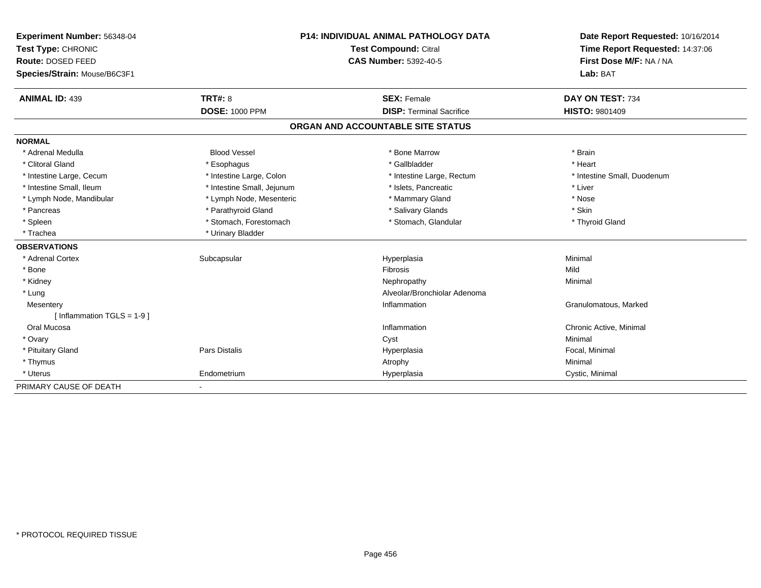**Experiment Number:** 56348-04
**Test Type:** CHRONIC
**Route:** DOSED FEED
**Species/Strain:** Mouse/B6C3F1

**P14: INDIVIDUAL ANIMAL PATHOLOGY DATA**
**Test Compound:** Citral
**CAS Number:** 5392-40-5

**Date Report Requested:** 10/16/2014
**Time Report Requested:** 14:37:06
**First Dose M/F:** NA / NA
**Lab:** BAT

| **ANIMAL ID:** 439 | **TRT#:** 8 | **SEX:** Female | **DAY ON TEST:** 734 |
|---|---|---|---|
| | **DOSE:** 1000 PPM | **DISP:** Terminal Sacrifice | **HISTO:** 9801409 |

## ORGAN AND ACCOUNTABLE SITE STATUS

**NORMAL**

| | | | |
|---|---|---|---|
| * Adrenal Medulla | Blood Vessel | * Bone Marrow | * Brain |
| * Clitoral Gland | * Esophagus | * Gallbladder | * Heart |
| * Intestine Large, Cecum | * Intestine Large, Colon | * Intestine Large, Rectum | * Intestine Small, Duodenum |
| * Intestine Small, Ileum | * Intestine Small, Jejunum | * Islets, Pancreatic | * Liver |
| * Lymph Node, Mandibular | * Lymph Node, Mesenteric | * Mammary Gland | * Nose |
| * Pancreas | * Parathyroid Gland | * Salivary Glands | * Skin |
| * Spleen | * Stomach, Forestomach | * Stomach, Glandular | * Thyroid Gland |
| * Trachea | * Urinary Bladder | | |

**OBSERVATIONS**

| | | | |
|---|---|---|---|
| * Adrenal Cortex | Subcapsular | Hyperplasia | Minimal |
| * Bone | | Fibrosis | Mild |
| * Kidney | | Nephropathy | Minimal |
| * Lung | | Alveolar/Bronchiolar Adenoma | |
| Mesentery | | Inflammation | Granulomatous, Marked |
| [ Inflammation TGLS = 1-9 ] | | | |
| Oral Mucosa | | Inflammation | Chronic Active, Minimal |
| * Ovary | | Cyst | Minimal |
| * Pituitary Gland | Pars Distalis | Hyperplasia | Focal, Minimal |
| * Thymus | | Atrophy | Minimal |
| * Uterus | Endometrium | Hyperplasia | Cystic, Minimal |

PRIMARY CAUSE OF DEATH -

\* PROTOCOL REQUIRED TISSUE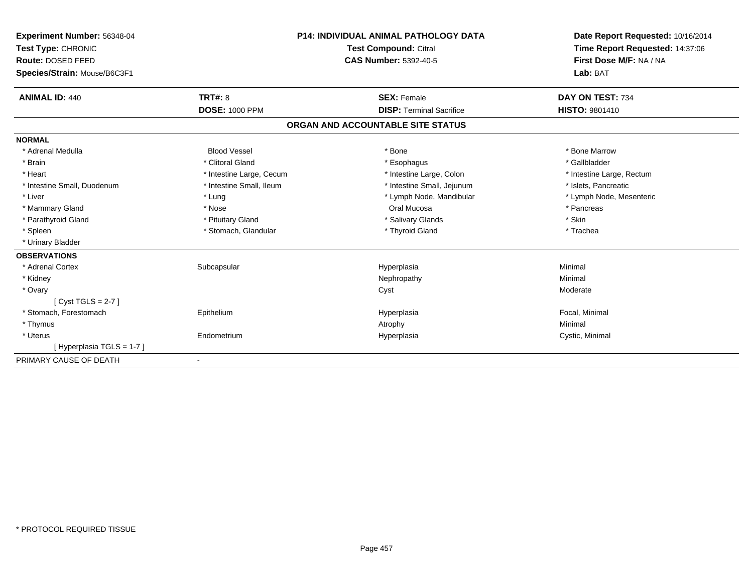**Experiment Number:** 56348-04
**Test Type:** CHRONIC
**Route:** DOSED FEED
**Species/Strain:** Mouse/B6C3F1

**P14: INDIVIDUAL ANIMAL PATHOLOGY DATA**
**Test Compound:** Citral
**CAS Number:** 5392-40-5

**Date Report Requested:** 10/16/2014
**Time Report Requested:** 14:37:06
**First Dose M/F:** NA / NA
**Lab:** BAT

| **ANIMAL ID:** 440 | **TRT#:** 8 | **SEX:** Female | **DAY ON TEST:** 734 |
|---|---|---|---|
| | **DOSE:** 1000 PPM | **DISP:** Terminal Sacrifice | **HISTO:** 9801410 |

## ORGAN AND ACCOUNTABLE SITE STATUS

**NORMAL**

| | | | |
|---|---|---|---|
| * Adrenal Medulla | Blood Vessel | * Bone | * Bone Marrow |
| * Brain | * Clitoral Gland | * Esophagus | * Gallbladder |
| * Heart | * Intestine Large, Cecum | * Intestine Large, Colon | * Intestine Large, Rectum |
| * Intestine Small, Duodenum | * Intestine Small, Ileum | * Intestine Small, Jejunum | * Islets, Pancreatic |
| * Liver | * Lung | * Lymph Node, Mandibular | * Lymph Node, Mesenteric |
| * Mammary Gland | * Nose | Oral Mucosa | * Pancreas |
| * Parathyroid Gland | * Pituitary Gland | * Salivary Glands | * Skin |
| * Spleen | * Stomach, Glandular | * Thyroid Gland | * Trachea |
| * Urinary Bladder | | | |

**OBSERVATIONS**

| | | | |
|---|---|---|---|
| * Adrenal Cortex | Subcapsular | Hyperplasia | Minimal |
| * Kidney | | Nephropathy | Minimal |
| * Ovary | | Cyst | Moderate |
| [ Cyst TGLS = 2-7 ] | | | |
| * Stomach, Forestomach | Epithelium | Hyperplasia | Focal, Minimal |
| * Thymus | | Atrophy | Minimal |
| * Uterus | Endometrium | Hyperplasia | Cystic, Minimal |
| [ Hyperplasia TGLS = 1-7 ] | | | |

PRIMARY CAUSE OF DEATH -

* PROTOCOL REQUIRED TISSUE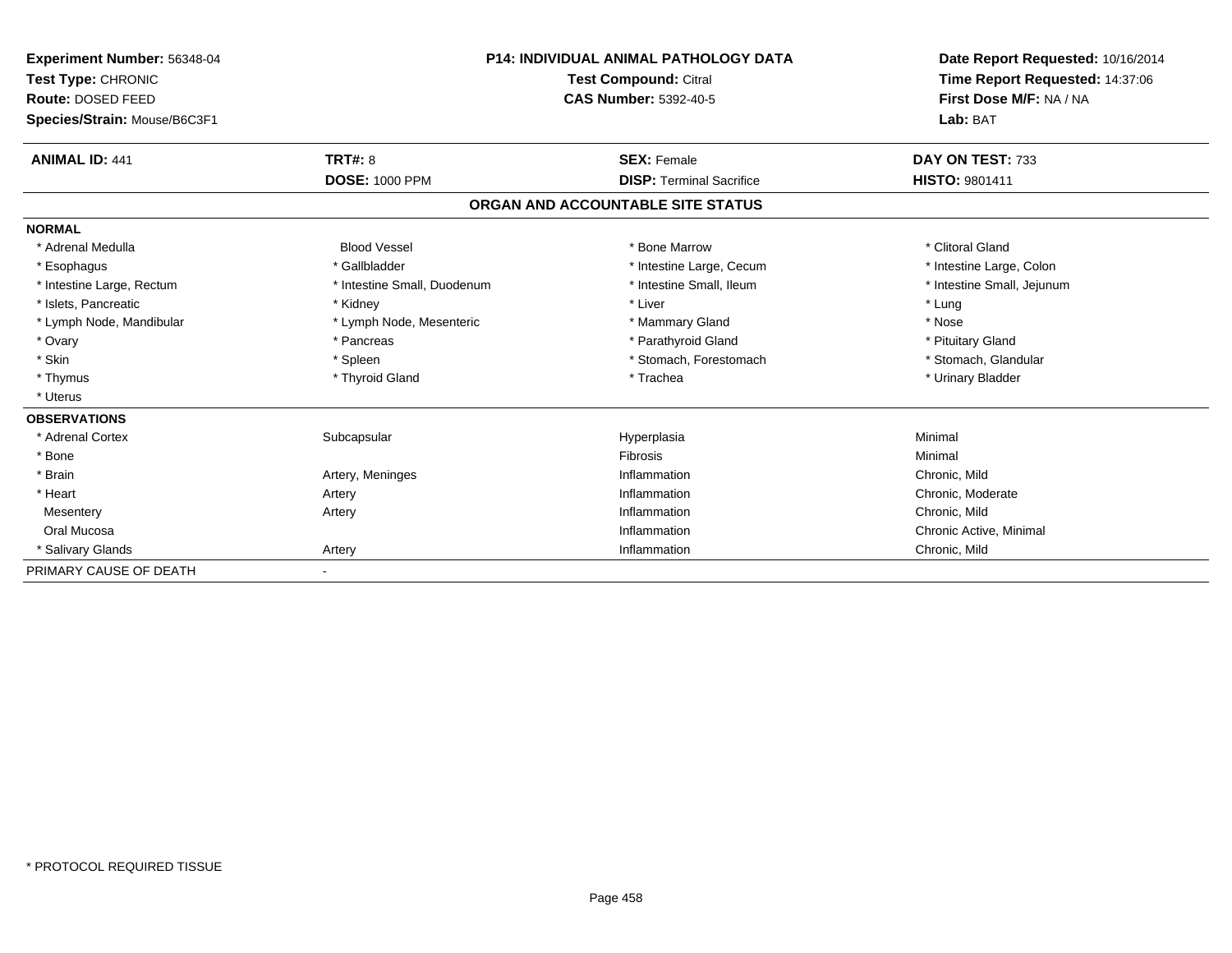**Experiment Number:** 56348-04
**Test Type:** CHRONIC
**Route:** DOSED FEED
**Species/Strain:** Mouse/B6C3F1

**P14: INDIVIDUAL ANIMAL PATHOLOGY DATA**
**Test Compound:** Citral
**CAS Number:** 5392-40-5

**Date Report Requested:** 10/16/2014
**Time Report Requested:** 14:37:06
**First Dose M/F:** NA / NA
**Lab:** BAT

| **ANIMAL ID:** 441 | **TRT#:** 8 | **SEX:** Female | **DAY ON TEST:** 733 |
|---|---|---|---|
| | **DOSE:** 1000 PPM | **DISP:** Terminal Sacrifice | **HISTO:** 9801411 |

## ORGAN AND ACCOUNTABLE SITE STATUS

**NORMAL**

| | | | |
|---|---|---|---|
| * Adrenal Medulla | Blood Vessel | * Bone Marrow | * Clitoral Gland |
| * Esophagus | * Gallbladder | * Intestine Large, Cecum | * Intestine Large, Colon |
| * Intestine Large, Rectum | * Intestine Small, Duodenum | * Intestine Small, Ileum | * Intestine Small, Jejunum |
| * Islets, Pancreatic | * Kidney | * Liver | * Lung |
| * Lymph Node, Mandibular | * Lymph Node, Mesenteric | * Mammary Gland | * Nose |
| * Ovary | * Pancreas | * Parathyroid Gland | * Pituitary Gland |
| * Skin | * Spleen | * Stomach, Forestomach | * Stomach, Glandular |
| * Thymus | * Thyroid Gland | * Trachea | * Urinary Bladder |
| * Uterus | | | |

**OBSERVATIONS**

| | | | |
|---|---|---|---|
| * Adrenal Cortex | Subcapsular | Hyperplasia | Minimal |
| * Bone | | Fibrosis | Minimal |
| * Brain | Artery, Meninges | Inflammation | Chronic, Mild |
| * Heart | Artery | Inflammation | Chronic, Moderate |
| Mesentery | Artery | Inflammation | Chronic, Mild |
| Oral Mucosa | | Inflammation | Chronic Active, Minimal |
| * Salivary Glands | Artery | Inflammation | Chronic, Mild |

PRIMARY CAUSE OF DEATH -

* PROTOCOL REQUIRED TISSUE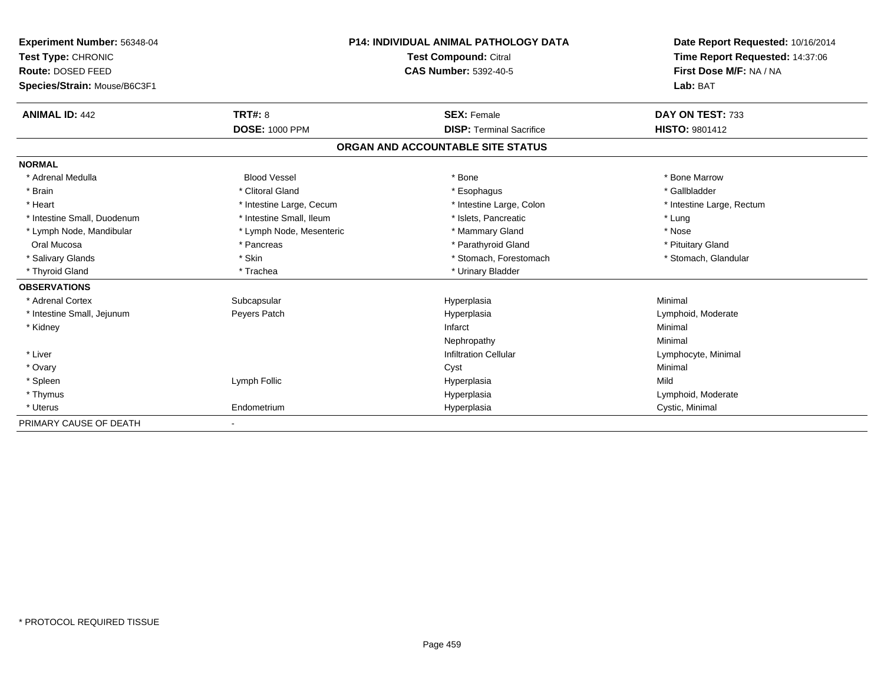**Experiment Number:** 56348-04
**Test Type:** CHRONIC
**Route:** DOSED FEED
**Species/Strain:** Mouse/B6C3F1

**P14: INDIVIDUAL ANIMAL PATHOLOGY DATA**
**Test Compound:** Citral
**CAS Number:** 5392-40-5

**Date Report Requested:** 10/16/2014
**Time Report Requested:** 14:37:06
**First Dose M/F:** NA / NA
**Lab:** BAT

| **ANIMAL ID:** 442 | **TRT#:** 8 | **SEX:** Female | **DAY ON TEST:** 733 |
|---|---|---|---|
| | **DOSE:** 1000 PPM | **DISP:** Terminal Sacrifice | **HISTO:** 9801412 |

## ORGAN AND ACCOUNTABLE SITE STATUS

**NORMAL**

| | | | |
|---|---|---|---|
| * Adrenal Medulla | Blood Vessel | * Bone | * Bone Marrow |
| * Brain | * Clitoral Gland | * Esophagus | * Gallbladder |
| * Heart | * Intestine Large, Cecum | * Intestine Large, Colon | * Intestine Large, Rectum |
| * Intestine Small, Duodenum | * Intestine Small, Ileum | * Islets, Pancreatic | * Lung |
| * Lymph Node, Mandibular | * Lymph Node, Mesenteric | * Mammary Gland | * Nose |
| Oral Mucosa | * Pancreas | * Parathyroid Gland | * Pituitary Gland |
| * Salivary Glands | * Skin | * Stomach, Forestomach | * Stomach, Glandular |
| * Thyroid Gland | * Trachea | * Urinary Bladder | |

**OBSERVATIONS**

| | | | |
|---|---|---|---|
| * Adrenal Cortex | Subcapsular | Hyperplasia | Minimal |
| * Intestine Small, Jejunum | Peyers Patch | Hyperplasia | Lymphoid, Moderate |
| * Kidney | | Infarct | Minimal |
| | | Nephropathy | Minimal |
| * Liver | | Infiltration Cellular | Lymphocyte, Minimal |
| * Ovary | | Cyst | Minimal |
| * Spleen | Lymph Follic | Hyperplasia | Mild |
| * Thymus | | Hyperplasia | Lymphoid, Moderate |
| * Uterus | Endometrium | Hyperplasia | Cystic, Minimal |

PRIMARY CAUSE OF DEATH -

* PROTOCOL REQUIRED TISSUE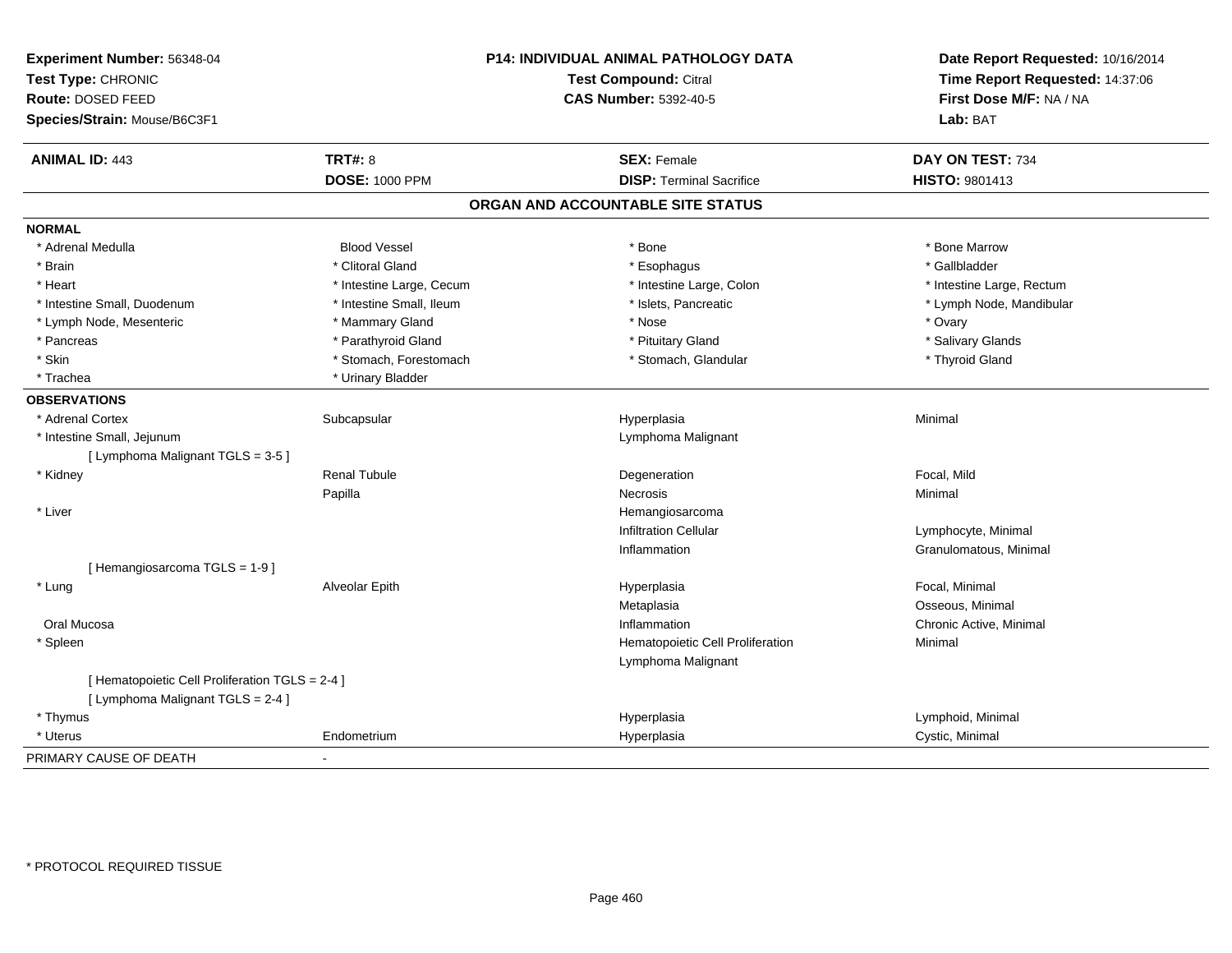**Experiment Number:** 56348-04
**Test Type:** CHRONIC
**Route:** DOSED FEED
**Species/Strain:** Mouse/B6C3F1

**P14: INDIVIDUAL ANIMAL PATHOLOGY DATA**
**Test Compound:** Citral
**CAS Number:** 5392-40-5

**Date Report Requested:** 10/16/2014
**Time Report Requested:** 14:37:06
**First Dose M/F:** NA / NA
**Lab:** BAT

| **ANIMAL ID:** 443 | **TRT#:** 8 | **SEX:** Female | **DAY ON TEST:** 734 |
|---|---|---|---|
| | **DOSE:** 1000 PPM | **DISP:** Terminal Sacrifice | **HISTO:** 9801413 |

## ORGAN AND ACCOUNTABLE SITE STATUS

**NORMAL**

| | | | |
|---|---|---|---|
| * Adrenal Medulla | Blood Vessel | * Bone | * Bone Marrow |
| * Brain | * Clitoral Gland | * Esophagus | * Gallbladder |
| * Heart | * Intestine Large, Cecum | * Intestine Large, Colon | * Intestine Large, Rectum |
| * Intestine Small, Duodenum | * Intestine Small, Ileum | * Islets, Pancreatic | * Lymph Node, Mandibular |
| * Lymph Node, Mesenteric | * Mammary Gland | * Nose | * Ovary |
| * Pancreas | * Parathyroid Gland | * Pituitary Gland | * Salivary Glands |
| * Skin | * Stomach, Forestomach | * Stomach, Glandular | * Thyroid Gland |
| * Trachea | * Urinary Bladder | | |

**OBSERVATIONS**

| | | | |
|---|---|---|---|
| * Adrenal Cortex | Subcapsular | Hyperplasia | Minimal |
| * Intestine Small, Jejunum | | Lymphoma Malignant | |
| [ Lymphoma Malignant TGLS = 3-5 ] | | | |
| * Kidney | Renal Tubule | Degeneration | Focal, Mild |
| | Papilla | Necrosis | Minimal |
| * Liver | | Hemangiosarcoma | |
| | | Infiltration Cellular | Lymphocyte, Minimal |
| | | Inflammation | Granulomatous, Minimal |
| [ Hemangiosarcoma TGLS = 1-9 ] | | | |
| * Lung | Alveolar Epith | Hyperplasia | Focal, Minimal |
| | | Metaplasia | Osseous, Minimal |
| Oral Mucosa | | Inflammation | Chronic Active, Minimal |
| * Spleen | | Hematopoietic Cell Proliferation | Minimal |
| | | Lymphoma Malignant | |
| [ Hematopoietic Cell Proliferation TGLS = 2-4 ] | | | |
| [ Lymphoma Malignant TGLS = 2-4 ] | | | |
| * Thymus | | Hyperplasia | Lymphoid, Minimal |
| * Uterus | Endometrium | Hyperplasia | Cystic, Minimal |

PRIMARY CAUSE OF DEATH -

* PROTOCOL REQUIRED TISSUE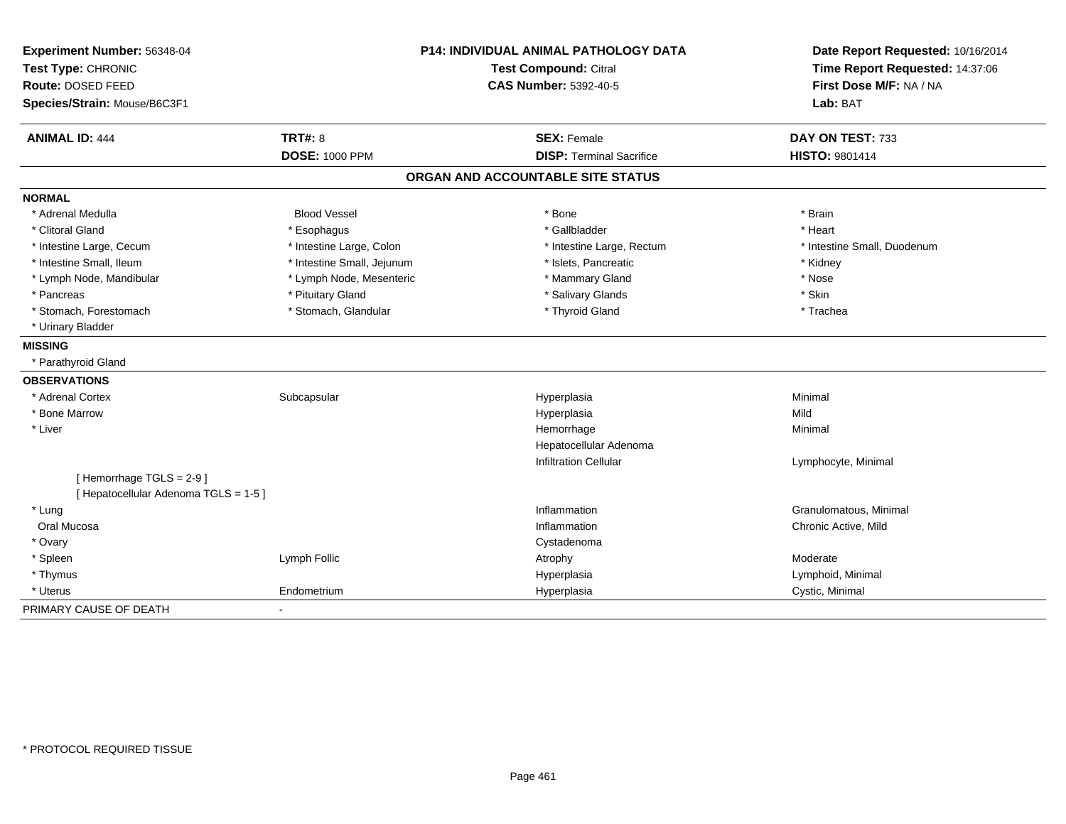**Experiment Number:** 56348-04
**Test Type:** CHRONIC
**Route:** DOSED FEED
**Species/Strain:** Mouse/B6C3F1

**P14: INDIVIDUAL ANIMAL PATHOLOGY DATA**
**Test Compound:** Citral
**CAS Number:** 5392-40-5

**Date Report Requested:** 10/16/2014
**Time Report Requested:** 14:37:06
**First Dose M/F:** NA / NA
**Lab:** BAT

| **ANIMAL ID:** 444 | **TRT#:** 8 | **SEX:** Female | **DAY ON TEST:** 733 |
|---|---|---|---|
| | **DOSE:** 1000 PPM | **DISP:** Terminal Sacrifice | **HISTO:** 9801414 |

## ORGAN AND ACCOUNTABLE SITE STATUS

**NORMAL**

| | | | |
|---|---|---|---|
| * Adrenal Medulla | Blood Vessel | * Bone | * Brain |
| * Clitoral Gland | * Esophagus | * Gallbladder | * Heart |
| * Intestine Large, Cecum | * Intestine Large, Colon | * Intestine Large, Rectum | * Intestine Small, Duodenum |
| * Intestine Small, Ileum | * Intestine Small, Jejunum | * Islets, Pancreatic | * Kidney |
| * Lymph Node, Mandibular | * Lymph Node, Mesenteric | * Mammary Gland | * Nose |
| * Pancreas | * Pituitary Gland | * Salivary Glands | * Skin |
| * Stomach, Forestomach | * Stomach, Glandular | * Thyroid Gland | * Trachea |
| * Urinary Bladder | | | |

**MISSING**

* Parathyroid Gland

**OBSERVATIONS**

| | | | |
|---|---|---|---|
| * Adrenal Cortex | Subcapsular | Hyperplasia | Minimal |
| * Bone Marrow | | Hyperplasia | Mild |
| * Liver | | Hemorrhage | Minimal |
| | | Hepatocellular Adenoma | |
| | | Infiltration Cellular | Lymphocyte, Minimal |
| [ Hemorrhage TGLS = 2-9 ] | | | |
| [ Hepatocellular Adenoma TGLS = 1-5 ] | | | |
| * Lung | | Inflammation | Granulomatous, Minimal |
| Oral Mucosa | | Inflammation | Chronic Active, Mild |
| * Ovary | | Cystadenoma | |
| * Spleen | Lymph Follic | Atrophy | Moderate |
| * Thymus | | Hyperplasia | Lymphoid, Minimal |
| * Uterus | Endometrium | Hyperplasia | Cystic, Minimal |

PRIMARY CAUSE OF DEATH -

* PROTOCOL REQUIRED TISSUE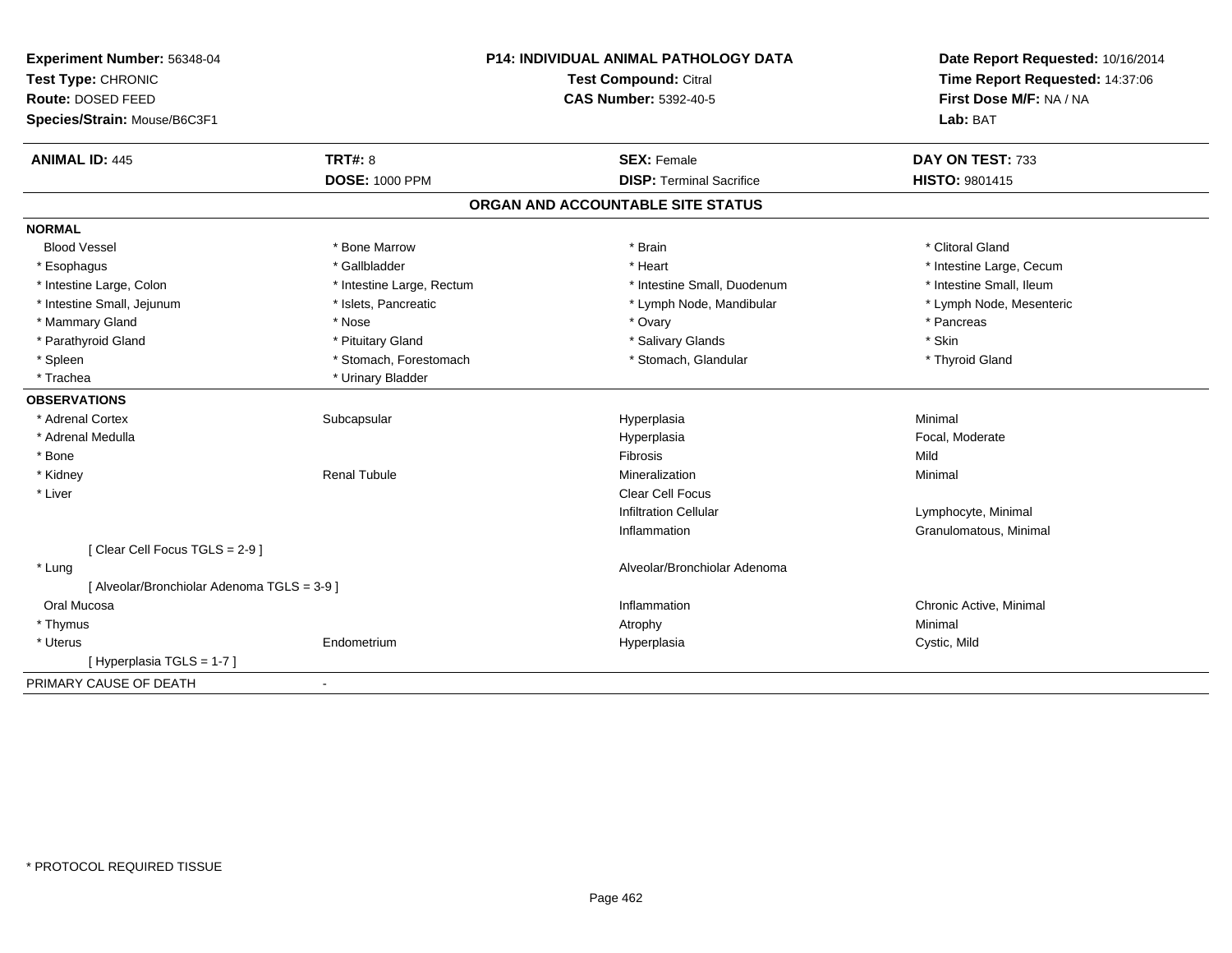**Experiment Number:** 56348-04
**Test Type:** CHRONIC
**Route:** DOSED FEED
**Species/Strain:** Mouse/B6C3F1

**P14: INDIVIDUAL ANIMAL PATHOLOGY DATA**
**Test Compound:** Citral
**CAS Number:** 5392-40-5

**Date Report Requested:** 10/16/2014
**Time Report Requested:** 14:37:06
**First Dose M/F:** NA / NA
**Lab:** BAT

| **ANIMAL ID:** 445 | **TRT#:** 8 | **SEX:** Female | **DAY ON TEST:** 733 |
|---|---|---|---|
| | **DOSE:** 1000 PPM | **DISP:** Terminal Sacrifice | **HISTO:** 9801415 |

## ORGAN AND ACCOUNTABLE SITE STATUS

**NORMAL**

| | | | |
|---|---|---|---|
| Blood Vessel | * Bone Marrow | * Brain | * Clitoral Gland |
| * Esophagus | * Gallbladder | * Heart | * Intestine Large, Cecum |
| * Intestine Large, Colon | * Intestine Large, Rectum | * Intestine Small, Duodenum | * Intestine Small, Ileum |
| * Intestine Small, Jejunum | * Islets, Pancreatic | * Lymph Node, Mandibular | * Lymph Node, Mesenteric |
| * Mammary Gland | * Nose | * Ovary | * Pancreas |
| * Parathyroid Gland | * Pituitary Gland | * Salivary Glands | * Skin |
| * Spleen | * Stomach, Forestomach | * Stomach, Glandular | * Thyroid Gland |
| * Trachea | * Urinary Bladder | | |

**OBSERVATIONS**

| | | | |
|---|---|---|---|
| * Adrenal Cortex | Subcapsular | Hyperplasia | Minimal |
| * Adrenal Medulla | | Hyperplasia | Focal, Moderate |
| * Bone | | Fibrosis | Mild |
| * Kidney | Renal Tubule | Mineralization | Minimal |
| * Liver | | Clear Cell Focus | |
| | | Infiltration Cellular | Lymphocyte, Minimal |
| | | Inflammation | Granulomatous, Minimal |
| [ Clear Cell Focus TGLS = 2-9 ] | | | |
| * Lung | | Alveolar/Bronchiolar Adenoma | |
| [ Alveolar/Bronchiolar Adenoma TGLS = 3-9 ] | | | |
| Oral Mucosa | | Inflammation | Chronic Active, Minimal |
| * Thymus | | Atrophy | Minimal |
| * Uterus | Endometrium | Hyperplasia | Cystic, Mild |
| [ Hyperplasia TGLS = 1-7 ] | | | |

PRIMARY CAUSE OF DEATH -

* PROTOCOL REQUIRED TISSUE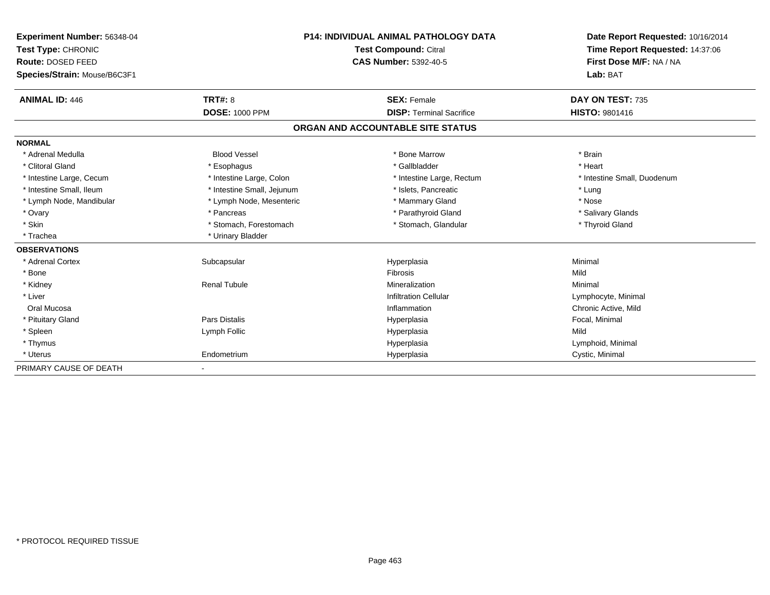**Experiment Number:** 56348-04
**Test Type:** CHRONIC
**Route:** DOSED FEED
**Species/Strain:** Mouse/B6C3F1

**P14: INDIVIDUAL ANIMAL PATHOLOGY DATA**
**Test Compound:** Citral
**CAS Number:** 5392-40-5

**Date Report Requested:** 10/16/2014
**Time Report Requested:** 14:37:06
**First Dose M/F:** NA / NA
**Lab:** BAT

| **ANIMAL ID:** 446 | **TRT#:** 8 | **SEX:** Female | **DAY ON TEST:** 735 |
|---|---|---|---|
| | **DOSE:** 1000 PPM | **DISP:** Terminal Sacrifice | **HISTO:** 9801416 |

## ORGAN AND ACCOUNTABLE SITE STATUS

| | | | |
|---|---|---|---|
| **NORMAL** | | | |
| * Adrenal Medulla | Blood Vessel | * Bone Marrow | * Brain |
| * Clitoral Gland | * Esophagus | * Gallbladder | * Heart |
| * Intestine Large, Cecum | * Intestine Large, Colon | * Intestine Large, Rectum | * Intestine Small, Duodenum |
| * Intestine Small, Ileum | * Intestine Small, Jejunum | * Islets, Pancreatic | * Lung |
| * Lymph Node, Mandibular | * Lymph Node, Mesenteric | * Mammary Gland | * Nose |
| * Ovary | * Pancreas | * Parathyroid Gland | * Salivary Glands |
| * Skin | * Stomach, Forestomach | * Stomach, Glandular | * Thyroid Gland |
| * Trachea | * Urinary Bladder | | |
| **OBSERVATIONS** | | | |
| * Adrenal Cortex | Subcapsular | Hyperplasia | Minimal |
| * Bone | | Fibrosis | Mild |
| * Kidney | Renal Tubule | Mineralization | Minimal |
| * Liver | | Infiltration Cellular | Lymphocyte, Minimal |
| Oral Mucosa | | Inflammation | Chronic Active, Mild |
| * Pituitary Gland | Pars Distalis | Hyperplasia | Focal, Minimal |
| * Spleen | Lymph Follic | Hyperplasia | Mild |
| * Thymus | | Hyperplasia | Lymphoid, Minimal |
| * Uterus | Endometrium | Hyperplasia | Cystic, Minimal |
| PRIMARY CAUSE OF DEATH | - | | |

* PROTOCOL REQUIRED TISSUE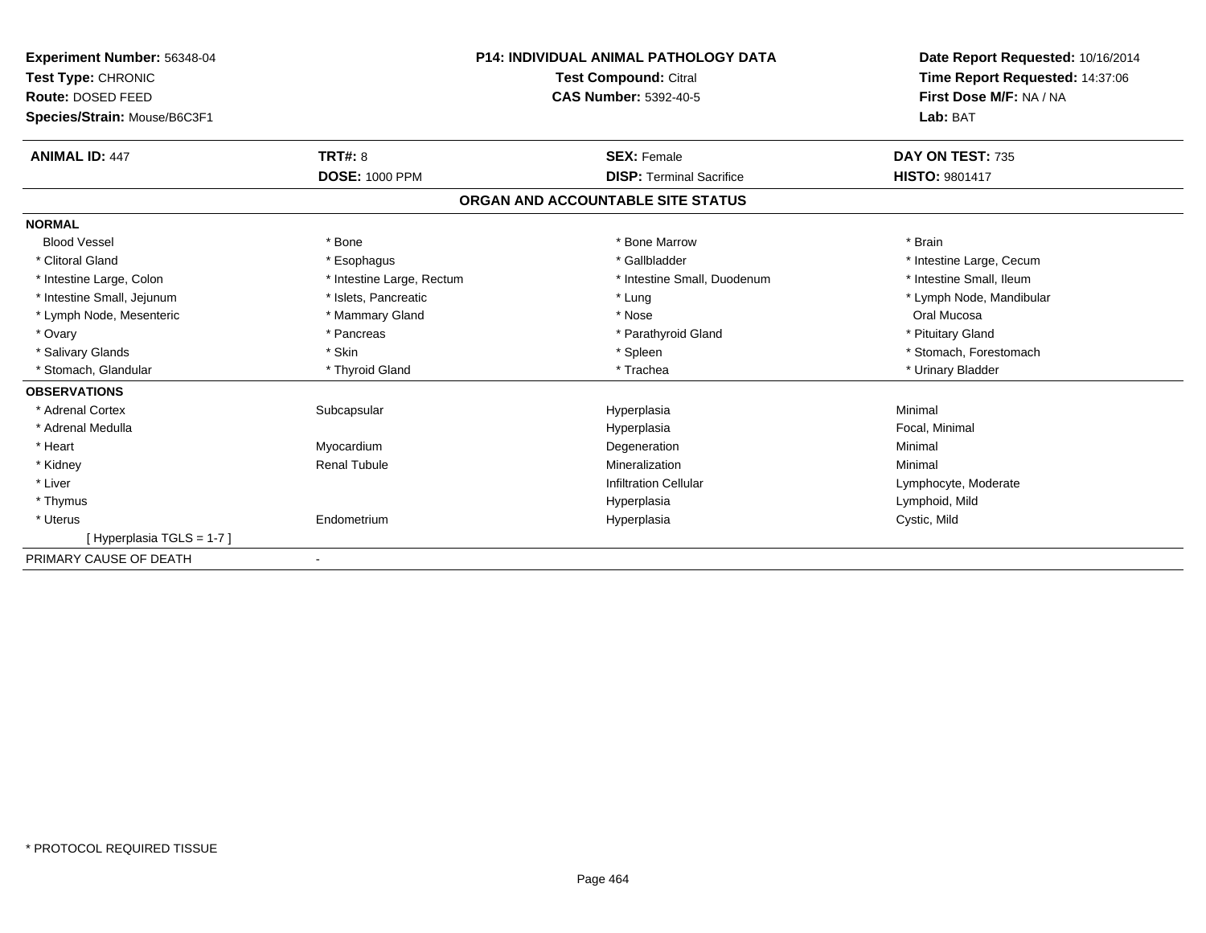**Experiment Number:** 56348-04
**Test Type:** CHRONIC
**Route:** DOSED FEED
**Species/Strain:** Mouse/B6C3F1

**P14: INDIVIDUAL ANIMAL PATHOLOGY DATA**
**Test Compound:** Citral
**CAS Number:** 5392-40-5

**Date Report Requested:** 10/16/2014
**Time Report Requested:** 14:37:06
**First Dose M/F:** NA / NA
**Lab:** BAT

| **ANIMAL ID:** 447 | **TRT#:** 8 | **SEX:** Female | **DAY ON TEST:** 735 |
|---|---|---|---|
| | **DOSE:** 1000 PPM | **DISP:** Terminal Sacrifice | **HISTO:** 9801417 |

## ORGAN AND ACCOUNTABLE SITE STATUS

**NORMAL**

| | | | |
|---|---|---|---|
| Blood Vessel | * Bone | * Bone Marrow | * Brain |
| * Clitoral Gland | * Esophagus | * Gallbladder | * Intestine Large, Cecum |
| * Intestine Large, Colon | * Intestine Large, Rectum | * Intestine Small, Duodenum | * Intestine Small, Ileum |
| * Intestine Small, Jejunum | * Islets, Pancreatic | * Lung | * Lymph Node, Mandibular |
| * Lymph Node, Mesenteric | * Mammary Gland | * Nose | Oral Mucosa |
| * Ovary | * Pancreas | * Parathyroid Gland | * Pituitary Gland |
| * Salivary Glands | * Skin | * Spleen | * Stomach, Forestomach |
| * Stomach, Glandular | * Thyroid Gland | * Trachea | * Urinary Bladder |

**OBSERVATIONS**

| | | | |
|---|---|---|---|
| * Adrenal Cortex | Subcapsular | Hyperplasia | Minimal |
| * Adrenal Medulla | | Hyperplasia | Focal, Minimal |
| * Heart | Myocardium | Degeneration | Minimal |
| * Kidney | Renal Tubule | Mineralization | Minimal |
| * Liver | | Infiltration Cellular | Lymphocyte, Moderate |
| * Thymus | | Hyperplasia | Lymphoid, Mild |
| * Uterus | Endometrium | Hyperplasia | Cystic, Mild |
| [ Hyperplasia TGLS = 1-7 ] | | | |

PRIMARY CAUSE OF DEATH -

* PROTOCOL REQUIRED TISSUE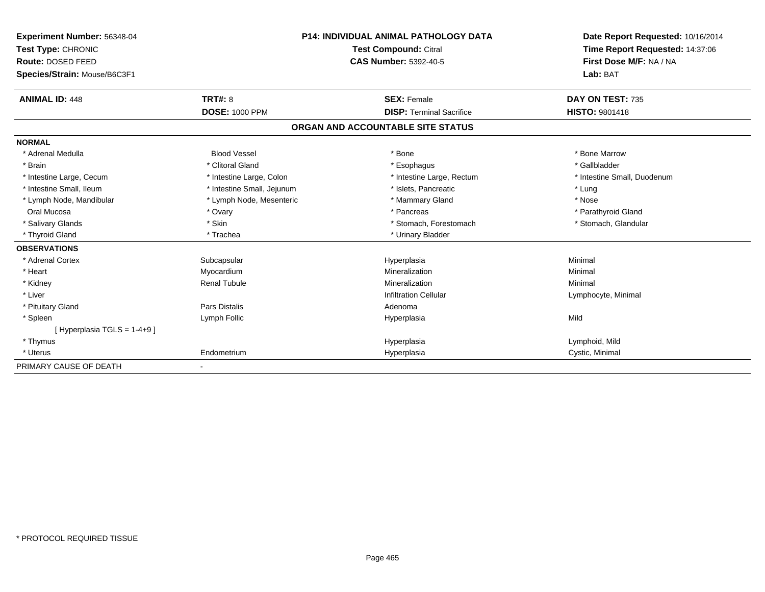**Experiment Number:** 56348-04
**Test Type:** CHRONIC
**Route:** DOSED FEED
**Species/Strain:** Mouse/B6C3F1

**P14: INDIVIDUAL ANIMAL PATHOLOGY DATA**
**Test Compound:** Citral
**CAS Number:** 5392-40-5

**Date Report Requested:** 10/16/2014
**Time Report Requested:** 14:37:06
**First Dose M/F:** NA / NA
**Lab:** BAT

| **ANIMAL ID:** 448 | **TRT#:** 8 | **SEX:** Female | **DAY ON TEST:** 735 |
|---|---|---|---|
| | **DOSE:** 1000 PPM | **DISP:** Terminal Sacrifice | **HISTO:** 9801418 |

## ORGAN AND ACCOUNTABLE SITE STATUS

| | | | |
|---|---|---|---|
| **NORMAL** | | | |
| * Adrenal Medulla | Blood Vessel | * Bone | * Bone Marrow |
| * Brain | * Clitoral Gland | * Esophagus | * Gallbladder |
| * Intestine Large, Cecum | * Intestine Large, Colon | * Intestine Large, Rectum | * Intestine Small, Duodenum |
| * Intestine Small, Ileum | * Intestine Small, Jejunum | * Islets, Pancreatic | * Lung |
| * Lymph Node, Mandibular | * Lymph Node, Mesenteric | * Mammary Gland | * Nose |
| Oral Mucosa | * Ovary | * Pancreas | * Parathyroid Gland |
| * Salivary Glands | * Skin | * Stomach, Forestomach | * Stomach, Glandular |
| * Thyroid Gland | * Trachea | * Urinary Bladder | |
| **OBSERVATIONS** | | | |
| * Adrenal Cortex | Subcapsular | Hyperplasia | Minimal |
| * Heart | Myocardium | Mineralization | Minimal |
| * Kidney | Renal Tubule | Mineralization | Minimal |
| * Liver | | Infiltration Cellular | Lymphocyte, Minimal |
| * Pituitary Gland | Pars Distalis | Adenoma | |
| * Spleen | Lymph Follic | Hyperplasia | Mild |
| [ Hyperplasia TGLS = 1-4+9 ] | | | |
| * Thymus | | Hyperplasia | Lymphoid, Mild |
| * Uterus | Endometrium | Hyperplasia | Cystic, Minimal |
| PRIMARY CAUSE OF DEATH | - | | |

* PROTOCOL REQUIRED TISSUE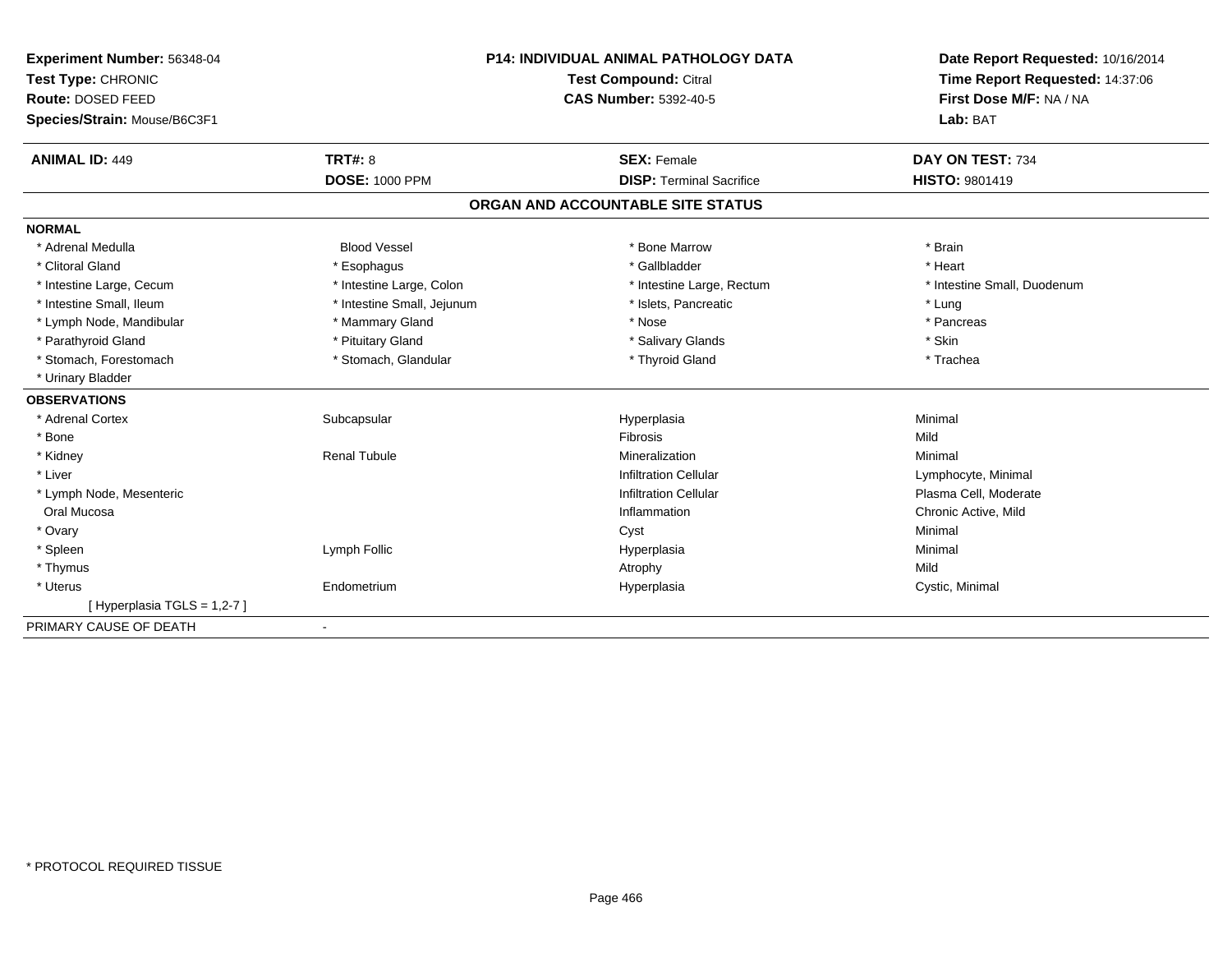**Experiment Number:** 56348-04
**Test Type:** CHRONIC
**Route:** DOSED FEED
**Species/Strain:** Mouse/B6C3F1

**P14: INDIVIDUAL ANIMAL PATHOLOGY DATA**
**Test Compound:** Citral
**CAS Number:** 5392-40-5

**Date Report Requested:** 10/16/2014
**Time Report Requested:** 14:37:06
**First Dose M/F:** NA / NA
**Lab:** BAT

| **ANIMAL ID:** 449 | **TRT#:** 8 | **SEX:** Female | **DAY ON TEST:** 734 |
|---|---|---|---|
| | **DOSE:** 1000 PPM | **DISP:** Terminal Sacrifice | **HISTO:** 9801419 |

## ORGAN AND ACCOUNTABLE SITE STATUS

**NORMAL**

| | | | |
|---|---|---|---|
| * Adrenal Medulla | Blood Vessel | * Bone Marrow | * Brain |
| * Clitoral Gland | * Esophagus | * Gallbladder | * Heart |
| * Intestine Large, Cecum | * Intestine Large, Colon | * Intestine Large, Rectum | * Intestine Small, Duodenum |
| * Intestine Small, Ileum | * Intestine Small, Jejunum | * Islets, Pancreatic | * Lung |
| * Lymph Node, Mandibular | * Mammary Gland | * Nose | * Pancreas |
| * Parathyroid Gland | * Pituitary Gland | * Salivary Glands | * Skin |
| * Stomach, Forestomach | * Stomach, Glandular | * Thyroid Gland | * Trachea |
| * Urinary Bladder | | | |

**OBSERVATIONS**

| | | | |
|---|---|---|---|
| * Adrenal Cortex | Subcapsular | Hyperplasia | Minimal |
| * Bone | | Fibrosis | Mild |
| * Kidney | Renal Tubule | Mineralization | Minimal |
| * Liver | | Infiltration Cellular | Lymphocyte, Minimal |
| * Lymph Node, Mesenteric | | Infiltration Cellular | Plasma Cell, Moderate |
| Oral Mucosa | | Inflammation | Chronic Active, Mild |
| * Ovary | | Cyst | Minimal |
| * Spleen | Lymph Follic | Hyperplasia | Minimal |
| * Thymus | | Atrophy | Mild |
| * Uterus | Endometrium | Hyperplasia | Cystic, Minimal |
| [ Hyperplasia TGLS = 1,2-7 ] | | | |

PRIMARY CAUSE OF DEATH -

* PROTOCOL REQUIRED TISSUE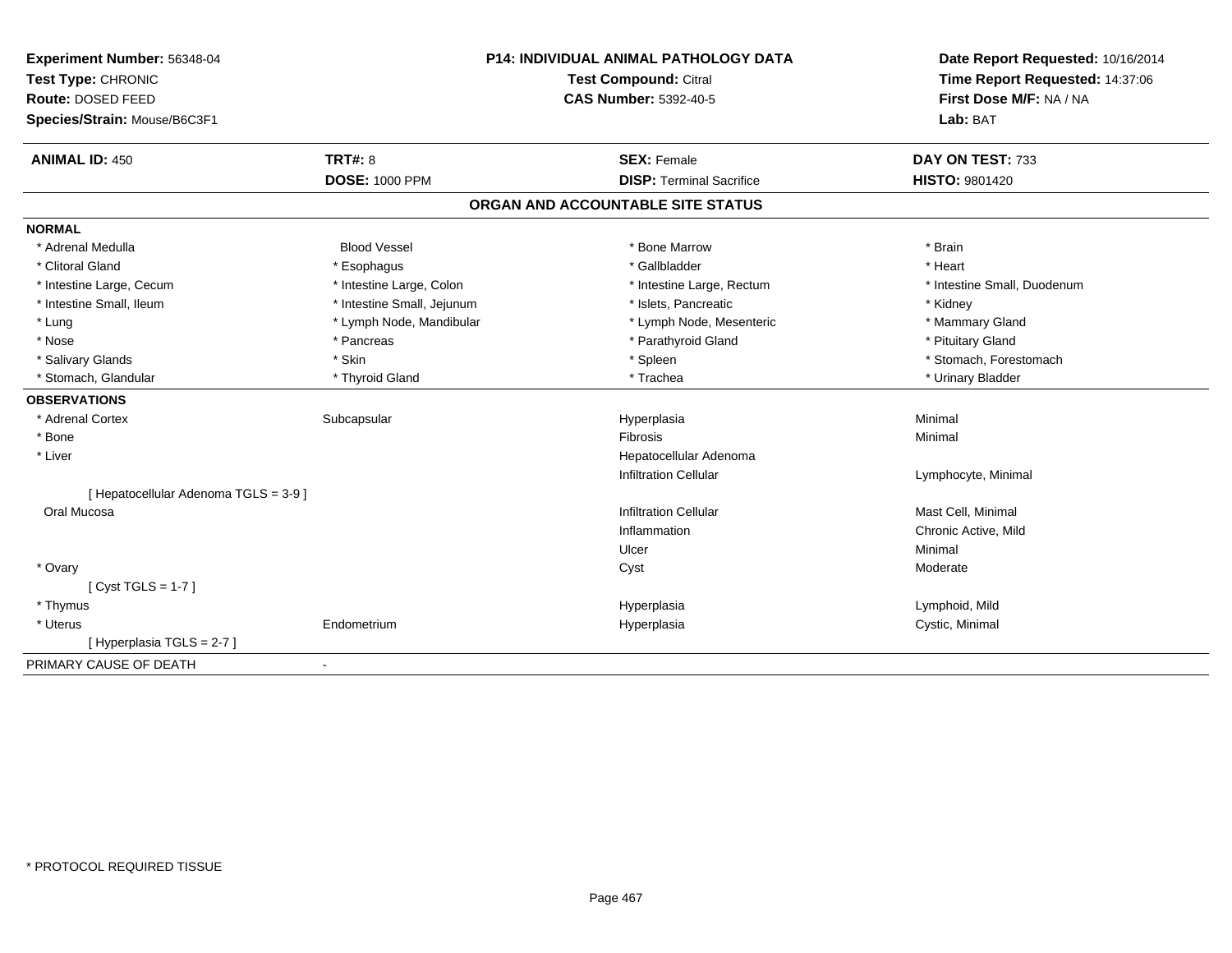**Experiment Number:** 56348-04
**Test Type:** CHRONIC
**Route:** DOSED FEED
**Species/Strain:** Mouse/B6C3F1

**P14: INDIVIDUAL ANIMAL PATHOLOGY DATA**
**Test Compound:** Citral
**CAS Number:** 5392-40-5

**Date Report Requested:** 10/16/2014
**Time Report Requested:** 14:37:06
**First Dose M/F:** NA / NA
**Lab:** BAT

| **ANIMAL ID:** 450 | **TRT#:** 8 | **SEX:** Female | **DAY ON TEST:** 733 |
|---|---|---|---|
| | **DOSE:** 1000 PPM | **DISP:** Terminal Sacrifice | **HISTO:** 9801420 |

## ORGAN AND ACCOUNTABLE SITE STATUS

**NORMAL**

| | | | |
|---|---|---|---|
| * Adrenal Medulla | Blood Vessel | * Bone Marrow | * Brain |
| * Clitoral Gland | * Esophagus | * Gallbladder | * Heart |
| * Intestine Large, Cecum | * Intestine Large, Colon | * Intestine Large, Rectum | * Intestine Small, Duodenum |
| * Intestine Small, Ileum | * Intestine Small, Jejunum | * Islets, Pancreatic | * Kidney |
| * Lung | * Lymph Node, Mandibular | * Lymph Node, Mesenteric | * Mammary Gland |
| * Nose | * Pancreas | * Parathyroid Gland | * Pituitary Gland |
| * Salivary Glands | * Skin | * Spleen | * Stomach, Forestomach |
| * Stomach, Glandular | * Thyroid Gland | * Trachea | * Urinary Bladder |

**OBSERVATIONS**

| | | | |
|---|---|---|---|
| * Adrenal Cortex | Subcapsular | Hyperplasia | Minimal |
| * Bone | | Fibrosis | Minimal |
| * Liver | | Hepatocellular Adenoma | |
| | | Infiltration Cellular | Lymphocyte, Minimal |
| [ Hepatocellular Adenoma TGLS = 3-9 ] | | | |
| Oral Mucosa | | Infiltration Cellular | Mast Cell, Minimal |
| | | Inflammation | Chronic Active, Mild |
| | | Ulcer | Minimal |
| * Ovary | | Cyst | Moderate |
| [ Cyst TGLS = 1-7 ] | | | |
| * Thymus | | Hyperplasia | Lymphoid, Mild |
| * Uterus | Endometrium | Hyperplasia | Cystic, Minimal |
| [ Hyperplasia TGLS = 2-7 ] | | | |

PRIMARY CAUSE OF DEATH -

* PROTOCOL REQUIRED TISSUE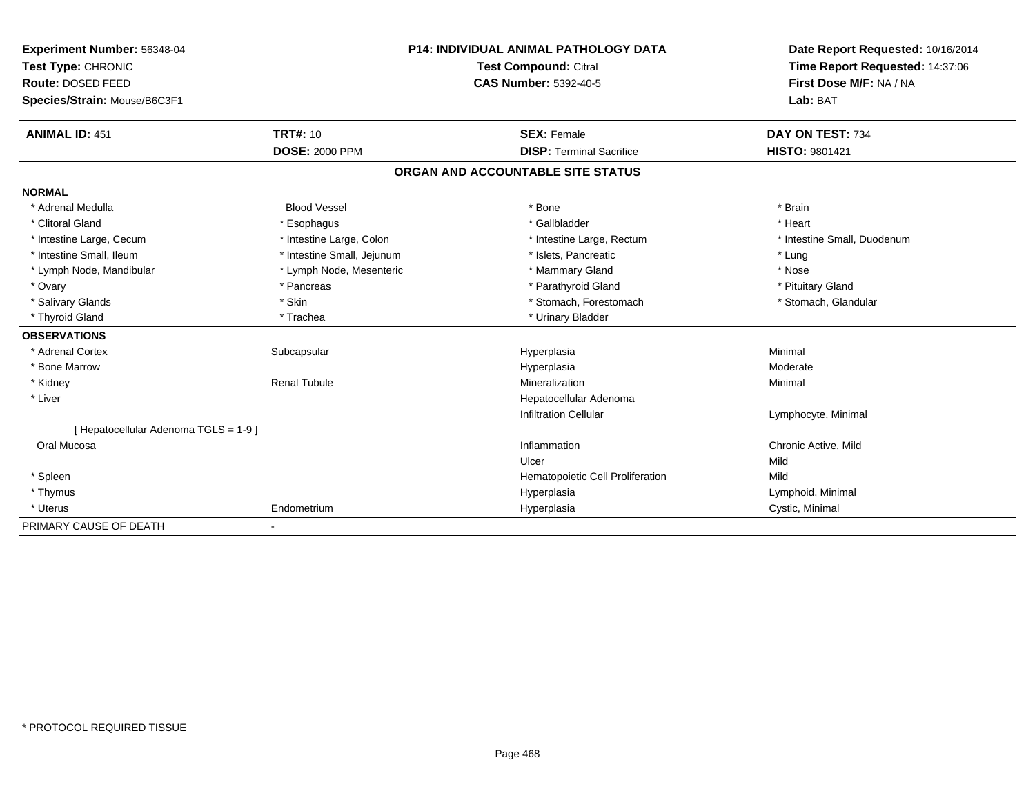**Experiment Number:** 56348-04
**Test Type:** CHRONIC
**Route:** DOSED FEED
**Species/Strain:** Mouse/B6C3F1

**P14: INDIVIDUAL ANIMAL PATHOLOGY DATA**
**Test Compound:** Citral
**CAS Number:** 5392-40-5

**Date Report Requested:** 10/16/2014
**Time Report Requested:** 14:37:06
**First Dose M/F:** NA / NA
**Lab:** BAT

| **ANIMAL ID:** 451 | **TRT#:** 10 | **SEX:** Female | **DAY ON TEST:** 734 |
|---|---|---|---|
| | **DOSE:** 2000 PPM | **DISP:** Terminal Sacrifice | **HISTO:** 9801421 |

## ORGAN AND ACCOUNTABLE SITE STATUS

**NORMAL**

| | | | |
|---|---|---|---|
| * Adrenal Medulla | Blood Vessel | * Bone | * Brain |
| * Clitoral Gland | * Esophagus | * Gallbladder | * Heart |
| * Intestine Large, Cecum | * Intestine Large, Colon | * Intestine Large, Rectum | * Intestine Small, Duodenum |
| * Intestine Small, Ileum | * Intestine Small, Jejunum | * Islets, Pancreatic | * Lung |
| * Lymph Node, Mandibular | * Lymph Node, Mesenteric | * Mammary Gland | * Nose |
| * Ovary | * Pancreas | * Parathyroid Gland | * Pituitary Gland |
| * Salivary Glands | * Skin | * Stomach, Forestomach | * Stomach, Glandular |
| * Thyroid Gland | * Trachea | * Urinary Bladder | |

**OBSERVATIONS**

| | | | |
|---|---|---|---|
| * Adrenal Cortex | Subcapsular | Hyperplasia | Minimal |
| * Bone Marrow | | Hyperplasia | Moderate |
| * Kidney | Renal Tubule | Mineralization | Minimal |
| * Liver | | Hepatocellular Adenoma | |
| | | Infiltration Cellular | Lymphocyte, Minimal |
| [ Hepatocellular Adenoma TGLS = 1-9 ] | | | |
| Oral Mucosa | | Inflammation | Chronic Active, Mild |
| | | Ulcer | Mild |
| * Spleen | | Hematopoietic Cell Proliferation | Mild |
| * Thymus | | Hyperplasia | Lymphoid, Minimal |
| * Uterus | Endometrium | Hyperplasia | Cystic, Minimal |

PRIMARY CAUSE OF DEATH -

* PROTOCOL REQUIRED TISSUE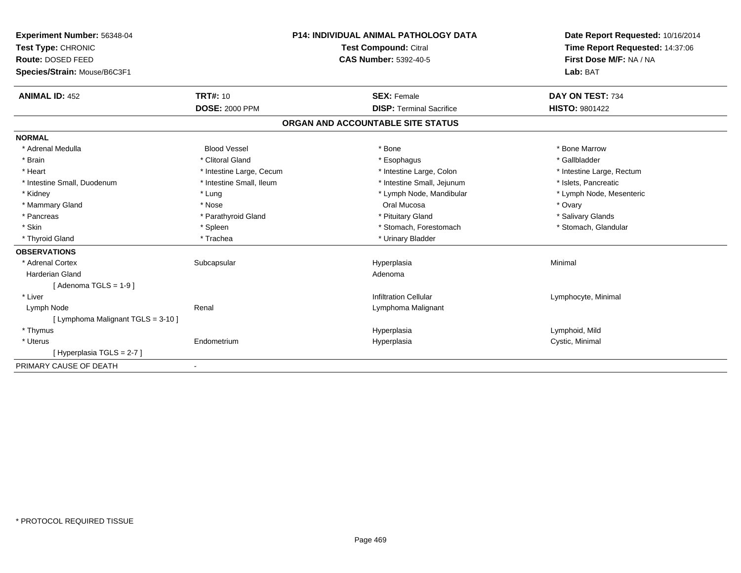**Experiment Number:** 56348-04
**Test Type:** CHRONIC
**Route:** DOSED FEED
**Species/Strain:** Mouse/B6C3F1

**P14: INDIVIDUAL ANIMAL PATHOLOGY DATA**
**Test Compound:** Citral
**CAS Number:** 5392-40-5

**Date Report Requested:** 10/16/2014
**Time Report Requested:** 14:37:06
**First Dose M/F:** NA / NA
**Lab:** BAT

| **ANIMAL ID:** 452 | **TRT#:** 10 | **SEX:** Female | **DAY ON TEST:** 734 |
|---|---|---|---|
| | **DOSE:** 2000 PPM | **DISP:** Terminal Sacrifice | **HISTO:** 9801422 |

## ORGAN AND ACCOUNTABLE SITE STATUS

**NORMAL**

| | | | |
|---|---|---|---|
| * Adrenal Medulla | Blood Vessel | * Bone | * Bone Marrow |
| * Brain | * Clitoral Gland | * Esophagus | * Gallbladder |
| * Heart | * Intestine Large, Cecum | * Intestine Large, Colon | * Intestine Large, Rectum |
| * Intestine Small, Duodenum | * Intestine Small, Ileum | * Intestine Small, Jejunum | * Islets, Pancreatic |
| * Kidney | * Lung | * Lymph Node, Mandibular | * Lymph Node, Mesenteric |
| * Mammary Gland | * Nose | Oral Mucosa | * Ovary |
| * Pancreas | * Parathyroid Gland | * Pituitary Gland | * Salivary Glands |
| * Skin | * Spleen | * Stomach, Forestomach | * Stomach, Glandular |
| * Thyroid Gland | * Trachea | * Urinary Bladder | |

**OBSERVATIONS**

| | | | |
|---|---|---|---|
| * Adrenal Cortex | Subcapsular | Hyperplasia | Minimal |
| Harderian Gland | | Adenoma | |
| [ Adenoma TGLS = 1-9 ] | | | |
| * Liver | | Infiltration Cellular | Lymphocyte, Minimal |
| Lymph Node | Renal | Lymphoma Malignant | |
| [ Lymphoma Malignant TGLS = 3-10 ] | | | |
| * Thymus | | Hyperplasia | Lymphoid, Mild |
| * Uterus | Endometrium | Hyperplasia | Cystic, Minimal |
| [ Hyperplasia TGLS = 2-7 ] | | | |

PRIMARY CAUSE OF DEATH -

* PROTOCOL REQUIRED TISSUE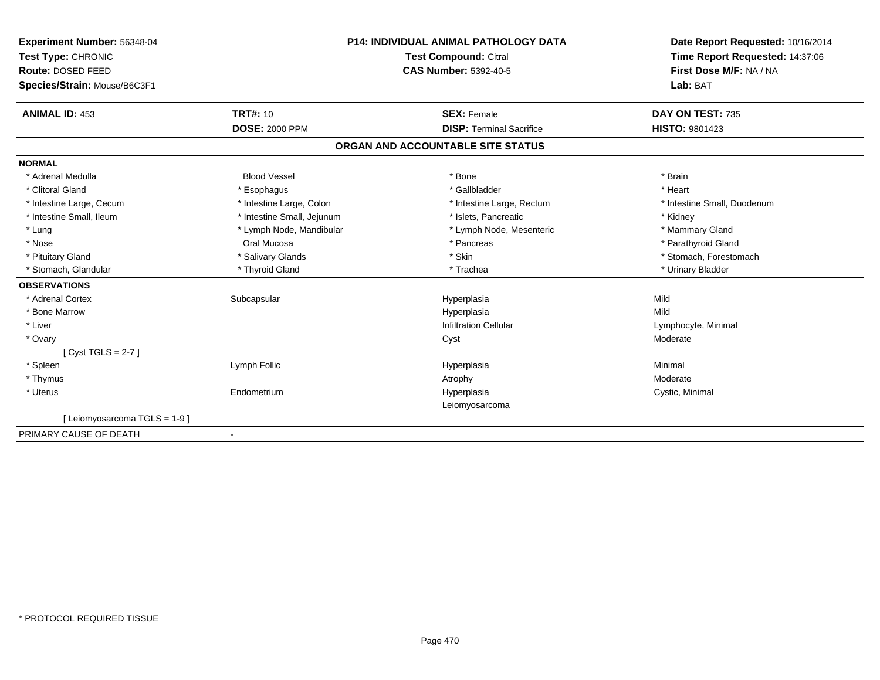**Experiment Number:** 56348-04
**Test Type:** CHRONIC
**Route:** DOSED FEED
**Species/Strain:** Mouse/B6C3F1

**P14: INDIVIDUAL ANIMAL PATHOLOGY DATA**
**Test Compound:** Citral
**CAS Number:** 5392-40-5

**Date Report Requested:** 10/16/2014
**Time Report Requested:** 14:37:06
**First Dose M/F:** NA / NA
**Lab:** BAT

| **ANIMAL ID:** 453 | **TRT#:** 10 | **SEX:** Female | **DAY ON TEST:** 735 |
|---|---|---|---|
| | **DOSE:** 2000 PPM | **DISP:** Terminal Sacrifice | **HISTO:** 9801423 |

## ORGAN AND ACCOUNTABLE SITE STATUS

**NORMAL**

| | | | |
|---|---|---|---|
| * Adrenal Medulla | Blood Vessel | * Bone | * Brain |
| * Clitoral Gland | * Esophagus | * Gallbladder | * Heart |
| * Intestine Large, Cecum | * Intestine Large, Colon | * Intestine Large, Rectum | * Intestine Small, Duodenum |
| * Intestine Small, Ileum | * Intestine Small, Jejunum | * Islets, Pancreatic | * Kidney |
| * Lung | * Lymph Node, Mandibular | * Lymph Node, Mesenteric | * Mammary Gland |
| * Nose | Oral Mucosa | * Pancreas | * Parathyroid Gland |
| * Pituitary Gland | * Salivary Glands | * Skin | * Stomach, Forestomach |
| * Stomach, Glandular | * Thyroid Gland | * Trachea | * Urinary Bladder |

**OBSERVATIONS**

| | | | |
|---|---|---|---|
| * Adrenal Cortex | Subcapsular | Hyperplasia | Mild |
| * Bone Marrow | | Hyperplasia | Mild |
| * Liver | | Infiltration Cellular | Lymphocyte, Minimal |
| * Ovary | | Cyst | Moderate |
| [ Cyst TGLS = 2-7 ] | | | |
| * Spleen | Lymph Follic | Hyperplasia | Minimal |
| * Thymus | | Atrophy | Moderate |
| * Uterus | Endometrium | Hyperplasia | Cystic, Minimal |
| | | Leiomyosarcoma | |
| [ Leiomyosarcoma TGLS = 1-9 ] | | | |

PRIMARY CAUSE OF DEATH -

* PROTOCOL REQUIRED TISSUE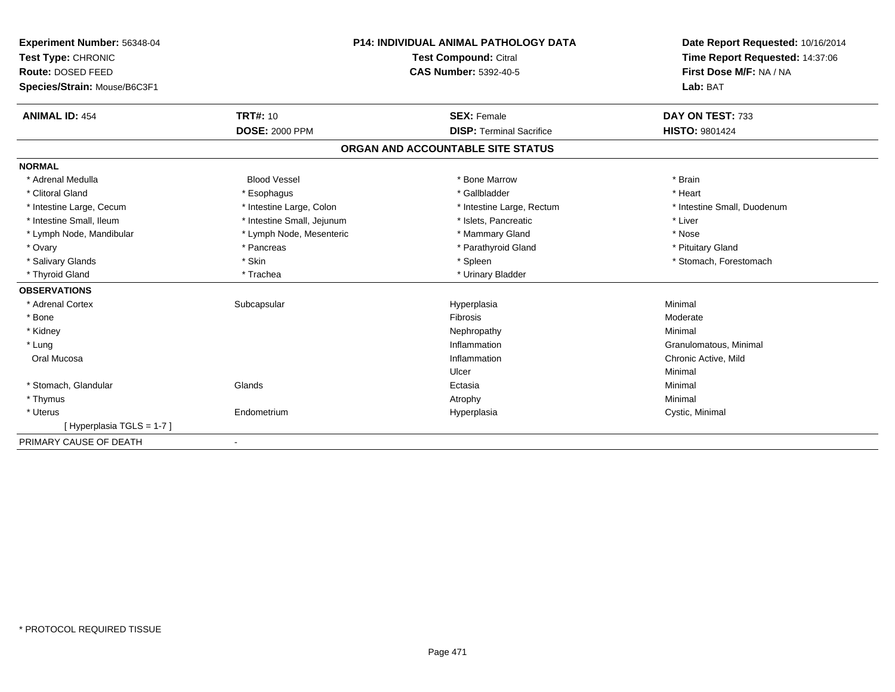**Experiment Number:** 56348-04
**Test Type:** CHRONIC
**Route:** DOSED FEED
**Species/Strain:** Mouse/B6C3F1

**P14: INDIVIDUAL ANIMAL PATHOLOGY DATA**
**Test Compound:** Citral
**CAS Number:** 5392-40-5

**Date Report Requested:** 10/16/2014
**Time Report Requested:** 14:37:06
**First Dose M/F:** NA / NA
**Lab:** BAT

| **ANIMAL ID:** 454 | **TRT#:** 10 | **SEX:** Female | **DAY ON TEST:** 733 |
|---|---|---|---|
| | **DOSE:** 2000 PPM | **DISP:** Terminal Sacrifice | **HISTO:** 9801424 |

## ORGAN AND ACCOUNTABLE SITE STATUS

**NORMAL**

| | | | |
|---|---|---|---|
| * Adrenal Medulla | Blood Vessel | * Bone Marrow | * Brain |
| * Clitoral Gland | * Esophagus | * Gallbladder | * Heart |
| * Intestine Large, Cecum | * Intestine Large, Colon | * Intestine Large, Rectum | * Intestine Small, Duodenum |
| * Intestine Small, Ileum | * Intestine Small, Jejunum | * Islets, Pancreatic | * Liver |
| * Lymph Node, Mandibular | * Lymph Node, Mesenteric | * Mammary Gland | * Nose |
| * Ovary | * Pancreas | * Parathyroid Gland | * Pituitary Gland |
| * Salivary Glands | * Skin | * Spleen | * Stomach, Forestomach |
| * Thyroid Gland | * Trachea | * Urinary Bladder | |

**OBSERVATIONS**

| | | | |
|---|---|---|---|
| * Adrenal Cortex | Subcapsular | Hyperplasia | Minimal |
| * Bone | | Fibrosis | Moderate |
| * Kidney | | Nephropathy | Minimal |
| * Lung | | Inflammation | Granulomatous, Minimal |
| Oral Mucosa | | Inflammation | Chronic Active, Mild |
| | | Ulcer | Minimal |
| * Stomach, Glandular | Glands | Ectasia | Minimal |
| * Thymus | | Atrophy | Minimal |
| * Uterus | Endometrium | Hyperplasia | Cystic, Minimal |
| [ Hyperplasia TGLS = 1-7 ] | | | |

PRIMARY CAUSE OF DEATH -

* PROTOCOL REQUIRED TISSUE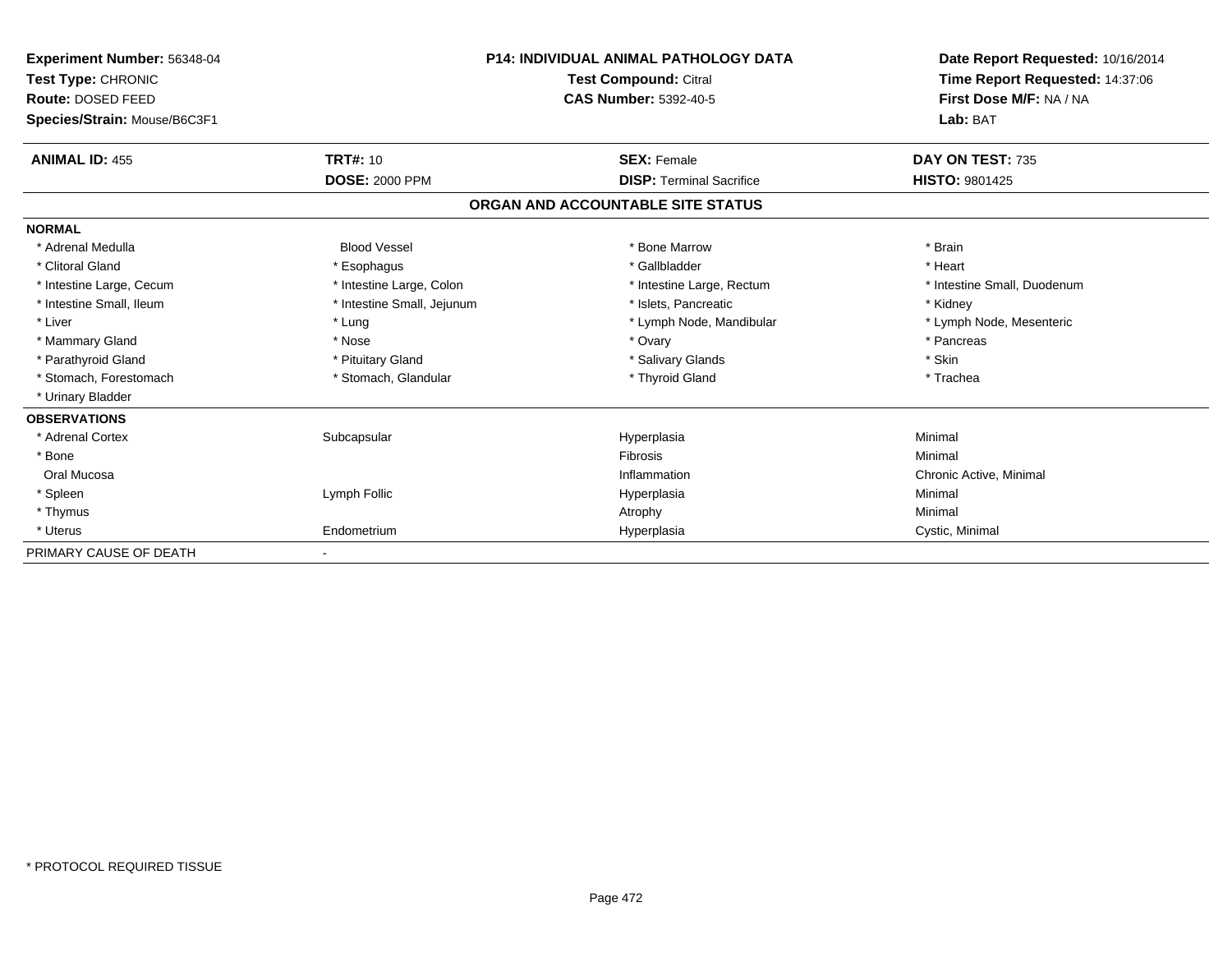**Experiment Number:** 56348-04
**Test Type:** CHRONIC
**Route:** DOSED FEED
**Species/Strain:** Mouse/B6C3F1

**P14: INDIVIDUAL ANIMAL PATHOLOGY DATA**
**Test Compound:** Citral
**CAS Number:** 5392-40-5

**Date Report Requested:** 10/16/2014
**Time Report Requested:** 14:37:06
**First Dose M/F:** NA / NA
**Lab:** BAT

| **ANIMAL ID:** 455 | **TRT#:** 10 | **SEX:** Female | **DAY ON TEST:** 735 |
|---|---|---|---|
| | **DOSE:** 2000 PPM | **DISP:** Terminal Sacrifice | **HISTO:** 9801425 |

**ORGAN AND ACCOUNTABLE SITE STATUS**

**NORMAL**

| | | | |
|---|---|---|---|
| * Adrenal Medulla | Blood Vessel | * Bone Marrow | * Brain |
| * Clitoral Gland | * Esophagus | * Gallbladder | * Heart |
| * Intestine Large, Cecum | * Intestine Large, Colon | * Intestine Large, Rectum | * Intestine Small, Duodenum |
| * Intestine Small, Ileum | * Intestine Small, Jejunum | * Islets, Pancreatic | * Kidney |
| * Liver | * Lung | * Lymph Node, Mandibular | * Lymph Node, Mesenteric |
| * Mammary Gland | * Nose | * Ovary | * Pancreas |
| * Parathyroid Gland | * Pituitary Gland | * Salivary Glands | * Skin |
| * Stomach, Forestomach | * Stomach, Glandular | * Thyroid Gland | * Trachea |
| * Urinary Bladder | | | |

**OBSERVATIONS**

| | | | |
|---|---|---|---|
| * Adrenal Cortex | Subcapsular | Hyperplasia | Minimal |
| * Bone | | Fibrosis | Minimal |
| Oral Mucosa | | Inflammation | Chronic Active, Minimal |
| * Spleen | Lymph Follic | Hyperplasia | Minimal |
| * Thymus | | Atrophy | Minimal |
| * Uterus | Endometrium | Hyperplasia | Cystic, Minimal |

PRIMARY CAUSE OF DEATH -

* PROTOCOL REQUIRED TISSUE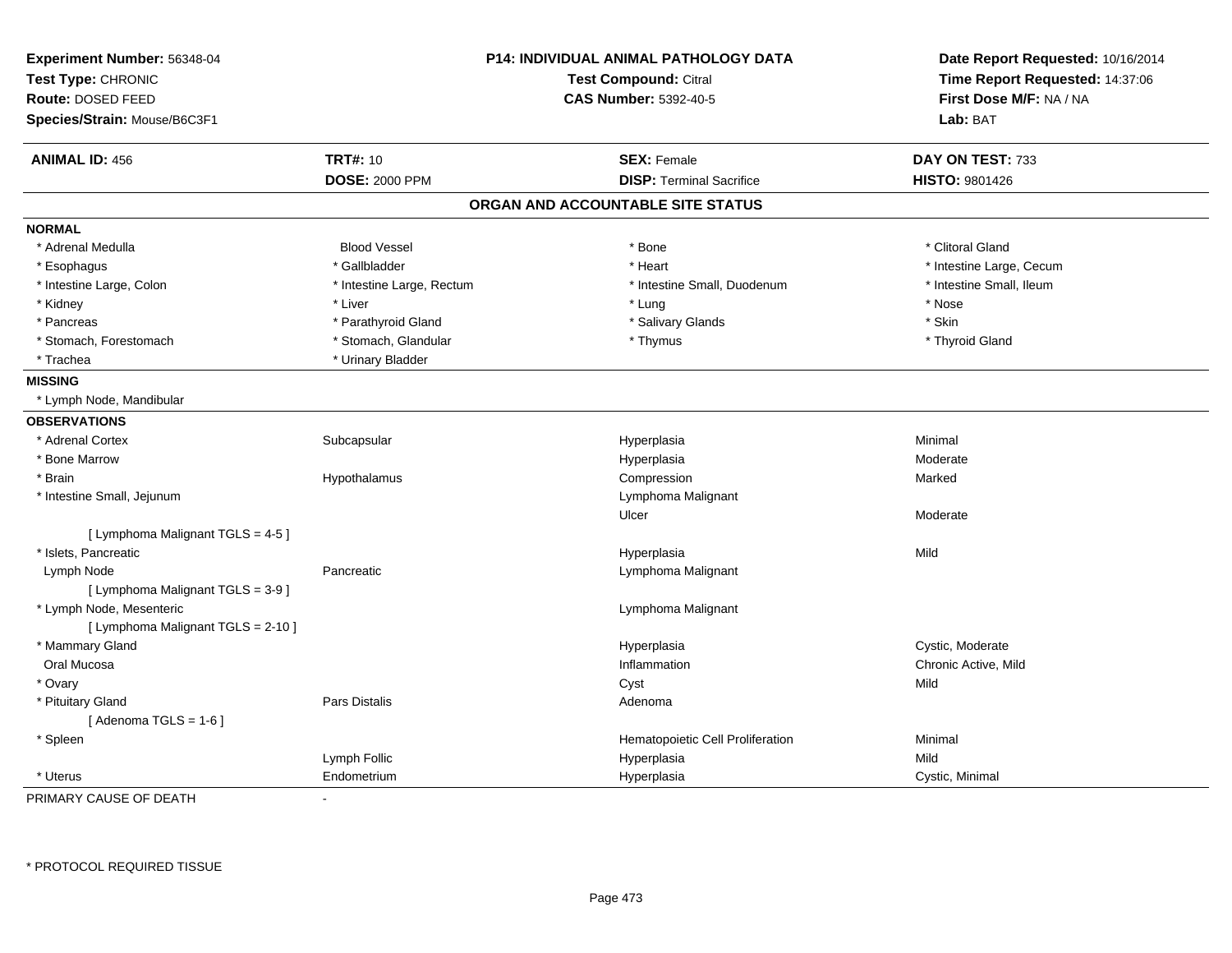**Experiment Number:** 56348-04
**Test Type:** CHRONIC
**Route:** DOSED FEED
**Species/Strain:** Mouse/B6C3F1

**P14: INDIVIDUAL ANIMAL PATHOLOGY DATA**
**Test Compound:** Citral
**CAS Number:** 5392-40-5

**Date Report Requested:** 10/16/2014
**Time Report Requested:** 14:37:06
**First Dose M/F:** NA / NA
**Lab:** BAT

| **ANIMAL ID:** 456 | **TRT#:** 10 | **SEX:** Female | **DAY ON TEST:** 733 |
|---|---|---|---|
| | **DOSE:** 2000 PPM | **DISP:** Terminal Sacrifice | **HISTO:** 9801426 |

## ORGAN AND ACCOUNTABLE SITE STATUS

**NORMAL**

| | | | |
|---|---|---|---|
| * Adrenal Medulla | Blood Vessel | * Bone | * Clitoral Gland |
| * Esophagus | * Gallbladder | * Heart | * Intestine Large, Cecum |
| * Intestine Large, Colon | * Intestine Large, Rectum | * Intestine Small, Duodenum | * Intestine Small, Ileum |
| * Kidney | * Liver | * Lung | * Nose |
| * Pancreas | * Parathyroid Gland | * Salivary Glands | * Skin |
| * Stomach, Forestomach | * Stomach, Glandular | * Thymus | * Thyroid Gland |
| * Trachea | * Urinary Bladder | | |

**MISSING**

* Lymph Node, Mandibular

**OBSERVATIONS**

| Organ | Site | Finding | Severity |
|---|---|---|---|
| * Adrenal Cortex | Subcapsular | Hyperplasia | Minimal |
| * Bone Marrow | | Hyperplasia | Moderate |
| * Brain | Hypothalamus | Compression | Marked |
| * Intestine Small, Jejunum | | Lymphoma Malignant | |
| | | Ulcer | Moderate |
| [ Lymphoma Malignant TGLS = 4-5 ] | | | |
| * Islets, Pancreatic | | Hyperplasia | Mild |
| Lymph Node | Pancreatic | Lymphoma Malignant | |
| [ Lymphoma Malignant TGLS = 3-9 ] | | | |
| * Lymph Node, Mesenteric | | Lymphoma Malignant | |
| [ Lymphoma Malignant TGLS = 2-10 ] | | | |
| * Mammary Gland | | Hyperplasia | Cystic, Moderate |
| Oral Mucosa | | Inflammation | Chronic Active, Mild |
| * Ovary | | Cyst | Mild |
| * Pituitary Gland | Pars Distalis | Adenoma | |
| [ Adenoma TGLS = 1-6 ] | | | |
| * Spleen | | Hematopoietic Cell Proliferation | Minimal |
| | Lymph Follic | Hyperplasia | Mild |
| * Uterus | Endometrium | Hyperplasia | Cystic, Minimal |

PRIMARY CAUSE OF DEATH -

* PROTOCOL REQUIRED TISSUE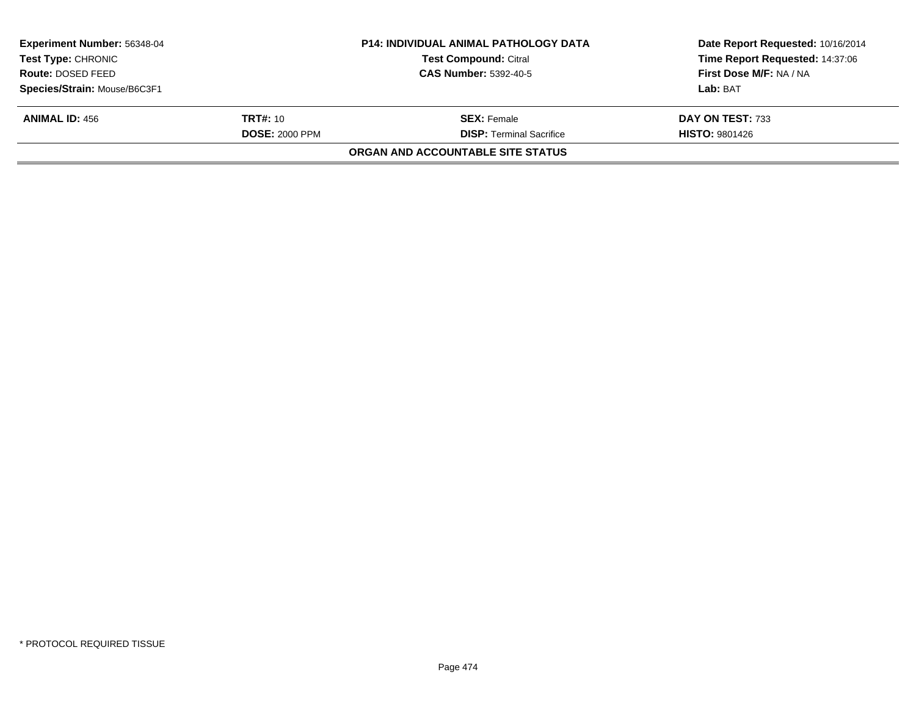**Experiment Number:** 56348-04
**Test Type:** CHRONIC
**Route:** DOSED FEED
**Species/Strain:** Mouse/B6C3F1

**P14: INDIVIDUAL ANIMAL PATHOLOGY DATA**
**Test Compound:** Citral
**CAS Number:** 5392-40-5

**Date Report Requested:** 10/16/2014
**Time Report Requested:** 14:37:06
**First Dose M/F:** NA / NA
**Lab:** BAT

| **ANIMAL ID:** 456 | **TRT#:** 10 | **SEX:** Female | **DAY ON TEST:** 733 |
|---|---|---|---|
| | **DOSE:** 2000 PPM | **DISP:** Terminal Sacrifice | **HISTO:** 9801426 |

**ORGAN AND ACCOUNTABLE SITE STATUS**

* PROTOCOL REQUIRED TISSUE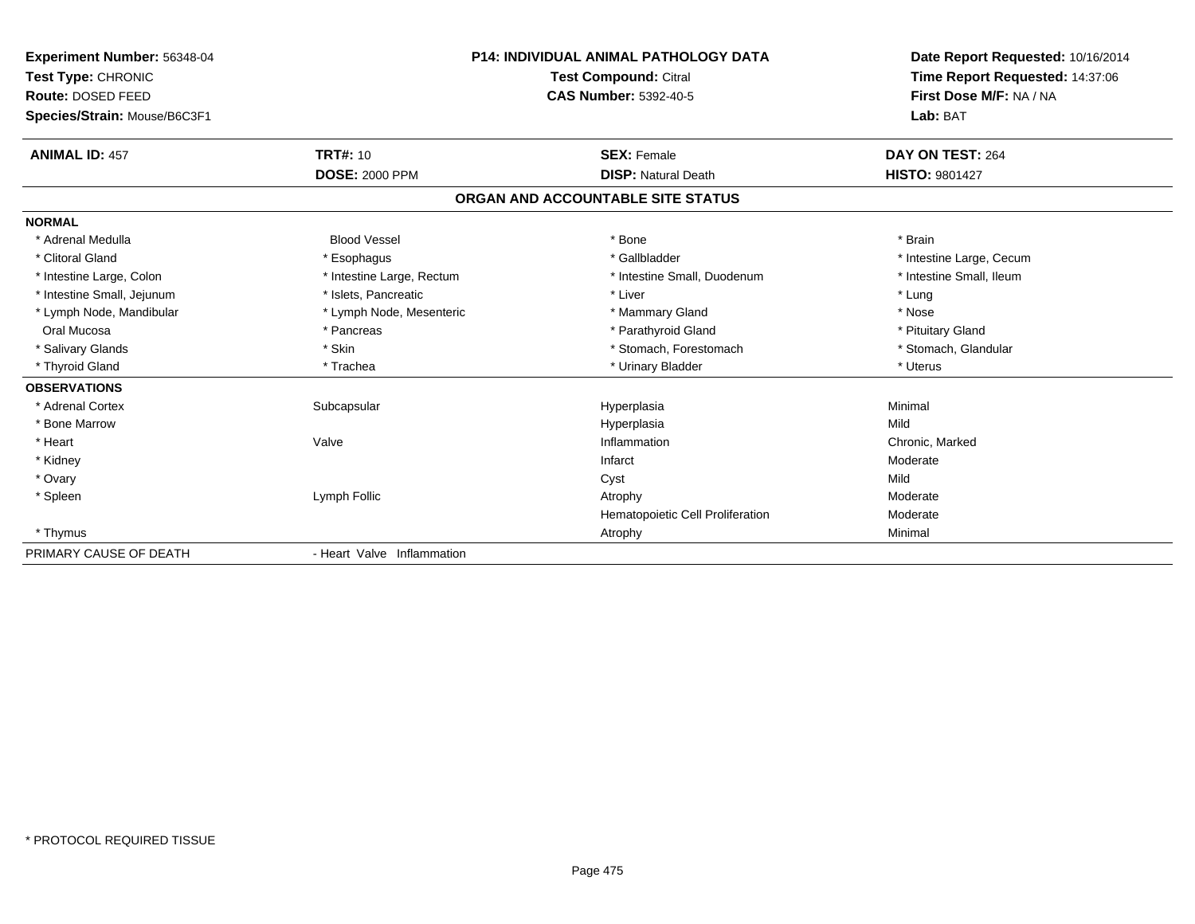**Experiment Number:** 56348-04
**Test Type:** CHRONIC
**Route:** DOSED FEED
**Species/Strain:** Mouse/B6C3F1

**P14: INDIVIDUAL ANIMAL PATHOLOGY DATA**
**Test Compound:** Citral
**CAS Number:** 5392-40-5

**Date Report Requested:** 10/16/2014
**Time Report Requested:** 14:37:06
**First Dose M/F:** NA / NA
**Lab:** BAT

| **ANIMAL ID:** 457 | **TRT#:** 10 | **SEX:** Female | **DAY ON TEST:** 264 |
|---|---|---|---|
| | **DOSE:** 2000 PPM | **DISP:** Natural Death | **HISTO:** 9801427 |

## ORGAN AND ACCOUNTABLE SITE STATUS

**NORMAL**

| | | | |
|---|---|---|---|
| * Adrenal Medulla | Blood Vessel | * Bone | * Brain |
| * Clitoral Gland | * Esophagus | * Gallbladder | * Intestine Large, Cecum |
| * Intestine Large, Colon | * Intestine Large, Rectum | * Intestine Small, Duodenum | * Intestine Small, Ileum |
| * Intestine Small, Jejunum | * Islets, Pancreatic | * Liver | * Lung |
| * Lymph Node, Mandibular | * Lymph Node, Mesenteric | * Mammary Gland | * Nose |
| Oral Mucosa | * Pancreas | * Parathyroid Gland | * Pituitary Gland |
| * Salivary Glands | * Skin | * Stomach, Forestomach | * Stomach, Glandular |
| * Thyroid Gland | * Trachea | * Urinary Bladder | * Uterus |

**OBSERVATIONS**

| | | | |
|---|---|---|---|
| * Adrenal Cortex | Subcapsular | Hyperplasia | Minimal |
| * Bone Marrow | | Hyperplasia | Mild |
| * Heart | Valve | Inflammation | Chronic, Marked |
| * Kidney | | Infarct | Moderate |
| * Ovary | | Cyst | Mild |
| * Spleen | Lymph Follic | Atrophy | Moderate |
| | | Hematopoietic Cell Proliferation | Moderate |
| * Thymus | | Atrophy | Minimal |

PRIMARY CAUSE OF DEATH - Heart Valve Inflammation

* PROTOCOL REQUIRED TISSUE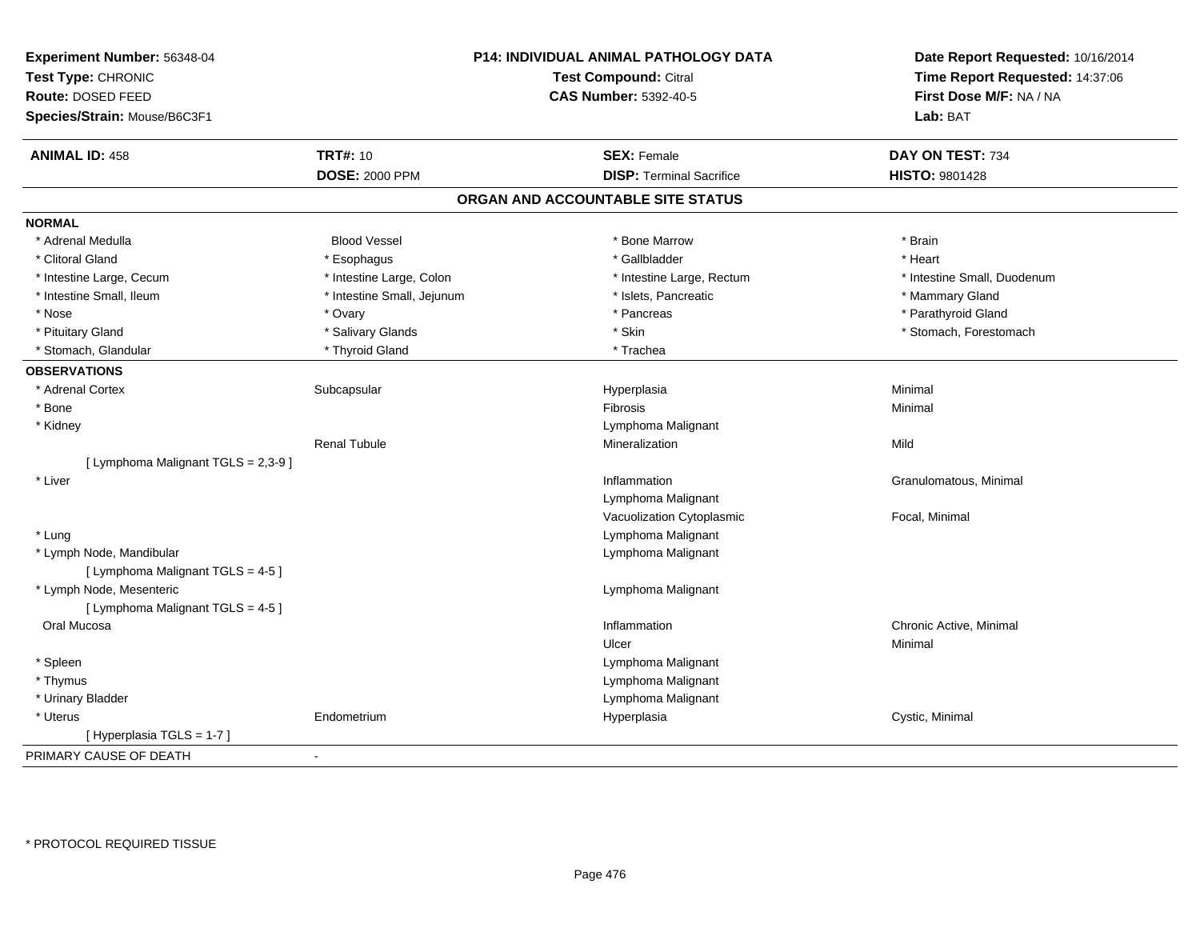**Experiment Number:** 56348-04
**Test Type:** CHRONIC
**Route:** DOSED FEED
**Species/Strain:** Mouse/B6C3F1

**P14: INDIVIDUAL ANIMAL PATHOLOGY DATA**
**Test Compound:** Citral
**CAS Number:** 5392-40-5

**Date Report Requested:** 10/16/2014
**Time Report Requested:** 14:37:06
**First Dose M/F:** NA / NA
**Lab:** BAT

| **ANIMAL ID:** 458 | **TRT#:** 10 | **SEX:** Female | **DAY ON TEST:** 734 |
|---|---|---|---|
| | **DOSE:** 2000 PPM | **DISP:** Terminal Sacrifice | **HISTO:** 9801428 |

## ORGAN AND ACCOUNTABLE SITE STATUS

**NORMAL**

| | | | |
|---|---|---|---|
| * Adrenal Medulla | Blood Vessel | * Bone Marrow | * Brain |
| * Clitoral Gland | * Esophagus | * Gallbladder | * Heart |
| * Intestine Large, Cecum | * Intestine Large, Colon | * Intestine Large, Rectum | * Intestine Small, Duodenum |
| * Intestine Small, Ileum | * Intestine Small, Jejunum | * Islets, Pancreatic | * Mammary Gland |
| * Nose | * Ovary | * Pancreas | * Parathyroid Gland |
| * Pituitary Gland | * Salivary Glands | * Skin | * Stomach, Forestomach |
| * Stomach, Glandular | * Thyroid Gland | * Trachea | |

**OBSERVATIONS**

| | | | |
|---|---|---|---|
| * Adrenal Cortex | Subcapsular | Hyperplasia | Minimal |
| * Bone | | Fibrosis | Minimal |
| * Kidney | | Lymphoma Malignant | |
| | Renal Tubule | Mineralization | Mild |
| [ Lymphoma Malignant TGLS = 2,3-9 ] | | | |
| * Liver | | Inflammation | Granulomatous, Minimal |
| | | Lymphoma Malignant | |
| | | Vacuolization Cytoplasmic | Focal, Minimal |
| * Lung | | Lymphoma Malignant | |
| * Lymph Node, Mandibular | | Lymphoma Malignant | |
| [ Lymphoma Malignant TGLS = 4-5 ] | | | |
| * Lymph Node, Mesenteric | | Lymphoma Malignant | |
| [ Lymphoma Malignant TGLS = 4-5 ] | | | |
| Oral Mucosa | | Inflammation | Chronic Active, Minimal |
| | | Ulcer | Minimal |
| * Spleen | | Lymphoma Malignant | |
| * Thymus | | Lymphoma Malignant | |
| * Urinary Bladder | | Lymphoma Malignant | |
| * Uterus | Endometrium | Hyperplasia | Cystic, Minimal |
| [ Hyperplasia TGLS = 1-7 ] | | | |

PRIMARY CAUSE OF DEATH -

* PROTOCOL REQUIRED TISSUE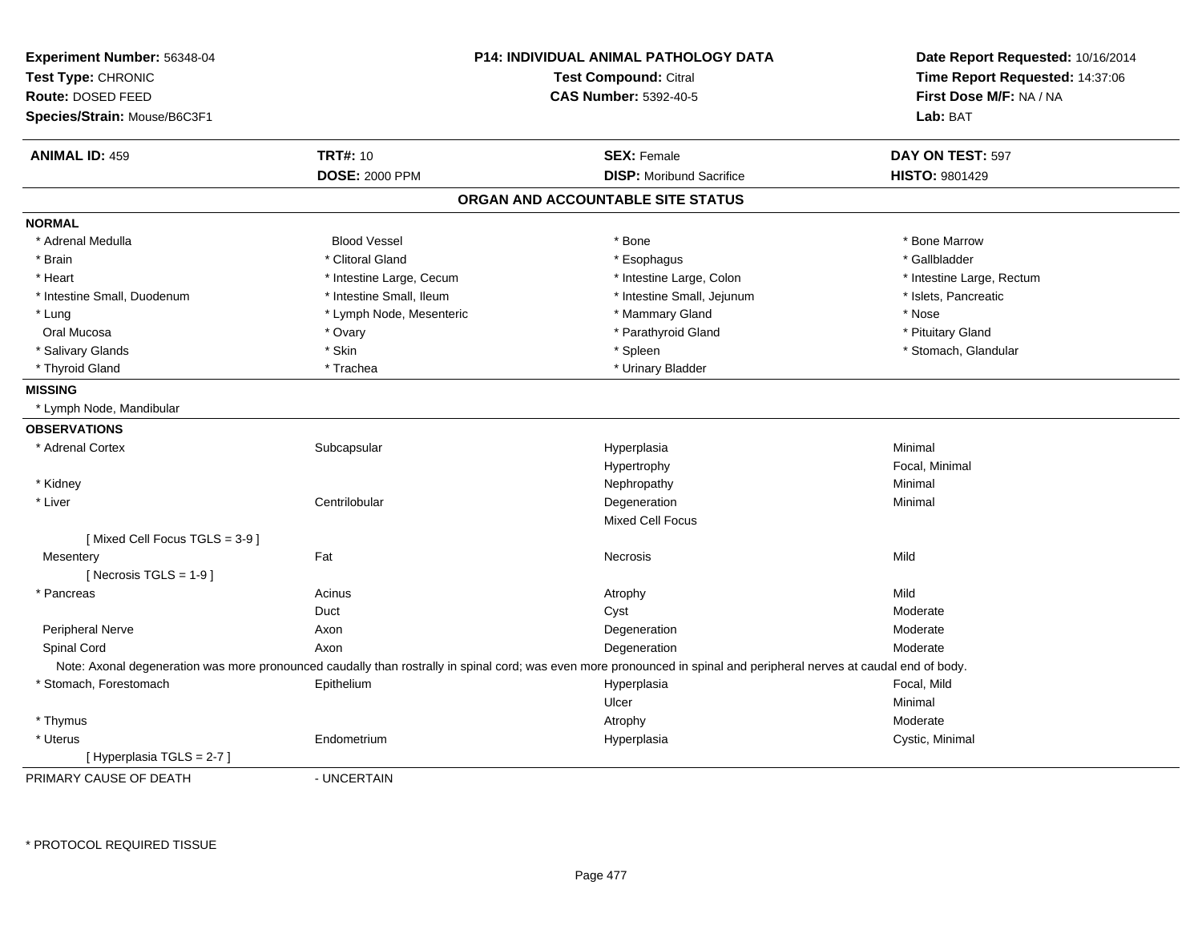**Experiment Number:** 56348-04
**Test Type:** CHRONIC
**Route:** DOSED FEED
**Species/Strain:** Mouse/B6C3F1

**P14: INDIVIDUAL ANIMAL PATHOLOGY DATA**
**Test Compound:** Citral
**CAS Number:** 5392-40-5

**Date Report Requested:** 10/16/2014
**Time Report Requested:** 14:37:06
**First Dose M/F:** NA / NA
**Lab:** BAT

| **ANIMAL ID:** 459 | **TRT#:** 10 | **SEX:** Female | **DAY ON TEST:** 597 |
|---|---|---|---|
| | **DOSE:** 2000 PPM | **DISP:** Moribund Sacrifice | **HISTO:** 9801429 |

## ORGAN AND ACCOUNTABLE SITE STATUS

**NORMAL**

| | | | |
|---|---|---|---|
| * Adrenal Medulla | Blood Vessel | * Bone | * Bone Marrow |
| * Brain | * Clitoral Gland | * Esophagus | * Gallbladder |
| * Heart | * Intestine Large, Cecum | * Intestine Large, Colon | * Intestine Large, Rectum |
| * Intestine Small, Duodenum | * Intestine Small, Ileum | * Intestine Small, Jejunum | * Islets, Pancreatic |
| * Lung | * Lymph Node, Mesenteric | * Mammary Gland | * Nose |
| Oral Mucosa | * Ovary | * Parathyroid Gland | * Pituitary Gland |
| * Salivary Glands | * Skin | * Spleen | * Stomach, Glandular |
| * Thyroid Gland | * Trachea | * Urinary Bladder | |

**MISSING**

* Lymph Node, Mandibular

**OBSERVATIONS**

| | | | |
|---|---|---|---|
| * Adrenal Cortex | Subcapsular | Hyperplasia | Minimal |
| | | Hypertrophy | Focal, Minimal |
| * Kidney | | Nephropathy | Minimal |
| * Liver | Centrilobular | Degeneration | Minimal |
| | | Mixed Cell Focus | |
| [ Mixed Cell Focus TGLS = 3-9 ] | | | |
| Mesentery | Fat | Necrosis | Mild |
| [ Necrosis TGLS = 1-9 ] | | | |
| * Pancreas | Acinus | Atrophy | Mild |
| | Duct | Cyst | Moderate |
| Peripheral Nerve | Axon | Degeneration | Moderate |
| Spinal Cord | Axon | Degeneration | Moderate |

Note: Axonal degeneration was more pronounced caudally than rostrally in spinal cord; was even more pronounced in spinal and peripheral nerves at caudal end of body.

| | | | |
|---|---|---|---|
| * Stomach, Forestomach | Epithelium | Hyperplasia | Focal, Mild |
| | | Ulcer | Minimal |
| * Thymus | | Atrophy | Moderate |
| * Uterus | Endometrium | Hyperplasia | Cystic, Minimal |
| [ Hyperplasia TGLS = 2-7 ] | | | |

PRIMARY CAUSE OF DEATH - UNCERTAIN

\* PROTOCOL REQUIRED TISSUE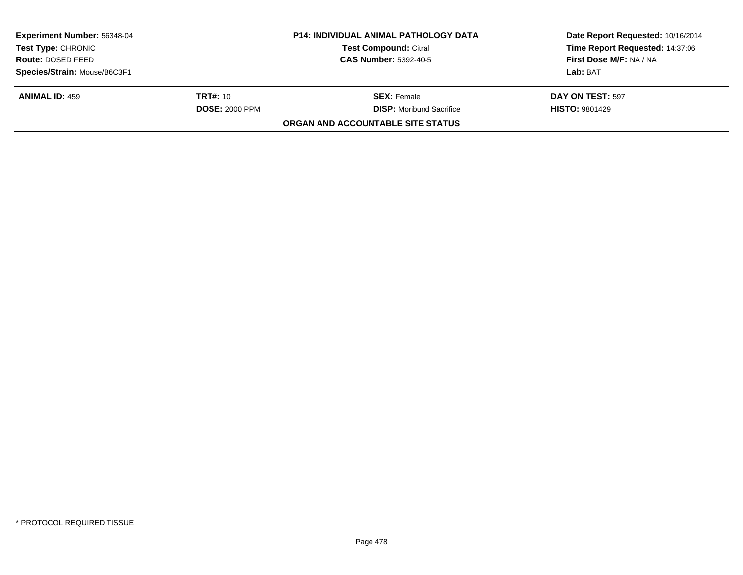| **Experiment Number:** 56348-04 | **P14: INDIVIDUAL ANIMAL PATHOLOGY DATA** | **Date Report Requested:** 10/16/2014 |
|---|---|---|
| **Test Type:** CHRONIC | **Test Compound:** Citral | **Time Report Requested:** 14:37:06 |
| **Route:** DOSED FEED | **CAS Number:** 5392-40-5 | **First Dose M/F:** NA / NA |
| **Species/Strain:** Mouse/B6C3F1 | | **Lab:** BAT |

| **ANIMAL ID:** 459 | **TRT#:** 10 | **SEX:** Female | **DAY ON TEST:** 597 |
|---|---|---|---|
| | **DOSE:** 2000 PPM | **DISP:** Moribund Sacrifice | **HISTO:** 9801429 |

**ORGAN AND ACCOUNTABLE SITE STATUS**

* PROTOCOL REQUIRED TISSUE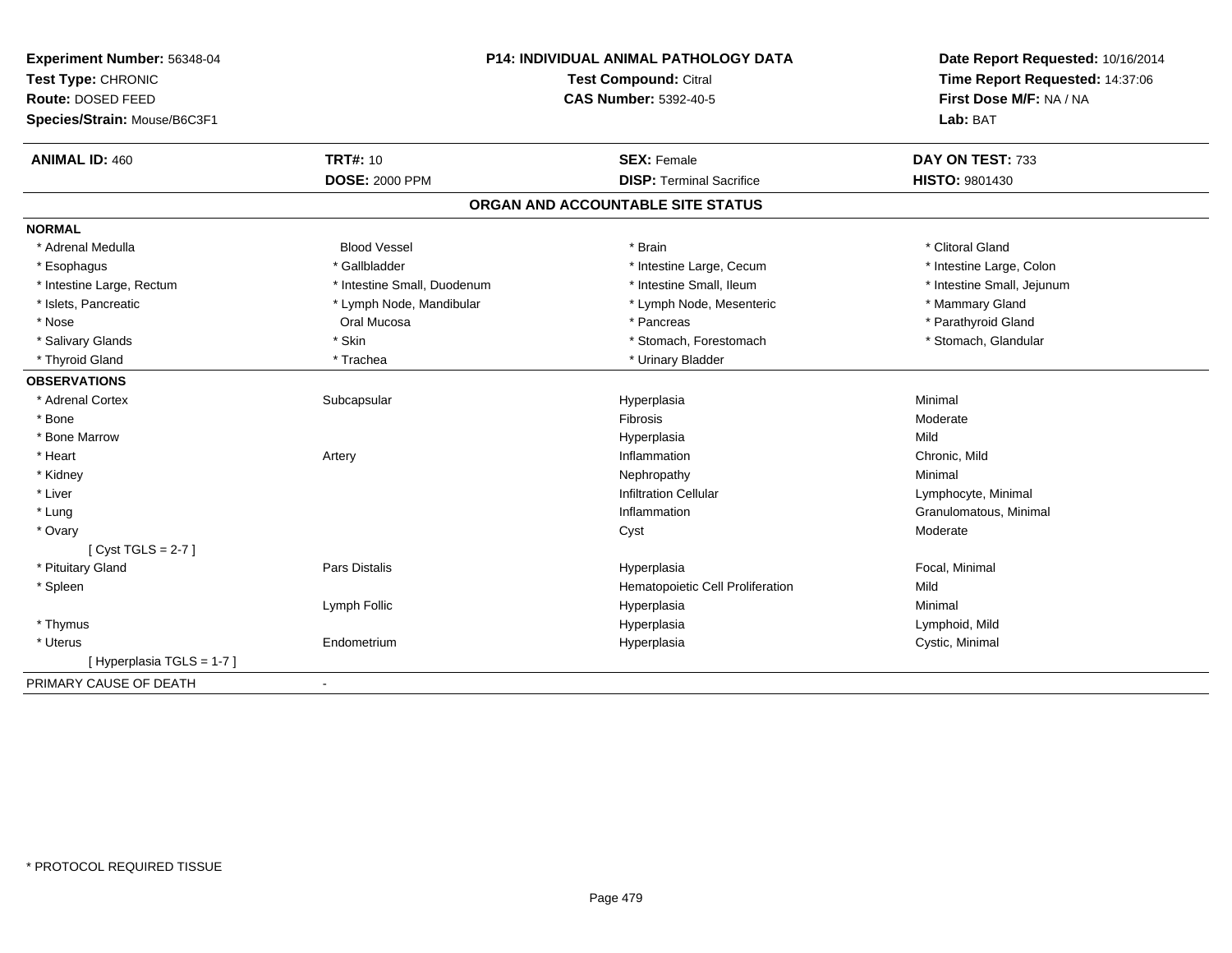**Experiment Number:** 56348-04
**Test Type:** CHRONIC
**Route:** DOSED FEED
**Species/Strain:** Mouse/B6C3F1

**P14: INDIVIDUAL ANIMAL PATHOLOGY DATA**
**Test Compound:** Citral
**CAS Number:** 5392-40-5

**Date Report Requested:** 10/16/2014
**Time Report Requested:** 14:37:06
**First Dose M/F:** NA / NA
**Lab:** BAT

| **ANIMAL ID:** 460 | **TRT#:** 10 | **SEX:** Female | **DAY ON TEST:** 733 |
|---|---|---|---|
| | **DOSE:** 2000 PPM | **DISP:** Terminal Sacrifice | **HISTO:** 9801430 |

## ORGAN AND ACCOUNTABLE SITE STATUS

**NORMAL**

| | | | |
|---|---|---|---|
| * Adrenal Medulla | Blood Vessel | * Brain | * Clitoral Gland |
| * Esophagus | * Gallbladder | * Intestine Large, Cecum | * Intestine Large, Colon |
| * Intestine Large, Rectum | * Intestine Small, Duodenum | * Intestine Small, Ileum | * Intestine Small, Jejunum |
| * Islets, Pancreatic | * Lymph Node, Mandibular | * Lymph Node, Mesenteric | * Mammary Gland |
| * Nose | Oral Mucosa | * Pancreas | * Parathyroid Gland |
| * Salivary Glands | * Skin | * Stomach, Forestomach | * Stomach, Glandular |
| * Thyroid Gland | * Trachea | * Urinary Bladder | |

**OBSERVATIONS**

| | | | |
|---|---|---|---|
| * Adrenal Cortex | Subcapsular | Hyperplasia | Minimal |
| * Bone | | Fibrosis | Moderate |
| * Bone Marrow | | Hyperplasia | Mild |
| * Heart | Artery | Inflammation | Chronic, Mild |
| * Kidney | | Nephropathy | Minimal |
| * Liver | | Infiltration Cellular | Lymphocyte, Minimal |
| * Lung | | Inflammation | Granulomatous, Minimal |
| * Ovary | | Cyst | Moderate |
| [ Cyst TGLS = 2-7 ] | | | |
| * Pituitary Gland | Pars Distalis | Hyperplasia | Focal, Minimal |
| * Spleen | | Hematopoietic Cell Proliferation | Mild |
| | Lymph Follic | Hyperplasia | Minimal |
| * Thymus | | Hyperplasia | Lymphoid, Mild |
| * Uterus | Endometrium | Hyperplasia | Cystic, Minimal |
| [ Hyperplasia TGLS = 1-7 ] | | | |

PRIMARY CAUSE OF DEATH -

* PROTOCOL REQUIRED TISSUE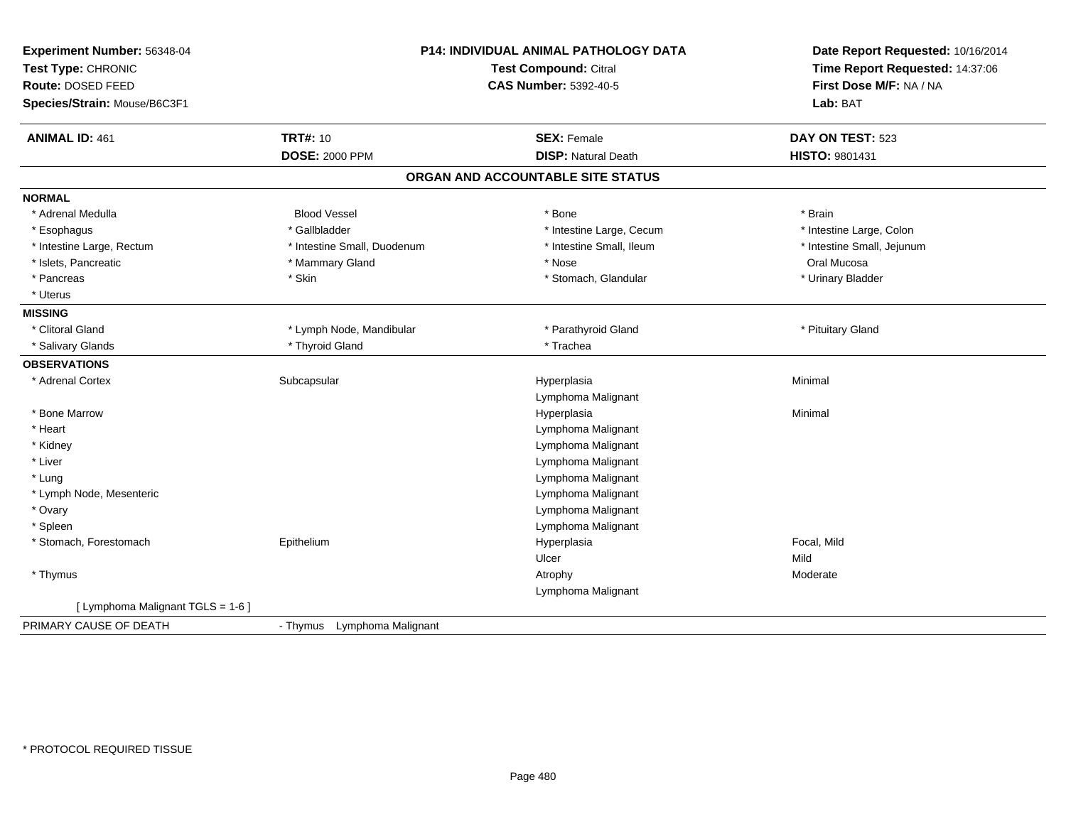**Experiment Number:** 56348-04
**Test Type:** CHRONIC
**Route:** DOSED FEED
**Species/Strain:** Mouse/B6C3F1

**P14: INDIVIDUAL ANIMAL PATHOLOGY DATA**
**Test Compound:** Citral
**CAS Number:** 5392-40-5

**Date Report Requested:** 10/16/2014
**Time Report Requested:** 14:37:06
**First Dose M/F:** NA / NA
**Lab:** BAT

| **ANIMAL ID:** 461 | **TRT#:** 10 | **SEX:** Female | **DAY ON TEST:** 523 |
|---|---|---|---|
| | **DOSE:** 2000 PPM | **DISP:** Natural Death | **HISTO:** 9801431 |

## ORGAN AND ACCOUNTABLE SITE STATUS

**NORMAL**

| | | | |
|---|---|---|---|
| * Adrenal Medulla | Blood Vessel | * Bone | * Brain |
| * Esophagus | * Gallbladder | * Intestine Large, Cecum | * Intestine Large, Colon |
| * Intestine Large, Rectum | * Intestine Small, Duodenum | * Intestine Small, Ileum | * Intestine Small, Jejunum |
| * Islets, Pancreatic | * Mammary Gland | * Nose | Oral Mucosa |
| * Pancreas | * Skin | * Stomach, Glandular | * Urinary Bladder |
| * Uterus | | | |

**MISSING**

| | | | |
|---|---|---|---|
| * Clitoral Gland | * Lymph Node, Mandibular | * Parathyroid Gland | * Pituitary Gland |
| * Salivary Glands | * Thyroid Gland | * Trachea | |

**OBSERVATIONS**

| | | | |
|---|---|---|---|
| * Adrenal Cortex | Subcapsular | Hyperplasia | Minimal |
| | | Lymphoma Malignant | |
| * Bone Marrow | | Hyperplasia | Minimal |
| * Heart | | Lymphoma Malignant | |
| * Kidney | | Lymphoma Malignant | |
| * Liver | | Lymphoma Malignant | |
| * Lung | | Lymphoma Malignant | |
| * Lymph Node, Mesenteric | | Lymphoma Malignant | |
| * Ovary | | Lymphoma Malignant | |
| * Spleen | | Lymphoma Malignant | |
| * Stomach, Forestomach | Epithelium | Hyperplasia | Focal, Mild |
| | | Ulcer | Mild |
| * Thymus | | Atrophy | Moderate |
| | | Lymphoma Malignant | |
| [ Lymphoma Malignant TGLS = 1-6 ] | | | |

PRIMARY CAUSE OF DEATH - Thymus Lymphoma Malignant

* PROTOCOL REQUIRED TISSUE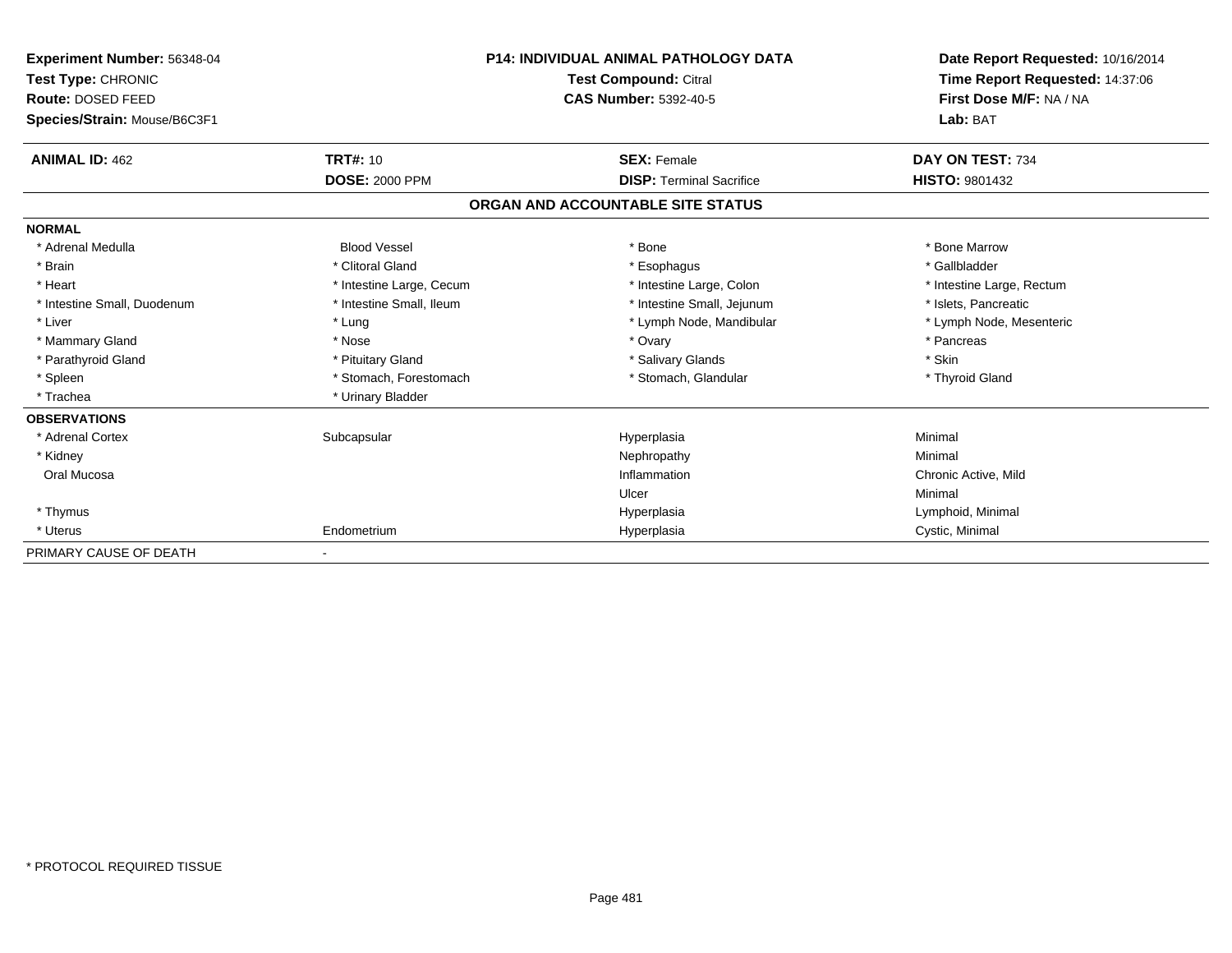**Experiment Number:** 56348-04
**Test Type:** CHRONIC
**Route:** DOSED FEED
**Species/Strain:** Mouse/B6C3F1

**P14: INDIVIDUAL ANIMAL PATHOLOGY DATA**
**Test Compound:** Citral
**CAS Number:** 5392-40-5

**Date Report Requested:** 10/16/2014
**Time Report Requested:** 14:37:06
**First Dose M/F:** NA / NA
**Lab:** BAT

| **ANIMAL ID:** 462 | **TRT#:** 10 | **SEX:** Female | **DAY ON TEST:** 734 |
|---|---|---|---|
| | **DOSE:** 2000 PPM | **DISP:** Terminal Sacrifice | **HISTO:** 9801432 |

## ORGAN AND ACCOUNTABLE SITE STATUS

**NORMAL**

| | | | |
|---|---|---|---|
| * Adrenal Medulla | Blood Vessel | * Bone | * Bone Marrow |
| * Brain | * Clitoral Gland | * Esophagus | * Gallbladder |
| * Heart | * Intestine Large, Cecum | * Intestine Large, Colon | * Intestine Large, Rectum |
| * Intestine Small, Duodenum | * Intestine Small, Ileum | * Intestine Small, Jejunum | * Islets, Pancreatic |
| * Liver | * Lung | * Lymph Node, Mandibular | * Lymph Node, Mesenteric |
| * Mammary Gland | * Nose | * Ovary | * Pancreas |
| * Parathyroid Gland | * Pituitary Gland | * Salivary Glands | * Skin |
| * Spleen | * Stomach, Forestomach | * Stomach, Glandular | * Thyroid Gland |
| * Trachea | * Urinary Bladder | | |

**OBSERVATIONS**

| | | | |
|---|---|---|---|
| * Adrenal Cortex | Subcapsular | Hyperplasia | Minimal |
| * Kidney | | Nephropathy | Minimal |
| Oral Mucosa | | Inflammation | Chronic Active, Mild |
| | | Ulcer | Minimal |
| * Thymus | | Hyperplasia | Lymphoid, Minimal |
| * Uterus | Endometrium | Hyperplasia | Cystic, Minimal |

PRIMARY CAUSE OF DEATH -

* PROTOCOL REQUIRED TISSUE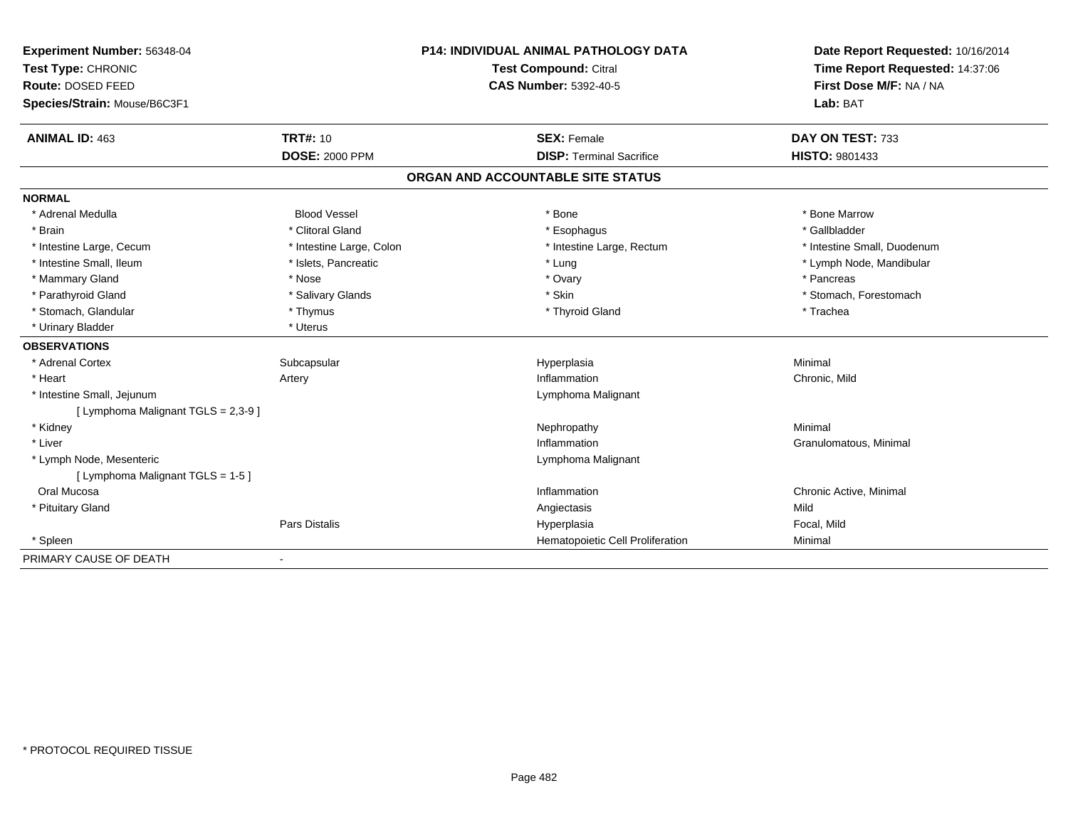**Experiment Number:** 56348-04
**Test Type:** CHRONIC
**Route:** DOSED FEED
**Species/Strain:** Mouse/B6C3F1

**P14: INDIVIDUAL ANIMAL PATHOLOGY DATA**
**Test Compound:** Citral
**CAS Number:** 5392-40-5

**Date Report Requested:** 10/16/2014
**Time Report Requested:** 14:37:06
**First Dose M/F:** NA / NA
**Lab:** BAT

| **ANIMAL ID:** 463 | **TRT#:** 10 | **SEX:** Female | **DAY ON TEST:** 733 |
|---|---|---|---|
| | **DOSE:** 2000 PPM | **DISP:** Terminal Sacrifice | **HISTO:** 9801433 |

## ORGAN AND ACCOUNTABLE SITE STATUS

**NORMAL**

| | | | |
|---|---|---|---|
| * Adrenal Medulla | Blood Vessel | * Bone | * Bone Marrow |
| * Brain | * Clitoral Gland | * Esophagus | * Gallbladder |
| * Intestine Large, Cecum | * Intestine Large, Colon | * Intestine Large, Rectum | * Intestine Small, Duodenum |
| * Intestine Small, Ileum | * Islets, Pancreatic | * Lung | * Lymph Node, Mandibular |
| * Mammary Gland | * Nose | * Ovary | * Pancreas |
| * Parathyroid Gland | * Salivary Glands | * Skin | * Stomach, Forestomach |
| * Stomach, Glandular | * Thymus | * Thyroid Gland | * Trachea |
| * Urinary Bladder | * Uterus | | |

**OBSERVATIONS**

| | | | |
|---|---|---|---|
| * Adrenal Cortex | Subcapsular | Hyperplasia | Minimal |
| * Heart | Artery | Inflammation | Chronic, Mild |
| * Intestine Small, Jejunum | | Lymphoma Malignant | |
| [ Lymphoma Malignant TGLS = 2,3-9 ] | | | |
| * Kidney | | Nephropathy | Minimal |
| * Liver | | Inflammation | Granulomatous, Minimal |
| * Lymph Node, Mesenteric | | Lymphoma Malignant | |
| [ Lymphoma Malignant TGLS = 1-5 ] | | | |
| Oral Mucosa | | Inflammation | Chronic Active, Minimal |
| * Pituitary Gland | | Angiectasis | Mild |
| | Pars Distalis | Hyperplasia | Focal, Mild |
| * Spleen | | Hematopoietic Cell Proliferation | Minimal |

PRIMARY CAUSE OF DEATH -

* PROTOCOL REQUIRED TISSUE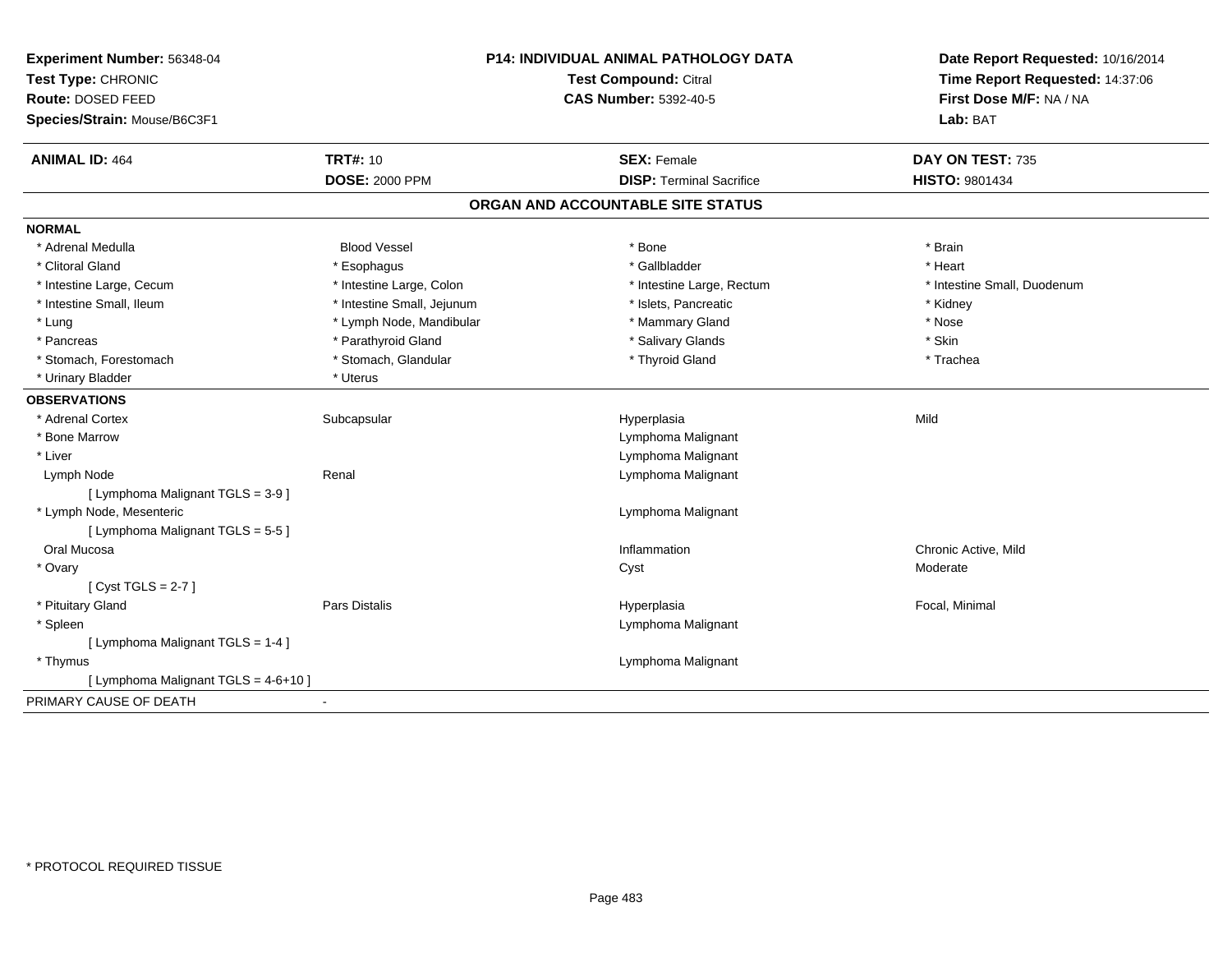**Experiment Number:** 56348-04
**Test Type:** CHRONIC
**Route:** DOSED FEED
**Species/Strain:** Mouse/B6C3F1

**P14: INDIVIDUAL ANIMAL PATHOLOGY DATA**
**Test Compound:** Citral
**CAS Number:** 5392-40-5

**Date Report Requested:** 10/16/2014
**Time Report Requested:** 14:37:06
**First Dose M/F:** NA / NA
**Lab:** BAT

| **ANIMAL ID:** 464 | **TRT#:** 10 | **SEX:** Female | **DAY ON TEST:** 735 |
|---|---|---|---|
| | **DOSE:** 2000 PPM | **DISP:** Terminal Sacrifice | **HISTO:** 9801434 |

## ORGAN AND ACCOUNTABLE SITE STATUS

**NORMAL**

| | | | |
|---|---|---|---|
| * Adrenal Medulla | Blood Vessel | * Bone | * Brain |
| * Clitoral Gland | * Esophagus | * Gallbladder | * Heart |
| * Intestine Large, Cecum | * Intestine Large, Colon | * Intestine Large, Rectum | * Intestine Small, Duodenum |
| * Intestine Small, Ileum | * Intestine Small, Jejunum | * Islets, Pancreatic | * Kidney |
| * Lung | * Lymph Node, Mandibular | * Mammary Gland | * Nose |
| * Pancreas | * Parathyroid Gland | * Salivary Glands | * Skin |
| * Stomach, Forestomach | * Stomach, Glandular | * Thyroid Gland | * Trachea |
| * Urinary Bladder | * Uterus | | |

**OBSERVATIONS**

| | | | |
|---|---|---|---|
| * Adrenal Cortex | Subcapsular | Hyperplasia | Mild |
| * Bone Marrow | | Lymphoma Malignant | |
| * Liver | | Lymphoma Malignant | |
| Lymph Node | Renal | Lymphoma Malignant | |
| [ Lymphoma Malignant TGLS = 3-9 ] | | | |
| * Lymph Node, Mesenteric | | Lymphoma Malignant | |
| [ Lymphoma Malignant TGLS = 5-5 ] | | | |
| Oral Mucosa | | Inflammation | Chronic Active, Mild |
| * Ovary | | Cyst | Moderate |
| [ Cyst TGLS = 2-7 ] | | | |
| * Pituitary Gland | Pars Distalis | Hyperplasia | Focal, Minimal |
| * Spleen | | Lymphoma Malignant | |
| [ Lymphoma Malignant TGLS = 1-4 ] | | | |
| * Thymus | | Lymphoma Malignant | |
| [ Lymphoma Malignant TGLS = 4-6+10 ] | | | |

PRIMARY CAUSE OF DEATH -

* PROTOCOL REQUIRED TISSUE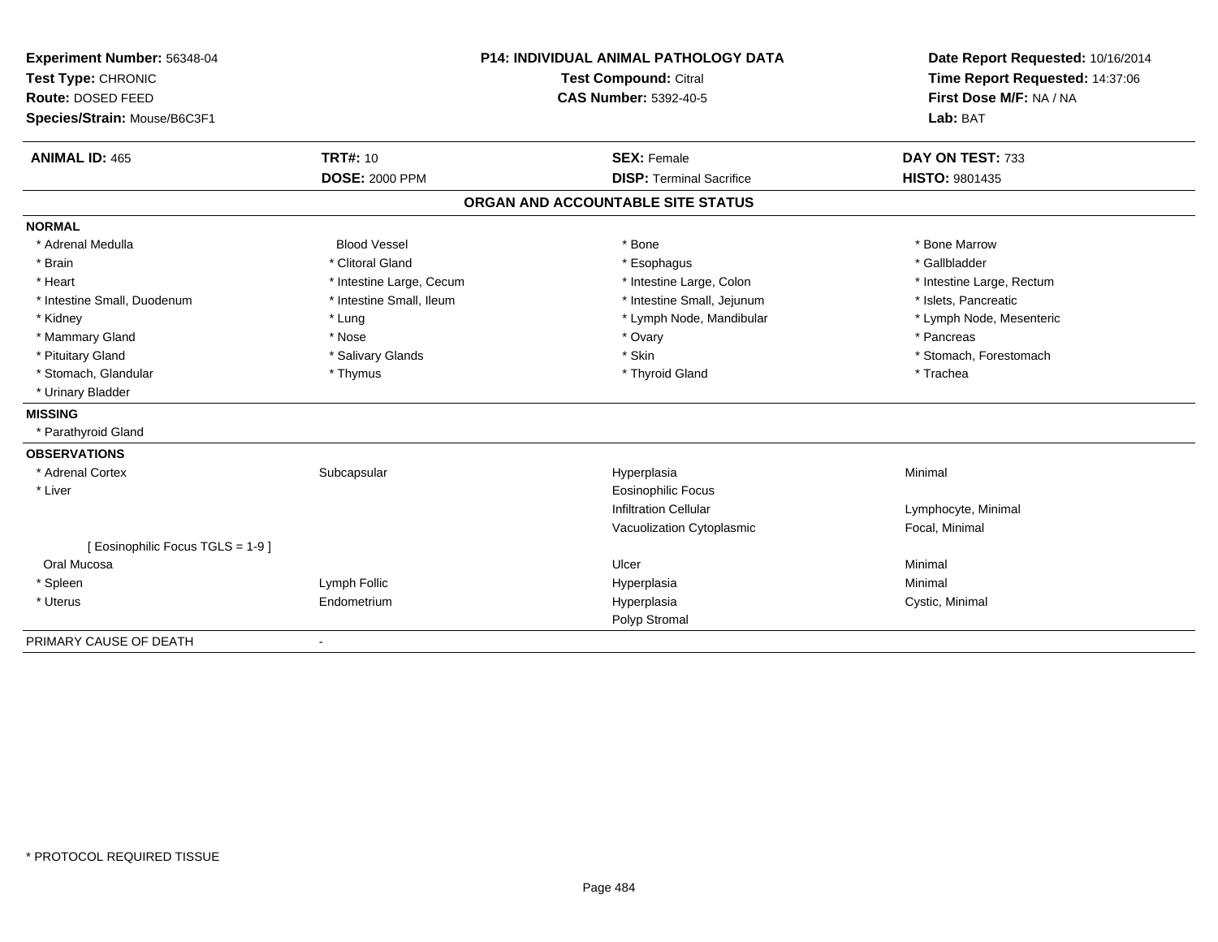**Experiment Number:** 56348-04
**Test Type:** CHRONIC
**Route:** DOSED FEED
**Species/Strain:** Mouse/B6C3F1

**P14: INDIVIDUAL ANIMAL PATHOLOGY DATA**
**Test Compound:** Citral
**CAS Number:** 5392-40-5

**Date Report Requested:** 10/16/2014
**Time Report Requested:** 14:37:06
**First Dose M/F:** NA / NA
**Lab:** BAT

| **ANIMAL ID:** 465 | **TRT#:** 10 | **SEX:** Female | **DAY ON TEST:** 733 |
|---|---|---|---|
| | **DOSE:** 2000 PPM | **DISP:** Terminal Sacrifice | **HISTO:** 9801435 |

## ORGAN AND ACCOUNTABLE SITE STATUS

**NORMAL**

| | | | |
|---|---|---|---|
| * Adrenal Medulla | Blood Vessel | * Bone | * Bone Marrow |
| * Brain | * Clitoral Gland | * Esophagus | * Gallbladder |
| * Heart | * Intestine Large, Cecum | * Intestine Large, Colon | * Intestine Large, Rectum |
| * Intestine Small, Duodenum | * Intestine Small, Ileum | * Intestine Small, Jejunum | * Islets, Pancreatic |
| * Kidney | * Lung | * Lymph Node, Mandibular | * Lymph Node, Mesenteric |
| * Mammary Gland | * Nose | * Ovary | * Pancreas |
| * Pituitary Gland | * Salivary Glands | * Skin | * Stomach, Forestomach |
| * Stomach, Glandular | * Thymus | * Thyroid Gland | * Trachea |
| * Urinary Bladder | | | |

**MISSING**

* Parathyroid Gland

**OBSERVATIONS**

| | | | |
|---|---|---|---|
| * Adrenal Cortex | Subcapsular | Hyperplasia | Minimal |
| * Liver | | Eosinophilic Focus | |
| | | Infiltration Cellular | Lymphocyte, Minimal |
| | | Vacuolization Cytoplasmic | Focal, Minimal |
| [ Eosinophilic Focus TGLS = 1-9 ] | | | |
| Oral Mucosa | | Ulcer | Minimal |
| * Spleen | Lymph Follic | Hyperplasia | Minimal |
| * Uterus | Endometrium | Hyperplasia | Cystic, Minimal |
| | | Polyp Stromal | |

PRIMARY CAUSE OF DEATH -

* PROTOCOL REQUIRED TISSUE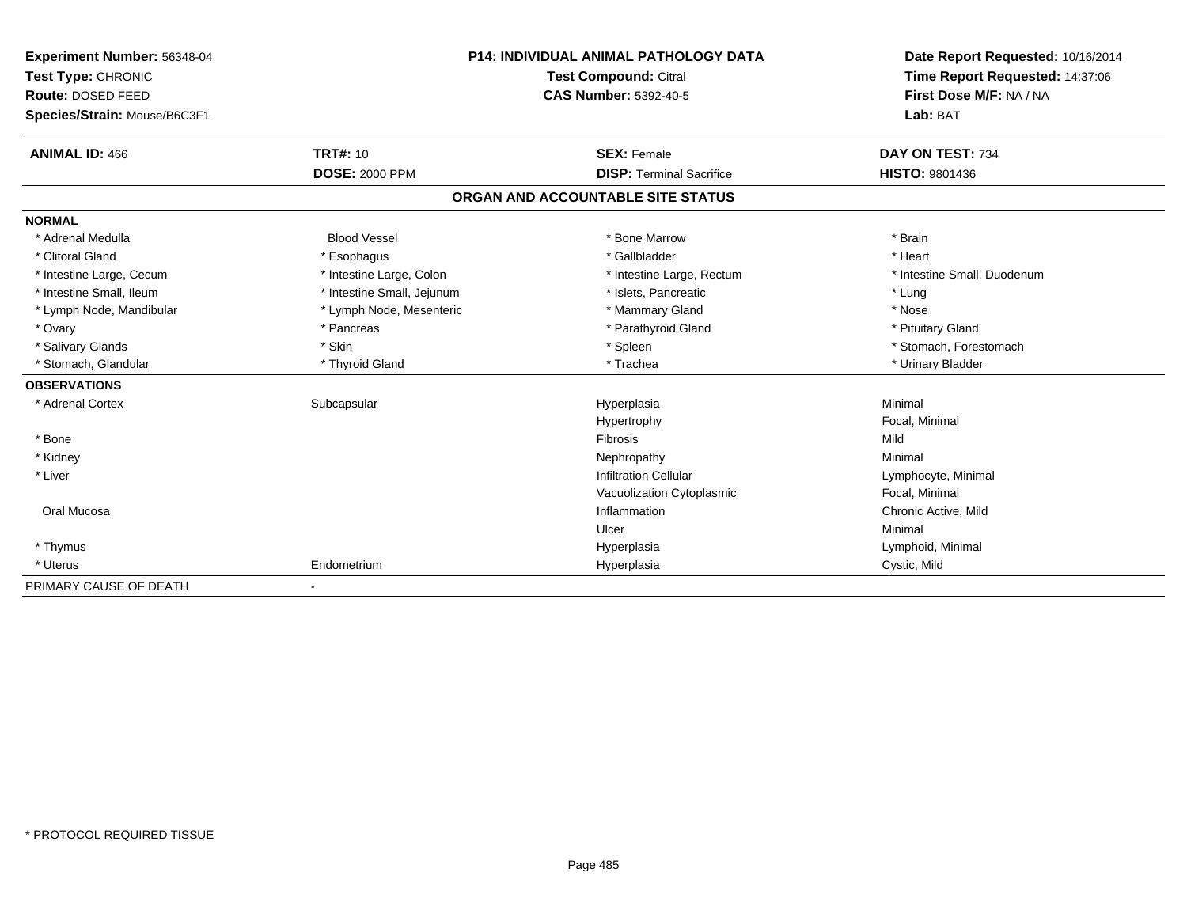**Experiment Number:** 56348-04
**Test Type:** CHRONIC
**Route:** DOSED FEED
**Species/Strain:** Mouse/B6C3F1

**P14: INDIVIDUAL ANIMAL PATHOLOGY DATA**
**Test Compound:** Citral
**CAS Number:** 5392-40-5

**Date Report Requested:** 10/16/2014
**Time Report Requested:** 14:37:06
**First Dose M/F:** NA / NA
**Lab:** BAT

| **ANIMAL ID:** 466 | **TRT#:** 10 | **SEX:** Female | **DAY ON TEST:** 734 |
|---|---|---|---|
| | **DOSE:** 2000 PPM | **DISP:** Terminal Sacrifice | **HISTO:** 9801436 |

## ORGAN AND ACCOUNTABLE SITE STATUS

| | | | |
|---|---|---|---|
| **NORMAL** | | | |
| * Adrenal Medulla | Blood Vessel | * Bone Marrow | * Brain |
| * Clitoral Gland | * Esophagus | * Gallbladder | * Heart |
| * Intestine Large, Cecum | * Intestine Large, Colon | * Intestine Large, Rectum | * Intestine Small, Duodenum |
| * Intestine Small, Ileum | * Intestine Small, Jejunum | * Islets, Pancreatic | * Lung |
| * Lymph Node, Mandibular | * Lymph Node, Mesenteric | * Mammary Gland | * Nose |
| * Ovary | * Pancreas | * Parathyroid Gland | * Pituitary Gland |
| * Salivary Glands | * Skin | * Spleen | * Stomach, Forestomach |
| * Stomach, Glandular | * Thyroid Gland | * Trachea | * Urinary Bladder |
| **OBSERVATIONS** | | | |
| * Adrenal Cortex | Subcapsular | Hyperplasia | Minimal |
| | | Hypertrophy | Focal, Minimal |
| * Bone | | Fibrosis | Mild |
| * Kidney | | Nephropathy | Minimal |
| * Liver | | Infiltration Cellular | Lymphocyte, Minimal |
| | | Vacuolization Cytoplasmic | Focal, Minimal |
| Oral Mucosa | | Inflammation | Chronic Active, Mild |
| | | Ulcer | Minimal |
| * Thymus | | Hyperplasia | Lymphoid, Minimal |
| * Uterus | Endometrium | Hyperplasia | Cystic, Mild |
| PRIMARY CAUSE OF DEATH | - | | |

\* PROTOCOL REQUIRED TISSUE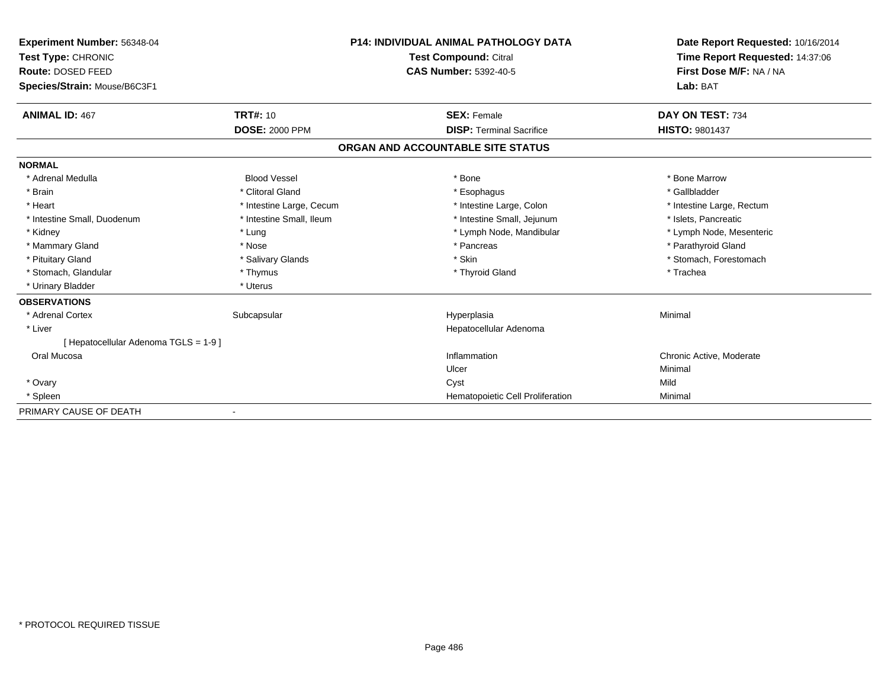**Experiment Number:** 56348-04
**Test Type:** CHRONIC
**Route:** DOSED FEED
**Species/Strain:** Mouse/B6C3F1

**P14: INDIVIDUAL ANIMAL PATHOLOGY DATA**
**Test Compound:** Citral
**CAS Number:** 5392-40-5

**Date Report Requested:** 10/16/2014
**Time Report Requested:** 14:37:06
**First Dose M/F:** NA / NA
**Lab:** BAT

| **ANIMAL ID:** 467 | **TRT#:** 10 | **SEX:** Female | **DAY ON TEST:** 734 |
|---|---|---|---|
| | **DOSE:** 2000 PPM | **DISP:** Terminal Sacrifice | **HISTO:** 9801437 |

## ORGAN AND ACCOUNTABLE SITE STATUS

**NORMAL**

| | | | |
|---|---|---|---|
| * Adrenal Medulla | Blood Vessel | * Bone | * Bone Marrow |
| * Brain | * Clitoral Gland | * Esophagus | * Gallbladder |
| * Heart | * Intestine Large, Cecum | * Intestine Large, Colon | * Intestine Large, Rectum |
| * Intestine Small, Duodenum | * Intestine Small, Ileum | * Intestine Small, Jejunum | * Islets, Pancreatic |
| * Kidney | * Lung | * Lymph Node, Mandibular | * Lymph Node, Mesenteric |
| * Mammary Gland | * Nose | * Pancreas | * Parathyroid Gland |
| * Pituitary Gland | * Salivary Glands | * Skin | * Stomach, Forestomach |
| * Stomach, Glandular | * Thymus | * Thyroid Gland | * Trachea |
| * Urinary Bladder | * Uterus | | |

**OBSERVATIONS**

| | | | |
|---|---|---|---|
| * Adrenal Cortex | Subcapsular | Hyperplasia | Minimal |
| * Liver | | Hepatocellular Adenoma | |
| [ Hepatocellular Adenoma TGLS = 1-9 ] | | | |
| Oral Mucosa | | Inflammation | Chronic Active, Moderate |
| | | Ulcer | Minimal |
| * Ovary | | Cyst | Mild |
| * Spleen | | Hematopoietic Cell Proliferation | Minimal |

PRIMARY CAUSE OF DEATH -

* PROTOCOL REQUIRED TISSUE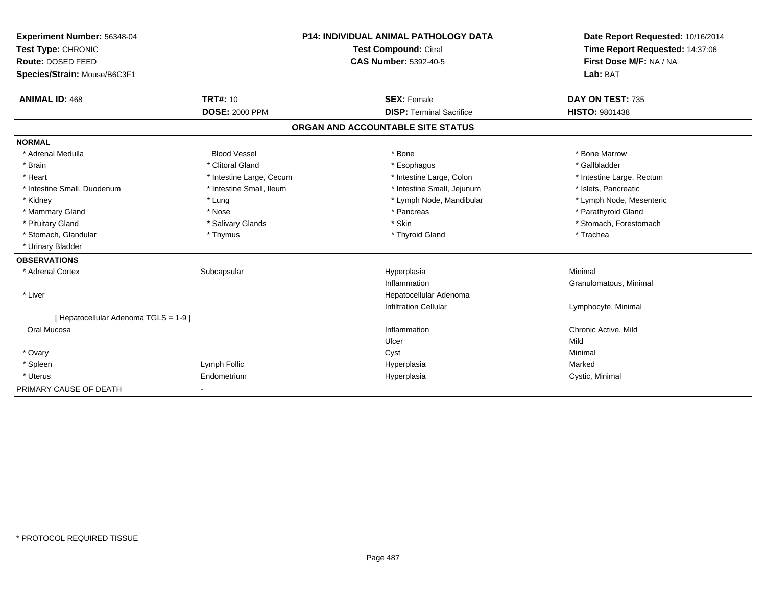**Experiment Number:** 56348-04
**Test Type:** CHRONIC
**Route:** DOSED FEED
**Species/Strain:** Mouse/B6C3F1

**P14: INDIVIDUAL ANIMAL PATHOLOGY DATA**
**Test Compound:** Citral
**CAS Number:** 5392-40-5

**Date Report Requested:** 10/16/2014
**Time Report Requested:** 14:37:06
**First Dose M/F:** NA / NA
**Lab:** BAT

| **ANIMAL ID:** 468 | **TRT#:** 10 | **SEX:** Female | **DAY ON TEST:** 735 |
|---|---|---|---|
| | **DOSE:** 2000 PPM | **DISP:** Terminal Sacrifice | **HISTO:** 9801438 |

## ORGAN AND ACCOUNTABLE SITE STATUS

**NORMAL**

| | | | |
|---|---|---|---|
| * Adrenal Medulla | Blood Vessel | * Bone | * Bone Marrow |
| * Brain | * Clitoral Gland | * Esophagus | * Gallbladder |
| * Heart | * Intestine Large, Cecum | * Intestine Large, Colon | * Intestine Large, Rectum |
| * Intestine Small, Duodenum | * Intestine Small, Ileum | * Intestine Small, Jejunum | * Islets, Pancreatic |
| * Kidney | * Lung | * Lymph Node, Mandibular | * Lymph Node, Mesenteric |
| * Mammary Gland | * Nose | * Pancreas | * Parathyroid Gland |
| * Pituitary Gland | * Salivary Glands | * Skin | * Stomach, Forestomach |
| * Stomach, Glandular | * Thymus | * Thyroid Gland | * Trachea |
| * Urinary Bladder | | | |

**OBSERVATIONS**

| | | | |
|---|---|---|---|
| * Adrenal Cortex | Subcapsular | Hyperplasia | Minimal |
| | | Inflammation | Granulomatous, Minimal |
| * Liver | | Hepatocellular Adenoma | |
| | | Infiltration Cellular | Lymphocyte, Minimal |
| [ Hepatocellular Adenoma TGLS = 1-9 ] | | | |
| Oral Mucosa | | Inflammation | Chronic Active, Mild |
| | | Ulcer | Mild |
| * Ovary | | Cyst | Minimal |
| * Spleen | Lymph Follic | Hyperplasia | Marked |
| * Uterus | Endometrium | Hyperplasia | Cystic, Minimal |

PRIMARY CAUSE OF DEATH -

* PROTOCOL REQUIRED TISSUE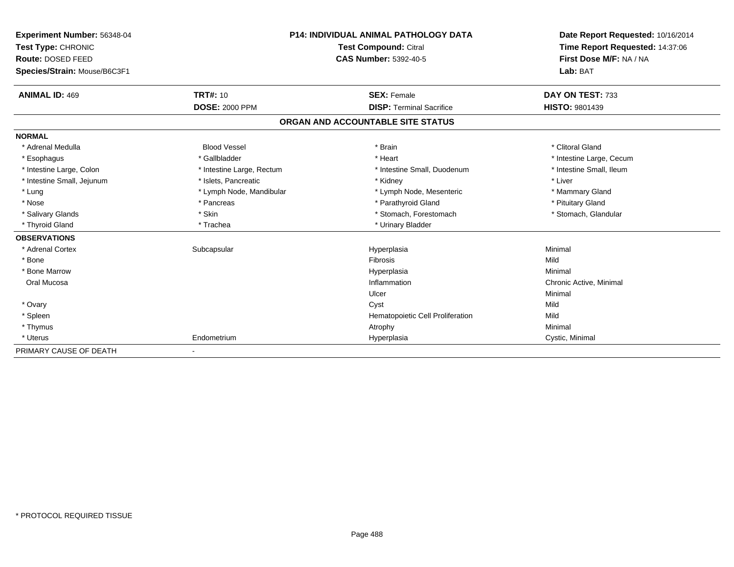**Experiment Number:** 56348-04
**Test Type:** CHRONIC
**Route:** DOSED FEED
**Species/Strain:** Mouse/B6C3F1

**P14: INDIVIDUAL ANIMAL PATHOLOGY DATA**
**Test Compound:** Citral
**CAS Number:** 5392-40-5

**Date Report Requested:** 10/16/2014
**Time Report Requested:** 14:37:06
**First Dose M/F:** NA / NA
**Lab:** BAT

| **ANIMAL ID:** 469 | **TRT#:** 10 | **SEX:** Female | **DAY ON TEST:** 733 |
|---|---|---|---|
| | **DOSE:** 2000 PPM | **DISP:** Terminal Sacrifice | **HISTO:** 9801439 |

## ORGAN AND ACCOUNTABLE SITE STATUS

**NORMAL**

| | | | |
|---|---|---|---|
| * Adrenal Medulla | Blood Vessel | * Brain | * Clitoral Gland |
| * Esophagus | * Gallbladder | * Heart | * Intestine Large, Cecum |
| * Intestine Large, Colon | * Intestine Large, Rectum | * Intestine Small, Duodenum | * Intestine Small, Ileum |
| * Intestine Small, Jejunum | * Islets, Pancreatic | * Kidney | * Liver |
| * Lung | * Lymph Node, Mandibular | * Lymph Node, Mesenteric | * Mammary Gland |
| * Nose | * Pancreas | * Parathyroid Gland | * Pituitary Gland |
| * Salivary Glands | * Skin | * Stomach, Forestomach | * Stomach, Glandular |
| * Thyroid Gland | * Trachea | * Urinary Bladder | |

**OBSERVATIONS**

| | | | |
|---|---|---|---|
| * Adrenal Cortex | Subcapsular | Hyperplasia | Minimal |
| * Bone | | Fibrosis | Mild |
| * Bone Marrow | | Hyperplasia | Minimal |
| Oral Mucosa | | Inflammation | Chronic Active, Minimal |
| | | Ulcer | Minimal |
| * Ovary | | Cyst | Mild |
| * Spleen | | Hematopoietic Cell Proliferation | Mild |
| * Thymus | | Atrophy | Minimal |
| * Uterus | Endometrium | Hyperplasia | Cystic, Minimal |

PRIMARY CAUSE OF DEATH -

* PROTOCOL REQUIRED TISSUE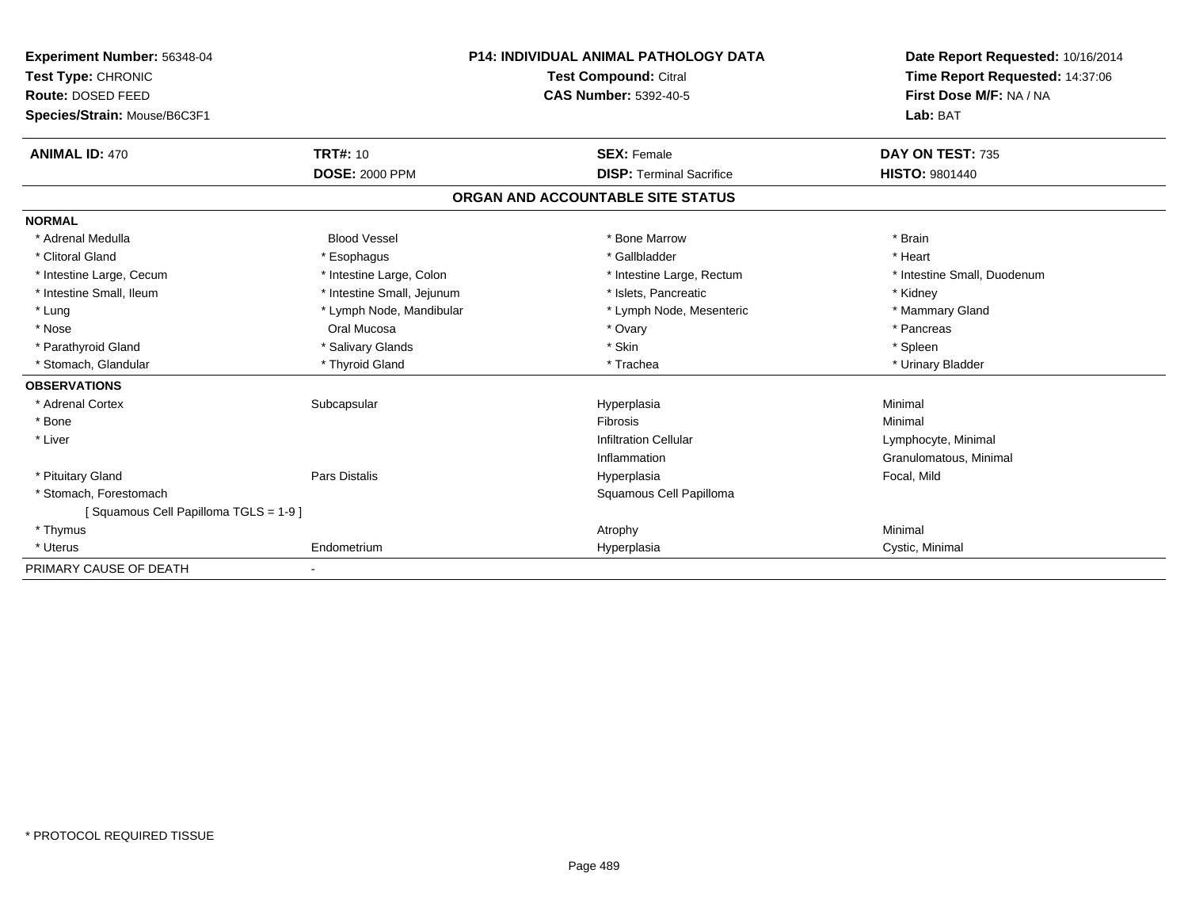**Experiment Number:** 56348-04
**Test Type:** CHRONIC
**Route:** DOSED FEED
**Species/Strain:** Mouse/B6C3F1

**P14: INDIVIDUAL ANIMAL PATHOLOGY DATA**
**Test Compound:** Citral
**CAS Number:** 5392-40-5

**Date Report Requested:** 10/16/2014
**Time Report Requested:** 14:37:06
**First Dose M/F:** NA / NA
**Lab:** BAT

| **ANIMAL ID:** 470 | **TRT#:** 10 | **SEX:** Female | **DAY ON TEST:** 735 |
|---|---|---|---|
| | **DOSE:** 2000 PPM | **DISP:** Terminal Sacrifice | **HISTO:** 9801440 |

## ORGAN AND ACCOUNTABLE SITE STATUS

**NORMAL**

| | | | |
|---|---|---|---|
| * Adrenal Medulla | Blood Vessel | * Bone Marrow | * Brain |
| * Clitoral Gland | * Esophagus | * Gallbladder | * Heart |
| * Intestine Large, Cecum | * Intestine Large, Colon | * Intestine Large, Rectum | * Intestine Small, Duodenum |
| * Intestine Small, Ileum | * Intestine Small, Jejunum | * Islets, Pancreatic | * Kidney |
| * Lung | * Lymph Node, Mandibular | * Lymph Node, Mesenteric | * Mammary Gland |
| * Nose | Oral Mucosa | * Ovary | * Pancreas |
| * Parathyroid Gland | * Salivary Glands | * Skin | * Spleen |
| * Stomach, Glandular | * Thyroid Gland | * Trachea | * Urinary Bladder |

**OBSERVATIONS**

| | | | |
|---|---|---|---|
| * Adrenal Cortex | Subcapsular | Hyperplasia | Minimal |
| * Bone | | Fibrosis | Minimal |
| * Liver | | Infiltration Cellular | Lymphocyte, Minimal |
| | | Inflammation | Granulomatous, Minimal |
| * Pituitary Gland | Pars Distalis | Hyperplasia | Focal, Mild |
| * Stomach, Forestomach | | Squamous Cell Papilloma | |
| [ Squamous Cell Papilloma TGLS = 1-9 ] | | | |
| * Thymus | | Atrophy | Minimal |
| * Uterus | Endometrium | Hyperplasia | Cystic, Minimal |

PRIMARY CAUSE OF DEATH -

* PROTOCOL REQUIRED TISSUE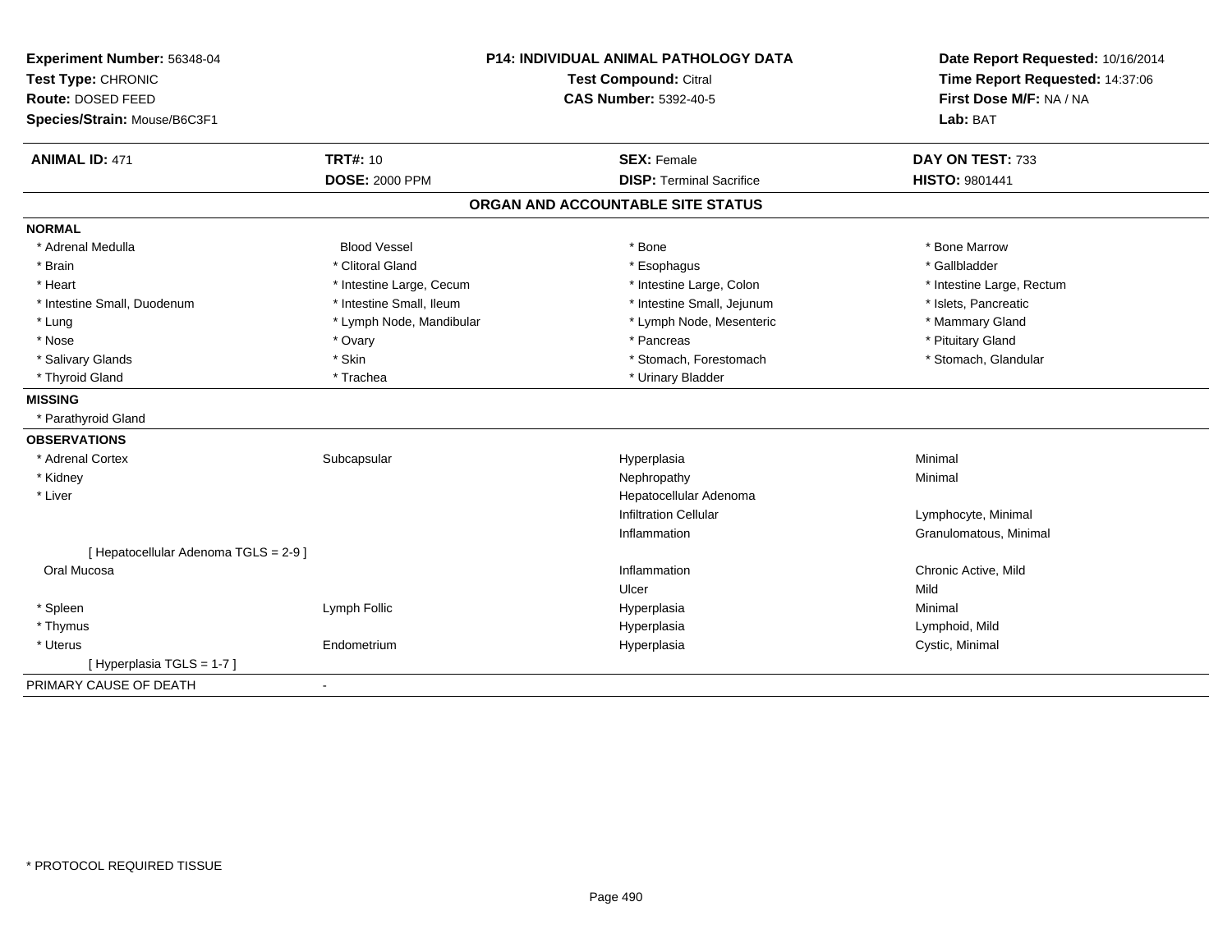**Experiment Number:** 56348-04
**Test Type:** CHRONIC
**Route:** DOSED FEED
**Species/Strain:** Mouse/B6C3F1

**P14: INDIVIDUAL ANIMAL PATHOLOGY DATA**
**Test Compound:** Citral
**CAS Number:** 5392-40-5

**Date Report Requested:** 10/16/2014
**Time Report Requested:** 14:37:06
**First Dose M/F:** NA / NA
**Lab:** BAT

| **ANIMAL ID:** 471 | **TRT#:** 10 | **SEX:** Female | **DAY ON TEST:** 733 |
|---|---|---|---|
| | **DOSE:** 2000 PPM | **DISP:** Terminal Sacrifice | **HISTO:** 9801441 |

## ORGAN AND ACCOUNTABLE SITE STATUS

**NORMAL**

| | | | |
|---|---|---|---|
| * Adrenal Medulla | Blood Vessel | * Bone | * Bone Marrow |
| * Brain | * Clitoral Gland | * Esophagus | * Gallbladder |
| * Heart | * Intestine Large, Cecum | * Intestine Large, Colon | * Intestine Large, Rectum |
| * Intestine Small, Duodenum | * Intestine Small, Ileum | * Intestine Small, Jejunum | * Islets, Pancreatic |
| * Lung | * Lymph Node, Mandibular | * Lymph Node, Mesenteric | * Mammary Gland |
| * Nose | * Ovary | * Pancreas | * Pituitary Gland |
| * Salivary Glands | * Skin | * Stomach, Forestomach | * Stomach, Glandular |
| * Thyroid Gland | * Trachea | * Urinary Bladder | |

**MISSING**

* Parathyroid Gland

**OBSERVATIONS**

| | | | |
|---|---|---|---|
| * Adrenal Cortex | Subcapsular | Hyperplasia | Minimal |
| * Kidney | | Nephropathy | Minimal |
| * Liver | | Hepatocellular Adenoma | |
| | | Infiltration Cellular | Lymphocyte, Minimal |
| | | Inflammation | Granulomatous, Minimal |
| [ Hepatocellular Adenoma TGLS = 2-9 ] | | | |
| Oral Mucosa | | Inflammation | Chronic Active, Mild |
| | | Ulcer | Mild |
| * Spleen | Lymph Follic | Hyperplasia | Minimal |
| * Thymus | | Hyperplasia | Lymphoid, Mild |
| * Uterus | Endometrium | Hyperplasia | Cystic, Minimal |
| [ Hyperplasia TGLS = 1-7 ] | | | |

PRIMARY CAUSE OF DEATH -

* PROTOCOL REQUIRED TISSUE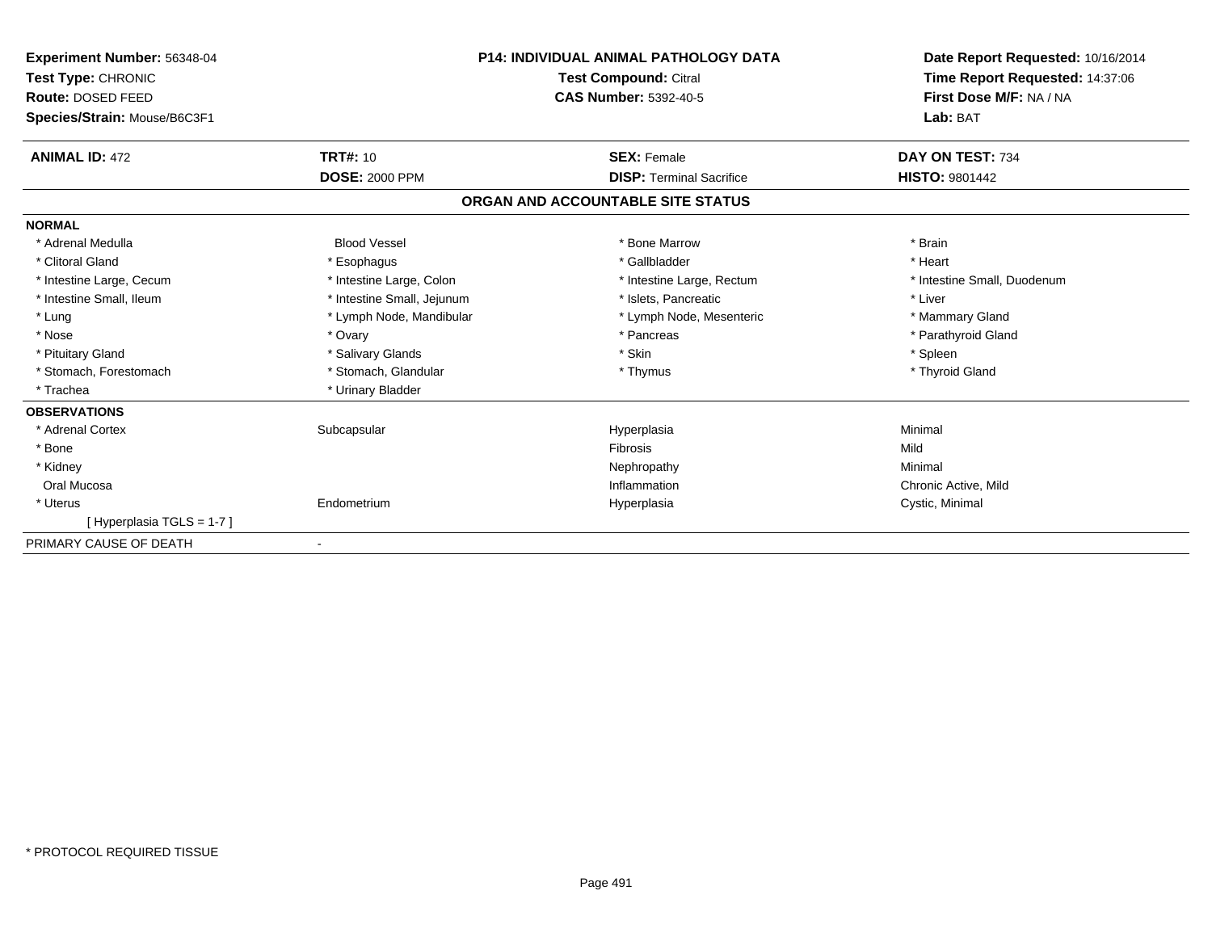**Experiment Number:** 56348-04
**Test Type:** CHRONIC
**Route:** DOSED FEED
**Species/Strain:** Mouse/B6C3F1

**P14: INDIVIDUAL ANIMAL PATHOLOGY DATA**
**Test Compound:** Citral
**CAS Number:** 5392-40-5

**Date Report Requested:** 10/16/2014
**Time Report Requested:** 14:37:06
**First Dose M/F:** NA / NA
**Lab:** BAT

| **ANIMAL ID:** 472 | **TRT#:** 10 | **SEX:** Female | **DAY ON TEST:** 734 |
|---|---|---|---|
| | **DOSE:** 2000 PPM | **DISP:** Terminal Sacrifice | **HISTO:** 9801442 |

## ORGAN AND ACCOUNTABLE SITE STATUS

| | | | |
|---|---|---|---|
| **NORMAL** | | | |
| * Adrenal Medulla | Blood Vessel | * Bone Marrow | * Brain |
| * Clitoral Gland | * Esophagus | * Gallbladder | * Heart |
| * Intestine Large, Cecum | * Intestine Large, Colon | * Intestine Large, Rectum | * Intestine Small, Duodenum |
| * Intestine Small, Ileum | * Intestine Small, Jejunum | * Islets, Pancreatic | * Liver |
| * Lung | * Lymph Node, Mandibular | * Lymph Node, Mesenteric | * Mammary Gland |
| * Nose | * Ovary | * Pancreas | * Parathyroid Gland |
| * Pituitary Gland | * Salivary Glands | * Skin | * Spleen |
| * Stomach, Forestomach | * Stomach, Glandular | * Thymus | * Thyroid Gland |
| * Trachea | * Urinary Bladder | | |
| **OBSERVATIONS** | | | |
| * Adrenal Cortex | Subcapsular | Hyperplasia | Minimal |
| * Bone | | Fibrosis | Mild |
| * Kidney | | Nephropathy | Minimal |
| Oral Mucosa | | Inflammation | Chronic Active, Mild |
| * Uterus | Endometrium | Hyperplasia | Cystic, Minimal |
| [ Hyperplasia TGLS = 1-7 ] | | | |
| PRIMARY CAUSE OF DEATH | - | | |

* PROTOCOL REQUIRED TISSUE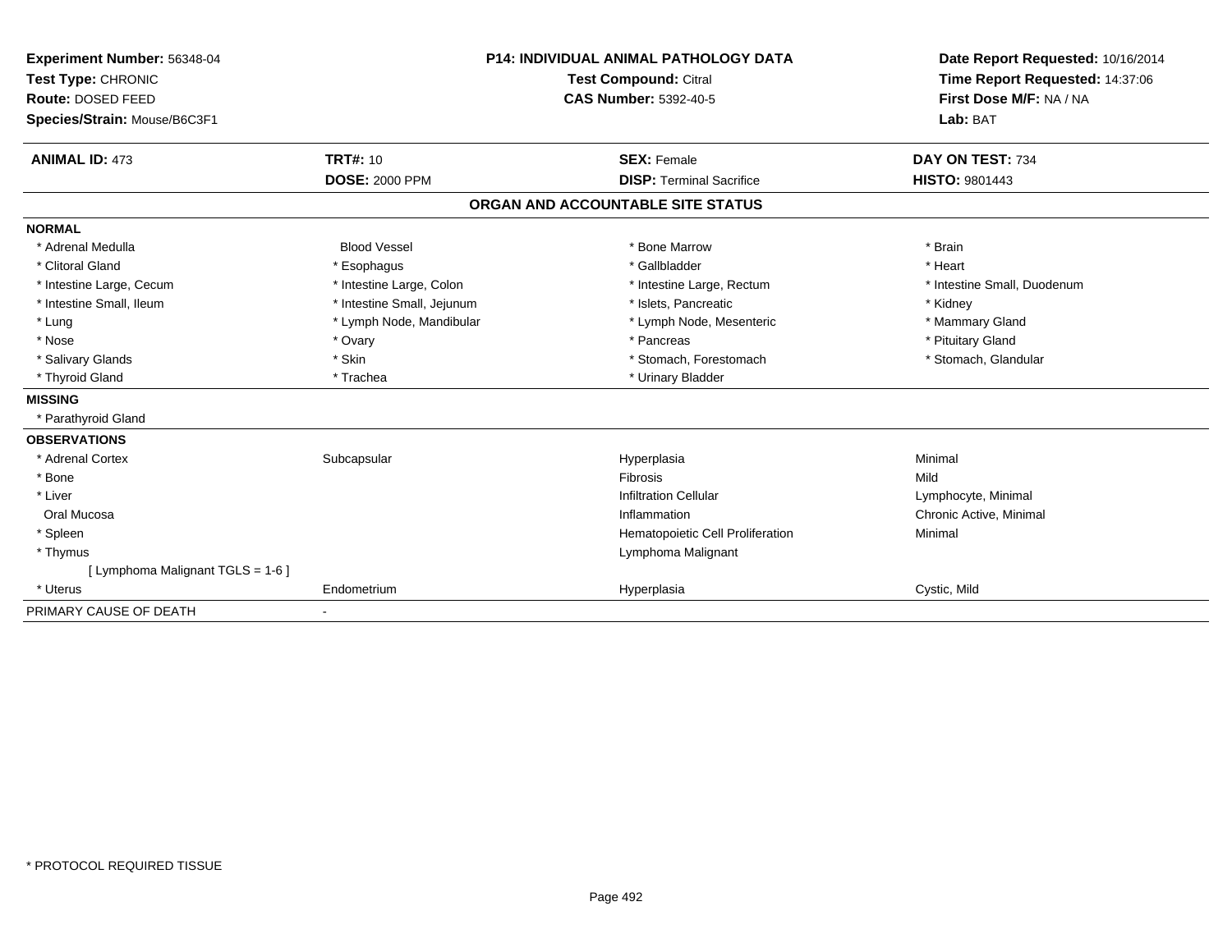**Experiment Number:** 56348-04
**Test Type:** CHRONIC
**Route:** DOSED FEED
**Species/Strain:** Mouse/B6C3F1

**P14: INDIVIDUAL ANIMAL PATHOLOGY DATA**
**Test Compound:** Citral
**CAS Number:** 5392-40-5

**Date Report Requested:** 10/16/2014
**Time Report Requested:** 14:37:06
**First Dose M/F:** NA / NA
**Lab:** BAT

| **ANIMAL ID:** 473 | **TRT#:** 10 | **SEX:** Female | **DAY ON TEST:** 734 |
|---|---|---|---|
| | **DOSE:** 2000 PPM | **DISP:** Terminal Sacrifice | **HISTO:** 9801443 |

## ORGAN AND ACCOUNTABLE SITE STATUS

| | | | |
|---|---|---|---|
| **NORMAL** | | | |
| * Adrenal Medulla | Blood Vessel | * Bone Marrow | * Brain |
| * Clitoral Gland | * Esophagus | * Gallbladder | * Heart |
| * Intestine Large, Cecum | * Intestine Large, Colon | * Intestine Large, Rectum | * Intestine Small, Duodenum |
| * Intestine Small, Ileum | * Intestine Small, Jejunum | * Islets, Pancreatic | * Kidney |
| * Lung | * Lymph Node, Mandibular | * Lymph Node, Mesenteric | * Mammary Gland |
| * Nose | * Ovary | * Pancreas | * Pituitary Gland |
| * Salivary Glands | * Skin | * Stomach, Forestomach | * Stomach, Glandular |
| * Thyroid Gland | * Trachea | * Urinary Bladder | |
| **MISSING** | | | |
| * Parathyroid Gland | | | |
| **OBSERVATIONS** | | | |
| * Adrenal Cortex | Subcapsular | Hyperplasia | Minimal |
| * Bone | | Fibrosis | Mild |
| * Liver | | Infiltration Cellular | Lymphocyte, Minimal |
| Oral Mucosa | | Inflammation | Chronic Active, Minimal |
| * Spleen | | Hematopoietic Cell Proliferation | Minimal |
| * Thymus | | Lymphoma Malignant | |
| [ Lymphoma Malignant TGLS = 1-6 ] | | | |
| * Uterus | Endometrium | Hyperplasia | Cystic, Mild |
| PRIMARY CAUSE OF DEATH | - | | |

\* PROTOCOL REQUIRED TISSUE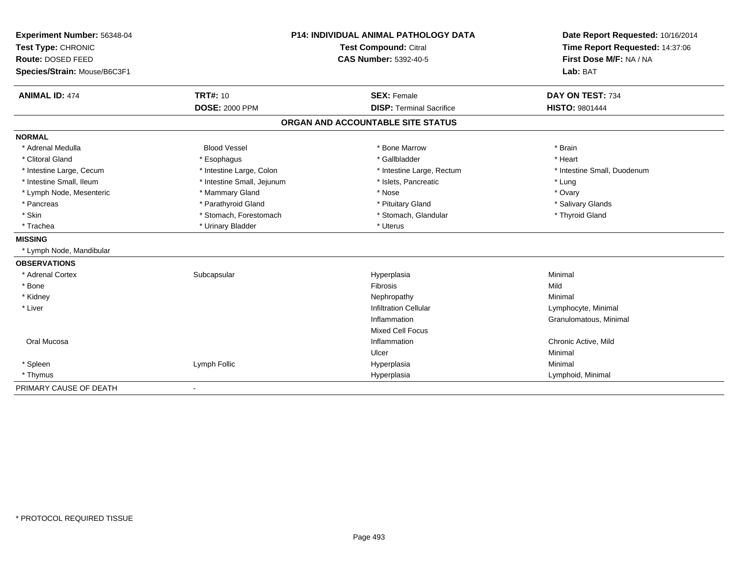**Experiment Number:** 56348-04
**Test Type:** CHRONIC
**Route:** DOSED FEED
**Species/Strain:** Mouse/B6C3F1

**P14: INDIVIDUAL ANIMAL PATHOLOGY DATA**
**Test Compound:** Citral
**CAS Number:** 5392-40-5

**Date Report Requested:** 10/16/2014
**Time Report Requested:** 14:37:06
**First Dose M/F:** NA / NA
**Lab:** BAT

| **ANIMAL ID:** 474 | **TRT#:** 10 | **SEX:** Female | **DAY ON TEST:** 734 |
|---|---|---|---|
| | **DOSE:** 2000 PPM | **DISP:** Terminal Sacrifice | **HISTO:** 9801444 |

## ORGAN AND ACCOUNTABLE SITE STATUS

**NORMAL**

| | | | |
|---|---|---|---|
| * Adrenal Medulla | Blood Vessel | * Bone Marrow | * Brain |
| * Clitoral Gland | * Esophagus | * Gallbladder | * Heart |
| * Intestine Large, Cecum | * Intestine Large, Colon | * Intestine Large, Rectum | * Intestine Small, Duodenum |
| * Intestine Small, Ileum | * Intestine Small, Jejunum | * Islets, Pancreatic | * Lung |
| * Lymph Node, Mesenteric | * Mammary Gland | * Nose | * Ovary |
| * Pancreas | * Parathyroid Gland | * Pituitary Gland | * Salivary Glands |
| * Skin | * Stomach, Forestomach | * Stomach, Glandular | * Thyroid Gland |
| * Trachea | * Urinary Bladder | * Uterus | |

**MISSING**

* Lymph Node, Mandibular

**OBSERVATIONS**

| | | | |
|---|---|---|---|
| * Adrenal Cortex | Subcapsular | Hyperplasia | Minimal |
| * Bone | | Fibrosis | Mild |
| * Kidney | | Nephropathy | Minimal |
| * Liver | | Infiltration Cellular | Lymphocyte, Minimal |
| | | Inflammation | Granulomatous, Minimal |
| | | Mixed Cell Focus | |
| Oral Mucosa | | Inflammation | Chronic Active, Mild |
| | | Ulcer | Minimal |
| * Spleen | Lymph Follic | Hyperplasia | Minimal |
| * Thymus | | Hyperplasia | Lymphoid, Minimal |

PRIMARY CAUSE OF DEATH -

* PROTOCOL REQUIRED TISSUE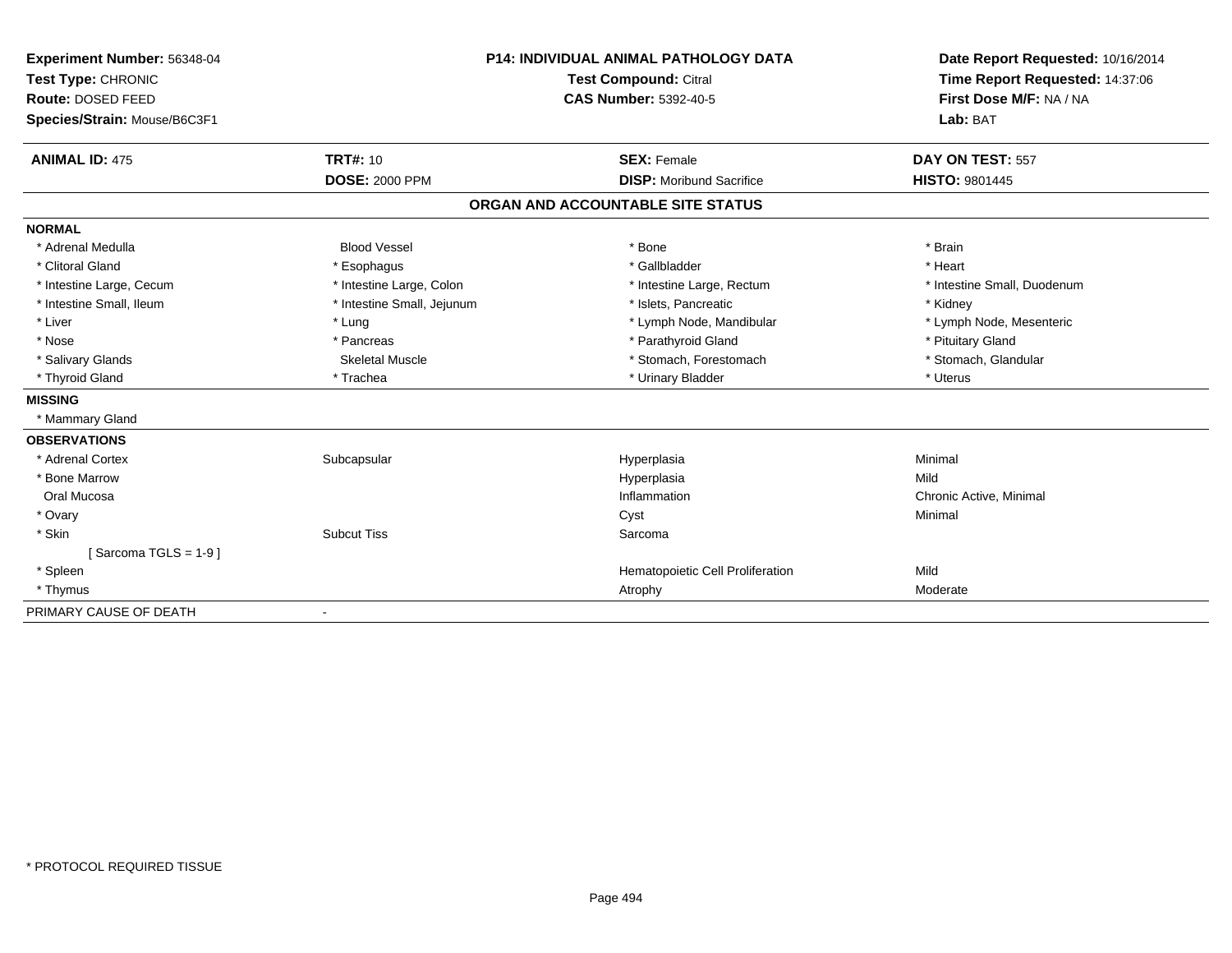**Experiment Number:** 56348-04
**Test Type:** CHRONIC
**Route:** DOSED FEED
**Species/Strain:** Mouse/B6C3F1

**P14: INDIVIDUAL ANIMAL PATHOLOGY DATA**
**Test Compound:** Citral
**CAS Number:** 5392-40-5

**Date Report Requested:** 10/16/2014
**Time Report Requested:** 14:37:06
**First Dose M/F:** NA / NA
**Lab:** BAT

| **ANIMAL ID:** 475 | **TRT#:** 10 | **SEX:** Female | **DAY ON TEST:** 557 |
|---|---|---|---|
| | **DOSE:** 2000 PPM | **DISP:** Moribund Sacrifice | **HISTO:** 9801445 |

## ORGAN AND ACCOUNTABLE SITE STATUS

| | | | |
|---|---|---|---|
| **NORMAL** | | | |
| * Adrenal Medulla | Blood Vessel | * Bone | * Brain |
| * Clitoral Gland | * Esophagus | * Gallbladder | * Heart |
| * Intestine Large, Cecum | * Intestine Large, Colon | * Intestine Large, Rectum | * Intestine Small, Duodenum |
| * Intestine Small, Ileum | * Intestine Small, Jejunum | * Islets, Pancreatic | * Kidney |
| * Liver | * Lung | * Lymph Node, Mandibular | * Lymph Node, Mesenteric |
| * Nose | * Pancreas | * Parathyroid Gland | * Pituitary Gland |
| * Salivary Glands | Skeletal Muscle | * Stomach, Forestomach | * Stomach, Glandular |
| * Thyroid Gland | * Trachea | * Urinary Bladder | * Uterus |
| **MISSING** | | | |
| * Mammary Gland | | | |
| **OBSERVATIONS** | | | |
| * Adrenal Cortex | Subcapsular | Hyperplasia | Minimal |
| * Bone Marrow | | Hyperplasia | Mild |
| Oral Mucosa | | Inflammation | Chronic Active, Minimal |
| * Ovary | | Cyst | Minimal |
| * Skin | Subcut Tiss | Sarcoma | |
| [ Sarcoma TGLS = 1-9 ] | | | |
| * Spleen | | Hematopoietic Cell Proliferation | Mild |
| * Thymus | | Atrophy | Moderate |
| PRIMARY CAUSE OF DEATH | - | | |

* PROTOCOL REQUIRED TISSUE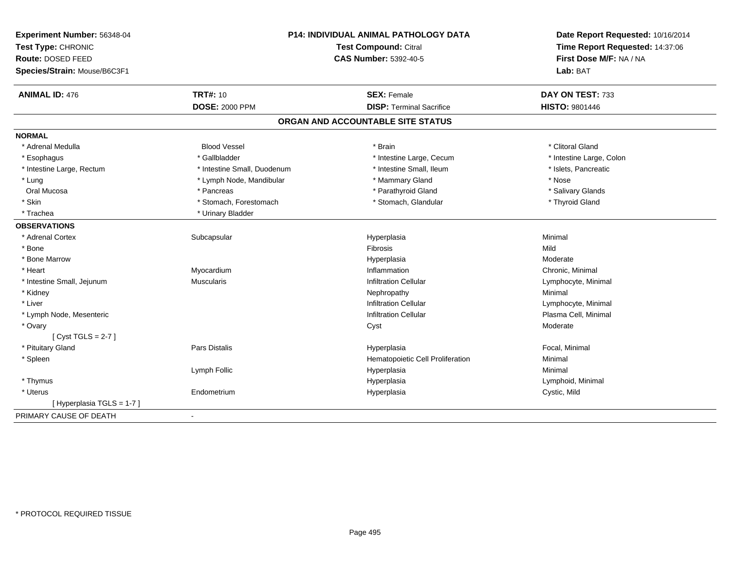**Experiment Number:** 56348-04
**Test Type:** CHRONIC
**Route:** DOSED FEED
**Species/Strain:** Mouse/B6C3F1

**P14: INDIVIDUAL ANIMAL PATHOLOGY DATA**
**Test Compound:** Citral
**CAS Number:** 5392-40-5

**Date Report Requested:** 10/16/2014
**Time Report Requested:** 14:37:06
**First Dose M/F:** NA / NA
**Lab:** BAT

| **ANIMAL ID:** 476 | **TRT#:** 10 | **SEX:** Female | **DAY ON TEST:** 733 |
|---|---|---|---|
| | **DOSE:** 2000 PPM | **DISP:** Terminal Sacrifice | **HISTO:** 9801446 |

## ORGAN AND ACCOUNTABLE SITE STATUS

**NORMAL**

| | | | |
|---|---|---|---|
| * Adrenal Medulla | Blood Vessel | * Brain | * Clitoral Gland |
| * Esophagus | * Gallbladder | * Intestine Large, Cecum | * Intestine Large, Colon |
| * Intestine Large, Rectum | * Intestine Small, Duodenum | * Intestine Small, Ileum | * Islets, Pancreatic |
| * Lung | * Lymph Node, Mandibular | * Mammary Gland | * Nose |
| Oral Mucosa | * Pancreas | * Parathyroid Gland | * Salivary Glands |
| * Skin | * Stomach, Forestomach | * Stomach, Glandular | * Thyroid Gland |
| * Trachea | * Urinary Bladder | | |

**OBSERVATIONS**

| | | | |
|---|---|---|---|
| * Adrenal Cortex | Subcapsular | Hyperplasia | Minimal |
| * Bone | | Fibrosis | Mild |
| * Bone Marrow | | Hyperplasia | Moderate |
| * Heart | Myocardium | Inflammation | Chronic, Minimal |
| * Intestine Small, Jejunum | Muscularis | Infiltration Cellular | Lymphocyte, Minimal |
| * Kidney | | Nephropathy | Minimal |
| * Liver | | Infiltration Cellular | Lymphocyte, Minimal |
| * Lymph Node, Mesenteric | | Infiltration Cellular | Plasma Cell, Minimal |
| * Ovary | | Cyst | Moderate |
| [ Cyst TGLS = 2-7 ] | | | |
| * Pituitary Gland | Pars Distalis | Hyperplasia | Focal, Minimal |
| * Spleen | | Hematopoietic Cell Proliferation | Minimal |
| | Lymph Follic | Hyperplasia | Minimal |
| * Thymus | | Hyperplasia | Lymphoid, Minimal |
| * Uterus | Endometrium | Hyperplasia | Cystic, Mild |
| [ Hyperplasia TGLS = 1-7 ] | | | |

PRIMARY CAUSE OF DEATH -

* PROTOCOL REQUIRED TISSUE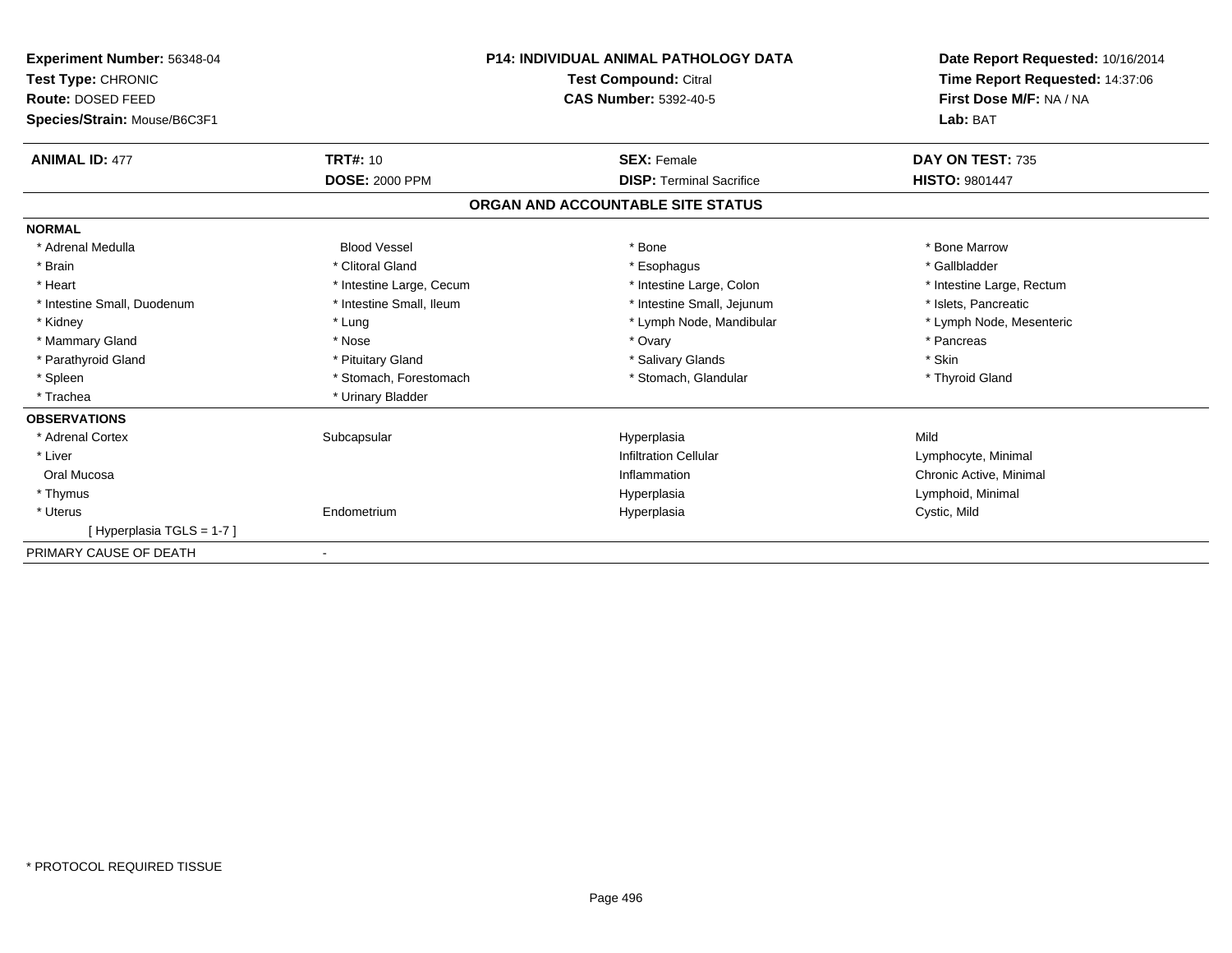**Experiment Number:** 56348-04
**Test Type:** CHRONIC
**Route:** DOSED FEED
**Species/Strain:** Mouse/B6C3F1

**P14: INDIVIDUAL ANIMAL PATHOLOGY DATA**
**Test Compound:** Citral
**CAS Number:** 5392-40-5

**Date Report Requested:** 10/16/2014
**Time Report Requested:** 14:37:06
**First Dose M/F:** NA / NA
**Lab:** BAT

| **ANIMAL ID:** 477 | **TRT#:** 10 | **SEX:** Female | **DAY ON TEST:** 735 |
|---|---|---|---|
| | **DOSE:** 2000 PPM | **DISP:** Terminal Sacrifice | **HISTO:** 9801447 |

## ORGAN AND ACCOUNTABLE SITE STATUS

**NORMAL**

| | | | |
|---|---|---|---|
| * Adrenal Medulla | Blood Vessel | * Bone | * Bone Marrow |
| * Brain | * Clitoral Gland | * Esophagus | * Gallbladder |
| * Heart | * Intestine Large, Cecum | * Intestine Large, Colon | * Intestine Large, Rectum |
| * Intestine Small, Duodenum | * Intestine Small, Ileum | * Intestine Small, Jejunum | * Islets, Pancreatic |
| * Kidney | * Lung | * Lymph Node, Mandibular | * Lymph Node, Mesenteric |
| * Mammary Gland | * Nose | * Ovary | * Pancreas |
| * Parathyroid Gland | * Pituitary Gland | * Salivary Glands | * Skin |
| * Spleen | * Stomach, Forestomach | * Stomach, Glandular | * Thyroid Gland |
| * Trachea | * Urinary Bladder | | |

**OBSERVATIONS**

| | | | |
|---|---|---|---|
| * Adrenal Cortex | Subcapsular | Hyperplasia | Mild |
| * Liver | | Infiltration Cellular | Lymphocyte, Minimal |
| Oral Mucosa | | Inflammation | Chronic Active, Minimal |
| * Thymus | | Hyperplasia | Lymphoid, Minimal |
| * Uterus | Endometrium | Hyperplasia | Cystic, Mild |
| [ Hyperplasia TGLS = 1-7 ] | | | |

PRIMARY CAUSE OF DEATH -

* PROTOCOL REQUIRED TISSUE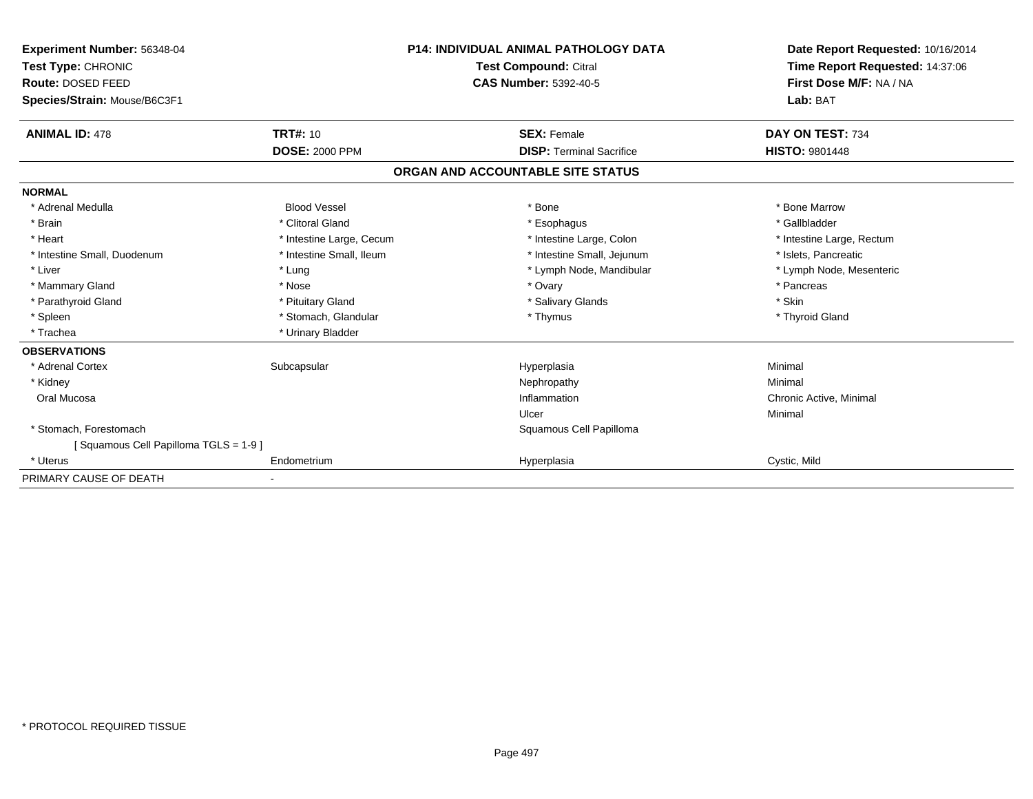**Experiment Number:** 56348-04
**Test Type:** CHRONIC
**Route:** DOSED FEED
**Species/Strain:** Mouse/B6C3F1

**P14: INDIVIDUAL ANIMAL PATHOLOGY DATA**
**Test Compound:** Citral
**CAS Number:** 5392-40-5

**Date Report Requested:** 10/16/2014
**Time Report Requested:** 14:37:06
**First Dose M/F:** NA / NA
**Lab:** BAT

| **ANIMAL ID:** 478 | **TRT#:** 10 | **SEX:** Female | **DAY ON TEST:** 734 |
|---|---|---|---|
| | **DOSE:** 2000 PPM | **DISP:** Terminal Sacrifice | **HISTO:** 9801448 |

## ORGAN AND ACCOUNTABLE SITE STATUS

**NORMAL**

| | | | |
|---|---|---|---|
| * Adrenal Medulla | Blood Vessel | * Bone | * Bone Marrow |
| * Brain | * Clitoral Gland | * Esophagus | * Gallbladder |
| * Heart | * Intestine Large, Cecum | * Intestine Large, Colon | * Intestine Large, Rectum |
| * Intestine Small, Duodenum | * Intestine Small, Ileum | * Intestine Small, Jejunum | * Islets, Pancreatic |
| * Liver | * Lung | * Lymph Node, Mandibular | * Lymph Node, Mesenteric |
| * Mammary Gland | * Nose | * Ovary | * Pancreas |
| * Parathyroid Gland | * Pituitary Gland | * Salivary Glands | * Skin |
| * Spleen | * Stomach, Glandular | * Thymus | * Thyroid Gland |
| * Trachea | * Urinary Bladder | | |

**OBSERVATIONS**

| | | | |
|---|---|---|---|
| * Adrenal Cortex | Subcapsular | Hyperplasia | Minimal |
| * Kidney | | Nephropathy | Minimal |
| Oral Mucosa | | Inflammation | Chronic Active, Minimal |
| | | Ulcer | Minimal |
| * Stomach, Forestomach | | Squamous Cell Papilloma | |
| [ Squamous Cell Papilloma TGLS = 1-9 ] | | | |
| * Uterus | Endometrium | Hyperplasia | Cystic, Mild |

PRIMARY CAUSE OF DEATH -

* PROTOCOL REQUIRED TISSUE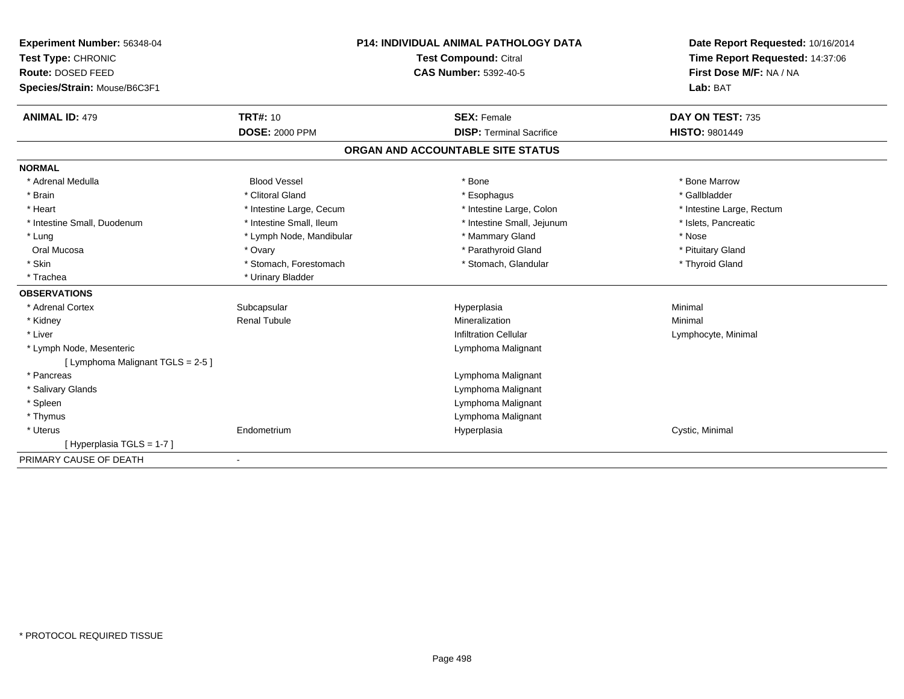**Experiment Number:** 56348-04
**Test Type:** CHRONIC
**Route:** DOSED FEED
**Species/Strain:** Mouse/B6C3F1

**P14: INDIVIDUAL ANIMAL PATHOLOGY DATA**
**Test Compound:** Citral
**CAS Number:** 5392-40-5

**Date Report Requested:** 10/16/2014
**Time Report Requested:** 14:37:06
**First Dose M/F:** NA / NA
**Lab:** BAT

| **ANIMAL ID:** 479 | **TRT#:** 10 | **SEX:** Female | **DAY ON TEST:** 735 |
|---|---|---|---|
| | **DOSE:** 2000 PPM | **DISP:** Terminal Sacrifice | **HISTO:** 9801449 |

## ORGAN AND ACCOUNTABLE SITE STATUS

**NORMAL**

| | | | |
|---|---|---|---|
| * Adrenal Medulla | Blood Vessel | * Bone | * Bone Marrow |
| * Brain | * Clitoral Gland | * Esophagus | * Gallbladder |
| * Heart | * Intestine Large, Cecum | * Intestine Large, Colon | * Intestine Large, Rectum |
| * Intestine Small, Duodenum | * Intestine Small, Ileum | * Intestine Small, Jejunum | * Islets, Pancreatic |
| * Lung | * Lymph Node, Mandibular | * Mammary Gland | * Nose |
| Oral Mucosa | * Ovary | * Parathyroid Gland | * Pituitary Gland |
| * Skin | * Stomach, Forestomach | * Stomach, Glandular | * Thyroid Gland |
| * Trachea | * Urinary Bladder | | |

**OBSERVATIONS**

| | | | |
|---|---|---|---|
| * Adrenal Cortex | Subcapsular | Hyperplasia | Minimal |
| * Kidney | Renal Tubule | Mineralization | Minimal |
| * Liver | | Infiltration Cellular | Lymphocyte, Minimal |
| * Lymph Node, Mesenteric | | Lymphoma Malignant | |
| [ Lymphoma Malignant TGLS = 2-5 ] | | | |
| * Pancreas | | Lymphoma Malignant | |
| * Salivary Glands | | Lymphoma Malignant | |
| * Spleen | | Lymphoma Malignant | |
| * Thymus | | Lymphoma Malignant | |
| * Uterus | Endometrium | Hyperplasia | Cystic, Minimal |
| [ Hyperplasia TGLS = 1-7 ] | | | |

PRIMARY CAUSE OF DEATH -

* PROTOCOL REQUIRED TISSUE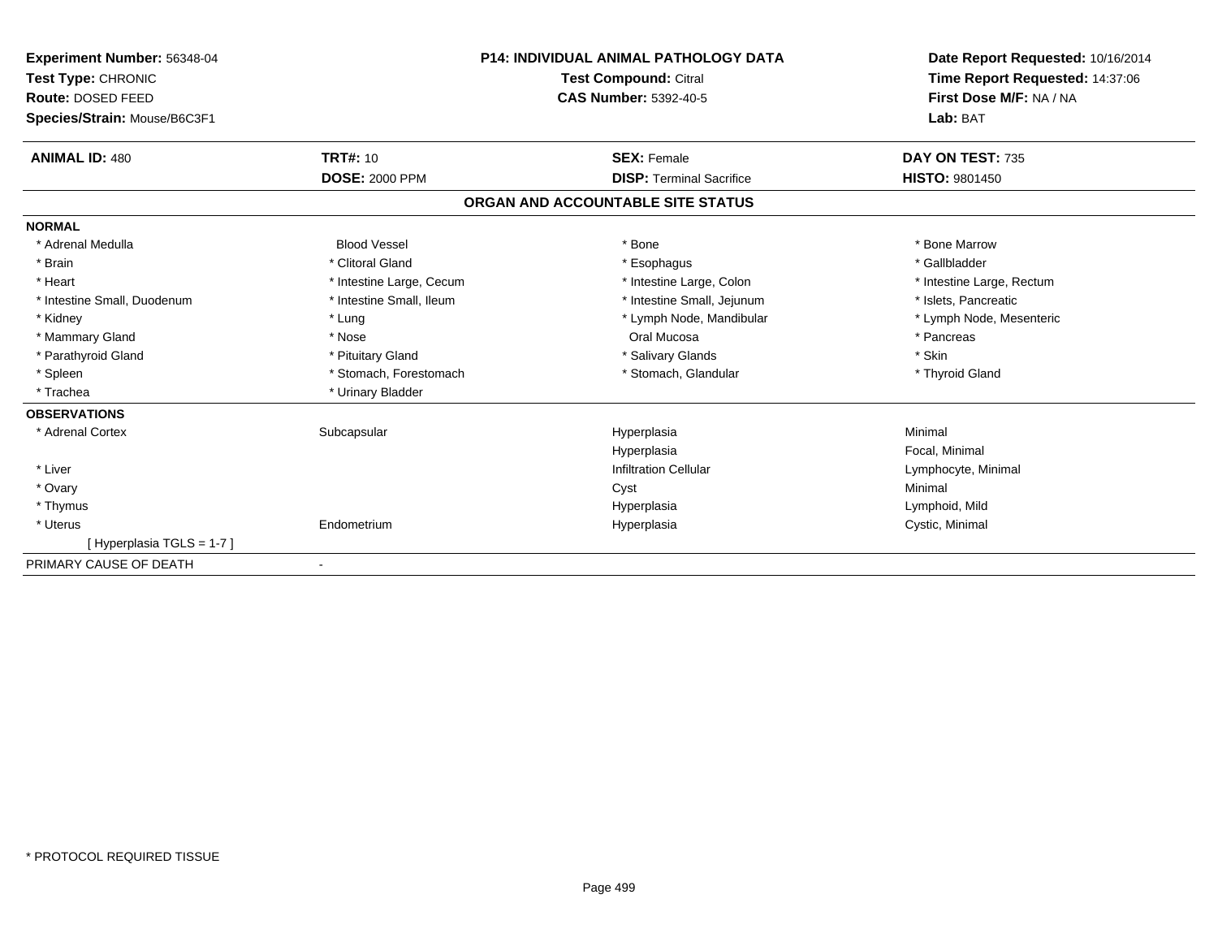**Experiment Number:** 56348-04
**Test Type:** CHRONIC
**Route:** DOSED FEED
**Species/Strain:** Mouse/B6C3F1

**P14: INDIVIDUAL ANIMAL PATHOLOGY DATA**
**Test Compound:** Citral
**CAS Number:** 5392-40-5

**Date Report Requested:** 10/16/2014
**Time Report Requested:** 14:37:06
**First Dose M/F:** NA / NA
**Lab:** BAT

| **ANIMAL ID:** 480 | **TRT#:** 10 | **SEX:** Female | **DAY ON TEST:** 735 |
|---|---|---|---|
| | **DOSE:** 2000 PPM | **DISP:** Terminal Sacrifice | **HISTO:** 9801450 |

## ORGAN AND ACCOUNTABLE SITE STATUS

| | | | |
|---|---|---|---|
| **NORMAL** | | | |
| * Adrenal Medulla | Blood Vessel | * Bone | * Bone Marrow |
| * Brain | * Clitoral Gland | * Esophagus | * Gallbladder |
| * Heart | * Intestine Large, Cecum | * Intestine Large, Colon | * Intestine Large, Rectum |
| * Intestine Small, Duodenum | * Intestine Small, Ileum | * Intestine Small, Jejunum | * Islets, Pancreatic |
| * Kidney | * Lung | * Lymph Node, Mandibular | * Lymph Node, Mesenteric |
| * Mammary Gland | * Nose | Oral Mucosa | * Pancreas |
| * Parathyroid Gland | * Pituitary Gland | * Salivary Glands | * Skin |
| * Spleen | * Stomach, Forestomach | * Stomach, Glandular | * Thyroid Gland |
| * Trachea | * Urinary Bladder | | |
| **OBSERVATIONS** | | | |
| * Adrenal Cortex | Subcapsular | Hyperplasia | Minimal |
| | | Hyperplasia | Focal, Minimal |
| * Liver | | Infiltration Cellular | Lymphocyte, Minimal |
| * Ovary | | Cyst | Minimal |
| * Thymus | | Hyperplasia | Lymphoid, Mild |
| * Uterus | Endometrium | Hyperplasia | Cystic, Minimal |
| [ Hyperplasia TGLS = 1-7 ] | | | |
| PRIMARY CAUSE OF DEATH | - | | |

* PROTOCOL REQUIRED TISSUE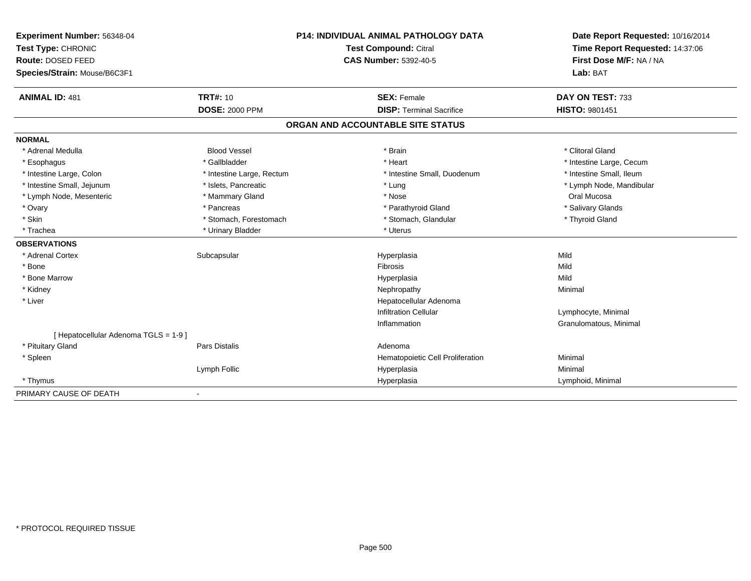**Experiment Number:** 56348-04
**Test Type:** CHRONIC
**Route:** DOSED FEED
**Species/Strain:** Mouse/B6C3F1

**P14: INDIVIDUAL ANIMAL PATHOLOGY DATA**
**Test Compound:** Citral
**CAS Number:** 5392-40-5

**Date Report Requested:** 10/16/2014
**Time Report Requested:** 14:37:06
**First Dose M/F:** NA / NA
**Lab:** BAT

| **ANIMAL ID:** 481 | **TRT#:** 10 | **SEX:** Female | **DAY ON TEST:** 733 |
|---|---|---|---|
| | **DOSE:** 2000 PPM | **DISP:** Terminal Sacrifice | **HISTO:** 9801451 |

## ORGAN AND ACCOUNTABLE SITE STATUS

**NORMAL**

| | | | |
|---|---|---|---|
| * Adrenal Medulla | Blood Vessel | * Brain | * Clitoral Gland |
| * Esophagus | * Gallbladder | * Heart | * Intestine Large, Cecum |
| * Intestine Large, Colon | * Intestine Large, Rectum | * Intestine Small, Duodenum | * Intestine Small, Ileum |
| * Intestine Small, Jejunum | * Islets, Pancreatic | * Lung | * Lymph Node, Mandibular |
| * Lymph Node, Mesenteric | * Mammary Gland | * Nose | Oral Mucosa |
| * Ovary | * Pancreas | * Parathyroid Gland | * Salivary Glands |
| * Skin | * Stomach, Forestomach | * Stomach, Glandular | * Thyroid Gland |
| * Trachea | * Urinary Bladder | * Uterus | |

**OBSERVATIONS**

| | | | |
|---|---|---|---|
| * Adrenal Cortex | Subcapsular | Hyperplasia | Mild |
| * Bone | | Fibrosis | Mild |
| * Bone Marrow | | Hyperplasia | Mild |
| * Kidney | | Nephropathy | Minimal |
| * Liver | | Hepatocellular Adenoma | |
| | | Infiltration Cellular | Lymphocyte, Minimal |
| | | Inflammation | Granulomatous, Minimal |
| [ Hepatocellular Adenoma TGLS = 1-9 ] | | | |
| * Pituitary Gland | Pars Distalis | Adenoma | |
| * Spleen | | Hematopoietic Cell Proliferation | Minimal |
| | Lymph Follic | Hyperplasia | Minimal |
| * Thymus | | Hyperplasia | Lymphoid, Minimal |

PRIMARY CAUSE OF DEATH -

* PROTOCOL REQUIRED TISSUE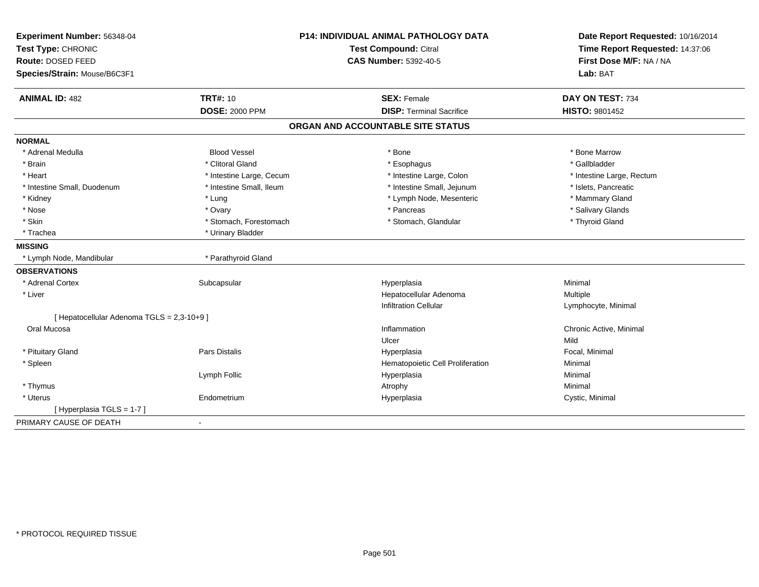**Experiment Number:** 56348-04
**Test Type:** CHRONIC
**Route:** DOSED FEED
**Species/Strain:** Mouse/B6C3F1

**P14: INDIVIDUAL ANIMAL PATHOLOGY DATA**
**Test Compound:** Citral
**CAS Number:** 5392-40-5

**Date Report Requested:** 10/16/2014
**Time Report Requested:** 14:37:06
**First Dose M/F:** NA / NA
**Lab:** BAT

| **ANIMAL ID:** 482 | **TRT#:** 10 | **SEX:** Female | **DAY ON TEST:** 734 |
|---|---|---|---|
| | **DOSE:** 2000 PPM | **DISP:** Terminal Sacrifice | **HISTO:** 9801452 |

## ORGAN AND ACCOUNTABLE SITE STATUS

**NORMAL**

| | | | |
|---|---|---|---|
| * Adrenal Medulla | Blood Vessel | * Bone | * Bone Marrow |
| * Brain | * Clitoral Gland | * Esophagus | * Gallbladder |
| * Heart | * Intestine Large, Cecum | * Intestine Large, Colon | * Intestine Large, Rectum |
| * Intestine Small, Duodenum | * Intestine Small, Ileum | * Intestine Small, Jejunum | * Islets, Pancreatic |
| * Kidney | * Lung | * Lymph Node, Mesenteric | * Mammary Gland |
| * Nose | * Ovary | * Pancreas | * Salivary Glands |
| * Skin | * Stomach, Forestomach | * Stomach, Glandular | * Thyroid Gland |
| * Trachea | * Urinary Bladder | | |

**MISSING**

| | |
|---|---|
| * Lymph Node, Mandibular | * Parathyroid Gland |

**OBSERVATIONS**

| | | | |
|---|---|---|---|
| * Adrenal Cortex | Subcapsular | Hyperplasia | Minimal |
| * Liver | | Hepatocellular Adenoma | Multiple |
| | | Infiltration Cellular | Lymphocyte, Minimal |
| [ Hepatocellular Adenoma TGLS = 2,3-10+9 ] | | | |
| Oral Mucosa | | Inflammation | Chronic Active, Minimal |
| | | Ulcer | Mild |
| * Pituitary Gland | Pars Distalis | Hyperplasia | Focal, Minimal |
| * Spleen | | Hematopoietic Cell Proliferation | Minimal |
| | Lymph Follic | Hyperplasia | Minimal |
| * Thymus | | Atrophy | Minimal |
| * Uterus | Endometrium | Hyperplasia | Cystic, Minimal |
| [ Hyperplasia TGLS = 1-7 ] | | | |

PRIMARY CAUSE OF DEATH -

* PROTOCOL REQUIRED TISSUE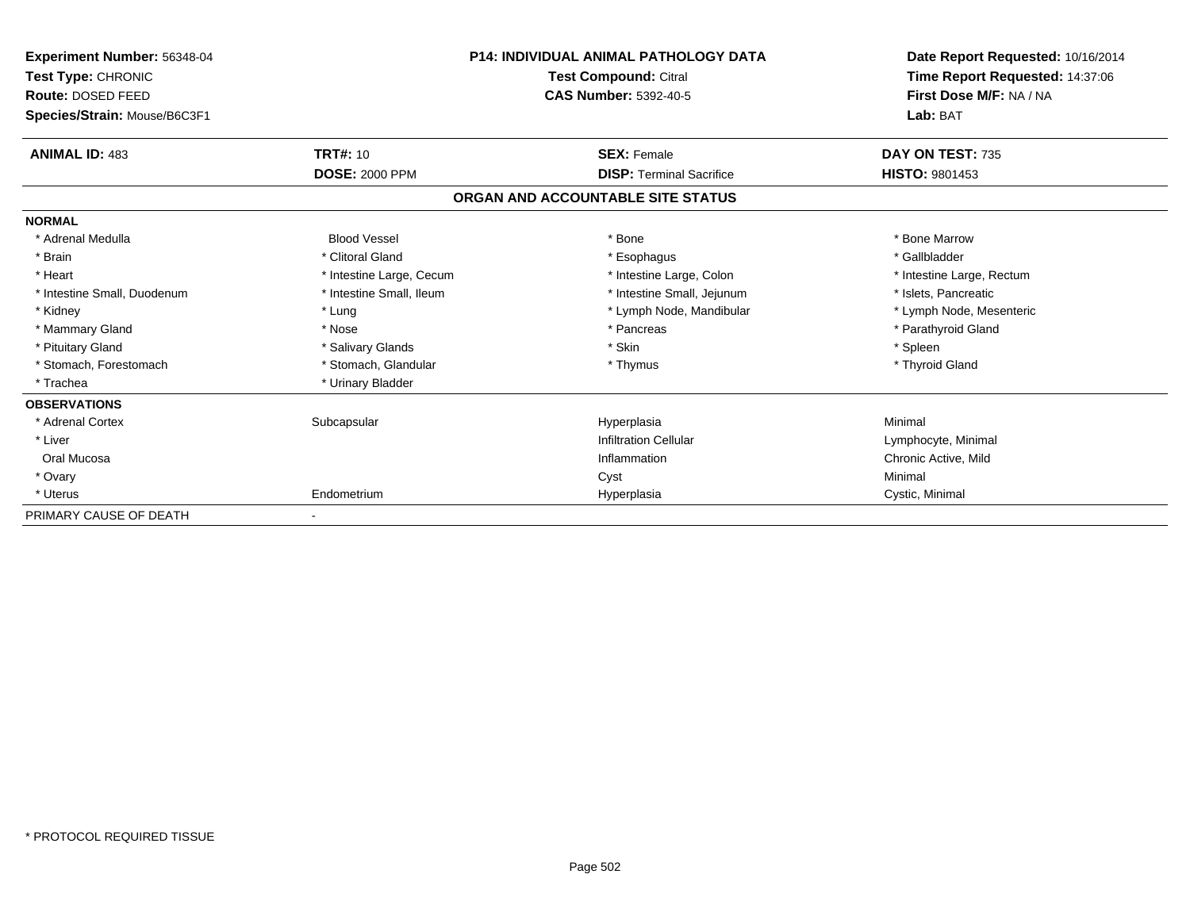**Experiment Number:** 56348-04
**Test Type:** CHRONIC
**Route:** DOSED FEED
**Species/Strain:** Mouse/B6C3F1

**P14: INDIVIDUAL ANIMAL PATHOLOGY DATA**
**Test Compound:** Citral
**CAS Number:** 5392-40-5

**Date Report Requested:** 10/16/2014
**Time Report Requested:** 14:37:06
**First Dose M/F:** NA / NA
**Lab:** BAT

| **ANIMAL ID:** 483 | **TRT#:** 10 | **SEX:** Female | **DAY ON TEST:** 735 |
|---|---|---|---|
| | **DOSE:** 2000 PPM | **DISP:** Terminal Sacrifice | **HISTO:** 9801453 |

## ORGAN AND ACCOUNTABLE SITE STATUS

**NORMAL**

| | | | |
|---|---|---|---|
| * Adrenal Medulla | Blood Vessel | * Bone | * Bone Marrow |
| * Brain | * Clitoral Gland | * Esophagus | * Gallbladder |
| * Heart | * Intestine Large, Cecum | * Intestine Large, Colon | * Intestine Large, Rectum |
| * Intestine Small, Duodenum | * Intestine Small, Ileum | * Intestine Small, Jejunum | * Islets, Pancreatic |
| * Kidney | * Lung | * Lymph Node, Mandibular | * Lymph Node, Mesenteric |
| * Mammary Gland | * Nose | * Pancreas | * Parathyroid Gland |
| * Pituitary Gland | * Salivary Glands | * Skin | * Spleen |
| * Stomach, Forestomach | * Stomach, Glandular | * Thymus | * Thyroid Gland |
| * Trachea | * Urinary Bladder | | |

**OBSERVATIONS**

| | | | |
|---|---|---|---|
| * Adrenal Cortex | Subcapsular | Hyperplasia | Minimal |
| * Liver | | Infiltration Cellular | Lymphocyte, Minimal |
| Oral Mucosa | | Inflammation | Chronic Active, Mild |
| * Ovary | | Cyst | Minimal |
| * Uterus | Endometrium | Hyperplasia | Cystic, Minimal |

PRIMARY CAUSE OF DEATH -

* PROTOCOL REQUIRED TISSUE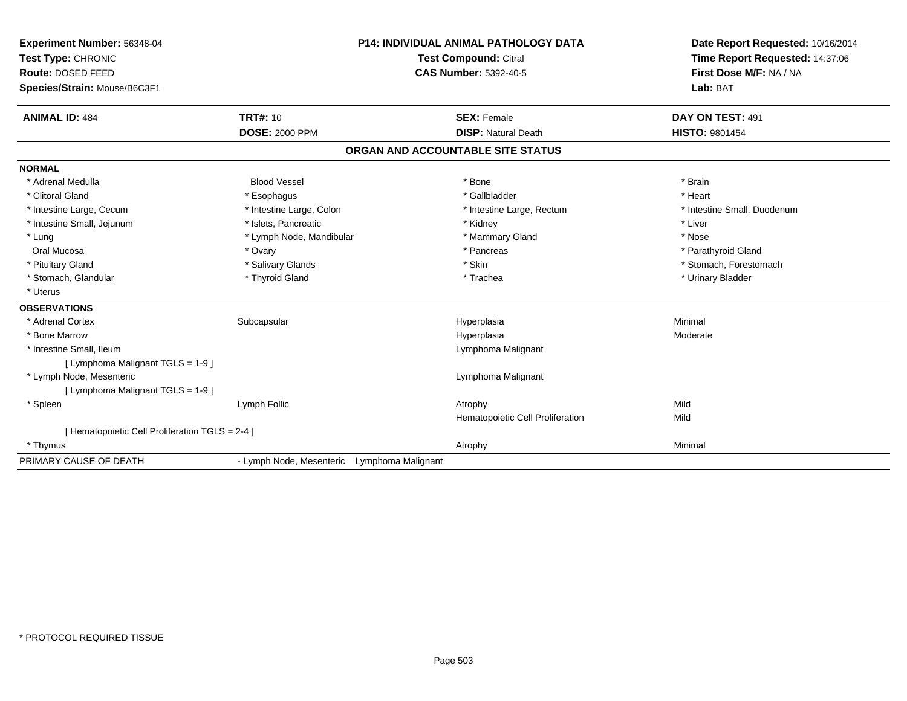**Experiment Number:** 56348-04
**Test Type:** CHRONIC
**Route:** DOSED FEED
**Species/Strain:** Mouse/B6C3F1

**P14: INDIVIDUAL ANIMAL PATHOLOGY DATA**
**Test Compound:** Citral
**CAS Number:** 5392-40-5

**Date Report Requested:** 10/16/2014
**Time Report Requested:** 14:37:06
**First Dose M/F:** NA / NA
**Lab:** BAT

| **ANIMAL ID:** 484 | **TRT#:** 10 | **SEX:** Female | **DAY ON TEST:** 491 |
|---|---|---|---|
| | **DOSE:** 2000 PPM | **DISP:** Natural Death | **HISTO:** 9801454 |

## ORGAN AND ACCOUNTABLE SITE STATUS

**NORMAL**

| | | | |
|---|---|---|---|
| * Adrenal Medulla | Blood Vessel | * Bone | * Brain |
| * Clitoral Gland | * Esophagus | * Gallbladder | * Heart |
| * Intestine Large, Cecum | * Intestine Large, Colon | * Intestine Large, Rectum | * Intestine Small, Duodenum |
| * Intestine Small, Jejunum | * Islets, Pancreatic | * Kidney | * Liver |
| * Lung | * Lymph Node, Mandibular | * Mammary Gland | * Nose |
| Oral Mucosa | * Ovary | * Pancreas | * Parathyroid Gland |
| * Pituitary Gland | * Salivary Glands | * Skin | * Stomach, Forestomach |
| * Stomach, Glandular | * Thyroid Gland | * Trachea | * Urinary Bladder |
| * Uterus | | | |

**OBSERVATIONS**

| | | | |
|---|---|---|---|
| * Adrenal Cortex | Subcapsular | Hyperplasia | Minimal |
| * Bone Marrow | | Hyperplasia | Moderate |
| * Intestine Small, Ileum | | Lymphoma Malignant | |
| [ Lymphoma Malignant TGLS = 1-9 ] | | | |
| * Lymph Node, Mesenteric | | Lymphoma Malignant | |
| [ Lymphoma Malignant TGLS = 1-9 ] | | | |
| * Spleen | Lymph Follic | Atrophy | Mild |
| | | Hematopoietic Cell Proliferation | Mild |
| [ Hematopoietic Cell Proliferation TGLS = 2-4 ] | | | |
| * Thymus | | Atrophy | Minimal |

PRIMARY CAUSE OF DEATH - Lymph Node, Mesenteric Lymphoma Malignant

* PROTOCOL REQUIRED TISSUE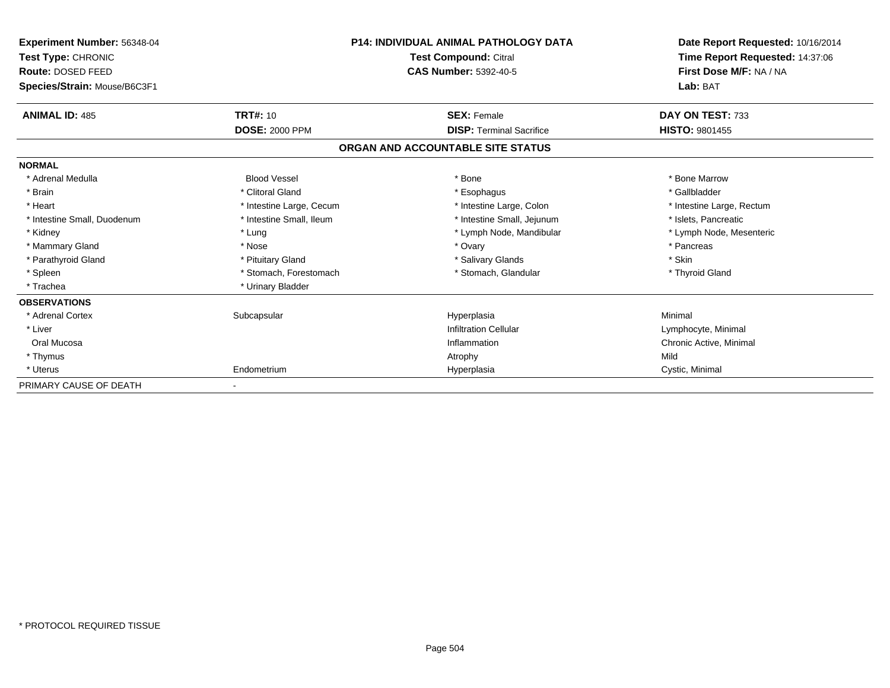**Experiment Number:** 56348-04
**Test Type:** CHRONIC
**Route:** DOSED FEED
**Species/Strain:** Mouse/B6C3F1

**P14: INDIVIDUAL ANIMAL PATHOLOGY DATA**
**Test Compound:** Citral
**CAS Number:** 5392-40-5

**Date Report Requested:** 10/16/2014
**Time Report Requested:** 14:37:06
**First Dose M/F:** NA / NA
**Lab:** BAT

| **ANIMAL ID:** 485 | **TRT#:** 10 | **SEX:** Female | **DAY ON TEST:** 733 |
|---|---|---|---|
| | **DOSE:** 2000 PPM | **DISP:** Terminal Sacrifice | **HISTO:** 9801455 |

## ORGAN AND ACCOUNTABLE SITE STATUS

| | | | |
|---|---|---|---|
| **NORMAL** | | | |
| * Adrenal Medulla | Blood Vessel | * Bone | * Bone Marrow |
| * Brain | * Clitoral Gland | * Esophagus | * Gallbladder |
| * Heart | * Intestine Large, Cecum | * Intestine Large, Colon | * Intestine Large, Rectum |
| * Intestine Small, Duodenum | * Intestine Small, Ileum | * Intestine Small, Jejunum | * Islets, Pancreatic |
| * Kidney | * Lung | * Lymph Node, Mandibular | * Lymph Node, Mesenteric |
| * Mammary Gland | * Nose | * Ovary | * Pancreas |
| * Parathyroid Gland | * Pituitary Gland | * Salivary Glands | * Skin |
| * Spleen | * Stomach, Forestomach | * Stomach, Glandular | * Thyroid Gland |
| * Trachea | * Urinary Bladder | | |
| **OBSERVATIONS** | | | |
| * Adrenal Cortex | Subcapsular | Hyperplasia | Minimal |
| * Liver | | Infiltration Cellular | Lymphocyte, Minimal |
| Oral Mucosa | | Inflammation | Chronic Active, Minimal |
| * Thymus | | Atrophy | Mild |
| * Uterus | Endometrium | Hyperplasia | Cystic, Minimal |
| PRIMARY CAUSE OF DEATH | - | | |

* PROTOCOL REQUIRED TISSUE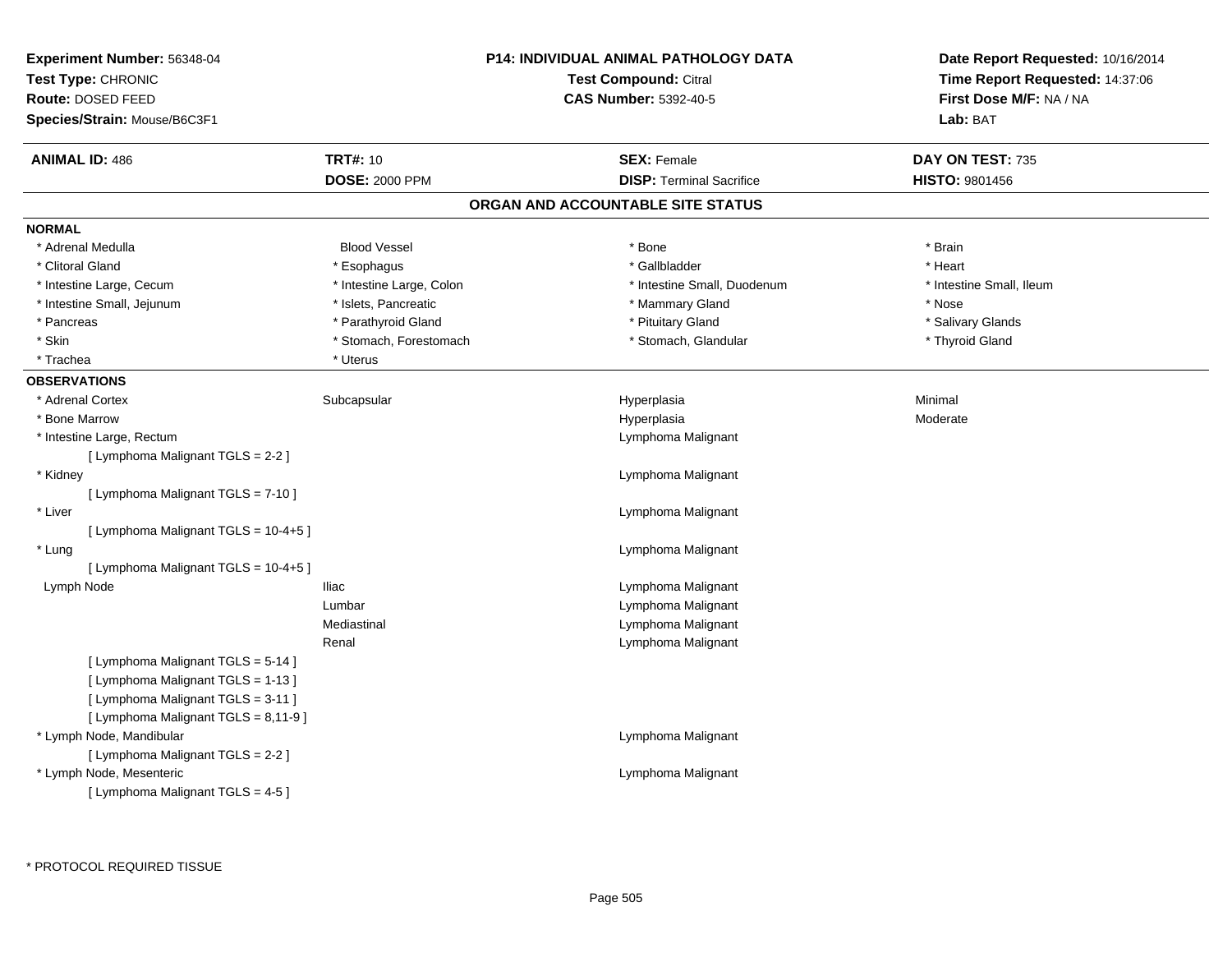**Experiment Number:** 56348-04
**Test Type:** CHRONIC
**Route:** DOSED FEED
**Species/Strain:** Mouse/B6C3F1

**P14: INDIVIDUAL ANIMAL PATHOLOGY DATA**
**Test Compound:** Citral
**CAS Number:** 5392-40-5

**Date Report Requested:** 10/16/2014
**Time Report Requested:** 14:37:06
**First Dose M/F:** NA / NA
**Lab:** BAT

| **ANIMAL ID:** 486 | **TRT#:** 10 | **SEX:** Female | **DAY ON TEST:** 735 |
|---|---|---|---|
| | **DOSE:** 2000 PPM | **DISP:** Terminal Sacrifice | **HISTO:** 9801456 |

## ORGAN AND ACCOUNTABLE SITE STATUS

**NORMAL**

| | | | |
|---|---|---|---|
| * Adrenal Medulla | Blood Vessel | * Bone | * Brain |
| * Clitoral Gland | * Esophagus | * Gallbladder | * Heart |
| * Intestine Large, Cecum | * Intestine Large, Colon | * Intestine Small, Duodenum | * Intestine Small, Ileum |
| * Intestine Small, Jejunum | * Islets, Pancreatic | * Mammary Gland | * Nose |
| * Pancreas | * Parathyroid Gland | * Pituitary Gland | * Salivary Glands |
| * Skin | * Stomach, Forestomach | * Stomach, Glandular | * Thyroid Gland |
| * Trachea | * Uterus | | |

**OBSERVATIONS**

| | | | |
|---|---|---|---|
| * Adrenal Cortex | Subcapsular | Hyperplasia | Minimal |
| * Bone Marrow | | Hyperplasia | Moderate |
| * Intestine Large, Rectum | | Lymphoma Malignant | |
| [ Lymphoma Malignant TGLS = 2-2 ] | | | |
| * Kidney | | Lymphoma Malignant | |
| [ Lymphoma Malignant TGLS = 7-10 ] | | | |
| * Liver | | Lymphoma Malignant | |
| [ Lymphoma Malignant TGLS = 10-4+5 ] | | | |
| * Lung | | Lymphoma Malignant | |
| [ Lymphoma Malignant TGLS = 10-4+5 ] | | | |
| Lymph Node | Iliac | Lymphoma Malignant | |
| | Lumbar | Lymphoma Malignant | |
| | Mediastinal | Lymphoma Malignant | |
| | Renal | Lymphoma Malignant | |
| [ Lymphoma Malignant TGLS = 5-14 ] | | | |
| [ Lymphoma Malignant TGLS = 1-13 ] | | | |
| [ Lymphoma Malignant TGLS = 3-11 ] | | | |
| [ Lymphoma Malignant TGLS = 8,11-9 ] | | | |
| * Lymph Node, Mandibular | | Lymphoma Malignant | |
| [ Lymphoma Malignant TGLS = 2-2 ] | | | |
| * Lymph Node, Mesenteric | | Lymphoma Malignant | |
| [ Lymphoma Malignant TGLS = 4-5 ] | | | |

* PROTOCOL REQUIRED TISSUE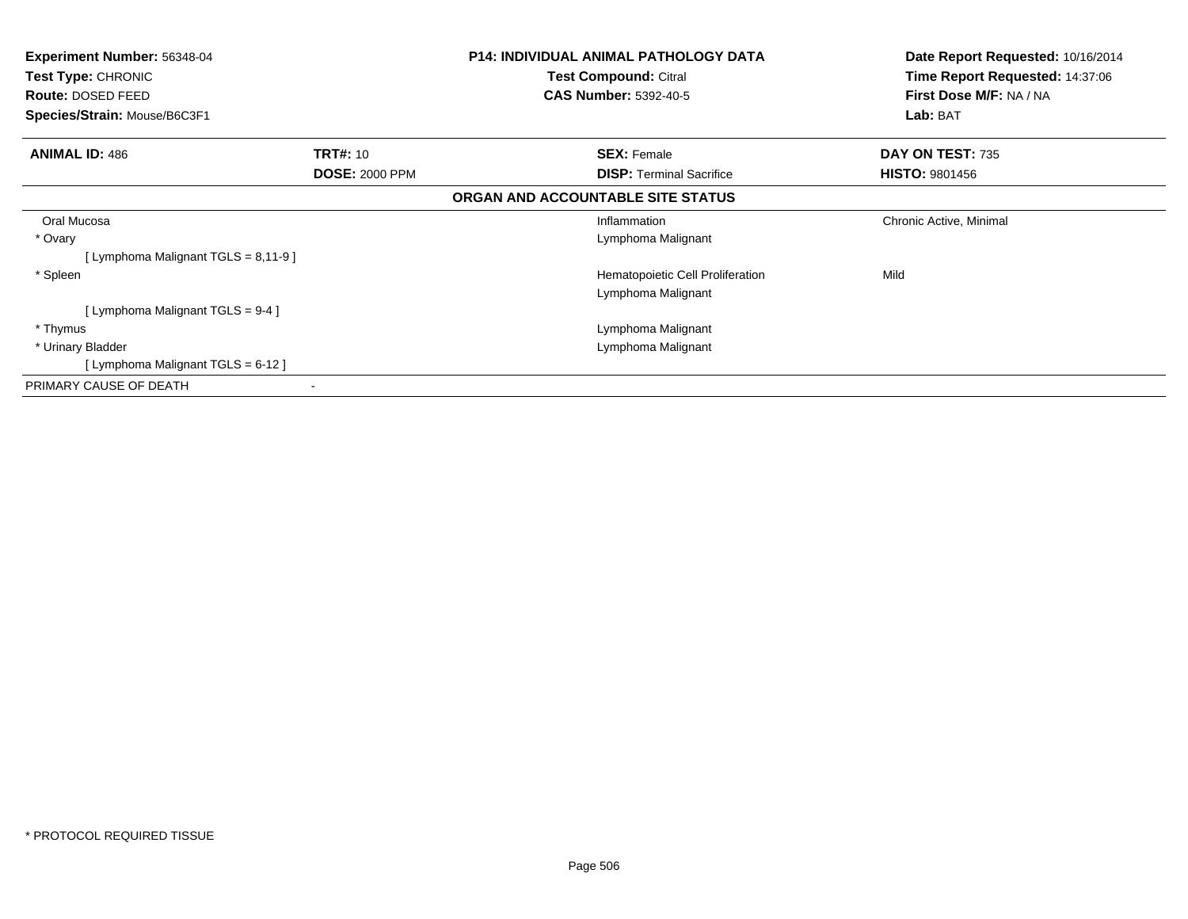**Experiment Number:** 56348-04
**Test Type:** CHRONIC
**Route:** DOSED FEED
**Species/Strain:** Mouse/B6C3F1

**P14: INDIVIDUAL ANIMAL PATHOLOGY DATA**
**Test Compound:** Citral
**CAS Number:** 5392-40-5

**Date Report Requested:** 10/16/2014
**Time Report Requested:** 14:37:06
**First Dose M/F:** NA / NA
**Lab:** BAT

| **ANIMAL ID:** 486 | **TRT#:** 10 | **SEX:** Female | **DAY ON TEST:** 735 |
|---|---|---|---|
| | **DOSE:** 2000 PPM | **DISP:** Terminal Sacrifice | **HISTO:** 9801456 |

**ORGAN AND ACCOUNTABLE SITE STATUS**

| Organ | | Finding | Severity |
|---|---|---|---|
| Oral Mucosa | | Inflammation | Chronic Active, Minimal |
| * Ovary | | Lymphoma Malignant | |
| [ Lymphoma Malignant TGLS = 8,11-9 ] | | | |
| * Spleen | | Hematopoietic Cell Proliferation | Mild |
| | | Lymphoma Malignant | |
| [ Lymphoma Malignant TGLS = 9-4 ] | | | |
| * Thymus | | Lymphoma Malignant | |
| * Urinary Bladder | | Lymphoma Malignant | |
| [ Lymphoma Malignant TGLS = 6-12 ] | | | |
| PRIMARY CAUSE OF DEATH | - | | |

\* PROTOCOL REQUIRED TISSUE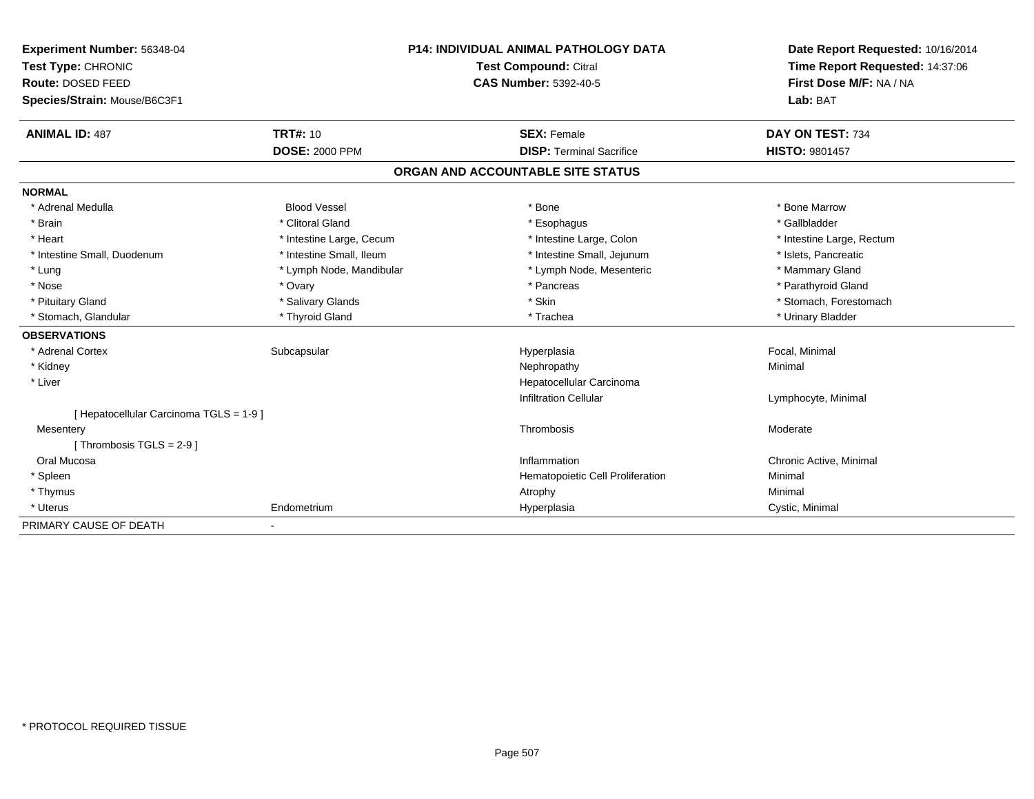**Experiment Number:** 56348-04
**Test Type:** CHRONIC
**Route:** DOSED FEED
**Species/Strain:** Mouse/B6C3F1

**P14: INDIVIDUAL ANIMAL PATHOLOGY DATA**
**Test Compound:** Citral
**CAS Number:** 5392-40-5

**Date Report Requested:** 10/16/2014
**Time Report Requested:** 14:37:06
**First Dose M/F:** NA / NA
**Lab:** BAT

| **ANIMAL ID:** 487 | **TRT#:** 10 | **SEX:** Female | **DAY ON TEST:** 734 |
|---|---|---|---|
| | **DOSE:** 2000 PPM | **DISP:** Terminal Sacrifice | **HISTO:** 9801457 |

## ORGAN AND ACCOUNTABLE SITE STATUS

**NORMAL**

| | | | |
|---|---|---|---|
| * Adrenal Medulla | Blood Vessel | * Bone | * Bone Marrow |
| * Brain | * Clitoral Gland | * Esophagus | * Gallbladder |
| * Heart | * Intestine Large, Cecum | * Intestine Large, Colon | * Intestine Large, Rectum |
| * Intestine Small, Duodenum | * Intestine Small, Ileum | * Intestine Small, Jejunum | * Islets, Pancreatic |
| * Lung | * Lymph Node, Mandibular | * Lymph Node, Mesenteric | * Mammary Gland |
| * Nose | * Ovary | * Pancreas | * Parathyroid Gland |
| * Pituitary Gland | * Salivary Glands | * Skin | * Stomach, Forestomach |
| * Stomach, Glandular | * Thyroid Gland | * Trachea | * Urinary Bladder |

**OBSERVATIONS**

| | | | |
|---|---|---|---|
| * Adrenal Cortex | Subcapsular | Hyperplasia | Focal, Minimal |
| * Kidney | | Nephropathy | Minimal |
| * Liver | | Hepatocellular Carcinoma | |
| | | Infiltration Cellular | Lymphocyte, Minimal |
| [ Hepatocellular Carcinoma TGLS = 1-9 ] | | | |
| Mesentery | | Thrombosis | Moderate |
| [ Thrombosis TGLS = 2-9 ] | | | |
| Oral Mucosa | | Inflammation | Chronic Active, Minimal |
| * Spleen | | Hematopoietic Cell Proliferation | Minimal |
| * Thymus | | Atrophy | Minimal |
| * Uterus | Endometrium | Hyperplasia | Cystic, Minimal |

PRIMARY CAUSE OF DEATH -

* PROTOCOL REQUIRED TISSUE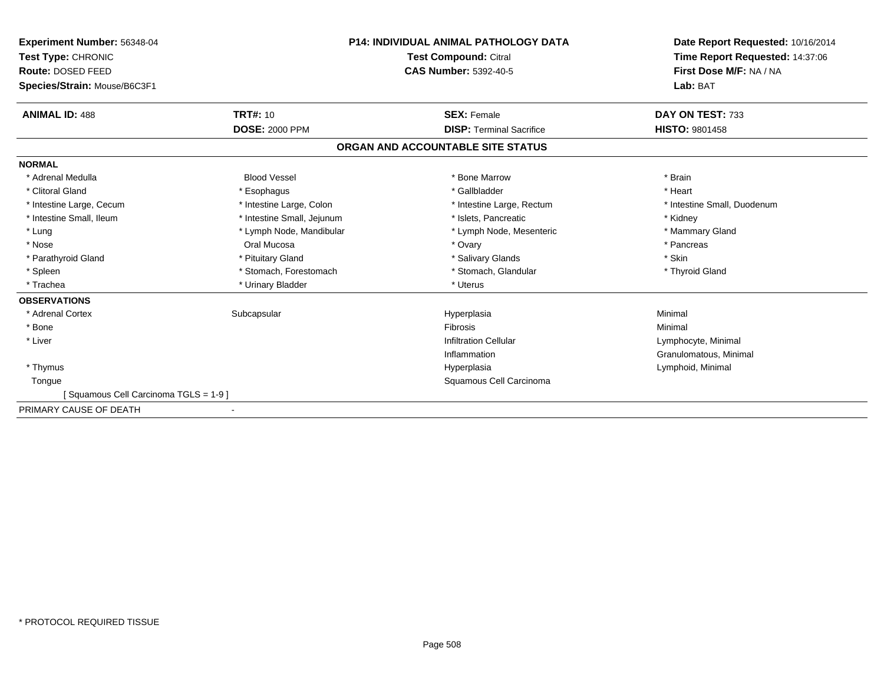**Experiment Number:** 56348-04
**Test Type:** CHRONIC
**Route:** DOSED FEED
**Species/Strain:** Mouse/B6C3F1

**P14: INDIVIDUAL ANIMAL PATHOLOGY DATA**
**Test Compound:** Citral
**CAS Number:** 5392-40-5

**Date Report Requested:** 10/16/2014
**Time Report Requested:** 14:37:06
**First Dose M/F:** NA / NA
**Lab:** BAT

| **ANIMAL ID:** 488 | **TRT#:** 10 | **SEX:** Female | **DAY ON TEST:** 733 |
|---|---|---|---|
| | **DOSE:** 2000 PPM | **DISP:** Terminal Sacrifice | **HISTO:** 9801458 |

## ORGAN AND ACCOUNTABLE SITE STATUS

**NORMAL**

| | | | |
|---|---|---|---|
| * Adrenal Medulla | Blood Vessel | * Bone Marrow | * Brain |
| * Clitoral Gland | * Esophagus | * Gallbladder | * Heart |
| * Intestine Large, Cecum | * Intestine Large, Colon | * Intestine Large, Rectum | * Intestine Small, Duodenum |
| * Intestine Small, Ileum | * Intestine Small, Jejunum | * Islets, Pancreatic | * Kidney |
| * Lung | * Lymph Node, Mandibular | * Lymph Node, Mesenteric | * Mammary Gland |
| * Nose | Oral Mucosa | * Ovary | * Pancreas |
| * Parathyroid Gland | * Pituitary Gland | * Salivary Glands | * Skin |
| * Spleen | * Stomach, Forestomach | * Stomach, Glandular | * Thyroid Gland |
| * Trachea | * Urinary Bladder | * Uterus | |

**OBSERVATIONS**

| | | | |
|---|---|---|---|
| * Adrenal Cortex | Subcapsular | Hyperplasia | Minimal |
| * Bone | | Fibrosis | Minimal |
| * Liver | | Infiltration Cellular | Lymphocyte, Minimal |
| | | Inflammation | Granulomatous, Minimal |
| * Thymus | | Hyperplasia | Lymphoid, Minimal |
| Tongue | | Squamous Cell Carcinoma | |
| [ Squamous Cell Carcinoma TGLS = 1-9 ] | | | |

PRIMARY CAUSE OF DEATH -

* PROTOCOL REQUIRED TISSUE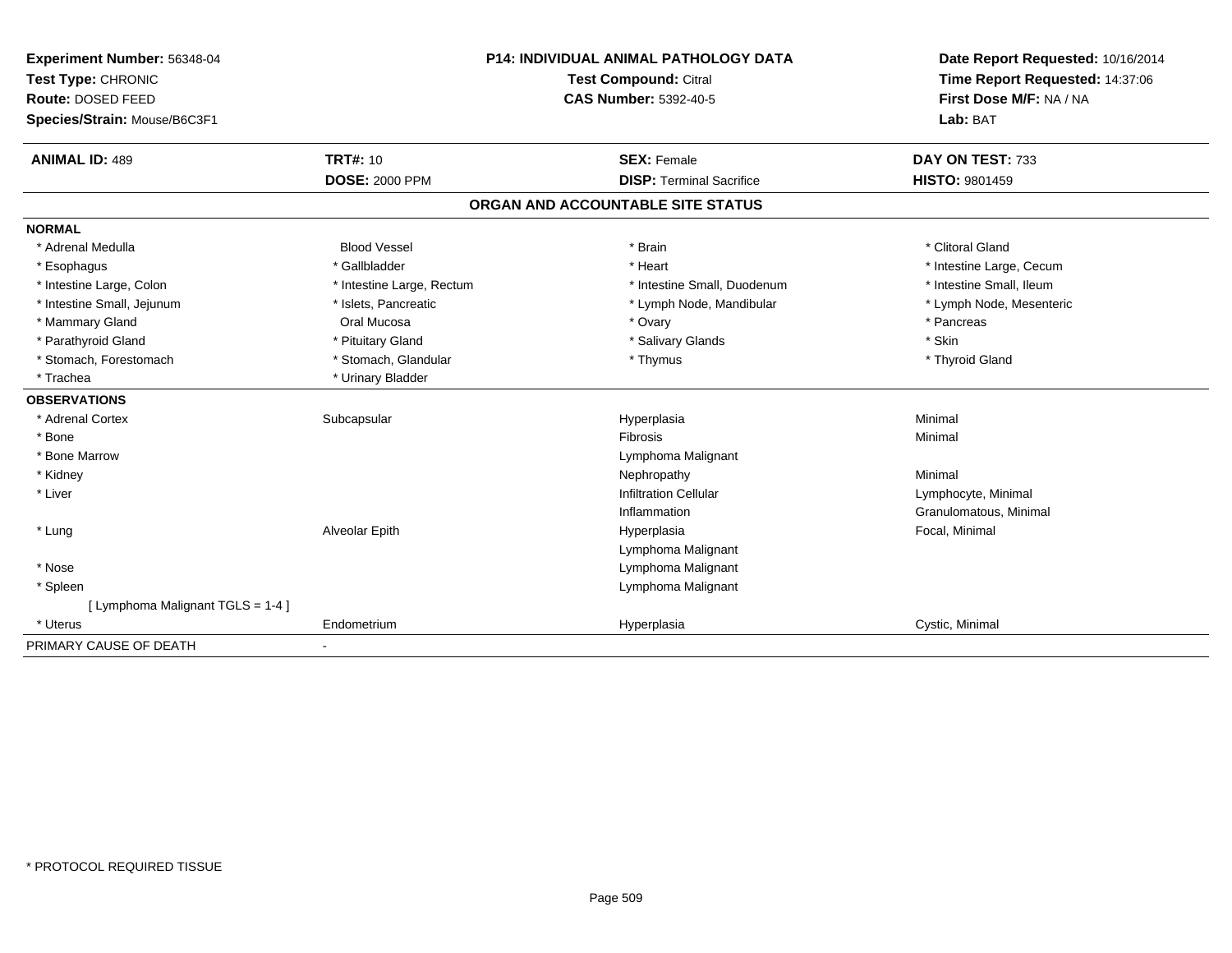**Experiment Number:** 56348-04
**Test Type:** CHRONIC
**Route:** DOSED FEED
**Species/Strain:** Mouse/B6C3F1

**P14: INDIVIDUAL ANIMAL PATHOLOGY DATA**
**Test Compound:** Citral
**CAS Number:** 5392-40-5

**Date Report Requested:** 10/16/2014
**Time Report Requested:** 14:37:06
**First Dose M/F:** NA / NA
**Lab:** BAT

| **ANIMAL ID:** 489 | **TRT#:** 10 | **SEX:** Female | **DAY ON TEST:** 733 |
|---|---|---|---|
| | **DOSE:** 2000 PPM | **DISP:** Terminal Sacrifice | **HISTO:** 9801459 |

## ORGAN AND ACCOUNTABLE SITE STATUS

**NORMAL**

| | | | |
|---|---|---|---|
| * Adrenal Medulla | Blood Vessel | * Brain | * Clitoral Gland |
| * Esophagus | * Gallbladder | * Heart | * Intestine Large, Cecum |
| * Intestine Large, Colon | * Intestine Large, Rectum | * Intestine Small, Duodenum | * Intestine Small, Ileum |
| * Intestine Small, Jejunum | * Islets, Pancreatic | * Lymph Node, Mandibular | * Lymph Node, Mesenteric |
| * Mammary Gland | Oral Mucosa | * Ovary | * Pancreas |
| * Parathyroid Gland | * Pituitary Gland | * Salivary Glands | * Skin |
| * Stomach, Forestomach | * Stomach, Glandular | * Thymus | * Thyroid Gland |
| * Trachea | * Urinary Bladder | | |

**OBSERVATIONS**

| | | | |
|---|---|---|---|
| * Adrenal Cortex | Subcapsular | Hyperplasia | Minimal |
| * Bone | | Fibrosis | Minimal |
| * Bone Marrow | | Lymphoma Malignant | |
| * Kidney | | Nephropathy | Minimal |
| * Liver | | Infiltration Cellular | Lymphocyte, Minimal |
| | | Inflammation | Granulomatous, Minimal |
| * Lung | Alveolar Epith | Hyperplasia | Focal, Minimal |
| | | Lymphoma Malignant | |
| * Nose | | Lymphoma Malignant | |
| * Spleen | | Lymphoma Malignant | |
| [ Lymphoma Malignant TGLS = 1-4 ] | | | |
| * Uterus | Endometrium | Hyperplasia | Cystic, Minimal |

PRIMARY CAUSE OF DEATH -

* PROTOCOL REQUIRED TISSUE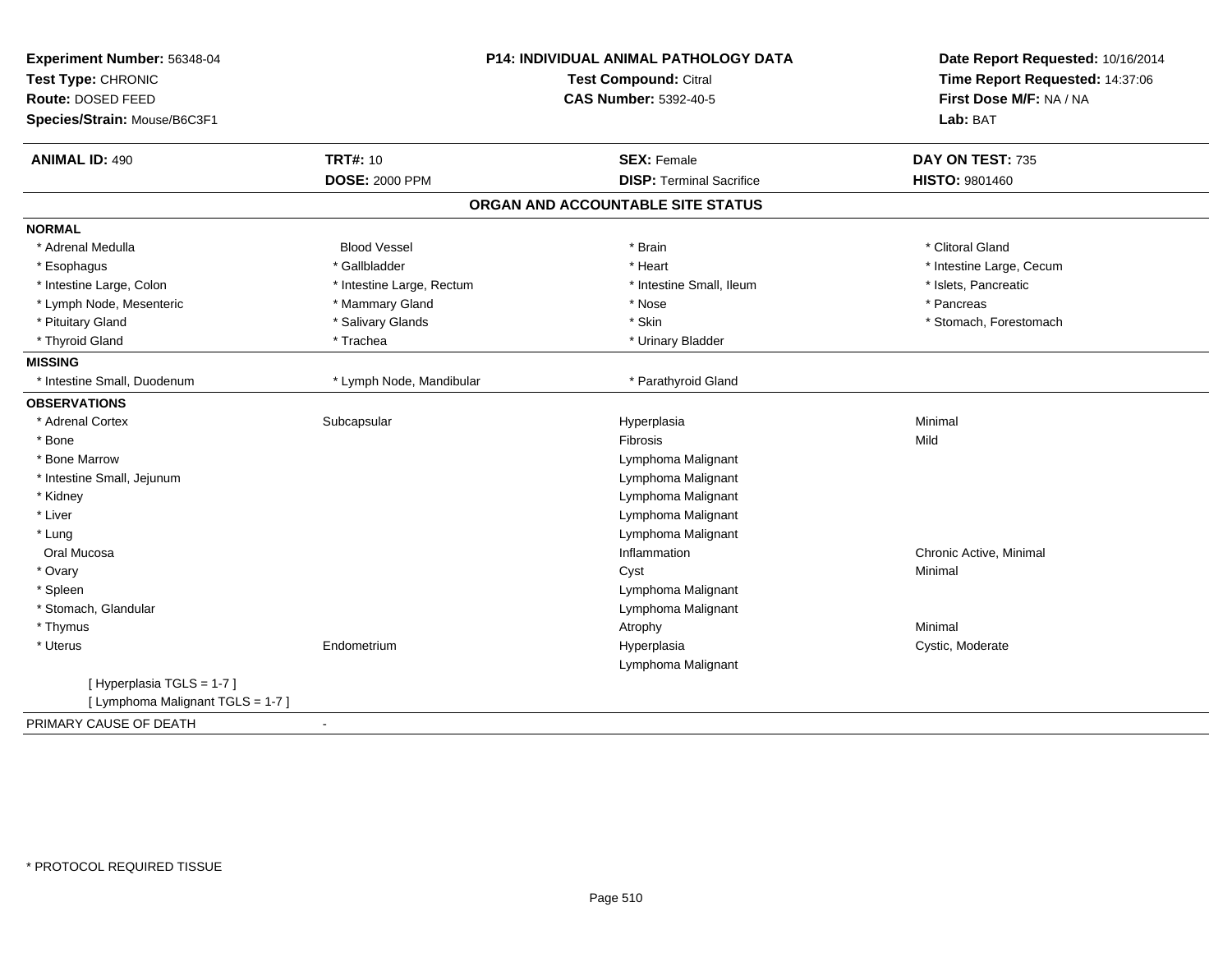**Experiment Number:** 56348-04
**Test Type:** CHRONIC
**Route:** DOSED FEED
**Species/Strain:** Mouse/B6C3F1

**P14: INDIVIDUAL ANIMAL PATHOLOGY DATA**
**Test Compound:** Citral
**CAS Number:** 5392-40-5

**Date Report Requested:** 10/16/2014
**Time Report Requested:** 14:37:06
**First Dose M/F:** NA / NA
**Lab:** BAT

| **ANIMAL ID:** 490 | **TRT#:** 10 | **SEX:** Female | **DAY ON TEST:** 735 |
|---|---|---|---|
| | **DOSE:** 2000 PPM | **DISP:** Terminal Sacrifice | **HISTO:** 9801460 |

## ORGAN AND ACCOUNTABLE SITE STATUS

**NORMAL**

| | | | |
|---|---|---|---|
| * Adrenal Medulla | Blood Vessel | * Brain | * Clitoral Gland |
| * Esophagus | * Gallbladder | * Heart | * Intestine Large, Cecum |
| * Intestine Large, Colon | * Intestine Large, Rectum | * Intestine Small, Ileum | * Islets, Pancreatic |
| * Lymph Node, Mesenteric | * Mammary Gland | * Nose | * Pancreas |
| * Pituitary Gland | * Salivary Glands | * Skin | * Stomach, Forestomach |
| * Thyroid Gland | * Trachea | * Urinary Bladder | |

**MISSING**

| | | |
|---|---|---|
| * Intestine Small, Duodenum | * Lymph Node, Mandibular | * Parathyroid Gland |

**OBSERVATIONS**

| Organ | Site | Observation | Severity |
|---|---|---|---|
| * Adrenal Cortex | Subcapsular | Hyperplasia | Minimal |
| * Bone | | Fibrosis | Mild |
| * Bone Marrow | | Lymphoma Malignant | |
| * Intestine Small, Jejunum | | Lymphoma Malignant | |
| * Kidney | | Lymphoma Malignant | |
| * Liver | | Lymphoma Malignant | |
| * Lung | | Lymphoma Malignant | |
| Oral Mucosa | | Inflammation | Chronic Active, Minimal |
| * Ovary | | Cyst | Minimal |
| * Spleen | | Lymphoma Malignant | |
| * Stomach, Glandular | | Lymphoma Malignant | |
| * Thymus | | Atrophy | Minimal |
| * Uterus | Endometrium | Hyperplasia | Cystic, Moderate |
| | | Lymphoma Malignant | |

[ Hyperplasia TGLS = 1-7 ]
[ Lymphoma Malignant TGLS = 1-7 ]

PRIMARY CAUSE OF DEATH -

* PROTOCOL REQUIRED TISSUE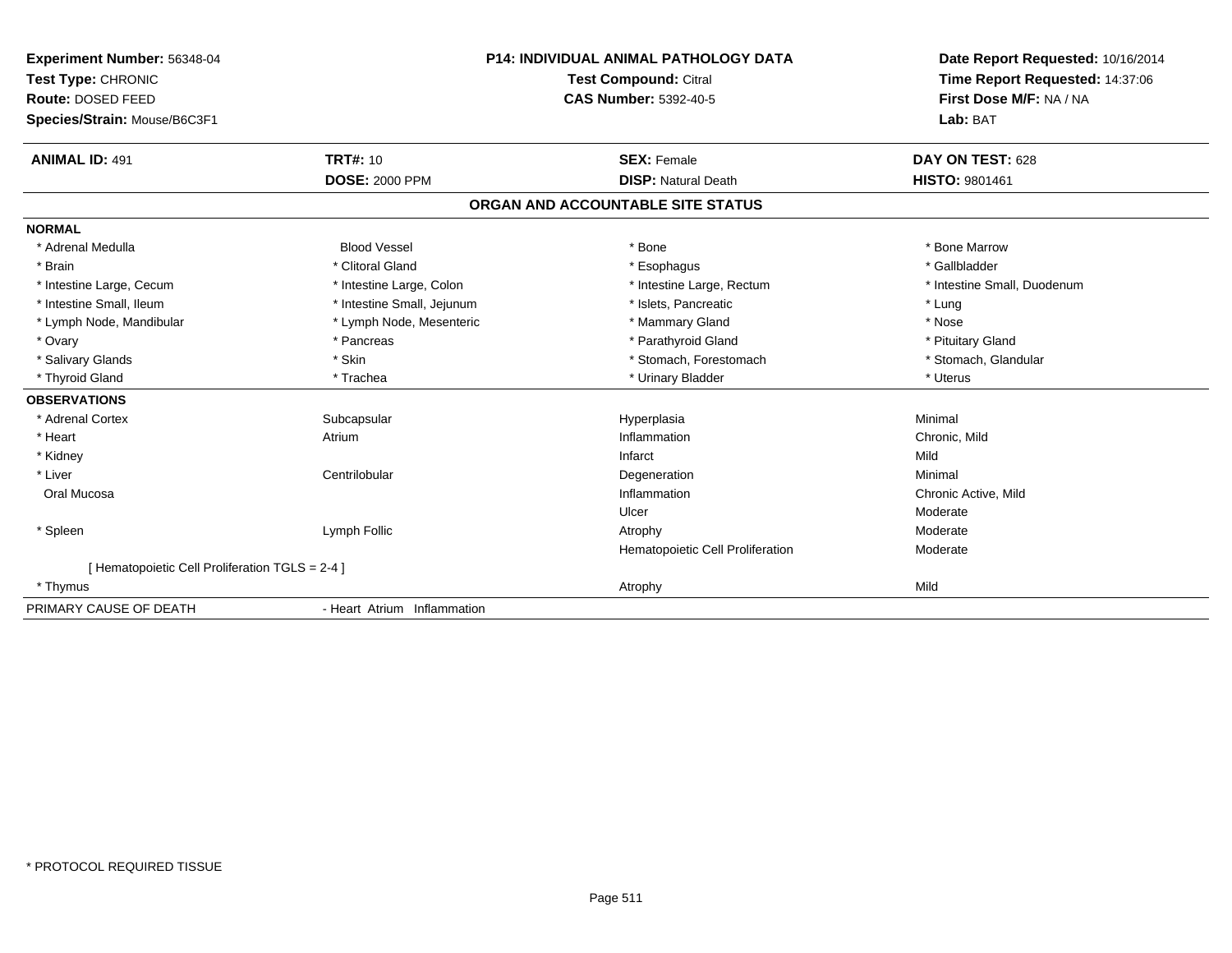**Experiment Number:** 56348-04
**Test Type:** CHRONIC
**Route:** DOSED FEED
**Species/Strain:** Mouse/B6C3F1

**P14: INDIVIDUAL ANIMAL PATHOLOGY DATA**
**Test Compound:** Citral
**CAS Number:** 5392-40-5

**Date Report Requested:** 10/16/2014
**Time Report Requested:** 14:37:06
**First Dose M/F:** NA / NA
**Lab:** BAT

| **ANIMAL ID:** 491 | **TRT#:** 10 | **SEX:** Female | **DAY ON TEST:** 628 |
|---|---|---|---|
| | **DOSE:** 2000 PPM | **DISP:** Natural Death | **HISTO:** 9801461 |

## ORGAN AND ACCOUNTABLE SITE STATUS

**NORMAL**

| | | | |
|---|---|---|---|
| * Adrenal Medulla | Blood Vessel | * Bone | * Bone Marrow |
| * Brain | * Clitoral Gland | * Esophagus | * Gallbladder |
| * Intestine Large, Cecum | * Intestine Large, Colon | * Intestine Large, Rectum | * Intestine Small, Duodenum |
| * Intestine Small, Ileum | * Intestine Small, Jejunum | * Islets, Pancreatic | * Lung |
| * Lymph Node, Mandibular | * Lymph Node, Mesenteric | * Mammary Gland | * Nose |
| * Ovary | * Pancreas | * Parathyroid Gland | * Pituitary Gland |
| * Salivary Glands | * Skin | * Stomach, Forestomach | * Stomach, Glandular |
| * Thyroid Gland | * Trachea | * Urinary Bladder | * Uterus |

**OBSERVATIONS**

| | | | |
|---|---|---|---|
| * Adrenal Cortex | Subcapsular | Hyperplasia | Minimal |
| * Heart | Atrium | Inflammation | Chronic, Mild |
| * Kidney | | Infarct | Mild |
| * Liver | Centrilobular | Degeneration | Minimal |
| Oral Mucosa | | Inflammation | Chronic Active, Mild |
| | | Ulcer | Moderate |
| * Spleen | Lymph Follic | Atrophy | Moderate |
| | | Hematopoietic Cell Proliferation | Moderate |
| [ Hematopoietic Cell Proliferation TGLS = 2-4 ] | | | |
| * Thymus | | Atrophy | Mild |

PRIMARY CAUSE OF DEATH - Heart Atrium Inflammation

* PROTOCOL REQUIRED TISSUE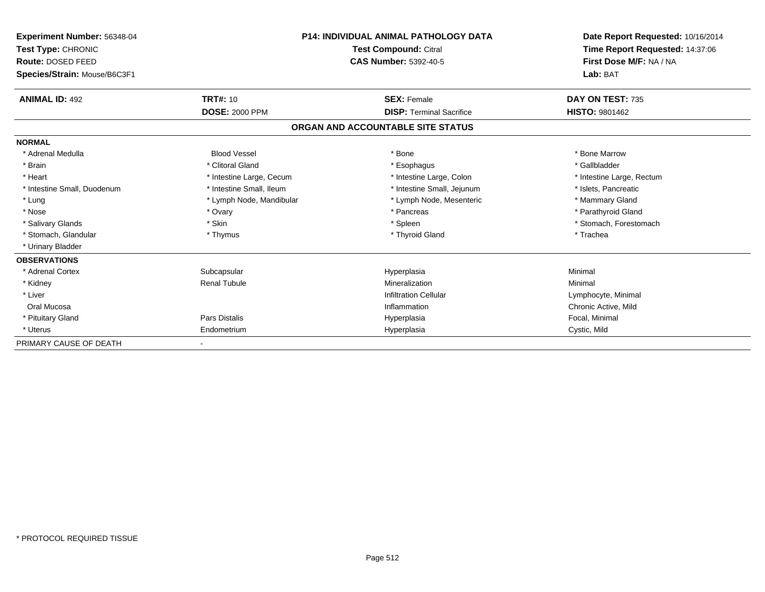**Experiment Number:** 56348-04
**Test Type:** CHRONIC
**Route:** DOSED FEED
**Species/Strain:** Mouse/B6C3F1

**P14: INDIVIDUAL ANIMAL PATHOLOGY DATA**
**Test Compound:** Citral
**CAS Number:** 5392-40-5

**Date Report Requested:** 10/16/2014
**Time Report Requested:** 14:37:06
**First Dose M/F:** NA / NA
**Lab:** BAT

| **ANIMAL ID:** 492 | **TRT#:** 10 | **SEX:** Female | **DAY ON TEST:** 735 |
|---|---|---|---|
| | **DOSE:** 2000 PPM | **DISP:** Terminal Sacrifice | **HISTO:** 9801462 |

## ORGAN AND ACCOUNTABLE SITE STATUS

| | | | |
|---|---|---|---|
| **NORMAL** | | | |
| * Adrenal Medulla | Blood Vessel | * Bone | * Bone Marrow |
| * Brain | * Clitoral Gland | * Esophagus | * Gallbladder |
| * Heart | * Intestine Large, Cecum | * Intestine Large, Colon | * Intestine Large, Rectum |
| * Intestine Small, Duodenum | * Intestine Small, Ileum | * Intestine Small, Jejunum | * Islets, Pancreatic |
| * Lung | * Lymph Node, Mandibular | * Lymph Node, Mesenteric | * Mammary Gland |
| * Nose | * Ovary | * Pancreas | * Parathyroid Gland |
| * Salivary Glands | * Skin | * Spleen | * Stomach, Forestomach |
| * Stomach, Glandular | * Thymus | * Thyroid Gland | * Trachea |
| * Urinary Bladder | | | |
| **OBSERVATIONS** | | | |
| * Adrenal Cortex | Subcapsular | Hyperplasia | Minimal |
| * Kidney | Renal Tubule | Mineralization | Minimal |
| * Liver | | Infiltration Cellular | Lymphocyte, Minimal |
| Oral Mucosa | | Inflammation | Chronic Active, Mild |
| * Pituitary Gland | Pars Distalis | Hyperplasia | Focal, Minimal |
| * Uterus | Endometrium | Hyperplasia | Cystic, Mild |
| PRIMARY CAUSE OF DEATH | - | | |

* PROTOCOL REQUIRED TISSUE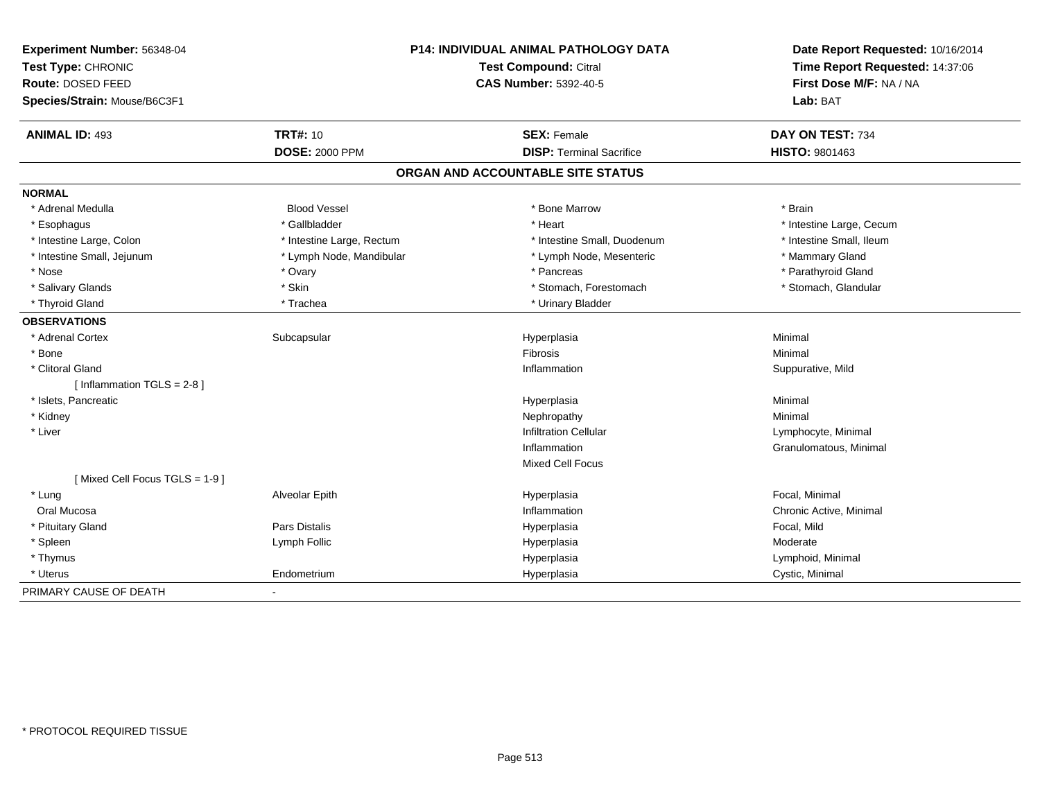**Experiment Number:** 56348-04
**Test Type:** CHRONIC
**Route:** DOSED FEED
**Species/Strain:** Mouse/B6C3F1

**P14: INDIVIDUAL ANIMAL PATHOLOGY DATA**
**Test Compound:** Citral
**CAS Number:** 5392-40-5

**Date Report Requested:** 10/16/2014
**Time Report Requested:** 14:37:06
**First Dose M/F:** NA / NA
**Lab:** BAT

| **ANIMAL ID:** 493 | **TRT#:** 10 | **SEX:** Female | **DAY ON TEST:** 734 |
|---|---|---|---|
| | **DOSE:** 2000 PPM | **DISP:** Terminal Sacrifice | **HISTO:** 9801463 |

## ORGAN AND ACCOUNTABLE SITE STATUS

**NORMAL**

| | | | |
|---|---|---|---|
| * Adrenal Medulla | Blood Vessel | * Bone Marrow | * Brain |
| * Esophagus | * Gallbladder | * Heart | * Intestine Large, Cecum |
| * Intestine Large, Colon | * Intestine Large, Rectum | * Intestine Small, Duodenum | * Intestine Small, Ileum |
| * Intestine Small, Jejunum | * Lymph Node, Mandibular | * Lymph Node, Mesenteric | * Mammary Gland |
| * Nose | * Ovary | * Pancreas | * Parathyroid Gland |
| * Salivary Glands | * Skin | * Stomach, Forestomach | * Stomach, Glandular |
| * Thyroid Gland | * Trachea | * Urinary Bladder | |

**OBSERVATIONS**

| | | | |
|---|---|---|---|
| * Adrenal Cortex | Subcapsular | Hyperplasia | Minimal |
| * Bone | | Fibrosis | Minimal |
| * Clitoral Gland | | Inflammation | Suppurative, Mild |
| [ Inflammation TGLS = 2-8 ] | | | |
| * Islets, Pancreatic | | Hyperplasia | Minimal |
| * Kidney | | Nephropathy | Minimal |
| * Liver | | Infiltration Cellular | Lymphocyte, Minimal |
| | | Inflammation | Granulomatous, Minimal |
| | | Mixed Cell Focus | |
| [ Mixed Cell Focus TGLS = 1-9 ] | | | |
| * Lung | Alveolar Epith | Hyperplasia | Focal, Minimal |
| Oral Mucosa | | Inflammation | Chronic Active, Minimal |
| * Pituitary Gland | Pars Distalis | Hyperplasia | Focal, Mild |
| * Spleen | Lymph Follic | Hyperplasia | Moderate |
| * Thymus | | Hyperplasia | Lymphoid, Minimal |
| * Uterus | Endometrium | Hyperplasia | Cystic, Minimal |

PRIMARY CAUSE OF DEATH -

* PROTOCOL REQUIRED TISSUE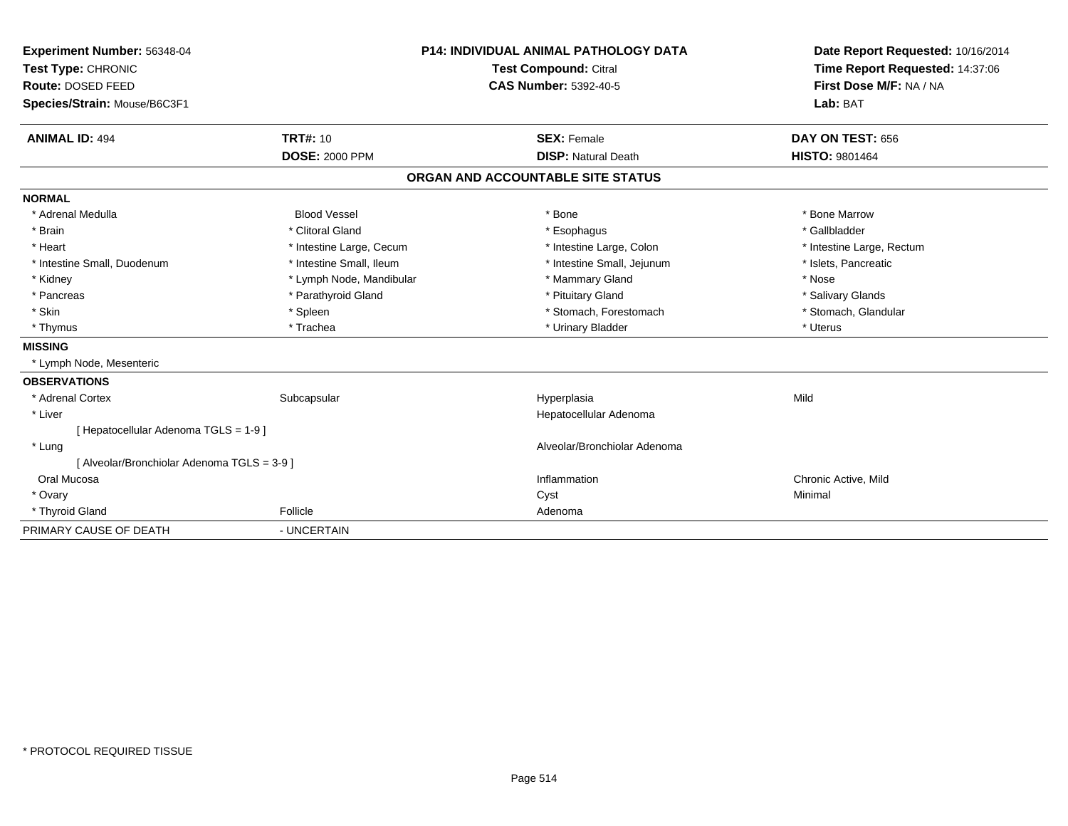**Experiment Number:** 56348-04
**Test Type:** CHRONIC
**Route:** DOSED FEED
**Species/Strain:** Mouse/B6C3F1

**P14: INDIVIDUAL ANIMAL PATHOLOGY DATA**
**Test Compound:** Citral
**CAS Number:** 5392-40-5

**Date Report Requested:** 10/16/2014
**Time Report Requested:** 14:37:06
**First Dose M/F:** NA / NA
**Lab:** BAT

| **ANIMAL ID:** 494 | **TRT#:** 10 | **SEX:** Female | **DAY ON TEST:** 656 |
|---|---|---|---|
| | **DOSE:** 2000 PPM | **DISP:** Natural Death | **HISTO:** 9801464 |

## ORGAN AND ACCOUNTABLE SITE STATUS

**NORMAL**

| | | | |
|---|---|---|---|
| * Adrenal Medulla | Blood Vessel | * Bone | * Bone Marrow |
| * Brain | * Clitoral Gland | * Esophagus | * Gallbladder |
| * Heart | * Intestine Large, Cecum | * Intestine Large, Colon | * Intestine Large, Rectum |
| * Intestine Small, Duodenum | * Intestine Small, Ileum | * Intestine Small, Jejunum | * Islets, Pancreatic |
| * Kidney | * Lymph Node, Mandibular | * Mammary Gland | * Nose |
| * Pancreas | * Parathyroid Gland | * Pituitary Gland | * Salivary Glands |
| * Skin | * Spleen | * Stomach, Forestomach | * Stomach, Glandular |
| * Thymus | * Trachea | * Urinary Bladder | * Uterus |

**MISSING**

* Lymph Node, Mesenteric

**OBSERVATIONS**

| | | | |
|---|---|---|---|
| * Adrenal Cortex | Subcapsular | Hyperplasia | Mild |
| * Liver | | Hepatocellular Adenoma | |
| [ Hepatocellular Adenoma TGLS = 1-9 ] | | | |
| * Lung | | Alveolar/Bronchiolar Adenoma | |
| [ Alveolar/Bronchiolar Adenoma TGLS = 3-9 ] | | | |
| Oral Mucosa | | Inflammation | Chronic Active, Mild |
| * Ovary | | Cyst | Minimal |
| * Thyroid Gland | Follicle | Adenoma | |

PRIMARY CAUSE OF DEATH - UNCERTAIN

* PROTOCOL REQUIRED TISSUE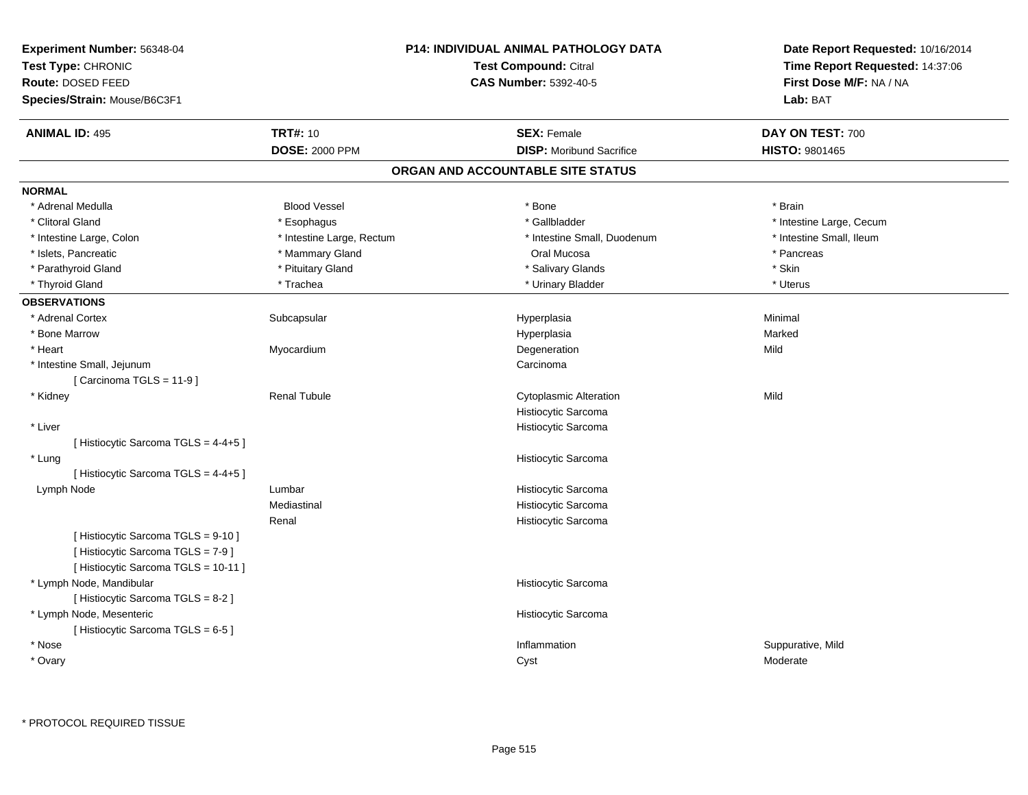**Experiment Number:** 56348-04
**Test Type:** CHRONIC
**Route:** DOSED FEED
**Species/Strain:** Mouse/B6C3F1

**P14: INDIVIDUAL ANIMAL PATHOLOGY DATA**
**Test Compound:** Citral
**CAS Number:** 5392-40-5

**Date Report Requested:** 10/16/2014
**Time Report Requested:** 14:37:06
**First Dose M/F:** NA / NA
**Lab:** BAT

| **ANIMAL ID:** 495 | **TRT#:** 10 | **SEX:** Female | **DAY ON TEST:** 700 |
|---|---|---|---|
| | **DOSE:** 2000 PPM | **DISP:** Moribund Sacrifice | **HISTO:** 9801465 |

## ORGAN AND ACCOUNTABLE SITE STATUS

**NORMAL**

| | | | |
|---|---|---|---|
| * Adrenal Medulla | Blood Vessel | * Bone | * Brain |
| * Clitoral Gland | * Esophagus | * Gallbladder | * Intestine Large, Cecum |
| * Intestine Large, Colon | * Intestine Large, Rectum | * Intestine Small, Duodenum | * Intestine Small, Ileum |
| * Islets, Pancreatic | * Mammary Gland | Oral Mucosa | * Pancreas |
| * Parathyroid Gland | * Pituitary Gland | * Salivary Glands | * Skin |
| * Thyroid Gland | * Trachea | * Urinary Bladder | * Uterus |

**OBSERVATIONS**

| | | | |
|---|---|---|---|
| * Adrenal Cortex | Subcapsular | Hyperplasia | Minimal |
| * Bone Marrow | | Hyperplasia | Marked |
| * Heart | Myocardium | Degeneration | Mild |
| * Intestine Small, Jejunum | | Carcinoma | |
| [ Carcinoma TGLS = 11-9 ] | | | |
| * Kidney | Renal Tubule | Cytoplasmic Alteration | Mild |
| | | Histiocytic Sarcoma | |
| * Liver | | Histiocytic Sarcoma | |
| [ Histiocytic Sarcoma TGLS = 4-4+5 ] | | | |
| * Lung | | Histiocytic Sarcoma | |
| [ Histiocytic Sarcoma TGLS = 4-4+5 ] | | | |
| Lymph Node | Lumbar | Histiocytic Sarcoma | |
| | Mediastinal | Histiocytic Sarcoma | |
| | Renal | Histiocytic Sarcoma | |
| [ Histiocytic Sarcoma TGLS = 9-10 ] | | | |
| [ Histiocytic Sarcoma TGLS = 7-9 ] | | | |
| [ Histiocytic Sarcoma TGLS = 10-11 ] | | | |
| * Lymph Node, Mandibular | | Histiocytic Sarcoma | |
| [ Histiocytic Sarcoma TGLS = 8-2 ] | | | |
| * Lymph Node, Mesenteric | | Histiocytic Sarcoma | |
| [ Histiocytic Sarcoma TGLS = 6-5 ] | | | |
| * Nose | | Inflammation | Suppurative, Mild |
| * Ovary | | Cyst | Moderate |

\* PROTOCOL REQUIRED TISSUE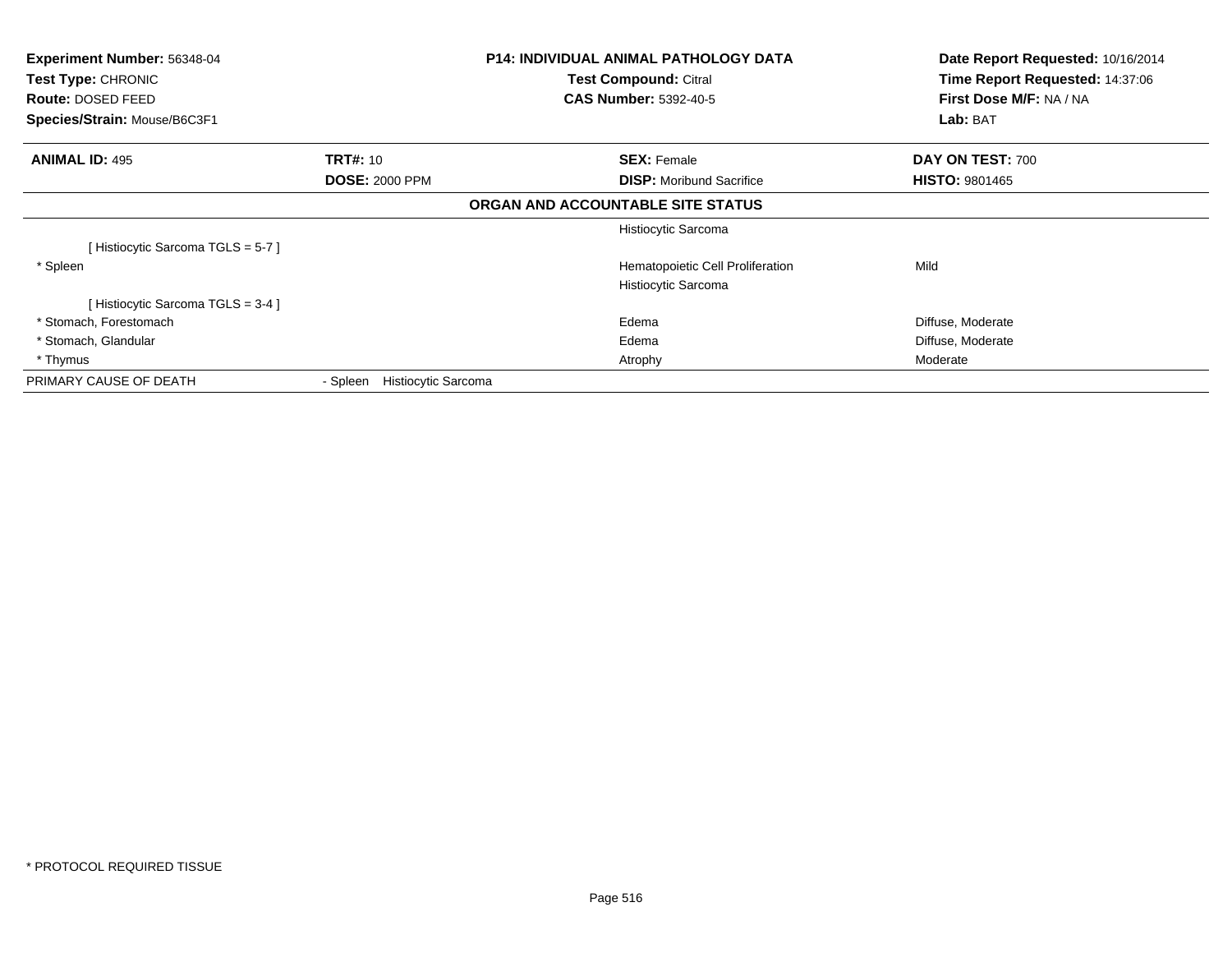**Experiment Number:** 56348-04
**Test Type:** CHRONIC
**Route:** DOSED FEED
**Species/Strain:** Mouse/B6C3F1

**P14: INDIVIDUAL ANIMAL PATHOLOGY DATA**
**Test Compound:** Citral
**CAS Number:** 5392-40-5

**Date Report Requested:** 10/16/2014
**Time Report Requested:** 14:37:06
**First Dose M/F:** NA / NA
**Lab:** BAT

| **ANIMAL ID:** 495 | **TRT#:** 10 | **SEX:** Female | **DAY ON TEST:** 700 |
|---|---|---|---|
| | **DOSE:** 2000 PPM | **DISP:** Moribund Sacrifice | **HISTO:** 9801465 |

**ORGAN AND ACCOUNTABLE SITE STATUS**

| | | | |
|---|---|---|---|
| | | Histiocytic Sarcoma | |
| [ Histiocytic Sarcoma TGLS = 5-7 ] | | | |
| * Spleen | | Hematopoietic Cell Proliferation | Mild |
| | | Histiocytic Sarcoma | |
| [ Histiocytic Sarcoma TGLS = 3-4 ] | | | |
| * Stomach, Forestomach | | Edema | Diffuse, Moderate |
| * Stomach, Glandular | | Edema | Diffuse, Moderate |
| * Thymus | | Atrophy | Moderate |
| PRIMARY CAUSE OF DEATH | - Spleen Histiocytic Sarcoma | | |

* PROTOCOL REQUIRED TISSUE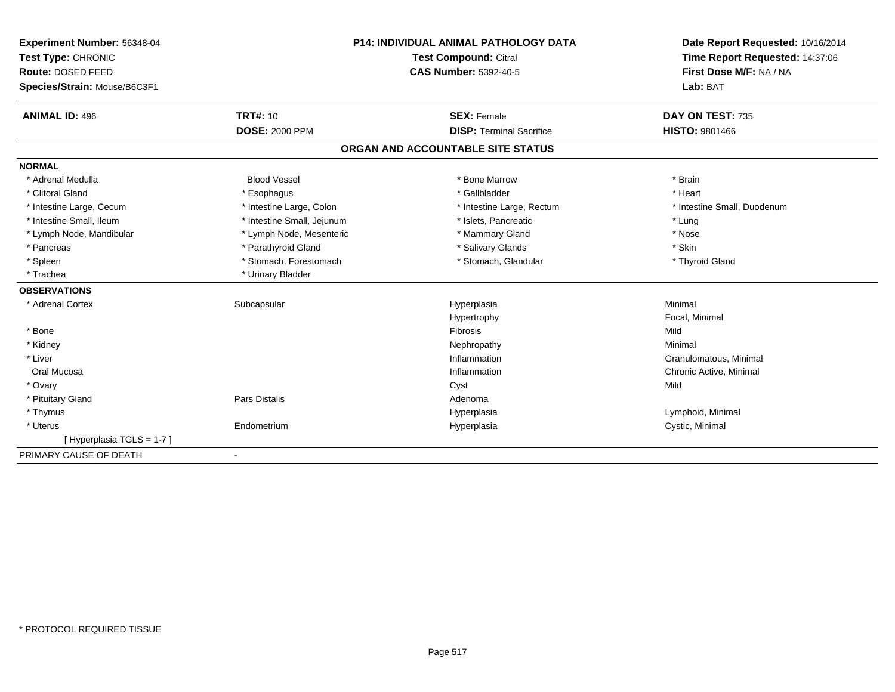**Experiment Number:** 56348-04
**Test Type:** CHRONIC
**Route:** DOSED FEED
**Species/Strain:** Mouse/B6C3F1

**P14: INDIVIDUAL ANIMAL PATHOLOGY DATA**
**Test Compound:** Citral
**CAS Number:** 5392-40-5

**Date Report Requested:** 10/16/2014
**Time Report Requested:** 14:37:06
**First Dose M/F:** NA / NA
**Lab:** BAT

| **ANIMAL ID:** 496 | **TRT#:** 10 | **SEX:** Female | **DAY ON TEST:** 735 |
|---|---|---|---|
| | **DOSE:** 2000 PPM | **DISP:** Terminal Sacrifice | **HISTO:** 9801466 |

## ORGAN AND ACCOUNTABLE SITE STATUS

**NORMAL**

| | | | |
|---|---|---|---|
| * Adrenal Medulla | Blood Vessel | * Bone Marrow | * Brain |
| * Clitoral Gland | * Esophagus | * Gallbladder | * Heart |
| * Intestine Large, Cecum | * Intestine Large, Colon | * Intestine Large, Rectum | * Intestine Small, Duodenum |
| * Intestine Small, Ileum | * Intestine Small, Jejunum | * Islets, Pancreatic | * Lung |
| * Lymph Node, Mandibular | * Lymph Node, Mesenteric | * Mammary Gland | * Nose |
| * Pancreas | * Parathyroid Gland | * Salivary Glands | * Skin |
| * Spleen | * Stomach, Forestomach | * Stomach, Glandular | * Thyroid Gland |
| * Trachea | * Urinary Bladder | | |

**OBSERVATIONS**

| | | | |
|---|---|---|---|
| * Adrenal Cortex | Subcapsular | Hyperplasia | Minimal |
| | | Hypertrophy | Focal, Minimal |
| * Bone | | Fibrosis | Mild |
| * Kidney | | Nephropathy | Minimal |
| * Liver | | Inflammation | Granulomatous, Minimal |
| Oral Mucosa | | Inflammation | Chronic Active, Minimal |
| * Ovary | | Cyst | Mild |
| * Pituitary Gland | Pars Distalis | Adenoma | |
| * Thymus | | Hyperplasia | Lymphoid, Minimal |
| * Uterus | Endometrium | Hyperplasia | Cystic, Minimal |
| [ Hyperplasia TGLS = 1-7 ] | | | |

PRIMARY CAUSE OF DEATH -

\* PROTOCOL REQUIRED TISSUE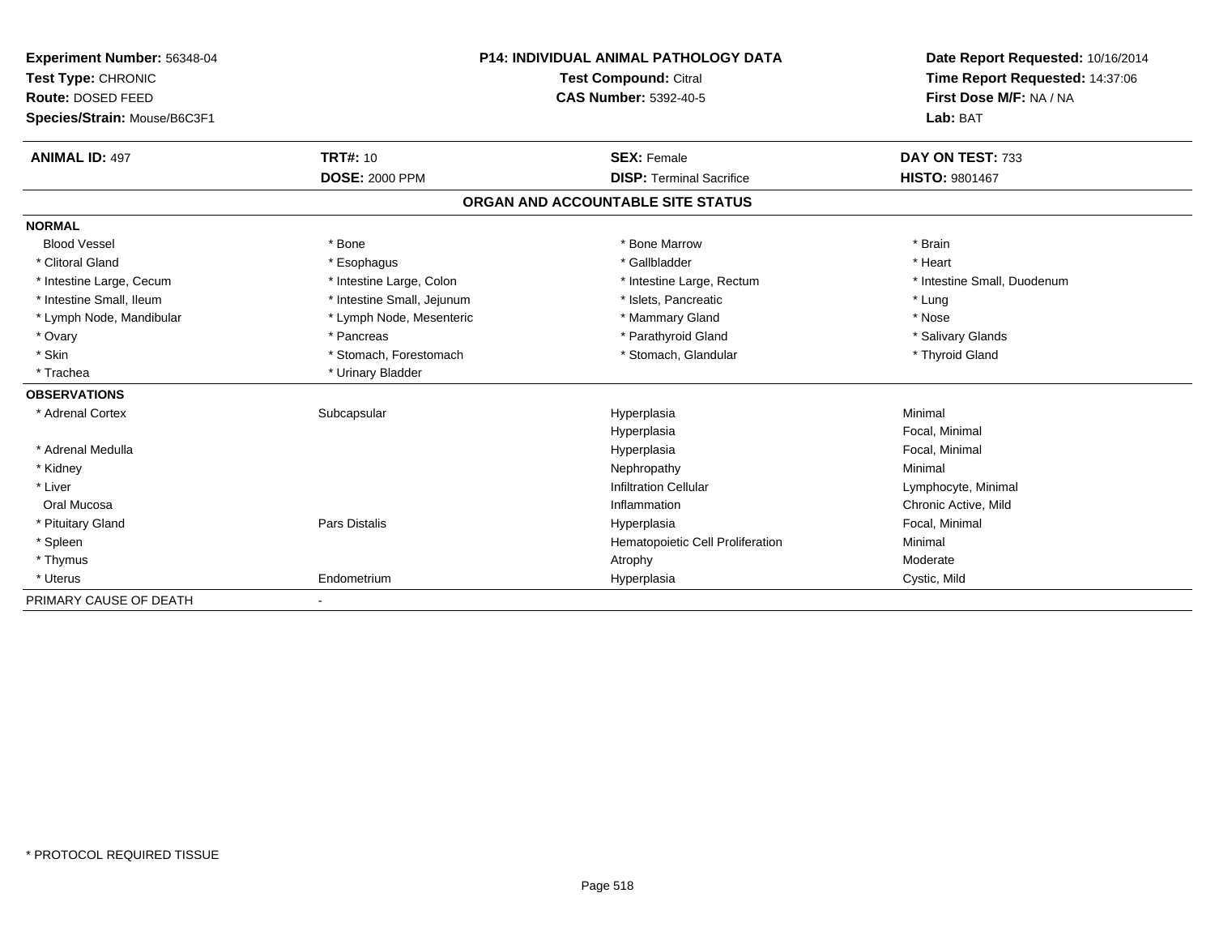**Experiment Number:** 56348-04
**Test Type:** CHRONIC
**Route:** DOSED FEED
**Species/Strain:** Mouse/B6C3F1

**P14: INDIVIDUAL ANIMAL PATHOLOGY DATA**
**Test Compound:** Citral
**CAS Number:** 5392-40-5

**Date Report Requested:** 10/16/2014
**Time Report Requested:** 14:37:06
**First Dose M/F:** NA / NA
**Lab:** BAT

| **ANIMAL ID:** 497 | **TRT#:** 10 | **SEX:** Female | **DAY ON TEST:** 733 |
|---|---|---|---|
| | **DOSE:** 2000 PPM | **DISP:** Terminal Sacrifice | **HISTO:** 9801467 |

## ORGAN AND ACCOUNTABLE SITE STATUS

| | | | |
|---|---|---|---|
| **NORMAL** | | | |
| Blood Vessel | * Bone | * Bone Marrow | * Brain |
| * Clitoral Gland | * Esophagus | * Gallbladder | * Heart |
| * Intestine Large, Cecum | * Intestine Large, Colon | * Intestine Large, Rectum | * Intestine Small, Duodenum |
| * Intestine Small, Ileum | * Intestine Small, Jejunum | * Islets, Pancreatic | * Lung |
| * Lymph Node, Mandibular | * Lymph Node, Mesenteric | * Mammary Gland | * Nose |
| * Ovary | * Pancreas | * Parathyroid Gland | * Salivary Glands |
| * Skin | * Stomach, Forestomach | * Stomach, Glandular | * Thyroid Gland |
| * Trachea | * Urinary Bladder | | |
| **OBSERVATIONS** | | | |
| * Adrenal Cortex | Subcapsular | Hyperplasia | Minimal |
| | | Hyperplasia | Focal, Minimal |
| * Adrenal Medulla | | Hyperplasia | Focal, Minimal |
| * Kidney | | Nephropathy | Minimal |
| * Liver | | Infiltration Cellular | Lymphocyte, Minimal |
| Oral Mucosa | | Inflammation | Chronic Active, Mild |
| * Pituitary Gland | Pars Distalis | Hyperplasia | Focal, Minimal |
| * Spleen | | Hematopoietic Cell Proliferation | Minimal |
| * Thymus | | Atrophy | Moderate |
| * Uterus | Endometrium | Hyperplasia | Cystic, Mild |
| PRIMARY CAUSE OF DEATH | - | | |

* PROTOCOL REQUIRED TISSUE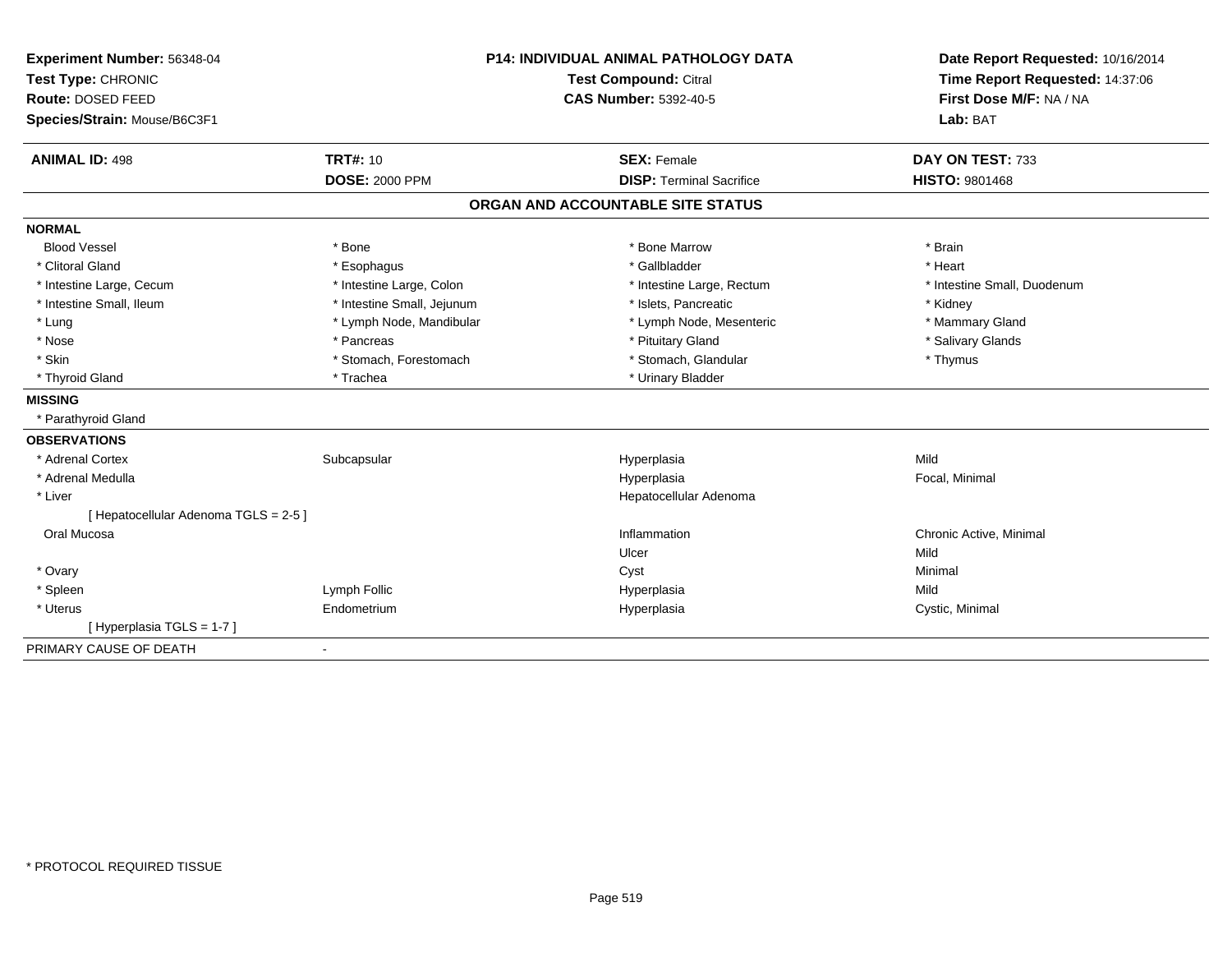**Experiment Number:** 56348-04
**Test Type:** CHRONIC
**Route:** DOSED FEED
**Species/Strain:** Mouse/B6C3F1

**P14: INDIVIDUAL ANIMAL PATHOLOGY DATA**
**Test Compound:** Citral
**CAS Number:** 5392-40-5

**Date Report Requested:** 10/16/2014
**Time Report Requested:** 14:37:06
**First Dose M/F:** NA / NA
**Lab:** BAT

| **ANIMAL ID:** 498 | **TRT#:** 10 | **SEX:** Female | **DAY ON TEST:** 733 |
|---|---|---|---|
| | **DOSE:** 2000 PPM | **DISP:** Terminal Sacrifice | **HISTO:** 9801468 |

## ORGAN AND ACCOUNTABLE SITE STATUS

| | | | |
|---|---|---|---|
| **NORMAL** | | | |
| Blood Vessel | * Bone | * Bone Marrow | * Brain |
| * Clitoral Gland | * Esophagus | * Gallbladder | * Heart |
| * Intestine Large, Cecum | * Intestine Large, Colon | * Intestine Large, Rectum | * Intestine Small, Duodenum |
| * Intestine Small, Ileum | * Intestine Small, Jejunum | * Islets, Pancreatic | * Kidney |
| * Lung | * Lymph Node, Mandibular | * Lymph Node, Mesenteric | * Mammary Gland |
| * Nose | * Pancreas | * Pituitary Gland | * Salivary Glands |
| * Skin | * Stomach, Forestomach | * Stomach, Glandular | * Thymus |
| * Thyroid Gland | * Trachea | * Urinary Bladder | |
| **MISSING** | | | |
| * Parathyroid Gland | | | |
| **OBSERVATIONS** | | | |
| * Adrenal Cortex | Subcapsular | Hyperplasia | Mild |
| * Adrenal Medulla | | Hyperplasia | Focal, Minimal |
| * Liver | | Hepatocellular Adenoma | |
| [ Hepatocellular Adenoma TGLS = 2-5 ] | | | |
| Oral Mucosa | | Inflammation | Chronic Active, Minimal |
| | | Ulcer | Mild |
| * Ovary | | Cyst | Minimal |
| * Spleen | Lymph Follic | Hyperplasia | Mild |
| * Uterus | Endometrium | Hyperplasia | Cystic, Minimal |
| [ Hyperplasia TGLS = 1-7 ] | | | |
| PRIMARY CAUSE OF DEATH | - | | |

\* PROTOCOL REQUIRED TISSUE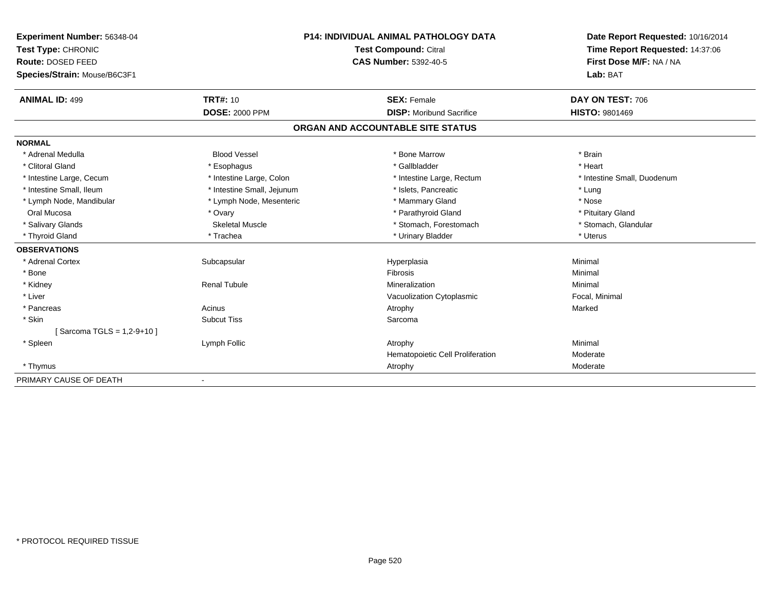**Experiment Number:** 56348-04
**Test Type:** CHRONIC
**Route:** DOSED FEED
**Species/Strain:** Mouse/B6C3F1

**P14: INDIVIDUAL ANIMAL PATHOLOGY DATA**
**Test Compound:** Citral
**CAS Number:** 5392-40-5

**Date Report Requested:** 10/16/2014
**Time Report Requested:** 14:37:06
**First Dose M/F:** NA / NA
**Lab:** BAT

| **ANIMAL ID:** 499 | **TRT#:** 10 | **SEX:** Female | **DAY ON TEST:** 706 |
|---|---|---|---|
| | **DOSE:** 2000 PPM | **DISP:** Moribund Sacrifice | **HISTO:** 9801469 |

## ORGAN AND ACCOUNTABLE SITE STATUS

**NORMAL**

| | | | |
|---|---|---|---|
| * Adrenal Medulla | Blood Vessel | * Bone Marrow | * Brain |
| * Clitoral Gland | * Esophagus | * Gallbladder | * Heart |
| * Intestine Large, Cecum | * Intestine Large, Colon | * Intestine Large, Rectum | * Intestine Small, Duodenum |
| * Intestine Small, Ileum | * Intestine Small, Jejunum | * Islets, Pancreatic | * Lung |
| * Lymph Node, Mandibular | * Lymph Node, Mesenteric | * Mammary Gland | * Nose |
| Oral Mucosa | * Ovary | * Parathyroid Gland | * Pituitary Gland |
| * Salivary Glands | Skeletal Muscle | * Stomach, Forestomach | * Stomach, Glandular |
| * Thyroid Gland | * Trachea | * Urinary Bladder | * Uterus |

**OBSERVATIONS**

| | | | |
|---|---|---|---|
| * Adrenal Cortex | Subcapsular | Hyperplasia | Minimal |
| * Bone | | Fibrosis | Minimal |
| * Kidney | Renal Tubule | Mineralization | Minimal |
| * Liver | | Vacuolization Cytoplasmic | Focal, Minimal |
| * Pancreas | Acinus | Atrophy | Marked |
| * Skin | Subcut Tiss | Sarcoma | |
| [ Sarcoma TGLS = 1,2-9+10 ] | | | |
| * Spleen | Lymph Follic | Atrophy | Minimal |
| | | Hematopoietic Cell Proliferation | Moderate |
| * Thymus | | Atrophy | Moderate |

PRIMARY CAUSE OF DEATH -

* PROTOCOL REQUIRED TISSUE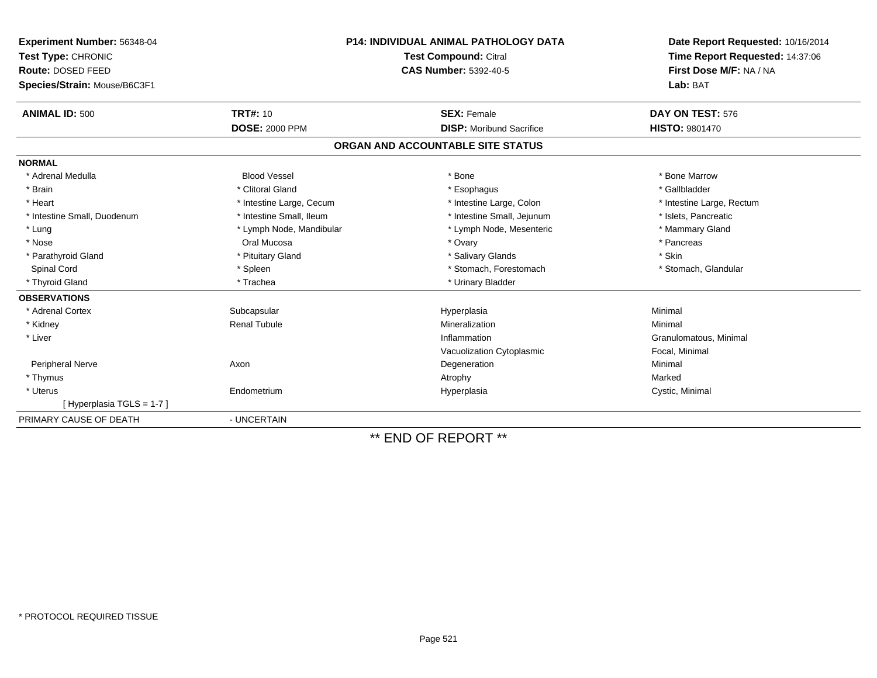**Experiment Number:** 56348-04
**Test Type:** CHRONIC
**Route:** DOSED FEED
**Species/Strain:** Mouse/B6C3F1

**P14: INDIVIDUAL ANIMAL PATHOLOGY DATA**
**Test Compound:** Citral
**CAS Number:** 5392-40-5

**Date Report Requested:** 10/16/2014
**Time Report Requested:** 14:37:06
**First Dose M/F:** NA / NA
**Lab:** BAT

| **ANIMAL ID:** 500 | **TRT#:** 10 | **SEX:** Female | **DAY ON TEST:** 576 |
|---|---|---|---|
| | **DOSE:** 2000 PPM | **DISP:** Moribund Sacrifice | **HISTO:** 9801470 |

## ORGAN AND ACCOUNTABLE SITE STATUS

| | | | |
|---|---|---|---|
| **NORMAL** | | | |
| * Adrenal Medulla | Blood Vessel | * Bone | * Bone Marrow |
| * Brain | * Clitoral Gland | * Esophagus | * Gallbladder |
| * Heart | * Intestine Large, Cecum | * Intestine Large, Colon | * Intestine Large, Rectum |
| * Intestine Small, Duodenum | * Intestine Small, Ileum | * Intestine Small, Jejunum | * Islets, Pancreatic |
| * Lung | * Lymph Node, Mandibular | * Lymph Node, Mesenteric | * Mammary Gland |
| * Nose | Oral Mucosa | * Ovary | * Pancreas |
| * Parathyroid Gland | * Pituitary Gland | * Salivary Glands | * Skin |
| Spinal Cord | * Spleen | * Stomach, Forestomach | * Stomach, Glandular |
| * Thyroid Gland | * Trachea | * Urinary Bladder | |
| **OBSERVATIONS** | | | |
| * Adrenal Cortex | Subcapsular | Hyperplasia | Minimal |
| * Kidney | Renal Tubule | Mineralization | Minimal |
| * Liver | | Inflammation | Granulomatous, Minimal |
| | | Vacuolization Cytoplasmic | Focal, Minimal |
| Peripheral Nerve | Axon | Degeneration | Minimal |
| * Thymus | | Atrophy | Marked |
| * Uterus | Endometrium | Hyperplasia | Cystic, Minimal |
| [ Hyperplasia TGLS = 1-7 ] | | | |
| PRIMARY CAUSE OF DEATH | - UNCERTAIN | | |

** END OF REPORT **

* PROTOCOL REQUIRED TISSUE